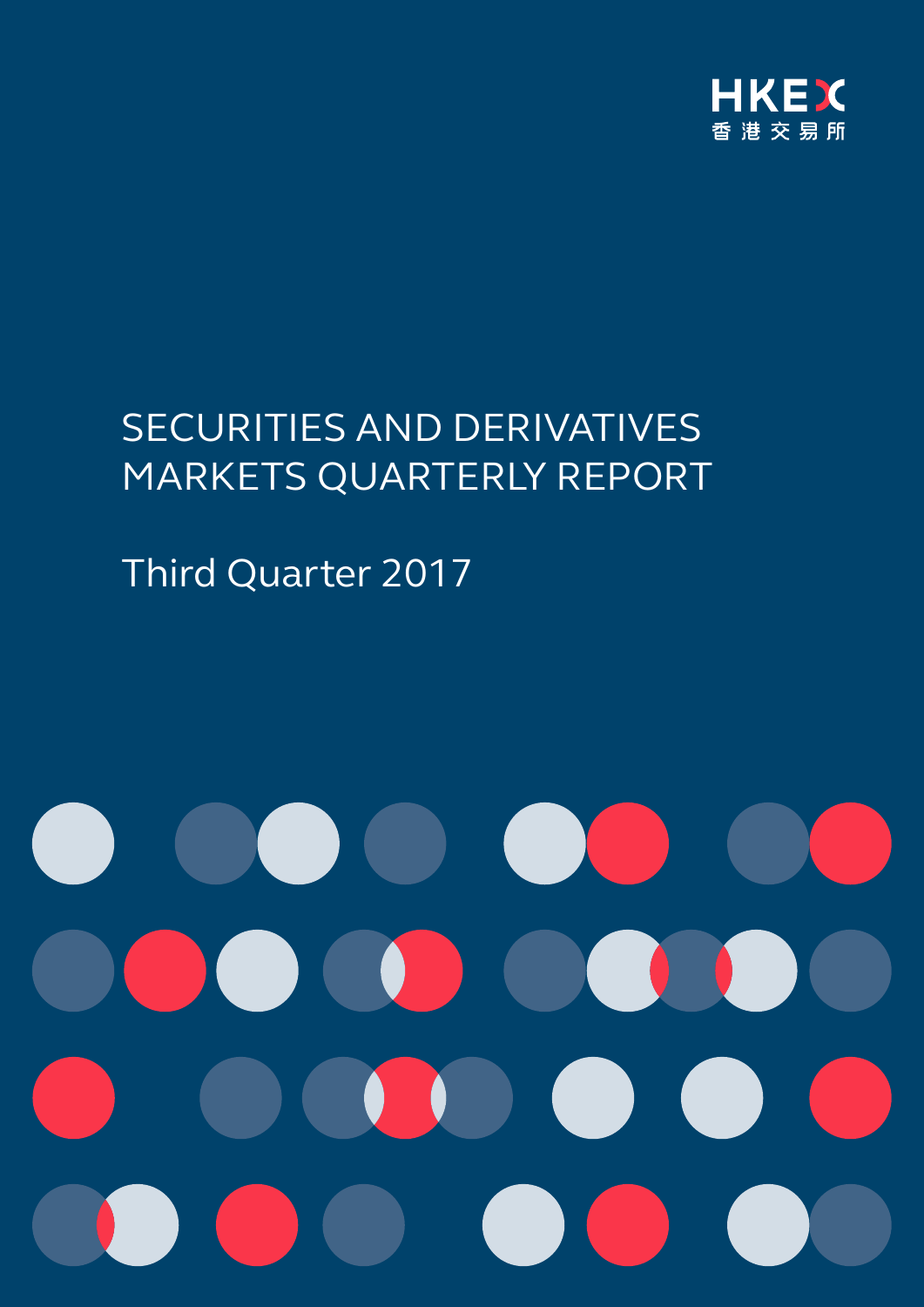HKEX
香港交易所

# SECURITIES AND DERIVATIVES MARKETS QUARTERLY REPORT

## Third Quarter 2017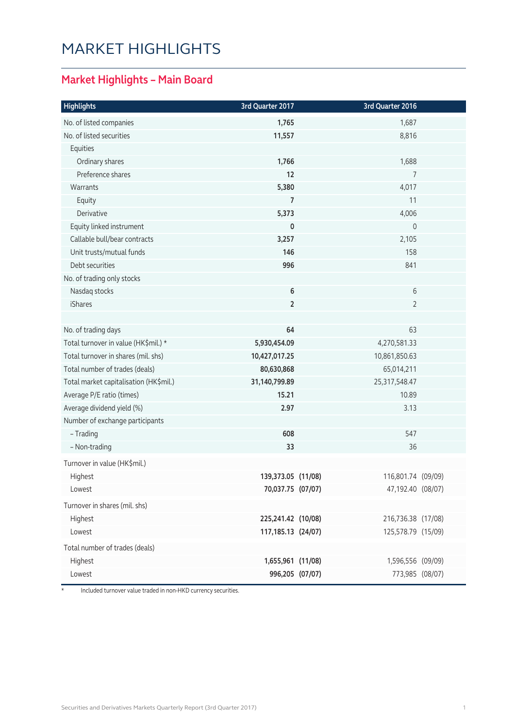# MARKET HIGHLIGHTS

## Market Highlights – Main Board

| Highlights | 3rd Quarter 2017 | | 3rd Quarter 2016 | |
|---|---|---|---|---|
| No. of listed companies | **1,765** | | 1,687 | |
| No. of listed securities | **11,557** | | 8,816 | |
| Equities | | | | |
| Ordinary shares | **1,766** | | 1,688 | |
| Preference shares | **12** | | 7 | |
| Warrants | **5,380** | | 4,017 | |
| Equity | **7** | | 11 | |
| Derivative | **5,373** | | 4,006 | |
| Equity linked instrument | **0** | | 0 | |
| Callable bull/bear contracts | **3,257** | | 2,105 | |
| Unit trusts/mutual funds | **146** | | 158 | |
| Debt securities | **996** | | 841 | |
| No. of trading only stocks | | | | |
| Nasdaq stocks | **6** | | 6 | |
| iShares | **2** | | 2 | |
| | | | | |
| No. of trading days | **64** | | 63 | |
| Total turnover in value (HK$mil.) * | **5,930,454.09** | | 4,270,581.33 | |
| Total turnover in shares (mil. shs) | **10,427,017.25** | | 10,861,850.63 | |
| Total number of trades (deals) | **80,630,868** | | 65,014,211 | |
| Total market capitalisation (HK$mil.) | **31,140,799.89** | | 25,317,548.47 | |
| Average P/E ratio (times) | **15.21** | | 10.89 | |
| Average dividend yield (%) | **2.97** | | 3.13 | |
| Number of exchange participants | | | | |
| – Trading | **608** | | 547 | |
| – Non-trading | **33** | | 36 | |
| Turnover in value (HK$mil.) | | | | |
| Highest | **139,373.05** | **(11/08)** | 116,801.74 | (09/09) |
| Lowest | **70,037.75** | **(07/07)** | 47,192.40 | (08/07) |
| Turnover in shares (mil. shs) | | | | |
| Highest | **225,241.42** | **(10/08)** | 216,736.38 | (17/08) |
| Lowest | **117,185.13** | **(24/07)** | 125,578.79 | (15/09) |
| Total number of trades (deals) | | | | |
| Highest | **1,655,961** | **(11/08)** | 1,596,556 | (09/09) |
| Lowest | **996,205** | **(07/07)** | 773,985 | (08/07) |

\* Included turnover value traded in non-HKD currency securities.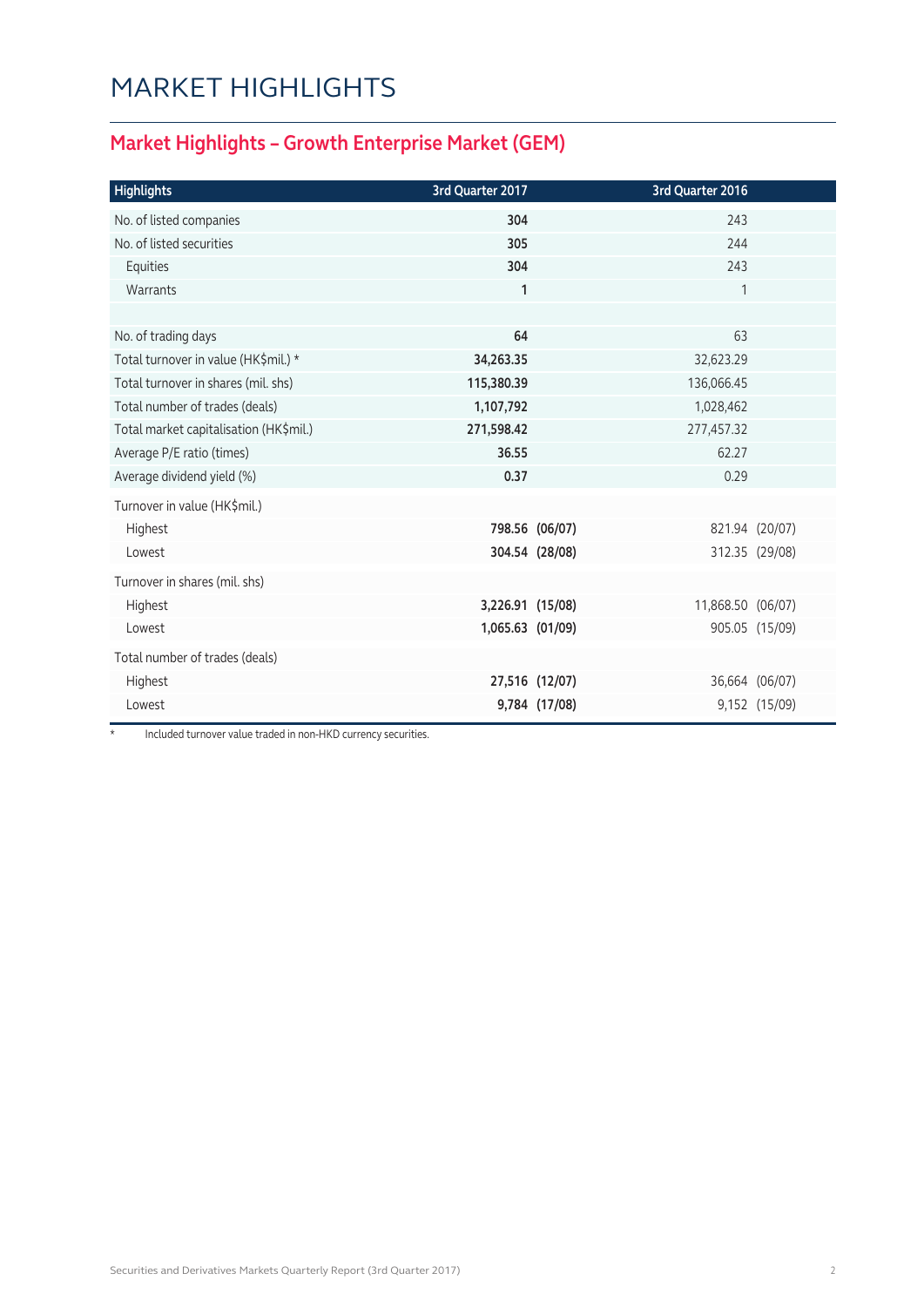# MARKET HIGHLIGHTS

## Market Highlights – Growth Enterprise Market (GEM)

| Highlights | 3rd Quarter 2017 | | 3rd Quarter 2016 | |
|---|---|---|---|---|
| No. of listed companies | **304** | | 243 | |
| No. of listed securities | **305** | | 244 | |
| Equities | **304** | | 243 | |
| Warrants | **1** | | 1 | |
| | | | | |
| No. of trading days | **64** | | 63 | |
| Total turnover in value (HK$mil.) * | **34,263.35** | | 32,623.29 | |
| Total turnover in shares (mil. shs) | **115,380.39** | | 136,066.45 | |
| Total number of trades (deals) | **1,107,792** | | 1,028,462 | |
| Total market capitalisation (HK$mil.) | **271,598.42** | | 277,457.32 | |
| Average P/E ratio (times) | **36.55** | | 62.27 | |
| Average dividend yield (%) | **0.37** | | 0.29 | |
| Turnover in value (HK$mil.) | | | | |
| Highest | **798.56** | **(06/07)** | 821.94 | (20/07) |
| Lowest | **304.54** | **(28/08)** | 312.35 | (29/08) |
| Turnover in shares (mil. shs) | | | | |
| Highest | **3,226.91** | **(15/08)** | 11,868.50 | (06/07) |
| Lowest | **1,065.63** | **(01/09)** | 905.05 | (15/09) |
| Total number of trades (deals) | | | | |
| Highest | **27,516** | **(12/07)** | 36,664 | (06/07) |
| Lowest | **9,784** | **(17/08)** | 9,152 | (15/09) |

* Included turnover value traded in non-HKD currency securities.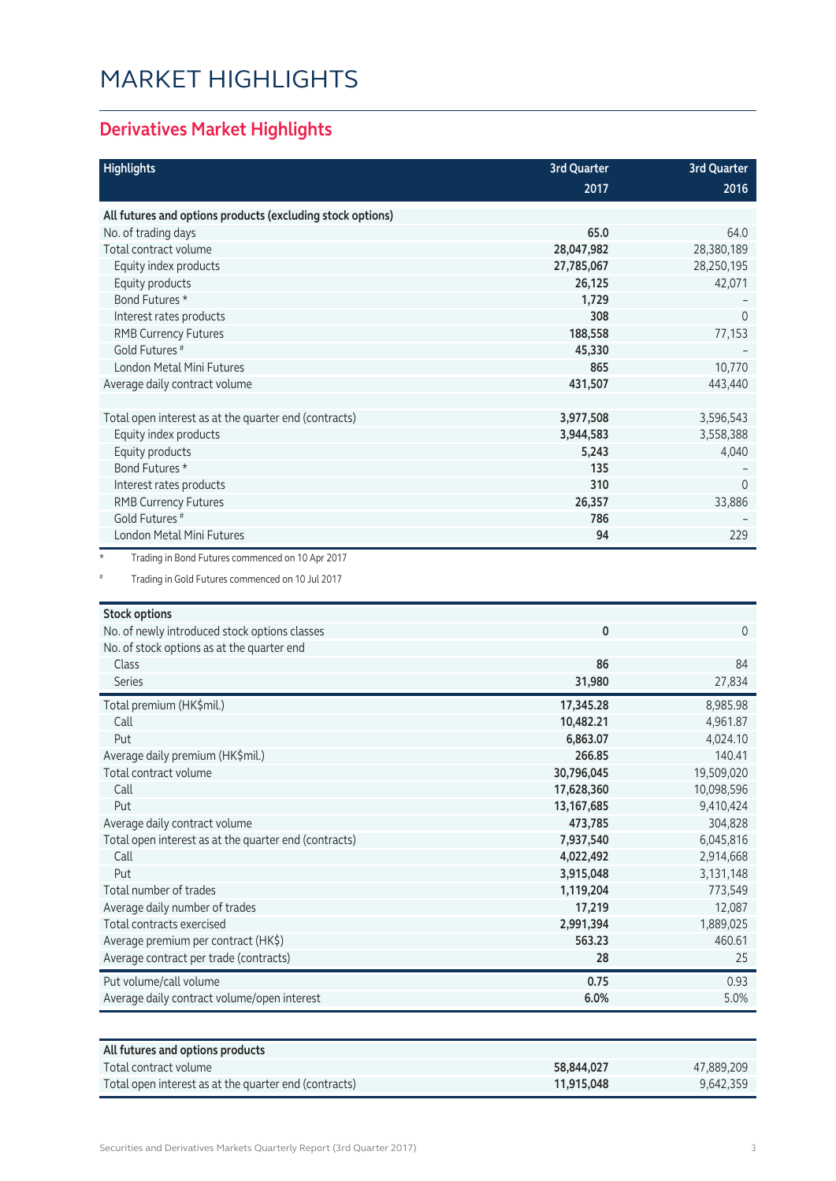# MARKET HIGHLIGHTS

## Derivatives Market Highlights

| Highlights | 3rd Quarter 2017 | 3rd Quarter 2016 |
|---|---|---|
| **All futures and options products (excluding stock options)** | | |
| No. of trading days | **65.0** | 64.0 |
| Total contract volume | **28,047,982** | 28,380,189 |
| Equity index products | **27,785,067** | 28,250,195 |
| Equity products | **26,125** | 42,071 |
| Bond Futures * | **1,729** | – |
| Interest rates products | **308** | 0 |
| RMB Currency Futures | **188,558** | 77,153 |
| Gold Futures # | **45,330** | – |
| London Metal Mini Futures | **865** | 10,770 |
| Average daily contract volume | **431,507** | 443,440 |
| | | |
| Total open interest as at the quarter end (contracts) | **3,977,508** | 3,596,543 |
| Equity index products | **3,944,583** | 3,558,388 |
| Equity products | **5,243** | 4,040 |
| Bond Futures * | **135** | – |
| Interest rates products | **310** | 0 |
| RMB Currency Futures | **26,357** | 33,886 |
| Gold Futures # | **786** | – |
| London Metal Mini Futures | **94** | 229 |

\* Trading in Bond Futures commenced on 10 Apr 2017

\# Trading in Gold Futures commenced on 10 Jul 2017

| Stock options | 3rd Quarter 2017 | 3rd Quarter 2016 |
|---|---|---|
| No. of newly introduced stock options classes | **0** | 0 |
| No. of stock options as at the quarter end | | |
| Class | **86** | 84 |
| Series | **31,980** | 27,834 |
| Total premium (HK$mil.) | **17,345.28** | 8,985.98 |
| Call | **10,482.21** | 4,961.87 |
| Put | **6,863.07** | 4,024.10 |
| Average daily premium (HK$mil.) | **266.85** | 140.41 |
| Total contract volume | **30,796,045** | 19,509,020 |
| Call | **17,628,360** | 10,098,596 |
| Put | **13,167,685** | 9,410,424 |
| Average daily contract volume | **473,785** | 304,828 |
| Total open interest as at the quarter end (contracts) | **7,937,540** | 6,045,816 |
| Call | **4,022,492** | 2,914,668 |
| Put | **3,915,048** | 3,131,148 |
| Total number of trades | **1,119,204** | 773,549 |
| Average daily number of trades | **17,219** | 12,087 |
| Total contracts exercised | **2,991,394** | 1,889,025 |
| Average premium per contract (HK$) | **563.23** | 460.61 |
| Average contract per trade (contracts) | **28** | 25 |
| Put volume/call volume | **0.75** | 0.93 |
| Average daily contract volume/open interest | **6.0%** | 5.0% |

| All futures and options products | 3rd Quarter 2017 | 3rd Quarter 2016 |
|---|---|---|
| Total contract volume | **58,844,027** | 47,889,209 |
| Total open interest as at the quarter end (contracts) | **11,915,048** | 9,642,359 |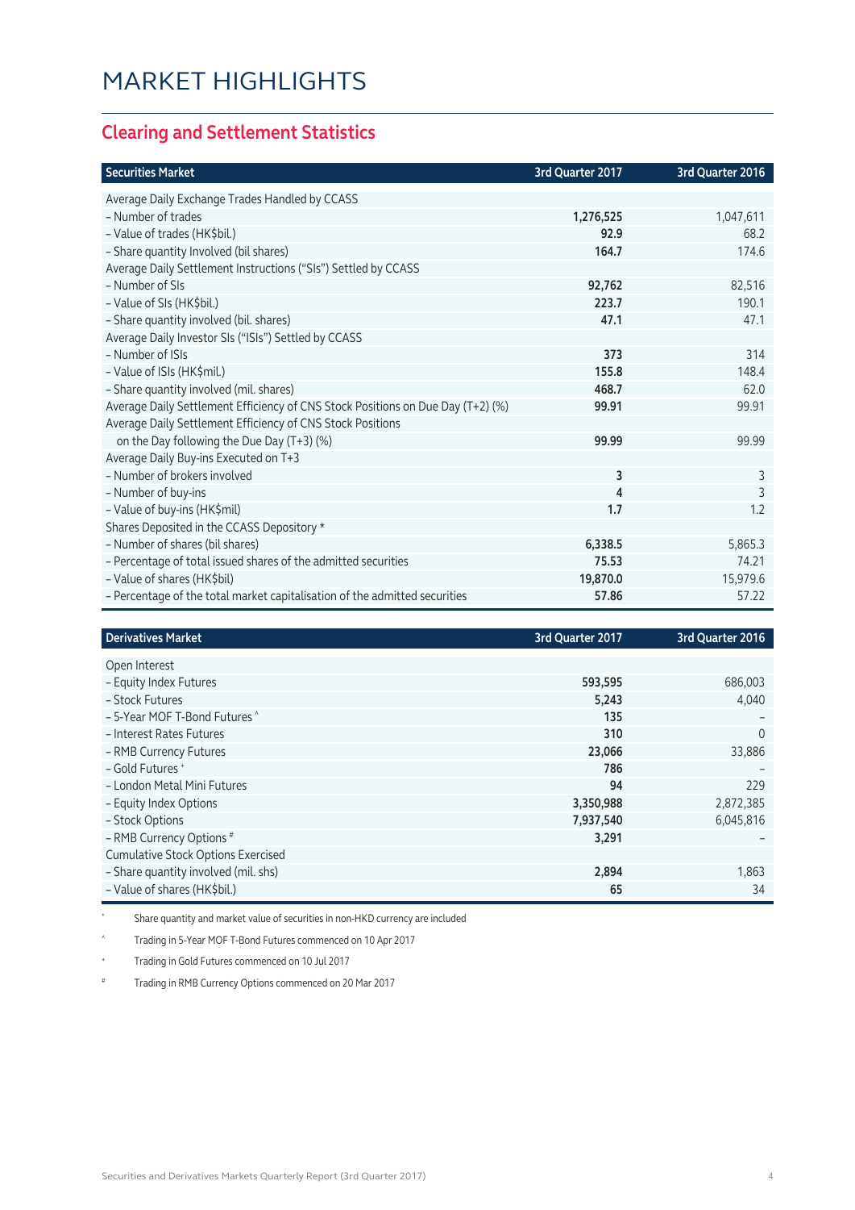# MARKET HIGHLIGHTS

## Clearing and Settlement Statistics

| Securities Market | 3rd Quarter 2017 | 3rd Quarter 2016 |
|---|---|---|
| Average Daily Exchange Trades Handled by CCASS | | |
| – Number of trades | **1,276,525** | 1,047,611 |
| – Value of trades (HK$bil.) | **92.9** | 68.2 |
| – Share quantity Involved (bil shares) | **164.7** | 174.6 |
| Average Daily Settlement Instructions ("SIs") Settled by CCASS | | |
| – Number of SIs | **92,762** | 82,516 |
| – Value of SIs (HK$bil.) | **223.7** | 190.1 |
| – Share quantity involved (bil. shares) | **47.1** | 47.1 |
| Average Daily Investor SIs ("ISIs") Settled by CCASS | | |
| – Number of ISIs | **373** | 314 |
| – Value of ISIs (HK$mil.) | **155.8** | 148.4 |
| – Share quantity involved (mil. shares) | **468.7** | 62.0 |
| Average Daily Settlement Efficiency of CNS Stock Positions on Due Day (T+2) (%) | **99.91** | 99.91 |
| Average Daily Settlement Efficiency of CNS Stock Positions on the Day following the Due Day (T+3) (%) | **99.99** | 99.99 |
| Average Daily Buy-ins Executed on T+3 | | |
| – Number of brokers involved | **3** | 3 |
| – Number of buy-ins | **4** | 3 |
| – Value of buy-ins (HK$mil) | **1.7** | 1.2 |
| Shares Deposited in the CCASS Depository * | | |
| – Number of shares (bil shares) | **6,338.5** | 5,865.3 |
| – Percentage of total issued shares of the admitted securities | **75.53** | 74.21 |
| – Value of shares (HK$bil) | **19,870.0** | 15,979.6 |
| – Percentage of the total market capitalisation of the admitted securities | **57.86** | 57.22 |

| Derivatives Market | 3rd Quarter 2017 | 3rd Quarter 2016 |
|---|---|---|
| Open Interest | | |
| – Equity Index Futures | **593,595** | 686,003 |
| – Stock Futures | **5,243** | 4,040 |
| – 5-Year MOF T-Bond Futures ^ | **135** | – |
| – Interest Rates Futures | **310** | 0 |
| – RMB Currency Futures | **23,066** | 33,886 |
| – Gold Futures + | **786** | – |
| – London Metal Mini Futures | **94** | 229 |
| – Equity Index Options | **3,350,988** | 2,872,385 |
| – Stock Options | **7,937,540** | 6,045,816 |
| – RMB Currency Options # | **3,291** | – |
| Cumulative Stock Options Exercised | | |
| – Share quantity involved (mil. shs) | **2,894** | 1,863 |
| – Value of shares (HK$bil.) | **65** | 34 |

\* Share quantity and market value of securities in non-HKD currency are included

^ Trading in 5-Year MOF T-Bond Futures commenced on 10 Apr 2017

+ Trading in Gold Futures commenced on 10 Jul 2017

# Trading in RMB Currency Options commenced on 20 Mar 2017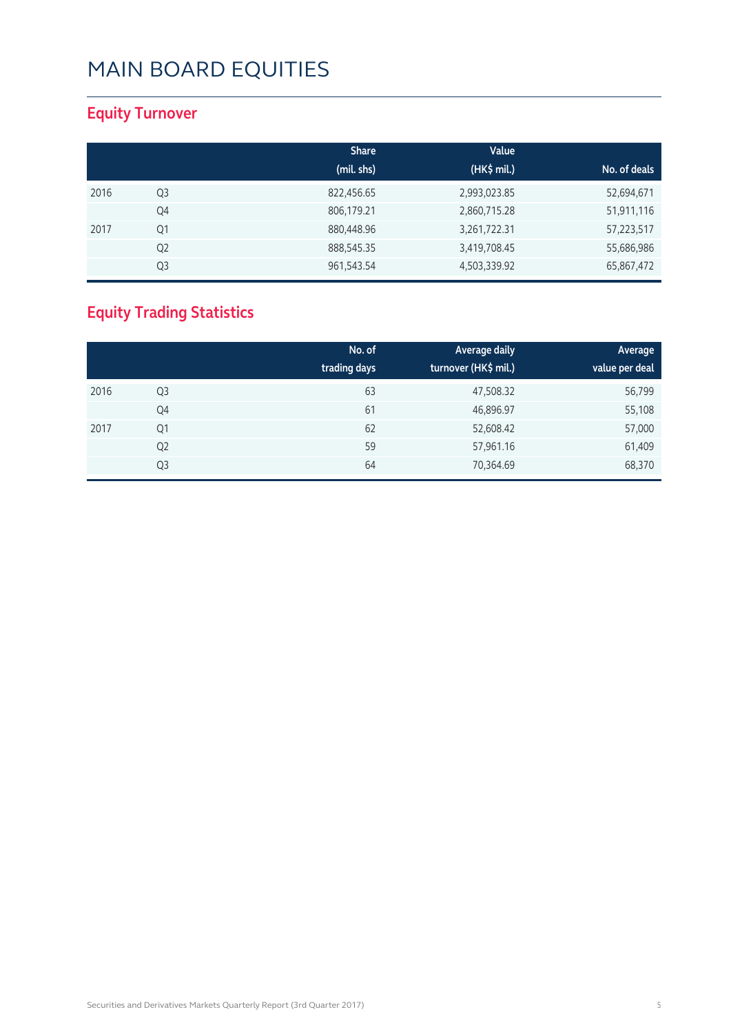# MAIN BOARD EQUITIES

## Equity Turnover

| | | Share (mil. shs) | Value (HK$ mil.) | No. of deals |
|---|---|---|---|---|
| 2016 | Q3 | 822,456.65 | 2,993,023.85 | 52,694,671 |
| | Q4 | 806,179.21 | 2,860,715.28 | 51,911,116 |
| 2017 | Q1 | 880,448.96 | 3,261,722.31 | 57,223,517 |
| | Q2 | 888,545.35 | 3,419,708.45 | 55,686,986 |
| | Q3 | 961,543.54 | 4,503,339.92 | 65,867,472 |

## Equity Trading Statistics

| | | No. of trading days | Average daily turnover (HK$ mil.) | Average value per deal |
|---|---|---|---|---|
| 2016 | Q3 | 63 | 47,508.32 | 56,799 |
| | Q4 | 61 | 46,896.97 | 55,108 |
| 2017 | Q1 | 62 | 52,608.42 | 57,000 |
| | Q2 | 59 | 57,961.16 | 61,409 |
| | Q3 | 64 | 70,364.69 | 68,370 |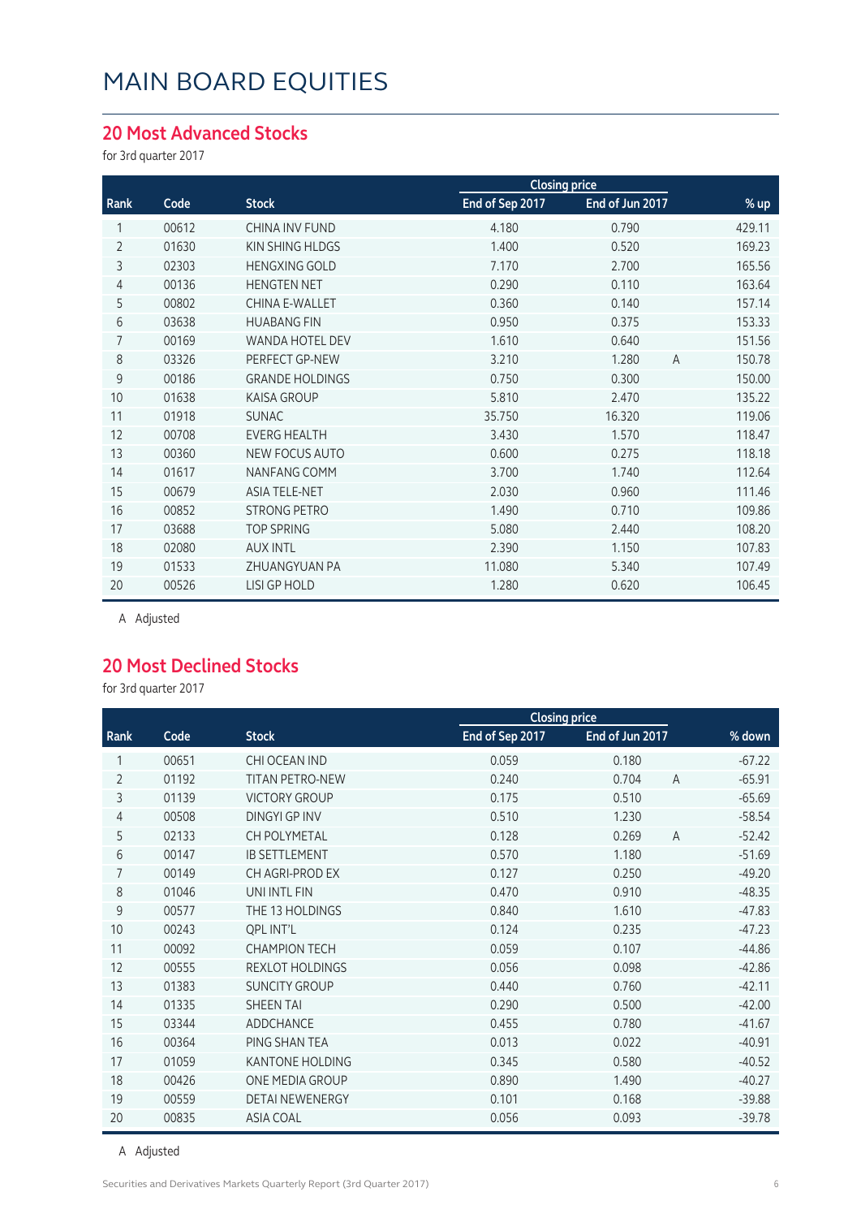# MAIN BOARD EQUITIES

## 20 Most Advanced Stocks

for 3rd quarter 2017

| Rank | Code | Stock | Closing price | | | % up |
|---|---|---|---|---|---|---|
| | | | End of Sep 2017 | End of Jun 2017 | | |
| 1 | 00612 | CHINA INV FUND | 4.180 | 0.790 | | 429.11 |
| 2 | 01630 | KIN SHING HLDGS | 1.400 | 0.520 | | 169.23 |
| 3 | 02303 | HENGXING GOLD | 7.170 | 2.700 | | 165.56 |
| 4 | 00136 | HENGTEN NET | 0.290 | 0.110 | | 163.64 |
| 5 | 00802 | CHINA E-WALLET | 0.360 | 0.140 | | 157.14 |
| 6 | 03638 | HUABANG FIN | 0.950 | 0.375 | | 153.33 |
| 7 | 00169 | WANDA HOTEL DEV | 1.610 | 0.640 | | 151.56 |
| 8 | 03326 | PERFECT GP-NEW | 3.210 | 1.280 | A | 150.78 |
| 9 | 00186 | GRANDE HOLDINGS | 0.750 | 0.300 | | 150.00 |
| 10 | 01638 | KAISA GROUP | 5.810 | 2.470 | | 135.22 |
| 11 | 01918 | SUNAC | 35.750 | 16.320 | | 119.06 |
| 12 | 00708 | EVERG HEALTH | 3.430 | 1.570 | | 118.47 |
| 13 | 00360 | NEW FOCUS AUTO | 0.600 | 0.275 | | 118.18 |
| 14 | 01617 | NANFANG COMM | 3.700 | 1.740 | | 112.64 |
| 15 | 00679 | ASIA TELE-NET | 2.030 | 0.960 | | 111.46 |
| 16 | 00852 | STRONG PETRO | 1.490 | 0.710 | | 109.86 |
| 17 | 03688 | TOP SPRING | 5.080 | 2.440 | | 108.20 |
| 18 | 02080 | AUX INTL | 2.390 | 1.150 | | 107.83 |
| 19 | 01533 | ZHUANGYUAN PA | 11.080 | 5.340 | | 107.49 |
| 20 | 00526 | LISI GP HOLD | 1.280 | 0.620 | | 106.45 |

A Adjusted

## 20 Most Declined Stocks

for 3rd quarter 2017

| Rank | Code | Stock | Closing price | | | % down |
|---|---|---|---|---|---|---|
| | | | End of Sep 2017 | End of Jun 2017 | | |
| 1 | 00651 | CHI OCEAN IND | 0.059 | 0.180 | | -67.22 |
| 2 | 01192 | TITAN PETRO-NEW | 0.240 | 0.704 | A | -65.91 |
| 3 | 01139 | VICTORY GROUP | 0.175 | 0.510 | | -65.69 |
| 4 | 00508 | DINGYI GP INV | 0.510 | 1.230 | | -58.54 |
| 5 | 02133 | CH POLYMETAL | 0.128 | 0.269 | A | -52.42 |
| 6 | 00147 | IB SETTLEMENT | 0.570 | 1.180 | | -51.69 |
| 7 | 00149 | CH AGRI-PROD EX | 0.127 | 0.250 | | -49.20 |
| 8 | 01046 | UNI INTL FIN | 0.470 | 0.910 | | -48.35 |
| 9 | 00577 | THE 13 HOLDINGS | 0.840 | 1.610 | | -47.83 |
| 10 | 00243 | QPL INT'L | 0.124 | 0.235 | | -47.23 |
| 11 | 00092 | CHAMPION TECH | 0.059 | 0.107 | | -44.86 |
| 12 | 00555 | REXLOT HOLDINGS | 0.056 | 0.098 | | -42.86 |
| 13 | 01383 | SUNCITY GROUP | 0.440 | 0.760 | | -42.11 |
| 14 | 01335 | SHEEN TAI | 0.290 | 0.500 | | -42.00 |
| 15 | 03344 | ADDCHANCE | 0.455 | 0.780 | | -41.67 |
| 16 | 00364 | PING SHAN TEA | 0.013 | 0.022 | | -40.91 |
| 17 | 01059 | KANTONE HOLDING | 0.345 | 0.580 | | -40.52 |
| 18 | 00426 | ONE MEDIA GROUP | 0.890 | 1.490 | | -40.27 |
| 19 | 00559 | DETAI NEWENERGY | 0.101 | 0.168 | | -39.88 |
| 20 | 00835 | ASIA COAL | 0.056 | 0.093 | | -39.78 |

A Adjusted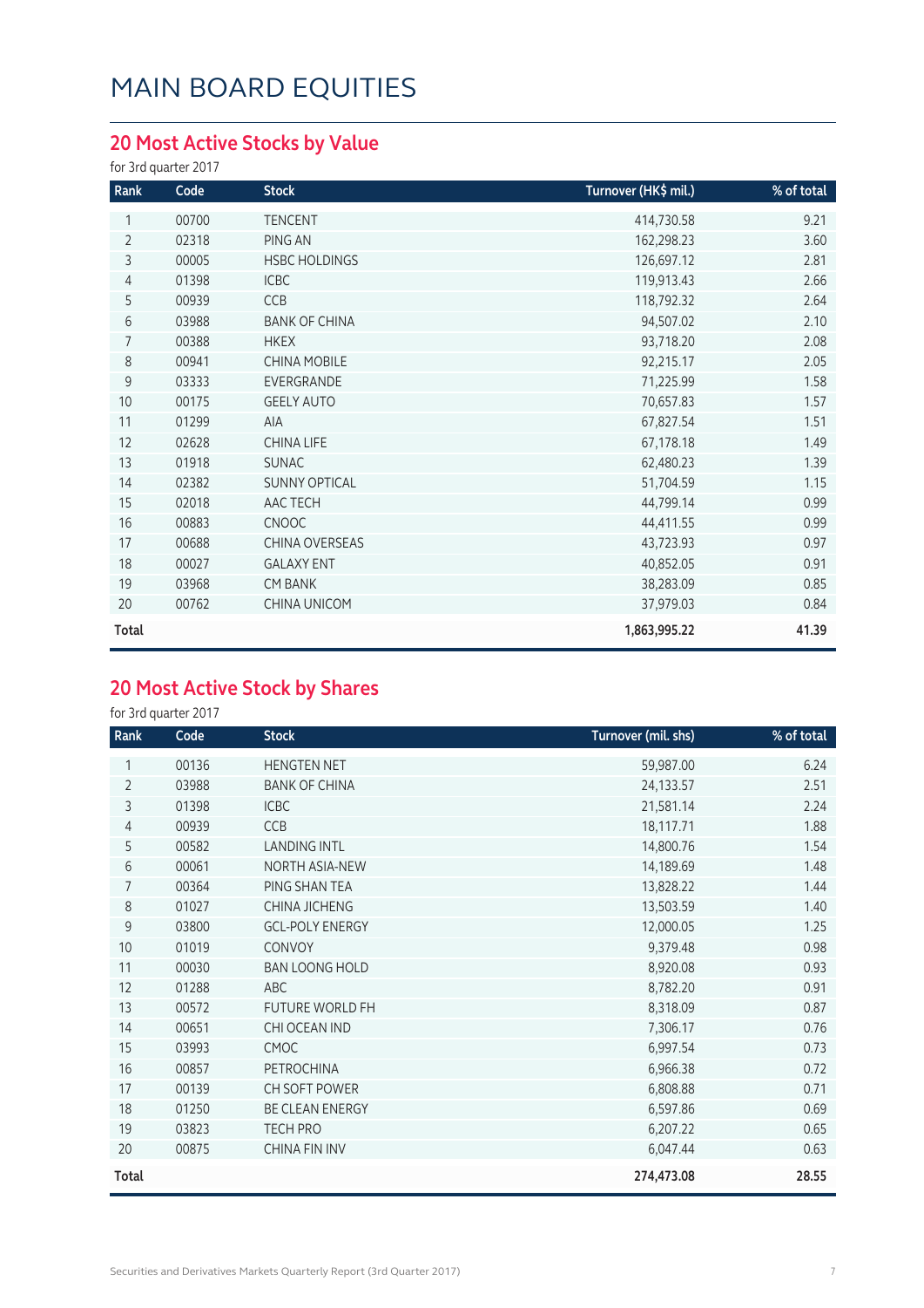# MAIN BOARD EQUITIES

## 20 Most Active Stocks by Value

for 3rd quarter 2017

| Rank | Code | Stock | Turnover (HK$ mil.) | % of total |
|---|---|---|---|---|
| 1 | 00700 | TENCENT | 414,730.58 | 9.21 |
| 2 | 02318 | PING AN | 162,298.23 | 3.60 |
| 3 | 00005 | HSBC HOLDINGS | 126,697.12 | 2.81 |
| 4 | 01398 | ICBC | 119,913.43 | 2.66 |
| 5 | 00939 | CCB | 118,792.32 | 2.64 |
| 6 | 03988 | BANK OF CHINA | 94,507.02 | 2.10 |
| 7 | 00388 | HKEX | 93,718.20 | 2.08 |
| 8 | 00941 | CHINA MOBILE | 92,215.17 | 2.05 |
| 9 | 03333 | EVERGRANDE | 71,225.99 | 1.58 |
| 10 | 00175 | GEELY AUTO | 70,657.83 | 1.57 |
| 11 | 01299 | AIA | 67,827.54 | 1.51 |
| 12 | 02628 | CHINA LIFE | 67,178.18 | 1.49 |
| 13 | 01918 | SUNAC | 62,480.23 | 1.39 |
| 14 | 02382 | SUNNY OPTICAL | 51,704.59 | 1.15 |
| 15 | 02018 | AAC TECH | 44,799.14 | 0.99 |
| 16 | 00883 | CNOOC | 44,411.55 | 0.99 |
| 17 | 00688 | CHINA OVERSEAS | 43,723.93 | 0.97 |
| 18 | 00027 | GALAXY ENT | 40,852.05 | 0.91 |
| 19 | 03968 | CM BANK | 38,283.09 | 0.85 |
| 20 | 00762 | CHINA UNICOM | 37,979.03 | 0.84 |
| **Total** | | | **1,863,995.22** | **41.39** |

## 20 Most Active Stock by Shares

for 3rd quarter 2017

| Rank | Code | Stock | Turnover (mil. shs) | % of total |
|---|---|---|---|---|
| 1 | 00136 | HENGTEN NET | 59,987.00 | 6.24 |
| 2 | 03988 | BANK OF CHINA | 24,133.57 | 2.51 |
| 3 | 01398 | ICBC | 21,581.14 | 2.24 |
| 4 | 00939 | CCB | 18,117.71 | 1.88 |
| 5 | 00582 | LANDING INTL | 14,800.76 | 1.54 |
| 6 | 00061 | NORTH ASIA-NEW | 14,189.69 | 1.48 |
| 7 | 00364 | PING SHAN TEA | 13,828.22 | 1.44 |
| 8 | 01027 | CHINA JICHENG | 13,503.59 | 1.40 |
| 9 | 03800 | GCL-POLY ENERGY | 12,000.05 | 1.25 |
| 10 | 01019 | CONVOY | 9,379.48 | 0.98 |
| 11 | 00030 | BAN LOONG HOLD | 8,920.08 | 0.93 |
| 12 | 01288 | ABC | 8,782.20 | 0.91 |
| 13 | 00572 | FUTURE WORLD FH | 8,318.09 | 0.87 |
| 14 | 00651 | CHI OCEAN IND | 7,306.17 | 0.76 |
| 15 | 03993 | CMOC | 6,997.54 | 0.73 |
| 16 | 00857 | PETROCHINA | 6,966.38 | 0.72 |
| 17 | 00139 | CH SOFT POWER | 6,808.88 | 0.71 |
| 18 | 01250 | BE CLEAN ENERGY | 6,597.86 | 0.69 |
| 19 | 03823 | TECH PRO | 6,207.22 | 0.65 |
| 20 | 00875 | CHINA FIN INV | 6,047.44 | 0.63 |
| **Total** | | | **274,473.08** | **28.55** |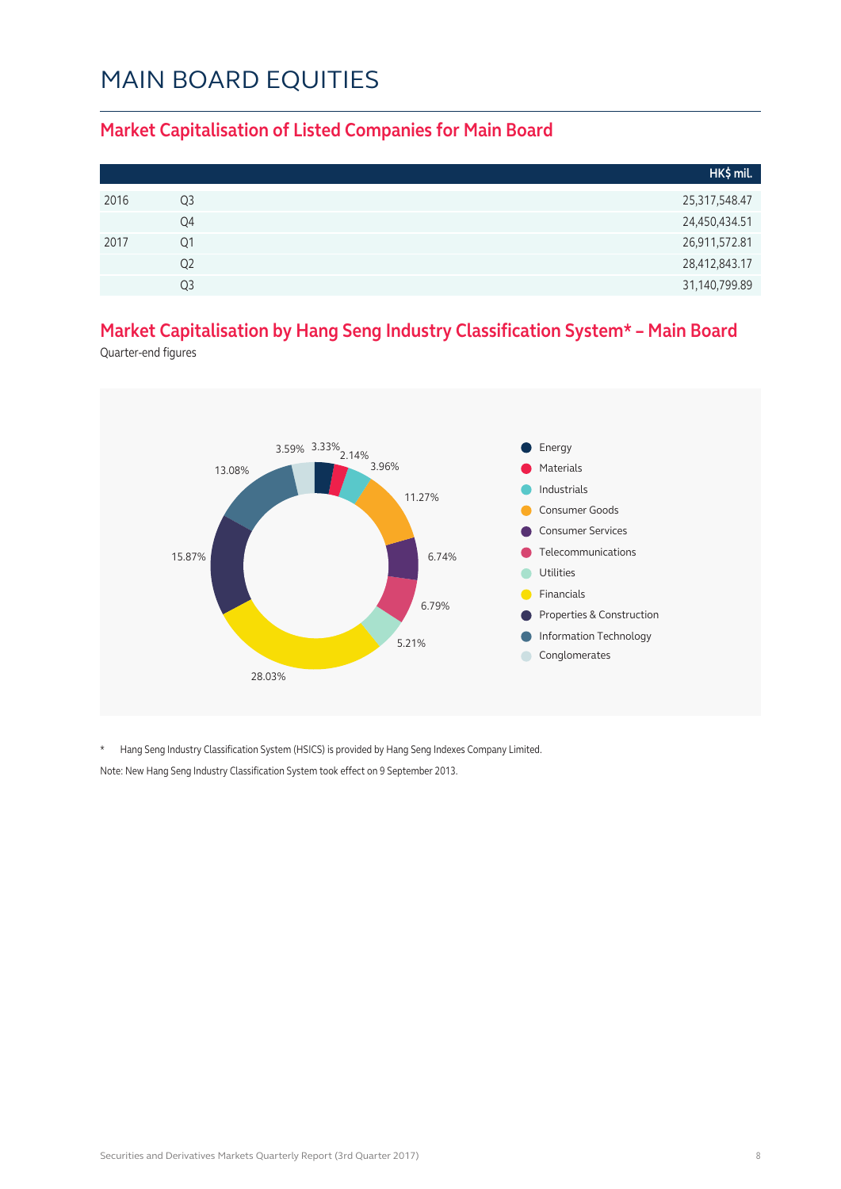# MAIN BOARD EQUITIES

## Market Capitalisation of Listed Companies for Main Board

| | | HK$ mil. |
|---|---|---|
| 2016 | Q3 | 25,317,548.47 |
| | Q4 | 24,450,434.51 |
| 2017 | Q1 | 26,911,572.81 |
| | Q2 | 28,412,843.17 |
| | Q3 | 31,140,799.89 |

## Market Capitalisation by Hang Seng Industry Classification System* – Main Board

Quarter-end figures

| Industry | % |
|---|---|
| Energy | 3.33% |
| Materials | 2.14% |
| Industrials | 3.96% |
| Consumer Goods | 11.27% |
| Consumer Services | 6.74% |
| Telecommunications | 6.79% |
| Utilities | 5.21% |
| Financials | 28.03% |
| Properties & Construction | 15.87% |
| Information Technology | 13.08% |
| Conglomerates | 3.59% |

* Hang Seng Industry Classification System (HSICS) is provided by Hang Seng Indexes Company Limited.

Note: New Hang Seng Industry Classification System took effect on 9 September 2013.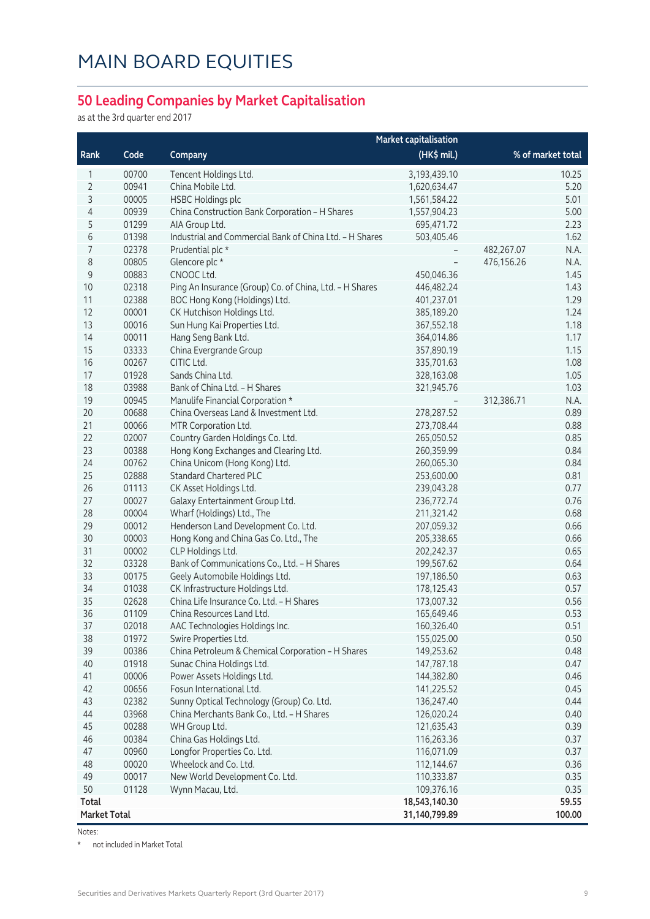# MAIN BOARD EQUITIES

## 50 Leading Companies by Market Capitalisation

as at the 3rd quarter end 2017

| Rank | Code | Company | Market capitalisation (HK$ mil.) | | % of market total |
|---|---|---|---|---|---|
| 1 | 00700 | Tencent Holdings Ltd. | 3,193,439.10 | | 10.25 |
| 2 | 00941 | China Mobile Ltd. | 1,620,634.47 | | 5.20 |
| 3 | 00005 | HSBC Holdings plc | 1,561,584.22 | | 5.01 |
| 4 | 00939 | China Construction Bank Corporation – H Shares | 1,557,904.23 | | 5.00 |
| 5 | 01299 | AIA Group Ltd. | 695,471.72 | | 2.23 |
| 6 | 01398 | Industrial and Commercial Bank of China Ltd. – H Shares | 503,405.46 | | 1.62 |
| 7 | 02378 | Prudential plc * | – | 482,267.07 | N.A. |
| 8 | 00805 | Glencore plc * | – | 476,156.26 | N.A. |
| 9 | 00883 | CNOOC Ltd. | 450,046.36 | | 1.45 |
| 10 | 02318 | Ping An Insurance (Group) Co. of China, Ltd. – H Shares | 446,482.24 | | 1.43 |
| 11 | 02388 | BOC Hong Kong (Holdings) Ltd. | 401,237.01 | | 1.29 |
| 12 | 00001 | CK Hutchison Holdings Ltd. | 385,189.20 | | 1.24 |
| 13 | 00016 | Sun Hung Kai Properties Ltd. | 367,552.18 | | 1.18 |
| 14 | 00011 | Hang Seng Bank Ltd. | 364,014.86 | | 1.17 |
| 15 | 03333 | China Evergrande Group | 357,890.19 | | 1.15 |
| 16 | 00267 | CITIC Ltd. | 335,701.63 | | 1.08 |
| 17 | 01928 | Sands China Ltd. | 328,163.08 | | 1.05 |
| 18 | 03988 | Bank of China Ltd. – H Shares | 321,945.76 | | 1.03 |
| 19 | 00945 | Manulife Financial Corporation * | – | 312,386.71 | N.A. |
| 20 | 00688 | China Overseas Land & Investment Ltd. | 278,287.52 | | 0.89 |
| 21 | 00066 | MTR Corporation Ltd. | 273,708.44 | | 0.88 |
| 22 | 02007 | Country Garden Holdings Co. Ltd. | 265,050.52 | | 0.85 |
| 23 | 00388 | Hong Kong Exchanges and Clearing Ltd. | 260,359.99 | | 0.84 |
| 24 | 00762 | China Unicom (Hong Kong) Ltd. | 260,065.30 | | 0.84 |
| 25 | 02888 | Standard Chartered PLC | 253,600.00 | | 0.81 |
| 26 | 01113 | CK Asset Holdings Ltd. | 239,043.28 | | 0.77 |
| 27 | 00027 | Galaxy Entertainment Group Ltd. | 236,772.74 | | 0.76 |
| 28 | 00004 | Wharf (Holdings) Ltd., The | 211,321.42 | | 0.68 |
| 29 | 00012 | Henderson Land Development Co. Ltd. | 207,059.32 | | 0.66 |
| 30 | 00003 | Hong Kong and China Gas Co. Ltd., The | 205,338.65 | | 0.66 |
| 31 | 00002 | CLP Holdings Ltd. | 202,242.37 | | 0.65 |
| 32 | 03328 | Bank of Communications Co., Ltd. – H Shares | 199,567.62 | | 0.64 |
| 33 | 00175 | Geely Automobile Holdings Ltd. | 197,186.50 | | 0.63 |
| 34 | 01038 | CK Infrastructure Holdings Ltd. | 178,125.43 | | 0.57 |
| 35 | 02628 | China Life Insurance Co. Ltd. – H Shares | 173,007.32 | | 0.56 |
| 36 | 01109 | China Resources Land Ltd. | 165,649.46 | | 0.53 |
| 37 | 02018 | AAC Technologies Holdings Inc. | 160,326.40 | | 0.51 |
| 38 | 01972 | Swire Properties Ltd. | 155,025.00 | | 0.50 |
| 39 | 00386 | China Petroleum & Chemical Corporation – H Shares | 149,253.62 | | 0.48 |
| 40 | 01918 | Sunac China Holdings Ltd. | 147,787.18 | | 0.47 |
| 41 | 00006 | Power Assets Holdings Ltd. | 144,382.80 | | 0.46 |
| 42 | 00656 | Fosun International Ltd. | 141,225.52 | | 0.45 |
| 43 | 02382 | Sunny Optical Technology (Group) Co. Ltd. | 136,247.40 | | 0.44 |
| 44 | 03968 | China Merchants Bank Co., Ltd. – H Shares | 126,020.24 | | 0.40 |
| 45 | 00288 | WH Group Ltd. | 121,635.43 | | 0.39 |
| 46 | 00384 | China Gas Holdings Ltd. | 116,263.36 | | 0.37 |
| 47 | 00960 | Longfor Properties Co. Ltd. | 116,071.09 | | 0.37 |
| 48 | 00020 | Wheelock and Co. Ltd. | 112,144.67 | | 0.36 |
| 49 | 00017 | New World Development Co. Ltd. | 110,333.87 | | 0.35 |
| 50 | 01128 | Wynn Macau, Ltd. | 109,376.16 | | 0.35 |
| **Total** | | | **18,543,140.30** | | **59.55** |
| **Market Total** | | | **31,140,799.89** | | **100.00** |

Notes:

\* not included in Market Total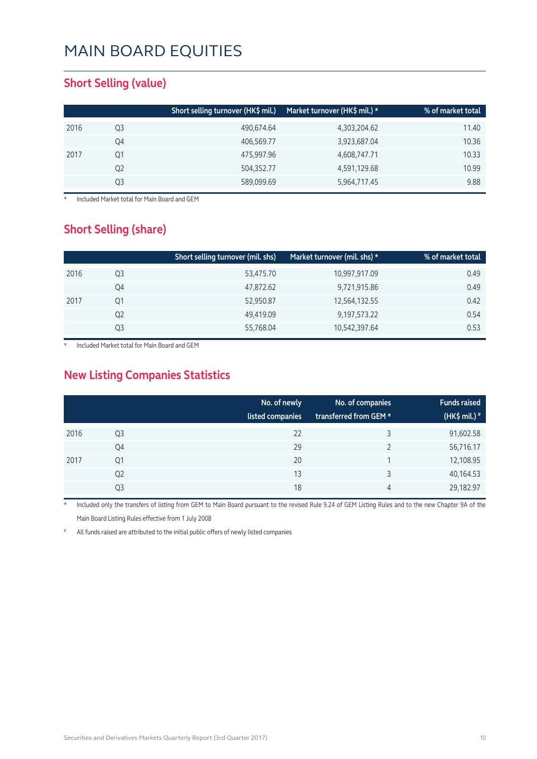# MAIN BOARD EQUITIES

## Short Selling (value)

| | | Short selling turnover (HK$ mil.) | Market turnover (HK$ mil.) * | % of market total |
|---|---|---|---|---|
| 2016 | Q3 | 490,674.64 | 4,303,204.62 | 11.40 |
| | Q4 | 406,569.77 | 3,923,687.04 | 10.36 |
| 2017 | Q1 | 475,997.96 | 4,608,747.71 | 10.33 |
| | Q2 | 504,352.77 | 4,591,129.68 | 10.99 |
| | Q3 | 589,099.69 | 5,964,717.45 | 9.88 |

\* Included Market total for Main Board and GEM

## Short Selling (share)

| | | Short selling turnover (mil. shs) | Market turnover (mil. shs) * | % of market total |
|---|---|---|---|---|
| 2016 | Q3 | 53,475.70 | 10,997,917.09 | 0.49 |
| | Q4 | 47,872.62 | 9,721,915.86 | 0.49 |
| 2017 | Q1 | 52,950.87 | 12,564,132.55 | 0.42 |
| | Q2 | 49,419.09 | 9,197,573.22 | 0.54 |
| | Q3 | 55,768.04 | 10,542,397.64 | 0.53 |

\* Included Market total for Main Board and GEM

## New Listing Companies Statistics

| | | No. of newly listed companies | No. of companies transferred from GEM * | Funds raised (HK$ mil.) # |
|---|---|---|---|---|
| 2016 | Q3 | 22 | 3 | 91,602.58 |
| | Q4 | 29 | 2 | 56,716.17 |
| 2017 | Q1 | 20 | 1 | 12,108.95 |
| | Q2 | 13 | 3 | 40,164.53 |
| | Q3 | 18 | 4 | 29,182.97 |

\* Included only the transfers of listing from GEM to Main Board pursuant to the revised Rule 9.24 of GEM Listing Rules and to the new Chapter 9A of the Main Board Listing Rules effective from 1 July 2008

# All funds raised are attributed to the initial public offers of newly listed companies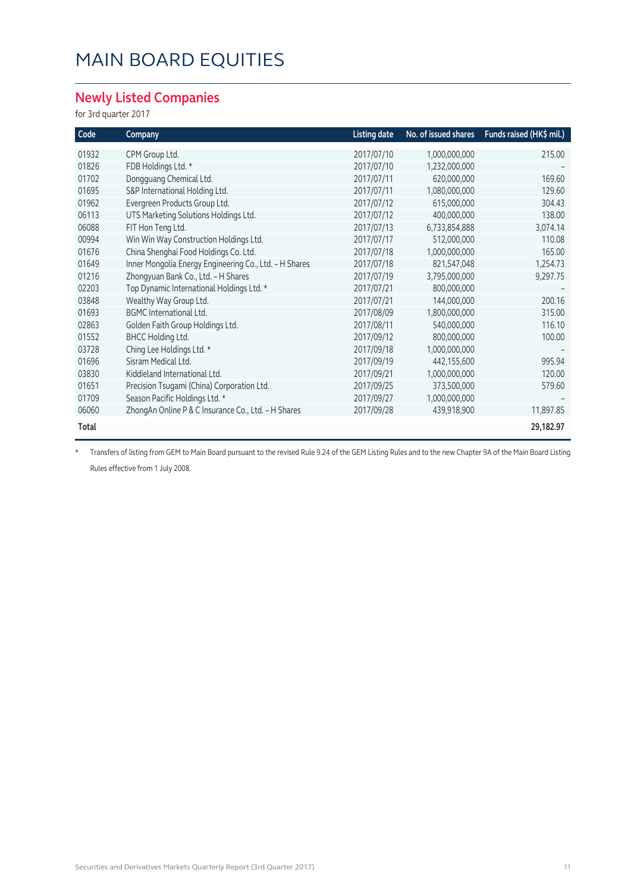# MAIN BOARD EQUITIES

## Newly Listed Companies

for 3rd quarter 2017

| Code | Company | Listing date | No. of issued shares | Funds raised (HK$ mil.) |
|---|---|---|---|---|
| 01932 | CPM Group Ltd. | 2017/07/10 | 1,000,000,000 | 215.00 |
| 01826 | FDB Holdings Ltd. * | 2017/07/10 | 1,232,000,000 | – |
| 01702 | Dongguang Chemical Ltd. | 2017/07/11 | 620,000,000 | 169.60 |
| 01695 | S&P International Holding Ltd. | 2017/07/11 | 1,080,000,000 | 129.60 |
| 01962 | Evergreen Products Group Ltd. | 2017/07/12 | 615,000,000 | 304.43 |
| 06113 | UTS Marketing Solutions Holdings Ltd. | 2017/07/12 | 400,000,000 | 138.00 |
| 06088 | FIT Hon Teng Ltd. | 2017/07/13 | 6,733,854,888 | 3,074.14 |
| 00994 | Win Win Way Construction Holdings Ltd. | 2017/07/17 | 512,000,000 | 110.08 |
| 01676 | China Shenghai Food Holdings Co. Ltd. | 2017/07/18 | 1,000,000,000 | 165.00 |
| 01649 | Inner Mongolia Energy Engineering Co., Ltd. - H Shares | 2017/07/18 | 821,547,048 | 1,254.73 |
| 01216 | Zhongyuan Bank Co., Ltd. - H Shares | 2017/07/19 | 3,795,000,000 | 9,297.75 |
| 02203 | Top Dynamic International Holdings Ltd. * | 2017/07/21 | 800,000,000 | – |
| 03848 | Wealthy Way Group Ltd. | 2017/07/21 | 144,000,000 | 200.16 |
| 01693 | BGMC International Ltd. | 2017/08/09 | 1,800,000,000 | 315.00 |
| 02863 | Golden Faith Group Holdings Ltd. | 2017/08/11 | 540,000,000 | 116.10 |
| 01552 | BHCC Holding Ltd. | 2017/09/12 | 800,000,000 | 100.00 |
| 03728 | Ching Lee Holdings Ltd. * | 2017/09/18 | 1,000,000,000 | – |
| 01696 | Sisram Medical Ltd. | 2017/09/19 | 442,155,600 | 995.94 |
| 03830 | Kiddieland International Ltd. | 2017/09/21 | 1,000,000,000 | 120.00 |
| 01651 | Precision Tsugami (China) Corporation Ltd. | 2017/09/25 | 373,500,000 | 579.60 |
| 01709 | Season Pacific Holdings Ltd. * | 2017/09/27 | 1,000,000,000 | – |
| 06060 | ZhongAn Online P & C Insurance Co., Ltd. - H Shares | 2017/09/28 | 439,918,900 | 11,897.85 |
| **Total** | | | | **29,182.97** |

\* Transfers of listing from GEM to Main Board pursuant to the revised Rule 9.24 of the GEM Listing Rules and to the new Chapter 9A of the Main Board Listing Rules effective from 1 July 2008.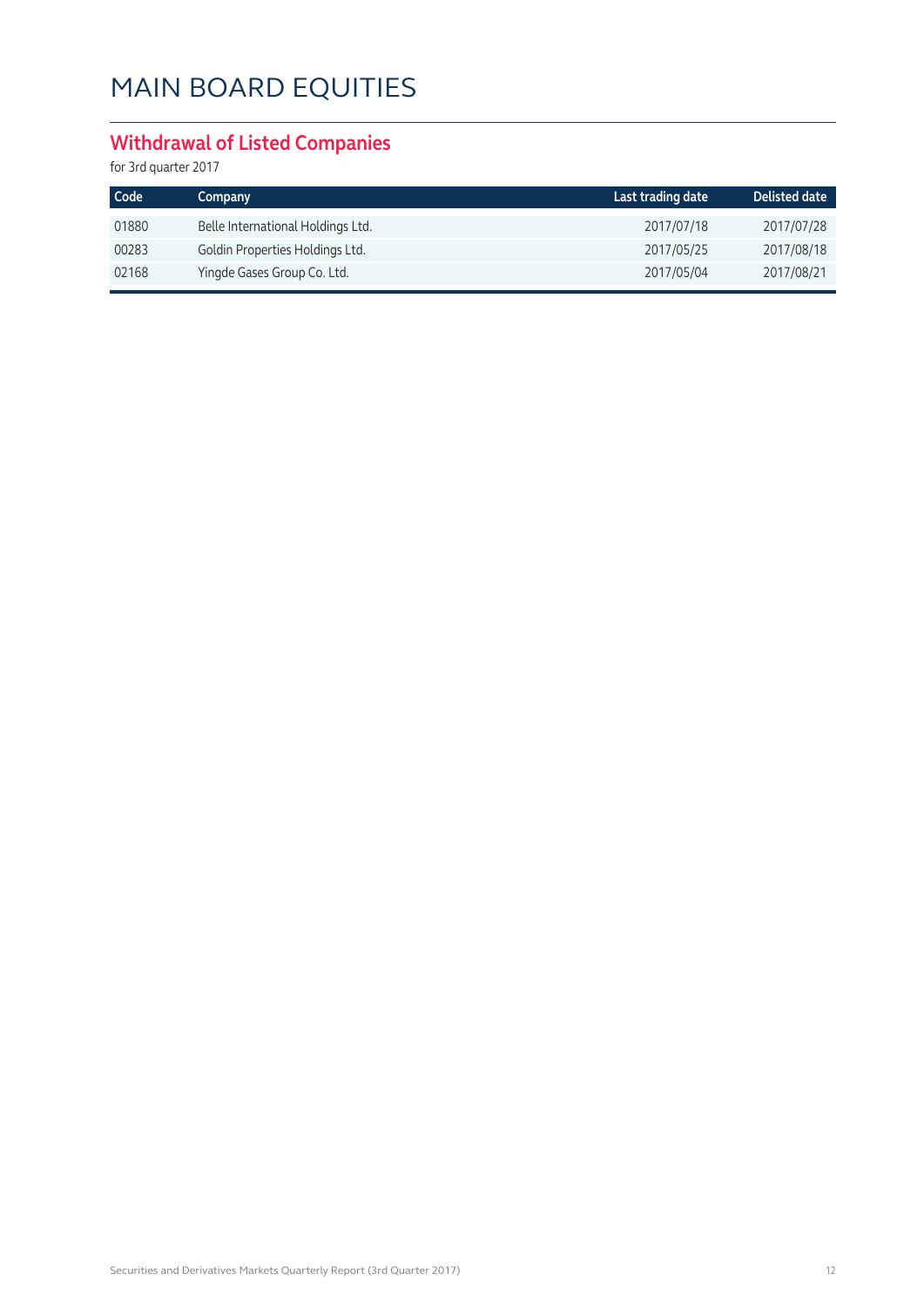# MAIN BOARD EQUITIES

## Withdrawal of Listed Companies

for 3rd quarter 2017

| Code | Company | Last trading date | Delisted date |
|---|---|---|---|
| 01880 | Belle International Holdings Ltd. | 2017/07/18 | 2017/07/28 |
| 00283 | Goldin Properties Holdings Ltd. | 2017/05/25 | 2017/08/18 |
| 02168 | Yingde Gases Group Co. Ltd. | 2017/05/04 | 2017/08/21 |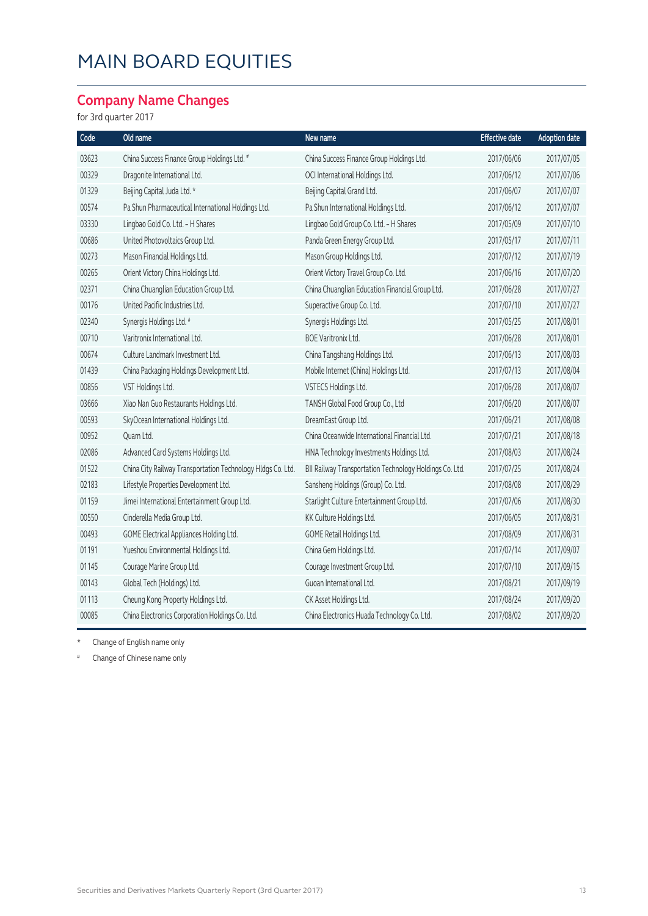# MAIN BOARD EQUITIES

## Company Name Changes

for 3rd quarter 2017

| Code | Old name | New name | Effective date | Adoption date |
|---|---|---|---|---|
| 03623 | China Success Finance Group Holdings Ltd. # | China Success Finance Group Holdings Ltd. | 2017/06/06 | 2017/07/05 |
| 00329 | Dragonite International Ltd. | OCI International Holdings Ltd. | 2017/06/12 | 2017/07/06 |
| 01329 | Beijing Capital Juda Ltd. * | Beijing Capital Grand Ltd. | 2017/06/07 | 2017/07/07 |
| 00574 | Pa Shun Pharmaceutical International Holdings Ltd. | Pa Shun International Holdings Ltd. | 2017/06/12 | 2017/07/07 |
| 03330 | Lingbao Gold Co. Ltd. - H Shares | Lingbao Gold Group Co. Ltd. - H Shares | 2017/05/09 | 2017/07/10 |
| 00686 | United Photovoltaics Group Ltd. | Panda Green Energy Group Ltd. | 2017/05/17 | 2017/07/11 |
| 00273 | Mason Financial Holdings Ltd. | Mason Group Holdings Ltd. | 2017/07/12 | 2017/07/19 |
| 00265 | Orient Victory China Holdings Ltd. | Orient Victory Travel Group Co. Ltd. | 2017/06/16 | 2017/07/20 |
| 02371 | China Chuanglian Education Group Ltd. | China Chuanglian Education Financial Group Ltd. | 2017/06/28 | 2017/07/27 |
| 00176 | United Pacific Industries Ltd. | Superactive Group Co. Ltd. | 2017/07/10 | 2017/07/27 |
| 02340 | Synergis Holdings Ltd. # | Synergis Holdings Ltd. | 2017/05/25 | 2017/08/01 |
| 00710 | Varitronix International Ltd. | BOE Varitronix Ltd. | 2017/06/28 | 2017/08/01 |
| 00674 | Culture Landmark Investment Ltd. | China Tangshang Holdings Ltd. | 2017/06/13 | 2017/08/03 |
| 01439 | China Packaging Holdings Development Ltd. | Mobile Internet (China) Holdings Ltd. | 2017/07/13 | 2017/08/04 |
| 00856 | VST Holdings Ltd. | VSTECS Holdings Ltd. | 2017/06/28 | 2017/08/07 |
| 03666 | Xiao Nan Guo Restaurants Holdings Ltd. | TANSH Global Food Group Co., Ltd | 2017/06/20 | 2017/08/07 |
| 00593 | SkyOcean International Holdings Ltd. | DreamEast Group Ltd. | 2017/06/21 | 2017/08/08 |
| 00952 | Quam Ltd. | China Oceanwide International Financial Ltd. | 2017/07/21 | 2017/08/18 |
| 02086 | Advanced Card Systems Holdings Ltd. | HNA Technology Investments Holdings Ltd. | 2017/08/03 | 2017/08/24 |
| 01522 | China City Railway Transportation Technology Hldgs Co. Ltd. | BII Railway Transportation Technology Holdings Co. Ltd. | 2017/07/25 | 2017/08/24 |
| 02183 | Lifestyle Properties Development Ltd. | Sansheng Holdings (Group) Co. Ltd. | 2017/08/08 | 2017/08/29 |
| 01159 | Jimei International Entertainment Group Ltd. | Starlight Culture Entertainment Group Ltd. | 2017/07/06 | 2017/08/30 |
| 00550 | Cinderella Media Group Ltd. | KK Culture Holdings Ltd. | 2017/06/05 | 2017/08/31 |
| 00493 | GOME Electrical Appliances Holding Ltd. | GOME Retail Holdings Ltd. | 2017/08/09 | 2017/08/31 |
| 01191 | Yueshou Environmental Holdings Ltd. | China Gem Holdings Ltd. | 2017/07/14 | 2017/09/07 |
| 01145 | Courage Marine Group Ltd. | Courage Investment Group Ltd. | 2017/07/10 | 2017/09/15 |
| 00143 | Global Tech (Holdings) Ltd. | Guoan International Ltd. | 2017/08/21 | 2017/09/19 |
| 01113 | Cheung Kong Property Holdings Ltd. | CK Asset Holdings Ltd. | 2017/08/24 | 2017/09/20 |
| 00085 | China Electronics Corporation Holdings Co. Ltd. | China Electronics Huada Technology Co. Ltd. | 2017/08/02 | 2017/09/20 |

\* Change of English name only

\# Change of Chinese name only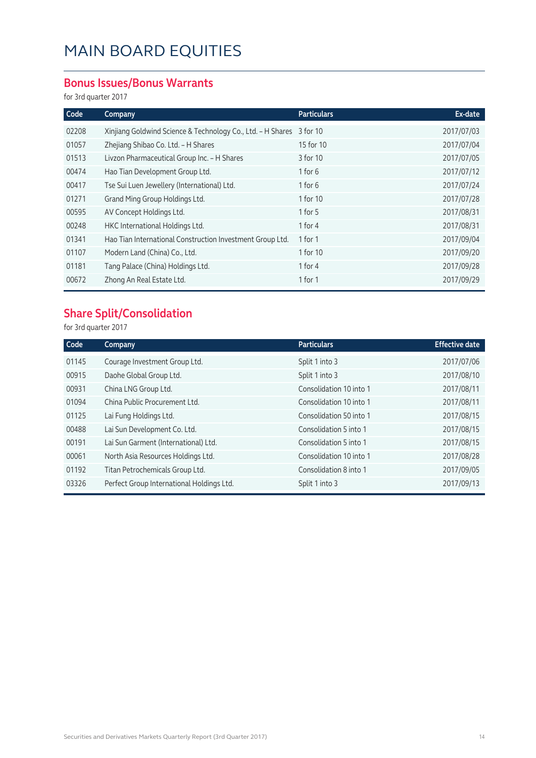# MAIN BOARD EQUITIES

## Bonus Issues/Bonus Warrants

for 3rd quarter 2017

| Code | Company | Particulars | Ex-date |
|---|---|---|---|
| 02208 | Xinjiang Goldwind Science & Technology Co., Ltd. – H Shares | 3 for 10 | 2017/07/03 |
| 01057 | Zhejiang Shibao Co. Ltd. – H Shares | 15 for 10 | 2017/07/04 |
| 01513 | Livzon Pharmaceutical Group Inc. – H Shares | 3 for 10 | 2017/07/05 |
| 00474 | Hao Tian Development Group Ltd. | 1 for 6 | 2017/07/12 |
| 00417 | Tse Sui Luen Jewellery (International) Ltd. | 1 for 6 | 2017/07/24 |
| 01271 | Grand Ming Group Holdings Ltd. | 1 for 10 | 2017/07/28 |
| 00595 | AV Concept Holdings Ltd. | 1 for 5 | 2017/08/31 |
| 00248 | HKC International Holdings Ltd. | 1 for 4 | 2017/08/31 |
| 01341 | Hao Tian International Construction Investment Group Ltd. | 1 for 1 | 2017/09/04 |
| 01107 | Modern Land (China) Co., Ltd. | 1 for 10 | 2017/09/20 |
| 01181 | Tang Palace (China) Holdings Ltd. | 1 for 4 | 2017/09/28 |
| 00672 | Zhong An Real Estate Ltd. | 1 for 1 | 2017/09/29 |

## Share Split/Consolidation

for 3rd quarter 2017

| Code | Company | Particulars | Effective date |
|---|---|---|---|
| 01145 | Courage Investment Group Ltd. | Split 1 into 3 | 2017/07/06 |
| 00915 | Daohe Global Group Ltd. | Split 1 into 3 | 2017/08/10 |
| 00931 | China LNG Group Ltd. | Consolidation 10 into 1 | 2017/08/11 |
| 01094 | China Public Procurement Ltd. | Consolidation 10 into 1 | 2017/08/11 |
| 01125 | Lai Fung Holdings Ltd. | Consolidation 50 into 1 | 2017/08/15 |
| 00488 | Lai Sun Development Co. Ltd. | Consolidation 5 into 1 | 2017/08/15 |
| 00191 | Lai Sun Garment (International) Ltd. | Consolidation 5 into 1 | 2017/08/15 |
| 00061 | North Asia Resources Holdings Ltd. | Consolidation 10 into 1 | 2017/08/28 |
| 01192 | Titan Petrochemicals Group Ltd. | Consolidation 8 into 1 | 2017/09/05 |
| 03326 | Perfect Group International Holdings Ltd. | Split 1 into 3 | 2017/09/13 |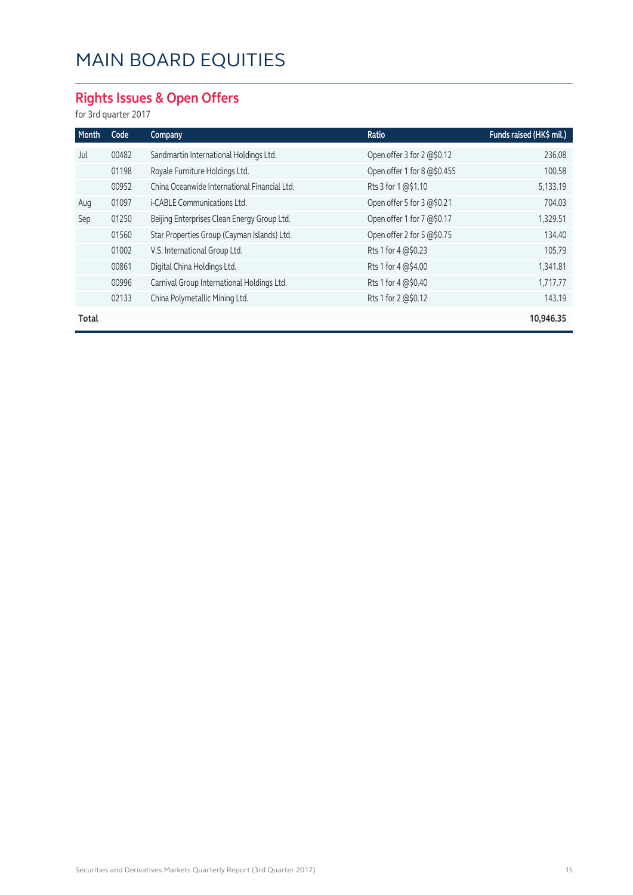# MAIN BOARD EQUITIES

## Rights Issues & Open Offers

for 3rd quarter 2017

| Month | Code | Company | Ratio | Funds raised (HK$ mil.) |
|---|---|---|---|---|
| Jul | 00482 | Sandmartin International Holdings Ltd. | Open offer 3 for 2 @$0.12 | 236.08 |
| | 01198 | Royale Furniture Holdings Ltd. | Open offer 1 for 8 @$0.455 | 100.58 |
| | 00952 | China Oceanwide International Financial Ltd. | Rts 3 for 1 @$1.10 | 5,133.19 |
| Aug | 01097 | i-CABLE Communications Ltd. | Open offer 5 for 3 @$0.21 | 704.03 |
| Sep | 01250 | Beijing Enterprises Clean Energy Group Ltd. | Open offer 1 for 7 @$0.17 | 1,329.51 |
| | 01560 | Star Properties Group (Cayman Islands) Ltd. | Open offer 2 for 5 @$0.75 | 134.40 |
| | 01002 | V.S. International Group Ltd. | Rts 1 for 4 @$0.23 | 105.79 |
| | 00861 | Digital China Holdings Ltd. | Rts 1 for 4 @$4.00 | 1,341.81 |
| | 00996 | Carnival Group International Holdings Ltd. | Rts 1 for 4 @$0.40 | 1,717.77 |
| | 02133 | China Polymetallic Mining Ltd. | Rts 1 for 2 @$0.12 | 143.19 |
| **Total** | | | | **10,946.35** |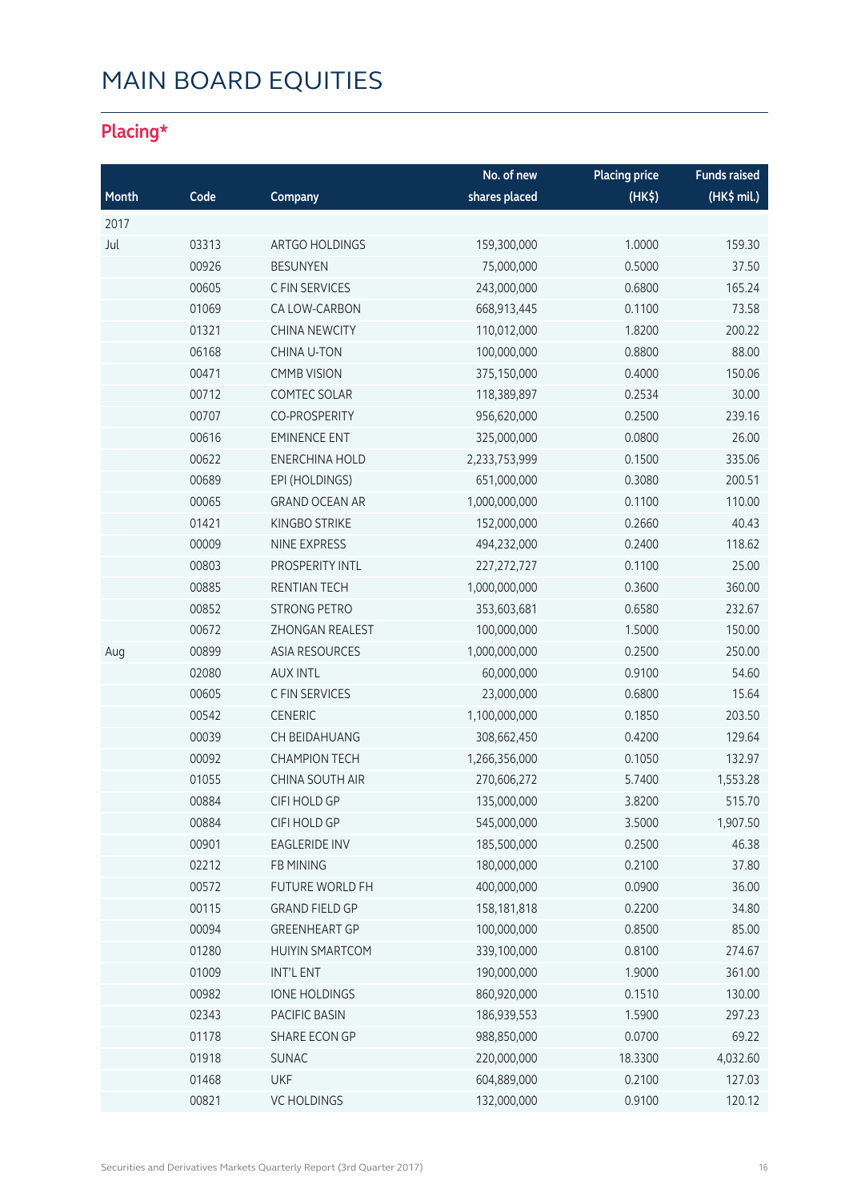# MAIN BOARD EQUITIES

## Placing*

| Month | Code | Company | No. of new shares placed | Placing price (HK$) | Funds raised (HK$ mil.) |
|---|---|---|---|---|---|
| 2017 | | | | | |
| Jul | 03313 | ARTGO HOLDINGS | 159,300,000 | 1.0000 | 159.30 |
| | 00926 | BESUNYEN | 75,000,000 | 0.5000 | 37.50 |
| | 00605 | C FIN SERVICES | 243,000,000 | 0.6800 | 165.24 |
| | 01069 | CA LOW-CARBON | 668,913,445 | 0.1100 | 73.58 |
| | 01321 | CHINA NEWCITY | 110,012,000 | 1.8200 | 200.22 |
| | 06168 | CHINA U-TON | 100,000,000 | 0.8800 | 88.00 |
| | 00471 | CMMB VISION | 375,150,000 | 0.4000 | 150.06 |
| | 00712 | COMTEC SOLAR | 118,389,897 | 0.2534 | 30.00 |
| | 00707 | CO-PROSPERITY | 956,620,000 | 0.2500 | 239.16 |
| | 00616 | EMINENCE ENT | 325,000,000 | 0.0800 | 26.00 |
| | 00622 | ENERCHINA HOLD | 2,233,753,999 | 0.1500 | 335.06 |
| | 00689 | EPI (HOLDINGS) | 651,000,000 | 0.3080 | 200.51 |
| | 00065 | GRAND OCEAN AR | 1,000,000,000 | 0.1100 | 110.00 |
| | 01421 | KINGBO STRIKE | 152,000,000 | 0.2660 | 40.43 |
| | 00009 | NINE EXPRESS | 494,232,000 | 0.2400 | 118.62 |
| | 00803 | PROSPERITY INTL | 227,272,727 | 0.1100 | 25.00 |
| | 00885 | RENTIAN TECH | 1,000,000,000 | 0.3600 | 360.00 |
| | 00852 | STRONG PETRO | 353,603,681 | 0.6580 | 232.67 |
| | 00672 | ZHONGAN REALEST | 100,000,000 | 1.5000 | 150.00 |
| Aug | 00899 | ASIA RESOURCES | 1,000,000,000 | 0.2500 | 250.00 |
| | 02080 | AUX INTL | 60,000,000 | 0.9100 | 54.60 |
| | 00605 | C FIN SERVICES | 23,000,000 | 0.6800 | 15.64 |
| | 00542 | CENERIC | 1,100,000,000 | 0.1850 | 203.50 |
| | 00039 | CH BEIDAHUANG | 308,662,450 | 0.4200 | 129.64 |
| | 00092 | CHAMPION TECH | 1,266,356,000 | 0.1050 | 132.97 |
| | 01055 | CHINA SOUTH AIR | 270,606,272 | 5.7400 | 1,553.28 |
| | 00884 | CIFI HOLD GP | 135,000,000 | 3.8200 | 515.70 |
| | 00884 | CIFI HOLD GP | 545,000,000 | 3.5000 | 1,907.50 |
| | 00901 | EAGLERIDE INV | 185,500,000 | 0.2500 | 46.38 |
| | 02212 | FB MINING | 180,000,000 | 0.2100 | 37.80 |
| | 00572 | FUTURE WORLD FH | 400,000,000 | 0.0900 | 36.00 |
| | 00115 | GRAND FIELD GP | 158,181,818 | 0.2200 | 34.80 |
| | 00094 | GREENHEART GP | 100,000,000 | 0.8500 | 85.00 |
| | 01280 | HUIYIN SMARTCOM | 339,100,000 | 0.8100 | 274.67 |
| | 01009 | INT'L ENT | 190,000,000 | 1.9000 | 361.00 |
| | 00982 | IONE HOLDINGS | 860,920,000 | 0.1510 | 130.00 |
| | 02343 | PACIFIC BASIN | 186,939,553 | 1.5900 | 297.23 |
| | 01178 | SHARE ECON GP | 988,850,000 | 0.0700 | 69.22 |
| | 01918 | SUNAC | 220,000,000 | 18.3300 | 4,032.60 |
| | 01468 | UKF | 604,889,000 | 0.2100 | 127.03 |
| | 00821 | VC HOLDINGS | 132,000,000 | 0.9100 | 120.12 |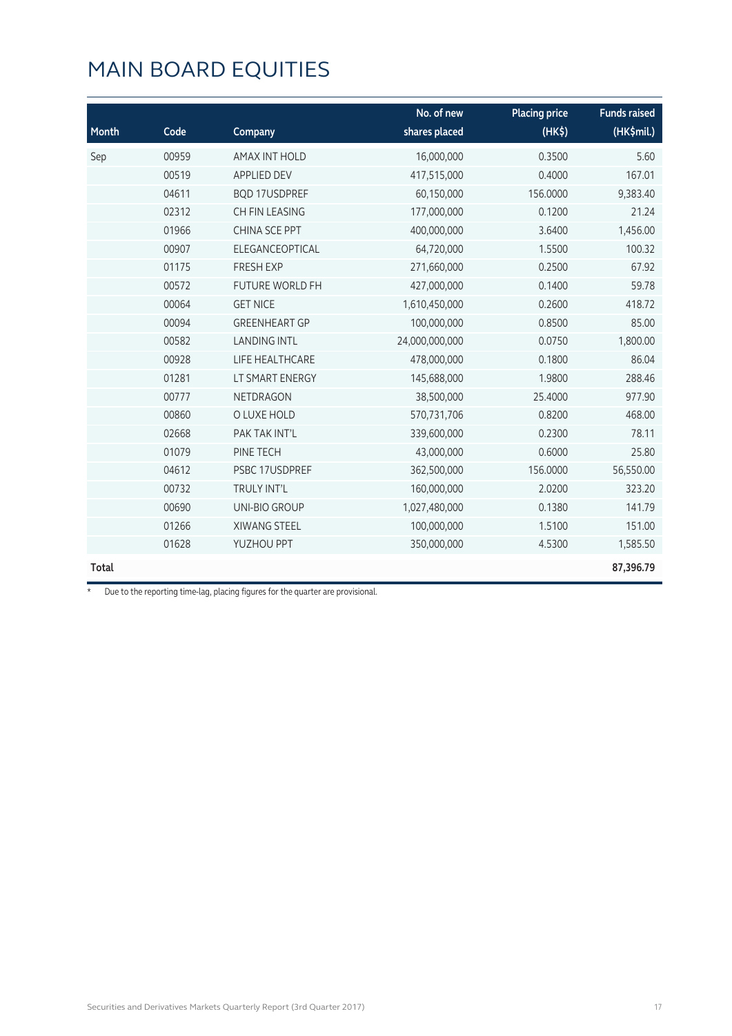# MAIN BOARD EQUITIES

| Month | Code | Company | No. of new shares placed | Placing price (HK$) | Funds raised (HK$mil.) |
|---|---|---|---|---|---|
| Sep | 00959 | AMAX INT HOLD | 16,000,000 | 0.3500 | 5.60 |
| | 00519 | APPLIED DEV | 417,515,000 | 0.4000 | 167.01 |
| | 04611 | BQD 17USDPREF | 60,150,000 | 156.0000 | 9,383.40 |
| | 02312 | CH FIN LEASING | 177,000,000 | 0.1200 | 21.24 |
| | 01966 | CHINA SCE PPT | 400,000,000 | 3.6400 | 1,456.00 |
| | 00907 | ELEGANCEOPTICAL | 64,720,000 | 1.5500 | 100.32 |
| | 01175 | FRESH EXP | 271,660,000 | 0.2500 | 67.92 |
| | 00572 | FUTURE WORLD FH | 427,000,000 | 0.1400 | 59.78 |
| | 00064 | GET NICE | 1,610,450,000 | 0.2600 | 418.72 |
| | 00094 | GREENHEART GP | 100,000,000 | 0.8500 | 85.00 |
| | 00582 | LANDING INTL | 24,000,000,000 | 0.0750 | 1,800.00 |
| | 00928 | LIFE HEALTHCARE | 478,000,000 | 0.1800 | 86.04 |
| | 01281 | LT SMART ENERGY | 145,688,000 | 1.9800 | 288.46 |
| | 00777 | NETDRAGON | 38,500,000 | 25.4000 | 977.90 |
| | 00860 | O LUXE HOLD | 570,731,706 | 0.8200 | 468.00 |
| | 02668 | PAK TAK INT'L | 339,600,000 | 0.2300 | 78.11 |
| | 01079 | PINE TECH | 43,000,000 | 0.6000 | 25.80 |
| | 04612 | PSBC 17USDPREF | 362,500,000 | 156.0000 | 56,550.00 |
| | 00732 | TRULY INT'L | 160,000,000 | 2.0200 | 323.20 |
| | 00690 | UNI-BIO GROUP | 1,027,480,000 | 0.1380 | 141.79 |
| | 01266 | XIWANG STEEL | 100,000,000 | 1.5100 | 151.00 |
| | 01628 | YUZHOU PPT | 350,000,000 | 4.5300 | 1,585.50 |
| **Total** | | | | | **87,396.79** |

* Due to the reporting time-lag, placing figures for the quarter are provisional.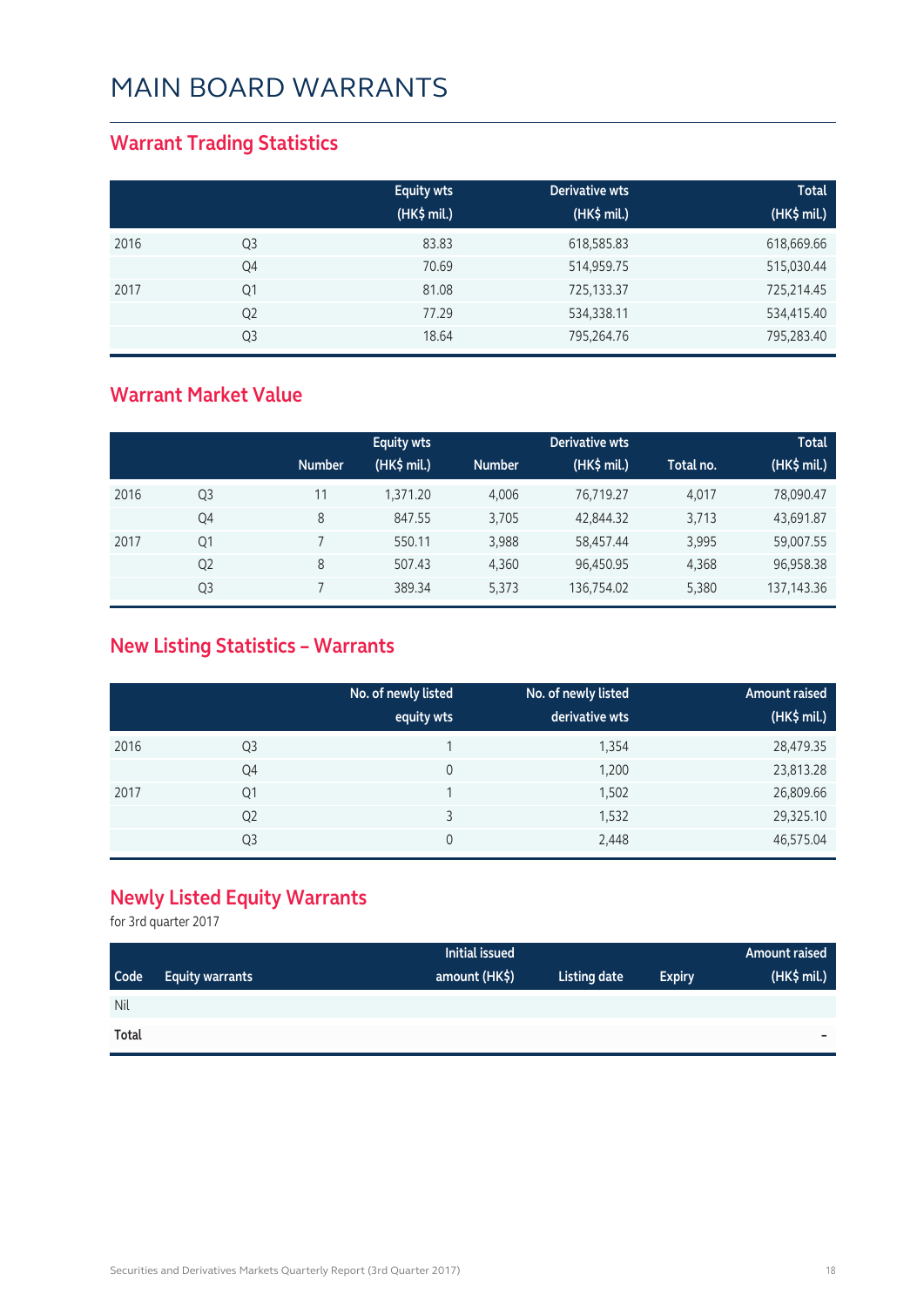# MAIN BOARD WARRANTS

## Warrant Trading Statistics

| | | Equity wts (HK$ mil.) | Derivative wts (HK$ mil.) | Total (HK$ mil.) |
|---|---|---|---|---|
| 2016 | Q3 | 83.83 | 618,585.83 | 618,669.66 |
| | Q4 | 70.69 | 514,959.75 | 515,030.44 |
| 2017 | Q1 | 81.08 | 725,133.37 | 725,214.45 |
| | Q2 | 77.29 | 534,338.11 | 534,415.40 |
| | Q3 | 18.64 | 795,264.76 | 795,283.40 |

## Warrant Market Value

| | | Equity wts | | Derivative wts | | Total | |
|---|---|---|---|---|---|---|---|
| | | Number | (HK$ mil.) | Number | (HK$ mil.) | Total no. | (HK$ mil.) |
| 2016 | Q3 | 11 | 1,371.20 | 4,006 | 76,719.27 | 4,017 | 78,090.47 |
| | Q4 | 8 | 847.55 | 3,705 | 42,844.32 | 3,713 | 43,691.87 |
| 2017 | Q1 | 7 | 550.11 | 3,988 | 58,457.44 | 3,995 | 59,007.55 |
| | Q2 | 8 | 507.43 | 4,360 | 96,450.95 | 4,368 | 96,958.38 |
| | Q3 | 7 | 389.34 | 5,373 | 136,754.02 | 5,380 | 137,143.36 |

## New Listing Statistics – Warrants

| | | No. of newly listed equity wts | No. of newly listed derivative wts | Amount raised (HK$ mil.) |
|---|---|---|---|---|
| 2016 | Q3 | 1 | 1,354 | 28,479.35 |
| | Q4 | 0 | 1,200 | 23,813.28 |
| 2017 | Q1 | 1 | 1,502 | 26,809.66 |
| | Q2 | 3 | 1,532 | 29,325.10 |
| | Q3 | 0 | 2,448 | 46,575.04 |

## Newly Listed Equity Warrants

for 3rd quarter 2017

| Code | Equity warrants | Initial issued amount (HK$) | Listing date | Expiry | Amount raised (HK$ mil.) |
|---|---|---|---|---|---|
| Nil | | | | | |
| **Total** | | | | | – |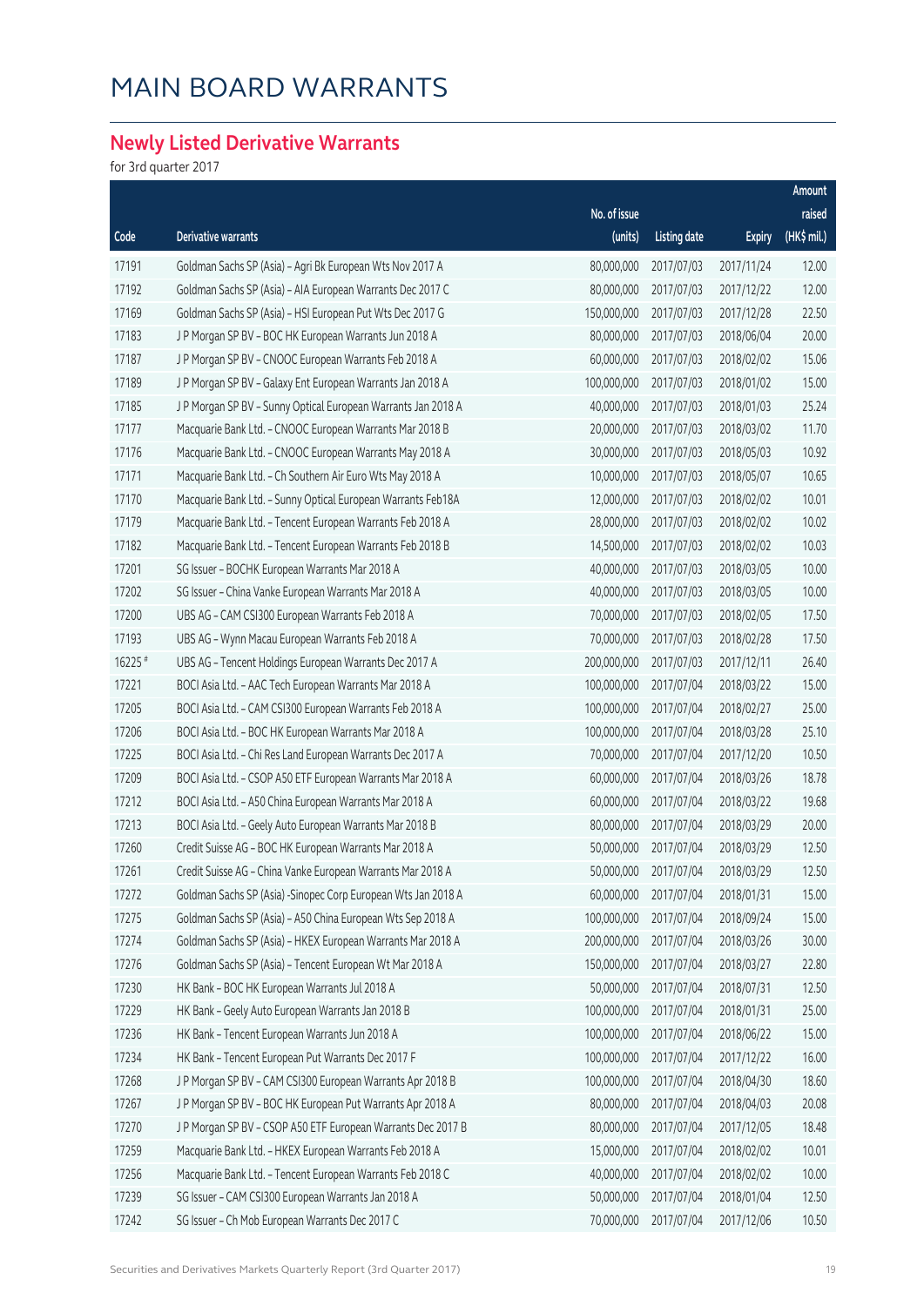# MAIN BOARD WARRANTS

## Newly Listed Derivative Warrants

for 3rd quarter 2017

| Code | Derivative warrants | No. of issue (units) | Listing date | Expiry | Amount raised (HK$ mil.) |
|---|---|---|---|---|---|
| 17191 | Goldman Sachs SP (Asia) - Agri Bk European Wts Nov 2017 A | 80,000,000 | 2017/07/03 | 2017/11/24 | 12.00 |
| 17192 | Goldman Sachs SP (Asia) - AIA European Warrants Dec 2017 C | 80,000,000 | 2017/07/03 | 2017/12/22 | 12.00 |
| 17169 | Goldman Sachs SP (Asia) - HSI European Put Wts Dec 2017 G | 150,000,000 | 2017/07/03 | 2017/12/28 | 22.50 |
| 17183 | J P Morgan SP BV - BOC HK European Warrants Jun 2018 A | 80,000,000 | 2017/07/03 | 2018/06/04 | 20.00 |
| 17187 | J P Morgan SP BV - CNOOC European Warrants Feb 2018 A | 60,000,000 | 2017/07/03 | 2018/02/02 | 15.06 |
| 17189 | J P Morgan SP BV - Galaxy Ent European Warrants Jan 2018 A | 100,000,000 | 2017/07/03 | 2018/01/02 | 15.00 |
| 17185 | J P Morgan SP BV - Sunny Optical European Warrants Jan 2018 A | 40,000,000 | 2017/07/03 | 2018/01/03 | 25.24 |
| 17177 | Macquarie Bank Ltd. - CNOOC European Warrants Mar 2018 B | 20,000,000 | 2017/07/03 | 2018/03/02 | 11.70 |
| 17176 | Macquarie Bank Ltd. - CNOOC European Warrants May 2018 A | 30,000,000 | 2017/07/03 | 2018/05/03 | 10.92 |
| 17171 | Macquarie Bank Ltd. - Ch Southern Air Euro Wts May 2018 A | 10,000,000 | 2017/07/03 | 2018/05/07 | 10.65 |
| 17170 | Macquarie Bank Ltd. - Sunny Optical European Warrants Feb18A | 12,000,000 | 2017/07/03 | 2018/02/02 | 10.01 |
| 17179 | Macquarie Bank Ltd. - Tencent European Warrants Feb 2018 A | 28,000,000 | 2017/07/03 | 2018/02/02 | 10.02 |
| 17182 | Macquarie Bank Ltd. - Tencent European Warrants Feb 2018 B | 14,500,000 | 2017/07/03 | 2018/02/02 | 10.03 |
| 17201 | SG Issuer - BOCHK European Warrants Mar 2018 A | 40,000,000 | 2017/07/03 | 2018/03/05 | 10.00 |
| 17202 | SG Issuer - China Vanke European Warrants Mar 2018 A | 40,000,000 | 2017/07/03 | 2018/03/05 | 10.00 |
| 17200 | UBS AG - CAM CSI300 European Warrants Feb 2018 A | 70,000,000 | 2017/07/03 | 2018/02/05 | 17.50 |
| 17193 | UBS AG - Wynn Macau European Warrants Feb 2018 A | 70,000,000 | 2017/07/03 | 2018/02/28 | 17.50 |
| 16225 # | UBS AG - Tencent Holdings European Warrants Dec 2017 A | 200,000,000 | 2017/07/03 | 2017/12/11 | 26.40 |
| 17221 | BOCI Asia Ltd. - AAC Tech European Warrants Mar 2018 A | 100,000,000 | 2017/07/04 | 2018/03/22 | 15.00 |
| 17205 | BOCI Asia Ltd. - CAM CSI300 European Warrants Feb 2018 A | 100,000,000 | 2017/07/04 | 2018/02/27 | 25.00 |
| 17206 | BOCI Asia Ltd. - BOC HK European Warrants Mar 2018 A | 100,000,000 | 2017/07/04 | 2018/03/28 | 25.10 |
| 17225 | BOCI Asia Ltd. - Chi Res Land European Warrants Dec 2017 A | 70,000,000 | 2017/07/04 | 2017/12/20 | 10.50 |
| 17209 | BOCI Asia Ltd. - CSOP A50 ETF European Warrants Mar 2018 A | 60,000,000 | 2017/07/04 | 2018/03/26 | 18.78 |
| 17212 | BOCI Asia Ltd. - A50 China European Warrants Mar 2018 A | 60,000,000 | 2017/07/04 | 2018/03/22 | 19.68 |
| 17213 | BOCI Asia Ltd. - Geely Auto European Warrants Mar 2018 B | 80,000,000 | 2017/07/04 | 2018/03/29 | 20.00 |
| 17260 | Credit Suisse AG - BOC HK European Warrants Mar 2018 A | 50,000,000 | 2017/07/04 | 2018/03/29 | 12.50 |
| 17261 | Credit Suisse AG - China Vanke European Warrants Mar 2018 A | 50,000,000 | 2017/07/04 | 2018/03/29 | 12.50 |
| 17272 | Goldman Sachs SP (Asia) -Sinopec Corp European Wts Jan 2018 A | 60,000,000 | 2017/07/04 | 2018/01/31 | 15.00 |
| 17275 | Goldman Sachs SP (Asia) - A50 China European Wts Sep 2018 A | 100,000,000 | 2017/07/04 | 2018/09/24 | 15.00 |
| 17274 | Goldman Sachs SP (Asia) - HKEX European Warrants Mar 2018 A | 200,000,000 | 2017/07/04 | 2018/03/26 | 30.00 |
| 17276 | Goldman Sachs SP (Asia) - Tencent European Wt Mar 2018 A | 150,000,000 | 2017/07/04 | 2018/03/27 | 22.80 |
| 17230 | HK Bank - BOC HK European Warrants Jul 2018 A | 50,000,000 | 2017/07/04 | 2018/07/31 | 12.50 |
| 17229 | HK Bank - Geely Auto European Warrants Jan 2018 B | 100,000,000 | 2017/07/04 | 2018/01/31 | 25.00 |
| 17236 | HK Bank - Tencent European Warrants Jun 2018 A | 100,000,000 | 2017/07/04 | 2018/06/22 | 15.00 |
| 17234 | HK Bank - Tencent European Put Warrants Dec 2017 F | 100,000,000 | 2017/07/04 | 2017/12/22 | 16.00 |
| 17268 | J P Morgan SP BV - CAM CSI300 European Warrants Apr 2018 B | 100,000,000 | 2017/07/04 | 2018/04/30 | 18.60 |
| 17267 | J P Morgan SP BV - BOC HK European Put Warrants Apr 2018 A | 80,000,000 | 2017/07/04 | 2018/04/03 | 20.08 |
| 17270 | J P Morgan SP BV - CSOP A50 ETF European Warrants Dec 2017 B | 80,000,000 | 2017/07/04 | 2017/12/05 | 18.48 |
| 17259 | Macquarie Bank Ltd. - HKEX European Warrants Feb 2018 A | 15,000,000 | 2017/07/04 | 2018/02/02 | 10.01 |
| 17256 | Macquarie Bank Ltd. - Tencent European Warrants Feb 2018 C | 40,000,000 | 2017/07/04 | 2018/02/02 | 10.00 |
| 17239 | SG Issuer - CAM CSI300 European Warrants Jan 2018 A | 50,000,000 | 2017/07/04 | 2018/01/04 | 12.50 |
| 17242 | SG Issuer - Ch Mob European Warrants Dec 2017 C | 70,000,000 | 2017/07/04 | 2017/12/06 | 10.50 |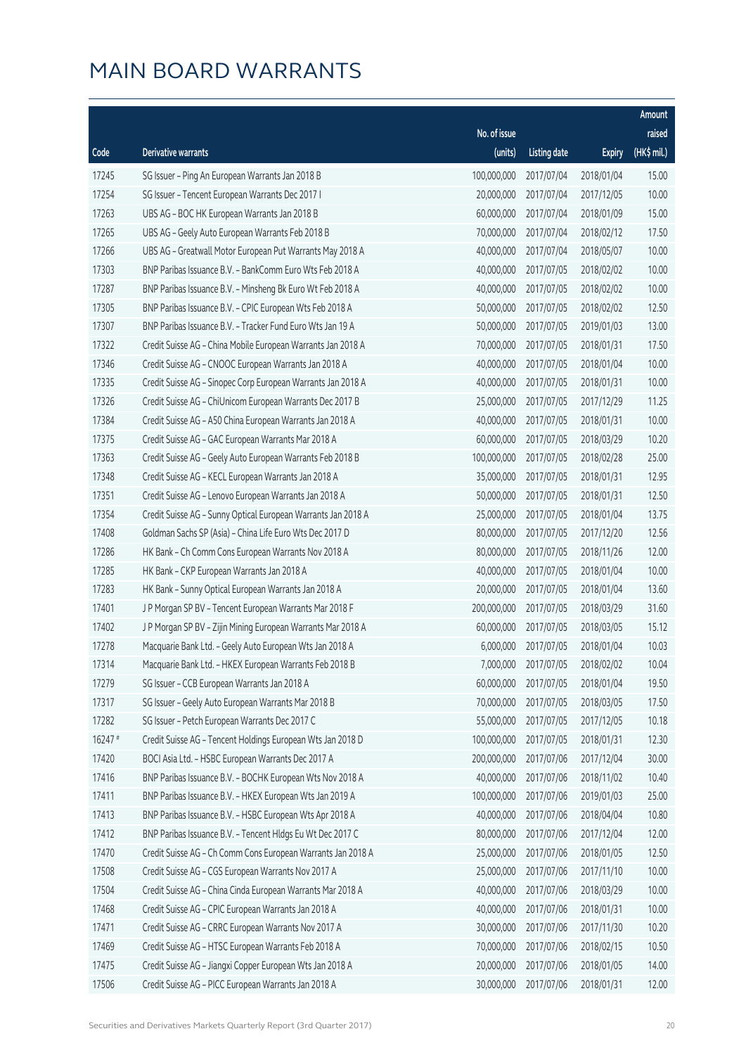# MAIN BOARD WARRANTS

| Code | Derivative warrants | No. of issue (units) | Listing date | Expiry | Amount raised (HK$ mil.) |
|---|---|---|---|---|---|
| 17245 | SG Issuer - Ping An European Warrants Jan 2018 B | 100,000,000 | 2017/07/04 | 2018/01/04 | 15.00 |
| 17254 | SG Issuer - Tencent European Warrants Dec 2017 I | 20,000,000 | 2017/07/04 | 2017/12/05 | 10.00 |
| 17263 | UBS AG - BOC HK European Warrants Jan 2018 B | 60,000,000 | 2017/07/04 | 2018/01/09 | 15.00 |
| 17265 | UBS AG - Geely Auto European Warrants Feb 2018 B | 70,000,000 | 2017/07/04 | 2018/02/12 | 17.50 |
| 17266 | UBS AG - Greatwall Motor European Put Warrants May 2018 A | 40,000,000 | 2017/07/04 | 2018/05/07 | 10.00 |
| 17303 | BNP Paribas Issuance B.V. - BankComm Euro Wts Feb 2018 A | 40,000,000 | 2017/07/05 | 2018/02/02 | 10.00 |
| 17287 | BNP Paribas Issuance B.V. - Minsheng Bk Euro Wt Feb 2018 A | 40,000,000 | 2017/07/05 | 2018/02/02 | 10.00 |
| 17305 | BNP Paribas Issuance B.V. - CPIC European Wts Feb 2018 A | 50,000,000 | 2017/07/05 | 2018/02/02 | 12.50 |
| 17307 | BNP Paribas Issuance B.V. - Tracker Fund Euro Wts Jan 19 A | 50,000,000 | 2017/07/05 | 2019/01/03 | 13.00 |
| 17322 | Credit Suisse AG - China Mobile European Warrants Jan 2018 A | 70,000,000 | 2017/07/05 | 2018/01/31 | 17.50 |
| 17346 | Credit Suisse AG - CNOOC European Warrants Jan 2018 A | 40,000,000 | 2017/07/05 | 2018/01/04 | 10.00 |
| 17335 | Credit Suisse AG - Sinopec Corp European Warrants Jan 2018 A | 40,000,000 | 2017/07/05 | 2018/01/31 | 10.00 |
| 17326 | Credit Suisse AG - ChiUnicom European Warrants Dec 2017 B | 25,000,000 | 2017/07/05 | 2017/12/29 | 11.25 |
| 17384 | Credit Suisse AG - A50 China European Warrants Jan 2018 A | 40,000,000 | 2017/07/05 | 2018/01/31 | 10.00 |
| 17375 | Credit Suisse AG - GAC European Warrants Mar 2018 A | 60,000,000 | 2017/07/05 | 2018/03/29 | 10.20 |
| 17363 | Credit Suisse AG - Geely Auto European Warrants Feb 2018 B | 100,000,000 | 2017/07/05 | 2018/02/28 | 25.00 |
| 17348 | Credit Suisse AG - KECL European Warrants Jan 2018 A | 35,000,000 | 2017/07/05 | 2018/01/31 | 12.95 |
| 17351 | Credit Suisse AG - Lenovo European Warrants Jan 2018 A | 50,000,000 | 2017/07/05 | 2018/01/31 | 12.50 |
| 17354 | Credit Suisse AG - Sunny Optical European Warrants Jan 2018 A | 25,000,000 | 2017/07/05 | 2018/01/04 | 13.75 |
| 17408 | Goldman Sachs SP (Asia) - China Life Euro Wts Dec 2017 D | 80,000,000 | 2017/07/05 | 2017/12/20 | 12.56 |
| 17286 | HK Bank - Ch Comm Cons European Warrants Nov 2018 A | 80,000,000 | 2017/07/05 | 2018/11/26 | 12.00 |
| 17285 | HK Bank - CKP European Warrants Jan 2018 A | 40,000,000 | 2017/07/05 | 2018/01/04 | 10.00 |
| 17283 | HK Bank - Sunny Optical European Warrants Jan 2018 A | 20,000,000 | 2017/07/05 | 2018/01/04 | 13.60 |
| 17401 | J P Morgan SP BV - Tencent European Warrants Mar 2018 F | 200,000,000 | 2017/07/05 | 2018/03/29 | 31.60 |
| 17402 | J P Morgan SP BV - Zijin Mining European Warrants Mar 2018 A | 60,000,000 | 2017/07/05 | 2018/03/05 | 15.12 |
| 17278 | Macquarie Bank Ltd. - Geely Auto European Wts Jan 2018 A | 6,000,000 | 2017/07/05 | 2018/01/04 | 10.03 |
| 17314 | Macquarie Bank Ltd. - HKEX European Warrants Feb 2018 B | 7,000,000 | 2017/07/05 | 2018/02/02 | 10.04 |
| 17279 | SG Issuer - CCB European Warrants Jan 2018 A | 60,000,000 | 2017/07/05 | 2018/01/04 | 19.50 |
| 17317 | SG Issuer - Geely Auto European Warrants Mar 2018 B | 70,000,000 | 2017/07/05 | 2018/03/05 | 17.50 |
| 17282 | SG Issuer - Petch European Warrants Dec 2017 C | 55,000,000 | 2017/07/05 | 2017/12/05 | 10.18 |
| 16247 # | Credit Suisse AG - Tencent Holdings European Wts Jan 2018 D | 100,000,000 | 2017/07/05 | 2018/01/31 | 12.30 |
| 17420 | BOCI Asia Ltd. - HSBC European Warrants Dec 2017 A | 200,000,000 | 2017/07/06 | 2017/12/04 | 30.00 |
| 17416 | BNP Paribas Issuance B.V. - BOCHK European Wts Nov 2018 A | 40,000,000 | 2017/07/06 | 2018/11/02 | 10.40 |
| 17411 | BNP Paribas Issuance B.V. - HKEX European Wts Jan 2019 A | 100,000,000 | 2017/07/06 | 2019/01/03 | 25.00 |
| 17413 | BNP Paribas Issuance B.V. - HSBC European Wts Apr 2018 A | 40,000,000 | 2017/07/06 | 2018/04/04 | 10.80 |
| 17412 | BNP Paribas Issuance B.V. - Tencent Hldgs Eu Wt Dec 2017 C | 80,000,000 | 2017/07/06 | 2017/12/04 | 12.00 |
| 17470 | Credit Suisse AG - Ch Comm Cons European Warrants Jan 2018 A | 25,000,000 | 2017/07/06 | 2018/01/05 | 12.50 |
| 17508 | Credit Suisse AG - CGS European Warrants Nov 2017 A | 25,000,000 | 2017/07/06 | 2017/11/10 | 10.00 |
| 17504 | Credit Suisse AG - China Cinda European Warrants Mar 2018 A | 40,000,000 | 2017/07/06 | 2018/03/29 | 10.00 |
| 17468 | Credit Suisse AG - CPIC European Warrants Jan 2018 A | 40,000,000 | 2017/07/06 | 2018/01/31 | 10.00 |
| 17471 | Credit Suisse AG - CRRC European Warrants Nov 2017 A | 30,000,000 | 2017/07/06 | 2017/11/30 | 10.20 |
| 17469 | Credit Suisse AG - HTSC European Warrants Feb 2018 A | 70,000,000 | 2017/07/06 | 2018/02/15 | 10.50 |
| 17475 | Credit Suisse AG - Jiangxi Copper European Wts Jan 2018 A | 20,000,000 | 2017/07/06 | 2018/01/05 | 14.00 |
| 17506 | Credit Suisse AG - PICC European Warrants Jan 2018 A | 30,000,000 | 2017/07/06 | 2018/01/31 | 12.00 |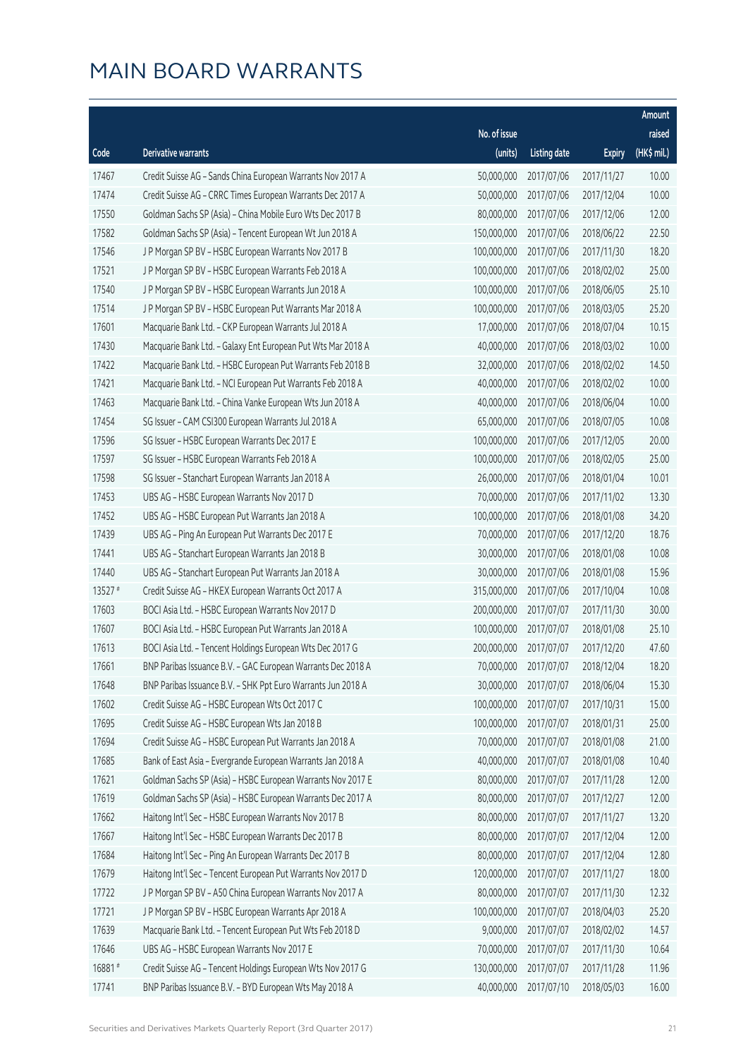# MAIN BOARD WARRANTS

| Code | Derivative warrants | No. of issue (units) | Listing date | Expiry | Amount raised (HK$ mil.) |
|---|---|---|---|---|---|
| 17467 | Credit Suisse AG - Sands China European Warrants Nov 2017 A | 50,000,000 | 2017/07/06 | 2017/11/27 | 10.00 |
| 17474 | Credit Suisse AG - CRRC Times European Warrants Dec 2017 A | 50,000,000 | 2017/07/06 | 2017/12/04 | 10.00 |
| 17550 | Goldman Sachs SP (Asia) - China Mobile Euro Wts Dec 2017 B | 80,000,000 | 2017/07/06 | 2017/12/06 | 12.00 |
| 17582 | Goldman Sachs SP (Asia) - Tencent European Wt Jun 2018 A | 150,000,000 | 2017/07/06 | 2018/06/22 | 22.50 |
| 17546 | J P Morgan SP BV - HSBC European Warrants Nov 2017 B | 100,000,000 | 2017/07/06 | 2017/11/30 | 18.20 |
| 17521 | J P Morgan SP BV - HSBC European Warrants Feb 2018 A | 100,000,000 | 2017/07/06 | 2018/02/02 | 25.00 |
| 17540 | J P Morgan SP BV - HSBC European Warrants Jun 2018 A | 100,000,000 | 2017/07/06 | 2018/06/05 | 25.10 |
| 17514 | J P Morgan SP BV - HSBC European Put Warrants Mar 2018 A | 100,000,000 | 2017/07/06 | 2018/03/05 | 25.20 |
| 17601 | Macquarie Bank Ltd. - CKP European Warrants Jul 2018 A | 17,000,000 | 2017/07/06 | 2018/07/04 | 10.15 |
| 17430 | Macquarie Bank Ltd. - Galaxy Ent European Put Wts Mar 2018 A | 40,000,000 | 2017/07/06 | 2018/03/02 | 10.00 |
| 17422 | Macquarie Bank Ltd. - HSBC European Put Warrants Feb 2018 B | 32,000,000 | 2017/07/06 | 2018/02/02 | 14.50 |
| 17421 | Macquarie Bank Ltd. - NCI European Put Warrants Feb 2018 A | 40,000,000 | 2017/07/06 | 2018/02/02 | 10.00 |
| 17463 | Macquarie Bank Ltd. - China Vanke European Wts Jun 2018 A | 40,000,000 | 2017/07/06 | 2018/06/04 | 10.00 |
| 17454 | SG Issuer - CAM CSI300 European Warrants Jul 2018 A | 65,000,000 | 2017/07/06 | 2018/07/05 | 10.08 |
| 17596 | SG Issuer - HSBC European Warrants Dec 2017 E | 100,000,000 | 2017/07/06 | 2017/12/05 | 20.00 |
| 17597 | SG Issuer - HSBC European Warrants Feb 2018 A | 100,000,000 | 2017/07/06 | 2018/02/05 | 25.00 |
| 17598 | SG Issuer - Stanchart European Warrants Jan 2018 A | 26,000,000 | 2017/07/06 | 2018/01/04 | 10.01 |
| 17453 | UBS AG - HSBC European Warrants Nov 2017 D | 70,000,000 | 2017/07/06 | 2017/11/02 | 13.30 |
| 17452 | UBS AG - HSBC European Put Warrants Jan 2018 A | 100,000,000 | 2017/07/06 | 2018/01/08 | 34.20 |
| 17439 | UBS AG - Ping An European Put Warrants Dec 2017 E | 70,000,000 | 2017/07/06 | 2017/12/20 | 18.76 |
| 17441 | UBS AG - Stanchart European Warrants Jan 2018 B | 30,000,000 | 2017/07/06 | 2018/01/08 | 10.08 |
| 17440 | UBS AG - Stanchart European Put Warrants Jan 2018 A | 30,000,000 | 2017/07/06 | 2018/01/08 | 15.96 |
| 13527 # | Credit Suisse AG - HKEX European Warrants Oct 2017 A | 315,000,000 | 2017/07/06 | 2017/10/04 | 10.08 |
| 17603 | BOCI Asia Ltd. - HSBC European Warrants Nov 2017 D | 200,000,000 | 2017/07/07 | 2017/11/30 | 30.00 |
| 17607 | BOCI Asia Ltd. - HSBC European Put Warrants Jan 2018 A | 100,000,000 | 2017/07/07 | 2018/01/08 | 25.10 |
| 17613 | BOCI Asia Ltd. - Tencent Holdings European Wts Dec 2017 G | 200,000,000 | 2017/07/07 | 2017/12/20 | 47.60 |
| 17661 | BNP Paribas Issuance B.V. - GAC European Warrants Dec 2018 A | 70,000,000 | 2017/07/07 | 2018/12/04 | 18.20 |
| 17648 | BNP Paribas Issuance B.V. - SHK Ppt Euro Warrants Jun 2018 A | 30,000,000 | 2017/07/07 | 2018/06/04 | 15.30 |
| 17602 | Credit Suisse AG - HSBC European Wts Oct 2017 C | 100,000,000 | 2017/07/07 | 2017/10/31 | 15.00 |
| 17695 | Credit Suisse AG - HSBC European Wts Jan 2018 B | 100,000,000 | 2017/07/07 | 2018/01/31 | 25.00 |
| 17694 | Credit Suisse AG - HSBC European Put Warrants Jan 2018 A | 70,000,000 | 2017/07/07 | 2018/01/08 | 21.00 |
| 17685 | Bank of East Asia - Evergrande European Warrants Jan 2018 A | 40,000,000 | 2017/07/07 | 2018/01/08 | 10.40 |
| 17621 | Goldman Sachs SP (Asia) - HSBC European Warrants Nov 2017 E | 80,000,000 | 2017/07/07 | 2017/11/28 | 12.00 |
| 17619 | Goldman Sachs SP (Asia) - HSBC European Warrants Dec 2017 A | 80,000,000 | 2017/07/07 | 2017/12/27 | 12.00 |
| 17662 | Haitong Int'l Sec - HSBC European Warrants Nov 2017 B | 80,000,000 | 2017/07/07 | 2017/11/27 | 13.20 |
| 17667 | Haitong Int'l Sec - HSBC European Warrants Dec 2017 B | 80,000,000 | 2017/07/07 | 2017/12/04 | 12.00 |
| 17684 | Haitong Int'l Sec - Ping An European Warrants Dec 2017 B | 80,000,000 | 2017/07/07 | 2017/12/04 | 12.80 |
| 17679 | Haitong Int'l Sec - Tencent European Put Warrants Nov 2017 D | 120,000,000 | 2017/07/07 | 2017/11/27 | 18.00 |
| 17722 | J P Morgan SP BV - A50 China European Warrants Nov 2017 A | 80,000,000 | 2017/07/07 | 2017/11/30 | 12.32 |
| 17721 | J P Morgan SP BV - HSBC European Warrants Apr 2018 A | 100,000,000 | 2017/07/07 | 2018/04/03 | 25.20 |
| 17639 | Macquarie Bank Ltd. - Tencent European Put Wts Feb 2018 D | 9,000,000 | 2017/07/07 | 2018/02/02 | 14.57 |
| 17646 | UBS AG - HSBC European Warrants Nov 2017 E | 70,000,000 | 2017/07/07 | 2017/11/30 | 10.64 |
| 16881 # | Credit Suisse AG - Tencent Holdings European Wts Nov 2017 G | 130,000,000 | 2017/07/07 | 2017/11/28 | 11.96 |
| 17741 | BNP Paribas Issuance B.V. - BYD European Wts May 2018 A | 40,000,000 | 2017/07/10 | 2018/05/03 | 16.00 |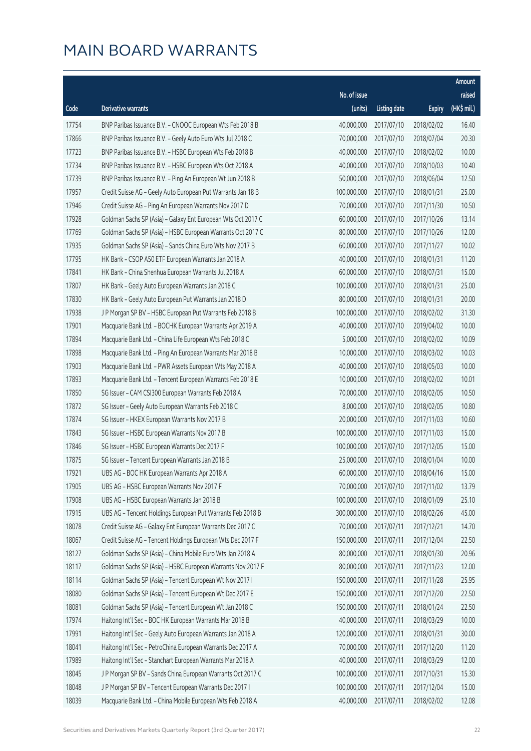# MAIN BOARD WARRANTS

| Code | Derivative warrants | No. of issue (units) | Listing date | Expiry | Amount raised (HK$ mil.) |
|---|---|---|---|---|---|
| 17754 | BNP Paribas Issuance B.V. - CNOOC European Wts Feb 2018 B | 40,000,000 | 2017/07/10 | 2018/02/02 | 16.40 |
| 17866 | BNP Paribas Issuance B.V. - Geely Auto Euro Wts Jul 2018 C | 70,000,000 | 2017/07/10 | 2018/07/04 | 20.30 |
| 17723 | BNP Paribas Issuance B.V. - HSBC European Wts Feb 2018 B | 40,000,000 | 2017/07/10 | 2018/02/02 | 10.00 |
| 17734 | BNP Paribas Issuance B.V. - HSBC European Wts Oct 2018 A | 40,000,000 | 2017/07/10 | 2018/10/03 | 10.40 |
| 17739 | BNP Paribas Issuance B.V. - Ping An European Wt Jun 2018 B | 50,000,000 | 2017/07/10 | 2018/06/04 | 12.50 |
| 17957 | Credit Suisse AG - Geely Auto European Put Warrants Jan 18 B | 100,000,000 | 2017/07/10 | 2018/01/31 | 25.00 |
| 17946 | Credit Suisse AG - Ping An European Warrants Nov 2017 D | 70,000,000 | 2017/07/10 | 2017/11/30 | 10.50 |
| 17928 | Goldman Sachs SP (Asia) - Galaxy Ent European Wts Oct 2017 C | 60,000,000 | 2017/07/10 | 2017/10/26 | 13.14 |
| 17769 | Goldman Sachs SP (Asia) - HSBC European Warrants Oct 2017 C | 80,000,000 | 2017/07/10 | 2017/10/26 | 12.00 |
| 17935 | Goldman Sachs SP (Asia) - Sands China Euro Wts Nov 2017 B | 60,000,000 | 2017/07/10 | 2017/11/27 | 10.02 |
| 17795 | HK Bank - CSOP A50 ETF European Warrants Jan 2018 A | 40,000,000 | 2017/07/10 | 2018/01/31 | 11.20 |
| 17841 | HK Bank - China Shenhua European Warrants Jul 2018 A | 60,000,000 | 2017/07/10 | 2018/07/31 | 15.00 |
| 17807 | HK Bank - Geely Auto European Warrants Jan 2018 C | 100,000,000 | 2017/07/10 | 2018/01/31 | 25.00 |
| 17830 | HK Bank - Geely Auto European Put Warrants Jan 2018 D | 80,000,000 | 2017/07/10 | 2018/01/31 | 20.00 |
| 17938 | J P Morgan SP BV - HSBC European Put Warrants Feb 2018 B | 100,000,000 | 2017/07/10 | 2018/02/02 | 31.30 |
| 17901 | Macquarie Bank Ltd. - BOCHK European Warrants Apr 2019 A | 40,000,000 | 2017/07/10 | 2019/04/02 | 10.00 |
| 17894 | Macquarie Bank Ltd. - China Life European Wts Feb 2018 C | 5,000,000 | 2017/07/10 | 2018/02/02 | 10.09 |
| 17898 | Macquarie Bank Ltd. - Ping An European Warrants Mar 2018 B | 10,000,000 | 2017/07/10 | 2018/03/02 | 10.03 |
| 17903 | Macquarie Bank Ltd. - PWR Assets European Wts May 2018 A | 40,000,000 | 2017/07/10 | 2018/05/03 | 10.00 |
| 17893 | Macquarie Bank Ltd. - Tencent European Warrants Feb 2018 E | 10,000,000 | 2017/07/10 | 2018/02/02 | 10.01 |
| 17850 | SG Issuer - CAM CSI300 European Warrants Feb 2018 A | 70,000,000 | 2017/07/10 | 2018/02/05 | 10.50 |
| 17872 | SG Issuer - Geely Auto European Warrants Feb 2018 C | 8,000,000 | 2017/07/10 | 2018/02/05 | 10.80 |
| 17874 | SG Issuer - HKEX European Warrants Nov 2017 B | 20,000,000 | 2017/07/10 | 2017/11/03 | 10.60 |
| 17843 | SG Issuer - HSBC European Warrants Nov 2017 B | 100,000,000 | 2017/07/10 | 2017/11/03 | 15.00 |
| 17846 | SG Issuer - HSBC European Warrants Dec 2017 F | 100,000,000 | 2017/07/10 | 2017/12/05 | 15.00 |
| 17875 | SG Issuer - Tencent European Warrants Jan 2018 B | 25,000,000 | 2017/07/10 | 2018/01/04 | 10.00 |
| 17921 | UBS AG - BOC HK European Warrants Apr 2018 A | 60,000,000 | 2017/07/10 | 2018/04/16 | 15.00 |
| 17905 | UBS AG - HSBC European Warrants Nov 2017 F | 70,000,000 | 2017/07/10 | 2017/11/02 | 13.79 |
| 17908 | UBS AG - HSBC European Warrants Jan 2018 B | 100,000,000 | 2017/07/10 | 2018/01/09 | 25.10 |
| 17915 | UBS AG - Tencent Holdings European Put Warrants Feb 2018 B | 300,000,000 | 2017/07/10 | 2018/02/26 | 45.00 |
| 18078 | Credit Suisse AG - Galaxy Ent European Warrants Dec 2017 C | 70,000,000 | 2017/07/11 | 2017/12/21 | 14.70 |
| 18067 | Credit Suisse AG - Tencent Holdings European Wts Dec 2017 F | 150,000,000 | 2017/07/11 | 2017/12/04 | 22.50 |
| 18127 | Goldman Sachs SP (Asia) - China Mobile Euro Wts Jan 2018 A | 80,000,000 | 2017/07/11 | 2018/01/30 | 20.96 |
| 18117 | Goldman Sachs SP (Asia) - HSBC European Warrants Nov 2017 F | 80,000,000 | 2017/07/11 | 2017/11/23 | 12.00 |
| 18114 | Goldman Sachs SP (Asia) - Tencent European Wt Nov 2017 I | 150,000,000 | 2017/07/11 | 2017/11/28 | 25.95 |
| 18080 | Goldman Sachs SP (Asia) - Tencent European Wt Dec 2017 E | 150,000,000 | 2017/07/11 | 2017/12/20 | 22.50 |
| 18081 | Goldman Sachs SP (Asia) - Tencent European Wt Jan 2018 C | 150,000,000 | 2017/07/11 | 2018/01/24 | 22.50 |
| 17974 | Haitong Int'l Sec - BOC HK European Warrants Mar 2018 B | 40,000,000 | 2017/07/11 | 2018/03/29 | 10.00 |
| 17991 | Haitong Int'l Sec - Geely Auto European Warrants Jan 2018 A | 120,000,000 | 2017/07/11 | 2018/01/31 | 30.00 |
| 18041 | Haitong Int'l Sec - PetroChina European Warrants Dec 2017 A | 70,000,000 | 2017/07/11 | 2017/12/20 | 11.20 |
| 17989 | Haitong Int'l Sec - Stanchart European Warrants Mar 2018 A | 40,000,000 | 2017/07/11 | 2018/03/29 | 12.00 |
| 18045 | J P Morgan SP BV - Sands China European Warrants Oct 2017 C | 100,000,000 | 2017/07/11 | 2017/10/31 | 15.30 |
| 18048 | J P Morgan SP BV - Tencent European Warrants Dec 2017 I | 100,000,000 | 2017/07/11 | 2017/12/04 | 15.00 |
| 18039 | Macquarie Bank Ltd. - China Mobile European Wts Feb 2018 A | 40,000,000 | 2017/07/11 | 2018/02/02 | 12.08 |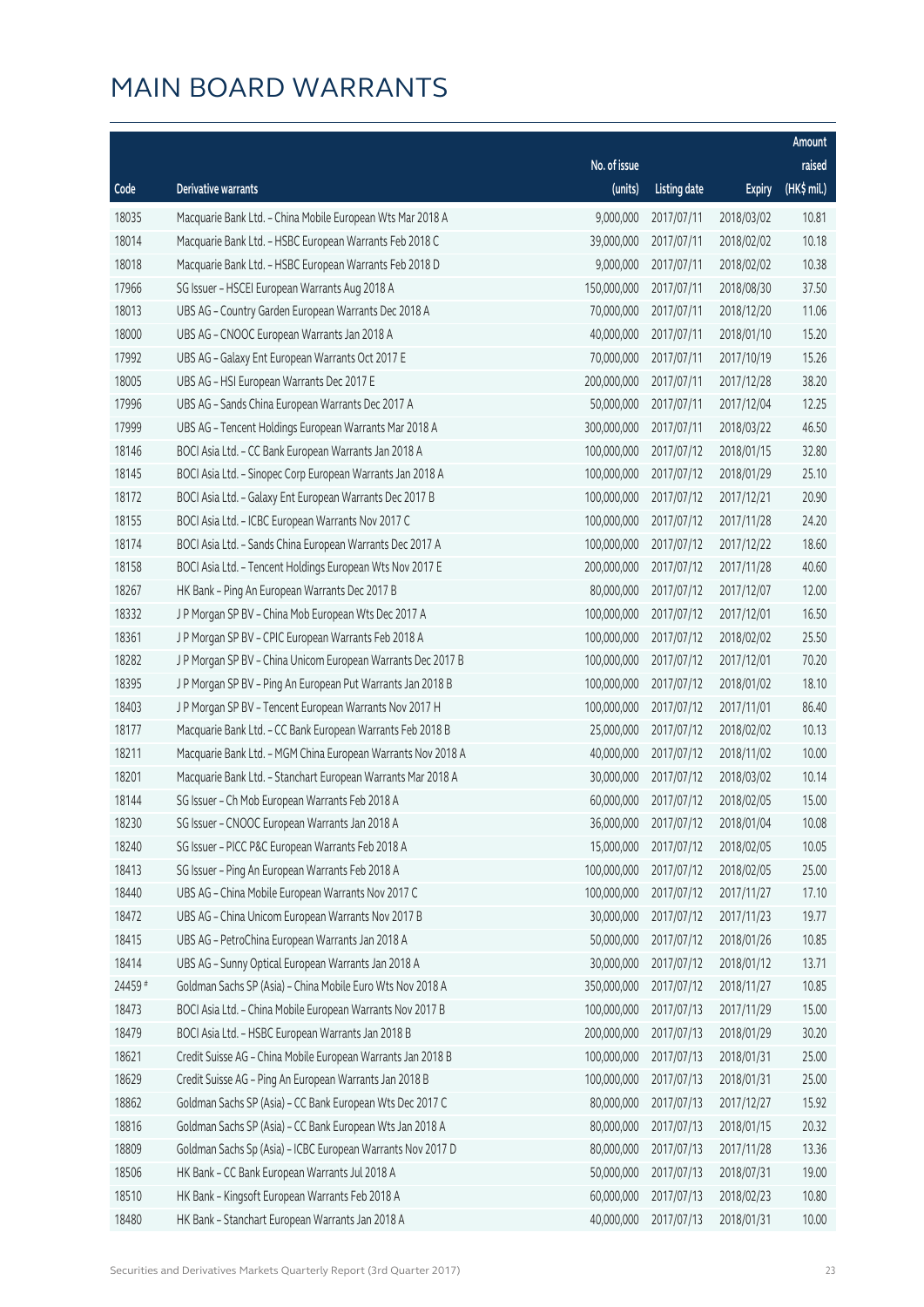# MAIN BOARD WARRANTS

| Code | Derivative warrants | No. of issue (units) | Listing date | Expiry | Amount raised (HK$ mil.) |
|---|---|---|---|---|---|
| 18035 | Macquarie Bank Ltd. - China Mobile European Wts Mar 2018 A | 9,000,000 | 2017/07/11 | 2018/03/02 | 10.81 |
| 18014 | Macquarie Bank Ltd. - HSBC European Warrants Feb 2018 C | 39,000,000 | 2017/07/11 | 2018/02/02 | 10.18 |
| 18018 | Macquarie Bank Ltd. - HSBC European Warrants Feb 2018 D | 9,000,000 | 2017/07/11 | 2018/02/02 | 10.38 |
| 17966 | SG Issuer - HSCEI European Warrants Aug 2018 A | 150,000,000 | 2017/07/11 | 2018/08/30 | 37.50 |
| 18013 | UBS AG - Country Garden European Warrants Dec 2018 A | 70,000,000 | 2017/07/11 | 2018/12/20 | 11.06 |
| 18000 | UBS AG - CNOOC European Warrants Jan 2018 A | 40,000,000 | 2017/07/11 | 2018/01/10 | 15.20 |
| 17992 | UBS AG - Galaxy Ent European Warrants Oct 2017 E | 70,000,000 | 2017/07/11 | 2017/10/19 | 15.26 |
| 18005 | UBS AG - HSI European Warrants Dec 2017 E | 200,000,000 | 2017/07/11 | 2017/12/28 | 38.20 |
| 17996 | UBS AG - Sands China European Warrants Dec 2017 A | 50,000,000 | 2017/07/11 | 2017/12/04 | 12.25 |
| 17999 | UBS AG - Tencent Holdings European Warrants Mar 2018 A | 300,000,000 | 2017/07/11 | 2018/03/22 | 46.50 |
| 18146 | BOCI Asia Ltd. - CC Bank European Warrants Jan 2018 A | 100,000,000 | 2017/07/12 | 2018/01/15 | 32.80 |
| 18145 | BOCI Asia Ltd. - Sinopec Corp European Warrants Jan 2018 A | 100,000,000 | 2017/07/12 | 2018/01/29 | 25.10 |
| 18172 | BOCI Asia Ltd. - Galaxy Ent European Warrants Dec 2017 B | 100,000,000 | 2017/07/12 | 2017/12/21 | 20.90 |
| 18155 | BOCI Asia Ltd. - ICBC European Warrants Nov 2017 C | 100,000,000 | 2017/07/12 | 2017/11/28 | 24.20 |
| 18174 | BOCI Asia Ltd. - Sands China European Warrants Dec 2017 A | 100,000,000 | 2017/07/12 | 2017/12/22 | 18.60 |
| 18158 | BOCI Asia Ltd. - Tencent Holdings European Wts Nov 2017 E | 200,000,000 | 2017/07/12 | 2017/11/28 | 40.60 |
| 18267 | HK Bank - Ping An European Warrants Dec 2017 B | 80,000,000 | 2017/07/12 | 2017/12/07 | 12.00 |
| 18332 | J P Morgan SP BV - China Mob European Wts Dec 2017 A | 100,000,000 | 2017/07/12 | 2017/12/01 | 16.50 |
| 18361 | J P Morgan SP BV - CPIC European Warrants Feb 2018 A | 100,000,000 | 2017/07/12 | 2018/02/02 | 25.50 |
| 18282 | J P Morgan SP BV - China Unicom European Warrants Dec 2017 B | 100,000,000 | 2017/07/12 | 2017/12/01 | 70.20 |
| 18395 | J P Morgan SP BV - Ping An European Put Warrants Jan 2018 B | 100,000,000 | 2017/07/12 | 2018/01/02 | 18.10 |
| 18403 | J P Morgan SP BV - Tencent European Warrants Nov 2017 H | 100,000,000 | 2017/07/12 | 2017/11/01 | 86.40 |
| 18177 | Macquarie Bank Ltd. - CC Bank European Warrants Feb 2018 B | 25,000,000 | 2017/07/12 | 2018/02/02 | 10.13 |
| 18211 | Macquarie Bank Ltd. - MGM China European Warrants Nov 2018 A | 40,000,000 | 2017/07/12 | 2018/11/02 | 10.00 |
| 18201 | Macquarie Bank Ltd. - Stanchart European Warrants Mar 2018 A | 30,000,000 | 2017/07/12 | 2018/03/02 | 10.14 |
| 18144 | SG Issuer - Ch Mob European Warrants Feb 2018 A | 60,000,000 | 2017/07/12 | 2018/02/05 | 15.00 |
| 18230 | SG Issuer - CNOOC European Warrants Jan 2018 A | 36,000,000 | 2017/07/12 | 2018/01/04 | 10.08 |
| 18240 | SG Issuer - PICC P&C European Warrants Feb 2018 A | 15,000,000 | 2017/07/12 | 2018/02/05 | 10.05 |
| 18413 | SG Issuer - Ping An European Warrants Feb 2018 A | 100,000,000 | 2017/07/12 | 2018/02/05 | 25.00 |
| 18440 | UBS AG - China Mobile European Warrants Nov 2017 C | 100,000,000 | 2017/07/12 | 2017/11/27 | 17.10 |
| 18472 | UBS AG - China Unicom European Warrants Nov 2017 B | 30,000,000 | 2017/07/12 | 2017/11/23 | 19.77 |
| 18415 | UBS AG - PetroChina European Warrants Jan 2018 A | 50,000,000 | 2017/07/12 | 2018/01/26 | 10.85 |
| 18414 | UBS AG - Sunny Optical European Warrants Jan 2018 A | 30,000,000 | 2017/07/12 | 2018/01/12 | 13.71 |
| 24459 # | Goldman Sachs SP (Asia) - China Mobile Euro Wts Nov 2018 A | 350,000,000 | 2017/07/12 | 2018/11/27 | 10.85 |
| 18473 | BOCI Asia Ltd. - China Mobile European Warrants Nov 2017 B | 100,000,000 | 2017/07/13 | 2017/11/29 | 15.00 |
| 18479 | BOCI Asia Ltd. - HSBC European Warrants Jan 2018 B | 200,000,000 | 2017/07/13 | 2018/01/29 | 30.20 |
| 18621 | Credit Suisse AG - China Mobile European Warrants Jan 2018 B | 100,000,000 | 2017/07/13 | 2018/01/31 | 25.00 |
| 18629 | Credit Suisse AG - Ping An European Warrants Jan 2018 B | 100,000,000 | 2017/07/13 | 2018/01/31 | 25.00 |
| 18862 | Goldman Sachs SP (Asia) - CC Bank European Wts Dec 2017 C | 80,000,000 | 2017/07/13 | 2017/12/27 | 15.92 |
| 18816 | Goldman Sachs SP (Asia) - CC Bank European Wts Jan 2018 A | 80,000,000 | 2017/07/13 | 2018/01/15 | 20.32 |
| 18809 | Goldman Sachs Sp (Asia) - ICBC European Warrants Nov 2017 D | 80,000,000 | 2017/07/13 | 2017/11/28 | 13.36 |
| 18506 | HK Bank - CC Bank European Warrants Jul 2018 A | 50,000,000 | 2017/07/13 | 2018/07/31 | 19.00 |
| 18510 | HK Bank - Kingsoft European Warrants Feb 2018 A | 60,000,000 | 2017/07/13 | 2018/02/23 | 10.80 |
| 18480 | HK Bank - Stanchart European Warrants Jan 2018 A | 40,000,000 | 2017/07/13 | 2018/01/31 | 10.00 |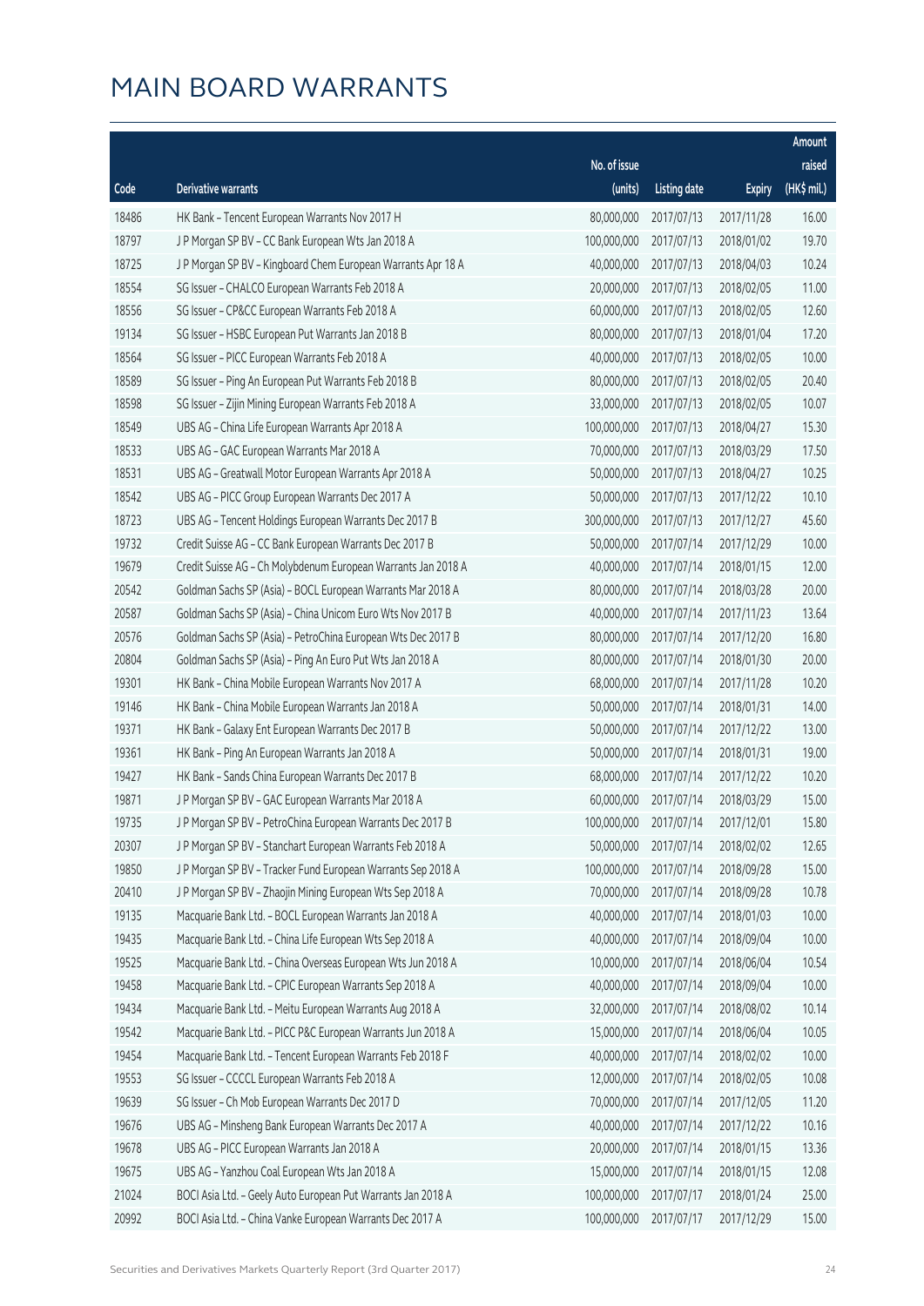# MAIN BOARD WARRANTS

| Code | Derivative warrants | No. of issue (units) | Listing date | Expiry | Amount raised (HK$ mil.) |
|---|---|---|---|---|---|
| 18486 | HK Bank – Tencent European Warrants Nov 2017 H | 80,000,000 | 2017/07/13 | 2017/11/28 | 16.00 |
| 18797 | J P Morgan SP BV – CC Bank European Wts Jan 2018 A | 100,000,000 | 2017/07/13 | 2018/01/02 | 19.70 |
| 18725 | J P Morgan SP BV – Kingboard Chem European Warrants Apr 18 A | 40,000,000 | 2017/07/13 | 2018/04/03 | 10.24 |
| 18554 | SG Issuer – CHALCO European Warrants Feb 2018 A | 20,000,000 | 2017/07/13 | 2018/02/05 | 11.00 |
| 18556 | SG Issuer – CP&CC European Warrants Feb 2018 A | 60,000,000 | 2017/07/13 | 2018/02/05 | 12.60 |
| 19134 | SG Issuer – HSBC European Put Warrants Jan 2018 B | 80,000,000 | 2017/07/13 | 2018/01/04 | 17.20 |
| 18564 | SG Issuer – PICC European Warrants Feb 2018 A | 40,000,000 | 2017/07/13 | 2018/02/05 | 10.00 |
| 18589 | SG Issuer – Ping An European Put Warrants Feb 2018 B | 80,000,000 | 2017/07/13 | 2018/02/05 | 20.40 |
| 18598 | SG Issuer – Zijin Mining European Warrants Feb 2018 A | 33,000,000 | 2017/07/13 | 2018/02/05 | 10.07 |
| 18549 | UBS AG – China Life European Warrants Apr 2018 A | 100,000,000 | 2017/07/13 | 2018/04/27 | 15.30 |
| 18533 | UBS AG – GAC European Warrants Mar 2018 A | 70,000,000 | 2017/07/13 | 2018/03/29 | 17.50 |
| 18531 | UBS AG – Greatwall Motor European Warrants Apr 2018 A | 50,000,000 | 2017/07/13 | 2018/04/27 | 10.25 |
| 18542 | UBS AG – PICC Group European Warrants Dec 2017 A | 50,000,000 | 2017/07/13 | 2017/12/22 | 10.10 |
| 18723 | UBS AG – Tencent Holdings European Warrants Dec 2017 B | 300,000,000 | 2017/07/13 | 2017/12/27 | 45.60 |
| 19732 | Credit Suisse AG – CC Bank European Warrants Dec 2017 B | 50,000,000 | 2017/07/14 | 2017/12/29 | 10.00 |
| 19679 | Credit Suisse AG – Ch Molybdenum European Warrants Jan 2018 A | 40,000,000 | 2017/07/14 | 2018/01/15 | 12.00 |
| 20542 | Goldman Sachs SP (Asia) – BOCL European Warrants Mar 2018 A | 80,000,000 | 2017/07/14 | 2018/03/28 | 20.00 |
| 20587 | Goldman Sachs SP (Asia) – China Unicom Euro Wts Nov 2017 B | 40,000,000 | 2017/07/14 | 2017/11/23 | 13.64 |
| 20576 | Goldman Sachs SP (Asia) – PetroChina European Wts Dec 2017 B | 80,000,000 | 2017/07/14 | 2017/12/20 | 16.80 |
| 20804 | Goldman Sachs SP (Asia) – Ping An Euro Put Wts Jan 2018 A | 80,000,000 | 2017/07/14 | 2018/01/30 | 20.00 |
| 19301 | HK Bank – China Mobile European Warrants Nov 2017 A | 68,000,000 | 2017/07/14 | 2017/11/28 | 10.20 |
| 19146 | HK Bank – China Mobile European Warrants Jan 2018 A | 50,000,000 | 2017/07/14 | 2018/01/31 | 14.00 |
| 19371 | HK Bank – Galaxy Ent European Warrants Dec 2017 B | 50,000,000 | 2017/07/14 | 2017/12/22 | 13.00 |
| 19361 | HK Bank – Ping An European Warrants Jan 2018 A | 50,000,000 | 2017/07/14 | 2018/01/31 | 19.00 |
| 19427 | HK Bank – Sands China European Warrants Dec 2017 B | 68,000,000 | 2017/07/14 | 2017/12/22 | 10.20 |
| 19871 | J P Morgan SP BV – GAC European Warrants Mar 2018 A | 60,000,000 | 2017/07/14 | 2018/03/29 | 15.00 |
| 19735 | J P Morgan SP BV – PetroChina European Warrants Dec 2017 B | 100,000,000 | 2017/07/14 | 2017/12/01 | 15.80 |
| 20307 | J P Morgan SP BV – Stanchart European Warrants Feb 2018 A | 50,000,000 | 2017/07/14 | 2018/02/02 | 12.65 |
| 19850 | J P Morgan SP BV – Tracker Fund European Warrants Sep 2018 A | 100,000,000 | 2017/07/14 | 2018/09/28 | 15.00 |
| 20410 | J P Morgan SP BV – Zhaojin Mining European Wts Sep 2018 A | 70,000,000 | 2017/07/14 | 2018/09/28 | 10.78 |
| 19135 | Macquarie Bank Ltd. – BOCL European Warrants Jan 2018 A | 40,000,000 | 2017/07/14 | 2018/01/03 | 10.00 |
| 19435 | Macquarie Bank Ltd. – China Life European Wts Sep 2018 A | 40,000,000 | 2017/07/14 | 2018/09/04 | 10.00 |
| 19525 | Macquarie Bank Ltd. – China Overseas European Wts Jun 2018 A | 10,000,000 | 2017/07/14 | 2018/06/04 | 10.54 |
| 19458 | Macquarie Bank Ltd. – CPIC European Warrants Sep 2018 A | 40,000,000 | 2017/07/14 | 2018/09/04 | 10.00 |
| 19434 | Macquarie Bank Ltd. – Meitu European Warrants Aug 2018 A | 32,000,000 | 2017/07/14 | 2018/08/02 | 10.14 |
| 19542 | Macquarie Bank Ltd. – PICC P&C European Warrants Jun 2018 A | 15,000,000 | 2017/07/14 | 2018/06/04 | 10.05 |
| 19454 | Macquarie Bank Ltd. – Tencent European Warrants Feb 2018 F | 40,000,000 | 2017/07/14 | 2018/02/02 | 10.00 |
| 19553 | SG Issuer – CCCCL European Warrants Feb 2018 A | 12,000,000 | 2017/07/14 | 2018/02/05 | 10.08 |
| 19639 | SG Issuer – Ch Mob European Warrants Dec 2017 D | 70,000,000 | 2017/07/14 | 2017/12/05 | 11.20 |
| 19676 | UBS AG – Minsheng Bank European Warrants Dec 2017 A | 40,000,000 | 2017/07/14 | 2017/12/22 | 10.16 |
| 19678 | UBS AG – PICC European Warrants Jan 2018 A | 20,000,000 | 2017/07/14 | 2018/01/15 | 13.36 |
| 19675 | UBS AG – Yanzhou Coal European Wts Jan 2018 A | 15,000,000 | 2017/07/14 | 2018/01/15 | 12.08 |
| 21024 | BOCI Asia Ltd. – Geely Auto European Put Warrants Jan 2018 A | 100,000,000 | 2017/07/17 | 2018/01/24 | 25.00 |
| 20992 | BOCI Asia Ltd. – China Vanke European Warrants Dec 2017 A | 100,000,000 | 2017/07/17 | 2017/12/29 | 15.00 |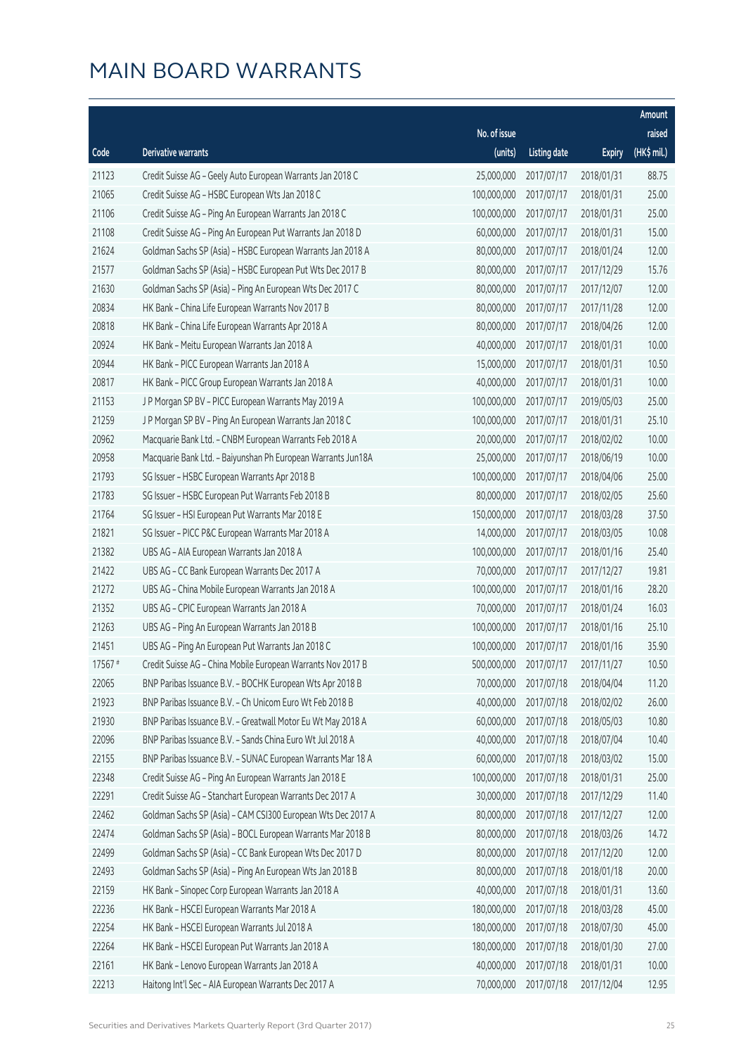# MAIN BOARD WARRANTS

| Code | Derivative warrants | No. of issue (units) | Listing date | Expiry | Amount raised (HK$ mil.) |
|---|---|---|---|---|---|
| 21123 | Credit Suisse AG - Geely Auto European Warrants Jan 2018 C | 25,000,000 | 2017/07/17 | 2018/01/31 | 88.75 |
| 21065 | Credit Suisse AG - HSBC European Wts Jan 2018 C | 100,000,000 | 2017/07/17 | 2018/01/31 | 25.00 |
| 21106 | Credit Suisse AG - Ping An European Warrants Jan 2018 C | 100,000,000 | 2017/07/17 | 2018/01/31 | 25.00 |
| 21108 | Credit Suisse AG - Ping An European Put Warrants Jan 2018 D | 60,000,000 | 2017/07/17 | 2018/01/31 | 15.00 |
| 21624 | Goldman Sachs SP (Asia) - HSBC European Warrants Jan 2018 A | 80,000,000 | 2017/07/17 | 2018/01/24 | 12.00 |
| 21577 | Goldman Sachs SP (Asia) - HSBC European Put Wts Dec 2017 B | 80,000,000 | 2017/07/17 | 2017/12/29 | 15.76 |
| 21630 | Goldman Sachs SP (Asia) - Ping An European Wts Dec 2017 C | 80,000,000 | 2017/07/17 | 2017/12/07 | 12.00 |
| 20834 | HK Bank - China Life European Warrants Nov 2017 B | 80,000,000 | 2017/07/17 | 2017/11/28 | 12.00 |
| 20818 | HK Bank - China Life European Warrants Apr 2018 A | 80,000,000 | 2017/07/17 | 2018/04/26 | 12.00 |
| 20924 | HK Bank - Meitu European Warrants Jan 2018 A | 40,000,000 | 2017/07/17 | 2018/01/31 | 10.00 |
| 20944 | HK Bank - PICC European Warrants Jan 2018 A | 15,000,000 | 2017/07/17 | 2018/01/31 | 10.50 |
| 20817 | HK Bank - PICC Group European Warrants Jan 2018 A | 40,000,000 | 2017/07/17 | 2018/01/31 | 10.00 |
| 21153 | J P Morgan SP BV - PICC European Warrants May 2019 A | 100,000,000 | 2017/07/17 | 2019/05/03 | 25.00 |
| 21259 | J P Morgan SP BV - Ping An European Warrants Jan 2018 C | 100,000,000 | 2017/07/17 | 2018/01/31 | 25.10 |
| 20962 | Macquarie Bank Ltd. - CNBM European Warrants Feb 2018 A | 20,000,000 | 2017/07/17 | 2018/02/02 | 10.00 |
| 20958 | Macquarie Bank Ltd. - Baiyunshan Ph European Warrants Jun18A | 25,000,000 | 2017/07/17 | 2018/06/19 | 10.00 |
| 21793 | SG Issuer - HSBC European Warrants Apr 2018 B | 100,000,000 | 2017/07/17 | 2018/04/06 | 25.00 |
| 21783 | SG Issuer - HSBC European Put Warrants Feb 2018 B | 80,000,000 | 2017/07/17 | 2018/02/05 | 25.60 |
| 21764 | SG Issuer - HSI European Put Warrants Mar 2018 E | 150,000,000 | 2017/07/17 | 2018/03/28 | 37.50 |
| 21821 | SG Issuer - PICC P&C European Warrants Mar 2018 A | 14,000,000 | 2017/07/17 | 2018/03/05 | 10.08 |
| 21382 | UBS AG - AIA European Warrants Jan 2018 A | 100,000,000 | 2017/07/17 | 2018/01/16 | 25.40 |
| 21422 | UBS AG - CC Bank European Warrants Dec 2017 A | 70,000,000 | 2017/07/17 | 2017/12/27 | 19.81 |
| 21272 | UBS AG - China Mobile European Warrants Jan 2018 A | 100,000,000 | 2017/07/17 | 2018/01/16 | 28.20 |
| 21352 | UBS AG - CPIC European Warrants Jan 2018 A | 70,000,000 | 2017/07/17 | 2018/01/24 | 16.03 |
| 21263 | UBS AG - Ping An European Warrants Jan 2018 B | 100,000,000 | 2017/07/17 | 2018/01/16 | 25.10 |
| 21451 | UBS AG - Ping An European Put Warrants Jan 2018 C | 100,000,000 | 2017/07/17 | 2018/01/16 | 35.90 |
| 17567 # | Credit Suisse AG - China Mobile European Warrants Nov 2017 B | 500,000,000 | 2017/07/17 | 2017/11/27 | 10.50 |
| 22065 | BNP Paribas Issuance B.V. - BOCHK European Wts Apr 2018 B | 70,000,000 | 2017/07/18 | 2018/04/04 | 11.20 |
| 21923 | BNP Paribas Issuance B.V. - Ch Unicom Euro Wt Feb 2018 B | 40,000,000 | 2017/07/18 | 2018/02/02 | 26.00 |
| 21930 | BNP Paribas Issuance B.V. - Greatwall Motor Eu Wt May 2018 A | 60,000,000 | 2017/07/18 | 2018/05/03 | 10.80 |
| 22096 | BNP Paribas Issuance B.V. - Sands China Euro Wt Jul 2018 A | 40,000,000 | 2017/07/18 | 2018/07/04 | 10.40 |
| 22155 | BNP Paribas Issuance B.V. - SUNAC European Warrants Mar 18 A | 60,000,000 | 2017/07/18 | 2018/03/02 | 15.00 |
| 22348 | Credit Suisse AG - Ping An European Warrants Jan 2018 E | 100,000,000 | 2017/07/18 | 2018/01/31 | 25.00 |
| 22291 | Credit Suisse AG - Stanchart European Warrants Dec 2017 A | 30,000,000 | 2017/07/18 | 2017/12/29 | 11.40 |
| 22462 | Goldman Sachs SP (Asia) - CAM CSI300 European Wts Dec 2017 A | 80,000,000 | 2017/07/18 | 2017/12/27 | 12.00 |
| 22474 | Goldman Sachs SP (Asia) - BOCL European Warrants Mar 2018 B | 80,000,000 | 2017/07/18 | 2018/03/26 | 14.72 |
| 22499 | Goldman Sachs SP (Asia) - CC Bank European Wts Dec 2017 D | 80,000,000 | 2017/07/18 | 2017/12/20 | 12.00 |
| 22493 | Goldman Sachs SP (Asia) - Ping An European Wts Jan 2018 B | 80,000,000 | 2017/07/18 | 2018/01/18 | 20.00 |
| 22159 | HK Bank - Sinopec Corp European Warrants Jan 2018 A | 40,000,000 | 2017/07/18 | 2018/01/31 | 13.60 |
| 22236 | HK Bank - HSCEI European Warrants Mar 2018 A | 180,000,000 | 2017/07/18 | 2018/03/28 | 45.00 |
| 22254 | HK Bank - HSCEI European Warrants Jul 2018 A | 180,000,000 | 2017/07/18 | 2018/07/30 | 45.00 |
| 22264 | HK Bank - HSCEI European Put Warrants Jan 2018 A | 180,000,000 | 2017/07/18 | 2018/01/30 | 27.00 |
| 22161 | HK Bank - Lenovo European Warrants Jan 2018 A | 40,000,000 | 2017/07/18 | 2018/01/31 | 10.00 |
| 22213 | Haitong Int'l Sec - AIA European Warrants Dec 2017 A | 70,000,000 | 2017/07/18 | 2017/12/04 | 12.95 |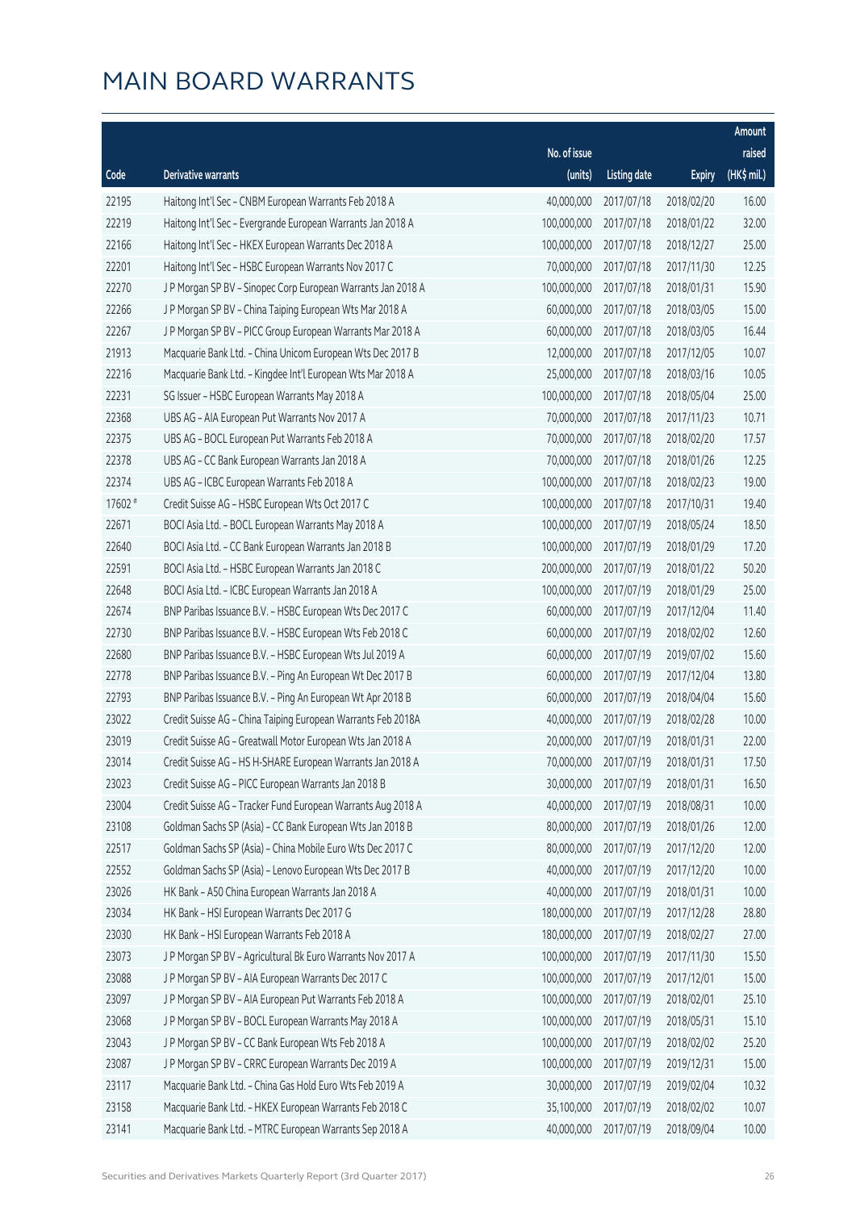# MAIN BOARD WARRANTS

| Code | Derivative warrants | No. of issue (units) | Listing date | Expiry | Amount raised (HK$ mil.) |
|---|---|---|---|---|---|
| 22195 | Haitong Int'l Sec - CNBM European Warrants Feb 2018 A | 40,000,000 | 2017/07/18 | 2018/02/20 | 16.00 |
| 22219 | Haitong Int'l Sec - Evergrande European Warrants Jan 2018 A | 100,000,000 | 2017/07/18 | 2018/01/22 | 32.00 |
| 22166 | Haitong Int'l Sec - HKEX European Warrants Dec 2018 A | 100,000,000 | 2017/07/18 | 2018/12/27 | 25.00 |
| 22201 | Haitong Int'l Sec - HSBC European Warrants Nov 2017 C | 70,000,000 | 2017/07/18 | 2017/11/30 | 12.25 |
| 22270 | J P Morgan SP BV - Sinopec Corp European Warrants Jan 2018 A | 100,000,000 | 2017/07/18 | 2018/01/31 | 15.90 |
| 22266 | J P Morgan SP BV - China Taiping European Wts Mar 2018 A | 60,000,000 | 2017/07/18 | 2018/03/05 | 15.00 |
| 22267 | J P Morgan SP BV - PICC Group European Warrants Mar 2018 A | 60,000,000 | 2017/07/18 | 2018/03/05 | 16.44 |
| 21913 | Macquarie Bank Ltd. - China Unicom European Wts Dec 2017 B | 12,000,000 | 2017/07/18 | 2017/12/05 | 10.07 |
| 22216 | Macquarie Bank Ltd. - Kingdee Int'l European Wts Mar 2018 A | 25,000,000 | 2017/07/18 | 2018/03/16 | 10.05 |
| 22231 | SG Issuer - HSBC European Warrants May 2018 A | 100,000,000 | 2017/07/18 | 2018/05/04 | 25.00 |
| 22368 | UBS AG - AIA European Put Warrants Nov 2017 A | 70,000,000 | 2017/07/18 | 2017/11/23 | 10.71 |
| 22375 | UBS AG - BOCL European Put Warrants Feb 2018 A | 70,000,000 | 2017/07/18 | 2018/02/20 | 17.57 |
| 22378 | UBS AG - CC Bank European Warrants Jan 2018 A | 70,000,000 | 2017/07/18 | 2018/01/26 | 12.25 |
| 22374 | UBS AG - ICBC European Warrants Feb 2018 A | 100,000,000 | 2017/07/18 | 2018/02/23 | 19.00 |
| 17602 # | Credit Suisse AG - HSBC European Wts Oct 2017 C | 100,000,000 | 2017/07/18 | 2017/10/31 | 19.40 |
| 22671 | BOCI Asia Ltd. - BOCL European Warrants May 2018 A | 100,000,000 | 2017/07/19 | 2018/05/24 | 18.50 |
| 22640 | BOCI Asia Ltd. - CC Bank European Warrants Jan 2018 B | 100,000,000 | 2017/07/19 | 2018/01/29 | 17.20 |
| 22591 | BOCI Asia Ltd. - HSBC European Warrants Jan 2018 C | 200,000,000 | 2017/07/19 | 2018/01/22 | 50.20 |
| 22648 | BOCI Asia Ltd. - ICBC European Warrants Jan 2018 A | 100,000,000 | 2017/07/19 | 2018/01/29 | 25.00 |
| 22674 | BNP Paribas Issuance B.V. - HSBC European Wts Dec 2017 C | 60,000,000 | 2017/07/19 | 2017/12/04 | 11.40 |
| 22730 | BNP Paribas Issuance B.V. - HSBC European Wts Feb 2018 C | 60,000,000 | 2017/07/19 | 2018/02/02 | 12.60 |
| 22680 | BNP Paribas Issuance B.V. - HSBC European Wts Jul 2019 A | 60,000,000 | 2017/07/19 | 2019/07/02 | 15.60 |
| 22778 | BNP Paribas Issuance B.V. - Ping An European Wt Dec 2017 B | 60,000,000 | 2017/07/19 | 2017/12/04 | 13.80 |
| 22793 | BNP Paribas Issuance B.V. - Ping An European Wt Apr 2018 B | 60,000,000 | 2017/07/19 | 2018/04/04 | 15.60 |
| 23022 | Credit Suisse AG - China Taiping European Warrants Feb 2018A | 40,000,000 | 2017/07/19 | 2018/02/28 | 10.00 |
| 23019 | Credit Suisse AG - Greatwall Motor European Wts Jan 2018 A | 20,000,000 | 2017/07/19 | 2018/01/31 | 22.00 |
| 23014 | Credit Suisse AG - HS H-SHARE European Warrants Jan 2018 A | 70,000,000 | 2017/07/19 | 2018/01/31 | 17.50 |
| 23023 | Credit Suisse AG - PICC European Warrants Jan 2018 B | 30,000,000 | 2017/07/19 | 2018/01/31 | 16.50 |
| 23004 | Credit Suisse AG - Tracker Fund European Warrants Aug 2018 A | 40,000,000 | 2017/07/19 | 2018/08/31 | 10.00 |
| 23108 | Goldman Sachs SP (Asia) - CC Bank European Wts Jan 2018 B | 80,000,000 | 2017/07/19 | 2018/01/26 | 12.00 |
| 22517 | Goldman Sachs SP (Asia) - China Mobile Euro Wts Dec 2017 C | 80,000,000 | 2017/07/19 | 2017/12/20 | 12.00 |
| 22552 | Goldman Sachs SP (Asia) - Lenovo European Wts Dec 2017 B | 40,000,000 | 2017/07/19 | 2017/12/20 | 10.00 |
| 23026 | HK Bank - A50 China European Warrants Jan 2018 A | 40,000,000 | 2017/07/19 | 2018/01/31 | 10.00 |
| 23034 | HK Bank - HSI European Warrants Dec 2017 G | 180,000,000 | 2017/07/19 | 2017/12/28 | 28.80 |
| 23030 | HK Bank - HSI European Warrants Feb 2018 A | 180,000,000 | 2017/07/19 | 2018/02/27 | 27.00 |
| 23073 | J P Morgan SP BV - Agricultural Bk Euro Warrants Nov 2017 A | 100,000,000 | 2017/07/19 | 2017/11/30 | 15.50 |
| 23088 | J P Morgan SP BV - AIA European Warrants Dec 2017 C | 100,000,000 | 2017/07/19 | 2017/12/01 | 15.00 |
| 23097 | J P Morgan SP BV - AIA European Put Warrants Feb 2018 A | 100,000,000 | 2017/07/19 | 2018/02/01 | 25.10 |
| 23068 | J P Morgan SP BV - BOCL European Warrants May 2018 A | 100,000,000 | 2017/07/19 | 2018/05/31 | 15.10 |
| 23043 | J P Morgan SP BV - CC Bank European Wts Feb 2018 A | 100,000,000 | 2017/07/19 | 2018/02/02 | 25.20 |
| 23087 | J P Morgan SP BV - CRRC European Warrants Dec 2019 A | 100,000,000 | 2017/07/19 | 2019/12/31 | 15.00 |
| 23117 | Macquarie Bank Ltd. - China Gas Hold Euro Wts Feb 2019 A | 30,000,000 | 2017/07/19 | 2019/02/04 | 10.32 |
| 23158 | Macquarie Bank Ltd. - HKEX European Warrants Feb 2018 C | 35,100,000 | 2017/07/19 | 2018/02/02 | 10.07 |
| 23141 | Macquarie Bank Ltd. - MTRC European Warrants Sep 2018 A | 40,000,000 | 2017/07/19 | 2018/09/04 | 10.00 |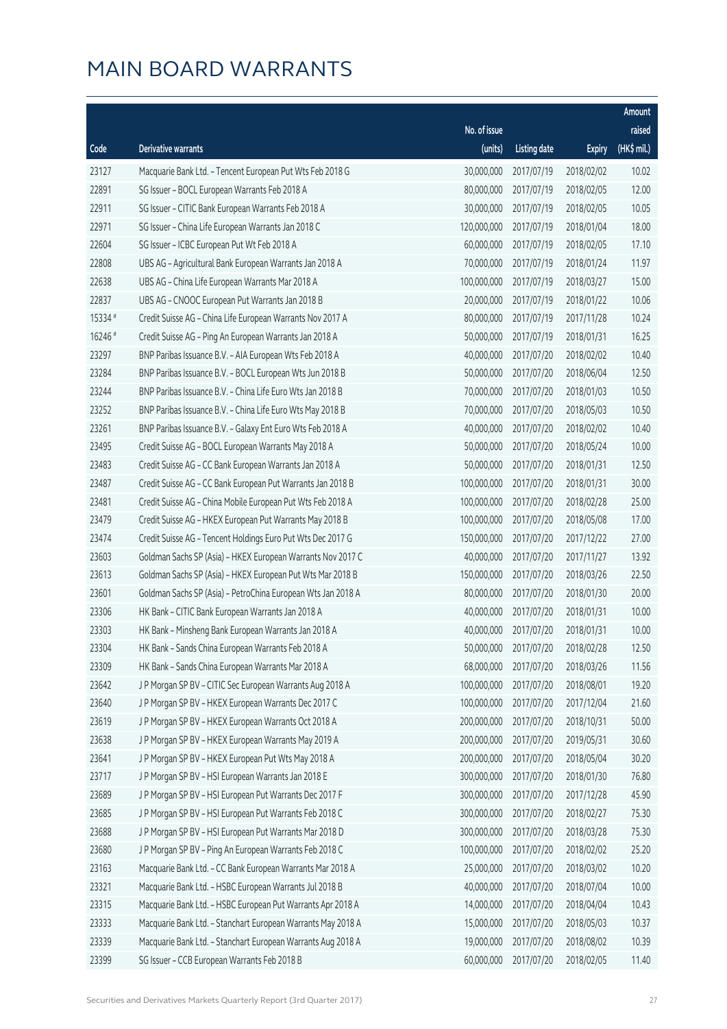# MAIN BOARD WARRANTS

| Code | Derivative warrants | No. of issue (units) | Listing date | Expiry | Amount raised (HK$ mil.) |
|---|---|---|---|---|---|
| 23127 | Macquarie Bank Ltd. - Tencent European Put Wts Feb 2018 G | 30,000,000 | 2017/07/19 | 2018/02/02 | 10.02 |
| 22891 | SG Issuer - BOCL European Warrants Feb 2018 A | 80,000,000 | 2017/07/19 | 2018/02/05 | 12.00 |
| 22911 | SG Issuer - CITIC Bank European Warrants Feb 2018 A | 30,000,000 | 2017/07/19 | 2018/02/05 | 10.05 |
| 22971 | SG Issuer - China Life European Warrants Jan 2018 C | 120,000,000 | 2017/07/19 | 2018/01/04 | 18.00 |
| 22604 | SG Issuer - ICBC European Put Wt Feb 2018 A | 60,000,000 | 2017/07/19 | 2018/02/05 | 17.10 |
| 22808 | UBS AG - Agricultural Bank European Warrants Jan 2018 A | 70,000,000 | 2017/07/19 | 2018/01/24 | 11.97 |
| 22638 | UBS AG - China Life European Warrants Mar 2018 A | 100,000,000 | 2017/07/19 | 2018/03/27 | 15.00 |
| 22837 | UBS AG - CNOOC European Put Warrants Jan 2018 B | 20,000,000 | 2017/07/19 | 2018/01/22 | 10.06 |
| 15334 # | Credit Suisse AG - China Life European Warrants Nov 2017 A | 80,000,000 | 2017/07/19 | 2017/11/28 | 10.24 |
| 16246 # | Credit Suisse AG - Ping An European Warrants Jan 2018 A | 50,000,000 | 2017/07/19 | 2018/01/31 | 16.25 |
| 23297 | BNP Paribas Issuance B.V. - AIA European Wts Feb 2018 A | 40,000,000 | 2017/07/20 | 2018/02/02 | 10.40 |
| 23284 | BNP Paribas Issuance B.V. - BOCL European Wts Jun 2018 B | 50,000,000 | 2017/07/20 | 2018/06/04 | 12.50 |
| 23244 | BNP Paribas Issuance B.V. - China Life Euro Wts Jan 2018 B | 70,000,000 | 2017/07/20 | 2018/01/03 | 10.50 |
| 23252 | BNP Paribas Issuance B.V. - China Life Euro Wts May 2018 B | 70,000,000 | 2017/07/20 | 2018/05/03 | 10.50 |
| 23261 | BNP Paribas Issuance B.V. - Galaxy Ent Euro Wts Feb 2018 A | 40,000,000 | 2017/07/20 | 2018/02/02 | 10.40 |
| 23495 | Credit Suisse AG - BOCL European Warrants May 2018 A | 50,000,000 | 2017/07/20 | 2018/05/24 | 10.00 |
| 23483 | Credit Suisse AG - CC Bank European Warrants Jan 2018 A | 50,000,000 | 2017/07/20 | 2018/01/31 | 12.50 |
| 23487 | Credit Suisse AG - CC Bank European Put Warrants Jan 2018 B | 100,000,000 | 2017/07/20 | 2018/01/31 | 30.00 |
| 23481 | Credit Suisse AG - China Mobile European Put Wts Feb 2018 A | 100,000,000 | 2017/07/20 | 2018/02/28 | 25.00 |
| 23479 | Credit Suisse AG - HKEX European Put Warrants May 2018 B | 100,000,000 | 2017/07/20 | 2018/05/08 | 17.00 |
| 23474 | Credit Suisse AG - Tencent Holdings Euro Put Wts Dec 2017 G | 150,000,000 | 2017/07/20 | 2017/12/22 | 27.00 |
| 23603 | Goldman Sachs SP (Asia) - HKEX European Warrants Nov 2017 C | 40,000,000 | 2017/07/20 | 2017/11/27 | 13.92 |
| 23613 | Goldman Sachs SP (Asia) - HKEX European Put Wts Mar 2018 B | 150,000,000 | 2017/07/20 | 2018/03/26 | 22.50 |
| 23601 | Goldman Sachs SP (Asia) - PetroChina European Wts Jan 2018 A | 80,000,000 | 2017/07/20 | 2018/01/30 | 20.00 |
| 23306 | HK Bank - CITIC Bank European Warrants Jan 2018 A | 40,000,000 | 2017/07/20 | 2018/01/31 | 10.00 |
| 23303 | HK Bank - Minsheng Bank European Warrants Jan 2018 A | 40,000,000 | 2017/07/20 | 2018/01/31 | 10.00 |
| 23304 | HK Bank - Sands China European Warrants Feb 2018 A | 50,000,000 | 2017/07/20 | 2018/02/28 | 12.50 |
| 23309 | HK Bank - Sands China European Warrants Mar 2018 A | 68,000,000 | 2017/07/20 | 2018/03/26 | 11.56 |
| 23642 | J P Morgan SP BV - CITIC Sec European Warrants Aug 2018 A | 100,000,000 | 2017/07/20 | 2018/08/01 | 19.20 |
| 23640 | J P Morgan SP BV - HKEX European Warrants Dec 2017 C | 100,000,000 | 2017/07/20 | 2017/12/04 | 21.60 |
| 23619 | J P Morgan SP BV - HKEX European Warrants Oct 2018 A | 200,000,000 | 2017/07/20 | 2018/10/31 | 50.00 |
| 23638 | J P Morgan SP BV - HKEX European Warrants May 2019 A | 200,000,000 | 2017/07/20 | 2019/05/31 | 30.60 |
| 23641 | J P Morgan SP BV - HKEX European Put Wts May 2018 A | 200,000,000 | 2017/07/20 | 2018/05/04 | 30.20 |
| 23717 | J P Morgan SP BV - HSI European Warrants Jan 2018 E | 300,000,000 | 2017/07/20 | 2018/01/30 | 76.80 |
| 23689 | J P Morgan SP BV - HSI European Put Warrants Dec 2017 F | 300,000,000 | 2017/07/20 | 2017/12/28 | 45.90 |
| 23685 | J P Morgan SP BV - HSI European Put Warrants Feb 2018 C | 300,000,000 | 2017/07/20 | 2018/02/27 | 75.30 |
| 23688 | J P Morgan SP BV - HSI European Put Warrants Mar 2018 D | 300,000,000 | 2017/07/20 | 2018/03/28 | 75.30 |
| 23680 | J P Morgan SP BV - Ping An European Warrants Feb 2018 C | 100,000,000 | 2017/07/20 | 2018/02/02 | 25.20 |
| 23163 | Macquarie Bank Ltd. - CC Bank European Warrants Mar 2018 A | 25,000,000 | 2017/07/20 | 2018/03/02 | 10.20 |
| 23321 | Macquarie Bank Ltd. - HSBC European Warrants Jul 2018 B | 40,000,000 | 2017/07/20 | 2018/07/04 | 10.00 |
| 23315 | Macquarie Bank Ltd. - HSBC European Put Warrants Apr 2018 A | 14,000,000 | 2017/07/20 | 2018/04/04 | 10.43 |
| 23333 | Macquarie Bank Ltd. - Stanchart European Warrants May 2018 A | 15,000,000 | 2017/07/20 | 2018/05/03 | 10.37 |
| 23339 | Macquarie Bank Ltd. - Stanchart European Warrants Aug 2018 A | 19,000,000 | 2017/07/20 | 2018/08/02 | 10.39 |
| 23399 | SG Issuer - CCB European Warrants Feb 2018 B | 60,000,000 | 2017/07/20 | 2018/02/05 | 11.40 |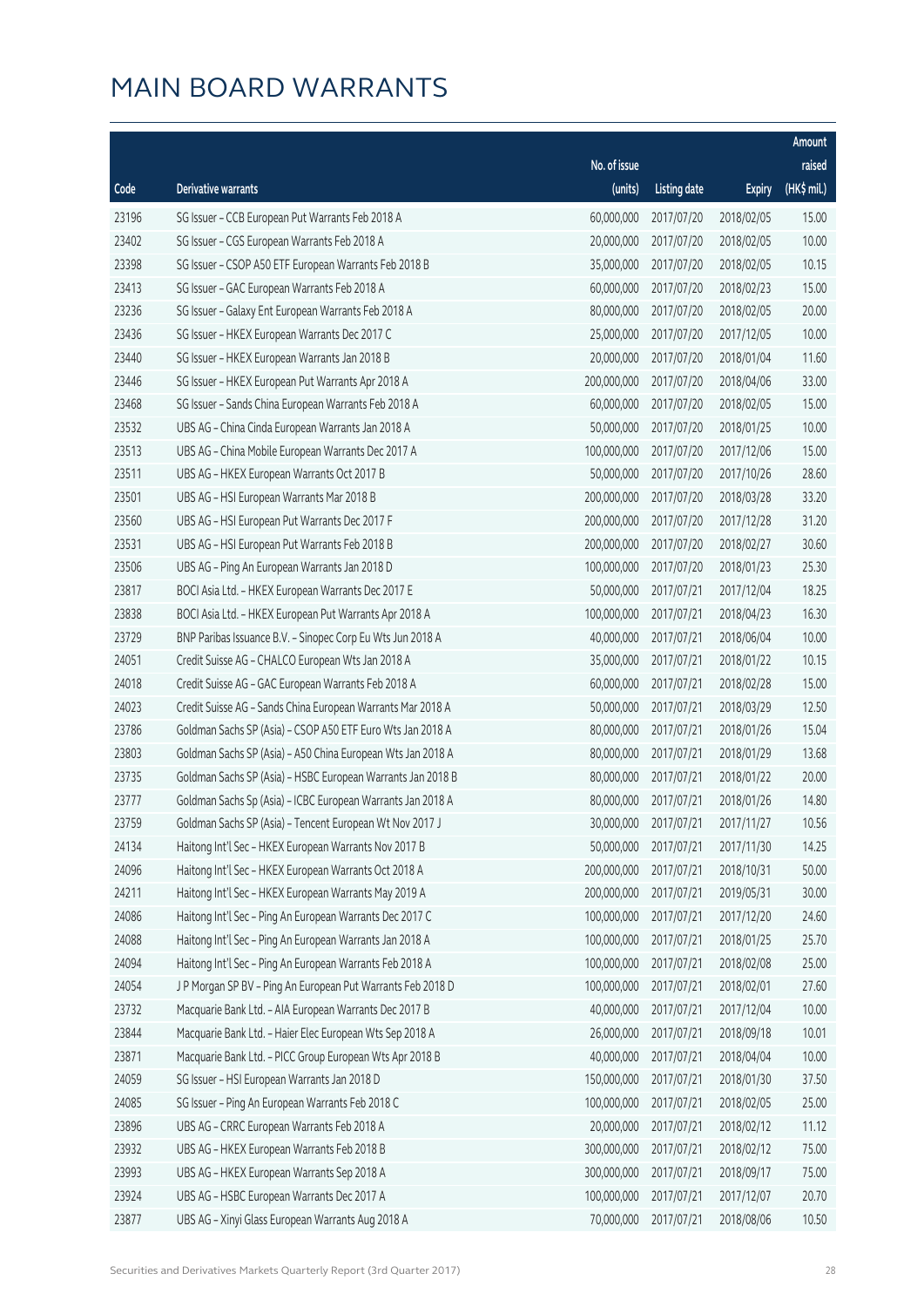# MAIN BOARD WARRANTS

| Code | Derivative warrants | No. of issue (units) | Listing date | Expiry | Amount raised (HK$ mil.) |
|---|---|---|---|---|---|
| 23196 | SG Issuer – CCB European Put Warrants Feb 2018 A | 60,000,000 | 2017/07/20 | 2018/02/05 | 15.00 |
| 23402 | SG Issuer – CGS European Warrants Feb 2018 A | 20,000,000 | 2017/07/20 | 2018/02/05 | 10.00 |
| 23398 | SG Issuer – CSOP A50 ETF European Warrants Feb 2018 B | 35,000,000 | 2017/07/20 | 2018/02/05 | 10.15 |
| 23413 | SG Issuer – GAC European Warrants Feb 2018 A | 60,000,000 | 2017/07/20 | 2018/02/23 | 15.00 |
| 23236 | SG Issuer – Galaxy Ent European Warrants Feb 2018 A | 80,000,000 | 2017/07/20 | 2018/02/05 | 20.00 |
| 23436 | SG Issuer – HKEX European Warrants Dec 2017 C | 25,000,000 | 2017/07/20 | 2017/12/05 | 10.00 |
| 23440 | SG Issuer – HKEX European Warrants Jan 2018 B | 20,000,000 | 2017/07/20 | 2018/01/04 | 11.60 |
| 23446 | SG Issuer – HKEX European Put Warrants Apr 2018 A | 200,000,000 | 2017/07/20 | 2018/04/06 | 33.00 |
| 23468 | SG Issuer – Sands China European Warrants Feb 2018 A | 60,000,000 | 2017/07/20 | 2018/02/05 | 15.00 |
| 23532 | UBS AG – China Cinda European Warrants Jan 2018 A | 50,000,000 | 2017/07/20 | 2018/01/25 | 10.00 |
| 23513 | UBS AG – China Mobile European Warrants Dec 2017 A | 100,000,000 | 2017/07/20 | 2017/12/06 | 15.00 |
| 23511 | UBS AG – HKEX European Warrants Oct 2017 B | 50,000,000 | 2017/07/20 | 2017/10/26 | 28.60 |
| 23501 | UBS AG – HSI European Warrants Mar 2018 B | 200,000,000 | 2017/07/20 | 2018/03/28 | 33.20 |
| 23560 | UBS AG – HSI European Put Warrants Dec 2017 F | 200,000,000 | 2017/07/20 | 2017/12/28 | 31.20 |
| 23531 | UBS AG – HSI European Put Warrants Feb 2018 B | 200,000,000 | 2017/07/20 | 2018/02/27 | 30.60 |
| 23506 | UBS AG – Ping An European Warrants Jan 2018 D | 100,000,000 | 2017/07/20 | 2018/01/23 | 25.30 |
| 23817 | BOCI Asia Ltd. – HKEX European Warrants Dec 2017 E | 50,000,000 | 2017/07/21 | 2017/12/04 | 18.25 |
| 23838 | BOCI Asia Ltd. – HKEX European Put Warrants Apr 2018 A | 100,000,000 | 2017/07/21 | 2018/04/23 | 16.30 |
| 23729 | BNP Paribas Issuance B.V. – Sinopec Corp Eu Wts Jun 2018 A | 40,000,000 | 2017/07/21 | 2018/06/04 | 10.00 |
| 24051 | Credit Suisse AG – CHALCO European Wts Jan 2018 A | 35,000,000 | 2017/07/21 | 2018/01/22 | 10.15 |
| 24018 | Credit Suisse AG – GAC European Warrants Feb 2018 A | 60,000,000 | 2017/07/21 | 2018/02/28 | 15.00 |
| 24023 | Credit Suisse AG – Sands China European Warrants Mar 2018 A | 50,000,000 | 2017/07/21 | 2018/03/29 | 12.50 |
| 23786 | Goldman Sachs SP (Asia) – CSOP A50 ETF Euro Wts Jan 2018 A | 80,000,000 | 2017/07/21 | 2018/01/26 | 15.04 |
| 23803 | Goldman Sachs SP (Asia) – A50 China European Wts Jan 2018 A | 80,000,000 | 2017/07/21 | 2018/01/29 | 13.68 |
| 23735 | Goldman Sachs SP (Asia) – HSBC European Warrants Jan 2018 B | 80,000,000 | 2017/07/21 | 2018/01/22 | 20.00 |
| 23777 | Goldman Sachs Sp (Asia) – ICBC European Warrants Jan 2018 A | 80,000,000 | 2017/07/21 | 2018/01/26 | 14.80 |
| 23759 | Goldman Sachs SP (Asia) – Tencent European Wt Nov 2017 J | 30,000,000 | 2017/07/21 | 2017/11/27 | 10.56 |
| 24134 | Haitong Int'l Sec – HKEX European Warrants Nov 2017 B | 50,000,000 | 2017/07/21 | 2017/11/30 | 14.25 |
| 24096 | Haitong Int'l Sec – HKEX European Warrants Oct 2018 A | 200,000,000 | 2017/07/21 | 2018/10/31 | 50.00 |
| 24211 | Haitong Int'l Sec – HKEX European Warrants May 2019 A | 200,000,000 | 2017/07/21 | 2019/05/31 | 30.00 |
| 24086 | Haitong Int'l Sec – Ping An European Warrants Dec 2017 C | 100,000,000 | 2017/07/21 | 2017/12/20 | 24.60 |
| 24088 | Haitong Int'l Sec – Ping An European Warrants Jan 2018 A | 100,000,000 | 2017/07/21 | 2018/01/25 | 25.70 |
| 24094 | Haitong Int'l Sec – Ping An European Warrants Feb 2018 A | 100,000,000 | 2017/07/21 | 2018/02/08 | 25.00 |
| 24054 | J P Morgan SP BV – Ping An European Put Warrants Feb 2018 D | 100,000,000 | 2017/07/21 | 2018/02/01 | 27.60 |
| 23732 | Macquarie Bank Ltd. – AIA European Warrants Dec 2017 B | 40,000,000 | 2017/07/21 | 2017/12/04 | 10.00 |
| 23844 | Macquarie Bank Ltd. – Haier Elec European Wts Sep 2018 A | 26,000,000 | 2017/07/21 | 2018/09/18 | 10.01 |
| 23871 | Macquarie Bank Ltd. – PICC Group European Wts Apr 2018 B | 40,000,000 | 2017/07/21 | 2018/04/04 | 10.00 |
| 24059 | SG Issuer – HSI European Warrants Jan 2018 D | 150,000,000 | 2017/07/21 | 2018/01/30 | 37.50 |
| 24085 | SG Issuer – Ping An European Warrants Feb 2018 C | 100,000,000 | 2017/07/21 | 2018/02/05 | 25.00 |
| 23896 | UBS AG – CRRC European Warrants Feb 2018 A | 20,000,000 | 2017/07/21 | 2018/02/12 | 11.12 |
| 23932 | UBS AG – HKEX European Warrants Feb 2018 B | 300,000,000 | 2017/07/21 | 2018/02/12 | 75.00 |
| 23993 | UBS AG – HKEX European Warrants Sep 2018 A | 300,000,000 | 2017/07/21 | 2018/09/17 | 75.00 |
| 23924 | UBS AG – HSBC European Warrants Dec 2017 A | 100,000,000 | 2017/07/21 | 2017/12/07 | 20.70 |
| 23877 | UBS AG – Xinyi Glass European Warrants Aug 2018 A | 70,000,000 | 2017/07/21 | 2018/08/06 | 10.50 |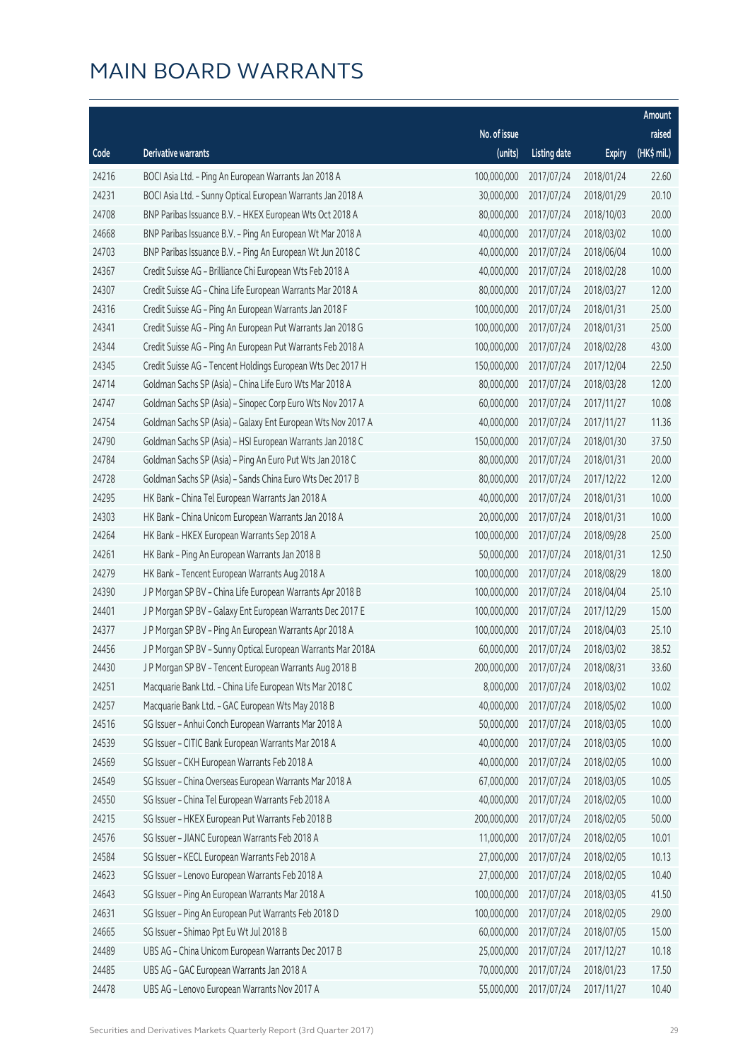# MAIN BOARD WARRANTS

| Code | Derivative warrants | No. of issue (units) | Listing date | Expiry | Amount raised (HK$ mil.) |
|---|---|---|---|---|---|
| 24216 | BOCI Asia Ltd. - Ping An European Warrants Jan 2018 A | 100,000,000 | 2017/07/24 | 2018/01/24 | 22.60 |
| 24231 | BOCI Asia Ltd. - Sunny Optical European Warrants Jan 2018 A | 30,000,000 | 2017/07/24 | 2018/01/29 | 20.10 |
| 24708 | BNP Paribas Issuance B.V. - HKEX European Wts Oct 2018 A | 80,000,000 | 2017/07/24 | 2018/10/03 | 20.00 |
| 24668 | BNP Paribas Issuance B.V. - Ping An European Wt Mar 2018 A | 40,000,000 | 2017/07/24 | 2018/03/02 | 10.00 |
| 24703 | BNP Paribas Issuance B.V. - Ping An European Wt Jun 2018 C | 40,000,000 | 2017/07/24 | 2018/06/04 | 10.00 |
| 24367 | Credit Suisse AG - Brilliance Chi European Wts Feb 2018 A | 40,000,000 | 2017/07/24 | 2018/02/28 | 10.00 |
| 24307 | Credit Suisse AG - China Life European Warrants Mar 2018 A | 80,000,000 | 2017/07/24 | 2018/03/27 | 12.00 |
| 24316 | Credit Suisse AG - Ping An European Warrants Jan 2018 F | 100,000,000 | 2017/07/24 | 2018/01/31 | 25.00 |
| 24341 | Credit Suisse AG - Ping An European Put Warrants Jan 2018 G | 100,000,000 | 2017/07/24 | 2018/01/31 | 25.00 |
| 24344 | Credit Suisse AG - Ping An European Put Warrants Feb 2018 A | 100,000,000 | 2017/07/24 | 2018/02/28 | 43.00 |
| 24345 | Credit Suisse AG - Tencent Holdings European Wts Dec 2017 H | 150,000,000 | 2017/07/24 | 2017/12/04 | 22.50 |
| 24714 | Goldman Sachs SP (Asia) - China Life Euro Wts Mar 2018 A | 80,000,000 | 2017/07/24 | 2018/03/28 | 12.00 |
| 24747 | Goldman Sachs SP (Asia) - Sinopec Corp Euro Wts Nov 2017 A | 60,000,000 | 2017/07/24 | 2017/11/27 | 10.08 |
| 24754 | Goldman Sachs SP (Asia) - Galaxy Ent European Wts Nov 2017 A | 40,000,000 | 2017/07/24 | 2017/11/27 | 11.36 |
| 24790 | Goldman Sachs SP (Asia) - HSI European Warrants Jan 2018 C | 150,000,000 | 2017/07/24 | 2018/01/30 | 37.50 |
| 24784 | Goldman Sachs SP (Asia) - Ping An Euro Put Wts Jan 2018 C | 80,000,000 | 2017/07/24 | 2018/01/31 | 20.00 |
| 24728 | Goldman Sachs SP (Asia) - Sands China Euro Wts Dec 2017 B | 80,000,000 | 2017/07/24 | 2017/12/22 | 12.00 |
| 24295 | HK Bank - China Tel European Warrants Jan 2018 A | 40,000,000 | 2017/07/24 | 2018/01/31 | 10.00 |
| 24303 | HK Bank - China Unicom European Warrants Jan 2018 A | 20,000,000 | 2017/07/24 | 2018/01/31 | 10.00 |
| 24264 | HK Bank - HKEX European Warrants Sep 2018 A | 100,000,000 | 2017/07/24 | 2018/09/28 | 25.00 |
| 24261 | HK Bank - Ping An European Warrants Jan 2018 B | 50,000,000 | 2017/07/24 | 2018/01/31 | 12.50 |
| 24279 | HK Bank - Tencent European Warrants Aug 2018 A | 100,000,000 | 2017/07/24 | 2018/08/29 | 18.00 |
| 24390 | J P Morgan SP BV - China Life European Warrants Apr 2018 B | 100,000,000 | 2017/07/24 | 2018/04/04 | 25.10 |
| 24401 | J P Morgan SP BV - Galaxy Ent European Warrants Dec 2017 E | 100,000,000 | 2017/07/24 | 2017/12/29 | 15.00 |
| 24377 | J P Morgan SP BV - Ping An European Warrants Apr 2018 A | 100,000,000 | 2017/07/24 | 2018/04/03 | 25.10 |
| 24456 | J P Morgan SP BV - Sunny Optical European Warrants Mar 2018A | 60,000,000 | 2017/07/24 | 2018/03/02 | 38.52 |
| 24430 | J P Morgan SP BV - Tencent European Warrants Aug 2018 B | 200,000,000 | 2017/07/24 | 2018/08/31 | 33.60 |
| 24251 | Macquarie Bank Ltd. - China Life European Wts Mar 2018 C | 8,000,000 | 2017/07/24 | 2018/03/02 | 10.02 |
| 24257 | Macquarie Bank Ltd. - GAC European Wts May 2018 B | 40,000,000 | 2017/07/24 | 2018/05/02 | 10.00 |
| 24516 | SG Issuer - Anhui Conch European Warrants Mar 2018 A | 50,000,000 | 2017/07/24 | 2018/03/05 | 10.00 |
| 24539 | SG Issuer - CITIC Bank European Warrants Mar 2018 A | 40,000,000 | 2017/07/24 | 2018/03/05 | 10.00 |
| 24569 | SG Issuer - CKH European Warrants Feb 2018 A | 40,000,000 | 2017/07/24 | 2018/02/05 | 10.00 |
| 24549 | SG Issuer - China Overseas European Warrants Mar 2018 A | 67,000,000 | 2017/07/24 | 2018/03/05 | 10.05 |
| 24550 | SG Issuer - China Tel European Warrants Feb 2018 A | 40,000,000 | 2017/07/24 | 2018/02/05 | 10.00 |
| 24215 | SG Issuer - HKEX European Put Warrants Feb 2018 B | 200,000,000 | 2017/07/24 | 2018/02/05 | 50.00 |
| 24576 | SG Issuer - JIANC European Warrants Feb 2018 A | 11,000,000 | 2017/07/24 | 2018/02/05 | 10.01 |
| 24584 | SG Issuer - KECL European Warrants Feb 2018 A | 27,000,000 | 2017/07/24 | 2018/02/05 | 10.13 |
| 24623 | SG Issuer - Lenovo European Warrants Feb 2018 A | 27,000,000 | 2017/07/24 | 2018/02/05 | 10.40 |
| 24643 | SG Issuer - Ping An European Warrants Mar 2018 A | 100,000,000 | 2017/07/24 | 2018/03/05 | 41.50 |
| 24631 | SG Issuer - Ping An European Put Warrants Feb 2018 D | 100,000,000 | 2017/07/24 | 2018/02/05 | 29.00 |
| 24665 | SG Issuer - Shimao Ppt Eu Wt Jul 2018 B | 60,000,000 | 2017/07/24 | 2018/07/05 | 15.00 |
| 24489 | UBS AG - China Unicom European Warrants Dec 2017 B | 25,000,000 | 2017/07/24 | 2017/12/27 | 10.18 |
| 24485 | UBS AG - GAC European Warrants Jan 2018 A | 70,000,000 | 2017/07/24 | 2018/01/23 | 17.50 |
| 24478 | UBS AG - Lenovo European Warrants Nov 2017 A | 55,000,000 | 2017/07/24 | 2017/11/27 | 10.40 |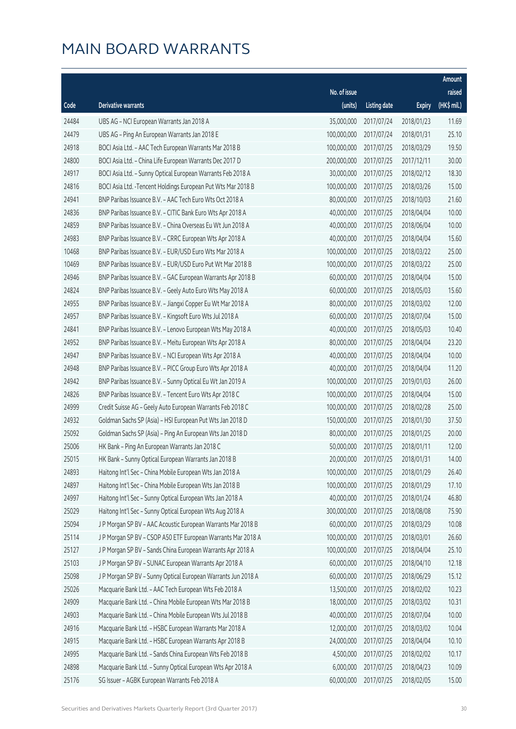# MAIN BOARD WARRANTS

| Code | Derivative warrants | No. of issue (units) | Listing date | Expiry | Amount raised (HK$ mil.) |
|---|---|---|---|---|---|
| 24484 | UBS AG - NCI European Warrants Jan 2018 A | 35,000,000 | 2017/07/24 | 2018/01/23 | 11.69 |
| 24479 | UBS AG - Ping An European Warrants Jan 2018 E | 100,000,000 | 2017/07/24 | 2018/01/31 | 25.10 |
| 24918 | BOCI Asia Ltd. - AAC Tech European Warrants Mar 2018 B | 100,000,000 | 2017/07/25 | 2018/03/29 | 19.50 |
| 24800 | BOCI Asia Ltd. - China Life European Warrants Dec 2017 D | 200,000,000 | 2017/07/25 | 2017/12/11 | 30.00 |
| 24917 | BOCI Asia Ltd. - Sunny Optical European Warrants Feb 2018 A | 30,000,000 | 2017/07/25 | 2018/02/12 | 18.30 |
| 24816 | BOCI Asia Ltd. -Tencent Holdings European Put Wts Mar 2018 B | 100,000,000 | 2017/07/25 | 2018/03/26 | 15.00 |
| 24941 | BNP Paribas Issuance B.V. - AAC Tech Euro Wts Oct 2018 A | 80,000,000 | 2017/07/25 | 2018/10/03 | 21.60 |
| 24836 | BNP Paribas Issuance B.V. - CITIC Bank Euro Wts Apr 2018 A | 40,000,000 | 2017/07/25 | 2018/04/04 | 10.00 |
| 24859 | BNP Paribas Issuance B.V. - China Overseas Eu Wt Jun 2018 A | 40,000,000 | 2017/07/25 | 2018/06/04 | 10.00 |
| 24983 | BNP Paribas Issuance B.V. - CRRC European Wts Apr 2018 A | 40,000,000 | 2017/07/25 | 2018/04/04 | 15.60 |
| 10468 | BNP Paribas Issuance B.V. - EUR/USD Euro Wts Mar 2018 A | 100,000,000 | 2017/07/25 | 2018/03/22 | 25.00 |
| 10469 | BNP Paribas Issuance B.V. - EUR/USD Euro Put Wt Mar 2018 B | 100,000,000 | 2017/07/25 | 2018/03/22 | 25.00 |
| 24946 | BNP Paribas Issuance B.V. - GAC European Warrants Apr 2018 B | 60,000,000 | 2017/07/25 | 2018/04/04 | 15.00 |
| 24824 | BNP Paribas Issuance B.V. - Geely Auto Euro Wts May 2018 A | 60,000,000 | 2017/07/25 | 2018/05/03 | 15.60 |
| 24955 | BNP Paribas Issuance B.V. - Jiangxi Copper Eu Wt Mar 2018 A | 80,000,000 | 2017/07/25 | 2018/03/02 | 12.00 |
| 24957 | BNP Paribas Issuance B.V. - Kingsoft Euro Wts Jul 2018 A | 60,000,000 | 2017/07/25 | 2018/07/04 | 15.00 |
| 24841 | BNP Paribas Issuance B.V. - Lenovo European Wts May 2018 A | 40,000,000 | 2017/07/25 | 2018/05/03 | 10.40 |
| 24952 | BNP Paribas Issuance B.V. - Meitu European Wts Apr 2018 A | 80,000,000 | 2017/07/25 | 2018/04/04 | 23.20 |
| 24947 | BNP Paribas Issuance B.V. - NCI European Wts Apr 2018 A | 40,000,000 | 2017/07/25 | 2018/04/04 | 10.00 |
| 24948 | BNP Paribas Issuance B.V. - PICC Group Euro Wts Apr 2018 A | 40,000,000 | 2017/07/25 | 2018/04/04 | 11.20 |
| 24942 | BNP Paribas Issuance B.V. - Sunny Optical Eu Wt Jan 2019 A | 100,000,000 | 2017/07/25 | 2019/01/03 | 26.00 |
| 24826 | BNP Paribas Issuance B.V. - Tencent Euro Wts Apr 2018 C | 100,000,000 | 2017/07/25 | 2018/04/04 | 15.00 |
| 24999 | Credit Suisse AG - Geely Auto European Warrants Feb 2018 C | 100,000,000 | 2017/07/25 | 2018/02/28 | 25.00 |
| 24932 | Goldman Sachs SP (Asia) - HSI European Put Wts Jan 2018 D | 150,000,000 | 2017/07/25 | 2018/01/30 | 37.50 |
| 25092 | Goldman Sachs SP (Asia) - Ping An European Wts Jan 2018 D | 80,000,000 | 2017/07/25 | 2018/01/25 | 20.00 |
| 25006 | HK Bank - Ping An European Warrants Jan 2018 C | 50,000,000 | 2017/07/25 | 2018/01/11 | 12.00 |
| 25015 | HK Bank - Sunny Optical European Warrants Jan 2018 B | 20,000,000 | 2017/07/25 | 2018/01/31 | 14.00 |
| 24893 | Haitong Int'l Sec - China Mobile European Wts Jan 2018 A | 100,000,000 | 2017/07/25 | 2018/01/29 | 26.40 |
| 24897 | Haitong Int'l Sec - China Mobile European Wts Jan 2018 B | 100,000,000 | 2017/07/25 | 2018/01/29 | 17.10 |
| 24997 | Haitong Int'l Sec - Sunny Optical European Wts Jan 2018 A | 40,000,000 | 2017/07/25 | 2018/01/24 | 46.80 |
| 25029 | Haitong Int'l Sec - Sunny Optical European Wts Aug 2018 A | 300,000,000 | 2017/07/25 | 2018/08/08 | 75.90 |
| 25094 | J P Morgan SP BV - AAC Acoustic European Warrants Mar 2018 B | 60,000,000 | 2017/07/25 | 2018/03/29 | 10.08 |
| 25114 | J P Morgan SP BV - CSOP A50 ETF European Warrants Mar 2018 A | 100,000,000 | 2017/07/25 | 2018/03/01 | 26.60 |
| 25127 | J P Morgan SP BV - Sands China European Warrants Apr 2018 A | 100,000,000 | 2017/07/25 | 2018/04/04 | 25.10 |
| 25103 | J P Morgan SP BV - SUNAC European Warrants Apr 2018 A | 60,000,000 | 2017/07/25 | 2018/04/10 | 12.18 |
| 25098 | J P Morgan SP BV - Sunny Optical European Warrants Jun 2018 A | 60,000,000 | 2017/07/25 | 2018/06/29 | 15.12 |
| 25026 | Macquarie Bank Ltd. - AAC Tech European Wts Feb 2018 A | 13,500,000 | 2017/07/25 | 2018/02/02 | 10.23 |
| 24909 | Macquarie Bank Ltd. - China Mobile European Wts Mar 2018 B | 18,000,000 | 2017/07/25 | 2018/03/02 | 10.31 |
| 24903 | Macquarie Bank Ltd. - China Mobile European Wts Jul 2018 B | 40,000,000 | 2017/07/25 | 2018/07/04 | 10.00 |
| 24916 | Macquarie Bank Ltd. - HSBC European Warrants Mar 2018 A | 12,000,000 | 2017/07/25 | 2018/03/02 | 10.04 |
| 24915 | Macquarie Bank Ltd. - HSBC European Warrants Apr 2018 B | 24,000,000 | 2017/07/25 | 2018/04/04 | 10.10 |
| 24995 | Macquarie Bank Ltd. - Sands China European Wts Feb 2018 B | 4,500,000 | 2017/07/25 | 2018/02/02 | 10.17 |
| 24898 | Macquarie Bank Ltd. - Sunny Optical European Wts Apr 2018 A | 6,000,000 | 2017/07/25 | 2018/04/23 | 10.09 |
| 25176 | SG Issuer - AGBK European Warrants Feb 2018 A | 60,000,000 | 2017/07/25 | 2018/02/05 | 15.00 |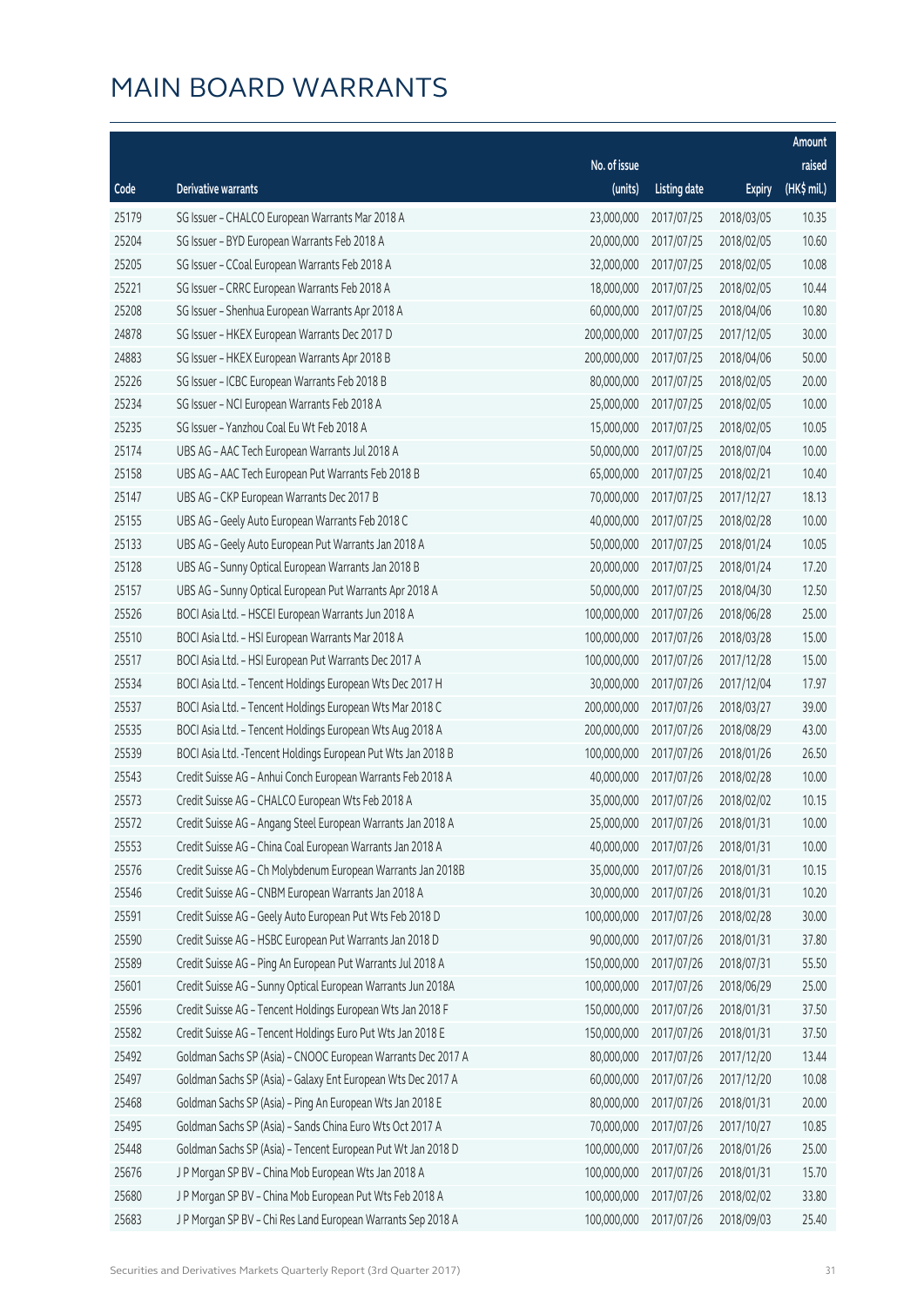# MAIN BOARD WARRANTS

| Code | Derivative warrants | No. of issue (units) | Listing date | Expiry | Amount raised (HK$ mil.) |
|---|---|---|---|---|---|
| 25179 | SG Issuer – CHALCO European Warrants Mar 2018 A | 23,000,000 | 2017/07/25 | 2018/03/05 | 10.35 |
| 25204 | SG Issuer – BYD European Warrants Feb 2018 A | 20,000,000 | 2017/07/25 | 2018/02/05 | 10.60 |
| 25205 | SG Issuer – CCoal European Warrants Feb 2018 A | 32,000,000 | 2017/07/25 | 2018/02/05 | 10.08 |
| 25221 | SG Issuer – CRRC European Warrants Feb 2018 A | 18,000,000 | 2017/07/25 | 2018/02/05 | 10.44 |
| 25208 | SG Issuer – Shenhua European Warrants Apr 2018 A | 60,000,000 | 2017/07/25 | 2018/04/06 | 10.80 |
| 24878 | SG Issuer – HKEX European Warrants Dec 2017 D | 200,000,000 | 2017/07/25 | 2017/12/05 | 30.00 |
| 24883 | SG Issuer – HKEX European Warrants Apr 2018 B | 200,000,000 | 2017/07/25 | 2018/04/06 | 50.00 |
| 25226 | SG Issuer – ICBC European Warrants Feb 2018 B | 80,000,000 | 2017/07/25 | 2018/02/05 | 20.00 |
| 25234 | SG Issuer – NCI European Warrants Feb 2018 A | 25,000,000 | 2017/07/25 | 2018/02/05 | 10.00 |
| 25235 | SG Issuer – Yanzhou Coal Eu Wt Feb 2018 A | 15,000,000 | 2017/07/25 | 2018/02/05 | 10.05 |
| 25174 | UBS AG – AAC Tech European Warrants Jul 2018 A | 50,000,000 | 2017/07/25 | 2018/07/04 | 10.00 |
| 25158 | UBS AG – AAC Tech European Put Warrants Feb 2018 B | 65,000,000 | 2017/07/25 | 2018/02/21 | 10.40 |
| 25147 | UBS AG – CKP European Warrants Dec 2017 B | 70,000,000 | 2017/07/25 | 2017/12/27 | 18.13 |
| 25155 | UBS AG – Geely Auto European Warrants Feb 2018 C | 40,000,000 | 2017/07/25 | 2018/02/28 | 10.00 |
| 25133 | UBS AG – Geely Auto European Put Warrants Jan 2018 A | 50,000,000 | 2017/07/25 | 2018/01/24 | 10.05 |
| 25128 | UBS AG – Sunny Optical European Warrants Jan 2018 B | 20,000,000 | 2017/07/25 | 2018/01/24 | 17.20 |
| 25157 | UBS AG – Sunny Optical European Put Warrants Apr 2018 A | 50,000,000 | 2017/07/25 | 2018/04/30 | 12.50 |
| 25526 | BOCI Asia Ltd. – HSCEI European Warrants Jun 2018 A | 100,000,000 | 2017/07/26 | 2018/06/28 | 25.00 |
| 25510 | BOCI Asia Ltd. – HSI European Warrants Mar 2018 A | 100,000,000 | 2017/07/26 | 2018/03/28 | 15.00 |
| 25517 | BOCI Asia Ltd. – HSI European Put Warrants Dec 2017 A | 100,000,000 | 2017/07/26 | 2017/12/28 | 15.00 |
| 25534 | BOCI Asia Ltd. – Tencent Holdings European Wts Dec 2017 H | 30,000,000 | 2017/07/26 | 2017/12/04 | 17.97 |
| 25537 | BOCI Asia Ltd. – Tencent Holdings European Wts Mar 2018 C | 200,000,000 | 2017/07/26 | 2018/03/27 | 39.00 |
| 25535 | BOCI Asia Ltd. – Tencent Holdings European Wts Aug 2018 A | 200,000,000 | 2017/07/26 | 2018/08/29 | 43.00 |
| 25539 | BOCI Asia Ltd. -Tencent Holdings European Put Wts Jan 2018 B | 100,000,000 | 2017/07/26 | 2018/01/26 | 26.50 |
| 25543 | Credit Suisse AG – Anhui Conch European Warrants Feb 2018 A | 40,000,000 | 2017/07/26 | 2018/02/28 | 10.00 |
| 25573 | Credit Suisse AG – CHALCO European Wts Feb 2018 A | 35,000,000 | 2017/07/26 | 2018/02/02 | 10.15 |
| 25572 | Credit Suisse AG – Angang Steel European Warrants Jan 2018 A | 25,000,000 | 2017/07/26 | 2018/01/31 | 10.00 |
| 25553 | Credit Suisse AG – China Coal European Warrants Jan 2018 A | 40,000,000 | 2017/07/26 | 2018/01/31 | 10.00 |
| 25576 | Credit Suisse AG – Ch Molybdenum European Warrants Jan 2018B | 35,000,000 | 2017/07/26 | 2018/01/31 | 10.15 |
| 25546 | Credit Suisse AG – CNBM European Warrants Jan 2018 A | 30,000,000 | 2017/07/26 | 2018/01/31 | 10.20 |
| 25591 | Credit Suisse AG – Geely Auto European Put Wts Feb 2018 D | 100,000,000 | 2017/07/26 | 2018/02/28 | 30.00 |
| 25590 | Credit Suisse AG – HSBC European Put Warrants Jan 2018 D | 90,000,000 | 2017/07/26 | 2018/01/31 | 37.80 |
| 25589 | Credit Suisse AG – Ping An European Put Warrants Jul 2018 A | 150,000,000 | 2017/07/26 | 2018/07/31 | 55.50 |
| 25601 | Credit Suisse AG – Sunny Optical European Warrants Jun 2018A | 100,000,000 | 2017/07/26 | 2018/06/29 | 25.00 |
| 25596 | Credit Suisse AG – Tencent Holdings European Wts Jan 2018 F | 150,000,000 | 2017/07/26 | 2018/01/31 | 37.50 |
| 25582 | Credit Suisse AG – Tencent Holdings Euro Put Wts Jan 2018 E | 150,000,000 | 2017/07/26 | 2018/01/31 | 37.50 |
| 25492 | Goldman Sachs SP (Asia) – CNOOC European Warrants Dec 2017 A | 80,000,000 | 2017/07/26 | 2017/12/20 | 13.44 |
| 25497 | Goldman Sachs SP (Asia) – Galaxy Ent European Wts Dec 2017 A | 60,000,000 | 2017/07/26 | 2017/12/20 | 10.08 |
| 25468 | Goldman Sachs SP (Asia) – Ping An European Wts Jan 2018 E | 80,000,000 | 2017/07/26 | 2018/01/31 | 20.00 |
| 25495 | Goldman Sachs SP (Asia) – Sands China Euro Wts Oct 2017 A | 70,000,000 | 2017/07/26 | 2017/10/27 | 10.85 |
| 25448 | Goldman Sachs SP (Asia) – Tencent European Put Wt Jan 2018 D | 100,000,000 | 2017/07/26 | 2018/01/26 | 25.00 |
| 25676 | J P Morgan SP BV – China Mob European Wts Jan 2018 A | 100,000,000 | 2017/07/26 | 2018/01/31 | 15.70 |
| 25680 | J P Morgan SP BV – China Mob European Put Wts Feb 2018 A | 100,000,000 | 2017/07/26 | 2018/02/02 | 33.80 |
| 25683 | J P Morgan SP BV – Chi Res Land European Warrants Sep 2018 A | 100,000,000 | 2017/07/26 | 2018/09/03 | 25.40 |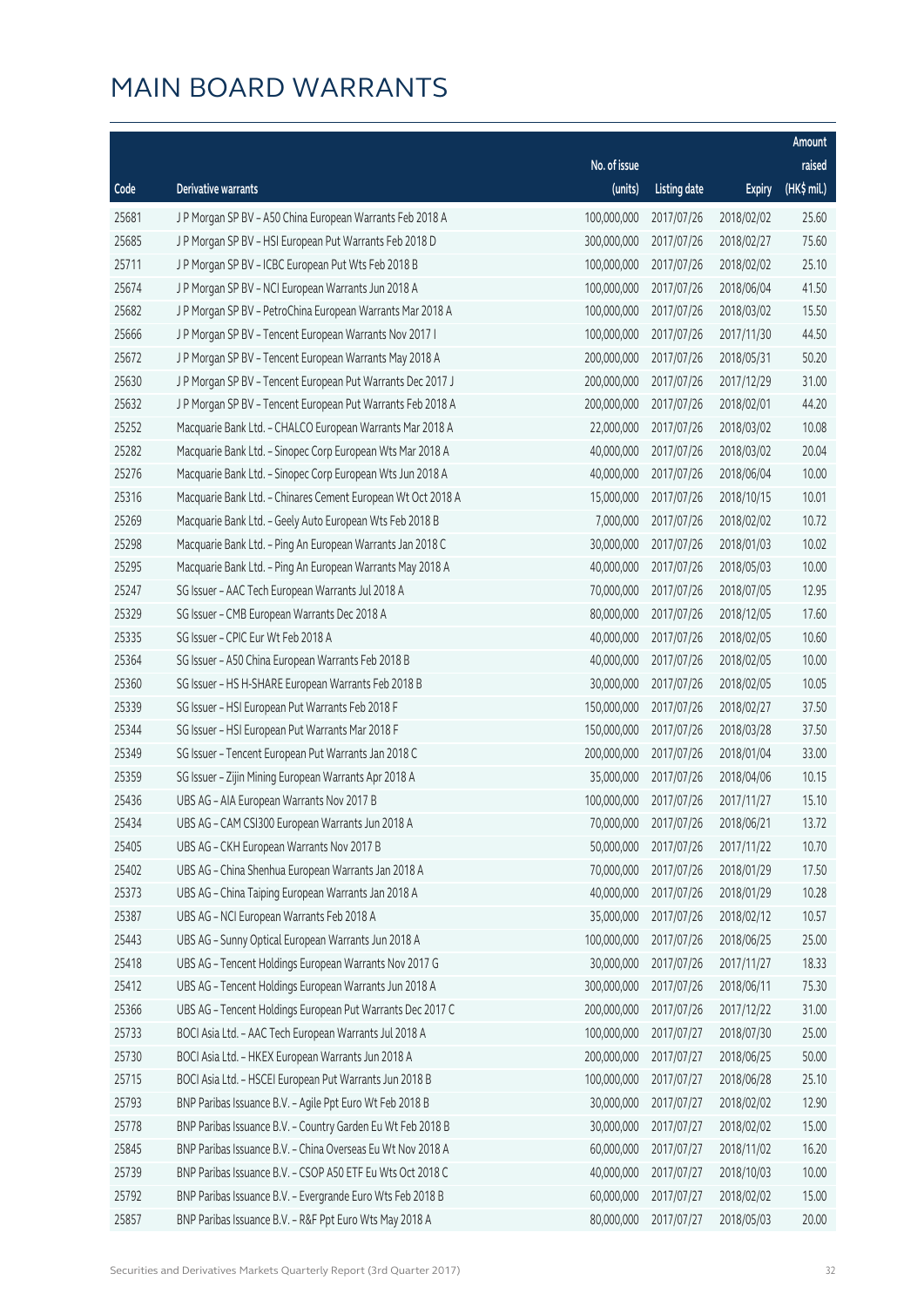# MAIN BOARD WARRANTS

| Code | Derivative warrants | No. of issue (units) | Listing date | Expiry | Amount raised (HK$ mil.) |
|---|---|---|---|---|---|
| 25681 | J P Morgan SP BV - A50 China European Warrants Feb 2018 A | 100,000,000 | 2017/07/26 | 2018/02/02 | 25.60 |
| 25685 | J P Morgan SP BV - HSI European Put Warrants Feb 2018 D | 300,000,000 | 2017/07/26 | 2018/02/27 | 75.60 |
| 25711 | J P Morgan SP BV - ICBC European Put Wts Feb 2018 B | 100,000,000 | 2017/07/26 | 2018/02/02 | 25.10 |
| 25674 | J P Morgan SP BV - NCI European Warrants Jun 2018 A | 100,000,000 | 2017/07/26 | 2018/06/04 | 41.50 |
| 25682 | J P Morgan SP BV - PetroChina European Warrants Mar 2018 A | 100,000,000 | 2017/07/26 | 2018/03/02 | 15.50 |
| 25666 | J P Morgan SP BV - Tencent European Warrants Nov 2017 I | 100,000,000 | 2017/07/26 | 2017/11/30 | 44.50 |
| 25672 | J P Morgan SP BV - Tencent European Warrants May 2018 A | 200,000,000 | 2017/07/26 | 2018/05/31 | 50.20 |
| 25630 | J P Morgan SP BV - Tencent European Put Warrants Dec 2017 J | 200,000,000 | 2017/07/26 | 2017/12/29 | 31.00 |
| 25632 | J P Morgan SP BV - Tencent European Put Warrants Feb 2018 A | 200,000,000 | 2017/07/26 | 2018/02/01 | 44.20 |
| 25252 | Macquarie Bank Ltd. - CHALCO European Warrants Mar 2018 A | 22,000,000 | 2017/07/26 | 2018/03/02 | 10.08 |
| 25282 | Macquarie Bank Ltd. - Sinopec Corp European Wts Mar 2018 A | 40,000,000 | 2017/07/26 | 2018/03/02 | 20.04 |
| 25276 | Macquarie Bank Ltd. - Sinopec Corp European Wts Jun 2018 A | 40,000,000 | 2017/07/26 | 2018/06/04 | 10.00 |
| 25316 | Macquarie Bank Ltd. - Chinares Cement European Wt Oct 2018 A | 15,000,000 | 2017/07/26 | 2018/10/15 | 10.01 |
| 25269 | Macquarie Bank Ltd. - Geely Auto European Wts Feb 2018 B | 7,000,000 | 2017/07/26 | 2018/02/02 | 10.72 |
| 25298 | Macquarie Bank Ltd. - Ping An European Warrants Jan 2018 C | 30,000,000 | 2017/07/26 | 2018/01/03 | 10.02 |
| 25295 | Macquarie Bank Ltd. - Ping An European Warrants May 2018 A | 40,000,000 | 2017/07/26 | 2018/05/03 | 10.00 |
| 25247 | SG Issuer - AAC Tech European Warrants Jul 2018 A | 70,000,000 | 2017/07/26 | 2018/07/05 | 12.95 |
| 25329 | SG Issuer - CMB European Warrants Dec 2018 A | 80,000,000 | 2017/07/26 | 2018/12/05 | 17.60 |
| 25335 | SG Issuer - CPIC Eur Wt Feb 2018 A | 40,000,000 | 2017/07/26 | 2018/02/05 | 10.60 |
| 25364 | SG Issuer - A50 China European Warrants Feb 2018 B | 40,000,000 | 2017/07/26 | 2018/02/05 | 10.00 |
| 25360 | SG Issuer - HS H-SHARE European Warrants Feb 2018 B | 30,000,000 | 2017/07/26 | 2018/02/05 | 10.05 |
| 25339 | SG Issuer - HSI European Put Warrants Feb 2018 F | 150,000,000 | 2017/07/26 | 2018/02/27 | 37.50 |
| 25344 | SG Issuer - HSI European Put Warrants Mar 2018 F | 150,000,000 | 2017/07/26 | 2018/03/28 | 37.50 |
| 25349 | SG Issuer - Tencent European Put Warrants Jan 2018 C | 200,000,000 | 2017/07/26 | 2018/01/04 | 33.00 |
| 25359 | SG Issuer - Zijin Mining European Warrants Apr 2018 A | 35,000,000 | 2017/07/26 | 2018/04/06 | 10.15 |
| 25436 | UBS AG - AIA European Warrants Nov 2017 B | 100,000,000 | 2017/07/26 | 2017/11/27 | 15.10 |
| 25434 | UBS AG - CAM CSI300 European Warrants Jun 2018 A | 70,000,000 | 2017/07/26 | 2018/06/21 | 13.72 |
| 25405 | UBS AG - CKH European Warrants Nov 2017 B | 50,000,000 | 2017/07/26 | 2017/11/22 | 10.70 |
| 25402 | UBS AG - China Shenhua European Warrants Jan 2018 A | 70,000,000 | 2017/07/26 | 2018/01/29 | 17.50 |
| 25373 | UBS AG - China Taiping European Warrants Jan 2018 A | 40,000,000 | 2017/07/26 | 2018/01/29 | 10.28 |
| 25387 | UBS AG - NCI European Warrants Feb 2018 A | 35,000,000 | 2017/07/26 | 2018/02/12 | 10.57 |
| 25443 | UBS AG - Sunny Optical European Warrants Jun 2018 A | 100,000,000 | 2017/07/26 | 2018/06/25 | 25.00 |
| 25418 | UBS AG - Tencent Holdings European Warrants Nov 2017 G | 30,000,000 | 2017/07/26 | 2017/11/27 | 18.33 |
| 25412 | UBS AG - Tencent Holdings European Warrants Jun 2018 A | 300,000,000 | 2017/07/26 | 2018/06/11 | 75.30 |
| 25366 | UBS AG - Tencent Holdings European Put Warrants Dec 2017 C | 200,000,000 | 2017/07/26 | 2017/12/22 | 31.00 |
| 25733 | BOCI Asia Ltd. - AAC Tech European Warrants Jul 2018 A | 100,000,000 | 2017/07/27 | 2018/07/30 | 25.00 |
| 25730 | BOCI Asia Ltd. - HKEX European Warrants Jun 2018 A | 200,000,000 | 2017/07/27 | 2018/06/25 | 50.00 |
| 25715 | BOCI Asia Ltd. - HSCEI European Put Warrants Jun 2018 B | 100,000,000 | 2017/07/27 | 2018/06/28 | 25.10 |
| 25793 | BNP Paribas Issuance B.V. - Agile Ppt Euro Wt Feb 2018 B | 30,000,000 | 2017/07/27 | 2018/02/02 | 12.90 |
| 25778 | BNP Paribas Issuance B.V. - Country Garden Eu Wt Feb 2018 B | 30,000,000 | 2017/07/27 | 2018/02/02 | 15.00 |
| 25845 | BNP Paribas Issuance B.V. - China Overseas Eu Wt Nov 2018 A | 60,000,000 | 2017/07/27 | 2018/11/02 | 16.20 |
| 25739 | BNP Paribas Issuance B.V. - CSOP A50 ETF Eu Wts Oct 2018 C | 40,000,000 | 2017/07/27 | 2018/10/03 | 10.00 |
| 25792 | BNP Paribas Issuance B.V. - Evergrande Euro Wts Feb 2018 B | 60,000,000 | 2017/07/27 | 2018/02/02 | 15.00 |
| 25857 | BNP Paribas Issuance B.V. - R&F Ppt Euro Wts May 2018 A | 80,000,000 | 2017/07/27 | 2018/05/03 | 20.00 |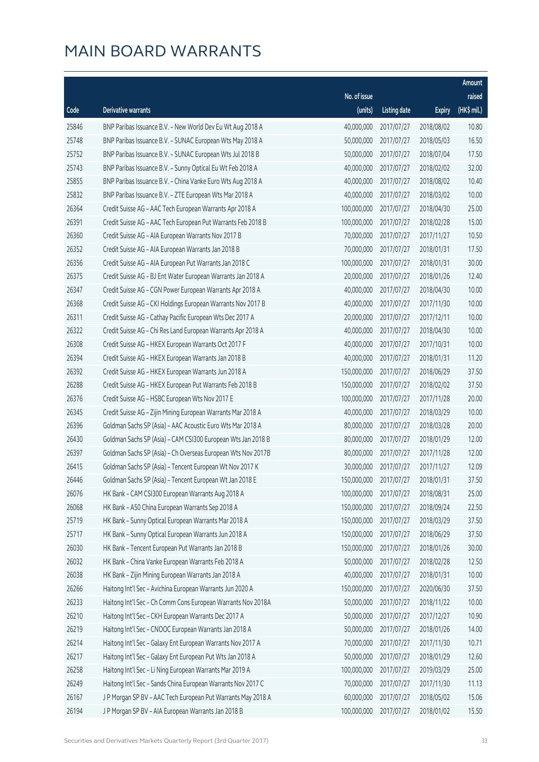# MAIN BOARD WARRANTS

| Code | Derivative warrants | No. of issue (units) | Listing date | Expiry | Amount raised (HK$ mil.) |
|---|---|---|---|---|---|
| 25846 | BNP Paribas Issuance B.V. – New World Dev Eu Wt Aug 2018 A | 40,000,000 | 2017/07/27 | 2018/08/02 | 10.80 |
| 25748 | BNP Paribas Issuance B.V. – SUNAC European Wts May 2018 A | 50,000,000 | 2017/07/27 | 2018/05/03 | 16.50 |
| 25752 | BNP Paribas Issuance B.V. – SUNAC European Wts Jul 2018 B | 50,000,000 | 2017/07/27 | 2018/07/04 | 17.50 |
| 25743 | BNP Paribas Issuance B.V. – Sunny Optical Eu Wt Feb 2018 A | 40,000,000 | 2017/07/27 | 2018/02/02 | 32.00 |
| 25855 | BNP Paribas Issuance B.V. – China Vanke Euro Wts Aug 2018 A | 40,000,000 | 2017/07/27 | 2018/08/02 | 10.40 |
| 25832 | BNP Paribas Issuance B.V. – ZTE European Wts Mar 2018 A | 40,000,000 | 2017/07/27 | 2018/03/02 | 10.00 |
| 26364 | Credit Suisse AG – AAC Tech European Warrants Apr 2018 A | 100,000,000 | 2017/07/27 | 2018/04/30 | 25.00 |
| 26391 | Credit Suisse AG – AAC Tech European Put Warrants Feb 2018 B | 100,000,000 | 2017/07/27 | 2018/02/28 | 15.00 |
| 26360 | Credit Suisse AG – AIA European Warrants Nov 2017 B | 70,000,000 | 2017/07/27 | 2017/11/27 | 10.50 |
| 26352 | Credit Suisse AG – AIA European Warrants Jan 2018 B | 70,000,000 | 2017/07/27 | 2018/01/31 | 17.50 |
| 26356 | Credit Suisse AG – AIA European Put Warrants Jan 2018 C | 100,000,000 | 2017/07/27 | 2018/01/31 | 30.00 |
| 26375 | Credit Suisse AG – BJ Ent Water European Warrants Jan 2018 A | 20,000,000 | 2017/07/27 | 2018/01/26 | 12.40 |
| 26347 | Credit Suisse AG – CGN Power European Warrants Apr 2018 A | 40,000,000 | 2017/07/27 | 2018/04/30 | 10.00 |
| 26368 | Credit Suisse AG – CKI Holdings European Warrants Nov 2017 B | 40,000,000 | 2017/07/27 | 2017/11/30 | 10.00 |
| 26311 | Credit Suisse AG – Cathay Pacific European Wts Dec 2017 A | 20,000,000 | 2017/07/27 | 2017/12/11 | 10.00 |
| 26322 | Credit Suisse AG – Chi Res Land European Warrants Apr 2018 A | 40,000,000 | 2017/07/27 | 2018/04/30 | 10.00 |
| 26308 | Credit Suisse AG – HKEX European Warrants Oct 2017 F | 40,000,000 | 2017/07/27 | 2017/10/31 | 10.00 |
| 26394 | Credit Suisse AG – HKEX European Warrants Jan 2018 B | 40,000,000 | 2017/07/27 | 2018/01/31 | 11.20 |
| 26392 | Credit Suisse AG – HKEX European Warrants Jun 2018 A | 150,000,000 | 2017/07/27 | 2018/06/29 | 37.50 |
| 26288 | Credit Suisse AG – HKEX European Put Warrants Feb 2018 B | 150,000,000 | 2017/07/27 | 2018/02/02 | 37.50 |
| 26376 | Credit Suisse AG – HSBC European Wts Nov 2017 E | 100,000,000 | 2017/07/27 | 2017/11/28 | 20.00 |
| 26345 | Credit Suisse AG – Zijin Mining European Warrants Mar 2018 A | 40,000,000 | 2017/07/27 | 2018/03/29 | 10.00 |
| 26396 | Goldman Sachs SP (Asia) – AAC Acoustic Euro Wts Mar 2018 A | 80,000,000 | 2017/07/27 | 2018/03/28 | 20.00 |
| 26430 | Goldman Sachs SP (Asia) – CAM CSI300 European Wts Jan 2018 B | 80,000,000 | 2017/07/27 | 2018/01/29 | 12.00 |
| 26397 | Goldman Sachs SP (Asia) – Ch Overseas European Wts Nov 2017B | 80,000,000 | 2017/07/27 | 2017/11/28 | 12.00 |
| 26415 | Goldman Sachs SP (Asia) – Tencent European Wt Nov 2017 K | 30,000,000 | 2017/07/27 | 2017/11/27 | 12.09 |
| 26446 | Goldman Sachs SP (Asia) – Tencent European Wt Jan 2018 E | 150,000,000 | 2017/07/27 | 2018/01/31 | 37.50 |
| 26076 | HK Bank – CAM CSI300 European Warrants Aug 2018 A | 100,000,000 | 2017/07/27 | 2018/08/31 | 25.00 |
| 26068 | HK Bank – A50 China European Warrants Sep 2018 A | 150,000,000 | 2017/07/27 | 2018/09/24 | 22.50 |
| 25719 | HK Bank – Sunny Optical European Warrants Mar 2018 A | 150,000,000 | 2017/07/27 | 2018/03/29 | 37.50 |
| 25717 | HK Bank – Sunny Optical European Warrants Jun 2018 A | 150,000,000 | 2017/07/27 | 2018/06/29 | 37.50 |
| 26030 | HK Bank – Tencent European Put Warrants Jan 2018 B | 150,000,000 | 2017/07/27 | 2018/01/26 | 30.00 |
| 26032 | HK Bank – China Vanke European Warrants Feb 2018 A | 50,000,000 | 2017/07/27 | 2018/02/28 | 12.50 |
| 26038 | HK Bank – Zijin Mining European Warrants Jan 2018 A | 40,000,000 | 2017/07/27 | 2018/01/31 | 10.00 |
| 26266 | Haitong Int'l Sec – Avichina European Warrants Jun 2020 A | 150,000,000 | 2017/07/27 | 2020/06/30 | 37.50 |
| 26233 | Haitong Int'l Sec – Ch Comm Cons European Warrants Nov 2018A | 50,000,000 | 2017/07/27 | 2018/11/22 | 10.00 |
| 26210 | Haitong Int'l Sec – CKH European Warrants Dec 2017 A | 50,000,000 | 2017/07/27 | 2017/12/27 | 10.90 |
| 26219 | Haitong Int'l Sec – CNOOC European Warrants Jan 2018 A | 50,000,000 | 2017/07/27 | 2018/01/26 | 14.00 |
| 26214 | Haitong Int'l Sec – Galaxy Ent European Warrants Nov 2017 A | 70,000,000 | 2017/07/27 | 2017/11/30 | 10.71 |
| 26217 | Haitong Int'l Sec – Galaxy Ent European Put Wts Jan 2018 A | 50,000,000 | 2017/07/27 | 2018/01/29 | 12.60 |
| 26258 | Haitong Int'l Sec – Li Ning European Warrants Mar 2019 A | 100,000,000 | 2017/07/27 | 2019/03/29 | 25.00 |
| 26249 | Haitong Int'l Sec – Sands China European Warrants Nov 2017 C | 70,000,000 | 2017/07/27 | 2017/11/30 | 11.13 |
| 26167 | J P Morgan SP BV – AAC Tech European Put Warrants May 2018 A | 60,000,000 | 2017/07/27 | 2018/05/02 | 15.06 |
| 26194 | J P Morgan SP BV – AIA European Warrants Jan 2018 B | 100,000,000 | 2017/07/27 | 2018/01/02 | 15.50 |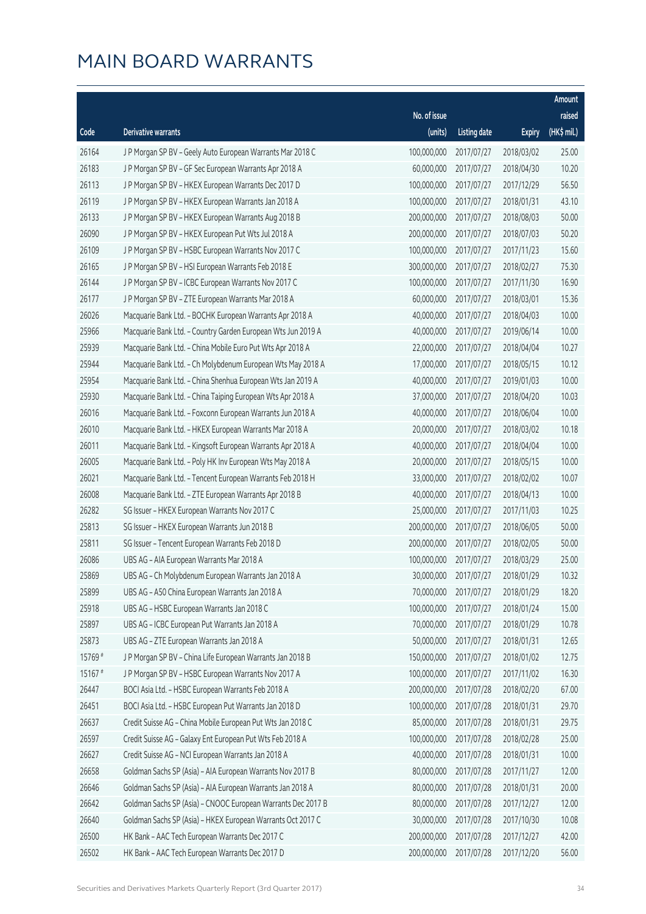# MAIN BOARD WARRANTS

| Code | Derivative warrants | No. of issue (units) | Listing date | Expiry | Amount raised (HK$ mil.) |
|---|---|---|---|---|---|
| 26164 | J P Morgan SP BV - Geely Auto European Warrants Mar 2018 C | 100,000,000 | 2017/07/27 | 2018/03/02 | 25.00 |
| 26183 | J P Morgan SP BV - GF Sec European Warrants Apr 2018 A | 60,000,000 | 2017/07/27 | 2018/04/30 | 10.20 |
| 26113 | J P Morgan SP BV - HKEX European Warrants Dec 2017 D | 100,000,000 | 2017/07/27 | 2017/12/29 | 56.50 |
| 26119 | J P Morgan SP BV - HKEX European Warrants Jan 2018 A | 100,000,000 | 2017/07/27 | 2018/01/31 | 43.10 |
| 26133 | J P Morgan SP BV - HKEX European Warrants Aug 2018 B | 200,000,000 | 2017/07/27 | 2018/08/03 | 50.00 |
| 26090 | J P Morgan SP BV - HKEX European Put Wts Jul 2018 A | 200,000,000 | 2017/07/27 | 2018/07/03 | 50.20 |
| 26109 | J P Morgan SP BV - HSBC European Warrants Nov 2017 C | 100,000,000 | 2017/07/27 | 2017/11/23 | 15.60 |
| 26165 | J P Morgan SP BV - HSI European Warrants Feb 2018 E | 300,000,000 | 2017/07/27 | 2018/02/27 | 75.30 |
| 26144 | J P Morgan SP BV - ICBC European Warrants Nov 2017 C | 100,000,000 | 2017/07/27 | 2017/11/30 | 16.90 |
| 26177 | J P Morgan SP BV - ZTE European Warrants Mar 2018 A | 60,000,000 | 2017/07/27 | 2018/03/01 | 15.36 |
| 26026 | Macquarie Bank Ltd. - BOCHK European Warrants Apr 2018 A | 40,000,000 | 2017/07/27 | 2018/04/03 | 10.00 |
| 25966 | Macquarie Bank Ltd. - Country Garden European Wts Jun 2019 A | 40,000,000 | 2017/07/27 | 2019/06/14 | 10.00 |
| 25939 | Macquarie Bank Ltd. - China Mobile Euro Put Wts Apr 2018 A | 22,000,000 | 2017/07/27 | 2018/04/04 | 10.27 |
| 25944 | Macquarie Bank Ltd. - Ch Molybdenum European Wts May 2018 A | 17,000,000 | 2017/07/27 | 2018/05/15 | 10.12 |
| 25954 | Macquarie Bank Ltd. - China Shenhua European Wts Jan 2019 A | 40,000,000 | 2017/07/27 | 2019/01/03 | 10.00 |
| 25930 | Macquarie Bank Ltd. - China Taiping European Wts Apr 2018 A | 37,000,000 | 2017/07/27 | 2018/04/20 | 10.03 |
| 26016 | Macquarie Bank Ltd. - Foxconn European Warrants Jun 2018 A | 40,000,000 | 2017/07/27 | 2018/06/04 | 10.00 |
| 26010 | Macquarie Bank Ltd. - HKEX European Warrants Mar 2018 A | 20,000,000 | 2017/07/27 | 2018/03/02 | 10.18 |
| 26011 | Macquarie Bank Ltd. - Kingsoft European Warrants Apr 2018 A | 40,000,000 | 2017/07/27 | 2018/04/04 | 10.00 |
| 26005 | Macquarie Bank Ltd. - Poly HK Inv European Wts May 2018 A | 20,000,000 | 2017/07/27 | 2018/05/15 | 10.00 |
| 26021 | Macquarie Bank Ltd. - Tencent European Warrants Feb 2018 H | 33,000,000 | 2017/07/27 | 2018/02/02 | 10.07 |
| 26008 | Macquarie Bank Ltd. - ZTE European Warrants Apr 2018 B | 40,000,000 | 2017/07/27 | 2018/04/13 | 10.00 |
| 26282 | SG Issuer - HKEX European Warrants Nov 2017 C | 25,000,000 | 2017/07/27 | 2017/11/03 | 10.25 |
| 25813 | SG Issuer - HKEX European Warrants Jun 2018 B | 200,000,000 | 2017/07/27 | 2018/06/05 | 50.00 |
| 25811 | SG Issuer - Tencent European Warrants Feb 2018 D | 200,000,000 | 2017/07/27 | 2018/02/05 | 50.00 |
| 26086 | UBS AG - AIA European Warrants Mar 2018 A | 100,000,000 | 2017/07/27 | 2018/03/29 | 25.00 |
| 25869 | UBS AG - Ch Molybdenum European Warrants Jan 2018 A | 30,000,000 | 2017/07/27 | 2018/01/29 | 10.32 |
| 25899 | UBS AG - A50 China European Warrants Jan 2018 A | 70,000,000 | 2017/07/27 | 2018/01/29 | 18.20 |
| 25918 | UBS AG - HSBC European Warrants Jan 2018 C | 100,000,000 | 2017/07/27 | 2018/01/24 | 15.00 |
| 25897 | UBS AG - ICBC European Put Warrants Jan 2018 A | 70,000,000 | 2017/07/27 | 2018/01/29 | 10.78 |
| 25873 | UBS AG - ZTE European Warrants Jan 2018 A | 50,000,000 | 2017/07/27 | 2018/01/31 | 12.65 |
| 15769 # | J P Morgan SP BV - China Life European Warrants Jan 2018 B | 150,000,000 | 2017/07/27 | 2018/01/02 | 12.75 |
| 15167 # | J P Morgan SP BV - HSBC European Warrants Nov 2017 A | 100,000,000 | 2017/07/27 | 2017/11/02 | 16.30 |
| 26447 | BOCI Asia Ltd. - HSBC European Warrants Feb 2018 A | 200,000,000 | 2017/07/28 | 2018/02/20 | 67.00 |
| 26451 | BOCI Asia Ltd. - HSBC European Put Warrants Jan 2018 D | 100,000,000 | 2017/07/28 | 2018/01/31 | 29.70 |
| 26637 | Credit Suisse AG - China Mobile European Put Wts Jan 2018 C | 85,000,000 | 2017/07/28 | 2018/01/31 | 29.75 |
| 26597 | Credit Suisse AG - Galaxy Ent European Put Wts Feb 2018 A | 100,000,000 | 2017/07/28 | 2018/02/28 | 25.00 |
| 26627 | Credit Suisse AG - NCI European Warrants Jan 2018 A | 40,000,000 | 2017/07/28 | 2018/01/31 | 10.00 |
| 26658 | Goldman Sachs SP (Asia) - AIA European Warrants Nov 2017 B | 80,000,000 | 2017/07/28 | 2017/11/27 | 12.00 |
| 26646 | Goldman Sachs SP (Asia) - AIA European Warrants Jan 2018 A | 80,000,000 | 2017/07/28 | 2018/01/31 | 20.00 |
| 26642 | Goldman Sachs SP (Asia) - CNOOC European Warrants Dec 2017 B | 80,000,000 | 2017/07/28 | 2017/12/27 | 12.00 |
| 26640 | Goldman Sachs SP (Asia) - HKEX European Warrants Oct 2017 C | 30,000,000 | 2017/07/28 | 2017/10/30 | 10.08 |
| 26500 | HK Bank - AAC Tech European Warrants Dec 2017 C | 200,000,000 | 2017/07/28 | 2017/12/27 | 42.00 |
| 26502 | HK Bank - AAC Tech European Warrants Dec 2017 D | 200,000,000 | 2017/07/28 | 2017/12/20 | 56.00 |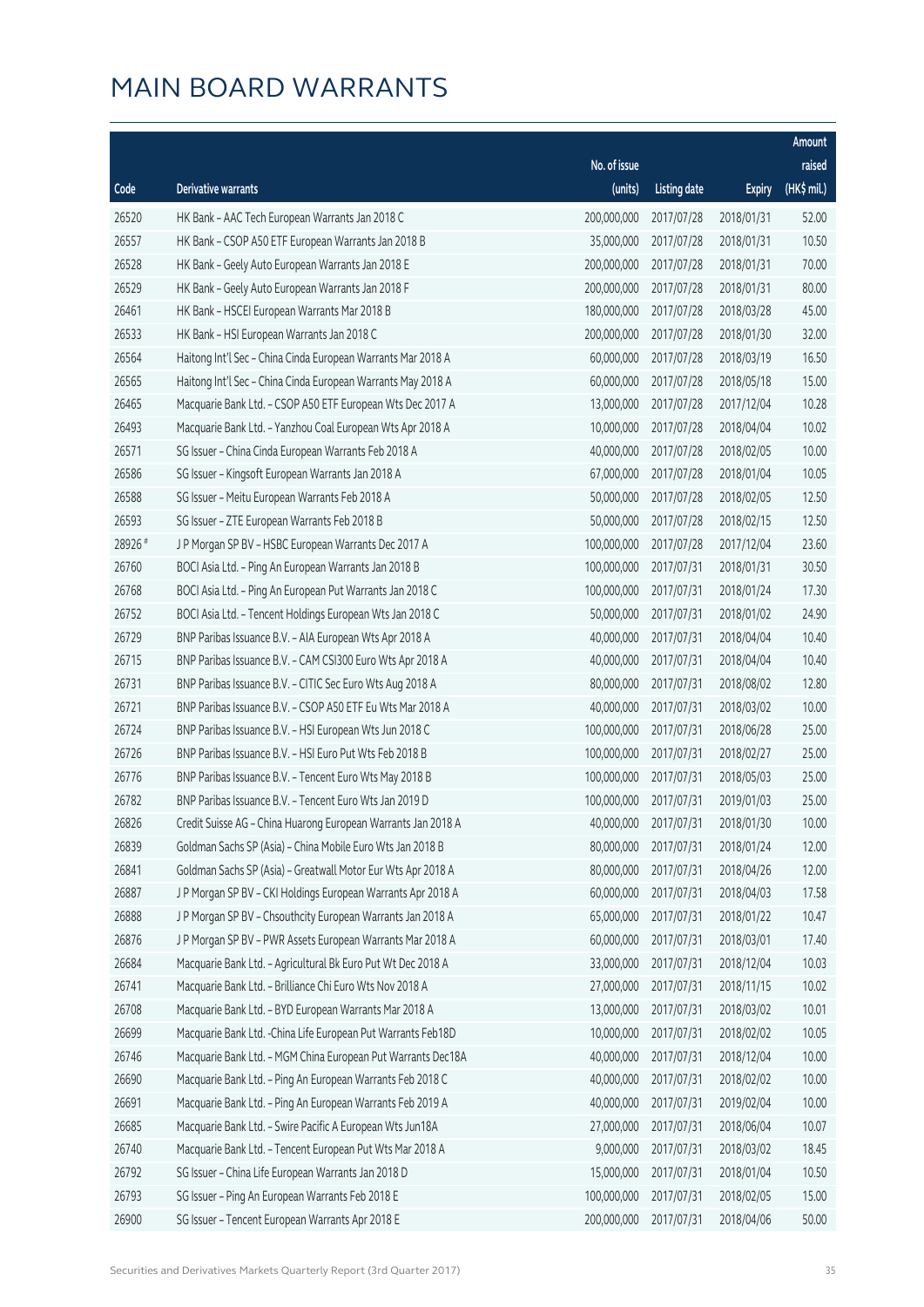# MAIN BOARD WARRANTS

| Code | Derivative warrants | No. of issue (units) | Listing date | Expiry | Amount raised (HK$ mil.) |
|---|---|---|---|---|---|
| 26520 | HK Bank – AAC Tech European Warrants Jan 2018 C | 200,000,000 | 2017/07/28 | 2018/01/31 | 52.00 |
| 26557 | HK Bank – CSOP A50 ETF European Warrants Jan 2018 B | 35,000,000 | 2017/07/28 | 2018/01/31 | 10.50 |
| 26528 | HK Bank – Geely Auto European Warrants Jan 2018 E | 200,000,000 | 2017/07/28 | 2018/01/31 | 70.00 |
| 26529 | HK Bank – Geely Auto European Warrants Jan 2018 F | 200,000,000 | 2017/07/28 | 2018/01/31 | 80.00 |
| 26461 | HK Bank – HSCEI European Warrants Mar 2018 B | 180,000,000 | 2017/07/28 | 2018/03/28 | 45.00 |
| 26533 | HK Bank – HSI European Warrants Jan 2018 C | 200,000,000 | 2017/07/28 | 2018/01/30 | 32.00 |
| 26564 | Haitong Int'l Sec – China Cinda European Warrants Mar 2018 A | 60,000,000 | 2017/07/28 | 2018/03/19 | 16.50 |
| 26565 | Haitong Int'l Sec – China Cinda European Warrants May 2018 A | 60,000,000 | 2017/07/28 | 2018/05/18 | 15.00 |
| 26465 | Macquarie Bank Ltd. – CSOP A50 ETF European Wts Dec 2017 A | 13,000,000 | 2017/07/28 | 2017/12/04 | 10.28 |
| 26493 | Macquarie Bank Ltd. – Yanzhou Coal European Wts Apr 2018 A | 10,000,000 | 2017/07/28 | 2018/04/04 | 10.02 |
| 26571 | SG Issuer – China Cinda European Warrants Feb 2018 A | 40,000,000 | 2017/07/28 | 2018/02/05 | 10.00 |
| 26586 | SG Issuer – Kingsoft European Warrants Jan 2018 A | 67,000,000 | 2017/07/28 | 2018/01/04 | 10.05 |
| 26588 | SG Issuer – Meitu European Warrants Feb 2018 A | 50,000,000 | 2017/07/28 | 2018/02/05 | 12.50 |
| 26593 | SG Issuer – ZTE European Warrants Feb 2018 B | 50,000,000 | 2017/07/28 | 2018/02/15 | 12.50 |
| 28926 # | J P Morgan SP BV – HSBC European Warrants Dec 2017 A | 100,000,000 | 2017/07/28 | 2017/12/04 | 23.60 |
| 26760 | BOCI Asia Ltd. – Ping An European Warrants Jan 2018 B | 100,000,000 | 2017/07/31 | 2018/01/31 | 30.50 |
| 26768 | BOCI Asia Ltd. – Ping An European Put Warrants Jan 2018 C | 100,000,000 | 2017/07/31 | 2018/01/24 | 17.30 |
| 26752 | BOCI Asia Ltd. – Tencent Holdings European Wts Jan 2018 C | 50,000,000 | 2017/07/31 | 2018/01/02 | 24.90 |
| 26729 | BNP Paribas Issuance B.V. – AIA European Wts Apr 2018 A | 40,000,000 | 2017/07/31 | 2018/04/04 | 10.40 |
| 26715 | BNP Paribas Issuance B.V. – CAM CSI300 Euro Wts Apr 2018 A | 40,000,000 | 2017/07/31 | 2018/04/04 | 10.40 |
| 26731 | BNP Paribas Issuance B.V. – CITIC Sec Euro Wts Aug 2018 A | 80,000,000 | 2017/07/31 | 2018/08/02 | 12.80 |
| 26721 | BNP Paribas Issuance B.V. – CSOP A50 ETF Eu Wts Mar 2018 A | 40,000,000 | 2017/07/31 | 2018/03/02 | 10.00 |
| 26724 | BNP Paribas Issuance B.V. – HSI European Wts Jun 2018 C | 100,000,000 | 2017/07/31 | 2018/06/28 | 25.00 |
| 26726 | BNP Paribas Issuance B.V. – HSI Euro Put Wts Feb 2018 B | 100,000,000 | 2017/07/31 | 2018/02/27 | 25.00 |
| 26776 | BNP Paribas Issuance B.V. – Tencent Euro Wts May 2018 B | 100,000,000 | 2017/07/31 | 2018/05/03 | 25.00 |
| 26782 | BNP Paribas Issuance B.V. – Tencent Euro Wts Jan 2019 D | 100,000,000 | 2017/07/31 | 2019/01/03 | 25.00 |
| 26826 | Credit Suisse AG – China Huarong European Warrants Jan 2018 A | 40,000,000 | 2017/07/31 | 2018/01/30 | 10.00 |
| 26839 | Goldman Sachs SP (Asia) – China Mobile Euro Wts Jan 2018 B | 80,000,000 | 2017/07/31 | 2018/01/24 | 12.00 |
| 26841 | Goldman Sachs SP (Asia) – Greatwall Motor Eur Wts Apr 2018 A | 80,000,000 | 2017/07/31 | 2018/04/26 | 12.00 |
| 26887 | J P Morgan SP BV – CKI Holdings European Warrants Apr 2018 A | 60,000,000 | 2017/07/31 | 2018/04/03 | 17.58 |
| 26888 | J P Morgan SP BV – Chsouthcity European Warrants Jan 2018 A | 65,000,000 | 2017/07/31 | 2018/01/22 | 10.47 |
| 26876 | J P Morgan SP BV – PWR Assets European Warrants Mar 2018 A | 60,000,000 | 2017/07/31 | 2018/03/01 | 17.40 |
| 26684 | Macquarie Bank Ltd. – Agricultural Bk Euro Put Wt Dec 2018 A | 33,000,000 | 2017/07/31 | 2018/12/04 | 10.03 |
| 26741 | Macquarie Bank Ltd. – Brilliance Chi Euro Wts Nov 2018 A | 27,000,000 | 2017/07/31 | 2018/11/15 | 10.02 |
| 26708 | Macquarie Bank Ltd. – BYD European Warrants Mar 2018 A | 13,000,000 | 2017/07/31 | 2018/03/02 | 10.01 |
| 26699 | Macquarie Bank Ltd. -China Life European Put Warrants Feb18D | 10,000,000 | 2017/07/31 | 2018/02/02 | 10.05 |
| 26746 | Macquarie Bank Ltd. – MGM China European Put Warrants Dec18A | 40,000,000 | 2017/07/31 | 2018/12/04 | 10.00 |
| 26690 | Macquarie Bank Ltd. – Ping An European Warrants Feb 2018 C | 40,000,000 | 2017/07/31 | 2018/02/02 | 10.00 |
| 26691 | Macquarie Bank Ltd. – Ping An European Warrants Feb 2019 A | 40,000,000 | 2017/07/31 | 2019/02/04 | 10.00 |
| 26685 | Macquarie Bank Ltd. – Swire Pacific A European Wts Jun18A | 27,000,000 | 2017/07/31 | 2018/06/04 | 10.07 |
| 26740 | Macquarie Bank Ltd. – Tencent European Put Wts Mar 2018 A | 9,000,000 | 2017/07/31 | 2018/03/02 | 18.45 |
| 26792 | SG Issuer – China Life European Warrants Jan 2018 D | 15,000,000 | 2017/07/31 | 2018/01/04 | 10.50 |
| 26793 | SG Issuer – Ping An European Warrants Feb 2018 E | 100,000,000 | 2017/07/31 | 2018/02/05 | 15.00 |
| 26900 | SG Issuer – Tencent European Warrants Apr 2018 E | 200,000,000 | 2017/07/31 | 2018/04/06 | 50.00 |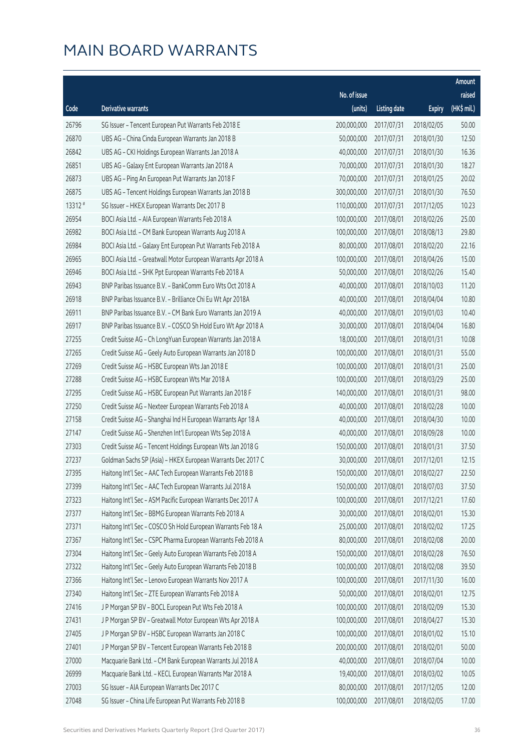# MAIN BOARD WARRANTS

| Code | Derivative warrants | No. of issue (units) | Listing date | Expiry | Amount raised (HK$ mil.) |
|---|---|---|---|---|---|
| 26796 | SG Issuer – Tencent European Put Warrants Feb 2018 E | 200,000,000 | 2017/07/31 | 2018/02/05 | 50.00 |
| 26870 | UBS AG – China Cinda European Warrants Jan 2018 B | 50,000,000 | 2017/07/31 | 2018/01/30 | 12.50 |
| 26842 | UBS AG – CKI Holdings European Warrants Jan 2018 A | 40,000,000 | 2017/07/31 | 2018/01/30 | 16.36 |
| 26851 | UBS AG – Galaxy Ent European Warrants Jan 2018 A | 70,000,000 | 2017/07/31 | 2018/01/30 | 18.27 |
| 26873 | UBS AG – Ping An European Put Warrants Jan 2018 F | 70,000,000 | 2017/07/31 | 2018/01/25 | 20.02 |
| 26875 | UBS AG – Tencent Holdings European Warrants Jan 2018 B | 300,000,000 | 2017/07/31 | 2018/01/30 | 76.50 |
| 13312 # | SG Issuer – HKEX European Warrants Dec 2017 B | 110,000,000 | 2017/07/31 | 2017/12/05 | 10.23 |
| 26954 | BOCI Asia Ltd. – AIA European Warrants Feb 2018 A | 100,000,000 | 2017/08/01 | 2018/02/26 | 25.00 |
| 26982 | BOCI Asia Ltd. – CM Bank European Warrants Aug 2018 A | 100,000,000 | 2017/08/01 | 2018/08/13 | 29.80 |
| 26984 | BOCI Asia Ltd. – Galaxy Ent European Put Warrants Feb 2018 A | 80,000,000 | 2017/08/01 | 2018/02/20 | 22.16 |
| 26965 | BOCI Asia Ltd. – Greatwall Motor European Warrants Apr 2018 A | 100,000,000 | 2017/08/01 | 2018/04/26 | 15.00 |
| 26946 | BOCI Asia Ltd. – SHK Ppt European Warrants Feb 2018 A | 50,000,000 | 2017/08/01 | 2018/02/26 | 15.40 |
| 26943 | BNP Paribas Issuance B.V. – BankComm Euro Wts Oct 2018 A | 40,000,000 | 2017/08/01 | 2018/10/03 | 11.20 |
| 26918 | BNP Paribas Issuance B.V. – Brilliance Chi Eu Wt Apr 2018A | 40,000,000 | 2017/08/01 | 2018/04/04 | 10.80 |
| 26911 | BNP Paribas Issuance B.V. – CM Bank Euro Warrants Jan 2019 A | 40,000,000 | 2017/08/01 | 2019/01/03 | 10.40 |
| 26917 | BNP Paribas Issuance B.V. – COSCO Sh Hold Euro Wt Apr 2018 A | 30,000,000 | 2017/08/01 | 2018/04/04 | 16.80 |
| 27255 | Credit Suisse AG – Ch LongYuan European Warrants Jan 2018 A | 18,000,000 | 2017/08/01 | 2018/01/31 | 10.08 |
| 27265 | Credit Suisse AG – Geely Auto European Warrants Jan 2018 D | 100,000,000 | 2017/08/01 | 2018/01/31 | 55.00 |
| 27269 | Credit Suisse AG – HSBC European Wts Jan 2018 E | 100,000,000 | 2017/08/01 | 2018/01/31 | 25.00 |
| 27288 | Credit Suisse AG – HSBC European Wts Mar 2018 A | 100,000,000 | 2017/08/01 | 2018/03/29 | 25.00 |
| 27295 | Credit Suisse AG – HSBC European Put Warrants Jan 2018 F | 140,000,000 | 2017/08/01 | 2018/01/31 | 98.00 |
| 27250 | Credit Suisse AG – Nexteer European Warrants Feb 2018 A | 40,000,000 | 2017/08/01 | 2018/02/28 | 10.00 |
| 27158 | Credit Suisse AG – Shanghai Ind H European Warrants Apr 18 A | 40,000,000 | 2017/08/01 | 2018/04/30 | 10.00 |
| 27147 | Credit Suisse AG – Shenzhen Int'l European Wts Sep 2018 A | 40,000,000 | 2017/08/01 | 2018/09/28 | 10.00 |
| 27303 | Credit Suisse AG – Tencent Holdings European Wts Jan 2018 G | 150,000,000 | 2017/08/01 | 2018/01/31 | 37.50 |
| 27237 | Goldman Sachs SP (Asia) – HKEX European Warrants Dec 2017 C | 30,000,000 | 2017/08/01 | 2017/12/01 | 12.15 |
| 27395 | Haitong Int'l Sec – AAC Tech European Warrants Feb 2018 B | 150,000,000 | 2017/08/01 | 2018/02/27 | 22.50 |
| 27399 | Haitong Int'l Sec – AAC Tech European Warrants Jul 2018 A | 150,000,000 | 2017/08/01 | 2018/07/03 | 37.50 |
| 27323 | Haitong Int'l Sec – ASM Pacific European Warrants Dec 2017 A | 100,000,000 | 2017/08/01 | 2017/12/21 | 17.60 |
| 27377 | Haitong Int'l Sec – BBMG European Warrants Feb 2018 A | 30,000,000 | 2017/08/01 | 2018/02/01 | 15.30 |
| 27371 | Haitong Int'l Sec – COSCO Sh Hold European Warrants Feb 18 A | 25,000,000 | 2017/08/01 | 2018/02/02 | 17.25 |
| 27367 | Haitong Int'l Sec – CSPC Pharma European Warrants Feb 2018 A | 80,000,000 | 2017/08/01 | 2018/02/08 | 20.00 |
| 27304 | Haitong Int'l Sec – Geely Auto European Warrants Feb 2018 A | 150,000,000 | 2017/08/01 | 2018/02/28 | 76.50 |
| 27322 | Haitong Int'l Sec – Geely Auto European Warrants Feb 2018 B | 100,000,000 | 2017/08/01 | 2018/02/08 | 39.50 |
| 27366 | Haitong Int'l Sec – Lenovo European Warrants Nov 2017 A | 100,000,000 | 2017/08/01 | 2017/11/30 | 16.00 |
| 27340 | Haitong Int'l Sec – ZTE European Warrants Feb 2018 A | 50,000,000 | 2017/08/01 | 2018/02/01 | 12.75 |
| 27416 | J P Morgan SP BV – BOCL European Put Wts Feb 2018 A | 100,000,000 | 2017/08/01 | 2018/02/09 | 15.30 |
| 27431 | J P Morgan SP BV – Greatwall Motor European Wts Apr 2018 A | 100,000,000 | 2017/08/01 | 2018/04/27 | 15.30 |
| 27405 | J P Morgan SP BV – HSBC European Warrants Jan 2018 C | 100,000,000 | 2017/08/01 | 2018/01/02 | 15.10 |
| 27401 | J P Morgan SP BV – Tencent European Warrants Feb 2018 B | 200,000,000 | 2017/08/01 | 2018/02/01 | 50.00 |
| 27000 | Macquarie Bank Ltd. – CM Bank European Warrants Jul 2018 A | 40,000,000 | 2017/08/01 | 2018/07/04 | 10.00 |
| 26999 | Macquarie Bank Ltd. – KECL European Warrants Mar 2018 A | 19,400,000 | 2017/08/01 | 2018/03/02 | 10.05 |
| 27003 | SG Issuer – AIA European Warrants Dec 2017 C | 80,000,000 | 2017/08/01 | 2017/12/05 | 12.00 |
| 27048 | SG Issuer – China Life European Put Warrants Feb 2018 B | 100,000,000 | 2017/08/01 | 2018/02/05 | 17.00 |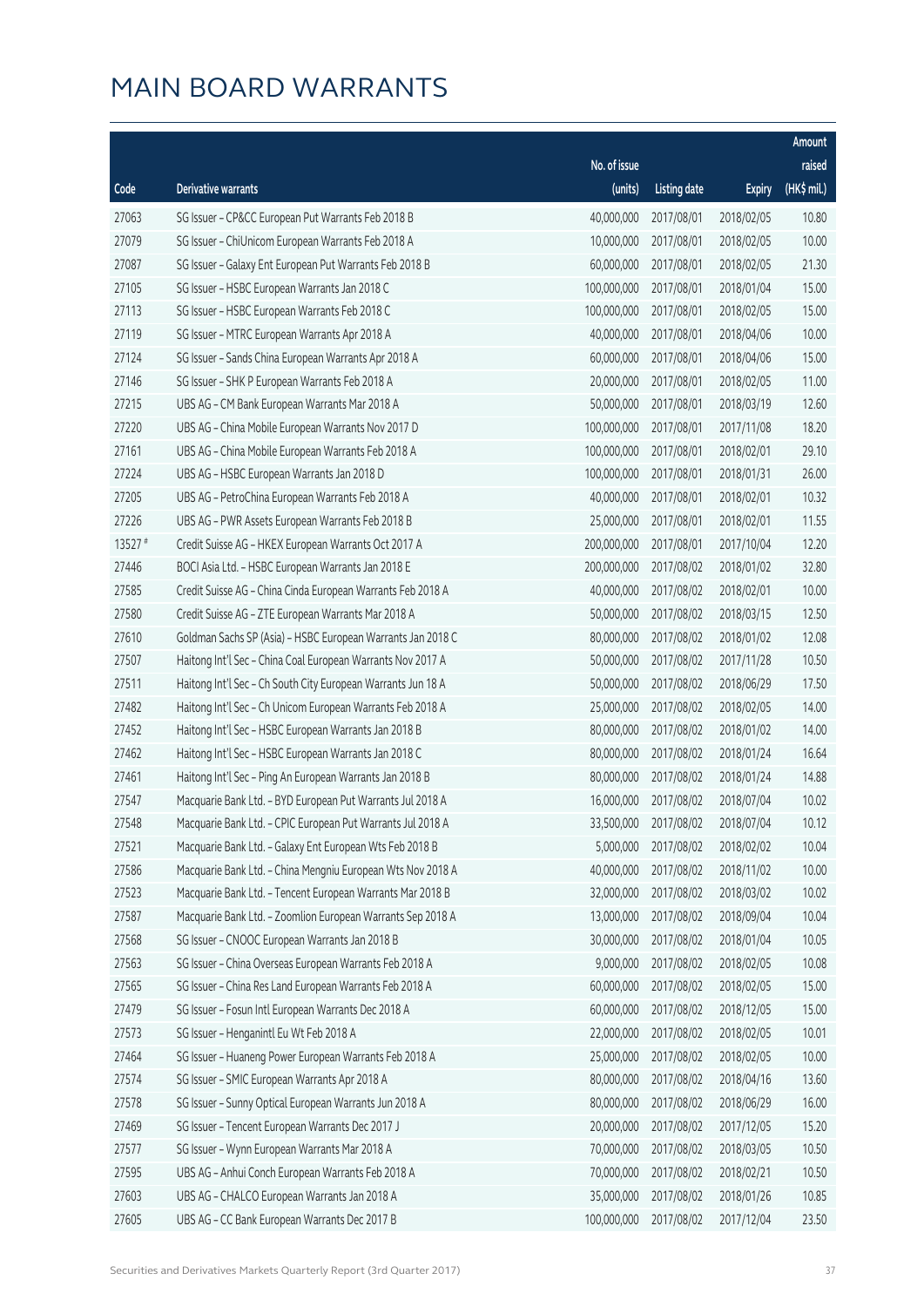# MAIN BOARD WARRANTS

| Code | Derivative warrants | No. of issue (units) | Listing date | Expiry | Amount raised (HK$ mil.) |
|---|---|---|---|---|---|
| 27063 | SG Issuer - CP&CC European Put Warrants Feb 2018 B | 40,000,000 | 2017/08/01 | 2018/02/05 | 10.80 |
| 27079 | SG Issuer - ChiUnicom European Warrants Feb 2018 A | 10,000,000 | 2017/08/01 | 2018/02/05 | 10.00 |
| 27087 | SG Issuer - Galaxy Ent European Put Warrants Feb 2018 B | 60,000,000 | 2017/08/01 | 2018/02/05 | 21.30 |
| 27105 | SG Issuer - HSBC European Warrants Jan 2018 C | 100,000,000 | 2017/08/01 | 2018/01/04 | 15.00 |
| 27113 | SG Issuer - HSBC European Warrants Feb 2018 C | 100,000,000 | 2017/08/01 | 2018/02/05 | 15.00 |
| 27119 | SG Issuer - MTRC European Warrants Apr 2018 A | 40,000,000 | 2017/08/01 | 2018/04/06 | 10.00 |
| 27124 | SG Issuer - Sands China European Warrants Apr 2018 A | 60,000,000 | 2017/08/01 | 2018/04/06 | 15.00 |
| 27146 | SG Issuer - SHK P European Warrants Feb 2018 A | 20,000,000 | 2017/08/01 | 2018/02/05 | 11.00 |
| 27215 | UBS AG - CM Bank European Warrants Mar 2018 A | 50,000,000 | 2017/08/01 | 2018/03/19 | 12.60 |
| 27220 | UBS AG - China Mobile European Warrants Nov 2017 D | 100,000,000 | 2017/08/01 | 2017/11/08 | 18.20 |
| 27161 | UBS AG - China Mobile European Warrants Feb 2018 A | 100,000,000 | 2017/08/01 | 2018/02/01 | 29.10 |
| 27224 | UBS AG - HSBC European Warrants Jan 2018 D | 100,000,000 | 2017/08/01 | 2018/01/31 | 26.00 |
| 27205 | UBS AG - PetroChina European Warrants Feb 2018 A | 40,000,000 | 2017/08/01 | 2018/02/01 | 10.32 |
| 27226 | UBS AG - PWR Assets European Warrants Feb 2018 B | 25,000,000 | 2017/08/01 | 2018/02/01 | 11.55 |
| 13527 # | Credit Suisse AG - HKEX European Warrants Oct 2017 A | 200,000,000 | 2017/08/01 | 2017/10/04 | 12.20 |
| 27446 | BOCI Asia Ltd. - HSBC European Warrants Jan 2018 E | 200,000,000 | 2017/08/02 | 2018/01/02 | 32.80 |
| 27585 | Credit Suisse AG - China Cinda European Warrants Feb 2018 A | 40,000,000 | 2017/08/02 | 2018/02/01 | 10.00 |
| 27580 | Credit Suisse AG - ZTE European Warrants Mar 2018 A | 50,000,000 | 2017/08/02 | 2018/03/15 | 12.50 |
| 27610 | Goldman Sachs SP (Asia) - HSBC European Warrants Jan 2018 C | 80,000,000 | 2017/08/02 | 2018/01/02 | 12.08 |
| 27507 | Haitong Int'l Sec - China Coal European Warrants Nov 2017 A | 50,000,000 | 2017/08/02 | 2017/11/28 | 10.50 |
| 27511 | Haitong Int'l Sec - Ch South City European Warrants Jun 18 A | 50,000,000 | 2017/08/02 | 2018/06/29 | 17.50 |
| 27482 | Haitong Int'l Sec - Ch Unicom European Warrants Feb 2018 A | 25,000,000 | 2017/08/02 | 2018/02/05 | 14.00 |
| 27452 | Haitong Int'l Sec - HSBC European Warrants Jan 2018 B | 80,000,000 | 2017/08/02 | 2018/01/02 | 14.00 |
| 27462 | Haitong Int'l Sec - HSBC European Warrants Jan 2018 C | 80,000,000 | 2017/08/02 | 2018/01/24 | 16.64 |
| 27461 | Haitong Int'l Sec - Ping An European Warrants Jan 2018 B | 80,000,000 | 2017/08/02 | 2018/01/24 | 14.88 |
| 27547 | Macquarie Bank Ltd. - BYD European Put Warrants Jul 2018 A | 16,000,000 | 2017/08/02 | 2018/07/04 | 10.02 |
| 27548 | Macquarie Bank Ltd. - CPIC European Put Warrants Jul 2018 A | 33,500,000 | 2017/08/02 | 2018/07/04 | 10.12 |
| 27521 | Macquarie Bank Ltd. - Galaxy Ent European Wts Feb 2018 B | 5,000,000 | 2017/08/02 | 2018/02/02 | 10.04 |
| 27586 | Macquarie Bank Ltd. - China Mengniu European Wts Nov 2018 A | 40,000,000 | 2017/08/02 | 2018/11/02 | 10.00 |
| 27523 | Macquarie Bank Ltd. - Tencent European Warrants Mar 2018 B | 32,000,000 | 2017/08/02 | 2018/03/02 | 10.02 |
| 27587 | Macquarie Bank Ltd. - Zoomlion European Warrants Sep 2018 A | 13,000,000 | 2017/08/02 | 2018/09/04 | 10.04 |
| 27568 | SG Issuer - CNOOC European Warrants Jan 2018 B | 30,000,000 | 2017/08/02 | 2018/01/04 | 10.05 |
| 27563 | SG Issuer - China Overseas European Warrants Feb 2018 A | 9,000,000 | 2017/08/02 | 2018/02/05 | 10.08 |
| 27565 | SG Issuer - China Res Land European Warrants Feb 2018 A | 60,000,000 | 2017/08/02 | 2018/02/05 | 15.00 |
| 27479 | SG Issuer - Fosun Intl European Warrants Dec 2018 A | 60,000,000 | 2017/08/02 | 2018/12/05 | 15.00 |
| 27573 | SG Issuer - Henganintl Eu Wt Feb 2018 A | 22,000,000 | 2017/08/02 | 2018/02/05 | 10.01 |
| 27464 | SG Issuer - Huaneng Power European Warrants Feb 2018 A | 25,000,000 | 2017/08/02 | 2018/02/05 | 10.00 |
| 27574 | SG Issuer - SMIC European Warrants Apr 2018 A | 80,000,000 | 2017/08/02 | 2018/04/16 | 13.60 |
| 27578 | SG Issuer - Sunny Optical European Warrants Jun 2018 A | 80,000,000 | 2017/08/02 | 2018/06/29 | 16.00 |
| 27469 | SG Issuer - Tencent European Warrants Dec 2017 J | 20,000,000 | 2017/08/02 | 2017/12/05 | 15.20 |
| 27577 | SG Issuer - Wynn European Warrants Mar 2018 A | 70,000,000 | 2017/08/02 | 2018/03/05 | 10.50 |
| 27595 | UBS AG - Anhui Conch European Warrants Feb 2018 A | 70,000,000 | 2017/08/02 | 2018/02/21 | 10.50 |
| 27603 | UBS AG - CHALCO European Warrants Jan 2018 A | 35,000,000 | 2017/08/02 | 2018/01/26 | 10.85 |
| 27605 | UBS AG - CC Bank European Warrants Dec 2017 B | 100,000,000 | 2017/08/02 | 2017/12/04 | 23.50 |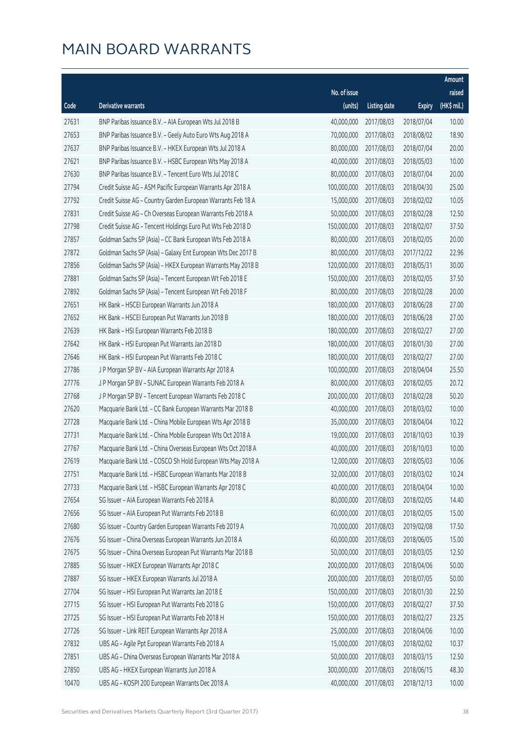# MAIN BOARD WARRANTS

| Code | Derivative warrants | No. of issue (units) | Listing date | Expiry | Amount raised (HK$ mil.) |
|---|---|---|---|---|---|
| 27631 | BNP Paribas Issuance B.V. - AIA European Wts Jul 2018 B | 40,000,000 | 2017/08/03 | 2018/07/04 | 10.00 |
| 27653 | BNP Paribas Issuance B.V. - Geely Auto Euro Wts Aug 2018 A | 70,000,000 | 2017/08/03 | 2018/08/02 | 18.90 |
| 27637 | BNP Paribas Issuance B.V. - HKEX European Wts Jul 2018 A | 80,000,000 | 2017/08/03 | 2018/07/04 | 20.00 |
| 27621 | BNP Paribas Issuance B.V. - HSBC European Wts May 2018 A | 40,000,000 | 2017/08/03 | 2018/05/03 | 10.00 |
| 27630 | BNP Paribas Issuance B.V. - Tencent Euro Wts Jul 2018 C | 80,000,000 | 2017/08/03 | 2018/07/04 | 20.00 |
| 27794 | Credit Suisse AG - ASM Pacific European Warrants Apr 2018 A | 100,000,000 | 2017/08/03 | 2018/04/30 | 25.00 |
| 27792 | Credit Suisse AG - Country Garden European Warrants Feb 18 A | 15,000,000 | 2017/08/03 | 2018/02/02 | 10.05 |
| 27831 | Credit Suisse AG - Ch Overseas European Warrants Feb 2018 A | 50,000,000 | 2017/08/03 | 2018/02/28 | 12.50 |
| 27798 | Credit Suisse AG - Tencent Holdings Euro Put Wts Feb 2018 D | 150,000,000 | 2017/08/03 | 2018/02/07 | 37.50 |
| 27857 | Goldman Sachs SP (Asia) - CC Bank European Wts Feb 2018 A | 80,000,000 | 2017/08/03 | 2018/02/05 | 20.00 |
| 27872 | Goldman Sachs SP (Asia) - Galaxy Ent European Wts Dec 2017 B | 80,000,000 | 2017/08/03 | 2017/12/22 | 22.96 |
| 27856 | Goldman Sachs SP (Asia) - HKEX European Warrants May 2018 B | 120,000,000 | 2017/08/03 | 2018/05/31 | 30.00 |
| 27881 | Goldman Sachs SP (Asia) - Tencent European Wt Feb 2018 E | 150,000,000 | 2017/08/03 | 2018/02/05 | 37.50 |
| 27892 | Goldman Sachs SP (Asia) - Tencent European Wt Feb 2018 F | 80,000,000 | 2017/08/03 | 2018/02/28 | 20.00 |
| 27651 | HK Bank - HSCEI European Warrants Jun 2018 A | 180,000,000 | 2017/08/03 | 2018/06/28 | 27.00 |
| 27652 | HK Bank - HSCEI European Put Warrants Jun 2018 B | 180,000,000 | 2017/08/03 | 2018/06/28 | 27.00 |
| 27639 | HK Bank - HSI European Warrants Feb 2018 B | 180,000,000 | 2017/08/03 | 2018/02/27 | 27.00 |
| 27642 | HK Bank - HSI European Put Warrants Jan 2018 D | 180,000,000 | 2017/08/03 | 2018/01/30 | 27.00 |
| 27646 | HK Bank - HSI European Put Warrants Feb 2018 C | 180,000,000 | 2017/08/03 | 2018/02/27 | 27.00 |
| 27786 | J P Morgan SP BV - AIA European Warrants Apr 2018 A | 100,000,000 | 2017/08/03 | 2018/04/04 | 25.50 |
| 27776 | J P Morgan SP BV - SUNAC European Warrants Feb 2018 A | 80,000,000 | 2017/08/03 | 2018/02/05 | 20.72 |
| 27768 | J P Morgan SP BV - Tencent European Warrants Feb 2018 C | 200,000,000 | 2017/08/03 | 2018/02/28 | 50.20 |
| 27620 | Macquarie Bank Ltd. - CC Bank European Warrants Mar 2018 B | 40,000,000 | 2017/08/03 | 2018/03/02 | 10.00 |
| 27728 | Macquarie Bank Ltd. - China Mobile European Wts Apr 2018 B | 35,000,000 | 2017/08/03 | 2018/04/04 | 10.22 |
| 27731 | Macquarie Bank Ltd. - China Mobile European Wts Oct 2018 A | 19,000,000 | 2017/08/03 | 2018/10/03 | 10.39 |
| 27767 | Macquarie Bank Ltd. - China Overseas European Wts Oct 2018 A | 40,000,000 | 2017/08/03 | 2018/10/03 | 10.00 |
| 27619 | Macquarie Bank Ltd. - COSCO Sh Hold European Wts May 2018 A | 12,000,000 | 2017/08/03 | 2018/05/03 | 10.06 |
| 27751 | Macquarie Bank Ltd. - HSBC European Warrants Mar 2018 B | 32,000,000 | 2017/08/03 | 2018/03/02 | 10.24 |
| 27733 | Macquarie Bank Ltd. - HSBC European Warrants Apr 2018 C | 40,000,000 | 2017/08/03 | 2018/04/04 | 10.00 |
| 27654 | SG Issuer - AIA European Warrants Feb 2018 A | 80,000,000 | 2017/08/03 | 2018/02/05 | 14.40 |
| 27656 | SG Issuer - AIA European Put Warrants Feb 2018 B | 60,000,000 | 2017/08/03 | 2018/02/05 | 15.00 |
| 27680 | SG Issuer - Country Garden European Warrants Feb 2019 A | 70,000,000 | 2017/08/03 | 2019/02/08 | 17.50 |
| 27676 | SG Issuer - China Overseas European Warrants Jun 2018 A | 60,000,000 | 2017/08/03 | 2018/06/05 | 15.00 |
| 27675 | SG Issuer - China Overseas European Put Warrants Mar 2018 B | 50,000,000 | 2017/08/03 | 2018/03/05 | 12.50 |
| 27885 | SG Issuer - HKEX European Warrants Apr 2018 C | 200,000,000 | 2017/08/03 | 2018/04/06 | 50.00 |
| 27887 | SG Issuer - HKEX European Warrants Jul 2018 A | 200,000,000 | 2017/08/03 | 2018/07/05 | 50.00 |
| 27704 | SG Issuer - HSI European Put Warrants Jan 2018 E | 150,000,000 | 2017/08/03 | 2018/01/30 | 22.50 |
| 27715 | SG Issuer - HSI European Put Warrants Feb 2018 G | 150,000,000 | 2017/08/03 | 2018/02/27 | 37.50 |
| 27725 | SG Issuer - HSI European Put Warrants Feb 2018 H | 150,000,000 | 2017/08/03 | 2018/02/27 | 23.25 |
| 27726 | SG Issuer - Link REIT European Warrants Apr 2018 A | 25,000,000 | 2017/08/03 | 2018/04/06 | 10.00 |
| 27832 | UBS AG - Agile Ppt European Warrants Feb 2018 A | 15,000,000 | 2017/08/03 | 2018/02/02 | 10.37 |
| 27851 | UBS AG - China Overseas European Warrants Mar 2018 A | 50,000,000 | 2017/08/03 | 2018/03/15 | 12.50 |
| 27850 | UBS AG - HKEX European Warrants Jun 2018 A | 300,000,000 | 2017/08/03 | 2018/06/15 | 48.30 |
| 10470 | UBS AG - KOSPI 200 European Warrants Dec 2018 A | 40,000,000 | 2017/08/03 | 2018/12/13 | 10.00 |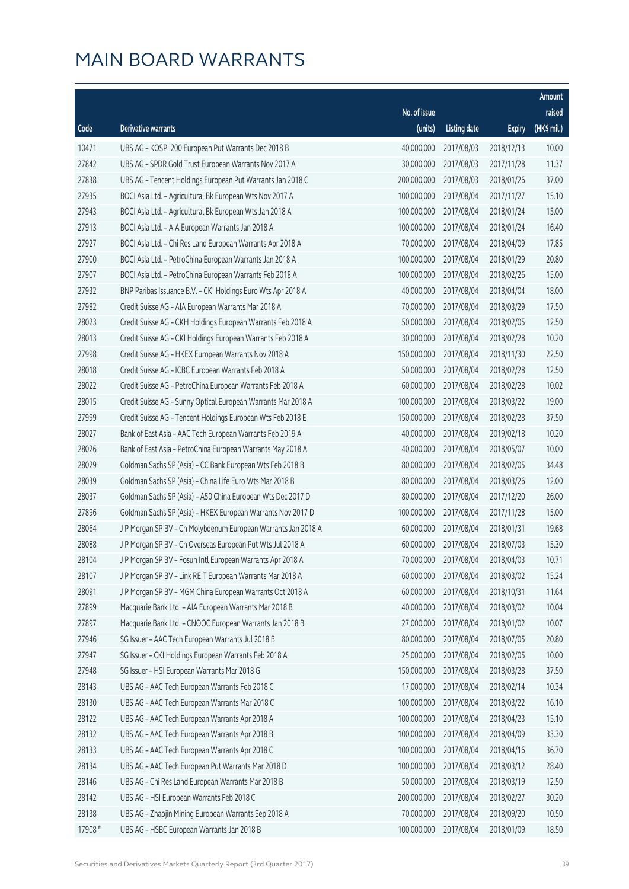# MAIN BOARD WARRANTS

| Code | Derivative warrants | No. of issue (units) | Listing date | Expiry | Amount raised (HK$ mil.) |
|---|---|---|---|---|---|
| 10471 | UBS AG - KOSPI 200 European Put Warrants Dec 2018 B | 40,000,000 | 2017/08/03 | 2018/12/13 | 10.00 |
| 27842 | UBS AG - SPDR Gold Trust European Warrants Nov 2017 A | 30,000,000 | 2017/08/03 | 2017/11/28 | 11.37 |
| 27838 | UBS AG - Tencent Holdings European Put Warrants Jan 2018 C | 200,000,000 | 2017/08/03 | 2018/01/26 | 37.00 |
| 27935 | BOCI Asia Ltd. - Agricultural Bk European Wts Nov 2017 A | 100,000,000 | 2017/08/04 | 2017/11/27 | 15.10 |
| 27943 | BOCI Asia Ltd. - Agricultural Bk European Wts Jan 2018 A | 100,000,000 | 2017/08/04 | 2018/01/24 | 15.00 |
| 27913 | BOCI Asia Ltd. - AIA European Warrants Jan 2018 A | 100,000,000 | 2017/08/04 | 2018/01/24 | 16.40 |
| 27927 | BOCI Asia Ltd. - Chi Res Land European Warrants Apr 2018 A | 70,000,000 | 2017/08/04 | 2018/04/09 | 17.85 |
| 27900 | BOCI Asia Ltd. - PetroChina European Warrants Jan 2018 A | 100,000,000 | 2017/08/04 | 2018/01/29 | 20.80 |
| 27907 | BOCI Asia Ltd. - PetroChina European Warrants Feb 2018 A | 100,000,000 | 2017/08/04 | 2018/02/26 | 15.00 |
| 27932 | BNP Paribas Issuance B.V. - CKI Holdings Euro Wts Apr 2018 A | 40,000,000 | 2017/08/04 | 2018/04/04 | 18.00 |
| 27982 | Credit Suisse AG - AIA European Warrants Mar 2018 A | 70,000,000 | 2017/08/04 | 2018/03/29 | 17.50 |
| 28023 | Credit Suisse AG - CKH Holdings European Warrants Feb 2018 A | 50,000,000 | 2017/08/04 | 2018/02/05 | 12.50 |
| 28013 | Credit Suisse AG - CKI Holdings European Warrants Feb 2018 A | 30,000,000 | 2017/08/04 | 2018/02/28 | 10.20 |
| 27998 | Credit Suisse AG - HKEX European Warrants Nov 2018 A | 150,000,000 | 2017/08/04 | 2018/11/30 | 22.50 |
| 28018 | Credit Suisse AG - ICBC European Warrants Feb 2018 A | 50,000,000 | 2017/08/04 | 2018/02/28 | 12.50 |
| 28022 | Credit Suisse AG - PetroChina European Warrants Feb 2018 A | 60,000,000 | 2017/08/04 | 2018/02/28 | 10.02 |
| 28015 | Credit Suisse AG - Sunny Optical European Warrants Mar 2018 A | 100,000,000 | 2017/08/04 | 2018/03/22 | 19.00 |
| 27999 | Credit Suisse AG - Tencent Holdings European Wts Feb 2018 E | 150,000,000 | 2017/08/04 | 2018/02/28 | 37.50 |
| 28027 | Bank of East Asia - AAC Tech European Warrants Feb 2019 A | 40,000,000 | 2017/08/04 | 2019/02/18 | 10.20 |
| 28026 | Bank of East Asia - PetroChina European Warrants May 2018 A | 40,000,000 | 2017/08/04 | 2018/05/07 | 10.00 |
| 28029 | Goldman Sachs SP (Asia) - CC Bank European Wts Feb 2018 B | 80,000,000 | 2017/08/04 | 2018/02/05 | 34.48 |
| 28039 | Goldman Sachs SP (Asia) - China Life Euro Wts Mar 2018 B | 80,000,000 | 2017/08/04 | 2018/03/26 | 12.00 |
| 28037 | Goldman Sachs SP (Asia) - A50 China European Wts Dec 2017 D | 80,000,000 | 2017/08/04 | 2017/12/20 | 26.00 |
| 27896 | Goldman Sachs SP (Asia) - HKEX European Warrants Nov 2017 D | 100,000,000 | 2017/08/04 | 2017/11/28 | 15.00 |
| 28064 | J P Morgan SP BV - Ch Molybdenum European Warrants Jan 2018 A | 60,000,000 | 2017/08/04 | 2018/01/31 | 19.68 |
| 28088 | J P Morgan SP BV - Ch Overseas European Put Wts Jul 2018 A | 60,000,000 | 2017/08/04 | 2018/07/03 | 15.30 |
| 28104 | J P Morgan SP BV - Fosun Intl European Warrants Apr 2018 A | 70,000,000 | 2017/08/04 | 2018/04/03 | 10.71 |
| 28107 | J P Morgan SP BV - Link REIT European Warrants Mar 2018 A | 60,000,000 | 2017/08/04 | 2018/03/02 | 15.24 |
| 28091 | J P Morgan SP BV - MGM China European Warrants Oct 2018 A | 60,000,000 | 2017/08/04 | 2018/10/31 | 11.64 |
| 27899 | Macquarie Bank Ltd. - AIA European Warrants Mar 2018 B | 40,000,000 | 2017/08/04 | 2018/03/02 | 10.04 |
| 27897 | Macquarie Bank Ltd. - CNOOC European Warrants Jan 2018 B | 27,000,000 | 2017/08/04 | 2018/01/02 | 10.07 |
| 27946 | SG Issuer - AAC Tech European Warrants Jul 2018 B | 80,000,000 | 2017/08/04 | 2018/07/05 | 20.80 |
| 27947 | SG Issuer - CKI Holdings European Warrants Feb 2018 A | 25,000,000 | 2017/08/04 | 2018/02/05 | 10.00 |
| 27948 | SG Issuer - HSI European Warrants Mar 2018 G | 150,000,000 | 2017/08/04 | 2018/03/28 | 37.50 |
| 28143 | UBS AG - AAC Tech European Warrants Feb 2018 C | 17,000,000 | 2017/08/04 | 2018/02/14 | 10.34 |
| 28130 | UBS AG - AAC Tech European Warrants Mar 2018 C | 100,000,000 | 2017/08/04 | 2018/03/22 | 16.10 |
| 28122 | UBS AG - AAC Tech European Warrants Apr 2018 A | 100,000,000 | 2017/08/04 | 2018/04/23 | 15.10 |
| 28132 | UBS AG - AAC Tech European Warrants Apr 2018 B | 100,000,000 | 2017/08/04 | 2018/04/09 | 33.30 |
| 28133 | UBS AG - AAC Tech European Warrants Apr 2018 C | 100,000,000 | 2017/08/04 | 2018/04/16 | 36.70 |
| 28134 | UBS AG - AAC Tech European Put Warrants Mar 2018 D | 100,000,000 | 2017/08/04 | 2018/03/12 | 28.40 |
| 28146 | UBS AG - Chi Res Land European Warrants Mar 2018 B | 50,000,000 | 2017/08/04 | 2018/03/19 | 12.50 |
| 28142 | UBS AG - HSI European Warrants Feb 2018 C | 200,000,000 | 2017/08/04 | 2018/02/27 | 30.20 |
| 28138 | UBS AG - Zhaojin Mining European Warrants Sep 2018 A | 70,000,000 | 2017/08/04 | 2018/09/20 | 10.50 |
| 17908 # | UBS AG - HSBC European Warrants Jan 2018 B | 100,000,000 | 2017/08/04 | 2018/01/09 | 18.50 |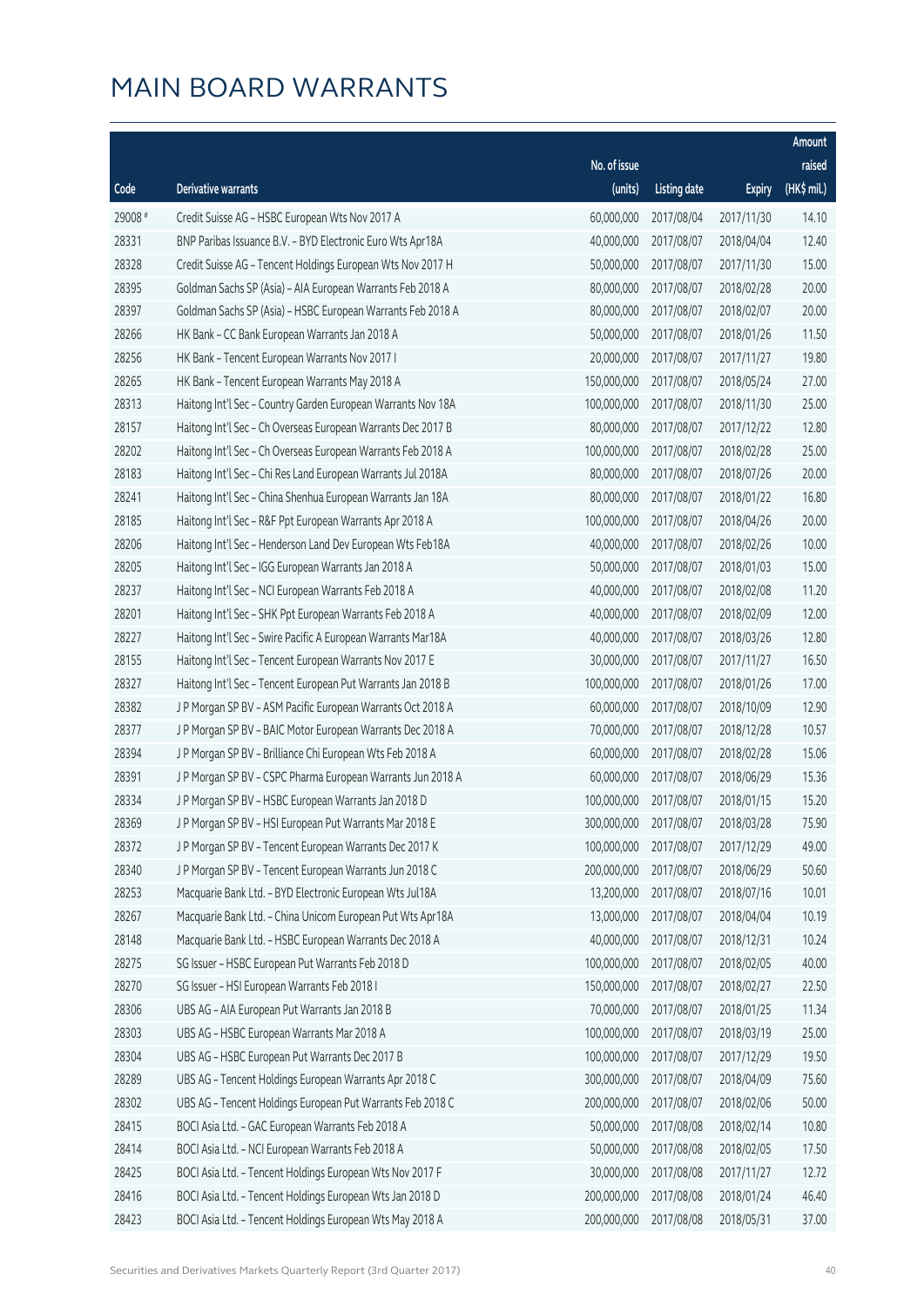# MAIN BOARD WARRANTS

| Code | Derivative warrants | No. of issue (units) | Listing date | Expiry | Amount raised (HK$ mil.) |
|---|---|---|---|---|---|
| 29008 # | Credit Suisse AG - HSBC European Wts Nov 2017 A | 60,000,000 | 2017/08/04 | 2017/11/30 | 14.10 |
| 28331 | BNP Paribas Issuance B.V. - BYD Electronic Euro Wts Apr18A | 40,000,000 | 2017/08/07 | 2018/04/04 | 12.40 |
| 28328 | Credit Suisse AG - Tencent Holdings European Wts Nov 2017 H | 50,000,000 | 2017/08/07 | 2017/11/30 | 15.00 |
| 28395 | Goldman Sachs SP (Asia) - AIA European Warrants Feb 2018 A | 80,000,000 | 2017/08/07 | 2018/02/28 | 20.00 |
| 28397 | Goldman Sachs SP (Asia) - HSBC European Warrants Feb 2018 A | 80,000,000 | 2017/08/07 | 2018/02/07 | 20.00 |
| 28266 | HK Bank - CC Bank European Warrants Jan 2018 A | 50,000,000 | 2017/08/07 | 2018/01/26 | 11.50 |
| 28256 | HK Bank - Tencent European Warrants Nov 2017 I | 20,000,000 | 2017/08/07 | 2017/11/27 | 19.80 |
| 28265 | HK Bank - Tencent European Warrants May 2018 A | 150,000,000 | 2017/08/07 | 2018/05/24 | 27.00 |
| 28313 | Haitong Int'l Sec - Country Garden European Warrants Nov 18A | 100,000,000 | 2017/08/07 | 2018/11/30 | 25.00 |
| 28157 | Haitong Int'l Sec - Ch Overseas European Warrants Dec 2017 B | 80,000,000 | 2017/08/07 | 2017/12/22 | 12.80 |
| 28202 | Haitong Int'l Sec - Ch Overseas European Warrants Feb 2018 A | 100,000,000 | 2017/08/07 | 2018/02/28 | 25.00 |
| 28183 | Haitong Int'l Sec - Chi Res Land European Warrants Jul 2018A | 80,000,000 | 2017/08/07 | 2018/07/26 | 20.00 |
| 28241 | Haitong Int'l Sec - China Shenhua European Warrants Jan 18A | 80,000,000 | 2017/08/07 | 2018/01/22 | 16.80 |
| 28185 | Haitong Int'l Sec - R&F Ppt European Warrants Apr 2018 A | 100,000,000 | 2017/08/07 | 2018/04/26 | 20.00 |
| 28206 | Haitong Int'l Sec - Henderson Land Dev European Wts Feb18A | 40,000,000 | 2017/08/07 | 2018/02/26 | 10.00 |
| 28205 | Haitong Int'l Sec - IGG European Warrants Jan 2018 A | 50,000,000 | 2017/08/07 | 2018/01/03 | 15.00 |
| 28237 | Haitong Int'l Sec - NCI European Warrants Feb 2018 A | 40,000,000 | 2017/08/07 | 2018/02/08 | 11.20 |
| 28201 | Haitong Int'l Sec - SHK Ppt European Warrants Feb 2018 A | 40,000,000 | 2017/08/07 | 2018/02/09 | 12.00 |
| 28227 | Haitong Int'l Sec - Swire Pacific A European Warrants Mar18A | 40,000,000 | 2017/08/07 | 2018/03/26 | 12.80 |
| 28155 | Haitong Int'l Sec - Tencent European Warrants Nov 2017 E | 30,000,000 | 2017/08/07 | 2017/11/27 | 16.50 |
| 28327 | Haitong Int'l Sec - Tencent European Put Warrants Jan 2018 B | 100,000,000 | 2017/08/07 | 2018/01/26 | 17.00 |
| 28382 | J P Morgan SP BV - ASM Pacific European Warrants Oct 2018 A | 60,000,000 | 2017/08/07 | 2018/10/09 | 12.90 |
| 28377 | J P Morgan SP BV - BAIC Motor European Warrants Dec 2018 A | 70,000,000 | 2017/08/07 | 2018/12/28 | 10.57 |
| 28394 | J P Morgan SP BV - Brilliance Chi European Wts Feb 2018 A | 60,000,000 | 2017/08/07 | 2018/02/28 | 15.06 |
| 28391 | J P Morgan SP BV - CSPC Pharma European Warrants Jun 2018 A | 60,000,000 | 2017/08/07 | 2018/06/29 | 15.36 |
| 28334 | J P Morgan SP BV - HSBC European Warrants Jan 2018 D | 100,000,000 | 2017/08/07 | 2018/01/15 | 15.20 |
| 28369 | J P Morgan SP BV - HSI European Put Warrants Mar 2018 E | 300,000,000 | 2017/08/07 | 2018/03/28 | 75.90 |
| 28372 | J P Morgan SP BV - Tencent European Warrants Dec 2017 K | 100,000,000 | 2017/08/07 | 2017/12/29 | 49.00 |
| 28340 | J P Morgan SP BV - Tencent European Warrants Jun 2018 C | 200,000,000 | 2017/08/07 | 2018/06/29 | 50.60 |
| 28253 | Macquarie Bank Ltd. - BYD Electronic European Wts Jul18A | 13,200,000 | 2017/08/07 | 2018/07/16 | 10.01 |
| 28267 | Macquarie Bank Ltd. - China Unicom European Put Wts Apr18A | 13,000,000 | 2017/08/07 | 2018/04/04 | 10.19 |
| 28148 | Macquarie Bank Ltd. - HSBC European Warrants Dec 2018 A | 40,000,000 | 2017/08/07 | 2018/12/31 | 10.24 |
| 28275 | SG Issuer - HSBC European Put Warrants Feb 2018 D | 100,000,000 | 2017/08/07 | 2018/02/05 | 40.00 |
| 28270 | SG Issuer - HSI European Warrants Feb 2018 I | 150,000,000 | 2017/08/07 | 2018/02/27 | 22.50 |
| 28306 | UBS AG - AIA European Put Warrants Jan 2018 B | 70,000,000 | 2017/08/07 | 2018/01/25 | 11.34 |
| 28303 | UBS AG - HSBC European Warrants Mar 2018 A | 100,000,000 | 2017/08/07 | 2018/03/19 | 25.00 |
| 28304 | UBS AG - HSBC European Put Warrants Dec 2017 B | 100,000,000 | 2017/08/07 | 2017/12/29 | 19.50 |
| 28289 | UBS AG - Tencent Holdings European Warrants Apr 2018 C | 300,000,000 | 2017/08/07 | 2018/04/09 | 75.60 |
| 28302 | UBS AG - Tencent Holdings European Put Warrants Feb 2018 C | 200,000,000 | 2017/08/07 | 2018/02/06 | 50.00 |
| 28415 | BOCI Asia Ltd. - GAC European Warrants Feb 2018 A | 50,000,000 | 2017/08/08 | 2018/02/14 | 10.80 |
| 28414 | BOCI Asia Ltd. - NCI European Warrants Feb 2018 A | 50,000,000 | 2017/08/08 | 2018/02/05 | 17.50 |
| 28425 | BOCI Asia Ltd. - Tencent Holdings European Wts Nov 2017 F | 30,000,000 | 2017/08/08 | 2017/11/27 | 12.72 |
| 28416 | BOCI Asia Ltd. - Tencent Holdings European Wts Jan 2018 D | 200,000,000 | 2017/08/08 | 2018/01/24 | 46.40 |
| 28423 | BOCI Asia Ltd. - Tencent Holdings European Wts May 2018 A | 200,000,000 | 2017/08/08 | 2018/05/31 | 37.00 |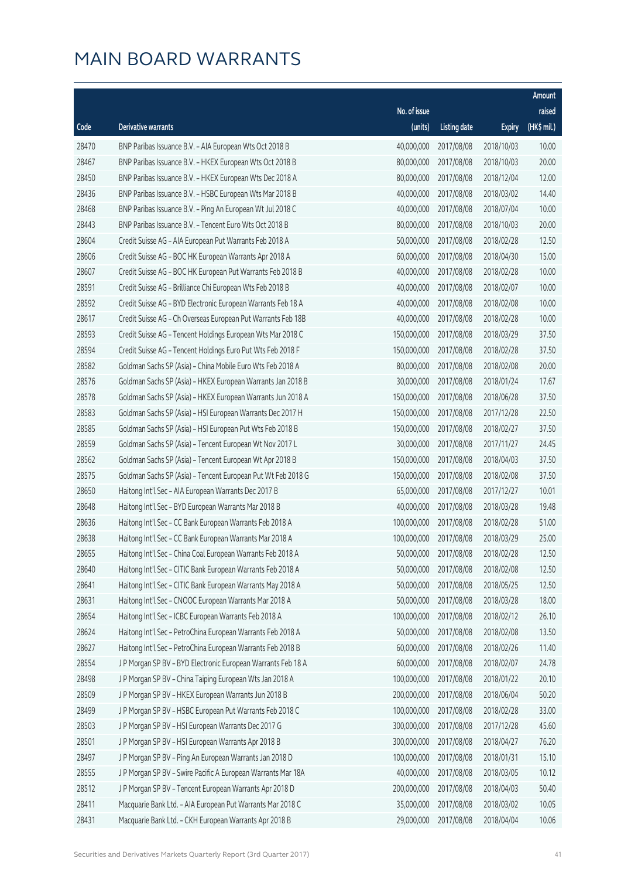# MAIN BOARD WARRANTS

| Code | Derivative warrants | No. of issue (units) | Listing date | Expiry | Amount raised (HK$ mil.) |
|---|---|---|---|---|---|
| 28470 | BNP Paribas Issuance B.V. – AIA European Wts Oct 2018 B | 40,000,000 | 2017/08/08 | 2018/10/03 | 10.00 |
| 28467 | BNP Paribas Issuance B.V. – HKEX European Wts Oct 2018 B | 80,000,000 | 2017/08/08 | 2018/10/03 | 20.00 |
| 28450 | BNP Paribas Issuance B.V. – HKEX European Wts Dec 2018 A | 80,000,000 | 2017/08/08 | 2018/12/04 | 12.00 |
| 28436 | BNP Paribas Issuance B.V. – HSBC European Wts Mar 2018 B | 40,000,000 | 2017/08/08 | 2018/03/02 | 14.40 |
| 28468 | BNP Paribas Issuance B.V. – Ping An European Wt Jul 2018 C | 40,000,000 | 2017/08/08 | 2018/07/04 | 10.00 |
| 28443 | BNP Paribas Issuance B.V. – Tencent Euro Wts Oct 2018 B | 80,000,000 | 2017/08/08 | 2018/10/03 | 20.00 |
| 28604 | Credit Suisse AG – AIA European Put Warrants Feb 2018 A | 50,000,000 | 2017/08/08 | 2018/02/28 | 12.50 |
| 28606 | Credit Suisse AG – BOC HK European Warrants Apr 2018 A | 60,000,000 | 2017/08/08 | 2018/04/30 | 15.00 |
| 28607 | Credit Suisse AG – BOC HK European Put Warrants Feb 2018 B | 40,000,000 | 2017/08/08 | 2018/02/28 | 10.00 |
| 28591 | Credit Suisse AG – Brilliance Chi European Wts Feb 2018 B | 40,000,000 | 2017/08/08 | 2018/02/07 | 10.00 |
| 28592 | Credit Suisse AG – BYD Electronic European Warrants Feb 18 A | 40,000,000 | 2017/08/08 | 2018/02/08 | 10.00 |
| 28617 | Credit Suisse AG – Ch Overseas European Put Warrants Feb 18B | 40,000,000 | 2017/08/08 | 2018/02/28 | 10.00 |
| 28593 | Credit Suisse AG – Tencent Holdings European Wts Mar 2018 C | 150,000,000 | 2017/08/08 | 2018/03/29 | 37.50 |
| 28594 | Credit Suisse AG – Tencent Holdings Euro Put Wts Feb 2018 F | 150,000,000 | 2017/08/08 | 2018/02/28 | 37.50 |
| 28582 | Goldman Sachs SP (Asia) – China Mobile Euro Wts Feb 2018 A | 80,000,000 | 2017/08/08 | 2018/02/08 | 20.00 |
| 28576 | Goldman Sachs SP (Asia) – HKEX European Warrants Jan 2018 B | 30,000,000 | 2017/08/08 | 2018/01/24 | 17.67 |
| 28578 | Goldman Sachs SP (Asia) – HKEX European Warrants Jun 2018 A | 150,000,000 | 2017/08/08 | 2018/06/28 | 37.50 |
| 28583 | Goldman Sachs SP (Asia) – HSI European Warrants Dec 2017 H | 150,000,000 | 2017/08/08 | 2017/12/28 | 22.50 |
| 28585 | Goldman Sachs SP (Asia) – HSI European Put Wts Feb 2018 B | 150,000,000 | 2017/08/08 | 2018/02/27 | 37.50 |
| 28559 | Goldman Sachs SP (Asia) – Tencent European Wt Nov 2017 L | 30,000,000 | 2017/08/08 | 2017/11/27 | 24.45 |
| 28562 | Goldman Sachs SP (Asia) – Tencent European Wt Apr 2018 B | 150,000,000 | 2017/08/08 | 2018/04/03 | 37.50 |
| 28575 | Goldman Sachs SP (Asia) – Tencent European Put Wt Feb 2018 G | 150,000,000 | 2017/08/08 | 2018/02/08 | 37.50 |
| 28650 | Haitong Int'l Sec – AIA European Warrants Dec 2017 B | 65,000,000 | 2017/08/08 | 2017/12/27 | 10.01 |
| 28648 | Haitong Int'l Sec – BYD European Warrants Mar 2018 B | 40,000,000 | 2017/08/08 | 2018/03/28 | 19.48 |
| 28636 | Haitong Int'l Sec – CC Bank European Warrants Feb 2018 A | 100,000,000 | 2017/08/08 | 2018/02/28 | 51.00 |
| 28638 | Haitong Int'l Sec – CC Bank European Warrants Mar 2018 A | 100,000,000 | 2017/08/08 | 2018/03/29 | 25.00 |
| 28655 | Haitong Int'l Sec – China Coal European Warrants Feb 2018 A | 50,000,000 | 2017/08/08 | 2018/02/28 | 12.50 |
| 28640 | Haitong Int'l Sec – CITIC Bank European Warrants Feb 2018 A | 50,000,000 | 2017/08/08 | 2018/02/08 | 12.50 |
| 28641 | Haitong Int'l Sec – CITIC Bank European Warrants May 2018 A | 50,000,000 | 2017/08/08 | 2018/05/25 | 12.50 |
| 28631 | Haitong Int'l Sec – CNOOC European Warrants Mar 2018 A | 50,000,000 | 2017/08/08 | 2018/03/28 | 18.00 |
| 28654 | Haitong Int'l Sec – ICBC European Warrants Feb 2018 A | 100,000,000 | 2017/08/08 | 2018/02/12 | 26.10 |
| 28624 | Haitong Int'l Sec – PetroChina European Warrants Feb 2018 A | 50,000,000 | 2017/08/08 | 2018/02/08 | 13.50 |
| 28627 | Haitong Int'l Sec – PetroChina European Warrants Feb 2018 B | 60,000,000 | 2017/08/08 | 2018/02/26 | 11.40 |
| 28554 | J P Morgan SP BV – BYD Electronic European Warrants Feb 18 A | 60,000,000 | 2017/08/08 | 2018/02/07 | 24.78 |
| 28498 | J P Morgan SP BV – China Taiping European Wts Jan 2018 A | 100,000,000 | 2017/08/08 | 2018/01/22 | 20.10 |
| 28509 | J P Morgan SP BV – HKEX European Warrants Jun 2018 B | 200,000,000 | 2017/08/08 | 2018/06/04 | 50.20 |
| 28499 | J P Morgan SP BV – HSBC European Put Warrants Feb 2018 C | 100,000,000 | 2017/08/08 | 2018/02/28 | 33.00 |
| 28503 | J P Morgan SP BV – HSI European Warrants Dec 2017 G | 300,000,000 | 2017/08/08 | 2017/12/28 | 45.60 |
| 28501 | J P Morgan SP BV – HSI European Warrants Apr 2018 B | 300,000,000 | 2017/08/08 | 2018/04/27 | 76.20 |
| 28497 | J P Morgan SP BV – Ping An European Warrants Jan 2018 D | 100,000,000 | 2017/08/08 | 2018/01/31 | 15.10 |
| 28555 | J P Morgan SP BV – Swire Pacific A European Warrants Mar 18A | 40,000,000 | 2017/08/08 | 2018/03/05 | 10.12 |
| 28512 | J P Morgan SP BV – Tencent European Warrants Apr 2018 D | 200,000,000 | 2017/08/08 | 2018/04/03 | 50.40 |
| 28411 | Macquarie Bank Ltd. – AIA European Put Warrants Mar 2018 C | 35,000,000 | 2017/08/08 | 2018/03/02 | 10.05 |
| 28431 | Macquarie Bank Ltd. – CKH European Warrants Apr 2018 B | 29,000,000 | 2017/08/08 | 2018/04/04 | 10.06 |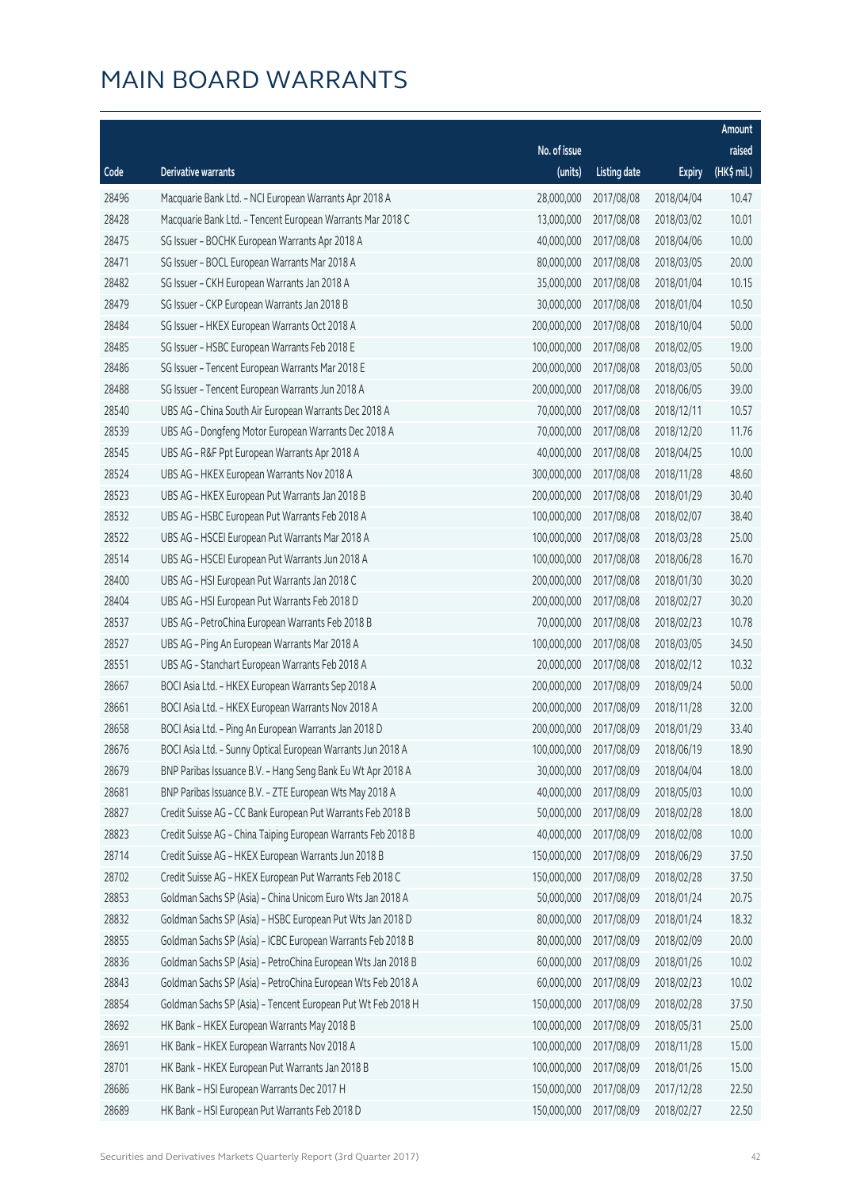# MAIN BOARD WARRANTS

| Code | Derivative warrants | No. of issue (units) | Listing date | Expiry | Amount raised (HK$ mil.) |
|---|---|---|---|---|---|
| 28496 | Macquarie Bank Ltd. - NCI European Warrants Apr 2018 A | 28,000,000 | 2017/08/08 | 2018/04/04 | 10.47 |
| 28428 | Macquarie Bank Ltd. - Tencent European Warrants Mar 2018 C | 13,000,000 | 2017/08/08 | 2018/03/02 | 10.01 |
| 28475 | SG Issuer - BOCHK European Warrants Apr 2018 A | 40,000,000 | 2017/08/08 | 2018/04/06 | 10.00 |
| 28471 | SG Issuer - BOCL European Warrants Mar 2018 A | 80,000,000 | 2017/08/08 | 2018/03/05 | 20.00 |
| 28482 | SG Issuer - CKH European Warrants Jan 2018 A | 35,000,000 | 2017/08/08 | 2018/01/04 | 10.15 |
| 28479 | SG Issuer - CKP European Warrants Jan 2018 B | 30,000,000 | 2017/08/08 | 2018/01/04 | 10.50 |
| 28484 | SG Issuer - HKEX European Warrants Oct 2018 A | 200,000,000 | 2017/08/08 | 2018/10/04 | 50.00 |
| 28485 | SG Issuer - HSBC European Warrants Feb 2018 E | 100,000,000 | 2017/08/08 | 2018/02/05 | 19.00 |
| 28486 | SG Issuer - Tencent European Warrants Mar 2018 E | 200,000,000 | 2017/08/08 | 2018/03/05 | 50.00 |
| 28488 | SG Issuer - Tencent European Warrants Jun 2018 A | 200,000,000 | 2017/08/08 | 2018/06/05 | 39.00 |
| 28540 | UBS AG - China South Air European Warrants Dec 2018 A | 70,000,000 | 2017/08/08 | 2018/12/11 | 10.57 |
| 28539 | UBS AG - Dongfeng Motor European Warrants Dec 2018 A | 70,000,000 | 2017/08/08 | 2018/12/20 | 11.76 |
| 28545 | UBS AG - R&F Ppt European Warrants Apr 2018 A | 40,000,000 | 2017/08/08 | 2018/04/25 | 10.00 |
| 28524 | UBS AG - HKEX European Warrants Nov 2018 A | 300,000,000 | 2017/08/08 | 2018/11/28 | 48.60 |
| 28523 | UBS AG - HKEX European Put Warrants Jan 2018 B | 200,000,000 | 2017/08/08 | 2018/01/29 | 30.40 |
| 28532 | UBS AG - HSBC European Put Warrants Feb 2018 A | 100,000,000 | 2017/08/08 | 2018/02/07 | 38.40 |
| 28522 | UBS AG - HSCEI European Put Warrants Mar 2018 A | 100,000,000 | 2017/08/08 | 2018/03/28 | 25.00 |
| 28514 | UBS AG - HSCEI European Put Warrants Jun 2018 A | 100,000,000 | 2017/08/08 | 2018/06/28 | 16.70 |
| 28400 | UBS AG - HSI European Put Warrants Jan 2018 C | 200,000,000 | 2017/08/08 | 2018/01/30 | 30.20 |
| 28404 | UBS AG - HSI European Put Warrants Feb 2018 D | 200,000,000 | 2017/08/08 | 2018/02/27 | 30.20 |
| 28537 | UBS AG - PetroChina European Warrants Feb 2018 B | 70,000,000 | 2017/08/08 | 2018/02/23 | 10.78 |
| 28527 | UBS AG - Ping An European Warrants Mar 2018 A | 100,000,000 | 2017/08/08 | 2018/03/05 | 34.50 |
| 28551 | UBS AG - Stanchart European Warrants Feb 2018 A | 20,000,000 | 2017/08/08 | 2018/02/12 | 10.32 |
| 28667 | BOCI Asia Ltd. - HKEX European Warrants Sep 2018 A | 200,000,000 | 2017/08/09 | 2018/09/24 | 50.00 |
| 28661 | BOCI Asia Ltd. - HKEX European Warrants Nov 2018 A | 200,000,000 | 2017/08/09 | 2018/11/28 | 32.00 |
| 28658 | BOCI Asia Ltd. - Ping An European Warrants Jan 2018 D | 200,000,000 | 2017/08/09 | 2018/01/29 | 33.40 |
| 28676 | BOCI Asia Ltd. - Sunny Optical European Warrants Jun 2018 A | 100,000,000 | 2017/08/09 | 2018/06/19 | 18.90 |
| 28679 | BNP Paribas Issuance B.V. - Hang Seng Bank Eu Wt Apr 2018 A | 30,000,000 | 2017/08/09 | 2018/04/04 | 18.00 |
| 28681 | BNP Paribas Issuance B.V. - ZTE European Wts May 2018 A | 40,000,000 | 2017/08/09 | 2018/05/03 | 10.00 |
| 28827 | Credit Suisse AG - CC Bank European Put Warrants Feb 2018 B | 50,000,000 | 2017/08/09 | 2018/02/28 | 18.00 |
| 28823 | Credit Suisse AG - China Taiping European Warrants Feb 2018 B | 40,000,000 | 2017/08/09 | 2018/02/08 | 10.00 |
| 28714 | Credit Suisse AG - HKEX European Warrants Jun 2018 B | 150,000,000 | 2017/08/09 | 2018/06/29 | 37.50 |
| 28702 | Credit Suisse AG - HKEX European Put Warrants Feb 2018 C | 150,000,000 | 2017/08/09 | 2018/02/28 | 37.50 |
| 28853 | Goldman Sachs SP (Asia) - China Unicom Euro Wts Jan 2018 A | 50,000,000 | 2017/08/09 | 2018/01/24 | 20.75 |
| 28832 | Goldman Sachs SP (Asia) - HSBC European Put Wts Jan 2018 D | 80,000,000 | 2017/08/09 | 2018/01/24 | 18.32 |
| 28855 | Goldman Sachs SP (Asia) - ICBC European Warrants Feb 2018 B | 80,000,000 | 2017/08/09 | 2018/02/09 | 20.00 |
| 28836 | Goldman Sachs SP (Asia) - PetroChina European Wts Jan 2018 B | 60,000,000 | 2017/08/09 | 2018/01/26 | 10.02 |
| 28843 | Goldman Sachs SP (Asia) - PetroChina European Wts Feb 2018 A | 60,000,000 | 2017/08/09 | 2018/02/23 | 10.02 |
| 28854 | Goldman Sachs SP (Asia) - Tencent European Put Wt Feb 2018 H | 150,000,000 | 2017/08/09 | 2018/02/28 | 37.50 |
| 28692 | HK Bank - HKEX European Warrants May 2018 B | 100,000,000 | 2017/08/09 | 2018/05/31 | 25.00 |
| 28691 | HK Bank - HKEX European Warrants Nov 2018 A | 100,000,000 | 2017/08/09 | 2018/11/28 | 15.00 |
| 28701 | HK Bank - HKEX European Put Warrants Jan 2018 B | 100,000,000 | 2017/08/09 | 2018/01/26 | 15.00 |
| 28686 | HK Bank - HSI European Warrants Dec 2017 H | 150,000,000 | 2017/08/09 | 2017/12/28 | 22.50 |
| 28689 | HK Bank - HSI European Put Warrants Feb 2018 D | 150,000,000 | 2017/08/09 | 2018/02/27 | 22.50 |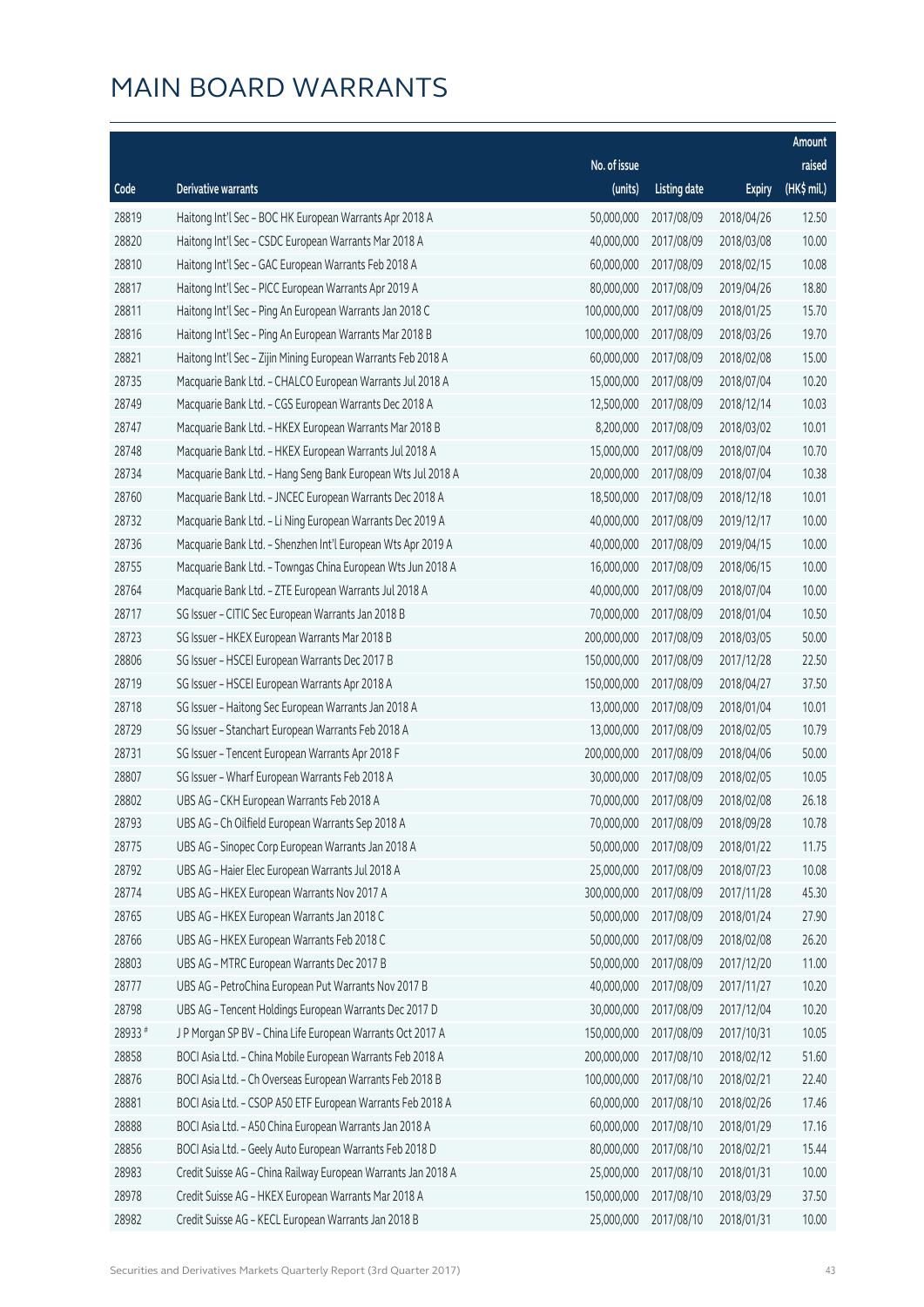# MAIN BOARD WARRANTS

| Code | Derivative warrants | No. of issue (units) | Listing date | Expiry | Amount raised (HK$ mil.) |
|---|---|---|---|---|---|
| 28819 | Haitong Int'l Sec - BOC HK European Warrants Apr 2018 A | 50,000,000 | 2017/08/09 | 2018/04/26 | 12.50 |
| 28820 | Haitong Int'l Sec - CSDC European Warrants Mar 2018 A | 40,000,000 | 2017/08/09 | 2018/03/08 | 10.00 |
| 28810 | Haitong Int'l Sec - GAC European Warrants Feb 2018 A | 60,000,000 | 2017/08/09 | 2018/02/15 | 10.08 |
| 28817 | Haitong Int'l Sec - PICC European Warrants Apr 2019 A | 80,000,000 | 2017/08/09 | 2019/04/26 | 18.80 |
| 28811 | Haitong Int'l Sec - Ping An European Warrants Jan 2018 C | 100,000,000 | 2017/08/09 | 2018/01/25 | 15.70 |
| 28816 | Haitong Int'l Sec - Ping An European Warrants Mar 2018 B | 100,000,000 | 2017/08/09 | 2018/03/26 | 19.70 |
| 28821 | Haitong Int'l Sec - Zijin Mining European Warrants Feb 2018 A | 60,000,000 | 2017/08/09 | 2018/02/08 | 15.00 |
| 28735 | Macquarie Bank Ltd. - CHALCO European Warrants Jul 2018 A | 15,000,000 | 2017/08/09 | 2018/07/04 | 10.20 |
| 28749 | Macquarie Bank Ltd. - CGS European Warrants Dec 2018 A | 12,500,000 | 2017/08/09 | 2018/12/14 | 10.03 |
| 28747 | Macquarie Bank Ltd. - HKEX European Warrants Mar 2018 B | 8,200,000 | 2017/08/09 | 2018/03/02 | 10.01 |
| 28748 | Macquarie Bank Ltd. - HKEX European Warrants Jul 2018 A | 15,000,000 | 2017/08/09 | 2018/07/04 | 10.70 |
| 28734 | Macquarie Bank Ltd. - Hang Seng Bank European Wts Jul 2018 A | 20,000,000 | 2017/08/09 | 2018/07/04 | 10.38 |
| 28760 | Macquarie Bank Ltd. - JNCEC European Warrants Dec 2018 A | 18,500,000 | 2017/08/09 | 2018/12/18 | 10.01 |
| 28732 | Macquarie Bank Ltd. - Li Ning European Warrants Dec 2019 A | 40,000,000 | 2017/08/09 | 2019/12/17 | 10.00 |
| 28736 | Macquarie Bank Ltd. - Shenzhen Int'l European Wts Apr 2019 A | 40,000,000 | 2017/08/09 | 2019/04/15 | 10.00 |
| 28755 | Macquarie Bank Ltd. - Towngas China European Wts Jun 2018 A | 16,000,000 | 2017/08/09 | 2018/06/15 | 10.00 |
| 28764 | Macquarie Bank Ltd. - ZTE European Warrants Jul 2018 A | 40,000,000 | 2017/08/09 | 2018/07/04 | 10.00 |
| 28717 | SG Issuer - CITIC Sec European Warrants Jan 2018 B | 70,000,000 | 2017/08/09 | 2018/01/04 | 10.50 |
| 28723 | SG Issuer - HKEX European Warrants Mar 2018 B | 200,000,000 | 2017/08/09 | 2018/03/05 | 50.00 |
| 28806 | SG Issuer - HSCEI European Warrants Dec 2017 B | 150,000,000 | 2017/08/09 | 2017/12/28 | 22.50 |
| 28719 | SG Issuer - HSCEI European Warrants Apr 2018 A | 150,000,000 | 2017/08/09 | 2018/04/27 | 37.50 |
| 28718 | SG Issuer - Haitong Sec European Warrants Jan 2018 A | 13,000,000 | 2017/08/09 | 2018/01/04 | 10.01 |
| 28729 | SG Issuer - Stanchart European Warrants Feb 2018 A | 13,000,000 | 2017/08/09 | 2018/02/05 | 10.79 |
| 28731 | SG Issuer - Tencent European Warrants Apr 2018 F | 200,000,000 | 2017/08/09 | 2018/04/06 | 50.00 |
| 28807 | SG Issuer - Wharf European Warrants Feb 2018 A | 30,000,000 | 2017/08/09 | 2018/02/05 | 10.05 |
| 28802 | UBS AG - CKH European Warrants Feb 2018 A | 70,000,000 | 2017/08/09 | 2018/02/08 | 26.18 |
| 28793 | UBS AG - Ch Oilfield European Warrants Sep 2018 A | 70,000,000 | 2017/08/09 | 2018/09/28 | 10.78 |
| 28775 | UBS AG - Sinopec Corp European Warrants Jan 2018 A | 50,000,000 | 2017/08/09 | 2018/01/22 | 11.75 |
| 28792 | UBS AG - Haier Elec European Warrants Jul 2018 A | 25,000,000 | 2017/08/09 | 2018/07/23 | 10.08 |
| 28774 | UBS AG - HKEX European Warrants Nov 2017 A | 300,000,000 | 2017/08/09 | 2017/11/28 | 45.30 |
| 28765 | UBS AG - HKEX European Warrants Jan 2018 C | 50,000,000 | 2017/08/09 | 2018/01/24 | 27.90 |
| 28766 | UBS AG - HKEX European Warrants Feb 2018 C | 50,000,000 | 2017/08/09 | 2018/02/08 | 26.20 |
| 28803 | UBS AG - MTRC European Warrants Dec 2017 B | 50,000,000 | 2017/08/09 | 2017/12/20 | 11.00 |
| 28777 | UBS AG - PetroChina European Put Warrants Nov 2017 B | 40,000,000 | 2017/08/09 | 2017/11/27 | 10.20 |
| 28798 | UBS AG - Tencent Holdings European Warrants Dec 2017 D | 30,000,000 | 2017/08/09 | 2017/12/04 | 10.20 |
| 28933 # | J P Morgan SP BV - China Life European Warrants Oct 2017 A | 150,000,000 | 2017/08/09 | 2017/10/31 | 10.05 |
| 28858 | BOCI Asia Ltd. - China Mobile European Warrants Feb 2018 A | 200,000,000 | 2017/08/10 | 2018/02/12 | 51.60 |
| 28876 | BOCI Asia Ltd. - Ch Overseas European Warrants Feb 2018 B | 100,000,000 | 2017/08/10 | 2018/02/21 | 22.40 |
| 28881 | BOCI Asia Ltd. - CSOP A50 ETF European Warrants Feb 2018 A | 60,000,000 | 2017/08/10 | 2018/02/26 | 17.46 |
| 28888 | BOCI Asia Ltd. - A50 China European Warrants Jan 2018 A | 60,000,000 | 2017/08/10 | 2018/01/29 | 17.16 |
| 28856 | BOCI Asia Ltd. - Geely Auto European Warrants Feb 2018 D | 80,000,000 | 2017/08/10 | 2018/02/21 | 15.44 |
| 28983 | Credit Suisse AG - China Railway European Warrants Jan 2018 A | 25,000,000 | 2017/08/10 | 2018/01/31 | 10.00 |
| 28978 | Credit Suisse AG - HKEX European Warrants Mar 2018 A | 150,000,000 | 2017/08/10 | 2018/03/29 | 37.50 |
| 28982 | Credit Suisse AG - KECL European Warrants Jan 2018 B | 25,000,000 | 2017/08/10 | 2018/01/31 | 10.00 |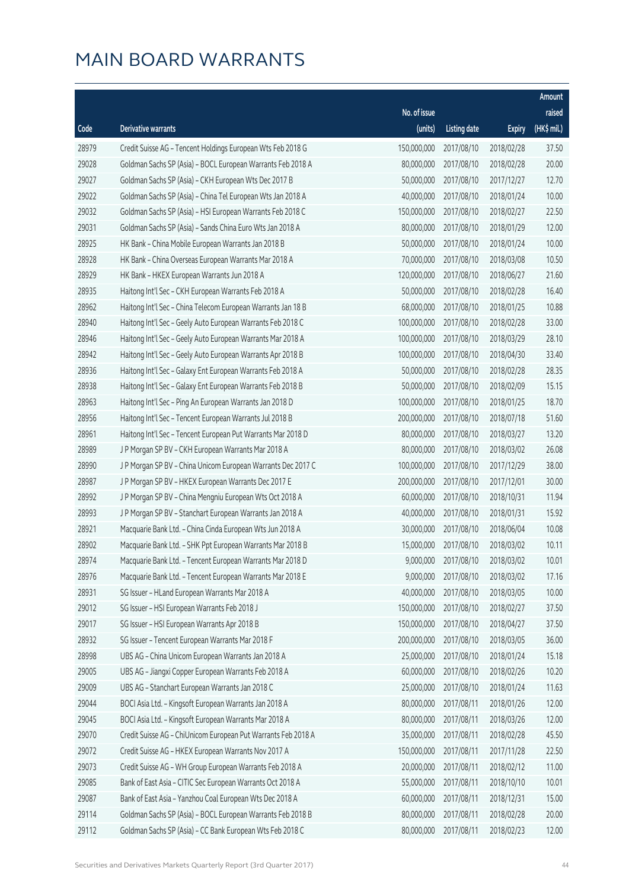# MAIN BOARD WARRANTS

| Code | Derivative warrants | No. of issue (units) | Listing date | Expiry | Amount raised (HK$ mil.) |
|---|---|---|---|---|---|
| 28979 | Credit Suisse AG – Tencent Holdings European Wts Feb 2018 G | 150,000,000 | 2017/08/10 | 2018/02/28 | 37.50 |
| 29028 | Goldman Sachs SP (Asia) – BOCL European Warrants Feb 2018 A | 80,000,000 | 2017/08/10 | 2018/02/28 | 20.00 |
| 29027 | Goldman Sachs SP (Asia) – CKH European Wts Dec 2017 B | 50,000,000 | 2017/08/10 | 2017/12/27 | 12.70 |
| 29022 | Goldman Sachs SP (Asia) – China Tel European Wts Jan 2018 A | 40,000,000 | 2017/08/10 | 2018/01/24 | 10.00 |
| 29032 | Goldman Sachs SP (Asia) – HSI European Warrants Feb 2018 C | 150,000,000 | 2017/08/10 | 2018/02/27 | 22.50 |
| 29031 | Goldman Sachs SP (Asia) – Sands China Euro Wts Jan 2018 A | 80,000,000 | 2017/08/10 | 2018/01/29 | 12.00 |
| 28925 | HK Bank – China Mobile European Warrants Jan 2018 B | 50,000,000 | 2017/08/10 | 2018/01/24 | 10.00 |
| 28928 | HK Bank – China Overseas European Warrants Mar 2018 A | 70,000,000 | 2017/08/10 | 2018/03/08 | 10.50 |
| 28929 | HK Bank – HKEX European Warrants Jun 2018 A | 120,000,000 | 2017/08/10 | 2018/06/27 | 21.60 |
| 28935 | Haitong Int'l Sec – CKH European Warrants Feb 2018 A | 50,000,000 | 2017/08/10 | 2018/02/28 | 16.40 |
| 28962 | Haitong Int'l Sec – China Telecom European Warrants Jan 18 B | 68,000,000 | 2017/08/10 | 2018/01/25 | 10.88 |
| 28940 | Haitong Int'l Sec – Geely Auto European Warrants Feb 2018 C | 100,000,000 | 2017/08/10 | 2018/02/28 | 33.00 |
| 28946 | Haitong Int'l Sec – Geely Auto European Warrants Mar 2018 A | 100,000,000 | 2017/08/10 | 2018/03/29 | 28.10 |
| 28942 | Haitong Int'l Sec – Geely Auto European Warrants Apr 2018 B | 100,000,000 | 2017/08/10 | 2018/04/30 | 33.40 |
| 28936 | Haitong Int'l Sec – Galaxy Ent European Warrants Feb 2018 A | 50,000,000 | 2017/08/10 | 2018/02/28 | 28.35 |
| 28938 | Haitong Int'l Sec – Galaxy Ent European Warrants Feb 2018 B | 50,000,000 | 2017/08/10 | 2018/02/09 | 15.15 |
| 28963 | Haitong Int'l Sec – Ping An European Warrants Jan 2018 D | 100,000,000 | 2017/08/10 | 2018/01/25 | 18.70 |
| 28956 | Haitong Int'l Sec – Tencent European Warrants Jul 2018 B | 200,000,000 | 2017/08/10 | 2018/07/18 | 51.60 |
| 28961 | Haitong Int'l Sec – Tencent European Put Warrants Mar 2018 D | 80,000,000 | 2017/08/10 | 2018/03/27 | 13.20 |
| 28989 | J P Morgan SP BV – CKH European Warrants Mar 2018 A | 80,000,000 | 2017/08/10 | 2018/03/02 | 26.08 |
| 28990 | J P Morgan SP BV – China Unicom European Warrants Dec 2017 C | 100,000,000 | 2017/08/10 | 2017/12/29 | 38.00 |
| 28987 | J P Morgan SP BV – HKEX European Warrants Dec 2017 E | 200,000,000 | 2017/08/10 | 2017/12/01 | 30.00 |
| 28992 | J P Morgan SP BV – China Mengniu European Wts Oct 2018 A | 60,000,000 | 2017/08/10 | 2018/10/31 | 11.94 |
| 28993 | J P Morgan SP BV – Stanchart European Warrants Jan 2018 A | 40,000,000 | 2017/08/10 | 2018/01/31 | 15.92 |
| 28921 | Macquarie Bank Ltd. – China Cinda European Wts Jun 2018 A | 30,000,000 | 2017/08/10 | 2018/06/04 | 10.08 |
| 28902 | Macquarie Bank Ltd. – SHK Ppt European Warrants Mar 2018 B | 15,000,000 | 2017/08/10 | 2018/03/02 | 10.11 |
| 28974 | Macquarie Bank Ltd. – Tencent European Warrants Mar 2018 D | 9,000,000 | 2017/08/10 | 2018/03/02 | 10.01 |
| 28976 | Macquarie Bank Ltd. – Tencent European Warrants Mar 2018 E | 9,000,000 | 2017/08/10 | 2018/03/02 | 17.16 |
| 28931 | SG Issuer – HLand European Warrants Mar 2018 A | 40,000,000 | 2017/08/10 | 2018/03/05 | 10.00 |
| 29012 | SG Issuer – HSI European Warrants Feb 2018 J | 150,000,000 | 2017/08/10 | 2018/02/27 | 37.50 |
| 29017 | SG Issuer – HSI European Warrants Apr 2018 B | 150,000,000 | 2017/08/10 | 2018/04/27 | 37.50 |
| 28932 | SG Issuer – Tencent European Warrants Mar 2018 F | 200,000,000 | 2017/08/10 | 2018/03/05 | 36.00 |
| 28998 | UBS AG – China Unicom European Warrants Jan 2018 A | 25,000,000 | 2017/08/10 | 2018/01/24 | 15.18 |
| 29005 | UBS AG – Jiangxi Copper European Warrants Feb 2018 A | 60,000,000 | 2017/08/10 | 2018/02/26 | 10.20 |
| 29009 | UBS AG – Stanchart European Warrants Jan 2018 C | 25,000,000 | 2017/08/10 | 2018/01/24 | 11.63 |
| 29044 | BOCI Asia Ltd. – Kingsoft European Warrants Jan 2018 A | 80,000,000 | 2017/08/11 | 2018/01/26 | 12.00 |
| 29045 | BOCI Asia Ltd. – Kingsoft European Warrants Mar 2018 A | 80,000,000 | 2017/08/11 | 2018/03/26 | 12.00 |
| 29070 | Credit Suisse AG – ChiUnicom European Put Warrants Feb 2018 A | 35,000,000 | 2017/08/11 | 2018/02/28 | 45.50 |
| 29072 | Credit Suisse AG – HKEX European Warrants Nov 2017 A | 150,000,000 | 2017/08/11 | 2017/11/28 | 22.50 |
| 29073 | Credit Suisse AG – WH Group European Warrants Feb 2018 A | 20,000,000 | 2017/08/11 | 2018/02/12 | 11.00 |
| 29085 | Bank of East Asia – CITIC Sec European Warrants Oct 2018 A | 55,000,000 | 2017/08/11 | 2018/10/10 | 10.01 |
| 29087 | Bank of East Asia – Yanzhou Coal European Wts Dec 2018 A | 60,000,000 | 2017/08/11 | 2018/12/31 | 15.00 |
| 29114 | Goldman Sachs SP (Asia) – BOCL European Warrants Feb 2018 B | 80,000,000 | 2017/08/11 | 2018/02/28 | 20.00 |
| 29112 | Goldman Sachs SP (Asia) – CC Bank European Wts Feb 2018 C | 80,000,000 | 2017/08/11 | 2018/02/23 | 12.00 |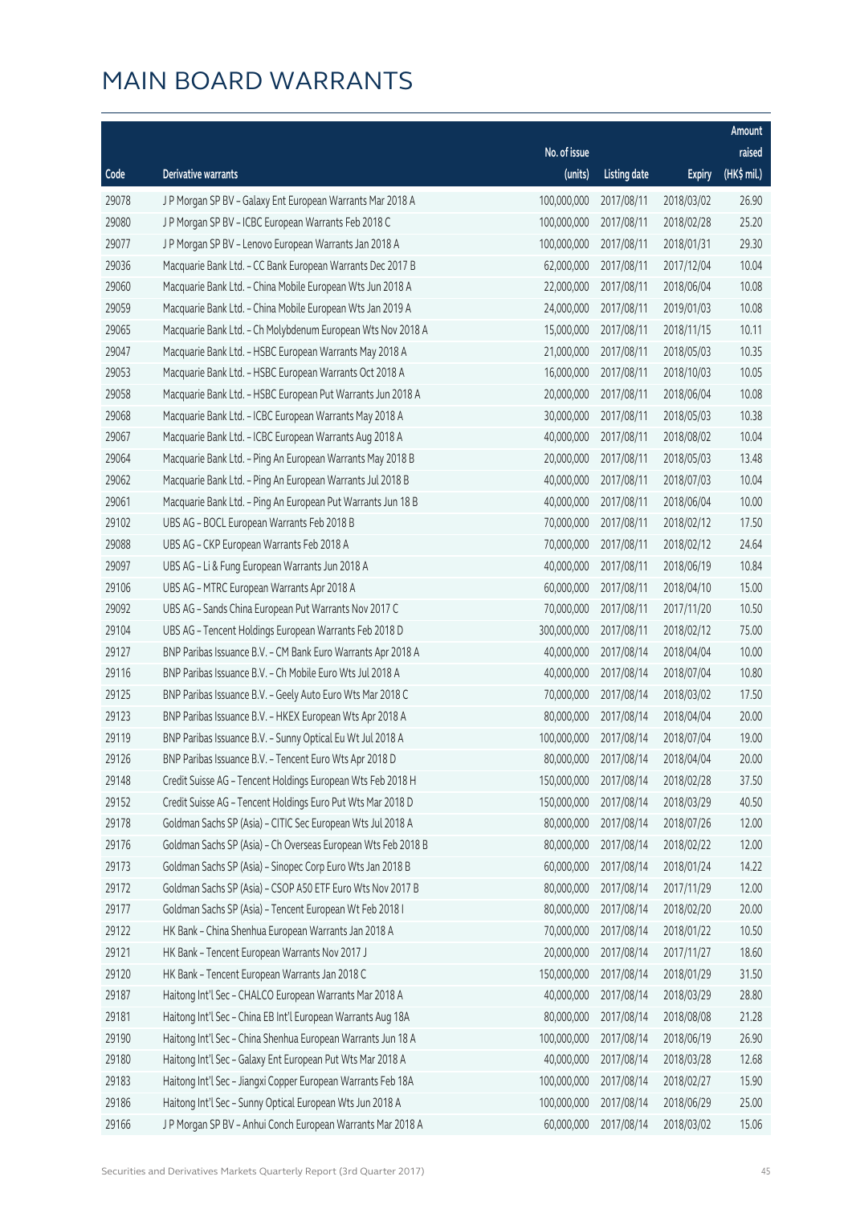# MAIN BOARD WARRANTS

| Code | Derivative warrants | No. of issue (units) | Listing date | Expiry | Amount raised (HK$ mil.) |
|---|---|---|---|---|---|
| 29078 | J P Morgan SP BV - Galaxy Ent European Warrants Mar 2018 A | 100,000,000 | 2017/08/11 | 2018/03/02 | 26.90 |
| 29080 | J P Morgan SP BV - ICBC European Warrants Feb 2018 C | 100,000,000 | 2017/08/11 | 2018/02/28 | 25.20 |
| 29077 | J P Morgan SP BV - Lenovo European Warrants Jan 2018 A | 100,000,000 | 2017/08/11 | 2018/01/31 | 29.30 |
| 29036 | Macquarie Bank Ltd. - CC Bank European Warrants Dec 2017 B | 62,000,000 | 2017/08/11 | 2017/12/04 | 10.04 |
| 29060 | Macquarie Bank Ltd. - China Mobile European Wts Jun 2018 A | 22,000,000 | 2017/08/11 | 2018/06/04 | 10.08 |
| 29059 | Macquarie Bank Ltd. - China Mobile European Wts Jan 2019 A | 24,000,000 | 2017/08/11 | 2019/01/03 | 10.08 |
| 29065 | Macquarie Bank Ltd. - Ch Molybdenum European Wts Nov 2018 A | 15,000,000 | 2017/08/11 | 2018/11/15 | 10.11 |
| 29047 | Macquarie Bank Ltd. - HSBC European Warrants May 2018 A | 21,000,000 | 2017/08/11 | 2018/05/03 | 10.35 |
| 29053 | Macquarie Bank Ltd. - HSBC European Warrants Oct 2018 A | 16,000,000 | 2017/08/11 | 2018/10/03 | 10.05 |
| 29058 | Macquarie Bank Ltd. - HSBC European Put Warrants Jun 2018 A | 20,000,000 | 2017/08/11 | 2018/06/04 | 10.08 |
| 29068 | Macquarie Bank Ltd. - ICBC European Warrants May 2018 A | 30,000,000 | 2017/08/11 | 2018/05/03 | 10.38 |
| 29067 | Macquarie Bank Ltd. - ICBC European Warrants Aug 2018 A | 40,000,000 | 2017/08/11 | 2018/08/02 | 10.04 |
| 29064 | Macquarie Bank Ltd. - Ping An European Warrants May 2018 B | 20,000,000 | 2017/08/11 | 2018/05/03 | 13.48 |
| 29062 | Macquarie Bank Ltd. - Ping An European Warrants Jul 2018 B | 40,000,000 | 2017/08/11 | 2018/07/03 | 10.04 |
| 29061 | Macquarie Bank Ltd. - Ping An European Put Warrants Jun 18 B | 40,000,000 | 2017/08/11 | 2018/06/04 | 10.00 |
| 29102 | UBS AG - BOCL European Warrants Feb 2018 B | 70,000,000 | 2017/08/11 | 2018/02/12 | 17.50 |
| 29088 | UBS AG - CKP European Warrants Feb 2018 A | 70,000,000 | 2017/08/11 | 2018/02/12 | 24.64 |
| 29097 | UBS AG - Li & Fung European Warrants Jun 2018 A | 40,000,000 | 2017/08/11 | 2018/06/19 | 10.84 |
| 29106 | UBS AG - MTRC European Warrants Apr 2018 A | 60,000,000 | 2017/08/11 | 2018/04/10 | 15.00 |
| 29092 | UBS AG - Sands China European Put Warrants Nov 2017 C | 70,000,000 | 2017/08/11 | 2017/11/20 | 10.50 |
| 29104 | UBS AG - Tencent Holdings European Warrants Feb 2018 D | 300,000,000 | 2017/08/11 | 2018/02/12 | 75.00 |
| 29127 | BNP Paribas Issuance B.V. - CM Bank Euro Warrants Apr 2018 A | 40,000,000 | 2017/08/14 | 2018/04/04 | 10.00 |
| 29116 | BNP Paribas Issuance B.V. - Ch Mobile Euro Wts Jul 2018 A | 40,000,000 | 2017/08/14 | 2018/07/04 | 10.80 |
| 29125 | BNP Paribas Issuance B.V. - Geely Auto Euro Wts Mar 2018 C | 70,000,000 | 2017/08/14 | 2018/03/02 | 17.50 |
| 29123 | BNP Paribas Issuance B.V. - HKEX European Wts Apr 2018 A | 80,000,000 | 2017/08/14 | 2018/04/04 | 20.00 |
| 29119 | BNP Paribas Issuance B.V. - Sunny Optical Eu Wt Jul 2018 A | 100,000,000 | 2017/08/14 | 2018/07/04 | 19.00 |
| 29126 | BNP Paribas Issuance B.V. - Tencent Euro Wts Apr 2018 D | 80,000,000 | 2017/08/14 | 2018/04/04 | 20.00 |
| 29148 | Credit Suisse AG - Tencent Holdings European Wts Feb 2018 H | 150,000,000 | 2017/08/14 | 2018/02/28 | 37.50 |
| 29152 | Credit Suisse AG - Tencent Holdings Euro Put Wts Mar 2018 D | 150,000,000 | 2017/08/14 | 2018/03/29 | 40.50 |
| 29178 | Goldman Sachs SP (Asia) - CITIC Sec European Wts Jul 2018 A | 80,000,000 | 2017/08/14 | 2018/07/26 | 12.00 |
| 29176 | Goldman Sachs SP (Asia) - Ch Overseas European Wts Feb 2018 B | 80,000,000 | 2017/08/14 | 2018/02/22 | 12.00 |
| 29173 | Goldman Sachs SP (Asia) - Sinopec Corp Euro Wts Jan 2018 B | 60,000,000 | 2017/08/14 | 2018/01/24 | 14.22 |
| 29172 | Goldman Sachs SP (Asia) - CSOP A50 ETF Euro Wts Nov 2017 B | 80,000,000 | 2017/08/14 | 2017/11/29 | 12.00 |
| 29177 | Goldman Sachs SP (Asia) - Tencent European Wt Feb 2018 I | 80,000,000 | 2017/08/14 | 2018/02/20 | 20.00 |
| 29122 | HK Bank - China Shenhua European Warrants Jan 2018 A | 70,000,000 | 2017/08/14 | 2018/01/22 | 10.50 |
| 29121 | HK Bank - Tencent European Warrants Nov 2017 J | 20,000,000 | 2017/08/14 | 2017/11/27 | 18.60 |
| 29120 | HK Bank - Tencent European Warrants Jan 2018 C | 150,000,000 | 2017/08/14 | 2018/01/29 | 31.50 |
| 29187 | Haitong Int'l Sec - CHALCO European Warrants Mar 2018 A | 40,000,000 | 2017/08/14 | 2018/03/29 | 28.80 |
| 29181 | Haitong Int'l Sec - China EB Int'l European Warrants Aug 18A | 80,000,000 | 2017/08/14 | 2018/08/08 | 21.28 |
| 29190 | Haitong Int'l Sec - China Shenhua European Warrants Jun 18 A | 100,000,000 | 2017/08/14 | 2018/06/19 | 26.90 |
| 29180 | Haitong Int'l Sec - Galaxy Ent European Put Wts Mar 2018 A | 40,000,000 | 2017/08/14 | 2018/03/28 | 12.68 |
| 29183 | Haitong Int'l Sec - Jiangxi Copper European Warrants Feb 18A | 100,000,000 | 2017/08/14 | 2018/02/27 | 15.90 |
| 29186 | Haitong Int'l Sec - Sunny Optical European Wts Jun 2018 A | 100,000,000 | 2017/08/14 | 2018/06/29 | 25.00 |
| 29166 | J P Morgan SP BV - Anhui Conch European Warrants Mar 2018 A | 60,000,000 | 2017/08/14 | 2018/03/02 | 15.06 |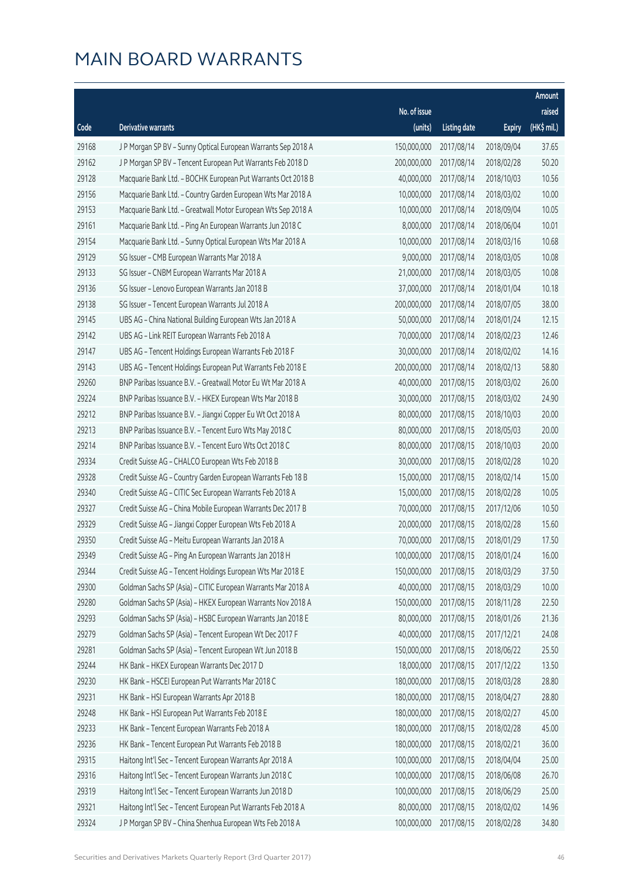# MAIN BOARD WARRANTS

| Code | Derivative warrants | No. of issue (units) | Listing date | Expiry | Amount raised (HK$ mil.) |
|---|---|---|---|---|---|
| 29168 | J P Morgan SP BV - Sunny Optical European Warrants Sep 2018 A | 150,000,000 | 2017/08/14 | 2018/09/04 | 37.65 |
| 29162 | J P Morgan SP BV - Tencent European Put Warrants Feb 2018 D | 200,000,000 | 2017/08/14 | 2018/02/28 | 50.20 |
| 29128 | Macquarie Bank Ltd. - BOCHK European Put Warrants Oct 2018 B | 40,000,000 | 2017/08/14 | 2018/10/03 | 10.56 |
| 29156 | Macquarie Bank Ltd. - Country Garden European Wts Mar 2018 A | 10,000,000 | 2017/08/14 | 2018/03/02 | 10.00 |
| 29153 | Macquarie Bank Ltd. - Greatwall Motor European Wts Sep 2018 A | 10,000,000 | 2017/08/14 | 2018/09/04 | 10.05 |
| 29161 | Macquarie Bank Ltd. - Ping An European Warrants Jun 2018 C | 8,000,000 | 2017/08/14 | 2018/06/04 | 10.01 |
| 29154 | Macquarie Bank Ltd. - Sunny Optical European Wts Mar 2018 A | 10,000,000 | 2017/08/14 | 2018/03/16 | 10.68 |
| 29129 | SG Issuer - CMB European Warrants Mar 2018 A | 9,000,000 | 2017/08/14 | 2018/03/05 | 10.08 |
| 29133 | SG Issuer - CNBM European Warrants Mar 2018 A | 21,000,000 | 2017/08/14 | 2018/03/05 | 10.08 |
| 29136 | SG Issuer - Lenovo European Warrants Jan 2018 B | 37,000,000 | 2017/08/14 | 2018/01/04 | 10.18 |
| 29138 | SG Issuer - Tencent European Warrants Jul 2018 A | 200,000,000 | 2017/08/14 | 2018/07/05 | 38.00 |
| 29145 | UBS AG - China National Building European Wts Jan 2018 A | 50,000,000 | 2017/08/14 | 2018/01/24 | 12.15 |
| 29142 | UBS AG - Link REIT European Warrants Feb 2018 A | 70,000,000 | 2017/08/14 | 2018/02/23 | 12.46 |
| 29147 | UBS AG - Tencent Holdings European Warrants Feb 2018 F | 30,000,000 | 2017/08/14 | 2018/02/02 | 14.16 |
| 29143 | UBS AG - Tencent Holdings European Put Warrants Feb 2018 E | 200,000,000 | 2017/08/14 | 2018/02/13 | 58.80 |
| 29260 | BNP Paribas Issuance B.V. - Greatwall Motor Eu Wt Mar 2018 A | 40,000,000 | 2017/08/15 | 2018/03/02 | 26.00 |
| 29224 | BNP Paribas Issuance B.V. - HKEX European Wts Mar 2018 B | 30,000,000 | 2017/08/15 | 2018/03/02 | 24.90 |
| 29212 | BNP Paribas Issuance B.V. - Jiangxi Copper Eu Wt Oct 2018 A | 80,000,000 | 2017/08/15 | 2018/10/03 | 20.00 |
| 29213 | BNP Paribas Issuance B.V. - Tencent Euro Wts May 2018 C | 80,000,000 | 2017/08/15 | 2018/05/03 | 20.00 |
| 29214 | BNP Paribas Issuance B.V. - Tencent Euro Wts Oct 2018 C | 80,000,000 | 2017/08/15 | 2018/10/03 | 20.00 |
| 29334 | Credit Suisse AG - CHALCO European Wts Feb 2018 B | 30,000,000 | 2017/08/15 | 2018/02/28 | 10.20 |
| 29328 | Credit Suisse AG - Country Garden European Warrants Feb 18 B | 15,000,000 | 2017/08/15 | 2018/02/14 | 15.00 |
| 29340 | Credit Suisse AG - CITIC Sec European Warrants Feb 2018 A | 15,000,000 | 2017/08/15 | 2018/02/28 | 10.05 |
| 29327 | Credit Suisse AG - China Mobile European Warrants Dec 2017 B | 70,000,000 | 2017/08/15 | 2017/12/06 | 10.50 |
| 29329 | Credit Suisse AG - Jiangxi Copper European Wts Feb 2018 A | 20,000,000 | 2017/08/15 | 2018/02/28 | 15.60 |
| 29350 | Credit Suisse AG - Meitu European Warrants Jan 2018 A | 70,000,000 | 2017/08/15 | 2018/01/29 | 17.50 |
| 29349 | Credit Suisse AG - Ping An European Warrants Jan 2018 H | 100,000,000 | 2017/08/15 | 2018/01/24 | 16.00 |
| 29344 | Credit Suisse AG - Tencent Holdings European Wts Mar 2018 E | 150,000,000 | 2017/08/15 | 2018/03/29 | 37.50 |
| 29300 | Goldman Sachs SP (Asia) - CITIC European Warrants Mar 2018 A | 40,000,000 | 2017/08/15 | 2018/03/29 | 10.00 |
| 29280 | Goldman Sachs SP (Asia) - HKEX European Warrants Nov 2018 A | 150,000,000 | 2017/08/15 | 2018/11/28 | 22.50 |
| 29293 | Goldman Sachs SP (Asia) - HSBC European Warrants Jan 2018 E | 80,000,000 | 2017/08/15 | 2018/01/26 | 21.36 |
| 29279 | Goldman Sachs SP (Asia) - Tencent European Wt Dec 2017 F | 40,000,000 | 2017/08/15 | 2017/12/21 | 24.08 |
| 29281 | Goldman Sachs SP (Asia) - Tencent European Wt Jun 2018 B | 150,000,000 | 2017/08/15 | 2018/06/22 | 25.50 |
| 29244 | HK Bank - HKEX European Warrants Dec 2017 D | 18,000,000 | 2017/08/15 | 2017/12/22 | 13.50 |
| 29230 | HK Bank - HSCEI European Put Warrants Mar 2018 C | 180,000,000 | 2017/08/15 | 2018/03/28 | 28.80 |
| 29231 | HK Bank - HSI European Warrants Apr 2018 B | 180,000,000 | 2017/08/15 | 2018/04/27 | 28.80 |
| 29248 | HK Bank - HSI European Put Warrants Feb 2018 E | 180,000,000 | 2017/08/15 | 2018/02/27 | 45.00 |
| 29233 | HK Bank - Tencent European Warrants Feb 2018 A | 180,000,000 | 2017/08/15 | 2018/02/28 | 45.00 |
| 29236 | HK Bank - Tencent European Put Warrants Feb 2018 B | 180,000,000 | 2017/08/15 | 2018/02/21 | 36.00 |
| 29315 | Haitong Int'l Sec - Tencent European Warrants Apr 2018 A | 100,000,000 | 2017/08/15 | 2018/04/04 | 25.00 |
| 29316 | Haitong Int'l Sec - Tencent European Warrants Jun 2018 C | 100,000,000 | 2017/08/15 | 2018/06/08 | 26.70 |
| 29319 | Haitong Int'l Sec - Tencent European Warrants Jun 2018 D | 100,000,000 | 2017/08/15 | 2018/06/29 | 25.00 |
| 29321 | Haitong Int'l Sec - Tencent European Put Warrants Feb 2018 A | 80,000,000 | 2017/08/15 | 2018/02/02 | 14.96 |
| 29324 | J P Morgan SP BV - China Shenhua European Wts Feb 2018 A | 100,000,000 | 2017/08/15 | 2018/02/28 | 34.80 |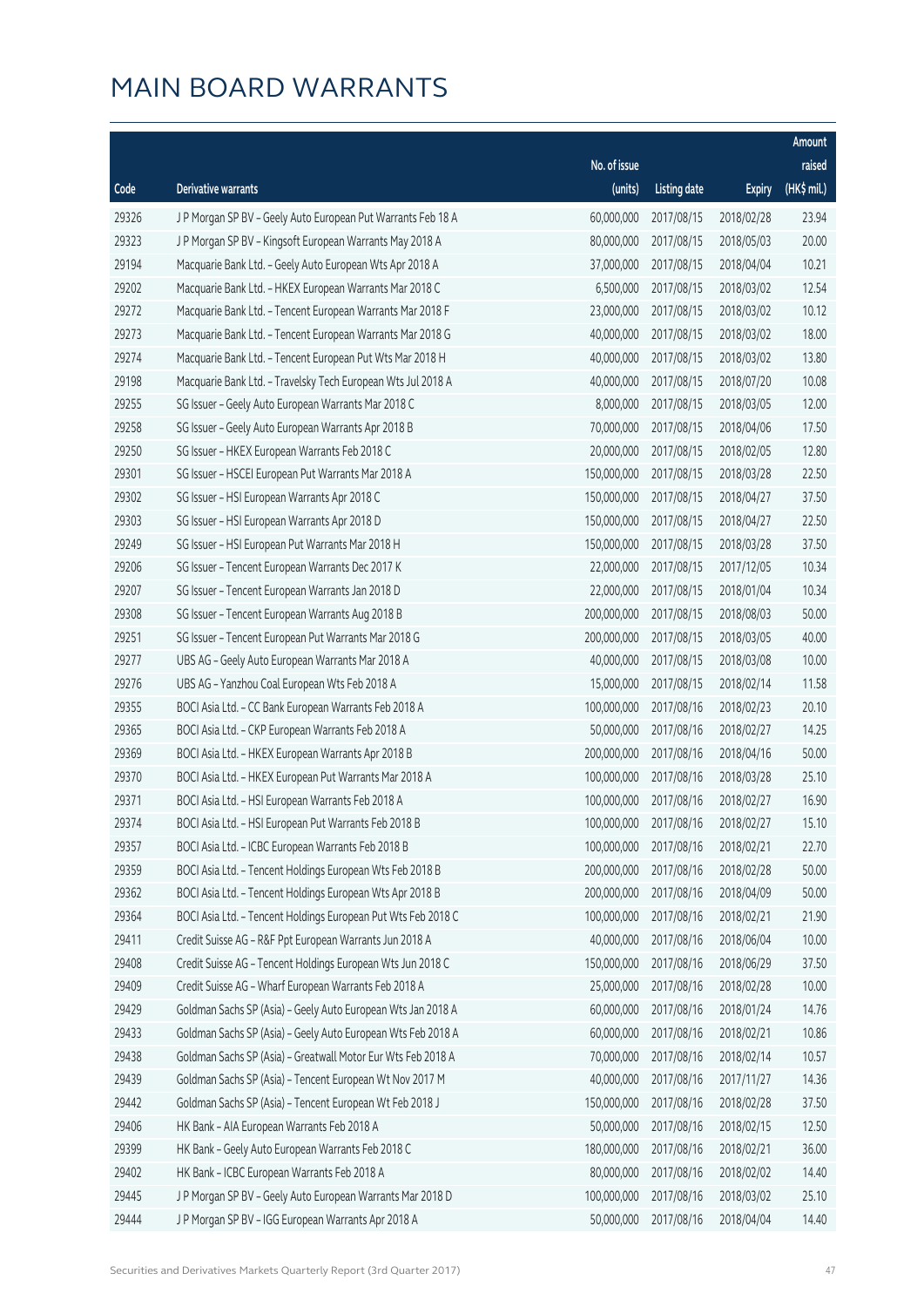# MAIN BOARD WARRANTS

| Code | Derivative warrants | No. of issue (units) | Listing date | Expiry | Amount raised (HK$ mil.) |
|---|---|---|---|---|---|
| 29326 | J P Morgan SP BV - Geely Auto European Put Warrants Feb 18 A | 60,000,000 | 2017/08/15 | 2018/02/28 | 23.94 |
| 29323 | J P Morgan SP BV - Kingsoft European Warrants May 2018 A | 80,000,000 | 2017/08/15 | 2018/05/03 | 20.00 |
| 29194 | Macquarie Bank Ltd. - Geely Auto European Wts Apr 2018 A | 37,000,000 | 2017/08/15 | 2018/04/04 | 10.21 |
| 29202 | Macquarie Bank Ltd. - HKEX European Warrants Mar 2018 C | 6,500,000 | 2017/08/15 | 2018/03/02 | 12.54 |
| 29272 | Macquarie Bank Ltd. - Tencent European Warrants Mar 2018 F | 23,000,000 | 2017/08/15 | 2018/03/02 | 10.12 |
| 29273 | Macquarie Bank Ltd. - Tencent European Warrants Mar 2018 G | 40,000,000 | 2017/08/15 | 2018/03/02 | 18.00 |
| 29274 | Macquarie Bank Ltd. - Tencent European Put Wts Mar 2018 H | 40,000,000 | 2017/08/15 | 2018/03/02 | 13.80 |
| 29198 | Macquarie Bank Ltd. - Travelsky Tech European Wts Jul 2018 A | 40,000,000 | 2017/08/15 | 2018/07/20 | 10.08 |
| 29255 | SG Issuer - Geely Auto European Warrants Mar 2018 C | 8,000,000 | 2017/08/15 | 2018/03/05 | 12.00 |
| 29258 | SG Issuer - Geely Auto European Warrants Apr 2018 B | 70,000,000 | 2017/08/15 | 2018/04/06 | 17.50 |
| 29250 | SG Issuer - HKEX European Warrants Feb 2018 C | 20,000,000 | 2017/08/15 | 2018/02/05 | 12.80 |
| 29301 | SG Issuer - HSCEI European Put Warrants Mar 2018 A | 150,000,000 | 2017/08/15 | 2018/03/28 | 22.50 |
| 29302 | SG Issuer - HSI European Warrants Apr 2018 C | 150,000,000 | 2017/08/15 | 2018/04/27 | 37.50 |
| 29303 | SG Issuer - HSI European Warrants Apr 2018 D | 150,000,000 | 2017/08/15 | 2018/04/27 | 22.50 |
| 29249 | SG Issuer - HSI European Put Warrants Mar 2018 H | 150,000,000 | 2017/08/15 | 2018/03/28 | 37.50 |
| 29206 | SG Issuer - Tencent European Warrants Dec 2017 K | 22,000,000 | 2017/08/15 | 2017/12/05 | 10.34 |
| 29207 | SG Issuer - Tencent European Warrants Jan 2018 D | 22,000,000 | 2017/08/15 | 2018/01/04 | 10.34 |
| 29308 | SG Issuer - Tencent European Warrants Aug 2018 B | 200,000,000 | 2017/08/15 | 2018/08/03 | 50.00 |
| 29251 | SG Issuer - Tencent European Put Warrants Mar 2018 G | 200,000,000 | 2017/08/15 | 2018/03/05 | 40.00 |
| 29277 | UBS AG - Geely Auto European Warrants Mar 2018 A | 40,000,000 | 2017/08/15 | 2018/03/08 | 10.00 |
| 29276 | UBS AG - Yanzhou Coal European Wts Feb 2018 A | 15,000,000 | 2017/08/15 | 2018/02/14 | 11.58 |
| 29355 | BOCI Asia Ltd. - CC Bank European Warrants Feb 2018 A | 100,000,000 | 2017/08/16 | 2018/02/23 | 20.10 |
| 29365 | BOCI Asia Ltd. - CKP European Warrants Feb 2018 A | 50,000,000 | 2017/08/16 | 2018/02/27 | 14.25 |
| 29369 | BOCI Asia Ltd. - HKEX European Warrants Apr 2018 B | 200,000,000 | 2017/08/16 | 2018/04/16 | 50.00 |
| 29370 | BOCI Asia Ltd. - HKEX European Put Warrants Mar 2018 A | 100,000,000 | 2017/08/16 | 2018/03/28 | 25.10 |
| 29371 | BOCI Asia Ltd. - HSI European Warrants Feb 2018 A | 100,000,000 | 2017/08/16 | 2018/02/27 | 16.90 |
| 29374 | BOCI Asia Ltd. - HSI European Put Warrants Feb 2018 B | 100,000,000 | 2017/08/16 | 2018/02/27 | 15.10 |
| 29357 | BOCI Asia Ltd. - ICBC European Warrants Feb 2018 B | 100,000,000 | 2017/08/16 | 2018/02/21 | 22.70 |
| 29359 | BOCI Asia Ltd. - Tencent Holdings European Wts Feb 2018 B | 200,000,000 | 2017/08/16 | 2018/02/28 | 50.00 |
| 29362 | BOCI Asia Ltd. - Tencent Holdings European Wts Apr 2018 B | 200,000,000 | 2017/08/16 | 2018/04/09 | 50.00 |
| 29364 | BOCI Asia Ltd. - Tencent Holdings European Put Wts Feb 2018 C | 100,000,000 | 2017/08/16 | 2018/02/21 | 21.90 |
| 29411 | Credit Suisse AG - R&F Ppt European Warrants Jun 2018 A | 40,000,000 | 2017/08/16 | 2018/06/04 | 10.00 |
| 29408 | Credit Suisse AG - Tencent Holdings European Wts Jun 2018 C | 150,000,000 | 2017/08/16 | 2018/06/29 | 37.50 |
| 29409 | Credit Suisse AG - Wharf European Warrants Feb 2018 A | 25,000,000 | 2017/08/16 | 2018/02/28 | 10.00 |
| 29429 | Goldman Sachs SP (Asia) - Geely Auto European Wts Jan 2018 A | 60,000,000 | 2017/08/16 | 2018/01/24 | 14.76 |
| 29433 | Goldman Sachs SP (Asia) - Geely Auto European Wts Feb 2018 A | 60,000,000 | 2017/08/16 | 2018/02/21 | 10.86 |
| 29438 | Goldman Sachs SP (Asia) - Greatwall Motor Eur Wts Feb 2018 A | 70,000,000 | 2017/08/16 | 2018/02/14 | 10.57 |
| 29439 | Goldman Sachs SP (Asia) - Tencent European Wt Nov 2017 M | 40,000,000 | 2017/08/16 | 2017/11/27 | 14.36 |
| 29442 | Goldman Sachs SP (Asia) - Tencent European Wt Feb 2018 J | 150,000,000 | 2017/08/16 | 2018/02/28 | 37.50 |
| 29406 | HK Bank - AIA European Warrants Feb 2018 A | 50,000,000 | 2017/08/16 | 2018/02/15 | 12.50 |
| 29399 | HK Bank - Geely Auto European Warrants Feb 2018 C | 180,000,000 | 2017/08/16 | 2018/02/21 | 36.00 |
| 29402 | HK Bank - ICBC European Warrants Feb 2018 A | 80,000,000 | 2017/08/16 | 2018/02/02 | 14.40 |
| 29445 | J P Morgan SP BV - Geely Auto European Warrants Mar 2018 D | 100,000,000 | 2017/08/16 | 2018/03/02 | 25.10 |
| 29444 | J P Morgan SP BV - IGG European Warrants Apr 2018 A | 50,000,000 | 2017/08/16 | 2018/04/04 | 14.40 |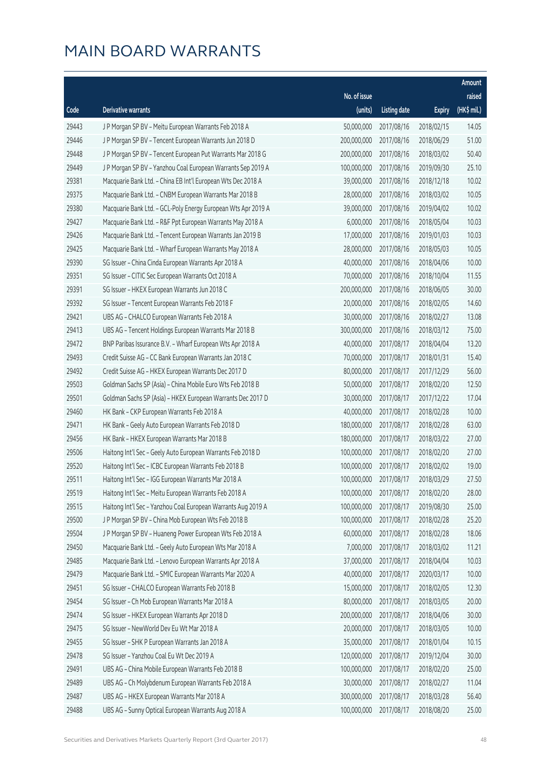# MAIN BOARD WARRANTS

| Code | Derivative warrants | No. of issue (units) | Listing date | Expiry | Amount raised (HK$ mil.) |
|---|---|---|---|---|---|
| 29443 | J P Morgan SP BV – Meitu European Warrants Feb 2018 A | 50,000,000 | 2017/08/16 | 2018/02/15 | 14.05 |
| 29446 | J P Morgan SP BV – Tencent European Warrants Jun 2018 D | 200,000,000 | 2017/08/16 | 2018/06/29 | 51.00 |
| 29448 | J P Morgan SP BV – Tencent European Put Warrants Mar 2018 G | 200,000,000 | 2017/08/16 | 2018/03/02 | 50.40 |
| 29449 | J P Morgan SP BV – Yanzhou Coal European Warrants Sep 2019 A | 100,000,000 | 2017/08/16 | 2019/09/30 | 25.10 |
| 29381 | Macquarie Bank Ltd. – China EB Int'l European Wts Dec 2018 A | 39,000,000 | 2017/08/16 | 2018/12/18 | 10.02 |
| 29375 | Macquarie Bank Ltd. – CNBM European Warrants Mar 2018 B | 28,000,000 | 2017/08/16 | 2018/03/02 | 10.05 |
| 29380 | Macquarie Bank Ltd. – GCL-Poly Energy European Wts Apr 2019 A | 39,000,000 | 2017/08/16 | 2019/04/02 | 10.02 |
| 29427 | Macquarie Bank Ltd. – R&F Ppt European Warrants May 2018 A | 6,000,000 | 2017/08/16 | 2018/05/04 | 10.03 |
| 29426 | Macquarie Bank Ltd. – Tencent European Warrants Jan 2019 B | 17,000,000 | 2017/08/16 | 2019/01/03 | 10.03 |
| 29425 | Macquarie Bank Ltd. – Wharf European Warrants May 2018 A | 28,000,000 | 2017/08/16 | 2018/05/03 | 10.05 |
| 29390 | SG Issuer – China Cinda European Warrants Apr 2018 A | 40,000,000 | 2017/08/16 | 2018/04/06 | 10.00 |
| 29351 | SG Issuer – CITIC Sec European Warrants Oct 2018 A | 70,000,000 | 2017/08/16 | 2018/10/04 | 11.55 |
| 29391 | SG Issuer – HKEX European Warrants Jun 2018 C | 200,000,000 | 2017/08/16 | 2018/06/05 | 30.00 |
| 29392 | SG Issuer – Tencent European Warrants Feb 2018 F | 20,000,000 | 2017/08/16 | 2018/02/05 | 14.60 |
| 29421 | UBS AG – CHALCO European Warrants Feb 2018 A | 30,000,000 | 2017/08/16 | 2018/02/27 | 13.08 |
| 29413 | UBS AG – Tencent Holdings European Warrants Mar 2018 B | 300,000,000 | 2017/08/16 | 2018/03/12 | 75.00 |
| 29472 | BNP Paribas Issuance B.V. – Wharf European Wts Apr 2018 A | 40,000,000 | 2017/08/17 | 2018/04/04 | 13.20 |
| 29493 | Credit Suisse AG – CC Bank European Warrants Jan 2018 C | 70,000,000 | 2017/08/17 | 2018/01/31 | 15.40 |
| 29492 | Credit Suisse AG – HKEX European Warrants Dec 2017 D | 80,000,000 | 2017/08/17 | 2017/12/29 | 56.00 |
| 29503 | Goldman Sachs SP (Asia) – China Mobile Euro Wts Feb 2018 B | 50,000,000 | 2017/08/17 | 2018/02/20 | 12.50 |
| 29501 | Goldman Sachs SP (Asia) – HKEX European Warrants Dec 2017 D | 30,000,000 | 2017/08/17 | 2017/12/22 | 17.04 |
| 29460 | HK Bank – CKP European Warrants Feb 2018 A | 40,000,000 | 2017/08/17 | 2018/02/28 | 10.00 |
| 29471 | HK Bank – Geely Auto European Warrants Feb 2018 D | 180,000,000 | 2017/08/17 | 2018/02/28 | 63.00 |
| 29456 | HK Bank – HKEX European Warrants Mar 2018 B | 180,000,000 | 2017/08/17 | 2018/03/22 | 27.00 |
| 29506 | Haitong Int'l Sec – Geely Auto European Warrants Feb 2018 D | 100,000,000 | 2017/08/17 | 2018/02/20 | 27.00 |
| 29520 | Haitong Int'l Sec – ICBC European Warrants Feb 2018 B | 100,000,000 | 2017/08/17 | 2018/02/02 | 19.00 |
| 29511 | Haitong Int'l Sec – IGG European Warrants Mar 2018 A | 100,000,000 | 2017/08/17 | 2018/03/29 | 27.50 |
| 29519 | Haitong Int'l Sec – Meitu European Warrants Feb 2018 A | 100,000,000 | 2017/08/17 | 2018/02/20 | 28.00 |
| 29515 | Haitong Int'l Sec – Yanzhou Coal European Warrants Aug 2019 A | 100,000,000 | 2017/08/17 | 2019/08/30 | 25.00 |
| 29500 | J P Morgan SP BV – China Mob European Wts Feb 2018 B | 100,000,000 | 2017/08/17 | 2018/02/28 | 25.20 |
| 29504 | J P Morgan SP BV – Huaneng Power European Wts Feb 2018 A | 60,000,000 | 2017/08/17 | 2018/02/28 | 18.06 |
| 29450 | Macquarie Bank Ltd. – Geely Auto European Wts Mar 2018 A | 7,000,000 | 2017/08/17 | 2018/03/02 | 11.21 |
| 29485 | Macquarie Bank Ltd. – Lenovo European Warrants Apr 2018 A | 37,000,000 | 2017/08/17 | 2018/04/04 | 10.03 |
| 29479 | Macquarie Bank Ltd. – SMIC European Warrants Mar 2020 A | 40,000,000 | 2017/08/17 | 2020/03/17 | 10.00 |
| 29451 | SG Issuer – CHALCO European Warrants Feb 2018 B | 15,000,000 | 2017/08/17 | 2018/02/05 | 12.30 |
| 29454 | SG Issuer – Ch Mob European Warrants Mar 2018 A | 80,000,000 | 2017/08/17 | 2018/03/05 | 20.00 |
| 29474 | SG Issuer – HKEX European Warrants Apr 2018 D | 200,000,000 | 2017/08/17 | 2018/04/06 | 30.00 |
| 29475 | SG Issuer – NewWorld Dev Eu Wt Mar 2018 A | 20,000,000 | 2017/08/17 | 2018/03/05 | 10.00 |
| 29455 | SG Issuer – SHK P European Warrants Jan 2018 A | 35,000,000 | 2017/08/17 | 2018/01/04 | 10.15 |
| 29478 | SG Issuer – Yanzhou Coal Eu Wt Dec 2019 A | 120,000,000 | 2017/08/17 | 2019/12/04 | 30.00 |
| 29491 | UBS AG – China Mobile European Warrants Feb 2018 B | 100,000,000 | 2017/08/17 | 2018/02/20 | 25.00 |
| 29489 | UBS AG – Ch Molybdenum European Warrants Feb 2018 A | 30,000,000 | 2017/08/17 | 2018/02/27 | 11.04 |
| 29487 | UBS AG – HKEX European Warrants Mar 2018 A | 300,000,000 | 2017/08/17 | 2018/03/28 | 56.40 |
| 29488 | UBS AG – Sunny Optical European Warrants Aug 2018 A | 100,000,000 | 2017/08/17 | 2018/08/20 | 25.00 |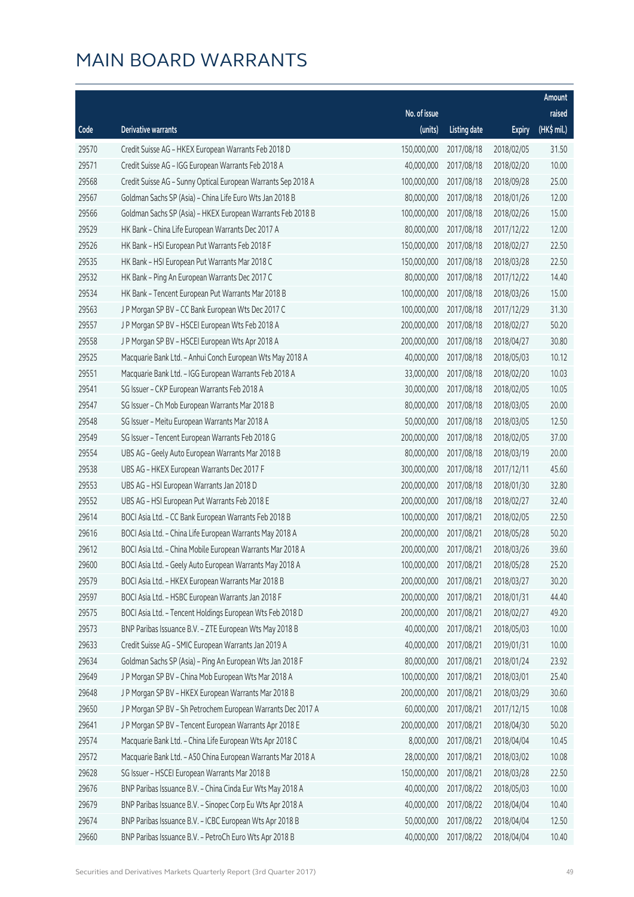# MAIN BOARD WARRANTS

| Code | Derivative warrants | No. of issue (units) | Listing date | Expiry | Amount raised (HK$ mil.) |
|---|---|---|---|---|---|
| 29570 | Credit Suisse AG - HKEX European Warrants Feb 2018 D | 150,000,000 | 2017/08/18 | 2018/02/05 | 31.50 |
| 29571 | Credit Suisse AG - IGG European Warrants Feb 2018 A | 40,000,000 | 2017/08/18 | 2018/02/20 | 10.00 |
| 29568 | Credit Suisse AG - Sunny Optical European Warrants Sep 2018 A | 100,000,000 | 2017/08/18 | 2018/09/28 | 25.00 |
| 29567 | Goldman Sachs SP (Asia) - China Life Euro Wts Jan 2018 B | 80,000,000 | 2017/08/18 | 2018/01/26 | 12.00 |
| 29566 | Goldman Sachs SP (Asia) - HKEX European Warrants Feb 2018 B | 100,000,000 | 2017/08/18 | 2018/02/26 | 15.00 |
| 29529 | HK Bank - China Life European Warrants Dec 2017 A | 80,000,000 | 2017/08/18 | 2017/12/22 | 12.00 |
| 29526 | HK Bank - HSI European Put Warrants Feb 2018 F | 150,000,000 | 2017/08/18 | 2018/02/27 | 22.50 |
| 29535 | HK Bank - HSI European Put Warrants Mar 2018 C | 150,000,000 | 2017/08/18 | 2018/03/28 | 22.50 |
| 29532 | HK Bank - Ping An European Warrants Dec 2017 C | 80,000,000 | 2017/08/18 | 2017/12/22 | 14.40 |
| 29534 | HK Bank - Tencent European Put Warrants Mar 2018 B | 100,000,000 | 2017/08/18 | 2018/03/26 | 15.00 |
| 29563 | J P Morgan SP BV - CC Bank European Wts Dec 2017 C | 100,000,000 | 2017/08/18 | 2017/12/29 | 31.30 |
| 29557 | J P Morgan SP BV - HSCEI European Wts Feb 2018 A | 200,000,000 | 2017/08/18 | 2018/02/27 | 50.20 |
| 29558 | J P Morgan SP BV - HSCEI European Wts Apr 2018 A | 200,000,000 | 2017/08/18 | 2018/04/27 | 30.80 |
| 29525 | Macquarie Bank Ltd. - Anhui Conch European Wts May 2018 A | 40,000,000 | 2017/08/18 | 2018/05/03 | 10.12 |
| 29551 | Macquarie Bank Ltd. - IGG European Warrants Feb 2018 A | 33,000,000 | 2017/08/18 | 2018/02/20 | 10.03 |
| 29541 | SG Issuer - CKP European Warrants Feb 2018 A | 30,000,000 | 2017/08/18 | 2018/02/05 | 10.05 |
| 29547 | SG Issuer - Ch Mob European Warrants Mar 2018 B | 80,000,000 | 2017/08/18 | 2018/03/05 | 20.00 |
| 29548 | SG Issuer - Meitu European Warrants Mar 2018 A | 50,000,000 | 2017/08/18 | 2018/03/05 | 12.50 |
| 29549 | SG Issuer - Tencent European Warrants Feb 2018 G | 200,000,000 | 2017/08/18 | 2018/02/05 | 37.00 |
| 29554 | UBS AG - Geely Auto European Warrants Mar 2018 B | 80,000,000 | 2017/08/18 | 2018/03/19 | 20.00 |
| 29538 | UBS AG - HKEX European Warrants Dec 2017 F | 300,000,000 | 2017/08/18 | 2017/12/11 | 45.60 |
| 29553 | UBS AG - HSI European Warrants Jan 2018 D | 200,000,000 | 2017/08/18 | 2018/01/30 | 32.80 |
| 29552 | UBS AG - HSI European Put Warrants Feb 2018 E | 200,000,000 | 2017/08/18 | 2018/02/27 | 32.40 |
| 29614 | BOCI Asia Ltd. - CC Bank European Warrants Feb 2018 B | 100,000,000 | 2017/08/21 | 2018/02/05 | 22.50 |
| 29616 | BOCI Asia Ltd. - China Life European Warrants May 2018 A | 200,000,000 | 2017/08/21 | 2018/05/28 | 50.20 |
| 29612 | BOCI Asia Ltd. - China Mobile European Warrants Mar 2018 A | 200,000,000 | 2017/08/21 | 2018/03/26 | 39.60 |
| 29600 | BOCI Asia Ltd. - Geely Auto European Warrants May 2018 A | 100,000,000 | 2017/08/21 | 2018/05/28 | 25.20 |
| 29579 | BOCI Asia Ltd. - HKEX European Warrants Mar 2018 B | 200,000,000 | 2017/08/21 | 2018/03/27 | 30.20 |
| 29597 | BOCI Asia Ltd. - HSBC European Warrants Jan 2018 F | 200,000,000 | 2017/08/21 | 2018/01/31 | 44.40 |
| 29575 | BOCI Asia Ltd. - Tencent Holdings European Wts Feb 2018 D | 200,000,000 | 2017/08/21 | 2018/02/27 | 49.20 |
| 29573 | BNP Paribas Issuance B.V. - ZTE European Wts May 2018 B | 40,000,000 | 2017/08/21 | 2018/05/03 | 10.00 |
| 29633 | Credit Suisse AG - SMIC European Warrants Jan 2019 A | 40,000,000 | 2017/08/21 | 2019/01/31 | 10.00 |
| 29634 | Goldman Sachs SP (Asia) - Ping An European Wts Jan 2018 F | 80,000,000 | 2017/08/21 | 2018/01/24 | 23.92 |
| 29649 | J P Morgan SP BV - China Mob European Wts Mar 2018 A | 100,000,000 | 2017/08/21 | 2018/03/01 | 25.40 |
| 29648 | J P Morgan SP BV - HKEX European Warrants Mar 2018 B | 200,000,000 | 2017/08/21 | 2018/03/29 | 30.60 |
| 29650 | J P Morgan SP BV - Sh Petrochem European Warrants Dec 2017 A | 60,000,000 | 2017/08/21 | 2017/12/15 | 10.08 |
| 29641 | J P Morgan SP BV - Tencent European Warrants Apr 2018 E | 200,000,000 | 2017/08/21 | 2018/04/30 | 50.20 |
| 29574 | Macquarie Bank Ltd. - China Life European Wts Apr 2018 C | 8,000,000 | 2017/08/21 | 2018/04/04 | 10.45 |
| 29572 | Macquarie Bank Ltd. - A50 China European Warrants Mar 2018 A | 28,000,000 | 2017/08/21 | 2018/03/02 | 10.08 |
| 29628 | SG Issuer - HSCEI European Warrants Mar 2018 B | 150,000,000 | 2017/08/21 | 2018/03/28 | 22.50 |
| 29676 | BNP Paribas Issuance B.V. - China Cinda Eur Wts May 2018 A | 40,000,000 | 2017/08/22 | 2018/05/03 | 10.00 |
| 29679 | BNP Paribas Issuance B.V. - Sinopec Corp Eu Wts Apr 2018 A | 40,000,000 | 2017/08/22 | 2018/04/04 | 10.40 |
| 29674 | BNP Paribas Issuance B.V. - ICBC European Wts Apr 2018 B | 50,000,000 | 2017/08/22 | 2018/04/04 | 12.50 |
| 29660 | BNP Paribas Issuance B.V. - PetroCh Euro Wts Apr 2018 B | 40,000,000 | 2017/08/22 | 2018/04/04 | 10.40 |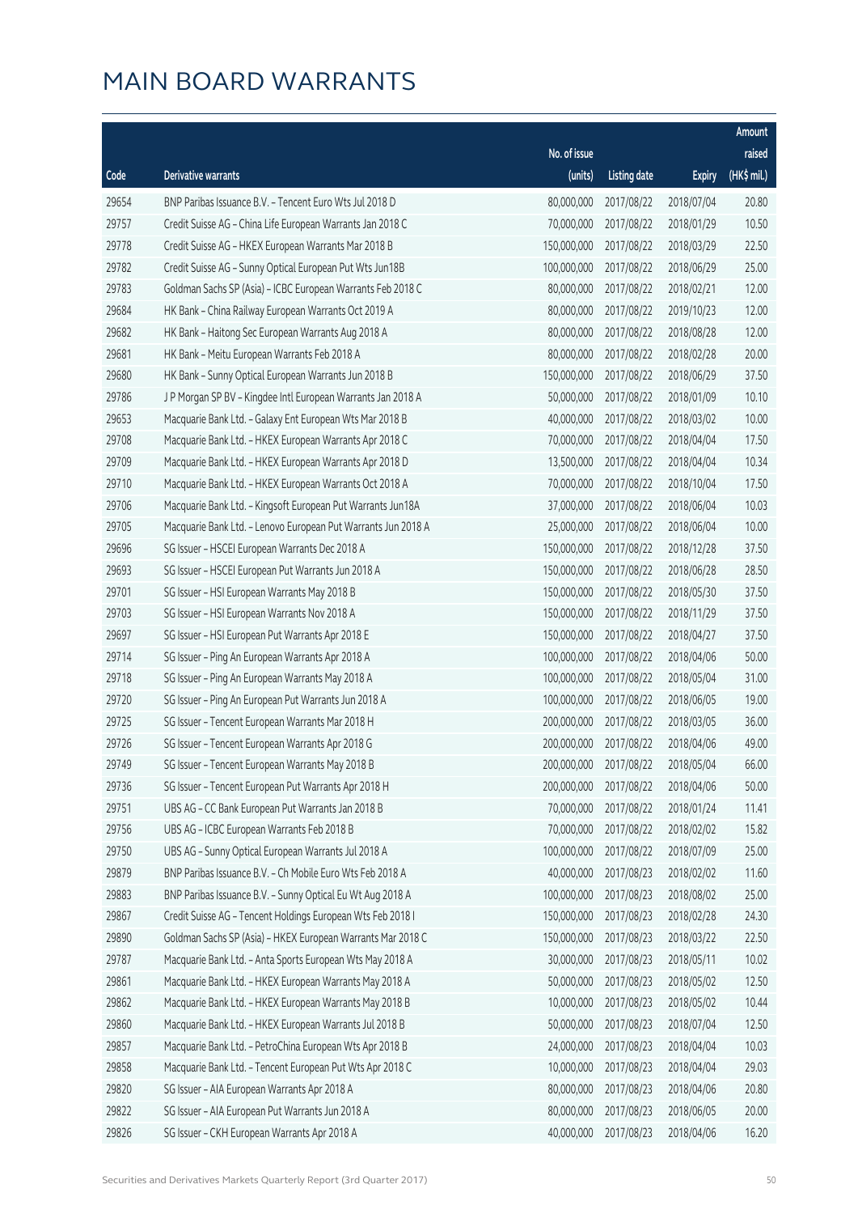# MAIN BOARD WARRANTS

| Code | Derivative warrants | No. of issue (units) | Listing date | Expiry | Amount raised (HK$ mil.) |
|---|---|---|---|---|---|
| 29654 | BNP Paribas Issuance B.V. – Tencent Euro Wts Jul 2018 D | 80,000,000 | 2017/08/22 | 2018/07/04 | 20.80 |
| 29757 | Credit Suisse AG – China Life European Warrants Jan 2018 C | 70,000,000 | 2017/08/22 | 2018/01/29 | 10.50 |
| 29778 | Credit Suisse AG – HKEX European Warrants Mar 2018 B | 150,000,000 | 2017/08/22 | 2018/03/29 | 22.50 |
| 29782 | Credit Suisse AG – Sunny Optical European Put Wts Jun18B | 100,000,000 | 2017/08/22 | 2018/06/29 | 25.00 |
| 29783 | Goldman Sachs SP (Asia) – ICBC European Warrants Feb 2018 C | 80,000,000 | 2017/08/22 | 2018/02/21 | 12.00 |
| 29684 | HK Bank – China Railway European Warrants Oct 2019 A | 80,000,000 | 2017/08/22 | 2019/10/23 | 12.00 |
| 29682 | HK Bank – Haitong Sec European Warrants Aug 2018 A | 80,000,000 | 2017/08/22 | 2018/08/28 | 12.00 |
| 29681 | HK Bank – Meitu European Warrants Feb 2018 A | 80,000,000 | 2017/08/22 | 2018/02/28 | 20.00 |
| 29680 | HK Bank – Sunny Optical European Warrants Jun 2018 B | 150,000,000 | 2017/08/22 | 2018/06/29 | 37.50 |
| 29786 | J P Morgan SP BV – Kingdee Intl European Warrants Jan 2018 A | 50,000,000 | 2017/08/22 | 2018/01/09 | 10.10 |
| 29653 | Macquarie Bank Ltd. – Galaxy Ent European Wts Mar 2018 B | 40,000,000 | 2017/08/22 | 2018/03/02 | 10.00 |
| 29708 | Macquarie Bank Ltd. – HKEX European Warrants Apr 2018 C | 70,000,000 | 2017/08/22 | 2018/04/04 | 17.50 |
| 29709 | Macquarie Bank Ltd. – HKEX European Warrants Apr 2018 D | 13,500,000 | 2017/08/22 | 2018/04/04 | 10.34 |
| 29710 | Macquarie Bank Ltd. – HKEX European Warrants Oct 2018 A | 70,000,000 | 2017/08/22 | 2018/10/04 | 17.50 |
| 29706 | Macquarie Bank Ltd. – Kingsoft European Put Warrants Jun18A | 37,000,000 | 2017/08/22 | 2018/06/04 | 10.03 |
| 29705 | Macquarie Bank Ltd. – Lenovo European Put Warrants Jun 2018 A | 25,000,000 | 2017/08/22 | 2018/06/04 | 10.00 |
| 29696 | SG Issuer – HSCEI European Warrants Dec 2018 A | 150,000,000 | 2017/08/22 | 2018/12/28 | 37.50 |
| 29693 | SG Issuer – HSCEI European Put Warrants Jun 2018 A | 150,000,000 | 2017/08/22 | 2018/06/28 | 28.50 |
| 29701 | SG Issuer – HSI European Warrants May 2018 B | 150,000,000 | 2017/08/22 | 2018/05/30 | 37.50 |
| 29703 | SG Issuer – HSI European Warrants Nov 2018 A | 150,000,000 | 2017/08/22 | 2018/11/29 | 37.50 |
| 29697 | SG Issuer – HSI European Put Warrants Apr 2018 E | 150,000,000 | 2017/08/22 | 2018/04/27 | 37.50 |
| 29714 | SG Issuer – Ping An European Warrants Apr 2018 A | 100,000,000 | 2017/08/22 | 2018/04/06 | 50.00 |
| 29718 | SG Issuer – Ping An European Warrants May 2018 A | 100,000,000 | 2017/08/22 | 2018/05/04 | 31.00 |
| 29720 | SG Issuer – Ping An European Put Warrants Jun 2018 A | 100,000,000 | 2017/08/22 | 2018/06/05 | 19.00 |
| 29725 | SG Issuer – Tencent European Warrants Mar 2018 H | 200,000,000 | 2017/08/22 | 2018/03/05 | 36.00 |
| 29726 | SG Issuer – Tencent European Warrants Apr 2018 G | 200,000,000 | 2017/08/22 | 2018/04/06 | 49.00 |
| 29749 | SG Issuer – Tencent European Warrants May 2018 B | 200,000,000 | 2017/08/22 | 2018/05/04 | 66.00 |
| 29736 | SG Issuer – Tencent European Put Warrants Apr 2018 H | 200,000,000 | 2017/08/22 | 2018/04/06 | 50.00 |
| 29751 | UBS AG – CC Bank European Put Warrants Jan 2018 B | 70,000,000 | 2017/08/22 | 2018/01/24 | 11.41 |
| 29756 | UBS AG – ICBC European Warrants Feb 2018 B | 70,000,000 | 2017/08/22 | 2018/02/02 | 15.82 |
| 29750 | UBS AG – Sunny Optical European Warrants Jul 2018 A | 100,000,000 | 2017/08/22 | 2018/07/09 | 25.00 |
| 29879 | BNP Paribas Issuance B.V. – Ch Mobile Euro Wts Feb 2018 A | 40,000,000 | 2017/08/23 | 2018/02/02 | 11.60 |
| 29883 | BNP Paribas Issuance B.V. – Sunny Optical Eu Wt Aug 2018 A | 100,000,000 | 2017/08/23 | 2018/08/02 | 25.00 |
| 29867 | Credit Suisse AG – Tencent Holdings European Wts Feb 2018 I | 150,000,000 | 2017/08/23 | 2018/02/28 | 24.30 |
| 29890 | Goldman Sachs SP (Asia) – HKEX European Warrants Mar 2018 C | 150,000,000 | 2017/08/23 | 2018/03/22 | 22.50 |
| 29787 | Macquarie Bank Ltd. – Anta Sports European Wts May 2018 A | 30,000,000 | 2017/08/23 | 2018/05/11 | 10.02 |
| 29861 | Macquarie Bank Ltd. – HKEX European Warrants May 2018 A | 50,000,000 | 2017/08/23 | 2018/05/02 | 12.50 |
| 29862 | Macquarie Bank Ltd. – HKEX European Warrants May 2018 B | 10,000,000 | 2017/08/23 | 2018/05/02 | 10.44 |
| 29860 | Macquarie Bank Ltd. – HKEX European Warrants Jul 2018 B | 50,000,000 | 2017/08/23 | 2018/07/04 | 12.50 |
| 29857 | Macquarie Bank Ltd. – PetroChina European Wts Apr 2018 B | 24,000,000 | 2017/08/23 | 2018/04/04 | 10.03 |
| 29858 | Macquarie Bank Ltd. – Tencent European Put Wts Apr 2018 C | 10,000,000 | 2017/08/23 | 2018/04/04 | 29.03 |
| 29820 | SG Issuer – AIA European Warrants Apr 2018 A | 80,000,000 | 2017/08/23 | 2018/04/06 | 20.80 |
| 29822 | SG Issuer – AIA European Put Warrants Jun 2018 A | 80,000,000 | 2017/08/23 | 2018/06/05 | 20.00 |
| 29826 | SG Issuer – CKH European Warrants Apr 2018 A | 40,000,000 | 2017/08/23 | 2018/04/06 | 16.20 |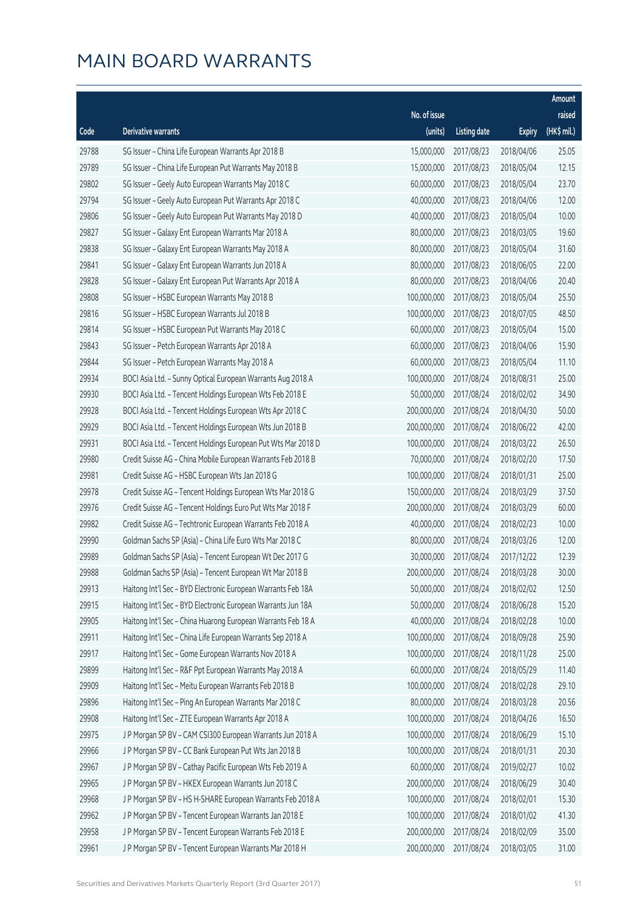# MAIN BOARD WARRANTS

| Code | Derivative warrants | No. of issue (units) | Listing date | Expiry | Amount raised (HK$ mil.) |
|---|---|---|---|---|---|
| 29788 | SG Issuer – China Life European Warrants Apr 2018 B | 15,000,000 | 2017/08/23 | 2018/04/06 | 25.05 |
| 29789 | SG Issuer – China Life European Put Warrants May 2018 B | 15,000,000 | 2017/08/23 | 2018/05/04 | 12.15 |
| 29802 | SG Issuer – Geely Auto European Warrants May 2018 C | 60,000,000 | 2017/08/23 | 2018/05/04 | 23.70 |
| 29794 | SG Issuer – Geely Auto European Put Warrants Apr 2018 C | 40,000,000 | 2017/08/23 | 2018/04/06 | 12.00 |
| 29806 | SG Issuer – Geely Auto European Put Warrants May 2018 D | 40,000,000 | 2017/08/23 | 2018/05/04 | 10.00 |
| 29827 | SG Issuer – Galaxy Ent European Warrants Mar 2018 A | 80,000,000 | 2017/08/23 | 2018/03/05 | 19.60 |
| 29838 | SG Issuer – Galaxy Ent European Warrants May 2018 A | 80,000,000 | 2017/08/23 | 2018/05/04 | 31.60 |
| 29841 | SG Issuer – Galaxy Ent European Warrants Jun 2018 A | 80,000,000 | 2017/08/23 | 2018/06/05 | 22.00 |
| 29828 | SG Issuer – Galaxy Ent European Put Warrants Apr 2018 A | 80,000,000 | 2017/08/23 | 2018/04/06 | 20.40 |
| 29808 | SG Issuer – HSBC European Warrants May 2018 B | 100,000,000 | 2017/08/23 | 2018/05/04 | 25.50 |
| 29816 | SG Issuer – HSBC European Warrants Jul 2018 B | 100,000,000 | 2017/08/23 | 2018/07/05 | 48.50 |
| 29814 | SG Issuer – HSBC European Put Warrants May 2018 C | 60,000,000 | 2017/08/23 | 2018/05/04 | 15.00 |
| 29843 | SG Issuer – Petch European Warrants Apr 2018 A | 60,000,000 | 2017/08/23 | 2018/04/06 | 15.90 |
| 29844 | SG Issuer – Petch European Warrants May 2018 A | 60,000,000 | 2017/08/23 | 2018/05/04 | 11.10 |
| 29934 | BOCI Asia Ltd. – Sunny Optical European Warrants Aug 2018 A | 100,000,000 | 2017/08/24 | 2018/08/31 | 25.00 |
| 29930 | BOCI Asia Ltd. – Tencent Holdings European Wts Feb 2018 E | 50,000,000 | 2017/08/24 | 2018/02/02 | 34.90 |
| 29928 | BOCI Asia Ltd. – Tencent Holdings European Wts Apr 2018 C | 200,000,000 | 2017/08/24 | 2018/04/30 | 50.00 |
| 29929 | BOCI Asia Ltd. – Tencent Holdings European Wts Jun 2018 B | 200,000,000 | 2017/08/24 | 2018/06/22 | 42.00 |
| 29931 | BOCI Asia Ltd. – Tencent Holdings European Put Wts Mar 2018 D | 100,000,000 | 2017/08/24 | 2018/03/22 | 26.50 |
| 29980 | Credit Suisse AG – China Mobile European Warrants Feb 2018 B | 70,000,000 | 2017/08/24 | 2018/02/20 | 17.50 |
| 29981 | Credit Suisse AG – HSBC European Wts Jan 2018 G | 100,000,000 | 2017/08/24 | 2018/01/31 | 25.00 |
| 29978 | Credit Suisse AG – Tencent Holdings European Wts Mar 2018 G | 150,000,000 | 2017/08/24 | 2018/03/29 | 37.50 |
| 29976 | Credit Suisse AG – Tencent Holdings Euro Put Wts Mar 2018 F | 200,000,000 | 2017/08/24 | 2018/03/29 | 60.00 |
| 29982 | Credit Suisse AG – Techtronic European Warrants Feb 2018 A | 40,000,000 | 2017/08/24 | 2018/02/23 | 10.00 |
| 29990 | Goldman Sachs SP (Asia) – China Life Euro Wts Mar 2018 C | 80,000,000 | 2017/08/24 | 2018/03/26 | 12.00 |
| 29989 | Goldman Sachs SP (Asia) – Tencent European Wt Dec 2017 G | 30,000,000 | 2017/08/24 | 2017/12/22 | 12.39 |
| 29988 | Goldman Sachs SP (Asia) – Tencent European Wt Mar 2018 B | 200,000,000 | 2017/08/24 | 2018/03/28 | 30.00 |
| 29913 | Haitong Int'l Sec – BYD Electronic European Warrants Feb 18A | 50,000,000 | 2017/08/24 | 2018/02/02 | 12.50 |
| 29915 | Haitong Int'l Sec – BYD Electronic European Warrants Jun 18A | 50,000,000 | 2017/08/24 | 2018/06/28 | 15.20 |
| 29905 | Haitong Int'l Sec – China Huarong European Warrants Feb 18 A | 40,000,000 | 2017/08/24 | 2018/02/28 | 10.00 |
| 29911 | Haitong Int'l Sec – China Life European Warrants Sep 2018 A | 100,000,000 | 2017/08/24 | 2018/09/28 | 25.90 |
| 29917 | Haitong Int'l Sec – Gome European Warrants Nov 2018 A | 100,000,000 | 2017/08/24 | 2018/11/28 | 25.00 |
| 29899 | Haitong Int'l Sec – R&F Ppt European Warrants May 2018 A | 60,000,000 | 2017/08/24 | 2018/05/29 | 11.40 |
| 29909 | Haitong Int'l Sec – Meitu European Warrants Feb 2018 B | 100,000,000 | 2017/08/24 | 2018/02/28 | 29.10 |
| 29896 | Haitong Int'l Sec – Ping An European Warrants Mar 2018 C | 80,000,000 | 2017/08/24 | 2018/03/28 | 20.56 |
| 29908 | Haitong Int'l Sec – ZTE European Warrants Apr 2018 A | 100,000,000 | 2017/08/24 | 2018/04/26 | 16.50 |
| 29975 | J P Morgan SP BV – CAM CSI300 European Warrants Jun 2018 A | 100,000,000 | 2017/08/24 | 2018/06/29 | 15.10 |
| 29966 | J P Morgan SP BV – CC Bank European Put Wts Jan 2018 B | 100,000,000 | 2017/08/24 | 2018/01/31 | 20.30 |
| 29967 | J P Morgan SP BV – Cathay Pacific European Wts Feb 2019 A | 60,000,000 | 2017/08/24 | 2019/02/27 | 10.02 |
| 29965 | J P Morgan SP BV – HKEX European Warrants Jun 2018 C | 200,000,000 | 2017/08/24 | 2018/06/29 | 30.40 |
| 29968 | J P Morgan SP BV – HS H-SHARE European Warrants Feb 2018 A | 100,000,000 | 2017/08/24 | 2018/02/01 | 15.30 |
| 29962 | J P Morgan SP BV – Tencent European Warrants Jan 2018 E | 100,000,000 | 2017/08/24 | 2018/01/02 | 41.30 |
| 29958 | J P Morgan SP BV – Tencent European Warrants Feb 2018 E | 200,000,000 | 2017/08/24 | 2018/02/09 | 35.00 |
| 29961 | J P Morgan SP BV – Tencent European Warrants Mar 2018 H | 200,000,000 | 2017/08/24 | 2018/03/05 | 31.00 |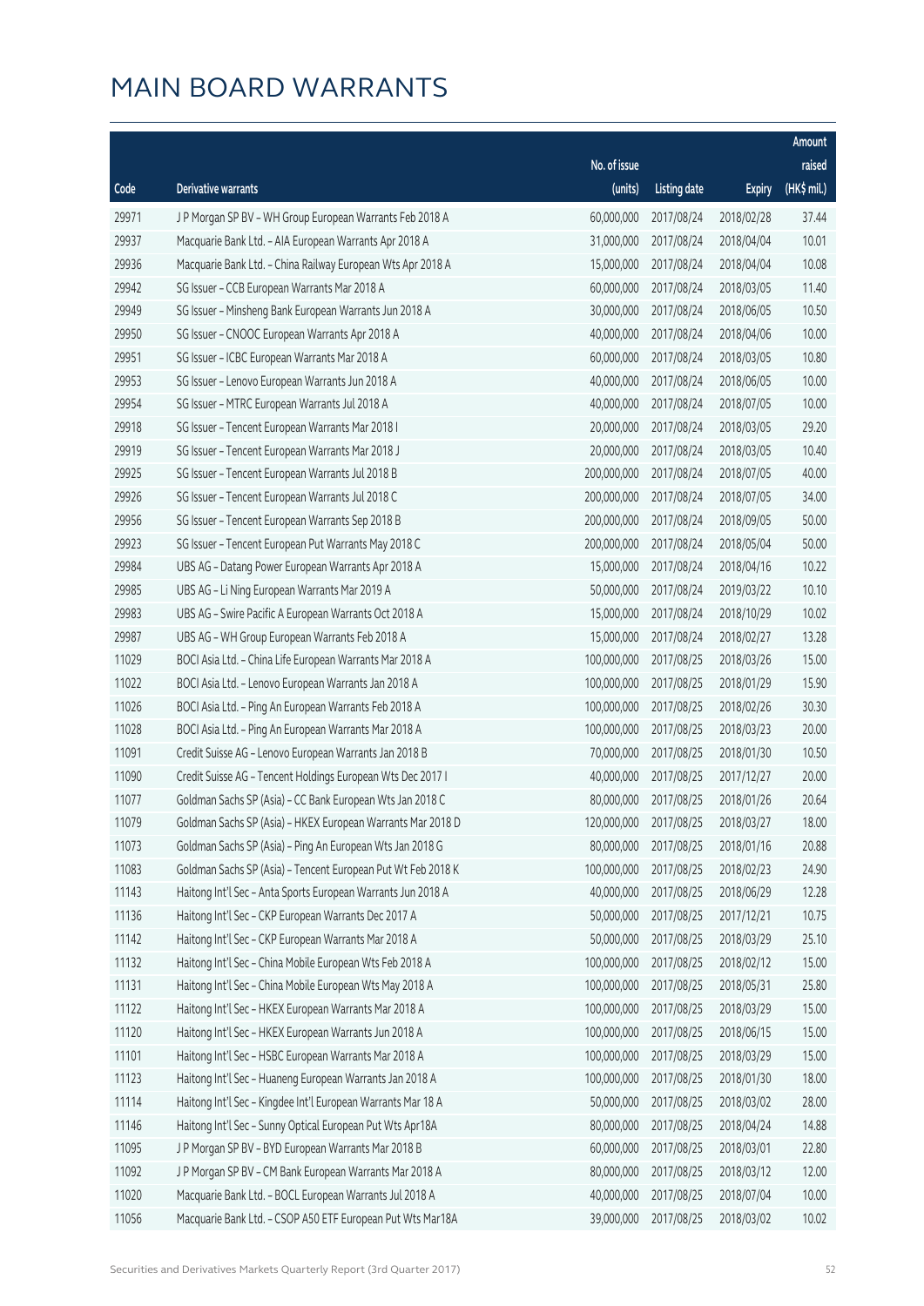# MAIN BOARD WARRANTS

| Code | Derivative warrants | No. of issue (units) | Listing date | Expiry | Amount raised (HK$ mil.) |
|---|---|---|---|---|---|
| 29971 | J P Morgan SP BV - WH Group European Warrants Feb 2018 A | 60,000,000 | 2017/08/24 | 2018/02/28 | 37.44 |
| 29937 | Macquarie Bank Ltd. - AIA European Warrants Apr 2018 A | 31,000,000 | 2017/08/24 | 2018/04/04 | 10.01 |
| 29936 | Macquarie Bank Ltd. - China Railway European Wts Apr 2018 A | 15,000,000 | 2017/08/24 | 2018/04/04 | 10.08 |
| 29942 | SG Issuer - CCB European Warrants Mar 2018 A | 60,000,000 | 2017/08/24 | 2018/03/05 | 11.40 |
| 29949 | SG Issuer - Minsheng Bank European Warrants Jun 2018 A | 30,000,000 | 2017/08/24 | 2018/06/05 | 10.50 |
| 29950 | SG Issuer - CNOOC European Warrants Apr 2018 A | 40,000,000 | 2017/08/24 | 2018/04/06 | 10.00 |
| 29951 | SG Issuer - ICBC European Warrants Mar 2018 A | 60,000,000 | 2017/08/24 | 2018/03/05 | 10.80 |
| 29953 | SG Issuer - Lenovo European Warrants Jun 2018 A | 40,000,000 | 2017/08/24 | 2018/06/05 | 10.00 |
| 29954 | SG Issuer - MTRC European Warrants Jul 2018 A | 40,000,000 | 2017/08/24 | 2018/07/05 | 10.00 |
| 29918 | SG Issuer - Tencent European Warrants Mar 2018 I | 20,000,000 | 2017/08/24 | 2018/03/05 | 29.20 |
| 29919 | SG Issuer - Tencent European Warrants Mar 2018 J | 20,000,000 | 2017/08/24 | 2018/03/05 | 10.40 |
| 29925 | SG Issuer - Tencent European Warrants Jul 2018 B | 200,000,000 | 2017/08/24 | 2018/07/05 | 40.00 |
| 29926 | SG Issuer - Tencent European Warrants Jul 2018 C | 200,000,000 | 2017/08/24 | 2018/07/05 | 34.00 |
| 29956 | SG Issuer - Tencent European Warrants Sep 2018 B | 200,000,000 | 2017/08/24 | 2018/09/05 | 50.00 |
| 29923 | SG Issuer - Tencent European Put Warrants May 2018 C | 200,000,000 | 2017/08/24 | 2018/05/04 | 50.00 |
| 29984 | UBS AG - Datang Power European Warrants Apr 2018 A | 15,000,000 | 2017/08/24 | 2018/04/16 | 10.22 |
| 29985 | UBS AG - Li Ning European Warrants Mar 2019 A | 50,000,000 | 2017/08/24 | 2019/03/22 | 10.10 |
| 29983 | UBS AG - Swire Pacific A European Warrants Oct 2018 A | 15,000,000 | 2017/08/24 | 2018/10/29 | 10.02 |
| 29987 | UBS AG - WH Group European Warrants Feb 2018 A | 15,000,000 | 2017/08/24 | 2018/02/27 | 13.28 |
| 11029 | BOCI Asia Ltd. - China Life European Warrants Mar 2018 A | 100,000,000 | 2017/08/25 | 2018/03/26 | 15.00 |
| 11022 | BOCI Asia Ltd. - Lenovo European Warrants Jan 2018 A | 100,000,000 | 2017/08/25 | 2018/01/29 | 15.90 |
| 11026 | BOCI Asia Ltd. - Ping An European Warrants Feb 2018 A | 100,000,000 | 2017/08/25 | 2018/02/26 | 30.30 |
| 11028 | BOCI Asia Ltd. - Ping An European Warrants Mar 2018 A | 100,000,000 | 2017/08/25 | 2018/03/23 | 20.00 |
| 11091 | Credit Suisse AG - Lenovo European Warrants Jan 2018 B | 70,000,000 | 2017/08/25 | 2018/01/30 | 10.50 |
| 11090 | Credit Suisse AG - Tencent Holdings European Wts Dec 2017 I | 40,000,000 | 2017/08/25 | 2017/12/27 | 20.00 |
| 11077 | Goldman Sachs SP (Asia) - CC Bank European Wts Jan 2018 C | 80,000,000 | 2017/08/25 | 2018/01/26 | 20.64 |
| 11079 | Goldman Sachs SP (Asia) - HKEX European Warrants Mar 2018 D | 120,000,000 | 2017/08/25 | 2018/03/27 | 18.00 |
| 11073 | Goldman Sachs SP (Asia) - Ping An European Wts Jan 2018 G | 80,000,000 | 2017/08/25 | 2018/01/16 | 20.88 |
| 11083 | Goldman Sachs SP (Asia) - Tencent European Put Wt Feb 2018 K | 100,000,000 | 2017/08/25 | 2018/02/23 | 24.90 |
| 11143 | Haitong Int'l Sec - Anta Sports European Warrants Jun 2018 A | 40,000,000 | 2017/08/25 | 2018/06/29 | 12.28 |
| 11136 | Haitong Int'l Sec - CKP European Warrants Dec 2017 A | 50,000,000 | 2017/08/25 | 2017/12/21 | 10.75 |
| 11142 | Haitong Int'l Sec - CKP European Warrants Mar 2018 A | 50,000,000 | 2017/08/25 | 2018/03/29 | 25.10 |
| 11132 | Haitong Int'l Sec - China Mobile European Wts Feb 2018 A | 100,000,000 | 2017/08/25 | 2018/02/12 | 15.00 |
| 11131 | Haitong Int'l Sec - China Mobile European Wts May 2018 A | 100,000,000 | 2017/08/25 | 2018/05/31 | 25.80 |
| 11122 | Haitong Int'l Sec - HKEX European Warrants Mar 2018 A | 100,000,000 | 2017/08/25 | 2018/03/29 | 15.00 |
| 11120 | Haitong Int'l Sec - HKEX European Warrants Jun 2018 A | 100,000,000 | 2017/08/25 | 2018/06/15 | 15.00 |
| 11101 | Haitong Int'l Sec - HSBC European Warrants Mar 2018 A | 100,000,000 | 2017/08/25 | 2018/03/29 | 15.00 |
| 11123 | Haitong Int'l Sec - Huaneng European Warrants Jan 2018 A | 100,000,000 | 2017/08/25 | 2018/01/30 | 18.00 |
| 11114 | Haitong Int'l Sec - Kingdee Int'l European Warrants Mar 18 A | 50,000,000 | 2017/08/25 | 2018/03/02 | 28.00 |
| 11146 | Haitong Int'l Sec - Sunny Optical European Put Wts Apr18A | 80,000,000 | 2017/08/25 | 2018/04/24 | 14.88 |
| 11095 | J P Morgan SP BV - BYD European Warrants Mar 2018 B | 60,000,000 | 2017/08/25 | 2018/03/01 | 22.80 |
| 11092 | J P Morgan SP BV - CM Bank European Warrants Mar 2018 A | 80,000,000 | 2017/08/25 | 2018/03/12 | 12.00 |
| 11020 | Macquarie Bank Ltd. - BOCL European Warrants Jul 2018 A | 40,000,000 | 2017/08/25 | 2018/07/04 | 10.00 |
| 11056 | Macquarie Bank Ltd. - CSOP A50 ETF European Put Wts Mar18A | 39,000,000 | 2017/08/25 | 2018/03/02 | 10.02 |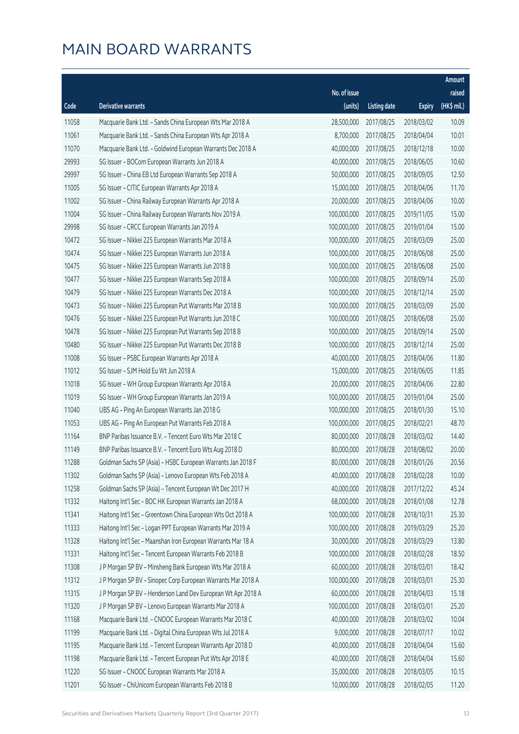# MAIN BOARD WARRANTS

| Code | Derivative warrants | No. of issue (units) | Listing date | Expiry | Amount raised (HK$ mil.) |
|---|---|---|---|---|---|
| 11058 | Macquarie Bank Ltd. - Sands China European Wts Mar 2018 A | 28,500,000 | 2017/08/25 | 2018/03/02 | 10.09 |
| 11061 | Macquarie Bank Ltd. - Sands China European Wts Apr 2018 A | 8,700,000 | 2017/08/25 | 2018/04/04 | 10.01 |
| 11070 | Macquarie Bank Ltd. - Goldwind European Warrants Dec 2018 A | 40,000,000 | 2017/08/25 | 2018/12/18 | 10.00 |
| 29993 | SG Issuer - BOCom European Warrants Jun 2018 A | 40,000,000 | 2017/08/25 | 2018/06/05 | 10.60 |
| 29997 | SG Issuer - China EB Ltd European Warrants Sep 2018 A | 50,000,000 | 2017/08/25 | 2018/09/05 | 12.50 |
| 11005 | SG Issuer - CITIC European Warrants Apr 2018 A | 15,000,000 | 2017/08/25 | 2018/04/06 | 11.70 |
| 11002 | SG Issuer - China Railway European Warrants Apr 2018 A | 20,000,000 | 2017/08/25 | 2018/04/06 | 10.00 |
| 11004 | SG Issuer - China Railway European Warrants Nov 2019 A | 100,000,000 | 2017/08/25 | 2019/11/05 | 15.00 |
| 29998 | SG Issuer - CRCC European Warrants Jan 2019 A | 100,000,000 | 2017/08/25 | 2019/01/04 | 15.00 |
| 10472 | SG Issuer - Nikkei 225 European Warrants Mar 2018 A | 100,000,000 | 2017/08/25 | 2018/03/09 | 25.00 |
| 10474 | SG Issuer - Nikkei 225 European Warrants Jun 2018 A | 100,000,000 | 2017/08/25 | 2018/06/08 | 25.00 |
| 10475 | SG Issuer - Nikkei 225 European Warrants Jun 2018 B | 100,000,000 | 2017/08/25 | 2018/06/08 | 25.00 |
| 10477 | SG Issuer - Nikkei 225 European Warrants Sep 2018 A | 100,000,000 | 2017/08/25 | 2018/09/14 | 25.00 |
| 10479 | SG Issuer - Nikkei 225 European Warrants Dec 2018 A | 100,000,000 | 2017/08/25 | 2018/12/14 | 25.00 |
| 10473 | SG Issuer - Nikkei 225 European Put Warrants Mar 2018 B | 100,000,000 | 2017/08/25 | 2018/03/09 | 25.00 |
| 10476 | SG Issuer - Nikkei 225 European Put Warrants Jun 2018 C | 100,000,000 | 2017/08/25 | 2018/06/08 | 25.00 |
| 10478 | SG Issuer - Nikkei 225 European Put Warrants Sep 2018 B | 100,000,000 | 2017/08/25 | 2018/09/14 | 25.00 |
| 10480 | SG Issuer - Nikkei 225 European Put Warrants Dec 2018 B | 100,000,000 | 2017/08/25 | 2018/12/14 | 25.00 |
| 11008 | SG Issuer - PSBC European Warrants Apr 2018 A | 40,000,000 | 2017/08/25 | 2018/04/06 | 11.80 |
| 11012 | SG Issuer - SJM Hold Eu Wt Jun 2018 A | 15,000,000 | 2017/08/25 | 2018/06/05 | 11.85 |
| 11018 | SG Issuer - WH Group European Warrants Apr 2018 A | 20,000,000 | 2017/08/25 | 2018/04/06 | 22.80 |
| 11019 | SG Issuer - WH Group European Warrants Jan 2019 A | 100,000,000 | 2017/08/25 | 2019/01/04 | 25.00 |
| 11040 | UBS AG - Ping An European Warrants Jan 2018 G | 100,000,000 | 2017/08/25 | 2018/01/30 | 15.10 |
| 11053 | UBS AG - Ping An European Put Warrants Feb 2018 A | 100,000,000 | 2017/08/25 | 2018/02/21 | 48.70 |
| 11164 | BNP Paribas Issuance B.V. - Tencent Euro Wts Mar 2018 C | 80,000,000 | 2017/08/28 | 2018/03/02 | 14.40 |
| 11149 | BNP Paribas Issuance B.V. - Tencent Euro Wts Aug 2018 D | 80,000,000 | 2017/08/28 | 2018/08/02 | 20.00 |
| 11288 | Goldman Sachs SP (Asia) - HSBC European Warrants Jan 2018 F | 80,000,000 | 2017/08/28 | 2018/01/26 | 20.56 |
| 11302 | Goldman Sachs SP (Asia) - Lenovo European Wts Feb 2018 A | 40,000,000 | 2017/08/28 | 2018/02/28 | 10.00 |
| 11258 | Goldman Sachs SP (Asia) - Tencent European Wt Dec 2017 H | 40,000,000 | 2017/08/28 | 2017/12/22 | 45.24 |
| 11332 | Haitong Int'l Sec - BOC HK European Warrants Jan 2018 A | 68,000,000 | 2017/08/28 | 2018/01/08 | 12.78 |
| 11341 | Haitong Int'l Sec - Greentown China European Wts Oct 2018 A | 100,000,000 | 2017/08/28 | 2018/10/31 | 25.30 |
| 11333 | Haitong Int'l Sec - Logan PPT European Warrants Mar 2019 A | 100,000,000 | 2017/08/28 | 2019/03/29 | 25.20 |
| 11328 | Haitong Int'l Sec - Maanshan Iron European Warrants Mar 18 A | 30,000,000 | 2017/08/28 | 2018/03/29 | 13.80 |
| 11331 | Haitong Int'l Sec - Tencent European Warrants Feb 2018 B | 100,000,000 | 2017/08/28 | 2018/02/28 | 18.50 |
| 11308 | J P Morgan SP BV - Minsheng Bank European Wts Mar 2018 A | 60,000,000 | 2017/08/28 | 2018/03/01 | 18.42 |
| 11312 | J P Morgan SP BV - Sinopec Corp European Warrants Mar 2018 A | 100,000,000 | 2017/08/28 | 2018/03/01 | 25.30 |
| 11315 | J P Morgan SP BV - Henderson Land Dev European Wt Apr 2018 A | 60,000,000 | 2017/08/28 | 2018/04/03 | 15.18 |
| 11320 | J P Morgan SP BV - Lenovo European Warrants Mar 2018 A | 100,000,000 | 2017/08/28 | 2018/03/01 | 25.20 |
| 11168 | Macquarie Bank Ltd. - CNOOC European Warrants Mar 2018 C | 40,000,000 | 2017/08/28 | 2018/03/02 | 10.04 |
| 11199 | Macquarie Bank Ltd. - Digital China European Wts Jul 2018 A | 9,000,000 | 2017/08/28 | 2018/07/17 | 10.02 |
| 11195 | Macquarie Bank Ltd. - Tencent European Warrants Apr 2018 D | 40,000,000 | 2017/08/28 | 2018/04/04 | 15.60 |
| 11198 | Macquarie Bank Ltd. - Tencent European Put Wts Apr 2018 E | 40,000,000 | 2017/08/28 | 2018/04/04 | 15.60 |
| 11220 | SG Issuer - CNOOC European Warrants Mar 2018 A | 35,000,000 | 2017/08/28 | 2018/03/05 | 10.15 |
| 11201 | SG Issuer - ChiUnicom European Warrants Feb 2018 B | 10,000,000 | 2017/08/28 | 2018/02/05 | 11.20 |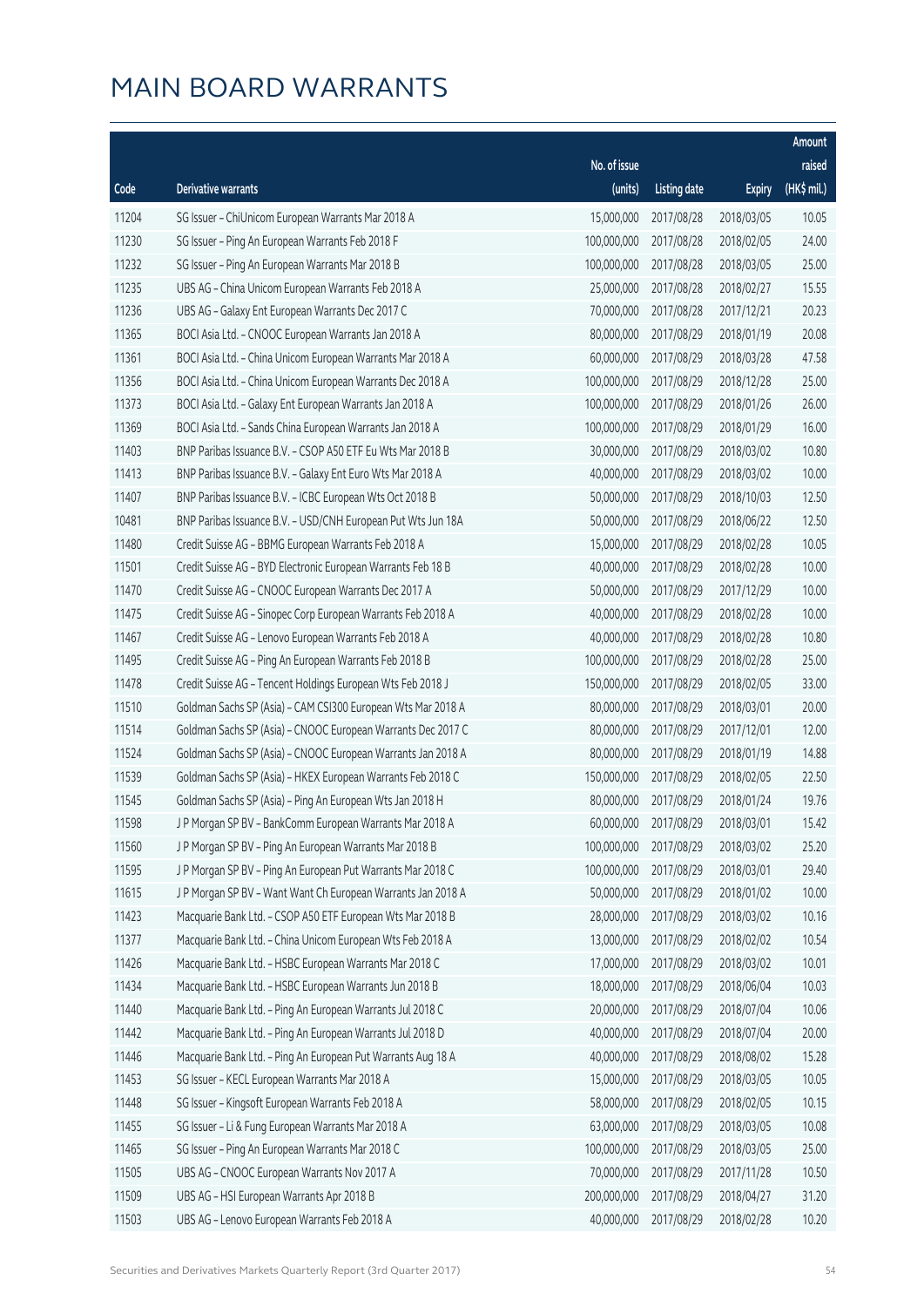# MAIN BOARD WARRANTS

| Code | Derivative warrants | No. of issue (units) | Listing date | Expiry | Amount raised (HK$ mil.) |
|---|---|---|---|---|---|
| 11204 | SG Issuer – ChiUnicom European Warrants Mar 2018 A | 15,000,000 | 2017/08/28 | 2018/03/05 | 10.05 |
| 11230 | SG Issuer – Ping An European Warrants Feb 2018 F | 100,000,000 | 2017/08/28 | 2018/02/05 | 24.00 |
| 11232 | SG Issuer – Ping An European Warrants Mar 2018 B | 100,000,000 | 2017/08/28 | 2018/03/05 | 25.00 |
| 11235 | UBS AG – China Unicom European Warrants Feb 2018 A | 25,000,000 | 2017/08/28 | 2018/02/27 | 15.55 |
| 11236 | UBS AG – Galaxy Ent European Warrants Dec 2017 C | 70,000,000 | 2017/08/28 | 2017/12/21 | 20.23 |
| 11365 | BOCI Asia Ltd. – CNOOC European Warrants Jan 2018 A | 80,000,000 | 2017/08/29 | 2018/01/19 | 20.08 |
| 11361 | BOCI Asia Ltd. – China Unicom European Warrants Mar 2018 A | 60,000,000 | 2017/08/29 | 2018/03/28 | 47.58 |
| 11356 | BOCI Asia Ltd. – China Unicom European Warrants Dec 2018 A | 100,000,000 | 2017/08/29 | 2018/12/28 | 25.00 |
| 11373 | BOCI Asia Ltd. – Galaxy Ent European Warrants Jan 2018 A | 100,000,000 | 2017/08/29 | 2018/01/26 | 26.00 |
| 11369 | BOCI Asia Ltd. – Sands China European Warrants Jan 2018 A | 100,000,000 | 2017/08/29 | 2018/01/29 | 16.00 |
| 11403 | BNP Paribas Issuance B.V. – CSOP A50 ETF Eu Wts Mar 2018 B | 30,000,000 | 2017/08/29 | 2018/03/02 | 10.80 |
| 11413 | BNP Paribas Issuance B.V. – Galaxy Ent Euro Wts Mar 2018 A | 40,000,000 | 2017/08/29 | 2018/03/02 | 10.00 |
| 11407 | BNP Paribas Issuance B.V. – ICBC European Wts Oct 2018 B | 50,000,000 | 2017/08/29 | 2018/10/03 | 12.50 |
| 10481 | BNP Paribas Issuance B.V. – USD/CNH European Put Wts Jun 18A | 50,000,000 | 2017/08/29 | 2018/06/22 | 12.50 |
| 11480 | Credit Suisse AG – BBMG European Warrants Feb 2018 A | 15,000,000 | 2017/08/29 | 2018/02/28 | 10.05 |
| 11501 | Credit Suisse AG – BYD Electronic European Warrants Feb 18 B | 40,000,000 | 2017/08/29 | 2018/02/28 | 10.00 |
| 11470 | Credit Suisse AG – CNOOC European Warrants Dec 2017 A | 50,000,000 | 2017/08/29 | 2017/12/29 | 10.00 |
| 11475 | Credit Suisse AG – Sinopec Corp European Warrants Feb 2018 A | 40,000,000 | 2017/08/29 | 2018/02/28 | 10.00 |
| 11467 | Credit Suisse AG – Lenovo European Warrants Feb 2018 A | 40,000,000 | 2017/08/29 | 2018/02/28 | 10.80 |
| 11495 | Credit Suisse AG – Ping An European Warrants Feb 2018 B | 100,000,000 | 2017/08/29 | 2018/02/28 | 25.00 |
| 11478 | Credit Suisse AG – Tencent Holdings European Wts Feb 2018 J | 150,000,000 | 2017/08/29 | 2018/02/05 | 33.00 |
| 11510 | Goldman Sachs SP (Asia) – CAM CSI300 European Wts Mar 2018 A | 80,000,000 | 2017/08/29 | 2018/03/01 | 20.00 |
| 11514 | Goldman Sachs SP (Asia) – CNOOC European Warrants Dec 2017 C | 80,000,000 | 2017/08/29 | 2017/12/01 | 12.00 |
| 11524 | Goldman Sachs SP (Asia) – CNOOC European Warrants Jan 2018 A | 80,000,000 | 2017/08/29 | 2018/01/19 | 14.88 |
| 11539 | Goldman Sachs SP (Asia) – HKEX European Warrants Feb 2018 C | 150,000,000 | 2017/08/29 | 2018/02/05 | 22.50 |
| 11545 | Goldman Sachs SP (Asia) – Ping An European Wts Jan 2018 H | 80,000,000 | 2017/08/29 | 2018/01/24 | 19.76 |
| 11598 | J P Morgan SP BV – BankComm European Warrants Mar 2018 A | 60,000,000 | 2017/08/29 | 2018/03/01 | 15.42 |
| 11560 | J P Morgan SP BV – Ping An European Warrants Mar 2018 B | 100,000,000 | 2017/08/29 | 2018/03/02 | 25.20 |
| 11595 | J P Morgan SP BV – Ping An European Put Warrants Mar 2018 C | 100,000,000 | 2017/08/29 | 2018/03/01 | 29.40 |
| 11615 | J P Morgan SP BV – Want Want Ch European Warrants Jan 2018 A | 50,000,000 | 2017/08/29 | 2018/01/02 | 10.00 |
| 11423 | Macquarie Bank Ltd. – CSOP A50 ETF European Wts Mar 2018 B | 28,000,000 | 2017/08/29 | 2018/03/02 | 10.16 |
| 11377 | Macquarie Bank Ltd. – China Unicom European Wts Feb 2018 A | 13,000,000 | 2017/08/29 | 2018/02/02 | 10.54 |
| 11426 | Macquarie Bank Ltd. – HSBC European Warrants Mar 2018 C | 17,000,000 | 2017/08/29 | 2018/03/02 | 10.01 |
| 11434 | Macquarie Bank Ltd. – HSBC European Warrants Jun 2018 B | 18,000,000 | 2017/08/29 | 2018/06/04 | 10.03 |
| 11440 | Macquarie Bank Ltd. – Ping An European Warrants Jul 2018 C | 20,000,000 | 2017/08/29 | 2018/07/04 | 10.06 |
| 11442 | Macquarie Bank Ltd. – Ping An European Warrants Jul 2018 D | 40,000,000 | 2017/08/29 | 2018/07/04 | 20.00 |
| 11446 | Macquarie Bank Ltd. – Ping An European Put Warrants Aug 18 A | 40,000,000 | 2017/08/29 | 2018/08/02 | 15.28 |
| 11453 | SG Issuer – KECL European Warrants Mar 2018 A | 15,000,000 | 2017/08/29 | 2018/03/05 | 10.05 |
| 11448 | SG Issuer – Kingsoft European Warrants Feb 2018 A | 58,000,000 | 2017/08/29 | 2018/02/05 | 10.15 |
| 11455 | SG Issuer – Li & Fung European Warrants Mar 2018 A | 63,000,000 | 2017/08/29 | 2018/03/05 | 10.08 |
| 11465 | SG Issuer – Ping An European Warrants Mar 2018 C | 100,000,000 | 2017/08/29 | 2018/03/05 | 25.00 |
| 11505 | UBS AG – CNOOC European Warrants Nov 2017 A | 70,000,000 | 2017/08/29 | 2017/11/28 | 10.50 |
| 11509 | UBS AG – HSI European Warrants Apr 2018 B | 200,000,000 | 2017/08/29 | 2018/04/27 | 31.20 |
| 11503 | UBS AG – Lenovo European Warrants Feb 2018 A | 40,000,000 | 2017/08/29 | 2018/02/28 | 10.20 |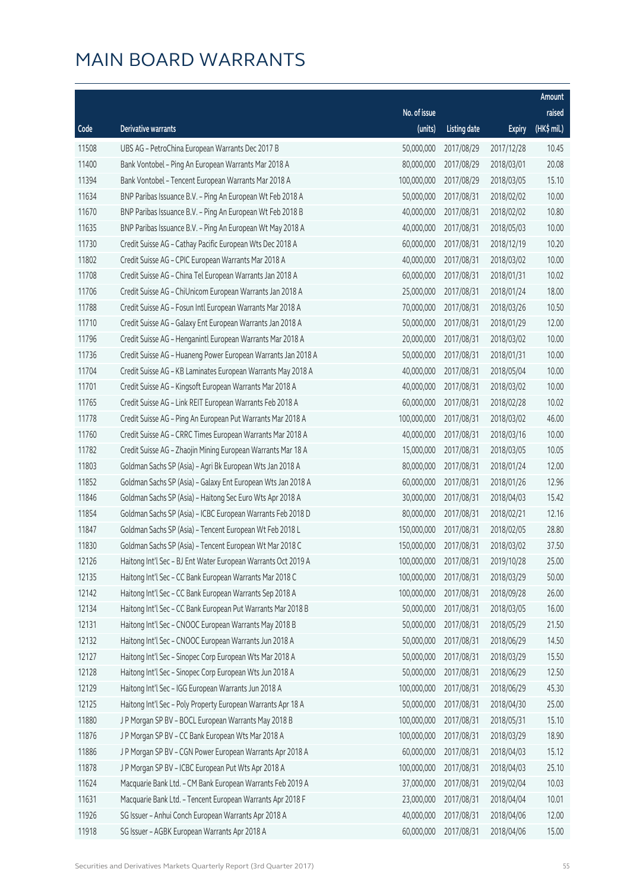# MAIN BOARD WARRANTS

| Code | Derivative warrants | No. of issue (units) | Listing date | Expiry | Amount raised (HK$ mil.) |
|---|---|---|---|---|---|
| 11508 | UBS AG – PetroChina European Warrants Dec 2017 B | 50,000,000 | 2017/08/29 | 2017/12/28 | 10.45 |
| 11400 | Bank Vontobel – Ping An European Warrants Mar 2018 A | 80,000,000 | 2017/08/29 | 2018/03/01 | 20.08 |
| 11394 | Bank Vontobel – Tencent European Warrants Mar 2018 A | 100,000,000 | 2017/08/29 | 2018/03/05 | 15.10 |
| 11634 | BNP Paribas Issuance B.V. – Ping An European Wt Feb 2018 A | 50,000,000 | 2017/08/31 | 2018/02/02 | 10.00 |
| 11670 | BNP Paribas Issuance B.V. – Ping An European Wt Feb 2018 B | 40,000,000 | 2017/08/31 | 2018/02/02 | 10.80 |
| 11635 | BNP Paribas Issuance B.V. – Ping An European Wt May 2018 A | 40,000,000 | 2017/08/31 | 2018/05/03 | 10.00 |
| 11730 | Credit Suisse AG – Cathay Pacific European Wts Dec 2018 A | 60,000,000 | 2017/08/31 | 2018/12/19 | 10.20 |
| 11802 | Credit Suisse AG – CPIC European Warrants Mar 2018 A | 40,000,000 | 2017/08/31 | 2018/03/02 | 10.00 |
| 11708 | Credit Suisse AG – China Tel European Warrants Jan 2018 A | 60,000,000 | 2017/08/31 | 2018/01/31 | 10.02 |
| 11706 | Credit Suisse AG – ChiUnicom European Warrants Jan 2018 A | 25,000,000 | 2017/08/31 | 2018/01/24 | 18.00 |
| 11788 | Credit Suisse AG – Fosun Intl European Warrants Mar 2018 A | 70,000,000 | 2017/08/31 | 2018/03/26 | 10.50 |
| 11710 | Credit Suisse AG – Galaxy Ent European Warrants Jan 2018 A | 50,000,000 | 2017/08/31 | 2018/01/29 | 12.00 |
| 11796 | Credit Suisse AG – Henganintl European Warrants Mar 2018 A | 20,000,000 | 2017/08/31 | 2018/03/02 | 10.00 |
| 11736 | Credit Suisse AG – Huaneng Power European Warrants Jan 2018 A | 50,000,000 | 2017/08/31 | 2018/01/31 | 10.00 |
| 11704 | Credit Suisse AG – KB Laminates European Warrants May 2018 A | 40,000,000 | 2017/08/31 | 2018/05/04 | 10.00 |
| 11701 | Credit Suisse AG – Kingsoft European Warrants Mar 2018 A | 40,000,000 | 2017/08/31 | 2018/03/02 | 10.00 |
| 11765 | Credit Suisse AG – Link REIT European Warrants Feb 2018 A | 60,000,000 | 2017/08/31 | 2018/02/28 | 10.02 |
| 11778 | Credit Suisse AG – Ping An European Put Warrants Mar 2018 A | 100,000,000 | 2017/08/31 | 2018/03/02 | 46.00 |
| 11760 | Credit Suisse AG – CRRC Times European Warrants Mar 2018 A | 40,000,000 | 2017/08/31 | 2018/03/16 | 10.00 |
| 11782 | Credit Suisse AG – Zhaojin Mining European Warrants Mar 18 A | 15,000,000 | 2017/08/31 | 2018/03/05 | 10.05 |
| 11803 | Goldman Sachs SP (Asia) – Agri Bk European Wts Jan 2018 A | 80,000,000 | 2017/08/31 | 2018/01/24 | 12.00 |
| 11852 | Goldman Sachs SP (Asia) – Galaxy Ent European Wts Jan 2018 A | 60,000,000 | 2017/08/31 | 2018/01/26 | 12.96 |
| 11846 | Goldman Sachs SP (Asia) – Haitong Sec Euro Wts Apr 2018 A | 30,000,000 | 2017/08/31 | 2018/04/03 | 15.42 |
| 11854 | Goldman Sachs SP (Asia) – ICBC European Warrants Feb 2018 D | 80,000,000 | 2017/08/31 | 2018/02/21 | 12.16 |
| 11847 | Goldman Sachs SP (Asia) – Tencent European Wt Feb 2018 L | 150,000,000 | 2017/08/31 | 2018/02/05 | 28.80 |
| 11830 | Goldman Sachs SP (Asia) – Tencent European Wt Mar 2018 C | 150,000,000 | 2017/08/31 | 2018/03/02 | 37.50 |
| 12126 | Haitong Int'l Sec – BJ Ent Water European Warrants Oct 2019 A | 100,000,000 | 2017/08/31 | 2019/10/28 | 25.00 |
| 12135 | Haitong Int'l Sec – CC Bank European Warrants Mar 2018 C | 100,000,000 | 2017/08/31 | 2018/03/29 | 50.00 |
| 12142 | Haitong Int'l Sec – CC Bank European Warrants Sep 2018 A | 100,000,000 | 2017/08/31 | 2018/09/28 | 26.00 |
| 12134 | Haitong Int'l Sec – CC Bank European Put Warrants Mar 2018 B | 50,000,000 | 2017/08/31 | 2018/03/05 | 16.00 |
| 12131 | Haitong Int'l Sec – CNOOC European Warrants May 2018 B | 50,000,000 | 2017/08/31 | 2018/05/29 | 21.50 |
| 12132 | Haitong Int'l Sec – CNOOC European Warrants Jun 2018 A | 50,000,000 | 2017/08/31 | 2018/06/29 | 14.50 |
| 12127 | Haitong Int'l Sec – Sinopec Corp European Wts Mar 2018 A | 50,000,000 | 2017/08/31 | 2018/03/29 | 15.50 |
| 12128 | Haitong Int'l Sec – Sinopec Corp European Wts Jun 2018 A | 50,000,000 | 2017/08/31 | 2018/06/29 | 12.50 |
| 12129 | Haitong Int'l Sec – IGG European Warrants Jun 2018 A | 100,000,000 | 2017/08/31 | 2018/06/29 | 45.30 |
| 12125 | Haitong Int'l Sec – Poly Property European Warrants Apr 18 A | 50,000,000 | 2017/08/31 | 2018/04/30 | 25.00 |
| 11880 | J P Morgan SP BV – BOCL European Warrants May 2018 B | 100,000,000 | 2017/08/31 | 2018/05/31 | 15.10 |
| 11876 | J P Morgan SP BV – CC Bank European Wts Mar 2018 A | 100,000,000 | 2017/08/31 | 2018/03/29 | 18.90 |
| 11886 | J P Morgan SP BV – CGN Power European Warrants Apr 2018 A | 60,000,000 | 2017/08/31 | 2018/04/03 | 15.12 |
| 11878 | J P Morgan SP BV – ICBC European Put Wts Apr 2018 A | 100,000,000 | 2017/08/31 | 2018/04/03 | 25.10 |
| 11624 | Macquarie Bank Ltd. – CM Bank European Warrants Feb 2019 A | 37,000,000 | 2017/08/31 | 2019/02/04 | 10.03 |
| 11631 | Macquarie Bank Ltd. – Tencent European Warrants Apr 2018 F | 23,000,000 | 2017/08/31 | 2018/04/04 | 10.01 |
| 11926 | SG Issuer – Anhui Conch European Warrants Apr 2018 A | 40,000,000 | 2017/08/31 | 2018/04/06 | 12.00 |
| 11918 | SG Issuer – AGBK European Warrants Apr 2018 A | 60,000,000 | 2017/08/31 | 2018/04/06 | 15.00 |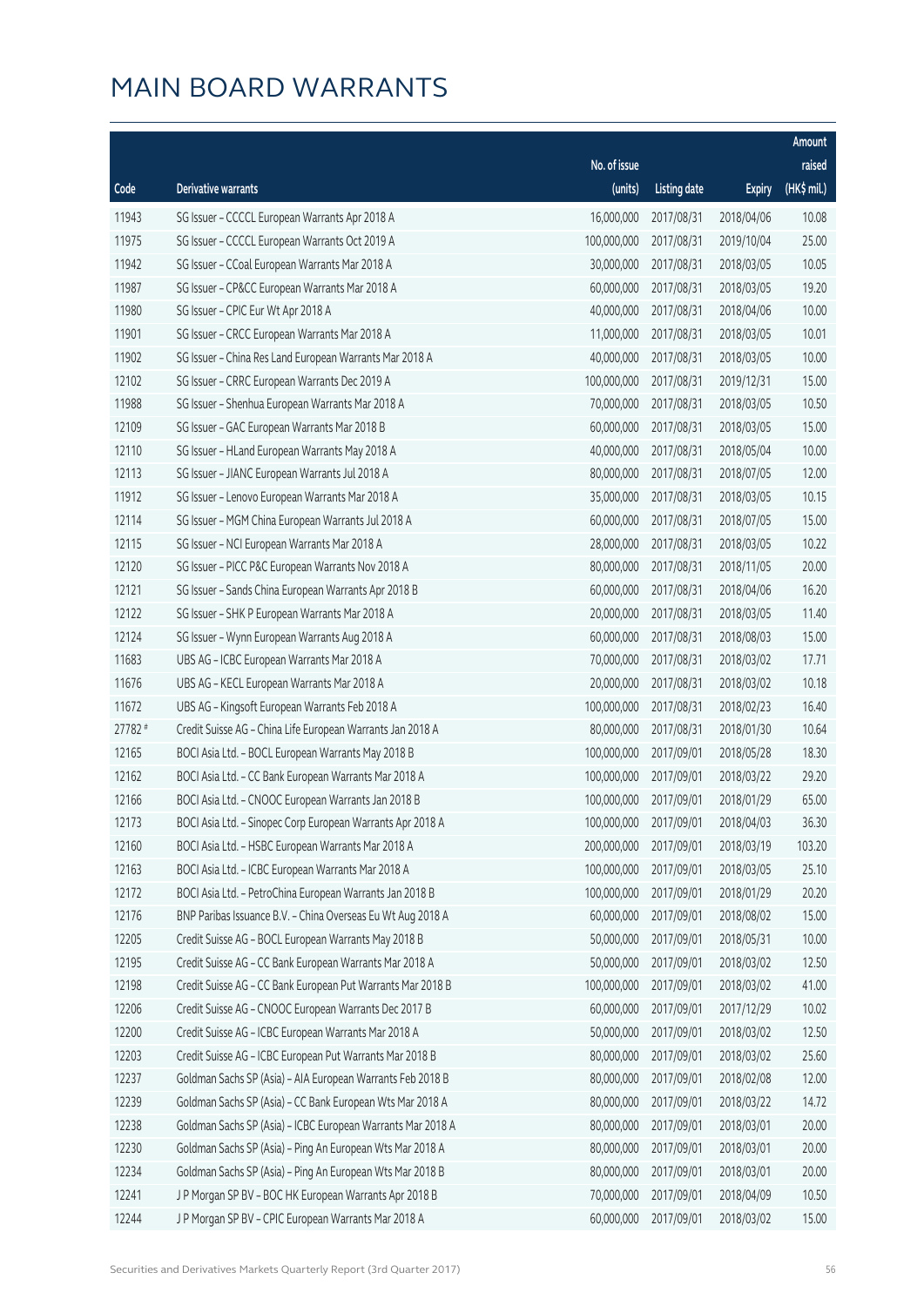# MAIN BOARD WARRANTS

| Code | Derivative warrants | No. of issue (units) | Listing date | Expiry | Amount raised (HK$ mil.) |
|---|---|---|---|---|---|
| 11943 | SG Issuer – CCCCL European Warrants Apr 2018 A | 16,000,000 | 2017/08/31 | 2018/04/06 | 10.08 |
| 11975 | SG Issuer – CCCCL European Warrants Oct 2019 A | 100,000,000 | 2017/08/31 | 2019/10/04 | 25.00 |
| 11942 | SG Issuer – CCoal European Warrants Mar 2018 A | 30,000,000 | 2017/08/31 | 2018/03/05 | 10.05 |
| 11987 | SG Issuer – CP&CC European Warrants Mar 2018 A | 60,000,000 | 2017/08/31 | 2018/03/05 | 19.20 |
| 11980 | SG Issuer – CPIC Eur Wt Apr 2018 A | 40,000,000 | 2017/08/31 | 2018/04/06 | 10.00 |
| 11901 | SG Issuer – CRCC European Warrants Mar 2018 A | 11,000,000 | 2017/08/31 | 2018/03/05 | 10.01 |
| 11902 | SG Issuer – China Res Land European Warrants Mar 2018 A | 40,000,000 | 2017/08/31 | 2018/03/05 | 10.00 |
| 12102 | SG Issuer – CRRC European Warrants Dec 2019 A | 100,000,000 | 2017/08/31 | 2019/12/31 | 15.00 |
| 11988 | SG Issuer – Shenhua European Warrants Mar 2018 A | 70,000,000 | 2017/08/31 | 2018/03/05 | 10.50 |
| 12109 | SG Issuer – GAC European Warrants Mar 2018 B | 60,000,000 | 2017/08/31 | 2018/03/05 | 15.00 |
| 12110 | SG Issuer – HLand European Warrants May 2018 A | 40,000,000 | 2017/08/31 | 2018/05/04 | 10.00 |
| 12113 | SG Issuer – JIANC European Warrants Jul 2018 A | 80,000,000 | 2017/08/31 | 2018/07/05 | 12.00 |
| 11912 | SG Issuer – Lenovo European Warrants Mar 2018 A | 35,000,000 | 2017/08/31 | 2018/03/05 | 10.15 |
| 12114 | SG Issuer – MGM China European Warrants Jul 2018 A | 60,000,000 | 2017/08/31 | 2018/07/05 | 15.00 |
| 12115 | SG Issuer – NCI European Warrants Mar 2018 A | 28,000,000 | 2017/08/31 | 2018/03/05 | 10.22 |
| 12120 | SG Issuer – PICC P&C European Warrants Nov 2018 A | 80,000,000 | 2017/08/31 | 2018/11/05 | 20.00 |
| 12121 | SG Issuer – Sands China European Warrants Apr 2018 B | 60,000,000 | 2017/08/31 | 2018/04/06 | 16.20 |
| 12122 | SG Issuer – SHK P European Warrants Mar 2018 A | 20,000,000 | 2017/08/31 | 2018/03/05 | 11.40 |
| 12124 | SG Issuer – Wynn European Warrants Aug 2018 A | 60,000,000 | 2017/08/31 | 2018/08/03 | 15.00 |
| 11683 | UBS AG – ICBC European Warrants Mar 2018 A | 70,000,000 | 2017/08/31 | 2018/03/02 | 17.71 |
| 11676 | UBS AG – KECL European Warrants Mar 2018 A | 20,000,000 | 2017/08/31 | 2018/03/02 | 10.18 |
| 11672 | UBS AG – Kingsoft European Warrants Feb 2018 A | 100,000,000 | 2017/08/31 | 2018/02/23 | 16.40 |
| 27782 # | Credit Suisse AG – China Life European Warrants Jan 2018 A | 80,000,000 | 2017/08/31 | 2018/01/30 | 10.64 |
| 12165 | BOCI Asia Ltd. – BOCL European Warrants May 2018 B | 100,000,000 | 2017/09/01 | 2018/05/28 | 18.30 |
| 12162 | BOCI Asia Ltd. – CC Bank European Warrants Mar 2018 A | 100,000,000 | 2017/09/01 | 2018/03/22 | 29.20 |
| 12166 | BOCI Asia Ltd. – CNOOC European Warrants Jan 2018 B | 100,000,000 | 2017/09/01 | 2018/01/29 | 65.00 |
| 12173 | BOCI Asia Ltd. – Sinopec Corp European Warrants Apr 2018 A | 100,000,000 | 2017/09/01 | 2018/04/03 | 36.30 |
| 12160 | BOCI Asia Ltd. – HSBC European Warrants Mar 2018 A | 200,000,000 | 2017/09/01 | 2018/03/19 | 103.20 |
| 12163 | BOCI Asia Ltd. – ICBC European Warrants Mar 2018 A | 100,000,000 | 2017/09/01 | 2018/03/05 | 25.10 |
| 12172 | BOCI Asia Ltd. – PetroChina European Warrants Jan 2018 B | 100,000,000 | 2017/09/01 | 2018/01/29 | 20.20 |
| 12176 | BNP Paribas Issuance B.V. – China Overseas Eu Wt Aug 2018 A | 60,000,000 | 2017/09/01 | 2018/08/02 | 15.00 |
| 12205 | Credit Suisse AG – BOCL European Warrants May 2018 B | 50,000,000 | 2017/09/01 | 2018/05/31 | 10.00 |
| 12195 | Credit Suisse AG – CC Bank European Warrants Mar 2018 A | 50,000,000 | 2017/09/01 | 2018/03/02 | 12.50 |
| 12198 | Credit Suisse AG – CC Bank European Put Warrants Mar 2018 B | 100,000,000 | 2017/09/01 | 2018/03/02 | 41.00 |
| 12206 | Credit Suisse AG – CNOOC European Warrants Dec 2017 B | 60,000,000 | 2017/09/01 | 2017/12/29 | 10.02 |
| 12200 | Credit Suisse AG – ICBC European Warrants Mar 2018 A | 50,000,000 | 2017/09/01 | 2018/03/02 | 12.50 |
| 12203 | Credit Suisse AG – ICBC European Put Warrants Mar 2018 B | 80,000,000 | 2017/09/01 | 2018/03/02 | 25.60 |
| 12237 | Goldman Sachs SP (Asia) – AIA European Warrants Feb 2018 B | 80,000,000 | 2017/09/01 | 2018/02/08 | 12.00 |
| 12239 | Goldman Sachs SP (Asia) – CC Bank European Wts Mar 2018 A | 80,000,000 | 2017/09/01 | 2018/03/22 | 14.72 |
| 12238 | Goldman Sachs SP (Asia) – ICBC European Warrants Mar 2018 A | 80,000,000 | 2017/09/01 | 2018/03/01 | 20.00 |
| 12230 | Goldman Sachs SP (Asia) – Ping An European Wts Mar 2018 A | 80,000,000 | 2017/09/01 | 2018/03/01 | 20.00 |
| 12234 | Goldman Sachs SP (Asia) – Ping An European Wts Mar 2018 B | 80,000,000 | 2017/09/01 | 2018/03/01 | 20.00 |
| 12241 | J P Morgan SP BV – BOC HK European Warrants Apr 2018 B | 70,000,000 | 2017/09/01 | 2018/04/09 | 10.50 |
| 12244 | J P Morgan SP BV – CPIC European Warrants Mar 2018 A | 60,000,000 | 2017/09/01 | 2018/03/02 | 15.00 |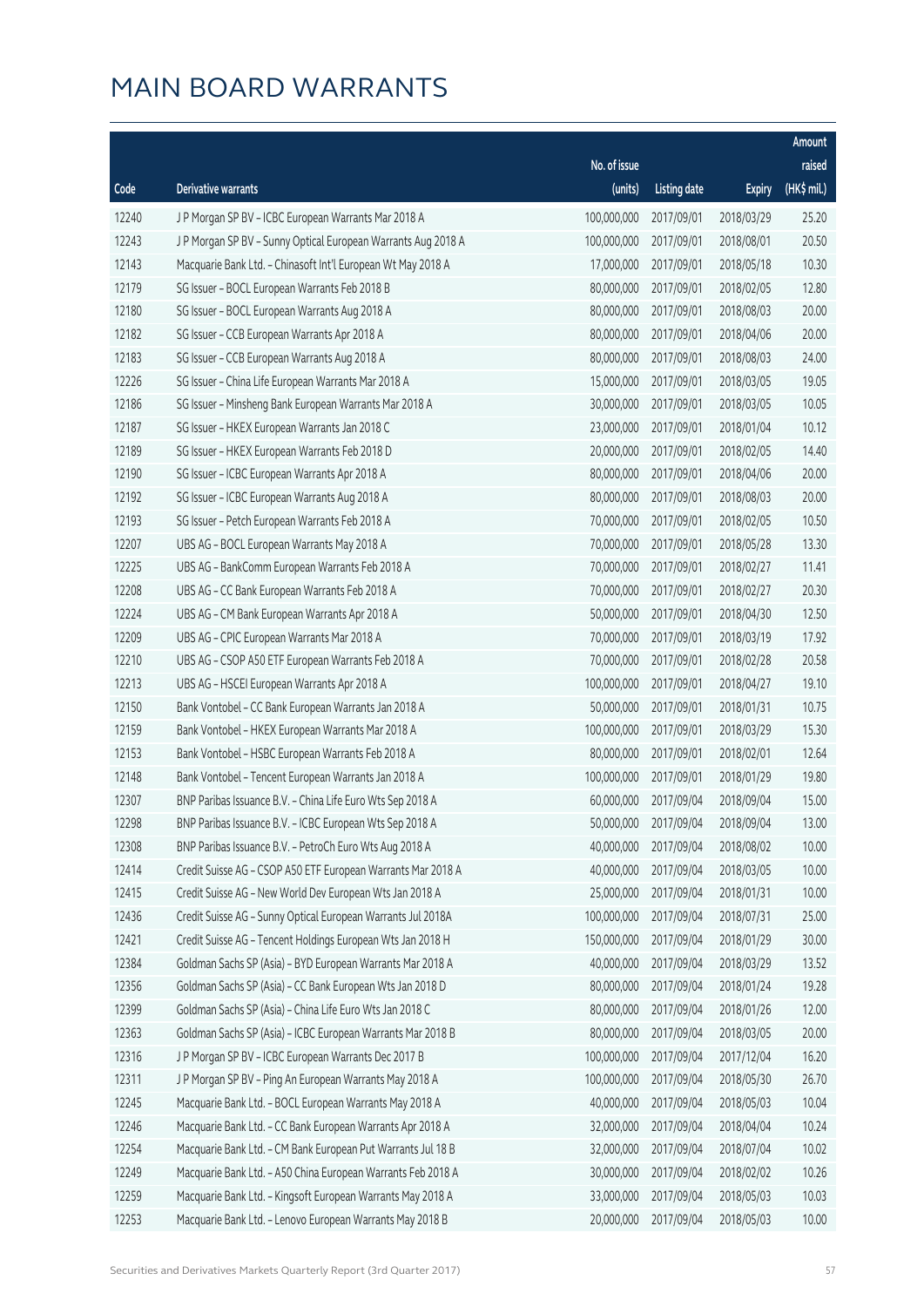# MAIN BOARD WARRANTS

| Code | Derivative warrants | No. of issue (units) | Listing date | Expiry | Amount raised (HK$ mil.) |
|---|---|---|---|---|---|
| 12240 | J P Morgan SP BV – ICBC European Warrants Mar 2018 A | 100,000,000 | 2017/09/01 | 2018/03/29 | 25.20 |
| 12243 | J P Morgan SP BV – Sunny Optical European Warrants Aug 2018 A | 100,000,000 | 2017/09/01 | 2018/08/01 | 20.50 |
| 12143 | Macquarie Bank Ltd. – Chinasoft Int'l European Wt May 2018 A | 17,000,000 | 2017/09/01 | 2018/05/18 | 10.30 |
| 12179 | SG Issuer – BOCL European Warrants Feb 2018 B | 80,000,000 | 2017/09/01 | 2018/02/05 | 12.80 |
| 12180 | SG Issuer – BOCL European Warrants Aug 2018 A | 80,000,000 | 2017/09/01 | 2018/08/03 | 20.00 |
| 12182 | SG Issuer – CCB European Warrants Apr 2018 A | 80,000,000 | 2017/09/01 | 2018/04/06 | 20.00 |
| 12183 | SG Issuer – CCB European Warrants Aug 2018 A | 80,000,000 | 2017/09/01 | 2018/08/03 | 24.00 |
| 12226 | SG Issuer – China Life European Warrants Mar 2018 A | 15,000,000 | 2017/09/01 | 2018/03/05 | 19.05 |
| 12186 | SG Issuer – Minsheng Bank European Warrants Mar 2018 A | 30,000,000 | 2017/09/01 | 2018/03/05 | 10.05 |
| 12187 | SG Issuer – HKEX European Warrants Jan 2018 C | 23,000,000 | 2017/09/01 | 2018/01/04 | 10.12 |
| 12189 | SG Issuer – HKEX European Warrants Feb 2018 D | 20,000,000 | 2017/09/01 | 2018/02/05 | 14.40 |
| 12190 | SG Issuer – ICBC European Warrants Apr 2018 A | 80,000,000 | 2017/09/01 | 2018/04/06 | 20.00 |
| 12192 | SG Issuer – ICBC European Warrants Aug 2018 A | 80,000,000 | 2017/09/01 | 2018/08/03 | 20.00 |
| 12193 | SG Issuer – Petch European Warrants Feb 2018 A | 70,000,000 | 2017/09/01 | 2018/02/05 | 10.50 |
| 12207 | UBS AG – BOCL European Warrants May 2018 A | 70,000,000 | 2017/09/01 | 2018/05/28 | 13.30 |
| 12225 | UBS AG – BankComm European Warrants Feb 2018 A | 70,000,000 | 2017/09/01 | 2018/02/27 | 11.41 |
| 12208 | UBS AG – CC Bank European Warrants Feb 2018 A | 70,000,000 | 2017/09/01 | 2018/02/27 | 20.30 |
| 12224 | UBS AG – CM Bank European Warrants Apr 2018 A | 50,000,000 | 2017/09/01 | 2018/04/30 | 12.50 |
| 12209 | UBS AG – CPIC European Warrants Mar 2018 A | 70,000,000 | 2017/09/01 | 2018/03/19 | 17.92 |
| 12210 | UBS AG – CSOP A50 ETF European Warrants Feb 2018 A | 70,000,000 | 2017/09/01 | 2018/02/28 | 20.58 |
| 12213 | UBS AG – HSCEI European Warrants Apr 2018 A | 100,000,000 | 2017/09/01 | 2018/04/27 | 19.10 |
| 12150 | Bank Vontobel – CC Bank European Warrants Jan 2018 A | 50,000,000 | 2017/09/01 | 2018/01/31 | 10.75 |
| 12159 | Bank Vontobel – HKEX European Warrants Mar 2018 A | 100,000,000 | 2017/09/01 | 2018/03/29 | 15.30 |
| 12153 | Bank Vontobel – HSBC European Warrants Feb 2018 A | 80,000,000 | 2017/09/01 | 2018/02/01 | 12.64 |
| 12148 | Bank Vontobel – Tencent European Warrants Jan 2018 A | 100,000,000 | 2017/09/01 | 2018/01/29 | 19.80 |
| 12307 | BNP Paribas Issuance B.V. – China Life Euro Wts Sep 2018 A | 60,000,000 | 2017/09/04 | 2018/09/04 | 15.00 |
| 12298 | BNP Paribas Issuance B.V. – ICBC European Wts Sep 2018 A | 50,000,000 | 2017/09/04 | 2018/09/04 | 13.00 |
| 12308 | BNP Paribas Issuance B.V. – PetroCh Euro Wts Aug 2018 A | 40,000,000 | 2017/09/04 | 2018/08/02 | 10.00 |
| 12414 | Credit Suisse AG – CSOP A50 ETF European Warrants Mar 2018 A | 40,000,000 | 2017/09/04 | 2018/03/05 | 10.00 |
| 12415 | Credit Suisse AG – New World Dev European Wts Jan 2018 A | 25,000,000 | 2017/09/04 | 2018/01/31 | 10.00 |
| 12436 | Credit Suisse AG – Sunny Optical European Warrants Jul 2018A | 100,000,000 | 2017/09/04 | 2018/07/31 | 25.00 |
| 12421 | Credit Suisse AG – Tencent Holdings European Wts Jan 2018 H | 150,000,000 | 2017/09/04 | 2018/01/29 | 30.00 |
| 12384 | Goldman Sachs SP (Asia) – BYD European Warrants Mar 2018 A | 40,000,000 | 2017/09/04 | 2018/03/29 | 13.52 |
| 12356 | Goldman Sachs SP (Asia) – CC Bank European Wts Jan 2018 D | 80,000,000 | 2017/09/04 | 2018/01/24 | 19.28 |
| 12399 | Goldman Sachs SP (Asia) – China Life Euro Wts Jan 2018 C | 80,000,000 | 2017/09/04 | 2018/01/26 | 12.00 |
| 12363 | Goldman Sachs SP (Asia) – ICBC European Warrants Mar 2018 B | 80,000,000 | 2017/09/04 | 2018/03/05 | 20.00 |
| 12316 | J P Morgan SP BV – ICBC European Warrants Dec 2017 B | 100,000,000 | 2017/09/04 | 2017/12/04 | 16.20 |
| 12311 | J P Morgan SP BV – Ping An European Warrants May 2018 A | 100,000,000 | 2017/09/04 | 2018/05/30 | 26.70 |
| 12245 | Macquarie Bank Ltd. – BOCL European Warrants May 2018 A | 40,000,000 | 2017/09/04 | 2018/05/03 | 10.04 |
| 12246 | Macquarie Bank Ltd. – CC Bank European Warrants Apr 2018 A | 32,000,000 | 2017/09/04 | 2018/04/04 | 10.24 |
| 12254 | Macquarie Bank Ltd. – CM Bank European Put Warrants Jul 18 B | 32,000,000 | 2017/09/04 | 2018/07/04 | 10.02 |
| 12249 | Macquarie Bank Ltd. – A50 China European Warrants Feb 2018 A | 30,000,000 | 2017/09/04 | 2018/02/02 | 10.26 |
| 12259 | Macquarie Bank Ltd. – Kingsoft European Warrants May 2018 A | 33,000,000 | 2017/09/04 | 2018/05/03 | 10.03 |
| 12253 | Macquarie Bank Ltd. – Lenovo European Warrants May 2018 B | 20,000,000 | 2017/09/04 | 2018/05/03 | 10.00 |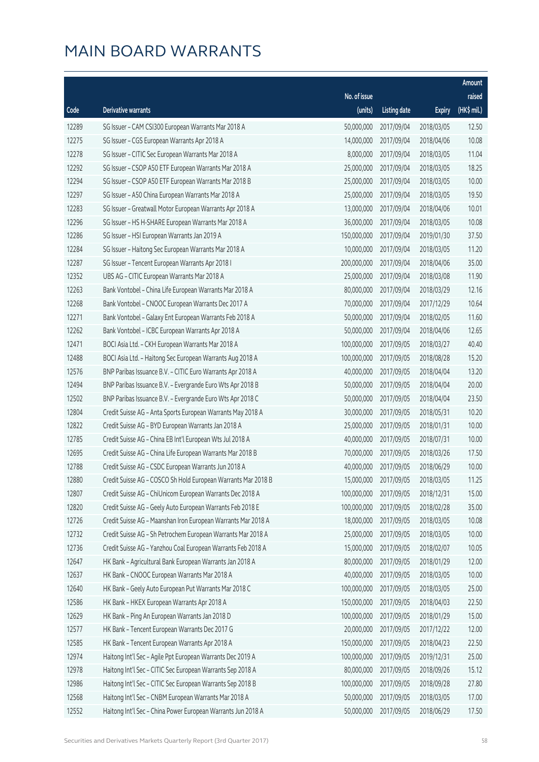# MAIN BOARD WARRANTS

| Code | Derivative warrants | No. of issue (units) | Listing date | Expiry | Amount raised (HK$ mil.) |
|---|---|---|---|---|---|
| 12289 | SG Issuer – CAM CSI300 European Warrants Mar 2018 A | 50,000,000 | 2017/09/04 | 2018/03/05 | 12.50 |
| 12275 | SG Issuer – CGS European Warrants Apr 2018 A | 14,000,000 | 2017/09/04 | 2018/04/06 | 10.08 |
| 12278 | SG Issuer – CITIC Sec European Warrants Mar 2018 A | 8,000,000 | 2017/09/04 | 2018/03/05 | 11.04 |
| 12292 | SG Issuer – CSOP A50 ETF European Warrants Mar 2018 A | 25,000,000 | 2017/09/04 | 2018/03/05 | 18.25 |
| 12294 | SG Issuer – CSOP A50 ETF European Warrants Mar 2018 B | 25,000,000 | 2017/09/04 | 2018/03/05 | 10.00 |
| 12297 | SG Issuer – A50 China European Warrants Mar 2018 A | 25,000,000 | 2017/09/04 | 2018/03/05 | 19.50 |
| 12283 | SG Issuer – Greatwall Motor European Warrants Apr 2018 A | 13,000,000 | 2017/09/04 | 2018/04/06 | 10.01 |
| 12296 | SG Issuer – HS H-SHARE European Warrants Mar 2018 A | 36,000,000 | 2017/09/04 | 2018/03/05 | 10.08 |
| 12286 | SG Issuer – HSI European Warrants Jan 2019 A | 150,000,000 | 2017/09/04 | 2019/01/30 | 37.50 |
| 12284 | SG Issuer – Haitong Sec European Warrants Mar 2018 A | 10,000,000 | 2017/09/04 | 2018/03/05 | 11.20 |
| 12287 | SG Issuer – Tencent European Warrants Apr 2018 I | 200,000,000 | 2017/09/04 | 2018/04/06 | 35.00 |
| 12352 | UBS AG – CITIC European Warrants Mar 2018 A | 25,000,000 | 2017/09/04 | 2018/03/08 | 11.90 |
| 12263 | Bank Vontobel – China Life European Warrants Mar 2018 A | 80,000,000 | 2017/09/04 | 2018/03/29 | 12.16 |
| 12268 | Bank Vontobel – CNOOC European Warrants Dec 2017 A | 70,000,000 | 2017/09/04 | 2017/12/29 | 10.64 |
| 12271 | Bank Vontobel – Galaxy Ent European Warrants Feb 2018 A | 50,000,000 | 2017/09/04 | 2018/02/05 | 11.60 |
| 12262 | Bank Vontobel – ICBC European Warrants Apr 2018 A | 50,000,000 | 2017/09/04 | 2018/04/06 | 12.65 |
| 12471 | BOCI Asia Ltd. – CKH European Warrants Mar 2018 A | 100,000,000 | 2017/09/05 | 2018/03/27 | 40.40 |
| 12488 | BOCI Asia Ltd. – Haitong Sec European Warrants Aug 2018 A | 100,000,000 | 2017/09/05 | 2018/08/28 | 15.20 |
| 12576 | BNP Paribas Issuance B.V. – CITIC Euro Warrants Apr 2018 A | 40,000,000 | 2017/09/05 | 2018/04/04 | 13.20 |
| 12494 | BNP Paribas Issuance B.V. – Evergrande Euro Wts Apr 2018 B | 50,000,000 | 2017/09/05 | 2018/04/04 | 20.00 |
| 12502 | BNP Paribas Issuance B.V. – Evergrande Euro Wts Apr 2018 C | 50,000,000 | 2017/09/05 | 2018/04/04 | 23.50 |
| 12804 | Credit Suisse AG – Anta Sports European Warrants May 2018 A | 30,000,000 | 2017/09/05 | 2018/05/31 | 10.20 |
| 12822 | Credit Suisse AG – BYD European Warrants Jan 2018 A | 25,000,000 | 2017/09/05 | 2018/01/31 | 10.00 |
| 12785 | Credit Suisse AG – China EB Int'l European Wts Jul 2018 A | 40,000,000 | 2017/09/05 | 2018/07/31 | 10.00 |
| 12695 | Credit Suisse AG – China Life European Warrants Mar 2018 B | 70,000,000 | 2017/09/05 | 2018/03/26 | 17.50 |
| 12788 | Credit Suisse AG – CSDC European Warrants Jun 2018 A | 40,000,000 | 2017/09/05 | 2018/06/29 | 10.00 |
| 12880 | Credit Suisse AG – COSCO Sh Hold European Warrants Mar 2018 B | 15,000,000 | 2017/09/05 | 2018/03/05 | 11.25 |
| 12807 | Credit Suisse AG – ChiUnicom European Warrants Dec 2018 A | 100,000,000 | 2017/09/05 | 2018/12/31 | 15.00 |
| 12820 | Credit Suisse AG – Geely Auto European Warrants Feb 2018 E | 100,000,000 | 2017/09/05 | 2018/02/28 | 35.00 |
| 12726 | Credit Suisse AG – Maanshan Iron European Warrants Mar 2018 A | 18,000,000 | 2017/09/05 | 2018/03/05 | 10.08 |
| 12732 | Credit Suisse AG – Sh Petrochem European Warrants Mar 2018 A | 25,000,000 | 2017/09/05 | 2018/03/05 | 10.00 |
| 12736 | Credit Suisse AG – Yanzhou Coal European Warrants Feb 2018 A | 15,000,000 | 2017/09/05 | 2018/02/07 | 10.05 |
| 12647 | HK Bank – Agricultural Bank European Warrants Jan 2018 A | 80,000,000 | 2017/09/05 | 2018/01/29 | 12.00 |
| 12637 | HK Bank – CNOOC European Warrants Mar 2018 A | 40,000,000 | 2017/09/05 | 2018/03/05 | 10.00 |
| 12640 | HK Bank – Geely Auto European Put Warrants Mar 2018 C | 100,000,000 | 2017/09/05 | 2018/03/05 | 25.00 |
| 12586 | HK Bank – HKEX European Warrants Apr 2018 A | 150,000,000 | 2017/09/05 | 2018/04/03 | 22.50 |
| 12629 | HK Bank – Ping An European Warrants Jan 2018 D | 100,000,000 | 2017/09/05 | 2018/01/29 | 15.00 |
| 12577 | HK Bank – Tencent European Warrants Dec 2017 G | 20,000,000 | 2017/09/05 | 2017/12/22 | 12.00 |
| 12585 | HK Bank – Tencent European Warrants Apr 2018 A | 150,000,000 | 2017/09/05 | 2018/04/23 | 22.50 |
| 12974 | Haitong Int'l Sec – Agile Ppt European Warrants Dec 2019 A | 100,000,000 | 2017/09/05 | 2019/12/31 | 25.00 |
| 12978 | Haitong Int'l Sec – CITIC Sec European Warrants Sep 2018 A | 80,000,000 | 2017/09/05 | 2018/09/26 | 15.12 |
| 12986 | Haitong Int'l Sec – CITIC Sec European Warrants Sep 2018 B | 100,000,000 | 2017/09/05 | 2018/09/28 | 27.80 |
| 12568 | Haitong Int'l Sec – CNBM European Warrants Mar 2018 A | 50,000,000 | 2017/09/05 | 2018/03/05 | 17.00 |
| 12552 | Haitong Int'l Sec – China Power European Warrants Jun 2018 A | 50,000,000 | 2017/09/05 | 2018/06/29 | 17.50 |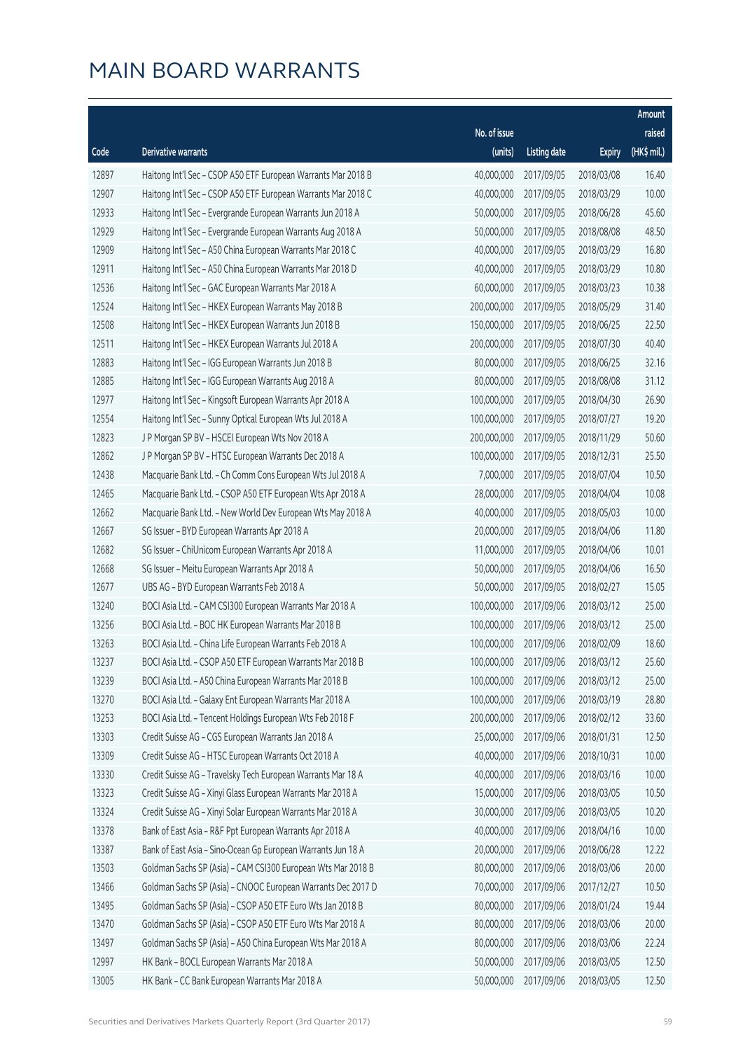# MAIN BOARD WARRANTS

| Code | Derivative warrants | No. of issue (units) | Listing date | Expiry | Amount raised (HK$ mil.) |
|---|---|---|---|---|---|
| 12897 | Haitong Int'l Sec – CSOP A50 ETF European Warrants Mar 2018 B | 40,000,000 | 2017/09/05 | 2018/03/08 | 16.40 |
| 12907 | Haitong Int'l Sec – CSOP A50 ETF European Warrants Mar 2018 C | 40,000,000 | 2017/09/05 | 2018/03/29 | 10.00 |
| 12933 | Haitong Int'l Sec – Evergrande European Warrants Jun 2018 A | 50,000,000 | 2017/09/05 | 2018/06/28 | 45.60 |
| 12929 | Haitong Int'l Sec – Evergrande European Warrants Aug 2018 A | 50,000,000 | 2017/09/05 | 2018/08/08 | 48.50 |
| 12909 | Haitong Int'l Sec – A50 China European Warrants Mar 2018 C | 40,000,000 | 2017/09/05 | 2018/03/29 | 16.80 |
| 12911 | Haitong Int'l Sec – A50 China European Warrants Mar 2018 D | 40,000,000 | 2017/09/05 | 2018/03/29 | 10.80 |
| 12536 | Haitong Int'l Sec – GAC European Warrants Mar 2018 A | 60,000,000 | 2017/09/05 | 2018/03/23 | 10.38 |
| 12524 | Haitong Int'l Sec – HKEX European Warrants May 2018 B | 200,000,000 | 2017/09/05 | 2018/05/29 | 31.40 |
| 12508 | Haitong Int'l Sec – HKEX European Warrants Jun 2018 B | 150,000,000 | 2017/09/05 | 2018/06/25 | 22.50 |
| 12511 | Haitong Int'l Sec – HKEX European Warrants Jul 2018 A | 200,000,000 | 2017/09/05 | 2018/07/30 | 40.40 |
| 12883 | Haitong Int'l Sec – IGG European Warrants Jun 2018 B | 80,000,000 | 2017/09/05 | 2018/06/25 | 32.16 |
| 12885 | Haitong Int'l Sec – IGG European Warrants Aug 2018 A | 80,000,000 | 2017/09/05 | 2018/08/08 | 31.12 |
| 12977 | Haitong Int'l Sec – Kingsoft European Warrants Apr 2018 A | 100,000,000 | 2017/09/05 | 2018/04/30 | 26.90 |
| 12554 | Haitong Int'l Sec – Sunny Optical European Wts Jul 2018 A | 100,000,000 | 2017/09/05 | 2018/07/27 | 19.20 |
| 12823 | J P Morgan SP BV – HSCEI European Wts Nov 2018 A | 200,000,000 | 2017/09/05 | 2018/11/29 | 50.60 |
| 12862 | J P Morgan SP BV – HTSC European Warrants Dec 2018 A | 100,000,000 | 2017/09/05 | 2018/12/31 | 25.50 |
| 12438 | Macquarie Bank Ltd. – Ch Comm Cons European Wts Jul 2018 A | 7,000,000 | 2017/09/05 | 2018/07/04 | 10.50 |
| 12465 | Macquarie Bank Ltd. – CSOP A50 ETF European Wts Apr 2018 A | 28,000,000 | 2017/09/05 | 2018/04/04 | 10.08 |
| 12662 | Macquarie Bank Ltd. – New World Dev European Wts May 2018 A | 40,000,000 | 2017/09/05 | 2018/05/03 | 10.00 |
| 12667 | SG Issuer – BYD European Warrants Apr 2018 A | 20,000,000 | 2017/09/05 | 2018/04/06 | 11.80 |
| 12682 | SG Issuer – ChiUnicom European Warrants Apr 2018 A | 11,000,000 | 2017/09/05 | 2018/04/06 | 10.01 |
| 12668 | SG Issuer – Meitu European Warrants Apr 2018 A | 50,000,000 | 2017/09/05 | 2018/04/06 | 16.50 |
| 12677 | UBS AG – BYD European Warrants Feb 2018 A | 50,000,000 | 2017/09/05 | 2018/02/27 | 15.05 |
| 13240 | BOCI Asia Ltd. – CAM CSI300 European Warrants Mar 2018 A | 100,000,000 | 2017/09/06 | 2018/03/12 | 25.00 |
| 13256 | BOCI Asia Ltd. – BOC HK European Warrants Mar 2018 B | 100,000,000 | 2017/09/06 | 2018/03/12 | 25.00 |
| 13263 | BOCI Asia Ltd. – China Life European Warrants Feb 2018 A | 100,000,000 | 2017/09/06 | 2018/02/09 | 18.60 |
| 13237 | BOCI Asia Ltd. – CSOP A50 ETF European Warrants Mar 2018 B | 100,000,000 | 2017/09/06 | 2018/03/12 | 25.60 |
| 13239 | BOCI Asia Ltd. – A50 China European Warrants Mar 2018 B | 100,000,000 | 2017/09/06 | 2018/03/12 | 25.00 |
| 13270 | BOCI Asia Ltd. – Galaxy Ent European Warrants Mar 2018 A | 100,000,000 | 2017/09/06 | 2018/03/19 | 28.80 |
| 13253 | BOCI Asia Ltd. – Tencent Holdings European Wts Feb 2018 F | 200,000,000 | 2017/09/06 | 2018/02/12 | 33.60 |
| 13303 | Credit Suisse AG – CGS European Warrants Jan 2018 A | 25,000,000 | 2017/09/06 | 2018/01/31 | 12.50 |
| 13309 | Credit Suisse AG – HTSC European Warrants Oct 2018 A | 40,000,000 | 2017/09/06 | 2018/10/31 | 10.00 |
| 13330 | Credit Suisse AG – Travelsky Tech European Warrants Mar 18 A | 40,000,000 | 2017/09/06 | 2018/03/16 | 10.00 |
| 13323 | Credit Suisse AG – Xinyi Glass European Warrants Mar 2018 A | 15,000,000 | 2017/09/06 | 2018/03/05 | 10.50 |
| 13324 | Credit Suisse AG – Xinyi Solar European Warrants Mar 2018 A | 30,000,000 | 2017/09/06 | 2018/03/05 | 10.20 |
| 13378 | Bank of East Asia – R&F Ppt European Warrants Apr 2018 A | 40,000,000 | 2017/09/06 | 2018/04/16 | 10.00 |
| 13387 | Bank of East Asia – Sino-Ocean Gp European Warrants Jun 18 A | 20,000,000 | 2017/09/06 | 2018/06/28 | 12.22 |
| 13503 | Goldman Sachs SP (Asia) – CAM CSI300 European Wts Mar 2018 B | 80,000,000 | 2017/09/06 | 2018/03/06 | 20.00 |
| 13466 | Goldman Sachs SP (Asia) – CNOOC European Warrants Dec 2017 D | 70,000,000 | 2017/09/06 | 2017/12/27 | 10.50 |
| 13495 | Goldman Sachs SP (Asia) – CSOP A50 ETF Euro Wts Jan 2018 B | 80,000,000 | 2017/09/06 | 2018/01/24 | 19.44 |
| 13470 | Goldman Sachs SP (Asia) – CSOP A50 ETF Euro Wts Mar 2018 A | 80,000,000 | 2017/09/06 | 2018/03/06 | 20.00 |
| 13497 | Goldman Sachs SP (Asia) – A50 China European Wts Mar 2018 A | 80,000,000 | 2017/09/06 | 2018/03/06 | 22.24 |
| 12997 | HK Bank – BOCL European Warrants Mar 2018 A | 50,000,000 | 2017/09/06 | 2018/03/05 | 12.50 |
| 13005 | HK Bank – CC Bank European Warrants Mar 2018 A | 50,000,000 | 2017/09/06 | 2018/03/05 | 12.50 |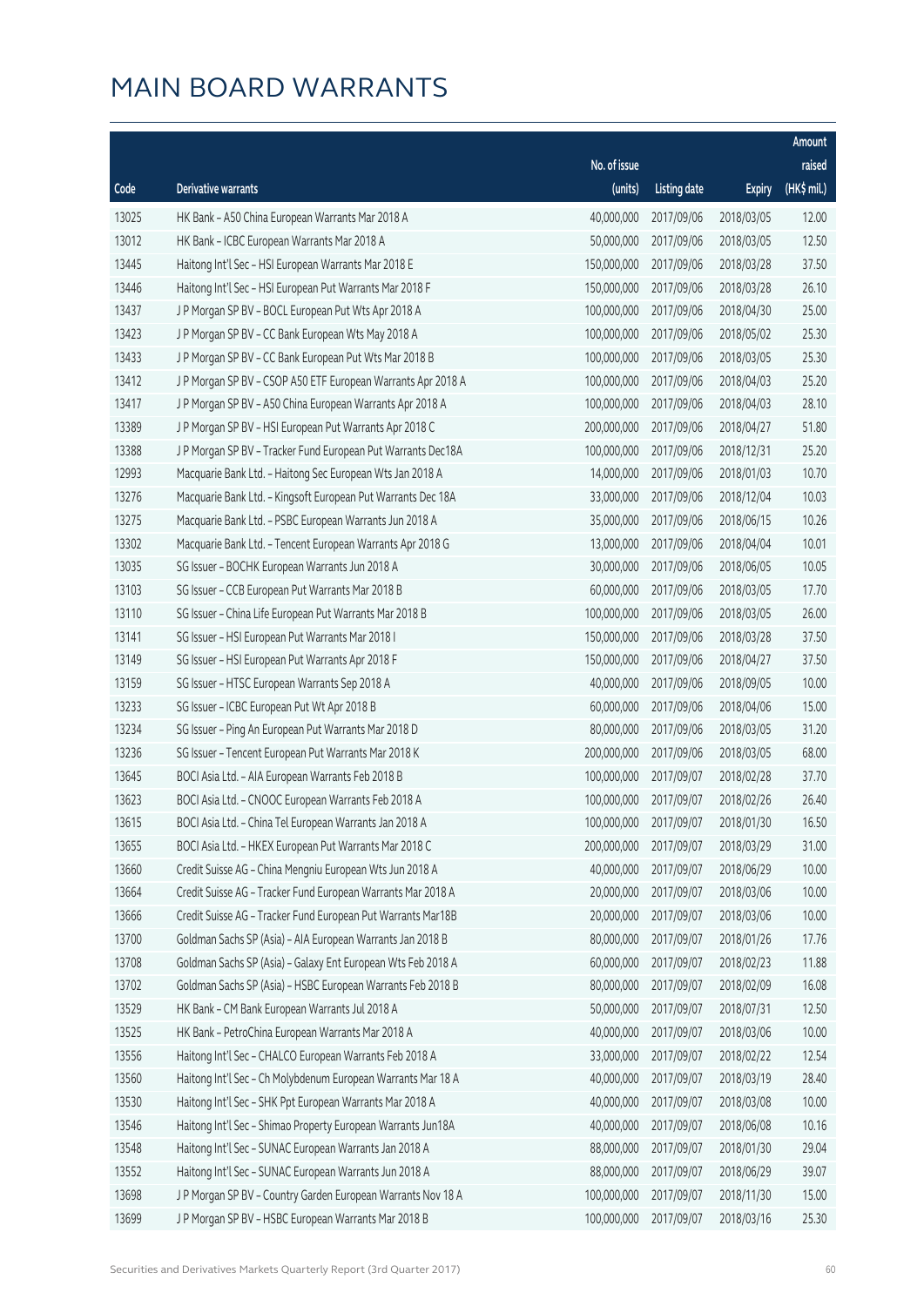# MAIN BOARD WARRANTS

| Code | Derivative warrants | No. of issue (units) | Listing date | Expiry | Amount raised (HK$ mil.) |
|---|---|---|---|---|---|
| 13025 | HK Bank – A50 China European Warrants Mar 2018 A | 40,000,000 | 2017/09/06 | 2018/03/05 | 12.00 |
| 13012 | HK Bank – ICBC European Warrants Mar 2018 A | 50,000,000 | 2017/09/06 | 2018/03/05 | 12.50 |
| 13445 | Haitong Int'l Sec – HSI European Warrants Mar 2018 E | 150,000,000 | 2017/09/06 | 2018/03/28 | 37.50 |
| 13446 | Haitong Int'l Sec – HSI European Put Warrants Mar 2018 F | 150,000,000 | 2017/09/06 | 2018/03/28 | 26.10 |
| 13437 | J P Morgan SP BV – BOCL European Put Wts Apr 2018 A | 100,000,000 | 2017/09/06 | 2018/04/30 | 25.00 |
| 13423 | J P Morgan SP BV – CC Bank European Wts May 2018 A | 100,000,000 | 2017/09/06 | 2018/05/02 | 25.30 |
| 13433 | J P Morgan SP BV – CC Bank European Put Wts Mar 2018 B | 100,000,000 | 2017/09/06 | 2018/03/05 | 25.30 |
| 13412 | J P Morgan SP BV – CSOP A50 ETF European Warrants Apr 2018 A | 100,000,000 | 2017/09/06 | 2018/04/03 | 25.20 |
| 13417 | J P Morgan SP BV – A50 China European Warrants Apr 2018 A | 100,000,000 | 2017/09/06 | 2018/04/03 | 28.10 |
| 13389 | J P Morgan SP BV – HSI European Put Warrants Apr 2018 C | 200,000,000 | 2017/09/06 | 2018/04/27 | 51.80 |
| 13388 | J P Morgan SP BV – Tracker Fund European Put Warrants Dec18A | 100,000,000 | 2017/09/06 | 2018/12/31 | 25.20 |
| 12993 | Macquarie Bank Ltd. – Haitong Sec European Wts Jan 2018 A | 14,000,000 | 2017/09/06 | 2018/01/03 | 10.70 |
| 13276 | Macquarie Bank Ltd. – Kingsoft European Put Warrants Dec 18A | 33,000,000 | 2017/09/06 | 2018/12/04 | 10.03 |
| 13275 | Macquarie Bank Ltd. – PSBC European Warrants Jun 2018 A | 35,000,000 | 2017/09/06 | 2018/06/15 | 10.26 |
| 13302 | Macquarie Bank Ltd. – Tencent European Warrants Apr 2018 G | 13,000,000 | 2017/09/06 | 2018/04/04 | 10.01 |
| 13035 | SG Issuer – BOCHK European Warrants Jun 2018 A | 30,000,000 | 2017/09/06 | 2018/06/05 | 10.05 |
| 13103 | SG Issuer – CCB European Put Warrants Mar 2018 B | 60,000,000 | 2017/09/06 | 2018/03/05 | 17.70 |
| 13110 | SG Issuer – China Life European Put Warrants Mar 2018 B | 100,000,000 | 2017/09/06 | 2018/03/05 | 26.00 |
| 13141 | SG Issuer – HSI European Put Warrants Mar 2018 I | 150,000,000 | 2017/09/06 | 2018/03/28 | 37.50 |
| 13149 | SG Issuer – HSI European Put Warrants Apr 2018 F | 150,000,000 | 2017/09/06 | 2018/04/27 | 37.50 |
| 13159 | SG Issuer – HTSC European Warrants Sep 2018 A | 40,000,000 | 2017/09/06 | 2018/09/05 | 10.00 |
| 13233 | SG Issuer – ICBC European Put Wt Apr 2018 B | 60,000,000 | 2017/09/06 | 2018/04/06 | 15.00 |
| 13234 | SG Issuer – Ping An European Put Warrants Mar 2018 D | 80,000,000 | 2017/09/06 | 2018/03/05 | 31.20 |
| 13236 | SG Issuer – Tencent European Put Warrants Mar 2018 K | 200,000,000 | 2017/09/06 | 2018/03/05 | 68.00 |
| 13645 | BOCI Asia Ltd. – AIA European Warrants Feb 2018 B | 100,000,000 | 2017/09/07 | 2018/02/28 | 37.70 |
| 13623 | BOCI Asia Ltd. – CNOOC European Warrants Feb 2018 A | 100,000,000 | 2017/09/07 | 2018/02/26 | 26.40 |
| 13615 | BOCI Asia Ltd. – China Tel European Warrants Jan 2018 A | 100,000,000 | 2017/09/07 | 2018/01/30 | 16.50 |
| 13655 | BOCI Asia Ltd. – HKEX European Put Warrants Mar 2018 C | 200,000,000 | 2017/09/07 | 2018/03/29 | 31.00 |
| 13660 | Credit Suisse AG – China Mengniu European Wts Jun 2018 A | 40,000,000 | 2017/09/07 | 2018/06/29 | 10.00 |
| 13664 | Credit Suisse AG – Tracker Fund European Warrants Mar 2018 A | 20,000,000 | 2017/09/07 | 2018/03/06 | 10.00 |
| 13666 | Credit Suisse AG – Tracker Fund European Put Warrants Mar18B | 20,000,000 | 2017/09/07 | 2018/03/06 | 10.00 |
| 13700 | Goldman Sachs SP (Asia) – AIA European Warrants Jan 2018 B | 80,000,000 | 2017/09/07 | 2018/01/26 | 17.76 |
| 13708 | Goldman Sachs SP (Asia) – Galaxy Ent European Wts Feb 2018 A | 60,000,000 | 2017/09/07 | 2018/02/23 | 11.88 |
| 13702 | Goldman Sachs SP (Asia) – HSBC European Warrants Feb 2018 B | 80,000,000 | 2017/09/07 | 2018/02/09 | 16.08 |
| 13529 | HK Bank – CM Bank European Warrants Jul 2018 A | 50,000,000 | 2017/09/07 | 2018/07/31 | 12.50 |
| 13525 | HK Bank – PetroChina European Warrants Mar 2018 A | 40,000,000 | 2017/09/07 | 2018/03/06 | 10.00 |
| 13556 | Haitong Int'l Sec – CHALCO European Warrants Feb 2018 A | 33,000,000 | 2017/09/07 | 2018/02/22 | 12.54 |
| 13560 | Haitong Int'l Sec – Ch Molybdenum European Warrants Mar 18 A | 40,000,000 | 2017/09/07 | 2018/03/19 | 28.40 |
| 13530 | Haitong Int'l Sec – SHK Ppt European Warrants Mar 2018 A | 40,000,000 | 2017/09/07 | 2018/03/08 | 10.00 |
| 13546 | Haitong Int'l Sec – Shimao Property European Warrants Jun18A | 40,000,000 | 2017/09/07 | 2018/06/08 | 10.16 |
| 13548 | Haitong Int'l Sec – SUNAC European Warrants Jan 2018 A | 88,000,000 | 2017/09/07 | 2018/01/30 | 29.04 |
| 13552 | Haitong Int'l Sec – SUNAC European Warrants Jun 2018 A | 88,000,000 | 2017/09/07 | 2018/06/29 | 39.07 |
| 13698 | J P Morgan SP BV – Country Garden European Warrants Nov 18 A | 100,000,000 | 2017/09/07 | 2018/11/30 | 15.00 |
| 13699 | J P Morgan SP BV – HSBC European Warrants Mar 2018 B | 100,000,000 | 2017/09/07 | 2018/03/16 | 25.30 |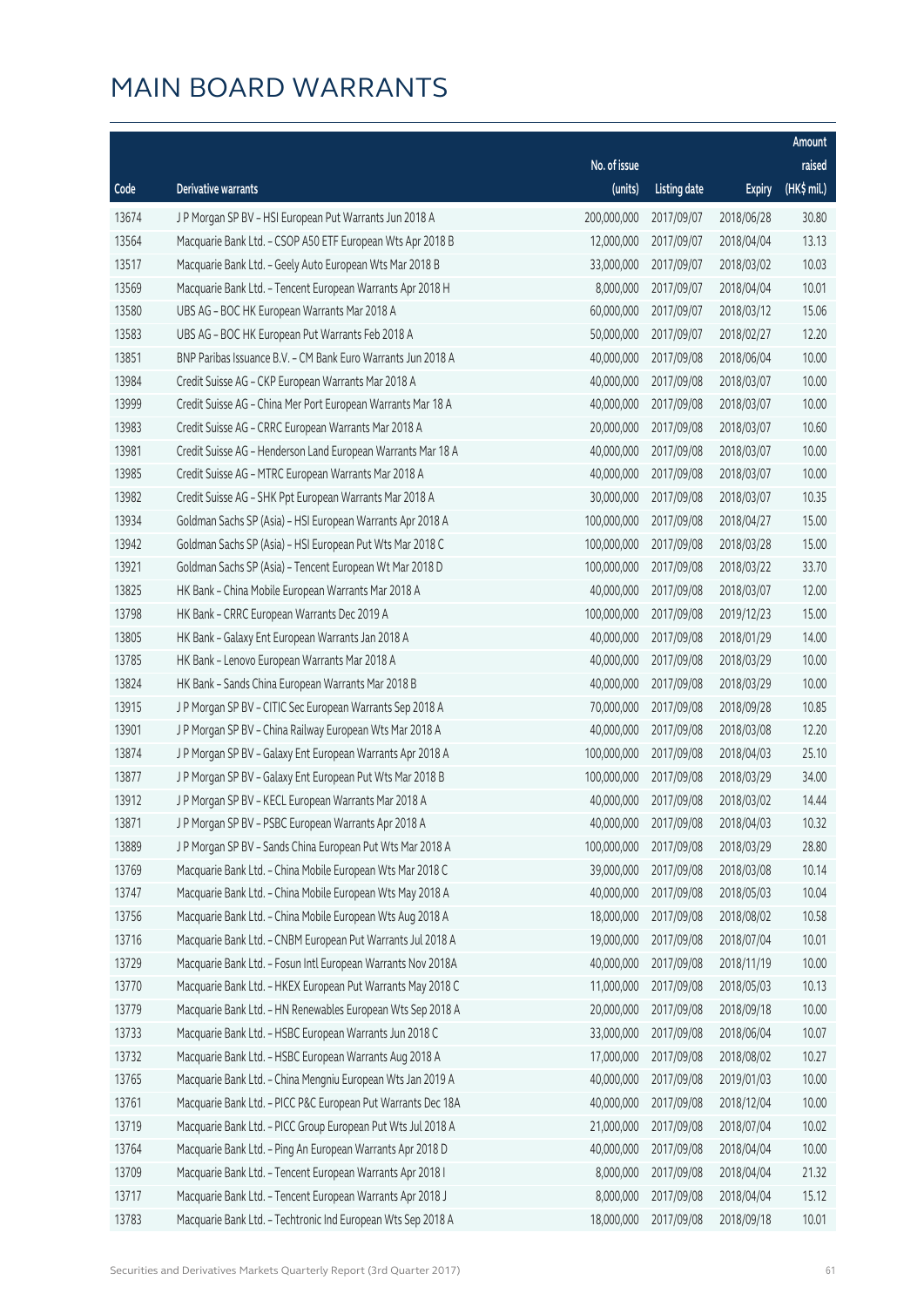# MAIN BOARD WARRANTS

| Code | Derivative warrants | No. of issue (units) | Listing date | Expiry | Amount raised (HK$ mil.) |
|---|---|---|---|---|---|
| 13674 | J P Morgan SP BV - HSI European Put Warrants Jun 2018 A | 200,000,000 | 2017/09/07 | 2018/06/28 | 30.80 |
| 13564 | Macquarie Bank Ltd. - CSOP A50 ETF European Wts Apr 2018 B | 12,000,000 | 2017/09/07 | 2018/04/04 | 13.13 |
| 13517 | Macquarie Bank Ltd. - Geely Auto European Wts Mar 2018 B | 33,000,000 | 2017/09/07 | 2018/03/02 | 10.03 |
| 13569 | Macquarie Bank Ltd. - Tencent European Warrants Apr 2018 H | 8,000,000 | 2017/09/07 | 2018/04/04 | 10.01 |
| 13580 | UBS AG - BOC HK European Warrants Mar 2018 A | 60,000,000 | 2017/09/07 | 2018/03/12 | 15.06 |
| 13583 | UBS AG - BOC HK European Put Warrants Feb 2018 A | 50,000,000 | 2017/09/07 | 2018/02/27 | 12.20 |
| 13851 | BNP Paribas Issuance B.V. - CM Bank Euro Warrants Jun 2018 A | 40,000,000 | 2017/09/08 | 2018/06/04 | 10.00 |
| 13984 | Credit Suisse AG - CKP European Warrants Mar 2018 A | 40,000,000 | 2017/09/08 | 2018/03/07 | 10.00 |
| 13999 | Credit Suisse AG - China Mer Port European Warrants Mar 18 A | 40,000,000 | 2017/09/08 | 2018/03/07 | 10.00 |
| 13983 | Credit Suisse AG - CRRC European Warrants Mar 2018 A | 20,000,000 | 2017/09/08 | 2018/03/07 | 10.60 |
| 13981 | Credit Suisse AG - Henderson Land European Warrants Mar 18 A | 40,000,000 | 2017/09/08 | 2018/03/07 | 10.00 |
| 13985 | Credit Suisse AG - MTRC European Warrants Mar 2018 A | 40,000,000 | 2017/09/08 | 2018/03/07 | 10.00 |
| 13982 | Credit Suisse AG - SHK Ppt European Warrants Mar 2018 A | 30,000,000 | 2017/09/08 | 2018/03/07 | 10.35 |
| 13934 | Goldman Sachs SP (Asia) - HSI European Warrants Apr 2018 A | 100,000,000 | 2017/09/08 | 2018/04/27 | 15.00 |
| 13942 | Goldman Sachs SP (Asia) - HSI European Put Wts Mar 2018 C | 100,000,000 | 2017/09/08 | 2018/03/28 | 15.00 |
| 13921 | Goldman Sachs SP (Asia) - Tencent European Wt Mar 2018 D | 100,000,000 | 2017/09/08 | 2018/03/22 | 33.70 |
| 13825 | HK Bank - China Mobile European Warrants Mar 2018 A | 40,000,000 | 2017/09/08 | 2018/03/07 | 12.00 |
| 13798 | HK Bank - CRRC European Warrants Dec 2019 A | 100,000,000 | 2017/09/08 | 2019/12/23 | 15.00 |
| 13805 | HK Bank - Galaxy Ent European Warrants Jan 2018 A | 40,000,000 | 2017/09/08 | 2018/01/29 | 14.00 |
| 13785 | HK Bank - Lenovo European Warrants Mar 2018 A | 40,000,000 | 2017/09/08 | 2018/03/29 | 10.00 |
| 13824 | HK Bank - Sands China European Warrants Mar 2018 B | 40,000,000 | 2017/09/08 | 2018/03/29 | 10.00 |
| 13915 | J P Morgan SP BV - CITIC Sec European Warrants Sep 2018 A | 70,000,000 | 2017/09/08 | 2018/09/28 | 10.85 |
| 13901 | J P Morgan SP BV - China Railway European Wts Mar 2018 A | 40,000,000 | 2017/09/08 | 2018/03/08 | 12.20 |
| 13874 | J P Morgan SP BV - Galaxy Ent European Warrants Apr 2018 A | 100,000,000 | 2017/09/08 | 2018/04/03 | 25.10 |
| 13877 | J P Morgan SP BV - Galaxy Ent European Put Wts Mar 2018 B | 100,000,000 | 2017/09/08 | 2018/03/29 | 34.00 |
| 13912 | J P Morgan SP BV - KECL European Warrants Mar 2018 A | 40,000,000 | 2017/09/08 | 2018/03/02 | 14.44 |
| 13871 | J P Morgan SP BV - PSBC European Warrants Apr 2018 A | 40,000,000 | 2017/09/08 | 2018/04/03 | 10.32 |
| 13889 | J P Morgan SP BV - Sands China European Put Wts Mar 2018 A | 100,000,000 | 2017/09/08 | 2018/03/29 | 28.80 |
| 13769 | Macquarie Bank Ltd. - China Mobile European Wts Mar 2018 C | 39,000,000 | 2017/09/08 | 2018/03/08 | 10.14 |
| 13747 | Macquarie Bank Ltd. - China Mobile European Wts May 2018 A | 40,000,000 | 2017/09/08 | 2018/05/03 | 10.04 |
| 13756 | Macquarie Bank Ltd. - China Mobile European Wts Aug 2018 A | 18,000,000 | 2017/09/08 | 2018/08/02 | 10.58 |
| 13716 | Macquarie Bank Ltd. - CNBM European Put Warrants Jul 2018 A | 19,000,000 | 2017/09/08 | 2018/07/04 | 10.01 |
| 13729 | Macquarie Bank Ltd. - Fosun Intl European Warrants Nov 2018A | 40,000,000 | 2017/09/08 | 2018/11/19 | 10.00 |
| 13770 | Macquarie Bank Ltd. - HKEX European Put Warrants May 2018 C | 11,000,000 | 2017/09/08 | 2018/05/03 | 10.13 |
| 13779 | Macquarie Bank Ltd. - HN Renewables European Wts Sep 2018 A | 20,000,000 | 2017/09/08 | 2018/09/18 | 10.00 |
| 13733 | Macquarie Bank Ltd. - HSBC European Warrants Jun 2018 C | 33,000,000 | 2017/09/08 | 2018/06/04 | 10.07 |
| 13732 | Macquarie Bank Ltd. - HSBC European Warrants Aug 2018 A | 17,000,000 | 2017/09/08 | 2018/08/02 | 10.27 |
| 13765 | Macquarie Bank Ltd. - China Mengniu European Wts Jan 2019 A | 40,000,000 | 2017/09/08 | 2019/01/03 | 10.00 |
| 13761 | Macquarie Bank Ltd. - PICC P&C European Put Warrants Dec 18A | 40,000,000 | 2017/09/08 | 2018/12/04 | 10.00 |
| 13719 | Macquarie Bank Ltd. - PICC Group European Put Wts Jul 2018 A | 21,000,000 | 2017/09/08 | 2018/07/04 | 10.02 |
| 13764 | Macquarie Bank Ltd. - Ping An European Warrants Apr 2018 D | 40,000,000 | 2017/09/08 | 2018/04/04 | 10.00 |
| 13709 | Macquarie Bank Ltd. - Tencent European Warrants Apr 2018 I | 8,000,000 | 2017/09/08 | 2018/04/04 | 21.32 |
| 13717 | Macquarie Bank Ltd. - Tencent European Warrants Apr 2018 J | 8,000,000 | 2017/09/08 | 2018/04/04 | 15.12 |
| 13783 | Macquarie Bank Ltd. - Techtronic Ind European Wts Sep 2018 A | 18,000,000 | 2017/09/08 | 2018/09/18 | 10.01 |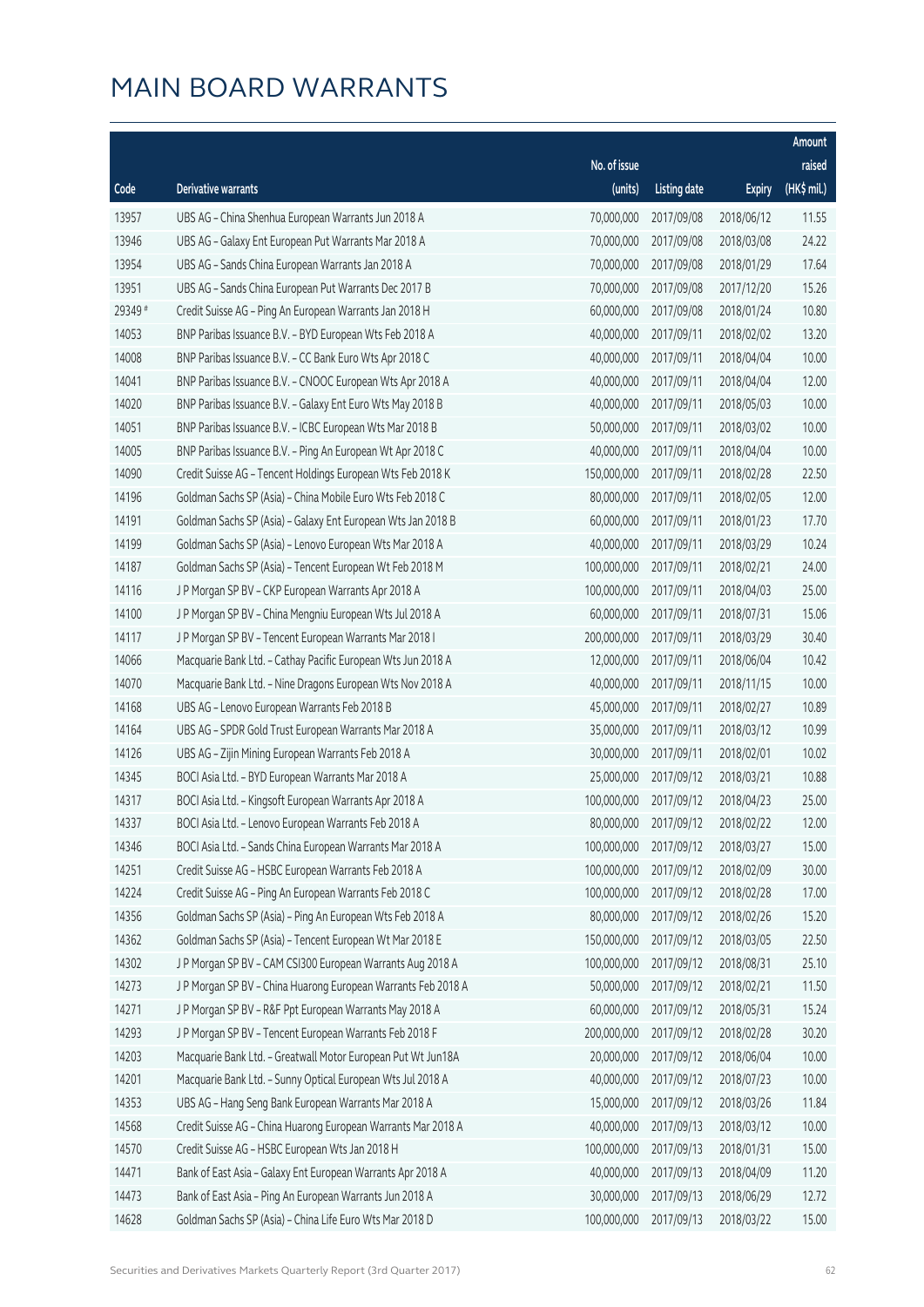# MAIN BOARD WARRANTS

| Code | Derivative warrants | No. of issue (units) | Listing date | Expiry | Amount raised (HK$ mil.) |
|---|---|---|---|---|---|
| 13957 | UBS AG - China Shenhua European Warrants Jun 2018 A | 70,000,000 | 2017/09/08 | 2018/06/12 | 11.55 |
| 13946 | UBS AG - Galaxy Ent European Put Warrants Mar 2018 A | 70,000,000 | 2017/09/08 | 2018/03/08 | 24.22 |
| 13954 | UBS AG - Sands China European Warrants Jan 2018 A | 70,000,000 | 2017/09/08 | 2018/01/29 | 17.64 |
| 13951 | UBS AG - Sands China European Put Warrants Dec 2017 B | 70,000,000 | 2017/09/08 | 2017/12/20 | 15.26 |
| 29349 # | Credit Suisse AG - Ping An European Warrants Jan 2018 H | 60,000,000 | 2017/09/08 | 2018/01/24 | 10.80 |
| 14053 | BNP Paribas Issuance B.V. - BYD European Wts Feb 2018 A | 40,000,000 | 2017/09/11 | 2018/02/02 | 13.20 |
| 14008 | BNP Paribas Issuance B.V. - CC Bank Euro Wts Apr 2018 C | 40,000,000 | 2017/09/11 | 2018/04/04 | 10.00 |
| 14041 | BNP Paribas Issuance B.V. - CNOOC European Wts Apr 2018 A | 40,000,000 | 2017/09/11 | 2018/04/04 | 12.00 |
| 14020 | BNP Paribas Issuance B.V. - Galaxy Ent Euro Wts May 2018 B | 40,000,000 | 2017/09/11 | 2018/05/03 | 10.00 |
| 14051 | BNP Paribas Issuance B.V. - ICBC European Wts Mar 2018 B | 50,000,000 | 2017/09/11 | 2018/03/02 | 10.00 |
| 14005 | BNP Paribas Issuance B.V. - Ping An European Wt Apr 2018 C | 40,000,000 | 2017/09/11 | 2018/04/04 | 10.00 |
| 14090 | Credit Suisse AG - Tencent Holdings European Wts Feb 2018 K | 150,000,000 | 2017/09/11 | 2018/02/28 | 22.50 |
| 14196 | Goldman Sachs SP (Asia) - China Mobile Euro Wts Feb 2018 C | 80,000,000 | 2017/09/11 | 2018/02/05 | 12.00 |
| 14191 | Goldman Sachs SP (Asia) - Galaxy Ent European Wts Jan 2018 B | 60,000,000 | 2017/09/11 | 2018/01/23 | 17.70 |
| 14199 | Goldman Sachs SP (Asia) - Lenovo European Wts Mar 2018 A | 40,000,000 | 2017/09/11 | 2018/03/29 | 10.24 |
| 14187 | Goldman Sachs SP (Asia) - Tencent European Wt Feb 2018 M | 100,000,000 | 2017/09/11 | 2018/02/21 | 24.00 |
| 14116 | J P Morgan SP BV - CKP European Warrants Apr 2018 A | 100,000,000 | 2017/09/11 | 2018/04/03 | 25.00 |
| 14100 | J P Morgan SP BV - China Mengniu European Wts Jul 2018 A | 60,000,000 | 2017/09/11 | 2018/07/31 | 15.06 |
| 14117 | J P Morgan SP BV - Tencent European Warrants Mar 2018 I | 200,000,000 | 2017/09/11 | 2018/03/29 | 30.40 |
| 14066 | Macquarie Bank Ltd. - Cathay Pacific European Wts Jun 2018 A | 12,000,000 | 2017/09/11 | 2018/06/04 | 10.42 |
| 14070 | Macquarie Bank Ltd. - Nine Dragons European Wts Nov 2018 A | 40,000,000 | 2017/09/11 | 2018/11/15 | 10.00 |
| 14168 | UBS AG - Lenovo European Warrants Feb 2018 B | 45,000,000 | 2017/09/11 | 2018/02/27 | 10.89 |
| 14164 | UBS AG - SPDR Gold Trust European Warrants Mar 2018 A | 35,000,000 | 2017/09/11 | 2018/03/12 | 10.99 |
| 14126 | UBS AG - Zijin Mining European Warrants Feb 2018 A | 30,000,000 | 2017/09/11 | 2018/02/01 | 10.02 |
| 14345 | BOCI Asia Ltd. - BYD European Warrants Mar 2018 A | 25,000,000 | 2017/09/12 | 2018/03/21 | 10.88 |
| 14317 | BOCI Asia Ltd. - Kingsoft European Warrants Apr 2018 A | 100,000,000 | 2017/09/12 | 2018/04/23 | 25.00 |
| 14337 | BOCI Asia Ltd. - Lenovo European Warrants Feb 2018 A | 80,000,000 | 2017/09/12 | 2018/02/22 | 12.00 |
| 14346 | BOCI Asia Ltd. - Sands China European Warrants Mar 2018 A | 100,000,000 | 2017/09/12 | 2018/03/27 | 15.00 |
| 14251 | Credit Suisse AG - HSBC European Warrants Feb 2018 A | 100,000,000 | 2017/09/12 | 2018/02/09 | 30.00 |
| 14224 | Credit Suisse AG - Ping An European Warrants Feb 2018 C | 100,000,000 | 2017/09/12 | 2018/02/28 | 17.00 |
| 14356 | Goldman Sachs SP (Asia) - Ping An European Wts Feb 2018 A | 80,000,000 | 2017/09/12 | 2018/02/26 | 15.20 |
| 14362 | Goldman Sachs SP (Asia) - Tencent European Wt Mar 2018 E | 150,000,000 | 2017/09/12 | 2018/03/05 | 22.50 |
| 14302 | J P Morgan SP BV - CAM CSI300 European Warrants Aug 2018 A | 100,000,000 | 2017/09/12 | 2018/08/31 | 25.10 |
| 14273 | J P Morgan SP BV - China Huarong European Warrants Feb 2018 A | 50,000,000 | 2017/09/12 | 2018/02/21 | 11.50 |
| 14271 | J P Morgan SP BV - R&F Ppt European Warrants May 2018 A | 60,000,000 | 2017/09/12 | 2018/05/31 | 15.24 |
| 14293 | J P Morgan SP BV - Tencent European Warrants Feb 2018 F | 200,000,000 | 2017/09/12 | 2018/02/28 | 30.20 |
| 14203 | Macquarie Bank Ltd. - Greatwall Motor European Put Wt Jun18A | 20,000,000 | 2017/09/12 | 2018/06/04 | 10.00 |
| 14201 | Macquarie Bank Ltd. - Sunny Optical European Wts Jul 2018 A | 40,000,000 | 2017/09/12 | 2018/07/23 | 10.00 |
| 14353 | UBS AG - Hang Seng Bank European Warrants Mar 2018 A | 15,000,000 | 2017/09/12 | 2018/03/26 | 11.84 |
| 14568 | Credit Suisse AG - China Huarong European Warrants Mar 2018 A | 40,000,000 | 2017/09/13 | 2018/03/12 | 10.00 |
| 14570 | Credit Suisse AG - HSBC European Wts Jan 2018 H | 100,000,000 | 2017/09/13 | 2018/01/31 | 15.00 |
| 14471 | Bank of East Asia - Galaxy Ent European Warrants Apr 2018 A | 40,000,000 | 2017/09/13 | 2018/04/09 | 11.20 |
| 14473 | Bank of East Asia - Ping An European Warrants Jun 2018 A | 30,000,000 | 2017/09/13 | 2018/06/29 | 12.72 |
| 14628 | Goldman Sachs SP (Asia) - China Life Euro Wts Mar 2018 D | 100,000,000 | 2017/09/13 | 2018/03/22 | 15.00 |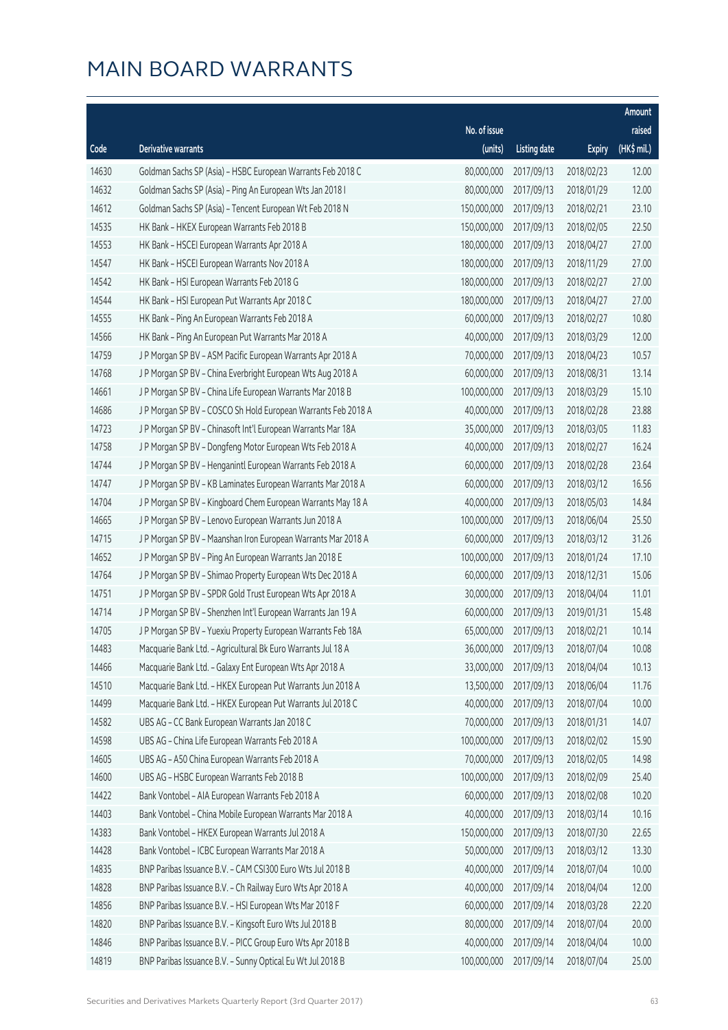# MAIN BOARD WARRANTS

| Code | Derivative warrants | No. of issue (units) | Listing date | Expiry | Amount raised (HK$ mil.) |
|---|---|---|---|---|---|
| 14630 | Goldman Sachs SP (Asia) – HSBC European Warrants Feb 2018 C | 80,000,000 | 2017/09/13 | 2018/02/23 | 12.00 |
| 14632 | Goldman Sachs SP (Asia) – Ping An European Wts Jan 2018 I | 80,000,000 | 2017/09/13 | 2018/01/29 | 12.00 |
| 14612 | Goldman Sachs SP (Asia) – Tencent European Wt Feb 2018 N | 150,000,000 | 2017/09/13 | 2018/02/21 | 23.10 |
| 14535 | HK Bank – HKEX European Warrants Feb 2018 B | 150,000,000 | 2017/09/13 | 2018/02/05 | 22.50 |
| 14553 | HK Bank – HSCEI European Warrants Apr 2018 A | 180,000,000 | 2017/09/13 | 2018/04/27 | 27.00 |
| 14547 | HK Bank – HSCEI European Warrants Nov 2018 A | 180,000,000 | 2017/09/13 | 2018/11/29 | 27.00 |
| 14542 | HK Bank – HSI European Warrants Feb 2018 G | 180,000,000 | 2017/09/13 | 2018/02/27 | 27.00 |
| 14544 | HK Bank – HSI European Put Warrants Apr 2018 C | 180,000,000 | 2017/09/13 | 2018/04/27 | 27.00 |
| 14555 | HK Bank – Ping An European Warrants Feb 2018 A | 60,000,000 | 2017/09/13 | 2018/02/27 | 10.80 |
| 14566 | HK Bank – Ping An European Put Warrants Mar 2018 A | 40,000,000 | 2017/09/13 | 2018/03/29 | 12.00 |
| 14759 | J P Morgan SP BV – ASM Pacific European Warrants Apr 2018 A | 70,000,000 | 2017/09/13 | 2018/04/23 | 10.57 |
| 14768 | J P Morgan SP BV – China Everbright European Wts Aug 2018 A | 60,000,000 | 2017/09/13 | 2018/08/31 | 13.14 |
| 14661 | J P Morgan SP BV – China Life European Warrants Mar 2018 B | 100,000,000 | 2017/09/13 | 2018/03/29 | 15.10 |
| 14686 | J P Morgan SP BV – COSCO Sh Hold European Warrants Feb 2018 A | 40,000,000 | 2017/09/13 | 2018/02/28 | 23.88 |
| 14723 | J P Morgan SP BV – Chinasoft Int'l European Warrants Mar 18A | 35,000,000 | 2017/09/13 | 2018/03/05 | 11.83 |
| 14758 | J P Morgan SP BV – Dongfeng Motor European Wts Feb 2018 A | 40,000,000 | 2017/09/13 | 2018/02/27 | 16.24 |
| 14744 | J P Morgan SP BV – Hengan Intl European Warrants Feb 2018 A | 60,000,000 | 2017/09/13 | 2018/02/28 | 23.64 |
| 14747 | J P Morgan SP BV – KB Laminates European Warrants Mar 2018 A | 60,000,000 | 2017/09/13 | 2018/03/12 | 16.56 |
| 14704 | J P Morgan SP BV – Kingboard Chem European Warrants May 18 A | 40,000,000 | 2017/09/13 | 2018/05/03 | 14.84 |
| 14665 | J P Morgan SP BV – Lenovo European Warrants Jun 2018 A | 100,000,000 | 2017/09/13 | 2018/06/04 | 25.50 |
| 14715 | J P Morgan SP BV – Maanshan Iron European Warrants Mar 2018 A | 60,000,000 | 2017/09/13 | 2018/03/12 | 31.26 |
| 14652 | J P Morgan SP BV – Ping An European Warrants Jan 2018 E | 100,000,000 | 2017/09/13 | 2018/01/24 | 17.10 |
| 14764 | J P Morgan SP BV – Shimao Property European Wts Dec 2018 A | 60,000,000 | 2017/09/13 | 2018/12/31 | 15.06 |
| 14751 | J P Morgan SP BV – SPDR Gold Trust European Wts Apr 2018 A | 30,000,000 | 2017/09/13 | 2018/04/04 | 11.01 |
| 14714 | J P Morgan SP BV – Shenzhen Int'l European Warrants Jan 19 A | 60,000,000 | 2017/09/13 | 2019/01/31 | 15.48 |
| 14705 | J P Morgan SP BV – Yuexiu Property European Warrants Feb 18A | 65,000,000 | 2017/09/13 | 2018/02/21 | 10.14 |
| 14483 | Macquarie Bank Ltd. – Agricultural Bk Euro Warrants Jul 18 A | 36,000,000 | 2017/09/13 | 2018/07/04 | 10.08 |
| 14466 | Macquarie Bank Ltd. – Galaxy Ent European Wts Apr 2018 A | 33,000,000 | 2017/09/13 | 2018/04/04 | 10.13 |
| 14510 | Macquarie Bank Ltd. – HKEX European Put Warrants Jun 2018 A | 13,500,000 | 2017/09/13 | 2018/06/04 | 11.76 |
| 14499 | Macquarie Bank Ltd. – HKEX European Put Warrants Jul 2018 C | 40,000,000 | 2017/09/13 | 2018/07/04 | 10.00 |
| 14582 | UBS AG – CC Bank European Warrants Jan 2018 C | 70,000,000 | 2017/09/13 | 2018/01/31 | 14.07 |
| 14598 | UBS AG – China Life European Warrants Feb 2018 A | 100,000,000 | 2017/09/13 | 2018/02/02 | 15.90 |
| 14605 | UBS AG – A50 China European Warrants Feb 2018 A | 70,000,000 | 2017/09/13 | 2018/02/05 | 14.98 |
| 14600 | UBS AG – HSBC European Warrants Feb 2018 B | 100,000,000 | 2017/09/13 | 2018/02/09 | 25.40 |
| 14422 | Bank Vontobel – AIA European Warrants Feb 2018 A | 60,000,000 | 2017/09/13 | 2018/02/08 | 10.20 |
| 14403 | Bank Vontobel – China Mobile European Warrants Mar 2018 A | 40,000,000 | 2017/09/13 | 2018/03/14 | 10.16 |
| 14383 | Bank Vontobel – HKEX European Warrants Jul 2018 A | 150,000,000 | 2017/09/13 | 2018/07/30 | 22.65 |
| 14428 | Bank Vontobel – ICBC European Warrants Mar 2018 A | 50,000,000 | 2017/09/13 | 2018/03/12 | 13.30 |
| 14835 | BNP Paribas Issuance B.V. – CAM CSI300 Euro Wts Jul 2018 B | 40,000,000 | 2017/09/14 | 2018/07/04 | 10.00 |
| 14828 | BNP Paribas Issuance B.V. – Ch Railway Euro Wts Apr 2018 A | 40,000,000 | 2017/09/14 | 2018/04/04 | 12.00 |
| 14856 | BNP Paribas Issuance B.V. – HSI European Wts Mar 2018 F | 60,000,000 | 2017/09/14 | 2018/03/28 | 22.20 |
| 14820 | BNP Paribas Issuance B.V. – Kingsoft Euro Wts Jul 2018 B | 80,000,000 | 2017/09/14 | 2018/07/04 | 20.00 |
| 14846 | BNP Paribas Issuance B.V. – PICC Group Euro Wts Apr 2018 B | 40,000,000 | 2017/09/14 | 2018/04/04 | 10.00 |
| 14819 | BNP Paribas Issuance B.V. – Sunny Optical Eu Wt Jul 2018 B | 100,000,000 | 2017/09/14 | 2018/07/04 | 25.00 |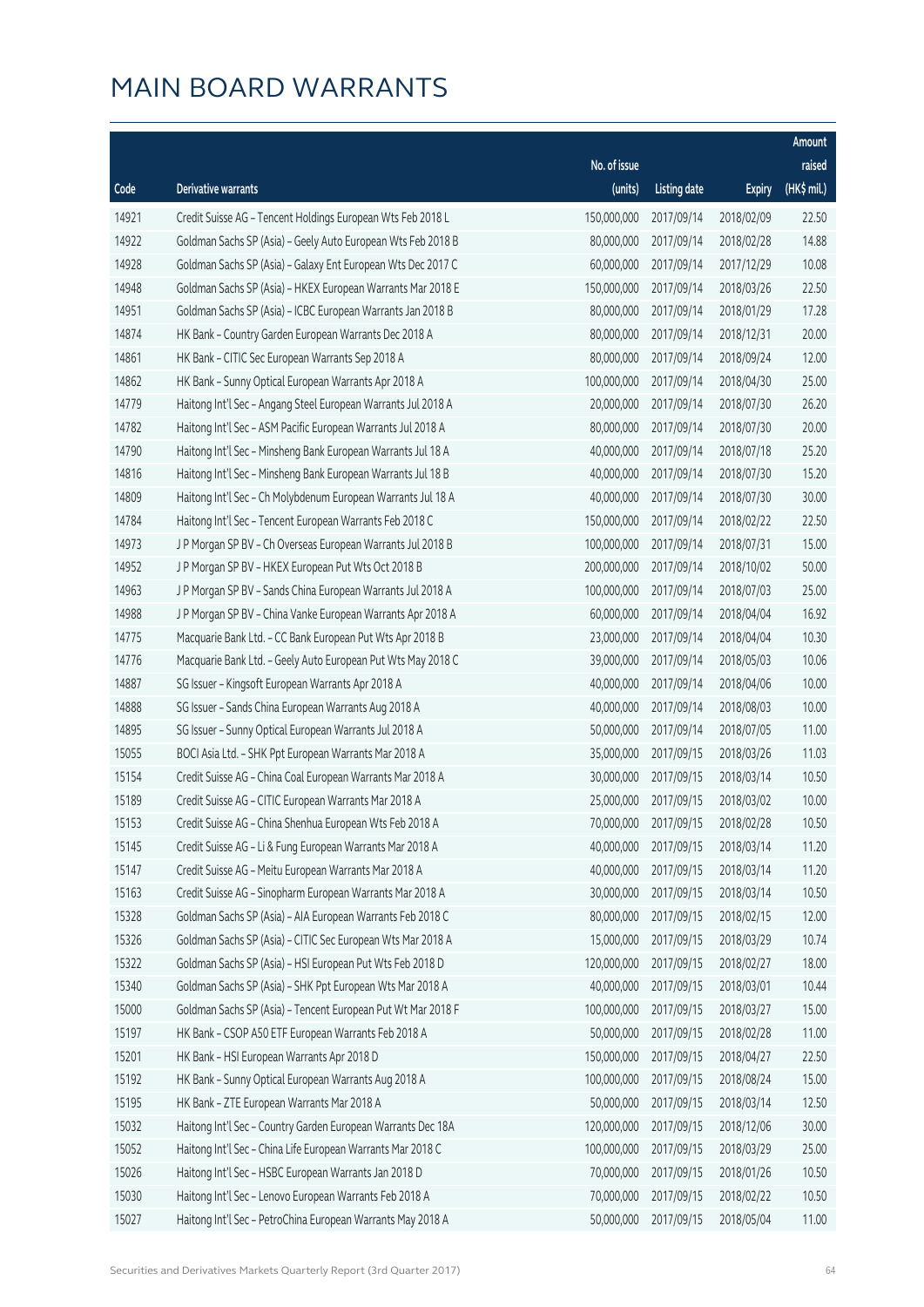# MAIN BOARD WARRANTS

| Code | Derivative warrants | No. of issue (units) | Listing date | Expiry | Amount raised (HK$ mil.) |
|---|---|---|---|---|---|
| 14921 | Credit Suisse AG - Tencent Holdings European Wts Feb 2018 L | 150,000,000 | 2017/09/14 | 2018/02/09 | 22.50 |
| 14922 | Goldman Sachs SP (Asia) - Geely Auto European Wts Feb 2018 B | 80,000,000 | 2017/09/14 | 2018/02/28 | 14.88 |
| 14928 | Goldman Sachs SP (Asia) - Galaxy Ent European Wts Dec 2017 C | 60,000,000 | 2017/09/14 | 2017/12/29 | 10.08 |
| 14948 | Goldman Sachs SP (Asia) - HKEX European Warrants Mar 2018 E | 150,000,000 | 2017/09/14 | 2018/03/26 | 22.50 |
| 14951 | Goldman Sachs SP (Asia) - ICBC European Warrants Jan 2018 B | 80,000,000 | 2017/09/14 | 2018/01/29 | 17.28 |
| 14874 | HK Bank - Country Garden European Warrants Dec 2018 A | 80,000,000 | 2017/09/14 | 2018/12/31 | 20.00 |
| 14861 | HK Bank - CITIC Sec European Warrants Sep 2018 A | 80,000,000 | 2017/09/14 | 2018/09/24 | 12.00 |
| 14862 | HK Bank - Sunny Optical European Warrants Apr 2018 A | 100,000,000 | 2017/09/14 | 2018/04/30 | 25.00 |
| 14779 | Haitong Int'l Sec - Angang Steel European Warrants Jul 2018 A | 20,000,000 | 2017/09/14 | 2018/07/30 | 26.20 |
| 14782 | Haitong Int'l Sec - ASM Pacific European Warrants Jul 2018 A | 80,000,000 | 2017/09/14 | 2018/07/30 | 20.00 |
| 14790 | Haitong Int'l Sec - Minsheng Bank European Warrants Jul 18 A | 40,000,000 | 2017/09/14 | 2018/07/18 | 25.20 |
| 14816 | Haitong Int'l Sec - Minsheng Bank European Warrants Jul 18 B | 40,000,000 | 2017/09/14 | 2018/07/30 | 15.20 |
| 14809 | Haitong Int'l Sec - Ch Molybdenum European Warrants Jul 18 A | 40,000,000 | 2017/09/14 | 2018/07/30 | 30.00 |
| 14784 | Haitong Int'l Sec - Tencent European Warrants Feb 2018 C | 150,000,000 | 2017/09/14 | 2018/02/22 | 22.50 |
| 14973 | J P Morgan SP BV - Ch Overseas European Warrants Jul 2018 B | 100,000,000 | 2017/09/14 | 2018/07/31 | 15.00 |
| 14952 | J P Morgan SP BV - HKEX European Put Wts Oct 2018 B | 200,000,000 | 2017/09/14 | 2018/10/02 | 50.00 |
| 14963 | J P Morgan SP BV - Sands China European Warrants Jul 2018 A | 100,000,000 | 2017/09/14 | 2018/07/03 | 25.00 |
| 14988 | J P Morgan SP BV - China Vanke European Warrants Apr 2018 A | 60,000,000 | 2017/09/14 | 2018/04/04 | 16.92 |
| 14775 | Macquarie Bank Ltd. - CC Bank European Put Wts Apr 2018 B | 23,000,000 | 2017/09/14 | 2018/04/04 | 10.30 |
| 14776 | Macquarie Bank Ltd. - Geely Auto European Put Wts May 2018 C | 39,000,000 | 2017/09/14 | 2018/05/03 | 10.06 |
| 14887 | SG Issuer - Kingsoft European Warrants Apr 2018 A | 40,000,000 | 2017/09/14 | 2018/04/06 | 10.00 |
| 14888 | SG Issuer - Sands China European Warrants Aug 2018 A | 40,000,000 | 2017/09/14 | 2018/08/03 | 10.00 |
| 14895 | SG Issuer - Sunny Optical European Warrants Jul 2018 A | 50,000,000 | 2017/09/14 | 2018/07/05 | 11.00 |
| 15055 | BOCI Asia Ltd. - SHK Ppt European Warrants Mar 2018 A | 35,000,000 | 2017/09/15 | 2018/03/26 | 11.03 |
| 15154 | Credit Suisse AG - China Coal European Warrants Mar 2018 A | 30,000,000 | 2017/09/15 | 2018/03/14 | 10.50 |
| 15189 | Credit Suisse AG - CITIC European Warrants Mar 2018 A | 25,000,000 | 2017/09/15 | 2018/03/02 | 10.00 |
| 15153 | Credit Suisse AG - China Shenhua European Wts Feb 2018 A | 70,000,000 | 2017/09/15 | 2018/02/28 | 10.50 |
| 15145 | Credit Suisse AG - Li & Fung European Warrants Mar 2018 A | 40,000,000 | 2017/09/15 | 2018/03/14 | 11.20 |
| 15147 | Credit Suisse AG - Meitu European Warrants Mar 2018 A | 40,000,000 | 2017/09/15 | 2018/03/14 | 11.20 |
| 15163 | Credit Suisse AG - Sinopharm European Warrants Mar 2018 A | 30,000,000 | 2017/09/15 | 2018/03/14 | 10.50 |
| 15328 | Goldman Sachs SP (Asia) - AIA European Warrants Feb 2018 C | 80,000,000 | 2017/09/15 | 2018/02/15 | 12.00 |
| 15326 | Goldman Sachs SP (Asia) - CITIC Sec European Wts Mar 2018 A | 15,000,000 | 2017/09/15 | 2018/03/29 | 10.74 |
| 15322 | Goldman Sachs SP (Asia) - HSI European Put Wts Feb 2018 D | 120,000,000 | 2017/09/15 | 2018/02/27 | 18.00 |
| 15340 | Goldman Sachs SP (Asia) - SHK Ppt European Wts Mar 2018 A | 40,000,000 | 2017/09/15 | 2018/03/01 | 10.44 |
| 15000 | Goldman Sachs SP (Asia) - Tencent European Put Wt Mar 2018 F | 100,000,000 | 2017/09/15 | 2018/03/27 | 15.00 |
| 15197 | HK Bank - CSOP A50 ETF European Warrants Feb 2018 A | 50,000,000 | 2017/09/15 | 2018/02/28 | 11.00 |
| 15201 | HK Bank - HSI European Warrants Apr 2018 D | 150,000,000 | 2017/09/15 | 2018/04/27 | 22.50 |
| 15192 | HK Bank - Sunny Optical European Warrants Aug 2018 A | 100,000,000 | 2017/09/15 | 2018/08/24 | 15.00 |
| 15195 | HK Bank - ZTE European Warrants Mar 2018 A | 50,000,000 | 2017/09/15 | 2018/03/14 | 12.50 |
| 15032 | Haitong Int'l Sec - Country Garden European Warrants Dec 18A | 120,000,000 | 2017/09/15 | 2018/12/06 | 30.00 |
| 15052 | Haitong Int'l Sec - China Life European Warrants Mar 2018 C | 100,000,000 | 2017/09/15 | 2018/03/29 | 25.00 |
| 15026 | Haitong Int'l Sec - HSBC European Warrants Jan 2018 D | 70,000,000 | 2017/09/15 | 2018/01/26 | 10.50 |
| 15030 | Haitong Int'l Sec - Lenovo European Warrants Feb 2018 A | 70,000,000 | 2017/09/15 | 2018/02/22 | 10.50 |
| 15027 | Haitong Int'l Sec - PetroChina European Warrants May 2018 A | 50,000,000 | 2017/09/15 | 2018/05/04 | 11.00 |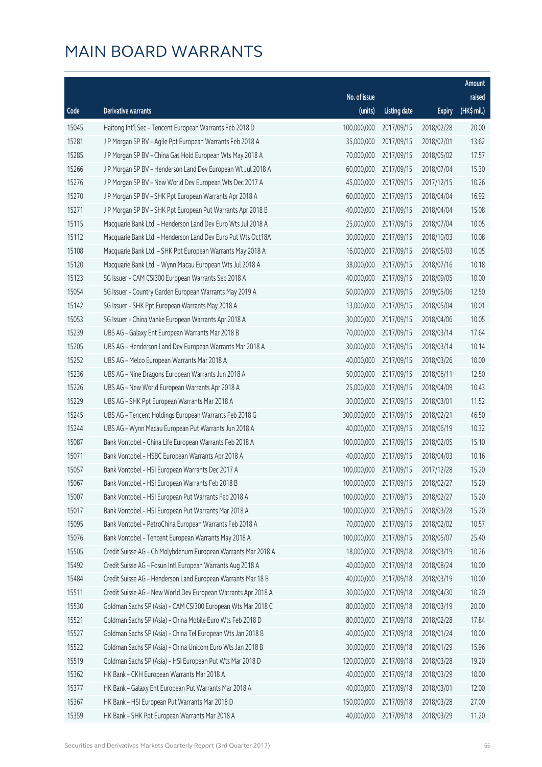# MAIN BOARD WARRANTS

| Code | Derivative warrants | No. of issue (units) | Listing date | Expiry | Amount raised (HK$ mil.) |
|---|---|---|---|---|---|
| 15045 | Haitong Int'l Sec – Tencent European Warrants Feb 2018 D | 100,000,000 | 2017/09/15 | 2018/02/28 | 20.00 |
| 15281 | J P Morgan SP BV – Agile Ppt European Warrants Feb 2018 A | 35,000,000 | 2017/09/15 | 2018/02/01 | 13.62 |
| 15285 | J P Morgan SP BV – China Gas Hold European Wts May 2018 A | 70,000,000 | 2017/09/15 | 2018/05/02 | 17.57 |
| 15266 | J P Morgan SP BV – Henderson Land Dev European Wt Jul 2018 A | 60,000,000 | 2017/09/15 | 2018/07/04 | 15.30 |
| 15276 | J P Morgan SP BV – New World Dev European Wts Dec 2017 A | 45,000,000 | 2017/09/15 | 2017/12/15 | 10.26 |
| 15270 | J P Morgan SP BV – SHK Ppt European Warrants Apr 2018 A | 60,000,000 | 2017/09/15 | 2018/04/04 | 16.92 |
| 15271 | J P Morgan SP BV – SHK Ppt European Put Warrants Apr 2018 B | 40,000,000 | 2017/09/15 | 2018/04/04 | 15.08 |
| 15115 | Macquarie Bank Ltd. – Henderson Land Dev Euro Wts Jul 2018 A | 25,000,000 | 2017/09/15 | 2018/07/04 | 10.05 |
| 15112 | Macquarie Bank Ltd. – Henderson Land Dev Euro Put Wts Oct18A | 30,000,000 | 2017/09/15 | 2018/10/03 | 10.08 |
| 15108 | Macquarie Bank Ltd. – SHK Ppt European Warrants May 2018 A | 16,000,000 | 2017/09/15 | 2018/05/03 | 10.05 |
| 15120 | Macquarie Bank Ltd. – Wynn Macau European Wts Jul 2018 A | 38,000,000 | 2017/09/15 | 2018/07/16 | 10.18 |
| 15123 | SG Issuer – CAM CSI300 European Warrants Sep 2018 A | 40,000,000 | 2017/09/15 | 2018/09/05 | 10.00 |
| 15054 | SG Issuer – Country Garden European Warrants May 2019 A | 50,000,000 | 2017/09/15 | 2019/05/06 | 12.50 |
| 15142 | SG Issuer – SHK Ppt European Warrants May 2018 A | 13,000,000 | 2017/09/15 | 2018/05/04 | 10.01 |
| 15053 | SG Issuer – China Vanke European Warrants Apr 2018 A | 30,000,000 | 2017/09/15 | 2018/04/06 | 10.05 |
| 15239 | UBS AG – Galaxy Ent European Warrants Mar 2018 B | 70,000,000 | 2017/09/15 | 2018/03/14 | 17.64 |
| 15205 | UBS AG – Henderson Land Dev European Warrants Mar 2018 A | 30,000,000 | 2017/09/15 | 2018/03/14 | 10.14 |
| 15252 | UBS AG – Melco European Warrants Mar 2018 A | 40,000,000 | 2017/09/15 | 2018/03/26 | 10.00 |
| 15236 | UBS AG – Nine Dragons European Warrants Jun 2018 A | 50,000,000 | 2017/09/15 | 2018/06/11 | 12.50 |
| 15226 | UBS AG – New World European Warrants Apr 2018 A | 25,000,000 | 2017/09/15 | 2018/04/09 | 10.43 |
| 15229 | UBS AG – SHK Ppt European Warrants Mar 2018 A | 30,000,000 | 2017/09/15 | 2018/03/01 | 11.52 |
| 15245 | UBS AG – Tencent Holdings European Warrants Feb 2018 G | 300,000,000 | 2017/09/15 | 2018/02/21 | 46.50 |
| 15244 | UBS AG – Wynn Macau European Put Warrants Jun 2018 A | 40,000,000 | 2017/09/15 | 2018/06/19 | 10.32 |
| 15087 | Bank Vontobel – China Life European Warrants Feb 2018 A | 100,000,000 | 2017/09/15 | 2018/02/05 | 15.10 |
| 15071 | Bank Vontobel – HSBC European Warrants Apr 2018 A | 40,000,000 | 2017/09/15 | 2018/04/03 | 10.16 |
| 15057 | Bank Vontobel – HSI European Warrants Dec 2017 A | 100,000,000 | 2017/09/15 | 2017/12/28 | 15.20 |
| 15067 | Bank Vontobel – HSI European Warrants Feb 2018 B | 100,000,000 | 2017/09/15 | 2018/02/27 | 15.20 |
| 15007 | Bank Vontobel – HSI European Put Warrants Feb 2018 A | 100,000,000 | 2017/09/15 | 2018/02/27 | 15.20 |
| 15017 | Bank Vontobel – HSI European Put Warrants Mar 2018 A | 100,000,000 | 2017/09/15 | 2018/03/28 | 15.20 |
| 15095 | Bank Vontobel – PetroChina European Warrants Feb 2018 A | 70,000,000 | 2017/09/15 | 2018/02/02 | 10.57 |
| 15076 | Bank Vontobel – Tencent European Warrants May 2018 A | 100,000,000 | 2017/09/15 | 2018/05/07 | 25.40 |
| 15505 | Credit Suisse AG – Ch Molybdenum European Warrants Mar 2018 A | 18,000,000 | 2017/09/18 | 2018/03/19 | 10.26 |
| 15492 | Credit Suisse AG – Fosun Intl European Warrants Aug 2018 A | 40,000,000 | 2017/09/18 | 2018/08/24 | 10.00 |
| 15484 | Credit Suisse AG – Henderson Land European Warrants Mar 18 B | 40,000,000 | 2017/09/18 | 2018/03/19 | 10.00 |
| 15511 | Credit Suisse AG – New World Dev European Warrants Apr 2018 A | 30,000,000 | 2017/09/18 | 2018/04/30 | 10.20 |
| 15530 | Goldman Sachs SP (Asia) – CAM CSI300 European Wts Mar 2018 C | 80,000,000 | 2017/09/18 | 2018/03/19 | 20.00 |
| 15521 | Goldman Sachs SP (Asia) – China Mobile Euro Wts Feb 2018 D | 80,000,000 | 2017/09/18 | 2018/02/28 | 17.84 |
| 15527 | Goldman Sachs SP (Asia) – China Tel European Wts Jan 2018 B | 40,000,000 | 2017/09/18 | 2018/01/24 | 10.00 |
| 15522 | Goldman Sachs SP (Asia) – China Unicom Euro Wts Jan 2018 B | 30,000,000 | 2017/09/18 | 2018/01/29 | 15.96 |
| 15519 | Goldman Sachs SP (Asia) – HSI European Put Wts Mar 2018 D | 120,000,000 | 2017/09/18 | 2018/03/28 | 19.20 |
| 15362 | HK Bank – CKH European Warrants Mar 2018 A | 40,000,000 | 2017/09/18 | 2018/03/29 | 10.00 |
| 15377 | HK Bank – Galaxy Ent European Put Warrants Mar 2018 A | 40,000,000 | 2017/09/18 | 2018/03/01 | 12.00 |
| 15367 | HK Bank – HSI European Put Warrants Mar 2018 D | 150,000,000 | 2017/09/18 | 2018/03/28 | 27.00 |
| 15359 | HK Bank – SHK Ppt European Warrants Mar 2018 A | 40,000,000 | 2017/09/18 | 2018/03/29 | 11.20 |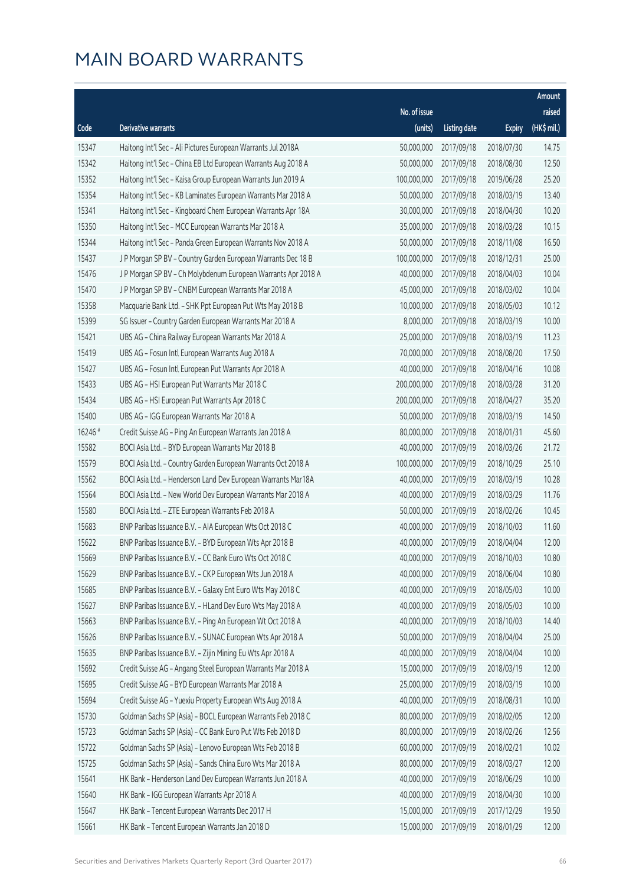# MAIN BOARD WARRANTS

| Code | Derivative warrants | No. of issue (units) | Listing date | Expiry | Amount raised (HK$ mil.) |
|---|---|---|---|---|---|
| 15347 | Haitong Int'l Sec - Ali Pictures European Warrants Jul 2018A | 50,000,000 | 2017/09/18 | 2018/07/30 | 14.75 |
| 15342 | Haitong Int'l Sec - China EB Ltd European Warrants Aug 2018 A | 50,000,000 | 2017/09/18 | 2018/08/30 | 12.50 |
| 15352 | Haitong Int'l Sec - Kaisa Group European Warrants Jun 2019 A | 100,000,000 | 2017/09/18 | 2019/06/28 | 25.20 |
| 15354 | Haitong Int'l Sec - KB Laminates European Warrants Mar 2018 A | 50,000,000 | 2017/09/18 | 2018/03/19 | 13.40 |
| 15341 | Haitong Int'l Sec - Kingboard Chem European Warrants Apr 18A | 30,000,000 | 2017/09/18 | 2018/04/30 | 10.20 |
| 15350 | Haitong Int'l Sec - MCC European Warrants Mar 2018 A | 35,000,000 | 2017/09/18 | 2018/03/28 | 10.15 |
| 15344 | Haitong Int'l Sec - Panda Green European Warrants Nov 2018 A | 50,000,000 | 2017/09/18 | 2018/11/08 | 16.50 |
| 15437 | J P Morgan SP BV - Country Garden European Warrants Dec 18 B | 100,000,000 | 2017/09/18 | 2018/12/31 | 25.00 |
| 15476 | J P Morgan SP BV - Ch Molybdenum European Warrants Apr 2018 A | 40,000,000 | 2017/09/18 | 2018/04/03 | 10.04 |
| 15470 | J P Morgan SP BV - CNBM European Warrants Mar 2018 A | 45,000,000 | 2017/09/18 | 2018/03/02 | 10.04 |
| 15358 | Macquarie Bank Ltd. - SHK Ppt European Put Wts May 2018 B | 10,000,000 | 2017/09/18 | 2018/05/03 | 10.12 |
| 15399 | SG Issuer - Country Garden European Warrants Mar 2018 A | 8,000,000 | 2017/09/18 | 2018/03/19 | 10.00 |
| 15421 | UBS AG - China Railway European Warrants Mar 2018 A | 25,000,000 | 2017/09/18 | 2018/03/19 | 11.23 |
| 15419 | UBS AG - Fosun Intl European Warrants Aug 2018 A | 70,000,000 | 2017/09/18 | 2018/08/20 | 17.50 |
| 15427 | UBS AG - Fosun Intl European Put Warrants Apr 2018 A | 40,000,000 | 2017/09/18 | 2018/04/16 | 10.08 |
| 15433 | UBS AG - HSI European Put Warrants Mar 2018 C | 200,000,000 | 2017/09/18 | 2018/03/28 | 31.20 |
| 15434 | UBS AG - HSI European Put Warrants Apr 2018 C | 200,000,000 | 2017/09/18 | 2018/04/27 | 35.20 |
| 15400 | UBS AG - IGG European Warrants Mar 2018 A | 50,000,000 | 2017/09/18 | 2018/03/19 | 14.50 |
| 16246 # | Credit Suisse AG - Ping An European Warrants Jan 2018 A | 80,000,000 | 2017/09/18 | 2018/01/31 | 45.60 |
| 15582 | BOCI Asia Ltd. - BYD European Warrants Mar 2018 B | 40,000,000 | 2017/09/19 | 2018/03/26 | 21.72 |
| 15579 | BOCI Asia Ltd. - Country Garden European Warrants Oct 2018 A | 100,000,000 | 2017/09/19 | 2018/10/29 | 25.10 |
| 15562 | BOCI Asia Ltd. - Henderson Land Dev European Warrants Mar18A | 40,000,000 | 2017/09/19 | 2018/03/19 | 10.28 |
| 15564 | BOCI Asia Ltd. - New World Dev European Warrants Mar 2018 A | 40,000,000 | 2017/09/19 | 2018/03/29 | 11.76 |
| 15580 | BOCI Asia Ltd. - ZTE European Warrants Feb 2018 A | 50,000,000 | 2017/09/19 | 2018/02/26 | 10.45 |
| 15683 | BNP Paribas Issuance B.V. - AIA European Wts Oct 2018 C | 40,000,000 | 2017/09/19 | 2018/10/03 | 11.60 |
| 15622 | BNP Paribas Issuance B.V. - BYD European Wts Apr 2018 B | 40,000,000 | 2017/09/19 | 2018/04/04 | 12.00 |
| 15669 | BNP Paribas Issuance B.V. - CC Bank Euro Wts Oct 2018 C | 40,000,000 | 2017/09/19 | 2018/10/03 | 10.80 |
| 15629 | BNP Paribas Issuance B.V. - CKP European Wts Jun 2018 A | 40,000,000 | 2017/09/19 | 2018/06/04 | 10.80 |
| 15685 | BNP Paribas Issuance B.V. - Galaxy Ent Euro Wts May 2018 C | 40,000,000 | 2017/09/19 | 2018/05/03 | 10.00 |
| 15627 | BNP Paribas Issuance B.V. - HLand Dev Euro Wts May 2018 A | 40,000,000 | 2017/09/19 | 2018/05/03 | 10.00 |
| 15663 | BNP Paribas Issuance B.V. - Ping An European Wt Oct 2018 A | 40,000,000 | 2017/09/19 | 2018/10/03 | 14.40 |
| 15626 | BNP Paribas Issuance B.V. - SUNAC European Wts Apr 2018 A | 50,000,000 | 2017/09/19 | 2018/04/04 | 25.00 |
| 15635 | BNP Paribas Issuance B.V. - Zijin Mining Eu Wts Apr 2018 A | 40,000,000 | 2017/09/19 | 2018/04/04 | 10.00 |
| 15692 | Credit Suisse AG - Angang Steel European Warrants Mar 2018 A | 15,000,000 | 2017/09/19 | 2018/03/19 | 12.00 |
| 15695 | Credit Suisse AG - BYD European Warrants Mar 2018 A | 25,000,000 | 2017/09/19 | 2018/03/19 | 10.00 |
| 15694 | Credit Suisse AG - Yuexiu Property European Wts Aug 2018 A | 40,000,000 | 2017/09/19 | 2018/08/31 | 10.00 |
| 15730 | Goldman Sachs SP (Asia) - BOCL European Warrants Feb 2018 C | 80,000,000 | 2017/09/19 | 2018/02/05 | 12.00 |
| 15723 | Goldman Sachs SP (Asia) - CC Bank Euro Put Wts Feb 2018 D | 80,000,000 | 2017/09/19 | 2018/02/26 | 12.56 |
| 15722 | Goldman Sachs SP (Asia) - Lenovo European Wts Feb 2018 B | 60,000,000 | 2017/09/19 | 2018/02/21 | 10.02 |
| 15725 | Goldman Sachs SP (Asia) - Sands China Euro Wts Mar 2018 A | 80,000,000 | 2017/09/19 | 2018/03/27 | 12.00 |
| 15641 | HK Bank - Henderson Land Dev European Warrants Jun 2018 A | 40,000,000 | 2017/09/19 | 2018/06/29 | 10.00 |
| 15640 | HK Bank - IGG European Warrants Apr 2018 A | 40,000,000 | 2017/09/19 | 2018/04/30 | 10.00 |
| 15647 | HK Bank - Tencent European Warrants Dec 2017 H | 15,000,000 | 2017/09/19 | 2017/12/29 | 19.50 |
| 15661 | HK Bank - Tencent European Warrants Jan 2018 D | 15,000,000 | 2017/09/19 | 2018/01/29 | 12.00 |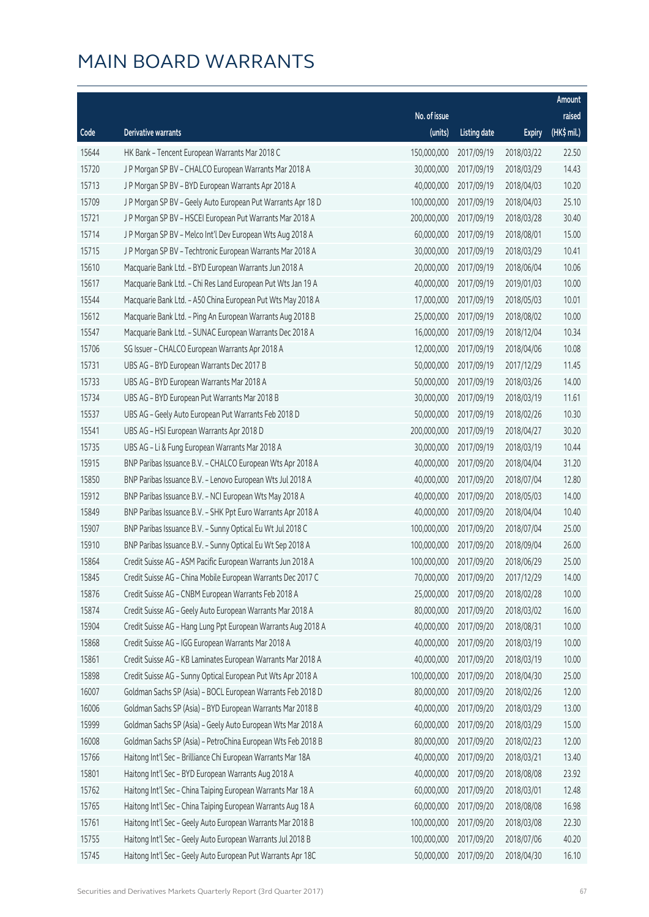# MAIN BOARD WARRANTS

| Code | Derivative warrants | No. of issue (units) | Listing date | Expiry | Amount raised (HK$ mil.) |
|---|---|---|---|---|---|
| 15644 | HK Bank – Tencent European Warrants Mar 2018 C | 150,000,000 | 2017/09/19 | 2018/03/22 | 22.50 |
| 15720 | J P Morgan SP BV – CHALCO European Warrants Mar 2018 A | 30,000,000 | 2017/09/19 | 2018/03/29 | 14.43 |
| 15713 | J P Morgan SP BV – BYD European Warrants Apr 2018 A | 40,000,000 | 2017/09/19 | 2018/04/03 | 10.20 |
| 15709 | J P Morgan SP BV – Geely Auto European Put Warrants Apr 18 D | 100,000,000 | 2017/09/19 | 2018/04/03 | 25.10 |
| 15721 | J P Morgan SP BV – HSCEI European Put Warrants Mar 2018 A | 200,000,000 | 2017/09/19 | 2018/03/28 | 30.40 |
| 15714 | J P Morgan SP BV – Melco Int'l Dev European Wts Aug 2018 A | 60,000,000 | 2017/09/19 | 2018/08/01 | 15.00 |
| 15715 | J P Morgan SP BV – Techtronic European Warrants Mar 2018 A | 30,000,000 | 2017/09/19 | 2018/03/29 | 10.41 |
| 15610 | Macquarie Bank Ltd. – BYD European Warrants Jun 2018 A | 20,000,000 | 2017/09/19 | 2018/06/04 | 10.06 |
| 15617 | Macquarie Bank Ltd. – Chi Res Land European Put Wts Jan 19 A | 40,000,000 | 2017/09/19 | 2019/01/03 | 10.00 |
| 15544 | Macquarie Bank Ltd. – A50 China European Put Wts May 2018 A | 17,000,000 | 2017/09/19 | 2018/05/03 | 10.01 |
| 15612 | Macquarie Bank Ltd. – Ping An European Warrants Aug 2018 B | 25,000,000 | 2017/09/19 | 2018/08/02 | 10.00 |
| 15547 | Macquarie Bank Ltd. – SUNAC European Warrants Dec 2018 A | 16,000,000 | 2017/09/19 | 2018/12/04 | 10.34 |
| 15706 | SG Issuer – CHALCO European Warrants Apr 2018 A | 12,000,000 | 2017/09/19 | 2018/04/06 | 10.08 |
| 15731 | UBS AG – BYD European Warrants Dec 2017 B | 50,000,000 | 2017/09/19 | 2017/12/29 | 11.45 |
| 15733 | UBS AG – BYD European Warrants Mar 2018 A | 50,000,000 | 2017/09/19 | 2018/03/26 | 14.00 |
| 15734 | UBS AG – BYD European Put Warrants Mar 2018 B | 30,000,000 | 2017/09/19 | 2018/03/19 | 11.61 |
| 15537 | UBS AG – Geely Auto European Put Warrants Feb 2018 D | 50,000,000 | 2017/09/19 | 2018/02/26 | 10.30 |
| 15541 | UBS AG – HSI European Warrants Apr 2018 D | 200,000,000 | 2017/09/19 | 2018/04/27 | 30.20 |
| 15735 | UBS AG – Li & Fung European Warrants Mar 2018 A | 30,000,000 | 2017/09/19 | 2018/03/19 | 10.44 |
| 15915 | BNP Paribas Issuance B.V. – CHALCO European Wts Apr 2018 A | 40,000,000 | 2017/09/20 | 2018/04/04 | 31.20 |
| 15850 | BNP Paribas Issuance B.V. – Lenovo European Wts Jul 2018 A | 40,000,000 | 2017/09/20 | 2018/07/04 | 12.80 |
| 15912 | BNP Paribas Issuance B.V. – NCI European Wts May 2018 A | 40,000,000 | 2017/09/20 | 2018/05/03 | 14.00 |
| 15849 | BNP Paribas Issuance B.V. – SHK Ppt Euro Warrants Apr 2018 A | 40,000,000 | 2017/09/20 | 2018/04/04 | 10.40 |
| 15907 | BNP Paribas Issuance B.V. – Sunny Optical Eu Wt Jul 2018 C | 100,000,000 | 2017/09/20 | 2018/07/04 | 25.00 |
| 15910 | BNP Paribas Issuance B.V. – Sunny Optical Eu Wt Sep 2018 A | 100,000,000 | 2017/09/20 | 2018/09/04 | 26.00 |
| 15864 | Credit Suisse AG – ASM Pacific European Warrants Jun 2018 A | 100,000,000 | 2017/09/20 | 2018/06/29 | 25.00 |
| 15845 | Credit Suisse AG – China Mobile European Warrants Dec 2017 C | 70,000,000 | 2017/09/20 | 2017/12/29 | 14.00 |
| 15876 | Credit Suisse AG – CNBM European Warrants Feb 2018 A | 25,000,000 | 2017/09/20 | 2018/02/28 | 10.00 |
| 15874 | Credit Suisse AG – Geely Auto European Warrants Mar 2018 A | 80,000,000 | 2017/09/20 | 2018/03/02 | 16.00 |
| 15904 | Credit Suisse AG – Hang Lung Ppt European Warrants Aug 2018 A | 40,000,000 | 2017/09/20 | 2018/08/31 | 10.00 |
| 15868 | Credit Suisse AG – IGG European Warrants Mar 2018 A | 40,000,000 | 2017/09/20 | 2018/03/19 | 10.00 |
| 15861 | Credit Suisse AG – KB Laminates European Warrants Mar 2018 A | 40,000,000 | 2017/09/20 | 2018/03/19 | 10.00 |
| 15898 | Credit Suisse AG – Sunny Optical European Put Wts Apr 2018 A | 100,000,000 | 2017/09/20 | 2018/04/30 | 25.00 |
| 16007 | Goldman Sachs SP (Asia) – BOCL European Warrants Feb 2018 D | 80,000,000 | 2017/09/20 | 2018/02/26 | 12.00 |
| 16006 | Goldman Sachs SP (Asia) – BYD European Warrants Mar 2018 B | 40,000,000 | 2017/09/20 | 2018/03/29 | 13.00 |
| 15999 | Goldman Sachs SP (Asia) – Geely Auto European Wts Mar 2018 A | 60,000,000 | 2017/09/20 | 2018/03/29 | 15.00 |
| 16008 | Goldman Sachs SP (Asia) – PetroChina European Wts Feb 2018 B | 80,000,000 | 2017/09/20 | 2018/02/23 | 12.00 |
| 15766 | Haitong Int'l Sec – Brilliance Chi European Warrants Mar 18A | 40,000,000 | 2017/09/20 | 2018/03/21 | 13.40 |
| 15801 | Haitong Int'l Sec – BYD European Warrants Aug 2018 A | 40,000,000 | 2017/09/20 | 2018/08/08 | 23.92 |
| 15762 | Haitong Int'l Sec – China Taiping European Warrants Mar 18 A | 60,000,000 | 2017/09/20 | 2018/03/01 | 12.48 |
| 15765 | Haitong Int'l Sec – China Taiping European Warrants Aug 18 A | 60,000,000 | 2017/09/20 | 2018/08/08 | 16.98 |
| 15761 | Haitong Int'l Sec – Geely Auto European Warrants Mar 2018 B | 100,000,000 | 2017/09/20 | 2018/03/08 | 22.30 |
| 15755 | Haitong Int'l Sec – Geely Auto European Warrants Jul 2018 B | 100,000,000 | 2017/09/20 | 2018/07/06 | 40.20 |
| 15745 | Haitong Int'l Sec – Geely Auto European Put Warrants Apr 18C | 50,000,000 | 2017/09/20 | 2018/04/30 | 16.10 |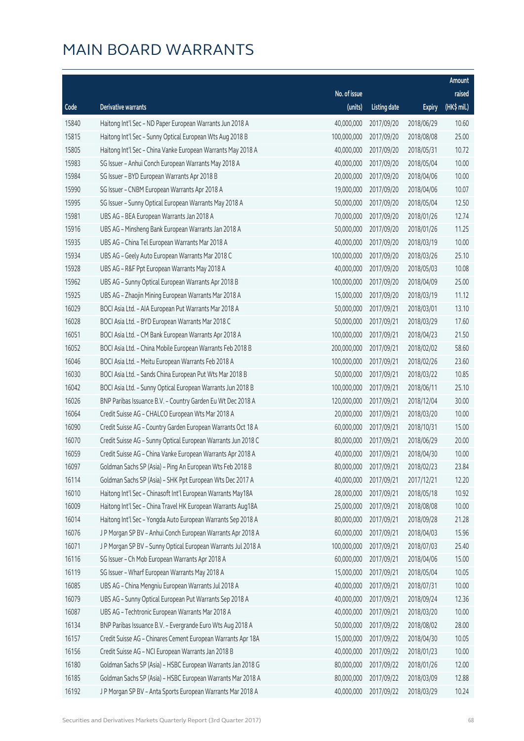# MAIN BOARD WARRANTS

| Code | Derivative warrants | No. of issue (units) | Listing date | Expiry | Amount raised (HK$ mil.) |
|---|---|---|---|---|---|
| 15840 | Haitong Int'l Sec – ND Paper European Warrants Jun 2018 A | 40,000,000 | 2017/09/20 | 2018/06/29 | 10.60 |
| 15815 | Haitong Int'l Sec – Sunny Optical European Wts Aug 2018 B | 100,000,000 | 2017/09/20 | 2018/08/08 | 25.00 |
| 15805 | Haitong Int'l Sec – China Vanke European Warrants May 2018 A | 40,000,000 | 2017/09/20 | 2018/05/31 | 10.72 |
| 15983 | SG Issuer – Anhui Conch European Warrants May 2018 A | 40,000,000 | 2017/09/20 | 2018/05/04 | 10.00 |
| 15984 | SG Issuer – BYD European Warrants Apr 2018 B | 20,000,000 | 2017/09/20 | 2018/04/06 | 10.00 |
| 15990 | SG Issuer – CNBM European Warrants Apr 2018 A | 19,000,000 | 2017/09/20 | 2018/04/06 | 10.07 |
| 15995 | SG Issuer – Sunny Optical European Warrants May 2018 A | 50,000,000 | 2017/09/20 | 2018/05/04 | 12.50 |
| 15981 | UBS AG – BEA European Warrants Jan 2018 A | 70,000,000 | 2017/09/20 | 2018/01/26 | 12.74 |
| 15916 | UBS AG – Minsheng Bank European Warrants Jan 2018 A | 50,000,000 | 2017/09/20 | 2018/01/26 | 11.25 |
| 15935 | UBS AG – China Tel European Warrants Mar 2018 A | 40,000,000 | 2017/09/20 | 2018/03/19 | 10.00 |
| 15934 | UBS AG – Geely Auto European Warrants Mar 2018 C | 100,000,000 | 2017/09/20 | 2018/03/26 | 25.10 |
| 15928 | UBS AG – R&F Ppt European Warrants May 2018 A | 40,000,000 | 2017/09/20 | 2018/05/03 | 10.08 |
| 15962 | UBS AG – Sunny Optical European Warrants Apr 2018 B | 100,000,000 | 2017/09/20 | 2018/04/09 | 25.00 |
| 15925 | UBS AG – Zhaojin Mining European Warrants Mar 2018 A | 15,000,000 | 2017/09/20 | 2018/03/19 | 11.12 |
| 16029 | BOCI Asia Ltd. – AIA European Put Warrants Mar 2018 A | 50,000,000 | 2017/09/21 | 2018/03/01 | 13.10 |
| 16028 | BOCI Asia Ltd. – BYD European Warrants Mar 2018 C | 50,000,000 | 2017/09/21 | 2018/03/29 | 17.60 |
| 16051 | BOCI Asia Ltd. – CM Bank European Warrants Apr 2018 A | 100,000,000 | 2017/09/21 | 2018/04/23 | 21.50 |
| 16052 | BOCI Asia Ltd. – China Mobile European Warrants Feb 2018 B | 200,000,000 | 2017/09/21 | 2018/02/02 | 58.60 |
| 16046 | BOCI Asia Ltd. – Meitu European Warrants Feb 2018 A | 100,000,000 | 2017/09/21 | 2018/02/26 | 23.60 |
| 16030 | BOCI Asia Ltd. – Sands China European Put Wts Mar 2018 B | 50,000,000 | 2017/09/21 | 2018/03/22 | 10.85 |
| 16042 | BOCI Asia Ltd. – Sunny Optical European Warrants Jun 2018 B | 100,000,000 | 2017/09/21 | 2018/06/11 | 25.10 |
| 16026 | BNP Paribas Issuance B.V. – Country Garden Eu Wt Dec 2018 A | 120,000,000 | 2017/09/21 | 2018/12/04 | 30.00 |
| 16064 | Credit Suisse AG – CHALCO European Wts Mar 2018 A | 20,000,000 | 2017/09/21 | 2018/03/20 | 10.00 |
| 16090 | Credit Suisse AG – Country Garden European Warrants Oct 18 A | 60,000,000 | 2017/09/21 | 2018/10/31 | 15.00 |
| 16070 | Credit Suisse AG – Sunny Optical European Warrants Jun 2018 C | 80,000,000 | 2017/09/21 | 2018/06/29 | 20.00 |
| 16059 | Credit Suisse AG – China Vanke European Warrants Apr 2018 A | 40,000,000 | 2017/09/21 | 2018/04/30 | 10.00 |
| 16097 | Goldman Sachs SP (Asia) – Ping An European Wts Feb 2018 B | 80,000,000 | 2017/09/21 | 2018/02/23 | 23.84 |
| 16114 | Goldman Sachs SP (Asia) – SHK Ppt European Wts Dec 2017 A | 40,000,000 | 2017/09/21 | 2017/12/21 | 12.20 |
| 16010 | Haitong Int'l Sec – Chinasoft Int'l European Warrants May18A | 28,000,000 | 2017/09/21 | 2018/05/18 | 10.92 |
| 16009 | Haitong Int'l Sec – China Travel HK European Warrants Aug18A | 25,000,000 | 2017/09/21 | 2018/08/08 | 10.00 |
| 16014 | Haitong Int'l Sec – Yongda Auto European Warrants Sep 2018 A | 80,000,000 | 2017/09/21 | 2018/09/28 | 21.28 |
| 16076 | J P Morgan SP BV – Anhui Conch European Warrants Apr 2018 A | 60,000,000 | 2017/09/21 | 2018/04/03 | 15.96 |
| 16071 | J P Morgan SP BV – Sunny Optical European Warrants Jul 2018 A | 100,000,000 | 2017/09/21 | 2018/07/03 | 25.40 |
| 16116 | SG Issuer – Ch Mob European Warrants Apr 2018 A | 60,000,000 | 2017/09/21 | 2018/04/06 | 15.00 |
| 16119 | SG Issuer – Wharf European Warrants May 2018 A | 15,000,000 | 2017/09/21 | 2018/05/04 | 10.05 |
| 16085 | UBS AG – China Mengniu European Warrants Jul 2018 A | 40,000,000 | 2017/09/21 | 2018/07/31 | 10.00 |
| 16079 | UBS AG – Sunny Optical European Put Warrants Sep 2018 A | 40,000,000 | 2017/09/21 | 2018/09/24 | 12.36 |
| 16087 | UBS AG – Techtronic European Warrants Mar 2018 A | 40,000,000 | 2017/09/21 | 2018/03/20 | 10.00 |
| 16134 | BNP Paribas Issuance B.V. – Evergrande Euro Wts Aug 2018 A | 50,000,000 | 2017/09/22 | 2018/08/02 | 28.00 |
| 16157 | Credit Suisse AG – Chinares Cement European Warrants Apr 18A | 15,000,000 | 2017/09/22 | 2018/04/30 | 10.05 |
| 16156 | Credit Suisse AG – NCI European Warrants Jan 2018 B | 40,000,000 | 2017/09/22 | 2018/01/23 | 10.00 |
| 16180 | Goldman Sachs SP (Asia) – HSBC European Warrants Jan 2018 G | 80,000,000 | 2017/09/22 | 2018/01/26 | 12.00 |
| 16185 | Goldman Sachs SP (Asia) – HSBC European Warrants Mar 2018 A | 80,000,000 | 2017/09/22 | 2018/03/09 | 12.88 |
| 16192 | J P Morgan SP BV – Anta Sports European Warrants Mar 2018 A | 40,000,000 | 2017/09/22 | 2018/03/29 | 10.24 |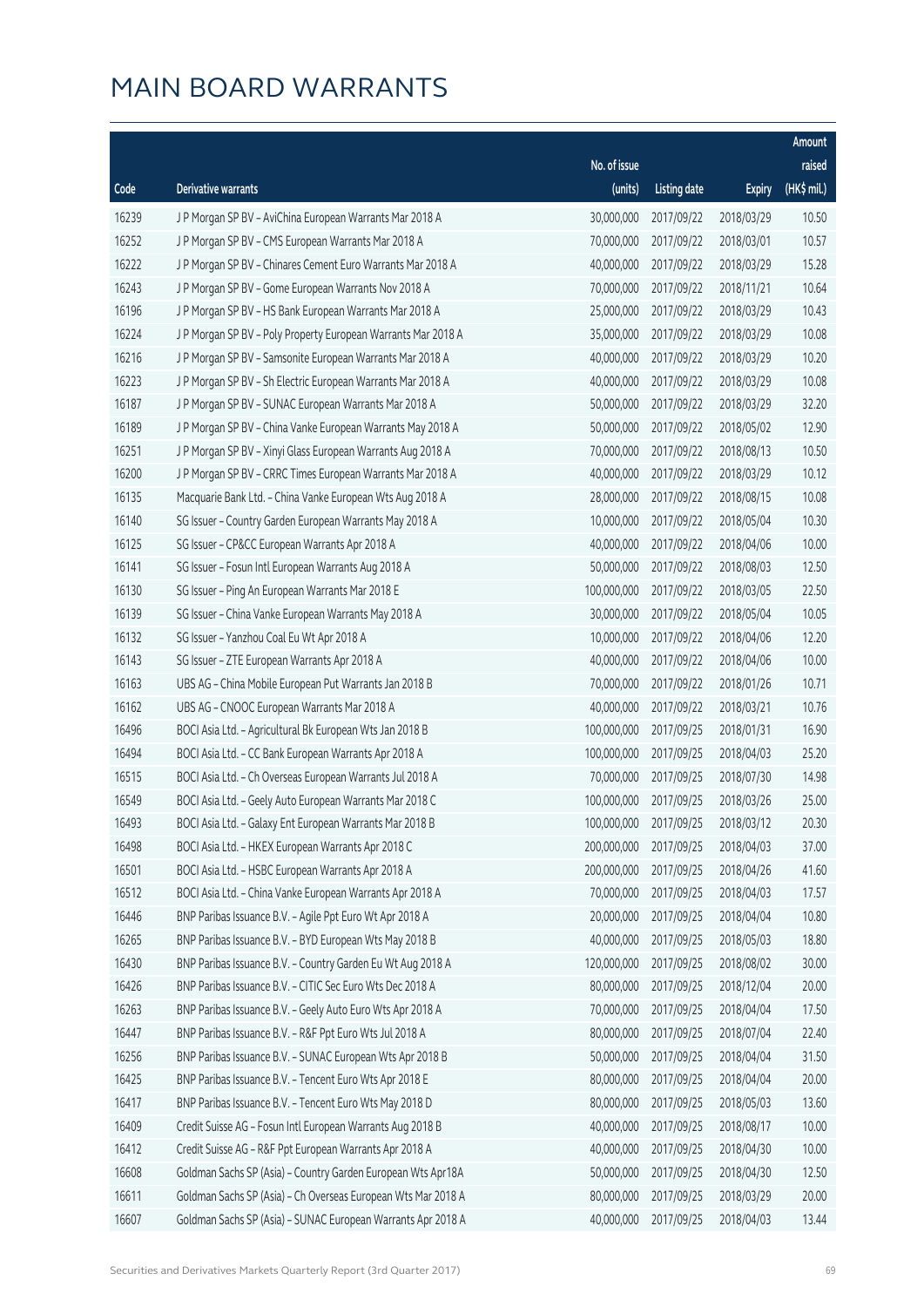# MAIN BOARD WARRANTS

| Code | Derivative warrants | No. of issue (units) | Listing date | Expiry | Amount raised (HK$ mil.) |
|---|---|---|---|---|---|
| 16239 | J P Morgan SP BV – AviChina European Warrants Mar 2018 A | 30,000,000 | 2017/09/22 | 2018/03/29 | 10.50 |
| 16252 | J P Morgan SP BV – CMS European Warrants Mar 2018 A | 70,000,000 | 2017/09/22 | 2018/03/01 | 10.57 |
| 16222 | J P Morgan SP BV – Chinares Cement Euro Warrants Mar 2018 A | 40,000,000 | 2017/09/22 | 2018/03/29 | 15.28 |
| 16243 | J P Morgan SP BV – Gome European Warrants Nov 2018 A | 70,000,000 | 2017/09/22 | 2018/11/21 | 10.64 |
| 16196 | J P Morgan SP BV – HS Bank European Warrants Mar 2018 A | 25,000,000 | 2017/09/22 | 2018/03/29 | 10.43 |
| 16224 | J P Morgan SP BV – Poly Property European Warrants Mar 2018 A | 35,000,000 | 2017/09/22 | 2018/03/29 | 10.08 |
| 16216 | J P Morgan SP BV – Samsonite European Warrants Mar 2018 A | 40,000,000 | 2017/09/22 | 2018/03/29 | 10.20 |
| 16223 | J P Morgan SP BV – Sh Electric European Warrants Mar 2018 A | 40,000,000 | 2017/09/22 | 2018/03/29 | 10.08 |
| 16187 | J P Morgan SP BV – SUNAC European Warrants Mar 2018 A | 50,000,000 | 2017/09/22 | 2018/03/29 | 32.20 |
| 16189 | J P Morgan SP BV – China Vanke European Warrants May 2018 A | 50,000,000 | 2017/09/22 | 2018/05/02 | 12.90 |
| 16251 | J P Morgan SP BV – Xinyi Glass European Warrants Aug 2018 A | 70,000,000 | 2017/09/22 | 2018/08/13 | 10.50 |
| 16200 | J P Morgan SP BV – CRRC Times European Warrants Mar 2018 A | 40,000,000 | 2017/09/22 | 2018/03/29 | 10.12 |
| 16135 | Macquarie Bank Ltd. – China Vanke European Wts Aug 2018 A | 28,000,000 | 2017/09/22 | 2018/08/15 | 10.08 |
| 16140 | SG Issuer – Country Garden European Warrants May 2018 A | 10,000,000 | 2017/09/22 | 2018/05/04 | 10.30 |
| 16125 | SG Issuer – CP&CC European Warrants Apr 2018 A | 40,000,000 | 2017/09/22 | 2018/04/06 | 10.00 |
| 16141 | SG Issuer – Fosun Intl European Warrants Aug 2018 A | 50,000,000 | 2017/09/22 | 2018/08/03 | 12.50 |
| 16130 | SG Issuer – Ping An European Warrants Mar 2018 E | 100,000,000 | 2017/09/22 | 2018/03/05 | 22.50 |
| 16139 | SG Issuer – China Vanke European Warrants May 2018 A | 30,000,000 | 2017/09/22 | 2018/05/04 | 10.05 |
| 16132 | SG Issuer – Yanzhou Coal Eu Wt Apr 2018 A | 10,000,000 | 2017/09/22 | 2018/04/06 | 12.20 |
| 16143 | SG Issuer – ZTE European Warrants Apr 2018 A | 40,000,000 | 2017/09/22 | 2018/04/06 | 10.00 |
| 16163 | UBS AG – China Mobile European Put Warrants Jan 2018 B | 70,000,000 | 2017/09/22 | 2018/01/26 | 10.71 |
| 16162 | UBS AG – CNOOC European Warrants Mar 2018 A | 40,000,000 | 2017/09/22 | 2018/03/21 | 10.76 |
| 16496 | BOCI Asia Ltd. – Agricultural Bk European Wts Jan 2018 B | 100,000,000 | 2017/09/25 | 2018/01/31 | 16.90 |
| 16494 | BOCI Asia Ltd. – CC Bank European Warrants Apr 2018 A | 100,000,000 | 2017/09/25 | 2018/04/03 | 25.20 |
| 16515 | BOCI Asia Ltd. – Ch Overseas European Warrants Jul 2018 A | 70,000,000 | 2017/09/25 | 2018/07/30 | 14.98 |
| 16549 | BOCI Asia Ltd. – Geely Auto European Warrants Mar 2018 C | 100,000,000 | 2017/09/25 | 2018/03/26 | 25.00 |
| 16493 | BOCI Asia Ltd. – Galaxy Ent European Warrants Mar 2018 B | 100,000,000 | 2017/09/25 | 2018/03/12 | 20.30 |
| 16498 | BOCI Asia Ltd. – HKEX European Warrants Apr 2018 C | 200,000,000 | 2017/09/25 | 2018/04/03 | 37.00 |
| 16501 | BOCI Asia Ltd. – HSBC European Warrants Apr 2018 A | 200,000,000 | 2017/09/25 | 2018/04/26 | 41.60 |
| 16512 | BOCI Asia Ltd. – China Vanke European Warrants Apr 2018 A | 70,000,000 | 2017/09/25 | 2018/04/03 | 17.57 |
| 16446 | BNP Paribas Issuance B.V. – Agile Ppt Euro Wt Apr 2018 A | 20,000,000 | 2017/09/25 | 2018/04/04 | 10.80 |
| 16265 | BNP Paribas Issuance B.V. – BYD European Wts May 2018 B | 40,000,000 | 2017/09/25 | 2018/05/03 | 18.80 |
| 16430 | BNP Paribas Issuance B.V. – Country Garden Eu Wt Aug 2018 A | 120,000,000 | 2017/09/25 | 2018/08/02 | 30.00 |
| 16426 | BNP Paribas Issuance B.V. – CITIC Sec Euro Wts Dec 2018 A | 80,000,000 | 2017/09/25 | 2018/12/04 | 20.00 |
| 16263 | BNP Paribas Issuance B.V. – Geely Auto Euro Wts Apr 2018 A | 70,000,000 | 2017/09/25 | 2018/04/04 | 17.50 |
| 16447 | BNP Paribas Issuance B.V. – R&F Ppt Euro Wts Jul 2018 A | 80,000,000 | 2017/09/25 | 2018/07/04 | 22.40 |
| 16256 | BNP Paribas Issuance B.V. – SUNAC European Wts Apr 2018 B | 50,000,000 | 2017/09/25 | 2018/04/04 | 31.50 |
| 16425 | BNP Paribas Issuance B.V. – Tencent Euro Wts Apr 2018 E | 80,000,000 | 2017/09/25 | 2018/04/04 | 20.00 |
| 16417 | BNP Paribas Issuance B.V. – Tencent Euro Wts May 2018 D | 80,000,000 | 2017/09/25 | 2018/05/03 | 13.60 |
| 16409 | Credit Suisse AG – Fosun Intl European Warrants Aug 2018 B | 40,000,000 | 2017/09/25 | 2018/08/17 | 10.00 |
| 16412 | Credit Suisse AG – R&F Ppt European Warrants Apr 2018 A | 40,000,000 | 2017/09/25 | 2018/04/30 | 10.00 |
| 16608 | Goldman Sachs SP (Asia) – Country Garden European Wts Apr18A | 50,000,000 | 2017/09/25 | 2018/04/30 | 12.50 |
| 16611 | Goldman Sachs SP (Asia) – Ch Overseas European Wts Mar 2018 A | 80,000,000 | 2017/09/25 | 2018/03/29 | 20.00 |
| 16607 | Goldman Sachs SP (Asia) – SUNAC European Warrants Apr 2018 A | 40,000,000 | 2017/09/25 | 2018/04/03 | 13.44 |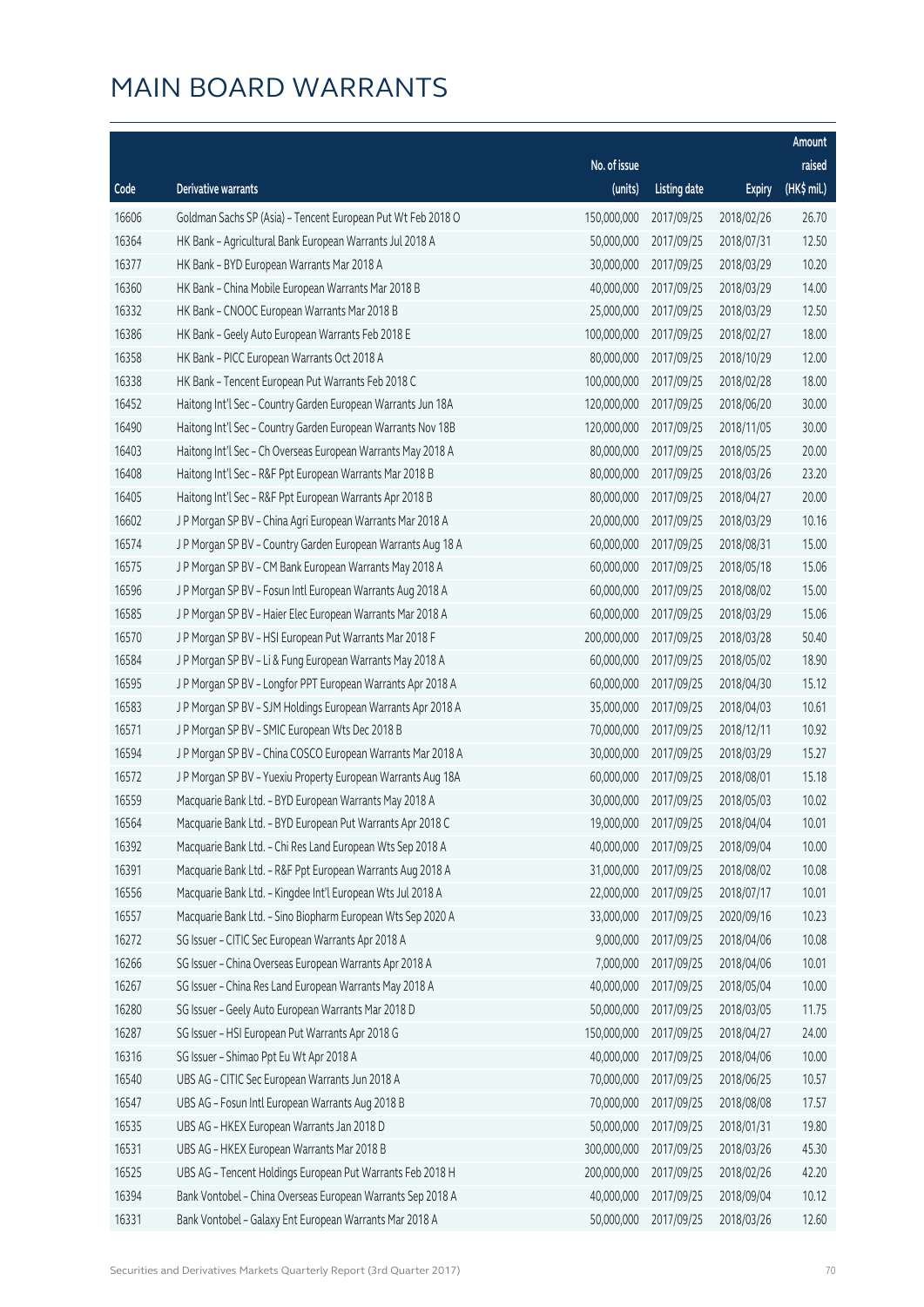# MAIN BOARD WARRANTS

| Code | Derivative warrants | No. of issue (units) | Listing date | Expiry | Amount raised (HK$ mil.) |
|---|---|---|---|---|---|
| 16606 | Goldman Sachs SP (Asia) – Tencent European Put Wt Feb 2018 O | 150,000,000 | 2017/09/25 | 2018/02/26 | 26.70 |
| 16364 | HK Bank – Agricultural Bank European Warrants Jul 2018 A | 50,000,000 | 2017/09/25 | 2018/07/31 | 12.50 |
| 16377 | HK Bank – BYD European Warrants Mar 2018 A | 30,000,000 | 2017/09/25 | 2018/03/29 | 10.20 |
| 16360 | HK Bank – China Mobile European Warrants Mar 2018 B | 40,000,000 | 2017/09/25 | 2018/03/29 | 14.00 |
| 16332 | HK Bank – CNOOC European Warrants Mar 2018 B | 25,000,000 | 2017/09/25 | 2018/03/29 | 12.50 |
| 16386 | HK Bank – Geely Auto European Warrants Feb 2018 E | 100,000,000 | 2017/09/25 | 2018/02/27 | 18.00 |
| 16358 | HK Bank – PICC European Warrants Oct 2018 A | 80,000,000 | 2017/09/25 | 2018/10/29 | 12.00 |
| 16338 | HK Bank – Tencent European Put Warrants Feb 2018 C | 100,000,000 | 2017/09/25 | 2018/02/28 | 18.00 |
| 16452 | Haitong Int'l Sec – Country Garden European Warrants Jun 18A | 120,000,000 | 2017/09/25 | 2018/06/20 | 30.00 |
| 16490 | Haitong Int'l Sec – Country Garden European Warrants Nov 18B | 120,000,000 | 2017/09/25 | 2018/11/05 | 30.00 |
| 16403 | Haitong Int'l Sec – Ch Overseas European Warrants May 2018 A | 80,000,000 | 2017/09/25 | 2018/05/25 | 20.00 |
| 16408 | Haitong Int'l Sec – R&F Ppt European Warrants Mar 2018 B | 80,000,000 | 2017/09/25 | 2018/03/26 | 23.20 |
| 16405 | Haitong Int'l Sec – R&F Ppt European Warrants Apr 2018 B | 80,000,000 | 2017/09/25 | 2018/04/27 | 20.00 |
| 16602 | J P Morgan SP BV – China Agri European Warrants Mar 2018 A | 20,000,000 | 2017/09/25 | 2018/03/29 | 10.16 |
| 16574 | J P Morgan SP BV – Country Garden European Warrants Aug 18 A | 60,000,000 | 2017/09/25 | 2018/08/31 | 15.00 |
| 16575 | J P Morgan SP BV – CM Bank European Warrants May 2018 A | 60,000,000 | 2017/09/25 | 2018/05/18 | 15.06 |
| 16596 | J P Morgan SP BV – Fosun Intl European Warrants Aug 2018 A | 60,000,000 | 2017/09/25 | 2018/08/02 | 15.00 |
| 16585 | J P Morgan SP BV – Haier Elec European Warrants Mar 2018 A | 60,000,000 | 2017/09/25 | 2018/03/29 | 15.06 |
| 16570 | J P Morgan SP BV – HSI European Put Warrants Mar 2018 F | 200,000,000 | 2017/09/25 | 2018/03/28 | 50.40 |
| 16584 | J P Morgan SP BV – Li & Fung European Warrants May 2018 A | 60,000,000 | 2017/09/25 | 2018/05/02 | 18.90 |
| 16595 | J P Morgan SP BV – Longfor PPT European Warrants Apr 2018 A | 60,000,000 | 2017/09/25 | 2018/04/30 | 15.12 |
| 16583 | J P Morgan SP BV – SJM Holdings European Warrants Apr 2018 A | 35,000,000 | 2017/09/25 | 2018/04/03 | 10.61 |
| 16571 | J P Morgan SP BV – SMIC European Wts Dec 2018 B | 70,000,000 | 2017/09/25 | 2018/12/11 | 10.92 |
| 16594 | J P Morgan SP BV – China COSCO European Warrants Mar 2018 A | 30,000,000 | 2017/09/25 | 2018/03/29 | 15.27 |
| 16572 | J P Morgan SP BV – Yuexiu Property European Warrants Aug 18A | 60,000,000 | 2017/09/25 | 2018/08/01 | 15.18 |
| 16559 | Macquarie Bank Ltd. – BYD European Warrants May 2018 A | 30,000,000 | 2017/09/25 | 2018/05/03 | 10.02 |
| 16564 | Macquarie Bank Ltd. – BYD European Put Warrants Apr 2018 C | 19,000,000 | 2017/09/25 | 2018/04/04 | 10.01 |
| 16392 | Macquarie Bank Ltd. – Chi Res Land European Wts Sep 2018 A | 40,000,000 | 2017/09/25 | 2018/09/04 | 10.00 |
| 16391 | Macquarie Bank Ltd. – R&F Ppt European Warrants Aug 2018 A | 31,000,000 | 2017/09/25 | 2018/08/02 | 10.08 |
| 16556 | Macquarie Bank Ltd. – Kingdee Int'l European Wts Jul 2018 A | 22,000,000 | 2017/09/25 | 2018/07/17 | 10.01 |
| 16557 | Macquarie Bank Ltd. – Sino Biopharm European Wts Sep 2020 A | 33,000,000 | 2017/09/25 | 2020/09/16 | 10.23 |
| 16272 | SG Issuer – CITIC Sec European Warrants Apr 2018 A | 9,000,000 | 2017/09/25 | 2018/04/06 | 10.08 |
| 16266 | SG Issuer – China Overseas European Warrants Apr 2018 A | 7,000,000 | 2017/09/25 | 2018/04/06 | 10.01 |
| 16267 | SG Issuer – China Res Land European Warrants May 2018 A | 40,000,000 | 2017/09/25 | 2018/05/04 | 10.00 |
| 16280 | SG Issuer – Geely Auto European Warrants Mar 2018 D | 50,000,000 | 2017/09/25 | 2018/03/05 | 11.75 |
| 16287 | SG Issuer – HSI European Put Warrants Apr 2018 G | 150,000,000 | 2017/09/25 | 2018/04/27 | 24.00 |
| 16316 | SG Issuer – Shimao Ppt Eu Wt Apr 2018 A | 40,000,000 | 2017/09/25 | 2018/04/06 | 10.00 |
| 16540 | UBS AG – CITIC Sec European Warrants Jun 2018 A | 70,000,000 | 2017/09/25 | 2018/06/25 | 10.57 |
| 16547 | UBS AG – Fosun Intl European Warrants Aug 2018 B | 70,000,000 | 2017/09/25 | 2018/08/08 | 17.57 |
| 16535 | UBS AG – HKEX European Warrants Jan 2018 D | 50,000,000 | 2017/09/25 | 2018/01/31 | 19.80 |
| 16531 | UBS AG – HKEX European Warrants Mar 2018 B | 300,000,000 | 2017/09/25 | 2018/03/26 | 45.30 |
| 16525 | UBS AG – Tencent Holdings European Put Warrants Feb 2018 H | 200,000,000 | 2017/09/25 | 2018/02/26 | 42.20 |
| 16394 | Bank Vontobel – China Overseas European Warrants Sep 2018 A | 40,000,000 | 2017/09/25 | 2018/09/04 | 10.12 |
| 16331 | Bank Vontobel – Galaxy Ent European Warrants Mar 2018 A | 50,000,000 | 2017/09/25 | 2018/03/26 | 12.60 |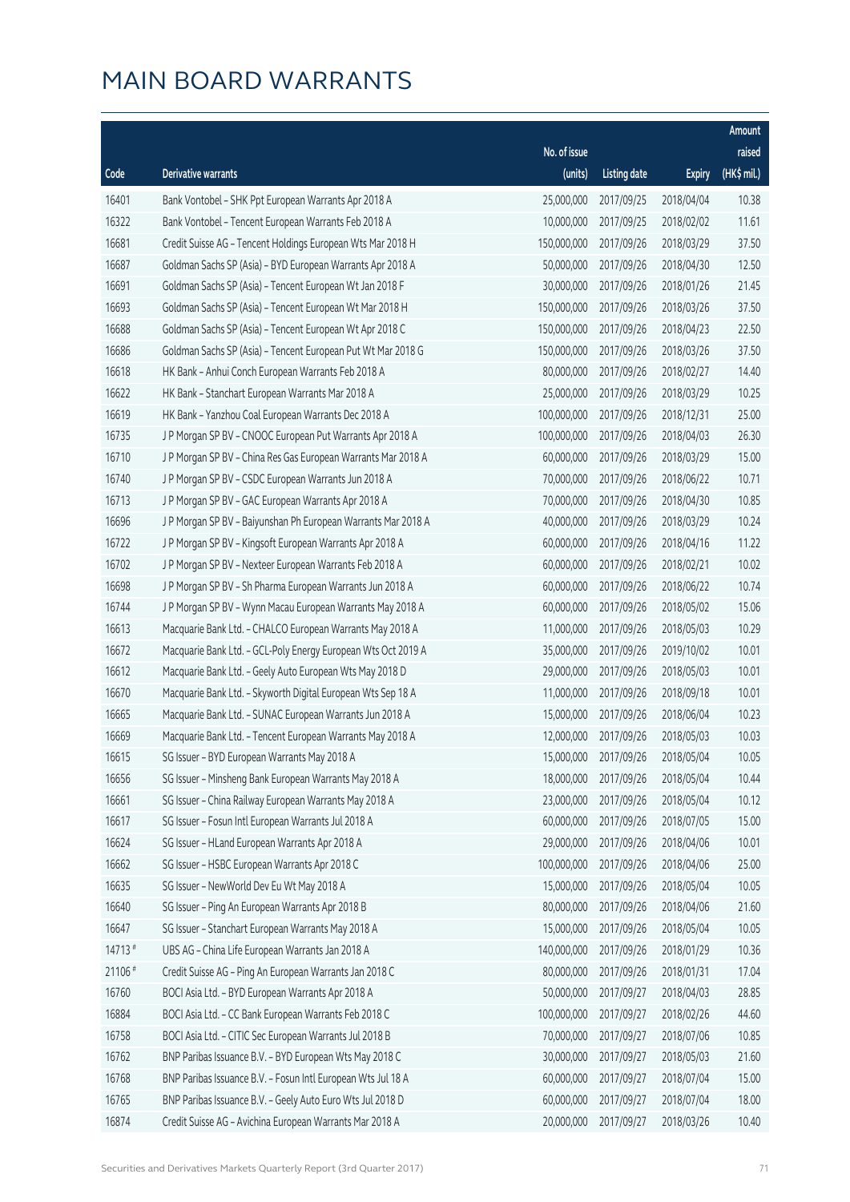# MAIN BOARD WARRANTS

| Code | Derivative warrants | No. of issue (units) | Listing date | Expiry | Amount raised (HK$ mil.) |
|---|---|---|---|---|---|
| 16401 | Bank Vontobel - SHK Ppt European Warrants Apr 2018 A | 25,000,000 | 2017/09/25 | 2018/04/04 | 10.38 |
| 16322 | Bank Vontobel - Tencent European Warrants Feb 2018 A | 10,000,000 | 2017/09/25 | 2018/02/02 | 11.61 |
| 16681 | Credit Suisse AG - Tencent Holdings European Wts Mar 2018 H | 150,000,000 | 2017/09/26 | 2018/03/29 | 37.50 |
| 16687 | Goldman Sachs SP (Asia) - BYD European Warrants Apr 2018 A | 50,000,000 | 2017/09/26 | 2018/04/30 | 12.50 |
| 16691 | Goldman Sachs SP (Asia) - Tencent European Wt Jan 2018 F | 30,000,000 | 2017/09/26 | 2018/01/26 | 21.45 |
| 16693 | Goldman Sachs SP (Asia) - Tencent European Wt Mar 2018 H | 150,000,000 | 2017/09/26 | 2018/03/26 | 37.50 |
| 16688 | Goldman Sachs SP (Asia) - Tencent European Wt Apr 2018 C | 150,000,000 | 2017/09/26 | 2018/04/23 | 22.50 |
| 16686 | Goldman Sachs SP (Asia) - Tencent European Put Wt Mar 2018 G | 150,000,000 | 2017/09/26 | 2018/03/26 | 37.50 |
| 16618 | HK Bank - Anhui Conch European Warrants Feb 2018 A | 80,000,000 | 2017/09/26 | 2018/02/27 | 14.40 |
| 16622 | HK Bank - Stanchart European Warrants Mar 2018 A | 25,000,000 | 2017/09/26 | 2018/03/29 | 10.25 |
| 16619 | HK Bank - Yanzhou Coal European Warrants Dec 2018 A | 100,000,000 | 2017/09/26 | 2018/12/31 | 25.00 |
| 16735 | J P Morgan SP BV - CNOOC European Put Warrants Apr 2018 A | 100,000,000 | 2017/09/26 | 2018/04/03 | 26.30 |
| 16710 | J P Morgan SP BV - China Res Gas European Warrants Mar 2018 A | 60,000,000 | 2017/09/26 | 2018/03/29 | 15.00 |
| 16740 | J P Morgan SP BV - CSDC European Warrants Jun 2018 A | 70,000,000 | 2017/09/26 | 2018/06/22 | 10.71 |
| 16713 | J P Morgan SP BV - GAC European Warrants Apr 2018 A | 70,000,000 | 2017/09/26 | 2018/04/30 | 10.85 |
| 16696 | J P Morgan SP BV - Baiyunshan Ph European Warrants Mar 2018 A | 40,000,000 | 2017/09/26 | 2018/03/29 | 10.24 |
| 16722 | J P Morgan SP BV - Kingsoft European Warrants Apr 2018 A | 60,000,000 | 2017/09/26 | 2018/04/16 | 11.22 |
| 16702 | J P Morgan SP BV - Nexteer European Warrants Feb 2018 A | 60,000,000 | 2017/09/26 | 2018/02/21 | 10.02 |
| 16698 | J P Morgan SP BV - Sh Pharma European Warrants Jun 2018 A | 60,000,000 | 2017/09/26 | 2018/06/22 | 10.74 |
| 16744 | J P Morgan SP BV - Wynn Macau European Warrants May 2018 A | 60,000,000 | 2017/09/26 | 2018/05/02 | 15.06 |
| 16613 | Macquarie Bank Ltd. - CHALCO European Warrants May 2018 A | 11,000,000 | 2017/09/26 | 2018/05/03 | 10.29 |
| 16672 | Macquarie Bank Ltd. - GCL-Poly Energy European Wts Oct 2019 A | 35,000,000 | 2017/09/26 | 2019/10/02 | 10.01 |
| 16612 | Macquarie Bank Ltd. - Geely Auto European Wts May 2018 D | 29,000,000 | 2017/09/26 | 2018/05/03 | 10.01 |
| 16670 | Macquarie Bank Ltd. - Skyworth Digital European Wts Sep 18 A | 11,000,000 | 2017/09/26 | 2018/09/18 | 10.01 |
| 16665 | Macquarie Bank Ltd. - SUNAC European Warrants Jun 2018 A | 15,000,000 | 2017/09/26 | 2018/06/04 | 10.23 |
| 16669 | Macquarie Bank Ltd. - Tencent European Warrants May 2018 A | 12,000,000 | 2017/09/26 | 2018/05/03 | 10.03 |
| 16615 | SG Issuer - BYD European Warrants May 2018 A | 15,000,000 | 2017/09/26 | 2018/05/04 | 10.05 |
| 16656 | SG Issuer - Minsheng Bank European Warrants May 2018 A | 18,000,000 | 2017/09/26 | 2018/05/04 | 10.44 |
| 16661 | SG Issuer - China Railway European Warrants May 2018 A | 23,000,000 | 2017/09/26 | 2018/05/04 | 10.12 |
| 16617 | SG Issuer - Fosun Intl European Warrants Jul 2018 A | 60,000,000 | 2017/09/26 | 2018/07/05 | 15.00 |
| 16624 | SG Issuer - HLand European Warrants Apr 2018 A | 29,000,000 | 2017/09/26 | 2018/04/06 | 10.01 |
| 16662 | SG Issuer - HSBC European Warrants Apr 2018 C | 100,000,000 | 2017/09/26 | 2018/04/06 | 25.00 |
| 16635 | SG Issuer - NewWorld Dev Eu Wt May 2018 A | 15,000,000 | 2017/09/26 | 2018/05/04 | 10.05 |
| 16640 | SG Issuer - Ping An European Warrants Apr 2018 B | 80,000,000 | 2017/09/26 | 2018/04/06 | 21.60 |
| 16647 | SG Issuer - Stanchart European Warrants May 2018 A | 15,000,000 | 2017/09/26 | 2018/05/04 | 10.05 |
| 14713 # | UBS AG - China Life European Warrants Jan 2018 A | 140,000,000 | 2017/09/26 | 2018/01/29 | 10.36 |
| 21106 # | Credit Suisse AG - Ping An European Warrants Jan 2018 C | 80,000,000 | 2017/09/26 | 2018/01/31 | 17.04 |
| 16760 | BOCI Asia Ltd. - BYD European Warrants Apr 2018 A | 50,000,000 | 2017/09/27 | 2018/04/03 | 28.85 |
| 16884 | BOCI Asia Ltd. - CC Bank European Warrants Feb 2018 C | 100,000,000 | 2017/09/27 | 2018/02/26 | 44.60 |
| 16758 | BOCI Asia Ltd. - CITIC Sec European Warrants Jul 2018 B | 70,000,000 | 2017/09/27 | 2018/07/06 | 10.85 |
| 16762 | BNP Paribas Issuance B.V. - BYD European Wts May 2018 C | 30,000,000 | 2017/09/27 | 2018/05/03 | 21.60 |
| 16768 | BNP Paribas Issuance B.V. - Fosun Intl European Wts Jul 18 A | 60,000,000 | 2017/09/27 | 2018/07/04 | 15.00 |
| 16765 | BNP Paribas Issuance B.V. - Geely Auto Euro Wts Jul 2018 D | 60,000,000 | 2017/09/27 | 2018/07/04 | 18.00 |
| 16874 | Credit Suisse AG - Avichina European Warrants Mar 2018 A | 20,000,000 | 2017/09/27 | 2018/03/26 | 10.40 |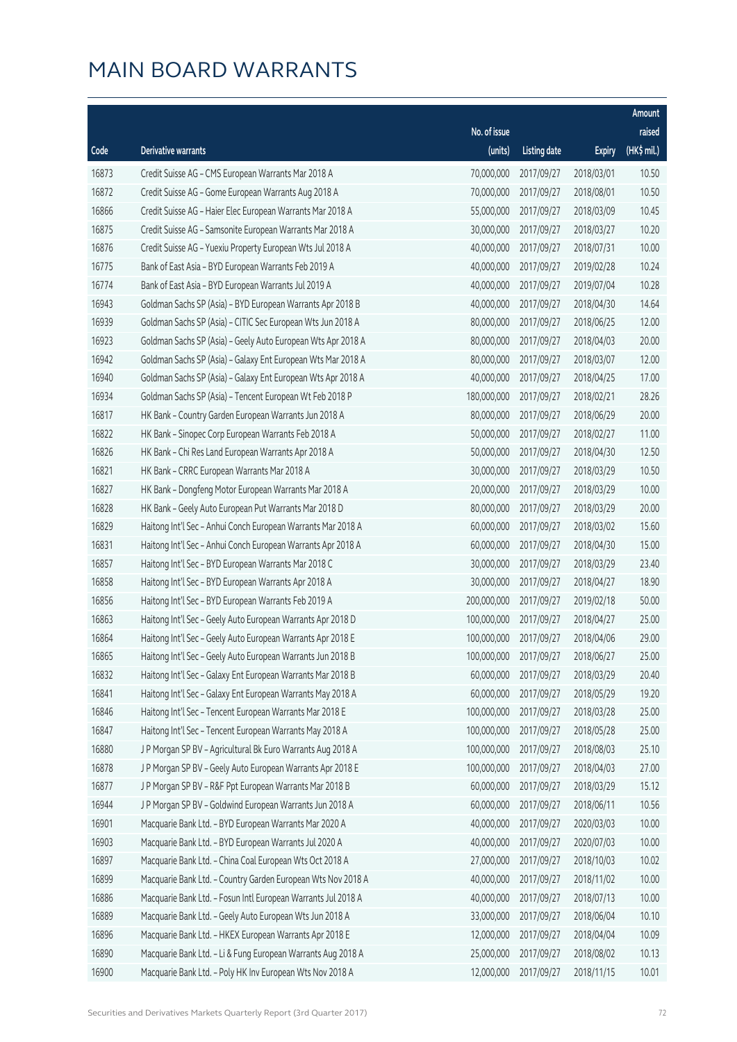# MAIN BOARD WARRANTS

| Code | Derivative warrants | No. of issue (units) | Listing date | Expiry | Amount raised (HK$ mil.) |
|---|---|---|---|---|---|
| 16873 | Credit Suisse AG - CMS European Warrants Mar 2018 A | 70,000,000 | 2017/09/27 | 2018/03/01 | 10.50 |
| 16872 | Credit Suisse AG - Gome European Warrants Aug 2018 A | 70,000,000 | 2017/09/27 | 2018/08/01 | 10.50 |
| 16866 | Credit Suisse AG - Haier Elec European Warrants Mar 2018 A | 55,000,000 | 2017/09/27 | 2018/03/09 | 10.45 |
| 16875 | Credit Suisse AG - Samsonite European Warrants Mar 2018 A | 30,000,000 | 2017/09/27 | 2018/03/27 | 10.20 |
| 16876 | Credit Suisse AG - Yuexiu Property European Wts Jul 2018 A | 40,000,000 | 2017/09/27 | 2018/07/31 | 10.00 |
| 16775 | Bank of East Asia - BYD European Warrants Feb 2019 A | 40,000,000 | 2017/09/27 | 2019/02/28 | 10.24 |
| 16774 | Bank of East Asia - BYD European Warrants Jul 2019 A | 40,000,000 | 2017/09/27 | 2019/07/04 | 10.28 |
| 16943 | Goldman Sachs SP (Asia) - BYD European Warrants Apr 2018 B | 40,000,000 | 2017/09/27 | 2018/04/30 | 14.64 |
| 16939 | Goldman Sachs SP (Asia) - CITIC Sec European Wts Jun 2018 A | 80,000,000 | 2017/09/27 | 2018/06/25 | 12.00 |
| 16923 | Goldman Sachs SP (Asia) - Geely Auto European Wts Apr 2018 A | 80,000,000 | 2017/09/27 | 2018/04/03 | 20.00 |
| 16942 | Goldman Sachs SP (Asia) - Galaxy Ent European Wts Mar 2018 A | 80,000,000 | 2017/09/27 | 2018/03/07 | 12.00 |
| 16940 | Goldman Sachs SP (Asia) - Galaxy Ent European Wts Apr 2018 A | 40,000,000 | 2017/09/27 | 2018/04/25 | 17.00 |
| 16934 | Goldman Sachs SP (Asia) - Tencent European Wt Feb 2018 P | 180,000,000 | 2017/09/27 | 2018/02/21 | 28.26 |
| 16817 | HK Bank - Country Garden European Warrants Jun 2018 A | 80,000,000 | 2017/09/27 | 2018/06/29 | 20.00 |
| 16822 | HK Bank - Sinopec Corp European Warrants Feb 2018 A | 50,000,000 | 2017/09/27 | 2018/02/27 | 11.00 |
| 16826 | HK Bank - Chi Res Land European Warrants Apr 2018 A | 50,000,000 | 2017/09/27 | 2018/04/30 | 12.50 |
| 16821 | HK Bank - CRRC European Warrants Mar 2018 A | 30,000,000 | 2017/09/27 | 2018/03/29 | 10.50 |
| 16827 | HK Bank - Dongfeng Motor European Warrants Mar 2018 A | 20,000,000 | 2017/09/27 | 2018/03/29 | 10.00 |
| 16828 | HK Bank - Geely Auto European Put Warrants Mar 2018 D | 80,000,000 | 2017/09/27 | 2018/03/29 | 20.00 |
| 16829 | Haitong Int'l Sec - Anhui Conch European Warrants Mar 2018 A | 60,000,000 | 2017/09/27 | 2018/03/02 | 15.60 |
| 16831 | Haitong Int'l Sec - Anhui Conch European Warrants Apr 2018 A | 60,000,000 | 2017/09/27 | 2018/04/30 | 15.00 |
| 16857 | Haitong Int'l Sec - BYD European Warrants Mar 2018 C | 30,000,000 | 2017/09/27 | 2018/03/29 | 23.40 |
| 16858 | Haitong Int'l Sec - BYD European Warrants Apr 2018 A | 30,000,000 | 2017/09/27 | 2018/04/27 | 18.90 |
| 16856 | Haitong Int'l Sec - BYD European Warrants Feb 2019 A | 200,000,000 | 2017/09/27 | 2019/02/18 | 50.00 |
| 16863 | Haitong Int'l Sec - Geely Auto European Warrants Apr 2018 D | 100,000,000 | 2017/09/27 | 2018/04/27 | 25.00 |
| 16864 | Haitong Int'l Sec - Geely Auto European Warrants Apr 2018 E | 100,000,000 | 2017/09/27 | 2018/04/06 | 29.00 |
| 16865 | Haitong Int'l Sec - Geely Auto European Warrants Jun 2018 B | 100,000,000 | 2017/09/27 | 2018/06/27 | 25.00 |
| 16832 | Haitong Int'l Sec - Galaxy Ent European Warrants Mar 2018 B | 60,000,000 | 2017/09/27 | 2018/03/29 | 20.40 |
| 16841 | Haitong Int'l Sec - Galaxy Ent European Warrants May 2018 A | 60,000,000 | 2017/09/27 | 2018/05/29 | 19.20 |
| 16846 | Haitong Int'l Sec - Tencent European Warrants Mar 2018 E | 100,000,000 | 2017/09/27 | 2018/03/28 | 25.00 |
| 16847 | Haitong Int'l Sec - Tencent European Warrants May 2018 A | 100,000,000 | 2017/09/27 | 2018/05/28 | 25.00 |
| 16880 | J P Morgan SP BV - Agricultural Bk Euro Warrants Aug 2018 A | 100,000,000 | 2017/09/27 | 2018/08/03 | 25.10 |
| 16878 | J P Morgan SP BV - Geely Auto European Warrants Apr 2018 E | 100,000,000 | 2017/09/27 | 2018/04/03 | 27.00 |
| 16877 | J P Morgan SP BV - R&F Ppt European Warrants Mar 2018 B | 60,000,000 | 2017/09/27 | 2018/03/29 | 15.12 |
| 16944 | J P Morgan SP BV - Goldwind European Warrants Jun 2018 A | 60,000,000 | 2017/09/27 | 2018/06/11 | 10.56 |
| 16901 | Macquarie Bank Ltd. - BYD European Warrants Mar 2020 A | 40,000,000 | 2017/09/27 | 2020/03/03 | 10.00 |
| 16903 | Macquarie Bank Ltd. - BYD European Warrants Jul 2020 A | 40,000,000 | 2017/09/27 | 2020/07/03 | 10.00 |
| 16897 | Macquarie Bank Ltd. - China Coal European Wts Oct 2018 A | 27,000,000 | 2017/09/27 | 2018/10/03 | 10.02 |
| 16899 | Macquarie Bank Ltd. - Country Garden European Wts Nov 2018 A | 40,000,000 | 2017/09/27 | 2018/11/02 | 10.00 |
| 16886 | Macquarie Bank Ltd. - Fosun Intl European Warrants Jul 2018 A | 40,000,000 | 2017/09/27 | 2018/07/13 | 10.00 |
| 16889 | Macquarie Bank Ltd. - Geely Auto European Wts Jun 2018 A | 33,000,000 | 2017/09/27 | 2018/06/04 | 10.10 |
| 16896 | Macquarie Bank Ltd. - HKEX European Warrants Apr 2018 E | 12,000,000 | 2017/09/27 | 2018/04/04 | 10.09 |
| 16890 | Macquarie Bank Ltd. - Li & Fung European Warrants Aug 2018 A | 25,000,000 | 2017/09/27 | 2018/08/02 | 10.13 |
| 16900 | Macquarie Bank Ltd. - Poly HK Inv European Wts Nov 2018 A | 12,000,000 | 2017/09/27 | 2018/11/15 | 10.01 |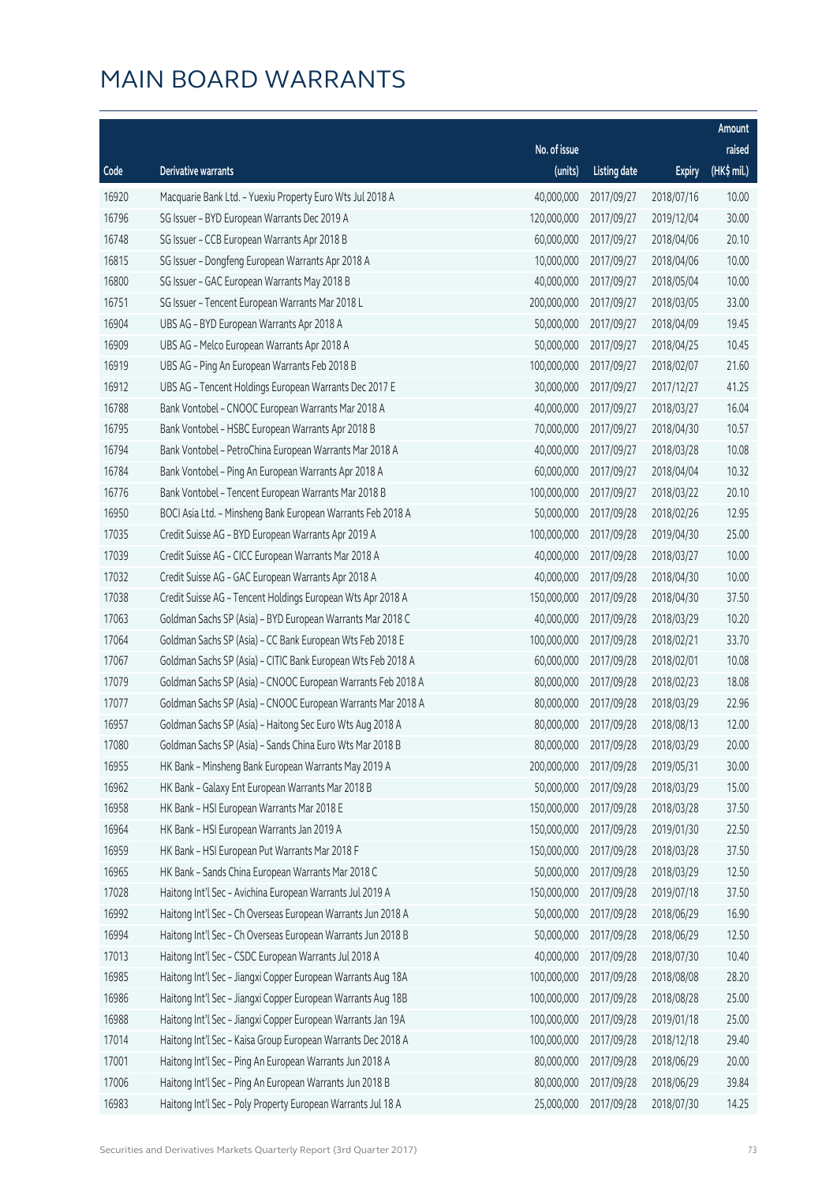# MAIN BOARD WARRANTS

| Code | Derivative warrants | No. of issue (units) | Listing date | Expiry | Amount raised (HK$ mil.) |
|---|---|---|---|---|---|
| 16920 | Macquarie Bank Ltd. - Yuexiu Property Euro Wts Jul 2018 A | 40,000,000 | 2017/09/27 | 2018/07/16 | 10.00 |
| 16796 | SG Issuer - BYD European Warrants Dec 2019 A | 120,000,000 | 2017/09/27 | 2019/12/04 | 30.00 |
| 16748 | SG Issuer - CCB European Warrants Apr 2018 B | 60,000,000 | 2017/09/27 | 2018/04/06 | 20.10 |
| 16815 | SG Issuer - Dongfeng European Warrants Apr 2018 A | 10,000,000 | 2017/09/27 | 2018/04/06 | 10.00 |
| 16800 | SG Issuer - GAC European Warrants May 2018 B | 40,000,000 | 2017/09/27 | 2018/05/04 | 10.00 |
| 16751 | SG Issuer - Tencent European Warrants Mar 2018 L | 200,000,000 | 2017/09/27 | 2018/03/05 | 33.00 |
| 16904 | UBS AG - BYD European Warrants Apr 2018 A | 50,000,000 | 2017/09/27 | 2018/04/09 | 19.45 |
| 16909 | UBS AG - Melco European Warrants Apr 2018 A | 50,000,000 | 2017/09/27 | 2018/04/25 | 10.45 |
| 16919 | UBS AG - Ping An European Warrants Feb 2018 B | 100,000,000 | 2017/09/27 | 2018/02/07 | 21.60 |
| 16912 | UBS AG - Tencent Holdings European Warrants Dec 2017 E | 30,000,000 | 2017/09/27 | 2017/12/27 | 41.25 |
| 16788 | Bank Vontobel - CNOOC European Warrants Mar 2018 A | 40,000,000 | 2017/09/27 | 2018/03/27 | 16.04 |
| 16795 | Bank Vontobel - HSBC European Warrants Apr 2018 B | 70,000,000 | 2017/09/27 | 2018/04/30 | 10.57 |
| 16794 | Bank Vontobel - PetroChina European Warrants Mar 2018 A | 40,000,000 | 2017/09/27 | 2018/03/28 | 10.08 |
| 16784 | Bank Vontobel - Ping An European Warrants Apr 2018 A | 60,000,000 | 2017/09/27 | 2018/04/04 | 10.32 |
| 16776 | Bank Vontobel - Tencent European Warrants Mar 2018 B | 100,000,000 | 2017/09/27 | 2018/03/22 | 20.10 |
| 16950 | BOCI Asia Ltd. - Minsheng Bank European Warrants Feb 2018 A | 50,000,000 | 2017/09/28 | 2018/02/26 | 12.95 |
| 17035 | Credit Suisse AG - BYD European Warrants Apr 2019 A | 100,000,000 | 2017/09/28 | 2019/04/30 | 25.00 |
| 17039 | Credit Suisse AG - CICC European Warrants Mar 2018 A | 40,000,000 | 2017/09/28 | 2018/03/27 | 10.00 |
| 17032 | Credit Suisse AG - GAC European Warrants Apr 2018 A | 40,000,000 | 2017/09/28 | 2018/04/30 | 10.00 |
| 17038 | Credit Suisse AG - Tencent Holdings European Wts Apr 2018 A | 150,000,000 | 2017/09/28 | 2018/04/30 | 37.50 |
| 17063 | Goldman Sachs SP (Asia) - BYD European Warrants Mar 2018 C | 40,000,000 | 2017/09/28 | 2018/03/29 | 10.20 |
| 17064 | Goldman Sachs SP (Asia) - CC Bank European Wts Feb 2018 E | 100,000,000 | 2017/09/28 | 2018/02/21 | 33.70 |
| 17067 | Goldman Sachs SP (Asia) - CITIC Bank European Wts Feb 2018 A | 60,000,000 | 2017/09/28 | 2018/02/01 | 10.08 |
| 17079 | Goldman Sachs SP (Asia) - CNOOC European Warrants Feb 2018 A | 80,000,000 | 2017/09/28 | 2018/02/23 | 18.08 |
| 17077 | Goldman Sachs SP (Asia) - CNOOC European Warrants Mar 2018 A | 80,000,000 | 2017/09/28 | 2018/03/29 | 22.96 |
| 16957 | Goldman Sachs SP (Asia) - Haitong Sec Euro Wts Aug 2018 A | 80,000,000 | 2017/09/28 | 2018/08/13 | 12.00 |
| 17080 | Goldman Sachs SP (Asia) - Sands China Euro Wts Mar 2018 B | 80,000,000 | 2017/09/28 | 2018/03/29 | 20.00 |
| 16955 | HK Bank - Minsheng Bank European Warrants May 2019 A | 200,000,000 | 2017/09/28 | 2019/05/31 | 30.00 |
| 16962 | HK Bank - Galaxy Ent European Warrants Mar 2018 B | 50,000,000 | 2017/09/28 | 2018/03/29 | 15.00 |
| 16958 | HK Bank - HSI European Warrants Mar 2018 E | 150,000,000 | 2017/09/28 | 2018/03/28 | 37.50 |
| 16964 | HK Bank - HSI European Warrants Jan 2019 A | 150,000,000 | 2017/09/28 | 2019/01/30 | 22.50 |
| 16959 | HK Bank - HSI European Put Warrants Mar 2018 F | 150,000,000 | 2017/09/28 | 2018/03/28 | 37.50 |
| 16965 | HK Bank - Sands China European Warrants Mar 2018 C | 50,000,000 | 2017/09/28 | 2018/03/29 | 12.50 |
| 17028 | Haitong Int'l Sec - Avichina European Warrants Jul 2019 A | 150,000,000 | 2017/09/28 | 2019/07/18 | 37.50 |
| 16992 | Haitong Int'l Sec - Ch Overseas European Warrants Jun 2018 A | 50,000,000 | 2017/09/28 | 2018/06/29 | 16.90 |
| 16994 | Haitong Int'l Sec - Ch Overseas European Warrants Jun 2018 B | 50,000,000 | 2017/09/28 | 2018/06/29 | 12.50 |
| 17013 | Haitong Int'l Sec - CSDC European Warrants Jul 2018 A | 40,000,000 | 2017/09/28 | 2018/07/30 | 10.40 |
| 16985 | Haitong Int'l Sec - Jiangxi Copper European Warrants Aug 18A | 100,000,000 | 2017/09/28 | 2018/08/08 | 28.20 |
| 16986 | Haitong Int'l Sec - Jiangxi Copper European Warrants Aug 18B | 100,000,000 | 2017/09/28 | 2018/08/28 | 25.00 |
| 16988 | Haitong Int'l Sec - Jiangxi Copper European Warrants Jan 19A | 100,000,000 | 2017/09/28 | 2019/01/18 | 25.00 |
| 17014 | Haitong Int'l Sec - Kaisa Group European Warrants Dec 2018 A | 100,000,000 | 2017/09/28 | 2018/12/18 | 29.40 |
| 17001 | Haitong Int'l Sec - Ping An European Warrants Jun 2018 A | 80,000,000 | 2017/09/28 | 2018/06/29 | 20.00 |
| 17006 | Haitong Int'l Sec - Ping An European Warrants Jun 2018 B | 80,000,000 | 2017/09/28 | 2018/06/29 | 39.84 |
| 16983 | Haitong Int'l Sec - Poly Property European Warrants Jul 18 A | 25,000,000 | 2017/09/28 | 2018/07/30 | 14.25 |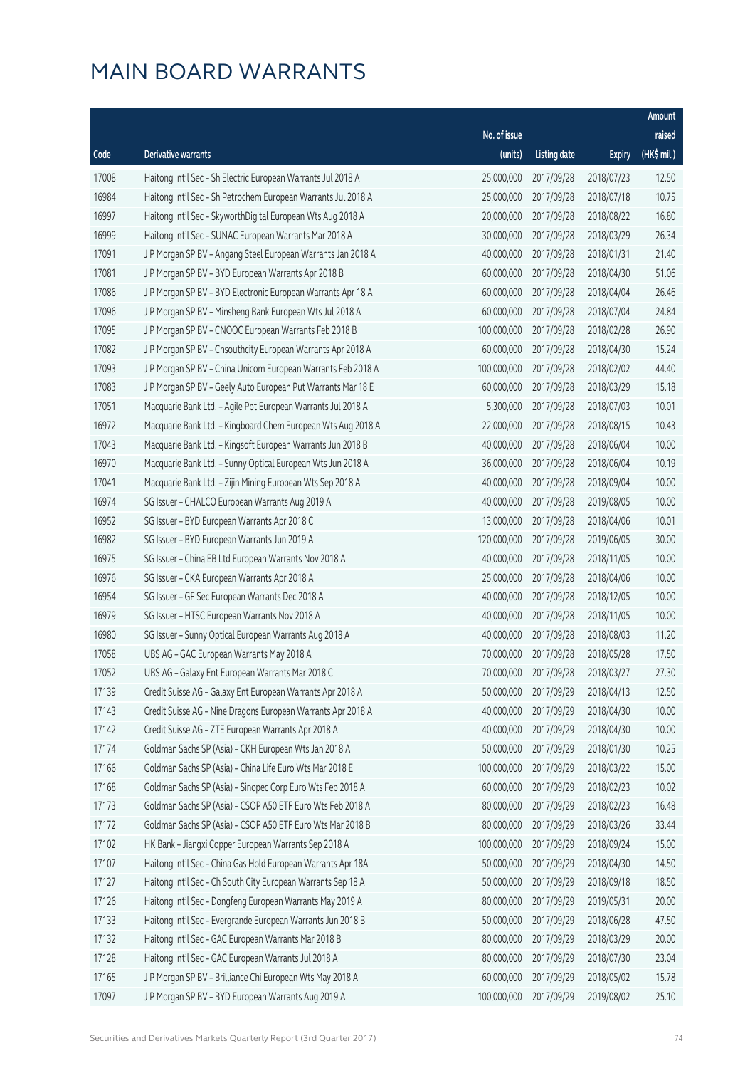# MAIN BOARD WARRANTS

| Code | Derivative warrants | No. of issue (units) | Listing date | Expiry | Amount raised (HK$ mil.) |
|---|---|---|---|---|---|
| 17008 | Haitong Int'l Sec - Sh Electric European Warrants Jul 2018 A | 25,000,000 | 2017/09/28 | 2018/07/23 | 12.50 |
| 16984 | Haitong Int'l Sec - Sh Petrochem European Warrants Jul 2018 A | 25,000,000 | 2017/09/28 | 2018/07/18 | 10.75 |
| 16997 | Haitong Int'l Sec - SkyworthDigital European Wts Aug 2018 A | 20,000,000 | 2017/09/28 | 2018/08/22 | 16.80 |
| 16999 | Haitong Int'l Sec - SUNAC European Warrants Mar 2018 A | 30,000,000 | 2017/09/28 | 2018/03/29 | 26.34 |
| 17091 | J P Morgan SP BV - Angang Steel European Warrants Jan 2018 A | 40,000,000 | 2017/09/28 | 2018/01/31 | 21.40 |
| 17081 | J P Morgan SP BV - BYD European Warrants Apr 2018 B | 60,000,000 | 2017/09/28 | 2018/04/30 | 51.06 |
| 17086 | J P Morgan SP BV - BYD Electronic European Warrants Apr 18 A | 60,000,000 | 2017/09/28 | 2018/04/04 | 26.46 |
| 17096 | J P Morgan SP BV - Minsheng Bank European Wts Jul 2018 A | 60,000,000 | 2017/09/28 | 2018/07/04 | 24.84 |
| 17095 | J P Morgan SP BV - CNOOC European Warrants Feb 2018 B | 100,000,000 | 2017/09/28 | 2018/02/28 | 26.90 |
| 17082 | J P Morgan SP BV - Chsouthcity European Warrants Apr 2018 A | 60,000,000 | 2017/09/28 | 2018/04/30 | 15.24 |
| 17093 | J P Morgan SP BV - China Unicom European Warrants Feb 2018 A | 100,000,000 | 2017/09/28 | 2018/02/02 | 44.40 |
| 17083 | J P Morgan SP BV - Geely Auto European Put Warrants Mar 18 E | 60,000,000 | 2017/09/28 | 2018/03/29 | 15.18 |
| 17051 | Macquarie Bank Ltd. - Agile Ppt European Warrants Jul 2018 A | 5,300,000 | 2017/09/28 | 2018/07/03 | 10.01 |
| 16972 | Macquarie Bank Ltd. - Kingboard Chem European Wts Aug 2018 A | 22,000,000 | 2017/09/28 | 2018/08/15 | 10.43 |
| 17043 | Macquarie Bank Ltd. - Kingsoft European Warrants Jun 2018 B | 40,000,000 | 2017/09/28 | 2018/06/04 | 10.00 |
| 16970 | Macquarie Bank Ltd. - Sunny Optical European Wts Jun 2018 A | 36,000,000 | 2017/09/28 | 2018/06/04 | 10.19 |
| 17041 | Macquarie Bank Ltd. - Zijin Mining European Wts Sep 2018 A | 40,000,000 | 2017/09/28 | 2018/09/04 | 10.00 |
| 16974 | SG Issuer - CHALCO European Warrants Aug 2019 A | 40,000,000 | 2017/09/28 | 2019/08/05 | 10.00 |
| 16952 | SG Issuer - BYD European Warrants Apr 2018 C | 13,000,000 | 2017/09/28 | 2018/04/06 | 10.01 |
| 16982 | SG Issuer - BYD European Warrants Jun 2019 A | 120,000,000 | 2017/09/28 | 2019/06/05 | 30.00 |
| 16975 | SG Issuer - China EB Ltd European Warrants Nov 2018 A | 40,000,000 | 2017/09/28 | 2018/11/05 | 10.00 |
| 16976 | SG Issuer - CKA European Warrants Apr 2018 A | 25,000,000 | 2017/09/28 | 2018/04/06 | 10.00 |
| 16954 | SG Issuer - GF Sec European Warrants Dec 2018 A | 40,000,000 | 2017/09/28 | 2018/12/05 | 10.00 |
| 16979 | SG Issuer - HTSC European Warrants Nov 2018 A | 40,000,000 | 2017/09/28 | 2018/11/05 | 10.00 |
| 16980 | SG Issuer - Sunny Optical European Warrants Aug 2018 A | 40,000,000 | 2017/09/28 | 2018/08/03 | 11.20 |
| 17058 | UBS AG - GAC European Warrants May 2018 A | 70,000,000 | 2017/09/28 | 2018/05/28 | 17.50 |
| 17052 | UBS AG - Galaxy Ent European Warrants Mar 2018 C | 70,000,000 | 2017/09/28 | 2018/03/27 | 27.30 |
| 17139 | Credit Suisse AG - Galaxy Ent European Warrants Apr 2018 A | 50,000,000 | 2017/09/29 | 2018/04/13 | 12.50 |
| 17143 | Credit Suisse AG - Nine Dragons European Warrants Apr 2018 A | 40,000,000 | 2017/09/29 | 2018/04/30 | 10.00 |
| 17142 | Credit Suisse AG - ZTE European Warrants Apr 2018 A | 40,000,000 | 2017/09/29 | 2018/04/30 | 10.00 |
| 17174 | Goldman Sachs SP (Asia) - CKH European Wts Jan 2018 A | 50,000,000 | 2017/09/29 | 2018/01/30 | 10.25 |
| 17166 | Goldman Sachs SP (Asia) - China Life Euro Wts Mar 2018 E | 100,000,000 | 2017/09/29 | 2018/03/22 | 15.00 |
| 17168 | Goldman Sachs SP (Asia) - Sinopec Corp Euro Wts Feb 2018 A | 60,000,000 | 2017/09/29 | 2018/02/23 | 10.02 |
| 17173 | Goldman Sachs SP (Asia) - CSOP A50 ETF Euro Wts Feb 2018 A | 80,000,000 | 2017/09/29 | 2018/02/23 | 16.48 |
| 17172 | Goldman Sachs SP (Asia) - CSOP A50 ETF Euro Wts Mar 2018 B | 80,000,000 | 2017/09/29 | 2018/03/26 | 33.44 |
| 17102 | HK Bank - Jiangxi Copper European Warrants Sep 2018 A | 100,000,000 | 2017/09/29 | 2018/09/24 | 15.00 |
| 17107 | Haitong Int'l Sec - China Gas Hold European Warrants Apr 18A | 50,000,000 | 2017/09/29 | 2018/04/30 | 14.50 |
| 17127 | Haitong Int'l Sec - Ch South City European Warrants Sep 18 A | 50,000,000 | 2017/09/29 | 2018/09/18 | 18.50 |
| 17126 | Haitong Int'l Sec - Dongfeng European Warrants May 2019 A | 80,000,000 | 2017/09/29 | 2019/05/31 | 20.00 |
| 17133 | Haitong Int'l Sec - Evergrande European Warrants Jun 2018 B | 50,000,000 | 2017/09/29 | 2018/06/28 | 47.50 |
| 17132 | Haitong Int'l Sec - GAC European Warrants Mar 2018 B | 80,000,000 | 2017/09/29 | 2018/03/29 | 20.00 |
| 17128 | Haitong Int'l Sec - GAC European Warrants Jul 2018 A | 80,000,000 | 2017/09/29 | 2018/07/30 | 23.04 |
| 17165 | J P Morgan SP BV - Brilliance Chi European Wts May 2018 A | 60,000,000 | 2017/09/29 | 2018/05/02 | 15.78 |
| 17097 | J P Morgan SP BV - BYD European Warrants Aug 2019 A | 100,000,000 | 2017/09/29 | 2019/08/02 | 25.10 |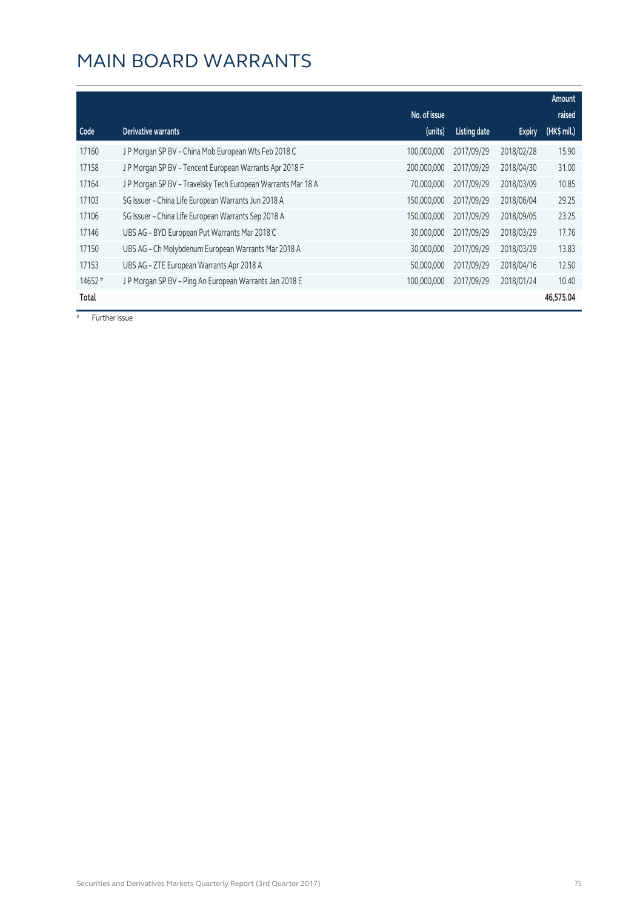# MAIN BOARD WARRANTS

| Code | Derivative warrants | No. of issue (units) | Listing date | Expiry | Amount raised (HK$ mil.) |
|---|---|---|---|---|---|
| 17160 | J P Morgan SP BV – China Mob European Wts Feb 2018 C | 100,000,000 | 2017/09/29 | 2018/02/28 | 15.90 |
| 17158 | J P Morgan SP BV – Tencent European Warrants Apr 2018 F | 200,000,000 | 2017/09/29 | 2018/04/30 | 31.00 |
| 17164 | J P Morgan SP BV – Travelsky Tech European Warrants Mar 18 A | 70,000,000 | 2017/09/29 | 2018/03/09 | 10.85 |
| 17103 | SG Issuer – China Life European Warrants Jun 2018 A | 150,000,000 | 2017/09/29 | 2018/06/04 | 29.25 |
| 17106 | SG Issuer – China Life European Warrants Sep 2018 A | 150,000,000 | 2017/09/29 | 2018/09/05 | 23.25 |
| 17146 | UBS AG – BYD European Put Warrants Mar 2018 C | 30,000,000 | 2017/09/29 | 2018/03/29 | 17.76 |
| 17150 | UBS AG – Ch Molybdenum European Warrants Mar 2018 A | 30,000,000 | 2017/09/29 | 2018/03/29 | 13.83 |
| 17153 | UBS AG – ZTE European Warrants Apr 2018 A | 50,000,000 | 2017/09/29 | 2018/04/16 | 12.50 |
| 14652 # | J P Morgan SP BV – Ping An European Warrants Jan 2018 E | 100,000,000 | 2017/09/29 | 2018/01/24 | 10.40 |
| **Total** | | | | | **46,575.04** |

# Further issue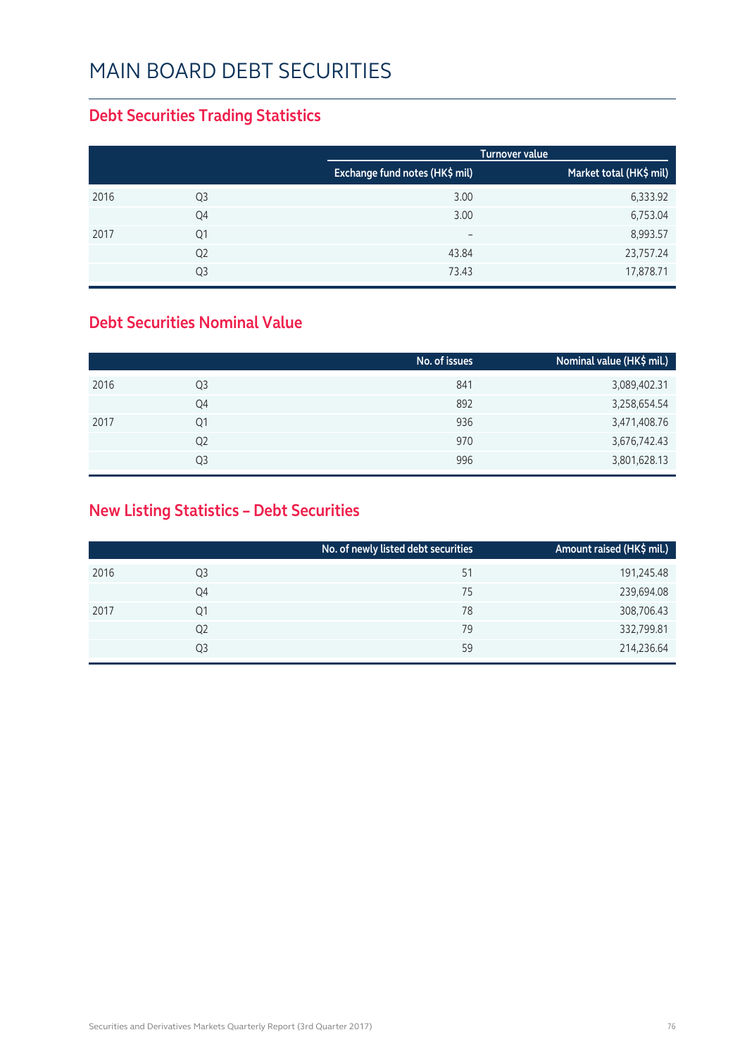# MAIN BOARD DEBT SECURITIES

## Debt Securities Trading Statistics

| | | Turnover value | |
|---|---|---|---|
| | | Exchange fund notes (HK$ mil) | Market total (HK$ mil) |
| 2016 | Q3 | 3.00 | 6,333.92 |
| | Q4 | 3.00 | 6,753.04 |
| 2017 | Q1 | – | 8,993.57 |
| | Q2 | 43.84 | 23,757.24 |
| | Q3 | 73.43 | 17,878.71 |

## Debt Securities Nominal Value

| | | No. of issues | Nominal value (HK$ mil.) |
|---|---|---|---|
| 2016 | Q3 | 841 | 3,089,402.31 |
| | Q4 | 892 | 3,258,654.54 |
| 2017 | Q1 | 936 | 3,471,408.76 |
| | Q2 | 970 | 3,676,742.43 |
| | Q3 | 996 | 3,801,628.13 |

## New Listing Statistics – Debt Securities

| | | No. of newly listed debt securities | Amount raised (HK$ mil.) |
|---|---|---|---|
| 2016 | Q3 | 51 | 191,245.48 |
| | Q4 | 75 | 239,694.08 |
| 2017 | Q1 | 78 | 308,706.43 |
| | Q2 | 79 | 332,799.81 |
| | Q3 | 59 | 214,236.64 |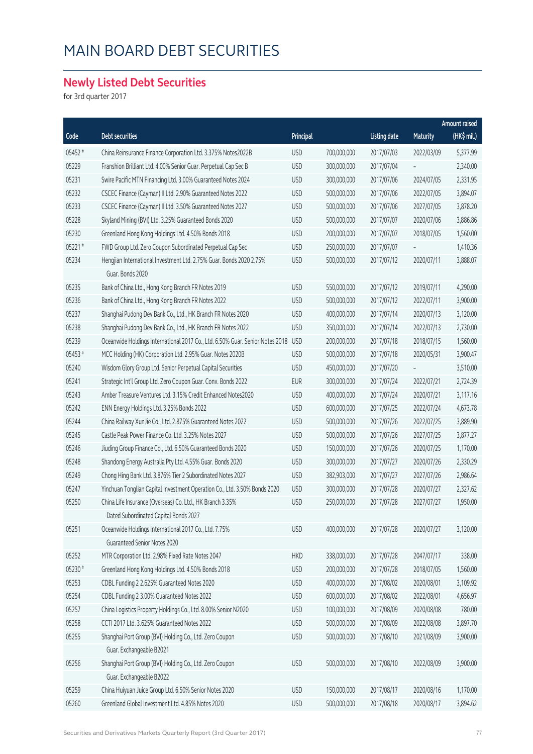# MAIN BOARD DEBT SECURITIES

## Newly Listed Debt Securities

for 3rd quarter 2017

| Code | Debt securities | Principal | | Listing date | Maturity | Amount raised (HK$ mil.) |
|---|---|---|---|---|---|---|
| 05452 # | China Reinsurance Finance Corporation Ltd. 3.375% Notes2022B | USD | 700,000,000 | 2017/07/03 | 2022/03/09 | 5,377.99 |
| 05229 | Franshion Brilliant Ltd. 4.00% Senior Guar. Perpetual Cap Sec B | USD | 300,000,000 | 2017/07/04 | – | 2,340.00 |
| 05231 | Swire Pacific MTN Financing Ltd. 3.00% Guaranteed Notes 2024 | USD | 300,000,000 | 2017/07/06 | 2024/07/05 | 2,331.95 |
| 05232 | CSCEC Finance (Cayman) II Ltd. 2.90% Guaranteed Notes 2022 | USD | 500,000,000 | 2017/07/06 | 2022/07/05 | 3,894.07 |
| 05233 | CSCEC Finance (Cayman) II Ltd. 3.50% Guaranteed Notes 2027 | USD | 500,000,000 | 2017/07/06 | 2027/07/05 | 3,878.20 |
| 05228 | Skyland Mining (BVI) Ltd. 3.25% Guaranteed Bonds 2020 | USD | 500,000,000 | 2017/07/07 | 2020/07/06 | 3,886.86 |
| 05230 | Greenland Hong Kong Holdings Ltd. 4.50% Bonds 2018 | USD | 200,000,000 | 2017/07/07 | 2018/07/05 | 1,560.00 |
| 05221 # | FWD Group Ltd. Zero Coupon Subordinated Perpetual Cap Sec | USD | 250,000,000 | 2017/07/07 | – | 1,410.36 |
| 05234 | Hengjian International Investment Ltd. 2.75% Guar. Bonds 2020 2.75% Guar. Bonds 2020 | USD | 500,000,000 | 2017/07/12 | 2020/07/11 | 3,888.07 |
| 05235 | Bank of China Ltd., Hong Kong Branch FR Notes 2019 | USD | 550,000,000 | 2017/07/12 | 2019/07/11 | 4,290.00 |
| 05236 | Bank of China Ltd., Hong Kong Branch FR Notes 2022 | USD | 500,000,000 | 2017/07/12 | 2022/07/11 | 3,900.00 |
| 05237 | Shanghai Pudong Dev Bank Co., Ltd., HK Branch FR Notes 2020 | USD | 400,000,000 | 2017/07/14 | 2020/07/13 | 3,120.00 |
| 05238 | Shanghai Pudong Dev Bank Co., Ltd., HK Branch FR Notes 2022 | USD | 350,000,000 | 2017/07/14 | 2022/07/13 | 2,730.00 |
| 05239 | Oceanwide Holdings International 2017 Co., Ltd. 6.50% Guar. Senior Notes 2018 | USD | 200,000,000 | 2017/07/18 | 2018/07/15 | 1,560.00 |
| 05453 # | MCC Holding (HK) Corporation Ltd. 2.95% Guar. Notes 2020B | USD | 500,000,000 | 2017/07/18 | 2020/05/31 | 3,900.47 |
| 05240 | Wisdom Glory Group Ltd. Senior Perpetual Capital Securities | USD | 450,000,000 | 2017/07/20 | – | 3,510.00 |
| 05241 | Strategic Int'l Group Ltd. Zero Coupon Guar. Conv. Bonds 2022 | EUR | 300,000,000 | 2017/07/24 | 2022/07/21 | 2,724.39 |
| 05243 | Amber Treasure Ventures Ltd. 3.15% Credit Enhanced Notes2020 | USD | 400,000,000 | 2017/07/24 | 2020/07/21 | 3,117.16 |
| 05242 | ENN Energy Holdings Ltd. 3.25% Bonds 2022 | USD | 600,000,000 | 2017/07/25 | 2022/07/24 | 4,673.78 |
| 05244 | China Railway XunJie Co., Ltd. 2.875% Guaranteed Notes 2022 | USD | 500,000,000 | 2017/07/26 | 2022/07/25 | 3,889.90 |
| 05245 | Castle Peak Power Finance Co. Ltd. 3.25% Notes 2027 | USD | 500,000,000 | 2017/07/26 | 2027/07/25 | 3,877.27 |
| 05246 | Jiuding Group Finance Co., Ltd. 6.50% Guaranteed Bonds 2020 | USD | 150,000,000 | 2017/07/26 | 2020/07/25 | 1,170.00 |
| 05248 | Shandong Energy Australia Pty Ltd. 4.55% Guar. Bonds 2020 | USD | 300,000,000 | 2017/07/27 | 2020/07/26 | 2,330.29 |
| 05249 | Chong Hing Bank Ltd. 3.876% Tier 2 Subordinated Notes 2027 | USD | 382,903,000 | 2017/07/27 | 2027/07/26 | 2,986.64 |
| 05247 | Yinchuan Tonglian Capital Investment Operation Co., Ltd. 3.50% Bonds 2020 | USD | 300,000,000 | 2017/07/28 | 2020/07/27 | 2,327.62 |
| 05250 | China Life Insurance (Overseas) Co. Ltd., HK Branch 3.35% Dated Subordinated Capital Bonds 2027 | USD | 250,000,000 | 2017/07/28 | 2027/07/27 | 1,950.00 |
| 05251 | Oceanwide Holdings International 2017 Co., Ltd. 7.75% Guaranteed Senior Notes 2020 | USD | 400,000,000 | 2017/07/28 | 2020/07/27 | 3,120.00 |
| 05252 | MTR Corporation Ltd. 2.98% Fixed Rate Notes 2047 | HKD | 338,000,000 | 2017/07/28 | 2047/07/17 | 338.00 |
| 05230 # | Greenland Hong Kong Holdings Ltd. 4.50% Bonds 2018 | USD | 200,000,000 | 2017/07/28 | 2018/07/05 | 1,560.00 |
| 05253 | CDBL Funding 2 2.625% Guaranteed Notes 2020 | USD | 400,000,000 | 2017/08/02 | 2020/08/01 | 3,109.92 |
| 05254 | CDBL Funding 2 3.00% Guaranteed Notes 2022 | USD | 600,000,000 | 2017/08/02 | 2022/08/01 | 4,656.97 |
| 05257 | China Logistics Property Holdings Co., Ltd. 8.00% Senior N2020 | USD | 100,000,000 | 2017/08/09 | 2020/08/08 | 780.00 |
| 05258 | CCTI 2017 Ltd. 3.625% Guaranteed Notes 2022 | USD | 500,000,000 | 2017/08/09 | 2022/08/08 | 3,897.70 |
| 05255 | Shanghai Port Group (BVI) Holding Co., Ltd. Zero Coupon Guar. Exchangeable B2021 | USD | 500,000,000 | 2017/08/10 | 2021/08/09 | 3,900.00 |
| 05256 | Shanghai Port Group (BVI) Holding Co., Ltd. Zero Coupon Guar. Exchangeable B2022 | USD | 500,000,000 | 2017/08/10 | 2022/08/09 | 3,900.00 |
| 05259 | China Huiyuan Juice Group Ltd. 6.50% Senior Notes 2020 | USD | 150,000,000 | 2017/08/17 | 2020/08/16 | 1,170.00 |
| 05260 | Greenland Global Investment Ltd. 4.85% Notes 2020 | USD | 500,000,000 | 2017/08/18 | 2020/08/17 | 3,894.62 |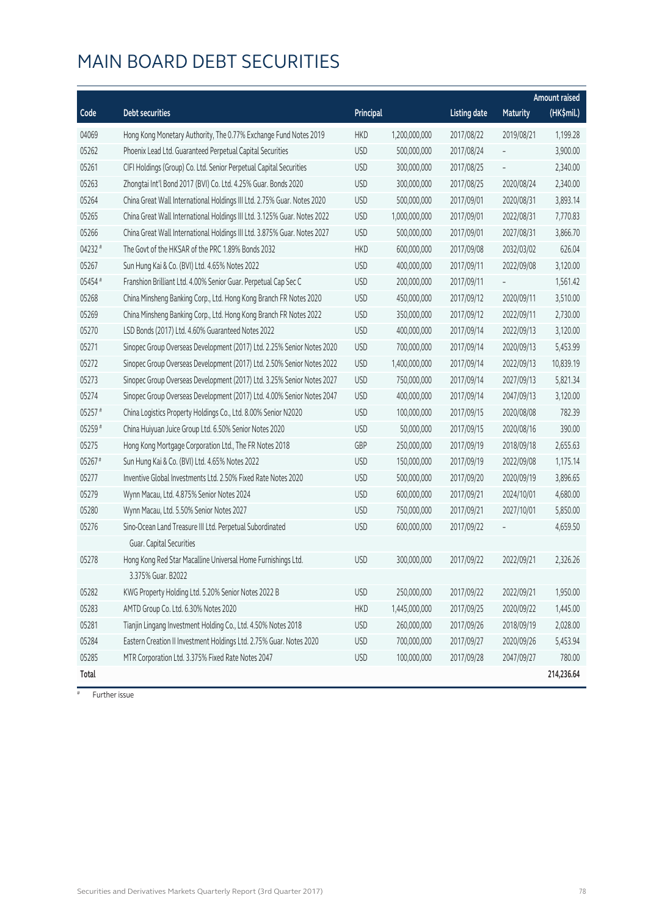# MAIN BOARD DEBT SECURITIES

| Code | Debt securities | Principal | | Listing date | Maturity | Amount raised (HK$mil.) |
|---|---|---|---|---|---|---|
| 04069 | Hong Kong Monetary Authority, The 0.77% Exchange Fund Notes 2019 | HKD | 1,200,000,000 | 2017/08/22 | 2019/08/21 | 1,199.28 |
| 05262 | Phoenix Lead Ltd. Guaranteed Perpetual Capital Securities | USD | 500,000,000 | 2017/08/24 | – | 3,900.00 |
| 05261 | CIFI Holdings (Group) Co. Ltd. Senior Perpetual Capital Securities | USD | 300,000,000 | 2017/08/25 | – | 2,340.00 |
| 05263 | Zhongtai Int'l Bond 2017 (BVI) Co. Ltd. 4.25% Guar. Bonds 2020 | USD | 300,000,000 | 2017/08/25 | 2020/08/24 | 2,340.00 |
| 05264 | China Great Wall International Holdings III Ltd. 2.75% Guar. Notes 2020 | USD | 500,000,000 | 2017/09/01 | 2020/08/31 | 3,893.14 |
| 05265 | China Great Wall International Holdings III Ltd. 3.125% Guar. Notes 2022 | USD | 1,000,000,000 | 2017/09/01 | 2022/08/31 | 7,770.83 |
| 05266 | China Great Wall International Holdings III Ltd. 3.875% Guar. Notes 2027 | USD | 500,000,000 | 2017/09/01 | 2027/08/31 | 3,866.70 |
| 04232 # | The Govt of the HKSAR of the PRC 1.89% Bonds 2032 | HKD | 600,000,000 | 2017/09/08 | 2032/03/02 | 626.04 |
| 05267 | Sun Hung Kai & Co. (BVI) Ltd. 4.65% Notes 2022 | USD | 400,000,000 | 2017/09/11 | 2022/09/08 | 3,120.00 |
| 05454 # | Franshion Brilliant Ltd. 4.00% Senior Guar. Perpetual Cap Sec C | USD | 200,000,000 | 2017/09/11 | – | 1,561.42 |
| 05268 | China Minsheng Banking Corp., Ltd. Hong Kong Branch FR Notes 2020 | USD | 450,000,000 | 2017/09/12 | 2020/09/11 | 3,510.00 |
| 05269 | China Minsheng Banking Corp., Ltd. Hong Kong Branch FR Notes 2022 | USD | 350,000,000 | 2017/09/12 | 2022/09/11 | 2,730.00 |
| 05270 | LSD Bonds (2017) Ltd. 4.60% Guaranteed Notes 2022 | USD | 400,000,000 | 2017/09/14 | 2022/09/13 | 3,120.00 |
| 05271 | Sinopec Group Overseas Development (2017) Ltd. 2.25% Senior Notes 2020 | USD | 700,000,000 | 2017/09/14 | 2020/09/13 | 5,453.99 |
| 05272 | Sinopec Group Overseas Development (2017) Ltd. 2.50% Senior Notes 2022 | USD | 1,400,000,000 | 2017/09/14 | 2022/09/13 | 10,839.19 |
| 05273 | Sinopec Group Overseas Development (2017) Ltd. 3.25% Senior Notes 2027 | USD | 750,000,000 | 2017/09/14 | 2027/09/13 | 5,821.34 |
| 05274 | Sinopec Group Overseas Development (2017) Ltd. 4.00% Senior Notes 2047 | USD | 400,000,000 | 2017/09/14 | 2047/09/13 | 3,120.00 |
| 05257 # | China Logistics Property Holdings Co., Ltd. 8.00% Senior N2020 | USD | 100,000,000 | 2017/09/15 | 2020/08/08 | 782.39 |
| 05259 # | China Huiyuan Juice Group Ltd. 6.50% Senior Notes 2020 | USD | 50,000,000 | 2017/09/15 | 2020/08/16 | 390.00 |
| 05275 | Hong Kong Mortgage Corporation Ltd., The FR Notes 2018 | GBP | 250,000,000 | 2017/09/19 | 2018/09/18 | 2,655.63 |
| 05267 # | Sun Hung Kai & Co. (BVI) Ltd. 4.65% Notes 2022 | USD | 150,000,000 | 2017/09/19 | 2022/09/08 | 1,175.14 |
| 05277 | Inventive Global Investments Ltd. 2.50% Fixed Rate Notes 2020 | USD | 500,000,000 | 2017/09/20 | 2020/09/19 | 3,896.65 |
| 05279 | Wynn Macau, Ltd. 4.875% Senior Notes 2024 | USD | 600,000,000 | 2017/09/21 | 2024/10/01 | 4,680.00 |
| 05280 | Wynn Macau, Ltd. 5.50% Senior Notes 2027 | USD | 750,000,000 | 2017/09/21 | 2027/10/01 | 5,850.00 |
| 05276 | Sino-Ocean Land Treasure III Ltd. Perpetual Subordinated Guar. Capital Securities | USD | 600,000,000 | 2017/09/22 | – | 4,659.50 |
| 05278 | Hong Kong Red Star Macalline Universal Home Furnishings Ltd. 3.375% Guar. B2022 | USD | 300,000,000 | 2017/09/22 | 2022/09/21 | 2,326.26 |
| 05282 | KWG Property Holding Ltd. 5.20% Senior Notes 2022 B | USD | 250,000,000 | 2017/09/22 | 2022/09/21 | 1,950.00 |
| 05283 | AMTD Group Co. Ltd. 6.30% Notes 2020 | HKD | 1,445,000,000 | 2017/09/25 | 2020/09/22 | 1,445.00 |
| 05281 | Tianjin Lingang Investment Holding Co., Ltd. 4.50% Notes 2018 | USD | 260,000,000 | 2017/09/26 | 2018/09/19 | 2,028.00 |
| 05284 | Eastern Creation II Investment Holdings Ltd. 2.75% Guar. Notes 2020 | USD | 700,000,000 | 2017/09/27 | 2020/09/26 | 5,453.94 |
| 05285 | MTR Corporation Ltd. 3.375% Fixed Rate Notes 2047 | USD | 100,000,000 | 2017/09/28 | 2047/09/27 | 780.00 |
| **Total** | | | | | | **214,236.64** |

# Further issue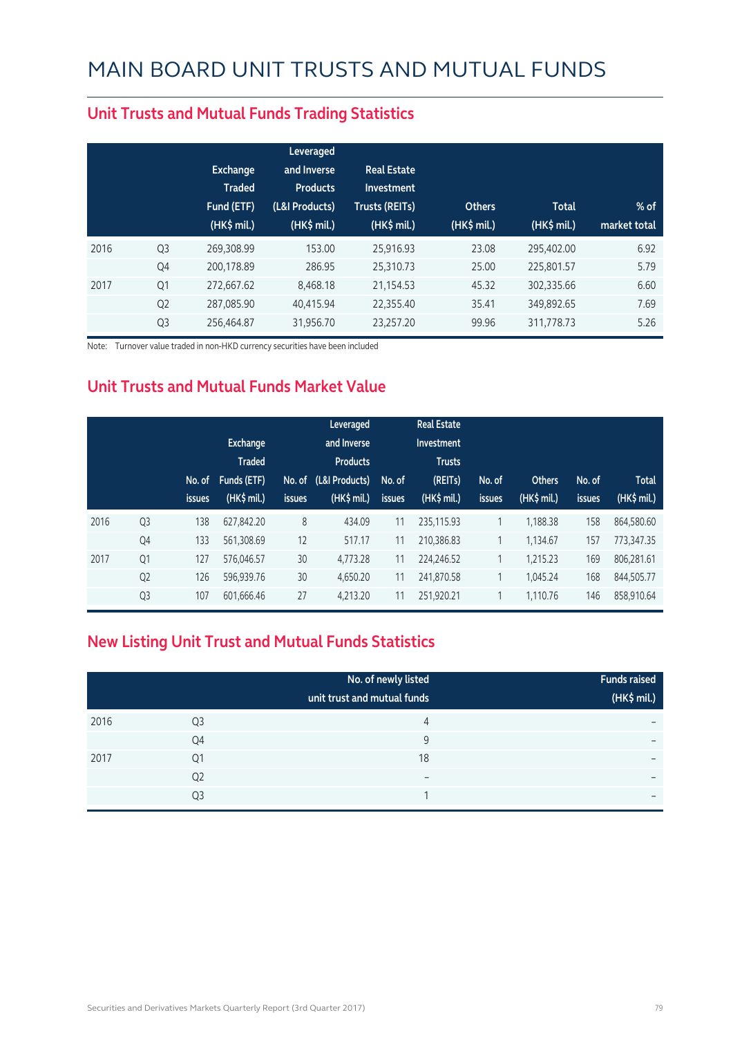# MAIN BOARD UNIT TRUSTS AND MUTUAL FUNDS

## Unit Trusts and Mutual Funds Trading Statistics

| | | Exchange Traded Fund (ETF) (HK$ mil.) | Leveraged and Inverse Products (L&I Products) (HK$ mil.) | Real Estate Investment Trusts (REITs) (HK$ mil.) | Others (HK$ mil.) | Total (HK$ mil.) | % of market total |
|---|---|---|---|---|---|---|---|
| 2016 | Q3 | 269,308.99 | 153.00 | 25,916.93 | 23.08 | 295,402.00 | 6.92 |
| | Q4 | 200,178.89 | 286.95 | 25,310.73 | 25.00 | 225,801.57 | 5.79 |
| 2017 | Q1 | 272,667.62 | 8,468.18 | 21,154.53 | 45.32 | 302,335.66 | 6.60 |
| | Q2 | 287,085.90 | 40,415.94 | 22,355.40 | 35.41 | 349,892.65 | 7.69 |
| | Q3 | 256,464.87 | 31,956.70 | 23,257.20 | 99.96 | 311,778.73 | 5.26 |

Note: Turnover value traded in non-HKD currency securities have been included

## Unit Trusts and Mutual Funds Market Value

| | | No. of issues | Exchange Traded Funds (ETF) (HK$ mil.) | No. of issues | Leveraged and Inverse Products (L&I Products) (HK$ mil.) | No. of issues | Real Estate Investment Trusts (REITs) (HK$ mil.) | No. of issues | Others (HK$ mil.) | No. of issues | Total (HK$ mil.) |
|---|---|---|---|---|---|---|---|---|---|---|---|
| 2016 | Q3 | 138 | 627,842.20 | 8 | 434.09 | 11 | 235,115.93 | 1 | 1,188.38 | 158 | 864,580.60 |
| | Q4 | 133 | 561,308.69 | 12 | 517.17 | 11 | 210,386.83 | 1 | 1,134.67 | 157 | 773,347.35 |
| 2017 | Q1 | 127 | 576,046.57 | 30 | 4,773.28 | 11 | 224,246.52 | 1 | 1,215.23 | 169 | 806,281.61 |
| | Q2 | 126 | 596,939.76 | 30 | 4,650.20 | 11 | 241,870.58 | 1 | 1,045.24 | 168 | 844,505.77 |
| | Q3 | 107 | 601,666.46 | 27 | 4,213.20 | 11 | 251,920.21 | 1 | 1,110.76 | 146 | 858,910.64 |

## New Listing Unit Trust and Mutual Funds Statistics

| | | No. of newly listed unit trust and mutual funds | Funds raised (HK$ mil.) |
|---|---|---|---|
| 2016 | Q3 | 4 | – |
| | Q4 | 9 | – |
| 2017 | Q1 | 18 | – |
| | Q2 | – | – |
| | Q3 | 1 | – |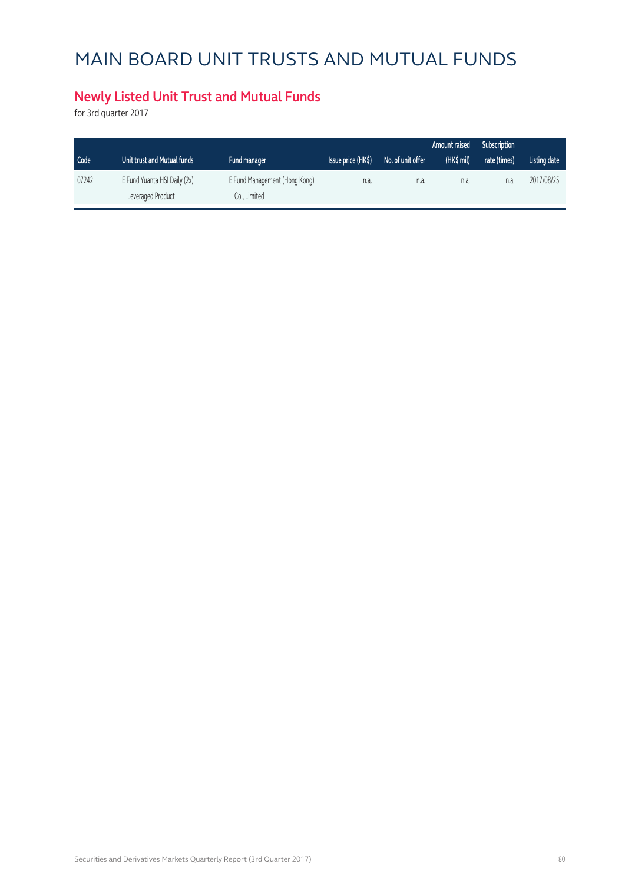# MAIN BOARD UNIT TRUSTS AND MUTUAL FUNDS

## Newly Listed Unit Trust and Mutual Funds

for 3rd quarter 2017

| Code | Unit trust and Mutual funds | Fund manager | Issue price (HK$) | No. of unit offer | Amount raised (HK$ mil) | Subscription rate (times) | Listing date |
|---|---|---|---|---|---|---|---|
| 07242 | E Fund Yuanta HSI Daily (2x) Leveraged Product | E Fund Management (Hong Kong) Co., Limited | n.a. | n.a. | n.a. | n.a. | 2017/08/25 |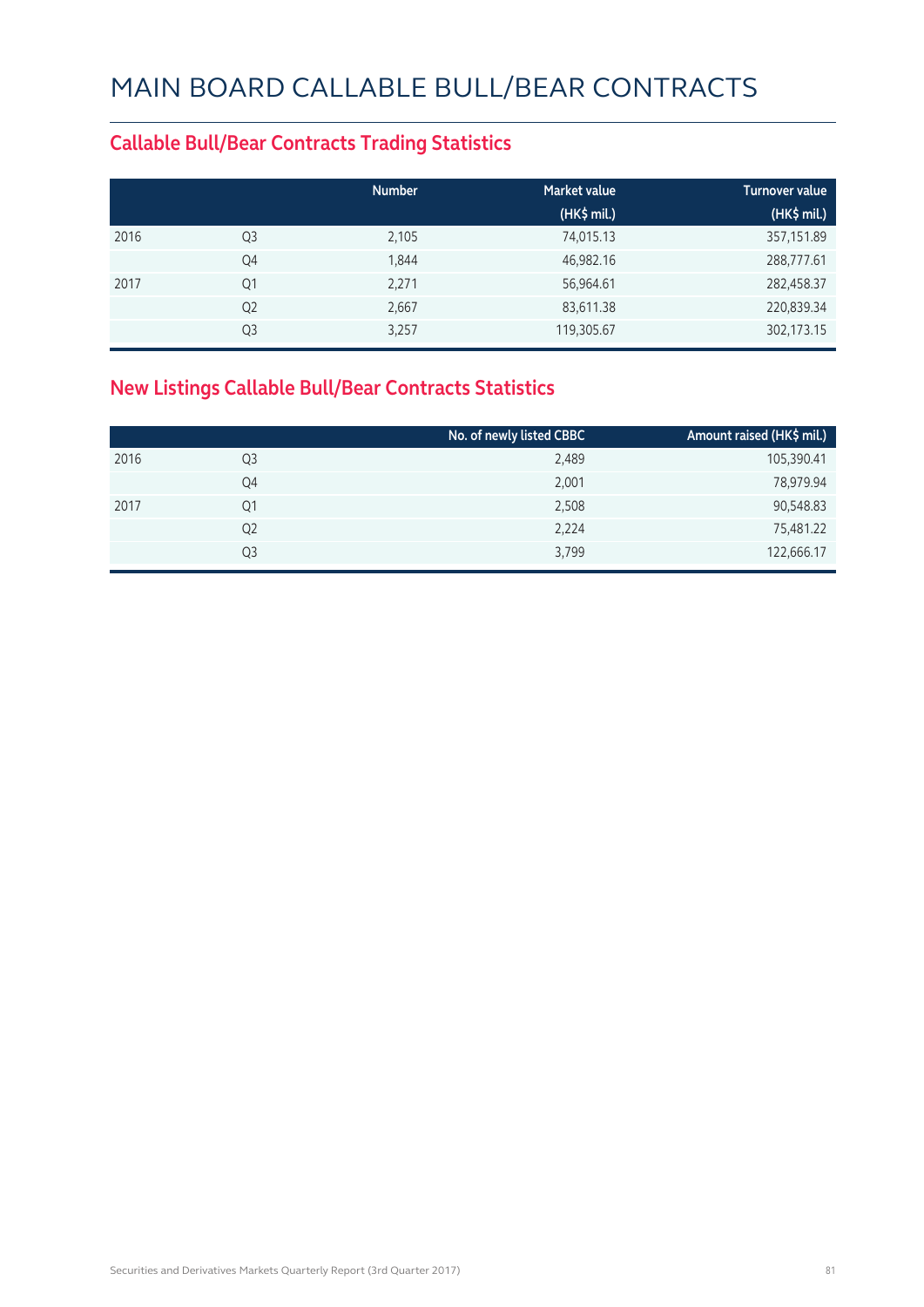# MAIN BOARD CALLABLE BULL/BEAR CONTRACTS

## Callable Bull/Bear Contracts Trading Statistics

| | | Number | Market value (HK$ mil.) | Turnover value (HK$ mil.) |
|---|---|---|---|---|
| 2016 | Q3 | 2,105 | 74,015.13 | 357,151.89 |
| | Q4 | 1,844 | 46,982.16 | 288,777.61 |
| 2017 | Q1 | 2,271 | 56,964.61 | 282,458.37 |
| | Q2 | 2,667 | 83,611.38 | 220,839.34 |
| | Q3 | 3,257 | 119,305.67 | 302,173.15 |

## New Listings Callable Bull/Bear Contracts Statistics

| | | No. of newly listed CBBC | Amount raised (HK$ mil.) |
|---|---|---|---|
| 2016 | Q3 | 2,489 | 105,390.41 |
| | Q4 | 2,001 | 78,979.94 |
| 2017 | Q1 | 2,508 | 90,548.83 |
| | Q2 | 2,224 | 75,481.22 |
| | Q3 | 3,799 | 122,666.17 |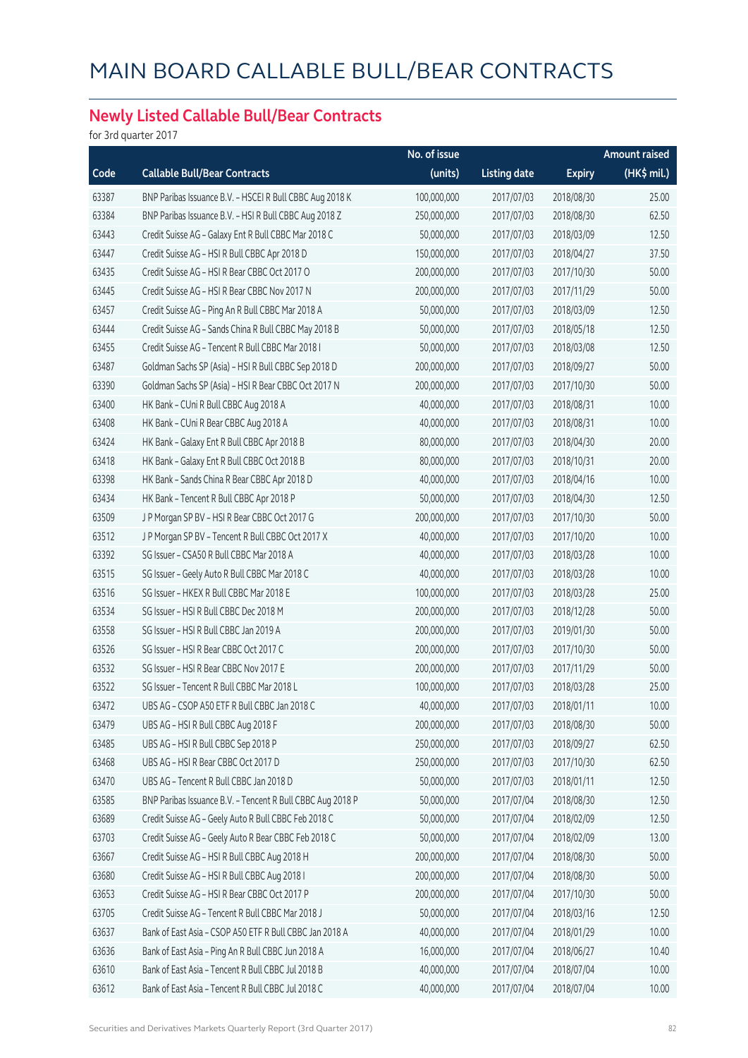# MAIN BOARD CALLABLE BULL/BEAR CONTRACTS

## Newly Listed Callable Bull/Bear Contracts

for 3rd quarter 2017

| Code | Callable Bull/Bear Contracts | No. of issue (units) | Listing date | Expiry | Amount raised (HK$ mil.) |
|---|---|---|---|---|---|
| 63387 | BNP Paribas Issuance B.V. – HSCEI R Bull CBBC Aug 2018 K | 100,000,000 | 2017/07/03 | 2018/08/30 | 25.00 |
| 63384 | BNP Paribas Issuance B.V. – HSI R Bull CBBC Aug 2018 Z | 250,000,000 | 2017/07/03 | 2018/08/30 | 62.50 |
| 63443 | Credit Suisse AG – Galaxy Ent R Bull CBBC Mar 2018 C | 50,000,000 | 2017/07/03 | 2018/03/09 | 12.50 |
| 63447 | Credit Suisse AG – HSI R Bull CBBC Apr 2018 D | 150,000,000 | 2017/07/03 | 2018/04/27 | 37.50 |
| 63435 | Credit Suisse AG – HSI R Bear CBBC Oct 2017 O | 200,000,000 | 2017/07/03 | 2017/10/30 | 50.00 |
| 63445 | Credit Suisse AG – HSI R Bear CBBC Nov 2017 N | 200,000,000 | 2017/07/03 | 2017/11/29 | 50.00 |
| 63457 | Credit Suisse AG – Ping An R Bull CBBC Mar 2018 A | 50,000,000 | 2017/07/03 | 2018/03/09 | 12.50 |
| 63444 | Credit Suisse AG – Sands China R Bull CBBC May 2018 B | 50,000,000 | 2017/07/03 | 2018/05/18 | 12.50 |
| 63455 | Credit Suisse AG – Tencent R Bull CBBC Mar 2018 I | 50,000,000 | 2017/07/03 | 2018/03/08 | 12.50 |
| 63487 | Goldman Sachs SP (Asia) – HSI R Bull CBBC Sep 2018 D | 200,000,000 | 2017/07/03 | 2018/09/27 | 50.00 |
| 63390 | Goldman Sachs SP (Asia) – HSI R Bear CBBC Oct 2017 N | 200,000,000 | 2017/07/03 | 2017/10/30 | 50.00 |
| 63400 | HK Bank – CUni R Bull CBBC Aug 2018 A | 40,000,000 | 2017/07/03 | 2018/08/31 | 10.00 |
| 63408 | HK Bank – CUni R Bear CBBC Aug 2018 A | 40,000,000 | 2017/07/03 | 2018/08/31 | 10.00 |
| 63424 | HK Bank – Galaxy Ent R Bull CBBC Apr 2018 B | 80,000,000 | 2017/07/03 | 2018/04/30 | 20.00 |
| 63418 | HK Bank – Galaxy Ent R Bull CBBC Oct 2018 B | 80,000,000 | 2017/07/03 | 2018/10/31 | 20.00 |
| 63398 | HK Bank – Sands China R Bear CBBC Apr 2018 D | 40,000,000 | 2017/07/03 | 2018/04/16 | 10.00 |
| 63434 | HK Bank – Tencent R Bull CBBC Apr 2018 P | 50,000,000 | 2017/07/03 | 2018/04/30 | 12.50 |
| 63509 | J P Morgan SP BV – HSI R Bear CBBC Oct 2017 G | 200,000,000 | 2017/07/03 | 2017/10/30 | 50.00 |
| 63512 | J P Morgan SP BV – Tencent R Bull CBBC Oct 2017 X | 40,000,000 | 2017/07/03 | 2017/10/20 | 10.00 |
| 63392 | SG Issuer – CSA50 R Bull CBBC Mar 2018 A | 40,000,000 | 2017/07/03 | 2018/03/28 | 10.00 |
| 63515 | SG Issuer – Geely Auto R Bull CBBC Mar 2018 C | 40,000,000 | 2017/07/03 | 2018/03/28 | 10.00 |
| 63516 | SG Issuer – HKEX R Bull CBBC Mar 2018 E | 100,000,000 | 2017/07/03 | 2018/03/28 | 25.00 |
| 63534 | SG Issuer – HSI R Bull CBBC Dec 2018 M | 200,000,000 | 2017/07/03 | 2018/12/28 | 50.00 |
| 63558 | SG Issuer – HSI R Bull CBBC Jan 2019 A | 200,000,000 | 2017/07/03 | 2019/01/30 | 50.00 |
| 63526 | SG Issuer – HSI R Bear CBBC Oct 2017 C | 200,000,000 | 2017/07/03 | 2017/10/30 | 50.00 |
| 63532 | SG Issuer – HSI R Bear CBBC Nov 2017 E | 200,000,000 | 2017/07/03 | 2017/11/29 | 50.00 |
| 63522 | SG Issuer – Tencent R Bull CBBC Mar 2018 L | 100,000,000 | 2017/07/03 | 2018/03/28 | 25.00 |
| 63472 | UBS AG – CSOP A50 ETF R Bull CBBC Jan 2018 C | 40,000,000 | 2017/07/03 | 2018/01/11 | 10.00 |
| 63479 | UBS AG – HSI R Bull CBBC Aug 2018 F | 200,000,000 | 2017/07/03 | 2018/08/30 | 50.00 |
| 63485 | UBS AG – HSI R Bull CBBC Sep 2018 P | 250,000,000 | 2017/07/03 | 2018/09/27 | 62.50 |
| 63468 | UBS AG – HSI R Bear CBBC Oct 2017 D | 250,000,000 | 2017/07/03 | 2017/10/30 | 62.50 |
| 63470 | UBS AG – Tencent R Bull CBBC Jan 2018 D | 50,000,000 | 2017/07/03 | 2018/01/11 | 12.50 |
| 63585 | BNP Paribas Issuance B.V. – Tencent R Bull CBBC Aug 2018 P | 50,000,000 | 2017/07/04 | 2018/08/30 | 12.50 |
| 63689 | Credit Suisse AG – Geely Auto R Bull CBBC Feb 2018 C | 50,000,000 | 2017/07/04 | 2018/02/09 | 12.50 |
| 63703 | Credit Suisse AG – Geely Auto R Bear CBBC Feb 2018 C | 50,000,000 | 2017/07/04 | 2018/02/09 | 13.00 |
| 63667 | Credit Suisse AG – HSI R Bull CBBC Aug 2018 H | 200,000,000 | 2017/07/04 | 2018/08/30 | 50.00 |
| 63680 | Credit Suisse AG – HSI R Bull CBBC Aug 2018 I | 200,000,000 | 2017/07/04 | 2018/08/30 | 50.00 |
| 63653 | Credit Suisse AG – HSI R Bear CBBC Oct 2017 P | 200,000,000 | 2017/07/04 | 2017/10/30 | 50.00 |
| 63705 | Credit Suisse AG – Tencent R Bull CBBC Mar 2018 J | 50,000,000 | 2017/07/04 | 2018/03/16 | 12.50 |
| 63637 | Bank of East Asia – CSOP A50 ETF R Bull CBBC Jan 2018 A | 40,000,000 | 2017/07/04 | 2018/01/29 | 10.00 |
| 63636 | Bank of East Asia – Ping An R Bull CBBC Jun 2018 A | 16,000,000 | 2017/07/04 | 2018/06/27 | 10.40 |
| 63610 | Bank of East Asia – Tencent R Bull CBBC Jul 2018 B | 40,000,000 | 2017/07/04 | 2018/07/04 | 10.00 |
| 63612 | Bank of East Asia – Tencent R Bull CBBC Jul 2018 C | 40,000,000 | 2017/07/04 | 2018/07/04 | 10.00 |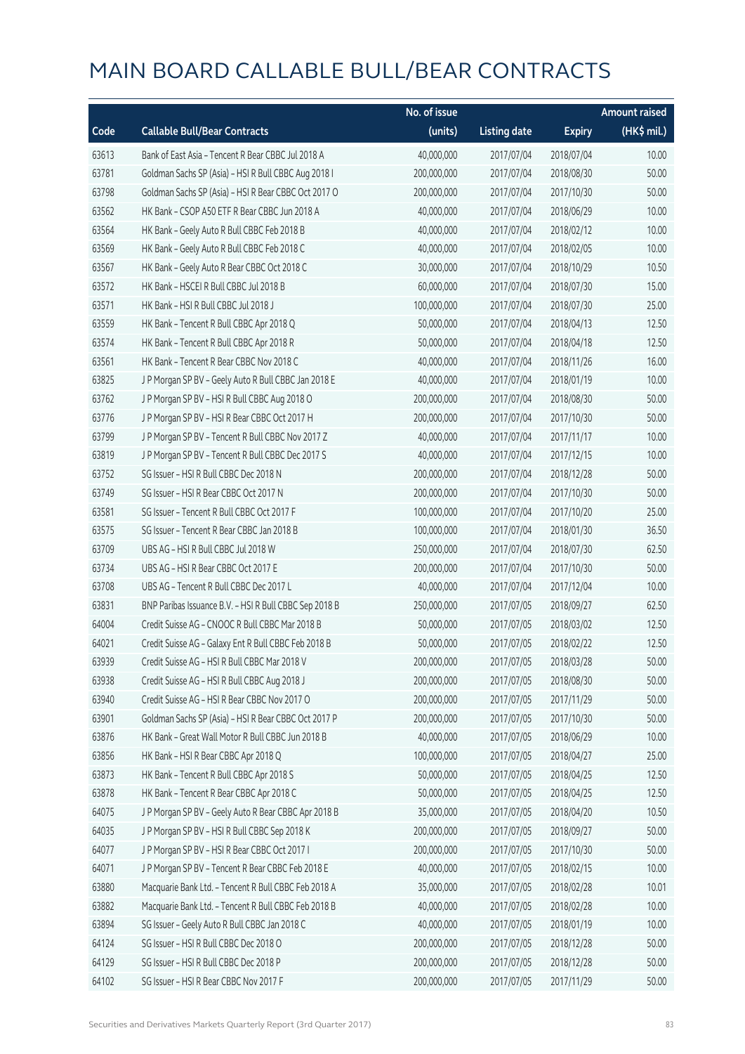# MAIN BOARD CALLABLE BULL/BEAR CONTRACTS

| Code | Callable Bull/Bear Contracts | No. of issue (units) | Listing date | Expiry | Amount raised (HK$ mil.) |
|---|---|---|---|---|---|
| 63613 | Bank of East Asia – Tencent R Bear CBBC Jul 2018 A | 40,000,000 | 2017/07/04 | 2018/07/04 | 10.00 |
| 63781 | Goldman Sachs SP (Asia) – HSI R Bull CBBC Aug 2018 I | 200,000,000 | 2017/07/04 | 2018/08/30 | 50.00 |
| 63798 | Goldman Sachs SP (Asia) – HSI R Bear CBBC Oct 2017 O | 200,000,000 | 2017/07/04 | 2017/10/30 | 50.00 |
| 63562 | HK Bank – CSOP A50 ETF R Bear CBBC Jun 2018 A | 40,000,000 | 2017/07/04 | 2018/06/29 | 10.00 |
| 63564 | HK Bank – Geely Auto R Bull CBBC Feb 2018 B | 40,000,000 | 2017/07/04 | 2018/02/12 | 10.00 |
| 63569 | HK Bank – Geely Auto R Bull CBBC Feb 2018 C | 40,000,000 | 2017/07/04 | 2018/02/05 | 10.00 |
| 63567 | HK Bank – Geely Auto R Bear CBBC Oct 2018 C | 30,000,000 | 2017/07/04 | 2018/10/29 | 10.50 |
| 63572 | HK Bank – HSCEI R Bull CBBC Jul 2018 B | 60,000,000 | 2017/07/04 | 2018/07/30 | 15.00 |
| 63571 | HK Bank – HSI R Bull CBBC Jul 2018 J | 100,000,000 | 2017/07/04 | 2018/07/30 | 25.00 |
| 63559 | HK Bank – Tencent R Bull CBBC Apr 2018 Q | 50,000,000 | 2017/07/04 | 2018/04/13 | 12.50 |
| 63574 | HK Bank – Tencent R Bull CBBC Apr 2018 R | 50,000,000 | 2017/07/04 | 2018/04/18 | 12.50 |
| 63561 | HK Bank – Tencent R Bear CBBC Nov 2018 C | 40,000,000 | 2017/07/04 | 2018/11/26 | 16.00 |
| 63825 | J P Morgan SP BV – Geely Auto R Bull CBBC Jan 2018 E | 40,000,000 | 2017/07/04 | 2018/01/19 | 10.00 |
| 63762 | J P Morgan SP BV – HSI R Bull CBBC Aug 2018 O | 200,000,000 | 2017/07/04 | 2018/08/30 | 50.00 |
| 63776 | J P Morgan SP BV – HSI R Bear CBBC Oct 2017 H | 200,000,000 | 2017/07/04 | 2017/10/30 | 50.00 |
| 63799 | J P Morgan SP BV – Tencent R Bull CBBC Nov 2017 Z | 40,000,000 | 2017/07/04 | 2017/11/17 | 10.00 |
| 63819 | J P Morgan SP BV – Tencent R Bull CBBC Dec 2017 S | 40,000,000 | 2017/07/04 | 2017/12/15 | 10.00 |
| 63752 | SG Issuer – HSI R Bull CBBC Dec 2018 N | 200,000,000 | 2017/07/04 | 2018/12/28 | 50.00 |
| 63749 | SG Issuer – HSI R Bear CBBC Oct 2017 N | 200,000,000 | 2017/07/04 | 2017/10/30 | 50.00 |
| 63581 | SG Issuer – Tencent R Bull CBBC Oct 2017 F | 100,000,000 | 2017/07/04 | 2017/10/20 | 25.00 |
| 63575 | SG Issuer – Tencent R Bear CBBC Jan 2018 B | 100,000,000 | 2017/07/04 | 2018/01/30 | 36.50 |
| 63709 | UBS AG – HSI R Bull CBBC Jul 2018 W | 250,000,000 | 2017/07/04 | 2018/07/30 | 62.50 |
| 63734 | UBS AG – HSI R Bear CBBC Oct 2017 E | 200,000,000 | 2017/07/04 | 2017/10/30 | 50.00 |
| 63708 | UBS AG – Tencent R Bull CBBC Dec 2017 L | 40,000,000 | 2017/07/04 | 2017/12/04 | 10.00 |
| 63831 | BNP Paribas Issuance B.V. – HSI R Bull CBBC Sep 2018 B | 250,000,000 | 2017/07/05 | 2018/09/27 | 62.50 |
| 64004 | Credit Suisse AG – CNOOC R Bull CBBC Mar 2018 B | 50,000,000 | 2017/07/05 | 2018/03/02 | 12.50 |
| 64021 | Credit Suisse AG – Galaxy Ent R Bull CBBC Feb 2018 B | 50,000,000 | 2017/07/05 | 2018/02/22 | 12.50 |
| 63939 | Credit Suisse AG – HSI R Bull CBBC Mar 2018 V | 200,000,000 | 2017/07/05 | 2018/03/28 | 50.00 |
| 63938 | Credit Suisse AG – HSI R Bull CBBC Aug 2018 J | 200,000,000 | 2017/07/05 | 2018/08/30 | 50.00 |
| 63940 | Credit Suisse AG – HSI R Bear CBBC Nov 2017 O | 200,000,000 | 2017/07/05 | 2017/11/29 | 50.00 |
| 63901 | Goldman Sachs SP (Asia) – HSI R Bear CBBC Oct 2017 P | 200,000,000 | 2017/07/05 | 2017/10/30 | 50.00 |
| 63876 | HK Bank – Great Wall Motor R Bull CBBC Jun 2018 B | 40,000,000 | 2017/07/05 | 2018/06/29 | 10.00 |
| 63856 | HK Bank – HSI R Bear CBBC Apr 2018 Q | 100,000,000 | 2017/07/05 | 2018/04/27 | 25.00 |
| 63873 | HK Bank – Tencent R Bull CBBC Apr 2018 S | 50,000,000 | 2017/07/05 | 2018/04/25 | 12.50 |
| 63878 | HK Bank – Tencent R Bear CBBC Apr 2018 C | 50,000,000 | 2017/07/05 | 2018/04/25 | 12.50 |
| 64075 | J P Morgan SP BV – Geely Auto R Bear CBBC Apr 2018 B | 35,000,000 | 2017/07/05 | 2018/04/20 | 10.50 |
| 64035 | J P Morgan SP BV – HSI R Bull CBBC Sep 2018 K | 200,000,000 | 2017/07/05 | 2018/09/27 | 50.00 |
| 64077 | J P Morgan SP BV – HSI R Bear CBBC Oct 2017 I | 200,000,000 | 2017/07/05 | 2017/10/30 | 50.00 |
| 64071 | J P Morgan SP BV – Tencent R Bear CBBC Feb 2018 E | 40,000,000 | 2017/07/05 | 2018/02/15 | 10.00 |
| 63880 | Macquarie Bank Ltd. – Tencent R Bull CBBC Feb 2018 A | 35,000,000 | 2017/07/05 | 2018/02/28 | 10.01 |
| 63882 | Macquarie Bank Ltd. – Tencent R Bull CBBC Feb 2018 B | 40,000,000 | 2017/07/05 | 2018/02/28 | 10.00 |
| 63894 | SG Issuer – Geely Auto R Bull CBBC Jan 2018 C | 40,000,000 | 2017/07/05 | 2018/01/19 | 10.00 |
| 64124 | SG Issuer – HSI R Bull CBBC Dec 2018 O | 200,000,000 | 2017/07/05 | 2018/12/28 | 50.00 |
| 64129 | SG Issuer – HSI R Bull CBBC Dec 2018 P | 200,000,000 | 2017/07/05 | 2018/12/28 | 50.00 |
| 64102 | SG Issuer – HSI R Bear CBBC Nov 2017 F | 200,000,000 | 2017/07/05 | 2017/11/29 | 50.00 |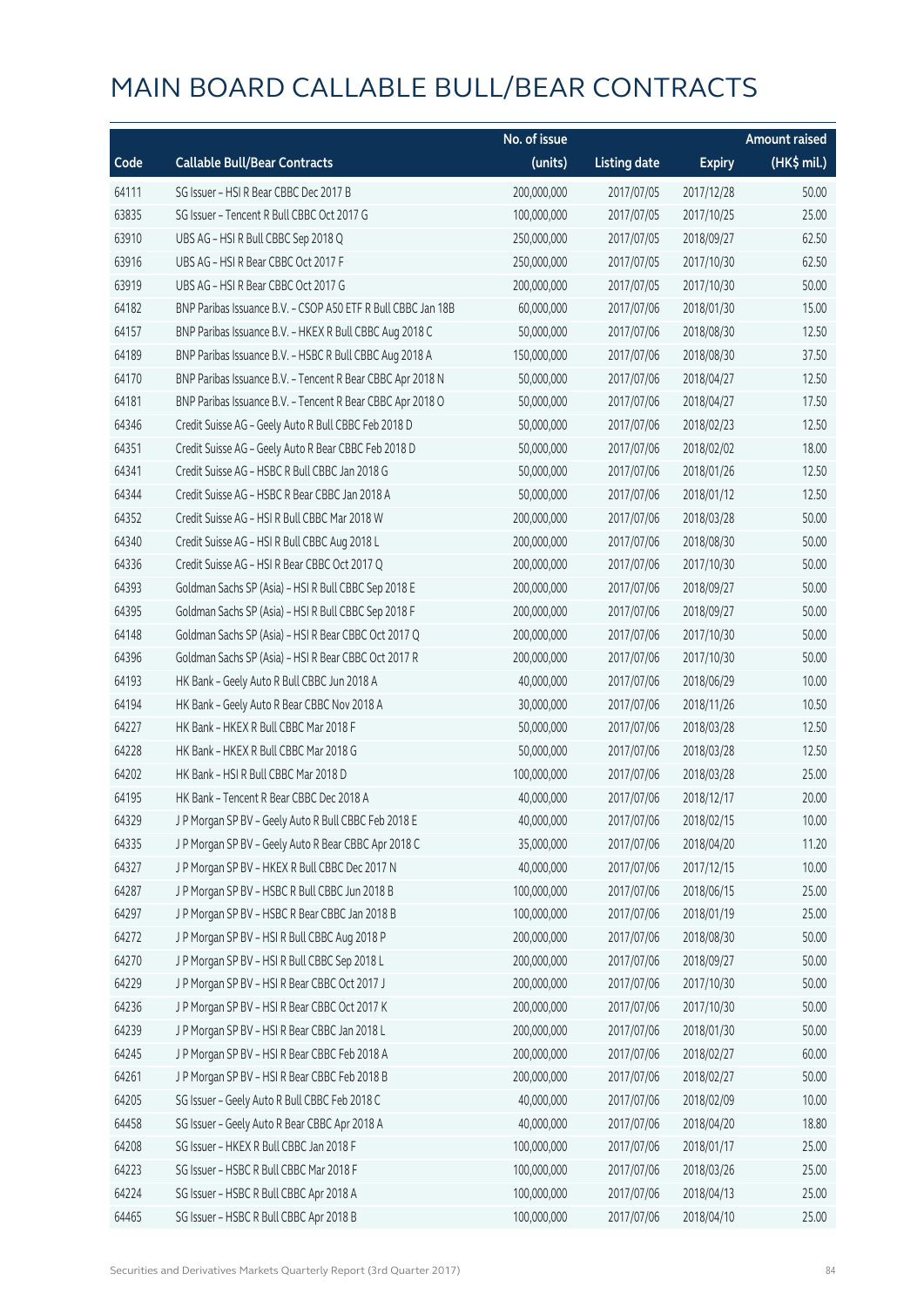# MAIN BOARD CALLABLE BULL/BEAR CONTRACTS

| Code | Callable Bull/Bear Contracts | No. of issue (units) | Listing date | Expiry | Amount raised (HK$ mil.) |
|---|---|---|---|---|---|
| 64111 | SG Issuer – HSI R Bear CBBC Dec 2017 B | 200,000,000 | 2017/07/05 | 2017/12/28 | 50.00 |
| 63835 | SG Issuer – Tencent R Bull CBBC Oct 2017 G | 100,000,000 | 2017/07/05 | 2017/10/25 | 25.00 |
| 63910 | UBS AG – HSI R Bull CBBC Sep 2018 Q | 250,000,000 | 2017/07/05 | 2018/09/27 | 62.50 |
| 63916 | UBS AG – HSI R Bear CBBC Oct 2017 F | 250,000,000 | 2017/07/05 | 2017/10/30 | 62.50 |
| 63919 | UBS AG – HSI R Bear CBBC Oct 2017 G | 200,000,000 | 2017/07/05 | 2017/10/30 | 50.00 |
| 64182 | BNP Paribas Issuance B.V. – CSOP A50 ETF R Bull CBBC Jan 18B | 60,000,000 | 2017/07/06 | 2018/01/30 | 15.00 |
| 64157 | BNP Paribas Issuance B.V. – HKEX R Bull CBBC Aug 2018 C | 50,000,000 | 2017/07/06 | 2018/08/30 | 12.50 |
| 64189 | BNP Paribas Issuance B.V. – HSBC R Bull CBBC Aug 2018 A | 150,000,000 | 2017/07/06 | 2018/08/30 | 37.50 |
| 64170 | BNP Paribas Issuance B.V. – Tencent R Bear CBBC Apr 2018 N | 50,000,000 | 2017/07/06 | 2018/04/27 | 12.50 |
| 64181 | BNP Paribas Issuance B.V. – Tencent R Bear CBBC Apr 2018 O | 50,000,000 | 2017/07/06 | 2018/04/27 | 17.50 |
| 64346 | Credit Suisse AG – Geely Auto R Bull CBBC Feb 2018 D | 50,000,000 | 2017/07/06 | 2018/02/23 | 12.50 |
| 64351 | Credit Suisse AG – Geely Auto R Bear CBBC Feb 2018 D | 50,000,000 | 2017/07/06 | 2018/02/02 | 18.00 |
| 64341 | Credit Suisse AG – HSBC R Bull CBBC Jan 2018 G | 50,000,000 | 2017/07/06 | 2018/01/26 | 12.50 |
| 64344 | Credit Suisse AG – HSBC R Bear CBBC Jan 2018 A | 50,000,000 | 2017/07/06 | 2018/01/12 | 12.50 |
| 64352 | Credit Suisse AG – HSI R Bull CBBC Mar 2018 W | 200,000,000 | 2017/07/06 | 2018/03/28 | 50.00 |
| 64340 | Credit Suisse AG – HSI R Bull CBBC Aug 2018 L | 200,000,000 | 2017/07/06 | 2018/08/30 | 50.00 |
| 64336 | Credit Suisse AG – HSI R Bear CBBC Oct 2017 Q | 200,000,000 | 2017/07/06 | 2017/10/30 | 50.00 |
| 64393 | Goldman Sachs SP (Asia) – HSI R Bull CBBC Sep 2018 E | 200,000,000 | 2017/07/06 | 2018/09/27 | 50.00 |
| 64395 | Goldman Sachs SP (Asia) – HSI R Bull CBBC Sep 2018 F | 200,000,000 | 2017/07/06 | 2018/09/27 | 50.00 |
| 64148 | Goldman Sachs SP (Asia) – HSI R Bear CBBC Oct 2017 Q | 200,000,000 | 2017/07/06 | 2017/10/30 | 50.00 |
| 64396 | Goldman Sachs SP (Asia) – HSI R Bear CBBC Oct 2017 R | 200,000,000 | 2017/07/06 | 2017/10/30 | 50.00 |
| 64193 | HK Bank – Geely Auto R Bull CBBC Jun 2018 A | 40,000,000 | 2017/07/06 | 2018/06/29 | 10.00 |
| 64194 | HK Bank – Geely Auto R Bear CBBC Nov 2018 A | 30,000,000 | 2017/07/06 | 2018/11/26 | 10.50 |
| 64227 | HK Bank – HKEX R Bull CBBC Mar 2018 F | 50,000,000 | 2017/07/06 | 2018/03/28 | 12.50 |
| 64228 | HK Bank – HKEX R Bull CBBC Mar 2018 G | 50,000,000 | 2017/07/06 | 2018/03/28 | 12.50 |
| 64202 | HK Bank – HSI R Bull CBBC Mar 2018 D | 100,000,000 | 2017/07/06 | 2018/03/28 | 25.00 |
| 64195 | HK Bank – Tencent R Bear CBBC Dec 2018 A | 40,000,000 | 2017/07/06 | 2018/12/17 | 20.00 |
| 64329 | J P Morgan SP BV – Geely Auto R Bull CBBC Feb 2018 E | 40,000,000 | 2017/07/06 | 2018/02/15 | 10.00 |
| 64335 | J P Morgan SP BV – Geely Auto R Bear CBBC Apr 2018 C | 35,000,000 | 2017/07/06 | 2018/04/20 | 11.20 |
| 64327 | J P Morgan SP BV – HKEX R Bull CBBC Dec 2017 N | 40,000,000 | 2017/07/06 | 2017/12/15 | 10.00 |
| 64287 | J P Morgan SP BV – HSBC R Bull CBBC Jun 2018 B | 100,000,000 | 2017/07/06 | 2018/06/15 | 25.00 |
| 64297 | J P Morgan SP BV – HSBC R Bear CBBC Jan 2018 B | 100,000,000 | 2017/07/06 | 2018/01/19 | 25.00 |
| 64272 | J P Morgan SP BV – HSI R Bull CBBC Aug 2018 P | 200,000,000 | 2017/07/06 | 2018/08/30 | 50.00 |
| 64270 | J P Morgan SP BV – HSI R Bull CBBC Sep 2018 L | 200,000,000 | 2017/07/06 | 2018/09/27 | 50.00 |
| 64229 | J P Morgan SP BV – HSI R Bear CBBC Oct 2017 J | 200,000,000 | 2017/07/06 | 2017/10/30 | 50.00 |
| 64236 | J P Morgan SP BV – HSI R Bear CBBC Oct 2017 K | 200,000,000 | 2017/07/06 | 2017/10/30 | 50.00 |
| 64239 | J P Morgan SP BV – HSI R Bear CBBC Jan 2018 L | 200,000,000 | 2017/07/06 | 2018/01/30 | 50.00 |
| 64245 | J P Morgan SP BV – HSI R Bear CBBC Feb 2018 A | 200,000,000 | 2017/07/06 | 2018/02/27 | 60.00 |
| 64261 | J P Morgan SP BV – HSI R Bear CBBC Feb 2018 B | 200,000,000 | 2017/07/06 | 2018/02/27 | 50.00 |
| 64205 | SG Issuer – Geely Auto R Bull CBBC Feb 2018 C | 40,000,000 | 2017/07/06 | 2018/02/09 | 10.00 |
| 64458 | SG Issuer – Geely Auto R Bear CBBC Apr 2018 A | 40,000,000 | 2017/07/06 | 2018/04/20 | 18.80 |
| 64208 | SG Issuer – HKEX R Bull CBBC Jan 2018 F | 100,000,000 | 2017/07/06 | 2018/01/17 | 25.00 |
| 64223 | SG Issuer – HSBC R Bull CBBC Mar 2018 F | 100,000,000 | 2017/07/06 | 2018/03/26 | 25.00 |
| 64224 | SG Issuer – HSBC R Bull CBBC Apr 2018 A | 100,000,000 | 2017/07/06 | 2018/04/13 | 25.00 |
| 64465 | SG Issuer – HSBC R Bull CBBC Apr 2018 B | 100,000,000 | 2017/07/06 | 2018/04/10 | 25.00 |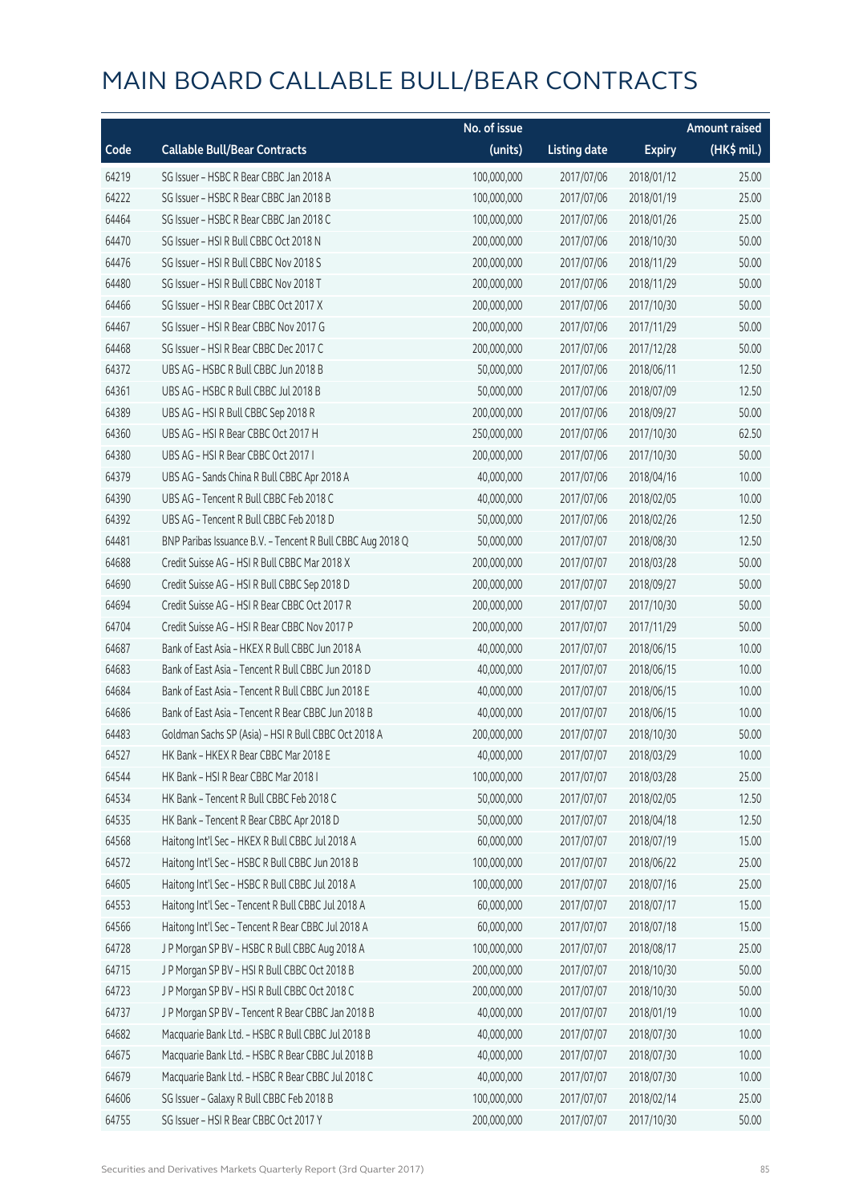# MAIN BOARD CALLABLE BULL/BEAR CONTRACTS

| Code | Callable Bull/Bear Contracts | No. of issue (units) | Listing date | Expiry | Amount raised (HK$ mil.) |
|---|---|---|---|---|---|
| 64219 | SG Issuer – HSBC R Bear CBBC Jan 2018 A | 100,000,000 | 2017/07/06 | 2018/01/12 | 25.00 |
| 64222 | SG Issuer – HSBC R Bear CBBC Jan 2018 B | 100,000,000 | 2017/07/06 | 2018/01/19 | 25.00 |
| 64464 | SG Issuer – HSBC R Bear CBBC Jan 2018 C | 100,000,000 | 2017/07/06 | 2018/01/26 | 25.00 |
| 64470 | SG Issuer – HSI R Bull CBBC Oct 2018 N | 200,000,000 | 2017/07/06 | 2018/10/30 | 50.00 |
| 64476 | SG Issuer – HSI R Bull CBBC Nov 2018 S | 200,000,000 | 2017/07/06 | 2018/11/29 | 50.00 |
| 64480 | SG Issuer – HSI R Bull CBBC Nov 2018 T | 200,000,000 | 2017/07/06 | 2018/11/29 | 50.00 |
| 64466 | SG Issuer – HSI R Bear CBBC Oct 2017 X | 200,000,000 | 2017/07/06 | 2017/10/30 | 50.00 |
| 64467 | SG Issuer – HSI R Bear CBBC Nov 2017 G | 200,000,000 | 2017/07/06 | 2017/11/29 | 50.00 |
| 64468 | SG Issuer – HSI R Bear CBBC Dec 2017 C | 200,000,000 | 2017/07/06 | 2017/12/28 | 50.00 |
| 64372 | UBS AG – HSBC R Bull CBBC Jun 2018 B | 50,000,000 | 2017/07/06 | 2018/06/11 | 12.50 |
| 64361 | UBS AG – HSBC R Bull CBBC Jul 2018 B | 50,000,000 | 2017/07/06 | 2018/07/09 | 12.50 |
| 64389 | UBS AG – HSI R Bull CBBC Sep 2018 R | 200,000,000 | 2017/07/06 | 2018/09/27 | 50.00 |
| 64360 | UBS AG – HSI R Bear CBBC Oct 2017 H | 250,000,000 | 2017/07/06 | 2017/10/30 | 62.50 |
| 64380 | UBS AG – HSI R Bear CBBC Oct 2017 I | 200,000,000 | 2017/07/06 | 2017/10/30 | 50.00 |
| 64379 | UBS AG – Sands China R Bull CBBC Apr 2018 A | 40,000,000 | 2017/07/06 | 2018/04/16 | 10.00 |
| 64390 | UBS AG – Tencent R Bull CBBC Feb 2018 C | 40,000,000 | 2017/07/06 | 2018/02/05 | 10.00 |
| 64392 | UBS AG – Tencent R Bull CBBC Feb 2018 D | 50,000,000 | 2017/07/06 | 2018/02/26 | 12.50 |
| 64481 | BNP Paribas Issuance B.V. – Tencent R Bull CBBC Aug 2018 Q | 50,000,000 | 2017/07/07 | 2018/08/30 | 12.50 |
| 64688 | Credit Suisse AG – HSI R Bull CBBC Mar 2018 X | 200,000,000 | 2017/07/07 | 2018/03/28 | 50.00 |
| 64690 | Credit Suisse AG – HSI R Bull CBBC Sep 2018 D | 200,000,000 | 2017/07/07 | 2018/09/27 | 50.00 |
| 64694 | Credit Suisse AG – HSI R Bear CBBC Oct 2017 R | 200,000,000 | 2017/07/07 | 2017/10/30 | 50.00 |
| 64704 | Credit Suisse AG – HSI R Bear CBBC Nov 2017 P | 200,000,000 | 2017/07/07 | 2017/11/29 | 50.00 |
| 64687 | Bank of East Asia – HKEX R Bull CBBC Jun 2018 A | 40,000,000 | 2017/07/07 | 2018/06/15 | 10.00 |
| 64683 | Bank of East Asia – Tencent R Bull CBBC Jun 2018 D | 40,000,000 | 2017/07/07 | 2018/06/15 | 10.00 |
| 64684 | Bank of East Asia – Tencent R Bull CBBC Jun 2018 E | 40,000,000 | 2017/07/07 | 2018/06/15 | 10.00 |
| 64686 | Bank of East Asia – Tencent R Bear CBBC Jun 2018 B | 40,000,000 | 2017/07/07 | 2018/06/15 | 10.00 |
| 64483 | Goldman Sachs SP (Asia) – HSI R Bull CBBC Oct 2018 A | 200,000,000 | 2017/07/07 | 2018/10/30 | 50.00 |
| 64527 | HK Bank – HKEX R Bear CBBC Mar 2018 E | 40,000,000 | 2017/07/07 | 2018/03/29 | 10.00 |
| 64544 | HK Bank – HSI R Bear CBBC Mar 2018 I | 100,000,000 | 2017/07/07 | 2018/03/28 | 25.00 |
| 64534 | HK Bank – Tencent R Bull CBBC Feb 2018 C | 50,000,000 | 2017/07/07 | 2018/02/05 | 12.50 |
| 64535 | HK Bank – Tencent R Bear CBBC Apr 2018 D | 50,000,000 | 2017/07/07 | 2018/04/18 | 12.50 |
| 64568 | Haitong Int'l Sec – HKEX R Bull CBBC Jul 2018 A | 60,000,000 | 2017/07/07 | 2018/07/19 | 15.00 |
| 64572 | Haitong Int'l Sec – HSBC R Bull CBBC Jun 2018 B | 100,000,000 | 2017/07/07 | 2018/06/22 | 25.00 |
| 64605 | Haitong Int'l Sec – HSBC R Bull CBBC Jul 2018 A | 100,000,000 | 2017/07/07 | 2018/07/16 | 25.00 |
| 64553 | Haitong Int'l Sec – Tencent R Bull CBBC Jul 2018 A | 60,000,000 | 2017/07/07 | 2018/07/17 | 15.00 |
| 64566 | Haitong Int'l Sec – Tencent R Bear CBBC Jul 2018 A | 60,000,000 | 2017/07/07 | 2018/07/18 | 15.00 |
| 64728 | J P Morgan SP BV – HSBC R Bull CBBC Aug 2018 A | 100,000,000 | 2017/07/07 | 2018/08/17 | 25.00 |
| 64715 | J P Morgan SP BV – HSI R Bull CBBC Oct 2018 B | 200,000,000 | 2017/07/07 | 2018/10/30 | 50.00 |
| 64723 | J P Morgan SP BV – HSI R Bull CBBC Oct 2018 C | 200,000,000 | 2017/07/07 | 2018/10/30 | 50.00 |
| 64737 | J P Morgan SP BV – Tencent R Bear CBBC Jan 2018 B | 40,000,000 | 2017/07/07 | 2018/01/19 | 10.00 |
| 64682 | Macquarie Bank Ltd. – HSBC R Bull CBBC Jul 2018 B | 40,000,000 | 2017/07/07 | 2018/07/30 | 10.00 |
| 64675 | Macquarie Bank Ltd. – HSBC R Bear CBBC Jul 2018 B | 40,000,000 | 2017/07/07 | 2018/07/30 | 10.00 |
| 64679 | Macquarie Bank Ltd. – HSBC R Bear CBBC Jul 2018 C | 40,000,000 | 2017/07/07 | 2018/07/30 | 10.00 |
| 64606 | SG Issuer – Galaxy R Bull CBBC Feb 2018 B | 100,000,000 | 2017/07/07 | 2018/02/14 | 25.00 |
| 64755 | SG Issuer – HSI R Bear CBBC Oct 2017 Y | 200,000,000 | 2017/07/07 | 2017/10/30 | 50.00 |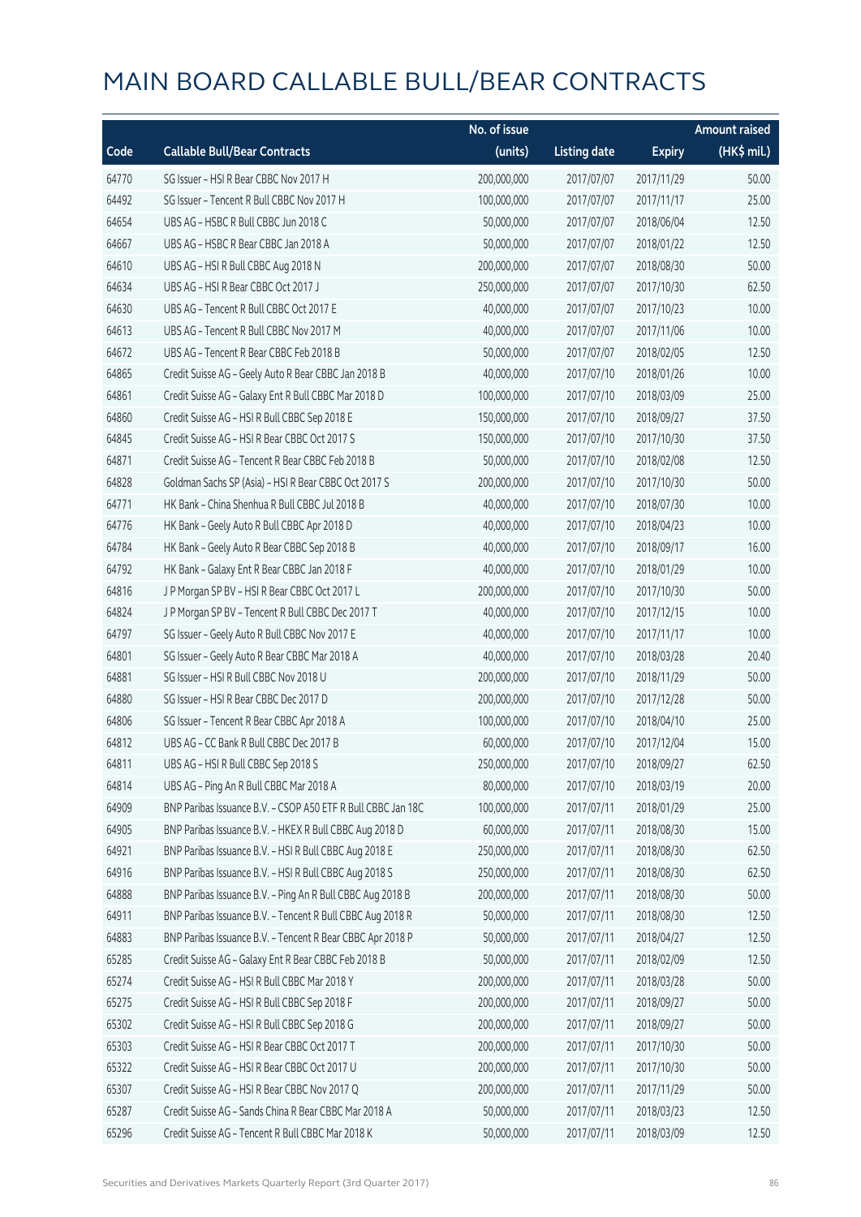# MAIN BOARD CALLABLE BULL/BEAR CONTRACTS

| Code | Callable Bull/Bear Contracts | No. of issue (units) | Listing date | Expiry | Amount raised (HK$ mil.) |
|---|---|---|---|---|---|
| 64770 | SG Issuer – HSI R Bear CBBC Nov 2017 H | 200,000,000 | 2017/07/07 | 2017/11/29 | 50.00 |
| 64492 | SG Issuer – Tencent R Bull CBBC Nov 2017 H | 100,000,000 | 2017/07/07 | 2017/11/17 | 25.00 |
| 64654 | UBS AG – HSBC R Bull CBBC Jun 2018 C | 50,000,000 | 2017/07/07 | 2018/06/04 | 12.50 |
| 64667 | UBS AG – HSBC R Bear CBBC Jan 2018 A | 50,000,000 | 2017/07/07 | 2018/01/22 | 12.50 |
| 64610 | UBS AG – HSI R Bull CBBC Aug 2018 N | 200,000,000 | 2017/07/07 | 2018/08/30 | 50.00 |
| 64634 | UBS AG – HSI R Bear CBBC Oct 2017 J | 250,000,000 | 2017/07/07 | 2017/10/30 | 62.50 |
| 64630 | UBS AG – Tencent R Bull CBBC Oct 2017 E | 40,000,000 | 2017/07/07 | 2017/10/23 | 10.00 |
| 64613 | UBS AG – Tencent R Bull CBBC Nov 2017 M | 40,000,000 | 2017/07/07 | 2017/11/06 | 10.00 |
| 64672 | UBS AG – Tencent R Bear CBBC Feb 2018 B | 50,000,000 | 2017/07/07 | 2018/02/05 | 12.50 |
| 64865 | Credit Suisse AG – Geely Auto R Bear CBBC Jan 2018 B | 40,000,000 | 2017/07/10 | 2018/01/26 | 10.00 |
| 64861 | Credit Suisse AG – Galaxy Ent R Bull CBBC Mar 2018 D | 100,000,000 | 2017/07/10 | 2018/03/09 | 25.00 |
| 64860 | Credit Suisse AG – HSI R Bull CBBC Sep 2018 E | 150,000,000 | 2017/07/10 | 2018/09/27 | 37.50 |
| 64845 | Credit Suisse AG – HSI R Bear CBBC Oct 2017 S | 150,000,000 | 2017/07/10 | 2017/10/30 | 37.50 |
| 64871 | Credit Suisse AG – Tencent R Bear CBBC Feb 2018 B | 50,000,000 | 2017/07/10 | 2018/02/08 | 12.50 |
| 64828 | Goldman Sachs SP (Asia) – HSI R Bear CBBC Oct 2017 S | 200,000,000 | 2017/07/10 | 2017/10/30 | 50.00 |
| 64771 | HK Bank – China Shenhua R Bull CBBC Jul 2018 B | 40,000,000 | 2017/07/10 | 2018/07/30 | 10.00 |
| 64776 | HK Bank – Geely Auto R Bull CBBC Apr 2018 D | 40,000,000 | 2017/07/10 | 2018/04/23 | 10.00 |
| 64784 | HK Bank – Geely Auto R Bear CBBC Sep 2018 B | 40,000,000 | 2017/07/10 | 2018/09/17 | 16.00 |
| 64792 | HK Bank – Galaxy Ent R Bear CBBC Jan 2018 F | 40,000,000 | 2017/07/10 | 2018/01/29 | 10.00 |
| 64816 | J P Morgan SP BV – HSI R Bear CBBC Oct 2017 L | 200,000,000 | 2017/07/10 | 2017/10/30 | 50.00 |
| 64824 | J P Morgan SP BV – Tencent R Bull CBBC Dec 2017 T | 40,000,000 | 2017/07/10 | 2017/12/15 | 10.00 |
| 64797 | SG Issuer – Geely Auto R Bull CBBC Nov 2017 E | 40,000,000 | 2017/07/10 | 2017/11/17 | 10.00 |
| 64801 | SG Issuer – Geely Auto R Bear CBBC Mar 2018 A | 40,000,000 | 2017/07/10 | 2018/03/28 | 20.40 |
| 64881 | SG Issuer – HSI R Bull CBBC Nov 2018 U | 200,000,000 | 2017/07/10 | 2018/11/29 | 50.00 |
| 64880 | SG Issuer – HSI R Bear CBBC Dec 2017 D | 200,000,000 | 2017/07/10 | 2017/12/28 | 50.00 |
| 64806 | SG Issuer – Tencent R Bear CBBC Apr 2018 A | 100,000,000 | 2017/07/10 | 2018/04/10 | 25.00 |
| 64812 | UBS AG – CC Bank R Bull CBBC Dec 2017 B | 60,000,000 | 2017/07/10 | 2017/12/04 | 15.00 |
| 64811 | UBS AG – HSI R Bull CBBC Sep 2018 S | 250,000,000 | 2017/07/10 | 2018/09/27 | 62.50 |
| 64814 | UBS AG – Ping An R Bull CBBC Mar 2018 A | 80,000,000 | 2017/07/10 | 2018/03/19 | 20.00 |
| 64909 | BNP Paribas Issuance B.V. – CSOP A50 ETF R Bull CBBC Jan 18C | 100,000,000 | 2017/07/11 | 2018/01/29 | 25.00 |
| 64905 | BNP Paribas Issuance B.V. – HKEX R Bull CBBC Aug 2018 D | 60,000,000 | 2017/07/11 | 2018/08/30 | 15.00 |
| 64921 | BNP Paribas Issuance B.V. – HSI R Bull CBBC Aug 2018 E | 250,000,000 | 2017/07/11 | 2018/08/30 | 62.50 |
| 64916 | BNP Paribas Issuance B.V. – HSI R Bull CBBC Aug 2018 S | 250,000,000 | 2017/07/11 | 2018/08/30 | 62.50 |
| 64888 | BNP Paribas Issuance B.V. – Ping An R Bull CBBC Aug 2018 B | 200,000,000 | 2017/07/11 | 2018/08/30 | 50.00 |
| 64911 | BNP Paribas Issuance B.V. – Tencent R Bull CBBC Aug 2018 R | 50,000,000 | 2017/07/11 | 2018/08/30 | 12.50 |
| 64883 | BNP Paribas Issuance B.V. – Tencent R Bear CBBC Apr 2018 P | 50,000,000 | 2017/07/11 | 2018/04/27 | 12.50 |
| 65285 | Credit Suisse AG – Galaxy Ent R Bear CBBC Feb 2018 B | 50,000,000 | 2017/07/11 | 2018/02/09 | 12.50 |
| 65274 | Credit Suisse AG – HSI R Bull CBBC Mar 2018 Y | 200,000,000 | 2017/07/11 | 2018/03/28 | 50.00 |
| 65275 | Credit Suisse AG – HSI R Bull CBBC Sep 2018 F | 200,000,000 | 2017/07/11 | 2018/09/27 | 50.00 |
| 65302 | Credit Suisse AG – HSI R Bull CBBC Sep 2018 G | 200,000,000 | 2017/07/11 | 2018/09/27 | 50.00 |
| 65303 | Credit Suisse AG – HSI R Bear CBBC Oct 2017 T | 200,000,000 | 2017/07/11 | 2017/10/30 | 50.00 |
| 65322 | Credit Suisse AG – HSI R Bear CBBC Oct 2017 U | 200,000,000 | 2017/07/11 | 2017/10/30 | 50.00 |
| 65307 | Credit Suisse AG – HSI R Bear CBBC Nov 2017 Q | 200,000,000 | 2017/07/11 | 2017/11/29 | 50.00 |
| 65287 | Credit Suisse AG – Sands China R Bear CBBC Mar 2018 A | 50,000,000 | 2017/07/11 | 2018/03/23 | 12.50 |
| 65296 | Credit Suisse AG – Tencent R Bull CBBC Mar 2018 K | 50,000,000 | 2017/07/11 | 2018/03/09 | 12.50 |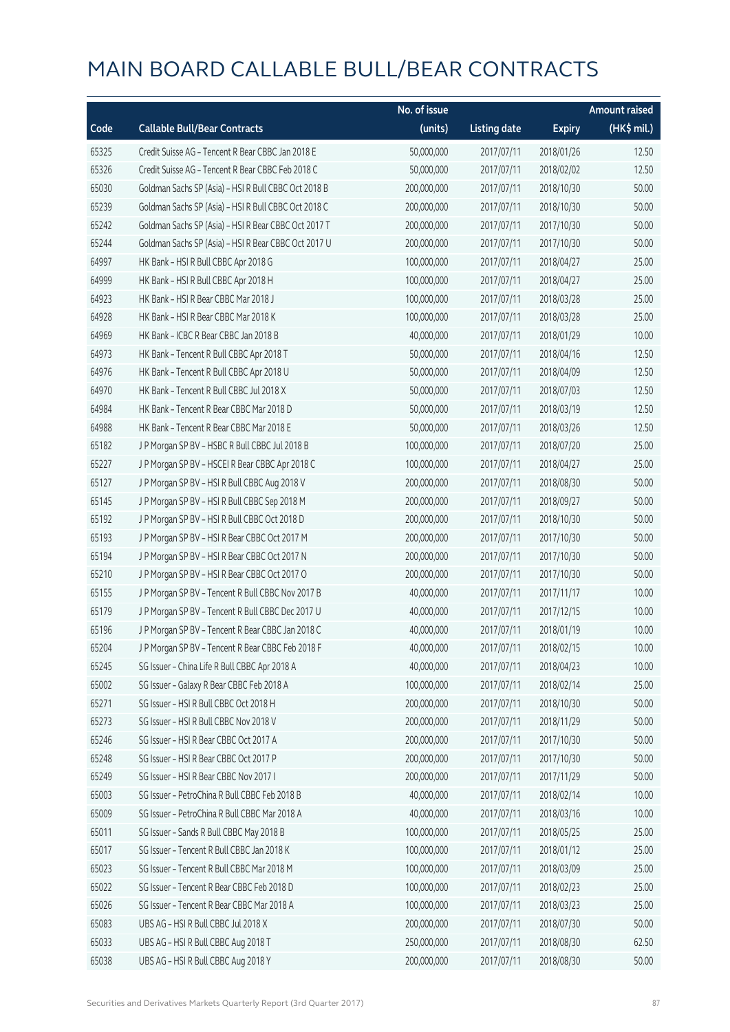# MAIN BOARD CALLABLE BULL/BEAR CONTRACTS

| Code | Callable Bull/Bear Contracts | No. of issue (units) | Listing date | Expiry | Amount raised (HK$ mil.) |
|---|---|---|---|---|---|
| 65325 | Credit Suisse AG – Tencent R Bear CBBC Jan 2018 E | 50,000,000 | 2017/07/11 | 2018/01/26 | 12.50 |
| 65326 | Credit Suisse AG – Tencent R Bear CBBC Feb 2018 C | 50,000,000 | 2017/07/11 | 2018/02/02 | 12.50 |
| 65030 | Goldman Sachs SP (Asia) – HSI R Bull CBBC Oct 2018 B | 200,000,000 | 2017/07/11 | 2018/10/30 | 50.00 |
| 65239 | Goldman Sachs SP (Asia) – HSI R Bull CBBC Oct 2018 C | 200,000,000 | 2017/07/11 | 2018/10/30 | 50.00 |
| 65242 | Goldman Sachs SP (Asia) – HSI R Bear CBBC Oct 2017 T | 200,000,000 | 2017/07/11 | 2017/10/30 | 50.00 |
| 65244 | Goldman Sachs SP (Asia) – HSI R Bear CBBC Oct 2017 U | 200,000,000 | 2017/07/11 | 2017/10/30 | 50.00 |
| 64997 | HK Bank – HSI R Bull CBBC Apr 2018 G | 100,000,000 | 2017/07/11 | 2018/04/27 | 25.00 |
| 64999 | HK Bank – HSI R Bull CBBC Apr 2018 H | 100,000,000 | 2017/07/11 | 2018/04/27 | 25.00 |
| 64923 | HK Bank – HSI R Bear CBBC Mar 2018 J | 100,000,000 | 2017/07/11 | 2018/03/28 | 25.00 |
| 64928 | HK Bank – HSI R Bear CBBC Mar 2018 K | 100,000,000 | 2017/07/11 | 2018/03/28 | 25.00 |
| 64969 | HK Bank – ICBC R Bear CBBC Jan 2018 B | 40,000,000 | 2017/07/11 | 2018/01/29 | 10.00 |
| 64973 | HK Bank – Tencent R Bull CBBC Apr 2018 T | 50,000,000 | 2017/07/11 | 2018/04/16 | 12.50 |
| 64976 | HK Bank – Tencent R Bull CBBC Apr 2018 U | 50,000,000 | 2017/07/11 | 2018/04/09 | 12.50 |
| 64970 | HK Bank – Tencent R Bull CBBC Jul 2018 X | 50,000,000 | 2017/07/11 | 2018/07/03 | 12.50 |
| 64984 | HK Bank – Tencent R Bear CBBC Mar 2018 D | 50,000,000 | 2017/07/11 | 2018/03/19 | 12.50 |
| 64988 | HK Bank – Tencent R Bear CBBC Mar 2018 E | 50,000,000 | 2017/07/11 | 2018/03/26 | 12.50 |
| 65182 | J P Morgan SP BV – HSBC R Bull CBBC Jul 2018 B | 100,000,000 | 2017/07/11 | 2018/07/20 | 25.00 |
| 65227 | J P Morgan SP BV – HSCEI R Bear CBBC Apr 2018 C | 100,000,000 | 2017/07/11 | 2018/04/27 | 25.00 |
| 65127 | J P Morgan SP BV – HSI R Bull CBBC Aug 2018 V | 200,000,000 | 2017/07/11 | 2018/08/30 | 50.00 |
| 65145 | J P Morgan SP BV – HSI R Bull CBBC Sep 2018 M | 200,000,000 | 2017/07/11 | 2018/09/27 | 50.00 |
| 65192 | J P Morgan SP BV – HSI R Bull CBBC Oct 2018 D | 200,000,000 | 2017/07/11 | 2018/10/30 | 50.00 |
| 65193 | J P Morgan SP BV – HSI R Bear CBBC Oct 2017 M | 200,000,000 | 2017/07/11 | 2017/10/30 | 50.00 |
| 65194 | J P Morgan SP BV – HSI R Bear CBBC Oct 2017 N | 200,000,000 | 2017/07/11 | 2017/10/30 | 50.00 |
| 65210 | J P Morgan SP BV – HSI R Bear CBBC Oct 2017 O | 200,000,000 | 2017/07/11 | 2017/10/30 | 50.00 |
| 65155 | J P Morgan SP BV – Tencent R Bull CBBC Nov 2017 B | 40,000,000 | 2017/07/11 | 2017/11/17 | 10.00 |
| 65179 | J P Morgan SP BV – Tencent R Bull CBBC Dec 2017 U | 40,000,000 | 2017/07/11 | 2017/12/15 | 10.00 |
| 65196 | J P Morgan SP BV – Tencent R Bear CBBC Jan 2018 C | 40,000,000 | 2017/07/11 | 2018/01/19 | 10.00 |
| 65204 | J P Morgan SP BV – Tencent R Bear CBBC Feb 2018 F | 40,000,000 | 2017/07/11 | 2018/02/15 | 10.00 |
| 65245 | SG Issuer – China Life R Bull CBBC Apr 2018 A | 40,000,000 | 2017/07/11 | 2018/04/23 | 10.00 |
| 65002 | SG Issuer – Galaxy R Bear CBBC Feb 2018 A | 100,000,000 | 2017/07/11 | 2018/02/14 | 25.00 |
| 65271 | SG Issuer – HSI R Bull CBBC Oct 2018 H | 200,000,000 | 2017/07/11 | 2018/10/30 | 50.00 |
| 65273 | SG Issuer – HSI R Bull CBBC Nov 2018 V | 200,000,000 | 2017/07/11 | 2018/11/29 | 50.00 |
| 65246 | SG Issuer – HSI R Bear CBBC Oct 2017 A | 200,000,000 | 2017/07/11 | 2017/10/30 | 50.00 |
| 65248 | SG Issuer – HSI R Bear CBBC Oct 2017 P | 200,000,000 | 2017/07/11 | 2017/10/30 | 50.00 |
| 65249 | SG Issuer – HSI R Bear CBBC Nov 2017 I | 200,000,000 | 2017/07/11 | 2017/11/29 | 50.00 |
| 65003 | SG Issuer – PetroChina R Bull CBBC Feb 2018 B | 40,000,000 | 2017/07/11 | 2018/02/14 | 10.00 |
| 65009 | SG Issuer – PetroChina R Bull CBBC Mar 2018 A | 40,000,000 | 2017/07/11 | 2018/03/16 | 10.00 |
| 65011 | SG Issuer – Sands R Bull CBBC May 2018 B | 100,000,000 | 2017/07/11 | 2018/05/25 | 25.00 |
| 65017 | SG Issuer – Tencent R Bull CBBC Jan 2018 K | 100,000,000 | 2017/07/11 | 2018/01/12 | 25.00 |
| 65023 | SG Issuer – Tencent R Bull CBBC Mar 2018 M | 100,000,000 | 2017/07/11 | 2018/03/09 | 25.00 |
| 65022 | SG Issuer – Tencent R Bear CBBC Feb 2018 D | 100,000,000 | 2017/07/11 | 2018/02/23 | 25.00 |
| 65026 | SG Issuer – Tencent R Bear CBBC Mar 2018 A | 100,000,000 | 2017/07/11 | 2018/03/23 | 25.00 |
| 65083 | UBS AG – HSI R Bull CBBC Jul 2018 X | 200,000,000 | 2017/07/11 | 2018/07/30 | 50.00 |
| 65033 | UBS AG – HSI R Bull CBBC Aug 2018 T | 250,000,000 | 2017/07/11 | 2018/08/30 | 62.50 |
| 65038 | UBS AG – HSI R Bull CBBC Aug 2018 Y | 200,000,000 | 2017/07/11 | 2018/08/30 | 50.00 |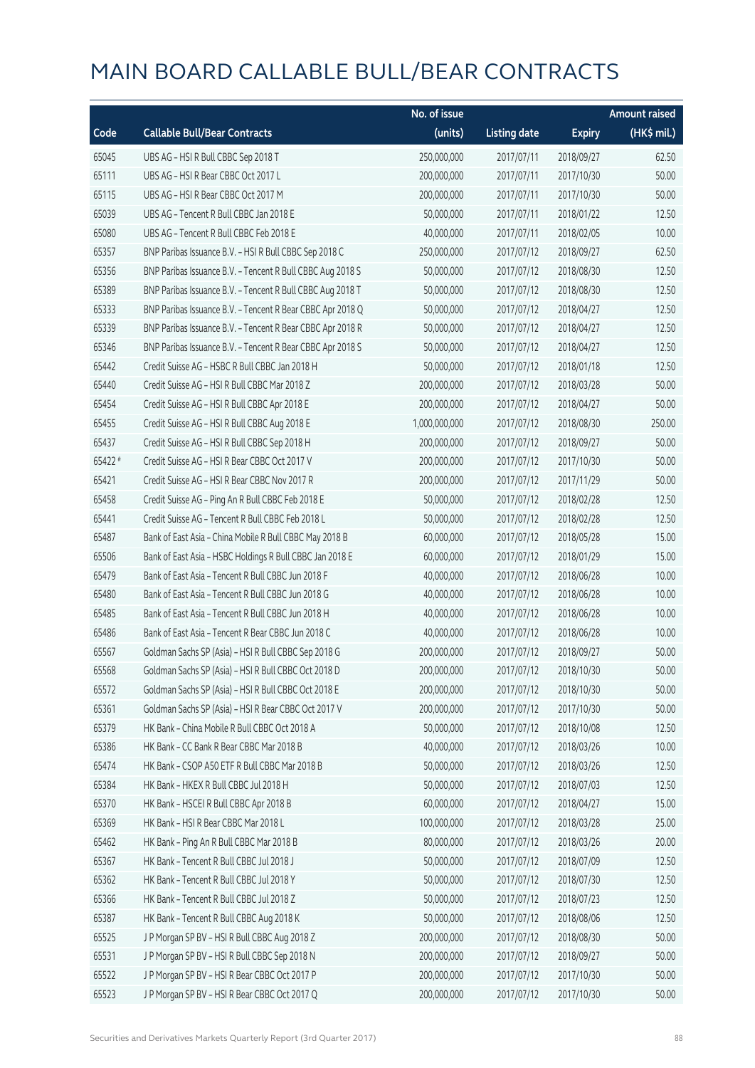# MAIN BOARD CALLABLE BULL/BEAR CONTRACTS

| Code | Callable Bull/Bear Contracts | No. of issue (units) | Listing date | Expiry | Amount raised (HK$ mil.) |
|---|---|---|---|---|---|
| 65045 | UBS AG - HSI R Bull CBBC Sep 2018 T | 250,000,000 | 2017/07/11 | 2018/09/27 | 62.50 |
| 65111 | UBS AG - HSI R Bear CBBC Oct 2017 L | 200,000,000 | 2017/07/11 | 2017/10/30 | 50.00 |
| 65115 | UBS AG - HSI R Bear CBBC Oct 2017 M | 200,000,000 | 2017/07/11 | 2017/10/30 | 50.00 |
| 65039 | UBS AG - Tencent R Bull CBBC Jan 2018 E | 50,000,000 | 2017/07/11 | 2018/01/22 | 12.50 |
| 65080 | UBS AG - Tencent R Bull CBBC Feb 2018 E | 40,000,000 | 2017/07/11 | 2018/02/05 | 10.00 |
| 65357 | BNP Paribas Issuance B.V. - HSI R Bull CBBC Sep 2018 C | 250,000,000 | 2017/07/12 | 2018/09/27 | 62.50 |
| 65356 | BNP Paribas Issuance B.V. - Tencent R Bull CBBC Aug 2018 S | 50,000,000 | 2017/07/12 | 2018/08/30 | 12.50 |
| 65389 | BNP Paribas Issuance B.V. - Tencent R Bull CBBC Aug 2018 T | 50,000,000 | 2017/07/12 | 2018/08/30 | 12.50 |
| 65333 | BNP Paribas Issuance B.V. - Tencent R Bear CBBC Apr 2018 Q | 50,000,000 | 2017/07/12 | 2018/04/27 | 12.50 |
| 65339 | BNP Paribas Issuance B.V. - Tencent R Bear CBBC Apr 2018 R | 50,000,000 | 2017/07/12 | 2018/04/27 | 12.50 |
| 65346 | BNP Paribas Issuance B.V. - Tencent R Bear CBBC Apr 2018 S | 50,000,000 | 2017/07/12 | 2018/04/27 | 12.50 |
| 65442 | Credit Suisse AG - HSBC R Bull CBBC Jan 2018 H | 50,000,000 | 2017/07/12 | 2018/01/18 | 12.50 |
| 65440 | Credit Suisse AG - HSI R Bull CBBC Mar 2018 Z | 200,000,000 | 2017/07/12 | 2018/03/28 | 50.00 |
| 65454 | Credit Suisse AG - HSI R Bull CBBC Apr 2018 E | 200,000,000 | 2017/07/12 | 2018/04/27 | 50.00 |
| 65455 | Credit Suisse AG - HSI R Bull CBBC Aug 2018 E | 1,000,000,000 | 2017/07/12 | 2018/08/30 | 250.00 |
| 65437 | Credit Suisse AG - HSI R Bull CBBC Sep 2018 H | 200,000,000 | 2017/07/12 | 2018/09/27 | 50.00 |
| 65422 # | Credit Suisse AG - HSI R Bear CBBC Oct 2017 V | 200,000,000 | 2017/07/12 | 2017/10/30 | 50.00 |
| 65421 | Credit Suisse AG - HSI R Bear CBBC Nov 2017 R | 200,000,000 | 2017/07/12 | 2017/11/29 | 50.00 |
| 65458 | Credit Suisse AG - Ping An R Bull CBBC Feb 2018 E | 50,000,000 | 2017/07/12 | 2018/02/28 | 12.50 |
| 65441 | Credit Suisse AG - Tencent R Bull CBBC Feb 2018 L | 50,000,000 | 2017/07/12 | 2018/02/28 | 12.50 |
| 65487 | Bank of East Asia - China Mobile R Bull CBBC May 2018 B | 60,000,000 | 2017/07/12 | 2018/05/28 | 15.00 |
| 65506 | Bank of East Asia - HSBC Holdings R Bull CBBC Jan 2018 E | 60,000,000 | 2017/07/12 | 2018/01/29 | 15.00 |
| 65479 | Bank of East Asia - Tencent R Bull CBBC Jun 2018 F | 40,000,000 | 2017/07/12 | 2018/06/28 | 10.00 |
| 65480 | Bank of East Asia - Tencent R Bull CBBC Jun 2018 G | 40,000,000 | 2017/07/12 | 2018/06/28 | 10.00 |
| 65485 | Bank of East Asia - Tencent R Bull CBBC Jun 2018 H | 40,000,000 | 2017/07/12 | 2018/06/28 | 10.00 |
| 65486 | Bank of East Asia - Tencent R Bear CBBC Jun 2018 C | 40,000,000 | 2017/07/12 | 2018/06/28 | 10.00 |
| 65567 | Goldman Sachs SP (Asia) - HSI R Bull CBBC Sep 2018 G | 200,000,000 | 2017/07/12 | 2018/09/27 | 50.00 |
| 65568 | Goldman Sachs SP (Asia) - HSI R Bull CBBC Oct 2018 D | 200,000,000 | 2017/07/12 | 2018/10/30 | 50.00 |
| 65572 | Goldman Sachs SP (Asia) - HSI R Bull CBBC Oct 2018 E | 200,000,000 | 2017/07/12 | 2018/10/30 | 50.00 |
| 65361 | Goldman Sachs SP (Asia) - HSI R Bear CBBC Oct 2017 V | 200,000,000 | 2017/07/12 | 2017/10/30 | 50.00 |
| 65379 | HK Bank - China Mobile R Bull CBBC Oct 2018 A | 50,000,000 | 2017/07/12 | 2018/10/08 | 12.50 |
| 65386 | HK Bank - CC Bank R Bear CBBC Mar 2018 B | 40,000,000 | 2017/07/12 | 2018/03/26 | 10.00 |
| 65474 | HK Bank - CSOP A50 ETF R Bull CBBC Mar 2018 B | 50,000,000 | 2017/07/12 | 2018/03/26 | 12.50 |
| 65384 | HK Bank - HKEX R Bull CBBC Jul 2018 H | 50,000,000 | 2017/07/12 | 2018/07/03 | 12.50 |
| 65370 | HK Bank - HSCEI R Bull CBBC Apr 2018 B | 60,000,000 | 2017/07/12 | 2018/04/27 | 15.00 |
| 65369 | HK Bank - HSI R Bear CBBC Mar 2018 L | 100,000,000 | 2017/07/12 | 2018/03/28 | 25.00 |
| 65462 | HK Bank - Ping An R Bull CBBC Mar 2018 B | 80,000,000 | 2017/07/12 | 2018/03/26 | 20.00 |
| 65367 | HK Bank - Tencent R Bull CBBC Jul 2018 J | 50,000,000 | 2017/07/12 | 2018/07/09 | 12.50 |
| 65362 | HK Bank - Tencent R Bull CBBC Jul 2018 Y | 50,000,000 | 2017/07/12 | 2018/07/30 | 12.50 |
| 65366 | HK Bank - Tencent R Bull CBBC Jul 2018 Z | 50,000,000 | 2017/07/12 | 2018/07/23 | 12.50 |
| 65387 | HK Bank - Tencent R Bull CBBC Aug 2018 K | 50,000,000 | 2017/07/12 | 2018/08/06 | 12.50 |
| 65525 | J P Morgan SP BV - HSI R Bull CBBC Aug 2018 Z | 200,000,000 | 2017/07/12 | 2018/08/30 | 50.00 |
| 65531 | J P Morgan SP BV - HSI R Bull CBBC Sep 2018 N | 200,000,000 | 2017/07/12 | 2018/09/27 | 50.00 |
| 65522 | J P Morgan SP BV - HSI R Bear CBBC Oct 2017 P | 200,000,000 | 2017/07/12 | 2017/10/30 | 50.00 |
| 65523 | J P Morgan SP BV - HSI R Bear CBBC Oct 2017 Q | 200,000,000 | 2017/07/12 | 2017/10/30 | 50.00 |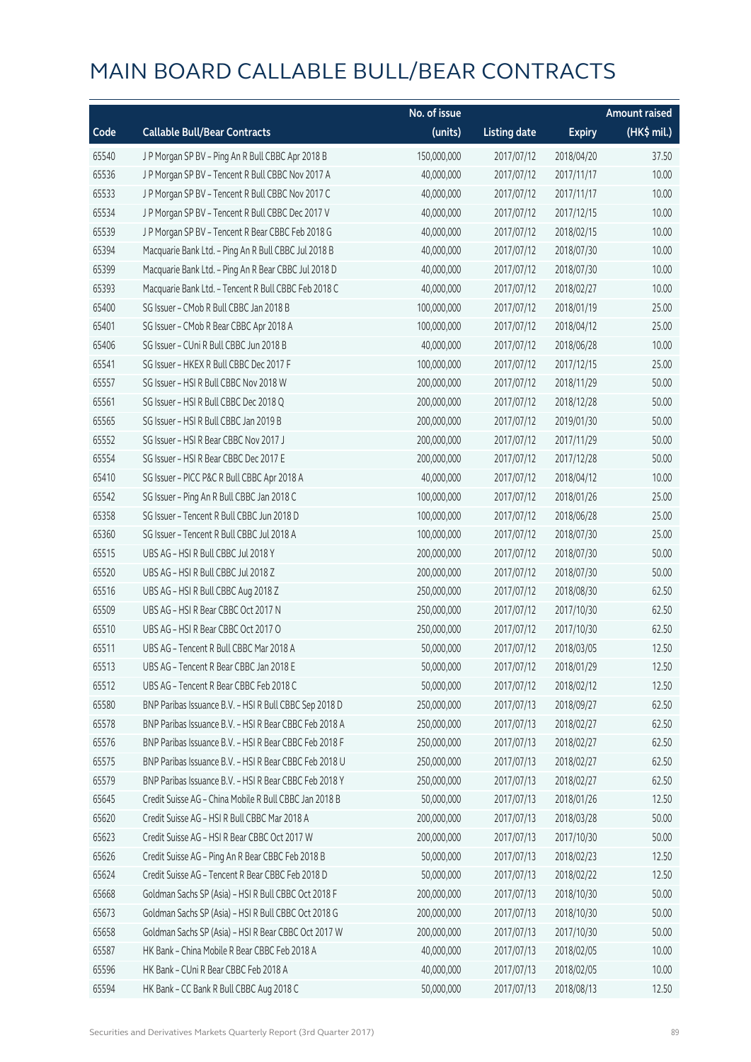# MAIN BOARD CALLABLE BULL/BEAR CONTRACTS

| Code | Callable Bull/Bear Contracts | No. of issue (units) | Listing date | Expiry | Amount raised (HK$ mil.) |
|---|---|---|---|---|---|
| 65540 | J P Morgan SP BV – Ping An R Bull CBBC Apr 2018 B | 150,000,000 | 2017/07/12 | 2018/04/20 | 37.50 |
| 65536 | J P Morgan SP BV – Tencent R Bull CBBC Nov 2017 A | 40,000,000 | 2017/07/12 | 2017/11/17 | 10.00 |
| 65533 | J P Morgan SP BV – Tencent R Bull CBBC Nov 2017 C | 40,000,000 | 2017/07/12 | 2017/11/17 | 10.00 |
| 65534 | J P Morgan SP BV – Tencent R Bull CBBC Dec 2017 V | 40,000,000 | 2017/07/12 | 2017/12/15 | 10.00 |
| 65539 | J P Morgan SP BV – Tencent R Bear CBBC Feb 2018 G | 40,000,000 | 2017/07/12 | 2018/02/15 | 10.00 |
| 65394 | Macquarie Bank Ltd. – Ping An R Bull CBBC Jul 2018 B | 40,000,000 | 2017/07/12 | 2018/07/30 | 10.00 |
| 65399 | Macquarie Bank Ltd. – Ping An R Bear CBBC Jul 2018 D | 40,000,000 | 2017/07/12 | 2018/07/30 | 10.00 |
| 65393 | Macquarie Bank Ltd. – Tencent R Bull CBBC Feb 2018 C | 40,000,000 | 2017/07/12 | 2018/02/27 | 10.00 |
| 65400 | SG Issuer – CMob R Bull CBBC Jan 2018 B | 100,000,000 | 2017/07/12 | 2018/01/19 | 25.00 |
| 65401 | SG Issuer – CMob R Bear CBBC Apr 2018 A | 100,000,000 | 2017/07/12 | 2018/04/12 | 25.00 |
| 65406 | SG Issuer – CUni R Bull CBBC Jun 2018 B | 40,000,000 | 2017/07/12 | 2018/06/28 | 10.00 |
| 65541 | SG Issuer – HKEX R Bull CBBC Dec 2017 F | 100,000,000 | 2017/07/12 | 2017/12/15 | 25.00 |
| 65557 | SG Issuer – HSI R Bull CBBC Nov 2018 W | 200,000,000 | 2017/07/12 | 2018/11/29 | 50.00 |
| 65561 | SG Issuer – HSI R Bull CBBC Dec 2018 Q | 200,000,000 | 2017/07/12 | 2018/12/28 | 50.00 |
| 65565 | SG Issuer – HSI R Bull CBBC Jan 2019 B | 200,000,000 | 2017/07/12 | 2019/01/30 | 50.00 |
| 65552 | SG Issuer – HSI R Bear CBBC Nov 2017 J | 200,000,000 | 2017/07/12 | 2017/11/29 | 50.00 |
| 65554 | SG Issuer – HSI R Bear CBBC Dec 2017 E | 200,000,000 | 2017/07/12 | 2017/12/28 | 50.00 |
| 65410 | SG Issuer – PICC P&C R Bull CBBC Apr 2018 A | 40,000,000 | 2017/07/12 | 2018/04/12 | 10.00 |
| 65542 | SG Issuer – Ping An R Bull CBBC Jan 2018 C | 100,000,000 | 2017/07/12 | 2018/01/26 | 25.00 |
| 65358 | SG Issuer – Tencent R Bull CBBC Jun 2018 D | 100,000,000 | 2017/07/12 | 2018/06/28 | 25.00 |
| 65360 | SG Issuer – Tencent R Bull CBBC Jul 2018 A | 100,000,000 | 2017/07/12 | 2018/07/30 | 25.00 |
| 65515 | UBS AG – HSI R Bull CBBC Jul 2018 Y | 200,000,000 | 2017/07/12 | 2018/07/30 | 50.00 |
| 65520 | UBS AG – HSI R Bull CBBC Jul 2018 Z | 200,000,000 | 2017/07/12 | 2018/07/30 | 50.00 |
| 65516 | UBS AG – HSI R Bull CBBC Aug 2018 Z | 250,000,000 | 2017/07/12 | 2018/08/30 | 62.50 |
| 65509 | UBS AG – HSI R Bear CBBC Oct 2017 N | 250,000,000 | 2017/07/12 | 2017/10/30 | 62.50 |
| 65510 | UBS AG – HSI R Bear CBBC Oct 2017 O | 250,000,000 | 2017/07/12 | 2017/10/30 | 62.50 |
| 65511 | UBS AG – Tencent R Bull CBBC Mar 2018 A | 50,000,000 | 2017/07/12 | 2018/03/05 | 12.50 |
| 65513 | UBS AG – Tencent R Bear CBBC Jan 2018 E | 50,000,000 | 2017/07/12 | 2018/01/29 | 12.50 |
| 65512 | UBS AG – Tencent R Bear CBBC Feb 2018 C | 50,000,000 | 2017/07/12 | 2018/02/12 | 12.50 |
| 65580 | BNP Paribas Issuance B.V. – HSI R Bull CBBC Sep 2018 D | 250,000,000 | 2017/07/13 | 2018/09/27 | 62.50 |
| 65578 | BNP Paribas Issuance B.V. – HSI R Bear CBBC Feb 2018 A | 250,000,000 | 2017/07/13 | 2018/02/27 | 62.50 |
| 65576 | BNP Paribas Issuance B.V. – HSI R Bear CBBC Feb 2018 F | 250,000,000 | 2017/07/13 | 2018/02/27 | 62.50 |
| 65575 | BNP Paribas Issuance B.V. – HSI R Bear CBBC Feb 2018 U | 250,000,000 | 2017/07/13 | 2018/02/27 | 62.50 |
| 65579 | BNP Paribas Issuance B.V. – HSI R Bear CBBC Feb 2018 Y | 250,000,000 | 2017/07/13 | 2018/02/27 | 62.50 |
| 65645 | Credit Suisse AG – China Mobile R Bull CBBC Jan 2018 B | 50,000,000 | 2017/07/13 | 2018/01/26 | 12.50 |
| 65620 | Credit Suisse AG – HSI R Bull CBBC Mar 2018 A | 200,000,000 | 2017/07/13 | 2018/03/28 | 50.00 |
| 65623 | Credit Suisse AG – HSI R Bear CBBC Oct 2017 W | 200,000,000 | 2017/07/13 | 2017/10/30 | 50.00 |
| 65626 | Credit Suisse AG – Ping An R Bear CBBC Feb 2018 B | 50,000,000 | 2017/07/13 | 2018/02/23 | 12.50 |
| 65624 | Credit Suisse AG – Tencent R Bear CBBC Feb 2018 D | 50,000,000 | 2017/07/13 | 2018/02/22 | 12.50 |
| 65668 | Goldman Sachs SP (Asia) – HSI R Bull CBBC Oct 2018 F | 200,000,000 | 2017/07/13 | 2018/10/30 | 50.00 |
| 65673 | Goldman Sachs SP (Asia) – HSI R Bull CBBC Oct 2018 G | 200,000,000 | 2017/07/13 | 2018/10/30 | 50.00 |
| 65658 | Goldman Sachs SP (Asia) – HSI R Bear CBBC Oct 2017 W | 200,000,000 | 2017/07/13 | 2017/10/30 | 50.00 |
| 65587 | HK Bank – China Mobile R Bear CBBC Feb 2018 A | 40,000,000 | 2017/07/13 | 2018/02/05 | 10.00 |
| 65596 | HK Bank – CUni R Bear CBBC Feb 2018 A | 40,000,000 | 2017/07/13 | 2018/02/05 | 10.00 |
| 65594 | HK Bank – CC Bank R Bull CBBC Aug 2018 C | 50,000,000 | 2017/07/13 | 2018/08/13 | 12.50 |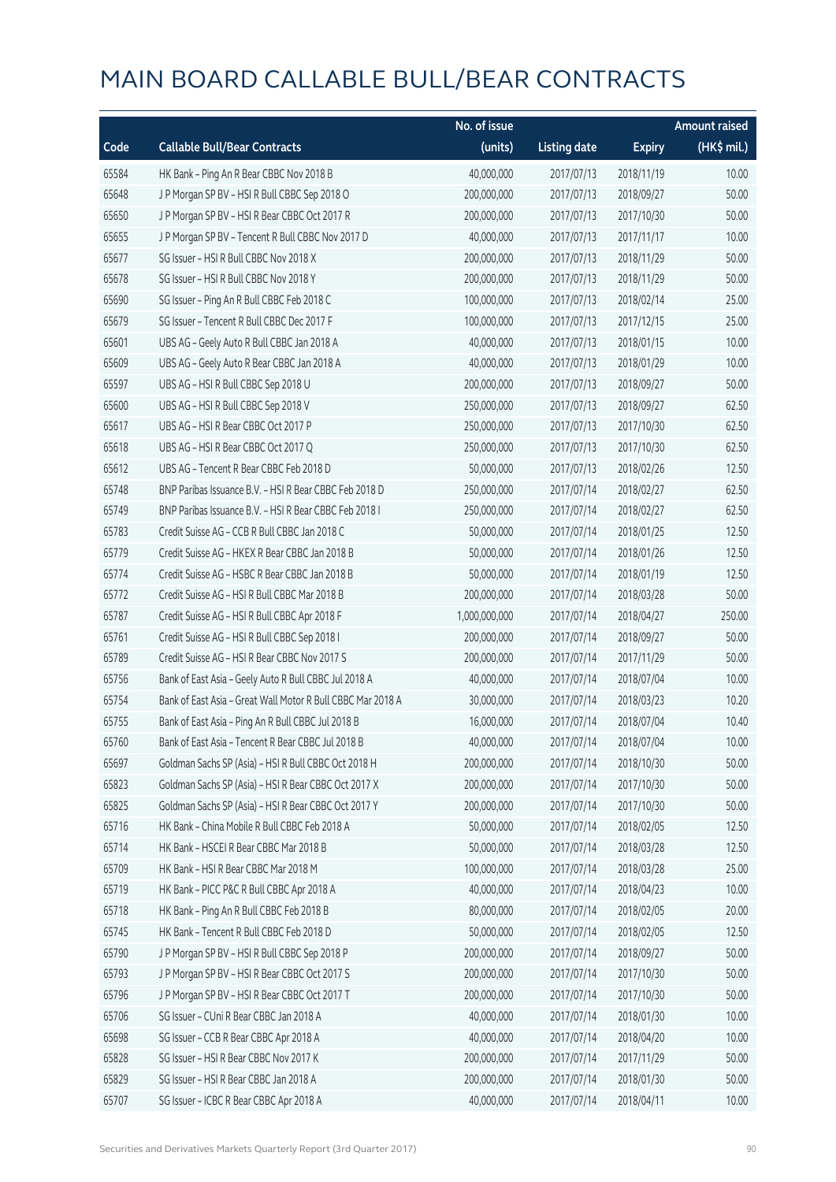# MAIN BOARD CALLABLE BULL/BEAR CONTRACTS

| Code | Callable Bull/Bear Contracts | No. of issue (units) | Listing date | Expiry | Amount raised (HK$ mil.) |
|---|---|---|---|---|---|
| 65584 | HK Bank – Ping An R Bear CBBC Nov 2018 B | 40,000,000 | 2017/07/13 | 2018/11/19 | 10.00 |
| 65648 | J P Morgan SP BV – HSI R Bull CBBC Sep 2018 O | 200,000,000 | 2017/07/13 | 2018/09/27 | 50.00 |
| 65650 | J P Morgan SP BV – HSI R Bear CBBC Oct 2017 R | 200,000,000 | 2017/07/13 | 2017/10/30 | 50.00 |
| 65655 | J P Morgan SP BV – Tencent R Bull CBBC Nov 2017 D | 40,000,000 | 2017/07/13 | 2017/11/17 | 10.00 |
| 65677 | SG Issuer – HSI R Bull CBBC Nov 2018 X | 200,000,000 | 2017/07/13 | 2018/11/29 | 50.00 |
| 65678 | SG Issuer – HSI R Bull CBBC Nov 2018 Y | 200,000,000 | 2017/07/13 | 2018/11/29 | 50.00 |
| 65690 | SG Issuer – Ping An R Bull CBBC Feb 2018 C | 100,000,000 | 2017/07/13 | 2018/02/14 | 25.00 |
| 65679 | SG Issuer – Tencent R Bull CBBC Dec 2017 F | 100,000,000 | 2017/07/13 | 2017/12/15 | 25.00 |
| 65601 | UBS AG – Geely Auto R Bull CBBC Jan 2018 A | 40,000,000 | 2017/07/13 | 2018/01/15 | 10.00 |
| 65609 | UBS AG – Geely Auto R Bear CBBC Jan 2018 A | 40,000,000 | 2017/07/13 | 2018/01/29 | 10.00 |
| 65597 | UBS AG – HSI R Bull CBBC Sep 2018 U | 200,000,000 | 2017/07/13 | 2018/09/27 | 50.00 |
| 65600 | UBS AG – HSI R Bull CBBC Sep 2018 V | 250,000,000 | 2017/07/13 | 2018/09/27 | 62.50 |
| 65617 | UBS AG – HSI R Bear CBBC Oct 2017 P | 250,000,000 | 2017/07/13 | 2017/10/30 | 62.50 |
| 65618 | UBS AG – HSI R Bear CBBC Oct 2017 Q | 250,000,000 | 2017/07/13 | 2017/10/30 | 62.50 |
| 65612 | UBS AG – Tencent R Bear CBBC Feb 2018 D | 50,000,000 | 2017/07/13 | 2018/02/26 | 12.50 |
| 65748 | BNP Paribas Issuance B.V. – HSI R Bear CBBC Feb 2018 D | 250,000,000 | 2017/07/14 | 2018/02/27 | 62.50 |
| 65749 | BNP Paribas Issuance B.V. – HSI R Bear CBBC Feb 2018 I | 250,000,000 | 2017/07/14 | 2018/02/27 | 62.50 |
| 65783 | Credit Suisse AG – CCB R Bull CBBC Jan 2018 C | 50,000,000 | 2017/07/14 | 2018/01/25 | 12.50 |
| 65779 | Credit Suisse AG – HKEX R Bear CBBC Jan 2018 B | 50,000,000 | 2017/07/14 | 2018/01/26 | 12.50 |
| 65774 | Credit Suisse AG – HSBC R Bear CBBC Jan 2018 B | 50,000,000 | 2017/07/14 | 2018/01/19 | 12.50 |
| 65772 | Credit Suisse AG – HSI R Bull CBBC Mar 2018 B | 200,000,000 | 2017/07/14 | 2018/03/28 | 50.00 |
| 65787 | Credit Suisse AG – HSI R Bull CBBC Apr 2018 F | 1,000,000,000 | 2017/07/14 | 2018/04/27 | 250.00 |
| 65761 | Credit Suisse AG – HSI R Bull CBBC Sep 2018 I | 200,000,000 | 2017/07/14 | 2018/09/27 | 50.00 |
| 65789 | Credit Suisse AG – HSI R Bear CBBC Nov 2017 S | 200,000,000 | 2017/07/14 | 2017/11/29 | 50.00 |
| 65756 | Bank of East Asia – Geely Auto R Bull CBBC Jul 2018 A | 40,000,000 | 2017/07/14 | 2018/07/04 | 10.00 |
| 65754 | Bank of East Asia – Great Wall Motor R Bull CBBC Mar 2018 A | 30,000,000 | 2017/07/14 | 2018/03/23 | 10.20 |
| 65755 | Bank of East Asia – Ping An R Bull CBBC Jul 2018 B | 16,000,000 | 2017/07/14 | 2018/07/04 | 10.40 |
| 65760 | Bank of East Asia – Tencent R Bear CBBC Jul 2018 B | 40,000,000 | 2017/07/14 | 2018/07/04 | 10.00 |
| 65697 | Goldman Sachs SP (Asia) – HSI R Bull CBBC Oct 2018 H | 200,000,000 | 2017/07/14 | 2018/10/30 | 50.00 |
| 65823 | Goldman Sachs SP (Asia) – HSI R Bear CBBC Oct 2017 X | 200,000,000 | 2017/07/14 | 2017/10/30 | 50.00 |
| 65825 | Goldman Sachs SP (Asia) – HSI R Bear CBBC Oct 2017 Y | 200,000,000 | 2017/07/14 | 2017/10/30 | 50.00 |
| 65716 | HK Bank – China Mobile R Bull CBBC Feb 2018 A | 50,000,000 | 2017/07/14 | 2018/02/05 | 12.50 |
| 65714 | HK Bank – HSCEI R Bear CBBC Mar 2018 B | 50,000,000 | 2017/07/14 | 2018/03/28 | 12.50 |
| 65709 | HK Bank – HSI R Bear CBBC Mar 2018 M | 100,000,000 | 2017/07/14 | 2018/03/28 | 25.00 |
| 65719 | HK Bank – PICC P&C R Bull CBBC Apr 2018 A | 40,000,000 | 2017/07/14 | 2018/04/23 | 10.00 |
| 65718 | HK Bank – Ping An R Bull CBBC Feb 2018 B | 80,000,000 | 2017/07/14 | 2018/02/05 | 20.00 |
| 65745 | HK Bank – Tencent R Bull CBBC Feb 2018 D | 50,000,000 | 2017/07/14 | 2018/02/05 | 12.50 |
| 65790 | J P Morgan SP BV – HSI R Bull CBBC Sep 2018 P | 200,000,000 | 2017/07/14 | 2018/09/27 | 50.00 |
| 65793 | J P Morgan SP BV – HSI R Bear CBBC Oct 2017 S | 200,000,000 | 2017/07/14 | 2017/10/30 | 50.00 |
| 65796 | J P Morgan SP BV – HSI R Bear CBBC Oct 2017 T | 200,000,000 | 2017/07/14 | 2017/10/30 | 50.00 |
| 65706 | SG Issuer – CUni R Bear CBBC Jan 2018 A | 40,000,000 | 2017/07/14 | 2018/01/30 | 10.00 |
| 65698 | SG Issuer – CCB R Bear CBBC Apr 2018 A | 40,000,000 | 2017/07/14 | 2018/04/20 | 10.00 |
| 65828 | SG Issuer – HSI R Bear CBBC Nov 2017 K | 200,000,000 | 2017/07/14 | 2017/11/29 | 50.00 |
| 65829 | SG Issuer – HSI R Bear CBBC Jan 2018 A | 200,000,000 | 2017/07/14 | 2018/01/30 | 50.00 |
| 65707 | SG Issuer – ICBC R Bear CBBC Apr 2018 A | 40,000,000 | 2017/07/14 | 2018/04/11 | 10.00 |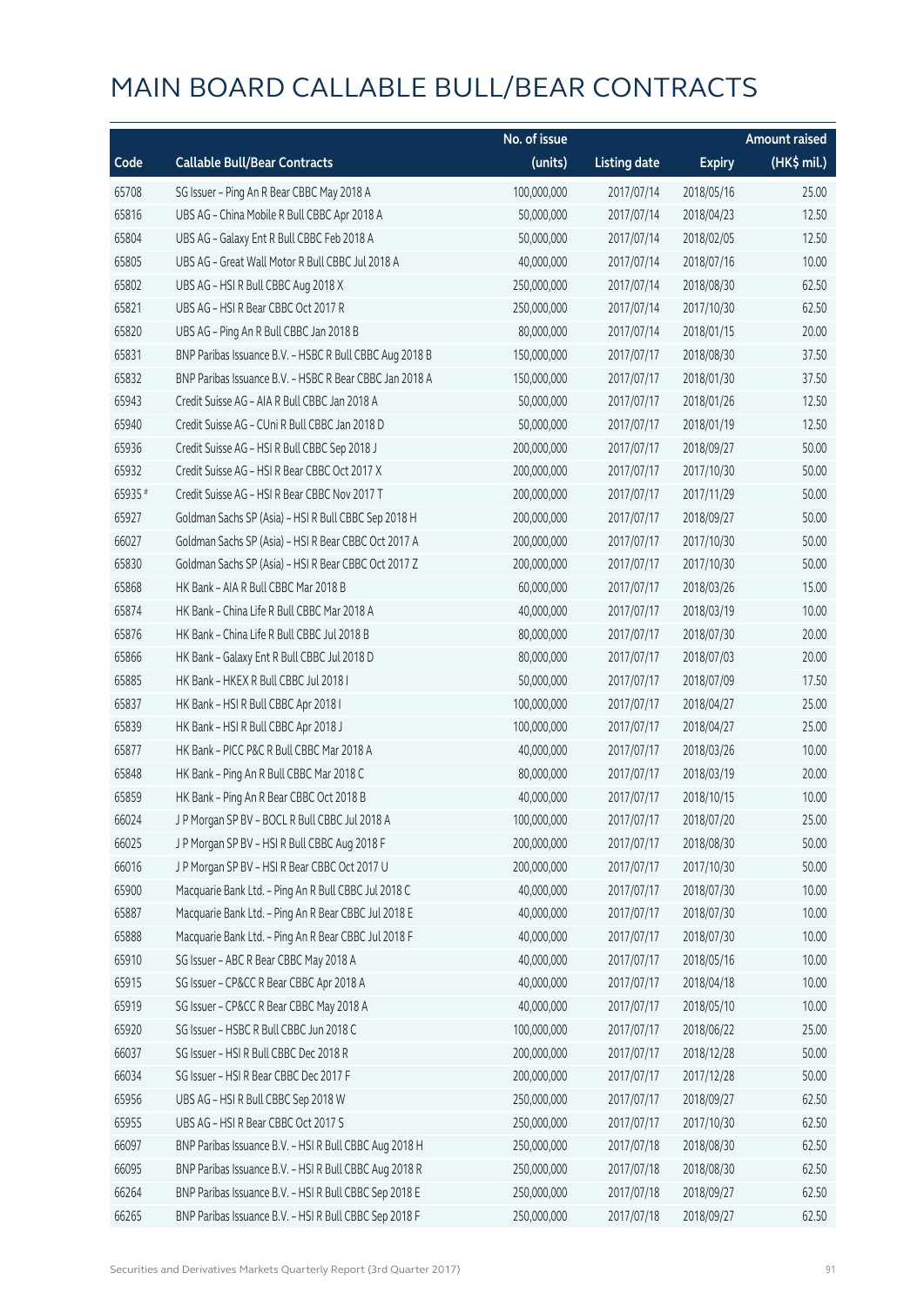# MAIN BOARD CALLABLE BULL/BEAR CONTRACTS

| Code | Callable Bull/Bear Contracts | No. of issue (units) | Listing date | Expiry | Amount raised (HK$ mil.) |
|---|---|---|---|---|---|
| 65708 | SG Issuer – Ping An R Bear CBBC May 2018 A | 100,000,000 | 2017/07/14 | 2018/05/16 | 25.00 |
| 65816 | UBS AG – China Mobile R Bull CBBC Apr 2018 A | 50,000,000 | 2017/07/14 | 2018/04/23 | 12.50 |
| 65804 | UBS AG – Galaxy Ent R Bull CBBC Feb 2018 A | 50,000,000 | 2017/07/14 | 2018/02/05 | 12.50 |
| 65805 | UBS AG – Great Wall Motor R Bull CBBC Jul 2018 A | 40,000,000 | 2017/07/14 | 2018/07/16 | 10.00 |
| 65802 | UBS AG – HSI R Bull CBBC Aug 2018 X | 250,000,000 | 2017/07/14 | 2018/08/30 | 62.50 |
| 65821 | UBS AG – HSI R Bear CBBC Oct 2017 R | 250,000,000 | 2017/07/14 | 2017/10/30 | 62.50 |
| 65820 | UBS AG – Ping An R Bull CBBC Jan 2018 B | 80,000,000 | 2017/07/14 | 2018/01/15 | 20.00 |
| 65831 | BNP Paribas Issuance B.V. – HSBC R Bull CBBC Aug 2018 B | 150,000,000 | 2017/07/17 | 2018/08/30 | 37.50 |
| 65832 | BNP Paribas Issuance B.V. – HSBC R Bear CBBC Jan 2018 A | 150,000,000 | 2017/07/17 | 2018/01/30 | 37.50 |
| 65943 | Credit Suisse AG – AIA R Bull CBBC Jan 2018 A | 50,000,000 | 2017/07/17 | 2018/01/26 | 12.50 |
| 65940 | Credit Suisse AG – CUni R Bull CBBC Jan 2018 D | 50,000,000 | 2017/07/17 | 2018/01/19 | 12.50 |
| 65936 | Credit Suisse AG – HSI R Bull CBBC Sep 2018 J | 200,000,000 | 2017/07/17 | 2018/09/27 | 50.00 |
| 65932 | Credit Suisse AG – HSI R Bear CBBC Oct 2017 X | 200,000,000 | 2017/07/17 | 2017/10/30 | 50.00 |
| 65935 # | Credit Suisse AG – HSI R Bear CBBC Nov 2017 T | 200,000,000 | 2017/07/17 | 2017/11/29 | 50.00 |
| 65927 | Goldman Sachs SP (Asia) – HSI R Bull CBBC Sep 2018 H | 200,000,000 | 2017/07/17 | 2018/09/27 | 50.00 |
| 66027 | Goldman Sachs SP (Asia) – HSI R Bear CBBC Oct 2017 A | 200,000,000 | 2017/07/17 | 2017/10/30 | 50.00 |
| 65830 | Goldman Sachs SP (Asia) – HSI R Bear CBBC Oct 2017 Z | 200,000,000 | 2017/07/17 | 2017/10/30 | 50.00 |
| 65868 | HK Bank – AIA R Bull CBBC Mar 2018 B | 60,000,000 | 2017/07/17 | 2018/03/26 | 15.00 |
| 65874 | HK Bank – China Life R Bull CBBC Mar 2018 A | 40,000,000 | 2017/07/17 | 2018/03/19 | 10.00 |
| 65876 | HK Bank – China Life R Bull CBBC Jul 2018 B | 80,000,000 | 2017/07/17 | 2018/07/30 | 20.00 |
| 65866 | HK Bank – Galaxy Ent R Bull CBBC Jul 2018 D | 80,000,000 | 2017/07/17 | 2018/07/03 | 20.00 |
| 65885 | HK Bank – HKEX R Bull CBBC Jul 2018 I | 50,000,000 | 2017/07/17 | 2018/07/09 | 17.50 |
| 65837 | HK Bank – HSI R Bull CBBC Apr 2018 I | 100,000,000 | 2017/07/17 | 2018/04/27 | 25.00 |
| 65839 | HK Bank – HSI R Bull CBBC Apr 2018 J | 100,000,000 | 2017/07/17 | 2018/04/27 | 25.00 |
| 65877 | HK Bank – PICC P&C R Bull CBBC Mar 2018 A | 40,000,000 | 2017/07/17 | 2018/03/26 | 10.00 |
| 65848 | HK Bank – Ping An R Bull CBBC Mar 2018 C | 80,000,000 | 2017/07/17 | 2018/03/19 | 20.00 |
| 65859 | HK Bank – Ping An R Bear CBBC Oct 2018 B | 40,000,000 | 2017/07/17 | 2018/10/15 | 10.00 |
| 66024 | J P Morgan SP BV – BOCL R Bull CBBC Jul 2018 A | 100,000,000 | 2017/07/17 | 2018/07/20 | 25.00 |
| 66025 | J P Morgan SP BV – HSI R Bull CBBC Aug 2018 F | 200,000,000 | 2017/07/17 | 2018/08/30 | 50.00 |
| 66016 | J P Morgan SP BV – HSI R Bear CBBC Oct 2017 U | 200,000,000 | 2017/07/17 | 2017/10/30 | 50.00 |
| 65900 | Macquarie Bank Ltd. – Ping An R Bull CBBC Jul 2018 C | 40,000,000 | 2017/07/17 | 2018/07/30 | 10.00 |
| 65887 | Macquarie Bank Ltd. – Ping An R Bear CBBC Jul 2018 E | 40,000,000 | 2017/07/17 | 2018/07/30 | 10.00 |
| 65888 | Macquarie Bank Ltd. – Ping An R Bear CBBC Jul 2018 F | 40,000,000 | 2017/07/17 | 2018/07/30 | 10.00 |
| 65910 | SG Issuer – ABC R Bear CBBC May 2018 A | 40,000,000 | 2017/07/17 | 2018/05/16 | 10.00 |
| 65915 | SG Issuer – CP&CC R Bear CBBC Apr 2018 A | 40,000,000 | 2017/07/17 | 2018/04/18 | 10.00 |
| 65919 | SG Issuer – CP&CC R Bear CBBC May 2018 A | 40,000,000 | 2017/07/17 | 2018/05/10 | 10.00 |
| 65920 | SG Issuer – HSBC R Bull CBBC Jun 2018 C | 100,000,000 | 2017/07/17 | 2018/06/22 | 25.00 |
| 66037 | SG Issuer – HSI R Bull CBBC Dec 2018 R | 200,000,000 | 2017/07/17 | 2018/12/28 | 50.00 |
| 66034 | SG Issuer – HSI R Bear CBBC Dec 2017 F | 200,000,000 | 2017/07/17 | 2017/12/28 | 50.00 |
| 65956 | UBS AG – HSI R Bull CBBC Sep 2018 W | 250,000,000 | 2017/07/17 | 2018/09/27 | 62.50 |
| 65955 | UBS AG – HSI R Bear CBBC Oct 2017 S | 250,000,000 | 2017/07/17 | 2017/10/30 | 62.50 |
| 66097 | BNP Paribas Issuance B.V. – HSI R Bull CBBC Aug 2018 H | 250,000,000 | 2017/07/18 | 2018/08/30 | 62.50 |
| 66095 | BNP Paribas Issuance B.V. – HSI R Bull CBBC Aug 2018 R | 250,000,000 | 2017/07/18 | 2018/08/30 | 62.50 |
| 66264 | BNP Paribas Issuance B.V. – HSI R Bull CBBC Sep 2018 E | 250,000,000 | 2017/07/18 | 2018/09/27 | 62.50 |
| 66265 | BNP Paribas Issuance B.V. – HSI R Bull CBBC Sep 2018 F | 250,000,000 | 2017/07/18 | 2018/09/27 | 62.50 |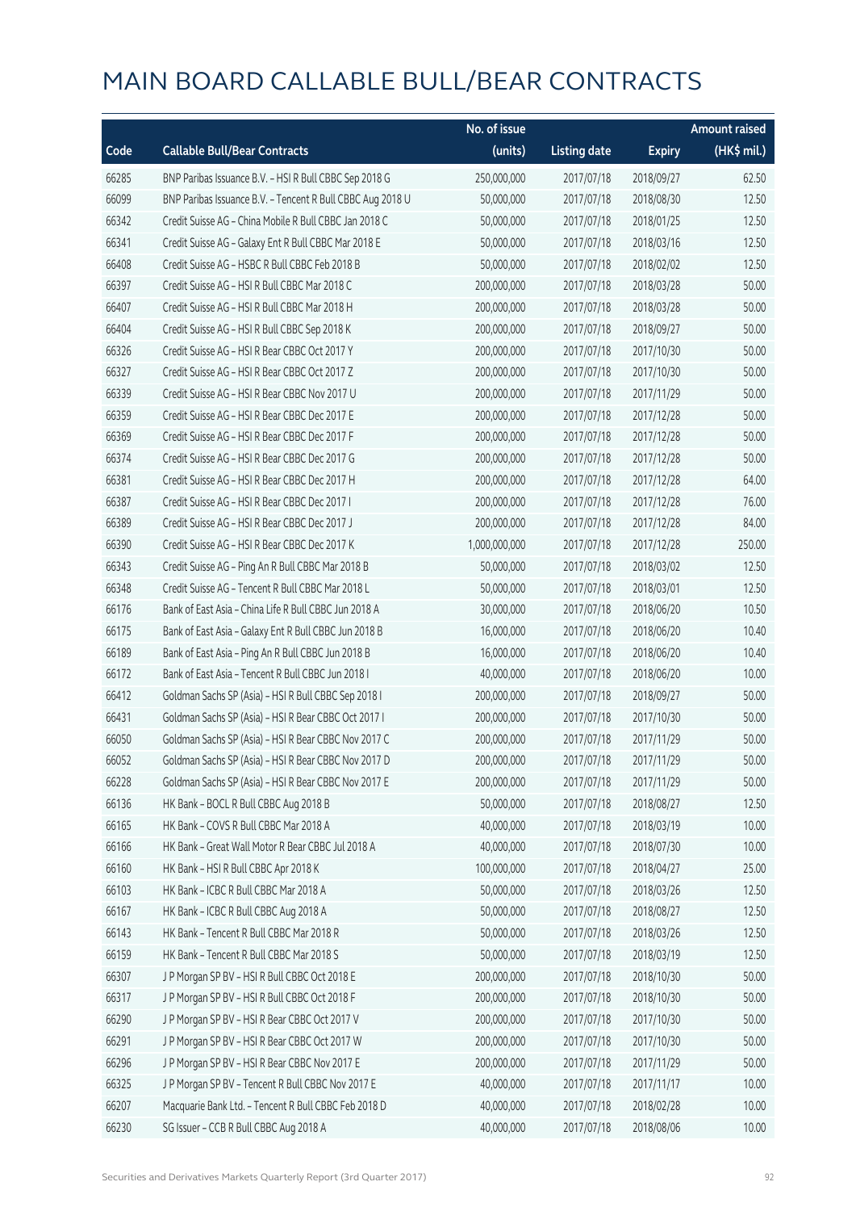# MAIN BOARD CALLABLE BULL/BEAR CONTRACTS

| Code | Callable Bull/Bear Contracts | No. of issue (units) | Listing date | Expiry | Amount raised (HK$ mil.) |
|---|---|---|---|---|---|
| 66285 | BNP Paribas Issuance B.V. – HSI R Bull CBBC Sep 2018 G | 250,000,000 | 2017/07/18 | 2018/09/27 | 62.50 |
| 66099 | BNP Paribas Issuance B.V. – Tencent R Bull CBBC Aug 2018 U | 50,000,000 | 2017/07/18 | 2018/08/30 | 12.50 |
| 66342 | Credit Suisse AG – China Mobile R Bull CBBC Jan 2018 C | 50,000,000 | 2017/07/18 | 2018/01/25 | 12.50 |
| 66341 | Credit Suisse AG – Galaxy Ent R Bull CBBC Mar 2018 E | 50,000,000 | 2017/07/18 | 2018/03/16 | 12.50 |
| 66408 | Credit Suisse AG – HSBC R Bull CBBC Feb 2018 B | 50,000,000 | 2017/07/18 | 2018/02/02 | 12.50 |
| 66397 | Credit Suisse AG – HSI R Bull CBBC Mar 2018 C | 200,000,000 | 2017/07/18 | 2018/03/28 | 50.00 |
| 66407 | Credit Suisse AG – HSI R Bull CBBC Mar 2018 H | 200,000,000 | 2017/07/18 | 2018/03/28 | 50.00 |
| 66404 | Credit Suisse AG – HSI R Bull CBBC Sep 2018 K | 200,000,000 | 2017/07/18 | 2018/09/27 | 50.00 |
| 66326 | Credit Suisse AG – HSI R Bear CBBC Oct 2017 Y | 200,000,000 | 2017/07/18 | 2017/10/30 | 50.00 |
| 66327 | Credit Suisse AG – HSI R Bear CBBC Oct 2017 Z | 200,000,000 | 2017/07/18 | 2017/10/30 | 50.00 |
| 66339 | Credit Suisse AG – HSI R Bear CBBC Nov 2017 U | 200,000,000 | 2017/07/18 | 2017/11/29 | 50.00 |
| 66359 | Credit Suisse AG – HSI R Bear CBBC Dec 2017 E | 200,000,000 | 2017/07/18 | 2017/12/28 | 50.00 |
| 66369 | Credit Suisse AG – HSI R Bear CBBC Dec 2017 F | 200,000,000 | 2017/07/18 | 2017/12/28 | 50.00 |
| 66374 | Credit Suisse AG – HSI R Bear CBBC Dec 2017 G | 200,000,000 | 2017/07/18 | 2017/12/28 | 50.00 |
| 66381 | Credit Suisse AG – HSI R Bear CBBC Dec 2017 H | 200,000,000 | 2017/07/18 | 2017/12/28 | 64.00 |
| 66387 | Credit Suisse AG – HSI R Bear CBBC Dec 2017 I | 200,000,000 | 2017/07/18 | 2017/12/28 | 76.00 |
| 66389 | Credit Suisse AG – HSI R Bear CBBC Dec 2017 J | 200,000,000 | 2017/07/18 | 2017/12/28 | 84.00 |
| 66390 | Credit Suisse AG – HSI R Bear CBBC Dec 2017 K | 1,000,000,000 | 2017/07/18 | 2017/12/28 | 250.00 |
| 66343 | Credit Suisse AG – Ping An R Bull CBBC Mar 2018 B | 50,000,000 | 2017/07/18 | 2018/03/02 | 12.50 |
| 66348 | Credit Suisse AG – Tencent R Bull CBBC Mar 2018 L | 50,000,000 | 2017/07/18 | 2018/03/01 | 12.50 |
| 66176 | Bank of East Asia – China Life R Bull CBBC Jun 2018 A | 30,000,000 | 2017/07/18 | 2018/06/20 | 10.50 |
| 66175 | Bank of East Asia – Galaxy Ent R Bull CBBC Jun 2018 B | 16,000,000 | 2017/07/18 | 2018/06/20 | 10.40 |
| 66189 | Bank of East Asia – Ping An R Bull CBBC Jun 2018 B | 16,000,000 | 2017/07/18 | 2018/06/20 | 10.40 |
| 66172 | Bank of East Asia – Tencent R Bull CBBC Jun 2018 I | 40,000,000 | 2017/07/18 | 2018/06/20 | 10.00 |
| 66412 | Goldman Sachs SP (Asia) – HSI R Bull CBBC Sep 2018 I | 200,000,000 | 2017/07/18 | 2018/09/27 | 50.00 |
| 66431 | Goldman Sachs SP (Asia) – HSI R Bear CBBC Oct 2017 I | 200,000,000 | 2017/07/18 | 2017/10/30 | 50.00 |
| 66050 | Goldman Sachs SP (Asia) – HSI R Bear CBBC Nov 2017 C | 200,000,000 | 2017/07/18 | 2017/11/29 | 50.00 |
| 66052 | Goldman Sachs SP (Asia) – HSI R Bear CBBC Nov 2017 D | 200,000,000 | 2017/07/18 | 2017/11/29 | 50.00 |
| 66228 | Goldman Sachs SP (Asia) – HSI R Bear CBBC Nov 2017 E | 200,000,000 | 2017/07/18 | 2017/11/29 | 50.00 |
| 66136 | HK Bank – BOCL R Bull CBBC Aug 2018 B | 50,000,000 | 2017/07/18 | 2018/08/27 | 12.50 |
| 66165 | HK Bank – COVS R Bull CBBC Mar 2018 A | 40,000,000 | 2017/07/18 | 2018/03/19 | 10.00 |
| 66166 | HK Bank – Great Wall Motor R Bear CBBC Jul 2018 A | 40,000,000 | 2017/07/18 | 2018/07/30 | 10.00 |
| 66160 | HK Bank – HSI R Bull CBBC Apr 2018 K | 100,000,000 | 2017/07/18 | 2018/04/27 | 25.00 |
| 66103 | HK Bank – ICBC R Bull CBBC Mar 2018 A | 50,000,000 | 2017/07/18 | 2018/03/26 | 12.50 |
| 66167 | HK Bank – ICBC R Bull CBBC Aug 2018 A | 50,000,000 | 2017/07/18 | 2018/08/27 | 12.50 |
| 66143 | HK Bank – Tencent R Bull CBBC Mar 2018 R | 50,000,000 | 2017/07/18 | 2018/03/26 | 12.50 |
| 66159 | HK Bank – Tencent R Bull CBBC Mar 2018 S | 50,000,000 | 2017/07/18 | 2018/03/19 | 12.50 |
| 66307 | J P Morgan SP BV – HSI R Bull CBBC Oct 2018 E | 200,000,000 | 2017/07/18 | 2018/10/30 | 50.00 |
| 66317 | J P Morgan SP BV – HSI R Bull CBBC Oct 2018 F | 200,000,000 | 2017/07/18 | 2018/10/30 | 50.00 |
| 66290 | J P Morgan SP BV – HSI R Bear CBBC Oct 2017 V | 200,000,000 | 2017/07/18 | 2017/10/30 | 50.00 |
| 66291 | J P Morgan SP BV – HSI R Bear CBBC Oct 2017 W | 200,000,000 | 2017/07/18 | 2017/10/30 | 50.00 |
| 66296 | J P Morgan SP BV – HSI R Bear CBBC Nov 2017 E | 200,000,000 | 2017/07/18 | 2017/11/29 | 50.00 |
| 66325 | J P Morgan SP BV – Tencent R Bull CBBC Nov 2017 E | 40,000,000 | 2017/07/18 | 2017/11/17 | 10.00 |
| 66207 | Macquarie Bank Ltd. – Tencent R Bull CBBC Feb 2018 D | 40,000,000 | 2017/07/18 | 2018/02/28 | 10.00 |
| 66230 | SG Issuer – CCB R Bull CBBC Aug 2018 A | 40,000,000 | 2017/07/18 | 2018/08/06 | 10.00 |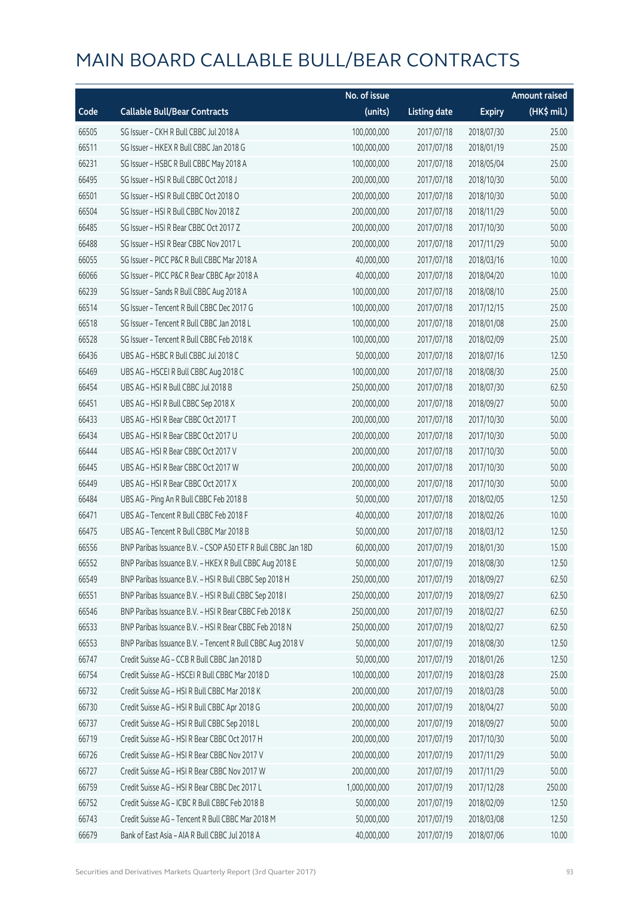# MAIN BOARD CALLABLE BULL/BEAR CONTRACTS

| Code | Callable Bull/Bear Contracts | No. of issue (units) | Listing date | Expiry | Amount raised (HK$ mil.) |
|---|---|---|---|---|---|
| 66505 | SG Issuer – CKH R Bull CBBC Jul 2018 A | 100,000,000 | 2017/07/18 | 2018/07/30 | 25.00 |
| 66511 | SG Issuer – HKEX R Bull CBBC Jan 2018 G | 100,000,000 | 2017/07/18 | 2018/01/19 | 25.00 |
| 66231 | SG Issuer – HSBC R Bull CBBC May 2018 A | 100,000,000 | 2017/07/18 | 2018/05/04 | 25.00 |
| 66495 | SG Issuer – HSI R Bull CBBC Oct 2018 J | 200,000,000 | 2017/07/18 | 2018/10/30 | 50.00 |
| 66501 | SG Issuer – HSI R Bull CBBC Oct 2018 O | 200,000,000 | 2017/07/18 | 2018/10/30 | 50.00 |
| 66504 | SG Issuer – HSI R Bull CBBC Nov 2018 Z | 200,000,000 | 2017/07/18 | 2018/11/29 | 50.00 |
| 66485 | SG Issuer – HSI R Bear CBBC Oct 2017 Z | 200,000,000 | 2017/07/18 | 2017/10/30 | 50.00 |
| 66488 | SG Issuer – HSI R Bear CBBC Nov 2017 L | 200,000,000 | 2017/07/18 | 2017/11/29 | 50.00 |
| 66055 | SG Issuer – PICC P&C R Bull CBBC Mar 2018 A | 40,000,000 | 2017/07/18 | 2018/03/16 | 10.00 |
| 66066 | SG Issuer – PICC P&C R Bear CBBC Apr 2018 A | 40,000,000 | 2017/07/18 | 2018/04/20 | 10.00 |
| 66239 | SG Issuer – Sands R Bull CBBC Aug 2018 A | 100,000,000 | 2017/07/18 | 2018/08/10 | 25.00 |
| 66514 | SG Issuer – Tencent R Bull CBBC Dec 2017 G | 100,000,000 | 2017/07/18 | 2017/12/15 | 25.00 |
| 66518 | SG Issuer – Tencent R Bull CBBC Jan 2018 L | 100,000,000 | 2017/07/18 | 2018/01/08 | 25.00 |
| 66528 | SG Issuer – Tencent R Bull CBBC Feb 2018 K | 100,000,000 | 2017/07/18 | 2018/02/09 | 25.00 |
| 66436 | UBS AG – HSBC R Bull CBBC Jul 2018 C | 50,000,000 | 2017/07/18 | 2018/07/16 | 12.50 |
| 66469 | UBS AG – HSCEI R Bull CBBC Aug 2018 C | 100,000,000 | 2017/07/18 | 2018/08/30 | 25.00 |
| 66454 | UBS AG – HSI R Bull CBBC Jul 2018 B | 250,000,000 | 2017/07/18 | 2018/07/30 | 62.50 |
| 66451 | UBS AG – HSI R Bull CBBC Sep 2018 X | 200,000,000 | 2017/07/18 | 2018/09/27 | 50.00 |
| 66433 | UBS AG – HSI R Bear CBBC Oct 2017 T | 200,000,000 | 2017/07/18 | 2017/10/30 | 50.00 |
| 66434 | UBS AG – HSI R Bear CBBC Oct 2017 U | 200,000,000 | 2017/07/18 | 2017/10/30 | 50.00 |
| 66444 | UBS AG – HSI R Bear CBBC Oct 2017 V | 200,000,000 | 2017/07/18 | 2017/10/30 | 50.00 |
| 66445 | UBS AG – HSI R Bear CBBC Oct 2017 W | 200,000,000 | 2017/07/18 | 2017/10/30 | 50.00 |
| 66449 | UBS AG – HSI R Bear CBBC Oct 2017 X | 200,000,000 | 2017/07/18 | 2017/10/30 | 50.00 |
| 66484 | UBS AG – Ping An R Bull CBBC Feb 2018 B | 50,000,000 | 2017/07/18 | 2018/02/05 | 12.50 |
| 66471 | UBS AG – Tencent R Bull CBBC Feb 2018 F | 40,000,000 | 2017/07/18 | 2018/02/26 | 10.00 |
| 66475 | UBS AG – Tencent R Bull CBBC Mar 2018 B | 50,000,000 | 2017/07/18 | 2018/03/12 | 12.50 |
| 66556 | BNP Paribas Issuance B.V. – CSOP A50 ETF R Bull CBBC Jan 18D | 60,000,000 | 2017/07/19 | 2018/01/30 | 15.00 |
| 66552 | BNP Paribas Issuance B.V. – HKEX R Bull CBBC Aug 2018 E | 50,000,000 | 2017/07/19 | 2018/08/30 | 12.50 |
| 66549 | BNP Paribas Issuance B.V. – HSI R Bull CBBC Sep 2018 H | 250,000,000 | 2017/07/19 | 2018/09/27 | 62.50 |
| 66551 | BNP Paribas Issuance B.V. – HSI R Bull CBBC Sep 2018 I | 250,000,000 | 2017/07/19 | 2018/09/27 | 62.50 |
| 66546 | BNP Paribas Issuance B.V. – HSI R Bear CBBC Feb 2018 K | 250,000,000 | 2017/07/19 | 2018/02/27 | 62.50 |
| 66533 | BNP Paribas Issuance B.V. – HSI R Bear CBBC Feb 2018 N | 250,000,000 | 2017/07/19 | 2018/02/27 | 62.50 |
| 66553 | BNP Paribas Issuance B.V. – Tencent R Bull CBBC Aug 2018 V | 50,000,000 | 2017/07/19 | 2018/08/30 | 12.50 |
| 66747 | Credit Suisse AG – CCB R Bull CBBC Jan 2018 D | 50,000,000 | 2017/07/19 | 2018/01/26 | 12.50 |
| 66754 | Credit Suisse AG – HSCEI R Bull CBBC Mar 2018 D | 100,000,000 | 2017/07/19 | 2018/03/28 | 25.00 |
| 66732 | Credit Suisse AG – HSI R Bull CBBC Mar 2018 K | 200,000,000 | 2017/07/19 | 2018/03/28 | 50.00 |
| 66730 | Credit Suisse AG – HSI R Bull CBBC Apr 2018 G | 200,000,000 | 2017/07/19 | 2018/04/27 | 50.00 |
| 66737 | Credit Suisse AG – HSI R Bull CBBC Sep 2018 L | 200,000,000 | 2017/07/19 | 2018/09/27 | 50.00 |
| 66719 | Credit Suisse AG – HSI R Bear CBBC Oct 2017 H | 200,000,000 | 2017/07/19 | 2017/10/30 | 50.00 |
| 66726 | Credit Suisse AG – HSI R Bear CBBC Nov 2017 V | 200,000,000 | 2017/07/19 | 2017/11/29 | 50.00 |
| 66727 | Credit Suisse AG – HSI R Bear CBBC Nov 2017 W | 200,000,000 | 2017/07/19 | 2017/11/29 | 50.00 |
| 66759 | Credit Suisse AG – HSI R Bear CBBC Dec 2017 L | 1,000,000,000 | 2017/07/19 | 2017/12/28 | 250.00 |
| 66752 | Credit Suisse AG – ICBC R Bull CBBC Feb 2018 B | 50,000,000 | 2017/07/19 | 2018/02/09 | 12.50 |
| 66743 | Credit Suisse AG – Tencent R Bull CBBC Mar 2018 M | 50,000,000 | 2017/07/19 | 2018/03/08 | 12.50 |
| 66679 | Bank of East Asia – AIA R Bull CBBC Jul 2018 A | 40,000,000 | 2017/07/19 | 2018/07/06 | 10.00 |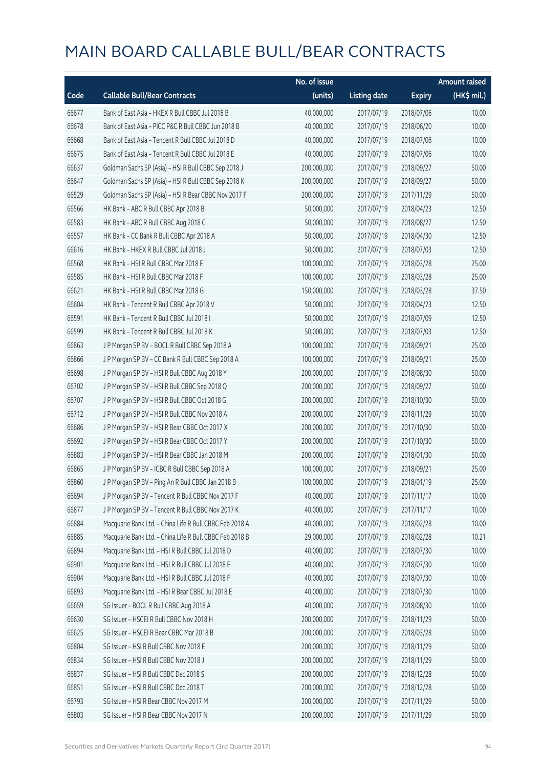# MAIN BOARD CALLABLE BULL/BEAR CONTRACTS

| Code | Callable Bull/Bear Contracts | No. of issue (units) | Listing date | Expiry | Amount raised (HK$ mil.) |
|---|---|---|---|---|---|
| 66677 | Bank of East Asia – HKEX R Bull CBBC Jul 2018 B | 40,000,000 | 2017/07/19 | 2018/07/06 | 10.00 |
| 66678 | Bank of East Asia – PICC P&C R Bull CBBC Jun 2018 B | 40,000,000 | 2017/07/19 | 2018/06/20 | 10.00 |
| 66668 | Bank of East Asia – Tencent R Bull CBBC Jul 2018 D | 40,000,000 | 2017/07/19 | 2018/07/06 | 10.00 |
| 66675 | Bank of East Asia – Tencent R Bull CBBC Jul 2018 E | 40,000,000 | 2017/07/19 | 2018/07/06 | 10.00 |
| 66637 | Goldman Sachs SP (Asia) – HSI R Bull CBBC Sep 2018 J | 200,000,000 | 2017/07/19 | 2018/09/27 | 50.00 |
| 66647 | Goldman Sachs SP (Asia) – HSI R Bull CBBC Sep 2018 K | 200,000,000 | 2017/07/19 | 2018/09/27 | 50.00 |
| 66529 | Goldman Sachs SP (Asia) – HSI R Bear CBBC Nov 2017 F | 200,000,000 | 2017/07/19 | 2017/11/29 | 50.00 |
| 66566 | HK Bank – ABC R Bull CBBC Apr 2018 B | 50,000,000 | 2017/07/19 | 2018/04/23 | 12.50 |
| 66583 | HK Bank – ABC R Bull CBBC Aug 2018 C | 50,000,000 | 2017/07/19 | 2018/08/27 | 12.50 |
| 66557 | HK Bank – CC Bank R Bull CBBC Apr 2018 A | 50,000,000 | 2017/07/19 | 2018/04/30 | 12.50 |
| 66616 | HK Bank – HKEX R Bull CBBC Jul 2018 J | 50,000,000 | 2017/07/19 | 2018/07/03 | 12.50 |
| 66568 | HK Bank – HSI R Bull CBBC Mar 2018 E | 100,000,000 | 2017/07/19 | 2018/03/28 | 25.00 |
| 66585 | HK Bank – HSI R Bull CBBC Mar 2018 F | 100,000,000 | 2017/07/19 | 2018/03/28 | 25.00 |
| 66621 | HK Bank – HSI R Bull CBBC Mar 2018 G | 150,000,000 | 2017/07/19 | 2018/03/28 | 37.50 |
| 66604 | HK Bank – Tencent R Bull CBBC Apr 2018 V | 50,000,000 | 2017/07/19 | 2018/04/23 | 12.50 |
| 66591 | HK Bank – Tencent R Bull CBBC Jul 2018 I | 50,000,000 | 2017/07/19 | 2018/07/09 | 12.50 |
| 66599 | HK Bank – Tencent R Bull CBBC Jul 2018 K | 50,000,000 | 2017/07/19 | 2018/07/03 | 12.50 |
| 66863 | J P Morgan SP BV – BOCL R Bull CBBC Sep 2018 A | 100,000,000 | 2017/07/19 | 2018/09/21 | 25.00 |
| 66866 | J P Morgan SP BV – CC Bank R Bull CBBC Sep 2018 A | 100,000,000 | 2017/07/19 | 2018/09/21 | 25.00 |
| 66698 | J P Morgan SP BV – HSI R Bull CBBC Aug 2018 Y | 200,000,000 | 2017/07/19 | 2018/08/30 | 50.00 |
| 66702 | J P Morgan SP BV – HSI R Bull CBBC Sep 2018 Q | 200,000,000 | 2017/07/19 | 2018/09/27 | 50.00 |
| 66707 | J P Morgan SP BV – HSI R Bull CBBC Oct 2018 G | 200,000,000 | 2017/07/19 | 2018/10/30 | 50.00 |
| 66712 | J P Morgan SP BV – HSI R Bull CBBC Nov 2018 A | 200,000,000 | 2017/07/19 | 2018/11/29 | 50.00 |
| 66686 | J P Morgan SP BV – HSI R Bear CBBC Oct 2017 X | 200,000,000 | 2017/07/19 | 2017/10/30 | 50.00 |
| 66692 | J P Morgan SP BV – HSI R Bear CBBC Oct 2017 Y | 200,000,000 | 2017/07/19 | 2017/10/30 | 50.00 |
| 66883 | J P Morgan SP BV – HSI R Bear CBBC Jan 2018 M | 200,000,000 | 2017/07/19 | 2018/01/30 | 50.00 |
| 66865 | J P Morgan SP BV – ICBC R Bull CBBC Sep 2018 A | 100,000,000 | 2017/07/19 | 2018/09/21 | 25.00 |
| 66860 | J P Morgan SP BV – Ping An R Bull CBBC Jan 2018 B | 100,000,000 | 2017/07/19 | 2018/01/19 | 25.00 |
| 66694 | J P Morgan SP BV – Tencent R Bull CBBC Nov 2017 F | 40,000,000 | 2017/07/19 | 2017/11/17 | 10.00 |
| 66877 | J P Morgan SP BV – Tencent R Bull CBBC Nov 2017 K | 40,000,000 | 2017/07/19 | 2017/11/17 | 10.00 |
| 66884 | Macquarie Bank Ltd. – China Life R Bull CBBC Feb 2018 A | 40,000,000 | 2017/07/19 | 2018/02/28 | 10.00 |
| 66885 | Macquarie Bank Ltd. – China Life R Bull CBBC Feb 2018 B | 29,000,000 | 2017/07/19 | 2018/02/28 | 10.21 |
| 66894 | Macquarie Bank Ltd. – HSI R Bull CBBC Jul 2018 D | 40,000,000 | 2017/07/19 | 2018/07/30 | 10.00 |
| 66901 | Macquarie Bank Ltd. – HSI R Bull CBBC Jul 2018 E | 40,000,000 | 2017/07/19 | 2018/07/30 | 10.00 |
| 66904 | Macquarie Bank Ltd. – HSI R Bull CBBC Jul 2018 F | 40,000,000 | 2017/07/19 | 2018/07/30 | 10.00 |
| 66893 | Macquarie Bank Ltd. – HSI R Bear CBBC Jul 2018 E | 40,000,000 | 2017/07/19 | 2018/07/30 | 10.00 |
| 66659 | SG Issuer – BOCL R Bull CBBC Aug 2018 A | 40,000,000 | 2017/07/19 | 2018/08/30 | 10.00 |
| 66630 | SG Issuer – HSCEI R Bull CBBC Nov 2018 H | 200,000,000 | 2017/07/19 | 2018/11/29 | 50.00 |
| 66625 | SG Issuer – HSCEI R Bear CBBC Mar 2018 B | 200,000,000 | 2017/07/19 | 2018/03/28 | 50.00 |
| 66804 | SG Issuer – HSI R Bull CBBC Nov 2018 E | 200,000,000 | 2017/07/19 | 2018/11/29 | 50.00 |
| 66834 | SG Issuer – HSI R Bull CBBC Nov 2018 J | 200,000,000 | 2017/07/19 | 2018/11/29 | 50.00 |
| 66837 | SG Issuer – HSI R Bull CBBC Dec 2018 S | 200,000,000 | 2017/07/19 | 2018/12/28 | 50.00 |
| 66851 | SG Issuer – HSI R Bull CBBC Dec 2018 T | 200,000,000 | 2017/07/19 | 2018/12/28 | 50.00 |
| 66793 | SG Issuer – HSI R Bear CBBC Nov 2017 M | 200,000,000 | 2017/07/19 | 2017/11/29 | 50.00 |
| 66803 | SG Issuer – HSI R Bear CBBC Nov 2017 N | 200,000,000 | 2017/07/19 | 2017/11/29 | 50.00 |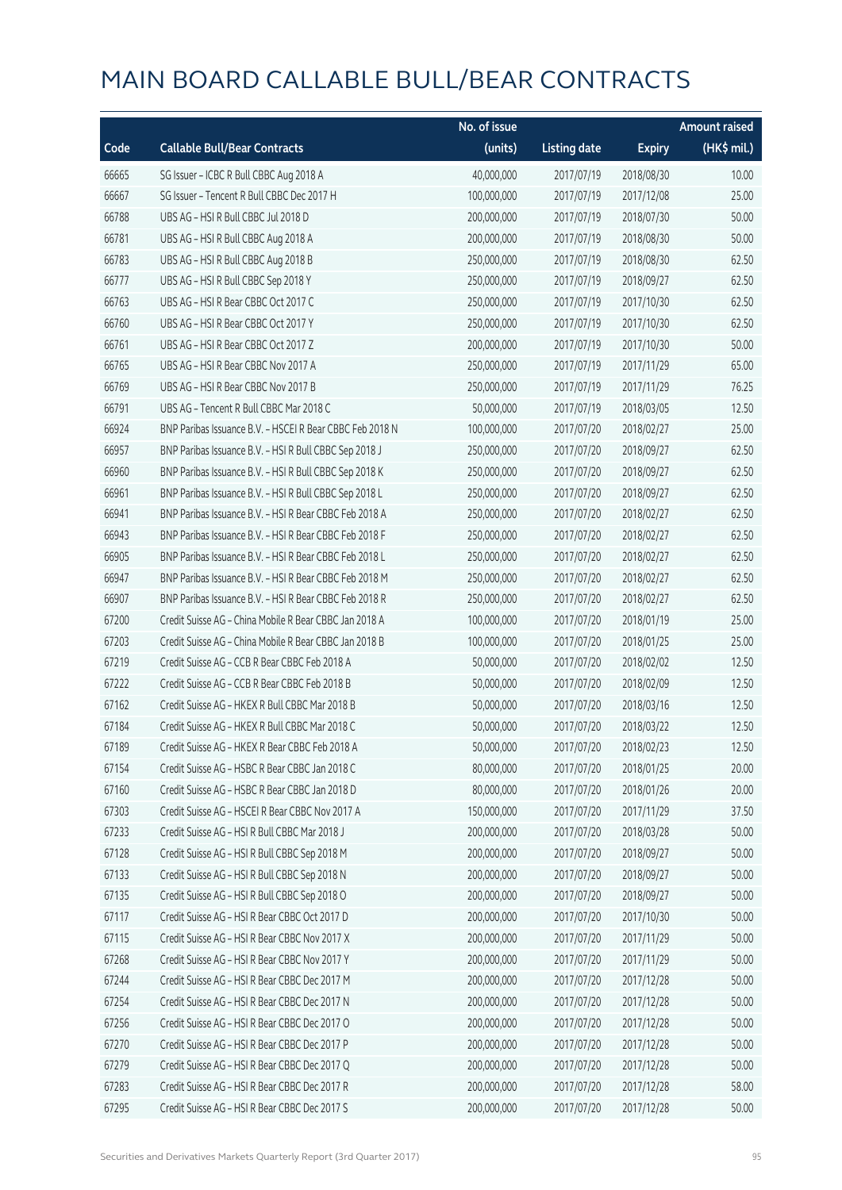# MAIN BOARD CALLABLE BULL/BEAR CONTRACTS

| Code | Callable Bull/Bear Contracts | No. of issue (units) | Listing date | Expiry | Amount raised (HK$ mil.) |
|---|---|---|---|---|---|
| 66665 | SG Issuer – ICBC R Bull CBBC Aug 2018 A | 40,000,000 | 2017/07/19 | 2018/08/30 | 10.00 |
| 66667 | SG Issuer – Tencent R Bull CBBC Dec 2017 H | 100,000,000 | 2017/07/19 | 2017/12/08 | 25.00 |
| 66788 | UBS AG – HSI R Bull CBBC Jul 2018 D | 200,000,000 | 2017/07/19 | 2018/07/30 | 50.00 |
| 66781 | UBS AG – HSI R Bull CBBC Aug 2018 A | 200,000,000 | 2017/07/19 | 2018/08/30 | 50.00 |
| 66783 | UBS AG – HSI R Bull CBBC Aug 2018 B | 250,000,000 | 2017/07/19 | 2018/08/30 | 62.50 |
| 66777 | UBS AG – HSI R Bull CBBC Sep 2018 Y | 250,000,000 | 2017/07/19 | 2018/09/27 | 62.50 |
| 66763 | UBS AG – HSI R Bear CBBC Oct 2017 C | 250,000,000 | 2017/07/19 | 2017/10/30 | 62.50 |
| 66760 | UBS AG – HSI R Bear CBBC Oct 2017 Y | 250,000,000 | 2017/07/19 | 2017/10/30 | 62.50 |
| 66761 | UBS AG – HSI R Bear CBBC Oct 2017 Z | 200,000,000 | 2017/07/19 | 2017/10/30 | 50.00 |
| 66765 | UBS AG – HSI R Bear CBBC Nov 2017 A | 250,000,000 | 2017/07/19 | 2017/11/29 | 65.00 |
| 66769 | UBS AG – HSI R Bear CBBC Nov 2017 B | 250,000,000 | 2017/07/19 | 2017/11/29 | 76.25 |
| 66791 | UBS AG – Tencent R Bull CBBC Mar 2018 C | 50,000,000 | 2017/07/19 | 2018/03/05 | 12.50 |
| 66924 | BNP Paribas Issuance B.V. – HSCEI R Bear CBBC Feb 2018 N | 100,000,000 | 2017/07/20 | 2018/02/27 | 25.00 |
| 66957 | BNP Paribas Issuance B.V. – HSI R Bull CBBC Sep 2018 J | 250,000,000 | 2017/07/20 | 2018/09/27 | 62.50 |
| 66960 | BNP Paribas Issuance B.V. – HSI R Bull CBBC Sep 2018 K | 250,000,000 | 2017/07/20 | 2018/09/27 | 62.50 |
| 66961 | BNP Paribas Issuance B.V. – HSI R Bull CBBC Sep 2018 L | 250,000,000 | 2017/07/20 | 2018/09/27 | 62.50 |
| 66941 | BNP Paribas Issuance B.V. – HSI R Bear CBBC Feb 2018 A | 250,000,000 | 2017/07/20 | 2018/02/27 | 62.50 |
| 66943 | BNP Paribas Issuance B.V. – HSI R Bear CBBC Feb 2018 F | 250,000,000 | 2017/07/20 | 2018/02/27 | 62.50 |
| 66905 | BNP Paribas Issuance B.V. – HSI R Bear CBBC Feb 2018 L | 250,000,000 | 2017/07/20 | 2018/02/27 | 62.50 |
| 66947 | BNP Paribas Issuance B.V. – HSI R Bear CBBC Feb 2018 M | 250,000,000 | 2017/07/20 | 2018/02/27 | 62.50 |
| 66907 | BNP Paribas Issuance B.V. – HSI R Bear CBBC Feb 2018 R | 250,000,000 | 2017/07/20 | 2018/02/27 | 62.50 |
| 67200 | Credit Suisse AG – China Mobile R Bear CBBC Jan 2018 A | 100,000,000 | 2017/07/20 | 2018/01/19 | 25.00 |
| 67203 | Credit Suisse AG – China Mobile R Bear CBBC Jan 2018 B | 100,000,000 | 2017/07/20 | 2018/01/25 | 25.00 |
| 67219 | Credit Suisse AG – CCB R Bear CBBC Feb 2018 A | 50,000,000 | 2017/07/20 | 2018/02/02 | 12.50 |
| 67222 | Credit Suisse AG – CCB R Bear CBBC Feb 2018 B | 50,000,000 | 2017/07/20 | 2018/02/09 | 12.50 |
| 67162 | Credit Suisse AG – HKEX R Bull CBBC Mar 2018 B | 50,000,000 | 2017/07/20 | 2018/03/16 | 12.50 |
| 67184 | Credit Suisse AG – HKEX R Bull CBBC Mar 2018 C | 50,000,000 | 2017/07/20 | 2018/03/22 | 12.50 |
| 67189 | Credit Suisse AG – HKEX R Bear CBBC Feb 2018 A | 50,000,000 | 2017/07/20 | 2018/02/23 | 12.50 |
| 67154 | Credit Suisse AG – HSBC R Bear CBBC Jan 2018 C | 80,000,000 | 2017/07/20 | 2018/01/25 | 20.00 |
| 67160 | Credit Suisse AG – HSBC R Bear CBBC Jan 2018 D | 80,000,000 | 2017/07/20 | 2018/01/26 | 20.00 |
| 67303 | Credit Suisse AG – HSCEI R Bear CBBC Nov 2017 A | 150,000,000 | 2017/07/20 | 2017/11/29 | 37.50 |
| 67233 | Credit Suisse AG – HSI R Bull CBBC Mar 2018 J | 200,000,000 | 2017/07/20 | 2018/03/28 | 50.00 |
| 67128 | Credit Suisse AG – HSI R Bull CBBC Sep 2018 M | 200,000,000 | 2017/07/20 | 2018/09/27 | 50.00 |
| 67133 | Credit Suisse AG – HSI R Bull CBBC Sep 2018 N | 200,000,000 | 2017/07/20 | 2018/09/27 | 50.00 |
| 67135 | Credit Suisse AG – HSI R Bull CBBC Sep 2018 O | 200,000,000 | 2017/07/20 | 2018/09/27 | 50.00 |
| 67117 | Credit Suisse AG – HSI R Bear CBBC Oct 2017 D | 200,000,000 | 2017/07/20 | 2017/10/30 | 50.00 |
| 67115 | Credit Suisse AG – HSI R Bear CBBC Nov 2017 X | 200,000,000 | 2017/07/20 | 2017/11/29 | 50.00 |
| 67268 | Credit Suisse AG – HSI R Bear CBBC Nov 2017 Y | 200,000,000 | 2017/07/20 | 2017/11/29 | 50.00 |
| 67244 | Credit Suisse AG – HSI R Bear CBBC Dec 2017 M | 200,000,000 | 2017/07/20 | 2017/12/28 | 50.00 |
| 67254 | Credit Suisse AG – HSI R Bear CBBC Dec 2017 N | 200,000,000 | 2017/07/20 | 2017/12/28 | 50.00 |
| 67256 | Credit Suisse AG – HSI R Bear CBBC Dec 2017 O | 200,000,000 | 2017/07/20 | 2017/12/28 | 50.00 |
| 67270 | Credit Suisse AG – HSI R Bear CBBC Dec 2017 P | 200,000,000 | 2017/07/20 | 2017/12/28 | 50.00 |
| 67279 | Credit Suisse AG – HSI R Bear CBBC Dec 2017 Q | 200,000,000 | 2017/07/20 | 2017/12/28 | 50.00 |
| 67283 | Credit Suisse AG – HSI R Bear CBBC Dec 2017 R | 200,000,000 | 2017/07/20 | 2017/12/28 | 58.00 |
| 67295 | Credit Suisse AG – HSI R Bear CBBC Dec 2017 S | 200,000,000 | 2017/07/20 | 2017/12/28 | 50.00 |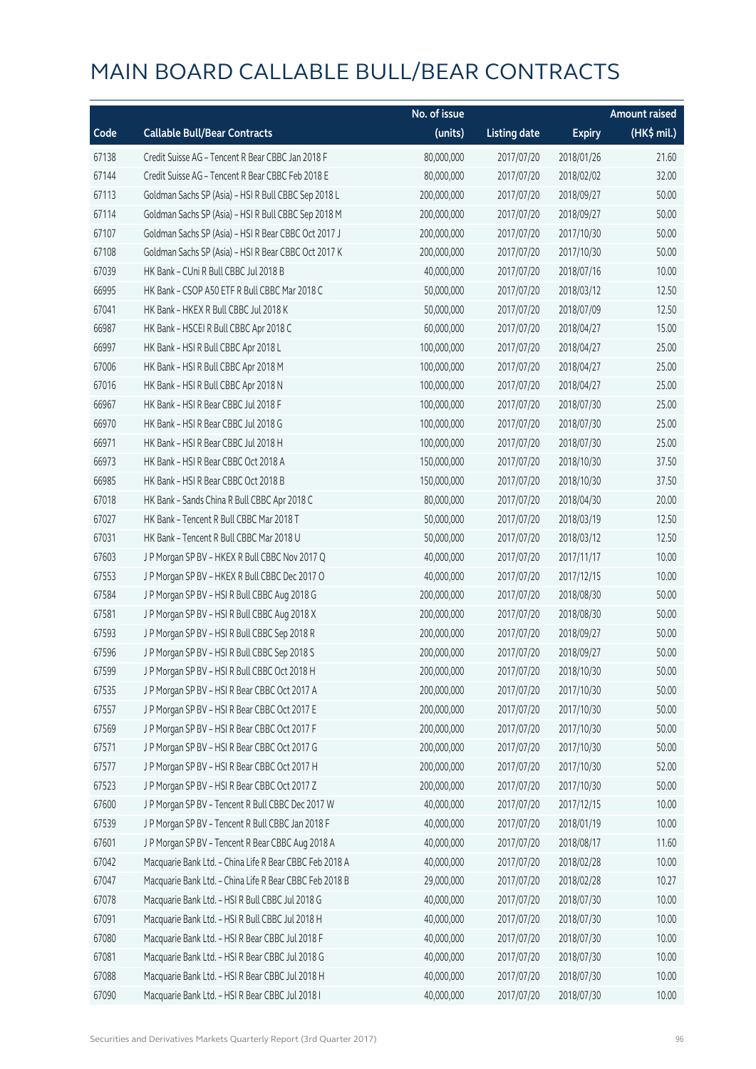# MAIN BOARD CALLABLE BULL/BEAR CONTRACTS

| Code | Callable Bull/Bear Contracts | No. of issue (units) | Listing date | Expiry | Amount raised (HK$ mil.) |
|---|---|---|---|---|---|
| 67138 | Credit Suisse AG – Tencent R Bear CBBC Jan 2018 F | 80,000,000 | 2017/07/20 | 2018/01/26 | 21.60 |
| 67144 | Credit Suisse AG – Tencent R Bear CBBC Feb 2018 E | 80,000,000 | 2017/07/20 | 2018/02/02 | 32.00 |
| 67113 | Goldman Sachs SP (Asia) – HSI R Bull CBBC Sep 2018 L | 200,000,000 | 2017/07/20 | 2018/09/27 | 50.00 |
| 67114 | Goldman Sachs SP (Asia) – HSI R Bull CBBC Sep 2018 M | 200,000,000 | 2017/07/20 | 2018/09/27 | 50.00 |
| 67107 | Goldman Sachs SP (Asia) – HSI R Bear CBBC Oct 2017 J | 200,000,000 | 2017/07/20 | 2017/10/30 | 50.00 |
| 67108 | Goldman Sachs SP (Asia) – HSI R Bear CBBC Oct 2017 K | 200,000,000 | 2017/07/20 | 2017/10/30 | 50.00 |
| 67039 | HK Bank – CUni R Bull CBBC Jul 2018 B | 40,000,000 | 2017/07/20 | 2018/07/16 | 10.00 |
| 66995 | HK Bank – CSOP A50 ETF R Bull CBBC Mar 2018 C | 50,000,000 | 2017/07/20 | 2018/03/12 | 12.50 |
| 67041 | HK Bank – HKEX R Bull CBBC Jul 2018 K | 50,000,000 | 2017/07/20 | 2018/07/09 | 12.50 |
| 66987 | HK Bank – HSCEI R Bull CBBC Apr 2018 C | 60,000,000 | 2017/07/20 | 2018/04/27 | 15.00 |
| 66997 | HK Bank – HSI R Bull CBBC Apr 2018 L | 100,000,000 | 2017/07/20 | 2018/04/27 | 25.00 |
| 67006 | HK Bank – HSI R Bull CBBC Apr 2018 M | 100,000,000 | 2017/07/20 | 2018/04/27 | 25.00 |
| 67016 | HK Bank – HSI R Bull CBBC Apr 2018 N | 100,000,000 | 2017/07/20 | 2018/04/27 | 25.00 |
| 66967 | HK Bank – HSI R Bear CBBC Jul 2018 F | 100,000,000 | 2017/07/20 | 2018/07/30 | 25.00 |
| 66970 | HK Bank – HSI R Bear CBBC Jul 2018 G | 100,000,000 | 2017/07/20 | 2018/07/30 | 25.00 |
| 66971 | HK Bank – HSI R Bear CBBC Jul 2018 H | 100,000,000 | 2017/07/20 | 2018/07/30 | 25.00 |
| 66973 | HK Bank – HSI R Bear CBBC Oct 2018 A | 150,000,000 | 2017/07/20 | 2018/10/30 | 37.50 |
| 66985 | HK Bank – HSI R Bear CBBC Oct 2018 B | 150,000,000 | 2017/07/20 | 2018/10/30 | 37.50 |
| 67018 | HK Bank – Sands China R Bull CBBC Apr 2018 C | 80,000,000 | 2017/07/20 | 2018/04/30 | 20.00 |
| 67027 | HK Bank – Tencent R Bull CBBC Mar 2018 T | 50,000,000 | 2017/07/20 | 2018/03/19 | 12.50 |
| 67031 | HK Bank – Tencent R Bull CBBC Mar 2018 U | 50,000,000 | 2017/07/20 | 2018/03/12 | 12.50 |
| 67603 | J P Morgan SP BV – HKEX R Bull CBBC Nov 2017 Q | 40,000,000 | 2017/07/20 | 2017/11/17 | 10.00 |
| 67553 | J P Morgan SP BV – HKEX R Bull CBBC Dec 2017 O | 40,000,000 | 2017/07/20 | 2017/12/15 | 10.00 |
| 67584 | J P Morgan SP BV – HSI R Bull CBBC Aug 2018 G | 200,000,000 | 2017/07/20 | 2018/08/30 | 50.00 |
| 67581 | J P Morgan SP BV – HSI R Bull CBBC Aug 2018 X | 200,000,000 | 2017/07/20 | 2018/08/30 | 50.00 |
| 67593 | J P Morgan SP BV – HSI R Bull CBBC Sep 2018 R | 200,000,000 | 2017/07/20 | 2018/09/27 | 50.00 |
| 67596 | J P Morgan SP BV – HSI R Bull CBBC Sep 2018 S | 200,000,000 | 2017/07/20 | 2018/09/27 | 50.00 |
| 67599 | J P Morgan SP BV – HSI R Bull CBBC Oct 2018 H | 200,000,000 | 2017/07/20 | 2018/10/30 | 50.00 |
| 67535 | J P Morgan SP BV – HSI R Bear CBBC Oct 2017 A | 200,000,000 | 2017/07/20 | 2017/10/30 | 50.00 |
| 67557 | J P Morgan SP BV – HSI R Bear CBBC Oct 2017 E | 200,000,000 | 2017/07/20 | 2017/10/30 | 50.00 |
| 67569 | J P Morgan SP BV – HSI R Bear CBBC Oct 2017 F | 200,000,000 | 2017/07/20 | 2017/10/30 | 50.00 |
| 67571 | J P Morgan SP BV – HSI R Bear CBBC Oct 2017 G | 200,000,000 | 2017/07/20 | 2017/10/30 | 50.00 |
| 67577 | J P Morgan SP BV – HSI R Bear CBBC Oct 2017 H | 200,000,000 | 2017/07/20 | 2017/10/30 | 52.00 |
| 67523 | J P Morgan SP BV – HSI R Bear CBBC Oct 2017 Z | 200,000,000 | 2017/07/20 | 2017/10/30 | 50.00 |
| 67600 | J P Morgan SP BV – Tencent R Bull CBBC Dec 2017 W | 40,000,000 | 2017/07/20 | 2017/12/15 | 10.00 |
| 67539 | J P Morgan SP BV – Tencent R Bull CBBC Jan 2018 F | 40,000,000 | 2017/07/20 | 2018/01/19 | 10.00 |
| 67601 | J P Morgan SP BV – Tencent R Bear CBBC Aug 2018 A | 40,000,000 | 2017/07/20 | 2018/08/17 | 11.60 |
| 67042 | Macquarie Bank Ltd. – China Life R Bear CBBC Feb 2018 A | 40,000,000 | 2017/07/20 | 2018/02/28 | 10.00 |
| 67047 | Macquarie Bank Ltd. – China Life R Bear CBBC Feb 2018 B | 29,000,000 | 2017/07/20 | 2018/02/28 | 10.27 |
| 67078 | Macquarie Bank Ltd. – HSI R Bull CBBC Jul 2018 G | 40,000,000 | 2017/07/20 | 2018/07/30 | 10.00 |
| 67091 | Macquarie Bank Ltd. – HSI R Bull CBBC Jul 2018 H | 40,000,000 | 2017/07/20 | 2018/07/30 | 10.00 |
| 67080 | Macquarie Bank Ltd. – HSI R Bear CBBC Jul 2018 F | 40,000,000 | 2017/07/20 | 2018/07/30 | 10.00 |
| 67081 | Macquarie Bank Ltd. – HSI R Bear CBBC Jul 2018 G | 40,000,000 | 2017/07/20 | 2018/07/30 | 10.00 |
| 67088 | Macquarie Bank Ltd. – HSI R Bear CBBC Jul 2018 H | 40,000,000 | 2017/07/20 | 2018/07/30 | 10.00 |
| 67090 | Macquarie Bank Ltd. – HSI R Bear CBBC Jul 2018 I | 40,000,000 | 2017/07/20 | 2018/07/30 | 10.00 |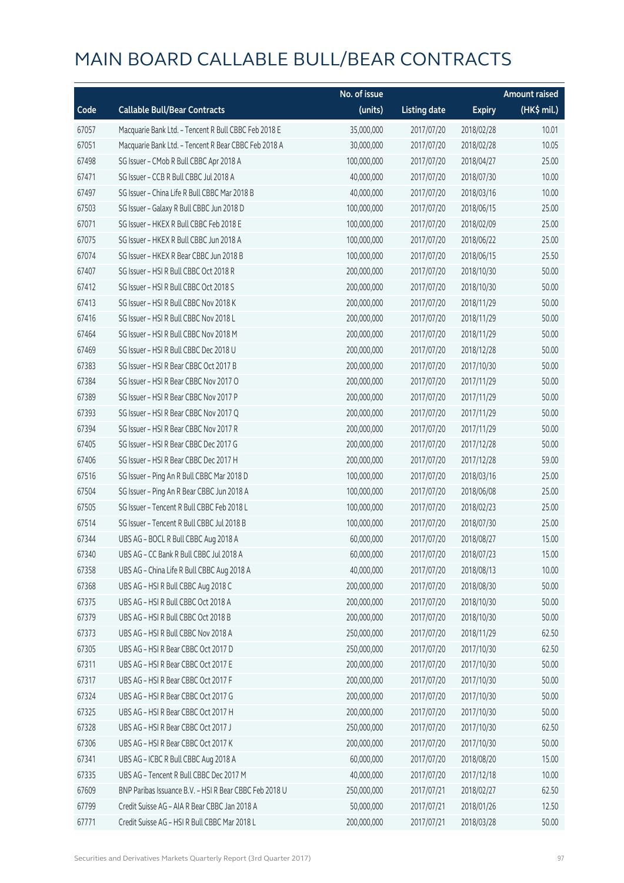# MAIN BOARD CALLABLE BULL/BEAR CONTRACTS

| Code | Callable Bull/Bear Contracts | No. of issue (units) | Listing date | Expiry | Amount raised (HK$ mil.) |
|---|---|---|---|---|---|
| 67057 | Macquarie Bank Ltd. – Tencent R Bull CBBC Feb 2018 E | 35,000,000 | 2017/07/20 | 2018/02/28 | 10.01 |
| 67051 | Macquarie Bank Ltd. – Tencent R Bear CBBC Feb 2018 A | 30,000,000 | 2017/07/20 | 2018/02/28 | 10.05 |
| 67498 | SG Issuer – CMob R Bull CBBC Apr 2018 A | 100,000,000 | 2017/07/20 | 2018/04/27 | 25.00 |
| 67471 | SG Issuer – CCB R Bull CBBC Jul 2018 A | 40,000,000 | 2017/07/20 | 2018/07/30 | 10.00 |
| 67497 | SG Issuer – China Life R Bull CBBC Mar 2018 B | 40,000,000 | 2017/07/20 | 2018/03/16 | 10.00 |
| 67503 | SG Issuer – Galaxy R Bull CBBC Jun 2018 D | 100,000,000 | 2017/07/20 | 2018/06/15 | 25.00 |
| 67071 | SG Issuer – HKEX R Bull CBBC Feb 2018 E | 100,000,000 | 2017/07/20 | 2018/02/09 | 25.00 |
| 67075 | SG Issuer – HKEX R Bull CBBC Jun 2018 A | 100,000,000 | 2017/07/20 | 2018/06/22 | 25.00 |
| 67074 | SG Issuer – HKEX R Bear CBBC Jun 2018 B | 100,000,000 | 2017/07/20 | 2018/06/15 | 25.50 |
| 67407 | SG Issuer – HSI R Bull CBBC Oct 2018 R | 200,000,000 | 2017/07/20 | 2018/10/30 | 50.00 |
| 67412 | SG Issuer – HSI R Bull CBBC Oct 2018 S | 200,000,000 | 2017/07/20 | 2018/10/30 | 50.00 |
| 67413 | SG Issuer – HSI R Bull CBBC Nov 2018 K | 200,000,000 | 2017/07/20 | 2018/11/29 | 50.00 |
| 67416 | SG Issuer – HSI R Bull CBBC Nov 2018 L | 200,000,000 | 2017/07/20 | 2018/11/29 | 50.00 |
| 67464 | SG Issuer – HSI R Bull CBBC Nov 2018 M | 200,000,000 | 2017/07/20 | 2018/11/29 | 50.00 |
| 67469 | SG Issuer – HSI R Bull CBBC Dec 2018 U | 200,000,000 | 2017/07/20 | 2018/12/28 | 50.00 |
| 67383 | SG Issuer – HSI R Bear CBBC Oct 2017 B | 200,000,000 | 2017/07/20 | 2017/10/30 | 50.00 |
| 67384 | SG Issuer – HSI R Bear CBBC Nov 2017 O | 200,000,000 | 2017/07/20 | 2017/11/29 | 50.00 |
| 67389 | SG Issuer – HSI R Bear CBBC Nov 2017 P | 200,000,000 | 2017/07/20 | 2017/11/29 | 50.00 |
| 67393 | SG Issuer – HSI R Bear CBBC Nov 2017 Q | 200,000,000 | 2017/07/20 | 2017/11/29 | 50.00 |
| 67394 | SG Issuer – HSI R Bear CBBC Nov 2017 R | 200,000,000 | 2017/07/20 | 2017/11/29 | 50.00 |
| 67405 | SG Issuer – HSI R Bear CBBC Dec 2017 G | 200,000,000 | 2017/07/20 | 2017/12/28 | 50.00 |
| 67406 | SG Issuer – HSI R Bear CBBC Dec 2017 H | 200,000,000 | 2017/07/20 | 2017/12/28 | 59.00 |
| 67516 | SG Issuer – Ping An R Bull CBBC Mar 2018 D | 100,000,000 | 2017/07/20 | 2018/03/16 | 25.00 |
| 67504 | SG Issuer – Ping An R Bear CBBC Jun 2018 A | 100,000,000 | 2017/07/20 | 2018/06/08 | 25.00 |
| 67505 | SG Issuer – Tencent R Bull CBBC Feb 2018 L | 100,000,000 | 2017/07/20 | 2018/02/23 | 25.00 |
| 67514 | SG Issuer – Tencent R Bull CBBC Jul 2018 B | 100,000,000 | 2017/07/20 | 2018/07/30 | 25.00 |
| 67344 | UBS AG – BOCL R Bull CBBC Aug 2018 A | 60,000,000 | 2017/07/20 | 2018/08/27 | 15.00 |
| 67340 | UBS AG – CC Bank R Bull CBBC Jul 2018 A | 60,000,000 | 2017/07/20 | 2018/07/23 | 15.00 |
| 67358 | UBS AG – China Life R Bull CBBC Aug 2018 A | 40,000,000 | 2017/07/20 | 2018/08/13 | 10.00 |
| 67368 | UBS AG – HSI R Bull CBBC Aug 2018 C | 200,000,000 | 2017/07/20 | 2018/08/30 | 50.00 |
| 67375 | UBS AG – HSI R Bull CBBC Oct 2018 A | 200,000,000 | 2017/07/20 | 2018/10/30 | 50.00 |
| 67379 | UBS AG – HSI R Bull CBBC Oct 2018 B | 200,000,000 | 2017/07/20 | 2018/10/30 | 50.00 |
| 67373 | UBS AG – HSI R Bull CBBC Nov 2018 A | 250,000,000 | 2017/07/20 | 2018/11/29 | 62.50 |
| 67305 | UBS AG – HSI R Bear CBBC Oct 2017 D | 250,000,000 | 2017/07/20 | 2017/10/30 | 62.50 |
| 67311 | UBS AG – HSI R Bear CBBC Oct 2017 E | 200,000,000 | 2017/07/20 | 2017/10/30 | 50.00 |
| 67317 | UBS AG – HSI R Bear CBBC Oct 2017 F | 200,000,000 | 2017/07/20 | 2017/10/30 | 50.00 |
| 67324 | UBS AG – HSI R Bear CBBC Oct 2017 G | 200,000,000 | 2017/07/20 | 2017/10/30 | 50.00 |
| 67325 | UBS AG – HSI R Bear CBBC Oct 2017 H | 200,000,000 | 2017/07/20 | 2017/10/30 | 50.00 |
| 67328 | UBS AG – HSI R Bear CBBC Oct 2017 J | 250,000,000 | 2017/07/20 | 2017/10/30 | 62.50 |
| 67306 | UBS AG – HSI R Bear CBBC Oct 2017 K | 200,000,000 | 2017/07/20 | 2017/10/30 | 50.00 |
| 67341 | UBS AG – ICBC R Bull CBBC Aug 2018 A | 60,000,000 | 2017/07/20 | 2018/08/20 | 15.00 |
| 67335 | UBS AG – Tencent R Bull CBBC Dec 2017 M | 40,000,000 | 2017/07/20 | 2017/12/18 | 10.00 |
| 67609 | BNP Paribas Issuance B.V. – HSI R Bear CBBC Feb 2018 U | 250,000,000 | 2017/07/21 | 2018/02/27 | 62.50 |
| 67799 | Credit Suisse AG – AIA R Bear CBBC Jan 2018 A | 50,000,000 | 2017/07/21 | 2018/01/26 | 12.50 |
| 67771 | Credit Suisse AG – HSI R Bull CBBC Mar 2018 L | 200,000,000 | 2017/07/21 | 2018/03/28 | 50.00 |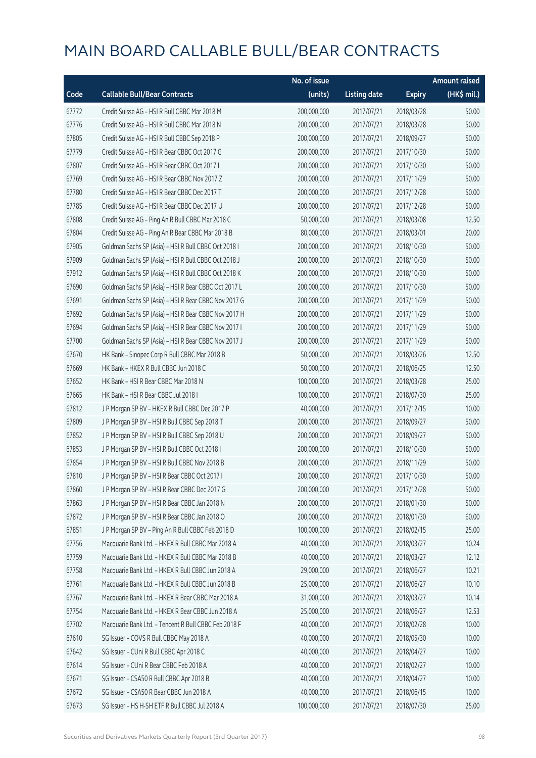# MAIN BOARD CALLABLE BULL/BEAR CONTRACTS

| Code | Callable Bull/Bear Contracts | No. of issue (units) | Listing date | Expiry | Amount raised (HK$ mil.) |
|---|---|---|---|---|---|
| 67772 | Credit Suisse AG – HSI R Bull CBBC Mar 2018 M | 200,000,000 | 2017/07/21 | 2018/03/28 | 50.00 |
| 67776 | Credit Suisse AG – HSI R Bull CBBC Mar 2018 N | 200,000,000 | 2017/07/21 | 2018/03/28 | 50.00 |
| 67805 | Credit Suisse AG – HSI R Bull CBBC Sep 2018 P | 200,000,000 | 2017/07/21 | 2018/09/27 | 50.00 |
| 67779 | Credit Suisse AG – HSI R Bear CBBC Oct 2017 G | 200,000,000 | 2017/07/21 | 2017/10/30 | 50.00 |
| 67807 | Credit Suisse AG – HSI R Bear CBBC Oct 2017 I | 200,000,000 | 2017/07/21 | 2017/10/30 | 50.00 |
| 67769 | Credit Suisse AG – HSI R Bear CBBC Nov 2017 Z | 200,000,000 | 2017/07/21 | 2017/11/29 | 50.00 |
| 67780 | Credit Suisse AG – HSI R Bear CBBC Dec 2017 T | 200,000,000 | 2017/07/21 | 2017/12/28 | 50.00 |
| 67785 | Credit Suisse AG – HSI R Bear CBBC Dec 2017 U | 200,000,000 | 2017/07/21 | 2017/12/28 | 50.00 |
| 67808 | Credit Suisse AG – Ping An R Bull CBBC Mar 2018 C | 50,000,000 | 2017/07/21 | 2018/03/08 | 12.50 |
| 67804 | Credit Suisse AG – Ping An R Bear CBBC Mar 2018 B | 80,000,000 | 2017/07/21 | 2018/03/01 | 20.00 |
| 67905 | Goldman Sachs SP (Asia) – HSI R Bull CBBC Oct 2018 I | 200,000,000 | 2017/07/21 | 2018/10/30 | 50.00 |
| 67909 | Goldman Sachs SP (Asia) – HSI R Bull CBBC Oct 2018 J | 200,000,000 | 2017/07/21 | 2018/10/30 | 50.00 |
| 67912 | Goldman Sachs SP (Asia) – HSI R Bull CBBC Oct 2018 K | 200,000,000 | 2017/07/21 | 2018/10/30 | 50.00 |
| 67690 | Goldman Sachs SP (Asia) – HSI R Bear CBBC Oct 2017 L | 200,000,000 | 2017/07/21 | 2017/10/30 | 50.00 |
| 67691 | Goldman Sachs SP (Asia) – HSI R Bear CBBC Nov 2017 G | 200,000,000 | 2017/07/21 | 2017/11/29 | 50.00 |
| 67692 | Goldman Sachs SP (Asia) – HSI R Bear CBBC Nov 2017 H | 200,000,000 | 2017/07/21 | 2017/11/29 | 50.00 |
| 67694 | Goldman Sachs SP (Asia) – HSI R Bear CBBC Nov 2017 I | 200,000,000 | 2017/07/21 | 2017/11/29 | 50.00 |
| 67700 | Goldman Sachs SP (Asia) – HSI R Bear CBBC Nov 2017 J | 200,000,000 | 2017/07/21 | 2017/11/29 | 50.00 |
| 67670 | HK Bank – Sinopec Corp R Bull CBBC Mar 2018 B | 50,000,000 | 2017/07/21 | 2018/03/26 | 12.50 |
| 67669 | HK Bank – HKEX R Bull CBBC Jun 2018 C | 50,000,000 | 2017/07/21 | 2018/06/25 | 12.50 |
| 67652 | HK Bank – HSI R Bear CBBC Mar 2018 N | 100,000,000 | 2017/07/21 | 2018/03/28 | 25.00 |
| 67665 | HK Bank – HSI R Bear CBBC Jul 2018 I | 100,000,000 | 2017/07/21 | 2018/07/30 | 25.00 |
| 67812 | J P Morgan SP BV – HKEX R Bull CBBC Dec 2017 P | 40,000,000 | 2017/07/21 | 2017/12/15 | 10.00 |
| 67809 | J P Morgan SP BV – HSI R Bull CBBC Sep 2018 T | 200,000,000 | 2017/07/21 | 2018/09/27 | 50.00 |
| 67852 | J P Morgan SP BV – HSI R Bull CBBC Sep 2018 U | 200,000,000 | 2017/07/21 | 2018/09/27 | 50.00 |
| 67853 | J P Morgan SP BV – HSI R Bull CBBC Oct 2018 I | 200,000,000 | 2017/07/21 | 2018/10/30 | 50.00 |
| 67854 | J P Morgan SP BV – HSI R Bull CBBC Nov 2018 B | 200,000,000 | 2017/07/21 | 2018/11/29 | 50.00 |
| 67810 | J P Morgan SP BV – HSI R Bear CBBC Oct 2017 I | 200,000,000 | 2017/07/21 | 2017/10/30 | 50.00 |
| 67860 | J P Morgan SP BV – HSI R Bear CBBC Dec 2017 G | 200,000,000 | 2017/07/21 | 2017/12/28 | 50.00 |
| 67863 | J P Morgan SP BV – HSI R Bear CBBC Jan 2018 N | 200,000,000 | 2017/07/21 | 2018/01/30 | 50.00 |
| 67872 | J P Morgan SP BV – HSI R Bear CBBC Jan 2018 O | 200,000,000 | 2017/07/21 | 2018/01/30 | 60.00 |
| 67851 | J P Morgan SP BV – Ping An R Bull CBBC Feb 2018 D | 100,000,000 | 2017/07/21 | 2018/02/15 | 25.00 |
| 67756 | Macquarie Bank Ltd. – HKEX R Bull CBBC Mar 2018 A | 40,000,000 | 2017/07/21 | 2018/03/27 | 10.24 |
| 67759 | Macquarie Bank Ltd. – HKEX R Bull CBBC Mar 2018 B | 40,000,000 | 2017/07/21 | 2018/03/27 | 12.12 |
| 67758 | Macquarie Bank Ltd. – HKEX R Bull CBBC Jun 2018 A | 29,000,000 | 2017/07/21 | 2018/06/27 | 10.21 |
| 67761 | Macquarie Bank Ltd. – HKEX R Bull CBBC Jun 2018 B | 25,000,000 | 2017/07/21 | 2018/06/27 | 10.10 |
| 67767 | Macquarie Bank Ltd. – HKEX R Bear CBBC Mar 2018 A | 31,000,000 | 2017/07/21 | 2018/03/27 | 10.14 |
| 67754 | Macquarie Bank Ltd. – HKEX R Bear CBBC Jun 2018 A | 25,000,000 | 2017/07/21 | 2018/06/27 | 12.53 |
| 67702 | Macquarie Bank Ltd. – Tencent R Bull CBBC Feb 2018 F | 40,000,000 | 2017/07/21 | 2018/02/28 | 10.00 |
| 67610 | SG Issuer – COVS R Bull CBBC May 2018 A | 40,000,000 | 2017/07/21 | 2018/05/30 | 10.00 |
| 67642 | SG Issuer – CUni R Bull CBBC Apr 2018 C | 40,000,000 | 2017/07/21 | 2018/04/27 | 10.00 |
| 67614 | SG Issuer – CUni R Bear CBBC Feb 2018 A | 40,000,000 | 2017/07/21 | 2018/02/27 | 10.00 |
| 67671 | SG Issuer – CSA50 R Bull CBBC Apr 2018 B | 40,000,000 | 2017/07/21 | 2018/04/27 | 10.00 |
| 67672 | SG Issuer – CSA50 R Bear CBBC Jun 2018 A | 40,000,000 | 2017/07/21 | 2018/06/15 | 10.00 |
| 67673 | SG Issuer – HS H-SH ETF R Bull CBBC Jul 2018 A | 100,000,000 | 2017/07/21 | 2018/07/30 | 25.00 |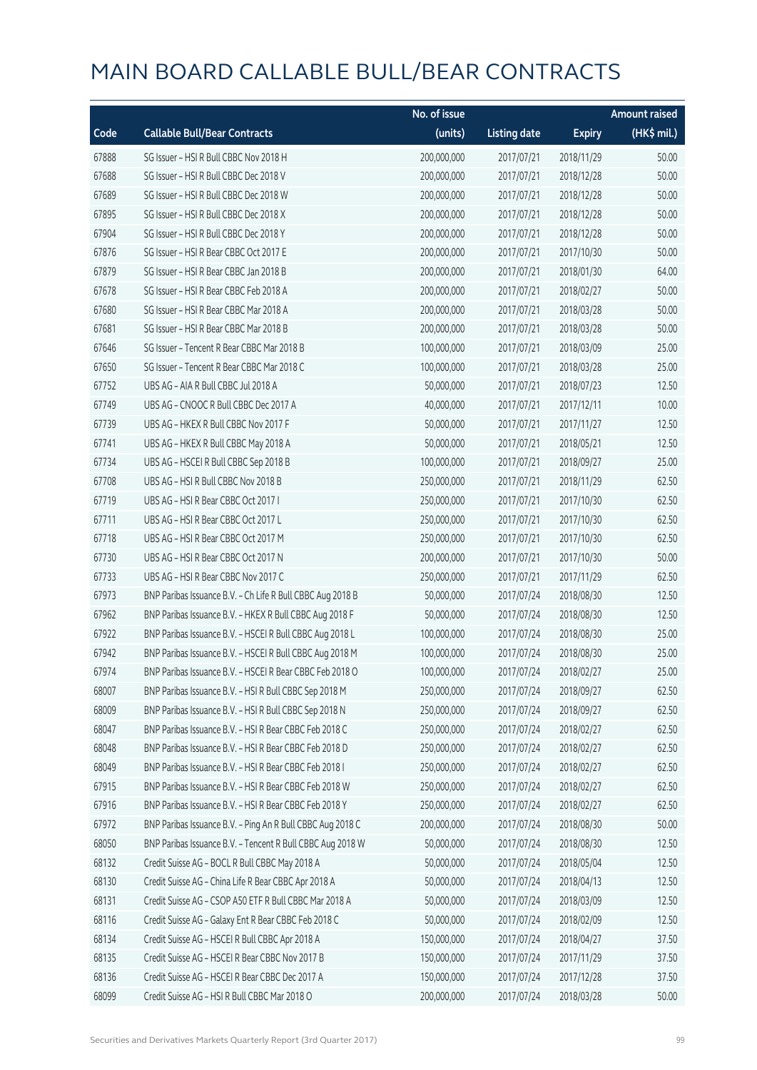# MAIN BOARD CALLABLE BULL/BEAR CONTRACTS

| Code | Callable Bull/Bear Contracts | No. of issue (units) | Listing date | Expiry | Amount raised (HK$ mil.) |
|---|---|---|---|---|---|
| 67888 | SG Issuer – HSI R Bull CBBC Nov 2018 H | 200,000,000 | 2017/07/21 | 2018/11/29 | 50.00 |
| 67688 | SG Issuer – HSI R Bull CBBC Dec 2018 V | 200,000,000 | 2017/07/21 | 2018/12/28 | 50.00 |
| 67689 | SG Issuer – HSI R Bull CBBC Dec 2018 W | 200,000,000 | 2017/07/21 | 2018/12/28 | 50.00 |
| 67895 | SG Issuer – HSI R Bull CBBC Dec 2018 X | 200,000,000 | 2017/07/21 | 2018/12/28 | 50.00 |
| 67904 | SG Issuer – HSI R Bull CBBC Dec 2018 Y | 200,000,000 | 2017/07/21 | 2018/12/28 | 50.00 |
| 67876 | SG Issuer – HSI R Bear CBBC Oct 2017 E | 200,000,000 | 2017/07/21 | 2017/10/30 | 50.00 |
| 67879 | SG Issuer – HSI R Bear CBBC Jan 2018 B | 200,000,000 | 2017/07/21 | 2018/01/30 | 64.00 |
| 67678 | SG Issuer – HSI R Bear CBBC Feb 2018 A | 200,000,000 | 2017/07/21 | 2018/02/27 | 50.00 |
| 67680 | SG Issuer – HSI R Bear CBBC Mar 2018 A | 200,000,000 | 2017/07/21 | 2018/03/28 | 50.00 |
| 67681 | SG Issuer – HSI R Bear CBBC Mar 2018 B | 200,000,000 | 2017/07/21 | 2018/03/28 | 50.00 |
| 67646 | SG Issuer – Tencent R Bear CBBC Mar 2018 B | 100,000,000 | 2017/07/21 | 2018/03/09 | 25.00 |
| 67650 | SG Issuer – Tencent R Bear CBBC Mar 2018 C | 100,000,000 | 2017/07/21 | 2018/03/28 | 25.00 |
| 67752 | UBS AG – AIA R Bull CBBC Jul 2018 A | 50,000,000 | 2017/07/21 | 2018/07/23 | 12.50 |
| 67749 | UBS AG – CNOOC R Bull CBBC Dec 2017 A | 40,000,000 | 2017/07/21 | 2017/12/11 | 10.00 |
| 67739 | UBS AG – HKEX R Bull CBBC Nov 2017 F | 50,000,000 | 2017/07/21 | 2017/11/27 | 12.50 |
| 67741 | UBS AG – HKEX R Bull CBBC May 2018 A | 50,000,000 | 2017/07/21 | 2018/05/21 | 12.50 |
| 67734 | UBS AG – HSCEI R Bull CBBC Sep 2018 B | 100,000,000 | 2017/07/21 | 2018/09/27 | 25.00 |
| 67708 | UBS AG – HSI R Bull CBBC Nov 2018 B | 250,000,000 | 2017/07/21 | 2018/11/29 | 62.50 |
| 67719 | UBS AG – HSI R Bear CBBC Oct 2017 I | 250,000,000 | 2017/07/21 | 2017/10/30 | 62.50 |
| 67711 | UBS AG – HSI R Bear CBBC Oct 2017 L | 250,000,000 | 2017/07/21 | 2017/10/30 | 62.50 |
| 67718 | UBS AG – HSI R Bear CBBC Oct 2017 M | 250,000,000 | 2017/07/21 | 2017/10/30 | 62.50 |
| 67730 | UBS AG – HSI R Bear CBBC Oct 2017 N | 200,000,000 | 2017/07/21 | 2017/10/30 | 50.00 |
| 67733 | UBS AG – HSI R Bear CBBC Nov 2017 C | 250,000,000 | 2017/07/21 | 2017/11/29 | 62.50 |
| 67973 | BNP Paribas Issuance B.V. – Ch Life R Bull CBBC Aug 2018 B | 50,000,000 | 2017/07/24 | 2018/08/30 | 12.50 |
| 67962 | BNP Paribas Issuance B.V. – HKEX R Bull CBBC Aug 2018 F | 50,000,000 | 2017/07/24 | 2018/08/30 | 12.50 |
| 67922 | BNP Paribas Issuance B.V. – HSCEI R Bull CBBC Aug 2018 L | 100,000,000 | 2017/07/24 | 2018/08/30 | 25.00 |
| 67942 | BNP Paribas Issuance B.V. – HSCEI R Bull CBBC Aug 2018 M | 100,000,000 | 2017/07/24 | 2018/08/30 | 25.00 |
| 67974 | BNP Paribas Issuance B.V. – HSCEI R Bear CBBC Feb 2018 O | 100,000,000 | 2017/07/24 | 2018/02/27 | 25.00 |
| 68007 | BNP Paribas Issuance B.V. – HSI R Bull CBBC Sep 2018 M | 250,000,000 | 2017/07/24 | 2018/09/27 | 62.50 |
| 68009 | BNP Paribas Issuance B.V. – HSI R Bull CBBC Sep 2018 N | 250,000,000 | 2017/07/24 | 2018/09/27 | 62.50 |
| 68047 | BNP Paribas Issuance B.V. – HSI R Bear CBBC Feb 2018 C | 250,000,000 | 2017/07/24 | 2018/02/27 | 62.50 |
| 68048 | BNP Paribas Issuance B.V. – HSI R Bear CBBC Feb 2018 D | 250,000,000 | 2017/07/24 | 2018/02/27 | 62.50 |
| 68049 | BNP Paribas Issuance B.V. – HSI R Bear CBBC Feb 2018 I | 250,000,000 | 2017/07/24 | 2018/02/27 | 62.50 |
| 67915 | BNP Paribas Issuance B.V. – HSI R Bear CBBC Feb 2018 W | 250,000,000 | 2017/07/24 | 2018/02/27 | 62.50 |
| 67916 | BNP Paribas Issuance B.V. – HSI R Bear CBBC Feb 2018 Y | 250,000,000 | 2017/07/24 | 2018/02/27 | 62.50 |
| 67972 | BNP Paribas Issuance B.V. – Ping An R Bull CBBC Aug 2018 C | 200,000,000 | 2017/07/24 | 2018/08/30 | 50.00 |
| 68050 | BNP Paribas Issuance B.V. – Tencent R Bull CBBC Aug 2018 W | 50,000,000 | 2017/07/24 | 2018/08/30 | 12.50 |
| 68132 | Credit Suisse AG – BOCL R Bull CBBC May 2018 A | 50,000,000 | 2017/07/24 | 2018/05/04 | 12.50 |
| 68130 | Credit Suisse AG – China Life R Bear CBBC Apr 2018 A | 50,000,000 | 2017/07/24 | 2018/04/13 | 12.50 |
| 68131 | Credit Suisse AG – CSOP A50 ETF R Bull CBBC Mar 2018 A | 50,000,000 | 2017/07/24 | 2018/03/09 | 12.50 |
| 68116 | Credit Suisse AG – Galaxy Ent R Bear CBBC Feb 2018 C | 50,000,000 | 2017/07/24 | 2018/02/09 | 12.50 |
| 68134 | Credit Suisse AG – HSCEI R Bull CBBC Apr 2018 A | 150,000,000 | 2017/07/24 | 2018/04/27 | 37.50 |
| 68135 | Credit Suisse AG – HSCEI R Bear CBBC Nov 2017 B | 150,000,000 | 2017/07/24 | 2017/11/29 | 37.50 |
| 68136 | Credit Suisse AG – HSCEI R Bear CBBC Dec 2017 A | 150,000,000 | 2017/07/24 | 2017/12/28 | 37.50 |
| 68099 | Credit Suisse AG – HSI R Bull CBBC Mar 2018 O | 200,000,000 | 2017/07/24 | 2018/03/28 | 50.00 |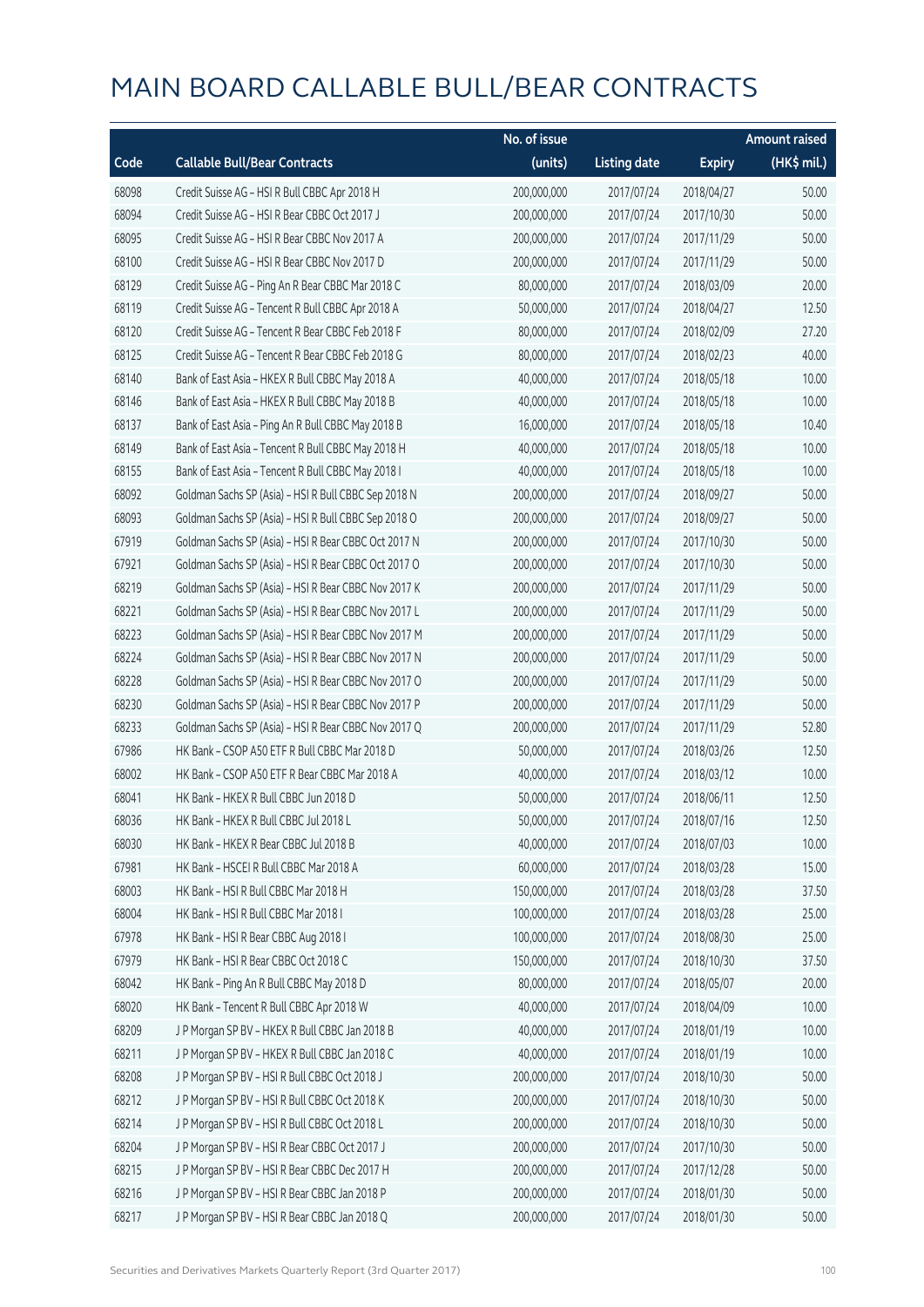# MAIN BOARD CALLABLE BULL/BEAR CONTRACTS

| Code | Callable Bull/Bear Contracts | No. of issue (units) | Listing date | Expiry | Amount raised (HK$ mil.) |
|---|---|---|---|---|---|
| 68098 | Credit Suisse AG – HSI R Bull CBBC Apr 2018 H | 200,000,000 | 2017/07/24 | 2018/04/27 | 50.00 |
| 68094 | Credit Suisse AG – HSI R Bear CBBC Oct 2017 J | 200,000,000 | 2017/07/24 | 2017/10/30 | 50.00 |
| 68095 | Credit Suisse AG – HSI R Bear CBBC Nov 2017 A | 200,000,000 | 2017/07/24 | 2017/11/29 | 50.00 |
| 68100 | Credit Suisse AG – HSI R Bear CBBC Nov 2017 D | 200,000,000 | 2017/07/24 | 2017/11/29 | 50.00 |
| 68129 | Credit Suisse AG – Ping An R Bear CBBC Mar 2018 C | 80,000,000 | 2017/07/24 | 2018/03/09 | 20.00 |
| 68119 | Credit Suisse AG – Tencent R Bull CBBC Apr 2018 A | 50,000,000 | 2017/07/24 | 2018/04/27 | 12.50 |
| 68120 | Credit Suisse AG – Tencent R Bear CBBC Feb 2018 F | 80,000,000 | 2017/07/24 | 2018/02/09 | 27.20 |
| 68125 | Credit Suisse AG – Tencent R Bear CBBC Feb 2018 G | 80,000,000 | 2017/07/24 | 2018/02/23 | 40.00 |
| 68140 | Bank of East Asia – HKEX R Bull CBBC May 2018 A | 40,000,000 | 2017/07/24 | 2018/05/18 | 10.00 |
| 68146 | Bank of East Asia – HKEX R Bull CBBC May 2018 B | 40,000,000 | 2017/07/24 | 2018/05/18 | 10.00 |
| 68137 | Bank of East Asia – Ping An R Bull CBBC May 2018 B | 16,000,000 | 2017/07/24 | 2018/05/18 | 10.40 |
| 68149 | Bank of East Asia – Tencent R Bull CBBC May 2018 H | 40,000,000 | 2017/07/24 | 2018/05/18 | 10.00 |
| 68155 | Bank of East Asia – Tencent R Bull CBBC May 2018 I | 40,000,000 | 2017/07/24 | 2018/05/18 | 10.00 |
| 68092 | Goldman Sachs SP (Asia) – HSI R Bull CBBC Sep 2018 N | 200,000,000 | 2017/07/24 | 2018/09/27 | 50.00 |
| 68093 | Goldman Sachs SP (Asia) – HSI R Bull CBBC Sep 2018 O | 200,000,000 | 2017/07/24 | 2018/09/27 | 50.00 |
| 67919 | Goldman Sachs SP (Asia) – HSI R Bear CBBC Oct 2017 N | 200,000,000 | 2017/07/24 | 2017/10/30 | 50.00 |
| 67921 | Goldman Sachs SP (Asia) – HSI R Bear CBBC Oct 2017 O | 200,000,000 | 2017/07/24 | 2017/10/30 | 50.00 |
| 68219 | Goldman Sachs SP (Asia) – HSI R Bear CBBC Nov 2017 K | 200,000,000 | 2017/07/24 | 2017/11/29 | 50.00 |
| 68221 | Goldman Sachs SP (Asia) – HSI R Bear CBBC Nov 2017 L | 200,000,000 | 2017/07/24 | 2017/11/29 | 50.00 |
| 68223 | Goldman Sachs SP (Asia) – HSI R Bear CBBC Nov 2017 M | 200,000,000 | 2017/07/24 | 2017/11/29 | 50.00 |
| 68224 | Goldman Sachs SP (Asia) – HSI R Bear CBBC Nov 2017 N | 200,000,000 | 2017/07/24 | 2017/11/29 | 50.00 |
| 68228 | Goldman Sachs SP (Asia) – HSI R Bear CBBC Nov 2017 O | 200,000,000 | 2017/07/24 | 2017/11/29 | 50.00 |
| 68230 | Goldman Sachs SP (Asia) – HSI R Bear CBBC Nov 2017 P | 200,000,000 | 2017/07/24 | 2017/11/29 | 50.00 |
| 68233 | Goldman Sachs SP (Asia) – HSI R Bear CBBC Nov 2017 Q | 200,000,000 | 2017/07/24 | 2017/11/29 | 52.80 |
| 67986 | HK Bank – CSOP A50 ETF R Bull CBBC Mar 2018 D | 50,000,000 | 2017/07/24 | 2018/03/26 | 12.50 |
| 68002 | HK Bank – CSOP A50 ETF R Bear CBBC Mar 2018 A | 40,000,000 | 2017/07/24 | 2018/03/12 | 10.00 |
| 68041 | HK Bank – HKEX R Bull CBBC Jun 2018 D | 50,000,000 | 2017/07/24 | 2018/06/11 | 12.50 |
| 68036 | HK Bank – HKEX R Bull CBBC Jul 2018 L | 50,000,000 | 2017/07/24 | 2018/07/16 | 12.50 |
| 68030 | HK Bank – HKEX R Bear CBBC Jul 2018 B | 40,000,000 | 2017/07/24 | 2018/07/03 | 10.00 |
| 67981 | HK Bank – HSCEI R Bull CBBC Mar 2018 A | 60,000,000 | 2017/07/24 | 2018/03/28 | 15.00 |
| 68003 | HK Bank – HSI R Bull CBBC Mar 2018 H | 150,000,000 | 2017/07/24 | 2018/03/28 | 37.50 |
| 68004 | HK Bank – HSI R Bull CBBC Mar 2018 I | 100,000,000 | 2017/07/24 | 2018/03/28 | 25.00 |
| 67978 | HK Bank – HSI R Bear CBBC Aug 2018 I | 100,000,000 | 2017/07/24 | 2018/08/30 | 25.00 |
| 67979 | HK Bank – HSI R Bear CBBC Oct 2018 C | 150,000,000 | 2017/07/24 | 2018/10/30 | 37.50 |
| 68042 | HK Bank – Ping An R Bull CBBC May 2018 D | 80,000,000 | 2017/07/24 | 2018/05/07 | 20.00 |
| 68020 | HK Bank – Tencent R Bull CBBC Apr 2018 W | 40,000,000 | 2017/07/24 | 2018/04/09 | 10.00 |
| 68209 | J P Morgan SP BV – HKEX R Bull CBBC Jan 2018 B | 40,000,000 | 2017/07/24 | 2018/01/19 | 10.00 |
| 68211 | J P Morgan SP BV – HKEX R Bull CBBC Jan 2018 C | 40,000,000 | 2017/07/24 | 2018/01/19 | 10.00 |
| 68208 | J P Morgan SP BV – HSI R Bull CBBC Oct 2018 J | 200,000,000 | 2017/07/24 | 2018/10/30 | 50.00 |
| 68212 | J P Morgan SP BV – HSI R Bull CBBC Oct 2018 K | 200,000,000 | 2017/07/24 | 2018/10/30 | 50.00 |
| 68214 | J P Morgan SP BV – HSI R Bull CBBC Oct 2018 L | 200,000,000 | 2017/07/24 | 2018/10/30 | 50.00 |
| 68204 | J P Morgan SP BV – HSI R Bear CBBC Oct 2017 J | 200,000,000 | 2017/07/24 | 2017/10/30 | 50.00 |
| 68215 | J P Morgan SP BV – HSI R Bear CBBC Dec 2017 H | 200,000,000 | 2017/07/24 | 2017/12/28 | 50.00 |
| 68216 | J P Morgan SP BV – HSI R Bear CBBC Jan 2018 P | 200,000,000 | 2017/07/24 | 2018/01/30 | 50.00 |
| 68217 | J P Morgan SP BV – HSI R Bear CBBC Jan 2018 Q | 200,000,000 | 2017/07/24 | 2018/01/30 | 50.00 |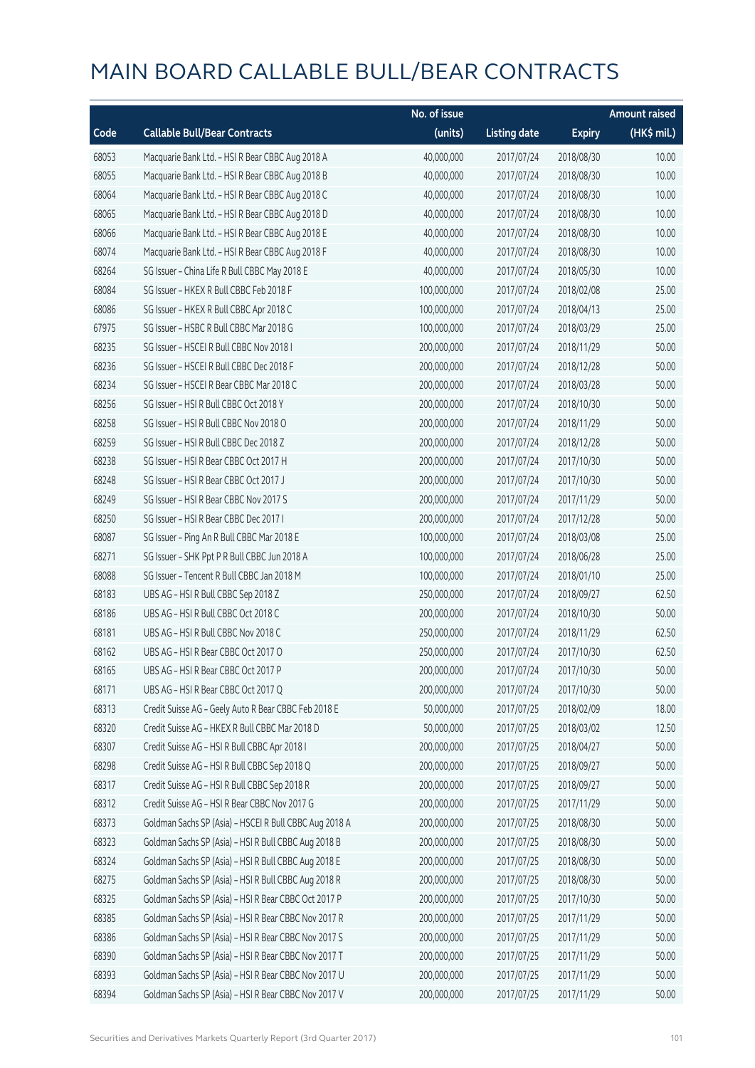# MAIN BOARD CALLABLE BULL/BEAR CONTRACTS

| Code | Callable Bull/Bear Contracts | No. of issue (units) | Listing date | Expiry | Amount raised (HK$ mil.) |
|---|---|---|---|---|---|
| 68053 | Macquarie Bank Ltd. – HSI R Bear CBBC Aug 2018 A | 40,000,000 | 2017/07/24 | 2018/08/30 | 10.00 |
| 68055 | Macquarie Bank Ltd. – HSI R Bear CBBC Aug 2018 B | 40,000,000 | 2017/07/24 | 2018/08/30 | 10.00 |
| 68064 | Macquarie Bank Ltd. – HSI R Bear CBBC Aug 2018 C | 40,000,000 | 2017/07/24 | 2018/08/30 | 10.00 |
| 68065 | Macquarie Bank Ltd. – HSI R Bear CBBC Aug 2018 D | 40,000,000 | 2017/07/24 | 2018/08/30 | 10.00 |
| 68066 | Macquarie Bank Ltd. – HSI R Bear CBBC Aug 2018 E | 40,000,000 | 2017/07/24 | 2018/08/30 | 10.00 |
| 68074 | Macquarie Bank Ltd. – HSI R Bear CBBC Aug 2018 F | 40,000,000 | 2017/07/24 | 2018/08/30 | 10.00 |
| 68264 | SG Issuer – China Life R Bull CBBC May 2018 E | 40,000,000 | 2017/07/24 | 2018/05/30 | 10.00 |
| 68084 | SG Issuer – HKEX R Bull CBBC Feb 2018 F | 100,000,000 | 2017/07/24 | 2018/02/08 | 25.00 |
| 68086 | SG Issuer – HKEX R Bull CBBC Apr 2018 C | 100,000,000 | 2017/07/24 | 2018/04/13 | 25.00 |
| 67975 | SG Issuer – HSBC R Bull CBBC Mar 2018 G | 100,000,000 | 2017/07/24 | 2018/03/29 | 25.00 |
| 68235 | SG Issuer – HSCEI R Bull CBBC Nov 2018 I | 200,000,000 | 2017/07/24 | 2018/11/29 | 50.00 |
| 68236 | SG Issuer – HSCEI R Bull CBBC Dec 2018 F | 200,000,000 | 2017/07/24 | 2018/12/28 | 50.00 |
| 68234 | SG Issuer – HSCEI R Bear CBBC Mar 2018 C | 200,000,000 | 2017/07/24 | 2018/03/28 | 50.00 |
| 68256 | SG Issuer – HSI R Bull CBBC Oct 2018 Y | 200,000,000 | 2017/07/24 | 2018/10/30 | 50.00 |
| 68258 | SG Issuer – HSI R Bull CBBC Nov 2018 O | 200,000,000 | 2017/07/24 | 2018/11/29 | 50.00 |
| 68259 | SG Issuer – HSI R Bull CBBC Dec 2018 Z | 200,000,000 | 2017/07/24 | 2018/12/28 | 50.00 |
| 68238 | SG Issuer – HSI R Bear CBBC Oct 2017 H | 200,000,000 | 2017/07/24 | 2017/10/30 | 50.00 |
| 68248 | SG Issuer – HSI R Bear CBBC Oct 2017 J | 200,000,000 | 2017/07/24 | 2017/10/30 | 50.00 |
| 68249 | SG Issuer – HSI R Bear CBBC Nov 2017 S | 200,000,000 | 2017/07/24 | 2017/11/29 | 50.00 |
| 68250 | SG Issuer – HSI R Bear CBBC Dec 2017 I | 200,000,000 | 2017/07/24 | 2017/12/28 | 50.00 |
| 68087 | SG Issuer – Ping An R Bull CBBC Mar 2018 E | 100,000,000 | 2017/07/24 | 2018/03/08 | 25.00 |
| 68271 | SG Issuer – SHK Ppt P R Bull CBBC Jun 2018 A | 100,000,000 | 2017/07/24 | 2018/06/28 | 25.00 |
| 68088 | SG Issuer – Tencent R Bull CBBC Jan 2018 M | 100,000,000 | 2017/07/24 | 2018/01/10 | 25.00 |
| 68183 | UBS AG – HSI R Bull CBBC Sep 2018 Z | 250,000,000 | 2017/07/24 | 2018/09/27 | 62.50 |
| 68186 | UBS AG – HSI R Bull CBBC Oct 2018 C | 200,000,000 | 2017/07/24 | 2018/10/30 | 50.00 |
| 68181 | UBS AG – HSI R Bull CBBC Nov 2018 C | 250,000,000 | 2017/07/24 | 2018/11/29 | 62.50 |
| 68162 | UBS AG – HSI R Bear CBBC Oct 2017 O | 250,000,000 | 2017/07/24 | 2017/10/30 | 62.50 |
| 68165 | UBS AG – HSI R Bear CBBC Oct 2017 P | 200,000,000 | 2017/07/24 | 2017/10/30 | 50.00 |
| 68171 | UBS AG – HSI R Bear CBBC Oct 2017 Q | 200,000,000 | 2017/07/24 | 2017/10/30 | 50.00 |
| 68313 | Credit Suisse AG – Geely Auto R Bear CBBC Feb 2018 E | 50,000,000 | 2017/07/25 | 2018/02/09 | 18.00 |
| 68320 | Credit Suisse AG – HKEX R Bull CBBC Mar 2018 D | 50,000,000 | 2017/07/25 | 2018/03/02 | 12.50 |
| 68307 | Credit Suisse AG – HSI R Bull CBBC Apr 2018 I | 200,000,000 | 2017/07/25 | 2018/04/27 | 50.00 |
| 68298 | Credit Suisse AG – HSI R Bull CBBC Sep 2018 Q | 200,000,000 | 2017/07/25 | 2018/09/27 | 50.00 |
| 68317 | Credit Suisse AG – HSI R Bull CBBC Sep 2018 R | 200,000,000 | 2017/07/25 | 2018/09/27 | 50.00 |
| 68312 | Credit Suisse AG – HSI R Bear CBBC Nov 2017 G | 200,000,000 | 2017/07/25 | 2017/11/29 | 50.00 |
| 68373 | Goldman Sachs SP (Asia) – HSCEI R Bull CBBC Aug 2018 A | 200,000,000 | 2017/07/25 | 2018/08/30 | 50.00 |
| 68323 | Goldman Sachs SP (Asia) – HSI R Bull CBBC Aug 2018 B | 200,000,000 | 2017/07/25 | 2018/08/30 | 50.00 |
| 68324 | Goldman Sachs SP (Asia) – HSI R Bull CBBC Aug 2018 E | 200,000,000 | 2017/07/25 | 2018/08/30 | 50.00 |
| 68275 | Goldman Sachs SP (Asia) – HSI R Bull CBBC Aug 2018 R | 200,000,000 | 2017/07/25 | 2018/08/30 | 50.00 |
| 68325 | Goldman Sachs SP (Asia) – HSI R Bear CBBC Oct 2017 P | 200,000,000 | 2017/07/25 | 2017/10/30 | 50.00 |
| 68385 | Goldman Sachs SP (Asia) – HSI R Bear CBBC Nov 2017 R | 200,000,000 | 2017/07/25 | 2017/11/29 | 50.00 |
| 68386 | Goldman Sachs SP (Asia) – HSI R Bear CBBC Nov 2017 S | 200,000,000 | 2017/07/25 | 2017/11/29 | 50.00 |
| 68390 | Goldman Sachs SP (Asia) – HSI R Bear CBBC Nov 2017 T | 200,000,000 | 2017/07/25 | 2017/11/29 | 50.00 |
| 68393 | Goldman Sachs SP (Asia) – HSI R Bear CBBC Nov 2017 U | 200,000,000 | 2017/07/25 | 2017/11/29 | 50.00 |
| 68394 | Goldman Sachs SP (Asia) – HSI R Bear CBBC Nov 2017 V | 200,000,000 | 2017/07/25 | 2017/11/29 | 50.00 |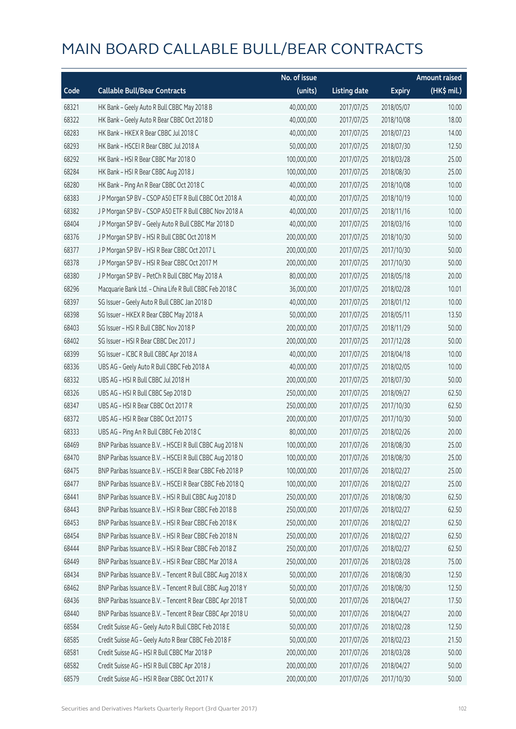# MAIN BOARD CALLABLE BULL/BEAR CONTRACTS

| Code | Callable Bull/Bear Contracts | No. of issue (units) | Listing date | Expiry | Amount raised (HK$ mil.) |
|---|---|---|---|---|---|
| 68321 | HK Bank – Geely Auto R Bull CBBC May 2018 B | 40,000,000 | 2017/07/25 | 2018/05/07 | 10.00 |
| 68322 | HK Bank – Geely Auto R Bear CBBC Oct 2018 D | 40,000,000 | 2017/07/25 | 2018/10/08 | 18.00 |
| 68283 | HK Bank – HKEX R Bear CBBC Jul 2018 C | 40,000,000 | 2017/07/25 | 2018/07/23 | 14.00 |
| 68293 | HK Bank – HSCEI R Bear CBBC Jul 2018 A | 50,000,000 | 2017/07/25 | 2018/07/30 | 12.50 |
| 68292 | HK Bank – HSI R Bear CBBC Mar 2018 O | 100,000,000 | 2017/07/25 | 2018/03/28 | 25.00 |
| 68284 | HK Bank – HSI R Bear CBBC Aug 2018 J | 100,000,000 | 2017/07/25 | 2018/08/30 | 25.00 |
| 68280 | HK Bank – Ping An R Bear CBBC Oct 2018 C | 40,000,000 | 2017/07/25 | 2018/10/08 | 10.00 |
| 68383 | J P Morgan SP BV – CSOP A50 ETF R Bull CBBC Oct 2018 A | 40,000,000 | 2017/07/25 | 2018/10/19 | 10.00 |
| 68382 | J P Morgan SP BV – CSOP A50 ETF R Bull CBBC Nov 2018 A | 40,000,000 | 2017/07/25 | 2018/11/16 | 10.00 |
| 68404 | J P Morgan SP BV – Geely Auto R Bull CBBC Mar 2018 D | 40,000,000 | 2017/07/25 | 2018/03/16 | 10.00 |
| 68376 | J P Morgan SP BV – HSI R Bull CBBC Oct 2018 M | 200,000,000 | 2017/07/25 | 2018/10/30 | 50.00 |
| 68377 | J P Morgan SP BV – HSI R Bear CBBC Oct 2017 L | 200,000,000 | 2017/07/25 | 2017/10/30 | 50.00 |
| 68378 | J P Morgan SP BV – HSI R Bear CBBC Oct 2017 M | 200,000,000 | 2017/07/25 | 2017/10/30 | 50.00 |
| 68380 | J P Morgan SP BV – PetCh R Bull CBBC May 2018 A | 80,000,000 | 2017/07/25 | 2018/05/18 | 20.00 |
| 68296 | Macquarie Bank Ltd. – China Life R Bull CBBC Feb 2018 C | 36,000,000 | 2017/07/25 | 2018/02/28 | 10.01 |
| 68397 | SG Issuer – Geely Auto R Bull CBBC Jan 2018 D | 40,000,000 | 2017/07/25 | 2018/01/12 | 10.00 |
| 68398 | SG Issuer – HKEX R Bear CBBC May 2018 A | 50,000,000 | 2017/07/25 | 2018/05/11 | 13.50 |
| 68403 | SG Issuer – HSI R Bull CBBC Nov 2018 P | 200,000,000 | 2017/07/25 | 2018/11/29 | 50.00 |
| 68402 | SG Issuer – HSI R Bear CBBC Dec 2017 J | 200,000,000 | 2017/07/25 | 2017/12/28 | 50.00 |
| 68399 | SG Issuer – ICBC R Bull CBBC Apr 2018 A | 40,000,000 | 2017/07/25 | 2018/04/18 | 10.00 |
| 68336 | UBS AG – Geely Auto R Bull CBBC Feb 2018 A | 40,000,000 | 2017/07/25 | 2018/02/05 | 10.00 |
| 68332 | UBS AG – HSI R Bull CBBC Jul 2018 H | 200,000,000 | 2017/07/25 | 2018/07/30 | 50.00 |
| 68326 | UBS AG – HSI R Bull CBBC Sep 2018 D | 250,000,000 | 2017/07/25 | 2018/09/27 | 62.50 |
| 68347 | UBS AG – HSI R Bear CBBC Oct 2017 R | 250,000,000 | 2017/07/25 | 2017/10/30 | 62.50 |
| 68372 | UBS AG – HSI R Bear CBBC Oct 2017 S | 200,000,000 | 2017/07/25 | 2017/10/30 | 50.00 |
| 68333 | UBS AG – Ping An R Bull CBBC Feb 2018 C | 80,000,000 | 2017/07/25 | 2018/02/26 | 20.00 |
| 68469 | BNP Paribas Issuance B.V. – HSCEI R Bull CBBC Aug 2018 N | 100,000,000 | 2017/07/26 | 2018/08/30 | 25.00 |
| 68470 | BNP Paribas Issuance B.V. – HSCEI R Bull CBBC Aug 2018 O | 100,000,000 | 2017/07/26 | 2018/08/30 | 25.00 |
| 68475 | BNP Paribas Issuance B.V. – HSCEI R Bear CBBC Feb 2018 P | 100,000,000 | 2017/07/26 | 2018/02/27 | 25.00 |
| 68477 | BNP Paribas Issuance B.V. – HSCEI R Bear CBBC Feb 2018 Q | 100,000,000 | 2017/07/26 | 2018/02/27 | 25.00 |
| 68441 | BNP Paribas Issuance B.V. – HSI R Bull CBBC Aug 2018 D | 250,000,000 | 2017/07/26 | 2018/08/30 | 62.50 |
| 68443 | BNP Paribas Issuance B.V. – HSI R Bear CBBC Feb 2018 B | 250,000,000 | 2017/07/26 | 2018/02/27 | 62.50 |
| 68453 | BNP Paribas Issuance B.V. – HSI R Bear CBBC Feb 2018 K | 250,000,000 | 2017/07/26 | 2018/02/27 | 62.50 |
| 68454 | BNP Paribas Issuance B.V. – HSI R Bear CBBC Feb 2018 N | 250,000,000 | 2017/07/26 | 2018/02/27 | 62.50 |
| 68444 | BNP Paribas Issuance B.V. – HSI R Bear CBBC Feb 2018 Z | 250,000,000 | 2017/07/26 | 2018/02/27 | 62.50 |
| 68449 | BNP Paribas Issuance B.V. – HSI R Bear CBBC Mar 2018 A | 250,000,000 | 2017/07/26 | 2018/03/28 | 75.00 |
| 68434 | BNP Paribas Issuance B.V. – Tencent R Bull CBBC Aug 2018 X | 50,000,000 | 2017/07/26 | 2018/08/30 | 12.50 |
| 68462 | BNP Paribas Issuance B.V. – Tencent R Bull CBBC Aug 2018 Y | 50,000,000 | 2017/07/26 | 2018/08/30 | 12.50 |
| 68436 | BNP Paribas Issuance B.V. – Tencent R Bear CBBC Apr 2018 T | 50,000,000 | 2017/07/26 | 2018/04/27 | 17.50 |
| 68440 | BNP Paribas Issuance B.V. – Tencent R Bear CBBC Apr 2018 U | 50,000,000 | 2017/07/26 | 2018/04/27 | 20.00 |
| 68584 | Credit Suisse AG – Geely Auto R Bull CBBC Feb 2018 E | 50,000,000 | 2017/07/26 | 2018/02/28 | 12.50 |
| 68585 | Credit Suisse AG – Geely Auto R Bear CBBC Feb 2018 F | 50,000,000 | 2017/07/26 | 2018/02/23 | 21.50 |
| 68581 | Credit Suisse AG – HSI R Bull CBBC Mar 2018 P | 200,000,000 | 2017/07/26 | 2018/03/28 | 50.00 |
| 68582 | Credit Suisse AG – HSI R Bull CBBC Apr 2018 J | 200,000,000 | 2017/07/26 | 2018/04/27 | 50.00 |
| 68579 | Credit Suisse AG – HSI R Bear CBBC Oct 2017 K | 200,000,000 | 2017/07/26 | 2017/10/30 | 50.00 |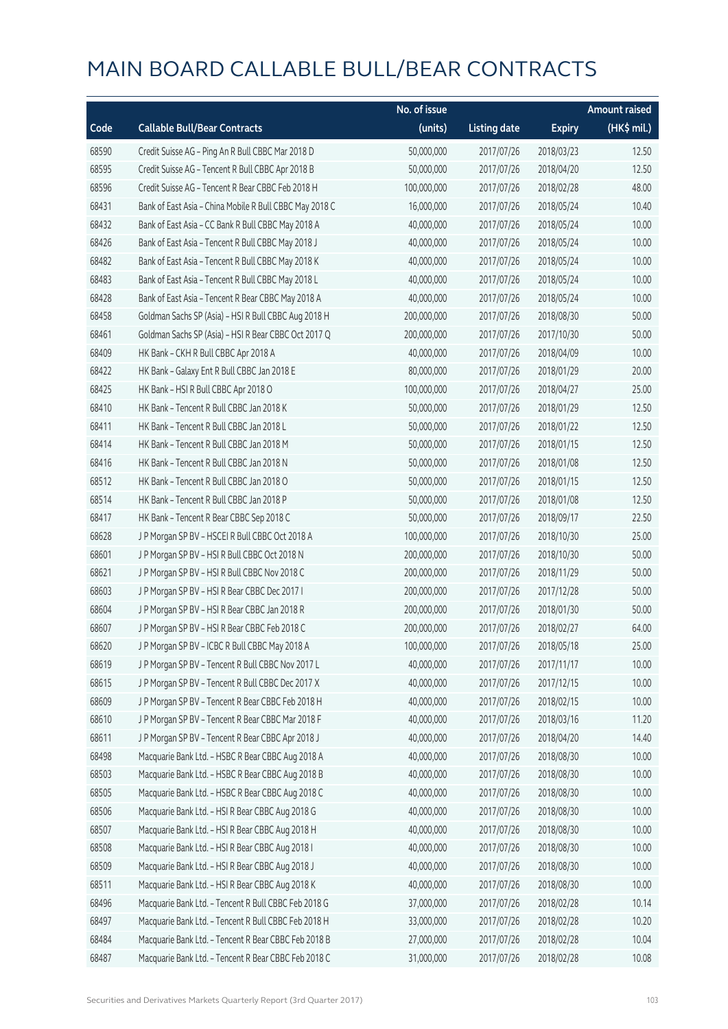# MAIN BOARD CALLABLE BULL/BEAR CONTRACTS

| Code | Callable Bull/Bear Contracts | No. of issue (units) | Listing date | Expiry | Amount raised (HK$ mil.) |
|---|---|---|---|---|---|
| 68590 | Credit Suisse AG – Ping An R Bull CBBC Mar 2018 D | 50,000,000 | 2017/07/26 | 2018/03/23 | 12.50 |
| 68595 | Credit Suisse AG – Tencent R Bull CBBC Apr 2018 B | 50,000,000 | 2017/07/26 | 2018/04/20 | 12.50 |
| 68596 | Credit Suisse AG – Tencent R Bear CBBC Feb 2018 H | 100,000,000 | 2017/07/26 | 2018/02/28 | 48.00 |
| 68431 | Bank of East Asia – China Mobile R Bull CBBC May 2018 C | 16,000,000 | 2017/07/26 | 2018/05/24 | 10.40 |
| 68432 | Bank of East Asia – CC Bank R Bull CBBC May 2018 A | 40,000,000 | 2017/07/26 | 2018/05/24 | 10.00 |
| 68426 | Bank of East Asia – Tencent R Bull CBBC May 2018 J | 40,000,000 | 2017/07/26 | 2018/05/24 | 10.00 |
| 68482 | Bank of East Asia – Tencent R Bull CBBC May 2018 K | 40,000,000 | 2017/07/26 | 2018/05/24 | 10.00 |
| 68483 | Bank of East Asia – Tencent R Bull CBBC May 2018 L | 40,000,000 | 2017/07/26 | 2018/05/24 | 10.00 |
| 68428 | Bank of East Asia – Tencent R Bear CBBC May 2018 A | 40,000,000 | 2017/07/26 | 2018/05/24 | 10.00 |
| 68458 | Goldman Sachs SP (Asia) – HSI R Bull CBBC Aug 2018 H | 200,000,000 | 2017/07/26 | 2018/08/30 | 50.00 |
| 68461 | Goldman Sachs SP (Asia) – HSI R Bear CBBC Oct 2017 Q | 200,000,000 | 2017/07/26 | 2017/10/30 | 50.00 |
| 68409 | HK Bank – CKH R Bull CBBC Apr 2018 A | 40,000,000 | 2017/07/26 | 2018/04/09 | 10.00 |
| 68422 | HK Bank – Galaxy Ent R Bull CBBC Jan 2018 E | 80,000,000 | 2017/07/26 | 2018/01/29 | 20.00 |
| 68425 | HK Bank – HSI R Bull CBBC Apr 2018 O | 100,000,000 | 2017/07/26 | 2018/04/27 | 25.00 |
| 68410 | HK Bank – Tencent R Bull CBBC Jan 2018 K | 50,000,000 | 2017/07/26 | 2018/01/29 | 12.50 |
| 68411 | HK Bank – Tencent R Bull CBBC Jan 2018 L | 50,000,000 | 2017/07/26 | 2018/01/22 | 12.50 |
| 68414 | HK Bank – Tencent R Bull CBBC Jan 2018 M | 50,000,000 | 2017/07/26 | 2018/01/15 | 12.50 |
| 68416 | HK Bank – Tencent R Bull CBBC Jan 2018 N | 50,000,000 | 2017/07/26 | 2018/01/08 | 12.50 |
| 68512 | HK Bank – Tencent R Bull CBBC Jan 2018 O | 50,000,000 | 2017/07/26 | 2018/01/15 | 12.50 |
| 68514 | HK Bank – Tencent R Bull CBBC Jan 2018 P | 50,000,000 | 2017/07/26 | 2018/01/08 | 12.50 |
| 68417 | HK Bank – Tencent R Bear CBBC Sep 2018 C | 50,000,000 | 2017/07/26 | 2018/09/17 | 22.50 |
| 68628 | J P Morgan SP BV – HSCEI R Bull CBBC Oct 2018 A | 100,000,000 | 2017/07/26 | 2018/10/30 | 25.00 |
| 68601 | J P Morgan SP BV – HSI R Bull CBBC Oct 2018 N | 200,000,000 | 2017/07/26 | 2018/10/30 | 50.00 |
| 68621 | J P Morgan SP BV – HSI R Bull CBBC Nov 2018 C | 200,000,000 | 2017/07/26 | 2018/11/29 | 50.00 |
| 68603 | J P Morgan SP BV – HSI R Bear CBBC Dec 2017 I | 200,000,000 | 2017/07/26 | 2017/12/28 | 50.00 |
| 68604 | J P Morgan SP BV – HSI R Bear CBBC Jan 2018 R | 200,000,000 | 2017/07/26 | 2018/01/30 | 50.00 |
| 68607 | J P Morgan SP BV – HSI R Bear CBBC Feb 2018 C | 200,000,000 | 2017/07/26 | 2018/02/27 | 64.00 |
| 68620 | J P Morgan SP BV – ICBC R Bull CBBC May 2018 A | 100,000,000 | 2017/07/26 | 2018/05/18 | 25.00 |
| 68619 | J P Morgan SP BV – Tencent R Bull CBBC Nov 2017 L | 40,000,000 | 2017/07/26 | 2017/11/17 | 10.00 |
| 68615 | J P Morgan SP BV – Tencent R Bull CBBC Dec 2017 X | 40,000,000 | 2017/07/26 | 2017/12/15 | 10.00 |
| 68609 | J P Morgan SP BV – Tencent R Bear CBBC Feb 2018 H | 40,000,000 | 2017/07/26 | 2018/02/15 | 10.00 |
| 68610 | J P Morgan SP BV – Tencent R Bear CBBC Mar 2018 F | 40,000,000 | 2017/07/26 | 2018/03/16 | 11.20 |
| 68611 | J P Morgan SP BV – Tencent R Bear CBBC Apr 2018 J | 40,000,000 | 2017/07/26 | 2018/04/20 | 14.40 |
| 68498 | Macquarie Bank Ltd. – HSBC R Bear CBBC Aug 2018 A | 40,000,000 | 2017/07/26 | 2018/08/30 | 10.00 |
| 68503 | Macquarie Bank Ltd. – HSBC R Bear CBBC Aug 2018 B | 40,000,000 | 2017/07/26 | 2018/08/30 | 10.00 |
| 68505 | Macquarie Bank Ltd. – HSBC R Bear CBBC Aug 2018 C | 40,000,000 | 2017/07/26 | 2018/08/30 | 10.00 |
| 68506 | Macquarie Bank Ltd. – HSI R Bear CBBC Aug 2018 G | 40,000,000 | 2017/07/26 | 2018/08/30 | 10.00 |
| 68507 | Macquarie Bank Ltd. – HSI R Bear CBBC Aug 2018 H | 40,000,000 | 2017/07/26 | 2018/08/30 | 10.00 |
| 68508 | Macquarie Bank Ltd. – HSI R Bear CBBC Aug 2018 I | 40,000,000 | 2017/07/26 | 2018/08/30 | 10.00 |
| 68509 | Macquarie Bank Ltd. – HSI R Bear CBBC Aug 2018 J | 40,000,000 | 2017/07/26 | 2018/08/30 | 10.00 |
| 68511 | Macquarie Bank Ltd. – HSI R Bear CBBC Aug 2018 K | 40,000,000 | 2017/07/26 | 2018/08/30 | 10.00 |
| 68496 | Macquarie Bank Ltd. – Tencent R Bull CBBC Feb 2018 G | 37,000,000 | 2017/07/26 | 2018/02/28 | 10.14 |
| 68497 | Macquarie Bank Ltd. – Tencent R Bull CBBC Feb 2018 H | 33,000,000 | 2017/07/26 | 2018/02/28 | 10.20 |
| 68484 | Macquarie Bank Ltd. – Tencent R Bear CBBC Feb 2018 B | 27,000,000 | 2017/07/26 | 2018/02/28 | 10.04 |
| 68487 | Macquarie Bank Ltd. – Tencent R Bear CBBC Feb 2018 C | 31,000,000 | 2017/07/26 | 2018/02/28 | 10.08 |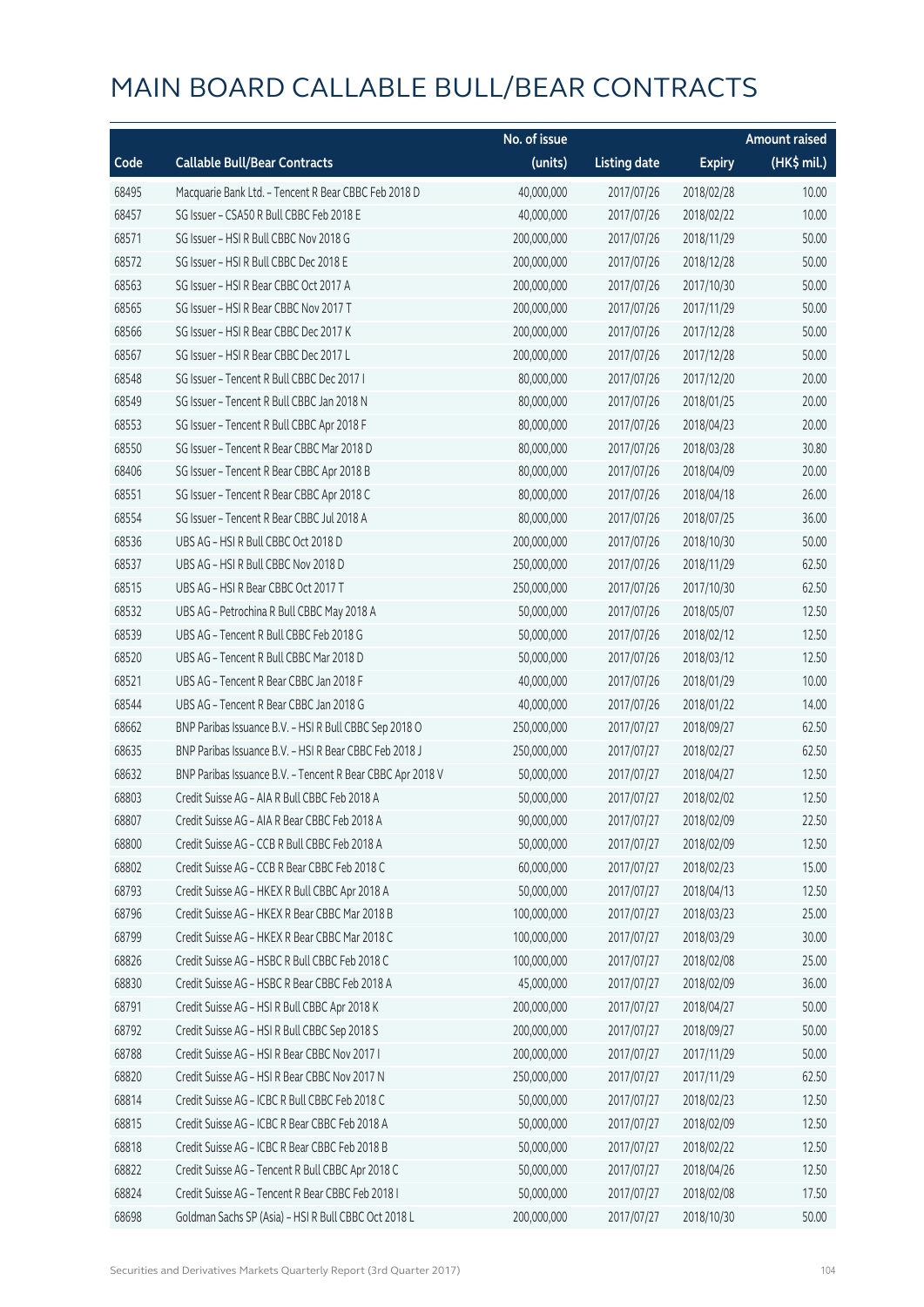# MAIN BOARD CALLABLE BULL/BEAR CONTRACTS

| Code | Callable Bull/Bear Contracts | No. of issue (units) | Listing date | Expiry | Amount raised (HK$ mil.) |
|---|---|---|---|---|---|
| 68495 | Macquarie Bank Ltd. – Tencent R Bear CBBC Feb 2018 D | 40,000,000 | 2017/07/26 | 2018/02/28 | 10.00 |
| 68457 | SG Issuer – CSA50 R Bull CBBC Feb 2018 E | 40,000,000 | 2017/07/26 | 2018/02/22 | 10.00 |
| 68571 | SG Issuer – HSI R Bull CBBC Nov 2018 G | 200,000,000 | 2017/07/26 | 2018/11/29 | 50.00 |
| 68572 | SG Issuer – HSI R Bull CBBC Dec 2018 E | 200,000,000 | 2017/07/26 | 2018/12/28 | 50.00 |
| 68563 | SG Issuer – HSI R Bear CBBC Oct 2017 A | 200,000,000 | 2017/07/26 | 2017/10/30 | 50.00 |
| 68565 | SG Issuer – HSI R Bear CBBC Nov 2017 T | 200,000,000 | 2017/07/26 | 2017/11/29 | 50.00 |
| 68566 | SG Issuer – HSI R Bear CBBC Dec 2017 K | 200,000,000 | 2017/07/26 | 2017/12/28 | 50.00 |
| 68567 | SG Issuer – HSI R Bear CBBC Dec 2017 L | 200,000,000 | 2017/07/26 | 2017/12/28 | 50.00 |
| 68548 | SG Issuer – Tencent R Bull CBBC Dec 2017 I | 80,000,000 | 2017/07/26 | 2017/12/20 | 20.00 |
| 68549 | SG Issuer – Tencent R Bull CBBC Jan 2018 N | 80,000,000 | 2017/07/26 | 2018/01/25 | 20.00 |
| 68553 | SG Issuer – Tencent R Bull CBBC Apr 2018 F | 80,000,000 | 2017/07/26 | 2018/04/23 | 20.00 |
| 68550 | SG Issuer – Tencent R Bear CBBC Mar 2018 D | 80,000,000 | 2017/07/26 | 2018/03/28 | 30.80 |
| 68406 | SG Issuer – Tencent R Bear CBBC Apr 2018 B | 80,000,000 | 2017/07/26 | 2018/04/09 | 20.00 |
| 68551 | SG Issuer – Tencent R Bear CBBC Apr 2018 C | 80,000,000 | 2017/07/26 | 2018/04/18 | 26.00 |
| 68554 | SG Issuer – Tencent R Bear CBBC Jul 2018 A | 80,000,000 | 2017/07/26 | 2018/07/25 | 36.00 |
| 68536 | UBS AG – HSI R Bull CBBC Oct 2018 D | 200,000,000 | 2017/07/26 | 2018/10/30 | 50.00 |
| 68537 | UBS AG – HSI R Bull CBBC Nov 2018 D | 250,000,000 | 2017/07/26 | 2018/11/29 | 62.50 |
| 68515 | UBS AG – HSI R Bear CBBC Oct 2017 T | 250,000,000 | 2017/07/26 | 2017/10/30 | 62.50 |
| 68532 | UBS AG – Petrochina R Bull CBBC May 2018 A | 50,000,000 | 2017/07/26 | 2018/05/07 | 12.50 |
| 68539 | UBS AG – Tencent R Bull CBBC Feb 2018 G | 50,000,000 | 2017/07/26 | 2018/02/12 | 12.50 |
| 68520 | UBS AG – Tencent R Bull CBBC Mar 2018 D | 50,000,000 | 2017/07/26 | 2018/03/12 | 12.50 |
| 68521 | UBS AG – Tencent R Bear CBBC Jan 2018 F | 40,000,000 | 2017/07/26 | 2018/01/29 | 10.00 |
| 68544 | UBS AG – Tencent R Bear CBBC Jan 2018 G | 40,000,000 | 2017/07/26 | 2018/01/22 | 14.00 |
| 68662 | BNP Paribas Issuance B.V. – HSI R Bull CBBC Sep 2018 O | 250,000,000 | 2017/07/27 | 2018/09/27 | 62.50 |
| 68635 | BNP Paribas Issuance B.V. – HSI R Bear CBBC Feb 2018 J | 250,000,000 | 2017/07/27 | 2018/02/27 | 62.50 |
| 68632 | BNP Paribas Issuance B.V. – Tencent R Bear CBBC Apr 2018 V | 50,000,000 | 2017/07/27 | 2018/04/27 | 12.50 |
| 68803 | Credit Suisse AG – AIA R Bull CBBC Feb 2018 A | 50,000,000 | 2017/07/27 | 2018/02/02 | 12.50 |
| 68807 | Credit Suisse AG – AIA R Bear CBBC Feb 2018 A | 90,000,000 | 2017/07/27 | 2018/02/09 | 22.50 |
| 68800 | Credit Suisse AG – CCB R Bull CBBC Feb 2018 A | 50,000,000 | 2017/07/27 | 2018/02/09 | 12.50 |
| 68802 | Credit Suisse AG – CCB R Bear CBBC Feb 2018 C | 60,000,000 | 2017/07/27 | 2018/02/23 | 15.00 |
| 68793 | Credit Suisse AG – HKEX R Bull CBBC Apr 2018 A | 50,000,000 | 2017/07/27 | 2018/04/13 | 12.50 |
| 68796 | Credit Suisse AG – HKEX R Bear CBBC Mar 2018 B | 100,000,000 | 2017/07/27 | 2018/03/23 | 25.00 |
| 68799 | Credit Suisse AG – HKEX R Bear CBBC Mar 2018 C | 100,000,000 | 2017/07/27 | 2018/03/29 | 30.00 |
| 68826 | Credit Suisse AG – HSBC R Bull CBBC Feb 2018 C | 100,000,000 | 2017/07/27 | 2018/02/08 | 25.00 |
| 68830 | Credit Suisse AG – HSBC R Bear CBBC Feb 2018 A | 45,000,000 | 2017/07/27 | 2018/02/09 | 36.00 |
| 68791 | Credit Suisse AG – HSI R Bull CBBC Apr 2018 K | 200,000,000 | 2017/07/27 | 2018/04/27 | 50.00 |
| 68792 | Credit Suisse AG – HSI R Bull CBBC Sep 2018 S | 200,000,000 | 2017/07/27 | 2018/09/27 | 50.00 |
| 68788 | Credit Suisse AG – HSI R Bear CBBC Nov 2017 I | 200,000,000 | 2017/07/27 | 2017/11/29 | 50.00 |
| 68820 | Credit Suisse AG – HSI R Bear CBBC Nov 2017 N | 250,000,000 | 2017/07/27 | 2017/11/29 | 62.50 |
| 68814 | Credit Suisse AG – ICBC R Bull CBBC Feb 2018 C | 50,000,000 | 2017/07/27 | 2018/02/23 | 12.50 |
| 68815 | Credit Suisse AG – ICBC R Bear CBBC Feb 2018 A | 50,000,000 | 2017/07/27 | 2018/02/09 | 12.50 |
| 68818 | Credit Suisse AG – ICBC R Bear CBBC Feb 2018 B | 50,000,000 | 2017/07/27 | 2018/02/22 | 12.50 |
| 68822 | Credit Suisse AG – Tencent R Bull CBBC Apr 2018 C | 50,000,000 | 2017/07/27 | 2018/04/26 | 12.50 |
| 68824 | Credit Suisse AG – Tencent R Bear CBBC Feb 2018 I | 50,000,000 | 2017/07/27 | 2018/02/08 | 17.50 |
| 68698 | Goldman Sachs SP (Asia) – HSI R Bull CBBC Oct 2018 L | 200,000,000 | 2017/07/27 | 2018/10/30 | 50.00 |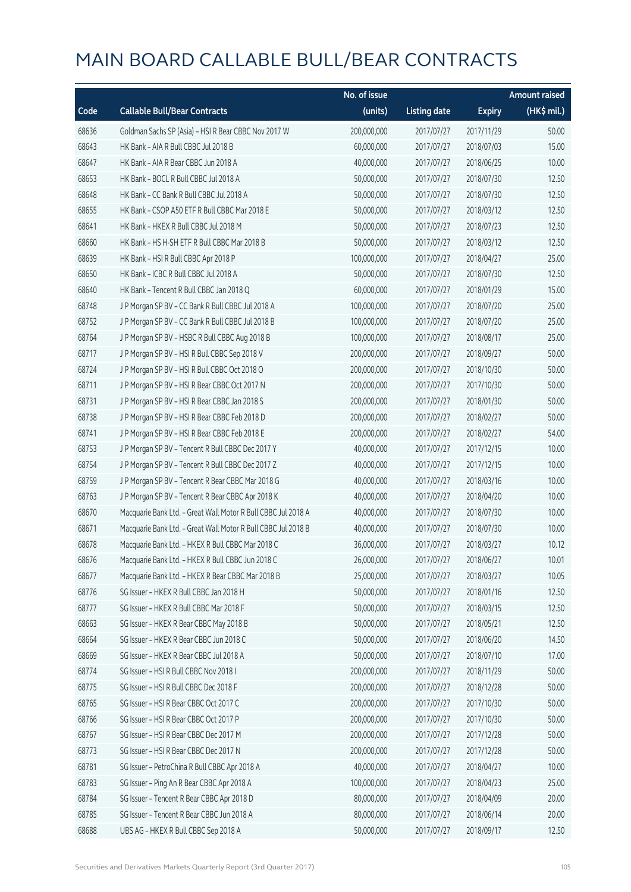# MAIN BOARD CALLABLE BULL/BEAR CONTRACTS

| Code | Callable Bull/Bear Contracts | No. of issue (units) | Listing date | Expiry | Amount raised (HK$ mil.) |
|---|---|---|---|---|---|
| 68636 | Goldman Sachs SP (Asia) – HSI R Bear CBBC Nov 2017 W | 200,000,000 | 2017/07/27 | 2017/11/29 | 50.00 |
| 68643 | HK Bank – AIA R Bull CBBC Jul 2018 B | 60,000,000 | 2017/07/27 | 2018/07/03 | 15.00 |
| 68647 | HK Bank – AIA R Bear CBBC Jun 2018 A | 40,000,000 | 2017/07/27 | 2018/06/25 | 10.00 |
| 68653 | HK Bank – BOCL R Bull CBBC Jul 2018 A | 50,000,000 | 2017/07/27 | 2018/07/30 | 12.50 |
| 68648 | HK Bank – CC Bank R Bull CBBC Jul 2018 A | 50,000,000 | 2017/07/27 | 2018/07/30 | 12.50 |
| 68655 | HK Bank – CSOP A50 ETF R Bull CBBC Mar 2018 E | 50,000,000 | 2017/07/27 | 2018/03/12 | 12.50 |
| 68641 | HK Bank – HKEX R Bull CBBC Jul 2018 M | 50,000,000 | 2017/07/27 | 2018/07/23 | 12.50 |
| 68660 | HK Bank – HS H-SH ETF R Bull CBBC Mar 2018 B | 50,000,000 | 2017/07/27 | 2018/03/12 | 12.50 |
| 68639 | HK Bank – HSI R Bull CBBC Apr 2018 P | 100,000,000 | 2017/07/27 | 2018/04/27 | 25.00 |
| 68650 | HK Bank – ICBC R Bull CBBC Jul 2018 A | 50,000,000 | 2017/07/27 | 2018/07/30 | 12.50 |
| 68640 | HK Bank – Tencent R Bull CBBC Jan 2018 Q | 60,000,000 | 2017/07/27 | 2018/01/29 | 15.00 |
| 68748 | J P Morgan SP BV – CC Bank R Bull CBBC Jul 2018 A | 100,000,000 | 2017/07/27 | 2018/07/20 | 25.00 |
| 68752 | J P Morgan SP BV – CC Bank R Bull CBBC Jul 2018 B | 100,000,000 | 2017/07/27 | 2018/07/20 | 25.00 |
| 68764 | J P Morgan SP BV – HSBC R Bull CBBC Aug 2018 B | 100,000,000 | 2017/07/27 | 2018/08/17 | 25.00 |
| 68717 | J P Morgan SP BV – HSI R Bull CBBC Sep 2018 V | 200,000,000 | 2017/07/27 | 2018/09/27 | 50.00 |
| 68724 | J P Morgan SP BV – HSI R Bull CBBC Oct 2018 O | 200,000,000 | 2017/07/27 | 2018/10/30 | 50.00 |
| 68711 | J P Morgan SP BV – HSI R Bear CBBC Oct 2017 N | 200,000,000 | 2017/07/27 | 2017/10/30 | 50.00 |
| 68731 | J P Morgan SP BV – HSI R Bear CBBC Jan 2018 S | 200,000,000 | 2017/07/27 | 2018/01/30 | 50.00 |
| 68738 | J P Morgan SP BV – HSI R Bear CBBC Feb 2018 D | 200,000,000 | 2017/07/27 | 2018/02/27 | 50.00 |
| 68741 | J P Morgan SP BV – HSI R Bear CBBC Feb 2018 E | 200,000,000 | 2017/07/27 | 2018/02/27 | 54.00 |
| 68753 | J P Morgan SP BV – Tencent R Bull CBBC Dec 2017 Y | 40,000,000 | 2017/07/27 | 2017/12/15 | 10.00 |
| 68754 | J P Morgan SP BV – Tencent R Bull CBBC Dec 2017 Z | 40,000,000 | 2017/07/27 | 2017/12/15 | 10.00 |
| 68759 | J P Morgan SP BV – Tencent R Bear CBBC Mar 2018 G | 40,000,000 | 2017/07/27 | 2018/03/16 | 10.00 |
| 68763 | J P Morgan SP BV – Tencent R Bear CBBC Apr 2018 K | 40,000,000 | 2017/07/27 | 2018/04/20 | 10.00 |
| 68670 | Macquarie Bank Ltd. – Great Wall Motor R Bull CBBC Jul 2018 A | 40,000,000 | 2017/07/27 | 2018/07/30 | 10.00 |
| 68671 | Macquarie Bank Ltd. – Great Wall Motor R Bull CBBC Jul 2018 B | 40,000,000 | 2017/07/27 | 2018/07/30 | 10.00 |
| 68678 | Macquarie Bank Ltd. – HKEX R Bull CBBC Mar 2018 C | 36,000,000 | 2017/07/27 | 2018/03/27 | 10.12 |
| 68676 | Macquarie Bank Ltd. – HKEX R Bull CBBC Jun 2018 C | 26,000,000 | 2017/07/27 | 2018/06/27 | 10.01 |
| 68677 | Macquarie Bank Ltd. – HKEX R Bear CBBC Mar 2018 B | 25,000,000 | 2017/07/27 | 2018/03/27 | 10.05 |
| 68776 | SG Issuer – HKEX R Bull CBBC Jan 2018 H | 50,000,000 | 2017/07/27 | 2018/01/16 | 12.50 |
| 68777 | SG Issuer – HKEX R Bull CBBC Mar 2018 F | 50,000,000 | 2017/07/27 | 2018/03/15 | 12.50 |
| 68663 | SG Issuer – HKEX R Bear CBBC May 2018 B | 50,000,000 | 2017/07/27 | 2018/05/21 | 12.50 |
| 68664 | SG Issuer – HKEX R Bear CBBC Jun 2018 C | 50,000,000 | 2017/07/27 | 2018/06/20 | 14.50 |
| 68669 | SG Issuer – HKEX R Bear CBBC Jul 2018 A | 50,000,000 | 2017/07/27 | 2018/07/10 | 17.00 |
| 68774 | SG Issuer – HSI R Bull CBBC Nov 2018 I | 200,000,000 | 2017/07/27 | 2018/11/29 | 50.00 |
| 68775 | SG Issuer – HSI R Bull CBBC Dec 2018 F | 200,000,000 | 2017/07/27 | 2018/12/28 | 50.00 |
| 68765 | SG Issuer – HSI R Bear CBBC Oct 2017 C | 200,000,000 | 2017/07/27 | 2017/10/30 | 50.00 |
| 68766 | SG Issuer – HSI R Bear CBBC Oct 2017 P | 200,000,000 | 2017/07/27 | 2017/10/30 | 50.00 |
| 68767 | SG Issuer – HSI R Bear CBBC Dec 2017 M | 200,000,000 | 2017/07/27 | 2017/12/28 | 50.00 |
| 68773 | SG Issuer – HSI R Bear CBBC Dec 2017 N | 200,000,000 | 2017/07/27 | 2017/12/28 | 50.00 |
| 68781 | SG Issuer – PetroChina R Bull CBBC Apr 2018 A | 40,000,000 | 2017/07/27 | 2018/04/27 | 10.00 |
| 68783 | SG Issuer – Ping An R Bear CBBC Apr 2018 A | 100,000,000 | 2017/07/27 | 2018/04/23 | 25.00 |
| 68784 | SG Issuer – Tencent R Bear CBBC Apr 2018 D | 80,000,000 | 2017/07/27 | 2018/04/09 | 20.00 |
| 68785 | SG Issuer – Tencent R Bear CBBC Jun 2018 A | 80,000,000 | 2017/07/27 | 2018/06/14 | 20.00 |
| 68688 | UBS AG – HKEX R Bull CBBC Sep 2018 A | 50,000,000 | 2017/07/27 | 2018/09/17 | 12.50 |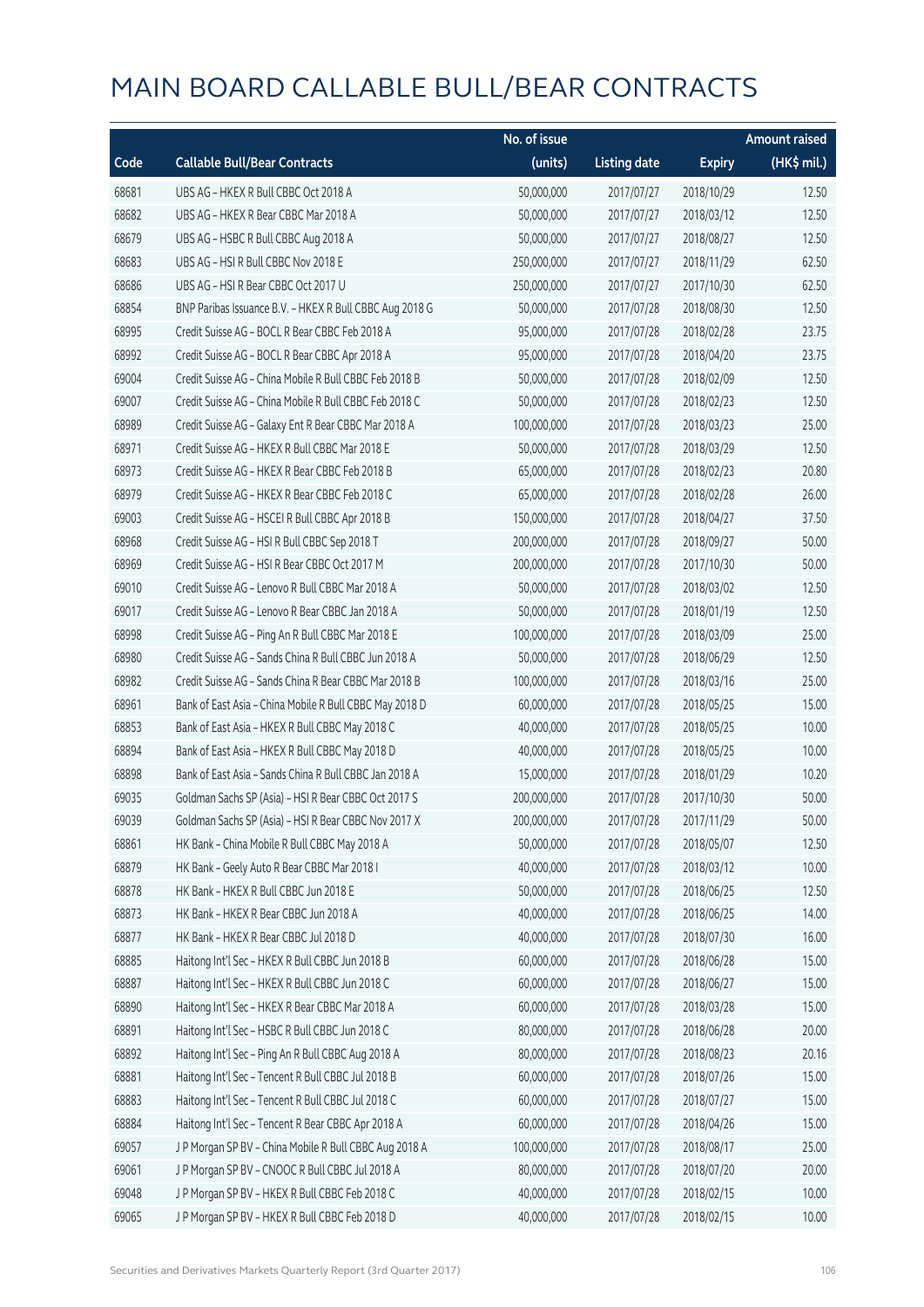# MAIN BOARD CALLABLE BULL/BEAR CONTRACTS

| Code | Callable Bull/Bear Contracts | No. of issue (units) | Listing date | Expiry | Amount raised (HK$ mil.) |
|---|---|---|---|---|---|
| 68681 | UBS AG - HKEX R Bull CBBC Oct 2018 A | 50,000,000 | 2017/07/27 | 2018/10/29 | 12.50 |
| 68682 | UBS AG - HKEX R Bear CBBC Mar 2018 A | 50,000,000 | 2017/07/27 | 2018/03/12 | 12.50 |
| 68679 | UBS AG - HSBC R Bull CBBC Aug 2018 A | 50,000,000 | 2017/07/27 | 2018/08/27 | 12.50 |
| 68683 | UBS AG - HSI R Bull CBBC Nov 2018 E | 250,000,000 | 2017/07/27 | 2018/11/29 | 62.50 |
| 68686 | UBS AG - HSI R Bear CBBC Oct 2017 U | 250,000,000 | 2017/07/27 | 2017/10/30 | 62.50 |
| 68854 | BNP Paribas Issuance B.V. - HKEX R Bull CBBC Aug 2018 G | 50,000,000 | 2017/07/28 | 2018/08/30 | 12.50 |
| 68995 | Credit Suisse AG - BOCL R Bear CBBC Feb 2018 A | 95,000,000 | 2017/07/28 | 2018/02/28 | 23.75 |
| 68992 | Credit Suisse AG - BOCL R Bear CBBC Apr 2018 A | 95,000,000 | 2017/07/28 | 2018/04/20 | 23.75 |
| 69004 | Credit Suisse AG - China Mobile R Bull CBBC Feb 2018 B | 50,000,000 | 2017/07/28 | 2018/02/09 | 12.50 |
| 69007 | Credit Suisse AG - China Mobile R Bull CBBC Feb 2018 C | 50,000,000 | 2017/07/28 | 2018/02/23 | 12.50 |
| 68989 | Credit Suisse AG - Galaxy Ent R Bear CBBC Mar 2018 A | 100,000,000 | 2017/07/28 | 2018/03/23 | 25.00 |
| 68971 | Credit Suisse AG - HKEX R Bull CBBC Mar 2018 E | 50,000,000 | 2017/07/28 | 2018/03/29 | 12.50 |
| 68973 | Credit Suisse AG - HKEX R Bear CBBC Feb 2018 B | 65,000,000 | 2017/07/28 | 2018/02/23 | 20.80 |
| 68979 | Credit Suisse AG - HKEX R Bear CBBC Feb 2018 C | 65,000,000 | 2017/07/28 | 2018/02/28 | 26.00 |
| 69003 | Credit Suisse AG - HSCEI R Bull CBBC Apr 2018 B | 150,000,000 | 2017/07/28 | 2018/04/27 | 37.50 |
| 68968 | Credit Suisse AG - HSI R Bull CBBC Sep 2018 T | 200,000,000 | 2017/07/28 | 2018/09/27 | 50.00 |
| 68969 | Credit Suisse AG - HSI R Bear CBBC Oct 2017 M | 200,000,000 | 2017/07/28 | 2017/10/30 | 50.00 |
| 69010 | Credit Suisse AG - Lenovo R Bull CBBC Mar 2018 A | 50,000,000 | 2017/07/28 | 2018/03/02 | 12.50 |
| 69017 | Credit Suisse AG - Lenovo R Bear CBBC Jan 2018 A | 50,000,000 | 2017/07/28 | 2018/01/19 | 12.50 |
| 68998 | Credit Suisse AG - Ping An R Bull CBBC Mar 2018 E | 100,000,000 | 2017/07/28 | 2018/03/09 | 25.00 |
| 68980 | Credit Suisse AG - Sands China R Bull CBBC Jun 2018 A | 50,000,000 | 2017/07/28 | 2018/06/29 | 12.50 |
| 68982 | Credit Suisse AG - Sands China R Bear CBBC Mar 2018 B | 100,000,000 | 2017/07/28 | 2018/03/16 | 25.00 |
| 68961 | Bank of East Asia - China Mobile R Bull CBBC May 2018 D | 60,000,000 | 2017/07/28 | 2018/05/25 | 15.00 |
| 68853 | Bank of East Asia - HKEX R Bull CBBC May 2018 C | 40,000,000 | 2017/07/28 | 2018/05/25 | 10.00 |
| 68894 | Bank of East Asia - HKEX R Bull CBBC May 2018 D | 40,000,000 | 2017/07/28 | 2018/05/25 | 10.00 |
| 68898 | Bank of East Asia - Sands China R Bull CBBC Jan 2018 A | 15,000,000 | 2017/07/28 | 2018/01/29 | 10.20 |
| 69035 | Goldman Sachs SP (Asia) - HSI R Bear CBBC Oct 2017 S | 200,000,000 | 2017/07/28 | 2017/10/30 | 50.00 |
| 69039 | Goldman Sachs SP (Asia) - HSI R Bear CBBC Nov 2017 X | 200,000,000 | 2017/07/28 | 2017/11/29 | 50.00 |
| 68861 | HK Bank - China Mobile R Bull CBBC May 2018 A | 50,000,000 | 2017/07/28 | 2018/05/07 | 12.50 |
| 68879 | HK Bank - Geely Auto R Bear CBBC Mar 2018 I | 40,000,000 | 2017/07/28 | 2018/03/12 | 10.00 |
| 68878 | HK Bank - HKEX R Bull CBBC Jun 2018 E | 50,000,000 | 2017/07/28 | 2018/06/25 | 12.50 |
| 68873 | HK Bank - HKEX R Bear CBBC Jun 2018 A | 40,000,000 | 2017/07/28 | 2018/06/25 | 14.00 |
| 68877 | HK Bank - HKEX R Bear CBBC Jul 2018 D | 40,000,000 | 2017/07/28 | 2018/07/30 | 16.00 |
| 68885 | Haitong Int'l Sec - HKEX R Bull CBBC Jun 2018 B | 60,000,000 | 2017/07/28 | 2018/06/28 | 15.00 |
| 68887 | Haitong Int'l Sec - HKEX R Bull CBBC Jun 2018 C | 60,000,000 | 2017/07/28 | 2018/06/27 | 15.00 |
| 68890 | Haitong Int'l Sec - HKEX R Bear CBBC Mar 2018 A | 60,000,000 | 2017/07/28 | 2018/03/28 | 15.00 |
| 68891 | Haitong Int'l Sec - HSBC R Bull CBBC Jun 2018 C | 80,000,000 | 2017/07/28 | 2018/06/28 | 20.00 |
| 68892 | Haitong Int'l Sec - Ping An R Bull CBBC Aug 2018 A | 80,000,000 | 2017/07/28 | 2018/08/23 | 20.16 |
| 68881 | Haitong Int'l Sec - Tencent R Bull CBBC Jul 2018 B | 60,000,000 | 2017/07/28 | 2018/07/26 | 15.00 |
| 68883 | Haitong Int'l Sec - Tencent R Bull CBBC Jul 2018 C | 60,000,000 | 2017/07/28 | 2018/07/27 | 15.00 |
| 68884 | Haitong Int'l Sec - Tencent R Bear CBBC Apr 2018 A | 60,000,000 | 2017/07/28 | 2018/04/26 | 15.00 |
| 69057 | J P Morgan SP BV - China Mobile R Bull CBBC Aug 2018 A | 100,000,000 | 2017/07/28 | 2018/08/17 | 25.00 |
| 69061 | J P Morgan SP BV - CNOOC R Bull CBBC Jul 2018 A | 80,000,000 | 2017/07/28 | 2018/07/20 | 20.00 |
| 69048 | J P Morgan SP BV - HKEX R Bull CBBC Feb 2018 C | 40,000,000 | 2017/07/28 | 2018/02/15 | 10.00 |
| 69065 | J P Morgan SP BV - HKEX R Bull CBBC Feb 2018 D | 40,000,000 | 2017/07/28 | 2018/02/15 | 10.00 |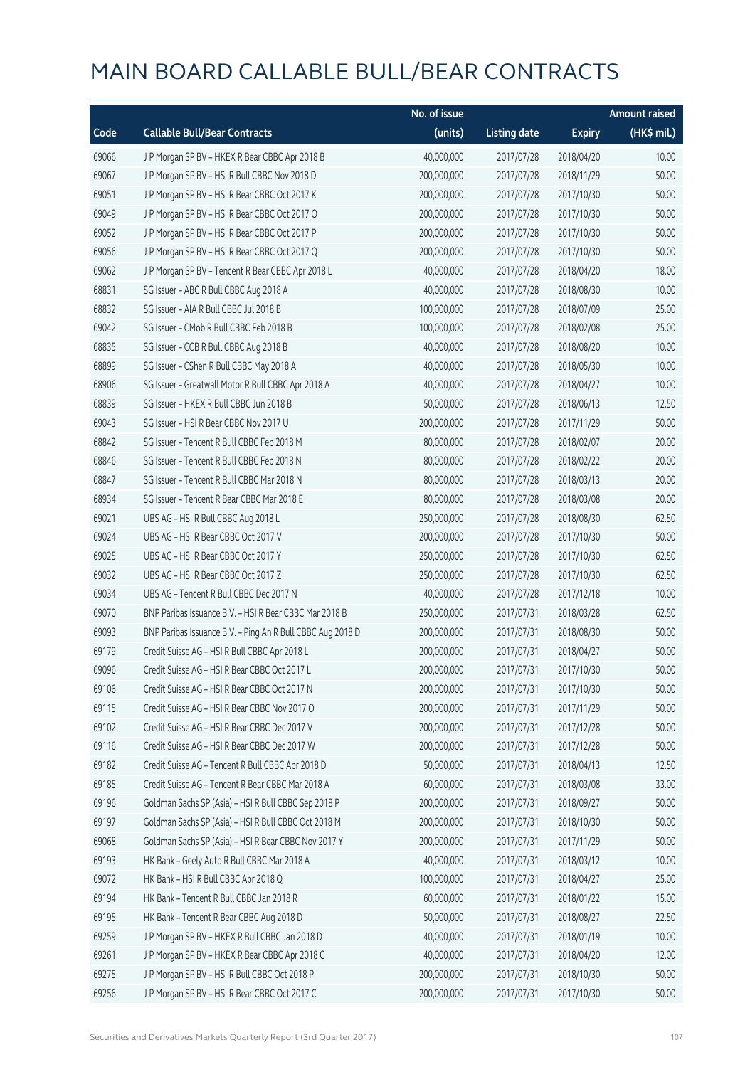# MAIN BOARD CALLABLE BULL/BEAR CONTRACTS

| Code | Callable Bull/Bear Contracts | No. of issue (units) | Listing date | Expiry | Amount raised (HK$ mil.) |
|---|---|---|---|---|---|
| 69066 | J P Morgan SP BV – HKEX R Bear CBBC Apr 2018 B | 40,000,000 | 2017/07/28 | 2018/04/20 | 10.00 |
| 69067 | J P Morgan SP BV – HSI R Bull CBBC Nov 2018 D | 200,000,000 | 2017/07/28 | 2018/11/29 | 50.00 |
| 69051 | J P Morgan SP BV – HSI R Bear CBBC Oct 2017 K | 200,000,000 | 2017/07/28 | 2017/10/30 | 50.00 |
| 69049 | J P Morgan SP BV – HSI R Bear CBBC Oct 2017 O | 200,000,000 | 2017/07/28 | 2017/10/30 | 50.00 |
| 69052 | J P Morgan SP BV – HSI R Bear CBBC Oct 2017 P | 200,000,000 | 2017/07/28 | 2017/10/30 | 50.00 |
| 69056 | J P Morgan SP BV – HSI R Bear CBBC Oct 2017 Q | 200,000,000 | 2017/07/28 | 2017/10/30 | 50.00 |
| 69062 | J P Morgan SP BV – Tencent R Bear CBBC Apr 2018 L | 40,000,000 | 2017/07/28 | 2018/04/20 | 18.00 |
| 68831 | SG Issuer – ABC R Bull CBBC Aug 2018 A | 40,000,000 | 2017/07/28 | 2018/08/30 | 10.00 |
| 68832 | SG Issuer – AIA R Bull CBBC Jul 2018 B | 100,000,000 | 2017/07/28 | 2018/07/09 | 25.00 |
| 69042 | SG Issuer – CMob R Bull CBBC Feb 2018 B | 100,000,000 | 2017/07/28 | 2018/02/08 | 25.00 |
| 68835 | SG Issuer – CCB R Bull CBBC Aug 2018 B | 40,000,000 | 2017/07/28 | 2018/08/20 | 10.00 |
| 68899 | SG Issuer – CShen R Bull CBBC May 2018 A | 40,000,000 | 2017/07/28 | 2018/05/30 | 10.00 |
| 68906 | SG Issuer – Greatwall Motor R Bull CBBC Apr 2018 A | 40,000,000 | 2017/07/28 | 2018/04/27 | 10.00 |
| 68839 | SG Issuer – HKEX R Bull CBBC Jun 2018 B | 50,000,000 | 2017/07/28 | 2018/06/13 | 12.50 |
| 69043 | SG Issuer – HSI R Bear CBBC Nov 2017 U | 200,000,000 | 2017/07/28 | 2017/11/29 | 50.00 |
| 68842 | SG Issuer – Tencent R Bull CBBC Feb 2018 M | 80,000,000 | 2017/07/28 | 2018/02/07 | 20.00 |
| 68846 | SG Issuer – Tencent R Bull CBBC Feb 2018 N | 80,000,000 | 2017/07/28 | 2018/02/22 | 20.00 |
| 68847 | SG Issuer – Tencent R Bull CBBC Mar 2018 N | 80,000,000 | 2017/07/28 | 2018/03/13 | 20.00 |
| 68934 | SG Issuer – Tencent R Bear CBBC Mar 2018 E | 80,000,000 | 2017/07/28 | 2018/03/08 | 20.00 |
| 69021 | UBS AG – HSI R Bull CBBC Aug 2018 L | 250,000,000 | 2017/07/28 | 2018/08/30 | 62.50 |
| 69024 | UBS AG – HSI R Bear CBBC Oct 2017 V | 200,000,000 | 2017/07/28 | 2017/10/30 | 50.00 |
| 69025 | UBS AG – HSI R Bear CBBC Oct 2017 Y | 250,000,000 | 2017/07/28 | 2017/10/30 | 62.50 |
| 69032 | UBS AG – HSI R Bear CBBC Oct 2017 Z | 250,000,000 | 2017/07/28 | 2017/10/30 | 62.50 |
| 69034 | UBS AG – Tencent R Bull CBBC Dec 2017 N | 40,000,000 | 2017/07/28 | 2017/12/18 | 10.00 |
| 69070 | BNP Paribas Issuance B.V. – HSI R Bear CBBC Mar 2018 B | 250,000,000 | 2017/07/31 | 2018/03/28 | 62.50 |
| 69093 | BNP Paribas Issuance B.V. – Ping An R Bull CBBC Aug 2018 D | 200,000,000 | 2017/07/31 | 2018/08/30 | 50.00 |
| 69179 | Credit Suisse AG – HSI R Bull CBBC Apr 2018 L | 200,000,000 | 2017/07/31 | 2018/04/27 | 50.00 |
| 69096 | Credit Suisse AG – HSI R Bear CBBC Oct 2017 L | 200,000,000 | 2017/07/31 | 2017/10/30 | 50.00 |
| 69106 | Credit Suisse AG – HSI R Bear CBBC Oct 2017 N | 200,000,000 | 2017/07/31 | 2017/10/30 | 50.00 |
| 69115 | Credit Suisse AG – HSI R Bear CBBC Nov 2017 O | 200,000,000 | 2017/07/31 | 2017/11/29 | 50.00 |
| 69102 | Credit Suisse AG – HSI R Bear CBBC Dec 2017 V | 200,000,000 | 2017/07/31 | 2017/12/28 | 50.00 |
| 69116 | Credit Suisse AG – HSI R Bear CBBC Dec 2017 W | 200,000,000 | 2017/07/31 | 2017/12/28 | 50.00 |
| 69182 | Credit Suisse AG – Tencent R Bull CBBC Apr 2018 D | 50,000,000 | 2017/07/31 | 2018/04/13 | 12.50 |
| 69185 | Credit Suisse AG – Tencent R Bear CBBC Mar 2018 A | 60,000,000 | 2017/07/31 | 2018/03/08 | 33.00 |
| 69196 | Goldman Sachs SP (Asia) – HSI R Bull CBBC Sep 2018 P | 200,000,000 | 2017/07/31 | 2018/09/27 | 50.00 |
| 69197 | Goldman Sachs SP (Asia) – HSI R Bull CBBC Oct 2018 M | 200,000,000 | 2017/07/31 | 2018/10/30 | 50.00 |
| 69068 | Goldman Sachs SP (Asia) – HSI R Bear CBBC Nov 2017 Y | 200,000,000 | 2017/07/31 | 2017/11/29 | 50.00 |
| 69193 | HK Bank – Geely Auto R Bull CBBC Mar 2018 A | 40,000,000 | 2017/07/31 | 2018/03/12 | 10.00 |
| 69072 | HK Bank – HSI R Bull CBBC Apr 2018 Q | 100,000,000 | 2017/07/31 | 2018/04/27 | 25.00 |
| 69194 | HK Bank – Tencent R Bull CBBC Jan 2018 R | 60,000,000 | 2017/07/31 | 2018/01/22 | 15.00 |
| 69195 | HK Bank – Tencent R Bear CBBC Aug 2018 D | 50,000,000 | 2017/07/31 | 2018/08/27 | 22.50 |
| 69259 | J P Morgan SP BV – HKEX R Bull CBBC Jan 2018 D | 40,000,000 | 2017/07/31 | 2018/01/19 | 10.00 |
| 69261 | J P Morgan SP BV – HKEX R Bear CBBC Apr 2018 C | 40,000,000 | 2017/07/31 | 2018/04/20 | 12.00 |
| 69275 | J P Morgan SP BV – HSI R Bull CBBC Oct 2018 P | 200,000,000 | 2017/07/31 | 2018/10/30 | 50.00 |
| 69256 | J P Morgan SP BV – HSI R Bear CBBC Oct 2017 C | 200,000,000 | 2017/07/31 | 2017/10/30 | 50.00 |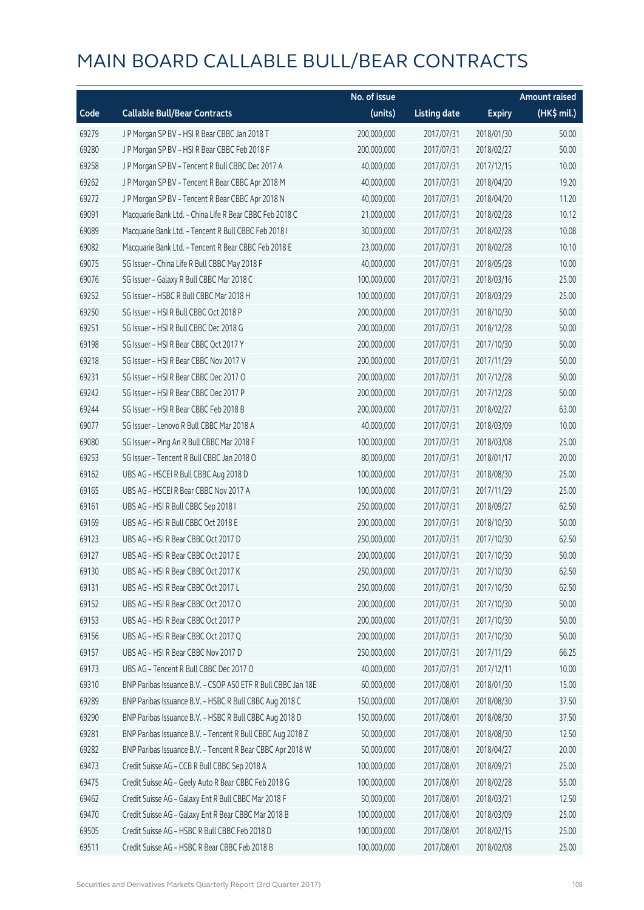# MAIN BOARD CALLABLE BULL/BEAR CONTRACTS

| Code | Callable Bull/Bear Contracts | No. of issue (units) | Listing date | Expiry | Amount raised (HK$ mil.) |
|---|---|---|---|---|---|
| 69279 | J P Morgan SP BV – HSI R Bear CBBC Jan 2018 T | 200,000,000 | 2017/07/31 | 2018/01/30 | 50.00 |
| 69280 | J P Morgan SP BV – HSI R Bear CBBC Feb 2018 F | 200,000,000 | 2017/07/31 | 2018/02/27 | 50.00 |
| 69258 | J P Morgan SP BV – Tencent R Bull CBBC Dec 2017 A | 40,000,000 | 2017/07/31 | 2017/12/15 | 10.00 |
| 69262 | J P Morgan SP BV – Tencent R Bear CBBC Apr 2018 M | 40,000,000 | 2017/07/31 | 2018/04/20 | 19.20 |
| 69272 | J P Morgan SP BV – Tencent R Bear CBBC Apr 2018 N | 40,000,000 | 2017/07/31 | 2018/04/20 | 11.20 |
| 69091 | Macquarie Bank Ltd. – China Life R Bear CBBC Feb 2018 C | 21,000,000 | 2017/07/31 | 2018/02/28 | 10.12 |
| 69089 | Macquarie Bank Ltd. – Tencent R Bull CBBC Feb 2018 I | 30,000,000 | 2017/07/31 | 2018/02/28 | 10.08 |
| 69082 | Macquarie Bank Ltd. – Tencent R Bear CBBC Feb 2018 E | 23,000,000 | 2017/07/31 | 2018/02/28 | 10.10 |
| 69075 | SG Issuer – China Life R Bull CBBC May 2018 F | 40,000,000 | 2017/07/31 | 2018/05/28 | 10.00 |
| 69076 | SG Issuer – Galaxy R Bull CBBC Mar 2018 C | 100,000,000 | 2017/07/31 | 2018/03/16 | 25.00 |
| 69252 | SG Issuer – HSBC R Bull CBBC Mar 2018 H | 100,000,000 | 2017/07/31 | 2018/03/29 | 25.00 |
| 69250 | SG Issuer – HSI R Bull CBBC Oct 2018 P | 200,000,000 | 2017/07/31 | 2018/10/30 | 50.00 |
| 69251 | SG Issuer – HSI R Bull CBBC Dec 2018 G | 200,000,000 | 2017/07/31 | 2018/12/28 | 50.00 |
| 69198 | SG Issuer – HSI R Bear CBBC Oct 2017 Y | 200,000,000 | 2017/07/31 | 2017/10/30 | 50.00 |
| 69218 | SG Issuer – HSI R Bear CBBC Nov 2017 V | 200,000,000 | 2017/07/31 | 2017/11/29 | 50.00 |
| 69231 | SG Issuer – HSI R Bear CBBC Dec 2017 O | 200,000,000 | 2017/07/31 | 2017/12/28 | 50.00 |
| 69242 | SG Issuer – HSI R Bear CBBC Dec 2017 P | 200,000,000 | 2017/07/31 | 2017/12/28 | 50.00 |
| 69244 | SG Issuer – HSI R Bear CBBC Feb 2018 B | 200,000,000 | 2017/07/31 | 2018/02/27 | 63.00 |
| 69077 | SG Issuer – Lenovo R Bull CBBC Mar 2018 A | 40,000,000 | 2017/07/31 | 2018/03/09 | 10.00 |
| 69080 | SG Issuer – Ping An R Bull CBBC Mar 2018 F | 100,000,000 | 2017/07/31 | 2018/03/08 | 25.00 |
| 69253 | SG Issuer – Tencent R Bull CBBC Jan 2018 O | 80,000,000 | 2017/07/31 | 2018/01/17 | 20.00 |
| 69162 | UBS AG – HSCEI R Bull CBBC Aug 2018 D | 100,000,000 | 2017/07/31 | 2018/08/30 | 25.00 |
| 69165 | UBS AG – HSCEI R Bear CBBC Nov 2017 A | 100,000,000 | 2017/07/31 | 2017/11/29 | 25.00 |
| 69161 | UBS AG – HSI R Bull CBBC Sep 2018 I | 250,000,000 | 2017/07/31 | 2018/09/27 | 62.50 |
| 69169 | UBS AG – HSI R Bull CBBC Oct 2018 E | 200,000,000 | 2017/07/31 | 2018/10/30 | 50.00 |
| 69123 | UBS AG – HSI R Bear CBBC Oct 2017 D | 250,000,000 | 2017/07/31 | 2017/10/30 | 62.50 |
| 69127 | UBS AG – HSI R Bear CBBC Oct 2017 E | 200,000,000 | 2017/07/31 | 2017/10/30 | 50.00 |
| 69130 | UBS AG – HSI R Bear CBBC Oct 2017 K | 250,000,000 | 2017/07/31 | 2017/10/30 | 62.50 |
| 69131 | UBS AG – HSI R Bear CBBC Oct 2017 L | 250,000,000 | 2017/07/31 | 2017/10/30 | 62.50 |
| 69152 | UBS AG – HSI R Bear CBBC Oct 2017 O | 200,000,000 | 2017/07/31 | 2017/10/30 | 50.00 |
| 69153 | UBS AG – HSI R Bear CBBC Oct 2017 P | 200,000,000 | 2017/07/31 | 2017/10/30 | 50.00 |
| 69156 | UBS AG – HSI R Bear CBBC Oct 2017 Q | 200,000,000 | 2017/07/31 | 2017/10/30 | 50.00 |
| 69157 | UBS AG – HSI R Bear CBBC Nov 2017 D | 250,000,000 | 2017/07/31 | 2017/11/29 | 66.25 |
| 69173 | UBS AG – Tencent R Bull CBBC Dec 2017 O | 40,000,000 | 2017/07/31 | 2017/12/11 | 10.00 |
| 69310 | BNP Paribas Issuance B.V. – CSOP A50 ETF R Bull CBBC Jan 18E | 60,000,000 | 2017/08/01 | 2018/01/30 | 15.00 |
| 69289 | BNP Paribas Issuance B.V. – HSBC R Bull CBBC Aug 2018 C | 150,000,000 | 2017/08/01 | 2018/08/30 | 37.50 |
| 69290 | BNP Paribas Issuance B.V. – HSBC R Bull CBBC Aug 2018 D | 150,000,000 | 2017/08/01 | 2018/08/30 | 37.50 |
| 69281 | BNP Paribas Issuance B.V. – Tencent R Bull CBBC Aug 2018 Z | 50,000,000 | 2017/08/01 | 2018/08/30 | 12.50 |
| 69282 | BNP Paribas Issuance B.V. – Tencent R Bear CBBC Apr 2018 W | 50,000,000 | 2017/08/01 | 2018/04/27 | 20.00 |
| 69473 | Credit Suisse AG – CCB R Bull CBBC Sep 2018 A | 100,000,000 | 2017/08/01 | 2018/09/21 | 25.00 |
| 69475 | Credit Suisse AG – Geely Auto R Bear CBBC Feb 2018 G | 100,000,000 | 2017/08/01 | 2018/02/28 | 55.00 |
| 69462 | Credit Suisse AG – Galaxy Ent R Bull CBBC Mar 2018 F | 50,000,000 | 2017/08/01 | 2018/03/21 | 12.50 |
| 69470 | Credit Suisse AG – Galaxy Ent R Bear CBBC Mar 2018 B | 100,000,000 | 2017/08/01 | 2018/03/09 | 25.00 |
| 69505 | Credit Suisse AG – HSBC R Bull CBBC Feb 2018 D | 100,000,000 | 2017/08/01 | 2018/02/15 | 25.00 |
| 69511 | Credit Suisse AG – HSBC R Bear CBBC Feb 2018 B | 100,000,000 | 2017/08/01 | 2018/02/08 | 25.00 |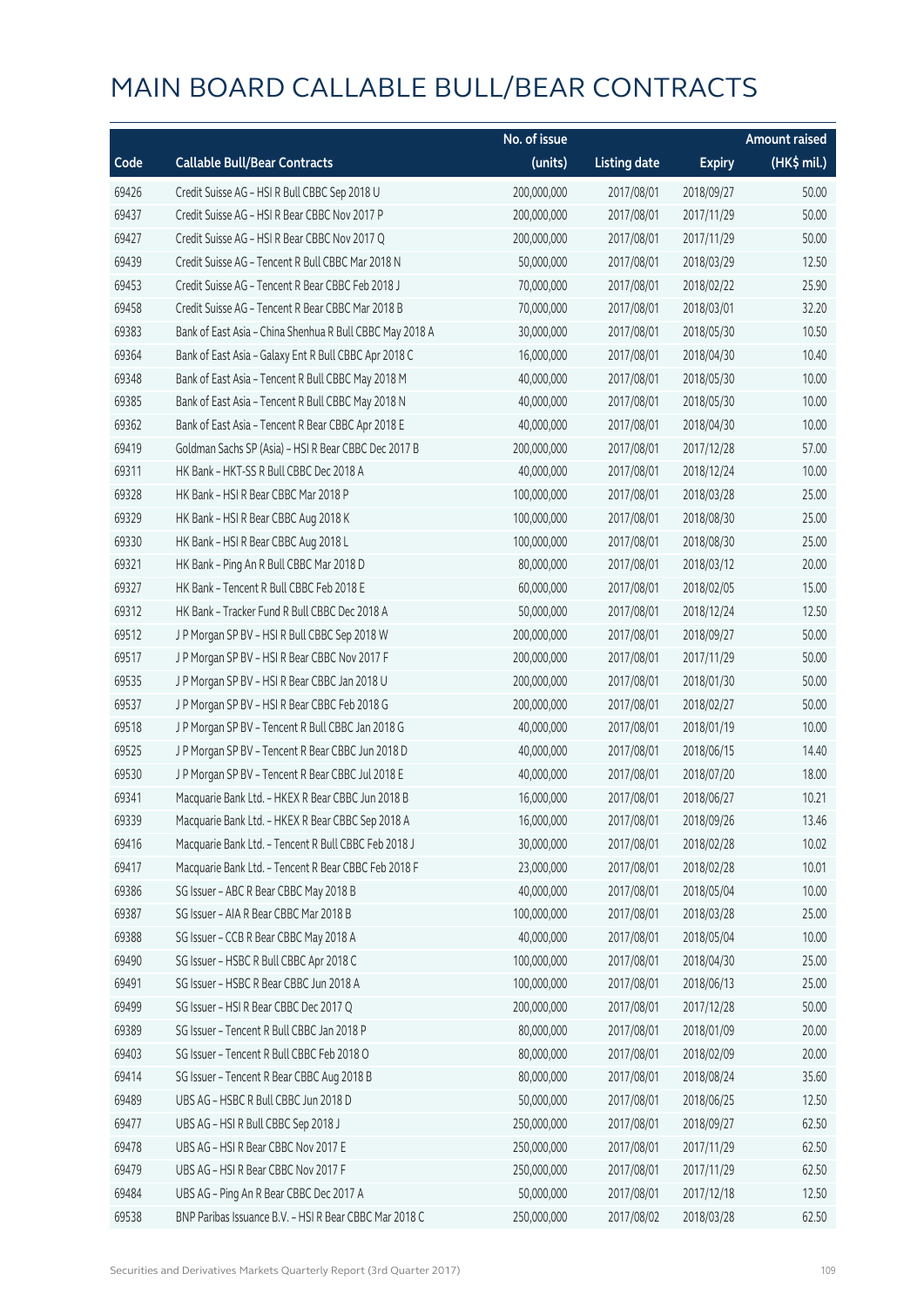# MAIN BOARD CALLABLE BULL/BEAR CONTRACTS

| Code | Callable Bull/Bear Contracts | No. of issue (units) | Listing date | Expiry | Amount raised (HK$ mil.) |
|---|---|---|---|---|---|
| 69426 | Credit Suisse AG – HSI R Bull CBBC Sep 2018 U | 200,000,000 | 2017/08/01 | 2018/09/27 | 50.00 |
| 69437 | Credit Suisse AG – HSI R Bear CBBC Nov 2017 P | 200,000,000 | 2017/08/01 | 2017/11/29 | 50.00 |
| 69427 | Credit Suisse AG – HSI R Bear CBBC Nov 2017 Q | 200,000,000 | 2017/08/01 | 2017/11/29 | 50.00 |
| 69439 | Credit Suisse AG – Tencent R Bull CBBC Mar 2018 N | 50,000,000 | 2017/08/01 | 2018/03/29 | 12.50 |
| 69453 | Credit Suisse AG – Tencent R Bear CBBC Feb 2018 J | 70,000,000 | 2017/08/01 | 2018/02/22 | 25.90 |
| 69458 | Credit Suisse AG – Tencent R Bear CBBC Mar 2018 B | 70,000,000 | 2017/08/01 | 2018/03/01 | 32.20 |
| 69383 | Bank of East Asia – China Shenhua R Bull CBBC May 2018 A | 30,000,000 | 2017/08/01 | 2018/05/30 | 10.50 |
| 69364 | Bank of East Asia – Galaxy Ent R Bull CBBC Apr 2018 C | 16,000,000 | 2017/08/01 | 2018/04/30 | 10.40 |
| 69348 | Bank of East Asia – Tencent R Bull CBBC May 2018 M | 40,000,000 | 2017/08/01 | 2018/05/30 | 10.00 |
| 69385 | Bank of East Asia – Tencent R Bull CBBC May 2018 N | 40,000,000 | 2017/08/01 | 2018/05/30 | 10.00 |
| 69362 | Bank of East Asia – Tencent R Bear CBBC Apr 2018 E | 40,000,000 | 2017/08/01 | 2018/04/30 | 10.00 |
| 69419 | Goldman Sachs SP (Asia) – HSI R Bear CBBC Dec 2017 B | 200,000,000 | 2017/08/01 | 2017/12/28 | 57.00 |
| 69311 | HK Bank – HKT-SS R Bull CBBC Dec 2018 A | 40,000,000 | 2017/08/01 | 2018/12/24 | 10.00 |
| 69328 | HK Bank – HSI R Bear CBBC Mar 2018 P | 100,000,000 | 2017/08/01 | 2018/03/28 | 25.00 |
| 69329 | HK Bank – HSI R Bear CBBC Aug 2018 K | 100,000,000 | 2017/08/01 | 2018/08/30 | 25.00 |
| 69330 | HK Bank – HSI R Bear CBBC Aug 2018 L | 100,000,000 | 2017/08/01 | 2018/08/30 | 25.00 |
| 69321 | HK Bank – Ping An R Bull CBBC Mar 2018 D | 80,000,000 | 2017/08/01 | 2018/03/12 | 20.00 |
| 69327 | HK Bank – Tencent R Bull CBBC Feb 2018 E | 60,000,000 | 2017/08/01 | 2018/02/05 | 15.00 |
| 69312 | HK Bank – Tracker Fund R Bull CBBC Dec 2018 A | 50,000,000 | 2017/08/01 | 2018/12/24 | 12.50 |
| 69512 | J P Morgan SP BV – HSI R Bull CBBC Sep 2018 W | 200,000,000 | 2017/08/01 | 2018/09/27 | 50.00 |
| 69517 | J P Morgan SP BV – HSI R Bear CBBC Nov 2017 F | 200,000,000 | 2017/08/01 | 2017/11/29 | 50.00 |
| 69535 | J P Morgan SP BV – HSI R Bear CBBC Jan 2018 U | 200,000,000 | 2017/08/01 | 2018/01/30 | 50.00 |
| 69537 | J P Morgan SP BV – HSI R Bear CBBC Feb 2018 G | 200,000,000 | 2017/08/01 | 2018/02/27 | 50.00 |
| 69518 | J P Morgan SP BV – Tencent R Bull CBBC Jan 2018 G | 40,000,000 | 2017/08/01 | 2018/01/19 | 10.00 |
| 69525 | J P Morgan SP BV – Tencent R Bear CBBC Jun 2018 D | 40,000,000 | 2017/08/01 | 2018/06/15 | 14.40 |
| 69530 | J P Morgan SP BV – Tencent R Bear CBBC Jul 2018 E | 40,000,000 | 2017/08/01 | 2018/07/20 | 18.00 |
| 69341 | Macquarie Bank Ltd. – HKEX R Bear CBBC Jun 2018 B | 16,000,000 | 2017/08/01 | 2018/06/27 | 10.21 |
| 69339 | Macquarie Bank Ltd. – HKEX R Bear CBBC Sep 2018 A | 16,000,000 | 2017/08/01 | 2018/09/26 | 13.46 |
| 69416 | Macquarie Bank Ltd. – Tencent R Bull CBBC Feb 2018 J | 30,000,000 | 2017/08/01 | 2018/02/28 | 10.02 |
| 69417 | Macquarie Bank Ltd. – Tencent R Bear CBBC Feb 2018 F | 23,000,000 | 2017/08/01 | 2018/02/28 | 10.01 |
| 69386 | SG Issuer – ABC R Bear CBBC May 2018 B | 40,000,000 | 2017/08/01 | 2018/05/04 | 10.00 |
| 69387 | SG Issuer – AIA R Bear CBBC Mar 2018 B | 100,000,000 | 2017/08/01 | 2018/03/28 | 25.00 |
| 69388 | SG Issuer – CCB R Bear CBBC May 2018 A | 40,000,000 | 2017/08/01 | 2018/05/04 | 10.00 |
| 69490 | SG Issuer – HSBC R Bull CBBC Apr 2018 C | 100,000,000 | 2017/08/01 | 2018/04/30 | 25.00 |
| 69491 | SG Issuer – HSBC R Bear CBBC Jun 2018 A | 100,000,000 | 2017/08/01 | 2018/06/13 | 25.00 |
| 69499 | SG Issuer – HSI R Bear CBBC Dec 2017 Q | 200,000,000 | 2017/08/01 | 2017/12/28 | 50.00 |
| 69389 | SG Issuer – Tencent R Bull CBBC Jan 2018 P | 80,000,000 | 2017/08/01 | 2018/01/09 | 20.00 |
| 69403 | SG Issuer – Tencent R Bull CBBC Feb 2018 O | 80,000,000 | 2017/08/01 | 2018/02/09 | 20.00 |
| 69414 | SG Issuer – Tencent R Bear CBBC Aug 2018 B | 80,000,000 | 2017/08/01 | 2018/08/24 | 35.60 |
| 69489 | UBS AG – HSBC R Bull CBBC Jun 2018 D | 50,000,000 | 2017/08/01 | 2018/06/25 | 12.50 |
| 69477 | UBS AG – HSI R Bull CBBC Sep 2018 J | 250,000,000 | 2017/08/01 | 2018/09/27 | 62.50 |
| 69478 | UBS AG – HSI R Bear CBBC Nov 2017 E | 250,000,000 | 2017/08/01 | 2017/11/29 | 62.50 |
| 69479 | UBS AG – HSI R Bear CBBC Nov 2017 F | 250,000,000 | 2017/08/01 | 2017/11/29 | 62.50 |
| 69484 | UBS AG – Ping An R Bear CBBC Dec 2017 A | 50,000,000 | 2017/08/01 | 2017/12/18 | 12.50 |
| 69538 | BNP Paribas Issuance B.V. – HSI R Bear CBBC Mar 2018 C | 250,000,000 | 2017/08/02 | 2018/03/28 | 62.50 |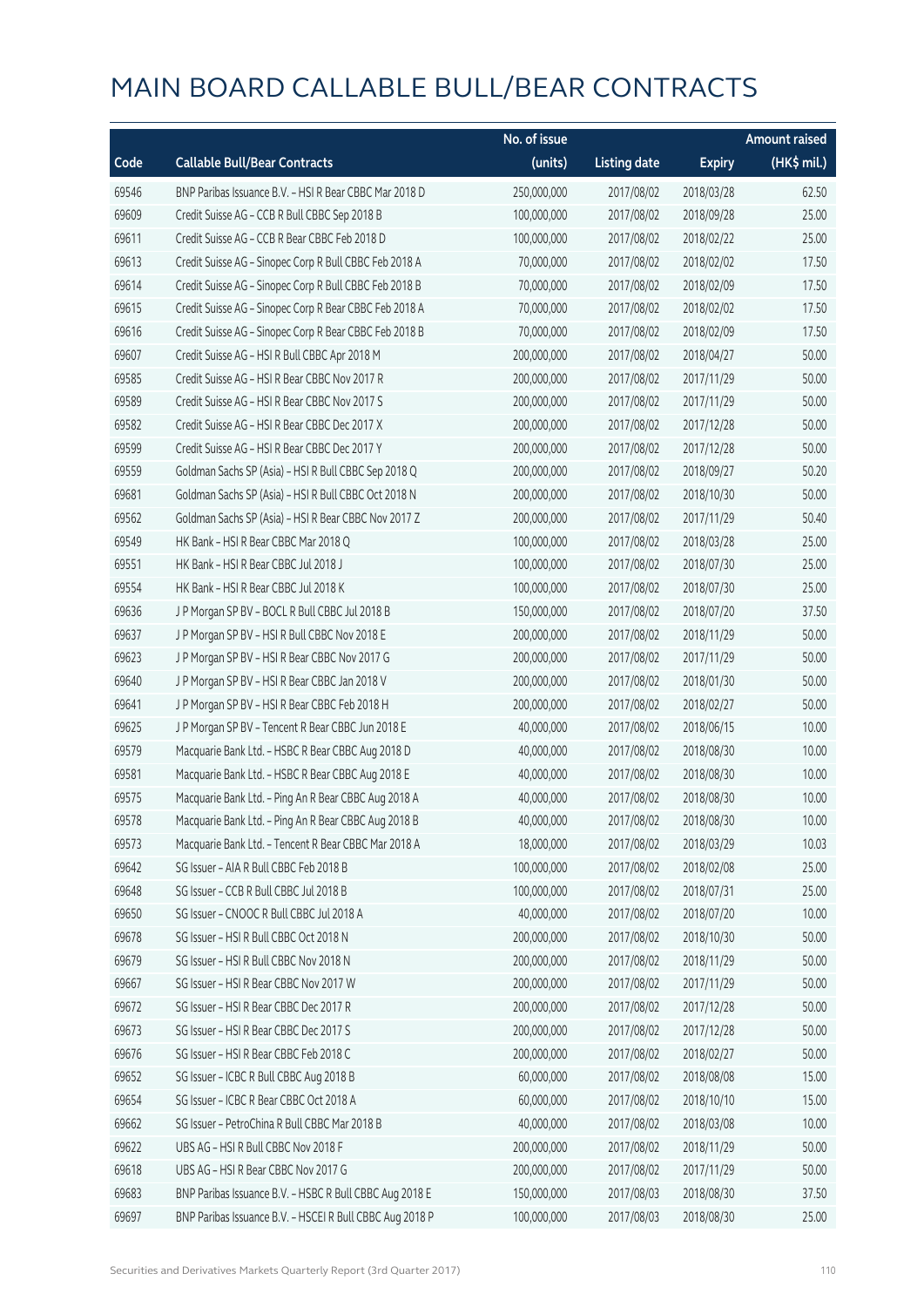# MAIN BOARD CALLABLE BULL/BEAR CONTRACTS

| Code | Callable Bull/Bear Contracts | No. of issue (units) | Listing date | Expiry | Amount raised (HK$ mil.) |
|---|---|---|---|---|---|
| 69546 | BNP Paribas Issuance B.V. – HSI R Bear CBBC Mar 2018 D | 250,000,000 | 2017/08/02 | 2018/03/28 | 62.50 |
| 69609 | Credit Suisse AG – CCB R Bull CBBC Sep 2018 B | 100,000,000 | 2017/08/02 | 2018/09/28 | 25.00 |
| 69611 | Credit Suisse AG – CCB R Bear CBBC Feb 2018 D | 100,000,000 | 2017/08/02 | 2018/02/22 | 25.00 |
| 69613 | Credit Suisse AG – Sinopec Corp R Bull CBBC Feb 2018 A | 70,000,000 | 2017/08/02 | 2018/02/02 | 17.50 |
| 69614 | Credit Suisse AG – Sinopec Corp R Bull CBBC Feb 2018 B | 70,000,000 | 2017/08/02 | 2018/02/09 | 17.50 |
| 69615 | Credit Suisse AG – Sinopec Corp R Bear CBBC Feb 2018 A | 70,000,000 | 2017/08/02 | 2018/02/02 | 17.50 |
| 69616 | Credit Suisse AG – Sinopec Corp R Bear CBBC Feb 2018 B | 70,000,000 | 2017/08/02 | 2018/02/09 | 17.50 |
| 69607 | Credit Suisse AG – HSI R Bull CBBC Apr 2018 M | 200,000,000 | 2017/08/02 | 2018/04/27 | 50.00 |
| 69585 | Credit Suisse AG – HSI R Bear CBBC Nov 2017 R | 200,000,000 | 2017/08/02 | 2017/11/29 | 50.00 |
| 69589 | Credit Suisse AG – HSI R Bear CBBC Nov 2017 S | 200,000,000 | 2017/08/02 | 2017/11/29 | 50.00 |
| 69582 | Credit Suisse AG – HSI R Bear CBBC Dec 2017 X | 200,000,000 | 2017/08/02 | 2017/12/28 | 50.00 |
| 69599 | Credit Suisse AG – HSI R Bear CBBC Dec 2017 Y | 200,000,000 | 2017/08/02 | 2017/12/28 | 50.00 |
| 69559 | Goldman Sachs SP (Asia) – HSI R Bull CBBC Sep 2018 Q | 200,000,000 | 2017/08/02 | 2018/09/27 | 50.20 |
| 69681 | Goldman Sachs SP (Asia) – HSI R Bull CBBC Oct 2018 N | 200,000,000 | 2017/08/02 | 2018/10/30 | 50.00 |
| 69562 | Goldman Sachs SP (Asia) – HSI R Bear CBBC Nov 2017 Z | 200,000,000 | 2017/08/02 | 2017/11/29 | 50.40 |
| 69549 | HK Bank – HSI R Bear CBBC Mar 2018 Q | 100,000,000 | 2017/08/02 | 2018/03/28 | 25.00 |
| 69551 | HK Bank – HSI R Bear CBBC Jul 2018 J | 100,000,000 | 2017/08/02 | 2018/07/30 | 25.00 |
| 69554 | HK Bank – HSI R Bear CBBC Jul 2018 K | 100,000,000 | 2017/08/02 | 2018/07/30 | 25.00 |
| 69636 | J P Morgan SP BV – BOCL R Bull CBBC Jul 2018 B | 150,000,000 | 2017/08/02 | 2018/07/20 | 37.50 |
| 69637 | J P Morgan SP BV – HSI R Bull CBBC Nov 2018 E | 200,000,000 | 2017/08/02 | 2018/11/29 | 50.00 |
| 69623 | J P Morgan SP BV – HSI R Bear CBBC Nov 2017 G | 200,000,000 | 2017/08/02 | 2017/11/29 | 50.00 |
| 69640 | J P Morgan SP BV – HSI R Bear CBBC Jan 2018 V | 200,000,000 | 2017/08/02 | 2018/01/30 | 50.00 |
| 69641 | J P Morgan SP BV – HSI R Bear CBBC Feb 2018 H | 200,000,000 | 2017/08/02 | 2018/02/27 | 50.00 |
| 69625 | J P Morgan SP BV – Tencent R Bear CBBC Jun 2018 E | 40,000,000 | 2017/08/02 | 2018/06/15 | 10.00 |
| 69579 | Macquarie Bank Ltd. – HSBC R Bear CBBC Aug 2018 D | 40,000,000 | 2017/08/02 | 2018/08/30 | 10.00 |
| 69581 | Macquarie Bank Ltd. – HSBC R Bear CBBC Aug 2018 E | 40,000,000 | 2017/08/02 | 2018/08/30 | 10.00 |
| 69575 | Macquarie Bank Ltd. – Ping An R Bear CBBC Aug 2018 A | 40,000,000 | 2017/08/02 | 2018/08/30 | 10.00 |
| 69578 | Macquarie Bank Ltd. – Ping An R Bear CBBC Aug 2018 B | 40,000,000 | 2017/08/02 | 2018/08/30 | 10.00 |
| 69573 | Macquarie Bank Ltd. – Tencent R Bear CBBC Mar 2018 A | 18,000,000 | 2017/08/02 | 2018/03/29 | 10.03 |
| 69642 | SG Issuer – AIA R Bull CBBC Feb 2018 B | 100,000,000 | 2017/08/02 | 2018/02/08 | 25.00 |
| 69648 | SG Issuer – CCB R Bull CBBC Jul 2018 B | 100,000,000 | 2017/08/02 | 2018/07/31 | 25.00 |
| 69650 | SG Issuer – CNOOC R Bull CBBC Jul 2018 A | 40,000,000 | 2017/08/02 | 2018/07/20 | 10.00 |
| 69678 | SG Issuer – HSI R Bull CBBC Oct 2018 N | 200,000,000 | 2017/08/02 | 2018/10/30 | 50.00 |
| 69679 | SG Issuer – HSI R Bull CBBC Nov 2018 N | 200,000,000 | 2017/08/02 | 2018/11/29 | 50.00 |
| 69667 | SG Issuer – HSI R Bear CBBC Nov 2017 W | 200,000,000 | 2017/08/02 | 2017/11/29 | 50.00 |
| 69672 | SG Issuer – HSI R Bear CBBC Dec 2017 R | 200,000,000 | 2017/08/02 | 2017/12/28 | 50.00 |
| 69673 | SG Issuer – HSI R Bear CBBC Dec 2017 S | 200,000,000 | 2017/08/02 | 2017/12/28 | 50.00 |
| 69676 | SG Issuer – HSI R Bear CBBC Feb 2018 C | 200,000,000 | 2017/08/02 | 2018/02/27 | 50.00 |
| 69652 | SG Issuer – ICBC R Bull CBBC Aug 2018 B | 60,000,000 | 2017/08/02 | 2018/08/08 | 15.00 |
| 69654 | SG Issuer – ICBC R Bear CBBC Oct 2018 A | 60,000,000 | 2017/08/02 | 2018/10/10 | 15.00 |
| 69662 | SG Issuer – PetroChina R Bull CBBC Mar 2018 B | 40,000,000 | 2017/08/02 | 2018/03/08 | 10.00 |
| 69622 | UBS AG – HSI R Bull CBBC Nov 2018 F | 200,000,000 | 2017/08/02 | 2018/11/29 | 50.00 |
| 69618 | UBS AG – HSI R Bear CBBC Nov 2017 G | 200,000,000 | 2017/08/02 | 2017/11/29 | 50.00 |
| 69683 | BNP Paribas Issuance B.V. – HSBC R Bull CBBC Aug 2018 E | 150,000,000 | 2017/08/03 | 2018/08/30 | 37.50 |
| 69697 | BNP Paribas Issuance B.V. – HSCEI R Bull CBBC Aug 2018 P | 100,000,000 | 2017/08/03 | 2018/08/30 | 25.00 |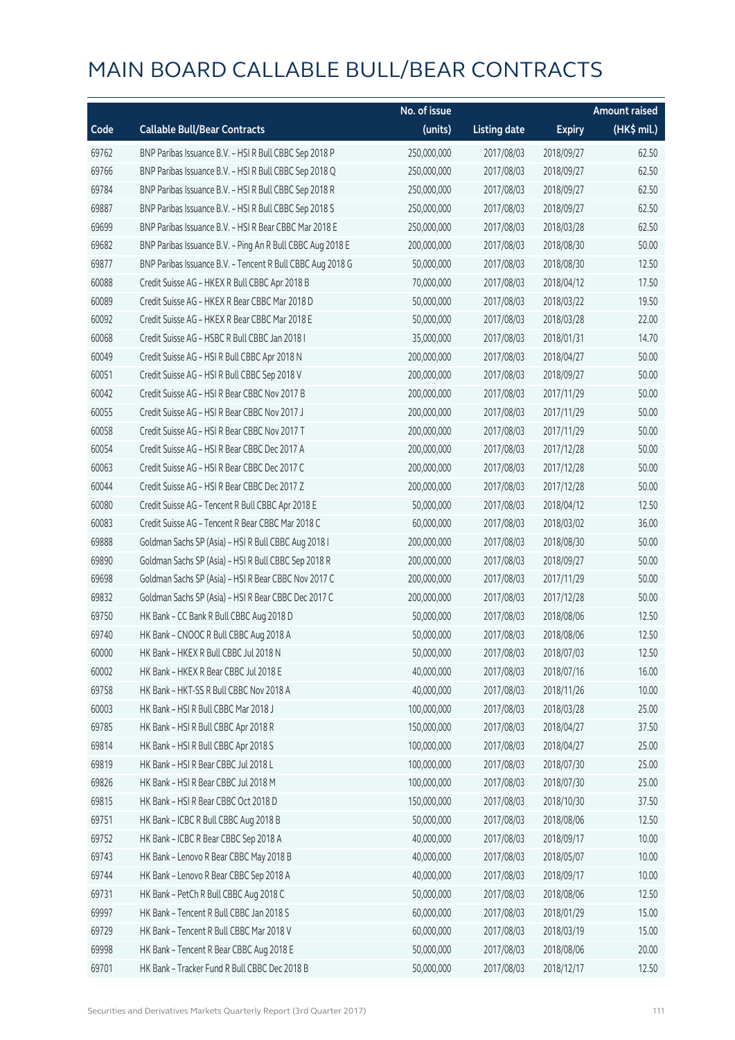# MAIN BOARD CALLABLE BULL/BEAR CONTRACTS

| Code | Callable Bull/Bear Contracts | No. of issue (units) | Listing date | Expiry | Amount raised (HK$ mil.) |
|---|---|---|---|---|---|
| 69762 | BNP Paribas Issuance B.V. – HSI R Bull CBBC Sep 2018 P | 250,000,000 | 2017/08/03 | 2018/09/27 | 62.50 |
| 69766 | BNP Paribas Issuance B.V. – HSI R Bull CBBC Sep 2018 Q | 250,000,000 | 2017/08/03 | 2018/09/27 | 62.50 |
| 69784 | BNP Paribas Issuance B.V. – HSI R Bull CBBC Sep 2018 R | 250,000,000 | 2017/08/03 | 2018/09/27 | 62.50 |
| 69887 | BNP Paribas Issuance B.V. – HSI R Bull CBBC Sep 2018 S | 250,000,000 | 2017/08/03 | 2018/09/27 | 62.50 |
| 69699 | BNP Paribas Issuance B.V. – HSI R Bear CBBC Mar 2018 E | 250,000,000 | 2017/08/03 | 2018/03/28 | 62.50 |
| 69682 | BNP Paribas Issuance B.V. – Ping An R Bull CBBC Aug 2018 E | 200,000,000 | 2017/08/03 | 2018/08/30 | 50.00 |
| 69877 | BNP Paribas Issuance B.V. – Tencent R Bull CBBC Aug 2018 G | 50,000,000 | 2017/08/03 | 2018/08/30 | 12.50 |
| 60088 | Credit Suisse AG – HKEX R Bull CBBC Apr 2018 B | 70,000,000 | 2017/08/03 | 2018/04/12 | 17.50 |
| 60089 | Credit Suisse AG – HKEX R Bear CBBC Mar 2018 D | 50,000,000 | 2017/08/03 | 2018/03/22 | 19.50 |
| 60092 | Credit Suisse AG – HKEX R Bear CBBC Mar 2018 E | 50,000,000 | 2017/08/03 | 2018/03/28 | 22.00 |
| 60068 | Credit Suisse AG – HSBC R Bull CBBC Jan 2018 I | 35,000,000 | 2017/08/03 | 2018/01/31 | 14.70 |
| 60049 | Credit Suisse AG – HSI R Bull CBBC Apr 2018 N | 200,000,000 | 2017/08/03 | 2018/04/27 | 50.00 |
| 60051 | Credit Suisse AG – HSI R Bull CBBC Sep 2018 V | 200,000,000 | 2017/08/03 | 2018/09/27 | 50.00 |
| 60042 | Credit Suisse AG – HSI R Bear CBBC Nov 2017 B | 200,000,000 | 2017/08/03 | 2017/11/29 | 50.00 |
| 60055 | Credit Suisse AG – HSI R Bear CBBC Nov 2017 J | 200,000,000 | 2017/08/03 | 2017/11/29 | 50.00 |
| 60058 | Credit Suisse AG – HSI R Bear CBBC Nov 2017 T | 200,000,000 | 2017/08/03 | 2017/11/29 | 50.00 |
| 60054 | Credit Suisse AG – HSI R Bear CBBC Dec 2017 A | 200,000,000 | 2017/08/03 | 2017/12/28 | 50.00 |
| 60063 | Credit Suisse AG – HSI R Bear CBBC Dec 2017 C | 200,000,000 | 2017/08/03 | 2017/12/28 | 50.00 |
| 60044 | Credit Suisse AG – HSI R Bear CBBC Dec 2017 Z | 200,000,000 | 2017/08/03 | 2017/12/28 | 50.00 |
| 60080 | Credit Suisse AG – Tencent R Bull CBBC Apr 2018 E | 50,000,000 | 2017/08/03 | 2018/04/12 | 12.50 |
| 60083 | Credit Suisse AG – Tencent R Bear CBBC Mar 2018 C | 60,000,000 | 2017/08/03 | 2018/03/02 | 36.00 |
| 69888 | Goldman Sachs SP (Asia) – HSI R Bull CBBC Aug 2018 I | 200,000,000 | 2017/08/03 | 2018/08/30 | 50.00 |
| 69890 | Goldman Sachs SP (Asia) – HSI R Bull CBBC Sep 2018 R | 200,000,000 | 2017/08/03 | 2018/09/27 | 50.00 |
| 69698 | Goldman Sachs SP (Asia) – HSI R Bear CBBC Nov 2017 C | 200,000,000 | 2017/08/03 | 2017/11/29 | 50.00 |
| 69832 | Goldman Sachs SP (Asia) – HSI R Bear CBBC Dec 2017 C | 200,000,000 | 2017/08/03 | 2017/12/28 | 50.00 |
| 69750 | HK Bank – CC Bank R Bull CBBC Aug 2018 D | 50,000,000 | 2017/08/03 | 2018/08/06 | 12.50 |
| 69740 | HK Bank – CNOOC R Bull CBBC Aug 2018 A | 50,000,000 | 2017/08/03 | 2018/08/06 | 12.50 |
| 60000 | HK Bank – HKEX R Bull CBBC Jul 2018 N | 50,000,000 | 2017/08/03 | 2018/07/03 | 12.50 |
| 60002 | HK Bank – HKEX R Bear CBBC Jul 2018 E | 40,000,000 | 2017/08/03 | 2018/07/16 | 16.00 |
| 69758 | HK Bank – HKT-SS R Bull CBBC Nov 2018 A | 40,000,000 | 2017/08/03 | 2018/11/26 | 10.00 |
| 60003 | HK Bank – HSI R Bull CBBC Mar 2018 J | 100,000,000 | 2017/08/03 | 2018/03/28 | 25.00 |
| 69785 | HK Bank – HSI R Bull CBBC Apr 2018 R | 150,000,000 | 2017/08/03 | 2018/04/27 | 37.50 |
| 69814 | HK Bank – HSI R Bull CBBC Apr 2018 S | 100,000,000 | 2017/08/03 | 2018/04/27 | 25.00 |
| 69819 | HK Bank – HSI R Bear CBBC Jul 2018 L | 100,000,000 | 2017/08/03 | 2018/07/30 | 25.00 |
| 69826 | HK Bank – HSI R Bear CBBC Jul 2018 M | 100,000,000 | 2017/08/03 | 2018/07/30 | 25.00 |
| 69815 | HK Bank – HSI R Bear CBBC Oct 2018 D | 150,000,000 | 2017/08/03 | 2018/10/30 | 37.50 |
| 69751 | HK Bank – ICBC R Bull CBBC Aug 2018 B | 50,000,000 | 2017/08/03 | 2018/08/06 | 12.50 |
| 69752 | HK Bank – ICBC R Bear CBBC Sep 2018 A | 40,000,000 | 2017/08/03 | 2018/09/17 | 10.00 |
| 69743 | HK Bank – Lenovo R Bear CBBC May 2018 B | 40,000,000 | 2017/08/03 | 2018/05/07 | 10.00 |
| 69744 | HK Bank – Lenovo R Bear CBBC Sep 2018 A | 40,000,000 | 2017/08/03 | 2018/09/17 | 10.00 |
| 69731 | HK Bank – PetCh R Bull CBBC Aug 2018 C | 50,000,000 | 2017/08/03 | 2018/08/06 | 12.50 |
| 69997 | HK Bank – Tencent R Bull CBBC Jan 2018 S | 60,000,000 | 2017/08/03 | 2018/01/29 | 15.00 |
| 69729 | HK Bank – Tencent R Bull CBBC Mar 2018 V | 60,000,000 | 2017/08/03 | 2018/03/19 | 15.00 |
| 69998 | HK Bank – Tencent R Bear CBBC Aug 2018 E | 50,000,000 | 2017/08/03 | 2018/08/06 | 20.00 |
| 69701 | HK Bank – Tracker Fund R Bull CBBC Dec 2018 B | 50,000,000 | 2017/08/03 | 2018/12/17 | 12.50 |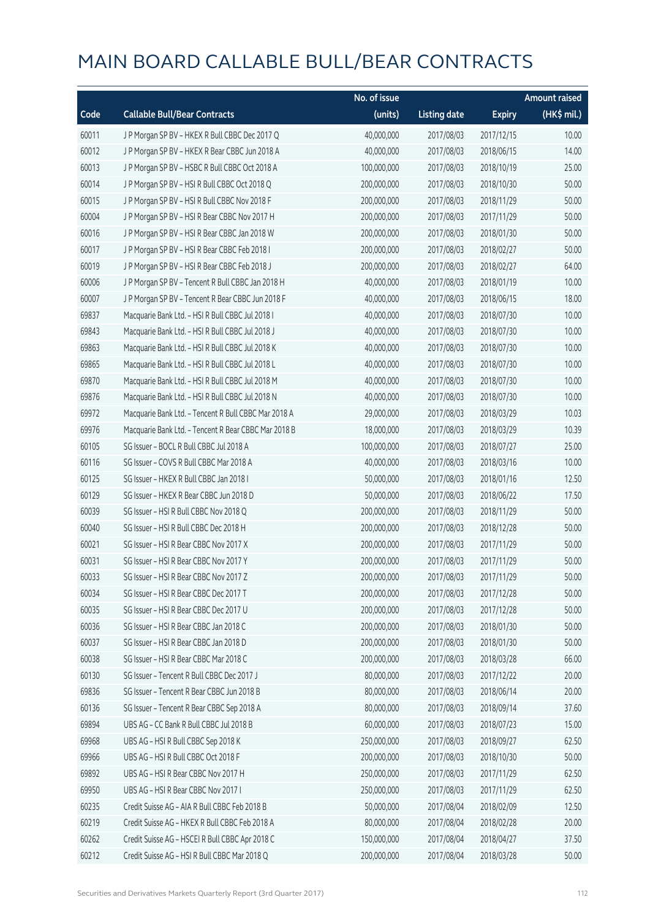# MAIN BOARD CALLABLE BULL/BEAR CONTRACTS

| Code | Callable Bull/Bear Contracts | No. of issue (units) | Listing date | Expiry | Amount raised (HK$ mil.) |
|---|---|---|---|---|---|
| 60011 | J P Morgan SP BV – HKEX R Bull CBBC Dec 2017 Q | 40,000,000 | 2017/08/03 | 2017/12/15 | 10.00 |
| 60012 | J P Morgan SP BV – HKEX R Bear CBBC Jun 2018 A | 40,000,000 | 2017/08/03 | 2018/06/15 | 14.00 |
| 60013 | J P Morgan SP BV – HSBC R Bull CBBC Oct 2018 A | 100,000,000 | 2017/08/03 | 2018/10/19 | 25.00 |
| 60014 | J P Morgan SP BV – HSI R Bull CBBC Oct 2018 Q | 200,000,000 | 2017/08/03 | 2018/10/30 | 50.00 |
| 60015 | J P Morgan SP BV – HSI R Bull CBBC Nov 2018 F | 200,000,000 | 2017/08/03 | 2018/11/29 | 50.00 |
| 60004 | J P Morgan SP BV – HSI R Bear CBBC Nov 2017 H | 200,000,000 | 2017/08/03 | 2017/11/29 | 50.00 |
| 60016 | J P Morgan SP BV – HSI R Bear CBBC Jan 2018 W | 200,000,000 | 2017/08/03 | 2018/01/30 | 50.00 |
| 60017 | J P Morgan SP BV – HSI R Bear CBBC Feb 2018 I | 200,000,000 | 2017/08/03 | 2018/02/27 | 50.00 |
| 60019 | J P Morgan SP BV – HSI R Bear CBBC Feb 2018 J | 200,000,000 | 2017/08/03 | 2018/02/27 | 64.00 |
| 60006 | J P Morgan SP BV – Tencent R Bull CBBC Jan 2018 H | 40,000,000 | 2017/08/03 | 2018/01/19 | 10.00 |
| 60007 | J P Morgan SP BV – Tencent R Bear CBBC Jun 2018 F | 40,000,000 | 2017/08/03 | 2018/06/15 | 18.00 |
| 69837 | Macquarie Bank Ltd. – HSI R Bull CBBC Jul 2018 I | 40,000,000 | 2017/08/03 | 2018/07/30 | 10.00 |
| 69843 | Macquarie Bank Ltd. – HSI R Bull CBBC Jul 2018 J | 40,000,000 | 2017/08/03 | 2018/07/30 | 10.00 |
| 69863 | Macquarie Bank Ltd. – HSI R Bull CBBC Jul 2018 K | 40,000,000 | 2017/08/03 | 2018/07/30 | 10.00 |
| 69865 | Macquarie Bank Ltd. – HSI R Bull CBBC Jul 2018 L | 40,000,000 | 2017/08/03 | 2018/07/30 | 10.00 |
| 69870 | Macquarie Bank Ltd. – HSI R Bull CBBC Jul 2018 M | 40,000,000 | 2017/08/03 | 2018/07/30 | 10.00 |
| 69876 | Macquarie Bank Ltd. – HSI R Bull CBBC Jul 2018 N | 40,000,000 | 2017/08/03 | 2018/07/30 | 10.00 |
| 69972 | Macquarie Bank Ltd. – Tencent R Bull CBBC Mar 2018 A | 29,000,000 | 2017/08/03 | 2018/03/29 | 10.03 |
| 69976 | Macquarie Bank Ltd. – Tencent R Bear CBBC Mar 2018 B | 18,000,000 | 2017/08/03 | 2018/03/29 | 10.39 |
| 60105 | SG Issuer – BOCL R Bull CBBC Jul 2018 A | 100,000,000 | 2017/08/03 | 2018/07/27 | 25.00 |
| 60116 | SG Issuer – COVS R Bull CBBC Mar 2018 A | 40,000,000 | 2017/08/03 | 2018/03/16 | 10.00 |
| 60125 | SG Issuer – HKEX R Bull CBBC Jan 2018 I | 50,000,000 | 2017/08/03 | 2018/01/16 | 12.50 |
| 60129 | SG Issuer – HKEX R Bear CBBC Jun 2018 D | 50,000,000 | 2017/08/03 | 2018/06/22 | 17.50 |
| 60039 | SG Issuer – HSI R Bull CBBC Nov 2018 Q | 200,000,000 | 2017/08/03 | 2018/11/29 | 50.00 |
| 60040 | SG Issuer – HSI R Bull CBBC Dec 2018 H | 200,000,000 | 2017/08/03 | 2018/12/28 | 50.00 |
| 60021 | SG Issuer – HSI R Bear CBBC Nov 2017 X | 200,000,000 | 2017/08/03 | 2017/11/29 | 50.00 |
| 60031 | SG Issuer – HSI R Bear CBBC Nov 2017 Y | 200,000,000 | 2017/08/03 | 2017/11/29 | 50.00 |
| 60033 | SG Issuer – HSI R Bear CBBC Nov 2017 Z | 200,000,000 | 2017/08/03 | 2017/11/29 | 50.00 |
| 60034 | SG Issuer – HSI R Bear CBBC Dec 2017 T | 200,000,000 | 2017/08/03 | 2017/12/28 | 50.00 |
| 60035 | SG Issuer – HSI R Bear CBBC Dec 2017 U | 200,000,000 | 2017/08/03 | 2017/12/28 | 50.00 |
| 60036 | SG Issuer – HSI R Bear CBBC Jan 2018 C | 200,000,000 | 2017/08/03 | 2018/01/30 | 50.00 |
| 60037 | SG Issuer – HSI R Bear CBBC Jan 2018 D | 200,000,000 | 2017/08/03 | 2018/01/30 | 50.00 |
| 60038 | SG Issuer – HSI R Bear CBBC Mar 2018 C | 200,000,000 | 2017/08/03 | 2018/03/28 | 66.00 |
| 60130 | SG Issuer – Tencent R Bull CBBC Dec 2017 J | 80,000,000 | 2017/08/03 | 2017/12/22 | 20.00 |
| 69836 | SG Issuer – Tencent R Bear CBBC Jun 2018 B | 80,000,000 | 2017/08/03 | 2018/06/14 | 20.00 |
| 60136 | SG Issuer – Tencent R Bear CBBC Sep 2018 A | 80,000,000 | 2017/08/03 | 2018/09/14 | 37.60 |
| 69894 | UBS AG – CC Bank R Bull CBBC Jul 2018 B | 60,000,000 | 2017/08/03 | 2018/07/23 | 15.00 |
| 69968 | UBS AG – HSI R Bull CBBC Sep 2018 K | 250,000,000 | 2017/08/03 | 2018/09/27 | 62.50 |
| 69966 | UBS AG – HSI R Bull CBBC Oct 2018 F | 200,000,000 | 2017/08/03 | 2018/10/30 | 50.00 |
| 69892 | UBS AG – HSI R Bear CBBC Nov 2017 H | 250,000,000 | 2017/08/03 | 2017/11/29 | 62.50 |
| 69950 | UBS AG – HSI R Bear CBBC Nov 2017 I | 250,000,000 | 2017/08/03 | 2017/11/29 | 62.50 |
| 60235 | Credit Suisse AG – AIA R Bull CBBC Feb 2018 B | 50,000,000 | 2017/08/04 | 2018/02/09 | 12.50 |
| 60219 | Credit Suisse AG – HKEX R Bull CBBC Feb 2018 A | 80,000,000 | 2017/08/04 | 2018/02/28 | 20.00 |
| 60262 | Credit Suisse AG – HSCEI R Bull CBBC Apr 2018 C | 150,000,000 | 2017/08/04 | 2018/04/27 | 37.50 |
| 60212 | Credit Suisse AG – HSI R Bull CBBC Mar 2018 Q | 200,000,000 | 2017/08/04 | 2018/03/28 | 50.00 |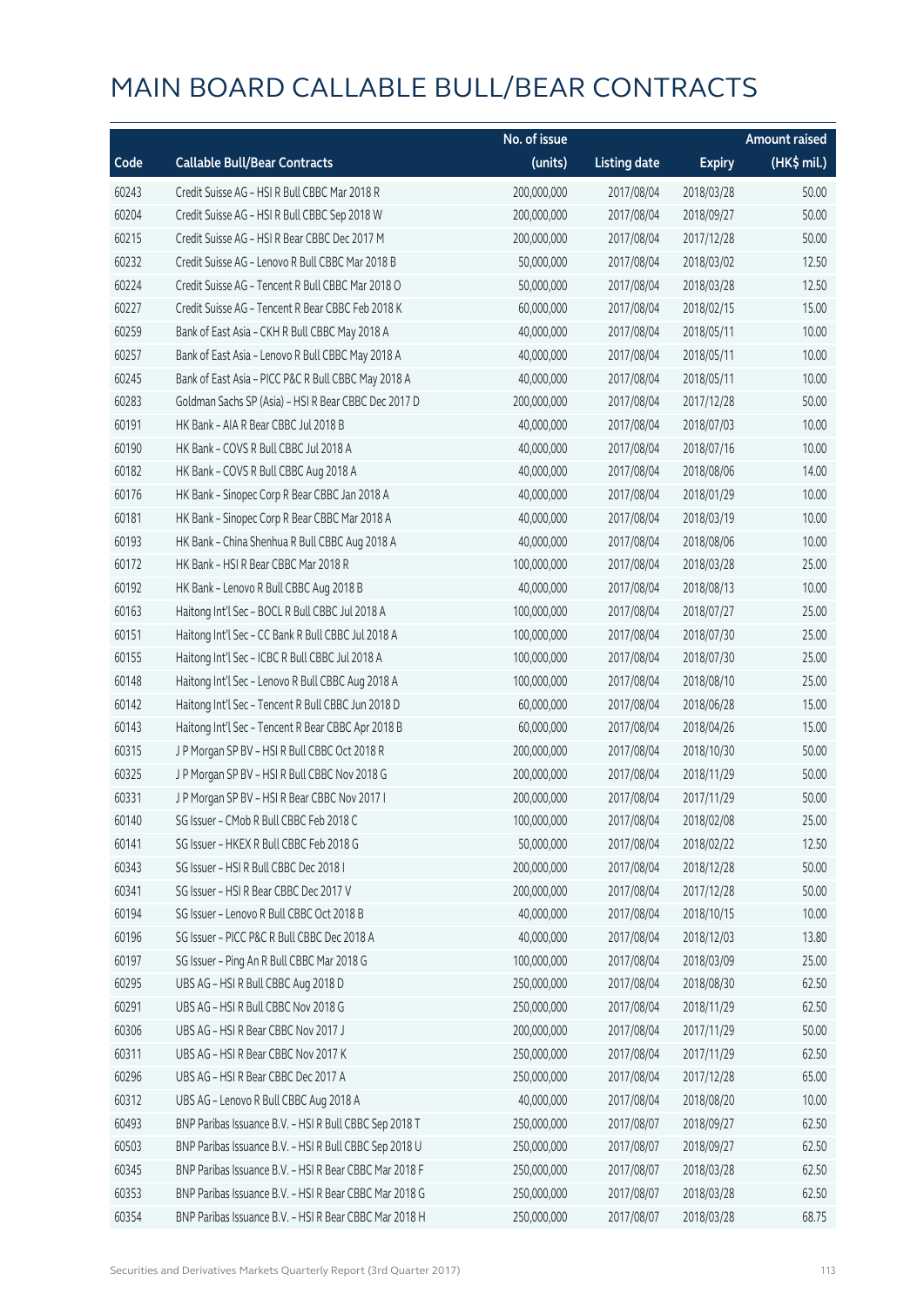# MAIN BOARD CALLABLE BULL/BEAR CONTRACTS

| Code | Callable Bull/Bear Contracts | No. of issue (units) | Listing date | Expiry | Amount raised (HK$ mil.) |
|---|---|---|---|---|---|
| 60243 | Credit Suisse AG – HSI R Bull CBBC Mar 2018 R | 200,000,000 | 2017/08/04 | 2018/03/28 | 50.00 |
| 60204 | Credit Suisse AG – HSI R Bull CBBC Sep 2018 W | 200,000,000 | 2017/08/04 | 2018/09/27 | 50.00 |
| 60215 | Credit Suisse AG – HSI R Bear CBBC Dec 2017 M | 200,000,000 | 2017/08/04 | 2017/12/28 | 50.00 |
| 60232 | Credit Suisse AG – Lenovo R Bull CBBC Mar 2018 B | 50,000,000 | 2017/08/04 | 2018/03/02 | 12.50 |
| 60224 | Credit Suisse AG – Tencent R Bull CBBC Mar 2018 O | 50,000,000 | 2017/08/04 | 2018/03/28 | 12.50 |
| 60227 | Credit Suisse AG – Tencent R Bear CBBC Feb 2018 K | 60,000,000 | 2017/08/04 | 2018/02/15 | 15.00 |
| 60259 | Bank of East Asia – CKH R Bull CBBC May 2018 A | 40,000,000 | 2017/08/04 | 2018/05/11 | 10.00 |
| 60257 | Bank of East Asia – Lenovo R Bull CBBC May 2018 A | 40,000,000 | 2017/08/04 | 2018/05/11 | 10.00 |
| 60245 | Bank of East Asia – PICC P&C R Bull CBBC May 2018 A | 40,000,000 | 2017/08/04 | 2018/05/11 | 10.00 |
| 60283 | Goldman Sachs SP (Asia) – HSI R Bear CBBC Dec 2017 D | 200,000,000 | 2017/08/04 | 2017/12/28 | 50.00 |
| 60191 | HK Bank – AIA R Bear CBBC Jul 2018 B | 40,000,000 | 2017/08/04 | 2018/07/03 | 10.00 |
| 60190 | HK Bank – COVS R Bull CBBC Jul 2018 A | 40,000,000 | 2017/08/04 | 2018/07/16 | 10.00 |
| 60182 | HK Bank – COVS R Bull CBBC Aug 2018 A | 40,000,000 | 2017/08/04 | 2018/08/06 | 14.00 |
| 60176 | HK Bank – Sinopec Corp R Bear CBBC Jan 2018 A | 40,000,000 | 2017/08/04 | 2018/01/29 | 10.00 |
| 60181 | HK Bank – Sinopec Corp R Bear CBBC Mar 2018 A | 40,000,000 | 2017/08/04 | 2018/03/19 | 10.00 |
| 60193 | HK Bank – China Shenhua R Bull CBBC Aug 2018 A | 40,000,000 | 2017/08/04 | 2018/08/06 | 10.00 |
| 60172 | HK Bank – HSI R Bear CBBC Mar 2018 R | 100,000,000 | 2017/08/04 | 2018/03/28 | 25.00 |
| 60192 | HK Bank – Lenovo R Bull CBBC Aug 2018 B | 40,000,000 | 2017/08/04 | 2018/08/13 | 10.00 |
| 60163 | Haitong Int'l Sec – BOCL R Bull CBBC Jul 2018 A | 100,000,000 | 2017/08/04 | 2018/07/27 | 25.00 |
| 60151 | Haitong Int'l Sec – CC Bank R Bull CBBC Jul 2018 A | 100,000,000 | 2017/08/04 | 2018/07/30 | 25.00 |
| 60155 | Haitong Int'l Sec – ICBC R Bull CBBC Jul 2018 A | 100,000,000 | 2017/08/04 | 2018/07/30 | 25.00 |
| 60148 | Haitong Int'l Sec – Lenovo R Bull CBBC Aug 2018 A | 100,000,000 | 2017/08/04 | 2018/08/10 | 25.00 |
| 60142 | Haitong Int'l Sec – Tencent R Bull CBBC Jun 2018 D | 60,000,000 | 2017/08/04 | 2018/06/28 | 15.00 |
| 60143 | Haitong Int'l Sec – Tencent R Bear CBBC Apr 2018 B | 60,000,000 | 2017/08/04 | 2018/04/26 | 15.00 |
| 60315 | J P Morgan SP BV – HSI R Bull CBBC Oct 2018 R | 200,000,000 | 2017/08/04 | 2018/10/30 | 50.00 |
| 60325 | J P Morgan SP BV – HSI R Bull CBBC Nov 2018 G | 200,000,000 | 2017/08/04 | 2018/11/29 | 50.00 |
| 60331 | J P Morgan SP BV – HSI R Bear CBBC Nov 2017 I | 200,000,000 | 2017/08/04 | 2017/11/29 | 50.00 |
| 60140 | SG Issuer – CMob R Bull CBBC Feb 2018 C | 100,000,000 | 2017/08/04 | 2018/02/08 | 25.00 |
| 60141 | SG Issuer – HKEX R Bull CBBC Feb 2018 G | 50,000,000 | 2017/08/04 | 2018/02/22 | 12.50 |
| 60343 | SG Issuer – HSI R Bull CBBC Dec 2018 I | 200,000,000 | 2017/08/04 | 2018/12/28 | 50.00 |
| 60341 | SG Issuer – HSI R Bear CBBC Dec 2017 V | 200,000,000 | 2017/08/04 | 2017/12/28 | 50.00 |
| 60194 | SG Issuer – Lenovo R Bull CBBC Oct 2018 B | 40,000,000 | 2017/08/04 | 2018/10/15 | 10.00 |
| 60196 | SG Issuer – PICC P&C R Bull CBBC Dec 2018 A | 40,000,000 | 2017/08/04 | 2018/12/03 | 13.80 |
| 60197 | SG Issuer – Ping An R Bull CBBC Mar 2018 G | 100,000,000 | 2017/08/04 | 2018/03/09 | 25.00 |
| 60295 | UBS AG – HSI R Bull CBBC Aug 2018 D | 250,000,000 | 2017/08/04 | 2018/08/30 | 62.50 |
| 60291 | UBS AG – HSI R Bull CBBC Nov 2018 G | 250,000,000 | 2017/08/04 | 2018/11/29 | 62.50 |
| 60306 | UBS AG – HSI R Bear CBBC Nov 2017 J | 200,000,000 | 2017/08/04 | 2017/11/29 | 50.00 |
| 60311 | UBS AG – HSI R Bear CBBC Nov 2017 K | 250,000,000 | 2017/08/04 | 2017/11/29 | 62.50 |
| 60296 | UBS AG – HSI R Bear CBBC Dec 2017 A | 250,000,000 | 2017/08/04 | 2017/12/28 | 65.00 |
| 60312 | UBS AG – Lenovo R Bull CBBC Aug 2018 A | 40,000,000 | 2017/08/04 | 2018/08/20 | 10.00 |
| 60493 | BNP Paribas Issuance B.V. – HSI R Bull CBBC Sep 2018 T | 250,000,000 | 2017/08/07 | 2018/09/27 | 62.50 |
| 60503 | BNP Paribas Issuance B.V. – HSI R Bull CBBC Sep 2018 U | 250,000,000 | 2017/08/07 | 2018/09/27 | 62.50 |
| 60345 | BNP Paribas Issuance B.V. – HSI R Bear CBBC Mar 2018 F | 250,000,000 | 2017/08/07 | 2018/03/28 | 62.50 |
| 60353 | BNP Paribas Issuance B.V. – HSI R Bear CBBC Mar 2018 G | 250,000,000 | 2017/08/07 | 2018/03/28 | 62.50 |
| 60354 | BNP Paribas Issuance B.V. – HSI R Bear CBBC Mar 2018 H | 250,000,000 | 2017/08/07 | 2018/03/28 | 68.75 |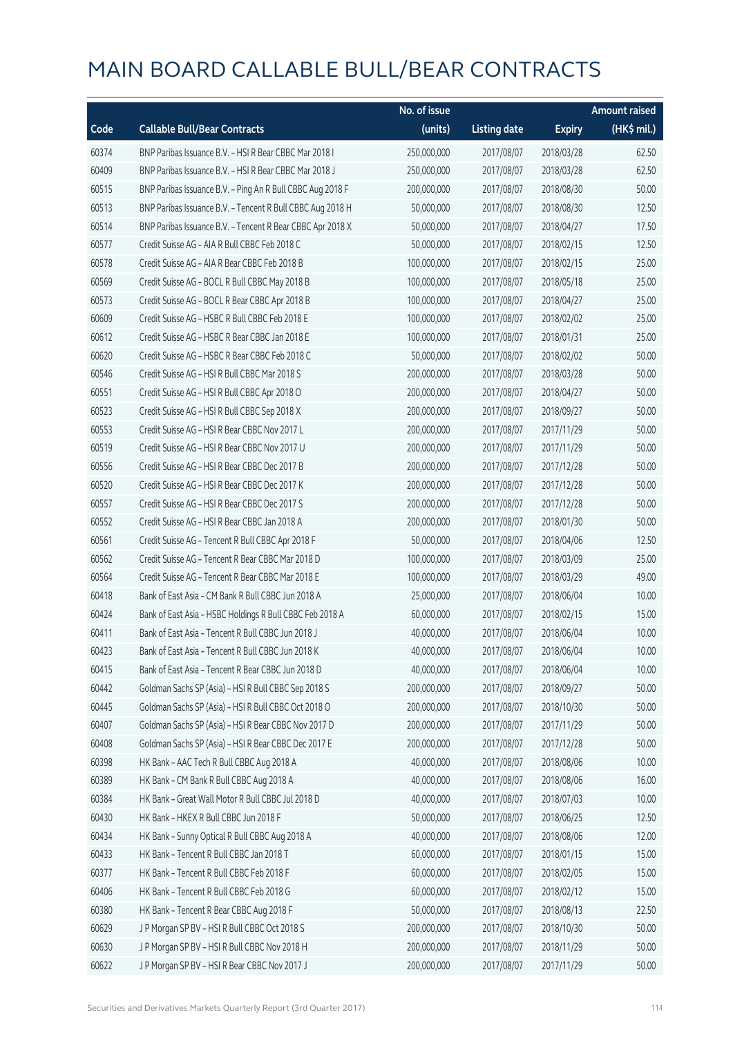# MAIN BOARD CALLABLE BULL/BEAR CONTRACTS

| Code | Callable Bull/Bear Contracts | No. of issue (units) | Listing date | Expiry | Amount raised (HK$ mil.) |
|---|---|---|---|---|---|
| 60374 | BNP Paribas Issuance B.V. – HSI R Bear CBBC Mar 2018 I | 250,000,000 | 2017/08/07 | 2018/03/28 | 62.50 |
| 60409 | BNP Paribas Issuance B.V. – HSI R Bear CBBC Mar 2018 J | 250,000,000 | 2017/08/07 | 2018/03/28 | 62.50 |
| 60515 | BNP Paribas Issuance B.V. – Ping An R Bull CBBC Aug 2018 F | 200,000,000 | 2017/08/07 | 2018/08/30 | 50.00 |
| 60513 | BNP Paribas Issuance B.V. – Tencent R Bull CBBC Aug 2018 H | 50,000,000 | 2017/08/07 | 2018/08/30 | 12.50 |
| 60514 | BNP Paribas Issuance B.V. – Tencent R Bear CBBC Apr 2018 X | 50,000,000 | 2017/08/07 | 2018/04/27 | 17.50 |
| 60577 | Credit Suisse AG – AIA R Bull CBBC Feb 2018 C | 50,000,000 | 2017/08/07 | 2018/02/15 | 12.50 |
| 60578 | Credit Suisse AG – AIA R Bear CBBC Feb 2018 B | 100,000,000 | 2017/08/07 | 2018/02/15 | 25.00 |
| 60569 | Credit Suisse AG – BOCL R Bull CBBC May 2018 B | 100,000,000 | 2017/08/07 | 2018/05/18 | 25.00 |
| 60573 | Credit Suisse AG – BOCL R Bear CBBC Apr 2018 B | 100,000,000 | 2017/08/07 | 2018/04/27 | 25.00 |
| 60609 | Credit Suisse AG – HSBC R Bull CBBC Feb 2018 E | 100,000,000 | 2017/08/07 | 2018/02/02 | 25.00 |
| 60612 | Credit Suisse AG – HSBC R Bear CBBC Jan 2018 E | 100,000,000 | 2017/08/07 | 2018/01/31 | 25.00 |
| 60620 | Credit Suisse AG – HSBC R Bear CBBC Feb 2018 C | 50,000,000 | 2017/08/07 | 2018/02/02 | 50.00 |
| 60546 | Credit Suisse AG – HSI R Bull CBBC Mar 2018 S | 200,000,000 | 2017/08/07 | 2018/03/28 | 50.00 |
| 60551 | Credit Suisse AG – HSI R Bull CBBC Apr 2018 O | 200,000,000 | 2017/08/07 | 2018/04/27 | 50.00 |
| 60523 | Credit Suisse AG – HSI R Bull CBBC Sep 2018 X | 200,000,000 | 2017/08/07 | 2018/09/27 | 50.00 |
| 60553 | Credit Suisse AG – HSI R Bear CBBC Nov 2017 L | 200,000,000 | 2017/08/07 | 2017/11/29 | 50.00 |
| 60519 | Credit Suisse AG – HSI R Bear CBBC Nov 2017 U | 200,000,000 | 2017/08/07 | 2017/11/29 | 50.00 |
| 60556 | Credit Suisse AG – HSI R Bear CBBC Dec 2017 B | 200,000,000 | 2017/08/07 | 2017/12/28 | 50.00 |
| 60520 | Credit Suisse AG – HSI R Bear CBBC Dec 2017 K | 200,000,000 | 2017/08/07 | 2017/12/28 | 50.00 |
| 60557 | Credit Suisse AG – HSI R Bear CBBC Dec 2017 S | 200,000,000 | 2017/08/07 | 2017/12/28 | 50.00 |
| 60552 | Credit Suisse AG – HSI R Bear CBBC Jan 2018 A | 200,000,000 | 2017/08/07 | 2018/01/30 | 50.00 |
| 60561 | Credit Suisse AG – Tencent R Bull CBBC Apr 2018 F | 50,000,000 | 2017/08/07 | 2018/04/06 | 12.50 |
| 60562 | Credit Suisse AG – Tencent R Bear CBBC Mar 2018 D | 100,000,000 | 2017/08/07 | 2018/03/09 | 25.00 |
| 60564 | Credit Suisse AG – Tencent R Bear CBBC Mar 2018 E | 100,000,000 | 2017/08/07 | 2018/03/29 | 49.00 |
| 60418 | Bank of East Asia – CM Bank R Bull CBBC Jun 2018 A | 25,000,000 | 2017/08/07 | 2018/06/04 | 10.00 |
| 60424 | Bank of East Asia – HSBC Holdings R Bull CBBC Feb 2018 A | 60,000,000 | 2017/08/07 | 2018/02/15 | 15.00 |
| 60411 | Bank of East Asia – Tencent R Bull CBBC Jun 2018 J | 40,000,000 | 2017/08/07 | 2018/06/04 | 10.00 |
| 60423 | Bank of East Asia – Tencent R Bull CBBC Jun 2018 K | 40,000,000 | 2017/08/07 | 2018/06/04 | 10.00 |
| 60415 | Bank of East Asia – Tencent R Bear CBBC Jun 2018 D | 40,000,000 | 2017/08/07 | 2018/06/04 | 10.00 |
| 60442 | Goldman Sachs SP (Asia) – HSI R Bull CBBC Sep 2018 S | 200,000,000 | 2017/08/07 | 2018/09/27 | 50.00 |
| 60445 | Goldman Sachs SP (Asia) – HSI R Bull CBBC Oct 2018 O | 200,000,000 | 2017/08/07 | 2018/10/30 | 50.00 |
| 60407 | Goldman Sachs SP (Asia) – HSI R Bear CBBC Nov 2017 D | 200,000,000 | 2017/08/07 | 2017/11/29 | 50.00 |
| 60408 | Goldman Sachs SP (Asia) – HSI R Bear CBBC Dec 2017 E | 200,000,000 | 2017/08/07 | 2017/12/28 | 50.00 |
| 60398 | HK Bank – AAC Tech R Bull CBBC Aug 2018 A | 40,000,000 | 2017/08/07 | 2018/08/06 | 10.00 |
| 60389 | HK Bank – CM Bank R Bull CBBC Aug 2018 A | 40,000,000 | 2017/08/07 | 2018/08/06 | 16.00 |
| 60384 | HK Bank – Great Wall Motor R Bull CBBC Jul 2018 D | 40,000,000 | 2017/08/07 | 2018/07/03 | 10.00 |
| 60430 | HK Bank – HKEX R Bull CBBC Jun 2018 F | 50,000,000 | 2017/08/07 | 2018/06/25 | 12.50 |
| 60434 | HK Bank – Sunny Optical R Bull CBBC Aug 2018 A | 40,000,000 | 2017/08/07 | 2018/08/06 | 12.00 |
| 60433 | HK Bank – Tencent R Bull CBBC Jan 2018 T | 60,000,000 | 2017/08/07 | 2018/01/15 | 15.00 |
| 60377 | HK Bank – Tencent R Bull CBBC Feb 2018 F | 60,000,000 | 2017/08/07 | 2018/02/05 | 15.00 |
| 60406 | HK Bank – Tencent R Bull CBBC Feb 2018 G | 60,000,000 | 2017/08/07 | 2018/02/12 | 15.00 |
| 60380 | HK Bank – Tencent R Bear CBBC Aug 2018 F | 50,000,000 | 2017/08/07 | 2018/08/13 | 22.50 |
| 60629 | J P Morgan SP BV – HSI R Bull CBBC Oct 2018 S | 200,000,000 | 2017/08/07 | 2018/10/30 | 50.00 |
| 60630 | J P Morgan SP BV – HSI R Bull CBBC Nov 2018 H | 200,000,000 | 2017/08/07 | 2018/11/29 | 50.00 |
| 60622 | J P Morgan SP BV – HSI R Bear CBBC Nov 2017 J | 200,000,000 | 2017/08/07 | 2017/11/29 | 50.00 |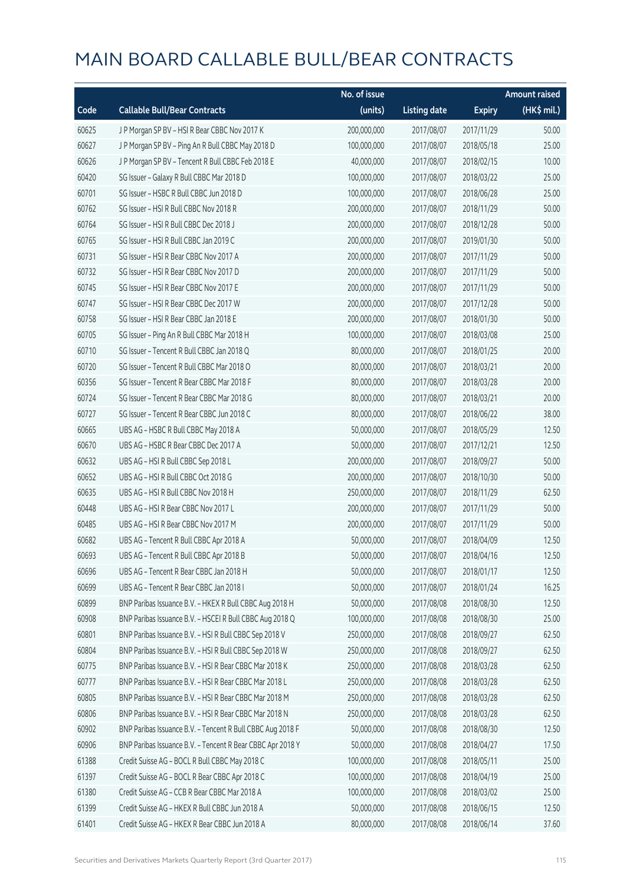# MAIN BOARD CALLABLE BULL/BEAR CONTRACTS

| Code | Callable Bull/Bear Contracts | No. of issue (units) | Listing date | Expiry | Amount raised (HK$ mil.) |
|---|---|---|---|---|---|
| 60625 | J P Morgan SP BV – HSI R Bear CBBC Nov 2017 K | 200,000,000 | 2017/08/07 | 2017/11/29 | 50.00 |
| 60627 | J P Morgan SP BV – Ping An R Bull CBBC May 2018 D | 100,000,000 | 2017/08/07 | 2018/05/18 | 25.00 |
| 60626 | J P Morgan SP BV – Tencent R Bull CBBC Feb 2018 E | 40,000,000 | 2017/08/07 | 2018/02/15 | 10.00 |
| 60420 | SG Issuer – Galaxy R Bull CBBC Mar 2018 D | 100,000,000 | 2017/08/07 | 2018/03/22 | 25.00 |
| 60701 | SG Issuer – HSBC R Bull CBBC Jun 2018 D | 100,000,000 | 2017/08/07 | 2018/06/28 | 25.00 |
| 60762 | SG Issuer – HSI R Bull CBBC Nov 2018 R | 200,000,000 | 2017/08/07 | 2018/11/29 | 50.00 |
| 60764 | SG Issuer – HSI R Bull CBBC Dec 2018 J | 200,000,000 | 2017/08/07 | 2018/12/28 | 50.00 |
| 60765 | SG Issuer – HSI R Bull CBBC Jan 2019 C | 200,000,000 | 2017/08/07 | 2019/01/30 | 50.00 |
| 60731 | SG Issuer – HSI R Bear CBBC Nov 2017 A | 200,000,000 | 2017/08/07 | 2017/11/29 | 50.00 |
| 60732 | SG Issuer – HSI R Bear CBBC Nov 2017 D | 200,000,000 | 2017/08/07 | 2017/11/29 | 50.00 |
| 60745 | SG Issuer – HSI R Bear CBBC Nov 2017 E | 200,000,000 | 2017/08/07 | 2017/11/29 | 50.00 |
| 60747 | SG Issuer – HSI R Bear CBBC Dec 2017 W | 200,000,000 | 2017/08/07 | 2017/12/28 | 50.00 |
| 60758 | SG Issuer – HSI R Bear CBBC Jan 2018 E | 200,000,000 | 2017/08/07 | 2018/01/30 | 50.00 |
| 60705 | SG Issuer – Ping An R Bull CBBC Mar 2018 H | 100,000,000 | 2017/08/07 | 2018/03/08 | 25.00 |
| 60710 | SG Issuer – Tencent R Bull CBBC Jan 2018 Q | 80,000,000 | 2017/08/07 | 2018/01/25 | 20.00 |
| 60720 | SG Issuer – Tencent R Bull CBBC Mar 2018 O | 80,000,000 | 2017/08/07 | 2018/03/21 | 20.00 |
| 60356 | SG Issuer – Tencent R Bear CBBC Mar 2018 F | 80,000,000 | 2017/08/07 | 2018/03/28 | 20.00 |
| 60724 | SG Issuer – Tencent R Bear CBBC Mar 2018 G | 80,000,000 | 2017/08/07 | 2018/03/21 | 20.00 |
| 60727 | SG Issuer – Tencent R Bear CBBC Jun 2018 C | 80,000,000 | 2017/08/07 | 2018/06/22 | 38.00 |
| 60665 | UBS AG – HSBC R Bull CBBC May 2018 A | 50,000,000 | 2017/08/07 | 2018/05/29 | 12.50 |
| 60670 | UBS AG – HSBC R Bear CBBC Dec 2017 A | 50,000,000 | 2017/08/07 | 2017/12/21 | 12.50 |
| 60632 | UBS AG – HSI R Bull CBBC Sep 2018 L | 200,000,000 | 2017/08/07 | 2018/09/27 | 50.00 |
| 60652 | UBS AG – HSI R Bull CBBC Oct 2018 G | 200,000,000 | 2017/08/07 | 2018/10/30 | 50.00 |
| 60635 | UBS AG – HSI R Bull CBBC Nov 2018 H | 250,000,000 | 2017/08/07 | 2018/11/29 | 62.50 |
| 60448 | UBS AG – HSI R Bear CBBC Nov 2017 L | 200,000,000 | 2017/08/07 | 2017/11/29 | 50.00 |
| 60485 | UBS AG – HSI R Bear CBBC Nov 2017 M | 200,000,000 | 2017/08/07 | 2017/11/29 | 50.00 |
| 60682 | UBS AG – Tencent R Bull CBBC Apr 2018 A | 50,000,000 | 2017/08/07 | 2018/04/09 | 12.50 |
| 60693 | UBS AG – Tencent R Bull CBBC Apr 2018 B | 50,000,000 | 2017/08/07 | 2018/04/16 | 12.50 |
| 60696 | UBS AG – Tencent R Bear CBBC Jan 2018 H | 50,000,000 | 2017/08/07 | 2018/01/17 | 12.50 |
| 60699 | UBS AG – Tencent R Bear CBBC Jan 2018 I | 50,000,000 | 2017/08/07 | 2018/01/24 | 16.25 |
| 60899 | BNP Paribas Issuance B.V. – HKEX R Bull CBBC Aug 2018 H | 50,000,000 | 2017/08/08 | 2018/08/30 | 12.50 |
| 60908 | BNP Paribas Issuance B.V. – HSCEI R Bull CBBC Aug 2018 Q | 100,000,000 | 2017/08/08 | 2018/08/30 | 25.00 |
| 60801 | BNP Paribas Issuance B.V. – HSI R Bull CBBC Sep 2018 V | 250,000,000 | 2017/08/08 | 2018/09/27 | 62.50 |
| 60804 | BNP Paribas Issuance B.V. – HSI R Bull CBBC Sep 2018 W | 250,000,000 | 2017/08/08 | 2018/09/27 | 62.50 |
| 60775 | BNP Paribas Issuance B.V. – HSI R Bear CBBC Mar 2018 K | 250,000,000 | 2017/08/08 | 2018/03/28 | 62.50 |
| 60777 | BNP Paribas Issuance B.V. – HSI R Bear CBBC Mar 2018 L | 250,000,000 | 2017/08/08 | 2018/03/28 | 62.50 |
| 60805 | BNP Paribas Issuance B.V. – HSI R Bear CBBC Mar 2018 M | 250,000,000 | 2017/08/08 | 2018/03/28 | 62.50 |
| 60806 | BNP Paribas Issuance B.V. – HSI R Bear CBBC Mar 2018 N | 250,000,000 | 2017/08/08 | 2018/03/28 | 62.50 |
| 60902 | BNP Paribas Issuance B.V. – Tencent R Bull CBBC Aug 2018 F | 50,000,000 | 2017/08/08 | 2018/08/30 | 12.50 |
| 60906 | BNP Paribas Issuance B.V. – Tencent R Bear CBBC Apr 2018 Y | 50,000,000 | 2017/08/08 | 2018/04/27 | 17.50 |
| 61388 | Credit Suisse AG – BOCL R Bull CBBC May 2018 C | 100,000,000 | 2017/08/08 | 2018/05/11 | 25.00 |
| 61397 | Credit Suisse AG – BOCL R Bear CBBC Apr 2018 C | 100,000,000 | 2017/08/08 | 2018/04/19 | 25.00 |
| 61380 | Credit Suisse AG – CCB R Bear CBBC Mar 2018 A | 100,000,000 | 2017/08/08 | 2018/03/02 | 25.00 |
| 61399 | Credit Suisse AG – HKEX R Bull CBBC Jun 2018 A | 50,000,000 | 2017/08/08 | 2018/06/15 | 12.50 |
| 61401 | Credit Suisse AG – HKEX R Bear CBBC Jun 2018 A | 80,000,000 | 2017/08/08 | 2018/06/14 | 37.60 |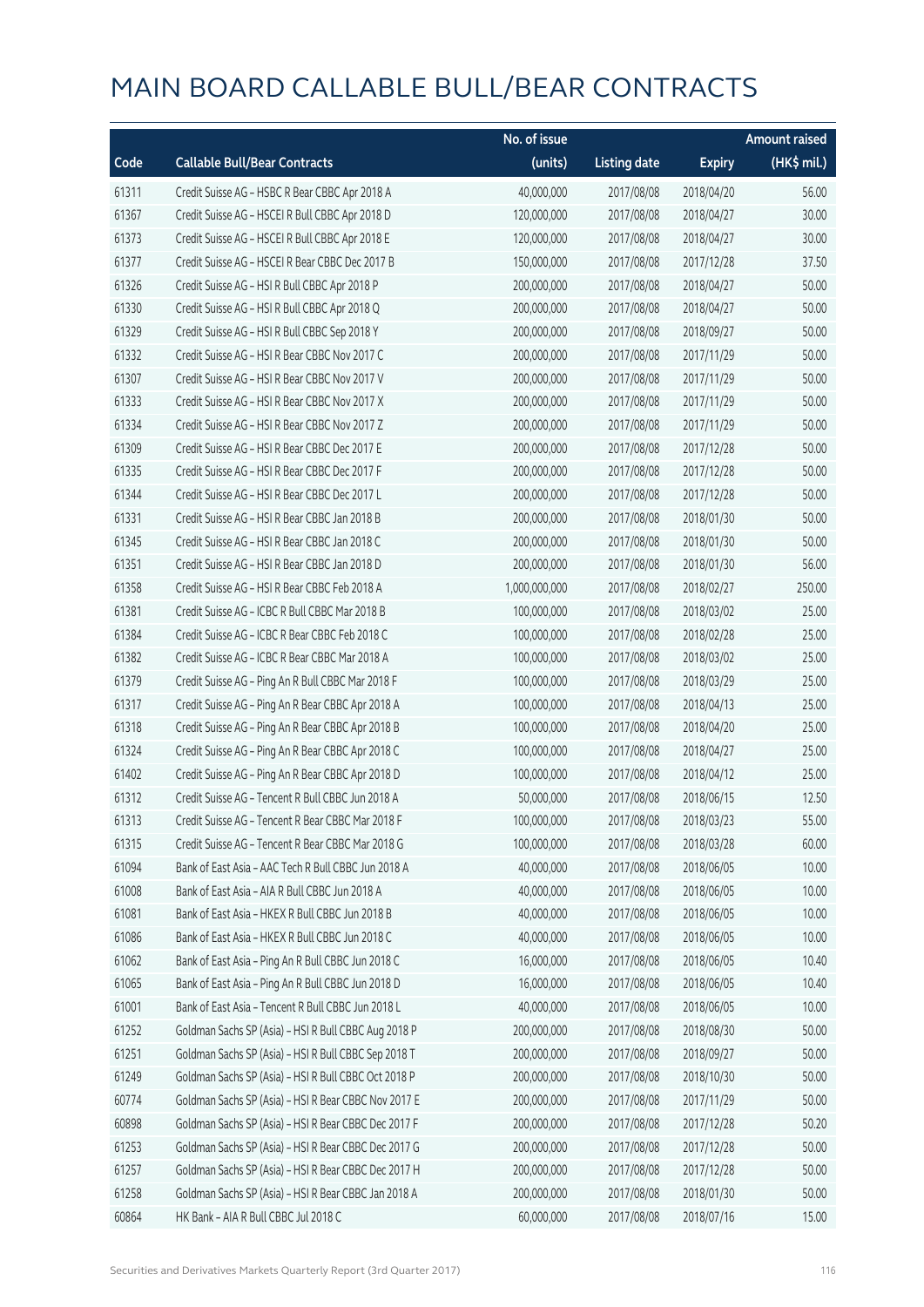# MAIN BOARD CALLABLE BULL/BEAR CONTRACTS

| Code | Callable Bull/Bear Contracts | No. of issue (units) | Listing date | Expiry | Amount raised (HK$ mil.) |
|---|---|---|---|---|---|
| 61311 | Credit Suisse AG - HSBC R Bear CBBC Apr 2018 A | 40,000,000 | 2017/08/08 | 2018/04/20 | 56.00 |
| 61367 | Credit Suisse AG - HSCEI R Bull CBBC Apr 2018 D | 120,000,000 | 2017/08/08 | 2018/04/27 | 30.00 |
| 61373 | Credit Suisse AG - HSCEI R Bull CBBC Apr 2018 E | 120,000,000 | 2017/08/08 | 2018/04/27 | 30.00 |
| 61377 | Credit Suisse AG - HSCEI R Bear CBBC Dec 2017 B | 150,000,000 | 2017/08/08 | 2017/12/28 | 37.50 |
| 61326 | Credit Suisse AG - HSI R Bull CBBC Apr 2018 P | 200,000,000 | 2017/08/08 | 2018/04/27 | 50.00 |
| 61330 | Credit Suisse AG - HSI R Bull CBBC Apr 2018 Q | 200,000,000 | 2017/08/08 | 2018/04/27 | 50.00 |
| 61329 | Credit Suisse AG - HSI R Bull CBBC Sep 2018 Y | 200,000,000 | 2017/08/08 | 2018/09/27 | 50.00 |
| 61332 | Credit Suisse AG - HSI R Bear CBBC Nov 2017 C | 200,000,000 | 2017/08/08 | 2017/11/29 | 50.00 |
| 61307 | Credit Suisse AG - HSI R Bear CBBC Nov 2017 V | 200,000,000 | 2017/08/08 | 2017/11/29 | 50.00 |
| 61333 | Credit Suisse AG - HSI R Bear CBBC Nov 2017 X | 200,000,000 | 2017/08/08 | 2017/11/29 | 50.00 |
| 61334 | Credit Suisse AG - HSI R Bear CBBC Nov 2017 Z | 200,000,000 | 2017/08/08 | 2017/11/29 | 50.00 |
| 61309 | Credit Suisse AG - HSI R Bear CBBC Dec 2017 E | 200,000,000 | 2017/08/08 | 2017/12/28 | 50.00 |
| 61335 | Credit Suisse AG - HSI R Bear CBBC Dec 2017 F | 200,000,000 | 2017/08/08 | 2017/12/28 | 50.00 |
| 61344 | Credit Suisse AG - HSI R Bear CBBC Dec 2017 L | 200,000,000 | 2017/08/08 | 2017/12/28 | 50.00 |
| 61331 | Credit Suisse AG - HSI R Bear CBBC Jan 2018 B | 200,000,000 | 2017/08/08 | 2018/01/30 | 50.00 |
| 61345 | Credit Suisse AG - HSI R Bear CBBC Jan 2018 C | 200,000,000 | 2017/08/08 | 2018/01/30 | 50.00 |
| 61351 | Credit Suisse AG - HSI R Bear CBBC Jan 2018 D | 200,000,000 | 2017/08/08 | 2018/01/30 | 56.00 |
| 61358 | Credit Suisse AG - HSI R Bear CBBC Feb 2018 A | 1,000,000,000 | 2017/08/08 | 2018/02/27 | 250.00 |
| 61381 | Credit Suisse AG - ICBC R Bull CBBC Mar 2018 B | 100,000,000 | 2017/08/08 | 2018/03/02 | 25.00 |
| 61384 | Credit Suisse AG - ICBC R Bear CBBC Feb 2018 C | 100,000,000 | 2017/08/08 | 2018/02/28 | 25.00 |
| 61382 | Credit Suisse AG - ICBC R Bear CBBC Mar 2018 A | 100,000,000 | 2017/08/08 | 2018/03/02 | 25.00 |
| 61379 | Credit Suisse AG - Ping An R Bull CBBC Mar 2018 F | 100,000,000 | 2017/08/08 | 2018/03/29 | 25.00 |
| 61317 | Credit Suisse AG - Ping An R Bear CBBC Apr 2018 A | 100,000,000 | 2017/08/08 | 2018/04/13 | 25.00 |
| 61318 | Credit Suisse AG - Ping An R Bear CBBC Apr 2018 B | 100,000,000 | 2017/08/08 | 2018/04/20 | 25.00 |
| 61324 | Credit Suisse AG - Ping An R Bear CBBC Apr 2018 C | 100,000,000 | 2017/08/08 | 2018/04/27 | 25.00 |
| 61402 | Credit Suisse AG - Ping An R Bear CBBC Apr 2018 D | 100,000,000 | 2017/08/08 | 2018/04/12 | 25.00 |
| 61312 | Credit Suisse AG - Tencent R Bull CBBC Jun 2018 A | 50,000,000 | 2017/08/08 | 2018/06/15 | 12.50 |
| 61313 | Credit Suisse AG - Tencent R Bear CBBC Mar 2018 F | 100,000,000 | 2017/08/08 | 2018/03/23 | 55.00 |
| 61315 | Credit Suisse AG - Tencent R Bear CBBC Mar 2018 G | 100,000,000 | 2017/08/08 | 2018/03/28 | 60.00 |
| 61094 | Bank of East Asia - AAC Tech R Bull CBBC Jun 2018 A | 40,000,000 | 2017/08/08 | 2018/06/05 | 10.00 |
| 61008 | Bank of East Asia - AIA R Bull CBBC Jun 2018 A | 40,000,000 | 2017/08/08 | 2018/06/05 | 10.00 |
| 61081 | Bank of East Asia - HKEX R Bull CBBC Jun 2018 B | 40,000,000 | 2017/08/08 | 2018/06/05 | 10.00 |
| 61086 | Bank of East Asia - HKEX R Bull CBBC Jun 2018 C | 40,000,000 | 2017/08/08 | 2018/06/05 | 10.00 |
| 61062 | Bank of East Asia - Ping An R Bull CBBC Jun 2018 C | 16,000,000 | 2017/08/08 | 2018/06/05 | 10.40 |
| 61065 | Bank of East Asia - Ping An R Bull CBBC Jun 2018 D | 16,000,000 | 2017/08/08 | 2018/06/05 | 10.40 |
| 61001 | Bank of East Asia - Tencent R Bull CBBC Jun 2018 L | 40,000,000 | 2017/08/08 | 2018/06/05 | 10.00 |
| 61252 | Goldman Sachs SP (Asia) - HSI R Bull CBBC Aug 2018 P | 200,000,000 | 2017/08/08 | 2018/08/30 | 50.00 |
| 61251 | Goldman Sachs SP (Asia) - HSI R Bull CBBC Sep 2018 T | 200,000,000 | 2017/08/08 | 2018/09/27 | 50.00 |
| 61249 | Goldman Sachs SP (Asia) - HSI R Bull CBBC Oct 2018 P | 200,000,000 | 2017/08/08 | 2018/10/30 | 50.00 |
| 60774 | Goldman Sachs SP (Asia) - HSI R Bear CBBC Nov 2017 E | 200,000,000 | 2017/08/08 | 2017/11/29 | 50.00 |
| 60898 | Goldman Sachs SP (Asia) - HSI R Bear CBBC Dec 2017 F | 200,000,000 | 2017/08/08 | 2017/12/28 | 50.20 |
| 61253 | Goldman Sachs SP (Asia) - HSI R Bear CBBC Dec 2017 G | 200,000,000 | 2017/08/08 | 2017/12/28 | 50.00 |
| 61257 | Goldman Sachs SP (Asia) - HSI R Bear CBBC Dec 2017 H | 200,000,000 | 2017/08/08 | 2017/12/28 | 50.00 |
| 61258 | Goldman Sachs SP (Asia) - HSI R Bear CBBC Jan 2018 A | 200,000,000 | 2017/08/08 | 2018/01/30 | 50.00 |
| 60864 | HK Bank - AIA R Bull CBBC Jul 2018 C | 60,000,000 | 2017/08/08 | 2018/07/16 | 15.00 |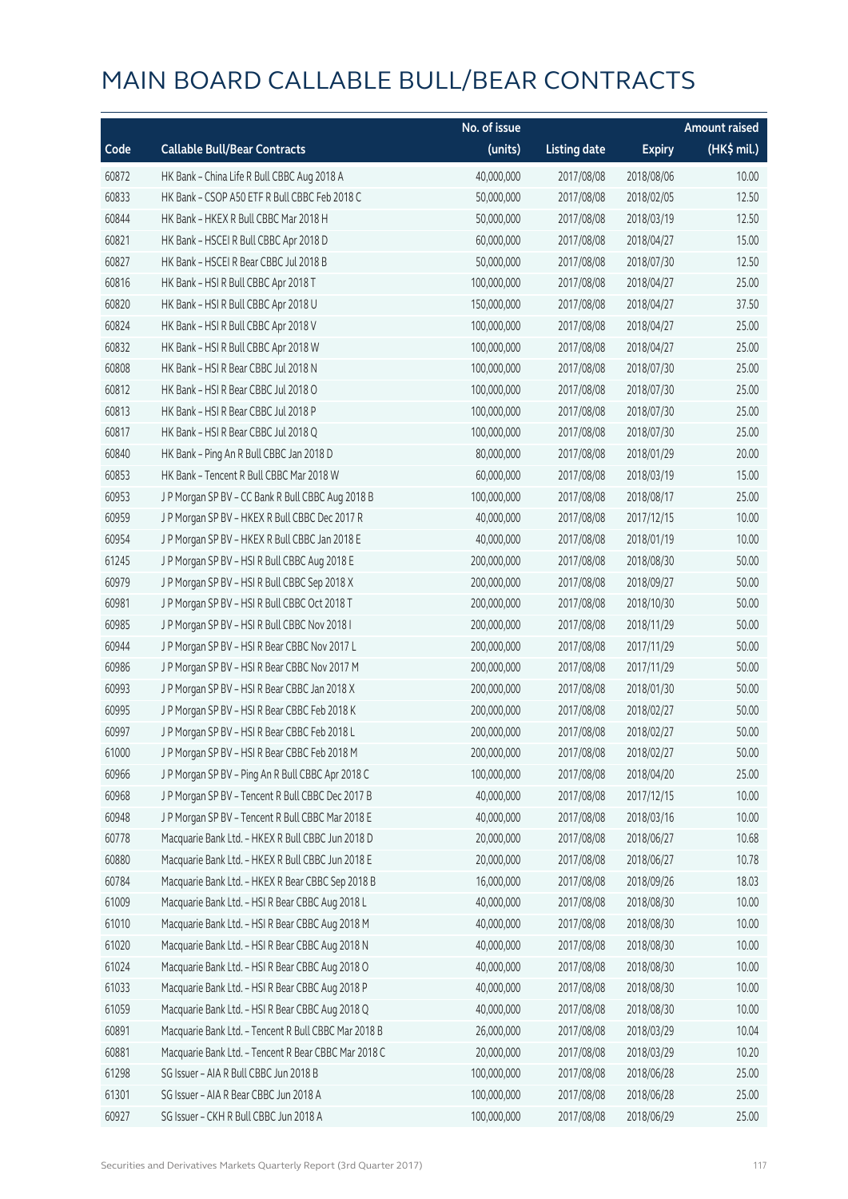# MAIN BOARD CALLABLE BULL/BEAR CONTRACTS

| Code | Callable Bull/Bear Contracts | No. of issue (units) | Listing date | Expiry | Amount raised (HK$ mil.) |
|---|---|---|---|---|---|
| 60872 | HK Bank – China Life R Bull CBBC Aug 2018 A | 40,000,000 | 2017/08/08 | 2018/08/06 | 10.00 |
| 60833 | HK Bank – CSOP A50 ETF R Bull CBBC Feb 2018 C | 50,000,000 | 2017/08/08 | 2018/02/05 | 12.50 |
| 60844 | HK Bank – HKEX R Bull CBBC Mar 2018 H | 50,000,000 | 2017/08/08 | 2018/03/19 | 12.50 |
| 60821 | HK Bank – HSCEI R Bull CBBC Apr 2018 D | 60,000,000 | 2017/08/08 | 2018/04/27 | 15.00 |
| 60827 | HK Bank – HSCEI R Bear CBBC Jul 2018 B | 50,000,000 | 2017/08/08 | 2018/07/30 | 12.50 |
| 60816 | HK Bank – HSI R Bull CBBC Apr 2018 T | 100,000,000 | 2017/08/08 | 2018/04/27 | 25.00 |
| 60820 | HK Bank – HSI R Bull CBBC Apr 2018 U | 150,000,000 | 2017/08/08 | 2018/04/27 | 37.50 |
| 60824 | HK Bank – HSI R Bull CBBC Apr 2018 V | 100,000,000 | 2017/08/08 | 2018/04/27 | 25.00 |
| 60832 | HK Bank – HSI R Bull CBBC Apr 2018 W | 100,000,000 | 2017/08/08 | 2018/04/27 | 25.00 |
| 60808 | HK Bank – HSI R Bear CBBC Jul 2018 N | 100,000,000 | 2017/08/08 | 2018/07/30 | 25.00 |
| 60812 | HK Bank – HSI R Bear CBBC Jul 2018 O | 100,000,000 | 2017/08/08 | 2018/07/30 | 25.00 |
| 60813 | HK Bank – HSI R Bear CBBC Jul 2018 P | 100,000,000 | 2017/08/08 | 2018/07/30 | 25.00 |
| 60817 | HK Bank – HSI R Bear CBBC Jul 2018 Q | 100,000,000 | 2017/08/08 | 2018/07/30 | 25.00 |
| 60840 | HK Bank – Ping An R Bull CBBC Jan 2018 D | 80,000,000 | 2017/08/08 | 2018/01/29 | 20.00 |
| 60853 | HK Bank – Tencent R Bull CBBC Mar 2018 W | 60,000,000 | 2017/08/08 | 2018/03/19 | 15.00 |
| 60953 | J P Morgan SP BV – CC Bank R Bull CBBC Aug 2018 B | 100,000,000 | 2017/08/08 | 2018/08/17 | 25.00 |
| 60959 | J P Morgan SP BV – HKEX R Bull CBBC Dec 2017 R | 40,000,000 | 2017/08/08 | 2017/12/15 | 10.00 |
| 60954 | J P Morgan SP BV – HKEX R Bull CBBC Jan 2018 E | 40,000,000 | 2017/08/08 | 2018/01/19 | 10.00 |
| 61245 | J P Morgan SP BV – HSI R Bull CBBC Aug 2018 E | 200,000,000 | 2017/08/08 | 2018/08/30 | 50.00 |
| 60979 | J P Morgan SP BV – HSI R Bull CBBC Sep 2018 X | 200,000,000 | 2017/08/08 | 2018/09/27 | 50.00 |
| 60981 | J P Morgan SP BV – HSI R Bull CBBC Oct 2018 T | 200,000,000 | 2017/08/08 | 2018/10/30 | 50.00 |
| 60985 | J P Morgan SP BV – HSI R Bull CBBC Nov 2018 I | 200,000,000 | 2017/08/08 | 2018/11/29 | 50.00 |
| 60944 | J P Morgan SP BV – HSI R Bear CBBC Nov 2017 L | 200,000,000 | 2017/08/08 | 2017/11/29 | 50.00 |
| 60986 | J P Morgan SP BV – HSI R Bear CBBC Nov 2017 M | 200,000,000 | 2017/08/08 | 2017/11/29 | 50.00 |
| 60993 | J P Morgan SP BV – HSI R Bear CBBC Jan 2018 X | 200,000,000 | 2017/08/08 | 2018/01/30 | 50.00 |
| 60995 | J P Morgan SP BV – HSI R Bear CBBC Feb 2018 K | 200,000,000 | 2017/08/08 | 2018/02/27 | 50.00 |
| 60997 | J P Morgan SP BV – HSI R Bear CBBC Feb 2018 L | 200,000,000 | 2017/08/08 | 2018/02/27 | 50.00 |
| 61000 | J P Morgan SP BV – HSI R Bear CBBC Feb 2018 M | 200,000,000 | 2017/08/08 | 2018/02/27 | 50.00 |
| 60966 | J P Morgan SP BV – Ping An R Bull CBBC Apr 2018 C | 100,000,000 | 2017/08/08 | 2018/04/20 | 25.00 |
| 60968 | J P Morgan SP BV – Tencent R Bull CBBC Dec 2017 B | 40,000,000 | 2017/08/08 | 2017/12/15 | 10.00 |
| 60948 | J P Morgan SP BV – Tencent R Bull CBBC Mar 2018 E | 40,000,000 | 2017/08/08 | 2018/03/16 | 10.00 |
| 60778 | Macquarie Bank Ltd. – HKEX R Bull CBBC Jun 2018 D | 20,000,000 | 2017/08/08 | 2018/06/27 | 10.68 |
| 60880 | Macquarie Bank Ltd. – HKEX R Bull CBBC Jun 2018 E | 20,000,000 | 2017/08/08 | 2018/06/27 | 10.78 |
| 60784 | Macquarie Bank Ltd. – HKEX R Bear CBBC Sep 2018 B | 16,000,000 | 2017/08/08 | 2018/09/26 | 18.03 |
| 61009 | Macquarie Bank Ltd. – HSI R Bear CBBC Aug 2018 L | 40,000,000 | 2017/08/08 | 2018/08/30 | 10.00 |
| 61010 | Macquarie Bank Ltd. – HSI R Bear CBBC Aug 2018 M | 40,000,000 | 2017/08/08 | 2018/08/30 | 10.00 |
| 61020 | Macquarie Bank Ltd. – HSI R Bear CBBC Aug 2018 N | 40,000,000 | 2017/08/08 | 2018/08/30 | 10.00 |
| 61024 | Macquarie Bank Ltd. – HSI R Bear CBBC Aug 2018 O | 40,000,000 | 2017/08/08 | 2018/08/30 | 10.00 |
| 61033 | Macquarie Bank Ltd. – HSI R Bear CBBC Aug 2018 P | 40,000,000 | 2017/08/08 | 2018/08/30 | 10.00 |
| 61059 | Macquarie Bank Ltd. – HSI R Bear CBBC Aug 2018 Q | 40,000,000 | 2017/08/08 | 2018/08/30 | 10.00 |
| 60891 | Macquarie Bank Ltd. – Tencent R Bull CBBC Mar 2018 B | 26,000,000 | 2017/08/08 | 2018/03/29 | 10.04 |
| 60881 | Macquarie Bank Ltd. – Tencent R Bear CBBC Mar 2018 C | 20,000,000 | 2017/08/08 | 2018/03/29 | 10.20 |
| 61298 | SG Issuer – AIA R Bull CBBC Jun 2018 B | 100,000,000 | 2017/08/08 | 2018/06/28 | 25.00 |
| 61301 | SG Issuer – AIA R Bear CBBC Jun 2018 A | 100,000,000 | 2017/08/08 | 2018/06/28 | 25.00 |
| 60927 | SG Issuer – CKH R Bull CBBC Jun 2018 A | 100,000,000 | 2017/08/08 | 2018/06/29 | 25.00 |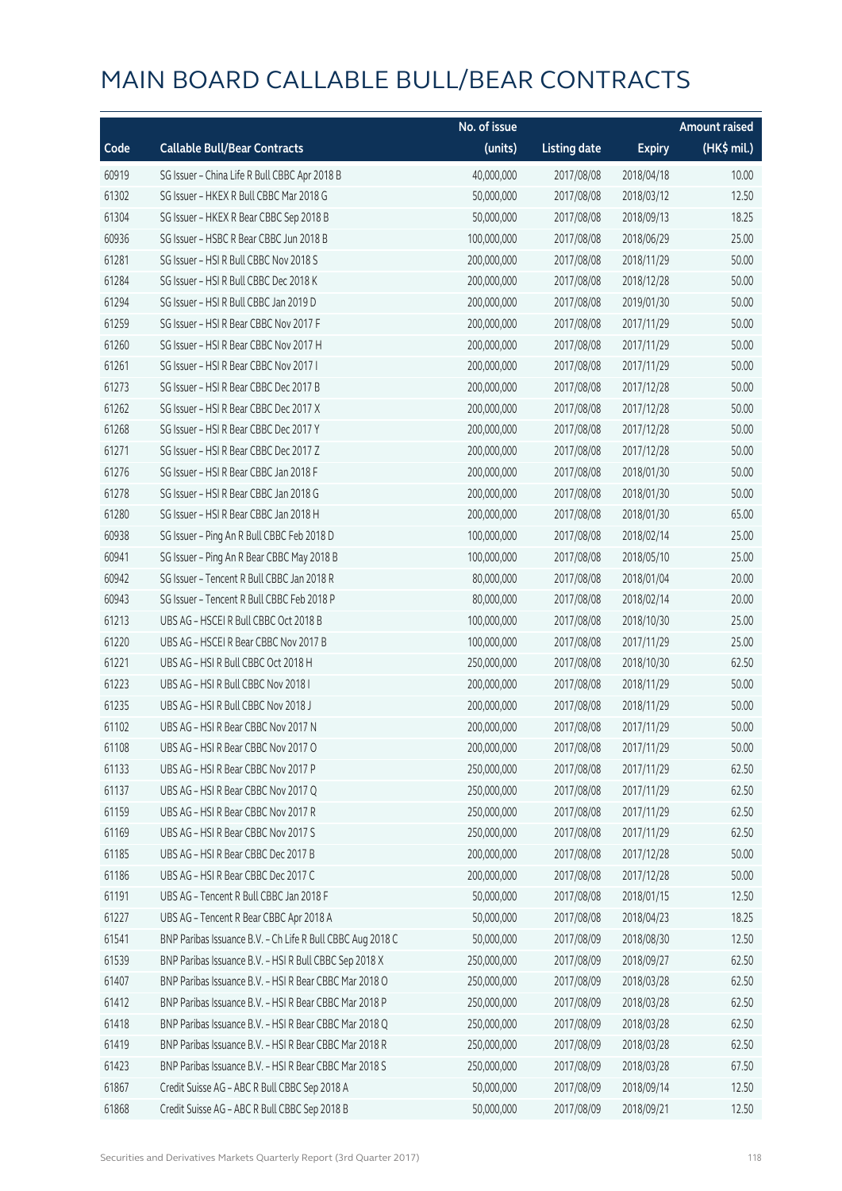# MAIN BOARD CALLABLE BULL/BEAR CONTRACTS

| Code | Callable Bull/Bear Contracts | No. of issue (units) | Listing date | Expiry | Amount raised (HK$ mil.) |
|---|---|---|---|---|---|
| 60919 | SG Issuer – China Life R Bull CBBC Apr 2018 B | 40,000,000 | 2017/08/08 | 2018/04/18 | 10.00 |
| 61302 | SG Issuer – HKEX R Bull CBBC Mar 2018 G | 50,000,000 | 2017/08/08 | 2018/03/12 | 12.50 |
| 61304 | SG Issuer – HKEX R Bear CBBC Sep 2018 B | 50,000,000 | 2017/08/08 | 2018/09/13 | 18.25 |
| 60936 | SG Issuer – HSBC R Bear CBBC Jun 2018 B | 100,000,000 | 2017/08/08 | 2018/06/29 | 25.00 |
| 61281 | SG Issuer – HSI R Bull CBBC Nov 2018 S | 200,000,000 | 2017/08/08 | 2018/11/29 | 50.00 |
| 61284 | SG Issuer – HSI R Bull CBBC Dec 2018 K | 200,000,000 | 2017/08/08 | 2018/12/28 | 50.00 |
| 61294 | SG Issuer – HSI R Bull CBBC Jan 2019 D | 200,000,000 | 2017/08/08 | 2019/01/30 | 50.00 |
| 61259 | SG Issuer – HSI R Bear CBBC Nov 2017 F | 200,000,000 | 2017/08/08 | 2017/11/29 | 50.00 |
| 61260 | SG Issuer – HSI R Bear CBBC Nov 2017 H | 200,000,000 | 2017/08/08 | 2017/11/29 | 50.00 |
| 61261 | SG Issuer – HSI R Bear CBBC Nov 2017 I | 200,000,000 | 2017/08/08 | 2017/11/29 | 50.00 |
| 61273 | SG Issuer – HSI R Bear CBBC Dec 2017 B | 200,000,000 | 2017/08/08 | 2017/12/28 | 50.00 |
| 61262 | SG Issuer – HSI R Bear CBBC Dec 2017 X | 200,000,000 | 2017/08/08 | 2017/12/28 | 50.00 |
| 61268 | SG Issuer – HSI R Bear CBBC Dec 2017 Y | 200,000,000 | 2017/08/08 | 2017/12/28 | 50.00 |
| 61271 | SG Issuer – HSI R Bear CBBC Dec 2017 Z | 200,000,000 | 2017/08/08 | 2017/12/28 | 50.00 |
| 61276 | SG Issuer – HSI R Bear CBBC Jan 2018 F | 200,000,000 | 2017/08/08 | 2018/01/30 | 50.00 |
| 61278 | SG Issuer – HSI R Bear CBBC Jan 2018 G | 200,000,000 | 2017/08/08 | 2018/01/30 | 50.00 |
| 61280 | SG Issuer – HSI R Bear CBBC Jan 2018 H | 200,000,000 | 2017/08/08 | 2018/01/30 | 65.00 |
| 60938 | SG Issuer – Ping An R Bull CBBC Feb 2018 D | 100,000,000 | 2017/08/08 | 2018/02/14 | 25.00 |
| 60941 | SG Issuer – Ping An R Bear CBBC May 2018 B | 100,000,000 | 2017/08/08 | 2018/05/10 | 25.00 |
| 60942 | SG Issuer – Tencent R Bull CBBC Jan 2018 R | 80,000,000 | 2017/08/08 | 2018/01/04 | 20.00 |
| 60943 | SG Issuer – Tencent R Bull CBBC Feb 2018 P | 80,000,000 | 2017/08/08 | 2018/02/14 | 20.00 |
| 61213 | UBS AG – HSCEI R Bull CBBC Oct 2018 B | 100,000,000 | 2017/08/08 | 2018/10/30 | 25.00 |
| 61220 | UBS AG – HSCEI R Bear CBBC Nov 2017 B | 100,000,000 | 2017/08/08 | 2017/11/29 | 25.00 |
| 61221 | UBS AG – HSI R Bull CBBC Oct 2018 H | 250,000,000 | 2017/08/08 | 2018/10/30 | 62.50 |
| 61223 | UBS AG – HSI R Bull CBBC Nov 2018 I | 200,000,000 | 2017/08/08 | 2018/11/29 | 50.00 |
| 61235 | UBS AG – HSI R Bull CBBC Nov 2018 J | 200,000,000 | 2017/08/08 | 2018/11/29 | 50.00 |
| 61102 | UBS AG – HSI R Bear CBBC Nov 2017 N | 200,000,000 | 2017/08/08 | 2017/11/29 | 50.00 |
| 61108 | UBS AG – HSI R Bear CBBC Nov 2017 O | 200,000,000 | 2017/08/08 | 2017/11/29 | 50.00 |
| 61133 | UBS AG – HSI R Bear CBBC Nov 2017 P | 250,000,000 | 2017/08/08 | 2017/11/29 | 62.50 |
| 61137 | UBS AG – HSI R Bear CBBC Nov 2017 Q | 250,000,000 | 2017/08/08 | 2017/11/29 | 62.50 |
| 61159 | UBS AG – HSI R Bear CBBC Nov 2017 R | 250,000,000 | 2017/08/08 | 2017/11/29 | 62.50 |
| 61169 | UBS AG – HSI R Bear CBBC Nov 2017 S | 250,000,000 | 2017/08/08 | 2017/11/29 | 62.50 |
| 61185 | UBS AG – HSI R Bear CBBC Dec 2017 B | 200,000,000 | 2017/08/08 | 2017/12/28 | 50.00 |
| 61186 | UBS AG – HSI R Bear CBBC Dec 2017 C | 200,000,000 | 2017/08/08 | 2017/12/28 | 50.00 |
| 61191 | UBS AG – Tencent R Bull CBBC Jan 2018 F | 50,000,000 | 2017/08/08 | 2018/01/15 | 12.50 |
| 61227 | UBS AG – Tencent R Bear CBBC Apr 2018 A | 50,000,000 | 2017/08/08 | 2018/04/23 | 18.25 |
| 61541 | BNP Paribas Issuance B.V. – Ch Life R Bull CBBC Aug 2018 C | 50,000,000 | 2017/08/09 | 2018/08/30 | 12.50 |
| 61539 | BNP Paribas Issuance B.V. – HSI R Bull CBBC Sep 2018 X | 250,000,000 | 2017/08/09 | 2018/09/27 | 62.50 |
| 61407 | BNP Paribas Issuance B.V. – HSI R Bear CBBC Mar 2018 O | 250,000,000 | 2017/08/09 | 2018/03/28 | 62.50 |
| 61412 | BNP Paribas Issuance B.V. – HSI R Bear CBBC Mar 2018 P | 250,000,000 | 2017/08/09 | 2018/03/28 | 62.50 |
| 61418 | BNP Paribas Issuance B.V. – HSI R Bear CBBC Mar 2018 Q | 250,000,000 | 2017/08/09 | 2018/03/28 | 62.50 |
| 61419 | BNP Paribas Issuance B.V. – HSI R Bear CBBC Mar 2018 R | 250,000,000 | 2017/08/09 | 2018/03/28 | 62.50 |
| 61423 | BNP Paribas Issuance B.V. – HSI R Bear CBBC Mar 2018 S | 250,000,000 | 2017/08/09 | 2018/03/28 | 67.50 |
| 61867 | Credit Suisse AG – ABC R Bull CBBC Sep 2018 A | 50,000,000 | 2017/08/09 | 2018/09/14 | 12.50 |
| 61868 | Credit Suisse AG – ABC R Bull CBBC Sep 2018 B | 50,000,000 | 2017/08/09 | 2018/09/21 | 12.50 |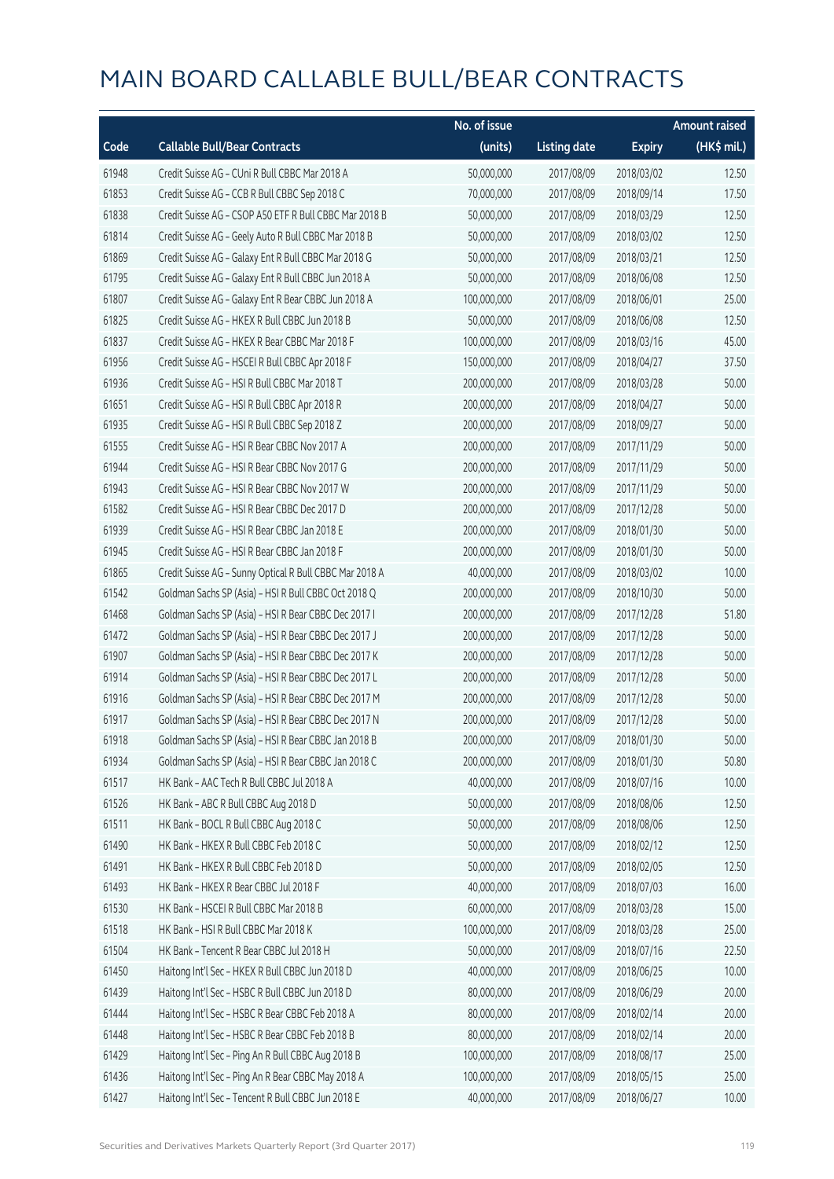# MAIN BOARD CALLABLE BULL/BEAR CONTRACTS

| Code | Callable Bull/Bear Contracts | No. of issue (units) | Listing date | Expiry | Amount raised (HK$ mil.) |
|---|---|---|---|---|---|
| 61948 | Credit Suisse AG - CUni R Bull CBBC Mar 2018 A | 50,000,000 | 2017/08/09 | 2018/03/02 | 12.50 |
| 61853 | Credit Suisse AG - CCB R Bull CBBC Sep 2018 C | 70,000,000 | 2017/08/09 | 2018/09/14 | 17.50 |
| 61838 | Credit Suisse AG - CSOP A50 ETF R Bull CBBC Mar 2018 B | 50,000,000 | 2017/08/09 | 2018/03/29 | 12.50 |
| 61814 | Credit Suisse AG - Geely Auto R Bull CBBC Mar 2018 B | 50,000,000 | 2017/08/09 | 2018/03/02 | 12.50 |
| 61869 | Credit Suisse AG - Galaxy Ent R Bull CBBC Mar 2018 G | 50,000,000 | 2017/08/09 | 2018/03/21 | 12.50 |
| 61795 | Credit Suisse AG - Galaxy Ent R Bull CBBC Jun 2018 A | 50,000,000 | 2017/08/09 | 2018/06/08 | 12.50 |
| 61807 | Credit Suisse AG - Galaxy Ent R Bear CBBC Jun 2018 A | 100,000,000 | 2017/08/09 | 2018/06/01 | 25.00 |
| 61825 | Credit Suisse AG - HKEX R Bull CBBC Jun 2018 B | 50,000,000 | 2017/08/09 | 2018/06/08 | 12.50 |
| 61837 | Credit Suisse AG - HKEX R Bear CBBC Mar 2018 F | 100,000,000 | 2017/08/09 | 2018/03/16 | 45.00 |
| 61956 | Credit Suisse AG - HSCEI R Bull CBBC Apr 2018 F | 150,000,000 | 2017/08/09 | 2018/04/27 | 37.50 |
| 61936 | Credit Suisse AG - HSI R Bull CBBC Mar 2018 T | 200,000,000 | 2017/08/09 | 2018/03/28 | 50.00 |
| 61651 | Credit Suisse AG - HSI R Bull CBBC Apr 2018 R | 200,000,000 | 2017/08/09 | 2018/04/27 | 50.00 |
| 61935 | Credit Suisse AG - HSI R Bull CBBC Sep 2018 Z | 200,000,000 | 2017/08/09 | 2018/09/27 | 50.00 |
| 61555 | Credit Suisse AG - HSI R Bear CBBC Nov 2017 A | 200,000,000 | 2017/08/09 | 2017/11/29 | 50.00 |
| 61944 | Credit Suisse AG - HSI R Bear CBBC Nov 2017 G | 200,000,000 | 2017/08/09 | 2017/11/29 | 50.00 |
| 61943 | Credit Suisse AG - HSI R Bear CBBC Nov 2017 W | 200,000,000 | 2017/08/09 | 2017/11/29 | 50.00 |
| 61582 | Credit Suisse AG - HSI R Bear CBBC Dec 2017 D | 200,000,000 | 2017/08/09 | 2017/12/28 | 50.00 |
| 61939 | Credit Suisse AG - HSI R Bear CBBC Jan 2018 E | 200,000,000 | 2017/08/09 | 2018/01/30 | 50.00 |
| 61945 | Credit Suisse AG - HSI R Bear CBBC Jan 2018 F | 200,000,000 | 2017/08/09 | 2018/01/30 | 50.00 |
| 61865 | Credit Suisse AG - Sunny Optical R Bull CBBC Mar 2018 A | 40,000,000 | 2017/08/09 | 2018/03/02 | 10.00 |
| 61542 | Goldman Sachs SP (Asia) - HSI R Bull CBBC Oct 2018 Q | 200,000,000 | 2017/08/09 | 2018/10/30 | 50.00 |
| 61468 | Goldman Sachs SP (Asia) - HSI R Bear CBBC Dec 2017 I | 200,000,000 | 2017/08/09 | 2017/12/28 | 51.80 |
| 61472 | Goldman Sachs SP (Asia) - HSI R Bear CBBC Dec 2017 J | 200,000,000 | 2017/08/09 | 2017/12/28 | 50.00 |
| 61907 | Goldman Sachs SP (Asia) - HSI R Bear CBBC Dec 2017 K | 200,000,000 | 2017/08/09 | 2017/12/28 | 50.00 |
| 61914 | Goldman Sachs SP (Asia) - HSI R Bear CBBC Dec 2017 L | 200,000,000 | 2017/08/09 | 2017/12/28 | 50.00 |
| 61916 | Goldman Sachs SP (Asia) - HSI R Bear CBBC Dec 2017 M | 200,000,000 | 2017/08/09 | 2017/12/28 | 50.00 |
| 61917 | Goldman Sachs SP (Asia) - HSI R Bear CBBC Dec 2017 N | 200,000,000 | 2017/08/09 | 2017/12/28 | 50.00 |
| 61918 | Goldman Sachs SP (Asia) - HSI R Bear CBBC Jan 2018 B | 200,000,000 | 2017/08/09 | 2018/01/30 | 50.00 |
| 61934 | Goldman Sachs SP (Asia) - HSI R Bear CBBC Jan 2018 C | 200,000,000 | 2017/08/09 | 2018/01/30 | 50.80 |
| 61517 | HK Bank - AAC Tech R Bull CBBC Jul 2018 A | 40,000,000 | 2017/08/09 | 2018/07/16 | 10.00 |
| 61526 | HK Bank - ABC R Bull CBBC Aug 2018 D | 50,000,000 | 2017/08/09 | 2018/08/06 | 12.50 |
| 61511 | HK Bank - BOCL R Bull CBBC Aug 2018 C | 50,000,000 | 2017/08/09 | 2018/08/06 | 12.50 |
| 61490 | HK Bank - HKEX R Bull CBBC Feb 2018 C | 50,000,000 | 2017/08/09 | 2018/02/12 | 12.50 |
| 61491 | HK Bank - HKEX R Bull CBBC Feb 2018 D | 50,000,000 | 2017/08/09 | 2018/02/05 | 12.50 |
| 61493 | HK Bank - HKEX R Bear CBBC Jul 2018 F | 40,000,000 | 2017/08/09 | 2018/07/03 | 16.00 |
| 61530 | HK Bank - HSCEI R Bull CBBC Mar 2018 B | 60,000,000 | 2017/08/09 | 2018/03/28 | 15.00 |
| 61518 | HK Bank - HSI R Bull CBBC Mar 2018 K | 100,000,000 | 2017/08/09 | 2018/03/28 | 25.00 |
| 61504 | HK Bank - Tencent R Bear CBBC Jul 2018 H | 50,000,000 | 2017/08/09 | 2018/07/16 | 22.50 |
| 61450 | Haitong Int'l Sec - HKEX R Bull CBBC Jun 2018 D | 40,000,000 | 2017/08/09 | 2018/06/25 | 10.00 |
| 61439 | Haitong Int'l Sec - HSBC R Bull CBBC Jun 2018 D | 80,000,000 | 2017/08/09 | 2018/06/29 | 20.00 |
| 61444 | Haitong Int'l Sec - HSBC R Bear CBBC Feb 2018 A | 80,000,000 | 2017/08/09 | 2018/02/14 | 20.00 |
| 61448 | Haitong Int'l Sec - HSBC R Bear CBBC Feb 2018 B | 80,000,000 | 2017/08/09 | 2018/02/14 | 20.00 |
| 61429 | Haitong Int'l Sec - Ping An R Bull CBBC Aug 2018 B | 100,000,000 | 2017/08/09 | 2018/08/17 | 25.00 |
| 61436 | Haitong Int'l Sec - Ping An R Bear CBBC May 2018 A | 100,000,000 | 2017/08/09 | 2018/05/15 | 25.00 |
| 61427 | Haitong Int'l Sec - Tencent R Bull CBBC Jun 2018 E | 40,000,000 | 2017/08/09 | 2018/06/27 | 10.00 |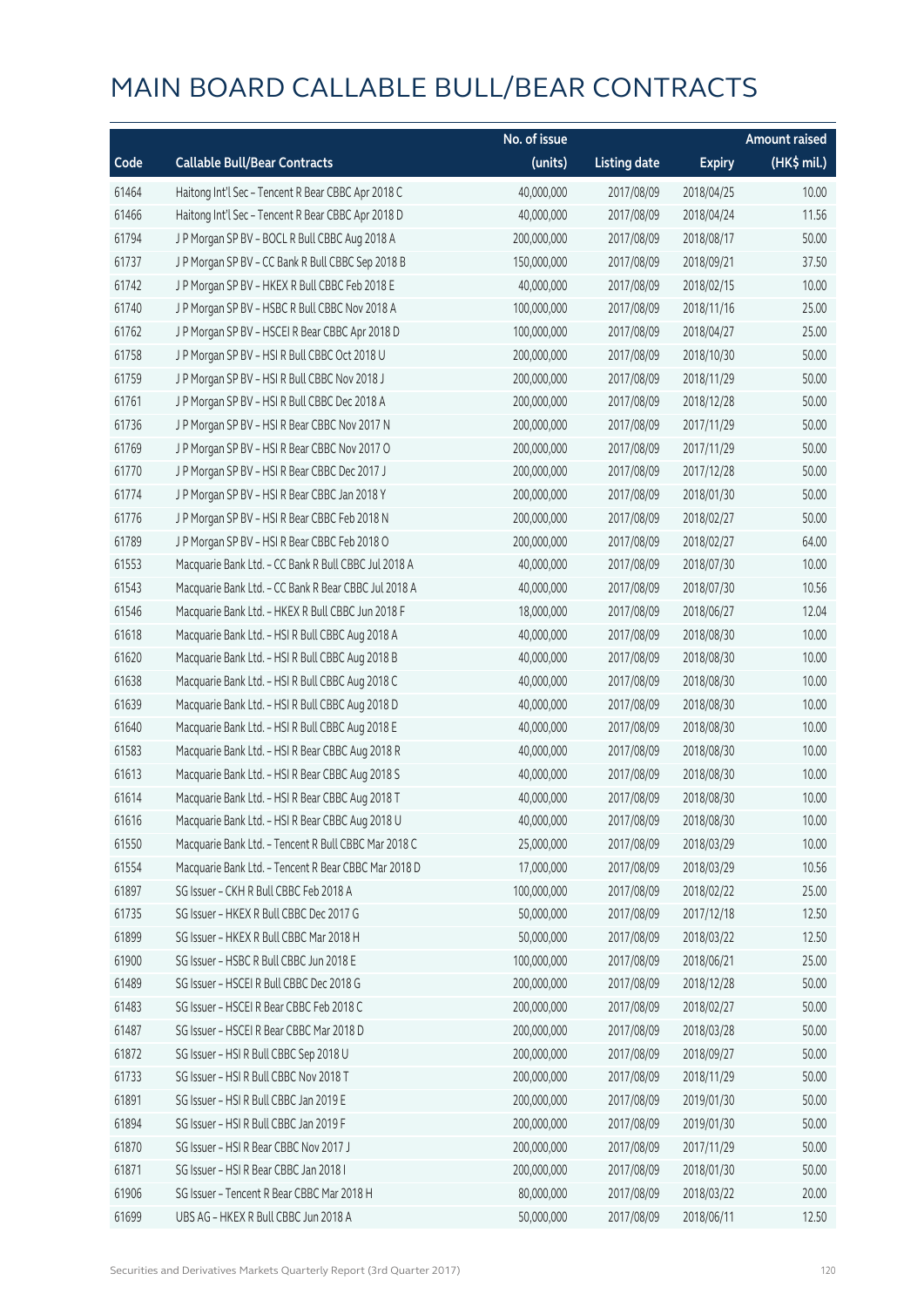# MAIN BOARD CALLABLE BULL/BEAR CONTRACTS

| Code | Callable Bull/Bear Contracts | No. of issue (units) | Listing date | Expiry | Amount raised (HK$ mil.) |
|---|---|---|---|---|---|
| 61464 | Haitong Int'l Sec – Tencent R Bear CBBC Apr 2018 C | 40,000,000 | 2017/08/09 | 2018/04/25 | 10.00 |
| 61466 | Haitong Int'l Sec – Tencent R Bear CBBC Apr 2018 D | 40,000,000 | 2017/08/09 | 2018/04/24 | 11.56 |
| 61794 | J P Morgan SP BV – BOCL R Bull CBBC Aug 2018 A | 200,000,000 | 2017/08/09 | 2018/08/17 | 50.00 |
| 61737 | J P Morgan SP BV – CC Bank R Bull CBBC Sep 2018 B | 150,000,000 | 2017/08/09 | 2018/09/21 | 37.50 |
| 61742 | J P Morgan SP BV – HKEX R Bull CBBC Feb 2018 E | 40,000,000 | 2017/08/09 | 2018/02/15 | 10.00 |
| 61740 | J P Morgan SP BV – HSBC R Bull CBBC Nov 2018 A | 100,000,000 | 2017/08/09 | 2018/11/16 | 25.00 |
| 61762 | J P Morgan SP BV – HSCEI R Bear CBBC Apr 2018 D | 100,000,000 | 2017/08/09 | 2018/04/27 | 25.00 |
| 61758 | J P Morgan SP BV – HSI R Bull CBBC Oct 2018 U | 200,000,000 | 2017/08/09 | 2018/10/30 | 50.00 |
| 61759 | J P Morgan SP BV – HSI R Bull CBBC Nov 2018 J | 200,000,000 | 2017/08/09 | 2018/11/29 | 50.00 |
| 61761 | J P Morgan SP BV – HSI R Bull CBBC Dec 2018 A | 200,000,000 | 2017/08/09 | 2018/12/28 | 50.00 |
| 61736 | J P Morgan SP BV – HSI R Bear CBBC Nov 2017 N | 200,000,000 | 2017/08/09 | 2017/11/29 | 50.00 |
| 61769 | J P Morgan SP BV – HSI R Bear CBBC Nov 2017 O | 200,000,000 | 2017/08/09 | 2017/11/29 | 50.00 |
| 61770 | J P Morgan SP BV – HSI R Bear CBBC Dec 2017 J | 200,000,000 | 2017/08/09 | 2017/12/28 | 50.00 |
| 61774 | J P Morgan SP BV – HSI R Bear CBBC Jan 2018 Y | 200,000,000 | 2017/08/09 | 2018/01/30 | 50.00 |
| 61776 | J P Morgan SP BV – HSI R Bear CBBC Feb 2018 N | 200,000,000 | 2017/08/09 | 2018/02/27 | 50.00 |
| 61789 | J P Morgan SP BV – HSI R Bear CBBC Feb 2018 O | 200,000,000 | 2017/08/09 | 2018/02/27 | 64.00 |
| 61553 | Macquarie Bank Ltd. – CC Bank R Bull CBBC Jul 2018 A | 40,000,000 | 2017/08/09 | 2018/07/30 | 10.00 |
| 61543 | Macquarie Bank Ltd. – CC Bank R Bear CBBC Jul 2018 A | 40,000,000 | 2017/08/09 | 2018/07/30 | 10.56 |
| 61546 | Macquarie Bank Ltd. – HKEX R Bull CBBC Jun 2018 F | 18,000,000 | 2017/08/09 | 2018/06/27 | 12.04 |
| 61618 | Macquarie Bank Ltd. – HSI R Bull CBBC Aug 2018 A | 40,000,000 | 2017/08/09 | 2018/08/30 | 10.00 |
| 61620 | Macquarie Bank Ltd. – HSI R Bull CBBC Aug 2018 B | 40,000,000 | 2017/08/09 | 2018/08/30 | 10.00 |
| 61638 | Macquarie Bank Ltd. – HSI R Bull CBBC Aug 2018 C | 40,000,000 | 2017/08/09 | 2018/08/30 | 10.00 |
| 61639 | Macquarie Bank Ltd. – HSI R Bull CBBC Aug 2018 D | 40,000,000 | 2017/08/09 | 2018/08/30 | 10.00 |
| 61640 | Macquarie Bank Ltd. – HSI R Bull CBBC Aug 2018 E | 40,000,000 | 2017/08/09 | 2018/08/30 | 10.00 |
| 61583 | Macquarie Bank Ltd. – HSI R Bear CBBC Aug 2018 R | 40,000,000 | 2017/08/09 | 2018/08/30 | 10.00 |
| 61613 | Macquarie Bank Ltd. – HSI R Bear CBBC Aug 2018 S | 40,000,000 | 2017/08/09 | 2018/08/30 | 10.00 |
| 61614 | Macquarie Bank Ltd. – HSI R Bear CBBC Aug 2018 T | 40,000,000 | 2017/08/09 | 2018/08/30 | 10.00 |
| 61616 | Macquarie Bank Ltd. – HSI R Bear CBBC Aug 2018 U | 40,000,000 | 2017/08/09 | 2018/08/30 | 10.00 |
| 61550 | Macquarie Bank Ltd. – Tencent R Bull CBBC Mar 2018 C | 25,000,000 | 2017/08/09 | 2018/03/29 | 10.00 |
| 61554 | Macquarie Bank Ltd. – Tencent R Bear CBBC Mar 2018 D | 17,000,000 | 2017/08/09 | 2018/03/29 | 10.56 |
| 61897 | SG Issuer – CKH R Bull CBBC Feb 2018 A | 100,000,000 | 2017/08/09 | 2018/02/22 | 25.00 |
| 61735 | SG Issuer – HKEX R Bull CBBC Dec 2017 G | 50,000,000 | 2017/08/09 | 2017/12/18 | 12.50 |
| 61899 | SG Issuer – HKEX R Bull CBBC Mar 2018 H | 50,000,000 | 2017/08/09 | 2018/03/22 | 12.50 |
| 61900 | SG Issuer – HSBC R Bull CBBC Jun 2018 E | 100,000,000 | 2017/08/09 | 2018/06/21 | 25.00 |
| 61489 | SG Issuer – HSCEI R Bull CBBC Dec 2018 G | 200,000,000 | 2017/08/09 | 2018/12/28 | 50.00 |
| 61483 | SG Issuer – HSCEI R Bear CBBC Feb 2018 C | 200,000,000 | 2017/08/09 | 2018/02/27 | 50.00 |
| 61487 | SG Issuer – HSCEI R Bear CBBC Mar 2018 D | 200,000,000 | 2017/08/09 | 2018/03/28 | 50.00 |
| 61872 | SG Issuer – HSI R Bull CBBC Sep 2018 U | 200,000,000 | 2017/08/09 | 2018/09/27 | 50.00 |
| 61733 | SG Issuer – HSI R Bull CBBC Nov 2018 T | 200,000,000 | 2017/08/09 | 2018/11/29 | 50.00 |
| 61891 | SG Issuer – HSI R Bull CBBC Jan 2019 E | 200,000,000 | 2017/08/09 | 2019/01/30 | 50.00 |
| 61894 | SG Issuer – HSI R Bull CBBC Jan 2019 F | 200,000,000 | 2017/08/09 | 2019/01/30 | 50.00 |
| 61870 | SG Issuer – HSI R Bear CBBC Nov 2017 J | 200,000,000 | 2017/08/09 | 2017/11/29 | 50.00 |
| 61871 | SG Issuer – HSI R Bear CBBC Jan 2018 I | 200,000,000 | 2017/08/09 | 2018/01/30 | 50.00 |
| 61906 | SG Issuer – Tencent R Bear CBBC Mar 2018 H | 80,000,000 | 2017/08/09 | 2018/03/22 | 20.00 |
| 61699 | UBS AG – HKEX R Bull CBBC Jun 2018 A | 50,000,000 | 2017/08/09 | 2018/06/11 | 12.50 |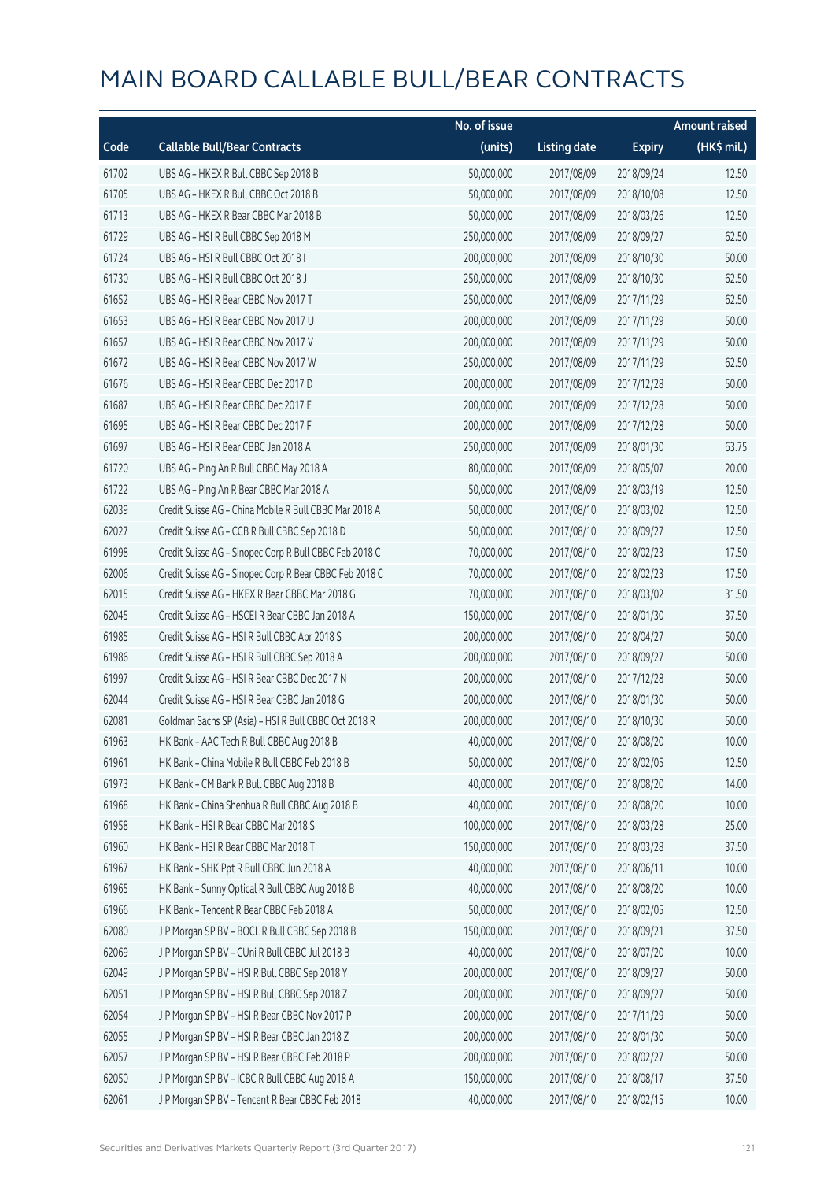# MAIN BOARD CALLABLE BULL/BEAR CONTRACTS

| Code | Callable Bull/Bear Contracts | No. of issue (units) | Listing date | Expiry | Amount raised (HK$ mil.) |
|---|---|---|---|---|---|
| 61702 | UBS AG – HKEX R Bull CBBC Sep 2018 B | 50,000,000 | 2017/08/09 | 2018/09/24 | 12.50 |
| 61705 | UBS AG – HKEX R Bull CBBC Oct 2018 B | 50,000,000 | 2017/08/09 | 2018/10/08 | 12.50 |
| 61713 | UBS AG – HKEX R Bear CBBC Mar 2018 B | 50,000,000 | 2017/08/09 | 2018/03/26 | 12.50 |
| 61729 | UBS AG – HSI R Bull CBBC Sep 2018 M | 250,000,000 | 2017/08/09 | 2018/09/27 | 62.50 |
| 61724 | UBS AG – HSI R Bull CBBC Oct 2018 I | 200,000,000 | 2017/08/09 | 2018/10/30 | 50.00 |
| 61730 | UBS AG – HSI R Bull CBBC Oct 2018 J | 250,000,000 | 2017/08/09 | 2018/10/30 | 62.50 |
| 61652 | UBS AG – HSI R Bear CBBC Nov 2017 T | 250,000,000 | 2017/08/09 | 2017/11/29 | 62.50 |
| 61653 | UBS AG – HSI R Bear CBBC Nov 2017 U | 200,000,000 | 2017/08/09 | 2017/11/29 | 50.00 |
| 61657 | UBS AG – HSI R Bear CBBC Nov 2017 V | 200,000,000 | 2017/08/09 | 2017/11/29 | 50.00 |
| 61672 | UBS AG – HSI R Bear CBBC Nov 2017 W | 250,000,000 | 2017/08/09 | 2017/11/29 | 62.50 |
| 61676 | UBS AG – HSI R Bear CBBC Dec 2017 D | 200,000,000 | 2017/08/09 | 2017/12/28 | 50.00 |
| 61687 | UBS AG – HSI R Bear CBBC Dec 2017 E | 200,000,000 | 2017/08/09 | 2017/12/28 | 50.00 |
| 61695 | UBS AG – HSI R Bear CBBC Dec 2017 F | 200,000,000 | 2017/08/09 | 2017/12/28 | 50.00 |
| 61697 | UBS AG – HSI R Bear CBBC Jan 2018 A | 250,000,000 | 2017/08/09 | 2018/01/30 | 63.75 |
| 61720 | UBS AG – Ping An R Bull CBBC May 2018 A | 80,000,000 | 2017/08/09 | 2018/05/07 | 20.00 |
| 61722 | UBS AG – Ping An R Bear CBBC Mar 2018 A | 50,000,000 | 2017/08/09 | 2018/03/19 | 12.50 |
| 62039 | Credit Suisse AG – China Mobile R Bull CBBC Mar 2018 A | 50,000,000 | 2017/08/10 | 2018/03/02 | 12.50 |
| 62027 | Credit Suisse AG – CCB R Bull CBBC Sep 2018 D | 50,000,000 | 2017/08/10 | 2018/09/27 | 12.50 |
| 61998 | Credit Suisse AG – Sinopec Corp R Bull CBBC Feb 2018 C | 70,000,000 | 2017/08/10 | 2018/02/23 | 17.50 |
| 62006 | Credit Suisse AG – Sinopec Corp R Bear CBBC Feb 2018 C | 70,000,000 | 2017/08/10 | 2018/02/23 | 17.50 |
| 62015 | Credit Suisse AG – HKEX R Bear CBBC Mar 2018 G | 70,000,000 | 2017/08/10 | 2018/03/02 | 31.50 |
| 62045 | Credit Suisse AG – HSCEI R Bear CBBC Jan 2018 A | 150,000,000 | 2017/08/10 | 2018/01/30 | 37.50 |
| 61985 | Credit Suisse AG – HSI R Bull CBBC Apr 2018 S | 200,000,000 | 2017/08/10 | 2018/04/27 | 50.00 |
| 61986 | Credit Suisse AG – HSI R Bull CBBC Sep 2018 A | 200,000,000 | 2017/08/10 | 2018/09/27 | 50.00 |
| 61997 | Credit Suisse AG – HSI R Bear CBBC Dec 2017 N | 200,000,000 | 2017/08/10 | 2017/12/28 | 50.00 |
| 62044 | Credit Suisse AG – HSI R Bear CBBC Jan 2018 G | 200,000,000 | 2017/08/10 | 2018/01/30 | 50.00 |
| 62081 | Goldman Sachs SP (Asia) – HSI R Bull CBBC Oct 2018 R | 200,000,000 | 2017/08/10 | 2018/10/30 | 50.00 |
| 61963 | HK Bank – AAC Tech R Bull CBBC Aug 2018 B | 40,000,000 | 2017/08/10 | 2018/08/20 | 10.00 |
| 61961 | HK Bank – China Mobile R Bull CBBC Feb 2018 B | 50,000,000 | 2017/08/10 | 2018/02/05 | 12.50 |
| 61973 | HK Bank – CM Bank R Bull CBBC Aug 2018 B | 40,000,000 | 2017/08/10 | 2018/08/20 | 14.00 |
| 61968 | HK Bank – China Shenhua R Bull CBBC Aug 2018 B | 40,000,000 | 2017/08/10 | 2018/08/20 | 10.00 |
| 61958 | HK Bank – HSI R Bear CBBC Mar 2018 S | 100,000,000 | 2017/08/10 | 2018/03/28 | 25.00 |
| 61960 | HK Bank – HSI R Bear CBBC Mar 2018 T | 150,000,000 | 2017/08/10 | 2018/03/28 | 37.50 |
| 61967 | HK Bank – SHK Ppt R Bull CBBC Jun 2018 A | 40,000,000 | 2017/08/10 | 2018/06/11 | 10.00 |
| 61965 | HK Bank – Sunny Optical R Bull CBBC Aug 2018 B | 40,000,000 | 2017/08/10 | 2018/08/20 | 10.00 |
| 61966 | HK Bank – Tencent R Bear CBBC Feb 2018 A | 50,000,000 | 2017/08/10 | 2018/02/05 | 12.50 |
| 62080 | J P Morgan SP BV – BOCL R Bull CBBC Sep 2018 B | 150,000,000 | 2017/08/10 | 2018/09/21 | 37.50 |
| 62069 | J P Morgan SP BV – CUni R Bull CBBC Jul 2018 B | 40,000,000 | 2017/08/10 | 2018/07/20 | 10.00 |
| 62049 | J P Morgan SP BV – HSI R Bull CBBC Sep 2018 Y | 200,000,000 | 2017/08/10 | 2018/09/27 | 50.00 |
| 62051 | J P Morgan SP BV – HSI R Bull CBBC Sep 2018 Z | 200,000,000 | 2017/08/10 | 2018/09/27 | 50.00 |
| 62054 | J P Morgan SP BV – HSI R Bear CBBC Nov 2017 P | 200,000,000 | 2017/08/10 | 2017/11/29 | 50.00 |
| 62055 | J P Morgan SP BV – HSI R Bear CBBC Jan 2018 Z | 200,000,000 | 2017/08/10 | 2018/01/30 | 50.00 |
| 62057 | J P Morgan SP BV – HSI R Bear CBBC Feb 2018 P | 200,000,000 | 2017/08/10 | 2018/02/27 | 50.00 |
| 62050 | J P Morgan SP BV – ICBC R Bull CBBC Aug 2018 A | 150,000,000 | 2017/08/10 | 2018/08/17 | 37.50 |
| 62061 | J P Morgan SP BV – Tencent R Bear CBBC Feb 2018 I | 40,000,000 | 2017/08/10 | 2018/02/15 | 10.00 |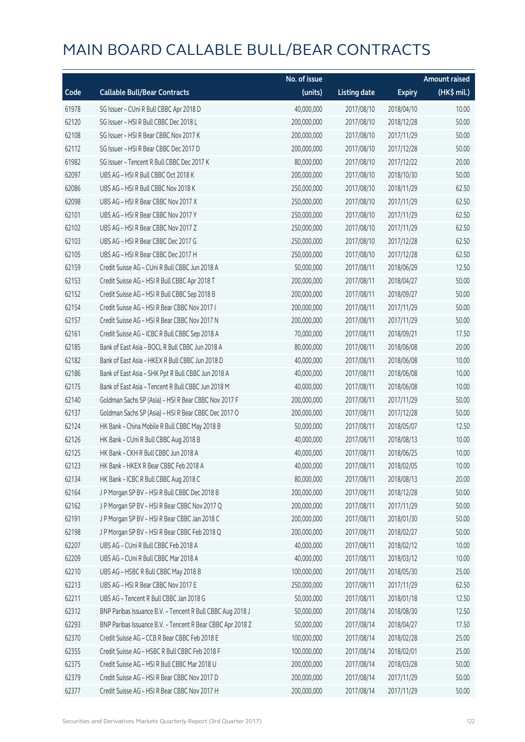# MAIN BOARD CALLABLE BULL/BEAR CONTRACTS

| Code | Callable Bull/Bear Contracts | No. of issue (units) | Listing date | Expiry | Amount raised (HK$ mil.) |
|---|---|---|---|---|---|
| 61978 | SG Issuer – CUni R Bull CBBC Apr 2018 D | 40,000,000 | 2017/08/10 | 2018/04/10 | 10.00 |
| 62120 | SG Issuer – HSI R Bull CBBC Dec 2018 L | 200,000,000 | 2017/08/10 | 2018/12/28 | 50.00 |
| 62108 | SG Issuer – HSI R Bear CBBC Nov 2017 K | 200,000,000 | 2017/08/10 | 2017/11/29 | 50.00 |
| 62112 | SG Issuer – HSI R Bear CBBC Dec 2017 D | 200,000,000 | 2017/08/10 | 2017/12/28 | 50.00 |
| 61982 | SG Issuer – Tencent R Bull CBBC Dec 2017 K | 80,000,000 | 2017/08/10 | 2017/12/22 | 20.00 |
| 62097 | UBS AG – HSI R Bull CBBC Oct 2018 K | 200,000,000 | 2017/08/10 | 2018/10/30 | 50.00 |
| 62086 | UBS AG – HSI R Bull CBBC Nov 2018 K | 250,000,000 | 2017/08/10 | 2018/11/29 | 62.50 |
| 62098 | UBS AG – HSI R Bear CBBC Nov 2017 X | 250,000,000 | 2017/08/10 | 2017/11/29 | 62.50 |
| 62101 | UBS AG – HSI R Bear CBBC Nov 2017 Y | 250,000,000 | 2017/08/10 | 2017/11/29 | 62.50 |
| 62102 | UBS AG – HSI R Bear CBBC Nov 2017 Z | 250,000,000 | 2017/08/10 | 2017/11/29 | 62.50 |
| 62103 | UBS AG – HSI R Bear CBBC Dec 2017 G | 250,000,000 | 2017/08/10 | 2017/12/28 | 62.50 |
| 62105 | UBS AG – HSI R Bear CBBC Dec 2017 H | 250,000,000 | 2017/08/10 | 2017/12/28 | 62.50 |
| 62159 | Credit Suisse AG – CUni R Bull CBBC Jun 2018 A | 50,000,000 | 2017/08/11 | 2018/06/29 | 12.50 |
| 62153 | Credit Suisse AG – HSI R Bull CBBC Apr 2018 T | 200,000,000 | 2017/08/11 | 2018/04/27 | 50.00 |
| 62152 | Credit Suisse AG – HSI R Bull CBBC Sep 2018 B | 200,000,000 | 2017/08/11 | 2018/09/27 | 50.00 |
| 62154 | Credit Suisse AG – HSI R Bear CBBC Nov 2017 I | 200,000,000 | 2017/08/11 | 2017/11/29 | 50.00 |
| 62157 | Credit Suisse AG – HSI R Bear CBBC Nov 2017 N | 200,000,000 | 2017/08/11 | 2017/11/29 | 50.00 |
| 62161 | Credit Suisse AG – ICBC R Bull CBBC Sep 2018 A | 70,000,000 | 2017/08/11 | 2018/09/21 | 17.50 |
| 62185 | Bank of East Asia – BOCL R Bull CBBC Jun 2018 A | 80,000,000 | 2017/08/11 | 2018/06/08 | 20.00 |
| 62182 | Bank of East Asia – HKEX R Bull CBBC Jun 2018 D | 40,000,000 | 2017/08/11 | 2018/06/08 | 10.00 |
| 62186 | Bank of East Asia – SHK Ppt R Bull CBBC Jun 2018 A | 40,000,000 | 2017/08/11 | 2018/06/08 | 10.00 |
| 62175 | Bank of East Asia – Tencent R Bull CBBC Jun 2018 M | 40,000,000 | 2017/08/11 | 2018/06/08 | 10.00 |
| 62140 | Goldman Sachs SP (Asia) – HSI R Bear CBBC Nov 2017 F | 200,000,000 | 2017/08/11 | 2017/11/29 | 50.00 |
| 62137 | Goldman Sachs SP (Asia) – HSI R Bear CBBC Dec 2017 O | 200,000,000 | 2017/08/11 | 2017/12/28 | 50.00 |
| 62124 | HK Bank – China Mobile R Bull CBBC May 2018 B | 50,000,000 | 2017/08/11 | 2018/05/07 | 12.50 |
| 62126 | HK Bank – CUni R Bull CBBC Aug 2018 B | 40,000,000 | 2017/08/11 | 2018/08/13 | 10.00 |
| 62125 | HK Bank – CKH R Bull CBBC Jun 2018 A | 40,000,000 | 2017/08/11 | 2018/06/25 | 10.00 |
| 62123 | HK Bank – HKEX R Bear CBBC Feb 2018 A | 40,000,000 | 2017/08/11 | 2018/02/05 | 10.00 |
| 62134 | HK Bank – ICBC R Bull CBBC Aug 2018 C | 80,000,000 | 2017/08/11 | 2018/08/13 | 20.00 |
| 62164 | J P Morgan SP BV – HSI R Bull CBBC Dec 2018 B | 200,000,000 | 2017/08/11 | 2018/12/28 | 50.00 |
| 62162 | J P Morgan SP BV – HSI R Bear CBBC Nov 2017 Q | 200,000,000 | 2017/08/11 | 2017/11/29 | 50.00 |
| 62191 | J P Morgan SP BV – HSI R Bear CBBC Jan 2018 C | 200,000,000 | 2017/08/11 | 2018/01/30 | 50.00 |
| 62198 | J P Morgan SP BV – HSI R Bear CBBC Feb 2018 Q | 200,000,000 | 2017/08/11 | 2018/02/27 | 50.00 |
| 62207 | UBS AG – CUni R Bull CBBC Feb 2018 A | 40,000,000 | 2017/08/11 | 2018/02/12 | 10.00 |
| 62209 | UBS AG – CUni R Bull CBBC Mar 2018 A | 40,000,000 | 2017/08/11 | 2018/03/12 | 10.00 |
| 62210 | UBS AG – HSBC R Bull CBBC May 2018 B | 100,000,000 | 2017/08/11 | 2018/05/30 | 25.00 |
| 62213 | UBS AG – HSI R Bear CBBC Nov 2017 E | 250,000,000 | 2017/08/11 | 2017/11/29 | 62.50 |
| 62211 | UBS AG – Tencent R Bull CBBC Jan 2018 G | 50,000,000 | 2017/08/11 | 2018/01/18 | 12.50 |
| 62312 | BNP Paribas Issuance B.V. – Tencent R Bull CBBC Aug 2018 J | 50,000,000 | 2017/08/14 | 2018/08/30 | 12.50 |
| 62293 | BNP Paribas Issuance B.V. – Tencent R Bear CBBC Apr 2018 Z | 50,000,000 | 2017/08/14 | 2018/04/27 | 17.50 |
| 62370 | Credit Suisse AG – CCB R Bear CBBC Feb 2018 E | 100,000,000 | 2017/08/14 | 2018/02/28 | 25.00 |
| 62355 | Credit Suisse AG – HSBC R Bull CBBC Feb 2018 F | 100,000,000 | 2017/08/14 | 2018/02/01 | 25.00 |
| 62375 | Credit Suisse AG – HSI R Bull CBBC Mar 2018 U | 200,000,000 | 2017/08/14 | 2018/03/28 | 50.00 |
| 62379 | Credit Suisse AG – HSI R Bear CBBC Nov 2017 D | 200,000,000 | 2017/08/14 | 2017/11/29 | 50.00 |
| 62377 | Credit Suisse AG – HSI R Bear CBBC Nov 2017 H | 200,000,000 | 2017/08/14 | 2017/11/29 | 50.00 |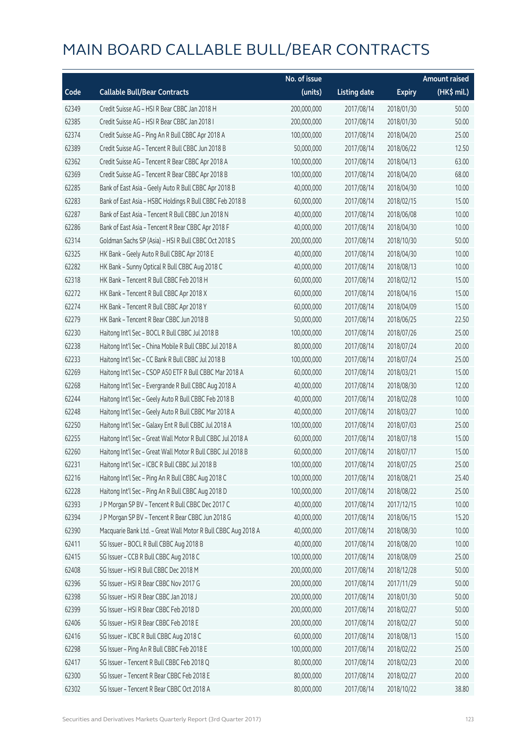# MAIN BOARD CALLABLE BULL/BEAR CONTRACTS

| Code | Callable Bull/Bear Contracts | No. of issue (units) | Listing date | Expiry | Amount raised (HK$ mil.) |
|---|---|---|---|---|---|
| 62349 | Credit Suisse AG – HSI R Bear CBBC Jan 2018 H | 200,000,000 | 2017/08/14 | 2018/01/30 | 50.00 |
| 62385 | Credit Suisse AG – HSI R Bear CBBC Jan 2018 I | 200,000,000 | 2017/08/14 | 2018/01/30 | 50.00 |
| 62374 | Credit Suisse AG – Ping An R Bull CBBC Apr 2018 A | 100,000,000 | 2017/08/14 | 2018/04/20 | 25.00 |
| 62389 | Credit Suisse AG – Tencent R Bull CBBC Jun 2018 B | 50,000,000 | 2017/08/14 | 2018/06/22 | 12.50 |
| 62362 | Credit Suisse AG – Tencent R Bear CBBC Apr 2018 A | 100,000,000 | 2017/08/14 | 2018/04/13 | 63.00 |
| 62369 | Credit Suisse AG – Tencent R Bear CBBC Apr 2018 B | 100,000,000 | 2017/08/14 | 2018/04/20 | 68.00 |
| 62285 | Bank of East Asia – Geely Auto R Bull CBBC Apr 2018 B | 40,000,000 | 2017/08/14 | 2018/04/30 | 10.00 |
| 62283 | Bank of East Asia – HSBC Holdings R Bull CBBC Feb 2018 B | 60,000,000 | 2017/08/14 | 2018/02/15 | 15.00 |
| 62287 | Bank of East Asia – Tencent R Bull CBBC Jun 2018 N | 40,000,000 | 2017/08/14 | 2018/06/08 | 10.00 |
| 62286 | Bank of East Asia – Tencent R Bear CBBC Apr 2018 F | 40,000,000 | 2017/08/14 | 2018/04/30 | 10.00 |
| 62314 | Goldman Sachs SP (Asia) – HSI R Bull CBBC Oct 2018 S | 200,000,000 | 2017/08/14 | 2018/10/30 | 50.00 |
| 62325 | HK Bank – Geely Auto R Bull CBBC Apr 2018 E | 40,000,000 | 2017/08/14 | 2018/04/30 | 10.00 |
| 62282 | HK Bank – Sunny Optical R Bull CBBC Aug 2018 C | 40,000,000 | 2017/08/14 | 2018/08/13 | 10.00 |
| 62318 | HK Bank – Tencent R Bull CBBC Feb 2018 H | 60,000,000 | 2017/08/14 | 2018/02/12 | 15.00 |
| 62272 | HK Bank – Tencent R Bull CBBC Apr 2018 X | 60,000,000 | 2017/08/14 | 2018/04/16 | 15.00 |
| 62274 | HK Bank – Tencent R Bull CBBC Apr 2018 Y | 60,000,000 | 2017/08/14 | 2018/04/09 | 15.00 |
| 62279 | HK Bank – Tencent R Bear CBBC Jun 2018 B | 50,000,000 | 2017/08/14 | 2018/06/25 | 22.50 |
| 62230 | Haitong Int'l Sec – BOCL R Bull CBBC Jul 2018 B | 100,000,000 | 2017/08/14 | 2018/07/26 | 25.00 |
| 62238 | Haitong Int'l Sec – China Mobile R Bull CBBC Jul 2018 A | 80,000,000 | 2017/08/14 | 2018/07/24 | 20.00 |
| 62233 | Haitong Int'l Sec – CC Bank R Bull CBBC Jul 2018 B | 100,000,000 | 2017/08/14 | 2018/07/24 | 25.00 |
| 62269 | Haitong Int'l Sec – CSOP A50 ETF R Bull CBBC Mar 2018 A | 60,000,000 | 2017/08/14 | 2018/03/21 | 15.00 |
| 62268 | Haitong Int'l Sec – Evergrande R Bull CBBC Aug 2018 A | 40,000,000 | 2017/08/14 | 2018/08/30 | 12.00 |
| 62244 | Haitong Int'l Sec – Geely Auto R Bull CBBC Feb 2018 B | 40,000,000 | 2017/08/14 | 2018/02/28 | 10.00 |
| 62248 | Haitong Int'l Sec – Geely Auto R Bull CBBC Mar 2018 A | 40,000,000 | 2017/08/14 | 2018/03/27 | 10.00 |
| 62250 | Haitong Int'l Sec – Galaxy Ent R Bull CBBC Jul 2018 A | 100,000,000 | 2017/08/14 | 2018/07/03 | 25.00 |
| 62255 | Haitong Int'l Sec – Great Wall Motor R Bull CBBC Jul 2018 A | 60,000,000 | 2017/08/14 | 2018/07/18 | 15.00 |
| 62260 | Haitong Int'l Sec – Great Wall Motor R Bull CBBC Jul 2018 B | 60,000,000 | 2017/08/14 | 2018/07/17 | 15.00 |
| 62231 | Haitong Int'l Sec – ICBC R Bull CBBC Jul 2018 B | 100,000,000 | 2017/08/14 | 2018/07/25 | 25.00 |
| 62216 | Haitong Int'l Sec – Ping An R Bull CBBC Aug 2018 C | 100,000,000 | 2017/08/14 | 2018/08/21 | 25.40 |
| 62228 | Haitong Int'l Sec – Ping An R Bull CBBC Aug 2018 D | 100,000,000 | 2017/08/14 | 2018/08/22 | 25.00 |
| 62393 | J P Morgan SP BV – Tencent R Bull CBBC Dec 2017 C | 40,000,000 | 2017/08/14 | 2017/12/15 | 10.00 |
| 62394 | J P Morgan SP BV – Tencent R Bear CBBC Jun 2018 G | 40,000,000 | 2017/08/14 | 2018/06/15 | 15.20 |
| 62390 | Macquarie Bank Ltd. – Great Wall Motor R Bull CBBC Aug 2018 A | 40,000,000 | 2017/08/14 | 2018/08/30 | 10.00 |
| 62411 | SG Issuer – BOCL R Bull CBBC Aug 2018 B | 40,000,000 | 2017/08/14 | 2018/08/20 | 10.00 |
| 62415 | SG Issuer – CCB R Bull CBBC Aug 2018 C | 100,000,000 | 2017/08/14 | 2018/08/09 | 25.00 |
| 62408 | SG Issuer – HSI R Bull CBBC Dec 2018 M | 200,000,000 | 2017/08/14 | 2018/12/28 | 50.00 |
| 62396 | SG Issuer – HSI R Bear CBBC Nov 2017 G | 200,000,000 | 2017/08/14 | 2017/11/29 | 50.00 |
| 62398 | SG Issuer – HSI R Bear CBBC Jan 2018 J | 200,000,000 | 2017/08/14 | 2018/01/30 | 50.00 |
| 62399 | SG Issuer – HSI R Bear CBBC Feb 2018 D | 200,000,000 | 2017/08/14 | 2018/02/27 | 50.00 |
| 62406 | SG Issuer – HSI R Bear CBBC Feb 2018 E | 200,000,000 | 2017/08/14 | 2018/02/27 | 50.00 |
| 62416 | SG Issuer – ICBC R Bull CBBC Aug 2018 C | 60,000,000 | 2017/08/14 | 2018/08/13 | 15.00 |
| 62298 | SG Issuer – Ping An R Bull CBBC Feb 2018 E | 100,000,000 | 2017/08/14 | 2018/02/22 | 25.00 |
| 62417 | SG Issuer – Tencent R Bull CBBC Feb 2018 Q | 80,000,000 | 2017/08/14 | 2018/02/23 | 20.00 |
| 62300 | SG Issuer – Tencent R Bear CBBC Feb 2018 E | 80,000,000 | 2017/08/14 | 2018/02/27 | 20.00 |
| 62302 | SG Issuer – Tencent R Bear CBBC Oct 2018 A | 80,000,000 | 2017/08/14 | 2018/10/22 | 38.80 |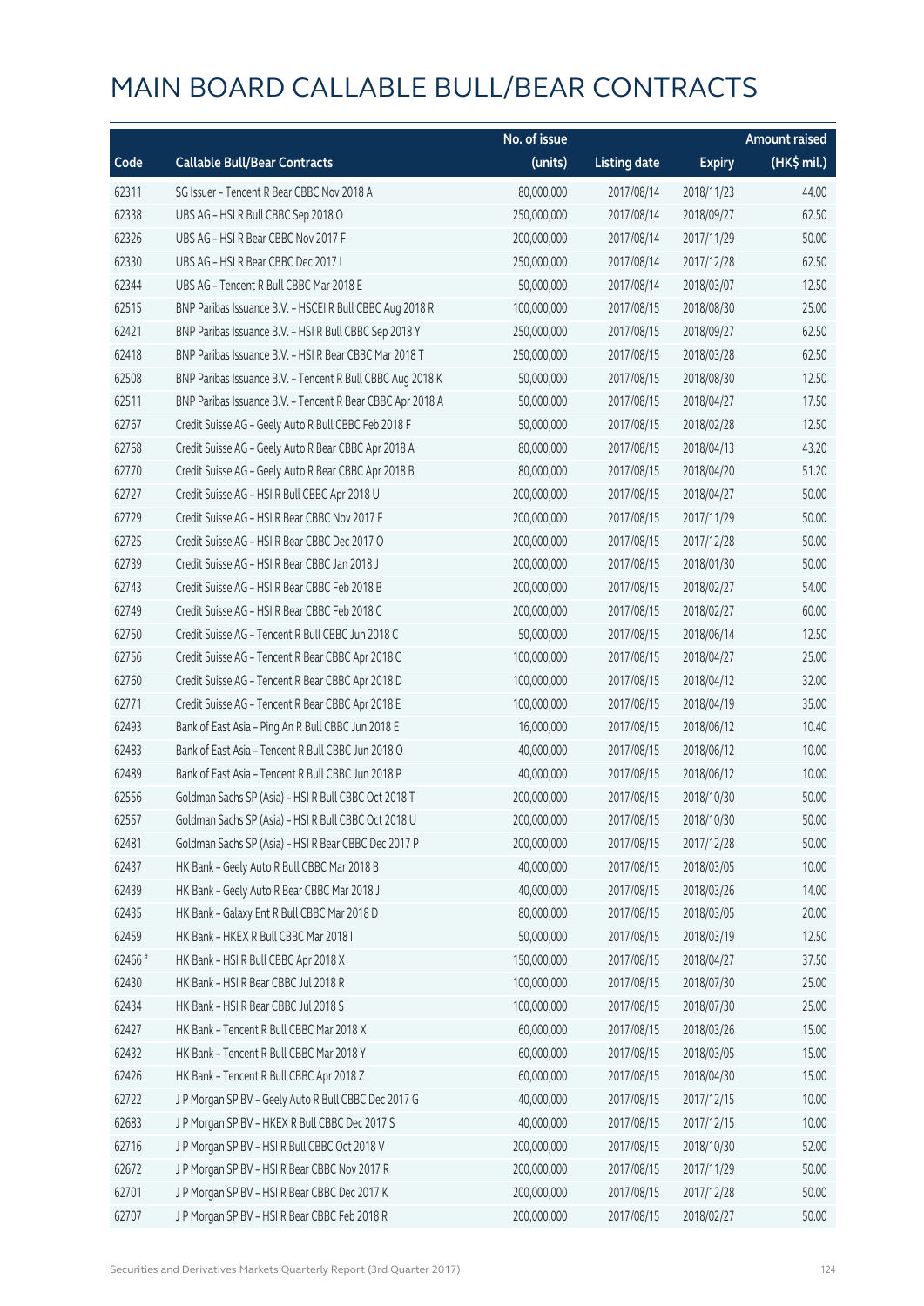# MAIN BOARD CALLABLE BULL/BEAR CONTRACTS

| Code | Callable Bull/Bear Contracts | No. of issue (units) | Listing date | Expiry | Amount raised (HK$ mil.) |
|---|---|---|---|---|---|
| 62311 | SG Issuer – Tencent R Bear CBBC Nov 2018 A | 80,000,000 | 2017/08/14 | 2018/11/23 | 44.00 |
| 62338 | UBS AG – HSI R Bull CBBC Sep 2018 O | 250,000,000 | 2017/08/14 | 2018/09/27 | 62.50 |
| 62326 | UBS AG – HSI R Bear CBBC Nov 2017 F | 200,000,000 | 2017/08/14 | 2017/11/29 | 50.00 |
| 62330 | UBS AG – HSI R Bear CBBC Dec 2017 I | 250,000,000 | 2017/08/14 | 2017/12/28 | 62.50 |
| 62344 | UBS AG – Tencent R Bull CBBC Mar 2018 E | 50,000,000 | 2017/08/14 | 2018/03/07 | 12.50 |
| 62515 | BNP Paribas Issuance B.V. – HSCEI R Bull CBBC Aug 2018 R | 100,000,000 | 2017/08/15 | 2018/08/30 | 25.00 |
| 62421 | BNP Paribas Issuance B.V. – HSI R Bull CBBC Sep 2018 Y | 250,000,000 | 2017/08/15 | 2018/09/27 | 62.50 |
| 62418 | BNP Paribas Issuance B.V. – HSI R Bear CBBC Mar 2018 T | 250,000,000 | 2017/08/15 | 2018/03/28 | 62.50 |
| 62508 | BNP Paribas Issuance B.V. – Tencent R Bull CBBC Aug 2018 K | 50,000,000 | 2017/08/15 | 2018/08/30 | 12.50 |
| 62511 | BNP Paribas Issuance B.V. – Tencent R Bear CBBC Apr 2018 A | 50,000,000 | 2017/08/15 | 2018/04/27 | 17.50 |
| 62767 | Credit Suisse AG – Geely Auto R Bull CBBC Feb 2018 F | 50,000,000 | 2017/08/15 | 2018/02/28 | 12.50 |
| 62768 | Credit Suisse AG – Geely Auto R Bear CBBC Apr 2018 A | 80,000,000 | 2017/08/15 | 2018/04/13 | 43.20 |
| 62770 | Credit Suisse AG – Geely Auto R Bear CBBC Apr 2018 B | 80,000,000 | 2017/08/15 | 2018/04/20 | 51.20 |
| 62727 | Credit Suisse AG – HSI R Bull CBBC Apr 2018 U | 200,000,000 | 2017/08/15 | 2018/04/27 | 50.00 |
| 62729 | Credit Suisse AG – HSI R Bear CBBC Nov 2017 F | 200,000,000 | 2017/08/15 | 2017/11/29 | 50.00 |
| 62725 | Credit Suisse AG – HSI R Bear CBBC Dec 2017 O | 200,000,000 | 2017/08/15 | 2017/12/28 | 50.00 |
| 62739 | Credit Suisse AG – HSI R Bear CBBC Jan 2018 J | 200,000,000 | 2017/08/15 | 2018/01/30 | 50.00 |
| 62743 | Credit Suisse AG – HSI R Bear CBBC Feb 2018 B | 200,000,000 | 2017/08/15 | 2018/02/27 | 54.00 |
| 62749 | Credit Suisse AG – HSI R Bear CBBC Feb 2018 C | 200,000,000 | 2017/08/15 | 2018/02/27 | 60.00 |
| 62750 | Credit Suisse AG – Tencent R Bull CBBC Jun 2018 C | 50,000,000 | 2017/08/15 | 2018/06/14 | 12.50 |
| 62756 | Credit Suisse AG – Tencent R Bear CBBC Apr 2018 C | 100,000,000 | 2017/08/15 | 2018/04/27 | 25.00 |
| 62760 | Credit Suisse AG – Tencent R Bear CBBC Apr 2018 D | 100,000,000 | 2017/08/15 | 2018/04/12 | 32.00 |
| 62771 | Credit Suisse AG – Tencent R Bear CBBC Apr 2018 E | 100,000,000 | 2017/08/15 | 2018/04/19 | 35.00 |
| 62493 | Bank of East Asia – Ping An R Bull CBBC Jun 2018 E | 16,000,000 | 2017/08/15 | 2018/06/12 | 10.40 |
| 62483 | Bank of East Asia – Tencent R Bull CBBC Jun 2018 O | 40,000,000 | 2017/08/15 | 2018/06/12 | 10.00 |
| 62489 | Bank of East Asia – Tencent R Bull CBBC Jun 2018 P | 40,000,000 | 2017/08/15 | 2018/06/12 | 10.00 |
| 62556 | Goldman Sachs SP (Asia) – HSI R Bull CBBC Oct 2018 T | 200,000,000 | 2017/08/15 | 2018/10/30 | 50.00 |
| 62557 | Goldman Sachs SP (Asia) – HSI R Bull CBBC Oct 2018 U | 200,000,000 | 2017/08/15 | 2018/10/30 | 50.00 |
| 62481 | Goldman Sachs SP (Asia) – HSI R Bear CBBC Dec 2017 P | 200,000,000 | 2017/08/15 | 2017/12/28 | 50.00 |
| 62437 | HK Bank – Geely Auto R Bull CBBC Mar 2018 B | 40,000,000 | 2017/08/15 | 2018/03/05 | 10.00 |
| 62439 | HK Bank – Geely Auto R Bear CBBC Mar 2018 J | 40,000,000 | 2017/08/15 | 2018/03/26 | 14.00 |
| 62435 | HK Bank – Galaxy Ent R Bull CBBC Mar 2018 D | 80,000,000 | 2017/08/15 | 2018/03/05 | 20.00 |
| 62459 | HK Bank – HKEX R Bull CBBC Mar 2018 I | 50,000,000 | 2017/08/15 | 2018/03/19 | 12.50 |
| 62466 # | HK Bank – HSI R Bull CBBC Apr 2018 X | 150,000,000 | 2017/08/15 | 2018/04/27 | 37.50 |
| 62430 | HK Bank – HSI R Bear CBBC Jul 2018 R | 100,000,000 | 2017/08/15 | 2018/07/30 | 25.00 |
| 62434 | HK Bank – HSI R Bear CBBC Jul 2018 S | 100,000,000 | 2017/08/15 | 2018/07/30 | 25.00 |
| 62427 | HK Bank – Tencent R Bull CBBC Mar 2018 X | 60,000,000 | 2017/08/15 | 2018/03/26 | 15.00 |
| 62432 | HK Bank – Tencent R Bull CBBC Mar 2018 Y | 60,000,000 | 2017/08/15 | 2018/03/05 | 15.00 |
| 62426 | HK Bank – Tencent R Bull CBBC Apr 2018 Z | 60,000,000 | 2017/08/15 | 2018/04/30 | 15.00 |
| 62722 | J P Morgan SP BV – Geely Auto R Bull CBBC Dec 2017 G | 40,000,000 | 2017/08/15 | 2017/12/15 | 10.00 |
| 62683 | J P Morgan SP BV – HKEX R Bull CBBC Dec 2017 S | 40,000,000 | 2017/08/15 | 2017/12/15 | 10.00 |
| 62716 | J P Morgan SP BV – HSI R Bull CBBC Oct 2018 V | 200,000,000 | 2017/08/15 | 2018/10/30 | 52.00 |
| 62672 | J P Morgan SP BV – HSI R Bear CBBC Nov 2017 R | 200,000,000 | 2017/08/15 | 2017/11/29 | 50.00 |
| 62701 | J P Morgan SP BV – HSI R Bear CBBC Dec 2017 K | 200,000,000 | 2017/08/15 | 2017/12/28 | 50.00 |
| 62707 | J P Morgan SP BV – HSI R Bear CBBC Feb 2018 R | 200,000,000 | 2017/08/15 | 2018/02/27 | 50.00 |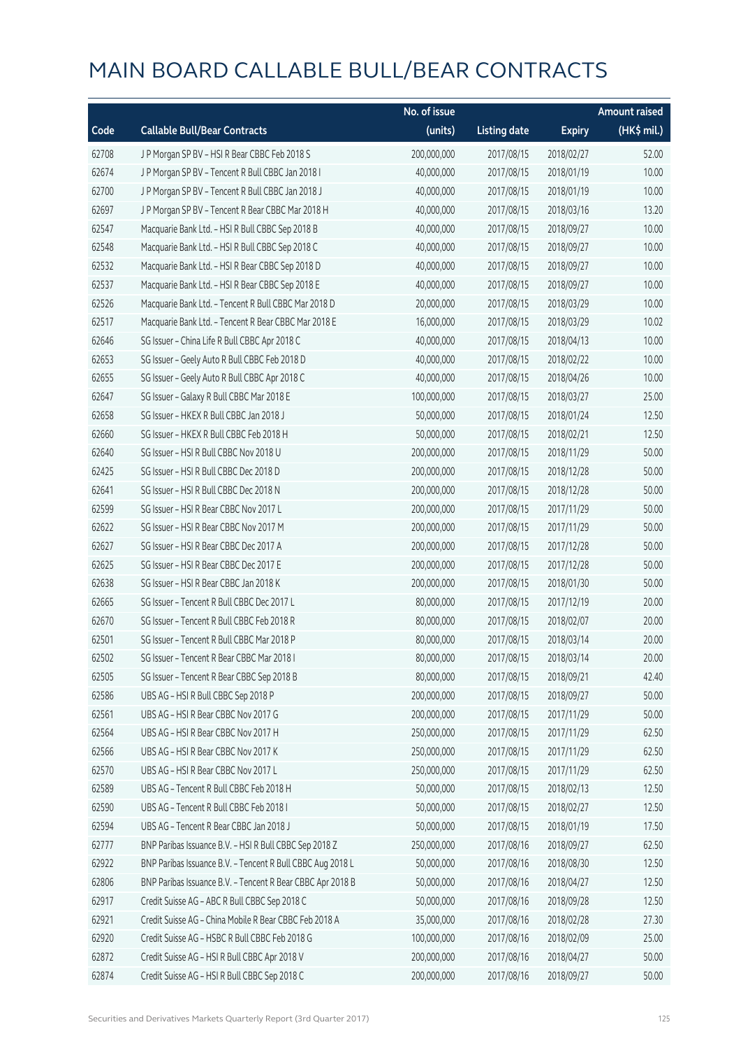# MAIN BOARD CALLABLE BULL/BEAR CONTRACTS

| Code | Callable Bull/Bear Contracts | No. of issue (units) | Listing date | Expiry | Amount raised (HK$ mil.) |
|---|---|---|---|---|---|
| 62708 | J P Morgan SP BV – HSI R Bear CBBC Feb 2018 S | 200,000,000 | 2017/08/15 | 2018/02/27 | 52.00 |
| 62674 | J P Morgan SP BV – Tencent R Bull CBBC Jan 2018 I | 40,000,000 | 2017/08/15 | 2018/01/19 | 10.00 |
| 62700 | J P Morgan SP BV – Tencent R Bull CBBC Jan 2018 J | 40,000,000 | 2017/08/15 | 2018/01/19 | 10.00 |
| 62697 | J P Morgan SP BV – Tencent R Bear CBBC Mar 2018 H | 40,000,000 | 2017/08/15 | 2018/03/16 | 13.20 |
| 62547 | Macquarie Bank Ltd. – HSI R Bull CBBC Sep 2018 B | 40,000,000 | 2017/08/15 | 2018/09/27 | 10.00 |
| 62548 | Macquarie Bank Ltd. – HSI R Bull CBBC Sep 2018 C | 40,000,000 | 2017/08/15 | 2018/09/27 | 10.00 |
| 62532 | Macquarie Bank Ltd. – HSI R Bear CBBC Sep 2018 D | 40,000,000 | 2017/08/15 | 2018/09/27 | 10.00 |
| 62537 | Macquarie Bank Ltd. – HSI R Bear CBBC Sep 2018 E | 40,000,000 | 2017/08/15 | 2018/09/27 | 10.00 |
| 62526 | Macquarie Bank Ltd. – Tencent R Bull CBBC Mar 2018 D | 20,000,000 | 2017/08/15 | 2018/03/29 | 10.00 |
| 62517 | Macquarie Bank Ltd. – Tencent R Bear CBBC Mar 2018 E | 16,000,000 | 2017/08/15 | 2018/03/29 | 10.02 |
| 62646 | SG Issuer – China Life R Bull CBBC Apr 2018 C | 40,000,000 | 2017/08/15 | 2018/04/13 | 10.00 |
| 62653 | SG Issuer – Geely Auto R Bull CBBC Feb 2018 D | 40,000,000 | 2017/08/15 | 2018/02/22 | 10.00 |
| 62655 | SG Issuer – Geely Auto R Bull CBBC Apr 2018 C | 40,000,000 | 2017/08/15 | 2018/04/26 | 10.00 |
| 62647 | SG Issuer – Galaxy R Bull CBBC Mar 2018 E | 100,000,000 | 2017/08/15 | 2018/03/27 | 25.00 |
| 62658 | SG Issuer – HKEX R Bull CBBC Jan 2018 J | 50,000,000 | 2017/08/15 | 2018/01/24 | 12.50 |
| 62660 | SG Issuer – HKEX R Bull CBBC Feb 2018 H | 50,000,000 | 2017/08/15 | 2018/02/21 | 12.50 |
| 62640 | SG Issuer – HSI R Bull CBBC Nov 2018 U | 200,000,000 | 2017/08/15 | 2018/11/29 | 50.00 |
| 62425 | SG Issuer – HSI R Bull CBBC Dec 2018 D | 200,000,000 | 2017/08/15 | 2018/12/28 | 50.00 |
| 62641 | SG Issuer – HSI R Bull CBBC Dec 2018 N | 200,000,000 | 2017/08/15 | 2018/12/28 | 50.00 |
| 62599 | SG Issuer – HSI R Bear CBBC Nov 2017 L | 200,000,000 | 2017/08/15 | 2017/11/29 | 50.00 |
| 62622 | SG Issuer – HSI R Bear CBBC Nov 2017 M | 200,000,000 | 2017/08/15 | 2017/11/29 | 50.00 |
| 62627 | SG Issuer – HSI R Bear CBBC Dec 2017 A | 200,000,000 | 2017/08/15 | 2017/12/28 | 50.00 |
| 62625 | SG Issuer – HSI R Bear CBBC Dec 2017 E | 200,000,000 | 2017/08/15 | 2017/12/28 | 50.00 |
| 62638 | SG Issuer – HSI R Bear CBBC Jan 2018 K | 200,000,000 | 2017/08/15 | 2018/01/30 | 50.00 |
| 62665 | SG Issuer – Tencent R Bull CBBC Dec 2017 L | 80,000,000 | 2017/08/15 | 2017/12/19 | 20.00 |
| 62670 | SG Issuer – Tencent R Bull CBBC Feb 2018 R | 80,000,000 | 2017/08/15 | 2018/02/07 | 20.00 |
| 62501 | SG Issuer – Tencent R Bull CBBC Mar 2018 P | 80,000,000 | 2017/08/15 | 2018/03/14 | 20.00 |
| 62502 | SG Issuer – Tencent R Bear CBBC Mar 2018 I | 80,000,000 | 2017/08/15 | 2018/03/14 | 20.00 |
| 62505 | SG Issuer – Tencent R Bear CBBC Sep 2018 B | 80,000,000 | 2017/08/15 | 2018/09/21 | 42.40 |
| 62586 | UBS AG – HSI R Bull CBBC Sep 2018 P | 200,000,000 | 2017/08/15 | 2018/09/27 | 50.00 |
| 62561 | UBS AG – HSI R Bear CBBC Nov 2017 G | 200,000,000 | 2017/08/15 | 2017/11/29 | 50.00 |
| 62564 | UBS AG – HSI R Bear CBBC Nov 2017 H | 250,000,000 | 2017/08/15 | 2017/11/29 | 62.50 |
| 62566 | UBS AG – HSI R Bear CBBC Nov 2017 K | 250,000,000 | 2017/08/15 | 2017/11/29 | 62.50 |
| 62570 | UBS AG – HSI R Bear CBBC Nov 2017 L | 250,000,000 | 2017/08/15 | 2017/11/29 | 62.50 |
| 62589 | UBS AG – Tencent R Bull CBBC Feb 2018 H | 50,000,000 | 2017/08/15 | 2018/02/13 | 12.50 |
| 62590 | UBS AG – Tencent R Bull CBBC Feb 2018 I | 50,000,000 | 2017/08/15 | 2018/02/27 | 12.50 |
| 62594 | UBS AG – Tencent R Bear CBBC Jan 2018 J | 50,000,000 | 2017/08/15 | 2018/01/19 | 17.50 |
| 62777 | BNP Paribas Issuance B.V. – HSI R Bull CBBC Sep 2018 Z | 250,000,000 | 2017/08/16 | 2018/09/27 | 62.50 |
| 62922 | BNP Paribas Issuance B.V. – Tencent R Bull CBBC Aug 2018 L | 50,000,000 | 2017/08/16 | 2018/08/30 | 12.50 |
| 62806 | BNP Paribas Issuance B.V. – Tencent R Bear CBBC Apr 2018 B | 50,000,000 | 2017/08/16 | 2018/04/27 | 12.50 |
| 62917 | Credit Suisse AG – ABC R Bull CBBC Sep 2018 C | 50,000,000 | 2017/08/16 | 2018/09/28 | 12.50 |
| 62921 | Credit Suisse AG – China Mobile R Bear CBBC Feb 2018 A | 35,000,000 | 2017/08/16 | 2018/02/28 | 27.30 |
| 62920 | Credit Suisse AG – HSBC R Bull CBBC Feb 2018 G | 100,000,000 | 2017/08/16 | 2018/02/09 | 25.00 |
| 62872 | Credit Suisse AG – HSI R Bull CBBC Apr 2018 V | 200,000,000 | 2017/08/16 | 2018/04/27 | 50.00 |
| 62874 | Credit Suisse AG – HSI R Bull CBBC Sep 2018 C | 200,000,000 | 2017/08/16 | 2018/09/27 | 50.00 |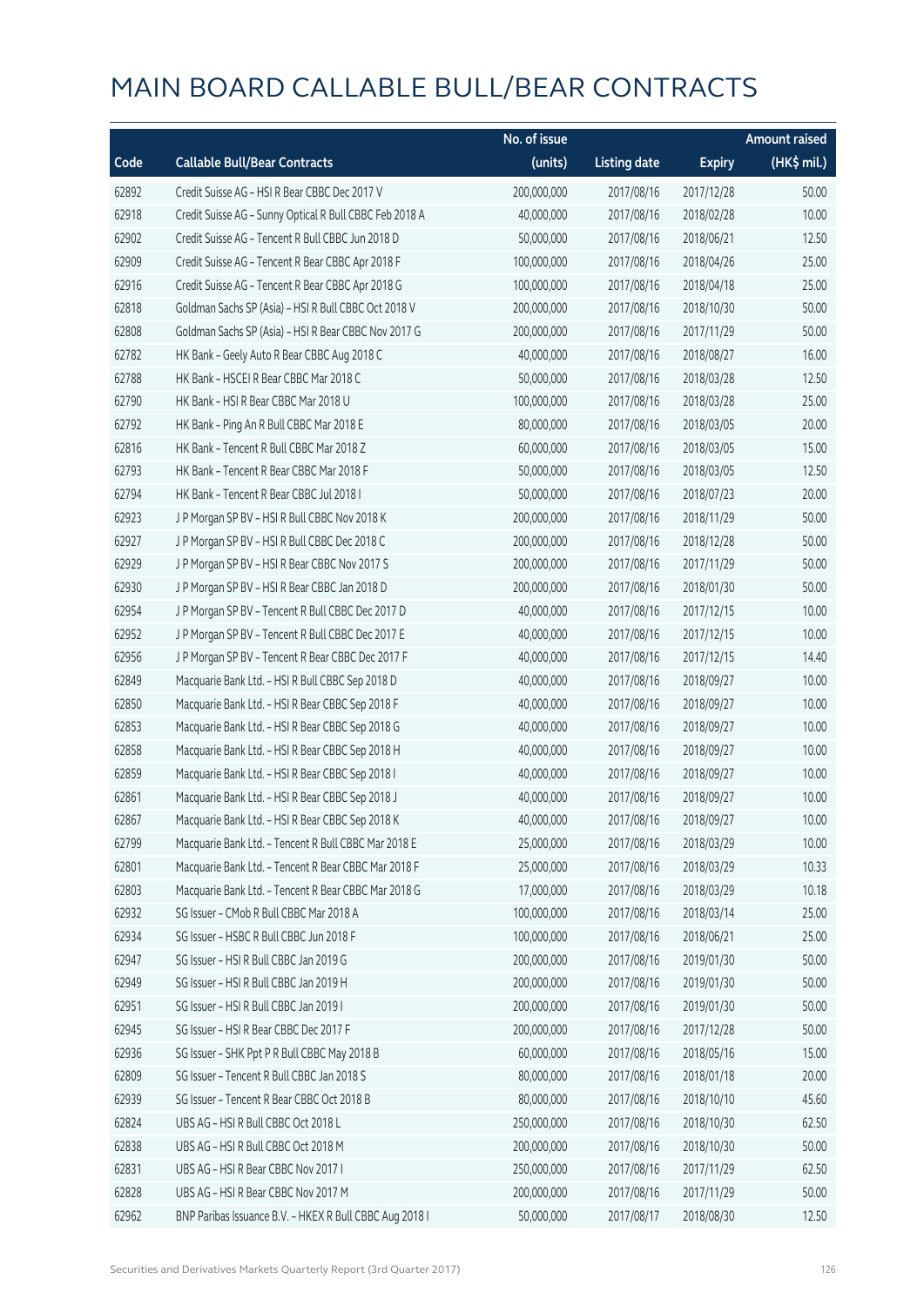# MAIN BOARD CALLABLE BULL/BEAR CONTRACTS

| Code | Callable Bull/Bear Contracts | No. of issue (units) | Listing date | Expiry | Amount raised (HK$ mil.) |
|---|---|---|---|---|---|
| 62892 | Credit Suisse AG - HSI R Bear CBBC Dec 2017 V | 200,000,000 | 2017/08/16 | 2017/12/28 | 50.00 |
| 62918 | Credit Suisse AG - Sunny Optical R Bull CBBC Feb 2018 A | 40,000,000 | 2017/08/16 | 2018/02/28 | 10.00 |
| 62902 | Credit Suisse AG - Tencent R Bull CBBC Jun 2018 D | 50,000,000 | 2017/08/16 | 2018/06/21 | 12.50 |
| 62909 | Credit Suisse AG - Tencent R Bear CBBC Apr 2018 F | 100,000,000 | 2017/08/16 | 2018/04/26 | 25.00 |
| 62916 | Credit Suisse AG - Tencent R Bear CBBC Apr 2018 G | 100,000,000 | 2017/08/16 | 2018/04/18 | 25.00 |
| 62818 | Goldman Sachs SP (Asia) - HSI R Bull CBBC Oct 2018 V | 200,000,000 | 2017/08/16 | 2018/10/30 | 50.00 |
| 62808 | Goldman Sachs SP (Asia) - HSI R Bear CBBC Nov 2017 G | 200,000,000 | 2017/08/16 | 2017/11/29 | 50.00 |
| 62782 | HK Bank - Geely Auto R Bear CBBC Aug 2018 C | 40,000,000 | 2017/08/16 | 2018/08/27 | 16.00 |
| 62788 | HK Bank - HSCEI R Bear CBBC Mar 2018 C | 50,000,000 | 2017/08/16 | 2018/03/28 | 12.50 |
| 62790 | HK Bank - HSI R Bear CBBC Mar 2018 U | 100,000,000 | 2017/08/16 | 2018/03/28 | 25.00 |
| 62792 | HK Bank - Ping An R Bull CBBC Mar 2018 E | 80,000,000 | 2017/08/16 | 2018/03/05 | 20.00 |
| 62816 | HK Bank - Tencent R Bull CBBC Mar 2018 Z | 60,000,000 | 2017/08/16 | 2018/03/05 | 15.00 |
| 62793 | HK Bank - Tencent R Bear CBBC Mar 2018 F | 50,000,000 | 2017/08/16 | 2018/03/05 | 12.50 |
| 62794 | HK Bank - Tencent R Bear CBBC Jul 2018 I | 50,000,000 | 2017/08/16 | 2018/07/23 | 20.00 |
| 62923 | J P Morgan SP BV - HSI R Bull CBBC Nov 2018 K | 200,000,000 | 2017/08/16 | 2018/11/29 | 50.00 |
| 62927 | J P Morgan SP BV - HSI R Bull CBBC Dec 2018 C | 200,000,000 | 2017/08/16 | 2018/12/28 | 50.00 |
| 62929 | J P Morgan SP BV - HSI R Bear CBBC Nov 2017 S | 200,000,000 | 2017/08/16 | 2017/11/29 | 50.00 |
| 62930 | J P Morgan SP BV - HSI R Bear CBBC Jan 2018 D | 200,000,000 | 2017/08/16 | 2018/01/30 | 50.00 |
| 62954 | J P Morgan SP BV - Tencent R Bull CBBC Dec 2017 D | 40,000,000 | 2017/08/16 | 2017/12/15 | 10.00 |
| 62952 | J P Morgan SP BV - Tencent R Bull CBBC Dec 2017 E | 40,000,000 | 2017/08/16 | 2017/12/15 | 10.00 |
| 62956 | J P Morgan SP BV - Tencent R Bear CBBC Dec 2017 F | 40,000,000 | 2017/08/16 | 2017/12/15 | 14.40 |
| 62849 | Macquarie Bank Ltd. - HSI R Bull CBBC Sep 2018 D | 40,000,000 | 2017/08/16 | 2018/09/27 | 10.00 |
| 62850 | Macquarie Bank Ltd. - HSI R Bear CBBC Sep 2018 F | 40,000,000 | 2017/08/16 | 2018/09/27 | 10.00 |
| 62853 | Macquarie Bank Ltd. - HSI R Bear CBBC Sep 2018 G | 40,000,000 | 2017/08/16 | 2018/09/27 | 10.00 |
| 62858 | Macquarie Bank Ltd. - HSI R Bear CBBC Sep 2018 H | 40,000,000 | 2017/08/16 | 2018/09/27 | 10.00 |
| 62859 | Macquarie Bank Ltd. - HSI R Bear CBBC Sep 2018 I | 40,000,000 | 2017/08/16 | 2018/09/27 | 10.00 |
| 62861 | Macquarie Bank Ltd. - HSI R Bear CBBC Sep 2018 J | 40,000,000 | 2017/08/16 | 2018/09/27 | 10.00 |
| 62867 | Macquarie Bank Ltd. - HSI R Bear CBBC Sep 2018 K | 40,000,000 | 2017/08/16 | 2018/09/27 | 10.00 |
| 62799 | Macquarie Bank Ltd. - Tencent R Bull CBBC Mar 2018 E | 25,000,000 | 2017/08/16 | 2018/03/29 | 10.00 |
| 62801 | Macquarie Bank Ltd. - Tencent R Bear CBBC Mar 2018 F | 25,000,000 | 2017/08/16 | 2018/03/29 | 10.33 |
| 62803 | Macquarie Bank Ltd. - Tencent R Bear CBBC Mar 2018 G | 17,000,000 | 2017/08/16 | 2018/03/29 | 10.18 |
| 62932 | SG Issuer - CMob R Bull CBBC Mar 2018 A | 100,000,000 | 2017/08/16 | 2018/03/14 | 25.00 |
| 62934 | SG Issuer - HSBC R Bull CBBC Jun 2018 F | 100,000,000 | 2017/08/16 | 2018/06/21 | 25.00 |
| 62947 | SG Issuer - HSI R Bull CBBC Jan 2019 G | 200,000,000 | 2017/08/16 | 2019/01/30 | 50.00 |
| 62949 | SG Issuer - HSI R Bull CBBC Jan 2019 H | 200,000,000 | 2017/08/16 | 2019/01/30 | 50.00 |
| 62951 | SG Issuer - HSI R Bull CBBC Jan 2019 I | 200,000,000 | 2017/08/16 | 2019/01/30 | 50.00 |
| 62945 | SG Issuer - HSI R Bear CBBC Dec 2017 F | 200,000,000 | 2017/08/16 | 2017/12/28 | 50.00 |
| 62936 | SG Issuer - SHK Ppt P R Bull CBBC May 2018 B | 60,000,000 | 2017/08/16 | 2018/05/16 | 15.00 |
| 62809 | SG Issuer - Tencent R Bull CBBC Jan 2018 S | 80,000,000 | 2017/08/16 | 2018/01/18 | 20.00 |
| 62939 | SG Issuer - Tencent R Bear CBBC Oct 2018 B | 80,000,000 | 2017/08/16 | 2018/10/10 | 45.60 |
| 62824 | UBS AG - HSI R Bull CBBC Oct 2018 L | 250,000,000 | 2017/08/16 | 2018/10/30 | 62.50 |
| 62838 | UBS AG - HSI R Bull CBBC Oct 2018 M | 200,000,000 | 2017/08/16 | 2018/10/30 | 50.00 |
| 62831 | UBS AG - HSI R Bear CBBC Nov 2017 I | 250,000,000 | 2017/08/16 | 2017/11/29 | 62.50 |
| 62828 | UBS AG - HSI R Bear CBBC Nov 2017 M | 200,000,000 | 2017/08/16 | 2017/11/29 | 50.00 |
| 62962 | BNP Paribas Issuance B.V. - HKEX R Bull CBBC Aug 2018 I | 50,000,000 | 2017/08/17 | 2018/08/30 | 12.50 |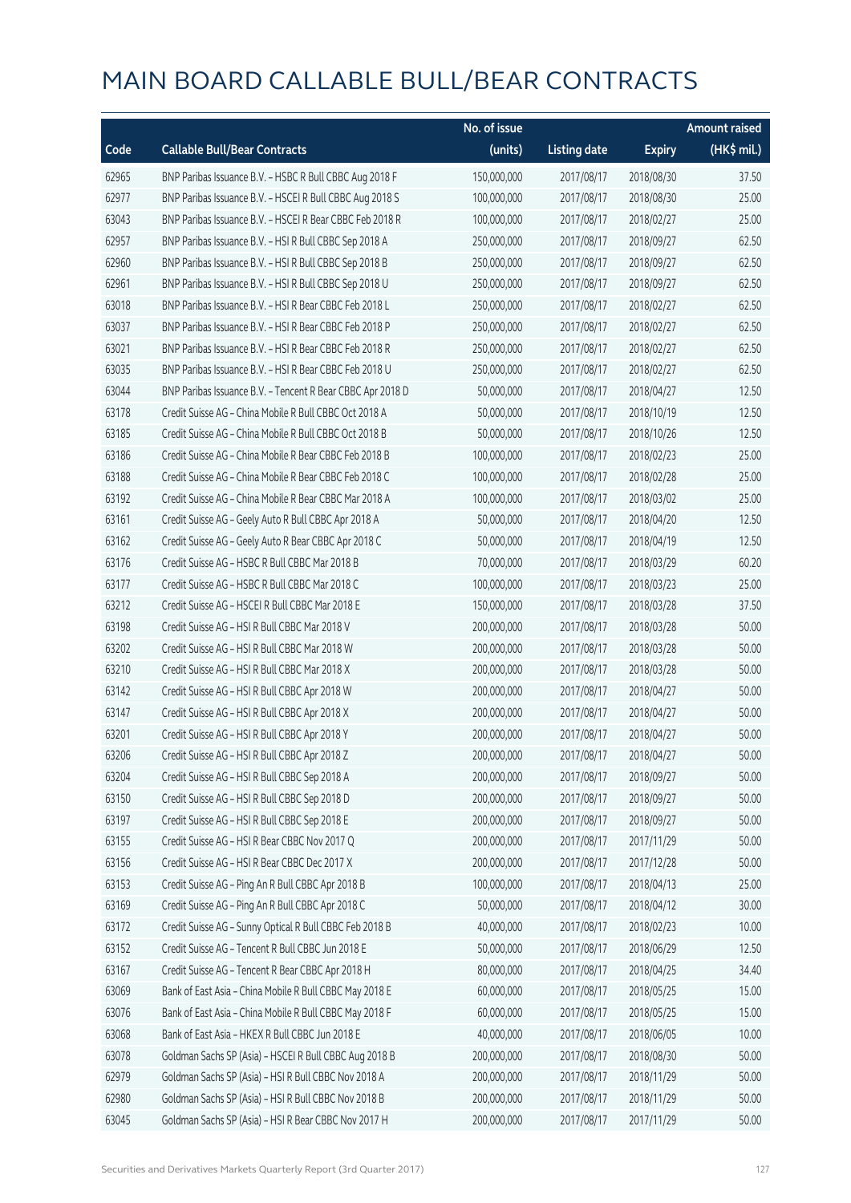# MAIN BOARD CALLABLE BULL/BEAR CONTRACTS

| Code | Callable Bull/Bear Contracts | No. of issue (units) | Listing date | Expiry | Amount raised (HK$ mil.) |
|---|---|---|---|---|---|
| 62965 | BNP Paribas Issuance B.V. – HSBC R Bull CBBC Aug 2018 F | 150,000,000 | 2017/08/17 | 2018/08/30 | 37.50 |
| 62977 | BNP Paribas Issuance B.V. – HSCEI R Bull CBBC Aug 2018 S | 100,000,000 | 2017/08/17 | 2018/08/30 | 25.00 |
| 63043 | BNP Paribas Issuance B.V. – HSCEI R Bear CBBC Feb 2018 R | 100,000,000 | 2017/08/17 | 2018/02/27 | 25.00 |
| 62957 | BNP Paribas Issuance B.V. – HSI R Bull CBBC Sep 2018 A | 250,000,000 | 2017/08/17 | 2018/09/27 | 62.50 |
| 62960 | BNP Paribas Issuance B.V. – HSI R Bull CBBC Sep 2018 B | 250,000,000 | 2017/08/17 | 2018/09/27 | 62.50 |
| 62961 | BNP Paribas Issuance B.V. – HSI R Bull CBBC Sep 2018 U | 250,000,000 | 2017/08/17 | 2018/09/27 | 62.50 |
| 63018 | BNP Paribas Issuance B.V. – HSI R Bear CBBC Feb 2018 L | 250,000,000 | 2017/08/17 | 2018/02/27 | 62.50 |
| 63037 | BNP Paribas Issuance B.V. – HSI R Bear CBBC Feb 2018 P | 250,000,000 | 2017/08/17 | 2018/02/27 | 62.50 |
| 63021 | BNP Paribas Issuance B.V. – HSI R Bear CBBC Feb 2018 R | 250,000,000 | 2017/08/17 | 2018/02/27 | 62.50 |
| 63035 | BNP Paribas Issuance B.V. – HSI R Bear CBBC Feb 2018 U | 250,000,000 | 2017/08/17 | 2018/02/27 | 62.50 |
| 63044 | BNP Paribas Issuance B.V. – Tencent R Bear CBBC Apr 2018 D | 50,000,000 | 2017/08/17 | 2018/04/27 | 12.50 |
| 63178 | Credit Suisse AG – China Mobile R Bull CBBC Oct 2018 A | 50,000,000 | 2017/08/17 | 2018/10/19 | 12.50 |
| 63185 | Credit Suisse AG – China Mobile R Bull CBBC Oct 2018 B | 50,000,000 | 2017/08/17 | 2018/10/26 | 12.50 |
| 63186 | Credit Suisse AG – China Mobile R Bear CBBC Feb 2018 B | 100,000,000 | 2017/08/17 | 2018/02/23 | 25.00 |
| 63188 | Credit Suisse AG – China Mobile R Bear CBBC Feb 2018 C | 100,000,000 | 2017/08/17 | 2018/02/28 | 25.00 |
| 63192 | Credit Suisse AG – China Mobile R Bear CBBC Mar 2018 A | 100,000,000 | 2017/08/17 | 2018/03/02 | 25.00 |
| 63161 | Credit Suisse AG – Geely Auto R Bull CBBC Apr 2018 A | 50,000,000 | 2017/08/17 | 2018/04/20 | 12.50 |
| 63162 | Credit Suisse AG – Geely Auto R Bear CBBC Apr 2018 C | 50,000,000 | 2017/08/17 | 2018/04/19 | 12.50 |
| 63176 | Credit Suisse AG – HSBC R Bull CBBC Mar 2018 B | 70,000,000 | 2017/08/17 | 2018/03/29 | 60.20 |
| 63177 | Credit Suisse AG – HSBC R Bull CBBC Mar 2018 C | 100,000,000 | 2017/08/17 | 2018/03/23 | 25.00 |
| 63212 | Credit Suisse AG – HSCEI R Bull CBBC Mar 2018 E | 150,000,000 | 2017/08/17 | 2018/03/28 | 37.50 |
| 63198 | Credit Suisse AG – HSI R Bull CBBC Mar 2018 V | 200,000,000 | 2017/08/17 | 2018/03/28 | 50.00 |
| 63202 | Credit Suisse AG – HSI R Bull CBBC Mar 2018 W | 200,000,000 | 2017/08/17 | 2018/03/28 | 50.00 |
| 63210 | Credit Suisse AG – HSI R Bull CBBC Mar 2018 X | 200,000,000 | 2017/08/17 | 2018/03/28 | 50.00 |
| 63142 | Credit Suisse AG – HSI R Bull CBBC Apr 2018 W | 200,000,000 | 2017/08/17 | 2018/04/27 | 50.00 |
| 63147 | Credit Suisse AG – HSI R Bull CBBC Apr 2018 X | 200,000,000 | 2017/08/17 | 2018/04/27 | 50.00 |
| 63201 | Credit Suisse AG – HSI R Bull CBBC Apr 2018 Y | 200,000,000 | 2017/08/17 | 2018/04/27 | 50.00 |
| 63206 | Credit Suisse AG – HSI R Bull CBBC Apr 2018 Z | 200,000,000 | 2017/08/17 | 2018/04/27 | 50.00 |
| 63204 | Credit Suisse AG – HSI R Bull CBBC Sep 2018 A | 200,000,000 | 2017/08/17 | 2018/09/27 | 50.00 |
| 63150 | Credit Suisse AG – HSI R Bull CBBC Sep 2018 D | 200,000,000 | 2017/08/17 | 2018/09/27 | 50.00 |
| 63197 | Credit Suisse AG – HSI R Bull CBBC Sep 2018 E | 200,000,000 | 2017/08/17 | 2018/09/27 | 50.00 |
| 63155 | Credit Suisse AG – HSI R Bear CBBC Nov 2017 Q | 200,000,000 | 2017/08/17 | 2017/11/29 | 50.00 |
| 63156 | Credit Suisse AG – HSI R Bear CBBC Dec 2017 X | 200,000,000 | 2017/08/17 | 2017/12/28 | 50.00 |
| 63153 | Credit Suisse AG – Ping An R Bull CBBC Apr 2018 B | 100,000,000 | 2017/08/17 | 2018/04/13 | 25.00 |
| 63169 | Credit Suisse AG – Ping An R Bull CBBC Apr 2018 C | 50,000,000 | 2017/08/17 | 2018/04/12 | 30.00 |
| 63172 | Credit Suisse AG – Sunny Optical R Bull CBBC Feb 2018 B | 40,000,000 | 2017/08/17 | 2018/02/23 | 10.00 |
| 63152 | Credit Suisse AG – Tencent R Bull CBBC Jun 2018 E | 50,000,000 | 2017/08/17 | 2018/06/29 | 12.50 |
| 63167 | Credit Suisse AG – Tencent R Bear CBBC Apr 2018 H | 80,000,000 | 2017/08/17 | 2018/04/25 | 34.40 |
| 63069 | Bank of East Asia – China Mobile R Bull CBBC May 2018 E | 60,000,000 | 2017/08/17 | 2018/05/25 | 15.00 |
| 63076 | Bank of East Asia – China Mobile R Bull CBBC May 2018 F | 60,000,000 | 2017/08/17 | 2018/05/25 | 15.00 |
| 63068 | Bank of East Asia – HKEX R Bull CBBC Jun 2018 E | 40,000,000 | 2017/08/17 | 2018/06/05 | 10.00 |
| 63078 | Goldman Sachs SP (Asia) – HSCEI R Bull CBBC Aug 2018 B | 200,000,000 | 2017/08/17 | 2018/08/30 | 50.00 |
| 62979 | Goldman Sachs SP (Asia) – HSI R Bull CBBC Nov 2018 A | 200,000,000 | 2017/08/17 | 2018/11/29 | 50.00 |
| 62980 | Goldman Sachs SP (Asia) – HSI R Bull CBBC Nov 2018 B | 200,000,000 | 2017/08/17 | 2018/11/29 | 50.00 |
| 63045 | Goldman Sachs SP (Asia) – HSI R Bear CBBC Nov 2017 H | 200,000,000 | 2017/08/17 | 2017/11/29 | 50.00 |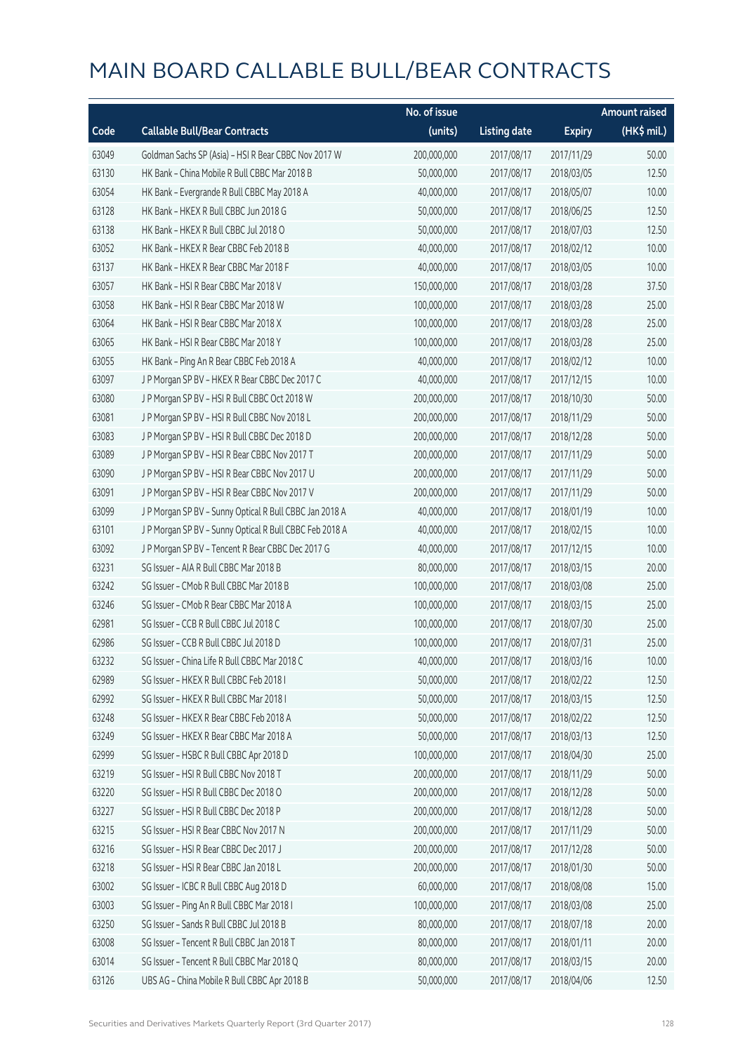# MAIN BOARD CALLABLE BULL/BEAR CONTRACTS

| Code | Callable Bull/Bear Contracts | No. of issue (units) | Listing date | Expiry | Amount raised (HK$ mil.) |
|---|---|---|---|---|---|
| 63049 | Goldman Sachs SP (Asia) – HSI R Bear CBBC Nov 2017 W | 200,000,000 | 2017/08/17 | 2017/11/29 | 50.00 |
| 63130 | HK Bank – China Mobile R Bull CBBC Mar 2018 B | 50,000,000 | 2017/08/17 | 2018/03/05 | 12.50 |
| 63054 | HK Bank – Evergrande R Bull CBBC May 2018 A | 40,000,000 | 2017/08/17 | 2018/05/07 | 10.00 |
| 63128 | HK Bank – HKEX R Bull CBBC Jun 2018 G | 50,000,000 | 2017/08/17 | 2018/06/25 | 12.50 |
| 63138 | HK Bank – HKEX R Bull CBBC Jul 2018 O | 50,000,000 | 2017/08/17 | 2018/07/03 | 12.50 |
| 63052 | HK Bank – HKEX R Bear CBBC Feb 2018 B | 40,000,000 | 2017/08/17 | 2018/02/12 | 10.00 |
| 63137 | HK Bank – HKEX R Bear CBBC Mar 2018 F | 40,000,000 | 2017/08/17 | 2018/03/05 | 10.00 |
| 63057 | HK Bank – HSI R Bear CBBC Mar 2018 V | 150,000,000 | 2017/08/17 | 2018/03/28 | 37.50 |
| 63058 | HK Bank – HSI R Bear CBBC Mar 2018 W | 100,000,000 | 2017/08/17 | 2018/03/28 | 25.00 |
| 63064 | HK Bank – HSI R Bear CBBC Mar 2018 X | 100,000,000 | 2017/08/17 | 2018/03/28 | 25.00 |
| 63065 | HK Bank – HSI R Bear CBBC Mar 2018 Y | 100,000,000 | 2017/08/17 | 2018/03/28 | 25.00 |
| 63055 | HK Bank – Ping An R Bear CBBC Feb 2018 A | 40,000,000 | 2017/08/17 | 2018/02/12 | 10.00 |
| 63097 | J P Morgan SP BV – HKEX R Bear CBBC Dec 2017 C | 40,000,000 | 2017/08/17 | 2017/12/15 | 10.00 |
| 63080 | J P Morgan SP BV – HSI R Bull CBBC Oct 2018 W | 200,000,000 | 2017/08/17 | 2018/10/30 | 50.00 |
| 63081 | J P Morgan SP BV – HSI R Bull CBBC Nov 2018 L | 200,000,000 | 2017/08/17 | 2018/11/29 | 50.00 |
| 63083 | J P Morgan SP BV – HSI R Bull CBBC Dec 2018 D | 200,000,000 | 2017/08/17 | 2018/12/28 | 50.00 |
| 63089 | J P Morgan SP BV – HSI R Bear CBBC Nov 2017 T | 200,000,000 | 2017/08/17 | 2017/11/29 | 50.00 |
| 63090 | J P Morgan SP BV – HSI R Bear CBBC Nov 2017 U | 200,000,000 | 2017/08/17 | 2017/11/29 | 50.00 |
| 63091 | J P Morgan SP BV – HSI R Bear CBBC Nov 2017 V | 200,000,000 | 2017/08/17 | 2017/11/29 | 50.00 |
| 63099 | J P Morgan SP BV – Sunny Optical R Bull CBBC Jan 2018 A | 40,000,000 | 2017/08/17 | 2018/01/19 | 10.00 |
| 63101 | J P Morgan SP BV – Sunny Optical R Bull CBBC Feb 2018 A | 40,000,000 | 2017/08/17 | 2018/02/15 | 10.00 |
| 63092 | J P Morgan SP BV – Tencent R Bear CBBC Dec 2017 G | 40,000,000 | 2017/08/17 | 2017/12/15 | 10.00 |
| 63231 | SG Issuer – AIA R Bull CBBC Mar 2018 B | 80,000,000 | 2017/08/17 | 2018/03/15 | 20.00 |
| 63242 | SG Issuer – CMob R Bull CBBC Mar 2018 B | 100,000,000 | 2017/08/17 | 2018/03/08 | 25.00 |
| 63246 | SG Issuer – CMob R Bear CBBC Mar 2018 A | 100,000,000 | 2017/08/17 | 2018/03/15 | 25.00 |
| 62981 | SG Issuer – CCB R Bull CBBC Jul 2018 C | 100,000,000 | 2017/08/17 | 2018/07/30 | 25.00 |
| 62986 | SG Issuer – CCB R Bull CBBC Jul 2018 D | 100,000,000 | 2017/08/17 | 2018/07/31 | 25.00 |
| 63232 | SG Issuer – China Life R Bull CBBC Mar 2018 C | 40,000,000 | 2017/08/17 | 2018/03/16 | 10.00 |
| 62989 | SG Issuer – HKEX R Bull CBBC Feb 2018 I | 50,000,000 | 2017/08/17 | 2018/02/22 | 12.50 |
| 62992 | SG Issuer – HKEX R Bull CBBC Mar 2018 I | 50,000,000 | 2017/08/17 | 2018/03/15 | 12.50 |
| 63248 | SG Issuer – HKEX R Bear CBBC Feb 2018 A | 50,000,000 | 2017/08/17 | 2018/02/22 | 12.50 |
| 63249 | SG Issuer – HKEX R Bear CBBC Mar 2018 A | 50,000,000 | 2017/08/17 | 2018/03/13 | 12.50 |
| 62999 | SG Issuer – HSBC R Bull CBBC Apr 2018 D | 100,000,000 | 2017/08/17 | 2018/04/30 | 25.00 |
| 63219 | SG Issuer – HSI R Bull CBBC Nov 2018 T | 200,000,000 | 2017/08/17 | 2018/11/29 | 50.00 |
| 63220 | SG Issuer – HSI R Bull CBBC Dec 2018 O | 200,000,000 | 2017/08/17 | 2018/12/28 | 50.00 |
| 63227 | SG Issuer – HSI R Bull CBBC Dec 2018 P | 200,000,000 | 2017/08/17 | 2018/12/28 | 50.00 |
| 63215 | SG Issuer – HSI R Bear CBBC Nov 2017 N | 200,000,000 | 2017/08/17 | 2017/11/29 | 50.00 |
| 63216 | SG Issuer – HSI R Bear CBBC Dec 2017 J | 200,000,000 | 2017/08/17 | 2017/12/28 | 50.00 |
| 63218 | SG Issuer – HSI R Bear CBBC Jan 2018 L | 200,000,000 | 2017/08/17 | 2018/01/30 | 50.00 |
| 63002 | SG Issuer – ICBC R Bull CBBC Aug 2018 D | 60,000,000 | 2017/08/17 | 2018/08/08 | 15.00 |
| 63003 | SG Issuer – Ping An R Bull CBBC Mar 2018 I | 100,000,000 | 2017/08/17 | 2018/03/08 | 25.00 |
| 63250 | SG Issuer – Sands R Bull CBBC Jul 2018 B | 80,000,000 | 2017/08/17 | 2018/07/18 | 20.00 |
| 63008 | SG Issuer – Tencent R Bull CBBC Jan 2018 T | 80,000,000 | 2017/08/17 | 2018/01/11 | 20.00 |
| 63014 | SG Issuer – Tencent R Bull CBBC Mar 2018 Q | 80,000,000 | 2017/08/17 | 2018/03/15 | 20.00 |
| 63126 | UBS AG – China Mobile R Bull CBBC Apr 2018 B | 50,000,000 | 2017/08/17 | 2018/04/06 | 12.50 |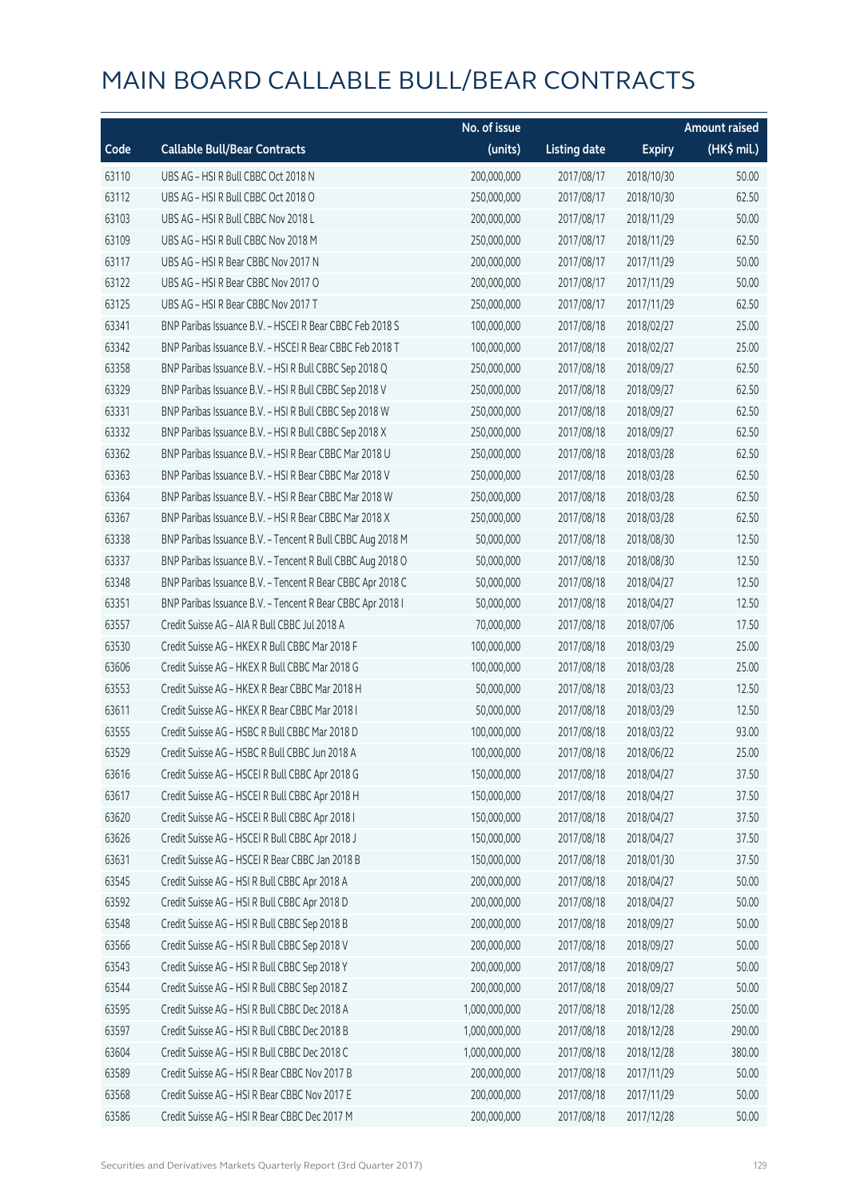# MAIN BOARD CALLABLE BULL/BEAR CONTRACTS

| Code | Callable Bull/Bear Contracts | No. of issue (units) | Listing date | Expiry | Amount raised (HK$ mil.) |
|---|---|---|---|---|---|
| 63110 | UBS AG - HSI R Bull CBBC Oct 2018 N | 200,000,000 | 2017/08/17 | 2018/10/30 | 50.00 |
| 63112 | UBS AG - HSI R Bull CBBC Oct 2018 O | 250,000,000 | 2017/08/17 | 2018/10/30 | 62.50 |
| 63103 | UBS AG - HSI R Bull CBBC Nov 2018 L | 200,000,000 | 2017/08/17 | 2018/11/29 | 50.00 |
| 63109 | UBS AG - HSI R Bull CBBC Nov 2018 M | 250,000,000 | 2017/08/17 | 2018/11/29 | 62.50 |
| 63117 | UBS AG - HSI R Bear CBBC Nov 2017 N | 200,000,000 | 2017/08/17 | 2017/11/29 | 50.00 |
| 63122 | UBS AG - HSI R Bear CBBC Nov 2017 O | 200,000,000 | 2017/08/17 | 2017/11/29 | 50.00 |
| 63125 | UBS AG - HSI R Bear CBBC Nov 2017 T | 250,000,000 | 2017/08/17 | 2017/11/29 | 62.50 |
| 63341 | BNP Paribas Issuance B.V. - HSCEI R Bear CBBC Feb 2018 S | 100,000,000 | 2017/08/18 | 2018/02/27 | 25.00 |
| 63342 | BNP Paribas Issuance B.V. - HSCEI R Bear CBBC Feb 2018 T | 100,000,000 | 2017/08/18 | 2018/02/27 | 25.00 |
| 63358 | BNP Paribas Issuance B.V. - HSI R Bull CBBC Sep 2018 Q | 250,000,000 | 2017/08/18 | 2018/09/27 | 62.50 |
| 63329 | BNP Paribas Issuance B.V. - HSI R Bull CBBC Sep 2018 V | 250,000,000 | 2017/08/18 | 2018/09/27 | 62.50 |
| 63331 | BNP Paribas Issuance B.V. - HSI R Bull CBBC Sep 2018 W | 250,000,000 | 2017/08/18 | 2018/09/27 | 62.50 |
| 63332 | BNP Paribas Issuance B.V. - HSI R Bull CBBC Sep 2018 X | 250,000,000 | 2017/08/18 | 2018/09/27 | 62.50 |
| 63362 | BNP Paribas Issuance B.V. - HSI R Bear CBBC Mar 2018 U | 250,000,000 | 2017/08/18 | 2018/03/28 | 62.50 |
| 63363 | BNP Paribas Issuance B.V. - HSI R Bear CBBC Mar 2018 V | 250,000,000 | 2017/08/18 | 2018/03/28 | 62.50 |
| 63364 | BNP Paribas Issuance B.V. - HSI R Bear CBBC Mar 2018 W | 250,000,000 | 2017/08/18 | 2018/03/28 | 62.50 |
| 63367 | BNP Paribas Issuance B.V. - HSI R Bear CBBC Mar 2018 X | 250,000,000 | 2017/08/18 | 2018/03/28 | 62.50 |
| 63338 | BNP Paribas Issuance B.V. - Tencent R Bull CBBC Aug 2018 M | 50,000,000 | 2017/08/18 | 2018/08/30 | 12.50 |
| 63337 | BNP Paribas Issuance B.V. - Tencent R Bull CBBC Aug 2018 O | 50,000,000 | 2017/08/18 | 2018/08/30 | 12.50 |
| 63348 | BNP Paribas Issuance B.V. - Tencent R Bear CBBC Apr 2018 C | 50,000,000 | 2017/08/18 | 2018/04/27 | 12.50 |
| 63351 | BNP Paribas Issuance B.V. - Tencent R Bear CBBC Apr 2018 I | 50,000,000 | 2017/08/18 | 2018/04/27 | 12.50 |
| 63557 | Credit Suisse AG - AIA R Bull CBBC Jul 2018 A | 70,000,000 | 2017/08/18 | 2018/07/06 | 17.50 |
| 63530 | Credit Suisse AG - HKEX R Bull CBBC Mar 2018 F | 100,000,000 | 2017/08/18 | 2018/03/29 | 25.00 |
| 63606 | Credit Suisse AG - HKEX R Bull CBBC Mar 2018 G | 100,000,000 | 2017/08/18 | 2018/03/28 | 25.00 |
| 63553 | Credit Suisse AG - HKEX R Bear CBBC Mar 2018 H | 50,000,000 | 2017/08/18 | 2018/03/23 | 12.50 |
| 63611 | Credit Suisse AG - HKEX R Bear CBBC Mar 2018 I | 50,000,000 | 2017/08/18 | 2018/03/29 | 12.50 |
| 63555 | Credit Suisse AG - HSBC R Bull CBBC Mar 2018 D | 100,000,000 | 2017/08/18 | 2018/03/22 | 93.00 |
| 63529 | Credit Suisse AG - HSBC R Bull CBBC Jun 2018 A | 100,000,000 | 2017/08/18 | 2018/06/22 | 25.00 |
| 63616 | Credit Suisse AG - HSCEI R Bull CBBC Apr 2018 G | 150,000,000 | 2017/08/18 | 2018/04/27 | 37.50 |
| 63617 | Credit Suisse AG - HSCEI R Bull CBBC Apr 2018 H | 150,000,000 | 2017/08/18 | 2018/04/27 | 37.50 |
| 63620 | Credit Suisse AG - HSCEI R Bull CBBC Apr 2018 I | 150,000,000 | 2017/08/18 | 2018/04/27 | 37.50 |
| 63626 | Credit Suisse AG - HSCEI R Bull CBBC Apr 2018 J | 150,000,000 | 2017/08/18 | 2018/04/27 | 37.50 |
| 63631 | Credit Suisse AG - HSCEI R Bear CBBC Jan 2018 B | 150,000,000 | 2017/08/18 | 2018/01/30 | 37.50 |
| 63545 | Credit Suisse AG - HSI R Bull CBBC Apr 2018 A | 200,000,000 | 2017/08/18 | 2018/04/27 | 50.00 |
| 63592 | Credit Suisse AG - HSI R Bull CBBC Apr 2018 D | 200,000,000 | 2017/08/18 | 2018/04/27 | 50.00 |
| 63548 | Credit Suisse AG - HSI R Bull CBBC Sep 2018 B | 200,000,000 | 2017/08/18 | 2018/09/27 | 50.00 |
| 63566 | Credit Suisse AG - HSI R Bull CBBC Sep 2018 V | 200,000,000 | 2017/08/18 | 2018/09/27 | 50.00 |
| 63543 | Credit Suisse AG - HSI R Bull CBBC Sep 2018 Y | 200,000,000 | 2017/08/18 | 2018/09/27 | 50.00 |
| 63544 | Credit Suisse AG - HSI R Bull CBBC Sep 2018 Z | 200,000,000 | 2017/08/18 | 2018/09/27 | 50.00 |
| 63595 | Credit Suisse AG - HSI R Bull CBBC Dec 2018 A | 1,000,000,000 | 2017/08/18 | 2018/12/28 | 250.00 |
| 63597 | Credit Suisse AG - HSI R Bull CBBC Dec 2018 B | 1,000,000,000 | 2017/08/18 | 2018/12/28 | 290.00 |
| 63604 | Credit Suisse AG - HSI R Bull CBBC Dec 2018 C | 1,000,000,000 | 2017/08/18 | 2018/12/28 | 380.00 |
| 63589 | Credit Suisse AG - HSI R Bear CBBC Nov 2017 B | 200,000,000 | 2017/08/18 | 2017/11/29 | 50.00 |
| 63568 | Credit Suisse AG - HSI R Bear CBBC Nov 2017 E | 200,000,000 | 2017/08/18 | 2017/11/29 | 50.00 |
| 63586 | Credit Suisse AG - HSI R Bear CBBC Dec 2017 M | 200,000,000 | 2017/08/18 | 2017/12/28 | 50.00 |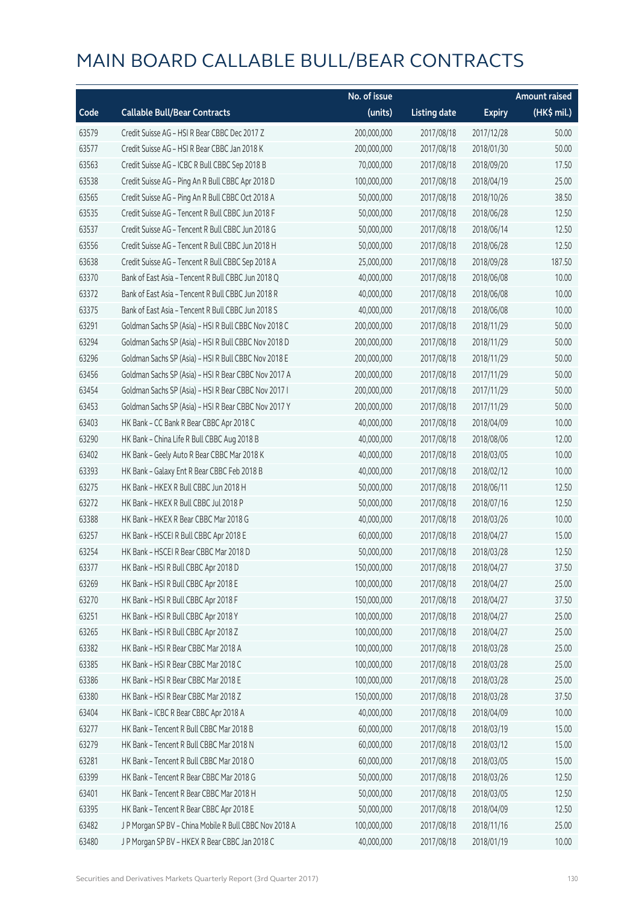# MAIN BOARD CALLABLE BULL/BEAR CONTRACTS

| Code | Callable Bull/Bear Contracts | No. of issue (units) | Listing date | Expiry | Amount raised (HK$ mil.) |
|---|---|---|---|---|---|
| 63579 | Credit Suisse AG – HSI R Bear CBBC Dec 2017 Z | 200,000,000 | 2017/08/18 | 2017/12/28 | 50.00 |
| 63577 | Credit Suisse AG – HSI R Bear CBBC Jan 2018 K | 200,000,000 | 2017/08/18 | 2018/01/30 | 50.00 |
| 63563 | Credit Suisse AG – ICBC R Bull CBBC Sep 2018 B | 70,000,000 | 2017/08/18 | 2018/09/20 | 17.50 |
| 63538 | Credit Suisse AG – Ping An R Bull CBBC Apr 2018 D | 100,000,000 | 2017/08/18 | 2018/04/19 | 25.00 |
| 63565 | Credit Suisse AG – Ping An R Bull CBBC Oct 2018 A | 50,000,000 | 2017/08/18 | 2018/10/26 | 38.50 |
| 63535 | Credit Suisse AG – Tencent R Bull CBBC Jun 2018 F | 50,000,000 | 2017/08/18 | 2018/06/28 | 12.50 |
| 63537 | Credit Suisse AG – Tencent R Bull CBBC Jun 2018 G | 50,000,000 | 2017/08/18 | 2018/06/14 | 12.50 |
| 63556 | Credit Suisse AG – Tencent R Bull CBBC Jun 2018 H | 50,000,000 | 2017/08/18 | 2018/06/28 | 12.50 |
| 63638 | Credit Suisse AG – Tencent R Bull CBBC Sep 2018 A | 25,000,000 | 2017/08/18 | 2018/09/28 | 187.50 |
| 63370 | Bank of East Asia – Tencent R Bull CBBC Jun 2018 Q | 40,000,000 | 2017/08/18 | 2018/06/08 | 10.00 |
| 63372 | Bank of East Asia – Tencent R Bull CBBC Jun 2018 R | 40,000,000 | 2017/08/18 | 2018/06/08 | 10.00 |
| 63375 | Bank of East Asia – Tencent R Bull CBBC Jun 2018 S | 40,000,000 | 2017/08/18 | 2018/06/08 | 10.00 |
| 63291 | Goldman Sachs SP (Asia) – HSI R Bull CBBC Nov 2018 C | 200,000,000 | 2017/08/18 | 2018/11/29 | 50.00 |
| 63294 | Goldman Sachs SP (Asia) – HSI R Bull CBBC Nov 2018 D | 200,000,000 | 2017/08/18 | 2018/11/29 | 50.00 |
| 63296 | Goldman Sachs SP (Asia) – HSI R Bull CBBC Nov 2018 E | 200,000,000 | 2017/08/18 | 2018/11/29 | 50.00 |
| 63456 | Goldman Sachs SP (Asia) – HSI R Bear CBBC Nov 2017 A | 200,000,000 | 2017/08/18 | 2017/11/29 | 50.00 |
| 63454 | Goldman Sachs SP (Asia) – HSI R Bear CBBC Nov 2017 I | 200,000,000 | 2017/08/18 | 2017/11/29 | 50.00 |
| 63453 | Goldman Sachs SP (Asia) – HSI R Bear CBBC Nov 2017 Y | 200,000,000 | 2017/08/18 | 2017/11/29 | 50.00 |
| 63403 | HK Bank – CC Bank R Bear CBBC Apr 2018 C | 40,000,000 | 2017/08/18 | 2018/04/09 | 10.00 |
| 63290 | HK Bank – China Life R Bull CBBC Aug 2018 B | 40,000,000 | 2017/08/18 | 2018/08/06 | 12.00 |
| 63402 | HK Bank – Geely Auto R Bear CBBC Mar 2018 K | 40,000,000 | 2017/08/18 | 2018/03/05 | 10.00 |
| 63393 | HK Bank – Galaxy Ent R Bear CBBC Feb 2018 B | 40,000,000 | 2017/08/18 | 2018/02/12 | 10.00 |
| 63275 | HK Bank – HKEX R Bull CBBC Jun 2018 H | 50,000,000 | 2017/08/18 | 2018/06/11 | 12.50 |
| 63272 | HK Bank – HKEX R Bull CBBC Jul 2018 P | 50,000,000 | 2017/08/18 | 2018/07/16 | 12.50 |
| 63388 | HK Bank – HKEX R Bear CBBC Mar 2018 G | 40,000,000 | 2017/08/18 | 2018/03/26 | 10.00 |
| 63257 | HK Bank – HSCEI R Bull CBBC Apr 2018 E | 60,000,000 | 2017/08/18 | 2018/04/27 | 15.00 |
| 63254 | HK Bank – HSCEI R Bear CBBC Mar 2018 D | 50,000,000 | 2017/08/18 | 2018/03/28 | 12.50 |
| 63377 | HK Bank – HSI R Bull CBBC Apr 2018 D | 150,000,000 | 2017/08/18 | 2018/04/27 | 37.50 |
| 63269 | HK Bank – HSI R Bull CBBC Apr 2018 E | 100,000,000 | 2017/08/18 | 2018/04/27 | 25.00 |
| 63270 | HK Bank – HSI R Bull CBBC Apr 2018 F | 150,000,000 | 2017/08/18 | 2018/04/27 | 37.50 |
| 63251 | HK Bank – HSI R Bull CBBC Apr 2018 Y | 100,000,000 | 2017/08/18 | 2018/04/27 | 25.00 |
| 63265 | HK Bank – HSI R Bull CBBC Apr 2018 Z | 100,000,000 | 2017/08/18 | 2018/04/27 | 25.00 |
| 63382 | HK Bank – HSI R Bear CBBC Mar 2018 A | 100,000,000 | 2017/08/18 | 2018/03/28 | 25.00 |
| 63385 | HK Bank – HSI R Bear CBBC Mar 2018 C | 100,000,000 | 2017/08/18 | 2018/03/28 | 25.00 |
| 63386 | HK Bank – HSI R Bear CBBC Mar 2018 E | 100,000,000 | 2017/08/18 | 2018/03/28 | 25.00 |
| 63380 | HK Bank – HSI R Bear CBBC Mar 2018 Z | 150,000,000 | 2017/08/18 | 2018/03/28 | 37.50 |
| 63404 | HK Bank – ICBC R Bear CBBC Apr 2018 A | 40,000,000 | 2017/08/18 | 2018/04/09 | 10.00 |
| 63277 | HK Bank – Tencent R Bull CBBC Mar 2018 B | 60,000,000 | 2017/08/18 | 2018/03/19 | 15.00 |
| 63279 | HK Bank – Tencent R Bull CBBC Mar 2018 N | 60,000,000 | 2017/08/18 | 2018/03/12 | 15.00 |
| 63281 | HK Bank – Tencent R Bull CBBC Mar 2018 O | 60,000,000 | 2017/08/18 | 2018/03/05 | 15.00 |
| 63399 | HK Bank – Tencent R Bear CBBC Mar 2018 G | 50,000,000 | 2017/08/18 | 2018/03/26 | 12.50 |
| 63401 | HK Bank – Tencent R Bear CBBC Mar 2018 H | 50,000,000 | 2017/08/18 | 2018/03/05 | 12.50 |
| 63395 | HK Bank – Tencent R Bear CBBC Apr 2018 E | 50,000,000 | 2017/08/18 | 2018/04/09 | 12.50 |
| 63482 | J P Morgan SP BV – China Mobile R Bull CBBC Nov 2018 A | 100,000,000 | 2017/08/18 | 2018/11/16 | 25.00 |
| 63480 | J P Morgan SP BV – HKEX R Bear CBBC Jan 2018 C | 40,000,000 | 2017/08/18 | 2018/01/19 | 10.00 |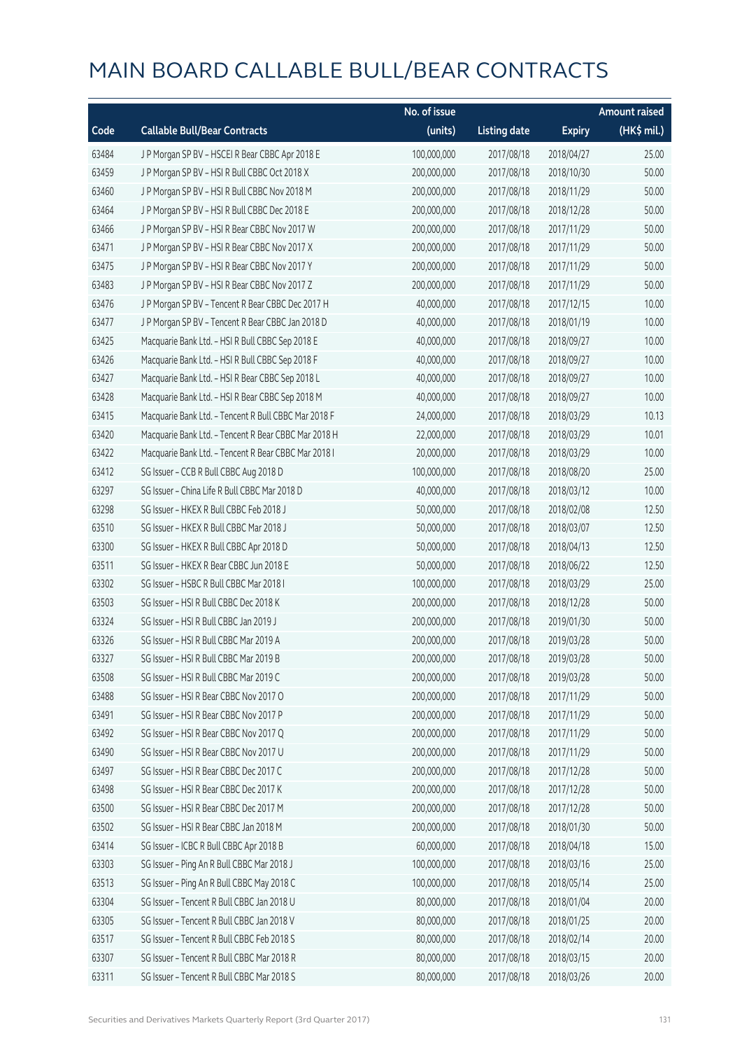# MAIN BOARD CALLABLE BULL/BEAR CONTRACTS

| Code | Callable Bull/Bear Contracts | No. of issue (units) | Listing date | Expiry | Amount raised (HK$ mil.) |
|---|---|---|---|---|---|
| 63484 | J P Morgan SP BV – HSCEI R Bear CBBC Apr 2018 E | 100,000,000 | 2017/08/18 | 2018/04/27 | 25.00 |
| 63459 | J P Morgan SP BV – HSI R Bull CBBC Oct 2018 X | 200,000,000 | 2017/08/18 | 2018/10/30 | 50.00 |
| 63460 | J P Morgan SP BV – HSI R Bull CBBC Nov 2018 M | 200,000,000 | 2017/08/18 | 2018/11/29 | 50.00 |
| 63464 | J P Morgan SP BV – HSI R Bull CBBC Dec 2018 E | 200,000,000 | 2017/08/18 | 2018/12/28 | 50.00 |
| 63466 | J P Morgan SP BV – HSI R Bear CBBC Nov 2017 W | 200,000,000 | 2017/08/18 | 2017/11/29 | 50.00 |
| 63471 | J P Morgan SP BV – HSI R Bear CBBC Nov 2017 X | 200,000,000 | 2017/08/18 | 2017/11/29 | 50.00 |
| 63475 | J P Morgan SP BV – HSI R Bear CBBC Nov 2017 Y | 200,000,000 | 2017/08/18 | 2017/11/29 | 50.00 |
| 63483 | J P Morgan SP BV – HSI R Bear CBBC Nov 2017 Z | 200,000,000 | 2017/08/18 | 2017/11/29 | 50.00 |
| 63476 | J P Morgan SP BV – Tencent R Bear CBBC Dec 2017 H | 40,000,000 | 2017/08/18 | 2017/12/15 | 10.00 |
| 63477 | J P Morgan SP BV – Tencent R Bear CBBC Jan 2018 D | 40,000,000 | 2017/08/18 | 2018/01/19 | 10.00 |
| 63425 | Macquarie Bank Ltd. – HSI R Bull CBBC Sep 2018 E | 40,000,000 | 2017/08/18 | 2018/09/27 | 10.00 |
| 63426 | Macquarie Bank Ltd. – HSI R Bull CBBC Sep 2018 F | 40,000,000 | 2017/08/18 | 2018/09/27 | 10.00 |
| 63427 | Macquarie Bank Ltd. – HSI R Bear CBBC Sep 2018 L | 40,000,000 | 2017/08/18 | 2018/09/27 | 10.00 |
| 63428 | Macquarie Bank Ltd. – HSI R Bear CBBC Sep 2018 M | 40,000,000 | 2017/08/18 | 2018/09/27 | 10.00 |
| 63415 | Macquarie Bank Ltd. – Tencent R Bull CBBC Mar 2018 F | 24,000,000 | 2017/08/18 | 2018/03/29 | 10.13 |
| 63420 | Macquarie Bank Ltd. – Tencent R Bear CBBC Mar 2018 H | 22,000,000 | 2017/08/18 | 2018/03/29 | 10.01 |
| 63422 | Macquarie Bank Ltd. – Tencent R Bear CBBC Mar 2018 I | 20,000,000 | 2017/08/18 | 2018/03/29 | 10.00 |
| 63412 | SG Issuer – CCB R Bull CBBC Aug 2018 D | 100,000,000 | 2017/08/18 | 2018/08/20 | 25.00 |
| 63297 | SG Issuer – China Life R Bull CBBC Mar 2018 D | 40,000,000 | 2017/08/18 | 2018/03/12 | 10.00 |
| 63298 | SG Issuer – HKEX R Bull CBBC Feb 2018 J | 50,000,000 | 2017/08/18 | 2018/02/08 | 12.50 |
| 63510 | SG Issuer – HKEX R Bull CBBC Mar 2018 J | 50,000,000 | 2017/08/18 | 2018/03/07 | 12.50 |
| 63300 | SG Issuer – HKEX R Bull CBBC Apr 2018 D | 50,000,000 | 2017/08/18 | 2018/04/13 | 12.50 |
| 63511 | SG Issuer – HKEX R Bear CBBC Jun 2018 E | 50,000,000 | 2017/08/18 | 2018/06/22 | 12.50 |
| 63302 | SG Issuer – HSBC R Bull CBBC Mar 2018 I | 100,000,000 | 2017/08/18 | 2018/03/29 | 25.00 |
| 63503 | SG Issuer – HSI R Bull CBBC Dec 2018 K | 200,000,000 | 2017/08/18 | 2018/12/28 | 50.00 |
| 63324 | SG Issuer – HSI R Bull CBBC Jan 2019 J | 200,000,000 | 2017/08/18 | 2019/01/30 | 50.00 |
| 63326 | SG Issuer – HSI R Bull CBBC Mar 2019 A | 200,000,000 | 2017/08/18 | 2019/03/28 | 50.00 |
| 63327 | SG Issuer – HSI R Bull CBBC Mar 2019 B | 200,000,000 | 2017/08/18 | 2019/03/28 | 50.00 |
| 63508 | SG Issuer – HSI R Bull CBBC Mar 2019 C | 200,000,000 | 2017/08/18 | 2019/03/28 | 50.00 |
| 63488 | SG Issuer – HSI R Bear CBBC Nov 2017 O | 200,000,000 | 2017/08/18 | 2017/11/29 | 50.00 |
| 63491 | SG Issuer – HSI R Bear CBBC Nov 2017 P | 200,000,000 | 2017/08/18 | 2017/11/29 | 50.00 |
| 63492 | SG Issuer – HSI R Bear CBBC Nov 2017 Q | 200,000,000 | 2017/08/18 | 2017/11/29 | 50.00 |
| 63490 | SG Issuer – HSI R Bear CBBC Nov 2017 U | 200,000,000 | 2017/08/18 | 2017/11/29 | 50.00 |
| 63497 | SG Issuer – HSI R Bear CBBC Dec 2017 C | 200,000,000 | 2017/08/18 | 2017/12/28 | 50.00 |
| 63498 | SG Issuer – HSI R Bear CBBC Dec 2017 K | 200,000,000 | 2017/08/18 | 2017/12/28 | 50.00 |
| 63500 | SG Issuer – HSI R Bear CBBC Dec 2017 M | 200,000,000 | 2017/08/18 | 2017/12/28 | 50.00 |
| 63502 | SG Issuer – HSI R Bear CBBC Jan 2018 M | 200,000,000 | 2017/08/18 | 2018/01/30 | 50.00 |
| 63414 | SG Issuer – ICBC R Bull CBBC Apr 2018 B | 60,000,000 | 2017/08/18 | 2018/04/18 | 15.00 |
| 63303 | SG Issuer – Ping An R Bull CBBC Mar 2018 J | 100,000,000 | 2017/08/18 | 2018/03/16 | 25.00 |
| 63513 | SG Issuer – Ping An R Bull CBBC May 2018 C | 100,000,000 | 2017/08/18 | 2018/05/14 | 25.00 |
| 63304 | SG Issuer – Tencent R Bull CBBC Jan 2018 U | 80,000,000 | 2017/08/18 | 2018/01/04 | 20.00 |
| 63305 | SG Issuer – Tencent R Bull CBBC Jan 2018 V | 80,000,000 | 2017/08/18 | 2018/01/25 | 20.00 |
| 63517 | SG Issuer – Tencent R Bull CBBC Feb 2018 S | 80,000,000 | 2017/08/18 | 2018/02/14 | 20.00 |
| 63307 | SG Issuer – Tencent R Bull CBBC Mar 2018 R | 80,000,000 | 2017/08/18 | 2018/03/15 | 20.00 |
| 63311 | SG Issuer – Tencent R Bull CBBC Mar 2018 S | 80,000,000 | 2017/08/18 | 2018/03/26 | 20.00 |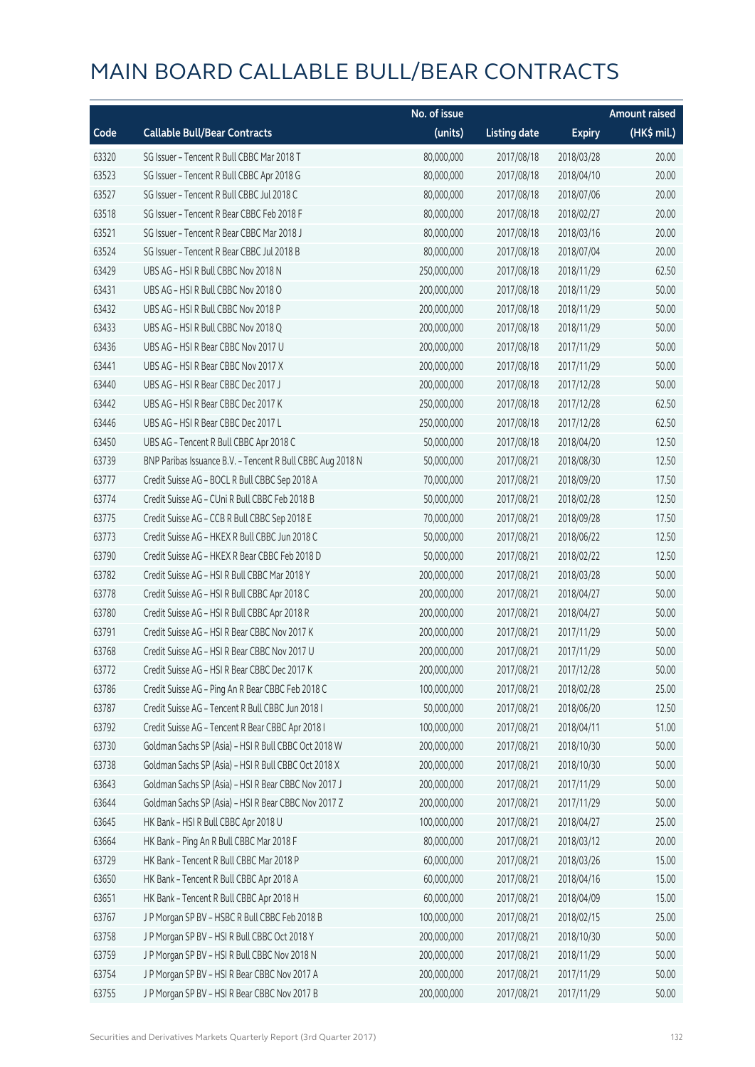# MAIN BOARD CALLABLE BULL/BEAR CONTRACTS

| Code | Callable Bull/Bear Contracts | No. of issue (units) | Listing date | Expiry | Amount raised (HK$ mil.) |
|---|---|---|---|---|---|
| 63320 | SG Issuer – Tencent R Bull CBBC Mar 2018 T | 80,000,000 | 2017/08/18 | 2018/03/28 | 20.00 |
| 63523 | SG Issuer – Tencent R Bull CBBC Apr 2018 G | 80,000,000 | 2017/08/18 | 2018/04/10 | 20.00 |
| 63527 | SG Issuer – Tencent R Bull CBBC Jul 2018 C | 80,000,000 | 2017/08/18 | 2018/07/06 | 20.00 |
| 63518 | SG Issuer – Tencent R Bear CBBC Feb 2018 F | 80,000,000 | 2017/08/18 | 2018/02/27 | 20.00 |
| 63521 | SG Issuer – Tencent R Bear CBBC Mar 2018 J | 80,000,000 | 2017/08/18 | 2018/03/16 | 20.00 |
| 63524 | SG Issuer – Tencent R Bear CBBC Jul 2018 B | 80,000,000 | 2017/08/18 | 2018/07/04 | 20.00 |
| 63429 | UBS AG – HSI R Bull CBBC Nov 2018 N | 250,000,000 | 2017/08/18 | 2018/11/29 | 62.50 |
| 63431 | UBS AG – HSI R Bull CBBC Nov 2018 O | 200,000,000 | 2017/08/18 | 2018/11/29 | 50.00 |
| 63432 | UBS AG – HSI R Bull CBBC Nov 2018 P | 200,000,000 | 2017/08/18 | 2018/11/29 | 50.00 |
| 63433 | UBS AG – HSI R Bull CBBC Nov 2018 Q | 200,000,000 | 2017/08/18 | 2018/11/29 | 50.00 |
| 63436 | UBS AG – HSI R Bear CBBC Nov 2017 U | 200,000,000 | 2017/08/18 | 2017/11/29 | 50.00 |
| 63441 | UBS AG – HSI R Bear CBBC Nov 2017 X | 200,000,000 | 2017/08/18 | 2017/11/29 | 50.00 |
| 63440 | UBS AG – HSI R Bear CBBC Dec 2017 J | 200,000,000 | 2017/08/18 | 2017/12/28 | 50.00 |
| 63442 | UBS AG – HSI R Bear CBBC Dec 2017 K | 250,000,000 | 2017/08/18 | 2017/12/28 | 62.50 |
| 63446 | UBS AG – HSI R Bear CBBC Dec 2017 L | 250,000,000 | 2017/08/18 | 2017/12/28 | 62.50 |
| 63450 | UBS AG – Tencent R Bull CBBC Apr 2018 C | 50,000,000 | 2017/08/18 | 2018/04/20 | 12.50 |
| 63739 | BNP Paribas Issuance B.V. – Tencent R Bull CBBC Aug 2018 N | 50,000,000 | 2017/08/21 | 2018/08/30 | 12.50 |
| 63777 | Credit Suisse AG – BOCL R Bull CBBC Sep 2018 A | 70,000,000 | 2017/08/21 | 2018/09/20 | 17.50 |
| 63774 | Credit Suisse AG – CUni R Bull CBBC Feb 2018 B | 50,000,000 | 2017/08/21 | 2018/02/28 | 12.50 |
| 63775 | Credit Suisse AG – CCB R Bull CBBC Sep 2018 E | 70,000,000 | 2017/08/21 | 2018/09/28 | 17.50 |
| 63773 | Credit Suisse AG – HKEX R Bull CBBC Jun 2018 C | 50,000,000 | 2017/08/21 | 2018/06/22 | 12.50 |
| 63790 | Credit Suisse AG – HKEX R Bear CBBC Feb 2018 D | 50,000,000 | 2017/08/21 | 2018/02/22 | 12.50 |
| 63782 | Credit Suisse AG – HSI R Bull CBBC Mar 2018 Y | 200,000,000 | 2017/08/21 | 2018/03/28 | 50.00 |
| 63778 | Credit Suisse AG – HSI R Bull CBBC Apr 2018 C | 200,000,000 | 2017/08/21 | 2018/04/27 | 50.00 |
| 63780 | Credit Suisse AG – HSI R Bull CBBC Apr 2018 R | 200,000,000 | 2017/08/21 | 2018/04/27 | 50.00 |
| 63791 | Credit Suisse AG – HSI R Bear CBBC Nov 2017 K | 200,000,000 | 2017/08/21 | 2017/11/29 | 50.00 |
| 63768 | Credit Suisse AG – HSI R Bear CBBC Nov 2017 U | 200,000,000 | 2017/08/21 | 2017/11/29 | 50.00 |
| 63772 | Credit Suisse AG – HSI R Bear CBBC Dec 2017 K | 200,000,000 | 2017/08/21 | 2017/12/28 | 50.00 |
| 63786 | Credit Suisse AG – Ping An R Bear CBBC Feb 2018 C | 100,000,000 | 2017/08/21 | 2018/02/28 | 25.00 |
| 63787 | Credit Suisse AG – Tencent R Bull CBBC Jun 2018 I | 50,000,000 | 2017/08/21 | 2018/06/20 | 12.50 |
| 63792 | Credit Suisse AG – Tencent R Bear CBBC Apr 2018 I | 100,000,000 | 2017/08/21 | 2018/04/11 | 51.00 |
| 63730 | Goldman Sachs SP (Asia) – HSI R Bull CBBC Oct 2018 W | 200,000,000 | 2017/08/21 | 2018/10/30 | 50.00 |
| 63738 | Goldman Sachs SP (Asia) – HSI R Bull CBBC Oct 2018 X | 200,000,000 | 2017/08/21 | 2018/10/30 | 50.00 |
| 63643 | Goldman Sachs SP (Asia) – HSI R Bear CBBC Nov 2017 J | 200,000,000 | 2017/08/21 | 2017/11/29 | 50.00 |
| 63644 | Goldman Sachs SP (Asia) – HSI R Bear CBBC Nov 2017 Z | 200,000,000 | 2017/08/21 | 2017/11/29 | 50.00 |
| 63645 | HK Bank – HSI R Bull CBBC Apr 2018 U | 100,000,000 | 2017/08/21 | 2018/04/27 | 25.00 |
| 63664 | HK Bank – Ping An R Bull CBBC Mar 2018 F | 80,000,000 | 2017/08/21 | 2018/03/12 | 20.00 |
| 63729 | HK Bank – Tencent R Bull CBBC Mar 2018 P | 60,000,000 | 2017/08/21 | 2018/03/26 | 15.00 |
| 63650 | HK Bank – Tencent R Bull CBBC Apr 2018 A | 60,000,000 | 2017/08/21 | 2018/04/16 | 15.00 |
| 63651 | HK Bank – Tencent R Bull CBBC Apr 2018 H | 60,000,000 | 2017/08/21 | 2018/04/09 | 15.00 |
| 63767 | J P Morgan SP BV – HSBC R Bull CBBC Feb 2018 B | 100,000,000 | 2017/08/21 | 2018/02/15 | 25.00 |
| 63758 | J P Morgan SP BV – HSI R Bull CBBC Oct 2018 Y | 200,000,000 | 2017/08/21 | 2018/10/30 | 50.00 |
| 63759 | J P Morgan SP BV – HSI R Bull CBBC Nov 2018 N | 200,000,000 | 2017/08/21 | 2018/11/29 | 50.00 |
| 63754 | J P Morgan SP BV – HSI R Bear CBBC Nov 2017 A | 200,000,000 | 2017/08/21 | 2017/11/29 | 50.00 |
| 63755 | J P Morgan SP BV – HSI R Bear CBBC Nov 2017 B | 200,000,000 | 2017/08/21 | 2017/11/29 | 50.00 |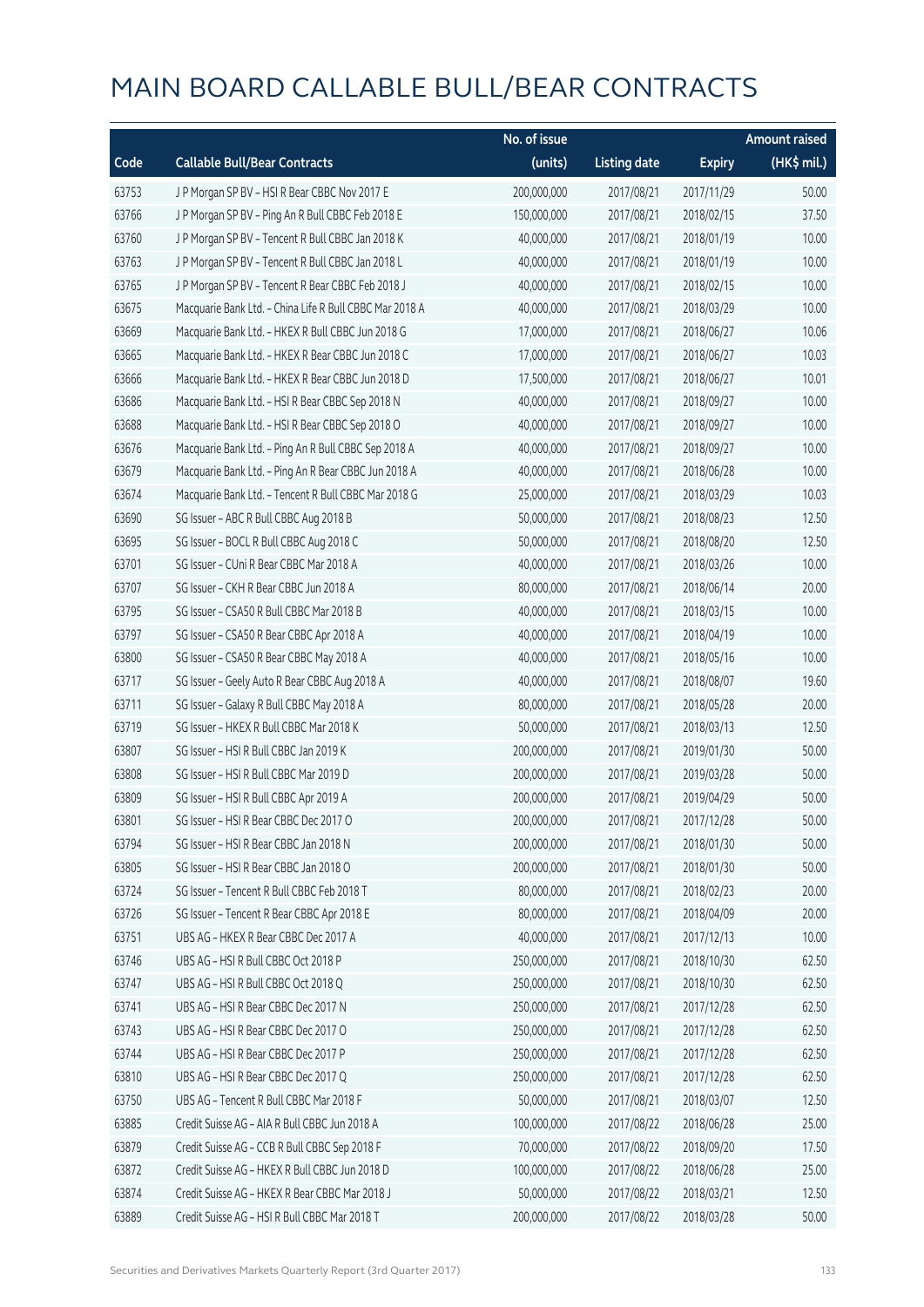# MAIN BOARD CALLABLE BULL/BEAR CONTRACTS

| Code | Callable Bull/Bear Contracts | No. of issue (units) | Listing date | Expiry | Amount raised (HK$ mil.) |
|---|---|---|---|---|---|
| 63753 | J P Morgan SP BV – HSI R Bear CBBC Nov 2017 E | 200,000,000 | 2017/08/21 | 2017/11/29 | 50.00 |
| 63766 | J P Morgan SP BV – Ping An R Bull CBBC Feb 2018 E | 150,000,000 | 2017/08/21 | 2018/02/15 | 37.50 |
| 63760 | J P Morgan SP BV – Tencent R Bull CBBC Jan 2018 K | 40,000,000 | 2017/08/21 | 2018/01/19 | 10.00 |
| 63763 | J P Morgan SP BV – Tencent R Bull CBBC Jan 2018 L | 40,000,000 | 2017/08/21 | 2018/01/19 | 10.00 |
| 63765 | J P Morgan SP BV – Tencent R Bear CBBC Feb 2018 J | 40,000,000 | 2017/08/21 | 2018/02/15 | 10.00 |
| 63675 | Macquarie Bank Ltd. – China Life R Bull CBBC Mar 2018 A | 40,000,000 | 2017/08/21 | 2018/03/29 | 10.00 |
| 63669 | Macquarie Bank Ltd. – HKEX R Bull CBBC Jun 2018 G | 17,000,000 | 2017/08/21 | 2018/06/27 | 10.06 |
| 63665 | Macquarie Bank Ltd. – HKEX R Bear CBBC Jun 2018 C | 17,000,000 | 2017/08/21 | 2018/06/27 | 10.03 |
| 63666 | Macquarie Bank Ltd. – HKEX R Bear CBBC Jun 2018 D | 17,500,000 | 2017/08/21 | 2018/06/27 | 10.01 |
| 63686 | Macquarie Bank Ltd. – HSI R Bear CBBC Sep 2018 N | 40,000,000 | 2017/08/21 | 2018/09/27 | 10.00 |
| 63688 | Macquarie Bank Ltd. – HSI R Bear CBBC Sep 2018 O | 40,000,000 | 2017/08/21 | 2018/09/27 | 10.00 |
| 63676 | Macquarie Bank Ltd. – Ping An R Bull CBBC Sep 2018 A | 40,000,000 | 2017/08/21 | 2018/09/27 | 10.00 |
| 63679 | Macquarie Bank Ltd. – Ping An R Bear CBBC Jun 2018 A | 40,000,000 | 2017/08/21 | 2018/06/28 | 10.00 |
| 63674 | Macquarie Bank Ltd. – Tencent R Bull CBBC Mar 2018 G | 25,000,000 | 2017/08/21 | 2018/03/29 | 10.03 |
| 63690 | SG Issuer – ABC R Bull CBBC Aug 2018 B | 50,000,000 | 2017/08/21 | 2018/08/23 | 12.50 |
| 63695 | SG Issuer – BOCL R Bull CBBC Aug 2018 C | 50,000,000 | 2017/08/21 | 2018/08/20 | 12.50 |
| 63701 | SG Issuer – CUni R Bear CBBC Mar 2018 A | 40,000,000 | 2017/08/21 | 2018/03/26 | 10.00 |
| 63707 | SG Issuer – CKH R Bear CBBC Jun 2018 A | 80,000,000 | 2017/08/21 | 2018/06/14 | 20.00 |
| 63795 | SG Issuer – CSA50 R Bull CBBC Mar 2018 B | 40,000,000 | 2017/08/21 | 2018/03/15 | 10.00 |
| 63797 | SG Issuer – CSA50 R Bear CBBC Apr 2018 A | 40,000,000 | 2017/08/21 | 2018/04/19 | 10.00 |
| 63800 | SG Issuer – CSA50 R Bear CBBC May 2018 A | 40,000,000 | 2017/08/21 | 2018/05/16 | 10.00 |
| 63717 | SG Issuer – Geely Auto R Bear CBBC Aug 2018 A | 40,000,000 | 2017/08/21 | 2018/08/07 | 19.60 |
| 63711 | SG Issuer – Galaxy R Bull CBBC May 2018 A | 80,000,000 | 2017/08/21 | 2018/05/28 | 20.00 |
| 63719 | SG Issuer – HKEX R Bull CBBC Mar 2018 K | 50,000,000 | 2017/08/21 | 2018/03/13 | 12.50 |
| 63807 | SG Issuer – HSI R Bull CBBC Jan 2019 K | 200,000,000 | 2017/08/21 | 2019/01/30 | 50.00 |
| 63808 | SG Issuer – HSI R Bull CBBC Mar 2019 D | 200,000,000 | 2017/08/21 | 2019/03/28 | 50.00 |
| 63809 | SG Issuer – HSI R Bull CBBC Apr 2019 A | 200,000,000 | 2017/08/21 | 2019/04/29 | 50.00 |
| 63801 | SG Issuer – HSI R Bear CBBC Dec 2017 O | 200,000,000 | 2017/08/21 | 2017/12/28 | 50.00 |
| 63794 | SG Issuer – HSI R Bear CBBC Jan 2018 N | 200,000,000 | 2017/08/21 | 2018/01/30 | 50.00 |
| 63805 | SG Issuer – HSI R Bear CBBC Jan 2018 O | 200,000,000 | 2017/08/21 | 2018/01/30 | 50.00 |
| 63724 | SG Issuer – Tencent R Bull CBBC Feb 2018 T | 80,000,000 | 2017/08/21 | 2018/02/23 | 20.00 |
| 63726 | SG Issuer – Tencent R Bear CBBC Apr 2018 E | 80,000,000 | 2017/08/21 | 2018/04/09 | 20.00 |
| 63751 | UBS AG – HKEX R Bear CBBC Dec 2017 A | 40,000,000 | 2017/08/21 | 2017/12/13 | 10.00 |
| 63746 | UBS AG – HSI R Bull CBBC Oct 2018 P | 250,000,000 | 2017/08/21 | 2018/10/30 | 62.50 |
| 63747 | UBS AG – HSI R Bull CBBC Oct 2018 Q | 250,000,000 | 2017/08/21 | 2018/10/30 | 62.50 |
| 63741 | UBS AG – HSI R Bear CBBC Dec 2017 N | 250,000,000 | 2017/08/21 | 2017/12/28 | 62.50 |
| 63743 | UBS AG – HSI R Bear CBBC Dec 2017 O | 250,000,000 | 2017/08/21 | 2017/12/28 | 62.50 |
| 63744 | UBS AG – HSI R Bear CBBC Dec 2017 P | 250,000,000 | 2017/08/21 | 2017/12/28 | 62.50 |
| 63810 | UBS AG – HSI R Bear CBBC Dec 2017 Q | 250,000,000 | 2017/08/21 | 2017/12/28 | 62.50 |
| 63750 | UBS AG – Tencent R Bull CBBC Mar 2018 F | 50,000,000 | 2017/08/21 | 2018/03/07 | 12.50 |
| 63885 | Credit Suisse AG – AIA R Bull CBBC Jun 2018 A | 100,000,000 | 2017/08/22 | 2018/06/28 | 25.00 |
| 63879 | Credit Suisse AG – CCB R Bull CBBC Sep 2018 F | 70,000,000 | 2017/08/22 | 2018/09/20 | 17.50 |
| 63872 | Credit Suisse AG – HKEX R Bull CBBC Jun 2018 D | 100,000,000 | 2017/08/22 | 2018/06/28 | 25.00 |
| 63874 | Credit Suisse AG – HKEX R Bear CBBC Mar 2018 J | 50,000,000 | 2017/08/22 | 2018/03/21 | 12.50 |
| 63889 | Credit Suisse AG – HSI R Bull CBBC Mar 2018 T | 200,000,000 | 2017/08/22 | 2018/03/28 | 50.00 |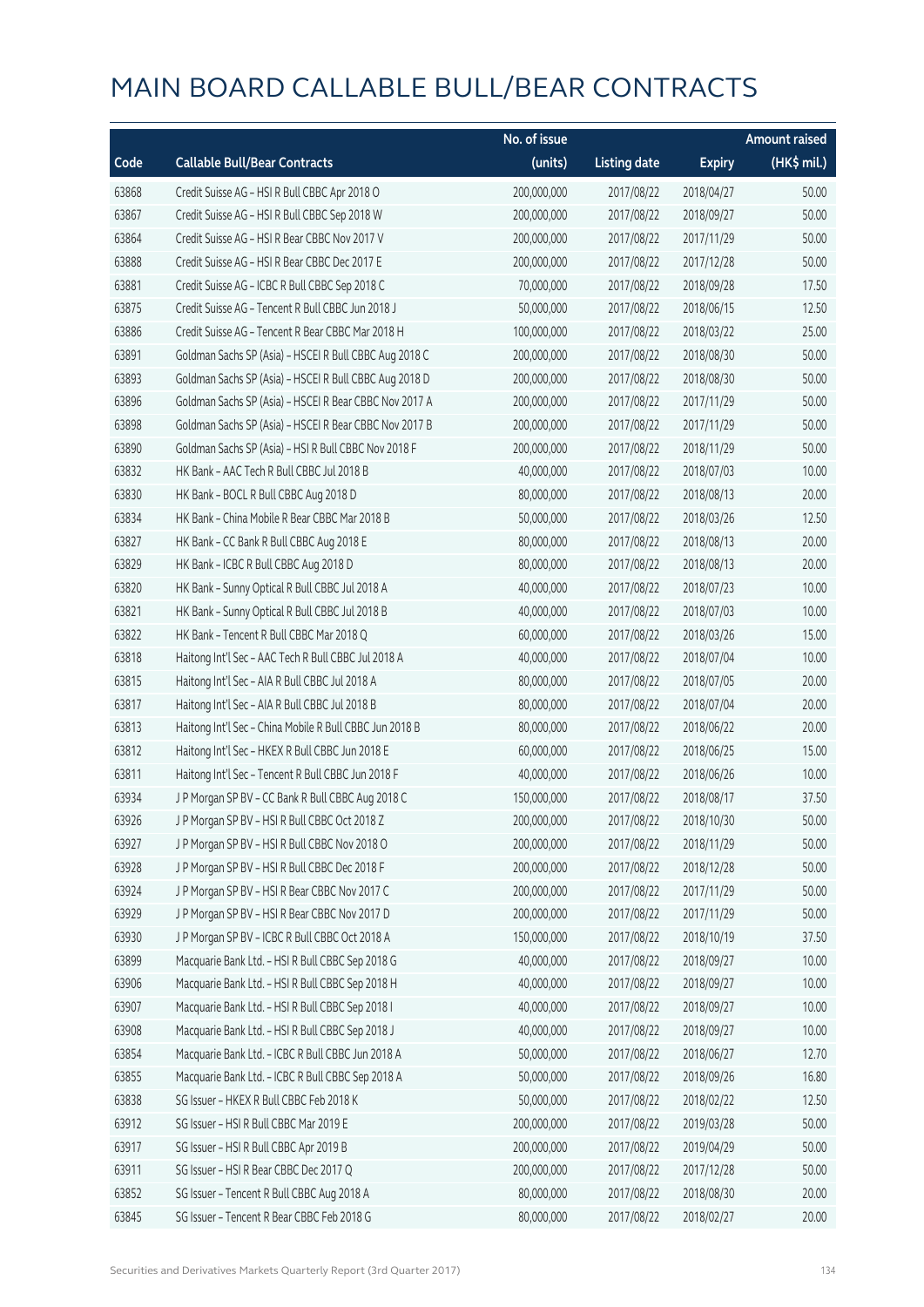# MAIN BOARD CALLABLE BULL/BEAR CONTRACTS

| Code | Callable Bull/Bear Contracts | No. of issue (units) | Listing date | Expiry | Amount raised (HK$ mil.) |
|---|---|---|---|---|---|
| 63868 | Credit Suisse AG – HSI R Bull CBBC Apr 2018 O | 200,000,000 | 2017/08/22 | 2018/04/27 | 50.00 |
| 63867 | Credit Suisse AG – HSI R Bull CBBC Sep 2018 W | 200,000,000 | 2017/08/22 | 2018/09/27 | 50.00 |
| 63864 | Credit Suisse AG – HSI R Bear CBBC Nov 2017 V | 200,000,000 | 2017/08/22 | 2017/11/29 | 50.00 |
| 63888 | Credit Suisse AG – HSI R Bear CBBC Dec 2017 E | 200,000,000 | 2017/08/22 | 2017/12/28 | 50.00 |
| 63881 | Credit Suisse AG – ICBC R Bull CBBC Sep 2018 C | 70,000,000 | 2017/08/22 | 2018/09/28 | 17.50 |
| 63875 | Credit Suisse AG – Tencent R Bull CBBC Jun 2018 J | 50,000,000 | 2017/08/22 | 2018/06/15 | 12.50 |
| 63886 | Credit Suisse AG – Tencent R Bear CBBC Mar 2018 H | 100,000,000 | 2017/08/22 | 2018/03/22 | 25.00 |
| 63891 | Goldman Sachs SP (Asia) – HSCEI R Bull CBBC Aug 2018 C | 200,000,000 | 2017/08/22 | 2018/08/30 | 50.00 |
| 63893 | Goldman Sachs SP (Asia) – HSCEI R Bull CBBC Aug 2018 D | 200,000,000 | 2017/08/22 | 2018/08/30 | 50.00 |
| 63896 | Goldman Sachs SP (Asia) – HSCEI R Bear CBBC Nov 2017 A | 200,000,000 | 2017/08/22 | 2017/11/29 | 50.00 |
| 63898 | Goldman Sachs SP (Asia) – HSCEI R Bear CBBC Nov 2017 B | 200,000,000 | 2017/08/22 | 2017/11/29 | 50.00 |
| 63890 | Goldman Sachs SP (Asia) – HSI R Bull CBBC Nov 2018 F | 200,000,000 | 2017/08/22 | 2018/11/29 | 50.00 |
| 63832 | HK Bank – AAC Tech R Bull CBBC Jul 2018 B | 40,000,000 | 2017/08/22 | 2018/07/03 | 10.00 |
| 63830 | HK Bank – BOCL R Bull CBBC Aug 2018 D | 80,000,000 | 2017/08/22 | 2018/08/13 | 20.00 |
| 63834 | HK Bank – China Mobile R Bear CBBC Mar 2018 B | 50,000,000 | 2017/08/22 | 2018/03/26 | 12.50 |
| 63827 | HK Bank – CC Bank R Bull CBBC Aug 2018 E | 80,000,000 | 2017/08/22 | 2018/08/13 | 20.00 |
| 63829 | HK Bank – ICBC R Bull CBBC Aug 2018 D | 80,000,000 | 2017/08/22 | 2018/08/13 | 20.00 |
| 63820 | HK Bank – Sunny Optical R Bull CBBC Jul 2018 A | 40,000,000 | 2017/08/22 | 2018/07/23 | 10.00 |
| 63821 | HK Bank – Sunny Optical R Bull CBBC Jul 2018 B | 40,000,000 | 2017/08/22 | 2018/07/03 | 10.00 |
| 63822 | HK Bank – Tencent R Bull CBBC Mar 2018 Q | 60,000,000 | 2017/08/22 | 2018/03/26 | 15.00 |
| 63818 | Haitong Int'l Sec – AAC Tech R Bull CBBC Jul 2018 A | 40,000,000 | 2017/08/22 | 2018/07/04 | 10.00 |
| 63815 | Haitong Int'l Sec – AIA R Bull CBBC Jul 2018 A | 80,000,000 | 2017/08/22 | 2018/07/05 | 20.00 |
| 63817 | Haitong Int'l Sec – AIA R Bull CBBC Jul 2018 B | 80,000,000 | 2017/08/22 | 2018/07/04 | 20.00 |
| 63813 | Haitong Int'l Sec – China Mobile R Bull CBBC Jun 2018 B | 80,000,000 | 2017/08/22 | 2018/06/22 | 20.00 |
| 63812 | Haitong Int'l Sec – HKEX R Bull CBBC Jun 2018 E | 60,000,000 | 2017/08/22 | 2018/06/25 | 15.00 |
| 63811 | Haitong Int'l Sec – Tencent R Bull CBBC Jun 2018 F | 40,000,000 | 2017/08/22 | 2018/06/26 | 10.00 |
| 63934 | J P Morgan SP BV – CC Bank R Bull CBBC Aug 2018 C | 150,000,000 | 2017/08/22 | 2018/08/17 | 37.50 |
| 63926 | J P Morgan SP BV – HSI R Bull CBBC Oct 2018 Z | 200,000,000 | 2017/08/22 | 2018/10/30 | 50.00 |
| 63927 | J P Morgan SP BV – HSI R Bull CBBC Nov 2018 O | 200,000,000 | 2017/08/22 | 2018/11/29 | 50.00 |
| 63928 | J P Morgan SP BV – HSI R Bull CBBC Dec 2018 F | 200,000,000 | 2017/08/22 | 2018/12/28 | 50.00 |
| 63924 | J P Morgan SP BV – HSI R Bear CBBC Nov 2017 C | 200,000,000 | 2017/08/22 | 2017/11/29 | 50.00 |
| 63929 | J P Morgan SP BV – HSI R Bear CBBC Nov 2017 D | 200,000,000 | 2017/08/22 | 2017/11/29 | 50.00 |
| 63930 | J P Morgan SP BV – ICBC R Bull CBBC Oct 2018 A | 150,000,000 | 2017/08/22 | 2018/10/19 | 37.50 |
| 63899 | Macquarie Bank Ltd. – HSI R Bull CBBC Sep 2018 G | 40,000,000 | 2017/08/22 | 2018/09/27 | 10.00 |
| 63906 | Macquarie Bank Ltd. – HSI R Bull CBBC Sep 2018 H | 40,000,000 | 2017/08/22 | 2018/09/27 | 10.00 |
| 63907 | Macquarie Bank Ltd. – HSI R Bull CBBC Sep 2018 I | 40,000,000 | 2017/08/22 | 2018/09/27 | 10.00 |
| 63908 | Macquarie Bank Ltd. – HSI R Bull CBBC Sep 2018 J | 40,000,000 | 2017/08/22 | 2018/09/27 | 10.00 |
| 63854 | Macquarie Bank Ltd. – ICBC R Bull CBBC Jun 2018 A | 50,000,000 | 2017/08/22 | 2018/06/27 | 12.70 |
| 63855 | Macquarie Bank Ltd. – ICBC R Bull CBBC Sep 2018 A | 50,000,000 | 2017/08/22 | 2018/09/26 | 16.80 |
| 63838 | SG Issuer – HKEX R Bull CBBC Feb 2018 K | 50,000,000 | 2017/08/22 | 2018/02/22 | 12.50 |
| 63912 | SG Issuer – HSI R Bull CBBC Mar 2019 E | 200,000,000 | 2017/08/22 | 2019/03/28 | 50.00 |
| 63917 | SG Issuer – HSI R Bull CBBC Apr 2019 B | 200,000,000 | 2017/08/22 | 2019/04/29 | 50.00 |
| 63911 | SG Issuer – HSI R Bear CBBC Dec 2017 Q | 200,000,000 | 2017/08/22 | 2017/12/28 | 50.00 |
| 63852 | SG Issuer – Tencent R Bull CBBC Aug 2018 A | 80,000,000 | 2017/08/22 | 2018/08/30 | 20.00 |
| 63845 | SG Issuer – Tencent R Bear CBBC Feb 2018 G | 80,000,000 | 2017/08/22 | 2018/02/27 | 20.00 |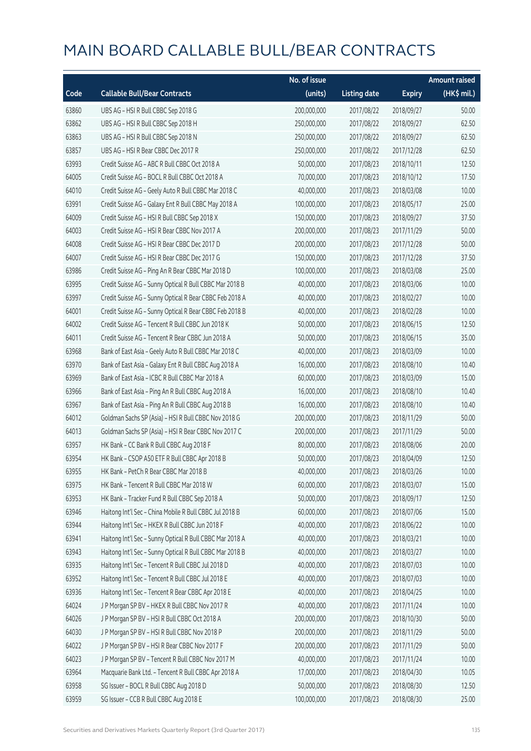# MAIN BOARD CALLABLE BULL/BEAR CONTRACTS

| Code | Callable Bull/Bear Contracts | No. of issue (units) | Listing date | Expiry | Amount raised (HK$ mil.) |
|---|---|---|---|---|---|
| 63860 | UBS AG - HSI R Bull CBBC Sep 2018 G | 200,000,000 | 2017/08/22 | 2018/09/27 | 50.00 |
| 63862 | UBS AG - HSI R Bull CBBC Sep 2018 H | 250,000,000 | 2017/08/22 | 2018/09/27 | 62.50 |
| 63863 | UBS AG - HSI R Bull CBBC Sep 2018 N | 250,000,000 | 2017/08/22 | 2018/09/27 | 62.50 |
| 63857 | UBS AG - HSI R Bear CBBC Dec 2017 R | 250,000,000 | 2017/08/22 | 2017/12/28 | 62.50 |
| 63993 | Credit Suisse AG - ABC R Bull CBBC Oct 2018 A | 50,000,000 | 2017/08/23 | 2018/10/11 | 12.50 |
| 64005 | Credit Suisse AG - BOCL R Bull CBBC Oct 2018 A | 70,000,000 | 2017/08/23 | 2018/10/12 | 17.50 |
| 64010 | Credit Suisse AG - Geely Auto R Bull CBBC Mar 2018 C | 40,000,000 | 2017/08/23 | 2018/03/08 | 10.00 |
| 63991 | Credit Suisse AG - Galaxy Ent R Bull CBBC May 2018 A | 100,000,000 | 2017/08/23 | 2018/05/17 | 25.00 |
| 64009 | Credit Suisse AG - HSI R Bull CBBC Sep 2018 X | 150,000,000 | 2017/08/23 | 2018/09/27 | 37.50 |
| 64003 | Credit Suisse AG - HSI R Bear CBBC Nov 2017 A | 200,000,000 | 2017/08/23 | 2017/11/29 | 50.00 |
| 64008 | Credit Suisse AG - HSI R Bear CBBC Dec 2017 D | 200,000,000 | 2017/08/23 | 2017/12/28 | 50.00 |
| 64007 | Credit Suisse AG - HSI R Bear CBBC Dec 2017 G | 150,000,000 | 2017/08/23 | 2017/12/28 | 37.50 |
| 63986 | Credit Suisse AG - Ping An R Bear CBBC Mar 2018 D | 100,000,000 | 2017/08/23 | 2018/03/08 | 25.00 |
| 63995 | Credit Suisse AG - Sunny Optical R Bull CBBC Mar 2018 B | 40,000,000 | 2017/08/23 | 2018/03/06 | 10.00 |
| 63997 | Credit Suisse AG - Sunny Optical R Bear CBBC Feb 2018 A | 40,000,000 | 2017/08/23 | 2018/02/27 | 10.00 |
| 64001 | Credit Suisse AG - Sunny Optical R Bear CBBC Feb 2018 B | 40,000,000 | 2017/08/23 | 2018/02/28 | 10.00 |
| 64002 | Credit Suisse AG - Tencent R Bull CBBC Jun 2018 K | 50,000,000 | 2017/08/23 | 2018/06/15 | 12.50 |
| 64011 | Credit Suisse AG - Tencent R Bear CBBC Jun 2018 A | 50,000,000 | 2017/08/23 | 2018/06/15 | 35.00 |
| 63968 | Bank of East Asia - Geely Auto R Bull CBBC Mar 2018 C | 40,000,000 | 2017/08/23 | 2018/03/09 | 10.00 |
| 63970 | Bank of East Asia - Galaxy Ent R Bull CBBC Aug 2018 A | 16,000,000 | 2017/08/23 | 2018/08/10 | 10.40 |
| 63969 | Bank of East Asia - ICBC R Bull CBBC Mar 2018 A | 60,000,000 | 2017/08/23 | 2018/03/09 | 15.00 |
| 63966 | Bank of East Asia - Ping An R Bull CBBC Aug 2018 A | 16,000,000 | 2017/08/23 | 2018/08/10 | 10.40 |
| 63967 | Bank of East Asia - Ping An R Bull CBBC Aug 2018 B | 16,000,000 | 2017/08/23 | 2018/08/10 | 10.40 |
| 64012 | Goldman Sachs SP (Asia) - HSI R Bull CBBC Nov 2018 G | 200,000,000 | 2017/08/23 | 2018/11/29 | 50.00 |
| 64013 | Goldman Sachs SP (Asia) - HSI R Bear CBBC Nov 2017 C | 200,000,000 | 2017/08/23 | 2017/11/29 | 50.00 |
| 63957 | HK Bank - CC Bank R Bull CBBC Aug 2018 F | 80,000,000 | 2017/08/23 | 2018/08/06 | 20.00 |
| 63954 | HK Bank - CSOP A50 ETF R Bull CBBC Apr 2018 B | 50,000,000 | 2017/08/23 | 2018/04/09 | 12.50 |
| 63955 | HK Bank - PetCh R Bear CBBC Mar 2018 B | 40,000,000 | 2017/08/23 | 2018/03/26 | 10.00 |
| 63975 | HK Bank - Tencent R Bull CBBC Mar 2018 W | 60,000,000 | 2017/08/23 | 2018/03/07 | 15.00 |
| 63953 | HK Bank - Tracker Fund R Bull CBBC Sep 2018 A | 50,000,000 | 2017/08/23 | 2018/09/17 | 12.50 |
| 63946 | Haitong Int'l Sec - China Mobile R Bull CBBC Jul 2018 B | 60,000,000 | 2017/08/23 | 2018/07/06 | 15.00 |
| 63944 | Haitong Int'l Sec - HKEX R Bull CBBC Jun 2018 F | 40,000,000 | 2017/08/23 | 2018/06/22 | 10.00 |
| 63941 | Haitong Int'l Sec - Sunny Optical R Bull CBBC Mar 2018 A | 40,000,000 | 2017/08/23 | 2018/03/21 | 10.00 |
| 63943 | Haitong Int'l Sec - Sunny Optical R Bull CBBC Mar 2018 B | 40,000,000 | 2017/08/23 | 2018/03/27 | 10.00 |
| 63935 | Haitong Int'l Sec - Tencent R Bull CBBC Jul 2018 D | 40,000,000 | 2017/08/23 | 2018/07/03 | 10.00 |
| 63952 | Haitong Int'l Sec - Tencent R Bull CBBC Jul 2018 E | 40,000,000 | 2017/08/23 | 2018/07/03 | 10.00 |
| 63936 | Haitong Int'l Sec - Tencent R Bear CBBC Apr 2018 E | 40,000,000 | 2017/08/23 | 2018/04/25 | 10.00 |
| 64024 | J P Morgan SP BV - HKEX R Bull CBBC Nov 2017 R | 40,000,000 | 2017/08/23 | 2017/11/24 | 10.00 |
| 64026 | J P Morgan SP BV - HSI R Bull CBBC Oct 2018 A | 200,000,000 | 2017/08/23 | 2018/10/30 | 50.00 |
| 64030 | J P Morgan SP BV - HSI R Bull CBBC Nov 2018 P | 200,000,000 | 2017/08/23 | 2018/11/29 | 50.00 |
| 64022 | J P Morgan SP BV - HSI R Bear CBBC Nov 2017 F | 200,000,000 | 2017/08/23 | 2017/11/29 | 50.00 |
| 64023 | J P Morgan SP BV - Tencent R Bull CBBC Nov 2017 M | 40,000,000 | 2017/08/23 | 2017/11/24 | 10.00 |
| 63964 | Macquarie Bank Ltd. - Tencent R Bull CBBC Apr 2018 A | 17,000,000 | 2017/08/23 | 2018/04/30 | 10.05 |
| 63958 | SG Issuer - BOCL R Bull CBBC Aug 2018 D | 50,000,000 | 2017/08/23 | 2018/08/30 | 12.50 |
| 63959 | SG Issuer - CCB R Bull CBBC Aug 2018 E | 100,000,000 | 2017/08/23 | 2018/08/30 | 25.00 |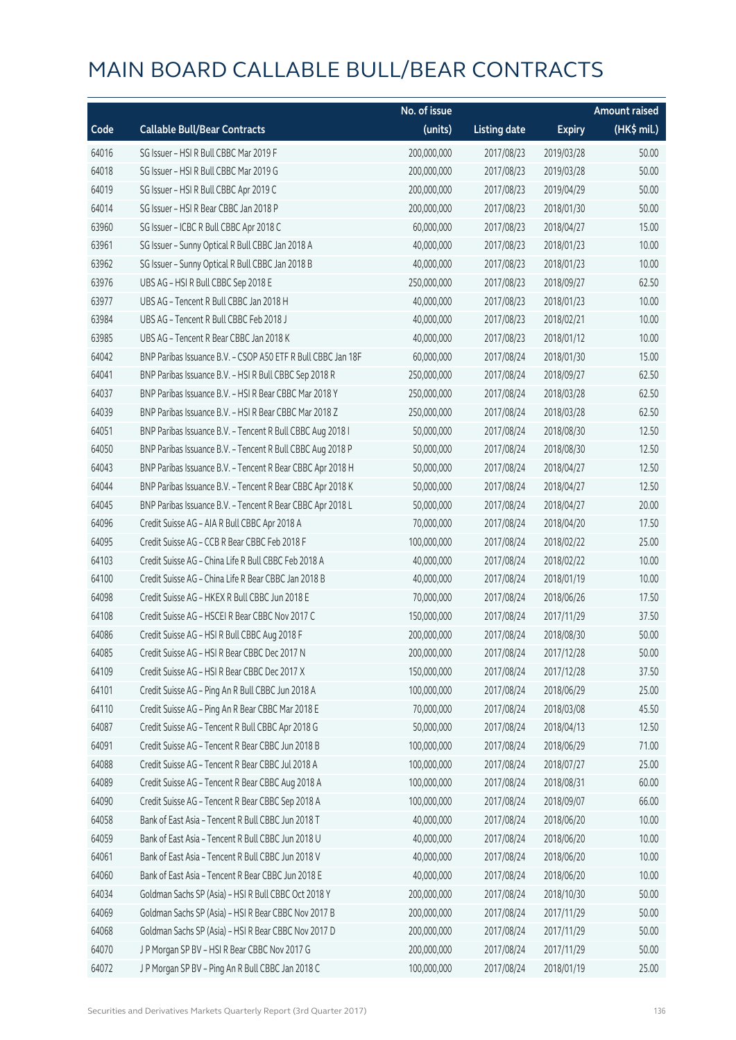# MAIN BOARD CALLABLE BULL/BEAR CONTRACTS

| Code | Callable Bull/Bear Contracts | No. of issue (units) | Listing date | Expiry | Amount raised (HK$ mil.) |
|---|---|---|---|---|---|
| 64016 | SG Issuer – HSI R Bull CBBC Mar 2019 F | 200,000,000 | 2017/08/23 | 2019/03/28 | 50.00 |
| 64018 | SG Issuer – HSI R Bull CBBC Mar 2019 G | 200,000,000 | 2017/08/23 | 2019/03/28 | 50.00 |
| 64019 | SG Issuer – HSI R Bull CBBC Apr 2019 C | 200,000,000 | 2017/08/23 | 2019/04/29 | 50.00 |
| 64014 | SG Issuer – HSI R Bear CBBC Jan 2018 P | 200,000,000 | 2017/08/23 | 2018/01/30 | 50.00 |
| 63960 | SG Issuer – ICBC R Bull CBBC Apr 2018 C | 60,000,000 | 2017/08/23 | 2018/04/27 | 15.00 |
| 63961 | SG Issuer – Sunny Optical R Bull CBBC Jan 2018 A | 40,000,000 | 2017/08/23 | 2018/01/23 | 10.00 |
| 63962 | SG Issuer – Sunny Optical R Bull CBBC Jan 2018 B | 40,000,000 | 2017/08/23 | 2018/01/23 | 10.00 |
| 63976 | UBS AG – HSI R Bull CBBC Sep 2018 E | 250,000,000 | 2017/08/23 | 2018/09/27 | 62.50 |
| 63977 | UBS AG – Tencent R Bull CBBC Jan 2018 H | 40,000,000 | 2017/08/23 | 2018/01/23 | 10.00 |
| 63984 | UBS AG – Tencent R Bull CBBC Feb 2018 J | 40,000,000 | 2017/08/23 | 2018/02/21 | 10.00 |
| 63985 | UBS AG – Tencent R Bear CBBC Jan 2018 K | 40,000,000 | 2017/08/23 | 2018/01/12 | 10.00 |
| 64042 | BNP Paribas Issuance B.V. – CSOP A50 ETF R Bull CBBC Jan 18F | 60,000,000 | 2017/08/24 | 2018/01/30 | 15.00 |
| 64041 | BNP Paribas Issuance B.V. – HSI R Bull CBBC Sep 2018 R | 250,000,000 | 2017/08/24 | 2018/09/27 | 62.50 |
| 64037 | BNP Paribas Issuance B.V. – HSI R Bear CBBC Mar 2018 Y | 250,000,000 | 2017/08/24 | 2018/03/28 | 62.50 |
| 64039 | BNP Paribas Issuance B.V. – HSI R Bear CBBC Mar 2018 Z | 250,000,000 | 2017/08/24 | 2018/03/28 | 62.50 |
| 64051 | BNP Paribas Issuance B.V. – Tencent R Bull CBBC Aug 2018 I | 50,000,000 | 2017/08/24 | 2018/08/30 | 12.50 |
| 64050 | BNP Paribas Issuance B.V. – Tencent R Bull CBBC Aug 2018 P | 50,000,000 | 2017/08/24 | 2018/08/30 | 12.50 |
| 64043 | BNP Paribas Issuance B.V. – Tencent R Bear CBBC Apr 2018 H | 50,000,000 | 2017/08/24 | 2018/04/27 | 12.50 |
| 64044 | BNP Paribas Issuance B.V. – Tencent R Bear CBBC Apr 2018 K | 50,000,000 | 2017/08/24 | 2018/04/27 | 12.50 |
| 64045 | BNP Paribas Issuance B.V. – Tencent R Bear CBBC Apr 2018 L | 50,000,000 | 2017/08/24 | 2018/04/27 | 20.00 |
| 64096 | Credit Suisse AG – AIA R Bull CBBC Apr 2018 A | 70,000,000 | 2017/08/24 | 2018/04/20 | 17.50 |
| 64095 | Credit Suisse AG – CCB R Bear CBBC Feb 2018 F | 100,000,000 | 2017/08/24 | 2018/02/22 | 25.00 |
| 64103 | Credit Suisse AG – China Life R Bull CBBC Feb 2018 A | 40,000,000 | 2017/08/24 | 2018/02/22 | 10.00 |
| 64100 | Credit Suisse AG – China Life R Bear CBBC Jan 2018 B | 40,000,000 | 2017/08/24 | 2018/01/19 | 10.00 |
| 64098 | Credit Suisse AG – HKEX R Bull CBBC Jun 2018 E | 70,000,000 | 2017/08/24 | 2018/06/26 | 17.50 |
| 64108 | Credit Suisse AG – HSCEI R Bear CBBC Nov 2017 C | 150,000,000 | 2017/08/24 | 2017/11/29 | 37.50 |
| 64086 | Credit Suisse AG – HSI R Bull CBBC Aug 2018 F | 200,000,000 | 2017/08/24 | 2018/08/30 | 50.00 |
| 64085 | Credit Suisse AG – HSI R Bear CBBC Dec 2017 N | 200,000,000 | 2017/08/24 | 2017/12/28 | 50.00 |
| 64109 | Credit Suisse AG – HSI R Bear CBBC Dec 2017 X | 150,000,000 | 2017/08/24 | 2017/12/28 | 37.50 |
| 64101 | Credit Suisse AG – Ping An R Bull CBBC Jun 2018 A | 100,000,000 | 2017/08/24 | 2018/06/29 | 25.00 |
| 64110 | Credit Suisse AG – Ping An R Bear CBBC Mar 2018 E | 70,000,000 | 2017/08/24 | 2018/03/08 | 45.50 |
| 64087 | Credit Suisse AG – Tencent R Bull CBBC Apr 2018 G | 50,000,000 | 2017/08/24 | 2018/04/13 | 12.50 |
| 64091 | Credit Suisse AG – Tencent R Bear CBBC Jun 2018 B | 100,000,000 | 2017/08/24 | 2018/06/29 | 71.00 |
| 64088 | Credit Suisse AG – Tencent R Bear CBBC Jul 2018 A | 100,000,000 | 2017/08/24 | 2018/07/27 | 25.00 |
| 64089 | Credit Suisse AG – Tencent R Bear CBBC Aug 2018 A | 100,000,000 | 2017/08/24 | 2018/08/31 | 60.00 |
| 64090 | Credit Suisse AG – Tencent R Bear CBBC Sep 2018 A | 100,000,000 | 2017/08/24 | 2018/09/07 | 66.00 |
| 64058 | Bank of East Asia – Tencent R Bull CBBC Jun 2018 T | 40,000,000 | 2017/08/24 | 2018/06/20 | 10.00 |
| 64059 | Bank of East Asia – Tencent R Bull CBBC Jun 2018 U | 40,000,000 | 2017/08/24 | 2018/06/20 | 10.00 |
| 64061 | Bank of East Asia – Tencent R Bull CBBC Jun 2018 V | 40,000,000 | 2017/08/24 | 2018/06/20 | 10.00 |
| 64060 | Bank of East Asia – Tencent R Bear CBBC Jun 2018 E | 40,000,000 | 2017/08/24 | 2018/06/20 | 10.00 |
| 64034 | Goldman Sachs SP (Asia) – HSI R Bull CBBC Oct 2018 Y | 200,000,000 | 2017/08/24 | 2018/10/30 | 50.00 |
| 64069 | Goldman Sachs SP (Asia) – HSI R Bear CBBC Nov 2017 B | 200,000,000 | 2017/08/24 | 2017/11/29 | 50.00 |
| 64068 | Goldman Sachs SP (Asia) – HSI R Bear CBBC Nov 2017 D | 200,000,000 | 2017/08/24 | 2017/11/29 | 50.00 |
| 64070 | J P Morgan SP BV – HSI R Bear CBBC Nov 2017 G | 200,000,000 | 2017/08/24 | 2017/11/29 | 50.00 |
| 64072 | J P Morgan SP BV – Ping An R Bull CBBC Jan 2018 C | 100,000,000 | 2017/08/24 | 2018/01/19 | 25.00 |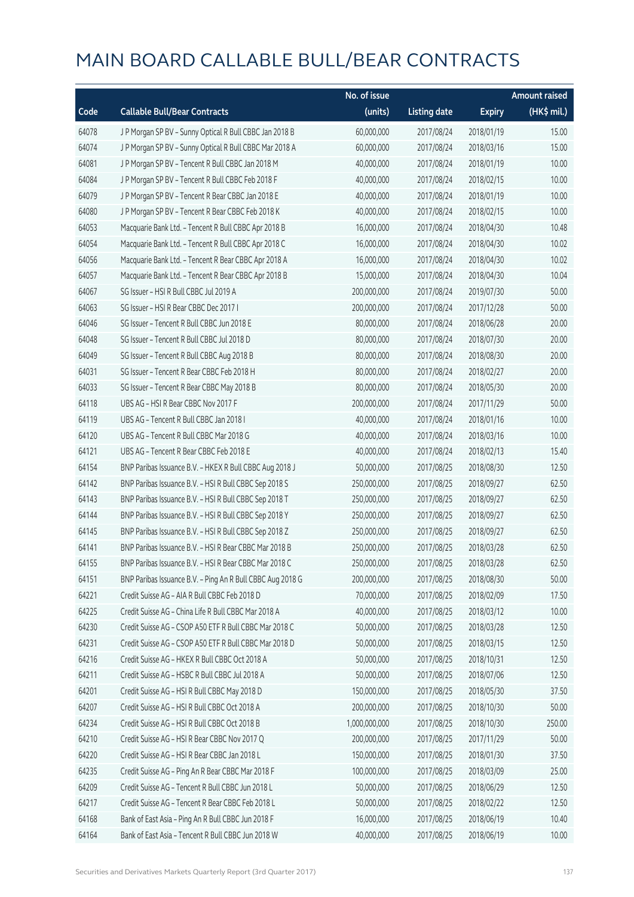# MAIN BOARD CALLABLE BULL/BEAR CONTRACTS

| Code | Callable Bull/Bear Contracts | No. of issue (units) | Listing date | Expiry | Amount raised (HK$ mil.) |
|---|---|---|---|---|---|
| 64078 | J P Morgan SP BV – Sunny Optical R Bull CBBC Jan 2018 B | 60,000,000 | 2017/08/24 | 2018/01/19 | 15.00 |
| 64074 | J P Morgan SP BV – Sunny Optical R Bull CBBC Mar 2018 A | 60,000,000 | 2017/08/24 | 2018/03/16 | 15.00 |
| 64081 | J P Morgan SP BV – Tencent R Bull CBBC Jan 2018 M | 40,000,000 | 2017/08/24 | 2018/01/19 | 10.00 |
| 64084 | J P Morgan SP BV – Tencent R Bull CBBC Feb 2018 F | 40,000,000 | 2017/08/24 | 2018/02/15 | 10.00 |
| 64079 | J P Morgan SP BV – Tencent R Bear CBBC Jan 2018 E | 40,000,000 | 2017/08/24 | 2018/01/19 | 10.00 |
| 64080 | J P Morgan SP BV – Tencent R Bear CBBC Feb 2018 K | 40,000,000 | 2017/08/24 | 2018/02/15 | 10.00 |
| 64053 | Macquarie Bank Ltd. – Tencent R Bull CBBC Apr 2018 B | 16,000,000 | 2017/08/24 | 2018/04/30 | 10.48 |
| 64054 | Macquarie Bank Ltd. – Tencent R Bull CBBC Apr 2018 C | 16,000,000 | 2017/08/24 | 2018/04/30 | 10.02 |
| 64056 | Macquarie Bank Ltd. – Tencent R Bear CBBC Apr 2018 A | 16,000,000 | 2017/08/24 | 2018/04/30 | 10.02 |
| 64057 | Macquarie Bank Ltd. – Tencent R Bear CBBC Apr 2018 B | 15,000,000 | 2017/08/24 | 2018/04/30 | 10.04 |
| 64067 | SG Issuer – HSI R Bull CBBC Jul 2019 A | 200,000,000 | 2017/08/24 | 2019/07/30 | 50.00 |
| 64063 | SG Issuer – HSI R Bear CBBC Dec 2017 I | 200,000,000 | 2017/08/24 | 2017/12/28 | 50.00 |
| 64046 | SG Issuer – Tencent R Bull CBBC Jun 2018 E | 80,000,000 | 2017/08/24 | 2018/06/28 | 20.00 |
| 64048 | SG Issuer – Tencent R Bull CBBC Jul 2018 D | 80,000,000 | 2017/08/24 | 2018/07/30 | 20.00 |
| 64049 | SG Issuer – Tencent R Bull CBBC Aug 2018 B | 80,000,000 | 2017/08/24 | 2018/08/30 | 20.00 |
| 64031 | SG Issuer – Tencent R Bear CBBC Feb 2018 H | 80,000,000 | 2017/08/24 | 2018/02/27 | 20.00 |
| 64033 | SG Issuer – Tencent R Bear CBBC May 2018 B | 80,000,000 | 2017/08/24 | 2018/05/30 | 20.00 |
| 64118 | UBS AG – HSI R Bear CBBC Nov 2017 F | 200,000,000 | 2017/08/24 | 2017/11/29 | 50.00 |
| 64119 | UBS AG – Tencent R Bull CBBC Jan 2018 I | 40,000,000 | 2017/08/24 | 2018/01/16 | 10.00 |
| 64120 | UBS AG – Tencent R Bull CBBC Mar 2018 G | 40,000,000 | 2017/08/24 | 2018/03/16 | 10.00 |
| 64121 | UBS AG – Tencent R Bear CBBC Feb 2018 E | 40,000,000 | 2017/08/24 | 2018/02/13 | 15.40 |
| 64154 | BNP Paribas Issuance B.V. – HKEX R Bull CBBC Aug 2018 J | 50,000,000 | 2017/08/25 | 2018/08/30 | 12.50 |
| 64142 | BNP Paribas Issuance B.V. – HSI R Bull CBBC Sep 2018 S | 250,000,000 | 2017/08/25 | 2018/09/27 | 62.50 |
| 64143 | BNP Paribas Issuance B.V. – HSI R Bull CBBC Sep 2018 T | 250,000,000 | 2017/08/25 | 2018/09/27 | 62.50 |
| 64144 | BNP Paribas Issuance B.V. – HSI R Bull CBBC Sep 2018 Y | 250,000,000 | 2017/08/25 | 2018/09/27 | 62.50 |
| 64145 | BNP Paribas Issuance B.V. – HSI R Bull CBBC Sep 2018 Z | 250,000,000 | 2017/08/25 | 2018/09/27 | 62.50 |
| 64141 | BNP Paribas Issuance B.V. – HSI R Bear CBBC Mar 2018 B | 250,000,000 | 2017/08/25 | 2018/03/28 | 62.50 |
| 64155 | BNP Paribas Issuance B.V. – HSI R Bear CBBC Mar 2018 C | 250,000,000 | 2017/08/25 | 2018/03/28 | 62.50 |
| 64151 | BNP Paribas Issuance B.V. – Ping An R Bull CBBC Aug 2018 G | 200,000,000 | 2017/08/25 | 2018/08/30 | 50.00 |
| 64221 | Credit Suisse AG – AIA R Bull CBBC Feb 2018 D | 70,000,000 | 2017/08/25 | 2018/02/09 | 17.50 |
| 64225 | Credit Suisse AG – China Life R Bull CBBC Mar 2018 A | 40,000,000 | 2017/08/25 | 2018/03/12 | 10.00 |
| 64230 | Credit Suisse AG – CSOP A50 ETF R Bull CBBC Mar 2018 C | 50,000,000 | 2017/08/25 | 2018/03/28 | 12.50 |
| 64231 | Credit Suisse AG – CSOP A50 ETF R Bull CBBC Mar 2018 D | 50,000,000 | 2017/08/25 | 2018/03/15 | 12.50 |
| 64216 | Credit Suisse AG – HKEX R Bull CBBC Oct 2018 A | 50,000,000 | 2017/08/25 | 2018/10/31 | 12.50 |
| 64211 | Credit Suisse AG – HSBC R Bull CBBC Jul 2018 A | 50,000,000 | 2017/08/25 | 2018/07/06 | 12.50 |
| 64201 | Credit Suisse AG – HSI R Bull CBBC May 2018 D | 150,000,000 | 2017/08/25 | 2018/05/30 | 37.50 |
| 64207 | Credit Suisse AG – HSI R Bull CBBC Oct 2018 A | 200,000,000 | 2017/08/25 | 2018/10/30 | 50.00 |
| 64234 | Credit Suisse AG – HSI R Bull CBBC Oct 2018 B | 1,000,000,000 | 2017/08/25 | 2018/10/30 | 250.00 |
| 64210 | Credit Suisse AG – HSI R Bear CBBC Nov 2017 Q | 200,000,000 | 2017/08/25 | 2017/11/29 | 50.00 |
| 64220 | Credit Suisse AG – HSI R Bear CBBC Jan 2018 L | 150,000,000 | 2017/08/25 | 2018/01/30 | 37.50 |
| 64235 | Credit Suisse AG – Ping An R Bear CBBC Mar 2018 F | 100,000,000 | 2017/08/25 | 2018/03/09 | 25.00 |
| 64209 | Credit Suisse AG – Tencent R Bull CBBC Jun 2018 L | 50,000,000 | 2017/08/25 | 2018/06/29 | 12.50 |
| 64217 | Credit Suisse AG – Tencent R Bear CBBC Feb 2018 L | 50,000,000 | 2017/08/25 | 2018/02/22 | 12.50 |
| 64168 | Bank of East Asia – Ping An R Bull CBBC Jun 2018 F | 16,000,000 | 2017/08/25 | 2018/06/19 | 10.40 |
| 64164 | Bank of East Asia – Tencent R Bull CBBC Jun 2018 W | 40,000,000 | 2017/08/25 | 2018/06/19 | 10.00 |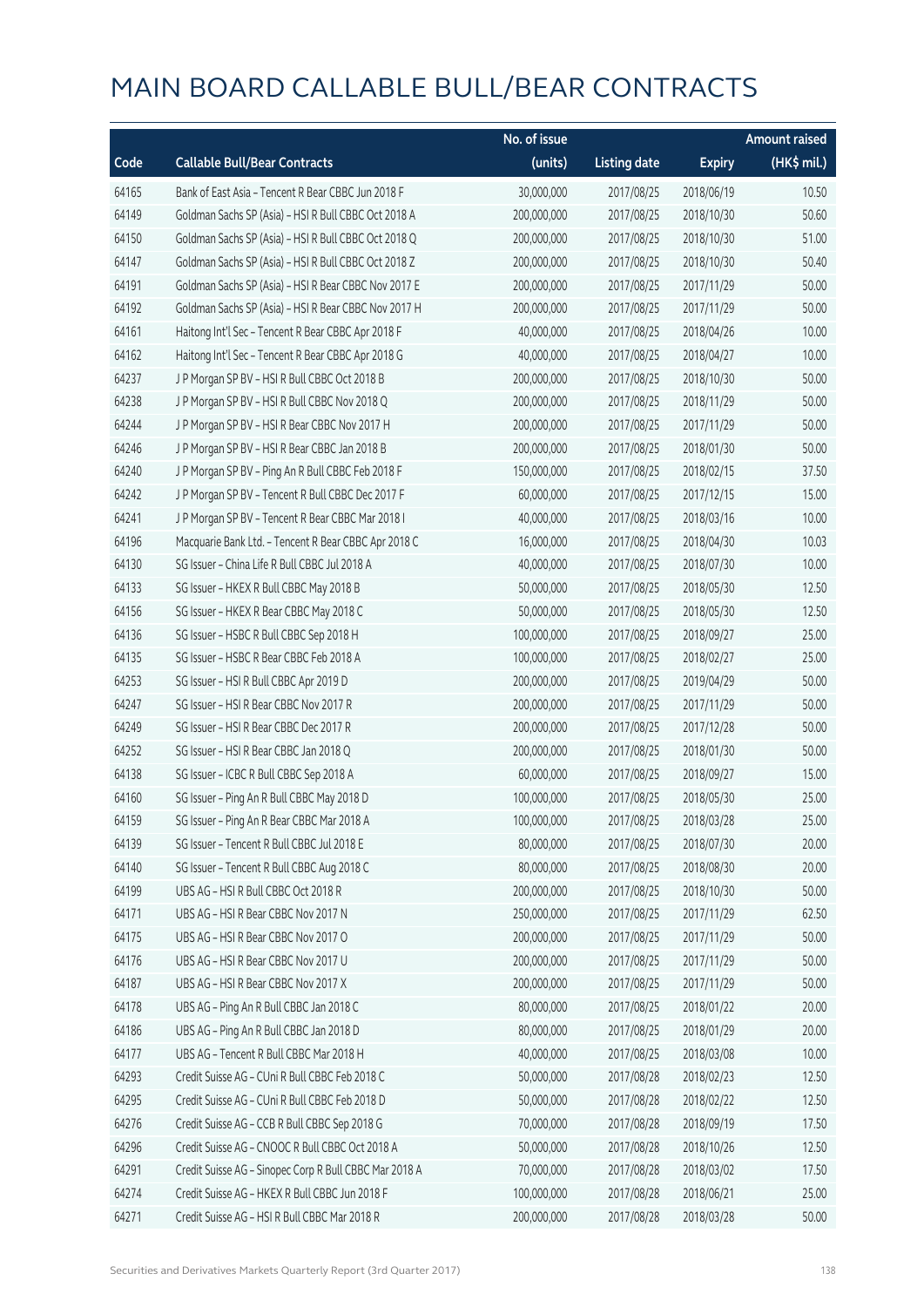# MAIN BOARD CALLABLE BULL/BEAR CONTRACTS

| Code | Callable Bull/Bear Contracts | No. of issue (units) | Listing date | Expiry | Amount raised (HK$ mil.) |
|---|---|---|---|---|---|
| 64165 | Bank of East Asia - Tencent R Bear CBBC Jun 2018 F | 30,000,000 | 2017/08/25 | 2018/06/19 | 10.50 |
| 64149 | Goldman Sachs SP (Asia) - HSI R Bull CBBC Oct 2018 A | 200,000,000 | 2017/08/25 | 2018/10/30 | 50.60 |
| 64150 | Goldman Sachs SP (Asia) - HSI R Bull CBBC Oct 2018 Q | 200,000,000 | 2017/08/25 | 2018/10/30 | 51.00 |
| 64147 | Goldman Sachs SP (Asia) - HSI R Bull CBBC Oct 2018 Z | 200,000,000 | 2017/08/25 | 2018/10/30 | 50.40 |
| 64191 | Goldman Sachs SP (Asia) - HSI R Bear CBBC Nov 2017 E | 200,000,000 | 2017/08/25 | 2017/11/29 | 50.00 |
| 64192 | Goldman Sachs SP (Asia) - HSI R Bear CBBC Nov 2017 H | 200,000,000 | 2017/08/25 | 2017/11/29 | 50.00 |
| 64161 | Haitong Int'l Sec - Tencent R Bear CBBC Apr 2018 F | 40,000,000 | 2017/08/25 | 2018/04/26 | 10.00 |
| 64162 | Haitong Int'l Sec - Tencent R Bear CBBC Apr 2018 G | 40,000,000 | 2017/08/25 | 2018/04/27 | 10.00 |
| 64237 | J P Morgan SP BV - HSI R Bull CBBC Oct 2018 B | 200,000,000 | 2017/08/25 | 2018/10/30 | 50.00 |
| 64238 | J P Morgan SP BV - HSI R Bull CBBC Nov 2018 Q | 200,000,000 | 2017/08/25 | 2018/11/29 | 50.00 |
| 64244 | J P Morgan SP BV - HSI R Bear CBBC Nov 2017 H | 200,000,000 | 2017/08/25 | 2017/11/29 | 50.00 |
| 64246 | J P Morgan SP BV - HSI R Bear CBBC Jan 2018 B | 200,000,000 | 2017/08/25 | 2018/01/30 | 50.00 |
| 64240 | J P Morgan SP BV - Ping An R Bull CBBC Feb 2018 F | 150,000,000 | 2017/08/25 | 2018/02/15 | 37.50 |
| 64242 | J P Morgan SP BV - Tencent R Bull CBBC Dec 2017 F | 60,000,000 | 2017/08/25 | 2017/12/15 | 15.00 |
| 64241 | J P Morgan SP BV - Tencent R Bear CBBC Mar 2018 I | 40,000,000 | 2017/08/25 | 2018/03/16 | 10.00 |
| 64196 | Macquarie Bank Ltd. - Tencent R Bear CBBC Apr 2018 C | 16,000,000 | 2017/08/25 | 2018/04/30 | 10.03 |
| 64130 | SG Issuer - China Life R Bull CBBC Jul 2018 A | 40,000,000 | 2017/08/25 | 2018/07/30 | 10.00 |
| 64133 | SG Issuer - HKEX R Bull CBBC May 2018 B | 50,000,000 | 2017/08/25 | 2018/05/30 | 12.50 |
| 64156 | SG Issuer - HKEX R Bear CBBC May 2018 C | 50,000,000 | 2017/08/25 | 2018/05/30 | 12.50 |
| 64136 | SG Issuer - HSBC R Bull CBBC Sep 2018 H | 100,000,000 | 2017/08/25 | 2018/09/27 | 25.00 |
| 64135 | SG Issuer - HSBC R Bear CBBC Feb 2018 A | 100,000,000 | 2017/08/25 | 2018/02/27 | 25.00 |
| 64253 | SG Issuer - HSI R Bull CBBC Apr 2019 D | 200,000,000 | 2017/08/25 | 2019/04/29 | 50.00 |
| 64247 | SG Issuer - HSI R Bear CBBC Nov 2017 R | 200,000,000 | 2017/08/25 | 2017/11/29 | 50.00 |
| 64249 | SG Issuer - HSI R Bear CBBC Dec 2017 R | 200,000,000 | 2017/08/25 | 2017/12/28 | 50.00 |
| 64252 | SG Issuer - HSI R Bear CBBC Jan 2018 Q | 200,000,000 | 2017/08/25 | 2018/01/30 | 50.00 |
| 64138 | SG Issuer - ICBC R Bull CBBC Sep 2018 A | 60,000,000 | 2017/08/25 | 2018/09/27 | 15.00 |
| 64160 | SG Issuer - Ping An R Bull CBBC May 2018 D | 100,000,000 | 2017/08/25 | 2018/05/30 | 25.00 |
| 64159 | SG Issuer - Ping An R Bear CBBC Mar 2018 A | 100,000,000 | 2017/08/25 | 2018/03/28 | 25.00 |
| 64139 | SG Issuer - Tencent R Bull CBBC Jul 2018 E | 80,000,000 | 2017/08/25 | 2018/07/30 | 20.00 |
| 64140 | SG Issuer - Tencent R Bull CBBC Aug 2018 C | 80,000,000 | 2017/08/25 | 2018/08/30 | 20.00 |
| 64199 | UBS AG - HSI R Bull CBBC Oct 2018 R | 200,000,000 | 2017/08/25 | 2018/10/30 | 50.00 |
| 64171 | UBS AG - HSI R Bear CBBC Nov 2017 N | 250,000,000 | 2017/08/25 | 2017/11/29 | 62.50 |
| 64175 | UBS AG - HSI R Bear CBBC Nov 2017 O | 200,000,000 | 2017/08/25 | 2017/11/29 | 50.00 |
| 64176 | UBS AG - HSI R Bear CBBC Nov 2017 U | 200,000,000 | 2017/08/25 | 2017/11/29 | 50.00 |
| 64187 | UBS AG - HSI R Bear CBBC Nov 2017 X | 200,000,000 | 2017/08/25 | 2017/11/29 | 50.00 |
| 64178 | UBS AG - Ping An R Bull CBBC Jan 2018 C | 80,000,000 | 2017/08/25 | 2018/01/22 | 20.00 |
| 64186 | UBS AG - Ping An R Bull CBBC Jan 2018 D | 80,000,000 | 2017/08/25 | 2018/01/29 | 20.00 |
| 64177 | UBS AG - Tencent R Bull CBBC Mar 2018 H | 40,000,000 | 2017/08/25 | 2018/03/08 | 10.00 |
| 64293 | Credit Suisse AG - CUni R Bull CBBC Feb 2018 C | 50,000,000 | 2017/08/28 | 2018/02/23 | 12.50 |
| 64295 | Credit Suisse AG - CUni R Bull CBBC Feb 2018 D | 50,000,000 | 2017/08/28 | 2018/02/22 | 12.50 |
| 64276 | Credit Suisse AG - CCB R Bull CBBC Sep 2018 G | 70,000,000 | 2017/08/28 | 2018/09/19 | 17.50 |
| 64296 | Credit Suisse AG - CNOOC R Bull CBBC Oct 2018 A | 50,000,000 | 2017/08/28 | 2018/10/26 | 12.50 |
| 64291 | Credit Suisse AG - Sinopec Corp R Bull CBBC Mar 2018 A | 70,000,000 | 2017/08/28 | 2018/03/02 | 17.50 |
| 64274 | Credit Suisse AG - HKEX R Bull CBBC Jun 2018 F | 100,000,000 | 2017/08/28 | 2018/06/21 | 25.00 |
| 64271 | Credit Suisse AG - HSI R Bull CBBC Mar 2018 R | 200,000,000 | 2017/08/28 | 2018/03/28 | 50.00 |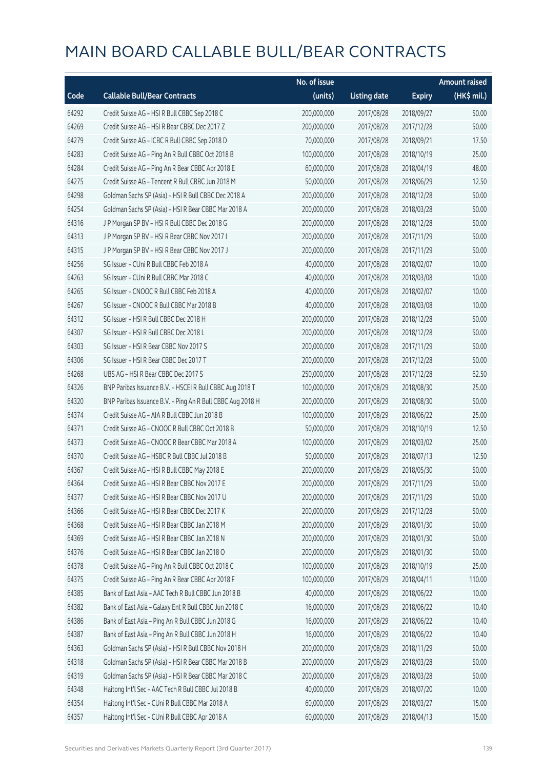# MAIN BOARD CALLABLE BULL/BEAR CONTRACTS

| Code | Callable Bull/Bear Contracts | No. of issue (units) | Listing date | Expiry | Amount raised (HK$ mil.) |
|---|---|---|---|---|---|
| 64292 | Credit Suisse AG – HSI R Bull CBBC Sep 2018 C | 200,000,000 | 2017/08/28 | 2018/09/27 | 50.00 |
| 64269 | Credit Suisse AG – HSI R Bear CBBC Dec 2017 Z | 200,000,000 | 2017/08/28 | 2017/12/28 | 50.00 |
| 64279 | Credit Suisse AG – ICBC R Bull CBBC Sep 2018 D | 70,000,000 | 2017/08/28 | 2018/09/21 | 17.50 |
| 64283 | Credit Suisse AG – Ping An R Bull CBBC Oct 2018 B | 100,000,000 | 2017/08/28 | 2018/10/19 | 25.00 |
| 64284 | Credit Suisse AG – Ping An R Bear CBBC Apr 2018 E | 60,000,000 | 2017/08/28 | 2018/04/19 | 48.00 |
| 64275 | Credit Suisse AG – Tencent R Bull CBBC Jun 2018 M | 50,000,000 | 2017/08/28 | 2018/06/29 | 12.50 |
| 64298 | Goldman Sachs SP (Asia) – HSI R Bull CBBC Dec 2018 A | 200,000,000 | 2017/08/28 | 2018/12/28 | 50.00 |
| 64254 | Goldman Sachs SP (Asia) – HSI R Bear CBBC Mar 2018 A | 200,000,000 | 2017/08/28 | 2018/03/28 | 50.00 |
| 64316 | J P Morgan SP BV – HSI R Bull CBBC Dec 2018 G | 200,000,000 | 2017/08/28 | 2018/12/28 | 50.00 |
| 64313 | J P Morgan SP BV – HSI R Bear CBBC Nov 2017 I | 200,000,000 | 2017/08/28 | 2017/11/29 | 50.00 |
| 64315 | J P Morgan SP BV – HSI R Bear CBBC Nov 2017 J | 200,000,000 | 2017/08/28 | 2017/11/29 | 50.00 |
| 64256 | SG Issuer – CUni R Bull CBBC Feb 2018 A | 40,000,000 | 2017/08/28 | 2018/02/07 | 10.00 |
| 64263 | SG Issuer – CUni R Bull CBBC Mar 2018 C | 40,000,000 | 2017/08/28 | 2018/03/08 | 10.00 |
| 64265 | SG Issuer – CNOOC R Bull CBBC Feb 2018 A | 40,000,000 | 2017/08/28 | 2018/02/07 | 10.00 |
| 64267 | SG Issuer – CNOOC R Bull CBBC Mar 2018 B | 40,000,000 | 2017/08/28 | 2018/03/08 | 10.00 |
| 64312 | SG Issuer – HSI R Bull CBBC Dec 2018 H | 200,000,000 | 2017/08/28 | 2018/12/28 | 50.00 |
| 64307 | SG Issuer – HSI R Bull CBBC Dec 2018 L | 200,000,000 | 2017/08/28 | 2018/12/28 | 50.00 |
| 64303 | SG Issuer – HSI R Bear CBBC Nov 2017 S | 200,000,000 | 2017/08/28 | 2017/11/29 | 50.00 |
| 64306 | SG Issuer – HSI R Bear CBBC Dec 2017 T | 200,000,000 | 2017/08/28 | 2017/12/28 | 50.00 |
| 64268 | UBS AG – HSI R Bear CBBC Dec 2017 S | 250,000,000 | 2017/08/28 | 2017/12/28 | 62.50 |
| 64326 | BNP Paribas Issuance B.V. – HSCEI R Bull CBBC Aug 2018 T | 100,000,000 | 2017/08/29 | 2018/08/30 | 25.00 |
| 64320 | BNP Paribas Issuance B.V. – Ping An R Bull CBBC Aug 2018 H | 200,000,000 | 2017/08/29 | 2018/08/30 | 50.00 |
| 64374 | Credit Suisse AG – AIA R Bull CBBC Jun 2018 B | 100,000,000 | 2017/08/29 | 2018/06/22 | 25.00 |
| 64371 | Credit Suisse AG – CNOOC R Bull CBBC Oct 2018 B | 50,000,000 | 2017/08/29 | 2018/10/19 | 12.50 |
| 64373 | Credit Suisse AG – CNOOC R Bear CBBC Mar 2018 A | 100,000,000 | 2017/08/29 | 2018/03/02 | 25.00 |
| 64370 | Credit Suisse AG – HSBC R Bull CBBC Jul 2018 B | 50,000,000 | 2017/08/29 | 2018/07/13 | 12.50 |
| 64367 | Credit Suisse AG – HSI R Bull CBBC May 2018 E | 200,000,000 | 2017/08/29 | 2018/05/30 | 50.00 |
| 64364 | Credit Suisse AG – HSI R Bear CBBC Nov 2017 E | 200,000,000 | 2017/08/29 | 2017/11/29 | 50.00 |
| 64377 | Credit Suisse AG – HSI R Bear CBBC Nov 2017 U | 200,000,000 | 2017/08/29 | 2017/11/29 | 50.00 |
| 64366 | Credit Suisse AG – HSI R Bear CBBC Dec 2017 K | 200,000,000 | 2017/08/29 | 2017/12/28 | 50.00 |
| 64368 | Credit Suisse AG – HSI R Bear CBBC Jan 2018 M | 200,000,000 | 2017/08/29 | 2018/01/30 | 50.00 |
| 64369 | Credit Suisse AG – HSI R Bear CBBC Jan 2018 N | 200,000,000 | 2017/08/29 | 2018/01/30 | 50.00 |
| 64376 | Credit Suisse AG – HSI R Bear CBBC Jan 2018 O | 200,000,000 | 2017/08/29 | 2018/01/30 | 50.00 |
| 64378 | Credit Suisse AG – Ping An R Bull CBBC Oct 2018 C | 100,000,000 | 2017/08/29 | 2018/10/19 | 25.00 |
| 64375 | Credit Suisse AG – Ping An R Bear CBBC Apr 2018 F | 100,000,000 | 2017/08/29 | 2018/04/11 | 110.00 |
| 64385 | Bank of East Asia – AAC Tech R Bull CBBC Jun 2018 B | 40,000,000 | 2017/08/29 | 2018/06/22 | 10.00 |
| 64382 | Bank of East Asia – Galaxy Ent R Bull CBBC Jun 2018 C | 16,000,000 | 2017/08/29 | 2018/06/22 | 10.40 |
| 64386 | Bank of East Asia – Ping An R Bull CBBC Jun 2018 G | 16,000,000 | 2017/08/29 | 2018/06/22 | 10.40 |
| 64387 | Bank of East Asia – Ping An R Bull CBBC Jun 2018 H | 16,000,000 | 2017/08/29 | 2018/06/22 | 10.40 |
| 64363 | Goldman Sachs SP (Asia) – HSI R Bull CBBC Nov 2018 H | 200,000,000 | 2017/08/29 | 2018/11/29 | 50.00 |
| 64318 | Goldman Sachs SP (Asia) – HSI R Bear CBBC Mar 2018 B | 200,000,000 | 2017/08/29 | 2018/03/28 | 50.00 |
| 64319 | Goldman Sachs SP (Asia) – HSI R Bear CBBC Mar 2018 C | 200,000,000 | 2017/08/29 | 2018/03/28 | 50.00 |
| 64348 | Haitong Int'l Sec – AAC Tech R Bull CBBC Jul 2018 B | 40,000,000 | 2017/08/29 | 2018/07/20 | 10.00 |
| 64354 | Haitong Int'l Sec – CUni R Bull CBBC Mar 2018 A | 60,000,000 | 2017/08/29 | 2018/03/27 | 15.00 |
| 64357 | Haitong Int'l Sec – CUni R Bull CBBC Apr 2018 A | 60,000,000 | 2017/08/29 | 2018/04/13 | 15.00 |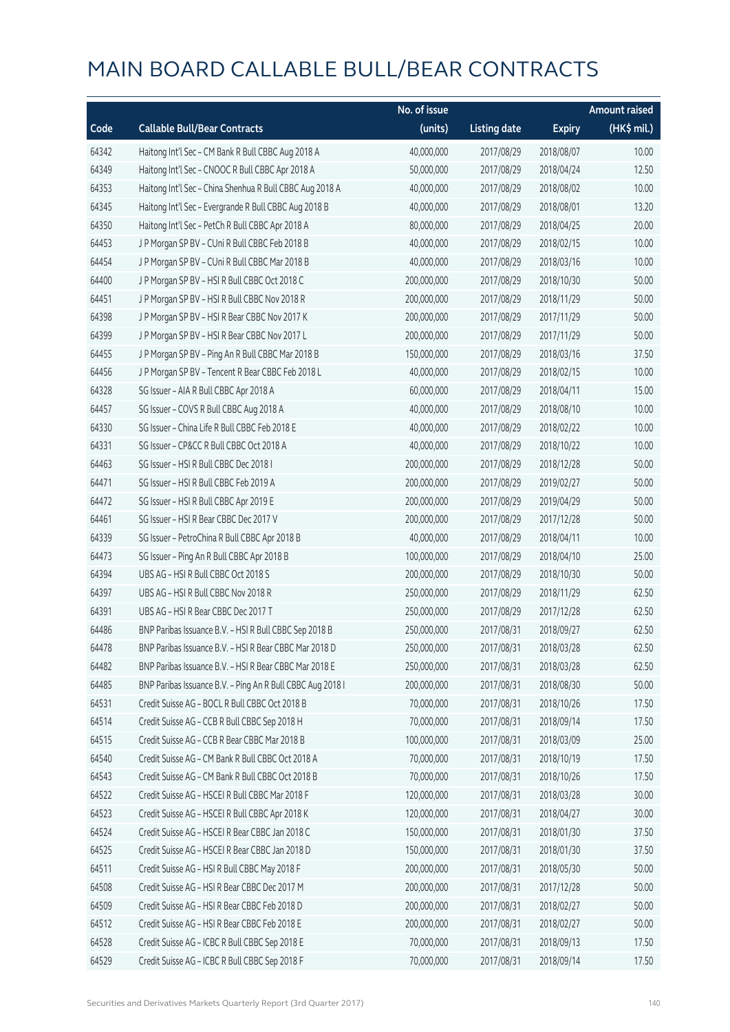# MAIN BOARD CALLABLE BULL/BEAR CONTRACTS

| Code | Callable Bull/Bear Contracts | No. of issue (units) | Listing date | Expiry | Amount raised (HK$ mil.) |
|---|---|---|---|---|---|
| 64342 | Haitong Int'l Sec – CM Bank R Bull CBBC Aug 2018 A | 40,000,000 | 2017/08/29 | 2018/08/07 | 10.00 |
| 64349 | Haitong Int'l Sec – CNOOC R Bull CBBC Apr 2018 A | 50,000,000 | 2017/08/29 | 2018/04/24 | 12.50 |
| 64353 | Haitong Int'l Sec – China Shenhua R Bull CBBC Aug 2018 A | 40,000,000 | 2017/08/29 | 2018/08/02 | 10.00 |
| 64345 | Haitong Int'l Sec – Evergrande R Bull CBBC Aug 2018 B | 40,000,000 | 2017/08/29 | 2018/08/01 | 13.20 |
| 64350 | Haitong Int'l Sec – PetCh R Bull CBBC Apr 2018 A | 80,000,000 | 2017/08/29 | 2018/04/25 | 20.00 |
| 64453 | J P Morgan SP BV – CUni R Bull CBBC Feb 2018 B | 40,000,000 | 2017/08/29 | 2018/02/15 | 10.00 |
| 64454 | J P Morgan SP BV – CUni R Bull CBBC Mar 2018 B | 40,000,000 | 2017/08/29 | 2018/03/16 | 10.00 |
| 64400 | J P Morgan SP BV – HSI R Bull CBBC Oct 2018 C | 200,000,000 | 2017/08/29 | 2018/10/30 | 50.00 |
| 64451 | J P Morgan SP BV – HSI R Bull CBBC Nov 2018 R | 200,000,000 | 2017/08/29 | 2018/11/29 | 50.00 |
| 64398 | J P Morgan SP BV – HSI R Bear CBBC Nov 2017 K | 200,000,000 | 2017/08/29 | 2017/11/29 | 50.00 |
| 64399 | J P Morgan SP BV – HSI R Bear CBBC Nov 2017 L | 200,000,000 | 2017/08/29 | 2017/11/29 | 50.00 |
| 64455 | J P Morgan SP BV – Ping An R Bull CBBC Mar 2018 B | 150,000,000 | 2017/08/29 | 2018/03/16 | 37.50 |
| 64456 | J P Morgan SP BV – Tencent R Bear CBBC Feb 2018 L | 40,000,000 | 2017/08/29 | 2018/02/15 | 10.00 |
| 64328 | SG Issuer – AIA R Bull CBBC Apr 2018 A | 60,000,000 | 2017/08/29 | 2018/04/11 | 15.00 |
| 64457 | SG Issuer – COVS R Bull CBBC Aug 2018 A | 40,000,000 | 2017/08/29 | 2018/08/10 | 10.00 |
| 64330 | SG Issuer – China Life R Bull CBBC Feb 2018 E | 40,000,000 | 2017/08/29 | 2018/02/22 | 10.00 |
| 64331 | SG Issuer – CP&CC R Bull CBBC Oct 2018 A | 40,000,000 | 2017/08/29 | 2018/10/22 | 10.00 |
| 64463 | SG Issuer – HSI R Bull CBBC Dec 2018 I | 200,000,000 | 2017/08/29 | 2018/12/28 | 50.00 |
| 64471 | SG Issuer – HSI R Bull CBBC Feb 2019 A | 200,000,000 | 2017/08/29 | 2019/02/27 | 50.00 |
| 64472 | SG Issuer – HSI R Bull CBBC Apr 2019 E | 200,000,000 | 2017/08/29 | 2019/04/29 | 50.00 |
| 64461 | SG Issuer – HSI R Bear CBBC Dec 2017 V | 200,000,000 | 2017/08/29 | 2017/12/28 | 50.00 |
| 64339 | SG Issuer – PetroChina R Bull CBBC Apr 2018 B | 40,000,000 | 2017/08/29 | 2018/04/11 | 10.00 |
| 64473 | SG Issuer – Ping An R Bull CBBC Apr 2018 B | 100,000,000 | 2017/08/29 | 2018/04/10 | 25.00 |
| 64394 | UBS AG – HSI R Bull CBBC Oct 2018 S | 200,000,000 | 2017/08/29 | 2018/10/30 | 50.00 |
| 64397 | UBS AG – HSI R Bull CBBC Nov 2018 R | 250,000,000 | 2017/08/29 | 2018/11/29 | 62.50 |
| 64391 | UBS AG – HSI R Bear CBBC Dec 2017 T | 250,000,000 | 2017/08/29 | 2017/12/28 | 62.50 |
| 64486 | BNP Paribas Issuance B.V. – HSI R Bull CBBC Sep 2018 B | 250,000,000 | 2017/08/31 | 2018/09/27 | 62.50 |
| 64478 | BNP Paribas Issuance B.V. – HSI R Bear CBBC Mar 2018 D | 250,000,000 | 2017/08/31 | 2018/03/28 | 62.50 |
| 64482 | BNP Paribas Issuance B.V. – HSI R Bear CBBC Mar 2018 E | 250,000,000 | 2017/08/31 | 2018/03/28 | 62.50 |
| 64485 | BNP Paribas Issuance B.V. – Ping An R Bull CBBC Aug 2018 I | 200,000,000 | 2017/08/31 | 2018/08/30 | 50.00 |
| 64531 | Credit Suisse AG – BOCL R Bull CBBC Oct 2018 B | 70,000,000 | 2017/08/31 | 2018/10/26 | 17.50 |
| 64514 | Credit Suisse AG – CCB R Bull CBBC Sep 2018 H | 70,000,000 | 2017/08/31 | 2018/09/14 | 17.50 |
| 64515 | Credit Suisse AG – CCB R Bear CBBC Mar 2018 B | 100,000,000 | 2017/08/31 | 2018/03/09 | 25.00 |
| 64540 | Credit Suisse AG – CM Bank R Bull CBBC Oct 2018 A | 70,000,000 | 2017/08/31 | 2018/10/19 | 17.50 |
| 64543 | Credit Suisse AG – CM Bank R Bull CBBC Oct 2018 B | 70,000,000 | 2017/08/31 | 2018/10/26 | 17.50 |
| 64522 | Credit Suisse AG – HSCEI R Bull CBBC Mar 2018 F | 120,000,000 | 2017/08/31 | 2018/03/28 | 30.00 |
| 64523 | Credit Suisse AG – HSCEI R Bull CBBC Apr 2018 K | 120,000,000 | 2017/08/31 | 2018/04/27 | 30.00 |
| 64524 | Credit Suisse AG – HSCEI R Bear CBBC Jan 2018 C | 150,000,000 | 2017/08/31 | 2018/01/30 | 37.50 |
| 64525 | Credit Suisse AG – HSCEI R Bear CBBC Jan 2018 D | 150,000,000 | 2017/08/31 | 2018/01/30 | 37.50 |
| 64511 | Credit Suisse AG – HSI R Bull CBBC May 2018 F | 200,000,000 | 2017/08/31 | 2018/05/30 | 50.00 |
| 64508 | Credit Suisse AG – HSI R Bear CBBC Dec 2017 M | 200,000,000 | 2017/08/31 | 2017/12/28 | 50.00 |
| 64509 | Credit Suisse AG – HSI R Bear CBBC Feb 2018 D | 200,000,000 | 2017/08/31 | 2018/02/27 | 50.00 |
| 64512 | Credit Suisse AG – HSI R Bear CBBC Feb 2018 E | 200,000,000 | 2017/08/31 | 2018/02/27 | 50.00 |
| 64528 | Credit Suisse AG – ICBC R Bull CBBC Sep 2018 E | 70,000,000 | 2017/08/31 | 2018/09/13 | 17.50 |
| 64529 | Credit Suisse AG – ICBC R Bull CBBC Sep 2018 F | 70,000,000 | 2017/08/31 | 2018/09/14 | 17.50 |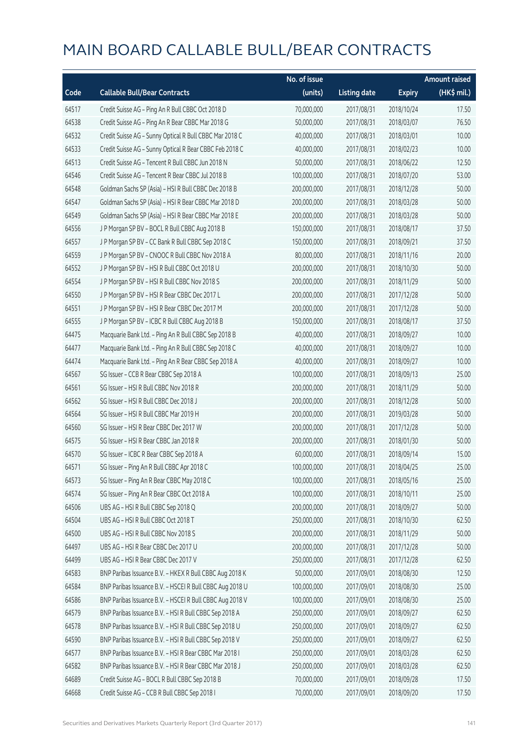# MAIN BOARD CALLABLE BULL/BEAR CONTRACTS

| Code | Callable Bull/Bear Contracts | No. of issue (units) | Listing date | Expiry | Amount raised (HK$ mil.) |
|---|---|---|---|---|---|
| 64517 | Credit Suisse AG – Ping An R Bull CBBC Oct 2018 D | 70,000,000 | 2017/08/31 | 2018/10/24 | 17.50 |
| 64538 | Credit Suisse AG – Ping An R Bear CBBC Mar 2018 G | 50,000,000 | 2017/08/31 | 2018/03/07 | 76.50 |
| 64532 | Credit Suisse AG – Sunny Optical R Bull CBBC Mar 2018 C | 40,000,000 | 2017/08/31 | 2018/03/01 | 10.00 |
| 64533 | Credit Suisse AG – Sunny Optical R Bear CBBC Feb 2018 C | 40,000,000 | 2017/08/31 | 2018/02/23 | 10.00 |
| 64513 | Credit Suisse AG – Tencent R Bull CBBC Jun 2018 N | 50,000,000 | 2017/08/31 | 2018/06/22 | 12.50 |
| 64546 | Credit Suisse AG – Tencent R Bear CBBC Jul 2018 B | 100,000,000 | 2017/08/31 | 2018/07/20 | 53.00 |
| 64548 | Goldman Sachs SP (Asia) – HSI R Bull CBBC Dec 2018 B | 200,000,000 | 2017/08/31 | 2018/12/28 | 50.00 |
| 64547 | Goldman Sachs SP (Asia) – HSI R Bear CBBC Mar 2018 D | 200,000,000 | 2017/08/31 | 2018/03/28 | 50.00 |
| 64549 | Goldman Sachs SP (Asia) – HSI R Bear CBBC Mar 2018 E | 200,000,000 | 2017/08/31 | 2018/03/28 | 50.00 |
| 64556 | J P Morgan SP BV – BOCL R Bull CBBC Aug 2018 B | 150,000,000 | 2017/08/31 | 2018/08/17 | 37.50 |
| 64557 | J P Morgan SP BV – CC Bank R Bull CBBC Sep 2018 C | 150,000,000 | 2017/08/31 | 2018/09/21 | 37.50 |
| 64559 | J P Morgan SP BV – CNOOC R Bull CBBC Nov 2018 A | 80,000,000 | 2017/08/31 | 2018/11/16 | 20.00 |
| 64552 | J P Morgan SP BV – HSI R Bull CBBC Oct 2018 U | 200,000,000 | 2017/08/31 | 2018/10/30 | 50.00 |
| 64554 | J P Morgan SP BV – HSI R Bull CBBC Nov 2018 S | 200,000,000 | 2017/08/31 | 2018/11/29 | 50.00 |
| 64550 | J P Morgan SP BV – HSI R Bear CBBC Dec 2017 L | 200,000,000 | 2017/08/31 | 2017/12/28 | 50.00 |
| 64551 | J P Morgan SP BV – HSI R Bear CBBC Dec 2017 M | 200,000,000 | 2017/08/31 | 2017/12/28 | 50.00 |
| 64555 | J P Morgan SP BV – ICBC R Bull CBBC Aug 2018 B | 150,000,000 | 2017/08/31 | 2018/08/17 | 37.50 |
| 64475 | Macquarie Bank Ltd. – Ping An R Bull CBBC Sep 2018 B | 40,000,000 | 2017/08/31 | 2018/09/27 | 10.00 |
| 64477 | Macquarie Bank Ltd. – Ping An R Bull CBBC Sep 2018 C | 40,000,000 | 2017/08/31 | 2018/09/27 | 10.00 |
| 64474 | Macquarie Bank Ltd. – Ping An R Bear CBBC Sep 2018 A | 40,000,000 | 2017/08/31 | 2018/09/27 | 10.00 |
| 64567 | SG Issuer – CCB R Bear CBBC Sep 2018 A | 100,000,000 | 2017/08/31 | 2018/09/13 | 25.00 |
| 64561 | SG Issuer – HSI R Bull CBBC Nov 2018 R | 200,000,000 | 2017/08/31 | 2018/11/29 | 50.00 |
| 64562 | SG Issuer – HSI R Bull CBBC Dec 2018 J | 200,000,000 | 2017/08/31 | 2018/12/28 | 50.00 |
| 64564 | SG Issuer – HSI R Bull CBBC Mar 2019 H | 200,000,000 | 2017/08/31 | 2019/03/28 | 50.00 |
| 64560 | SG Issuer – HSI R Bear CBBC Dec 2017 W | 200,000,000 | 2017/08/31 | 2017/12/28 | 50.00 |
| 64575 | SG Issuer – HSI R Bear CBBC Jan 2018 R | 200,000,000 | 2017/08/31 | 2018/01/30 | 50.00 |
| 64570 | SG Issuer – ICBC R Bear CBBC Sep 2018 A | 60,000,000 | 2017/08/31 | 2018/09/14 | 15.00 |
| 64571 | SG Issuer – Ping An R Bull CBBC Apr 2018 C | 100,000,000 | 2017/08/31 | 2018/04/25 | 25.00 |
| 64573 | SG Issuer – Ping An R Bear CBBC May 2018 C | 100,000,000 | 2017/08/31 | 2018/05/16 | 25.00 |
| 64574 | SG Issuer – Ping An R Bear CBBC Oct 2018 A | 100,000,000 | 2017/08/31 | 2018/10/11 | 25.00 |
| 64506 | UBS AG – HSI R Bull CBBC Sep 2018 Q | 200,000,000 | 2017/08/31 | 2018/09/27 | 50.00 |
| 64504 | UBS AG – HSI R Bull CBBC Oct 2018 T | 250,000,000 | 2017/08/31 | 2018/10/30 | 62.50 |
| 64500 | UBS AG – HSI R Bull CBBC Nov 2018 S | 200,000,000 | 2017/08/31 | 2018/11/29 | 50.00 |
| 64497 | UBS AG – HSI R Bear CBBC Dec 2017 U | 200,000,000 | 2017/08/31 | 2017/12/28 | 50.00 |
| 64499 | UBS AG – HSI R Bear CBBC Dec 2017 V | 250,000,000 | 2017/08/31 | 2017/12/28 | 62.50 |
| 64583 | BNP Paribas Issuance B.V. – HKEX R Bull CBBC Aug 2018 K | 50,000,000 | 2017/09/01 | 2018/08/30 | 12.50 |
| 64584 | BNP Paribas Issuance B.V. – HSCEI R Bull CBBC Aug 2018 U | 100,000,000 | 2017/09/01 | 2018/08/30 | 25.00 |
| 64586 | BNP Paribas Issuance B.V. – HSCEI R Bull CBBC Aug 2018 V | 100,000,000 | 2017/09/01 | 2018/08/30 | 25.00 |
| 64579 | BNP Paribas Issuance B.V. – HSI R Bull CBBC Sep 2018 A | 250,000,000 | 2017/09/01 | 2018/09/27 | 62.50 |
| 64578 | BNP Paribas Issuance B.V. – HSI R Bull CBBC Sep 2018 U | 250,000,000 | 2017/09/01 | 2018/09/27 | 62.50 |
| 64590 | BNP Paribas Issuance B.V. – HSI R Bull CBBC Sep 2018 V | 250,000,000 | 2017/09/01 | 2018/09/27 | 62.50 |
| 64577 | BNP Paribas Issuance B.V. – HSI R Bear CBBC Mar 2018 I | 250,000,000 | 2017/09/01 | 2018/03/28 | 62.50 |
| 64582 | BNP Paribas Issuance B.V. – HSI R Bear CBBC Mar 2018 J | 250,000,000 | 2017/09/01 | 2018/03/28 | 62.50 |
| 64689 | Credit Suisse AG – BOCL R Bull CBBC Sep 2018 B | 70,000,000 | 2017/09/01 | 2018/09/28 | 17.50 |
| 64668 | Credit Suisse AG – CCB R Bull CBBC Sep 2018 I | 70,000,000 | 2017/09/01 | 2018/09/20 | 17.50 |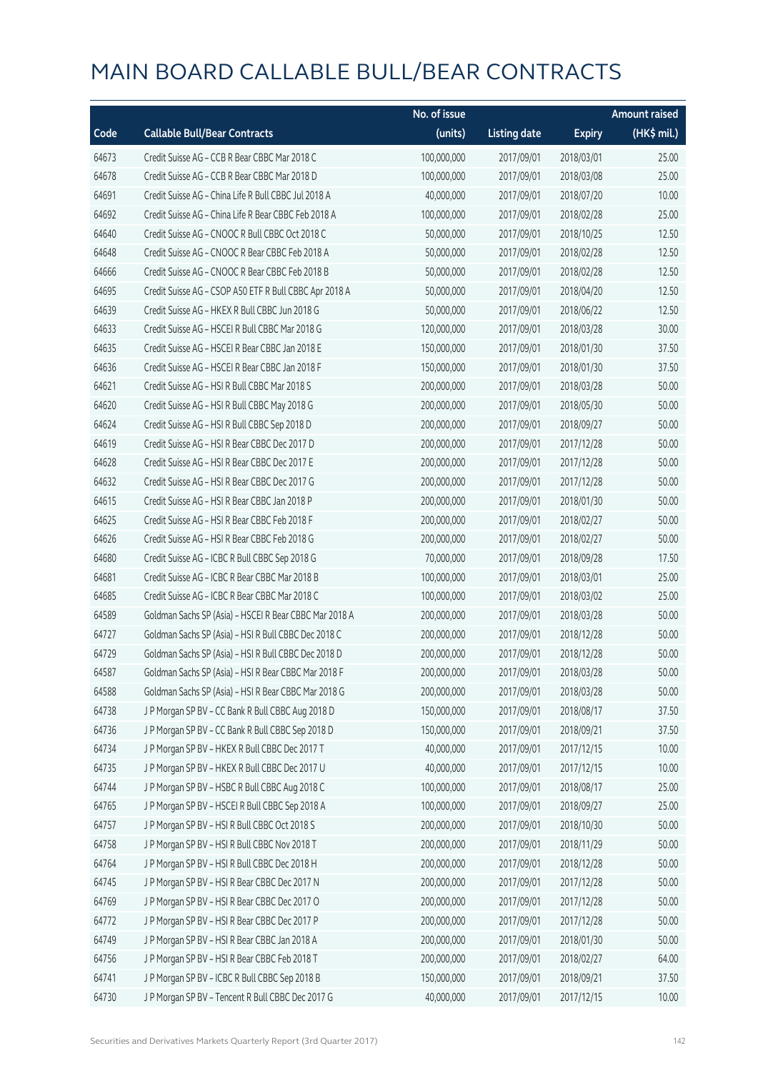# MAIN BOARD CALLABLE BULL/BEAR CONTRACTS

| Code | Callable Bull/Bear Contracts | No. of issue (units) | Listing date | Expiry | Amount raised (HK$ mil.) |
|---|---|---|---|---|---|
| 64673 | Credit Suisse AG – CCB R Bear CBBC Mar 2018 C | 100,000,000 | 2017/09/01 | 2018/03/01 | 25.00 |
| 64678 | Credit Suisse AG – CCB R Bear CBBC Mar 2018 D | 100,000,000 | 2017/09/01 | 2018/03/08 | 25.00 |
| 64691 | Credit Suisse AG – China Life R Bull CBBC Jul 2018 A | 40,000,000 | 2017/09/01 | 2018/07/20 | 10.00 |
| 64692 | Credit Suisse AG – China Life R Bear CBBC Feb 2018 A | 100,000,000 | 2017/09/01 | 2018/02/28 | 25.00 |
| 64640 | Credit Suisse AG – CNOOC R Bull CBBC Oct 2018 C | 50,000,000 | 2017/09/01 | 2018/10/25 | 12.50 |
| 64648 | Credit Suisse AG – CNOOC R Bear CBBC Feb 2018 A | 50,000,000 | 2017/09/01 | 2018/02/28 | 12.50 |
| 64666 | Credit Suisse AG – CNOOC R Bear CBBC Feb 2018 B | 50,000,000 | 2017/09/01 | 2018/02/28 | 12.50 |
| 64695 | Credit Suisse AG – CSOP A50 ETF R Bull CBBC Apr 2018 A | 50,000,000 | 2017/09/01 | 2018/04/20 | 12.50 |
| 64639 | Credit Suisse AG – HKEX R Bull CBBC Jun 2018 G | 50,000,000 | 2017/09/01 | 2018/06/22 | 12.50 |
| 64633 | Credit Suisse AG – HSCEI R Bull CBBC Mar 2018 G | 120,000,000 | 2017/09/01 | 2018/03/28 | 30.00 |
| 64635 | Credit Suisse AG – HSCEI R Bear CBBC Jan 2018 E | 150,000,000 | 2017/09/01 | 2018/01/30 | 37.50 |
| 64636 | Credit Suisse AG – HSCEI R Bear CBBC Jan 2018 F | 150,000,000 | 2017/09/01 | 2018/01/30 | 37.50 |
| 64621 | Credit Suisse AG – HSI R Bull CBBC Mar 2018 S | 200,000,000 | 2017/09/01 | 2018/03/28 | 50.00 |
| 64620 | Credit Suisse AG – HSI R Bull CBBC May 2018 G | 200,000,000 | 2017/09/01 | 2018/05/30 | 50.00 |
| 64624 | Credit Suisse AG – HSI R Bull CBBC Sep 2018 D | 200,000,000 | 2017/09/01 | 2018/09/27 | 50.00 |
| 64619 | Credit Suisse AG – HSI R Bear CBBC Dec 2017 D | 200,000,000 | 2017/09/01 | 2017/12/28 | 50.00 |
| 64628 | Credit Suisse AG – HSI R Bear CBBC Dec 2017 E | 200,000,000 | 2017/09/01 | 2017/12/28 | 50.00 |
| 64632 | Credit Suisse AG – HSI R Bear CBBC Dec 2017 G | 200,000,000 | 2017/09/01 | 2017/12/28 | 50.00 |
| 64615 | Credit Suisse AG – HSI R Bear CBBC Jan 2018 P | 200,000,000 | 2017/09/01 | 2018/01/30 | 50.00 |
| 64625 | Credit Suisse AG – HSI R Bear CBBC Feb 2018 F | 200,000,000 | 2017/09/01 | 2018/02/27 | 50.00 |
| 64626 | Credit Suisse AG – HSI R Bear CBBC Feb 2018 G | 200,000,000 | 2017/09/01 | 2018/02/27 | 50.00 |
| 64680 | Credit Suisse AG – ICBC R Bull CBBC Sep 2018 G | 70,000,000 | 2017/09/01 | 2018/09/28 | 17.50 |
| 64681 | Credit Suisse AG – ICBC R Bear CBBC Mar 2018 B | 100,000,000 | 2017/09/01 | 2018/03/01 | 25.00 |
| 64685 | Credit Suisse AG – ICBC R Bear CBBC Mar 2018 C | 100,000,000 | 2017/09/01 | 2018/03/02 | 25.00 |
| 64589 | Goldman Sachs SP (Asia) – HSCEI R Bear CBBC Mar 2018 A | 200,000,000 | 2017/09/01 | 2018/03/28 | 50.00 |
| 64727 | Goldman Sachs SP (Asia) – HSI R Bull CBBC Dec 2018 C | 200,000,000 | 2017/09/01 | 2018/12/28 | 50.00 |
| 64729 | Goldman Sachs SP (Asia) – HSI R Bull CBBC Dec 2018 D | 200,000,000 | 2017/09/01 | 2018/12/28 | 50.00 |
| 64587 | Goldman Sachs SP (Asia) – HSI R Bear CBBC Mar 2018 F | 200,000,000 | 2017/09/01 | 2018/03/28 | 50.00 |
| 64588 | Goldman Sachs SP (Asia) – HSI R Bear CBBC Mar 2018 G | 200,000,000 | 2017/09/01 | 2018/03/28 | 50.00 |
| 64738 | J P Morgan SP BV – CC Bank R Bull CBBC Aug 2018 D | 150,000,000 | 2017/09/01 | 2018/08/17 | 37.50 |
| 64736 | J P Morgan SP BV – CC Bank R Bull CBBC Sep 2018 D | 150,000,000 | 2017/09/01 | 2018/09/21 | 37.50 |
| 64734 | J P Morgan SP BV – HKEX R Bull CBBC Dec 2017 T | 40,000,000 | 2017/09/01 | 2017/12/15 | 10.00 |
| 64735 | J P Morgan SP BV – HKEX R Bull CBBC Dec 2017 U | 40,000,000 | 2017/09/01 | 2017/12/15 | 10.00 |
| 64744 | J P Morgan SP BV – HSBC R Bull CBBC Aug 2018 C | 100,000,000 | 2017/09/01 | 2018/08/17 | 25.00 |
| 64765 | J P Morgan SP BV – HSCEI R Bull CBBC Sep 2018 A | 100,000,000 | 2017/09/01 | 2018/09/27 | 25.00 |
| 64757 | J P Morgan SP BV – HSI R Bull CBBC Oct 2018 S | 200,000,000 | 2017/09/01 | 2018/10/30 | 50.00 |
| 64758 | J P Morgan SP BV – HSI R Bull CBBC Nov 2018 T | 200,000,000 | 2017/09/01 | 2018/11/29 | 50.00 |
| 64764 | J P Morgan SP BV – HSI R Bull CBBC Dec 2018 H | 200,000,000 | 2017/09/01 | 2018/12/28 | 50.00 |
| 64745 | J P Morgan SP BV – HSI R Bear CBBC Dec 2017 N | 200,000,000 | 2017/09/01 | 2017/12/28 | 50.00 |
| 64769 | J P Morgan SP BV – HSI R Bear CBBC Dec 2017 O | 200,000,000 | 2017/09/01 | 2017/12/28 | 50.00 |
| 64772 | J P Morgan SP BV – HSI R Bear CBBC Dec 2017 P | 200,000,000 | 2017/09/01 | 2017/12/28 | 50.00 |
| 64749 | J P Morgan SP BV – HSI R Bear CBBC Jan 2018 A | 200,000,000 | 2017/09/01 | 2018/01/30 | 50.00 |
| 64756 | J P Morgan SP BV – HSI R Bear CBBC Feb 2018 T | 200,000,000 | 2017/09/01 | 2018/02/27 | 64.00 |
| 64741 | J P Morgan SP BV – ICBC R Bull CBBC Sep 2018 B | 150,000,000 | 2017/09/01 | 2018/09/21 | 37.50 |
| 64730 | J P Morgan SP BV – Tencent R Bull CBBC Dec 2017 G | 40,000,000 | 2017/09/01 | 2017/12/15 | 10.00 |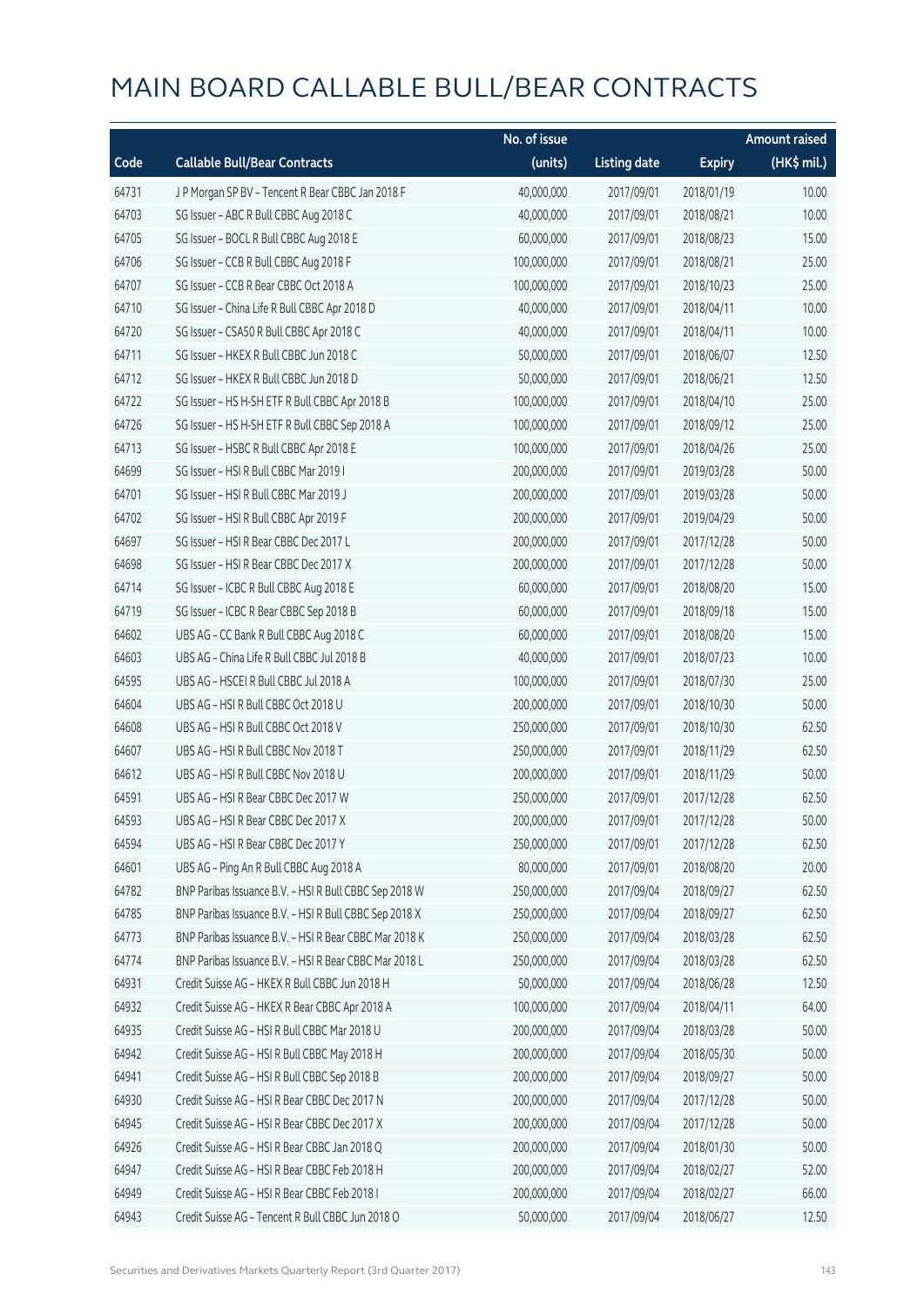# MAIN BOARD CALLABLE BULL/BEAR CONTRACTS

| Code | Callable Bull/Bear Contracts | No. of issue (units) | Listing date | Expiry | Amount raised (HK$ mil.) |
|---|---|---|---|---|---|
| 64731 | J P Morgan SP BV – Tencent R Bear CBBC Jan 2018 F | 40,000,000 | 2017/09/01 | 2018/01/19 | 10.00 |
| 64703 | SG Issuer – ABC R Bull CBBC Aug 2018 C | 40,000,000 | 2017/09/01 | 2018/08/21 | 10.00 |
| 64705 | SG Issuer – BOCL R Bull CBBC Aug 2018 E | 60,000,000 | 2017/09/01 | 2018/08/23 | 15.00 |
| 64706 | SG Issuer – CCB R Bull CBBC Aug 2018 F | 100,000,000 | 2017/09/01 | 2018/08/21 | 25.00 |
| 64707 | SG Issuer – CCB R Bear CBBC Oct 2018 A | 100,000,000 | 2017/09/01 | 2018/10/23 | 25.00 |
| 64710 | SG Issuer – China Life R Bull CBBC Apr 2018 D | 40,000,000 | 2017/09/01 | 2018/04/11 | 10.00 |
| 64720 | SG Issuer – CSA50 R Bull CBBC Apr 2018 C | 40,000,000 | 2017/09/01 | 2018/04/11 | 10.00 |
| 64711 | SG Issuer – HKEX R Bull CBBC Jun 2018 C | 50,000,000 | 2017/09/01 | 2018/06/07 | 12.50 |
| 64712 | SG Issuer – HKEX R Bull CBBC Jun 2018 D | 50,000,000 | 2017/09/01 | 2018/06/21 | 12.50 |
| 64722 | SG Issuer – HS H-SH ETF R Bull CBBC Apr 2018 B | 100,000,000 | 2017/09/01 | 2018/04/10 | 25.00 |
| 64726 | SG Issuer – HS H-SH ETF R Bull CBBC Sep 2018 A | 100,000,000 | 2017/09/01 | 2018/09/12 | 25.00 |
| 64713 | SG Issuer – HSBC R Bull CBBC Apr 2018 E | 100,000,000 | 2017/09/01 | 2018/04/26 | 25.00 |
| 64699 | SG Issuer – HSI R Bull CBBC Mar 2019 I | 200,000,000 | 2017/09/01 | 2019/03/28 | 50.00 |
| 64701 | SG Issuer – HSI R Bull CBBC Mar 2019 J | 200,000,000 | 2017/09/01 | 2019/03/28 | 50.00 |
| 64702 | SG Issuer – HSI R Bull CBBC Apr 2019 F | 200,000,000 | 2017/09/01 | 2019/04/29 | 50.00 |
| 64697 | SG Issuer – HSI R Bear CBBC Dec 2017 L | 200,000,000 | 2017/09/01 | 2017/12/28 | 50.00 |
| 64698 | SG Issuer – HSI R Bear CBBC Dec 2017 X | 200,000,000 | 2017/09/01 | 2017/12/28 | 50.00 |
| 64714 | SG Issuer – ICBC R Bull CBBC Aug 2018 E | 60,000,000 | 2017/09/01 | 2018/08/20 | 15.00 |
| 64719 | SG Issuer – ICBC R Bear CBBC Sep 2018 B | 60,000,000 | 2017/09/01 | 2018/09/18 | 15.00 |
| 64602 | UBS AG – CC Bank R Bull CBBC Aug 2018 C | 60,000,000 | 2017/09/01 | 2018/08/20 | 15.00 |
| 64603 | UBS AG – China Life R Bull CBBC Jul 2018 B | 40,000,000 | 2017/09/01 | 2018/07/23 | 10.00 |
| 64595 | UBS AG – HSCEI R Bull CBBC Jul 2018 A | 100,000,000 | 2017/09/01 | 2018/07/30 | 25.00 |
| 64604 | UBS AG – HSI R Bull CBBC Oct 2018 U | 200,000,000 | 2017/09/01 | 2018/10/30 | 50.00 |
| 64608 | UBS AG – HSI R Bull CBBC Oct 2018 V | 250,000,000 | 2017/09/01 | 2018/10/30 | 62.50 |
| 64607 | UBS AG – HSI R Bull CBBC Nov 2018 T | 250,000,000 | 2017/09/01 | 2018/11/29 | 62.50 |
| 64612 | UBS AG – HSI R Bull CBBC Nov 2018 U | 200,000,000 | 2017/09/01 | 2018/11/29 | 50.00 |
| 64591 | UBS AG – HSI R Bear CBBC Dec 2017 W | 250,000,000 | 2017/09/01 | 2017/12/28 | 62.50 |
| 64593 | UBS AG – HSI R Bear CBBC Dec 2017 X | 200,000,000 | 2017/09/01 | 2017/12/28 | 50.00 |
| 64594 | UBS AG – HSI R Bear CBBC Dec 2017 Y | 250,000,000 | 2017/09/01 | 2017/12/28 | 62.50 |
| 64601 | UBS AG – Ping An R Bull CBBC Aug 2018 A | 80,000,000 | 2017/09/01 | 2018/08/20 | 20.00 |
| 64782 | BNP Paribas Issuance B.V. – HSI R Bull CBBC Sep 2018 W | 250,000,000 | 2017/09/04 | 2018/09/27 | 62.50 |
| 64785 | BNP Paribas Issuance B.V. – HSI R Bull CBBC Sep 2018 X | 250,000,000 | 2017/09/04 | 2018/09/27 | 62.50 |
| 64773 | BNP Paribas Issuance B.V. – HSI R Bear CBBC Mar 2018 K | 250,000,000 | 2017/09/04 | 2018/03/28 | 62.50 |
| 64774 | BNP Paribas Issuance B.V. – HSI R Bear CBBC Mar 2018 L | 250,000,000 | 2017/09/04 | 2018/03/28 | 62.50 |
| 64931 | Credit Suisse AG – HKEX R Bull CBBC Jun 2018 H | 50,000,000 | 2017/09/04 | 2018/06/28 | 12.50 |
| 64932 | Credit Suisse AG – HKEX R Bear CBBC Apr 2018 A | 100,000,000 | 2017/09/04 | 2018/04/11 | 64.00 |
| 64935 | Credit Suisse AG – HSI R Bull CBBC Mar 2018 U | 200,000,000 | 2017/09/04 | 2018/03/28 | 50.00 |
| 64942 | Credit Suisse AG – HSI R Bull CBBC May 2018 H | 200,000,000 | 2017/09/04 | 2018/05/30 | 50.00 |
| 64941 | Credit Suisse AG – HSI R Bull CBBC Sep 2018 B | 200,000,000 | 2017/09/04 | 2018/09/27 | 50.00 |
| 64930 | Credit Suisse AG – HSI R Bear CBBC Dec 2017 N | 200,000,000 | 2017/09/04 | 2017/12/28 | 50.00 |
| 64945 | Credit Suisse AG – HSI R Bear CBBC Dec 2017 X | 200,000,000 | 2017/09/04 | 2017/12/28 | 50.00 |
| 64926 | Credit Suisse AG – HSI R Bear CBBC Jan 2018 Q | 200,000,000 | 2017/09/04 | 2018/01/30 | 50.00 |
| 64947 | Credit Suisse AG – HSI R Bear CBBC Feb 2018 H | 200,000,000 | 2017/09/04 | 2018/02/27 | 52.00 |
| 64949 | Credit Suisse AG – HSI R Bear CBBC Feb 2018 I | 200,000,000 | 2017/09/04 | 2018/02/27 | 66.00 |
| 64943 | Credit Suisse AG – Tencent R Bull CBBC Jun 2018 O | 50,000,000 | 2017/09/04 | 2018/06/27 | 12.50 |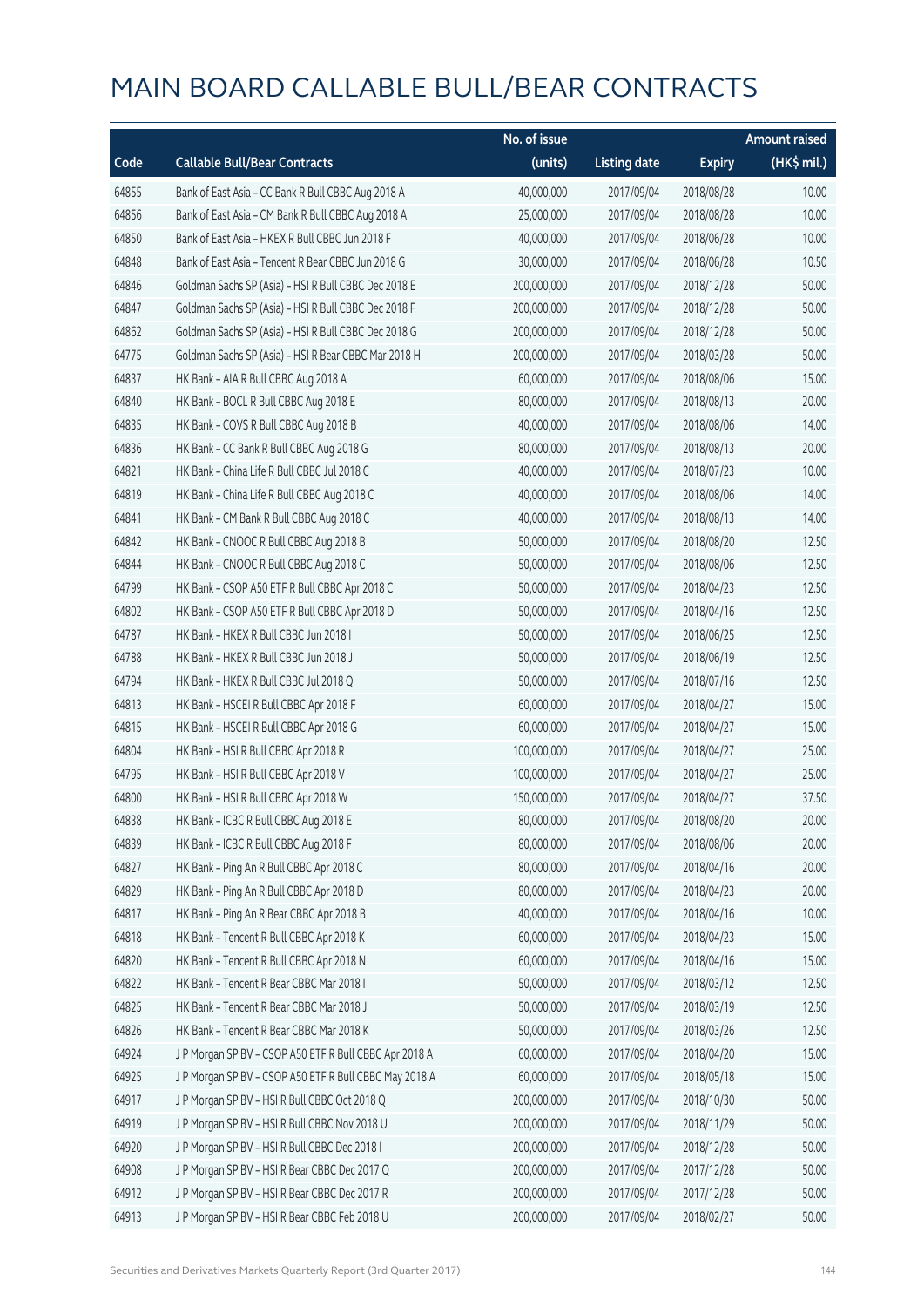# MAIN BOARD CALLABLE BULL/BEAR CONTRACTS

| Code | Callable Bull/Bear Contracts | No. of issue (units) | Listing date | Expiry | Amount raised (HK$ mil.) |
|---|---|---|---|---|---|
| 64855 | Bank of East Asia – CC Bank R Bull CBBC Aug 2018 A | 40,000,000 | 2017/09/04 | 2018/08/28 | 10.00 |
| 64856 | Bank of East Asia – CM Bank R Bull CBBC Aug 2018 A | 25,000,000 | 2017/09/04 | 2018/08/28 | 10.00 |
| 64850 | Bank of East Asia – HKEX R Bull CBBC Jun 2018 F | 40,000,000 | 2017/09/04 | 2018/06/28 | 10.00 |
| 64848 | Bank of East Asia – Tencent R Bear CBBC Jun 2018 G | 30,000,000 | 2017/09/04 | 2018/06/28 | 10.50 |
| 64846 | Goldman Sachs SP (Asia) – HSI R Bull CBBC Dec 2018 E | 200,000,000 | 2017/09/04 | 2018/12/28 | 50.00 |
| 64847 | Goldman Sachs SP (Asia) – HSI R Bull CBBC Dec 2018 F | 200,000,000 | 2017/09/04 | 2018/12/28 | 50.00 |
| 64862 | Goldman Sachs SP (Asia) – HSI R Bull CBBC Dec 2018 G | 200,000,000 | 2017/09/04 | 2018/12/28 | 50.00 |
| 64775 | Goldman Sachs SP (Asia) – HSI R Bear CBBC Mar 2018 H | 200,000,000 | 2017/09/04 | 2018/03/28 | 50.00 |
| 64837 | HK Bank – AIA R Bull CBBC Aug 2018 A | 60,000,000 | 2017/09/04 | 2018/08/06 | 15.00 |
| 64840 | HK Bank – BOCL R Bull CBBC Aug 2018 E | 80,000,000 | 2017/09/04 | 2018/08/13 | 20.00 |
| 64835 | HK Bank – COVS R Bull CBBC Aug 2018 B | 40,000,000 | 2017/09/04 | 2018/08/06 | 14.00 |
| 64836 | HK Bank – CC Bank R Bull CBBC Aug 2018 G | 80,000,000 | 2017/09/04 | 2018/08/13 | 20.00 |
| 64821 | HK Bank – China Life R Bull CBBC Jul 2018 C | 40,000,000 | 2017/09/04 | 2018/07/23 | 10.00 |
| 64819 | HK Bank – China Life R Bull CBBC Aug 2018 C | 40,000,000 | 2017/09/04 | 2018/08/06 | 14.00 |
| 64841 | HK Bank – CM Bank R Bull CBBC Aug 2018 C | 40,000,000 | 2017/09/04 | 2018/08/13 | 14.00 |
| 64842 | HK Bank – CNOOC R Bull CBBC Aug 2018 B | 50,000,000 | 2017/09/04 | 2018/08/20 | 12.50 |
| 64844 | HK Bank – CNOOC R Bull CBBC Aug 2018 C | 50,000,000 | 2017/09/04 | 2018/08/06 | 12.50 |
| 64799 | HK Bank – CSOP A50 ETF R Bull CBBC Apr 2018 C | 50,000,000 | 2017/09/04 | 2018/04/23 | 12.50 |
| 64802 | HK Bank – CSOP A50 ETF R Bull CBBC Apr 2018 D | 50,000,000 | 2017/09/04 | 2018/04/16 | 12.50 |
| 64787 | HK Bank – HKEX R Bull CBBC Jun 2018 I | 50,000,000 | 2017/09/04 | 2018/06/25 | 12.50 |
| 64788 | HK Bank – HKEX R Bull CBBC Jun 2018 J | 50,000,000 | 2017/09/04 | 2018/06/19 | 12.50 |
| 64794 | HK Bank – HKEX R Bull CBBC Jul 2018 Q | 50,000,000 | 2017/09/04 | 2018/07/16 | 12.50 |
| 64813 | HK Bank – HSCEI R Bull CBBC Apr 2018 F | 60,000,000 | 2017/09/04 | 2018/04/27 | 15.00 |
| 64815 | HK Bank – HSCEI R Bull CBBC Apr 2018 G | 60,000,000 | 2017/09/04 | 2018/04/27 | 15.00 |
| 64804 | HK Bank – HSI R Bull CBBC Apr 2018 R | 100,000,000 | 2017/09/04 | 2018/04/27 | 25.00 |
| 64795 | HK Bank – HSI R Bull CBBC Apr 2018 V | 100,000,000 | 2017/09/04 | 2018/04/27 | 25.00 |
| 64800 | HK Bank – HSI R Bull CBBC Apr 2018 W | 150,000,000 | 2017/09/04 | 2018/04/27 | 37.50 |
| 64838 | HK Bank – ICBC R Bull CBBC Aug 2018 E | 80,000,000 | 2017/09/04 | 2018/08/20 | 20.00 |
| 64839 | HK Bank – ICBC R Bull CBBC Aug 2018 F | 80,000,000 | 2017/09/04 | 2018/08/06 | 20.00 |
| 64827 | HK Bank – Ping An R Bull CBBC Apr 2018 C | 80,000,000 | 2017/09/04 | 2018/04/16 | 20.00 |
| 64829 | HK Bank – Ping An R Bull CBBC Apr 2018 D | 80,000,000 | 2017/09/04 | 2018/04/23 | 20.00 |
| 64817 | HK Bank – Ping An R Bear CBBC Apr 2018 B | 40,000,000 | 2017/09/04 | 2018/04/16 | 10.00 |
| 64818 | HK Bank – Tencent R Bull CBBC Apr 2018 K | 60,000,000 | 2017/09/04 | 2018/04/23 | 15.00 |
| 64820 | HK Bank – Tencent R Bull CBBC Apr 2018 N | 60,000,000 | 2017/09/04 | 2018/04/16 | 15.00 |
| 64822 | HK Bank – Tencent R Bear CBBC Mar 2018 I | 50,000,000 | 2017/09/04 | 2018/03/12 | 12.50 |
| 64825 | HK Bank – Tencent R Bear CBBC Mar 2018 J | 50,000,000 | 2017/09/04 | 2018/03/19 | 12.50 |
| 64826 | HK Bank – Tencent R Bear CBBC Mar 2018 K | 50,000,000 | 2017/09/04 | 2018/03/26 | 12.50 |
| 64924 | J P Morgan SP BV – CSOP A50 ETF R Bull CBBC Apr 2018 A | 60,000,000 | 2017/09/04 | 2018/04/20 | 15.00 |
| 64925 | J P Morgan SP BV – CSOP A50 ETF R Bull CBBC May 2018 A | 60,000,000 | 2017/09/04 | 2018/05/18 | 15.00 |
| 64917 | J P Morgan SP BV – HSI R Bull CBBC Oct 2018 Q | 200,000,000 | 2017/09/04 | 2018/10/30 | 50.00 |
| 64919 | J P Morgan SP BV – HSI R Bull CBBC Nov 2018 U | 200,000,000 | 2017/09/04 | 2018/11/29 | 50.00 |
| 64920 | J P Morgan SP BV – HSI R Bull CBBC Dec 2018 I | 200,000,000 | 2017/09/04 | 2018/12/28 | 50.00 |
| 64908 | J P Morgan SP BV – HSI R Bear CBBC Dec 2017 Q | 200,000,000 | 2017/09/04 | 2017/12/28 | 50.00 |
| 64912 | J P Morgan SP BV – HSI R Bear CBBC Dec 2017 R | 200,000,000 | 2017/09/04 | 2017/12/28 | 50.00 |
| 64913 | J P Morgan SP BV – HSI R Bear CBBC Feb 2018 U | 200,000,000 | 2017/09/04 | 2018/02/27 | 50.00 |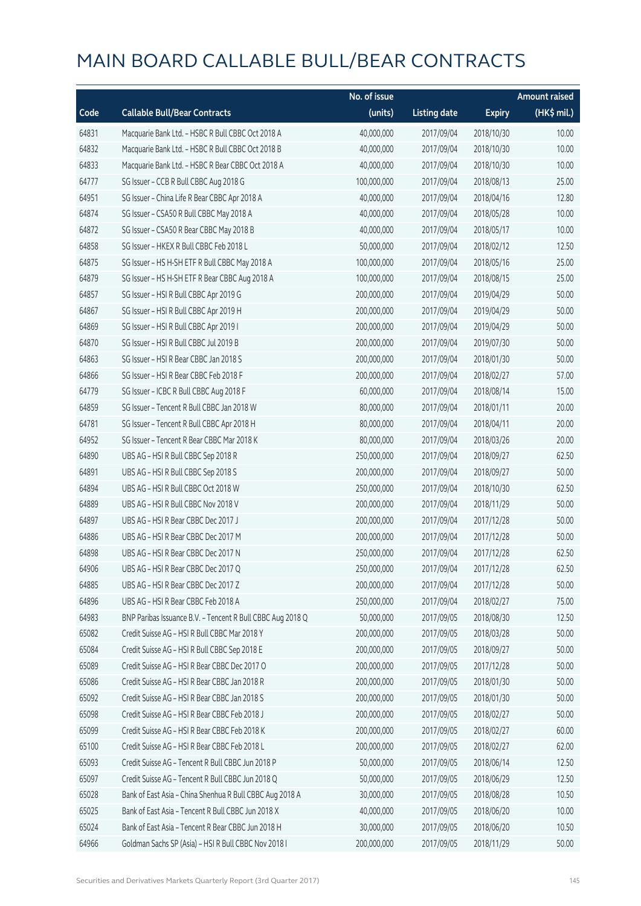# MAIN BOARD CALLABLE BULL/BEAR CONTRACTS

| Code | Callable Bull/Bear Contracts | No. of issue (units) | Listing date | Expiry | Amount raised (HK$ mil.) |
|---|---|---|---|---|---|
| 64831 | Macquarie Bank Ltd. – HSBC R Bull CBBC Oct 2018 A | 40,000,000 | 2017/09/04 | 2018/10/30 | 10.00 |
| 64832 | Macquarie Bank Ltd. – HSBC R Bull CBBC Oct 2018 B | 40,000,000 | 2017/09/04 | 2018/10/30 | 10.00 |
| 64833 | Macquarie Bank Ltd. – HSBC R Bear CBBC Oct 2018 A | 40,000,000 | 2017/09/04 | 2018/10/30 | 10.00 |
| 64777 | SG Issuer – CCB R Bull CBBC Aug 2018 G | 100,000,000 | 2017/09/04 | 2018/08/13 | 25.00 |
| 64951 | SG Issuer – China Life R Bear CBBC Apr 2018 A | 40,000,000 | 2017/09/04 | 2018/04/16 | 12.80 |
| 64874 | SG Issuer – CSA50 R Bull CBBC May 2018 A | 40,000,000 | 2017/09/04 | 2018/05/28 | 10.00 |
| 64872 | SG Issuer – CSA50 R Bear CBBC May 2018 B | 40,000,000 | 2017/09/04 | 2018/05/17 | 10.00 |
| 64858 | SG Issuer – HKEX R Bull CBBC Feb 2018 L | 50,000,000 | 2017/09/04 | 2018/02/12 | 12.50 |
| 64875 | SG Issuer – HS H-SH ETF R Bull CBBC May 2018 A | 100,000,000 | 2017/09/04 | 2018/05/16 | 25.00 |
| 64879 | SG Issuer – HS H-SH ETF R Bear CBBC Aug 2018 A | 100,000,000 | 2017/09/04 | 2018/08/15 | 25.00 |
| 64857 | SG Issuer – HSI R Bull CBBC Apr 2019 G | 200,000,000 | 2017/09/04 | 2019/04/29 | 50.00 |
| 64867 | SG Issuer – HSI R Bull CBBC Apr 2019 H | 200,000,000 | 2017/09/04 | 2019/04/29 | 50.00 |
| 64869 | SG Issuer – HSI R Bull CBBC Apr 2019 I | 200,000,000 | 2017/09/04 | 2019/04/29 | 50.00 |
| 64870 | SG Issuer – HSI R Bull CBBC Jul 2019 B | 200,000,000 | 2017/09/04 | 2019/07/30 | 50.00 |
| 64863 | SG Issuer – HSI R Bear CBBC Jan 2018 S | 200,000,000 | 2017/09/04 | 2018/01/30 | 50.00 |
| 64866 | SG Issuer – HSI R Bear CBBC Feb 2018 F | 200,000,000 | 2017/09/04 | 2018/02/27 | 57.00 |
| 64779 | SG Issuer – ICBC R Bull CBBC Aug 2018 F | 60,000,000 | 2017/09/04 | 2018/08/14 | 15.00 |
| 64859 | SG Issuer – Tencent R Bull CBBC Jan 2018 W | 80,000,000 | 2017/09/04 | 2018/01/11 | 20.00 |
| 64781 | SG Issuer – Tencent R Bull CBBC Apr 2018 H | 80,000,000 | 2017/09/04 | 2018/04/11 | 20.00 |
| 64952 | SG Issuer – Tencent R Bear CBBC Mar 2018 K | 80,000,000 | 2017/09/04 | 2018/03/26 | 20.00 |
| 64890 | UBS AG – HSI R Bull CBBC Sep 2018 R | 250,000,000 | 2017/09/04 | 2018/09/27 | 62.50 |
| 64891 | UBS AG – HSI R Bull CBBC Sep 2018 S | 200,000,000 | 2017/09/04 | 2018/09/27 | 50.00 |
| 64894 | UBS AG – HSI R Bull CBBC Oct 2018 W | 250,000,000 | 2017/09/04 | 2018/10/30 | 62.50 |
| 64889 | UBS AG – HSI R Bull CBBC Nov 2018 V | 200,000,000 | 2017/09/04 | 2018/11/29 | 50.00 |
| 64897 | UBS AG – HSI R Bear CBBC Dec 2017 J | 200,000,000 | 2017/09/04 | 2017/12/28 | 50.00 |
| 64886 | UBS AG – HSI R Bear CBBC Dec 2017 M | 200,000,000 | 2017/09/04 | 2017/12/28 | 50.00 |
| 64898 | UBS AG – HSI R Bear CBBC Dec 2017 N | 250,000,000 | 2017/09/04 | 2017/12/28 | 62.50 |
| 64906 | UBS AG – HSI R Bear CBBC Dec 2017 Q | 250,000,000 | 2017/09/04 | 2017/12/28 | 62.50 |
| 64885 | UBS AG – HSI R Bear CBBC Dec 2017 Z | 200,000,000 | 2017/09/04 | 2017/12/28 | 50.00 |
| 64896 | UBS AG – HSI R Bear CBBC Feb 2018 A | 250,000,000 | 2017/09/04 | 2018/02/27 | 75.00 |
| 64983 | BNP Paribas Issuance B.V. – Tencent R Bull CBBC Aug 2018 Q | 50,000,000 | 2017/09/05 | 2018/08/30 | 12.50 |
| 65082 | Credit Suisse AG – HSI R Bull CBBC Mar 2018 Y | 200,000,000 | 2017/09/05 | 2018/03/28 | 50.00 |
| 65084 | Credit Suisse AG – HSI R Bull CBBC Sep 2018 E | 200,000,000 | 2017/09/05 | 2018/09/27 | 50.00 |
| 65089 | Credit Suisse AG – HSI R Bear CBBC Dec 2017 O | 200,000,000 | 2017/09/05 | 2017/12/28 | 50.00 |
| 65086 | Credit Suisse AG – HSI R Bear CBBC Jan 2018 R | 200,000,000 | 2017/09/05 | 2018/01/30 | 50.00 |
| 65092 | Credit Suisse AG – HSI R Bear CBBC Jan 2018 S | 200,000,000 | 2017/09/05 | 2018/01/30 | 50.00 |
| 65098 | Credit Suisse AG – HSI R Bear CBBC Feb 2018 J | 200,000,000 | 2017/09/05 | 2018/02/27 | 50.00 |
| 65099 | Credit Suisse AG – HSI R Bear CBBC Feb 2018 K | 200,000,000 | 2017/09/05 | 2018/02/27 | 60.00 |
| 65100 | Credit Suisse AG – HSI R Bear CBBC Feb 2018 L | 200,000,000 | 2017/09/05 | 2018/02/27 | 62.00 |
| 65093 | Credit Suisse AG – Tencent R Bull CBBC Jun 2018 P | 50,000,000 | 2017/09/05 | 2018/06/14 | 12.50 |
| 65097 | Credit Suisse AG – Tencent R Bull CBBC Jun 2018 Q | 50,000,000 | 2017/09/05 | 2018/06/29 | 12.50 |
| 65028 | Bank of East Asia – China Shenhua R Bull CBBC Aug 2018 A | 30,000,000 | 2017/09/05 | 2018/08/28 | 10.50 |
| 65025 | Bank of East Asia – Tencent R Bull CBBC Jun 2018 X | 40,000,000 | 2017/09/05 | 2018/06/20 | 10.00 |
| 65024 | Bank of East Asia – Tencent R Bear CBBC Jun 2018 H | 30,000,000 | 2017/09/05 | 2018/06/20 | 10.50 |
| 64966 | Goldman Sachs SP (Asia) – HSI R Bull CBBC Nov 2018 I | 200,000,000 | 2017/09/05 | 2018/11/29 | 50.00 |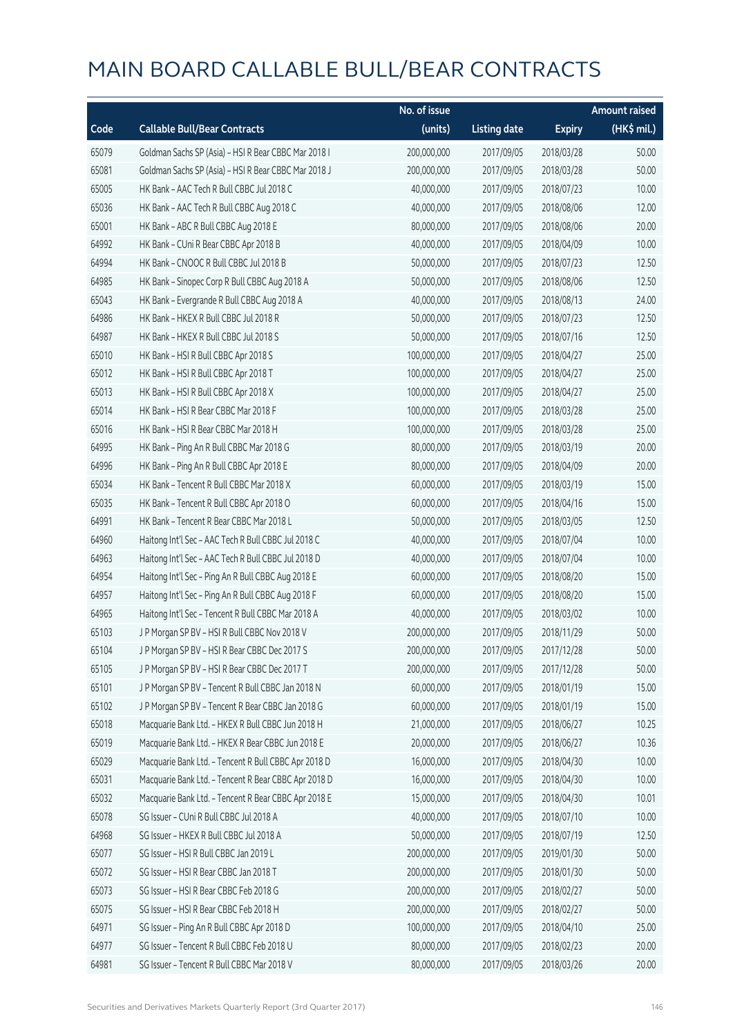# MAIN BOARD CALLABLE BULL/BEAR CONTRACTS

| Code | Callable Bull/Bear Contracts | No. of issue (units) | Listing date | Expiry | Amount raised (HK$ mil.) |
|---|---|---|---|---|---|
| 65079 | Goldman Sachs SP (Asia) – HSI R Bear CBBC Mar 2018 I | 200,000,000 | 2017/09/05 | 2018/03/28 | 50.00 |
| 65081 | Goldman Sachs SP (Asia) – HSI R Bear CBBC Mar 2018 J | 200,000,000 | 2017/09/05 | 2018/03/28 | 50.00 |
| 65005 | HK Bank – AAC Tech R Bull CBBC Jul 2018 C | 40,000,000 | 2017/09/05 | 2018/07/23 | 10.00 |
| 65036 | HK Bank – AAC Tech R Bull CBBC Aug 2018 C | 40,000,000 | 2017/09/05 | 2018/08/06 | 12.00 |
| 65001 | HK Bank – ABC R Bull CBBC Aug 2018 E | 80,000,000 | 2017/09/05 | 2018/08/06 | 20.00 |
| 64992 | HK Bank – CUni R Bear CBBC Apr 2018 B | 40,000,000 | 2017/09/05 | 2018/04/09 | 10.00 |
| 64994 | HK Bank – CNOOC R Bull CBBC Jul 2018 B | 50,000,000 | 2017/09/05 | 2018/07/23 | 12.50 |
| 64985 | HK Bank – Sinopec Corp R Bull CBBC Aug 2018 A | 50,000,000 | 2017/09/05 | 2018/08/06 | 12.50 |
| 65043 | HK Bank – Evergrande R Bull CBBC Aug 2018 A | 40,000,000 | 2017/09/05 | 2018/08/13 | 24.00 |
| 64986 | HK Bank – HKEX R Bull CBBC Jul 2018 R | 50,000,000 | 2017/09/05 | 2018/07/23 | 12.50 |
| 64987 | HK Bank – HKEX R Bull CBBC Jul 2018 S | 50,000,000 | 2017/09/05 | 2018/07/16 | 12.50 |
| 65010 | HK Bank – HSI R Bull CBBC Apr 2018 S | 100,000,000 | 2017/09/05 | 2018/04/27 | 25.00 |
| 65012 | HK Bank – HSI R Bull CBBC Apr 2018 T | 100,000,000 | 2017/09/05 | 2018/04/27 | 25.00 |
| 65013 | HK Bank – HSI R Bull CBBC Apr 2018 X | 100,000,000 | 2017/09/05 | 2018/04/27 | 25.00 |
| 65014 | HK Bank – HSI R Bear CBBC Mar 2018 F | 100,000,000 | 2017/09/05 | 2018/03/28 | 25.00 |
| 65016 | HK Bank – HSI R Bear CBBC Mar 2018 H | 100,000,000 | 2017/09/05 | 2018/03/28 | 25.00 |
| 64995 | HK Bank – Ping An R Bull CBBC Mar 2018 G | 80,000,000 | 2017/09/05 | 2018/03/19 | 20.00 |
| 64996 | HK Bank – Ping An R Bull CBBC Apr 2018 E | 80,000,000 | 2017/09/05 | 2018/04/09 | 20.00 |
| 65034 | HK Bank – Tencent R Bull CBBC Mar 2018 X | 60,000,000 | 2017/09/05 | 2018/03/19 | 15.00 |
| 65035 | HK Bank – Tencent R Bull CBBC Apr 2018 O | 60,000,000 | 2017/09/05 | 2018/04/16 | 15.00 |
| 64991 | HK Bank – Tencent R Bear CBBC Mar 2018 L | 50,000,000 | 2017/09/05 | 2018/03/05 | 12.50 |
| 64960 | Haitong Int'l Sec – AAC Tech R Bull CBBC Jul 2018 C | 40,000,000 | 2017/09/05 | 2018/07/04 | 10.00 |
| 64963 | Haitong Int'l Sec – AAC Tech R Bull CBBC Jul 2018 D | 40,000,000 | 2017/09/05 | 2018/07/04 | 10.00 |
| 64954 | Haitong Int'l Sec – Ping An R Bull CBBC Aug 2018 E | 60,000,000 | 2017/09/05 | 2018/08/20 | 15.00 |
| 64957 | Haitong Int'l Sec – Ping An R Bull CBBC Aug 2018 F | 60,000,000 | 2017/09/05 | 2018/08/20 | 15.00 |
| 64965 | Haitong Int'l Sec – Tencent R Bull CBBC Mar 2018 A | 40,000,000 | 2017/09/05 | 2018/03/02 | 10.00 |
| 65103 | J P Morgan SP BV – HSI R Bull CBBC Nov 2018 V | 200,000,000 | 2017/09/05 | 2018/11/29 | 50.00 |
| 65104 | J P Morgan SP BV – HSI R Bear CBBC Dec 2017 S | 200,000,000 | 2017/09/05 | 2017/12/28 | 50.00 |
| 65105 | J P Morgan SP BV – HSI R Bear CBBC Dec 2017 T | 200,000,000 | 2017/09/05 | 2017/12/28 | 50.00 |
| 65101 | J P Morgan SP BV – Tencent R Bull CBBC Jan 2018 N | 60,000,000 | 2017/09/05 | 2018/01/19 | 15.00 |
| 65102 | J P Morgan SP BV – Tencent R Bear CBBC Jan 2018 G | 60,000,000 | 2017/09/05 | 2018/01/19 | 15.00 |
| 65018 | Macquarie Bank Ltd. – HKEX R Bull CBBC Jun 2018 H | 21,000,000 | 2017/09/05 | 2018/06/27 | 10.25 |
| 65019 | Macquarie Bank Ltd. – HKEX R Bear CBBC Jun 2018 E | 20,000,000 | 2017/09/05 | 2018/06/27 | 10.36 |
| 65029 | Macquarie Bank Ltd. – Tencent R Bull CBBC Apr 2018 D | 16,000,000 | 2017/09/05 | 2018/04/30 | 10.00 |
| 65031 | Macquarie Bank Ltd. – Tencent R Bear CBBC Apr 2018 D | 16,000,000 | 2017/09/05 | 2018/04/30 | 10.00 |
| 65032 | Macquarie Bank Ltd. – Tencent R Bear CBBC Apr 2018 E | 15,000,000 | 2017/09/05 | 2018/04/30 | 10.01 |
| 65078 | SG Issuer – CUni R Bull CBBC Jul 2018 A | 40,000,000 | 2017/09/05 | 2018/07/10 | 10.00 |
| 64968 | SG Issuer – HKEX R Bull CBBC Jul 2018 A | 50,000,000 | 2017/09/05 | 2018/07/19 | 12.50 |
| 65077 | SG Issuer – HSI R Bull CBBC Jan 2019 L | 200,000,000 | 2017/09/05 | 2019/01/30 | 50.00 |
| 65072 | SG Issuer – HSI R Bear CBBC Jan 2018 T | 200,000,000 | 2017/09/05 | 2018/01/30 | 50.00 |
| 65073 | SG Issuer – HSI R Bear CBBC Feb 2018 G | 200,000,000 | 2017/09/05 | 2018/02/27 | 50.00 |
| 65075 | SG Issuer – HSI R Bear CBBC Feb 2018 H | 200,000,000 | 2017/09/05 | 2018/02/27 | 50.00 |
| 64971 | SG Issuer – Ping An R Bull CBBC Apr 2018 D | 100,000,000 | 2017/09/05 | 2018/04/10 | 25.00 |
| 64977 | SG Issuer – Tencent R Bull CBBC Feb 2018 U | 80,000,000 | 2017/09/05 | 2018/02/23 | 20.00 |
| 64981 | SG Issuer – Tencent R Bull CBBC Mar 2018 V | 80,000,000 | 2017/09/05 | 2018/03/26 | 20.00 |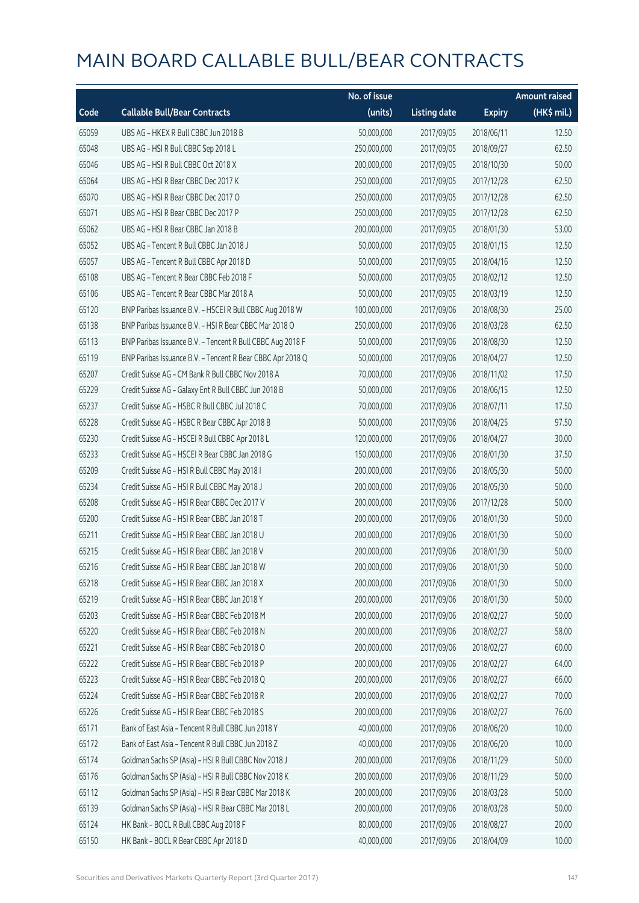# MAIN BOARD CALLABLE BULL/BEAR CONTRACTS

| Code | Callable Bull/Bear Contracts | No. of issue (units) | Listing date | Expiry | Amount raised (HK$ mil.) |
|---|---|---|---|---|---|
| 65059 | UBS AG – HKEX R Bull CBBC Jun 2018 B | 50,000,000 | 2017/09/05 | 2018/06/11 | 12.50 |
| 65048 | UBS AG – HSI R Bull CBBC Sep 2018 L | 250,000,000 | 2017/09/05 | 2018/09/27 | 62.50 |
| 65046 | UBS AG – HSI R Bull CBBC Oct 2018 X | 200,000,000 | 2017/09/05 | 2018/10/30 | 50.00 |
| 65064 | UBS AG – HSI R Bear CBBC Dec 2017 K | 250,000,000 | 2017/09/05 | 2017/12/28 | 62.50 |
| 65070 | UBS AG – HSI R Bear CBBC Dec 2017 O | 250,000,000 | 2017/09/05 | 2017/12/28 | 62.50 |
| 65071 | UBS AG – HSI R Bear CBBC Dec 2017 P | 250,000,000 | 2017/09/05 | 2017/12/28 | 62.50 |
| 65062 | UBS AG – HSI R Bear CBBC Jan 2018 B | 200,000,000 | 2017/09/05 | 2018/01/30 | 53.00 |
| 65052 | UBS AG – Tencent R Bull CBBC Jan 2018 J | 50,000,000 | 2017/09/05 | 2018/01/15 | 12.50 |
| 65057 | UBS AG – Tencent R Bull CBBC Apr 2018 D | 50,000,000 | 2017/09/05 | 2018/04/16 | 12.50 |
| 65108 | UBS AG – Tencent R Bear CBBC Feb 2018 F | 50,000,000 | 2017/09/05 | 2018/02/12 | 12.50 |
| 65106 | UBS AG – Tencent R Bear CBBC Mar 2018 A | 50,000,000 | 2017/09/05 | 2018/03/19 | 12.50 |
| 65120 | BNP Paribas Issuance B.V. – HSCEI R Bull CBBC Aug 2018 W | 100,000,000 | 2017/09/06 | 2018/08/30 | 25.00 |
| 65138 | BNP Paribas Issuance B.V. – HSI R Bear CBBC Mar 2018 O | 250,000,000 | 2017/09/06 | 2018/03/28 | 62.50 |
| 65113 | BNP Paribas Issuance B.V. – Tencent R Bull CBBC Aug 2018 F | 50,000,000 | 2017/09/06 | 2018/08/30 | 12.50 |
| 65119 | BNP Paribas Issuance B.V. – Tencent R Bear CBBC Apr 2018 Q | 50,000,000 | 2017/09/06 | 2018/04/27 | 12.50 |
| 65207 | Credit Suisse AG – CM Bank R Bull CBBC Nov 2018 A | 70,000,000 | 2017/09/06 | 2018/11/02 | 17.50 |
| 65229 | Credit Suisse AG – Galaxy Ent R Bull CBBC Jun 2018 B | 50,000,000 | 2017/09/06 | 2018/06/15 | 12.50 |
| 65237 | Credit Suisse AG – HSBC R Bull CBBC Jul 2018 C | 70,000,000 | 2017/09/06 | 2018/07/11 | 17.50 |
| 65228 | Credit Suisse AG – HSBC R Bear CBBC Apr 2018 B | 50,000,000 | 2017/09/06 | 2018/04/25 | 97.50 |
| 65230 | Credit Suisse AG – HSCEI R Bull CBBC Apr 2018 L | 120,000,000 | 2017/09/06 | 2018/04/27 | 30.00 |
| 65233 | Credit Suisse AG – HSCEI R Bear CBBC Jan 2018 G | 150,000,000 | 2017/09/06 | 2018/01/30 | 37.50 |
| 65209 | Credit Suisse AG – HSI R Bull CBBC May 2018 I | 200,000,000 | 2017/09/06 | 2018/05/30 | 50.00 |
| 65234 | Credit Suisse AG – HSI R Bull CBBC May 2018 J | 200,000,000 | 2017/09/06 | 2018/05/30 | 50.00 |
| 65208 | Credit Suisse AG – HSI R Bear CBBC Dec 2017 V | 200,000,000 | 2017/09/06 | 2017/12/28 | 50.00 |
| 65200 | Credit Suisse AG – HSI R Bear CBBC Jan 2018 T | 200,000,000 | 2017/09/06 | 2018/01/30 | 50.00 |
| 65211 | Credit Suisse AG – HSI R Bear CBBC Jan 2018 U | 200,000,000 | 2017/09/06 | 2018/01/30 | 50.00 |
| 65215 | Credit Suisse AG – HSI R Bear CBBC Jan 2018 V | 200,000,000 | 2017/09/06 | 2018/01/30 | 50.00 |
| 65216 | Credit Suisse AG – HSI R Bear CBBC Jan 2018 W | 200,000,000 | 2017/09/06 | 2018/01/30 | 50.00 |
| 65218 | Credit Suisse AG – HSI R Bear CBBC Jan 2018 X | 200,000,000 | 2017/09/06 | 2018/01/30 | 50.00 |
| 65219 | Credit Suisse AG – HSI R Bear CBBC Jan 2018 Y | 200,000,000 | 2017/09/06 | 2018/01/30 | 50.00 |
| 65203 | Credit Suisse AG – HSI R Bear CBBC Feb 2018 M | 200,000,000 | 2017/09/06 | 2018/02/27 | 50.00 |
| 65220 | Credit Suisse AG – HSI R Bear CBBC Feb 2018 N | 200,000,000 | 2017/09/06 | 2018/02/27 | 58.00 |
| 65221 | Credit Suisse AG – HSI R Bear CBBC Feb 2018 O | 200,000,000 | 2017/09/06 | 2018/02/27 | 60.00 |
| 65222 | Credit Suisse AG – HSI R Bear CBBC Feb 2018 P | 200,000,000 | 2017/09/06 | 2018/02/27 | 64.00 |
| 65223 | Credit Suisse AG – HSI R Bear CBBC Feb 2018 Q | 200,000,000 | 2017/09/06 | 2018/02/27 | 66.00 |
| 65224 | Credit Suisse AG – HSI R Bear CBBC Feb 2018 R | 200,000,000 | 2017/09/06 | 2018/02/27 | 70.00 |
| 65226 | Credit Suisse AG – HSI R Bear CBBC Feb 2018 S | 200,000,000 | 2017/09/06 | 2018/02/27 | 76.00 |
| 65171 | Bank of East Asia – Tencent R Bull CBBC Jun 2018 Y | 40,000,000 | 2017/09/06 | 2018/06/20 | 10.00 |
| 65172 | Bank of East Asia – Tencent R Bull CBBC Jun 2018 Z | 40,000,000 | 2017/09/06 | 2018/06/20 | 10.00 |
| 65174 | Goldman Sachs SP (Asia) – HSI R Bull CBBC Nov 2018 J | 200,000,000 | 2017/09/06 | 2018/11/29 | 50.00 |
| 65176 | Goldman Sachs SP (Asia) – HSI R Bull CBBC Nov 2018 K | 200,000,000 | 2017/09/06 | 2018/11/29 | 50.00 |
| 65112 | Goldman Sachs SP (Asia) – HSI R Bear CBBC Mar 2018 K | 200,000,000 | 2017/09/06 | 2018/03/28 | 50.00 |
| 65139 | Goldman Sachs SP (Asia) – HSI R Bear CBBC Mar 2018 L | 200,000,000 | 2017/09/06 | 2018/03/28 | 50.00 |
| 65124 | HK Bank – BOCL R Bull CBBC Aug 2018 F | 80,000,000 | 2017/09/06 | 2018/08/27 | 20.00 |
| 65150 | HK Bank – BOCL R Bear CBBC Apr 2018 D | 40,000,000 | 2017/09/06 | 2018/04/09 | 10.00 |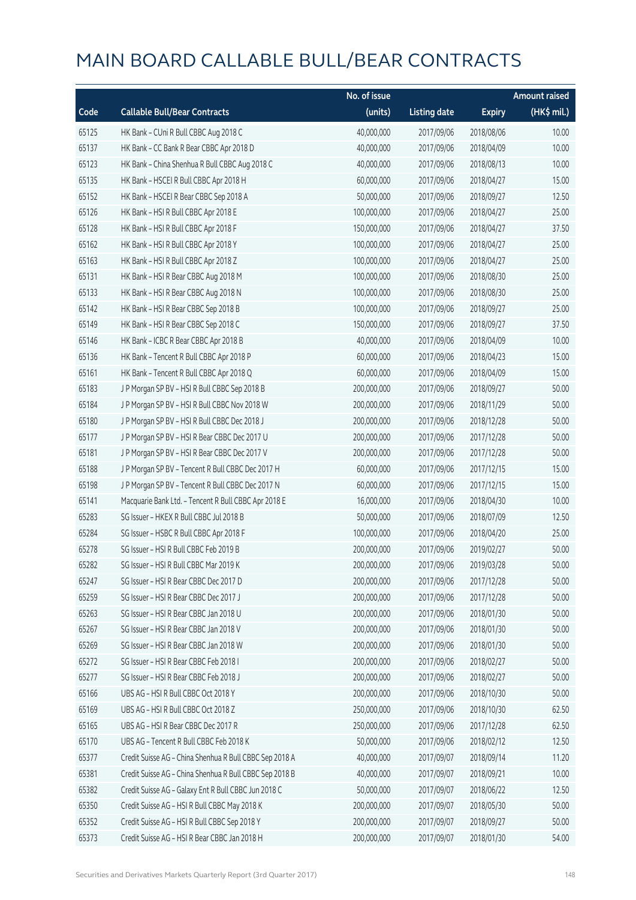# MAIN BOARD CALLABLE BULL/BEAR CONTRACTS

| Code | Callable Bull/Bear Contracts | No. of issue (units) | Listing date | Expiry | Amount raised (HK$ mil.) |
|---|---|---|---|---|---|
| 65125 | HK Bank – CUni R Bull CBBC Aug 2018 C | 40,000,000 | 2017/09/06 | 2018/08/06 | 10.00 |
| 65137 | HK Bank – CC Bank R Bear CBBC Apr 2018 D | 40,000,000 | 2017/09/06 | 2018/04/09 | 10.00 |
| 65123 | HK Bank – China Shenhua R Bull CBBC Aug 2018 C | 40,000,000 | 2017/09/06 | 2018/08/13 | 10.00 |
| 65135 | HK Bank – HSCEI R Bull CBBC Apr 2018 H | 60,000,000 | 2017/09/06 | 2018/04/27 | 15.00 |
| 65152 | HK Bank – HSCEI R Bear CBBC Sep 2018 A | 50,000,000 | 2017/09/06 | 2018/09/27 | 12.50 |
| 65126 | HK Bank – HSI R Bull CBBC Apr 2018 E | 100,000,000 | 2017/09/06 | 2018/04/27 | 25.00 |
| 65128 | HK Bank – HSI R Bull CBBC Apr 2018 F | 150,000,000 | 2017/09/06 | 2018/04/27 | 37.50 |
| 65162 | HK Bank – HSI R Bull CBBC Apr 2018 Y | 100,000,000 | 2017/09/06 | 2018/04/27 | 25.00 |
| 65163 | HK Bank – HSI R Bull CBBC Apr 2018 Z | 100,000,000 | 2017/09/06 | 2018/04/27 | 25.00 |
| 65131 | HK Bank – HSI R Bear CBBC Aug 2018 M | 100,000,000 | 2017/09/06 | 2018/08/30 | 25.00 |
| 65133 | HK Bank – HSI R Bear CBBC Aug 2018 N | 100,000,000 | 2017/09/06 | 2018/08/30 | 25.00 |
| 65142 | HK Bank – HSI R Bear CBBC Sep 2018 B | 100,000,000 | 2017/09/06 | 2018/09/27 | 25.00 |
| 65149 | HK Bank – HSI R Bear CBBC Sep 2018 C | 150,000,000 | 2017/09/06 | 2018/09/27 | 37.50 |
| 65146 | HK Bank – ICBC R Bear CBBC Apr 2018 B | 40,000,000 | 2017/09/06 | 2018/04/09 | 10.00 |
| 65136 | HK Bank – Tencent R Bull CBBC Apr 2018 P | 60,000,000 | 2017/09/06 | 2018/04/23 | 15.00 |
| 65161 | HK Bank – Tencent R Bull CBBC Apr 2018 Q | 60,000,000 | 2017/09/06 | 2018/04/09 | 15.00 |
| 65183 | J P Morgan SP BV – HSI R Bull CBBC Sep 2018 B | 200,000,000 | 2017/09/06 | 2018/09/27 | 50.00 |
| 65184 | J P Morgan SP BV – HSI R Bull CBBC Nov 2018 W | 200,000,000 | 2017/09/06 | 2018/11/29 | 50.00 |
| 65180 | J P Morgan SP BV – HSI R Bull CBBC Dec 2018 J | 200,000,000 | 2017/09/06 | 2018/12/28 | 50.00 |
| 65177 | J P Morgan SP BV – HSI R Bear CBBC Dec 2017 U | 200,000,000 | 2017/09/06 | 2017/12/28 | 50.00 |
| 65181 | J P Morgan SP BV – HSI R Bear CBBC Dec 2017 V | 200,000,000 | 2017/09/06 | 2017/12/28 | 50.00 |
| 65188 | J P Morgan SP BV – Tencent R Bull CBBC Dec 2017 H | 60,000,000 | 2017/09/06 | 2017/12/15 | 15.00 |
| 65198 | J P Morgan SP BV – Tencent R Bull CBBC Dec 2017 N | 60,000,000 | 2017/09/06 | 2017/12/15 | 15.00 |
| 65141 | Macquarie Bank Ltd. – Tencent R Bull CBBC Apr 2018 E | 16,000,000 | 2017/09/06 | 2018/04/30 | 10.00 |
| 65283 | SG Issuer – HKEX R Bull CBBC Jul 2018 B | 50,000,000 | 2017/09/06 | 2018/07/09 | 12.50 |
| 65284 | SG Issuer – HSBC R Bull CBBC Apr 2018 F | 100,000,000 | 2017/09/06 | 2018/04/20 | 25.00 |
| 65278 | SG Issuer – HSI R Bull CBBC Feb 2019 B | 200,000,000 | 2017/09/06 | 2019/02/27 | 50.00 |
| 65282 | SG Issuer – HSI R Bull CBBC Mar 2019 K | 200,000,000 | 2017/09/06 | 2019/03/28 | 50.00 |
| 65247 | SG Issuer – HSI R Bear CBBC Dec 2017 D | 200,000,000 | 2017/09/06 | 2017/12/28 | 50.00 |
| 65259 | SG Issuer – HSI R Bear CBBC Dec 2017 J | 200,000,000 | 2017/09/06 | 2017/12/28 | 50.00 |
| 65263 | SG Issuer – HSI R Bear CBBC Jan 2018 U | 200,000,000 | 2017/09/06 | 2018/01/30 | 50.00 |
| 65267 | SG Issuer – HSI R Bear CBBC Jan 2018 V | 200,000,000 | 2017/09/06 | 2018/01/30 | 50.00 |
| 65269 | SG Issuer – HSI R Bear CBBC Jan 2018 W | 200,000,000 | 2017/09/06 | 2018/01/30 | 50.00 |
| 65272 | SG Issuer – HSI R Bear CBBC Feb 2018 I | 200,000,000 | 2017/09/06 | 2018/02/27 | 50.00 |
| 65277 | SG Issuer – HSI R Bear CBBC Feb 2018 J | 200,000,000 | 2017/09/06 | 2018/02/27 | 50.00 |
| 65166 | UBS AG – HSI R Bull CBBC Oct 2018 Y | 200,000,000 | 2017/09/06 | 2018/10/30 | 50.00 |
| 65169 | UBS AG – HSI R Bull CBBC Oct 2018 Z | 250,000,000 | 2017/09/06 | 2018/10/30 | 62.50 |
| 65165 | UBS AG – HSI R Bear CBBC Dec 2017 R | 250,000,000 | 2017/09/06 | 2017/12/28 | 62.50 |
| 65170 | UBS AG – Tencent R Bull CBBC Feb 2018 K | 50,000,000 | 2017/09/06 | 2018/02/12 | 12.50 |
| 65377 | Credit Suisse AG – China Shenhua R Bull CBBC Sep 2018 A | 40,000,000 | 2017/09/07 | 2018/09/14 | 11.20 |
| 65381 | Credit Suisse AG – China Shenhua R Bull CBBC Sep 2018 B | 40,000,000 | 2017/09/07 | 2018/09/21 | 10.00 |
| 65382 | Credit Suisse AG – Galaxy Ent R Bull CBBC Jun 2018 C | 50,000,000 | 2017/09/07 | 2018/06/22 | 12.50 |
| 65350 | Credit Suisse AG – HSI R Bull CBBC May 2018 K | 200,000,000 | 2017/09/07 | 2018/05/30 | 50.00 |
| 65352 | Credit Suisse AG – HSI R Bull CBBC Sep 2018 Y | 200,000,000 | 2017/09/07 | 2018/09/27 | 50.00 |
| 65373 | Credit Suisse AG – HSI R Bear CBBC Jan 2018 H | 200,000,000 | 2017/09/07 | 2018/01/30 | 54.00 |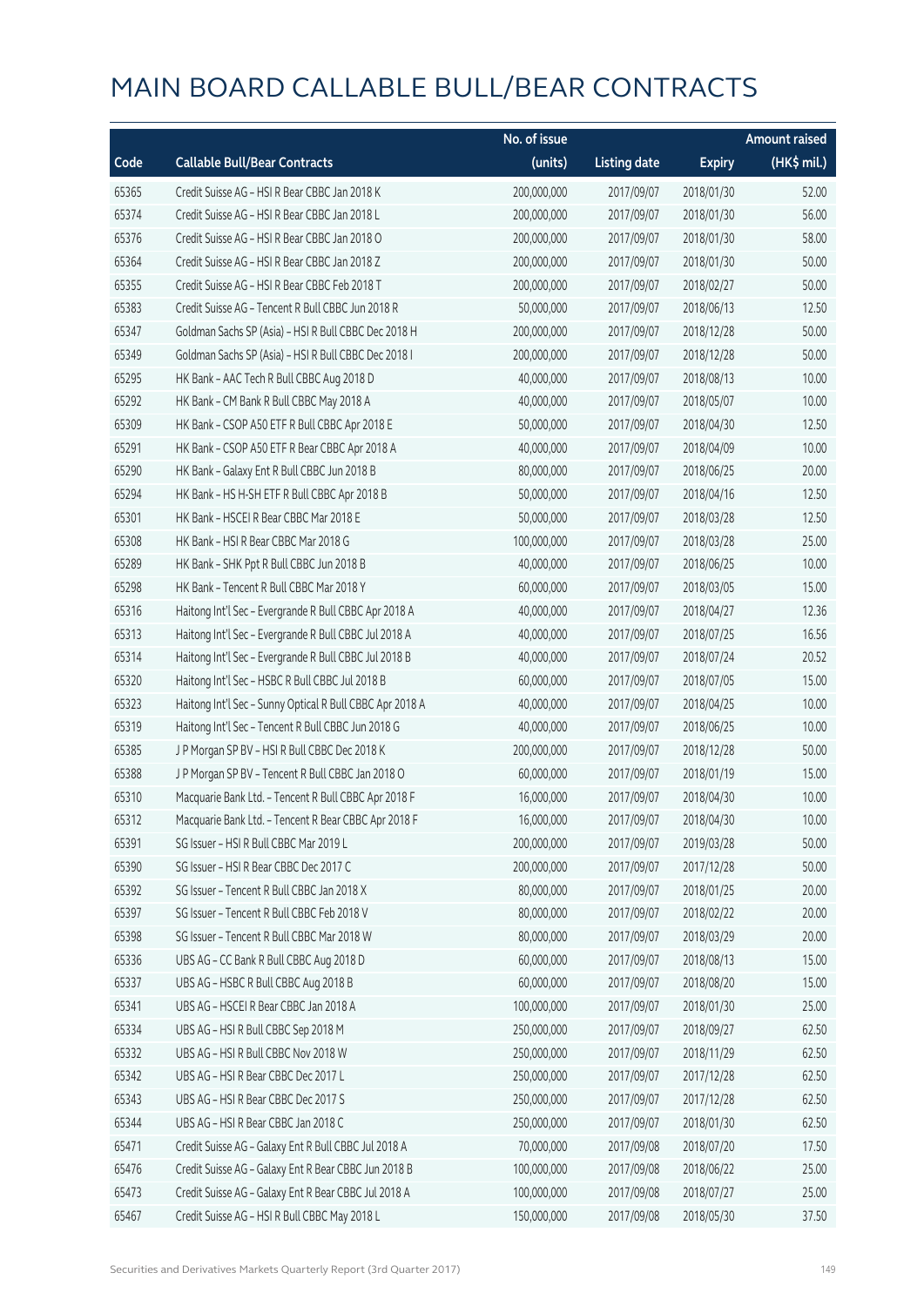# MAIN BOARD CALLABLE BULL/BEAR CONTRACTS

| Code | Callable Bull/Bear Contracts | No. of issue (units) | Listing date | Expiry | Amount raised (HK$ mil.) |
|---|---|---|---|---|---|
| 65365 | Credit Suisse AG – HSI R Bear CBBC Jan 2018 K | 200,000,000 | 2017/09/07 | 2018/01/30 | 52.00 |
| 65374 | Credit Suisse AG – HSI R Bear CBBC Jan 2018 L | 200,000,000 | 2017/09/07 | 2018/01/30 | 56.00 |
| 65376 | Credit Suisse AG – HSI R Bear CBBC Jan 2018 O | 200,000,000 | 2017/09/07 | 2018/01/30 | 58.00 |
| 65364 | Credit Suisse AG – HSI R Bear CBBC Jan 2018 Z | 200,000,000 | 2017/09/07 | 2018/01/30 | 50.00 |
| 65355 | Credit Suisse AG – HSI R Bear CBBC Feb 2018 T | 200,000,000 | 2017/09/07 | 2018/02/27 | 50.00 |
| 65383 | Credit Suisse AG – Tencent R Bull CBBC Jun 2018 R | 50,000,000 | 2017/09/07 | 2018/06/13 | 12.50 |
| 65347 | Goldman Sachs SP (Asia) – HSI R Bull CBBC Dec 2018 H | 200,000,000 | 2017/09/07 | 2018/12/28 | 50.00 |
| 65349 | Goldman Sachs SP (Asia) – HSI R Bull CBBC Dec 2018 I | 200,000,000 | 2017/09/07 | 2018/12/28 | 50.00 |
| 65295 | HK Bank – AAC Tech R Bull CBBC Aug 2018 D | 40,000,000 | 2017/09/07 | 2018/08/13 | 10.00 |
| 65292 | HK Bank – CM Bank R Bull CBBC May 2018 A | 40,000,000 | 2017/09/07 | 2018/05/07 | 10.00 |
| 65309 | HK Bank – CSOP A50 ETF R Bull CBBC Apr 2018 E | 50,000,000 | 2017/09/07 | 2018/04/30 | 12.50 |
| 65291 | HK Bank – CSOP A50 ETF R Bear CBBC Apr 2018 A | 40,000,000 | 2017/09/07 | 2018/04/09 | 10.00 |
| 65290 | HK Bank – Galaxy Ent R Bull CBBC Jun 2018 B | 80,000,000 | 2017/09/07 | 2018/06/25 | 20.00 |
| 65294 | HK Bank – HS H-SH ETF R Bull CBBC Apr 2018 B | 50,000,000 | 2017/09/07 | 2018/04/16 | 12.50 |
| 65301 | HK Bank – HSCEI R Bear CBBC Mar 2018 E | 50,000,000 | 2017/09/07 | 2018/03/28 | 12.50 |
| 65308 | HK Bank – HSI R Bear CBBC Mar 2018 G | 100,000,000 | 2017/09/07 | 2018/03/28 | 25.00 |
| 65289 | HK Bank – SHK Ppt R Bull CBBC Jun 2018 B | 40,000,000 | 2017/09/07 | 2018/06/25 | 10.00 |
| 65298 | HK Bank – Tencent R Bull CBBC Mar 2018 Y | 60,000,000 | 2017/09/07 | 2018/03/05 | 15.00 |
| 65316 | Haitong Int'l Sec – Evergrande R Bull CBBC Apr 2018 A | 40,000,000 | 2017/09/07 | 2018/04/27 | 12.36 |
| 65313 | Haitong Int'l Sec – Evergrande R Bull CBBC Jul 2018 A | 40,000,000 | 2017/09/07 | 2018/07/25 | 16.56 |
| 65314 | Haitong Int'l Sec – Evergrande R Bull CBBC Jul 2018 B | 40,000,000 | 2017/09/07 | 2018/07/24 | 20.52 |
| 65320 | Haitong Int'l Sec – HSBC R Bull CBBC Jul 2018 B | 60,000,000 | 2017/09/07 | 2018/07/05 | 15.00 |
| 65323 | Haitong Int'l Sec – Sunny Optical R Bull CBBC Apr 2018 A | 40,000,000 | 2017/09/07 | 2018/04/25 | 10.00 |
| 65319 | Haitong Int'l Sec – Tencent R Bull CBBC Jun 2018 G | 40,000,000 | 2017/09/07 | 2018/06/25 | 10.00 |
| 65385 | J P Morgan SP BV – HSI R Bull CBBC Dec 2018 K | 200,000,000 | 2017/09/07 | 2018/12/28 | 50.00 |
| 65388 | J P Morgan SP BV – Tencent R Bull CBBC Jan 2018 O | 60,000,000 | 2017/09/07 | 2018/01/19 | 15.00 |
| 65310 | Macquarie Bank Ltd. – Tencent R Bull CBBC Apr 2018 F | 16,000,000 | 2017/09/07 | 2018/04/30 | 10.00 |
| 65312 | Macquarie Bank Ltd. – Tencent R Bear CBBC Apr 2018 F | 16,000,000 | 2017/09/07 | 2018/04/30 | 10.00 |
| 65391 | SG Issuer – HSI R Bull CBBC Mar 2019 L | 200,000,000 | 2017/09/07 | 2019/03/28 | 50.00 |
| 65390 | SG Issuer – HSI R Bear CBBC Dec 2017 C | 200,000,000 | 2017/09/07 | 2017/12/28 | 50.00 |
| 65392 | SG Issuer – Tencent R Bull CBBC Jan 2018 X | 80,000,000 | 2017/09/07 | 2018/01/25 | 20.00 |
| 65397 | SG Issuer – Tencent R Bull CBBC Feb 2018 V | 80,000,000 | 2017/09/07 | 2018/02/22 | 20.00 |
| 65398 | SG Issuer – Tencent R Bull CBBC Mar 2018 W | 80,000,000 | 2017/09/07 | 2018/03/29 | 20.00 |
| 65336 | UBS AG – CC Bank R Bull CBBC Aug 2018 D | 60,000,000 | 2017/09/07 | 2018/08/13 | 15.00 |
| 65337 | UBS AG – HSBC R Bull CBBC Aug 2018 B | 60,000,000 | 2017/09/07 | 2018/08/20 | 15.00 |
| 65341 | UBS AG – HSCEI R Bear CBBC Jan 2018 A | 100,000,000 | 2017/09/07 | 2018/01/30 | 25.00 |
| 65334 | UBS AG – HSI R Bull CBBC Sep 2018 M | 250,000,000 | 2017/09/07 | 2018/09/27 | 62.50 |
| 65332 | UBS AG – HSI R Bull CBBC Nov 2018 W | 250,000,000 | 2017/09/07 | 2018/11/29 | 62.50 |
| 65342 | UBS AG – HSI R Bear CBBC Dec 2017 L | 250,000,000 | 2017/09/07 | 2017/12/28 | 62.50 |
| 65343 | UBS AG – HSI R Bear CBBC Dec 2017 S | 250,000,000 | 2017/09/07 | 2017/12/28 | 62.50 |
| 65344 | UBS AG – HSI R Bear CBBC Jan 2018 C | 250,000,000 | 2017/09/07 | 2018/01/30 | 62.50 |
| 65471 | Credit Suisse AG – Galaxy Ent R Bull CBBC Jul 2018 A | 70,000,000 | 2017/09/08 | 2018/07/20 | 17.50 |
| 65476 | Credit Suisse AG – Galaxy Ent R Bear CBBC Jun 2018 B | 100,000,000 | 2017/09/08 | 2018/06/22 | 25.00 |
| 65473 | Credit Suisse AG – Galaxy Ent R Bear CBBC Jul 2018 A | 100,000,000 | 2017/09/08 | 2018/07/27 | 25.00 |
| 65467 | Credit Suisse AG – HSI R Bull CBBC May 2018 L | 150,000,000 | 2017/09/08 | 2018/05/30 | 37.50 |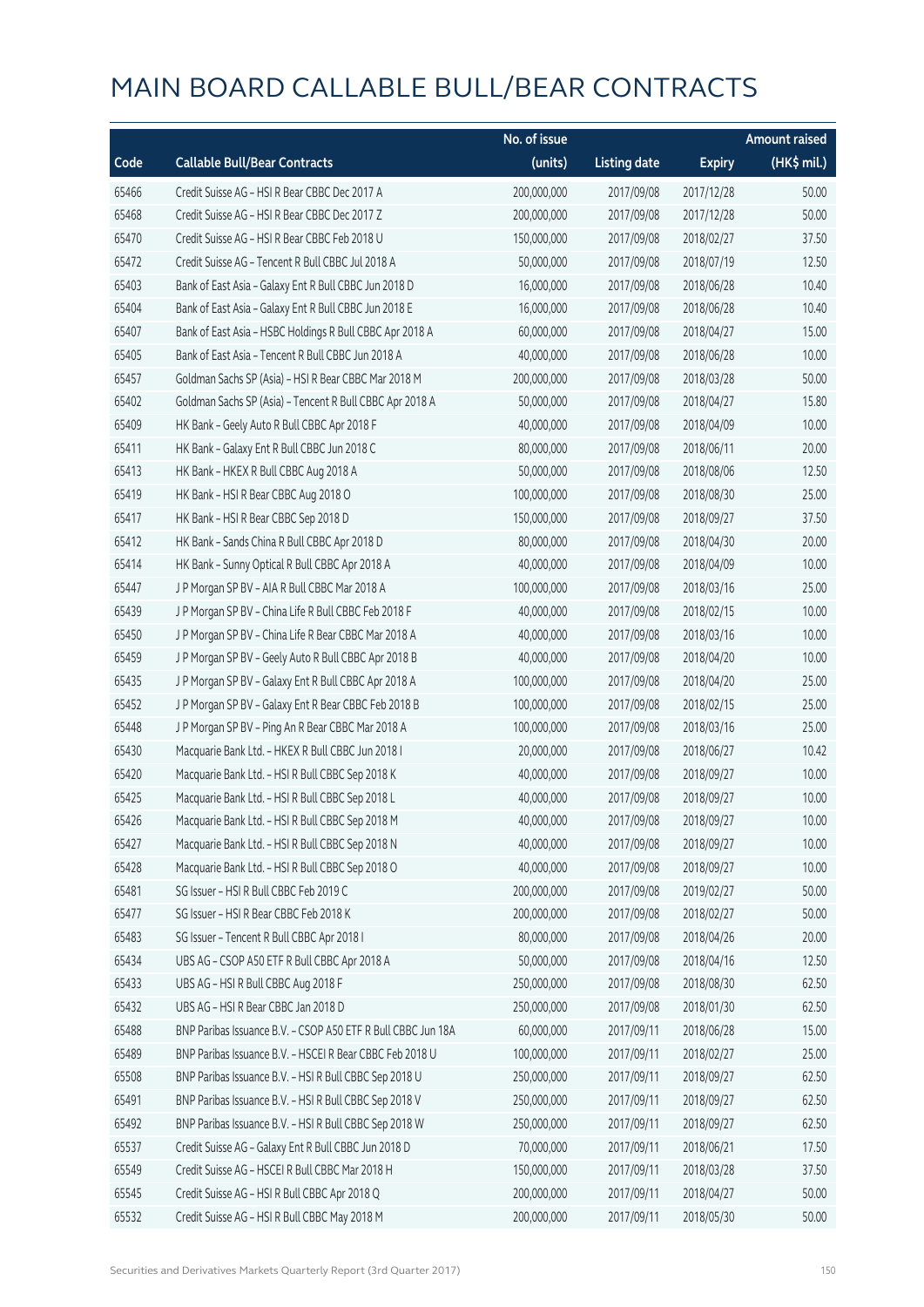# MAIN BOARD CALLABLE BULL/BEAR CONTRACTS

| Code | Callable Bull/Bear Contracts | No. of issue (units) | Listing date | Expiry | Amount raised (HK$ mil.) |
|---|---|---|---|---|---|
| 65466 | Credit Suisse AG – HSI R Bear CBBC Dec 2017 A | 200,000,000 | 2017/09/08 | 2017/12/28 | 50.00 |
| 65468 | Credit Suisse AG – HSI R Bear CBBC Dec 2017 Z | 200,000,000 | 2017/09/08 | 2017/12/28 | 50.00 |
| 65470 | Credit Suisse AG – HSI R Bear CBBC Feb 2018 U | 150,000,000 | 2017/09/08 | 2018/02/27 | 37.50 |
| 65472 | Credit Suisse AG – Tencent R Bull CBBC Jul 2018 A | 50,000,000 | 2017/09/08 | 2018/07/19 | 12.50 |
| 65403 | Bank of East Asia – Galaxy Ent R Bull CBBC Jun 2018 D | 16,000,000 | 2017/09/08 | 2018/06/28 | 10.40 |
| 65404 | Bank of East Asia – Galaxy Ent R Bull CBBC Jun 2018 E | 16,000,000 | 2017/09/08 | 2018/06/28 | 10.40 |
| 65407 | Bank of East Asia – HSBC Holdings R Bull CBBC Apr 2018 A | 60,000,000 | 2017/09/08 | 2018/04/27 | 15.00 |
| 65405 | Bank of East Asia – Tencent R Bull CBBC Jun 2018 A | 40,000,000 | 2017/09/08 | 2018/06/28 | 10.00 |
| 65457 | Goldman Sachs SP (Asia) – HSI R Bear CBBC Mar 2018 M | 200,000,000 | 2017/09/08 | 2018/03/28 | 50.00 |
| 65402 | Goldman Sachs SP (Asia) – Tencent R Bull CBBC Apr 2018 A | 50,000,000 | 2017/09/08 | 2018/04/27 | 15.80 |
| 65409 | HK Bank – Geely Auto R Bull CBBC Apr 2018 F | 40,000,000 | 2017/09/08 | 2018/04/09 | 10.00 |
| 65411 | HK Bank – Galaxy Ent R Bull CBBC Jun 2018 C | 80,000,000 | 2017/09/08 | 2018/06/11 | 20.00 |
| 65413 | HK Bank – HKEX R Bull CBBC Aug 2018 A | 50,000,000 | 2017/09/08 | 2018/08/06 | 12.50 |
| 65419 | HK Bank – HSI R Bear CBBC Aug 2018 O | 100,000,000 | 2017/09/08 | 2018/08/30 | 25.00 |
| 65417 | HK Bank – HSI R Bear CBBC Sep 2018 D | 150,000,000 | 2017/09/08 | 2018/09/27 | 37.50 |
| 65412 | HK Bank – Sands China R Bull CBBC Apr 2018 D | 80,000,000 | 2017/09/08 | 2018/04/30 | 20.00 |
| 65414 | HK Bank – Sunny Optical R Bull CBBC Apr 2018 A | 40,000,000 | 2017/09/08 | 2018/04/09 | 10.00 |
| 65447 | J P Morgan SP BV – AIA R Bull CBBC Mar 2018 A | 100,000,000 | 2017/09/08 | 2018/03/16 | 25.00 |
| 65439 | J P Morgan SP BV – China Life R Bull CBBC Feb 2018 F | 40,000,000 | 2017/09/08 | 2018/02/15 | 10.00 |
| 65450 | J P Morgan SP BV – China Life R Bear CBBC Mar 2018 A | 40,000,000 | 2017/09/08 | 2018/03/16 | 10.00 |
| 65459 | J P Morgan SP BV – Geely Auto R Bull CBBC Apr 2018 B | 40,000,000 | 2017/09/08 | 2018/04/20 | 10.00 |
| 65435 | J P Morgan SP BV – Galaxy Ent R Bull CBBC Apr 2018 A | 100,000,000 | 2017/09/08 | 2018/04/20 | 25.00 |
| 65452 | J P Morgan SP BV – Galaxy Ent R Bear CBBC Feb 2018 B | 100,000,000 | 2017/09/08 | 2018/02/15 | 25.00 |
| 65448 | J P Morgan SP BV – Ping An R Bear CBBC Mar 2018 A | 100,000,000 | 2017/09/08 | 2018/03/16 | 25.00 |
| 65430 | Macquarie Bank Ltd. – HKEX R Bull CBBC Jun 2018 I | 20,000,000 | 2017/09/08 | 2018/06/27 | 10.42 |
| 65420 | Macquarie Bank Ltd. – HSI R Bull CBBC Sep 2018 K | 40,000,000 | 2017/09/08 | 2018/09/27 | 10.00 |
| 65425 | Macquarie Bank Ltd. – HSI R Bull CBBC Sep 2018 L | 40,000,000 | 2017/09/08 | 2018/09/27 | 10.00 |
| 65426 | Macquarie Bank Ltd. – HSI R Bull CBBC Sep 2018 M | 40,000,000 | 2017/09/08 | 2018/09/27 | 10.00 |
| 65427 | Macquarie Bank Ltd. – HSI R Bull CBBC Sep 2018 N | 40,000,000 | 2017/09/08 | 2018/09/27 | 10.00 |
| 65428 | Macquarie Bank Ltd. – HSI R Bull CBBC Sep 2018 O | 40,000,000 | 2017/09/08 | 2018/09/27 | 10.00 |
| 65481 | SG Issuer – HSI R Bull CBBC Feb 2019 C | 200,000,000 | 2017/09/08 | 2019/02/27 | 50.00 |
| 65477 | SG Issuer – HSI R Bear CBBC Feb 2018 K | 200,000,000 | 2017/09/08 | 2018/02/27 | 50.00 |
| 65483 | SG Issuer – Tencent R Bull CBBC Apr 2018 I | 80,000,000 | 2017/09/08 | 2018/04/26 | 20.00 |
| 65434 | UBS AG – CSOP A50 ETF R Bull CBBC Apr 2018 A | 50,000,000 | 2017/09/08 | 2018/04/16 | 12.50 |
| 65433 | UBS AG – HSI R Bull CBBC Aug 2018 F | 250,000,000 | 2017/09/08 | 2018/08/30 | 62.50 |
| 65432 | UBS AG – HSI R Bear CBBC Jan 2018 D | 250,000,000 | 2017/09/08 | 2018/01/30 | 62.50 |
| 65488 | BNP Paribas Issuance B.V. – CSOP A50 ETF R Bull CBBC Jun 18A | 60,000,000 | 2017/09/11 | 2018/06/28 | 15.00 |
| 65489 | BNP Paribas Issuance B.V. – HSCEI R Bear CBBC Feb 2018 U | 100,000,000 | 2017/09/11 | 2018/02/27 | 25.00 |
| 65508 | BNP Paribas Issuance B.V. – HSI R Bull CBBC Sep 2018 U | 250,000,000 | 2017/09/11 | 2018/09/27 | 62.50 |
| 65491 | BNP Paribas Issuance B.V. – HSI R Bull CBBC Sep 2018 V | 250,000,000 | 2017/09/11 | 2018/09/27 | 62.50 |
| 65492 | BNP Paribas Issuance B.V. – HSI R Bull CBBC Sep 2018 W | 250,000,000 | 2017/09/11 | 2018/09/27 | 62.50 |
| 65537 | Credit Suisse AG – Galaxy Ent R Bull CBBC Jun 2018 D | 70,000,000 | 2017/09/11 | 2018/06/21 | 17.50 |
| 65549 | Credit Suisse AG – HSCEI R Bull CBBC Mar 2018 H | 150,000,000 | 2017/09/11 | 2018/03/28 | 37.50 |
| 65545 | Credit Suisse AG – HSI R Bull CBBC Apr 2018 Q | 200,000,000 | 2017/09/11 | 2018/04/27 | 50.00 |
| 65532 | Credit Suisse AG – HSI R Bull CBBC May 2018 M | 200,000,000 | 2017/09/11 | 2018/05/30 | 50.00 |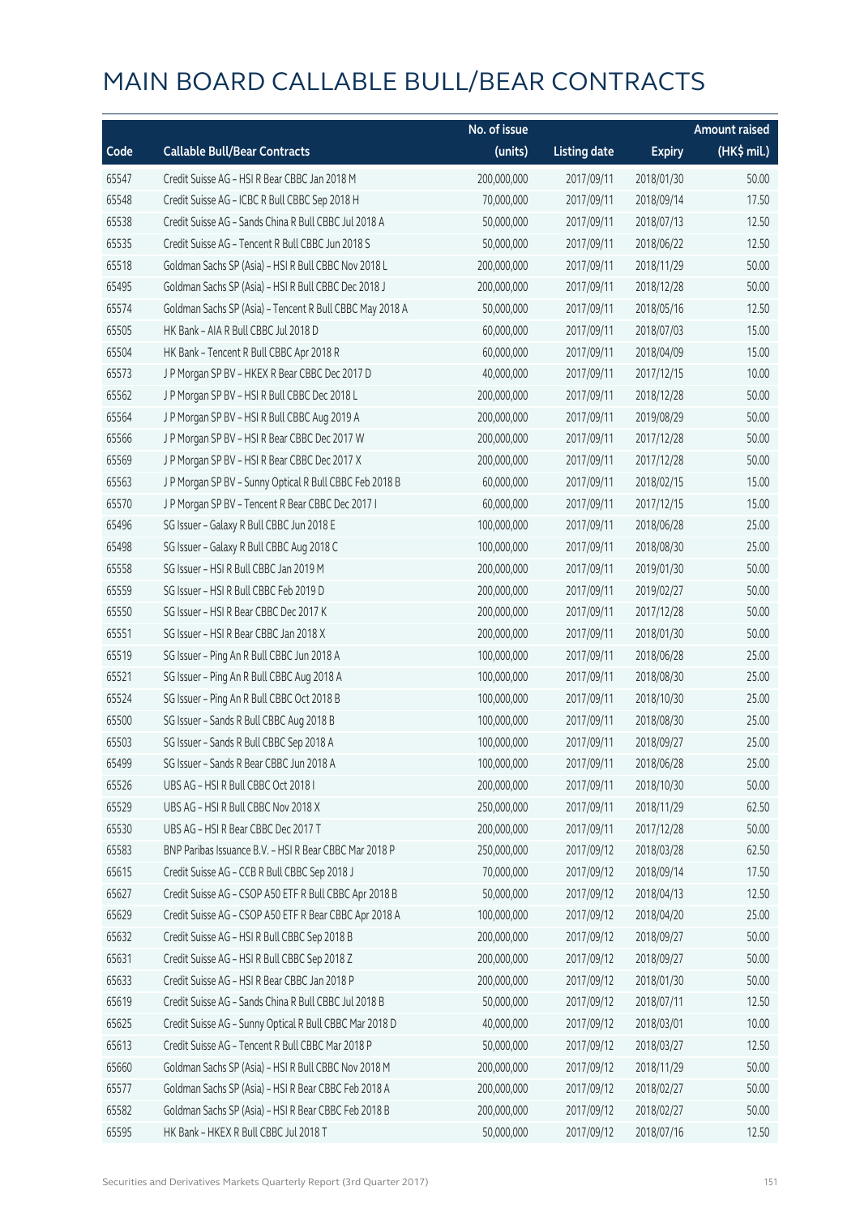# MAIN BOARD CALLABLE BULL/BEAR CONTRACTS

| Code | Callable Bull/Bear Contracts | No. of issue (units) | Listing date | Expiry | Amount raised (HK$ mil.) |
|---|---|---|---|---|---|
| 65547 | Credit Suisse AG – HSI R Bear CBBC Jan 2018 M | 200,000,000 | 2017/09/11 | 2018/01/30 | 50.00 |
| 65548 | Credit Suisse AG – ICBC R Bull CBBC Sep 2018 H | 70,000,000 | 2017/09/11 | 2018/09/14 | 17.50 |
| 65538 | Credit Suisse AG – Sands China R Bull CBBC Jul 2018 A | 50,000,000 | 2017/09/11 | 2018/07/13 | 12.50 |
| 65535 | Credit Suisse AG – Tencent R Bull CBBC Jun 2018 S | 50,000,000 | 2017/09/11 | 2018/06/22 | 12.50 |
| 65518 | Goldman Sachs SP (Asia) – HSI R Bull CBBC Nov 2018 L | 200,000,000 | 2017/09/11 | 2018/11/29 | 50.00 |
| 65495 | Goldman Sachs SP (Asia) – HSI R Bull CBBC Dec 2018 J | 200,000,000 | 2017/09/11 | 2018/12/28 | 50.00 |
| 65574 | Goldman Sachs SP (Asia) – Tencent R Bull CBBC May 2018 A | 50,000,000 | 2017/09/11 | 2018/05/16 | 12.50 |
| 65505 | HK Bank – AIA R Bull CBBC Jul 2018 D | 60,000,000 | 2017/09/11 | 2018/07/03 | 15.00 |
| 65504 | HK Bank – Tencent R Bull CBBC Apr 2018 R | 60,000,000 | 2017/09/11 | 2018/04/09 | 15.00 |
| 65573 | J P Morgan SP BV – HKEX R Bear CBBC Dec 2017 D | 40,000,000 | 2017/09/11 | 2017/12/15 | 10.00 |
| 65562 | J P Morgan SP BV – HSI R Bull CBBC Dec 2018 L | 200,000,000 | 2017/09/11 | 2018/12/28 | 50.00 |
| 65564 | J P Morgan SP BV – HSI R Bull CBBC Aug 2019 A | 200,000,000 | 2017/09/11 | 2019/08/29 | 50.00 |
| 65566 | J P Morgan SP BV – HSI R Bear CBBC Dec 2017 W | 200,000,000 | 2017/09/11 | 2017/12/28 | 50.00 |
| 65569 | J P Morgan SP BV – HSI R Bear CBBC Dec 2017 X | 200,000,000 | 2017/09/11 | 2017/12/28 | 50.00 |
| 65563 | J P Morgan SP BV – Sunny Optical R Bull CBBC Feb 2018 B | 60,000,000 | 2017/09/11 | 2018/02/15 | 15.00 |
| 65570 | J P Morgan SP BV – Tencent R Bear CBBC Dec 2017 I | 60,000,000 | 2017/09/11 | 2017/12/15 | 15.00 |
| 65496 | SG Issuer – Galaxy R Bull CBBC Jun 2018 E | 100,000,000 | 2017/09/11 | 2018/06/28 | 25.00 |
| 65498 | SG Issuer – Galaxy R Bull CBBC Aug 2018 C | 100,000,000 | 2017/09/11 | 2018/08/30 | 25.00 |
| 65558 | SG Issuer – HSI R Bull CBBC Jan 2019 M | 200,000,000 | 2017/09/11 | 2019/01/30 | 50.00 |
| 65559 | SG Issuer – HSI R Bull CBBC Feb 2019 D | 200,000,000 | 2017/09/11 | 2019/02/27 | 50.00 |
| 65550 | SG Issuer – HSI R Bear CBBC Dec 2017 K | 200,000,000 | 2017/09/11 | 2017/12/28 | 50.00 |
| 65551 | SG Issuer – HSI R Bear CBBC Jan 2018 X | 200,000,000 | 2017/09/11 | 2018/01/30 | 50.00 |
| 65519 | SG Issuer – Ping An R Bull CBBC Jun 2018 A | 100,000,000 | 2017/09/11 | 2018/06/28 | 25.00 |
| 65521 | SG Issuer – Ping An R Bull CBBC Aug 2018 A | 100,000,000 | 2017/09/11 | 2018/08/30 | 25.00 |
| 65524 | SG Issuer – Ping An R Bull CBBC Oct 2018 B | 100,000,000 | 2017/09/11 | 2018/10/30 | 25.00 |
| 65500 | SG Issuer – Sands R Bull CBBC Aug 2018 B | 100,000,000 | 2017/09/11 | 2018/08/30 | 25.00 |
| 65503 | SG Issuer – Sands R Bull CBBC Sep 2018 A | 100,000,000 | 2017/09/11 | 2018/09/27 | 25.00 |
| 65499 | SG Issuer – Sands R Bear CBBC Jun 2018 A | 100,000,000 | 2017/09/11 | 2018/06/28 | 25.00 |
| 65526 | UBS AG – HSI R Bull CBBC Oct 2018 I | 200,000,000 | 2017/09/11 | 2018/10/30 | 50.00 |
| 65529 | UBS AG – HSI R Bull CBBC Nov 2018 X | 250,000,000 | 2017/09/11 | 2018/11/29 | 62.50 |
| 65530 | UBS AG – HSI R Bear CBBC Dec 2017 T | 200,000,000 | 2017/09/11 | 2017/12/28 | 50.00 |
| 65583 | BNP Paribas Issuance B.V. – HSI R Bear CBBC Mar 2018 P | 250,000,000 | 2017/09/12 | 2018/03/28 | 62.50 |
| 65615 | Credit Suisse AG – CCB R Bull CBBC Sep 2018 J | 70,000,000 | 2017/09/12 | 2018/09/14 | 17.50 |
| 65627 | Credit Suisse AG – CSOP A50 ETF R Bull CBBC Apr 2018 B | 50,000,000 | 2017/09/12 | 2018/04/13 | 12.50 |
| 65629 | Credit Suisse AG – CSOP A50 ETF R Bear CBBC Apr 2018 A | 100,000,000 | 2017/09/12 | 2018/04/20 | 25.00 |
| 65632 | Credit Suisse AG – HSI R Bull CBBC Sep 2018 B | 200,000,000 | 2017/09/12 | 2018/09/27 | 50.00 |
| 65631 | Credit Suisse AG – HSI R Bull CBBC Sep 2018 Z | 200,000,000 | 2017/09/12 | 2018/09/27 | 50.00 |
| 65633 | Credit Suisse AG – HSI R Bear CBBC Jan 2018 P | 200,000,000 | 2017/09/12 | 2018/01/30 | 50.00 |
| 65619 | Credit Suisse AG – Sands China R Bull CBBC Jul 2018 B | 50,000,000 | 2017/09/12 | 2018/07/11 | 12.50 |
| 65625 | Credit Suisse AG – Sunny Optical R Bull CBBC Mar 2018 D | 40,000,000 | 2017/09/12 | 2018/03/01 | 10.00 |
| 65613 | Credit Suisse AG – Tencent R Bull CBBC Mar 2018 P | 50,000,000 | 2017/09/12 | 2018/03/27 | 12.50 |
| 65660 | Goldman Sachs SP (Asia) – HSI R Bull CBBC Nov 2018 M | 200,000,000 | 2017/09/12 | 2018/11/29 | 50.00 |
| 65577 | Goldman Sachs SP (Asia) – HSI R Bear CBBC Feb 2018 A | 200,000,000 | 2017/09/12 | 2018/02/27 | 50.00 |
| 65582 | Goldman Sachs SP (Asia) – HSI R Bear CBBC Feb 2018 B | 200,000,000 | 2017/09/12 | 2018/02/27 | 50.00 |
| 65595 | HK Bank – HKEX R Bull CBBC Jul 2018 T | 50,000,000 | 2017/09/12 | 2018/07/16 | 12.50 |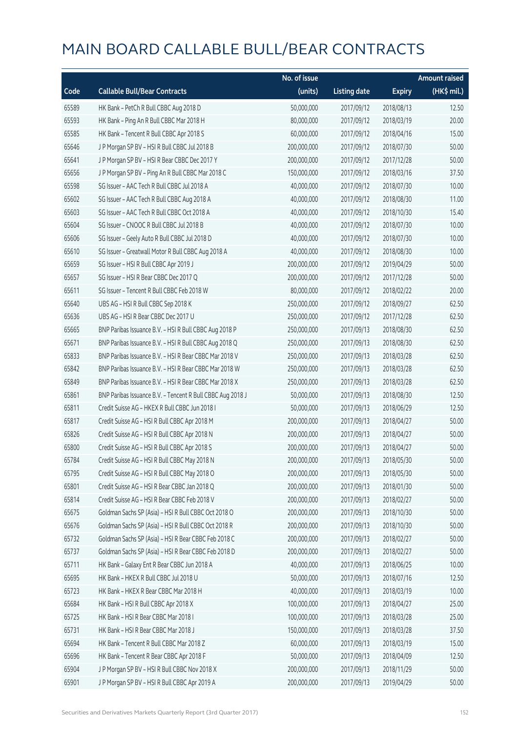# MAIN BOARD CALLABLE BULL/BEAR CONTRACTS

| Code | Callable Bull/Bear Contracts | No. of issue (units) | Listing date | Expiry | Amount raised (HK$ mil.) |
|---|---|---|---|---|---|
| 65589 | HK Bank – PetCh R Bull CBBC Aug 2018 D | 50,000,000 | 2017/09/12 | 2018/08/13 | 12.50 |
| 65593 | HK Bank – Ping An R Bull CBBC Mar 2018 H | 80,000,000 | 2017/09/12 | 2018/03/19 | 20.00 |
| 65585 | HK Bank – Tencent R Bull CBBC Apr 2018 S | 60,000,000 | 2017/09/12 | 2018/04/16 | 15.00 |
| 65646 | J P Morgan SP BV – HSI R Bull CBBC Jul 2018 B | 200,000,000 | 2017/09/12 | 2018/07/30 | 50.00 |
| 65641 | J P Morgan SP BV – HSI R Bear CBBC Dec 2017 Y | 200,000,000 | 2017/09/12 | 2017/12/28 | 50.00 |
| 65656 | J P Morgan SP BV – Ping An R Bull CBBC Mar 2018 C | 150,000,000 | 2017/09/12 | 2018/03/16 | 37.50 |
| 65598 | SG Issuer – AAC Tech R Bull CBBC Jul 2018 A | 40,000,000 | 2017/09/12 | 2018/07/30 | 10.00 |
| 65602 | SG Issuer – AAC Tech R Bull CBBC Aug 2018 A | 40,000,000 | 2017/09/12 | 2018/08/30 | 11.00 |
| 65603 | SG Issuer – AAC Tech R Bull CBBC Oct 2018 A | 40,000,000 | 2017/09/12 | 2018/10/30 | 15.40 |
| 65604 | SG Issuer – CNOOC R Bull CBBC Jul 2018 B | 40,000,000 | 2017/09/12 | 2018/07/30 | 10.00 |
| 65606 | SG Issuer – Geely Auto R Bull CBBC Jul 2018 D | 40,000,000 | 2017/09/12 | 2018/07/30 | 10.00 |
| 65610 | SG Issuer – Greatwall Motor R Bull CBBC Aug 2018 A | 40,000,000 | 2017/09/12 | 2018/08/30 | 10.00 |
| 65659 | SG Issuer – HSI R Bull CBBC Apr 2019 J | 200,000,000 | 2017/09/12 | 2019/04/29 | 50.00 |
| 65657 | SG Issuer – HSI R Bear CBBC Dec 2017 Q | 200,000,000 | 2017/09/12 | 2017/12/28 | 50.00 |
| 65611 | SG Issuer – Tencent R Bull CBBC Feb 2018 W | 80,000,000 | 2017/09/12 | 2018/02/22 | 20.00 |
| 65640 | UBS AG – HSI R Bull CBBC Sep 2018 K | 250,000,000 | 2017/09/12 | 2018/09/27 | 62.50 |
| 65636 | UBS AG – HSI R Bear CBBC Dec 2017 U | 250,000,000 | 2017/09/12 | 2017/12/28 | 62.50 |
| 65665 | BNP Paribas Issuance B.V. – HSI R Bull CBBC Aug 2018 P | 250,000,000 | 2017/09/13 | 2018/08/30 | 62.50 |
| 65671 | BNP Paribas Issuance B.V. – HSI R Bull CBBC Aug 2018 Q | 250,000,000 | 2017/09/13 | 2018/08/30 | 62.50 |
| 65833 | BNP Paribas Issuance B.V. – HSI R Bear CBBC Mar 2018 V | 250,000,000 | 2017/09/13 | 2018/03/28 | 62.50 |
| 65842 | BNP Paribas Issuance B.V. – HSI R Bear CBBC Mar 2018 W | 250,000,000 | 2017/09/13 | 2018/03/28 | 62.50 |
| 65849 | BNP Paribas Issuance B.V. – HSI R Bear CBBC Mar 2018 X | 250,000,000 | 2017/09/13 | 2018/03/28 | 62.50 |
| 65861 | BNP Paribas Issuance B.V. – Tencent R Bull CBBC Aug 2018 J | 50,000,000 | 2017/09/13 | 2018/08/30 | 12.50 |
| 65811 | Credit Suisse AG – HKEX R Bull CBBC Jun 2018 I | 50,000,000 | 2017/09/13 | 2018/06/29 | 12.50 |
| 65817 | Credit Suisse AG – HSI R Bull CBBC Apr 2018 M | 200,000,000 | 2017/09/13 | 2018/04/27 | 50.00 |
| 65826 | Credit Suisse AG – HSI R Bull CBBC Apr 2018 N | 200,000,000 | 2017/09/13 | 2018/04/27 | 50.00 |
| 65800 | Credit Suisse AG – HSI R Bull CBBC Apr 2018 S | 200,000,000 | 2017/09/13 | 2018/04/27 | 50.00 |
| 65784 | Credit Suisse AG – HSI R Bull CBBC May 2018 N | 200,000,000 | 2017/09/13 | 2018/05/30 | 50.00 |
| 65795 | Credit Suisse AG – HSI R Bull CBBC May 2018 O | 200,000,000 | 2017/09/13 | 2018/05/30 | 50.00 |
| 65801 | Credit Suisse AG – HSI R Bear CBBC Jan 2018 Q | 200,000,000 | 2017/09/13 | 2018/01/30 | 50.00 |
| 65814 | Credit Suisse AG – HSI R Bear CBBC Feb 2018 V | 200,000,000 | 2017/09/13 | 2018/02/27 | 50.00 |
| 65675 | Goldman Sachs SP (Asia) – HSI R Bull CBBC Oct 2018 O | 200,000,000 | 2017/09/13 | 2018/10/30 | 50.00 |
| 65676 | Goldman Sachs SP (Asia) – HSI R Bull CBBC Oct 2018 R | 200,000,000 | 2017/09/13 | 2018/10/30 | 50.00 |
| 65732 | Goldman Sachs SP (Asia) – HSI R Bear CBBC Feb 2018 C | 200,000,000 | 2017/09/13 | 2018/02/27 | 50.00 |
| 65737 | Goldman Sachs SP (Asia) – HSI R Bear CBBC Feb 2018 D | 200,000,000 | 2017/09/13 | 2018/02/27 | 50.00 |
| 65711 | HK Bank – Galaxy Ent R Bear CBBC Jun 2018 A | 40,000,000 | 2017/09/13 | 2018/06/25 | 10.00 |
| 65695 | HK Bank – HKEX R Bull CBBC Jul 2018 U | 50,000,000 | 2017/09/13 | 2018/07/16 | 12.50 |
| 65723 | HK Bank – HKEX R Bear CBBC Mar 2018 H | 40,000,000 | 2017/09/13 | 2018/03/19 | 10.00 |
| 65684 | HK Bank – HSI R Bull CBBC Apr 2018 X | 100,000,000 | 2017/09/13 | 2018/04/27 | 25.00 |
| 65725 | HK Bank – HSI R Bear CBBC Mar 2018 I | 100,000,000 | 2017/09/13 | 2018/03/28 | 25.00 |
| 65731 | HK Bank – HSI R Bear CBBC Mar 2018 J | 150,000,000 | 2017/09/13 | 2018/03/28 | 37.50 |
| 65694 | HK Bank – Tencent R Bull CBBC Mar 2018 Z | 60,000,000 | 2017/09/13 | 2018/03/19 | 15.00 |
| 65696 | HK Bank – Tencent R Bear CBBC Apr 2018 F | 50,000,000 | 2017/09/13 | 2018/04/09 | 12.50 |
| 65904 | J P Morgan SP BV – HSI R Bull CBBC Nov 2018 X | 200,000,000 | 2017/09/13 | 2018/11/29 | 50.00 |
| 65901 | J P Morgan SP BV – HSI R Bull CBBC Apr 2019 A | 200,000,000 | 2017/09/13 | 2019/04/29 | 50.00 |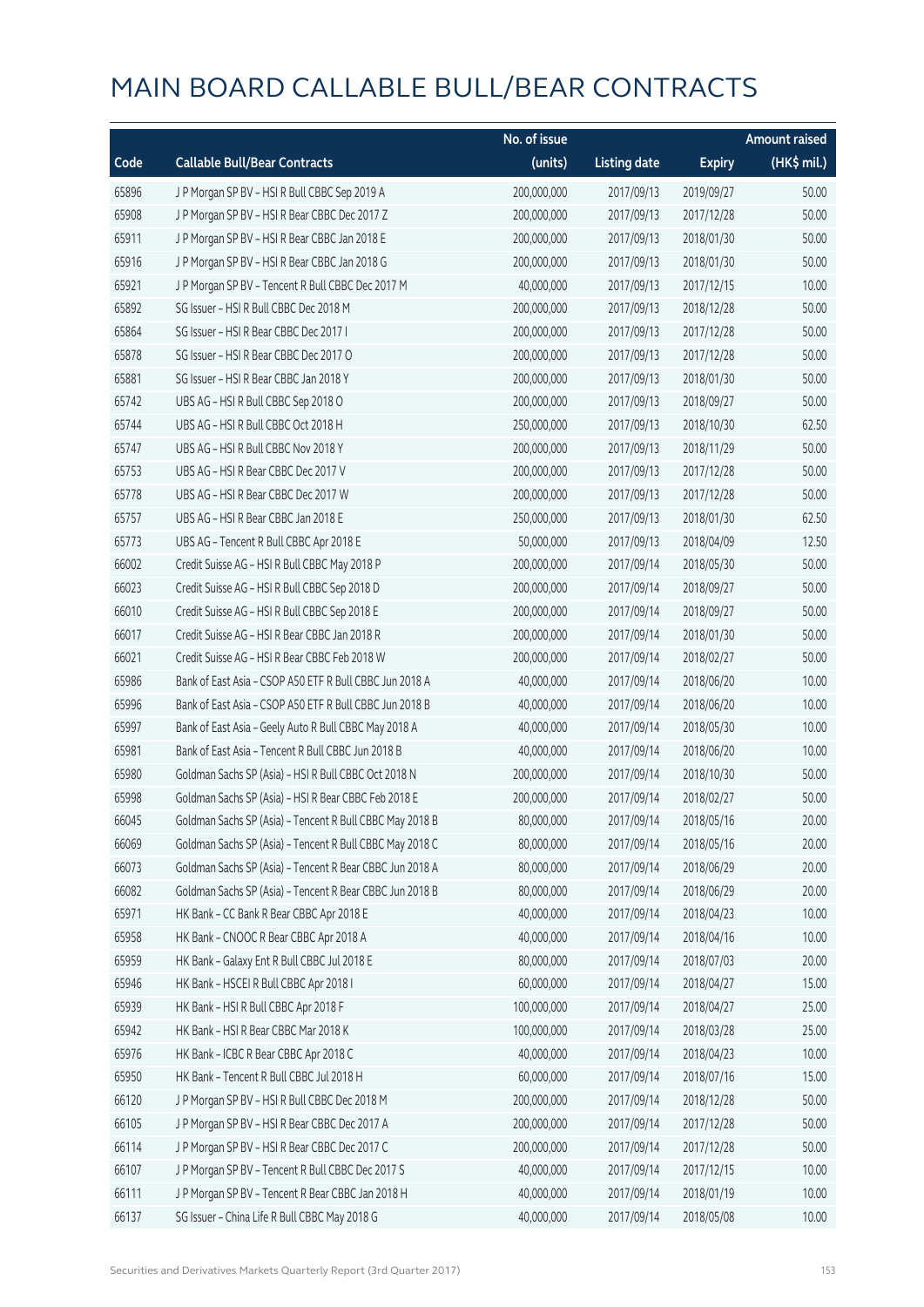# MAIN BOARD CALLABLE BULL/BEAR CONTRACTS

| Code | Callable Bull/Bear Contracts | No. of issue (units) | Listing date | Expiry | Amount raised (HK$ mil.) |
|---|---|---|---|---|---|
| 65896 | J P Morgan SP BV – HSI R Bull CBBC Sep 2019 A | 200,000,000 | 2017/09/13 | 2019/09/27 | 50.00 |
| 65908 | J P Morgan SP BV – HSI R Bear CBBC Dec 2017 Z | 200,000,000 | 2017/09/13 | 2017/12/28 | 50.00 |
| 65911 | J P Morgan SP BV – HSI R Bear CBBC Jan 2018 E | 200,000,000 | 2017/09/13 | 2018/01/30 | 50.00 |
| 65916 | J P Morgan SP BV – HSI R Bear CBBC Jan 2018 G | 200,000,000 | 2017/09/13 | 2018/01/30 | 50.00 |
| 65921 | J P Morgan SP BV – Tencent R Bull CBBC Dec 2017 M | 40,000,000 | 2017/09/13 | 2017/12/15 | 10.00 |
| 65892 | SG Issuer – HSI R Bull CBBC Dec 2018 M | 200,000,000 | 2017/09/13 | 2018/12/28 | 50.00 |
| 65864 | SG Issuer – HSI R Bear CBBC Dec 2017 I | 200,000,000 | 2017/09/13 | 2017/12/28 | 50.00 |
| 65878 | SG Issuer – HSI R Bear CBBC Dec 2017 O | 200,000,000 | 2017/09/13 | 2017/12/28 | 50.00 |
| 65881 | SG Issuer – HSI R Bear CBBC Jan 2018 Y | 200,000,000 | 2017/09/13 | 2018/01/30 | 50.00 |
| 65742 | UBS AG – HSI R Bull CBBC Sep 2018 O | 200,000,000 | 2017/09/13 | 2018/09/27 | 50.00 |
| 65744 | UBS AG – HSI R Bull CBBC Oct 2018 H | 250,000,000 | 2017/09/13 | 2018/10/30 | 62.50 |
| 65747 | UBS AG – HSI R Bull CBBC Nov 2018 Y | 200,000,000 | 2017/09/13 | 2018/11/29 | 50.00 |
| 65753 | UBS AG – HSI R Bear CBBC Dec 2017 V | 200,000,000 | 2017/09/13 | 2017/12/28 | 50.00 |
| 65778 | UBS AG – HSI R Bear CBBC Dec 2017 W | 200,000,000 | 2017/09/13 | 2017/12/28 | 50.00 |
| 65757 | UBS AG – HSI R Bear CBBC Jan 2018 E | 250,000,000 | 2017/09/13 | 2018/01/30 | 62.50 |
| 65773 | UBS AG – Tencent R Bull CBBC Apr 2018 E | 50,000,000 | 2017/09/13 | 2018/04/09 | 12.50 |
| 66002 | Credit Suisse AG – HSI R Bull CBBC May 2018 P | 200,000,000 | 2017/09/14 | 2018/05/30 | 50.00 |
| 66023 | Credit Suisse AG – HSI R Bull CBBC Sep 2018 D | 200,000,000 | 2017/09/14 | 2018/09/27 | 50.00 |
| 66010 | Credit Suisse AG – HSI R Bull CBBC Sep 2018 E | 200,000,000 | 2017/09/14 | 2018/09/27 | 50.00 |
| 66017 | Credit Suisse AG – HSI R Bear CBBC Jan 2018 R | 200,000,000 | 2017/09/14 | 2018/01/30 | 50.00 |
| 66021 | Credit Suisse AG – HSI R Bear CBBC Feb 2018 W | 200,000,000 | 2017/09/14 | 2018/02/27 | 50.00 |
| 65986 | Bank of East Asia – CSOP A50 ETF R Bull CBBC Jun 2018 A | 40,000,000 | 2017/09/14 | 2018/06/20 | 10.00 |
| 65996 | Bank of East Asia – CSOP A50 ETF R Bull CBBC Jun 2018 B | 40,000,000 | 2017/09/14 | 2018/06/20 | 10.00 |
| 65997 | Bank of East Asia – Geely Auto R Bull CBBC May 2018 A | 40,000,000 | 2017/09/14 | 2018/05/30 | 10.00 |
| 65981 | Bank of East Asia – Tencent R Bull CBBC Jun 2018 B | 40,000,000 | 2017/09/14 | 2018/06/20 | 10.00 |
| 65980 | Goldman Sachs SP (Asia) – HSI R Bull CBBC Oct 2018 N | 200,000,000 | 2017/09/14 | 2018/10/30 | 50.00 |
| 65998 | Goldman Sachs SP (Asia) – HSI R Bear CBBC Feb 2018 E | 200,000,000 | 2017/09/14 | 2018/02/27 | 50.00 |
| 66045 | Goldman Sachs SP (Asia) – Tencent R Bull CBBC May 2018 B | 80,000,000 | 2017/09/14 | 2018/05/16 | 20.00 |
| 66069 | Goldman Sachs SP (Asia) – Tencent R Bull CBBC May 2018 C | 80,000,000 | 2017/09/14 | 2018/05/16 | 20.00 |
| 66073 | Goldman Sachs SP (Asia) – Tencent R Bear CBBC Jun 2018 A | 80,000,000 | 2017/09/14 | 2018/06/29 | 20.00 |
| 66082 | Goldman Sachs SP (Asia) – Tencent R Bear CBBC Jun 2018 B | 80,000,000 | 2017/09/14 | 2018/06/29 | 20.00 |
| 65971 | HK Bank – CC Bank R Bear CBBC Apr 2018 E | 40,000,000 | 2017/09/14 | 2018/04/23 | 10.00 |
| 65958 | HK Bank – CNOOC R Bear CBBC Apr 2018 A | 40,000,000 | 2017/09/14 | 2018/04/16 | 10.00 |
| 65959 | HK Bank – Galaxy Ent R Bull CBBC Jul 2018 E | 80,000,000 | 2017/09/14 | 2018/07/03 | 20.00 |
| 65946 | HK Bank – HSCEI R Bull CBBC Apr 2018 I | 60,000,000 | 2017/09/14 | 2018/04/27 | 15.00 |
| 65939 | HK Bank – HSI R Bull CBBC Apr 2018 F | 100,000,000 | 2017/09/14 | 2018/04/27 | 25.00 |
| 65942 | HK Bank – HSI R Bear CBBC Mar 2018 K | 100,000,000 | 2017/09/14 | 2018/03/28 | 25.00 |
| 65976 | HK Bank – ICBC R Bear CBBC Apr 2018 C | 40,000,000 | 2017/09/14 | 2018/04/23 | 10.00 |
| 65950 | HK Bank – Tencent R Bull CBBC Jul 2018 H | 60,000,000 | 2017/09/14 | 2018/07/16 | 15.00 |
| 66120 | J P Morgan SP BV – HSI R Bull CBBC Dec 2018 M | 200,000,000 | 2017/09/14 | 2018/12/28 | 50.00 |
| 66105 | J P Morgan SP BV – HSI R Bear CBBC Dec 2017 A | 200,000,000 | 2017/09/14 | 2017/12/28 | 50.00 |
| 66114 | J P Morgan SP BV – HSI R Bear CBBC Dec 2017 C | 200,000,000 | 2017/09/14 | 2017/12/28 | 50.00 |
| 66107 | J P Morgan SP BV – Tencent R Bull CBBC Dec 2017 S | 40,000,000 | 2017/09/14 | 2017/12/15 | 10.00 |
| 66111 | J P Morgan SP BV – Tencent R Bear CBBC Jan 2018 H | 40,000,000 | 2017/09/14 | 2018/01/19 | 10.00 |
| 66137 | SG Issuer – China Life R Bull CBBC May 2018 G | 40,000,000 | 2017/09/14 | 2018/05/08 | 10.00 |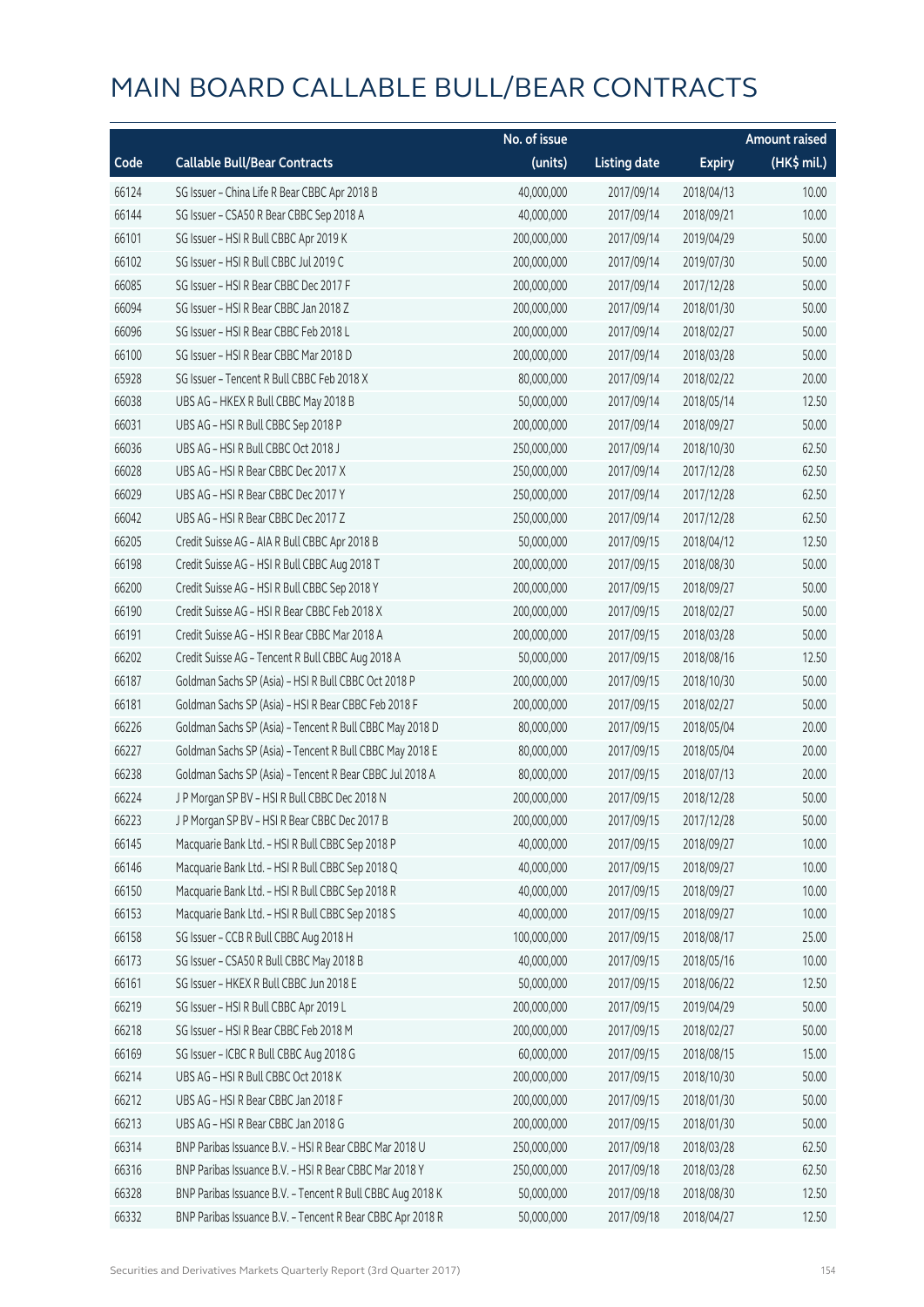# MAIN BOARD CALLABLE BULL/BEAR CONTRACTS

| Code | Callable Bull/Bear Contracts | No. of issue (units) | Listing date | Expiry | Amount raised (HK$ mil.) |
|---|---|---|---|---|---|
| 66124 | SG Issuer – China Life R Bear CBBC Apr 2018 B | 40,000,000 | 2017/09/14 | 2018/04/13 | 10.00 |
| 66144 | SG Issuer – CSA50 R Bear CBBC Sep 2018 A | 40,000,000 | 2017/09/14 | 2018/09/21 | 10.00 |
| 66101 | SG Issuer – HSI R Bull CBBC Apr 2019 K | 200,000,000 | 2017/09/14 | 2019/04/29 | 50.00 |
| 66102 | SG Issuer – HSI R Bull CBBC Jul 2019 C | 200,000,000 | 2017/09/14 | 2019/07/30 | 50.00 |
| 66085 | SG Issuer – HSI R Bear CBBC Dec 2017 F | 200,000,000 | 2017/09/14 | 2017/12/28 | 50.00 |
| 66094 | SG Issuer – HSI R Bear CBBC Jan 2018 Z | 200,000,000 | 2017/09/14 | 2018/01/30 | 50.00 |
| 66096 | SG Issuer – HSI R Bear CBBC Feb 2018 L | 200,000,000 | 2017/09/14 | 2018/02/27 | 50.00 |
| 66100 | SG Issuer – HSI R Bear CBBC Mar 2018 D | 200,000,000 | 2017/09/14 | 2018/03/28 | 50.00 |
| 65928 | SG Issuer – Tencent R Bull CBBC Feb 2018 X | 80,000,000 | 2017/09/14 | 2018/02/22 | 20.00 |
| 66038 | UBS AG – HKEX R Bull CBBC May 2018 B | 50,000,000 | 2017/09/14 | 2018/05/14 | 12.50 |
| 66031 | UBS AG – HSI R Bull CBBC Sep 2018 P | 200,000,000 | 2017/09/14 | 2018/09/27 | 50.00 |
| 66036 | UBS AG – HSI R Bull CBBC Oct 2018 J | 250,000,000 | 2017/09/14 | 2018/10/30 | 62.50 |
| 66028 | UBS AG – HSI R Bear CBBC Dec 2017 X | 250,000,000 | 2017/09/14 | 2017/12/28 | 62.50 |
| 66029 | UBS AG – HSI R Bear CBBC Dec 2017 Y | 250,000,000 | 2017/09/14 | 2017/12/28 | 62.50 |
| 66042 | UBS AG – HSI R Bear CBBC Dec 2017 Z | 250,000,000 | 2017/09/14 | 2017/12/28 | 62.50 |
| 66205 | Credit Suisse AG – AIA R Bull CBBC Apr 2018 B | 50,000,000 | 2017/09/15 | 2018/04/12 | 12.50 |
| 66198 | Credit Suisse AG – HSI R Bull CBBC Aug 2018 T | 200,000,000 | 2017/09/15 | 2018/08/30 | 50.00 |
| 66200 | Credit Suisse AG – HSI R Bull CBBC Sep 2018 Y | 200,000,000 | 2017/09/15 | 2018/09/27 | 50.00 |
| 66190 | Credit Suisse AG – HSI R Bear CBBC Feb 2018 X | 200,000,000 | 2017/09/15 | 2018/02/27 | 50.00 |
| 66191 | Credit Suisse AG – HSI R Bear CBBC Mar 2018 A | 200,000,000 | 2017/09/15 | 2018/03/28 | 50.00 |
| 66202 | Credit Suisse AG – Tencent R Bull CBBC Aug 2018 A | 50,000,000 | 2017/09/15 | 2018/08/16 | 12.50 |
| 66187 | Goldman Sachs SP (Asia) – HSI R Bull CBBC Oct 2018 P | 200,000,000 | 2017/09/15 | 2018/10/30 | 50.00 |
| 66181 | Goldman Sachs SP (Asia) – HSI R Bear CBBC Feb 2018 F | 200,000,000 | 2017/09/15 | 2018/02/27 | 50.00 |
| 66226 | Goldman Sachs SP (Asia) – Tencent R Bull CBBC May 2018 D | 80,000,000 | 2017/09/15 | 2018/05/04 | 20.00 |
| 66227 | Goldman Sachs SP (Asia) – Tencent R Bull CBBC May 2018 E | 80,000,000 | 2017/09/15 | 2018/05/04 | 20.00 |
| 66238 | Goldman Sachs SP (Asia) – Tencent R Bear CBBC Jul 2018 A | 80,000,000 | 2017/09/15 | 2018/07/13 | 20.00 |
| 66224 | J P Morgan SP BV – HSI R Bull CBBC Dec 2018 N | 200,000,000 | 2017/09/15 | 2018/12/28 | 50.00 |
| 66223 | J P Morgan SP BV – HSI R Bear CBBC Dec 2017 B | 200,000,000 | 2017/09/15 | 2017/12/28 | 50.00 |
| 66145 | Macquarie Bank Ltd. – HSI R Bull CBBC Sep 2018 P | 40,000,000 | 2017/09/15 | 2018/09/27 | 10.00 |
| 66146 | Macquarie Bank Ltd. – HSI R Bull CBBC Sep 2018 Q | 40,000,000 | 2017/09/15 | 2018/09/27 | 10.00 |
| 66150 | Macquarie Bank Ltd. – HSI R Bull CBBC Sep 2018 R | 40,000,000 | 2017/09/15 | 2018/09/27 | 10.00 |
| 66153 | Macquarie Bank Ltd. – HSI R Bull CBBC Sep 2018 S | 40,000,000 | 2017/09/15 | 2018/09/27 | 10.00 |
| 66158 | SG Issuer – CCB R Bull CBBC Aug 2018 H | 100,000,000 | 2017/09/15 | 2018/08/17 | 25.00 |
| 66173 | SG Issuer – CSA50 R Bull CBBC May 2018 B | 40,000,000 | 2017/09/15 | 2018/05/16 | 10.00 |
| 66161 | SG Issuer – HKEX R Bull CBBC Jun 2018 E | 50,000,000 | 2017/09/15 | 2018/06/22 | 12.50 |
| 66219 | SG Issuer – HSI R Bull CBBC Apr 2019 L | 200,000,000 | 2017/09/15 | 2019/04/29 | 50.00 |
| 66218 | SG Issuer – HSI R Bear CBBC Feb 2018 M | 200,000,000 | 2017/09/15 | 2018/02/27 | 50.00 |
| 66169 | SG Issuer – ICBC R Bull CBBC Aug 2018 G | 60,000,000 | 2017/09/15 | 2018/08/15 | 15.00 |
| 66214 | UBS AG – HSI R Bull CBBC Oct 2018 K | 200,000,000 | 2017/09/15 | 2018/10/30 | 50.00 |
| 66212 | UBS AG – HSI R Bear CBBC Jan 2018 F | 200,000,000 | 2017/09/15 | 2018/01/30 | 50.00 |
| 66213 | UBS AG – HSI R Bear CBBC Jan 2018 G | 200,000,000 | 2017/09/15 | 2018/01/30 | 50.00 |
| 66314 | BNP Paribas Issuance B.V. – HSI R Bear CBBC Mar 2018 U | 250,000,000 | 2017/09/18 | 2018/03/28 | 62.50 |
| 66316 | BNP Paribas Issuance B.V. – HSI R Bear CBBC Mar 2018 Y | 250,000,000 | 2017/09/18 | 2018/03/28 | 62.50 |
| 66328 | BNP Paribas Issuance B.V. – Tencent R Bull CBBC Aug 2018 K | 50,000,000 | 2017/09/18 | 2018/08/30 | 12.50 |
| 66332 | BNP Paribas Issuance B.V. – Tencent R Bear CBBC Apr 2018 R | 50,000,000 | 2017/09/18 | 2018/04/27 | 12.50 |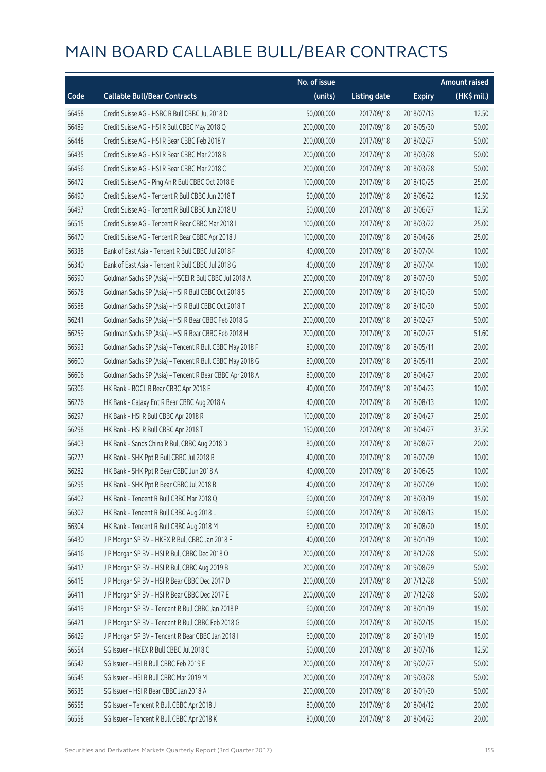# MAIN BOARD CALLABLE BULL/BEAR CONTRACTS

| Code | Callable Bull/Bear Contracts | No. of issue (units) | Listing date | Expiry | Amount raised (HK$ mil.) |
|---|---|---|---|---|---|
| 66458 | Credit Suisse AG – HSBC R Bull CBBC Jul 2018 D | 50,000,000 | 2017/09/18 | 2018/07/13 | 12.50 |
| 66489 | Credit Suisse AG – HSI R Bull CBBC May 2018 Q | 200,000,000 | 2017/09/18 | 2018/05/30 | 50.00 |
| 66448 | Credit Suisse AG – HSI R Bear CBBC Feb 2018 Y | 200,000,000 | 2017/09/18 | 2018/02/27 | 50.00 |
| 66435 | Credit Suisse AG – HSI R Bear CBBC Mar 2018 B | 200,000,000 | 2017/09/18 | 2018/03/28 | 50.00 |
| 66456 | Credit Suisse AG – HSI R Bear CBBC Mar 2018 C | 200,000,000 | 2017/09/18 | 2018/03/28 | 50.00 |
| 66472 | Credit Suisse AG – Ping An R Bull CBBC Oct 2018 E | 100,000,000 | 2017/09/18 | 2018/10/25 | 25.00 |
| 66490 | Credit Suisse AG – Tencent R Bull CBBC Jun 2018 T | 50,000,000 | 2017/09/18 | 2018/06/22 | 12.50 |
| 66497 | Credit Suisse AG – Tencent R Bull CBBC Jun 2018 U | 50,000,000 | 2017/09/18 | 2018/06/27 | 12.50 |
| 66515 | Credit Suisse AG – Tencent R Bear CBBC Mar 2018 I | 100,000,000 | 2017/09/18 | 2018/03/22 | 25.00 |
| 66470 | Credit Suisse AG – Tencent R Bear CBBC Apr 2018 J | 100,000,000 | 2017/09/18 | 2018/04/26 | 25.00 |
| 66338 | Bank of East Asia – Tencent R Bull CBBC Jul 2018 F | 40,000,000 | 2017/09/18 | 2018/07/04 | 10.00 |
| 66340 | Bank of East Asia – Tencent R Bull CBBC Jul 2018 G | 40,000,000 | 2017/09/18 | 2018/07/04 | 10.00 |
| 66590 | Goldman Sachs SP (Asia) – HSCEI R Bull CBBC Jul 2018 A | 200,000,000 | 2017/09/18 | 2018/07/30 | 50.00 |
| 66578 | Goldman Sachs SP (Asia) – HSI R Bull CBBC Oct 2018 S | 200,000,000 | 2017/09/18 | 2018/10/30 | 50.00 |
| 66588 | Goldman Sachs SP (Asia) – HSI R Bull CBBC Oct 2018 T | 200,000,000 | 2017/09/18 | 2018/10/30 | 50.00 |
| 66241 | Goldman Sachs SP (Asia) – HSI R Bear CBBC Feb 2018 G | 200,000,000 | 2017/09/18 | 2018/02/27 | 50.00 |
| 66259 | Goldman Sachs SP (Asia) – HSI R Bear CBBC Feb 2018 H | 200,000,000 | 2017/09/18 | 2018/02/27 | 51.60 |
| 66593 | Goldman Sachs SP (Asia) – Tencent R Bull CBBC May 2018 F | 80,000,000 | 2017/09/18 | 2018/05/11 | 20.00 |
| 66600 | Goldman Sachs SP (Asia) – Tencent R Bull CBBC May 2018 G | 80,000,000 | 2017/09/18 | 2018/05/11 | 20.00 |
| 66606 | Goldman Sachs SP (Asia) – Tencent R Bear CBBC Apr 2018 A | 80,000,000 | 2017/09/18 | 2018/04/27 | 20.00 |
| 66306 | HK Bank – BOCL R Bear CBBC Apr 2018 E | 40,000,000 | 2017/09/18 | 2018/04/23 | 10.00 |
| 66276 | HK Bank – Galaxy Ent R Bear CBBC Aug 2018 A | 40,000,000 | 2017/09/18 | 2018/08/13 | 10.00 |
| 66297 | HK Bank – HSI R Bull CBBC Apr 2018 R | 100,000,000 | 2017/09/18 | 2018/04/27 | 25.00 |
| 66298 | HK Bank – HSI R Bull CBBC Apr 2018 T | 150,000,000 | 2017/09/18 | 2018/04/27 | 37.50 |
| 66403 | HK Bank – Sands China R Bull CBBC Aug 2018 D | 80,000,000 | 2017/09/18 | 2018/08/27 | 20.00 |
| 66277 | HK Bank – SHK Ppt R Bull CBBC Jul 2018 B | 40,000,000 | 2017/09/18 | 2018/07/09 | 10.00 |
| 66282 | HK Bank – SHK Ppt R Bear CBBC Jun 2018 A | 40,000,000 | 2017/09/18 | 2018/06/25 | 10.00 |
| 66295 | HK Bank – SHK Ppt R Bear CBBC Jul 2018 B | 40,000,000 | 2017/09/18 | 2018/07/09 | 10.00 |
| 66402 | HK Bank – Tencent R Bull CBBC Mar 2018 Q | 60,000,000 | 2017/09/18 | 2018/03/19 | 15.00 |
| 66302 | HK Bank – Tencent R Bull CBBC Aug 2018 L | 60,000,000 | 2017/09/18 | 2018/08/13 | 15.00 |
| 66304 | HK Bank – Tencent R Bull CBBC Aug 2018 M | 60,000,000 | 2017/09/18 | 2018/08/20 | 15.00 |
| 66430 | J P Morgan SP BV – HKEX R Bull CBBC Jan 2018 F | 40,000,000 | 2017/09/18 | 2018/01/19 | 10.00 |
| 66416 | J P Morgan SP BV – HSI R Bull CBBC Dec 2018 O | 200,000,000 | 2017/09/18 | 2018/12/28 | 50.00 |
| 66417 | J P Morgan SP BV – HSI R Bull CBBC Aug 2019 B | 200,000,000 | 2017/09/18 | 2019/08/29 | 50.00 |
| 66415 | J P Morgan SP BV – HSI R Bear CBBC Dec 2017 D | 200,000,000 | 2017/09/18 | 2017/12/28 | 50.00 |
| 66411 | J P Morgan SP BV – HSI R Bear CBBC Dec 2017 E | 200,000,000 | 2017/09/18 | 2017/12/28 | 50.00 |
| 66419 | J P Morgan SP BV – Tencent R Bull CBBC Jan 2018 P | 60,000,000 | 2017/09/18 | 2018/01/19 | 15.00 |
| 66421 | J P Morgan SP BV – Tencent R Bull CBBC Feb 2018 G | 60,000,000 | 2017/09/18 | 2018/02/15 | 15.00 |
| 66429 | J P Morgan SP BV – Tencent R Bear CBBC Jan 2018 I | 60,000,000 | 2017/09/18 | 2018/01/19 | 15.00 |
| 66554 | SG Issuer – HKEX R Bull CBBC Jul 2018 C | 50,000,000 | 2017/09/18 | 2018/07/16 | 12.50 |
| 66542 | SG Issuer – HSI R Bull CBBC Feb 2019 E | 200,000,000 | 2017/09/18 | 2019/02/27 | 50.00 |
| 66545 | SG Issuer – HSI R Bull CBBC Mar 2019 M | 200,000,000 | 2017/09/18 | 2019/03/28 | 50.00 |
| 66535 | SG Issuer – HSI R Bear CBBC Jan 2018 A | 200,000,000 | 2017/09/18 | 2018/01/30 | 50.00 |
| 66555 | SG Issuer – Tencent R Bull CBBC Apr 2018 J | 80,000,000 | 2017/09/18 | 2018/04/12 | 20.00 |
| 66558 | SG Issuer – Tencent R Bull CBBC Apr 2018 K | 80,000,000 | 2017/09/18 | 2018/04/23 | 20.00 |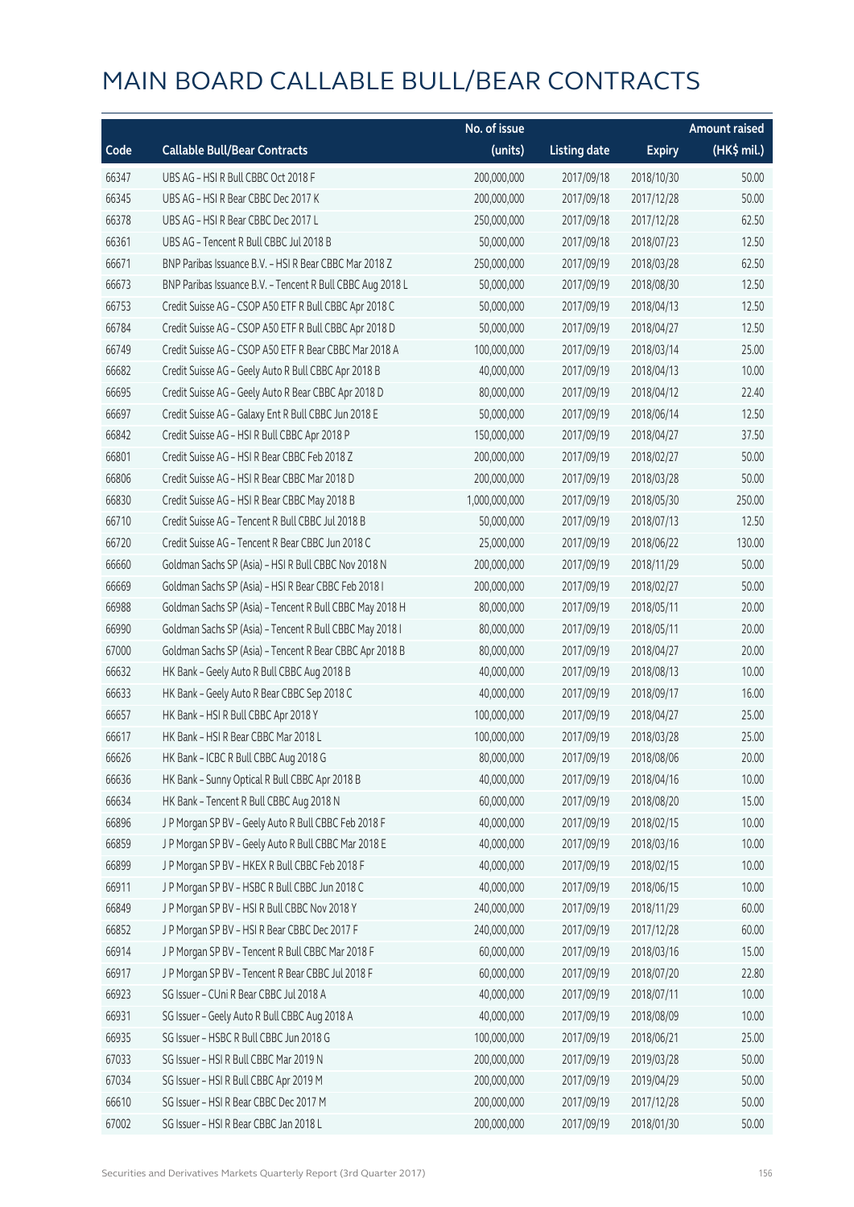# MAIN BOARD CALLABLE BULL/BEAR CONTRACTS

| Code | Callable Bull/Bear Contracts | No. of issue (units) | Listing date | Expiry | Amount raised (HK$ mil.) |
|---|---|---|---|---|---|
| 66347 | UBS AG – HSI R Bull CBBC Oct 2018 F | 200,000,000 | 2017/09/18 | 2018/10/30 | 50.00 |
| 66345 | UBS AG – HSI R Bear CBBC Dec 2017 K | 200,000,000 | 2017/09/18 | 2017/12/28 | 50.00 |
| 66378 | UBS AG – HSI R Bear CBBC Dec 2017 L | 250,000,000 | 2017/09/18 | 2017/12/28 | 62.50 |
| 66361 | UBS AG – Tencent R Bull CBBC Jul 2018 B | 50,000,000 | 2017/09/18 | 2018/07/23 | 12.50 |
| 66671 | BNP Paribas Issuance B.V. – HSI R Bear CBBC Mar 2018 Z | 250,000,000 | 2017/09/19 | 2018/03/28 | 62.50 |
| 66673 | BNP Paribas Issuance B.V. – Tencent R Bull CBBC Aug 2018 L | 50,000,000 | 2017/09/19 | 2018/08/30 | 12.50 |
| 66753 | Credit Suisse AG – CSOP A50 ETF R Bull CBBC Apr 2018 C | 50,000,000 | 2017/09/19 | 2018/04/13 | 12.50 |
| 66784 | Credit Suisse AG – CSOP A50 ETF R Bull CBBC Apr 2018 D | 50,000,000 | 2017/09/19 | 2018/04/27 | 12.50 |
| 66749 | Credit Suisse AG – CSOP A50 ETF R Bear CBBC Mar 2018 A | 100,000,000 | 2017/09/19 | 2018/03/14 | 25.00 |
| 66682 | Credit Suisse AG – Geely Auto R Bull CBBC Apr 2018 B | 40,000,000 | 2017/09/19 | 2018/04/13 | 10.00 |
| 66695 | Credit Suisse AG – Geely Auto R Bear CBBC Apr 2018 D | 80,000,000 | 2017/09/19 | 2018/04/12 | 22.40 |
| 66697 | Credit Suisse AG – Galaxy Ent R Bull CBBC Jun 2018 E | 50,000,000 | 2017/09/19 | 2018/06/14 | 12.50 |
| 66842 | Credit Suisse AG – HSI R Bull CBBC Apr 2018 P | 150,000,000 | 2017/09/19 | 2018/04/27 | 37.50 |
| 66801 | Credit Suisse AG – HSI R Bear CBBC Feb 2018 Z | 200,000,000 | 2017/09/19 | 2018/02/27 | 50.00 |
| 66806 | Credit Suisse AG – HSI R Bear CBBC Mar 2018 D | 200,000,000 | 2017/09/19 | 2018/03/28 | 50.00 |
| 66830 | Credit Suisse AG – HSI R Bear CBBC May 2018 B | 1,000,000,000 | 2017/09/19 | 2018/05/30 | 250.00 |
| 66710 | Credit Suisse AG – Tencent R Bull CBBC Jul 2018 B | 50,000,000 | 2017/09/19 | 2018/07/13 | 12.50 |
| 66720 | Credit Suisse AG – Tencent R Bear CBBC Jun 2018 C | 25,000,000 | 2017/09/19 | 2018/06/22 | 130.00 |
| 66660 | Goldman Sachs SP (Asia) – HSI R Bull CBBC Nov 2018 N | 200,000,000 | 2017/09/19 | 2018/11/29 | 50.00 |
| 66669 | Goldman Sachs SP (Asia) – HSI R Bear CBBC Feb 2018 I | 200,000,000 | 2017/09/19 | 2018/02/27 | 50.00 |
| 66988 | Goldman Sachs SP (Asia) – Tencent R Bull CBBC May 2018 H | 80,000,000 | 2017/09/19 | 2018/05/11 | 20.00 |
| 66990 | Goldman Sachs SP (Asia) – Tencent R Bull CBBC May 2018 I | 80,000,000 | 2017/09/19 | 2018/05/11 | 20.00 |
| 67000 | Goldman Sachs SP (Asia) – Tencent R Bear CBBC Apr 2018 B | 80,000,000 | 2017/09/19 | 2018/04/27 | 20.00 |
| 66632 | HK Bank – Geely Auto R Bull CBBC Aug 2018 B | 40,000,000 | 2017/09/19 | 2018/08/13 | 10.00 |
| 66633 | HK Bank – Geely Auto R Bear CBBC Sep 2018 C | 40,000,000 | 2017/09/19 | 2018/09/17 | 16.00 |
| 66657 | HK Bank – HSI R Bull CBBC Apr 2018 Y | 100,000,000 | 2017/09/19 | 2018/04/27 | 25.00 |
| 66617 | HK Bank – HSI R Bear CBBC Mar 2018 L | 100,000,000 | 2017/09/19 | 2018/03/28 | 25.00 |
| 66626 | HK Bank – ICBC R Bull CBBC Aug 2018 G | 80,000,000 | 2017/09/19 | 2018/08/06 | 20.00 |
| 66636 | HK Bank – Sunny Optical R Bull CBBC Apr 2018 B | 40,000,000 | 2017/09/19 | 2018/04/16 | 10.00 |
| 66634 | HK Bank – Tencent R Bull CBBC Aug 2018 N | 60,000,000 | 2017/09/19 | 2018/08/20 | 15.00 |
| 66896 | J P Morgan SP BV – Geely Auto R Bull CBBC Feb 2018 F | 40,000,000 | 2017/09/19 | 2018/02/15 | 10.00 |
| 66859 | J P Morgan SP BV – Geely Auto R Bull CBBC Mar 2018 E | 40,000,000 | 2017/09/19 | 2018/03/16 | 10.00 |
| 66899 | J P Morgan SP BV – HKEX R Bull CBBC Feb 2018 F | 40,000,000 | 2017/09/19 | 2018/02/15 | 10.00 |
| 66911 | J P Morgan SP BV – HSBC R Bull CBBC Jun 2018 C | 40,000,000 | 2017/09/19 | 2018/06/15 | 10.00 |
| 66849 | J P Morgan SP BV – HSI R Bull CBBC Nov 2018 Y | 240,000,000 | 2017/09/19 | 2018/11/29 | 60.00 |
| 66852 | J P Morgan SP BV – HSI R Bear CBBC Dec 2017 F | 240,000,000 | 2017/09/19 | 2017/12/28 | 60.00 |
| 66914 | J P Morgan SP BV – Tencent R Bull CBBC Mar 2018 F | 60,000,000 | 2017/09/19 | 2018/03/16 | 15.00 |
| 66917 | J P Morgan SP BV – Tencent R Bear CBBC Jul 2018 F | 60,000,000 | 2017/09/19 | 2018/07/20 | 22.80 |
| 66923 | SG Issuer – CUni R Bear CBBC Jul 2018 A | 40,000,000 | 2017/09/19 | 2018/07/11 | 10.00 |
| 66931 | SG Issuer – Geely Auto R Bull CBBC Aug 2018 A | 40,000,000 | 2017/09/19 | 2018/08/09 | 10.00 |
| 66935 | SG Issuer – HSBC R Bull CBBC Jun 2018 G | 100,000,000 | 2017/09/19 | 2018/06/21 | 25.00 |
| 67033 | SG Issuer – HSI R Bull CBBC Mar 2019 N | 200,000,000 | 2017/09/19 | 2019/03/28 | 50.00 |
| 67034 | SG Issuer – HSI R Bull CBBC Apr 2019 M | 200,000,000 | 2017/09/19 | 2019/04/29 | 50.00 |
| 66610 | SG Issuer – HSI R Bear CBBC Dec 2017 M | 200,000,000 | 2017/09/19 | 2017/12/28 | 50.00 |
| 67002 | SG Issuer – HSI R Bear CBBC Jan 2018 L | 200,000,000 | 2017/09/19 | 2018/01/30 | 50.00 |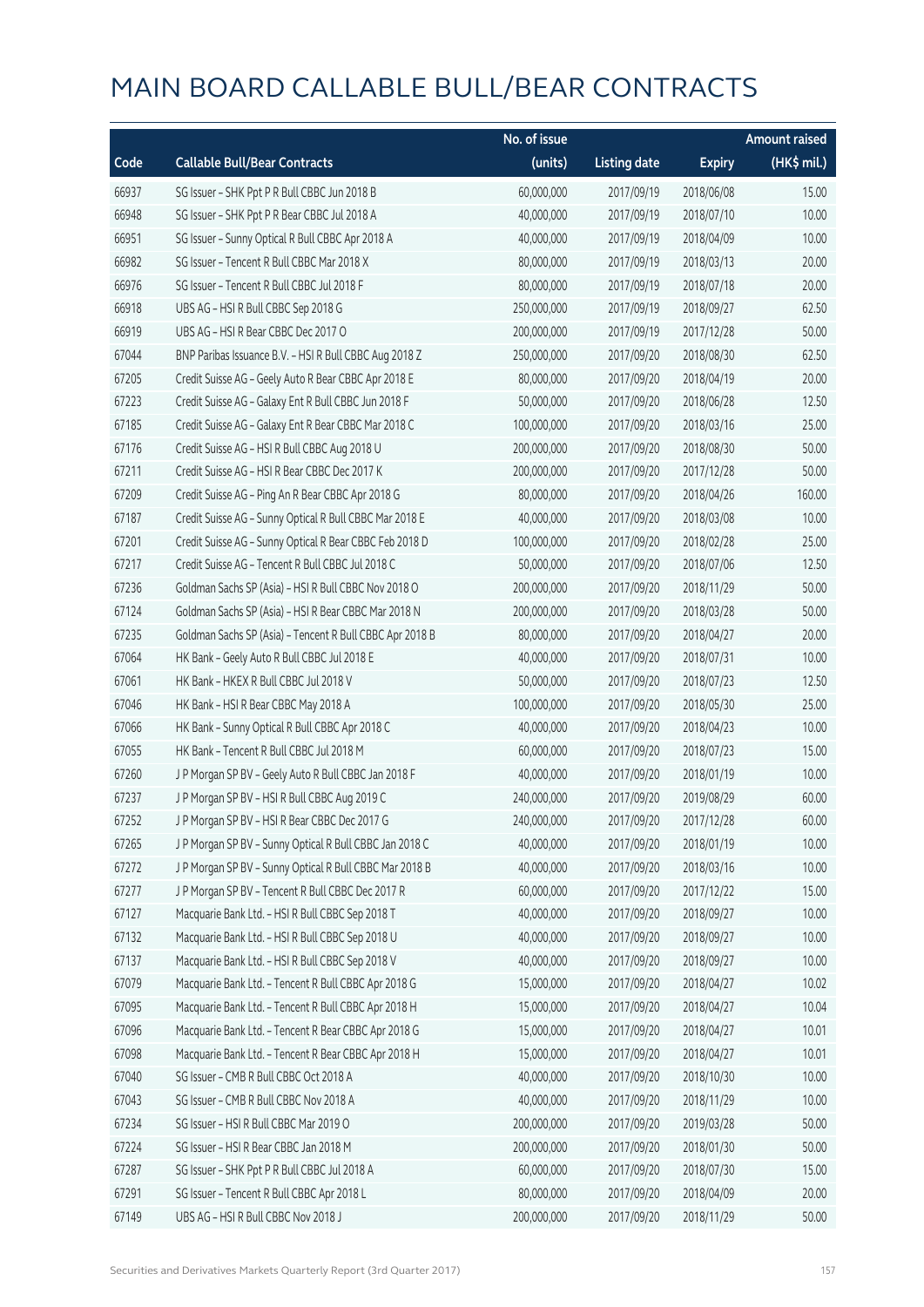# MAIN BOARD CALLABLE BULL/BEAR CONTRACTS

| Code | Callable Bull/Bear Contracts | No. of issue (units) | Listing date | Expiry | Amount raised (HK$ mil.) |
|---|---|---|---|---|---|
| 66937 | SG Issuer – SHK Ppt P R Bull CBBC Jun 2018 B | 60,000,000 | 2017/09/19 | 2018/06/08 | 15.00 |
| 66948 | SG Issuer – SHK Ppt P R Bear CBBC Jul 2018 A | 40,000,000 | 2017/09/19 | 2018/07/10 | 10.00 |
| 66951 | SG Issuer – Sunny Optical R Bull CBBC Apr 2018 A | 40,000,000 | 2017/09/19 | 2018/04/09 | 10.00 |
| 66982 | SG Issuer – Tencent R Bull CBBC Mar 2018 X | 80,000,000 | 2017/09/19 | 2018/03/13 | 20.00 |
| 66976 | SG Issuer – Tencent R Bull CBBC Jul 2018 F | 80,000,000 | 2017/09/19 | 2018/07/18 | 20.00 |
| 66918 | UBS AG – HSI R Bull CBBC Sep 2018 G | 250,000,000 | 2017/09/19 | 2018/09/27 | 62.50 |
| 66919 | UBS AG – HSI R Bear CBBC Dec 2017 O | 200,000,000 | 2017/09/19 | 2017/12/28 | 50.00 |
| 67044 | BNP Paribas Issuance B.V. – HSI R Bull CBBC Aug 2018 Z | 250,000,000 | 2017/09/20 | 2018/08/30 | 62.50 |
| 67205 | Credit Suisse AG – Geely Auto R Bear CBBC Apr 2018 E | 80,000,000 | 2017/09/20 | 2018/04/19 | 20.00 |
| 67223 | Credit Suisse AG – Galaxy Ent R Bull CBBC Jun 2018 F | 50,000,000 | 2017/09/20 | 2018/06/28 | 12.50 |
| 67185 | Credit Suisse AG – Galaxy Ent R Bear CBBC Mar 2018 C | 100,000,000 | 2017/09/20 | 2018/03/16 | 25.00 |
| 67176 | Credit Suisse AG – HSI R Bull CBBC Aug 2018 U | 200,000,000 | 2017/09/20 | 2018/08/30 | 50.00 |
| 67211 | Credit Suisse AG – HSI R Bear CBBC Dec 2017 K | 200,000,000 | 2017/09/20 | 2017/12/28 | 50.00 |
| 67209 | Credit Suisse AG – Ping An R Bear CBBC Apr 2018 G | 80,000,000 | 2017/09/20 | 2018/04/26 | 160.00 |
| 67187 | Credit Suisse AG – Sunny Optical R Bull CBBC Mar 2018 E | 40,000,000 | 2017/09/20 | 2018/03/08 | 10.00 |
| 67201 | Credit Suisse AG – Sunny Optical R Bear CBBC Feb 2018 D | 100,000,000 | 2017/09/20 | 2018/02/28 | 25.00 |
| 67217 | Credit Suisse AG – Tencent R Bull CBBC Jul 2018 C | 50,000,000 | 2017/09/20 | 2018/07/06 | 12.50 |
| 67236 | Goldman Sachs SP (Asia) – HSI R Bull CBBC Nov 2018 O | 200,000,000 | 2017/09/20 | 2018/11/29 | 50.00 |
| 67124 | Goldman Sachs SP (Asia) – HSI R Bear CBBC Mar 2018 N | 200,000,000 | 2017/09/20 | 2018/03/28 | 50.00 |
| 67235 | Goldman Sachs SP (Asia) – Tencent R Bull CBBC Apr 2018 B | 80,000,000 | 2017/09/20 | 2018/04/27 | 20.00 |
| 67064 | HK Bank – Geely Auto R Bull CBBC Jul 2018 E | 40,000,000 | 2017/09/20 | 2018/07/31 | 10.00 |
| 67061 | HK Bank – HKEX R Bull CBBC Jul 2018 V | 50,000,000 | 2017/09/20 | 2018/07/23 | 12.50 |
| 67046 | HK Bank – HSI R Bear CBBC May 2018 A | 100,000,000 | 2017/09/20 | 2018/05/30 | 25.00 |
| 67066 | HK Bank – Sunny Optical R Bull CBBC Apr 2018 C | 40,000,000 | 2017/09/20 | 2018/04/23 | 10.00 |
| 67055 | HK Bank – Tencent R Bull CBBC Jul 2018 M | 60,000,000 | 2017/09/20 | 2018/07/23 | 15.00 |
| 67260 | J P Morgan SP BV – Geely Auto R Bull CBBC Jan 2018 F | 40,000,000 | 2017/09/20 | 2018/01/19 | 10.00 |
| 67237 | J P Morgan SP BV – HSI R Bull CBBC Aug 2019 C | 240,000,000 | 2017/09/20 | 2019/08/29 | 60.00 |
| 67252 | J P Morgan SP BV – HSI R Bear CBBC Dec 2017 G | 240,000,000 | 2017/09/20 | 2017/12/28 | 60.00 |
| 67265 | J P Morgan SP BV – Sunny Optical R Bull CBBC Jan 2018 C | 40,000,000 | 2017/09/20 | 2018/01/19 | 10.00 |
| 67272 | J P Morgan SP BV – Sunny Optical R Bull CBBC Mar 2018 B | 40,000,000 | 2017/09/20 | 2018/03/16 | 10.00 |
| 67277 | J P Morgan SP BV – Tencent R Bull CBBC Dec 2017 R | 60,000,000 | 2017/09/20 | 2017/12/22 | 15.00 |
| 67127 | Macquarie Bank Ltd. – HSI R Bull CBBC Sep 2018 T | 40,000,000 | 2017/09/20 | 2018/09/27 | 10.00 |
| 67132 | Macquarie Bank Ltd. – HSI R Bull CBBC Sep 2018 U | 40,000,000 | 2017/09/20 | 2018/09/27 | 10.00 |
| 67137 | Macquarie Bank Ltd. – HSI R Bull CBBC Sep 2018 V | 40,000,000 | 2017/09/20 | 2018/09/27 | 10.00 |
| 67079 | Macquarie Bank Ltd. – Tencent R Bull CBBC Apr 2018 G | 15,000,000 | 2017/09/20 | 2018/04/27 | 10.02 |
| 67095 | Macquarie Bank Ltd. – Tencent R Bull CBBC Apr 2018 H | 15,000,000 | 2017/09/20 | 2018/04/27 | 10.04 |
| 67096 | Macquarie Bank Ltd. – Tencent R Bear CBBC Apr 2018 G | 15,000,000 | 2017/09/20 | 2018/04/27 | 10.01 |
| 67098 | Macquarie Bank Ltd. – Tencent R Bear CBBC Apr 2018 H | 15,000,000 | 2017/09/20 | 2018/04/27 | 10.01 |
| 67040 | SG Issuer – CMB R Bull CBBC Oct 2018 A | 40,000,000 | 2017/09/20 | 2018/10/30 | 10.00 |
| 67043 | SG Issuer – CMB R Bull CBBC Nov 2018 A | 40,000,000 | 2017/09/20 | 2018/11/29 | 10.00 |
| 67234 | SG Issuer – HSI R Bull CBBC Mar 2019 O | 200,000,000 | 2017/09/20 | 2019/03/28 | 50.00 |
| 67224 | SG Issuer – HSI R Bear CBBC Jan 2018 M | 200,000,000 | 2017/09/20 | 2018/01/30 | 50.00 |
| 67287 | SG Issuer – SHK Ppt P R Bull CBBC Jul 2018 A | 60,000,000 | 2017/09/20 | 2018/07/30 | 15.00 |
| 67291 | SG Issuer – Tencent R Bull CBBC Apr 2018 L | 80,000,000 | 2017/09/20 | 2018/04/09 | 20.00 |
| 67149 | UBS AG – HSI R Bull CBBC Nov 2018 J | 200,000,000 | 2017/09/20 | 2018/11/29 | 50.00 |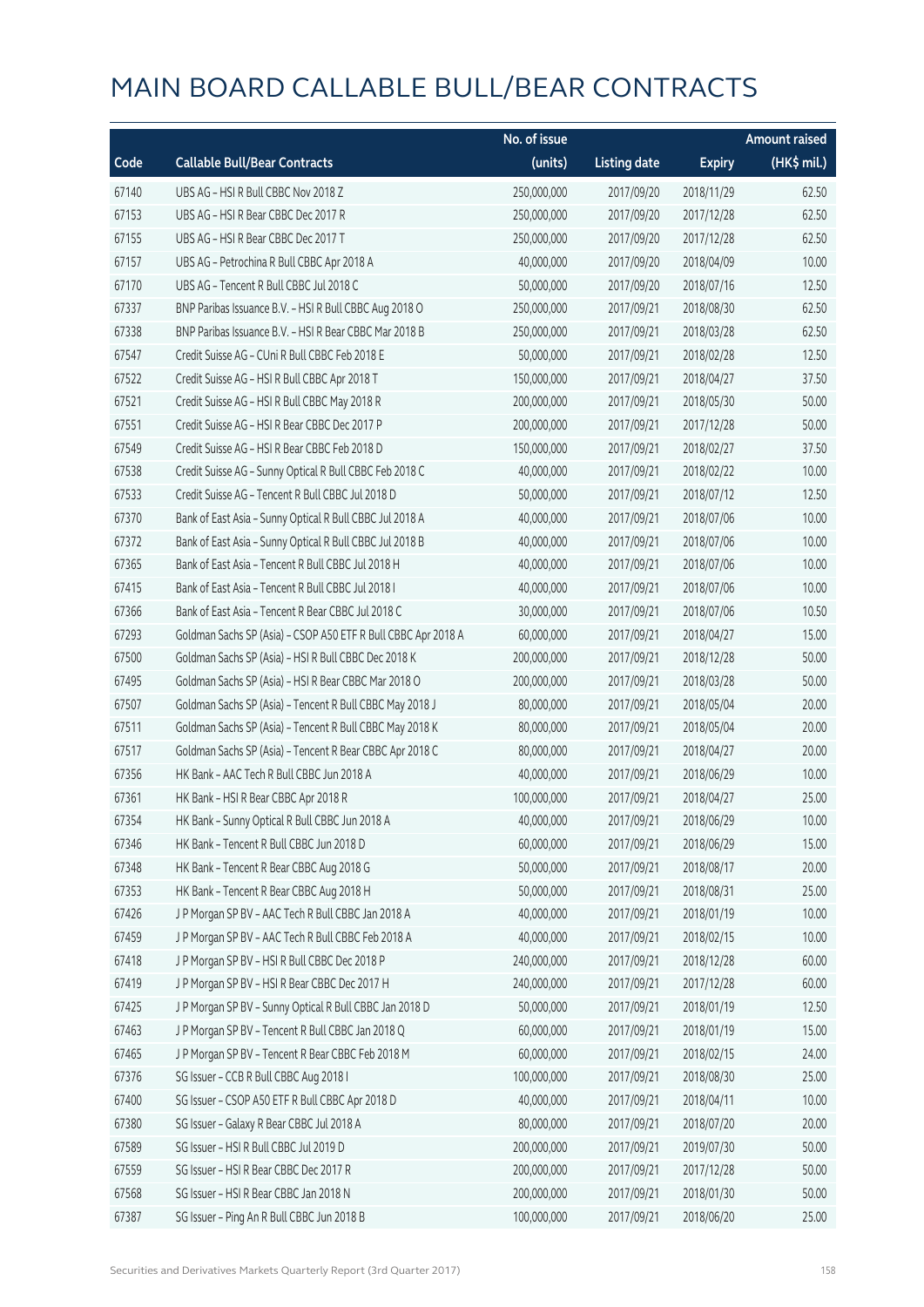# MAIN BOARD CALLABLE BULL/BEAR CONTRACTS

| Code | Callable Bull/Bear Contracts | No. of issue (units) | Listing date | Expiry | Amount raised (HK$ mil.) |
|---|---|---|---|---|---|
| 67140 | UBS AG – HSI R Bull CBBC Nov 2018 Z | 250,000,000 | 2017/09/20 | 2018/11/29 | 62.50 |
| 67153 | UBS AG – HSI R Bear CBBC Dec 2017 R | 250,000,000 | 2017/09/20 | 2017/12/28 | 62.50 |
| 67155 | UBS AG – HSI R Bear CBBC Dec 2017 T | 250,000,000 | 2017/09/20 | 2017/12/28 | 62.50 |
| 67157 | UBS AG – Petrochina R Bull CBBC Apr 2018 A | 40,000,000 | 2017/09/20 | 2018/04/09 | 10.00 |
| 67170 | UBS AG – Tencent R Bull CBBC Jul 2018 C | 50,000,000 | 2017/09/20 | 2018/07/16 | 12.50 |
| 67337 | BNP Paribas Issuance B.V. – HSI R Bull CBBC Aug 2018 O | 250,000,000 | 2017/09/21 | 2018/08/30 | 62.50 |
| 67338 | BNP Paribas Issuance B.V. – HSI R Bear CBBC Mar 2018 B | 250,000,000 | 2017/09/21 | 2018/03/28 | 62.50 |
| 67547 | Credit Suisse AG – CUni R Bull CBBC Feb 2018 E | 50,000,000 | 2017/09/21 | 2018/02/28 | 12.50 |
| 67522 | Credit Suisse AG – HSI R Bull CBBC Apr 2018 T | 150,000,000 | 2017/09/21 | 2018/04/27 | 37.50 |
| 67521 | Credit Suisse AG – HSI R Bull CBBC May 2018 R | 200,000,000 | 2017/09/21 | 2018/05/30 | 50.00 |
| 67551 | Credit Suisse AG – HSI R Bear CBBC Dec 2017 P | 200,000,000 | 2017/09/21 | 2017/12/28 | 50.00 |
| 67549 | Credit Suisse AG – HSI R Bear CBBC Feb 2018 D | 150,000,000 | 2017/09/21 | 2018/02/27 | 37.50 |
| 67538 | Credit Suisse AG – Sunny Optical R Bull CBBC Feb 2018 C | 40,000,000 | 2017/09/21 | 2018/02/22 | 10.00 |
| 67533 | Credit Suisse AG – Tencent R Bull CBBC Jul 2018 D | 50,000,000 | 2017/09/21 | 2018/07/12 | 12.50 |
| 67370 | Bank of East Asia – Sunny Optical R Bull CBBC Jul 2018 A | 40,000,000 | 2017/09/21 | 2018/07/06 | 10.00 |
| 67372 | Bank of East Asia – Sunny Optical R Bull CBBC Jul 2018 B | 40,000,000 | 2017/09/21 | 2018/07/06 | 10.00 |
| 67365 | Bank of East Asia – Tencent R Bull CBBC Jul 2018 H | 40,000,000 | 2017/09/21 | 2018/07/06 | 10.00 |
| 67415 | Bank of East Asia – Tencent R Bull CBBC Jul 2018 I | 40,000,000 | 2017/09/21 | 2018/07/06 | 10.00 |
| 67366 | Bank of East Asia – Tencent R Bear CBBC Jul 2018 C | 30,000,000 | 2017/09/21 | 2018/07/06 | 10.50 |
| 67293 | Goldman Sachs SP (Asia) – CSOP A50 ETF R Bull CBBC Apr 2018 A | 60,000,000 | 2017/09/21 | 2018/04/27 | 15.00 |
| 67500 | Goldman Sachs SP (Asia) – HSI R Bull CBBC Dec 2018 K | 200,000,000 | 2017/09/21 | 2018/12/28 | 50.00 |
| 67495 | Goldman Sachs SP (Asia) – HSI R Bear CBBC Mar 2018 O | 200,000,000 | 2017/09/21 | 2018/03/28 | 50.00 |
| 67507 | Goldman Sachs SP (Asia) – Tencent R Bull CBBC May 2018 J | 80,000,000 | 2017/09/21 | 2018/05/04 | 20.00 |
| 67511 | Goldman Sachs SP (Asia) – Tencent R Bull CBBC May 2018 K | 80,000,000 | 2017/09/21 | 2018/05/04 | 20.00 |
| 67517 | Goldman Sachs SP (Asia) – Tencent R Bear CBBC Apr 2018 C | 80,000,000 | 2017/09/21 | 2018/04/27 | 20.00 |
| 67356 | HK Bank – AAC Tech R Bull CBBC Jun 2018 A | 40,000,000 | 2017/09/21 | 2018/06/29 | 10.00 |
| 67361 | HK Bank – HSI R Bear CBBC Apr 2018 R | 100,000,000 | 2017/09/21 | 2018/04/27 | 25.00 |
| 67354 | HK Bank – Sunny Optical R Bull CBBC Jun 2018 A | 40,000,000 | 2017/09/21 | 2018/06/29 | 10.00 |
| 67346 | HK Bank – Tencent R Bull CBBC Jun 2018 D | 60,000,000 | 2017/09/21 | 2018/06/29 | 15.00 |
| 67348 | HK Bank – Tencent R Bear CBBC Aug 2018 G | 50,000,000 | 2017/09/21 | 2018/08/17 | 20.00 |
| 67353 | HK Bank – Tencent R Bear CBBC Aug 2018 H | 50,000,000 | 2017/09/21 | 2018/08/31 | 25.00 |
| 67426 | J P Morgan SP BV – AAC Tech R Bull CBBC Jan 2018 A | 40,000,000 | 2017/09/21 | 2018/01/19 | 10.00 |
| 67459 | J P Morgan SP BV – AAC Tech R Bull CBBC Feb 2018 A | 40,000,000 | 2017/09/21 | 2018/02/15 | 10.00 |
| 67418 | J P Morgan SP BV – HSI R Bull CBBC Dec 2018 P | 240,000,000 | 2017/09/21 | 2018/12/28 | 60.00 |
| 67419 | J P Morgan SP BV – HSI R Bear CBBC Dec 2017 H | 240,000,000 | 2017/09/21 | 2017/12/28 | 60.00 |
| 67425 | J P Morgan SP BV – Sunny Optical R Bull CBBC Jan 2018 D | 50,000,000 | 2017/09/21 | 2018/01/19 | 12.50 |
| 67463 | J P Morgan SP BV – Tencent R Bull CBBC Jan 2018 Q | 60,000,000 | 2017/09/21 | 2018/01/19 | 15.00 |
| 67465 | J P Morgan SP BV – Tencent R Bear CBBC Feb 2018 M | 60,000,000 | 2017/09/21 | 2018/02/15 | 24.00 |
| 67376 | SG Issuer – CCB R Bull CBBC Aug 2018 I | 100,000,000 | 2017/09/21 | 2018/08/30 | 25.00 |
| 67400 | SG Issuer – CSOP A50 ETF R Bull CBBC Apr 2018 D | 40,000,000 | 2017/09/21 | 2018/04/11 | 10.00 |
| 67380 | SG Issuer – Galaxy R Bear CBBC Jul 2018 A | 80,000,000 | 2017/09/21 | 2018/07/20 | 20.00 |
| 67589 | SG Issuer – HSI R Bull CBBC Jul 2019 D | 200,000,000 | 2017/09/21 | 2019/07/30 | 50.00 |
| 67559 | SG Issuer – HSI R Bear CBBC Dec 2017 R | 200,000,000 | 2017/09/21 | 2017/12/28 | 50.00 |
| 67568 | SG Issuer – HSI R Bear CBBC Jan 2018 N | 200,000,000 | 2017/09/21 | 2018/01/30 | 50.00 |
| 67387 | SG Issuer – Ping An R Bull CBBC Jun 2018 B | 100,000,000 | 2017/09/21 | 2018/06/20 | 25.00 |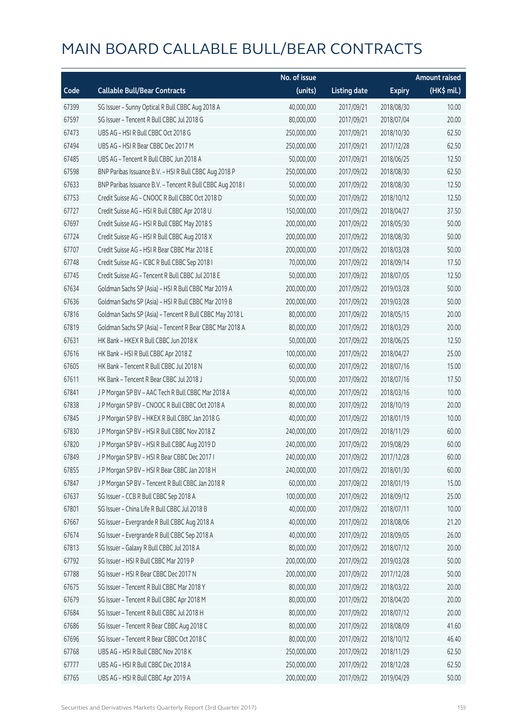# MAIN BOARD CALLABLE BULL/BEAR CONTRACTS

| Code | Callable Bull/Bear Contracts | No. of issue (units) | Listing date | Expiry | Amount raised (HK$ mil.) |
|---|---|---|---|---|---|
| 67399 | SG Issuer – Sunny Optical R Bull CBBC Aug 2018 A | 40,000,000 | 2017/09/21 | 2018/08/30 | 10.00 |
| 67597 | SG Issuer – Tencent R Bull CBBC Jul 2018 G | 80,000,000 | 2017/09/21 | 2018/07/04 | 20.00 |
| 67473 | UBS AG – HSI R Bull CBBC Oct 2018 G | 250,000,000 | 2017/09/21 | 2018/10/30 | 62.50 |
| 67494 | UBS AG – HSI R Bear CBBC Dec 2017 M | 250,000,000 | 2017/09/21 | 2017/12/28 | 62.50 |
| 67485 | UBS AG – Tencent R Bull CBBC Jun 2018 A | 50,000,000 | 2017/09/21 | 2018/06/25 | 12.50 |
| 67598 | BNP Paribas Issuance B.V. – HSI R Bull CBBC Aug 2018 P | 250,000,000 | 2017/09/22 | 2018/08/30 | 62.50 |
| 67633 | BNP Paribas Issuance B.V. – Tencent R Bull CBBC Aug 2018 I | 50,000,000 | 2017/09/22 | 2018/08/30 | 12.50 |
| 67753 | Credit Suisse AG – CNOOC R Bull CBBC Oct 2018 D | 50,000,000 | 2017/09/22 | 2018/10/12 | 12.50 |
| 67727 | Credit Suisse AG – HSI R Bull CBBC Apr 2018 U | 150,000,000 | 2017/09/22 | 2018/04/27 | 37.50 |
| 67697 | Credit Suisse AG – HSI R Bull CBBC May 2018 S | 200,000,000 | 2017/09/22 | 2018/05/30 | 50.00 |
| 67724 | Credit Suisse AG – HSI R Bull CBBC Aug 2018 X | 200,000,000 | 2017/09/22 | 2018/08/30 | 50.00 |
| 67707 | Credit Suisse AG – HSI R Bear CBBC Mar 2018 E | 200,000,000 | 2017/09/22 | 2018/03/28 | 50.00 |
| 67748 | Credit Suisse AG – ICBC R Bull CBBC Sep 2018 I | 70,000,000 | 2017/09/22 | 2018/09/14 | 17.50 |
| 67745 | Credit Suisse AG – Tencent R Bull CBBC Jul 2018 E | 50,000,000 | 2017/09/22 | 2018/07/05 | 12.50 |
| 67634 | Goldman Sachs SP (Asia) – HSI R Bull CBBC Mar 2019 A | 200,000,000 | 2017/09/22 | 2019/03/28 | 50.00 |
| 67636 | Goldman Sachs SP (Asia) – HSI R Bull CBBC Mar 2019 B | 200,000,000 | 2017/09/22 | 2019/03/28 | 50.00 |
| 67816 | Goldman Sachs SP (Asia) – Tencent R Bull CBBC May 2018 L | 80,000,000 | 2017/09/22 | 2018/05/15 | 20.00 |
| 67819 | Goldman Sachs SP (Asia) – Tencent R Bear CBBC Mar 2018 A | 80,000,000 | 2017/09/22 | 2018/03/29 | 20.00 |
| 67631 | HK Bank – HKEX R Bull CBBC Jun 2018 K | 50,000,000 | 2017/09/22 | 2018/06/25 | 12.50 |
| 67616 | HK Bank – HSI R Bull CBBC Apr 2018 Z | 100,000,000 | 2017/09/22 | 2018/04/27 | 25.00 |
| 67605 | HK Bank – Tencent R Bull CBBC Jul 2018 N | 60,000,000 | 2017/09/22 | 2018/07/16 | 15.00 |
| 67611 | HK Bank – Tencent R Bear CBBC Jul 2018 J | 50,000,000 | 2017/09/22 | 2018/07/16 | 17.50 |
| 67841 | J P Morgan SP BV – AAC Tech R Bull CBBC Mar 2018 A | 40,000,000 | 2017/09/22 | 2018/03/16 | 10.00 |
| 67838 | J P Morgan SP BV – CNOOC R Bull CBBC Oct 2018 A | 80,000,000 | 2017/09/22 | 2018/10/19 | 20.00 |
| 67845 | J P Morgan SP BV – HKEX R Bull CBBC Jan 2018 G | 40,000,000 | 2017/09/22 | 2018/01/19 | 10.00 |
| 67830 | J P Morgan SP BV – HSI R Bull CBBC Nov 2018 Z | 240,000,000 | 2017/09/22 | 2018/11/29 | 60.00 |
| 67820 | J P Morgan SP BV – HSI R Bull CBBC Aug 2019 D | 240,000,000 | 2017/09/22 | 2019/08/29 | 60.00 |
| 67849 | J P Morgan SP BV – HSI R Bear CBBC Dec 2017 I | 240,000,000 | 2017/09/22 | 2017/12/28 | 60.00 |
| 67855 | J P Morgan SP BV – HSI R Bear CBBC Jan 2018 H | 240,000,000 | 2017/09/22 | 2018/01/30 | 60.00 |
| 67847 | J P Morgan SP BV – Tencent R Bull CBBC Jan 2018 R | 60,000,000 | 2017/09/22 | 2018/01/19 | 15.00 |
| 67637 | SG Issuer – CCB R Bull CBBC Sep 2018 A | 100,000,000 | 2017/09/22 | 2018/09/12 | 25.00 |
| 67801 | SG Issuer – China Life R Bull CBBC Jul 2018 B | 40,000,000 | 2017/09/22 | 2018/07/11 | 10.00 |
| 67667 | SG Issuer – Evergrande R Bull CBBC Aug 2018 A | 40,000,000 | 2017/09/22 | 2018/08/06 | 21.20 |
| 67674 | SG Issuer – Evergrande R Bull CBBC Sep 2018 A | 40,000,000 | 2017/09/22 | 2018/09/05 | 26.00 |
| 67813 | SG Issuer – Galaxy R Bull CBBC Jul 2018 A | 80,000,000 | 2017/09/22 | 2018/07/12 | 20.00 |
| 67792 | SG Issuer – HSI R Bull CBBC Mar 2019 P | 200,000,000 | 2017/09/22 | 2019/03/28 | 50.00 |
| 67788 | SG Issuer – HSI R Bear CBBC Dec 2017 N | 200,000,000 | 2017/09/22 | 2017/12/28 | 50.00 |
| 67675 | SG Issuer – Tencent R Bull CBBC Mar 2018 Y | 80,000,000 | 2017/09/22 | 2018/03/22 | 20.00 |
| 67679 | SG Issuer – Tencent R Bull CBBC Apr 2018 M | 80,000,000 | 2017/09/22 | 2018/04/20 | 20.00 |
| 67684 | SG Issuer – Tencent R Bull CBBC Jul 2018 H | 80,000,000 | 2017/09/22 | 2018/07/12 | 20.00 |
| 67686 | SG Issuer – Tencent R Bear CBBC Aug 2018 C | 80,000,000 | 2017/09/22 | 2018/08/09 | 41.60 |
| 67696 | SG Issuer – Tencent R Bear CBBC Oct 2018 C | 80,000,000 | 2017/09/22 | 2018/10/12 | 46.40 |
| 67768 | UBS AG – HSI R Bull CBBC Nov 2018 K | 250,000,000 | 2017/09/22 | 2018/11/29 | 62.50 |
| 67777 | UBS AG – HSI R Bull CBBC Dec 2018 A | 250,000,000 | 2017/09/22 | 2018/12/28 | 62.50 |
| 67765 | UBS AG – HSI R Bull CBBC Apr 2019 A | 200,000,000 | 2017/09/22 | 2019/04/29 | 50.00 |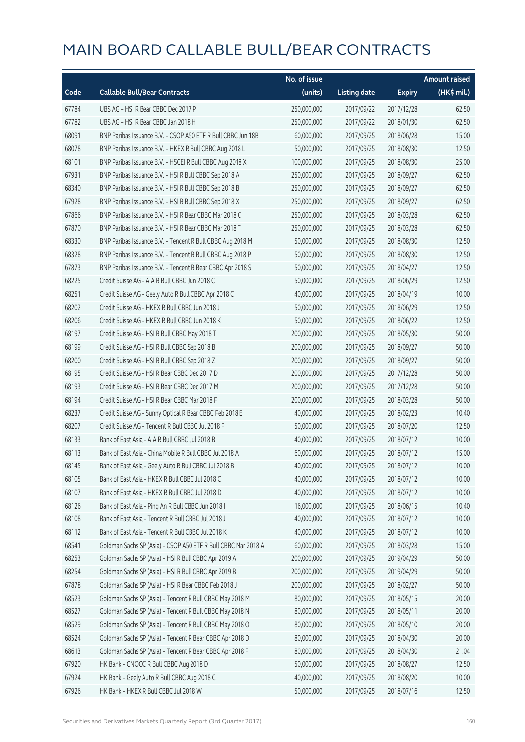# MAIN BOARD CALLABLE BULL/BEAR CONTRACTS

| Code | Callable Bull/Bear Contracts | No. of issue (units) | Listing date | Expiry | Amount raised (HK$ mil.) |
|---|---|---|---|---|---|
| 67784 | UBS AG – HSI R Bear CBBC Dec 2017 P | 250,000,000 | 2017/09/22 | 2017/12/28 | 62.50 |
| 67782 | UBS AG – HSI R Bear CBBC Jan 2018 H | 250,000,000 | 2017/09/22 | 2018/01/30 | 62.50 |
| 68091 | BNP Paribas Issuance B.V. – CSOP A50 ETF R Bull CBBC Jun 18B | 60,000,000 | 2017/09/25 | 2018/06/28 | 15.00 |
| 68078 | BNP Paribas Issuance B.V. – HKEX R Bull CBBC Aug 2018 L | 50,000,000 | 2017/09/25 | 2018/08/30 | 12.50 |
| 68101 | BNP Paribas Issuance B.V. – HSCEI R Bull CBBC Aug 2018 X | 100,000,000 | 2017/09/25 | 2018/08/30 | 25.00 |
| 67931 | BNP Paribas Issuance B.V. – HSI R Bull CBBC Sep 2018 A | 250,000,000 | 2017/09/25 | 2018/09/27 | 62.50 |
| 68340 | BNP Paribas Issuance B.V. – HSI R Bull CBBC Sep 2018 B | 250,000,000 | 2017/09/25 | 2018/09/27 | 62.50 |
| 67928 | BNP Paribas Issuance B.V. – HSI R Bull CBBC Sep 2018 X | 250,000,000 | 2017/09/25 | 2018/09/27 | 62.50 |
| 67866 | BNP Paribas Issuance B.V. – HSI R Bear CBBC Mar 2018 C | 250,000,000 | 2017/09/25 | 2018/03/28 | 62.50 |
| 67870 | BNP Paribas Issuance B.V. – HSI R Bear CBBC Mar 2018 T | 250,000,000 | 2017/09/25 | 2018/03/28 | 62.50 |
| 68330 | BNP Paribas Issuance B.V. – Tencent R Bull CBBC Aug 2018 M | 50,000,000 | 2017/09/25 | 2018/08/30 | 12.50 |
| 68328 | BNP Paribas Issuance B.V. – Tencent R Bull CBBC Aug 2018 P | 50,000,000 | 2017/09/25 | 2018/08/30 | 12.50 |
| 67873 | BNP Paribas Issuance B.V. – Tencent R Bear CBBC Apr 2018 S | 50,000,000 | 2017/09/25 | 2018/04/27 | 12.50 |
| 68225 | Credit Suisse AG – AIA R Bull CBBC Jun 2018 C | 50,000,000 | 2017/09/25 | 2018/06/29 | 12.50 |
| 68251 | Credit Suisse AG – Geely Auto R Bull CBBC Apr 2018 C | 40,000,000 | 2017/09/25 | 2018/04/19 | 10.00 |
| 68202 | Credit Suisse AG – HKEX R Bull CBBC Jun 2018 J | 50,000,000 | 2017/09/25 | 2018/06/29 | 12.50 |
| 68206 | Credit Suisse AG – HKEX R Bull CBBC Jun 2018 K | 50,000,000 | 2017/09/25 | 2018/06/22 | 12.50 |
| 68197 | Credit Suisse AG – HSI R Bull CBBC May 2018 T | 200,000,000 | 2017/09/25 | 2018/05/30 | 50.00 |
| 68199 | Credit Suisse AG – HSI R Bull CBBC Sep 2018 B | 200,000,000 | 2017/09/25 | 2018/09/27 | 50.00 |
| 68200 | Credit Suisse AG – HSI R Bull CBBC Sep 2018 Z | 200,000,000 | 2017/09/25 | 2018/09/27 | 50.00 |
| 68195 | Credit Suisse AG – HSI R Bear CBBC Dec 2017 D | 200,000,000 | 2017/09/25 | 2017/12/28 | 50.00 |
| 68193 | Credit Suisse AG – HSI R Bear CBBC Dec 2017 M | 200,000,000 | 2017/09/25 | 2017/12/28 | 50.00 |
| 68194 | Credit Suisse AG – HSI R Bear CBBC Mar 2018 F | 200,000,000 | 2017/09/25 | 2018/03/28 | 50.00 |
| 68237 | Credit Suisse AG – Sunny Optical R Bear CBBC Feb 2018 E | 40,000,000 | 2017/09/25 | 2018/02/23 | 10.40 |
| 68207 | Credit Suisse AG – Tencent R Bull CBBC Jul 2018 F | 50,000,000 | 2017/09/25 | 2018/07/20 | 12.50 |
| 68133 | Bank of East Asia – AIA R Bull CBBC Jul 2018 B | 40,000,000 | 2017/09/25 | 2018/07/12 | 10.00 |
| 68113 | Bank of East Asia – China Mobile R Bull CBBC Jul 2018 A | 60,000,000 | 2017/09/25 | 2018/07/12 | 15.00 |
| 68145 | Bank of East Asia – Geely Auto R Bull CBBC Jul 2018 B | 40,000,000 | 2017/09/25 | 2018/07/12 | 10.00 |
| 68105 | Bank of East Asia – HKEX R Bull CBBC Jul 2018 C | 40,000,000 | 2017/09/25 | 2018/07/12 | 10.00 |
| 68107 | Bank of East Asia – HKEX R Bull CBBC Jul 2018 D | 40,000,000 | 2017/09/25 | 2018/07/12 | 10.00 |
| 68126 | Bank of East Asia – Ping An R Bull CBBC Jun 2018 I | 16,000,000 | 2017/09/25 | 2018/06/15 | 10.40 |
| 68108 | Bank of East Asia – Tencent R Bull CBBC Jul 2018 J | 40,000,000 | 2017/09/25 | 2018/07/12 | 10.00 |
| 68112 | Bank of East Asia – Tencent R Bull CBBC Jul 2018 K | 40,000,000 | 2017/09/25 | 2018/07/12 | 10.00 |
| 68541 | Goldman Sachs SP (Asia) – CSOP A50 ETF R Bull CBBC Mar 2018 A | 60,000,000 | 2017/09/25 | 2018/03/28 | 15.00 |
| 68253 | Goldman Sachs SP (Asia) – HSI R Bull CBBC Apr 2019 A | 200,000,000 | 2017/09/25 | 2019/04/29 | 50.00 |
| 68254 | Goldman Sachs SP (Asia) – HSI R Bull CBBC Apr 2019 B | 200,000,000 | 2017/09/25 | 2019/04/29 | 50.00 |
| 67878 | Goldman Sachs SP (Asia) – HSI R Bear CBBC Feb 2018 J | 200,000,000 | 2017/09/25 | 2018/02/27 | 50.00 |
| 68523 | Goldman Sachs SP (Asia) – Tencent R Bull CBBC May 2018 M | 80,000,000 | 2017/09/25 | 2018/05/15 | 20.00 |
| 68527 | Goldman Sachs SP (Asia) – Tencent R Bull CBBC May 2018 N | 80,000,000 | 2017/09/25 | 2018/05/11 | 20.00 |
| 68529 | Goldman Sachs SP (Asia) – Tencent R Bull CBBC May 2018 O | 80,000,000 | 2017/09/25 | 2018/05/10 | 20.00 |
| 68524 | Goldman Sachs SP (Asia) – Tencent R Bear CBBC Apr 2018 D | 80,000,000 | 2017/09/25 | 2018/04/30 | 20.00 |
| 68613 | Goldman Sachs SP (Asia) – Tencent R Bear CBBC Apr 2018 F | 80,000,000 | 2017/09/25 | 2018/04/30 | 21.04 |
| 67920 | HK Bank – CNOOC R Bull CBBC Aug 2018 D | 50,000,000 | 2017/09/25 | 2018/08/27 | 12.50 |
| 67924 | HK Bank – Geely Auto R Bull CBBC Aug 2018 C | 40,000,000 | 2017/09/25 | 2018/08/20 | 10.00 |
| 67926 | HK Bank – HKEX R Bull CBBC Jul 2018 W | 50,000,000 | 2017/09/25 | 2018/07/16 | 12.50 |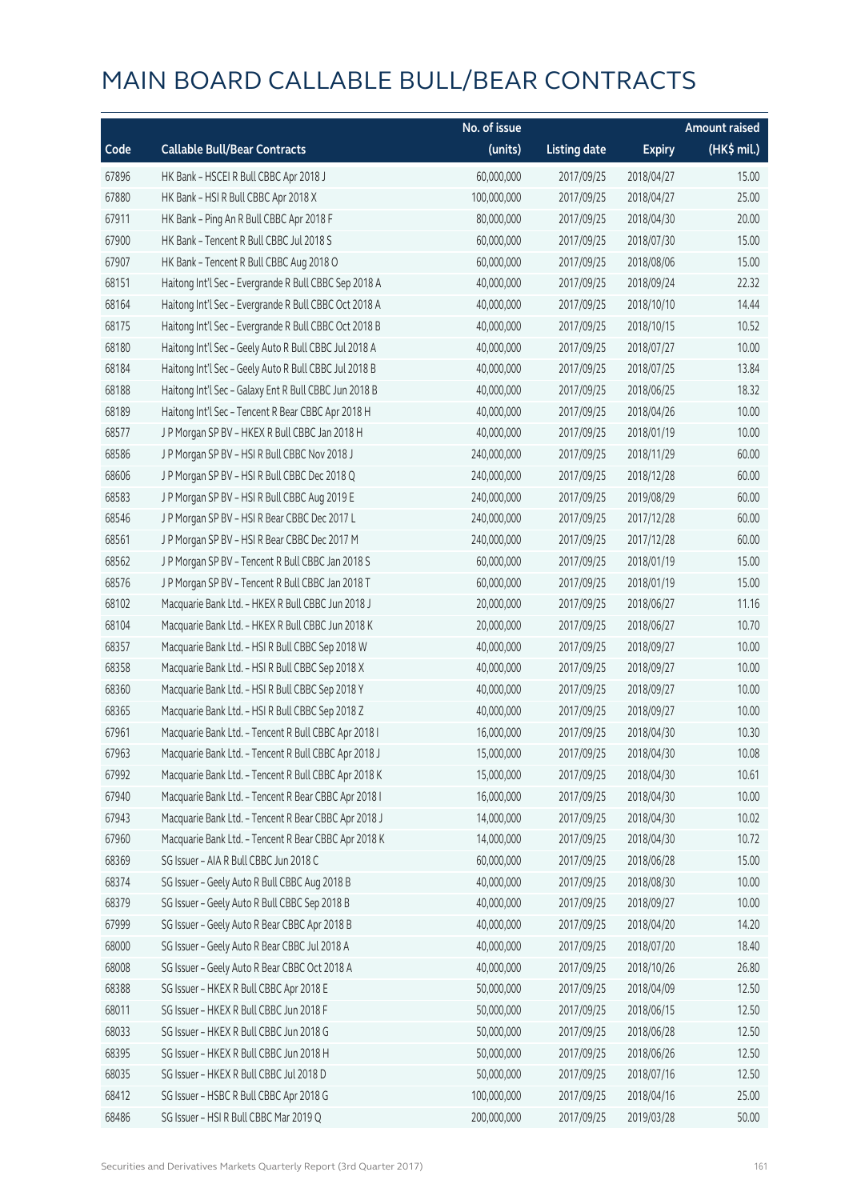# MAIN BOARD CALLABLE BULL/BEAR CONTRACTS

| Code | Callable Bull/Bear Contracts | No. of issue (units) | Listing date | Expiry | Amount raised (HK$ mil.) |
|---|---|---|---|---|---|
| 67896 | HK Bank – HSCEI R Bull CBBC Apr 2018 J | 60,000,000 | 2017/09/25 | 2018/04/27 | 15.00 |
| 67880 | HK Bank – HSI R Bull CBBC Apr 2018 X | 100,000,000 | 2017/09/25 | 2018/04/27 | 25.00 |
| 67911 | HK Bank – Ping An R Bull CBBC Apr 2018 F | 80,000,000 | 2017/09/25 | 2018/04/30 | 20.00 |
| 67900 | HK Bank – Tencent R Bull CBBC Jul 2018 S | 60,000,000 | 2017/09/25 | 2018/07/30 | 15.00 |
| 67907 | HK Bank – Tencent R Bull CBBC Aug 2018 O | 60,000,000 | 2017/09/25 | 2018/08/06 | 15.00 |
| 68151 | Haitong Int'l Sec – Evergrande R Bull CBBC Sep 2018 A | 40,000,000 | 2017/09/25 | 2018/09/24 | 22.32 |
| 68164 | Haitong Int'l Sec – Evergrande R Bull CBBC Oct 2018 A | 40,000,000 | 2017/09/25 | 2018/10/10 | 14.44 |
| 68175 | Haitong Int'l Sec – Evergrande R Bull CBBC Oct 2018 B | 40,000,000 | 2017/09/25 | 2018/10/15 | 10.52 |
| 68180 | Haitong Int'l Sec – Geely Auto R Bull CBBC Jul 2018 A | 40,000,000 | 2017/09/25 | 2018/07/27 | 10.00 |
| 68184 | Haitong Int'l Sec – Geely Auto R Bull CBBC Jul 2018 B | 40,000,000 | 2017/09/25 | 2018/07/25 | 13.84 |
| 68188 | Haitong Int'l Sec – Galaxy Ent R Bull CBBC Jun 2018 B | 40,000,000 | 2017/09/25 | 2018/06/25 | 18.32 |
| 68189 | Haitong Int'l Sec – Tencent R Bear CBBC Apr 2018 H | 40,000,000 | 2017/09/25 | 2018/04/26 | 10.00 |
| 68577 | J P Morgan SP BV – HKEX R Bull CBBC Jan 2018 H | 40,000,000 | 2017/09/25 | 2018/01/19 | 10.00 |
| 68586 | J P Morgan SP BV – HSI R Bull CBBC Nov 2018 J | 240,000,000 | 2017/09/25 | 2018/11/29 | 60.00 |
| 68606 | J P Morgan SP BV – HSI R Bull CBBC Dec 2018 Q | 240,000,000 | 2017/09/25 | 2018/12/28 | 60.00 |
| 68583 | J P Morgan SP BV – HSI R Bull CBBC Aug 2019 E | 240,000,000 | 2017/09/25 | 2019/08/29 | 60.00 |
| 68546 | J P Morgan SP BV – HSI R Bear CBBC Dec 2017 L | 240,000,000 | 2017/09/25 | 2017/12/28 | 60.00 |
| 68561 | J P Morgan SP BV – HSI R Bear CBBC Dec 2017 M | 240,000,000 | 2017/09/25 | 2017/12/28 | 60.00 |
| 68562 | J P Morgan SP BV – Tencent R Bull CBBC Jan 2018 S | 60,000,000 | 2017/09/25 | 2018/01/19 | 15.00 |
| 68576 | J P Morgan SP BV – Tencent R Bull CBBC Jan 2018 T | 60,000,000 | 2017/09/25 | 2018/01/19 | 15.00 |
| 68102 | Macquarie Bank Ltd. – HKEX R Bull CBBC Jun 2018 J | 20,000,000 | 2017/09/25 | 2018/06/27 | 11.16 |
| 68104 | Macquarie Bank Ltd. – HKEX R Bull CBBC Jun 2018 K | 20,000,000 | 2017/09/25 | 2018/06/27 | 10.70 |
| 68357 | Macquarie Bank Ltd. – HSI R Bull CBBC Sep 2018 W | 40,000,000 | 2017/09/25 | 2018/09/27 | 10.00 |
| 68358 | Macquarie Bank Ltd. – HSI R Bull CBBC Sep 2018 X | 40,000,000 | 2017/09/25 | 2018/09/27 | 10.00 |
| 68360 | Macquarie Bank Ltd. – HSI R Bull CBBC Sep 2018 Y | 40,000,000 | 2017/09/25 | 2018/09/27 | 10.00 |
| 68365 | Macquarie Bank Ltd. – HSI R Bull CBBC Sep 2018 Z | 40,000,000 | 2017/09/25 | 2018/09/27 | 10.00 |
| 67961 | Macquarie Bank Ltd. – Tencent R Bull CBBC Apr 2018 I | 16,000,000 | 2017/09/25 | 2018/04/30 | 10.30 |
| 67963 | Macquarie Bank Ltd. – Tencent R Bull CBBC Apr 2018 J | 15,000,000 | 2017/09/25 | 2018/04/30 | 10.08 |
| 67992 | Macquarie Bank Ltd. – Tencent R Bull CBBC Apr 2018 K | 15,000,000 | 2017/09/25 | 2018/04/30 | 10.61 |
| 67940 | Macquarie Bank Ltd. – Tencent R Bear CBBC Apr 2018 I | 16,000,000 | 2017/09/25 | 2018/04/30 | 10.00 |
| 67943 | Macquarie Bank Ltd. – Tencent R Bear CBBC Apr 2018 J | 14,000,000 | 2017/09/25 | 2018/04/30 | 10.02 |
| 67960 | Macquarie Bank Ltd. – Tencent R Bear CBBC Apr 2018 K | 14,000,000 | 2017/09/25 | 2018/04/30 | 10.72 |
| 68369 | SG Issuer – AIA R Bull CBBC Jun 2018 C | 60,000,000 | 2017/09/25 | 2018/06/28 | 15.00 |
| 68374 | SG Issuer – Geely Auto R Bull CBBC Aug 2018 B | 40,000,000 | 2017/09/25 | 2018/08/30 | 10.00 |
| 68379 | SG Issuer – Geely Auto R Bull CBBC Sep 2018 B | 40,000,000 | 2017/09/25 | 2018/09/27 | 10.00 |
| 67999 | SG Issuer – Geely Auto R Bear CBBC Apr 2018 B | 40,000,000 | 2017/09/25 | 2018/04/20 | 14.20 |
| 68000 | SG Issuer – Geely Auto R Bear CBBC Jul 2018 A | 40,000,000 | 2017/09/25 | 2018/07/20 | 18.40 |
| 68008 | SG Issuer – Geely Auto R Bear CBBC Oct 2018 A | 40,000,000 | 2017/09/25 | 2018/10/26 | 26.80 |
| 68388 | SG Issuer – HKEX R Bull CBBC Apr 2018 E | 50,000,000 | 2017/09/25 | 2018/04/09 | 12.50 |
| 68011 | SG Issuer – HKEX R Bull CBBC Jun 2018 F | 50,000,000 | 2017/09/25 | 2018/06/15 | 12.50 |
| 68033 | SG Issuer – HKEX R Bull CBBC Jun 2018 G | 50,000,000 | 2017/09/25 | 2018/06/28 | 12.50 |
| 68395 | SG Issuer – HKEX R Bull CBBC Jun 2018 H | 50,000,000 | 2017/09/25 | 2018/06/26 | 12.50 |
| 68035 | SG Issuer – HKEX R Bull CBBC Jul 2018 D | 50,000,000 | 2017/09/25 | 2018/07/16 | 12.50 |
| 68412 | SG Issuer – HSBC R Bull CBBC Apr 2018 G | 100,000,000 | 2017/09/25 | 2018/04/16 | 25.00 |
| 68486 | SG Issuer – HSI R Bull CBBC Mar 2019 Q | 200,000,000 | 2017/09/25 | 2019/03/28 | 50.00 |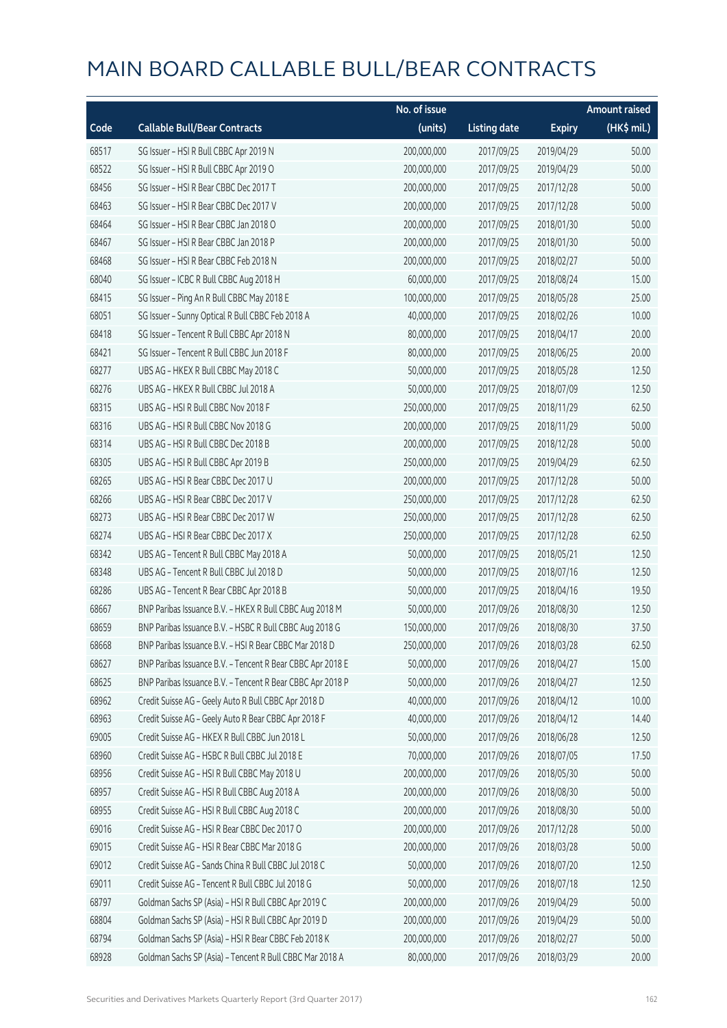# MAIN BOARD CALLABLE BULL/BEAR CONTRACTS

| Code | Callable Bull/Bear Contracts | No. of issue (units) | Listing date | Expiry | Amount raised (HK$ mil.) |
|---|---|---|---|---|---|
| 68517 | SG Issuer – HSI R Bull CBBC Apr 2019 N | 200,000,000 | 2017/09/25 | 2019/04/29 | 50.00 |
| 68522 | SG Issuer – HSI R Bull CBBC Apr 2019 O | 200,000,000 | 2017/09/25 | 2019/04/29 | 50.00 |
| 68456 | SG Issuer – HSI R Bear CBBC Dec 2017 T | 200,000,000 | 2017/09/25 | 2017/12/28 | 50.00 |
| 68463 | SG Issuer – HSI R Bear CBBC Dec 2017 V | 200,000,000 | 2017/09/25 | 2017/12/28 | 50.00 |
| 68464 | SG Issuer – HSI R Bear CBBC Jan 2018 O | 200,000,000 | 2017/09/25 | 2018/01/30 | 50.00 |
| 68467 | SG Issuer – HSI R Bear CBBC Jan 2018 P | 200,000,000 | 2017/09/25 | 2018/01/30 | 50.00 |
| 68468 | SG Issuer – HSI R Bear CBBC Feb 2018 N | 200,000,000 | 2017/09/25 | 2018/02/27 | 50.00 |
| 68040 | SG Issuer – ICBC R Bull CBBC Aug 2018 H | 60,000,000 | 2017/09/25 | 2018/08/24 | 15.00 |
| 68415 | SG Issuer – Ping An R Bull CBBC May 2018 E | 100,000,000 | 2017/09/25 | 2018/05/28 | 25.00 |
| 68051 | SG Issuer – Sunny Optical R Bull CBBC Feb 2018 A | 40,000,000 | 2017/09/25 | 2018/02/26 | 10.00 |
| 68418 | SG Issuer – Tencent R Bull CBBC Apr 2018 N | 80,000,000 | 2017/09/25 | 2018/04/17 | 20.00 |
| 68421 | SG Issuer – Tencent R Bull CBBC Jun 2018 F | 80,000,000 | 2017/09/25 | 2018/06/25 | 20.00 |
| 68277 | UBS AG – HKEX R Bull CBBC May 2018 C | 50,000,000 | 2017/09/25 | 2018/05/28 | 12.50 |
| 68276 | UBS AG – HKEX R Bull CBBC Jul 2018 A | 50,000,000 | 2017/09/25 | 2018/07/09 | 12.50 |
| 68315 | UBS AG – HSI R Bull CBBC Nov 2018 F | 250,000,000 | 2017/09/25 | 2018/11/29 | 62.50 |
| 68316 | UBS AG – HSI R Bull CBBC Nov 2018 G | 200,000,000 | 2017/09/25 | 2018/11/29 | 50.00 |
| 68314 | UBS AG – HSI R Bull CBBC Dec 2018 B | 200,000,000 | 2017/09/25 | 2018/12/28 | 50.00 |
| 68305 | UBS AG – HSI R Bull CBBC Apr 2019 B | 250,000,000 | 2017/09/25 | 2019/04/29 | 62.50 |
| 68265 | UBS AG – HSI R Bear CBBC Dec 2017 U | 200,000,000 | 2017/09/25 | 2017/12/28 | 50.00 |
| 68266 | UBS AG – HSI R Bear CBBC Dec 2017 V | 250,000,000 | 2017/09/25 | 2017/12/28 | 62.50 |
| 68273 | UBS AG – HSI R Bear CBBC Dec 2017 W | 250,000,000 | 2017/09/25 | 2017/12/28 | 62.50 |
| 68274 | UBS AG – HSI R Bear CBBC Dec 2017 X | 250,000,000 | 2017/09/25 | 2017/12/28 | 62.50 |
| 68342 | UBS AG – Tencent R Bull CBBC May 2018 A | 50,000,000 | 2017/09/25 | 2018/05/21 | 12.50 |
| 68348 | UBS AG – Tencent R Bull CBBC Jul 2018 D | 50,000,000 | 2017/09/25 | 2018/07/16 | 12.50 |
| 68286 | UBS AG – Tencent R Bear CBBC Apr 2018 B | 50,000,000 | 2017/09/25 | 2018/04/16 | 19.50 |
| 68667 | BNP Paribas Issuance B.V. – HKEX R Bull CBBC Aug 2018 M | 50,000,000 | 2017/09/26 | 2018/08/30 | 12.50 |
| 68659 | BNP Paribas Issuance B.V. – HSBC R Bull CBBC Aug 2018 G | 150,000,000 | 2017/09/26 | 2018/08/30 | 37.50 |
| 68668 | BNP Paribas Issuance B.V. – HSI R Bear CBBC Mar 2018 D | 250,000,000 | 2017/09/26 | 2018/03/28 | 62.50 |
| 68627 | BNP Paribas Issuance B.V. – Tencent R Bear CBBC Apr 2018 E | 50,000,000 | 2017/09/26 | 2018/04/27 | 15.00 |
| 68625 | BNP Paribas Issuance B.V. – Tencent R Bear CBBC Apr 2018 P | 50,000,000 | 2017/09/26 | 2018/04/27 | 12.50 |
| 68962 | Credit Suisse AG – Geely Auto R Bull CBBC Apr 2018 D | 40,000,000 | 2017/09/26 | 2018/04/12 | 10.00 |
| 68963 | Credit Suisse AG – Geely Auto R Bear CBBC Apr 2018 F | 40,000,000 | 2017/09/26 | 2018/04/12 | 14.40 |
| 69005 | Credit Suisse AG – HKEX R Bull CBBC Jun 2018 L | 50,000,000 | 2017/09/26 | 2018/06/28 | 12.50 |
| 68960 | Credit Suisse AG – HSBC R Bull CBBC Jul 2018 E | 70,000,000 | 2017/09/26 | 2018/07/05 | 17.50 |
| 68956 | Credit Suisse AG – HSI R Bull CBBC May 2018 U | 200,000,000 | 2017/09/26 | 2018/05/30 | 50.00 |
| 68957 | Credit Suisse AG – HSI R Bull CBBC Aug 2018 A | 200,000,000 | 2017/09/26 | 2018/08/30 | 50.00 |
| 68955 | Credit Suisse AG – HSI R Bull CBBC Aug 2018 C | 200,000,000 | 2017/09/26 | 2018/08/30 | 50.00 |
| 69016 | Credit Suisse AG – HSI R Bear CBBC Dec 2017 O | 200,000,000 | 2017/09/26 | 2017/12/28 | 50.00 |
| 69015 | Credit Suisse AG – HSI R Bear CBBC Mar 2018 G | 200,000,000 | 2017/09/26 | 2018/03/28 | 50.00 |
| 69012 | Credit Suisse AG – Sands China R Bull CBBC Jul 2018 C | 50,000,000 | 2017/09/26 | 2018/07/20 | 12.50 |
| 69011 | Credit Suisse AG – Tencent R Bull CBBC Jul 2018 G | 50,000,000 | 2017/09/26 | 2018/07/18 | 12.50 |
| 68797 | Goldman Sachs SP (Asia) – HSI R Bull CBBC Apr 2019 C | 200,000,000 | 2017/09/26 | 2019/04/29 | 50.00 |
| 68804 | Goldman Sachs SP (Asia) – HSI R Bull CBBC Apr 2019 D | 200,000,000 | 2017/09/26 | 2019/04/29 | 50.00 |
| 68794 | Goldman Sachs SP (Asia) – HSI R Bear CBBC Feb 2018 K | 200,000,000 | 2017/09/26 | 2018/02/27 | 50.00 |
| 68928 | Goldman Sachs SP (Asia) – Tencent R Bull CBBC Mar 2018 A | 80,000,000 | 2017/09/26 | 2018/03/29 | 20.00 |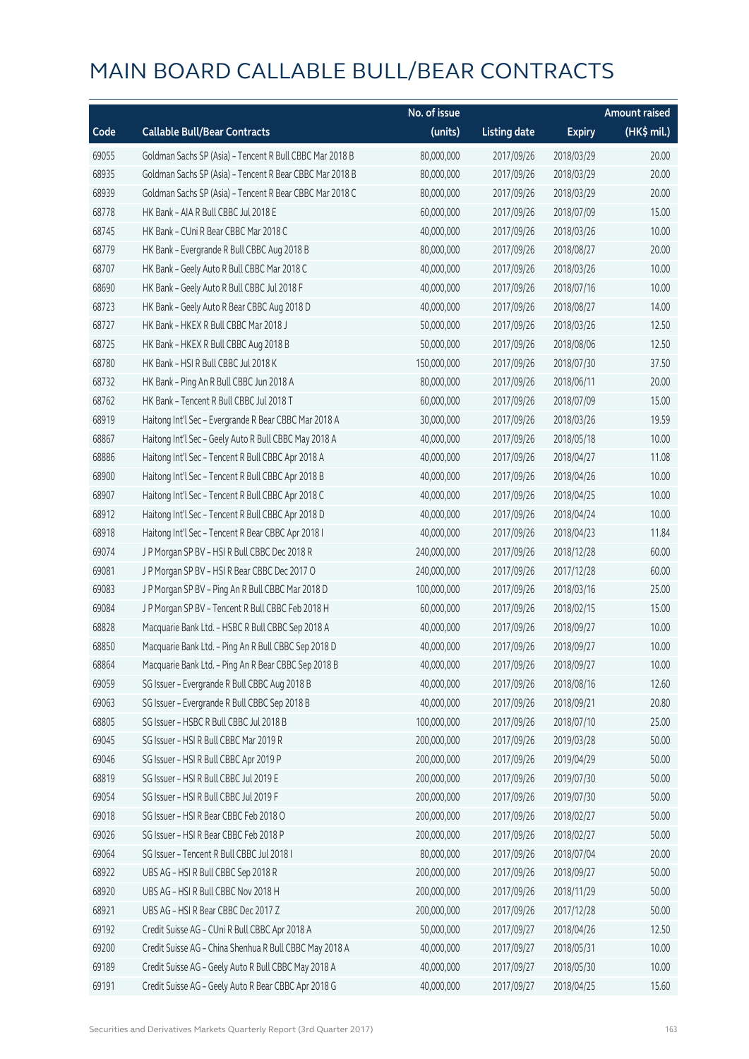# MAIN BOARD CALLABLE BULL/BEAR CONTRACTS

| Code | Callable Bull/Bear Contracts | No. of issue (units) | Listing date | Expiry | Amount raised (HK$ mil.) |
|---|---|---|---|---|---|
| 69055 | Goldman Sachs SP (Asia) - Tencent R Bull CBBC Mar 2018 B | 80,000,000 | 2017/09/26 | 2018/03/29 | 20.00 |
| 68935 | Goldman Sachs SP (Asia) - Tencent R Bear CBBC Mar 2018 B | 80,000,000 | 2017/09/26 | 2018/03/29 | 20.00 |
| 68939 | Goldman Sachs SP (Asia) - Tencent R Bear CBBC Mar 2018 C | 80,000,000 | 2017/09/26 | 2018/03/29 | 20.00 |
| 68778 | HK Bank - AIA R Bull CBBC Jul 2018 E | 60,000,000 | 2017/09/26 | 2018/07/09 | 15.00 |
| 68745 | HK Bank - CUni R Bear CBBC Mar 2018 C | 40,000,000 | 2017/09/26 | 2018/03/26 | 10.00 |
| 68779 | HK Bank - Evergrande R Bull CBBC Aug 2018 B | 80,000,000 | 2017/09/26 | 2018/08/27 | 20.00 |
| 68707 | HK Bank - Geely Auto R Bull CBBC Mar 2018 C | 40,000,000 | 2017/09/26 | 2018/03/26 | 10.00 |
| 68690 | HK Bank - Geely Auto R Bull CBBC Jul 2018 F | 40,000,000 | 2017/09/26 | 2018/07/16 | 10.00 |
| 68723 | HK Bank - Geely Auto R Bear CBBC Aug 2018 D | 40,000,000 | 2017/09/26 | 2018/08/27 | 14.00 |
| 68727 | HK Bank - HKEX R Bull CBBC Mar 2018 J | 50,000,000 | 2017/09/26 | 2018/03/26 | 12.50 |
| 68725 | HK Bank - HKEX R Bull CBBC Aug 2018 B | 50,000,000 | 2017/09/26 | 2018/08/06 | 12.50 |
| 68780 | HK Bank - HSI R Bull CBBC Jul 2018 K | 150,000,000 | 2017/09/26 | 2018/07/30 | 37.50 |
| 68732 | HK Bank - Ping An R Bull CBBC Jun 2018 A | 80,000,000 | 2017/09/26 | 2018/06/11 | 20.00 |
| 68762 | HK Bank - Tencent R Bull CBBC Jul 2018 T | 60,000,000 | 2017/09/26 | 2018/07/09 | 15.00 |
| 68919 | Haitong Int'l Sec - Evergrande R Bear CBBC Mar 2018 A | 30,000,000 | 2017/09/26 | 2018/03/26 | 19.59 |
| 68867 | Haitong Int'l Sec - Geely Auto R Bull CBBC May 2018 A | 40,000,000 | 2017/09/26 | 2018/05/18 | 10.00 |
| 68886 | Haitong Int'l Sec - Tencent R Bull CBBC Apr 2018 A | 40,000,000 | 2017/09/26 | 2018/04/27 | 11.08 |
| 68900 | Haitong Int'l Sec - Tencent R Bull CBBC Apr 2018 B | 40,000,000 | 2017/09/26 | 2018/04/26 | 10.00 |
| 68907 | Haitong Int'l Sec - Tencent R Bull CBBC Apr 2018 C | 40,000,000 | 2017/09/26 | 2018/04/25 | 10.00 |
| 68912 | Haitong Int'l Sec - Tencent R Bull CBBC Apr 2018 D | 40,000,000 | 2017/09/26 | 2018/04/24 | 10.00 |
| 68918 | Haitong Int'l Sec - Tencent R Bear CBBC Apr 2018 I | 40,000,000 | 2017/09/26 | 2018/04/23 | 11.84 |
| 69074 | J P Morgan SP BV - HSI R Bull CBBC Dec 2018 R | 240,000,000 | 2017/09/26 | 2018/12/28 | 60.00 |
| 69081 | J P Morgan SP BV - HSI R Bear CBBC Dec 2017 O | 240,000,000 | 2017/09/26 | 2017/12/28 | 60.00 |
| 69083 | J P Morgan SP BV - Ping An R Bull CBBC Mar 2018 D | 100,000,000 | 2017/09/26 | 2018/03/16 | 25.00 |
| 69084 | J P Morgan SP BV - Tencent R Bull CBBC Feb 2018 H | 60,000,000 | 2017/09/26 | 2018/02/15 | 15.00 |
| 68828 | Macquarie Bank Ltd. - HSBC R Bull CBBC Sep 2018 A | 40,000,000 | 2017/09/26 | 2018/09/27 | 10.00 |
| 68850 | Macquarie Bank Ltd. - Ping An R Bull CBBC Sep 2018 D | 40,000,000 | 2017/09/26 | 2018/09/27 | 10.00 |
| 68864 | Macquarie Bank Ltd. - Ping An R Bear CBBC Sep 2018 B | 40,000,000 | 2017/09/26 | 2018/09/27 | 10.00 |
| 69059 | SG Issuer - Evergrande R Bull CBBC Aug 2018 B | 40,000,000 | 2017/09/26 | 2018/08/16 | 12.60 |
| 69063 | SG Issuer - Evergrande R Bull CBBC Sep 2018 B | 40,000,000 | 2017/09/26 | 2018/09/21 | 20.80 |
| 68805 | SG Issuer - HSBC R Bull CBBC Jul 2018 B | 100,000,000 | 2017/09/26 | 2018/07/10 | 25.00 |
| 69045 | SG Issuer - HSI R Bull CBBC Mar 2019 R | 200,000,000 | 2017/09/26 | 2019/03/28 | 50.00 |
| 69046 | SG Issuer - HSI R Bull CBBC Apr 2019 P | 200,000,000 | 2017/09/26 | 2019/04/29 | 50.00 |
| 68819 | SG Issuer - HSI R Bull CBBC Jul 2019 E | 200,000,000 | 2017/09/26 | 2019/07/30 | 50.00 |
| 69054 | SG Issuer - HSI R Bull CBBC Jul 2019 F | 200,000,000 | 2017/09/26 | 2019/07/30 | 50.00 |
| 69018 | SG Issuer - HSI R Bear CBBC Feb 2018 O | 200,000,000 | 2017/09/26 | 2018/02/27 | 50.00 |
| 69026 | SG Issuer - HSI R Bear CBBC Feb 2018 P | 200,000,000 | 2017/09/26 | 2018/02/27 | 50.00 |
| 69064 | SG Issuer - Tencent R Bull CBBC Jul 2018 I | 80,000,000 | 2017/09/26 | 2018/07/04 | 20.00 |
| 68922 | UBS AG - HSI R Bull CBBC Sep 2018 R | 200,000,000 | 2017/09/26 | 2018/09/27 | 50.00 |
| 68920 | UBS AG - HSI R Bull CBBC Nov 2018 H | 200,000,000 | 2017/09/26 | 2018/11/29 | 50.00 |
| 68921 | UBS AG - HSI R Bear CBBC Dec 2017 Z | 200,000,000 | 2017/09/26 | 2017/12/28 | 50.00 |
| 69192 | Credit Suisse AG - CUni R Bull CBBC Apr 2018 A | 50,000,000 | 2017/09/27 | 2018/04/26 | 12.50 |
| 69200 | Credit Suisse AG - China Shenhua R Bull CBBC May 2018 A | 40,000,000 | 2017/09/27 | 2018/05/31 | 10.00 |
| 69189 | Credit Suisse AG - Geely Auto R Bull CBBC May 2018 A | 40,000,000 | 2017/09/27 | 2018/05/30 | 10.00 |
| 69191 | Credit Suisse AG - Geely Auto R Bear CBBC Apr 2018 G | 40,000,000 | 2017/09/27 | 2018/04/25 | 15.60 |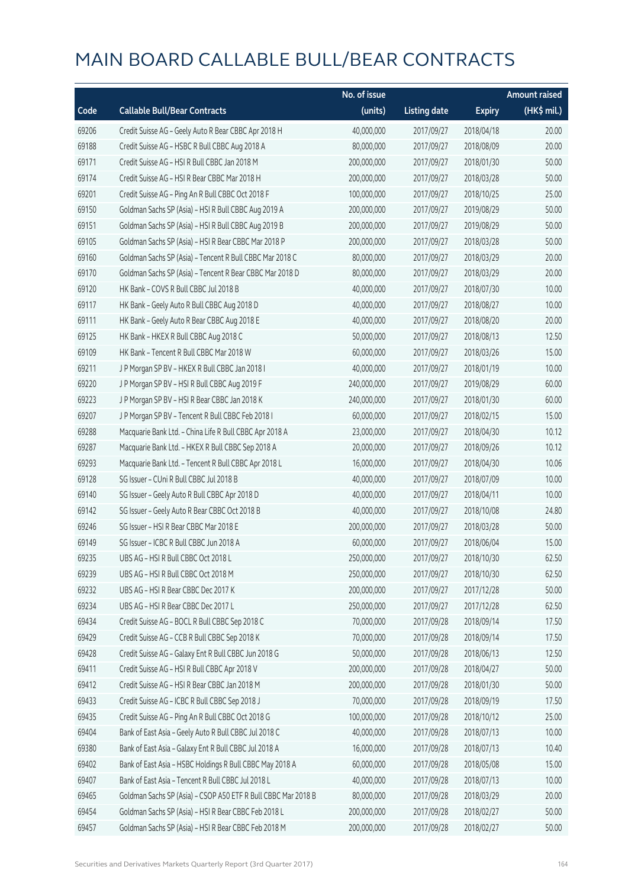# MAIN BOARD CALLABLE BULL/BEAR CONTRACTS

| Code | Callable Bull/Bear Contracts | No. of issue (units) | Listing date | Expiry | Amount raised (HK$ mil.) |
|---|---|---|---|---|---|
| 69206 | Credit Suisse AG – Geely Auto R Bear CBBC Apr 2018 H | 40,000,000 | 2017/09/27 | 2018/04/18 | 20.00 |
| 69188 | Credit Suisse AG – HSBC R Bull CBBC Aug 2018 A | 80,000,000 | 2017/09/27 | 2018/08/09 | 20.00 |
| 69171 | Credit Suisse AG – HSI R Bull CBBC Jan 2018 M | 200,000,000 | 2017/09/27 | 2018/01/30 | 50.00 |
| 69174 | Credit Suisse AG – HSI R Bear CBBC Mar 2018 H | 200,000,000 | 2017/09/27 | 2018/03/28 | 50.00 |
| 69201 | Credit Suisse AG – Ping An R Bull CBBC Oct 2018 F | 100,000,000 | 2017/09/27 | 2018/10/25 | 25.00 |
| 69150 | Goldman Sachs SP (Asia) – HSI R Bull CBBC Aug 2019 A | 200,000,000 | 2017/09/27 | 2019/08/29 | 50.00 |
| 69151 | Goldman Sachs SP (Asia) – HSI R Bull CBBC Aug 2019 B | 200,000,000 | 2017/09/27 | 2019/08/29 | 50.00 |
| 69105 | Goldman Sachs SP (Asia) – HSI R Bear CBBC Mar 2018 P | 200,000,000 | 2017/09/27 | 2018/03/28 | 50.00 |
| 69160 | Goldman Sachs SP (Asia) – Tencent R Bull CBBC Mar 2018 C | 80,000,000 | 2017/09/27 | 2018/03/29 | 20.00 |
| 69170 | Goldman Sachs SP (Asia) – Tencent R Bear CBBC Mar 2018 D | 80,000,000 | 2017/09/27 | 2018/03/29 | 20.00 |
| 69120 | HK Bank – COVS R Bull CBBC Jul 2018 B | 40,000,000 | 2017/09/27 | 2018/07/30 | 10.00 |
| 69117 | HK Bank – Geely Auto R Bull CBBC Aug 2018 D | 40,000,000 | 2017/09/27 | 2018/08/27 | 10.00 |
| 69111 | HK Bank – Geely Auto R Bear CBBC Aug 2018 E | 40,000,000 | 2017/09/27 | 2018/08/20 | 20.00 |
| 69125 | HK Bank – HKEX R Bull CBBC Aug 2018 C | 50,000,000 | 2017/09/27 | 2018/08/13 | 12.50 |
| 69109 | HK Bank – Tencent R Bull CBBC Mar 2018 W | 60,000,000 | 2017/09/27 | 2018/03/26 | 15.00 |
| 69211 | J P Morgan SP BV – HKEX R Bull CBBC Jan 2018 I | 40,000,000 | 2017/09/27 | 2018/01/19 | 10.00 |
| 69220 | J P Morgan SP BV – HSI R Bull CBBC Aug 2019 F | 240,000,000 | 2017/09/27 | 2019/08/29 | 60.00 |
| 69223 | J P Morgan SP BV – HSI R Bear CBBC Jan 2018 K | 240,000,000 | 2017/09/27 | 2018/01/30 | 60.00 |
| 69207 | J P Morgan SP BV – Tencent R Bull CBBC Feb 2018 I | 60,000,000 | 2017/09/27 | 2018/02/15 | 15.00 |
| 69288 | Macquarie Bank Ltd. – China Life R Bull CBBC Apr 2018 A | 23,000,000 | 2017/09/27 | 2018/04/30 | 10.12 |
| 69287 | Macquarie Bank Ltd. – HKEX R Bull CBBC Sep 2018 A | 20,000,000 | 2017/09/27 | 2018/09/26 | 10.12 |
| 69293 | Macquarie Bank Ltd. – Tencent R Bull CBBC Apr 2018 L | 16,000,000 | 2017/09/27 | 2018/04/30 | 10.06 |
| 69128 | SG Issuer – CUni R Bull CBBC Jul 2018 B | 40,000,000 | 2017/09/27 | 2018/07/09 | 10.00 |
| 69140 | SG Issuer – Geely Auto R Bull CBBC Apr 2018 D | 40,000,000 | 2017/09/27 | 2018/04/11 | 10.00 |
| 69142 | SG Issuer – Geely Auto R Bear CBBC Oct 2018 B | 40,000,000 | 2017/09/27 | 2018/10/08 | 24.80 |
| 69246 | SG Issuer – HSI R Bear CBBC Mar 2018 E | 200,000,000 | 2017/09/27 | 2018/03/28 | 50.00 |
| 69149 | SG Issuer – ICBC R Bull CBBC Jun 2018 A | 60,000,000 | 2017/09/27 | 2018/06/04 | 15.00 |
| 69235 | UBS AG – HSI R Bull CBBC Oct 2018 L | 250,000,000 | 2017/09/27 | 2018/10/30 | 62.50 |
| 69239 | UBS AG – HSI R Bull CBBC Oct 2018 M | 250,000,000 | 2017/09/27 | 2018/10/30 | 62.50 |
| 69232 | UBS AG – HSI R Bear CBBC Dec 2017 K | 200,000,000 | 2017/09/27 | 2017/12/28 | 50.00 |
| 69234 | UBS AG – HSI R Bear CBBC Dec 2017 L | 250,000,000 | 2017/09/27 | 2017/12/28 | 62.50 |
| 69434 | Credit Suisse AG – BOCL R Bull CBBC Sep 2018 C | 70,000,000 | 2017/09/28 | 2018/09/14 | 17.50 |
| 69429 | Credit Suisse AG – CCB R Bull CBBC Sep 2018 K | 70,000,000 | 2017/09/28 | 2018/09/14 | 17.50 |
| 69428 | Credit Suisse AG – Galaxy Ent R Bull CBBC Jun 2018 G | 50,000,000 | 2017/09/28 | 2018/06/13 | 12.50 |
| 69411 | Credit Suisse AG – HSI R Bull CBBC Apr 2018 V | 200,000,000 | 2017/09/28 | 2018/04/27 | 50.00 |
| 69412 | Credit Suisse AG – HSI R Bear CBBC Jan 2018 M | 200,000,000 | 2017/09/28 | 2018/01/30 | 50.00 |
| 69433 | Credit Suisse AG – ICBC R Bull CBBC Sep 2018 J | 70,000,000 | 2017/09/28 | 2018/09/19 | 17.50 |
| 69435 | Credit Suisse AG – Ping An R Bull CBBC Oct 2018 G | 100,000,000 | 2017/09/28 | 2018/10/12 | 25.00 |
| 69404 | Bank of East Asia – Geely Auto R Bull CBBC Jul 2018 C | 40,000,000 | 2017/09/28 | 2018/07/13 | 10.00 |
| 69380 | Bank of East Asia – Galaxy Ent R Bull CBBC Jul 2018 A | 16,000,000 | 2017/09/28 | 2018/07/13 | 10.40 |
| 69402 | Bank of East Asia – HSBC Holdings R Bull CBBC May 2018 A | 60,000,000 | 2017/09/28 | 2018/05/08 | 15.00 |
| 69407 | Bank of East Asia – Tencent R Bull CBBC Jul 2018 L | 40,000,000 | 2017/09/28 | 2018/07/13 | 10.00 |
| 69465 | Goldman Sachs SP (Asia) – CSOP A50 ETF R Bull CBBC Mar 2018 B | 80,000,000 | 2017/09/28 | 2018/03/29 | 20.00 |
| 69454 | Goldman Sachs SP (Asia) – HSI R Bear CBBC Feb 2018 L | 200,000,000 | 2017/09/28 | 2018/02/27 | 50.00 |
| 69457 | Goldman Sachs SP (Asia) – HSI R Bear CBBC Feb 2018 M | 200,000,000 | 2017/09/28 | 2018/02/27 | 50.00 |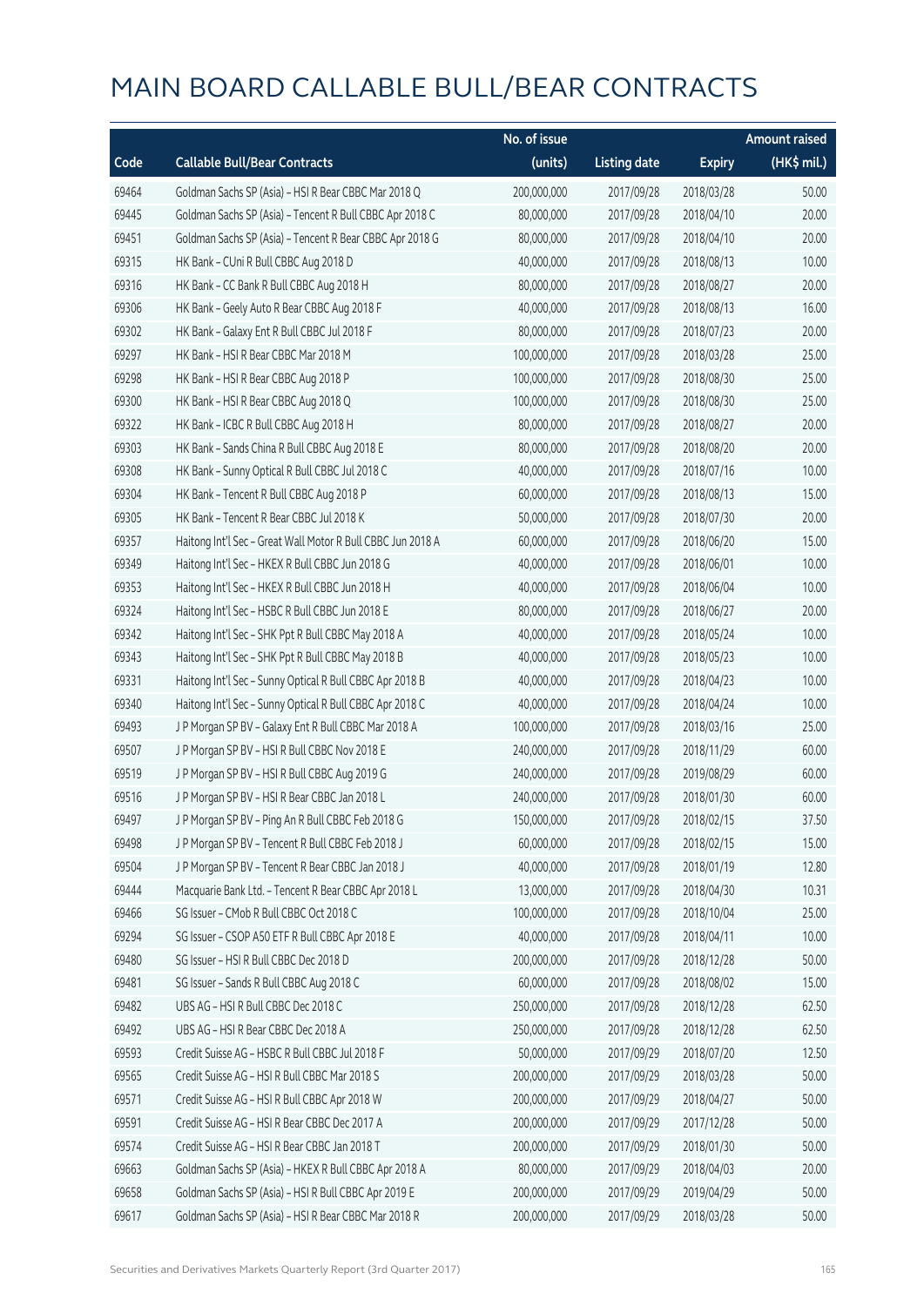# MAIN BOARD CALLABLE BULL/BEAR CONTRACTS

| Code | Callable Bull/Bear Contracts | No. of issue (units) | Listing date | Expiry | Amount raised (HK$ mil.) |
|---|---|---|---|---|---|
| 69464 | Goldman Sachs SP (Asia) - HSI R Bear CBBC Mar 2018 Q | 200,000,000 | 2017/09/28 | 2018/03/28 | 50.00 |
| 69445 | Goldman Sachs SP (Asia) - Tencent R Bull CBBC Apr 2018 C | 80,000,000 | 2017/09/28 | 2018/04/10 | 20.00 |
| 69451 | Goldman Sachs SP (Asia) - Tencent R Bear CBBC Apr 2018 G | 80,000,000 | 2017/09/28 | 2018/04/10 | 20.00 |
| 69315 | HK Bank - CUni R Bull CBBC Aug 2018 D | 40,000,000 | 2017/09/28 | 2018/08/13 | 10.00 |
| 69316 | HK Bank - CC Bank R Bull CBBC Aug 2018 H | 80,000,000 | 2017/09/28 | 2018/08/27 | 20.00 |
| 69306 | HK Bank - Geely Auto R Bear CBBC Aug 2018 F | 40,000,000 | 2017/09/28 | 2018/08/13 | 16.00 |
| 69302 | HK Bank - Galaxy Ent R Bull CBBC Jul 2018 F | 80,000,000 | 2017/09/28 | 2018/07/23 | 20.00 |
| 69297 | HK Bank - HSI R Bear CBBC Mar 2018 M | 100,000,000 | 2017/09/28 | 2018/03/28 | 25.00 |
| 69298 | HK Bank - HSI R Bear CBBC Aug 2018 P | 100,000,000 | 2017/09/28 | 2018/08/30 | 25.00 |
| 69300 | HK Bank - HSI R Bear CBBC Aug 2018 Q | 100,000,000 | 2017/09/28 | 2018/08/30 | 25.00 |
| 69322 | HK Bank - ICBC R Bull CBBC Aug 2018 H | 80,000,000 | 2017/09/28 | 2018/08/27 | 20.00 |
| 69303 | HK Bank - Sands China R Bull CBBC Aug 2018 E | 80,000,000 | 2017/09/28 | 2018/08/20 | 20.00 |
| 69308 | HK Bank - Sunny Optical R Bull CBBC Jul 2018 C | 40,000,000 | 2017/09/28 | 2018/07/16 | 10.00 |
| 69304 | HK Bank - Tencent R Bull CBBC Aug 2018 P | 60,000,000 | 2017/09/28 | 2018/08/13 | 15.00 |
| 69305 | HK Bank - Tencent R Bear CBBC Jul 2018 K | 50,000,000 | 2017/09/28 | 2018/07/30 | 20.00 |
| 69357 | Haitong Int'l Sec - Great Wall Motor R Bull CBBC Jun 2018 A | 60,000,000 | 2017/09/28 | 2018/06/20 | 15.00 |
| 69349 | Haitong Int'l Sec - HKEX R Bull CBBC Jun 2018 G | 40,000,000 | 2017/09/28 | 2018/06/01 | 10.00 |
| 69353 | Haitong Int'l Sec - HKEX R Bull CBBC Jun 2018 H | 40,000,000 | 2017/09/28 | 2018/06/04 | 10.00 |
| 69324 | Haitong Int'l Sec - HSBC R Bull CBBC Jun 2018 E | 80,000,000 | 2017/09/28 | 2018/06/27 | 20.00 |
| 69342 | Haitong Int'l Sec - SHK Ppt R Bull CBBC May 2018 A | 40,000,000 | 2017/09/28 | 2018/05/24 | 10.00 |
| 69343 | Haitong Int'l Sec - SHK Ppt R Bull CBBC May 2018 B | 40,000,000 | 2017/09/28 | 2018/05/23 | 10.00 |
| 69331 | Haitong Int'l Sec - Sunny Optical R Bull CBBC Apr 2018 B | 40,000,000 | 2017/09/28 | 2018/04/23 | 10.00 |
| 69340 | Haitong Int'l Sec - Sunny Optical R Bull CBBC Apr 2018 C | 40,000,000 | 2017/09/28 | 2018/04/24 | 10.00 |
| 69493 | J P Morgan SP BV - Galaxy Ent R Bull CBBC Mar 2018 A | 100,000,000 | 2017/09/28 | 2018/03/16 | 25.00 |
| 69507 | J P Morgan SP BV - HSI R Bull CBBC Nov 2018 E | 240,000,000 | 2017/09/28 | 2018/11/29 | 60.00 |
| 69519 | J P Morgan SP BV - HSI R Bull CBBC Aug 2019 G | 240,000,000 | 2017/09/28 | 2019/08/29 | 60.00 |
| 69516 | J P Morgan SP BV - HSI R Bear CBBC Jan 2018 L | 240,000,000 | 2017/09/28 | 2018/01/30 | 60.00 |
| 69497 | J P Morgan SP BV - Ping An R Bull CBBC Feb 2018 G | 150,000,000 | 2017/09/28 | 2018/02/15 | 37.50 |
| 69498 | J P Morgan SP BV - Tencent R Bull CBBC Feb 2018 J | 60,000,000 | 2017/09/28 | 2018/02/15 | 15.00 |
| 69504 | J P Morgan SP BV - Tencent R Bear CBBC Jan 2018 J | 40,000,000 | 2017/09/28 | 2018/01/19 | 12.80 |
| 69444 | Macquarie Bank Ltd. - Tencent R Bear CBBC Apr 2018 L | 13,000,000 | 2017/09/28 | 2018/04/30 | 10.31 |
| 69466 | SG Issuer - CMob R Bull CBBC Oct 2018 C | 100,000,000 | 2017/09/28 | 2018/10/04 | 25.00 |
| 69294 | SG Issuer - CSOP A50 ETF R Bull CBBC Apr 2018 E | 40,000,000 | 2017/09/28 | 2018/04/11 | 10.00 |
| 69480 | SG Issuer - HSI R Bull CBBC Dec 2018 D | 200,000,000 | 2017/09/28 | 2018/12/28 | 50.00 |
| 69481 | SG Issuer - Sands R Bull CBBC Aug 2018 C | 60,000,000 | 2017/09/28 | 2018/08/02 | 15.00 |
| 69482 | UBS AG - HSI R Bull CBBC Dec 2018 C | 250,000,000 | 2017/09/28 | 2018/12/28 | 62.50 |
| 69492 | UBS AG - HSI R Bear CBBC Dec 2018 A | 250,000,000 | 2017/09/28 | 2018/12/28 | 62.50 |
| 69593 | Credit Suisse AG - HSBC R Bull CBBC Jul 2018 F | 50,000,000 | 2017/09/29 | 2018/07/20 | 12.50 |
| 69565 | Credit Suisse AG - HSI R Bull CBBC Mar 2018 S | 200,000,000 | 2017/09/29 | 2018/03/28 | 50.00 |
| 69571 | Credit Suisse AG - HSI R Bull CBBC Apr 2018 W | 200,000,000 | 2017/09/29 | 2018/04/27 | 50.00 |
| 69591 | Credit Suisse AG - HSI R Bear CBBC Dec 2017 A | 200,000,000 | 2017/09/29 | 2017/12/28 | 50.00 |
| 69574 | Credit Suisse AG - HSI R Bear CBBC Jan 2018 T | 200,000,000 | 2017/09/29 | 2018/01/30 | 50.00 |
| 69663 | Goldman Sachs SP (Asia) - HKEX R Bull CBBC Apr 2018 A | 80,000,000 | 2017/09/29 | 2018/04/03 | 20.00 |
| 69658 | Goldman Sachs SP (Asia) - HSI R Bull CBBC Apr 2019 E | 200,000,000 | 2017/09/29 | 2019/04/29 | 50.00 |
| 69617 | Goldman Sachs SP (Asia) - HSI R Bear CBBC Mar 2018 R | 200,000,000 | 2017/09/29 | 2018/03/28 | 50.00 |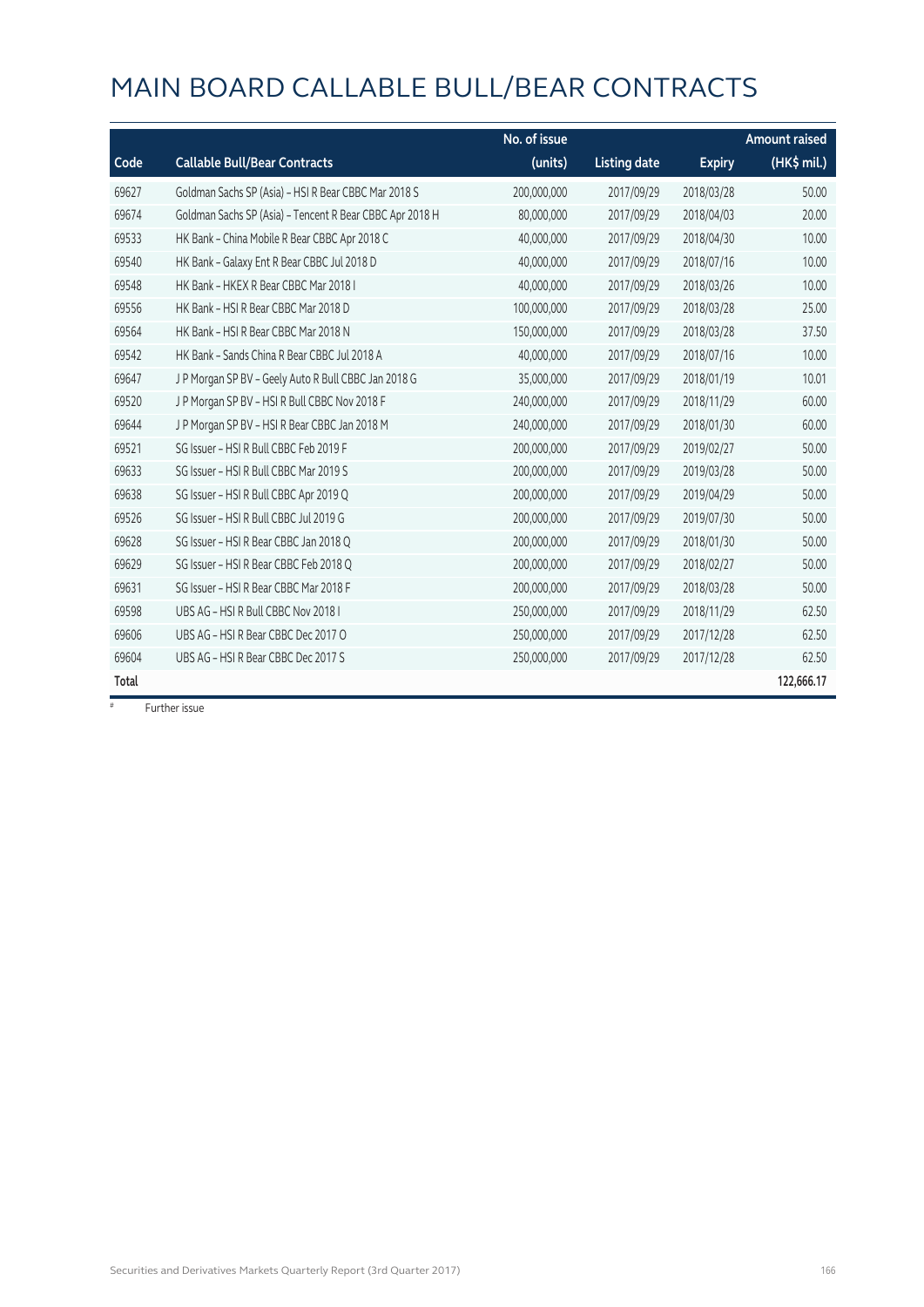# MAIN BOARD CALLABLE BULL/BEAR CONTRACTS

| Code | Callable Bull/Bear Contracts | No. of issue (units) | Listing date | Expiry | Amount raised (HK$ mil.) |
|---|---|---|---|---|---|
| 69627 | Goldman Sachs SP (Asia) – HSI R Bear CBBC Mar 2018 S | 200,000,000 | 2017/09/29 | 2018/03/28 | 50.00 |
| 69674 | Goldman Sachs SP (Asia) – Tencent R Bear CBBC Apr 2018 H | 80,000,000 | 2017/09/29 | 2018/04/03 | 20.00 |
| 69533 | HK Bank – China Mobile R Bear CBBC Apr 2018 C | 40,000,000 | 2017/09/29 | 2018/04/30 | 10.00 |
| 69540 | HK Bank – Galaxy Ent R Bear CBBC Jul 2018 D | 40,000,000 | 2017/09/29 | 2018/07/16 | 10.00 |
| 69548 | HK Bank – HKEX R Bear CBBC Mar 2018 I | 40,000,000 | 2017/09/29 | 2018/03/26 | 10.00 |
| 69556 | HK Bank – HSI R Bear CBBC Mar 2018 D | 100,000,000 | 2017/09/29 | 2018/03/28 | 25.00 |
| 69564 | HK Bank – HSI R Bear CBBC Mar 2018 N | 150,000,000 | 2017/09/29 | 2018/03/28 | 37.50 |
| 69542 | HK Bank – Sands China R Bear CBBC Jul 2018 A | 40,000,000 | 2017/09/29 | 2018/07/16 | 10.00 |
| 69647 | J P Morgan SP BV – Geely Auto R Bull CBBC Jan 2018 G | 35,000,000 | 2017/09/29 | 2018/01/19 | 10.01 |
| 69520 | J P Morgan SP BV – HSI R Bull CBBC Nov 2018 F | 240,000,000 | 2017/09/29 | 2018/11/29 | 60.00 |
| 69644 | J P Morgan SP BV – HSI R Bear CBBC Jan 2018 M | 240,000,000 | 2017/09/29 | 2018/01/30 | 60.00 |
| 69521 | SG Issuer – HSI R Bull CBBC Feb 2019 F | 200,000,000 | 2017/09/29 | 2019/02/27 | 50.00 |
| 69633 | SG Issuer – HSI R Bull CBBC Mar 2019 S | 200,000,000 | 2017/09/29 | 2019/03/28 | 50.00 |
| 69638 | SG Issuer – HSI R Bull CBBC Apr 2019 Q | 200,000,000 | 2017/09/29 | 2019/04/29 | 50.00 |
| 69526 | SG Issuer – HSI R Bull CBBC Jul 2019 G | 200,000,000 | 2017/09/29 | 2019/07/30 | 50.00 |
| 69628 | SG Issuer – HSI R Bear CBBC Jan 2018 Q | 200,000,000 | 2017/09/29 | 2018/01/30 | 50.00 |
| 69629 | SG Issuer – HSI R Bear CBBC Feb 2018 Q | 200,000,000 | 2017/09/29 | 2018/02/27 | 50.00 |
| 69631 | SG Issuer – HSI R Bear CBBC Mar 2018 F | 200,000,000 | 2017/09/29 | 2018/03/28 | 50.00 |
| 69598 | UBS AG – HSI R Bull CBBC Nov 2018 I | 250,000,000 | 2017/09/29 | 2018/11/29 | 62.50 |
| 69606 | UBS AG – HSI R Bear CBBC Dec 2017 O | 250,000,000 | 2017/09/29 | 2017/12/28 | 62.50 |
| 69604 | UBS AG – HSI R Bear CBBC Dec 2017 S | 250,000,000 | 2017/09/29 | 2017/12/28 | 62.50 |
| **Total** | | | | | **122,666.17** |

\# Further issue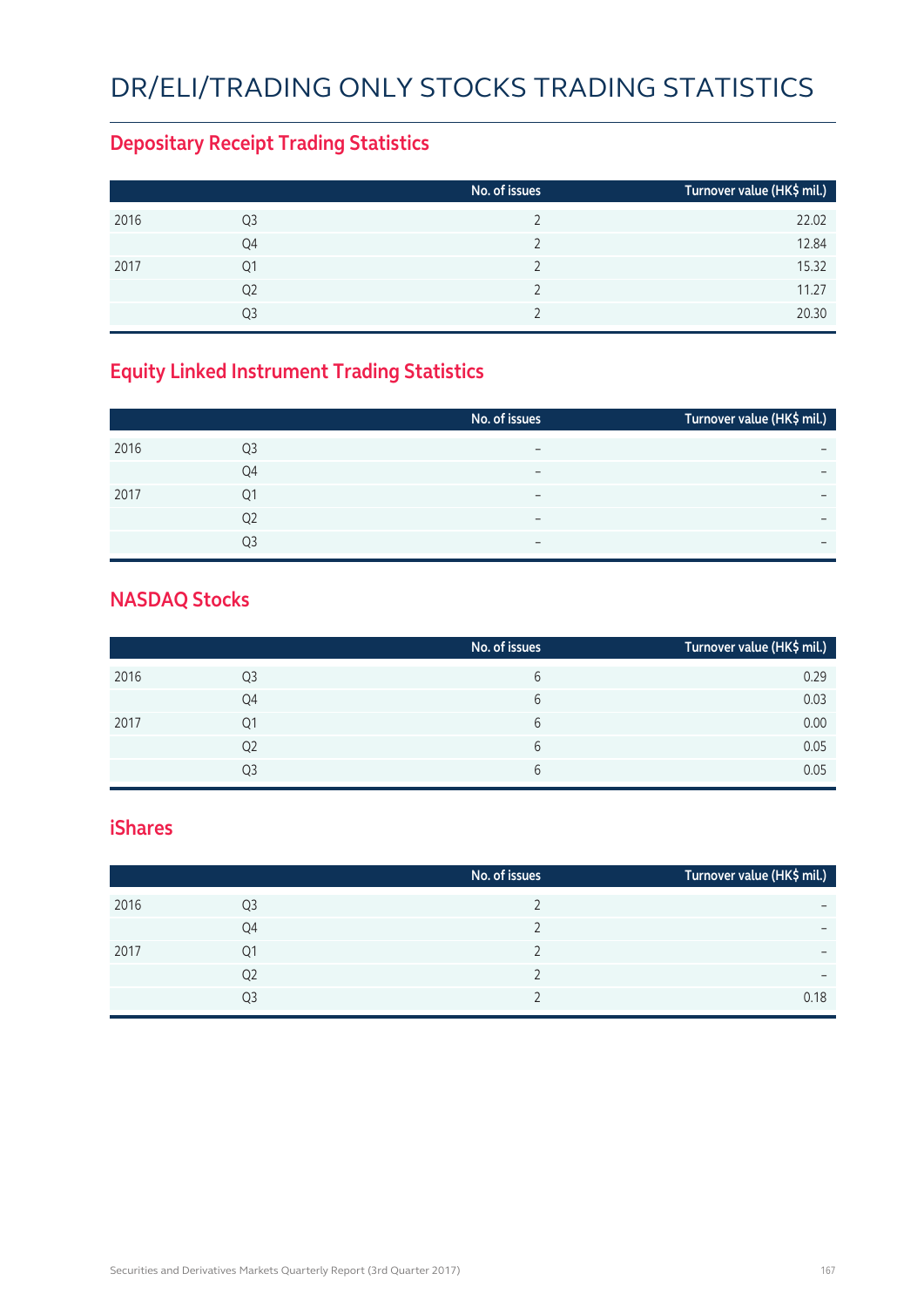# DR/ELI/TRADING ONLY STOCKS TRADING STATISTICS

## Depositary Receipt Trading Statistics

| | | No. of issues | Turnover value (HK$ mil.) |
|---|---|---|---|
| 2016 | Q3 | 2 | 22.02 |
| | Q4 | 2 | 12.84 |
| 2017 | Q1 | 2 | 15.32 |
| | Q2 | 2 | 11.27 |
| | Q3 | 2 | 20.30 |

## Equity Linked Instrument Trading Statistics

| | | No. of issues | Turnover value (HK$ mil.) |
|---|---|---|---|
| 2016 | Q3 | – | – |
| | Q4 | – | – |
| 2017 | Q1 | – | – |
| | Q2 | – | – |
| | Q3 | – | – |

## NASDAQ Stocks

| | | No. of issues | Turnover value (HK$ mil.) |
|---|---|---|---|
| 2016 | Q3 | 6 | 0.29 |
| | Q4 | 6 | 0.03 |
| 2017 | Q1 | 6 | 0.00 |
| | Q2 | 6 | 0.05 |
| | Q3 | 6 | 0.05 |

## iShares

| | | No. of issues | Turnover value (HK$ mil.) |
|---|---|---|---|
| 2016 | Q3 | 2 | – |
| | Q4 | 2 | – |
| 2017 | Q1 | 2 | – |
| | Q2 | 2 | – |
| | Q3 | 2 | 0.18 |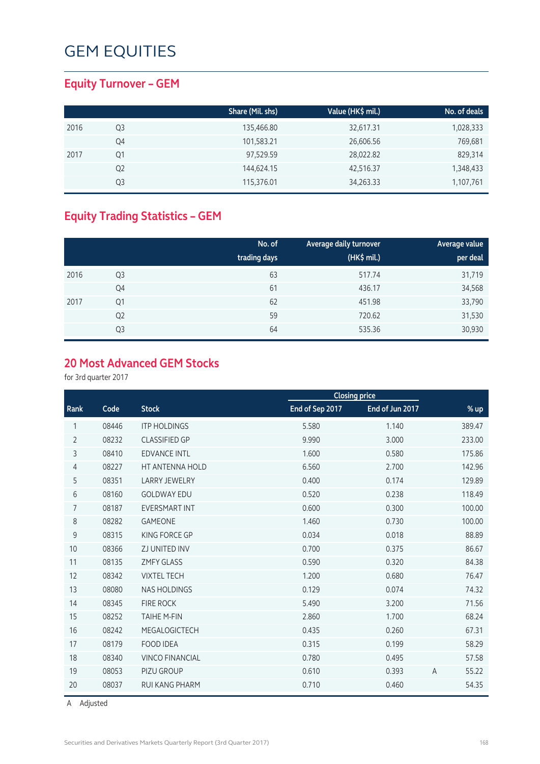# GEM EQUITIES

## Equity Turnover – GEM

| | | Share (Mil. shs) | Value (HK$ mil.) | No. of deals |
|---|---|---|---|---|
| 2016 | Q3 | 135,466.80 | 32,617.31 | 1,028,333 |
| | Q4 | 101,583.21 | 26,606.56 | 769,681 |
| 2017 | Q1 | 97,529.59 | 28,022.82 | 829,314 |
| | Q2 | 144,624.15 | 42,516.37 | 1,348,433 |
| | Q3 | 115,376.01 | 34,263.33 | 1,107,761 |

## Equity Trading Statistics – GEM

| | | No. of trading days | Average daily turnover (HK$ mil.) | Average value per deal |
|---|---|---|---|---|
| 2016 | Q3 | 63 | 517.74 | 31,719 |
| | Q4 | 61 | 436.17 | 34,568 |
| 2017 | Q1 | 62 | 451.98 | 33,790 |
| | Q2 | 59 | 720.62 | 31,530 |
| | Q3 | 64 | 535.36 | 30,930 |

## 20 Most Advanced GEM Stocks

for 3rd quarter 2017

| | | | Closing price | | | |
|---|---|---|---|---|---|---|
| Rank | Code | Stock | End of Sep 2017 | End of Jun 2017 | | % up |
| 1 | 08446 | ITP HOLDINGS | 5.580 | 1.140 | | 389.47 |
| 2 | 08232 | CLASSIFIED GP | 9.990 | 3.000 | | 233.00 |
| 3 | 08410 | EDVANCE INTL | 1.600 | 0.580 | | 175.86 |
| 4 | 08227 | HT ANTENNA HOLD | 6.560 | 2.700 | | 142.96 |
| 5 | 08351 | LARRY JEWELRY | 0.400 | 0.174 | | 129.89 |
| 6 | 08160 | GOLDWAY EDU | 0.520 | 0.238 | | 118.49 |
| 7 | 08187 | EVERSMART INT | 0.600 | 0.300 | | 100.00 |
| 8 | 08282 | GAMEONE | 1.460 | 0.730 | | 100.00 |
| 9 | 08315 | KING FORCE GP | 0.034 | 0.018 | | 88.89 |
| 10 | 08366 | ZJ UNITED INV | 0.700 | 0.375 | | 86.67 |
| 11 | 08135 | ZMFY GLASS | 0.590 | 0.320 | | 84.38 |
| 12 | 08342 | VIXTEL TECH | 1.200 | 0.680 | | 76.47 |
| 13 | 08080 | NAS HOLDINGS | 0.129 | 0.074 | | 74.32 |
| 14 | 08345 | FIRE ROCK | 5.490 | 3.200 | | 71.56 |
| 15 | 08252 | TAIHE M-FIN | 2.860 | 1.700 | | 68.24 |
| 16 | 08242 | MEGALOGICTECH | 0.435 | 0.260 | | 67.31 |
| 17 | 08179 | FOOD IDEA | 0.315 | 0.199 | | 58.29 |
| 18 | 08340 | VINCO FINANCIAL | 0.780 | 0.495 | | 57.58 |
| 19 | 08053 | PIZU GROUP | 0.610 | 0.393 | A | 55.22 |
| 20 | 08037 | RUI KANG PHARM | 0.710 | 0.460 | | 54.35 |

A Adjusted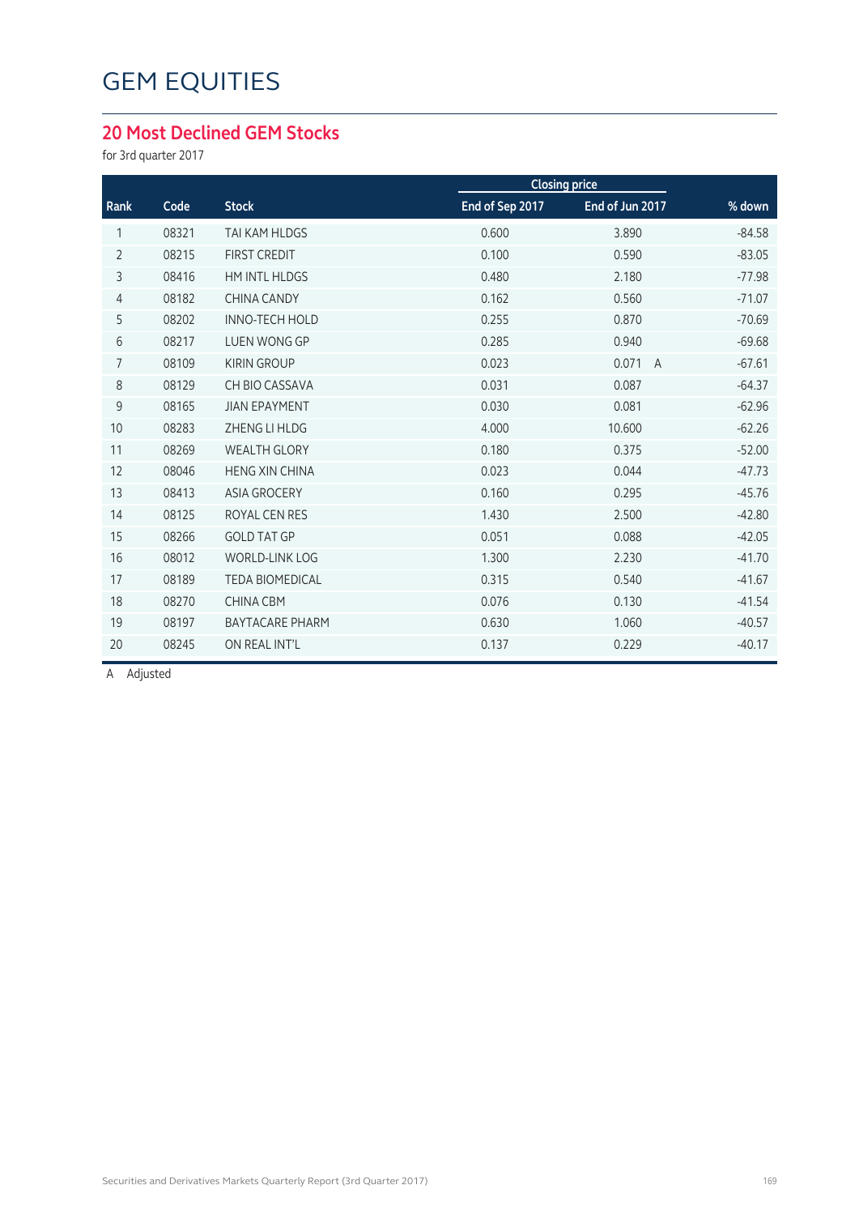# GEM EQUITIES

## 20 Most Declined GEM Stocks

for 3rd quarter 2017

| Rank | Code | Stock | Closing price | | % down |
|---|---|---|---|---|---|
| | | | End of Sep 2017 | End of Jun 2017 | |
| 1 | 08321 | TAI KAM HLDGS | 0.600 | 3.890 | -84.58 |
| 2 | 08215 | FIRST CREDIT | 0.100 | 0.590 | -83.05 |
| 3 | 08416 | HM INTL HLDGS | 0.480 | 2.180 | -77.98 |
| 4 | 08182 | CHINA CANDY | 0.162 | 0.560 | -71.07 |
| 5 | 08202 | INNO-TECH HOLD | 0.255 | 0.870 | -70.69 |
| 6 | 08217 | LUEN WONG GP | 0.285 | 0.940 | -69.68 |
| 7 | 08109 | KIRIN GROUP | 0.023 | 0.071 A | -67.61 |
| 8 | 08129 | CH BIO CASSAVA | 0.031 | 0.087 | -64.37 |
| 9 | 08165 | JIAN EPAYMENT | 0.030 | 0.081 | -62.96 |
| 10 | 08283 | ZHENG LI HLDG | 4.000 | 10.600 | -62.26 |
| 11 | 08269 | WEALTH GLORY | 0.180 | 0.375 | -52.00 |
| 12 | 08046 | HENG XIN CHINA | 0.023 | 0.044 | -47.73 |
| 13 | 08413 | ASIA GROCERY | 0.160 | 0.295 | -45.76 |
| 14 | 08125 | ROYAL CEN RES | 1.430 | 2.500 | -42.80 |
| 15 | 08266 | GOLD TAT GP | 0.051 | 0.088 | -42.05 |
| 16 | 08012 | WORLD-LINK LOG | 1.300 | 2.230 | -41.70 |
| 17 | 08189 | TEDA BIOMEDICAL | 0.315 | 0.540 | -41.67 |
| 18 | 08270 | CHINA CBM | 0.076 | 0.130 | -41.54 |
| 19 | 08197 | BAYTACARE PHARM | 0.630 | 1.060 | -40.57 |
| 20 | 08245 | ON REAL INT'L | 0.137 | 0.229 | -40.17 |

A Adjusted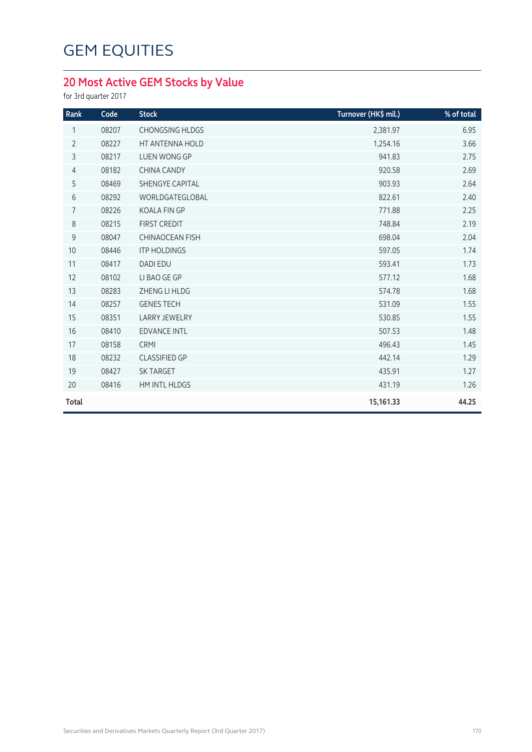# GEM EQUITIES

## 20 Most Active GEM Stocks by Value

for 3rd quarter 2017

| Rank | Code | Stock | Turnover (HK$ mil.) | % of total |
|---|---|---|---|---|
| 1 | 08207 | CHONGSING HLDGS | 2,381.97 | 6.95 |
| 2 | 08227 | HT ANTENNA HOLD | 1,254.16 | 3.66 |
| 3 | 08217 | LUEN WONG GP | 941.83 | 2.75 |
| 4 | 08182 | CHINA CANDY | 920.58 | 2.69 |
| 5 | 08469 | SHENGYE CAPITAL | 903.93 | 2.64 |
| 6 | 08292 | WORLDGATEGLOBAL | 822.61 | 2.40 |
| 7 | 08226 | KOALA FIN GP | 771.88 | 2.25 |
| 8 | 08215 | FIRST CREDIT | 748.84 | 2.19 |
| 9 | 08047 | CHINAOCEAN FISH | 698.04 | 2.04 |
| 10 | 08446 | ITP HOLDINGS | 597.05 | 1.74 |
| 11 | 08417 | DADI EDU | 593.41 | 1.73 |
| 12 | 08102 | LI BAO GE GP | 577.12 | 1.68 |
| 13 | 08283 | ZHENG LI HLDG | 574.78 | 1.68 |
| 14 | 08257 | GENES TECH | 531.09 | 1.55 |
| 15 | 08351 | LARRY JEWELRY | 530.85 | 1.55 |
| 16 | 08410 | EDVANCE INTL | 507.53 | 1.48 |
| 17 | 08158 | CRMI | 496.43 | 1.45 |
| 18 | 08232 | CLASSIFIED GP | 442.14 | 1.29 |
| 19 | 08427 | SK TARGET | 435.91 | 1.27 |
| 20 | 08416 | HM INTL HLDGS | 431.19 | 1.26 |
| **Total** | | | **15,161.33** | **44.25** |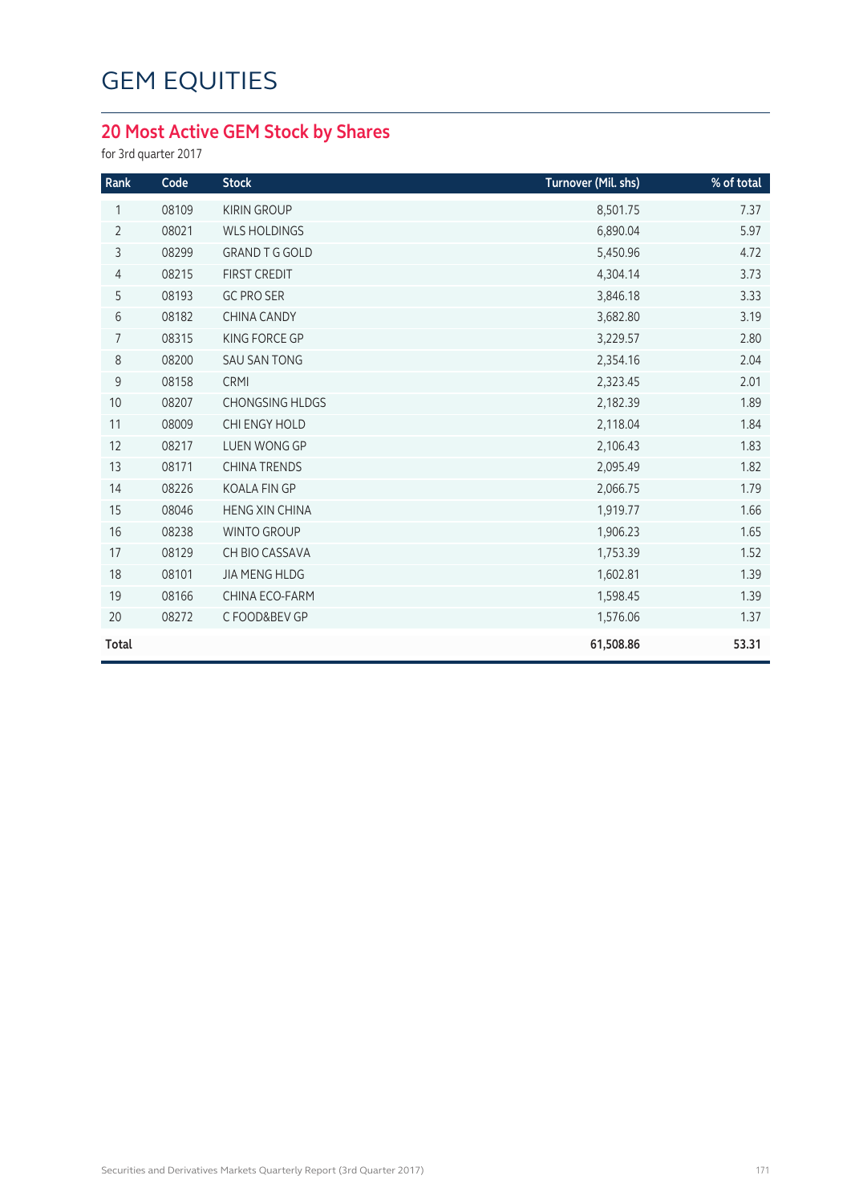# GEM EQUITIES

## 20 Most Active GEM Stock by Shares

for 3rd quarter 2017

| Rank | Code | Stock | Turnover (Mil. shs) | % of total |
|---|---|---|---|---|
| 1 | 08109 | KIRIN GROUP | 8,501.75 | 7.37 |
| 2 | 08021 | WLS HOLDINGS | 6,890.04 | 5.97 |
| 3 | 08299 | GRAND T G GOLD | 5,450.96 | 4.72 |
| 4 | 08215 | FIRST CREDIT | 4,304.14 | 3.73 |
| 5 | 08193 | GC PRO SER | 3,846.18 | 3.33 |
| 6 | 08182 | CHINA CANDY | 3,682.80 | 3.19 |
| 7 | 08315 | KING FORCE GP | 3,229.57 | 2.80 |
| 8 | 08200 | SAU SAN TONG | 2,354.16 | 2.04 |
| 9 | 08158 | CRMI | 2,323.45 | 2.01 |
| 10 | 08207 | CHONGSING HLDGS | 2,182.39 | 1.89 |
| 11 | 08009 | CHI ENGY HOLD | 2,118.04 | 1.84 |
| 12 | 08217 | LUEN WONG GP | 2,106.43 | 1.83 |
| 13 | 08171 | CHINA TRENDS | 2,095.49 | 1.82 |
| 14 | 08226 | KOALA FIN GP | 2,066.75 | 1.79 |
| 15 | 08046 | HENG XIN CHINA | 1,919.77 | 1.66 |
| 16 | 08238 | WINTO GROUP | 1,906.23 | 1.65 |
| 17 | 08129 | CH BIO CASSAVA | 1,753.39 | 1.52 |
| 18 | 08101 | JIA MENG HLDG | 1,602.81 | 1.39 |
| 19 | 08166 | CHINA ECO-FARM | 1,598.45 | 1.39 |
| 20 | 08272 | C FOOD&BEV GP | 1,576.06 | 1.37 |
| **Total** | | | **61,508.86** | **53.31** |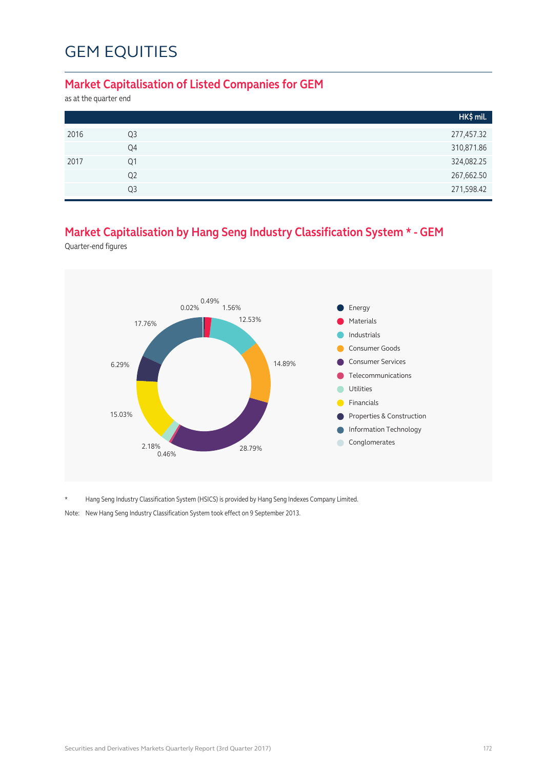# GEM EQUITIES

## Market Capitalisation of Listed Companies for GEM

as at the quarter end

| | | HK$ mil. |
|---|---|---|
| 2016 | Q3 | 277,457.32 |
| | Q4 | 310,871.86 |
| 2017 | Q1 | 324,082.25 |
| | Q2 | 267,662.50 |
| | Q3 | 271,598.42 |

## Market Capitalisation by Hang Seng Industry Classification System * - GEM

Quarter-end figures

| Industry | % |
|---|---|
| Energy | 0.49% |
| Materials | 1.56% |
| Industrials | 12.53% |
| Consumer Goods | 14.89% |
| Consumer Services | 28.79% |
| Telecommunications | 0.46% |
| Utilities | 2.18% |
| Financials | 15.03% |
| Properties & Construction | 6.29% |
| Information Technology | 17.76% |
| Conglomerates | 0.02% |

\* Hang Seng Industry Classification System (HSICS) is provided by Hang Seng Indexes Company Limited.

Note: New Hang Seng Industry Classification System took effect on 9 September 2013.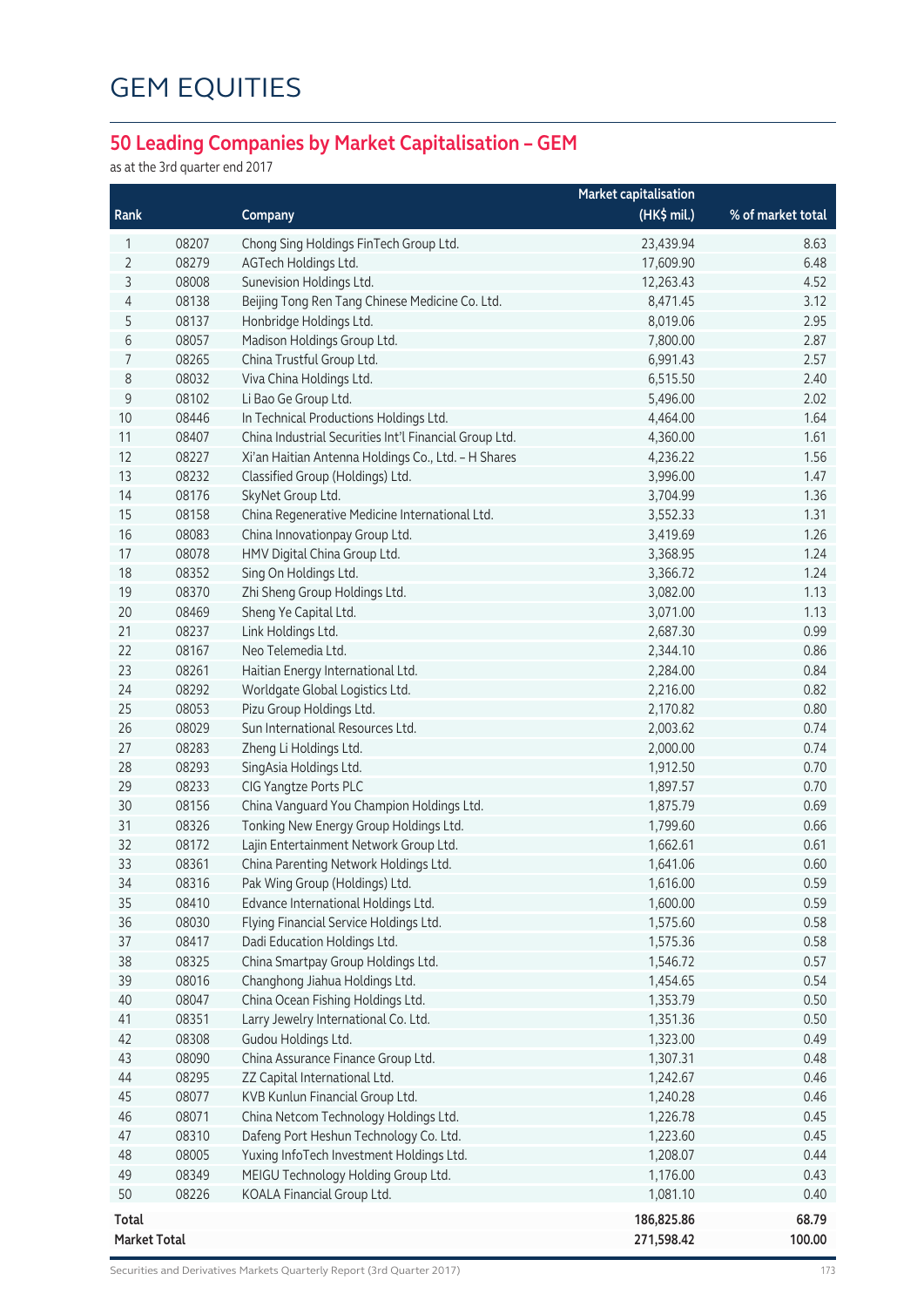# GEM EQUITIES

## 50 Leading Companies by Market Capitalisation – GEM

as at the 3rd quarter end 2017

| Rank | | Company | Market capitalisation (HK$ mil.) | % of market total |
|---|---|---|---|---|
| 1 | 08207 | Chong Sing Holdings FinTech Group Ltd. | 23,439.94 | 8.63 |
| 2 | 08279 | AGTech Holdings Ltd. | 17,609.90 | 6.48 |
| 3 | 08008 | Sunevision Holdings Ltd. | 12,263.43 | 4.52 |
| 4 | 08138 | Beijing Tong Ren Tang Chinese Medicine Co. Ltd. | 8,471.45 | 3.12 |
| 5 | 08137 | Honbridge Holdings Ltd. | 8,019.06 | 2.95 |
| 6 | 08057 | Madison Holdings Group Ltd. | 7,800.00 | 2.87 |
| 7 | 08265 | China Trustful Group Ltd. | 6,991.43 | 2.57 |
| 8 | 08032 | Viva China Holdings Ltd. | 6,515.50 | 2.40 |
| 9 | 08102 | Li Bao Ge Group Ltd. | 5,496.00 | 2.02 |
| 10 | 08446 | In Technical Productions Holdings Ltd. | 4,464.00 | 1.64 |
| 11 | 08407 | China Industrial Securities Int'l Financial Group Ltd. | 4,360.00 | 1.61 |
| 12 | 08227 | Xi'an Haitian Antenna Holdings Co., Ltd. – H Shares | 4,236.22 | 1.56 |
| 13 | 08232 | Classified Group (Holdings) Ltd. | 3,996.00 | 1.47 |
| 14 | 08176 | SkyNet Group Ltd. | 3,704.99 | 1.36 |
| 15 | 08158 | China Regenerative Medicine International Ltd. | 3,552.33 | 1.31 |
| 16 | 08083 | China Innovationpay Group Ltd. | 3,419.69 | 1.26 |
| 17 | 08078 | HMV Digital China Group Ltd. | 3,368.95 | 1.24 |
| 18 | 08352 | Sing On Holdings Ltd. | 3,366.72 | 1.24 |
| 19 | 08370 | Zhi Sheng Group Holdings Ltd. | 3,082.00 | 1.13 |
| 20 | 08469 | Sheng Ye Capital Ltd. | 3,071.00 | 1.13 |
| 21 | 08237 | Link Holdings Ltd. | 2,687.30 | 0.99 |
| 22 | 08167 | Neo Telemedia Ltd. | 2,344.10 | 0.86 |
| 23 | 08261 | Haitian Energy International Ltd. | 2,284.00 | 0.84 |
| 24 | 08292 | Worldgate Global Logistics Ltd. | 2,216.00 | 0.82 |
| 25 | 08053 | Pizu Group Holdings Ltd. | 2,170.82 | 0.80 |
| 26 | 08029 | Sun International Resources Ltd. | 2,003.62 | 0.74 |
| 27 | 08283 | Zheng Li Holdings Ltd. | 2,000.00 | 0.74 |
| 28 | 08293 | SingAsia Holdings Ltd. | 1,912.50 | 0.70 |
| 29 | 08233 | CIG Yangtze Ports PLC | 1,897.57 | 0.70 |
| 30 | 08156 | China Vanguard You Champion Holdings Ltd. | 1,875.79 | 0.69 |
| 31 | 08326 | Tonking New Energy Group Holdings Ltd. | 1,799.60 | 0.66 |
| 32 | 08172 | Lajin Entertainment Network Group Ltd. | 1,662.61 | 0.61 |
| 33 | 08361 | China Parenting Network Holdings Ltd. | 1,641.06 | 0.60 |
| 34 | 08316 | Pak Wing Group (Holdings) Ltd. | 1,616.00 | 0.59 |
| 35 | 08410 | Edvance International Holdings Ltd. | 1,600.00 | 0.59 |
| 36 | 08030 | Flying Financial Service Holdings Ltd. | 1,575.60 | 0.58 |
| 37 | 08417 | Dadi Education Holdings Ltd. | 1,575.36 | 0.58 |
| 38 | 08325 | China Smartpay Group Holdings Ltd. | 1,546.72 | 0.57 |
| 39 | 08016 | Changhong Jiahua Holdings Ltd. | 1,454.65 | 0.54 |
| 40 | 08047 | China Ocean Fishing Holdings Ltd. | 1,353.79 | 0.50 |
| 41 | 08351 | Larry Jewelry International Co. Ltd. | 1,351.36 | 0.50 |
| 42 | 08308 | Gudou Holdings Ltd. | 1,323.00 | 0.49 |
| 43 | 08090 | China Assurance Finance Group Ltd. | 1,307.31 | 0.48 |
| 44 | 08295 | ZZ Capital International Ltd. | 1,242.67 | 0.46 |
| 45 | 08077 | KVB Kunlun Financial Group Ltd. | 1,240.28 | 0.46 |
| 46 | 08071 | China Netcom Technology Holdings Ltd. | 1,226.78 | 0.45 |
| 47 | 08310 | Dafeng Port Heshun Technology Co. Ltd. | 1,223.60 | 0.45 |
| 48 | 08005 | Yuxing InfoTech Investment Holdings Ltd. | 1,208.07 | 0.44 |
| 49 | 08349 | MEIGU Technology Holding Group Ltd. | 1,176.00 | 0.43 |
| 50 | 08226 | KOALA Financial Group Ltd. | 1,081.10 | 0.40 |
| **Total** | | | **186,825.86** | **68.79** |
| **Market Total** | | | **271,598.42** | **100.00** |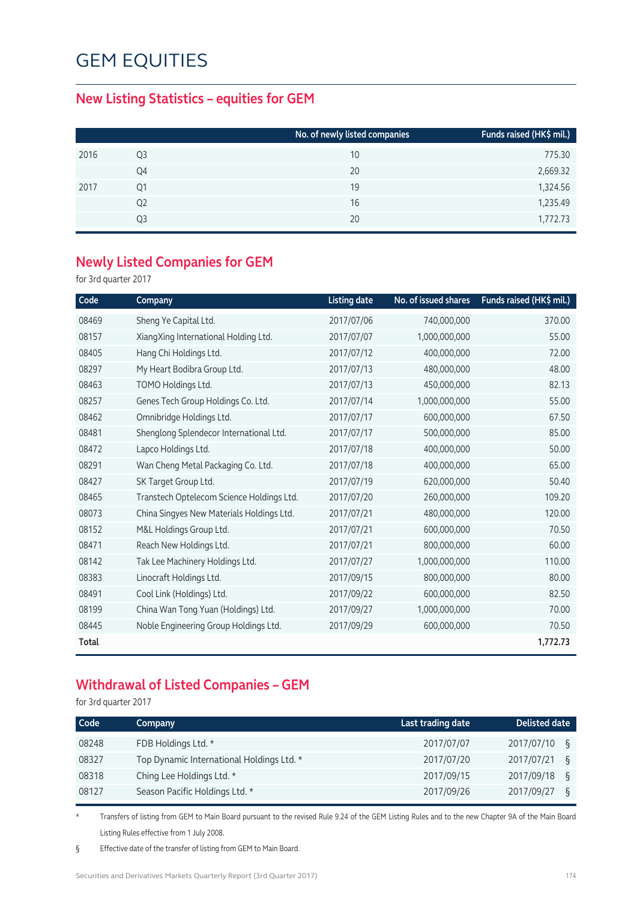# GEM EQUITIES

## New Listing Statistics – equities for GEM

| | | No. of newly listed companies | Funds raised (HK$ mil.) |
|---|---|---|---|
| 2016 | Q3 | 10 | 775.30 |
| | Q4 | 20 | 2,669.32 |
| 2017 | Q1 | 19 | 1,324.56 |
| | Q2 | 16 | 1,235.49 |
| | Q3 | 20 | 1,772.73 |

## Newly Listed Companies for GEM

for 3rd quarter 2017

| Code | Company | Listing date | No. of issued shares | Funds raised (HK$ mil.) |
|---|---|---|---|---|
| 08469 | Sheng Ye Capital Ltd. | 2017/07/06 | 740,000,000 | 370.00 |
| 08157 | XiangXing International Holding Ltd. | 2017/07/07 | 1,000,000,000 | 55.00 |
| 08405 | Hang Chi Holdings Ltd. | 2017/07/12 | 400,000,000 | 72.00 |
| 08297 | My Heart Bodibra Group Ltd. | 2017/07/13 | 480,000,000 | 48.00 |
| 08463 | TOMO Holdings Ltd. | 2017/07/13 | 450,000,000 | 82.13 |
| 08257 | Genes Tech Group Holdings Co. Ltd. | 2017/07/14 | 1,000,000,000 | 55.00 |
| 08462 | Omnibridge Holdings Ltd. | 2017/07/17 | 600,000,000 | 67.50 |
| 08481 | Shenglong Splendecor International Ltd. | 2017/07/17 | 500,000,000 | 85.00 |
| 08472 | Lapco Holdings Ltd. | 2017/07/18 | 400,000,000 | 50.00 |
| 08291 | Wan Cheng Metal Packaging Co. Ltd. | 2017/07/18 | 400,000,000 | 65.00 |
| 08427 | SK Target Group Ltd. | 2017/07/19 | 620,000,000 | 50.40 |
| 08465 | Transtech Optelecom Science Holdings Ltd. | 2017/07/20 | 260,000,000 | 109.20 |
| 08073 | China Singyes New Materials Holdings Ltd. | 2017/07/21 | 480,000,000 | 120.00 |
| 08152 | M&L Holdings Group Ltd. | 2017/07/21 | 600,000,000 | 70.50 |
| 08471 | Reach New Holdings Ltd. | 2017/07/21 | 800,000,000 | 60.00 |
| 08142 | Tak Lee Machinery Holdings Ltd. | 2017/07/27 | 1,000,000,000 | 110.00 |
| 08383 | Linocraft Holdings Ltd. | 2017/09/15 | 800,000,000 | 80.00 |
| 08491 | Cool Link (Holdings) Ltd. | 2017/09/22 | 600,000,000 | 82.50 |
| 08199 | China Wan Tong Yuan (Holdings) Ltd. | 2017/09/27 | 1,000,000,000 | 70.00 |
| 08445 | Noble Engineering Group Holdings Ltd. | 2017/09/29 | 600,000,000 | 70.50 |
| **Total** | | | | **1,772.73** |

## Withdrawal of Listed Companies – GEM

for 3rd quarter 2017

| Code | Company | Last trading date | Delisted date |
|---|---|---|---|
| 08248 | FDB Holdings Ltd. * | 2017/07/07 | 2017/07/10 § |
| 08327 | Top Dynamic International Holdings Ltd. * | 2017/07/20 | 2017/07/21 § |
| 08318 | Ching Lee Holdings Ltd. * | 2017/09/15 | 2017/09/18 § |
| 08127 | Season Pacific Holdings Ltd. * | 2017/09/26 | 2017/09/27 § |

\* Transfers of listing from GEM to Main Board pursuant to the revised Rule 9.24 of the GEM Listing Rules and to the new Chapter 9A of the Main Board Listing Rules effective from 1 July 2008.

§ Effective date of the transfer of listing from GEM to Main Board.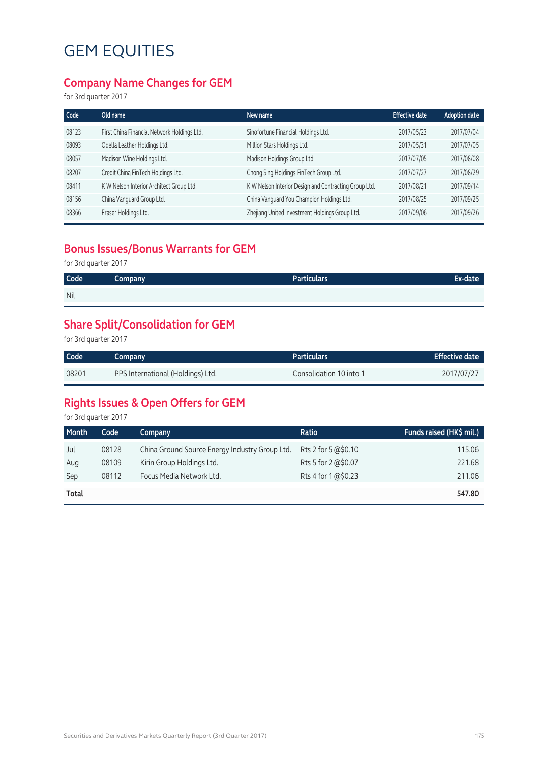# GEM EQUITIES

## Company Name Changes for GEM

for 3rd quarter 2017

| Code | Old name | New name | Effective date | Adoption date |
|---|---|---|---|---|
| 08123 | First China Financial Network Holdings Ltd. | Sinofortune Financial Holdings Ltd. | 2017/05/23 | 2017/07/04 |
| 08093 | Odella Leather Holdings Ltd. | Million Stars Holdings Ltd. | 2017/05/31 | 2017/07/05 |
| 08057 | Madison Wine Holdings Ltd. | Madison Holdings Group Ltd. | 2017/07/05 | 2017/08/08 |
| 08207 | Credit China FinTech Holdings Ltd. | Chong Sing Holdings FinTech Group Ltd. | 2017/07/27 | 2017/08/29 |
| 08411 | K W Nelson Interior Architect Group Ltd. | K W Nelson Interior Design and Contracting Group Ltd. | 2017/08/21 | 2017/09/14 |
| 08156 | China Vanguard Group Ltd. | China Vanguard You Champion Holdings Ltd. | 2017/08/25 | 2017/09/25 |
| 08366 | Fraser Holdings Ltd. | Zhejiang United Investment Holdings Group Ltd. | 2017/09/06 | 2017/09/26 |

## Bonus Issues/Bonus Warrants for GEM

for 3rd quarter 2017

| Code | Company | Particulars | Ex-date |
|---|---|---|---|
| Nil | | | |

## Share Split/Consolidation for GEM

for 3rd quarter 2017

| Code | Company | Particulars | Effective date |
|---|---|---|---|
| 08201 | PPS International (Holdings) Ltd. | Consolidation 10 into 1 | 2017/07/27 |

## Rights Issues & Open Offers for GEM

for 3rd quarter 2017

| Month | Code | Company | Ratio | Funds raised (HK$ mil.) |
|---|---|---|---|---|
| Jul | 08128 | China Ground Source Energy Industry Group Ltd. | Rts 2 for 5 @$0.10 | 115.06 |
| Aug | 08109 | Kirin Group Holdings Ltd. | Rts 5 for 2 @$0.07 | 221.68 |
| Sep | 08112 | Focus Media Network Ltd. | Rts 4 for 1 @$0.23 | 211.06 |
| **Total** | | | | **547.80** |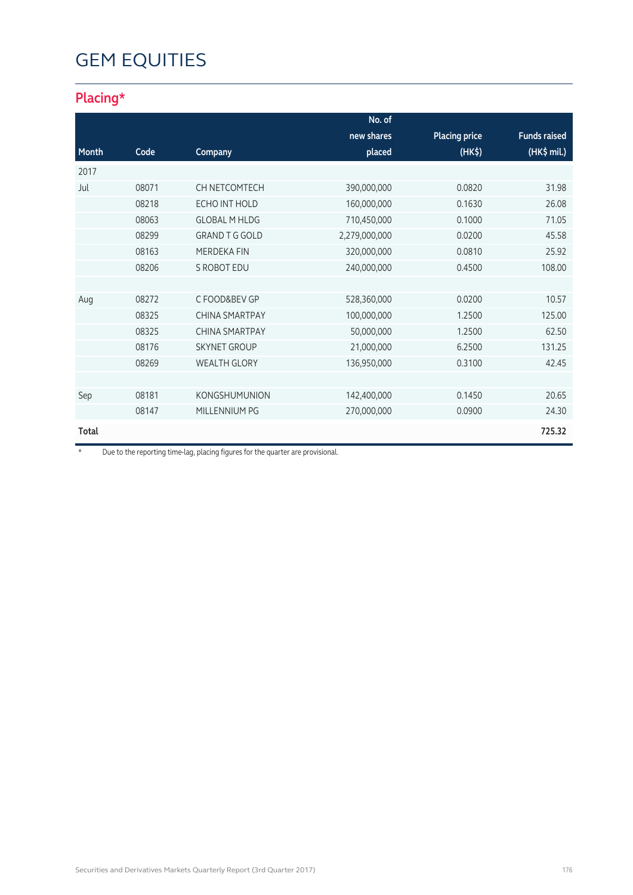# GEM EQUITIES

## Placing*

| Month | Code | Company | No. of new shares placed | Placing price (HK$) | Funds raised (HK$ mil.) |
|---|---|---|---|---|---|
| 2017 | | | | | |
| Jul | 08071 | CH NETCOMTECH | 390,000,000 | 0.0820 | 31.98 |
| | 08218 | ECHO INT HOLD | 160,000,000 | 0.1630 | 26.08 |
| | 08063 | GLOBAL M HLDG | 710,450,000 | 0.1000 | 71.05 |
| | 08299 | GRAND T G GOLD | 2,279,000,000 | 0.0200 | 45.58 |
| | 08163 | MERDEKA FIN | 320,000,000 | 0.0810 | 25.92 |
| | 08206 | S ROBOT EDU | 240,000,000 | 0.4500 | 108.00 |
| | | | | | |
| Aug | 08272 | C FOOD&BEV GP | 528,360,000 | 0.0200 | 10.57 |
| | 08325 | CHINA SMARTPAY | 100,000,000 | 1.2500 | 125.00 |
| | 08325 | CHINA SMARTPAY | 50,000,000 | 1.2500 | 62.50 |
| | 08176 | SKYNET GROUP | 21,000,000 | 6.2500 | 131.25 |
| | 08269 | WEALTH GLORY | 136,950,000 | 0.3100 | 42.45 |
| | | | | | |
| Sep | 08181 | KONGSHUMUNION | 142,400,000 | 0.1450 | 20.65 |
| | 08147 | MILLENNIUM PG | 270,000,000 | 0.0900 | 24.30 |
| **Total** | | | | | **725.32** |

* Due to the reporting time-lag, placing figures for the quarter are provisional.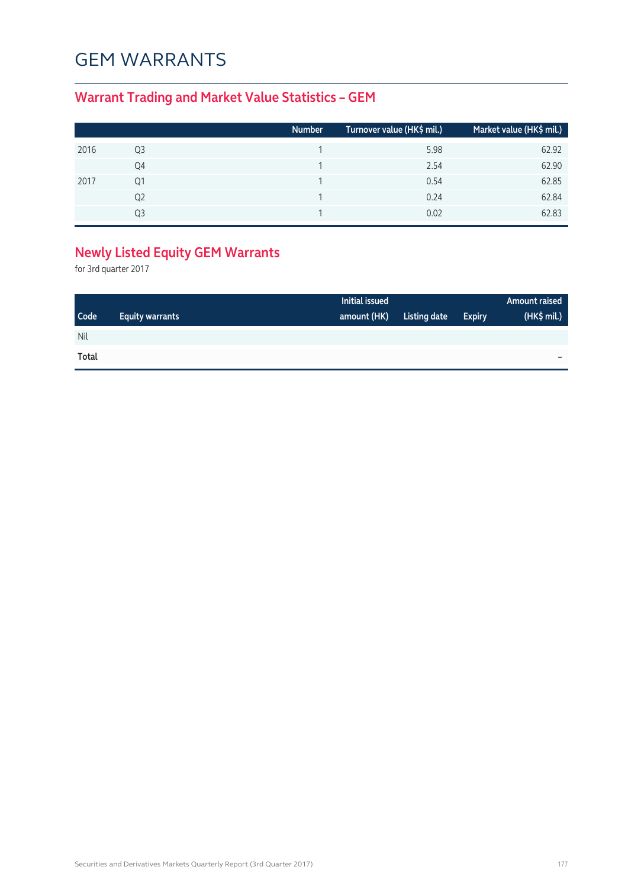# GEM WARRANTS

## Warrant Trading and Market Value Statistics – GEM

| | | Number | Turnover value (HK$ mil.) | Market value (HK$ mil.) |
|---|---|---|---|---|
| 2016 | Q3 | 1 | 5.98 | 62.92 |
| | Q4 | 1 | 2.54 | 62.90 |
| 2017 | Q1 | 1 | 0.54 | 62.85 |
| | Q2 | 1 | 0.24 | 62.84 |
| | Q3 | 1 | 0.02 | 62.83 |

## Newly Listed Equity GEM Warrants

for 3rd quarter 2017

| Code | Equity warrants | Initial issued amount (HK) | Listing date | Expiry | Amount raised (HK$ mil.) |
|---|---|---|---|---|---|
| Nil | | | | | |
| **Total** | | | | | – |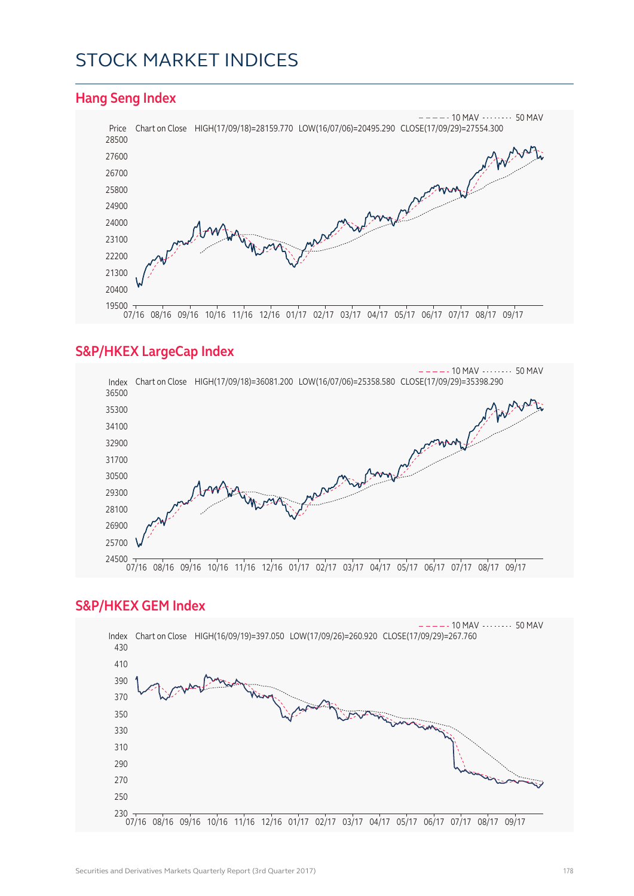# STOCK MARKET INDICES

## Hang Seng Index

10 MAV 50 MAV

Price Chart on Close HIGH(17/09/18)=28159.770 LOW(16/07/06)=20495.290 CLOSE(17/09/29)=27554.300

28500
27600
26700
25800
24900
24000
23100
22200
21300
20400
19500

07/16 08/16 09/16 10/16 11/16 12/16 01/17 02/17 03/17 04/17 05/17 06/17 07/17 08/17 09/17

## S&P/HKEX LargeCap Index

10 MAV 50 MAV

Index Chart on Close HIGH(17/09/18)=36081.200 LOW(16/07/06)=25358.580 CLOSE(17/09/29)=35398.290

36500
35300
34100
32900
31700
30500
29300
28100
26900
25700
24500

07/16 08/16 09/16 10/16 11/16 12/16 01/17 02/17 03/17 04/17 05/17 06/17 07/17 08/17 09/17

## S&P/HKEX GEM Index

10 MAV 50 MAV

Index Chart on Close HIGH(16/09/19)=397.050 LOW(17/09/26)=260.920 CLOSE(17/09/29)=267.760

430
410
390
370
350
330
310
290
270
250
230

07/16 08/16 09/16 10/16 11/16 12/16 01/17 02/17 03/17 04/17 05/17 06/17 07/17 08/17 09/17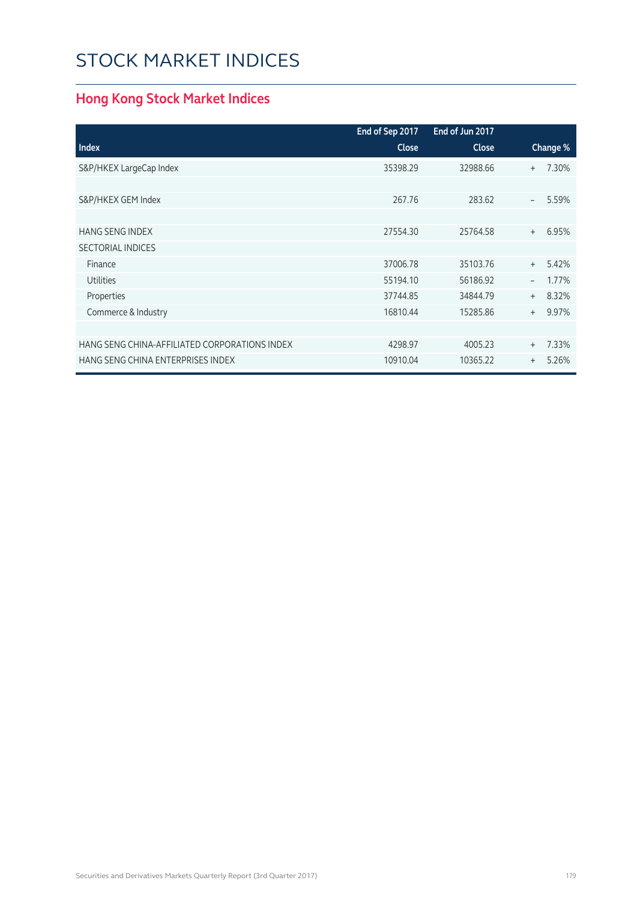# STOCK MARKET INDICES

## Hong Kong Stock Market Indices

| Index | End of Sep 2017 Close | End of Jun 2017 Close | Change % |
|---|---|---|---|
| S&P/HKEX LargeCap Index | 35398.29 | 32988.66 | + 7.30% |
| | | | |
| S&P/HKEX GEM Index | 267.76 | 283.62 | – 5.59% |
| | | | |
| HANG SENG INDEX | 27554.30 | 25764.58 | + 6.95% |
| SECTORIAL INDICES | | | |
| Finance | 37006.78 | 35103.76 | + 5.42% |
| Utilities | 55194.10 | 56186.92 | – 1.77% |
| Properties | 37744.85 | 34844.79 | + 8.32% |
| Commerce & Industry | 16810.44 | 15285.86 | + 9.97% |
| | | | |
| HANG SENG CHINA-AFFILIATED CORPORATIONS INDEX | 4298.97 | 4005.23 | + 7.33% |
| HANG SENG CHINA ENTERPRISES INDEX | 10910.04 | 10365.22 | + 5.26% |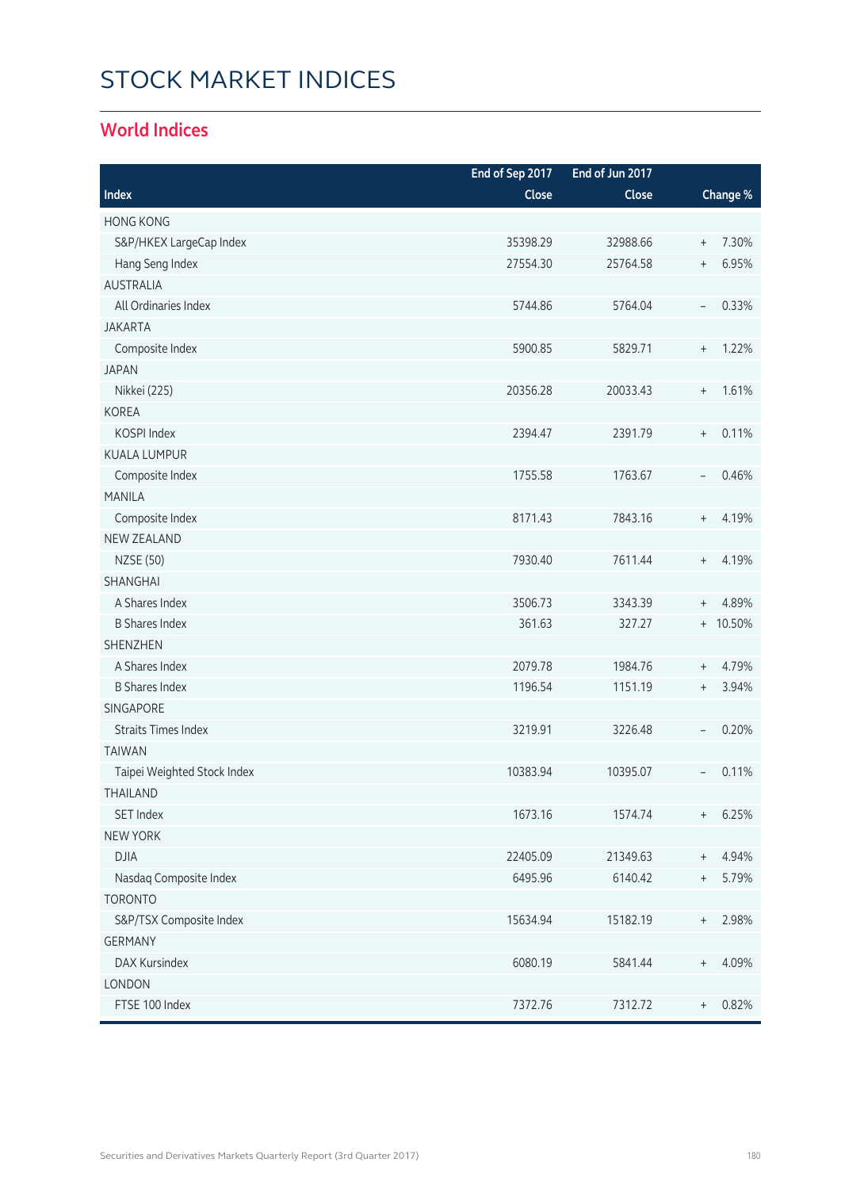# STOCK MARKET INDICES

## World Indices

| Index | End of Sep 2017 Close | End of Jun 2017 Close | Change % |
|---|---|---|---|
| HONG KONG | | | |
| S&P/HKEX LargeCap Index | 35398.29 | 32988.66 | + 7.30% |
| Hang Seng Index | 27554.30 | 25764.58 | + 6.95% |
| AUSTRALIA | | | |
| All Ordinaries Index | 5744.86 | 5764.04 | – 0.33% |
| JAKARTA | | | |
| Composite Index | 5900.85 | 5829.71 | + 1.22% |
| JAPAN | | | |
| Nikkei (225) | 20356.28 | 20033.43 | + 1.61% |
| KOREA | | | |
| KOSPI Index | 2394.47 | 2391.79 | + 0.11% |
| KUALA LUMPUR | | | |
| Composite Index | 1755.58 | 1763.67 | – 0.46% |
| MANILA | | | |
| Composite Index | 8171.43 | 7843.16 | + 4.19% |
| NEW ZEALAND | | | |
| NZSE (50) | 7930.40 | 7611.44 | + 4.19% |
| SHANGHAI | | | |
| A Shares Index | 3506.73 | 3343.39 | + 4.89% |
| B Shares Index | 361.63 | 327.27 | + 10.50% |
| SHENZHEN | | | |
| A Shares Index | 2079.78 | 1984.76 | + 4.79% |
| B Shares Index | 1196.54 | 1151.19 | + 3.94% |
| SINGAPORE | | | |
| Straits Times Index | 3219.91 | 3226.48 | – 0.20% |
| TAIWAN | | | |
| Taipei Weighted Stock Index | 10383.94 | 10395.07 | – 0.11% |
| THAILAND | | | |
| SET Index | 1673.16 | 1574.74 | + 6.25% |
| NEW YORK | | | |
| DJIA | 22405.09 | 21349.63 | + 4.94% |
| Nasdaq Composite Index | 6495.96 | 6140.42 | + 5.79% |
| TORONTO | | | |
| S&P/TSX Composite Index | 15634.94 | 15182.19 | + 2.98% |
| GERMANY | | | |
| DAX Kursindex | 6080.19 | 5841.44 | + 4.09% |
| LONDON | | | |
| FTSE 100 Index | 7372.76 | 7312.72 | + 0.82% |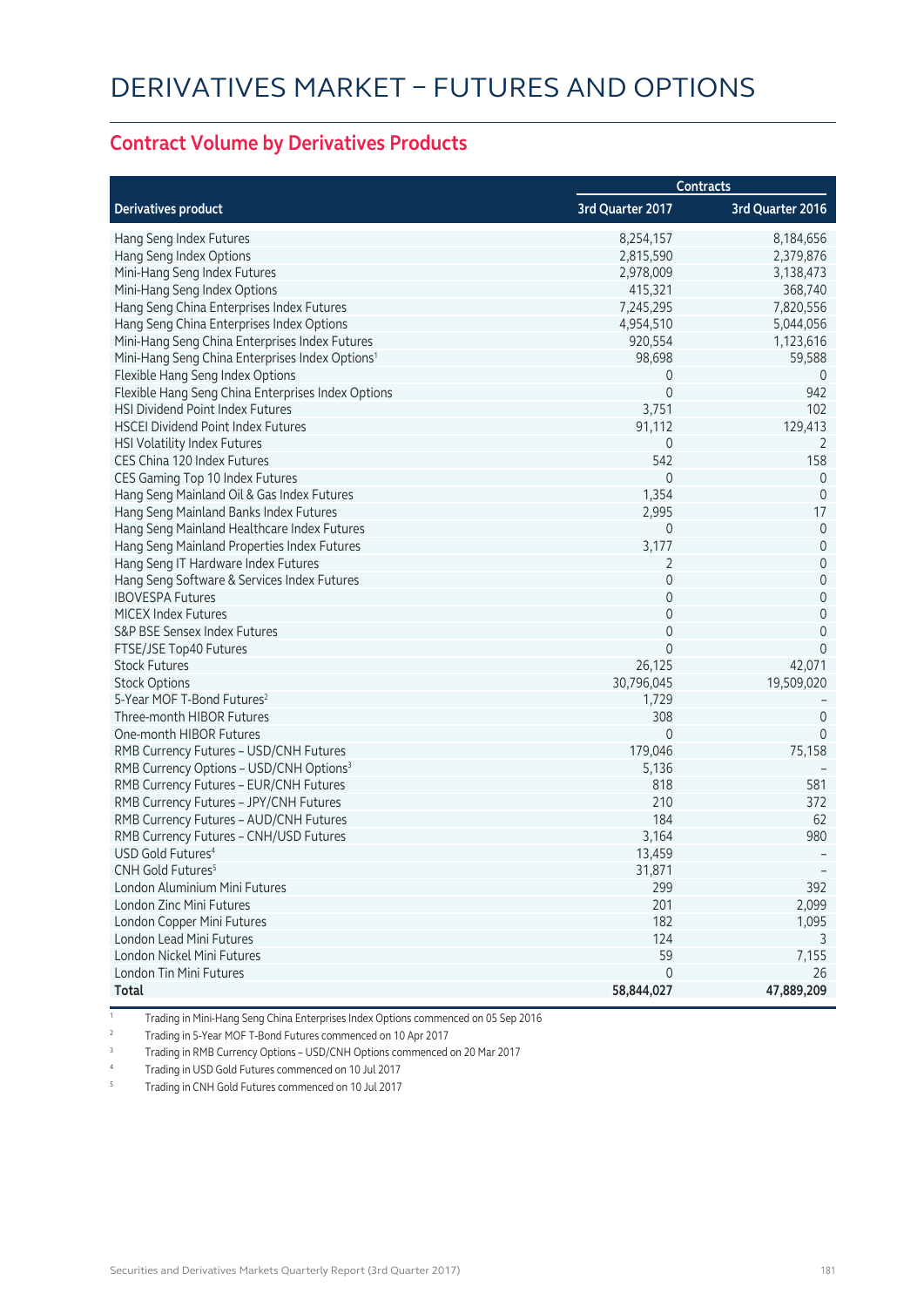# DERIVATIVES MARKET – FUTURES AND OPTIONS

## Contract Volume by Derivatives Products

| Derivatives product | Contracts | |
|---|---|---|
| | 3rd Quarter 2017 | 3rd Quarter 2016 |
| Hang Seng Index Futures | 8,254,157 | 8,184,656 |
| Hang Seng Index Options | 2,815,590 | 2,379,876 |
| Mini-Hang Seng Index Futures | 2,978,009 | 3,138,473 |
| Mini-Hang Seng Index Options | 415,321 | 368,740 |
| Hang Seng China Enterprises Index Futures | 7,245,295 | 7,820,556 |
| Hang Seng China Enterprises Index Options | 4,954,510 | 5,044,056 |
| Mini-Hang Seng China Enterprises Index Futures | 920,554 | 1,123,616 |
| Mini-Hang Seng China Enterprises Index Options[1] | 98,698 | 59,588 |
| Flexible Hang Seng Index Options | 0 | 0 |
| Flexible Hang Seng China Enterprises Index Options | 0 | 942 |
| HSI Dividend Point Index Futures | 3,751 | 102 |
| HSCEI Dividend Point Index Futures | 91,112 | 129,413 |
| HSI Volatility Index Futures | 0 | 2 |
| CES China 120 Index Futures | 542 | 158 |
| CES Gaming Top 10 Index Futures | 0 | 0 |
| Hang Seng Mainland Oil & Gas Index Futures | 1,354 | 0 |
| Hang Seng Mainland Banks Index Futures | 2,995 | 17 |
| Hang Seng Mainland Healthcare Index Futures | 0 | 0 |
| Hang Seng Mainland Properties Index Futures | 3,177 | 0 |
| Hang Seng IT Hardware Index Futures | 2 | 0 |
| Hang Seng Software & Services Index Futures | 0 | 0 |
| IBOVESPA Futures | 0 | 0 |
| MICEX Index Futures | 0 | 0 |
| S&P BSE Sensex Index Futures | 0 | 0 |
| FTSE/JSE Top40 Futures | 0 | 0 |
| Stock Futures | 26,125 | 42,071 |
| Stock Options | 30,796,045 | 19,509,020 |
| 5-Year MOF T-Bond Futures[2] | 1,729 | – |
| Three-month HIBOR Futures | 308 | 0 |
| One-month HIBOR Futures | 0 | 0 |
| RMB Currency Futures – USD/CNH Futures | 179,046 | 75,158 |
| RMB Currency Options – USD/CNH Options[3] | 5,136 | – |
| RMB Currency Futures – EUR/CNH Futures | 818 | 581 |
| RMB Currency Futures – JPY/CNH Futures | 210 | 372 |
| RMB Currency Futures – AUD/CNH Futures | 184 | 62 |
| RMB Currency Futures – CNH/USD Futures | 3,164 | 980 |
| USD Gold Futures[4] | 13,459 | – |
| CNH Gold Futures[5] | 31,871 | – |
| London Aluminium Mini Futures | 299 | 392 |
| London Zinc Mini Futures | 201 | 2,099 |
| London Copper Mini Futures | 182 | 1,095 |
| London Lead Mini Futures | 124 | 3 |
| London Nickel Mini Futures | 59 | 7,155 |
| London Tin Mini Futures | 0 | 26 |
| **Total** | **58,844,027** | **47,889,209** |

1 Trading in Mini-Hang Seng China Enterprises Index Options commenced on 05 Sep 2016

2 Trading in 5-Year MOF T-Bond Futures commenced on 10 Apr 2017

3 Trading in RMB Currency Options – USD/CNH Options commenced on 20 Mar 2017

4 Trading in USD Gold Futures commenced on 10 Jul 2017

5 Trading in CNH Gold Futures commenced on 10 Jul 2017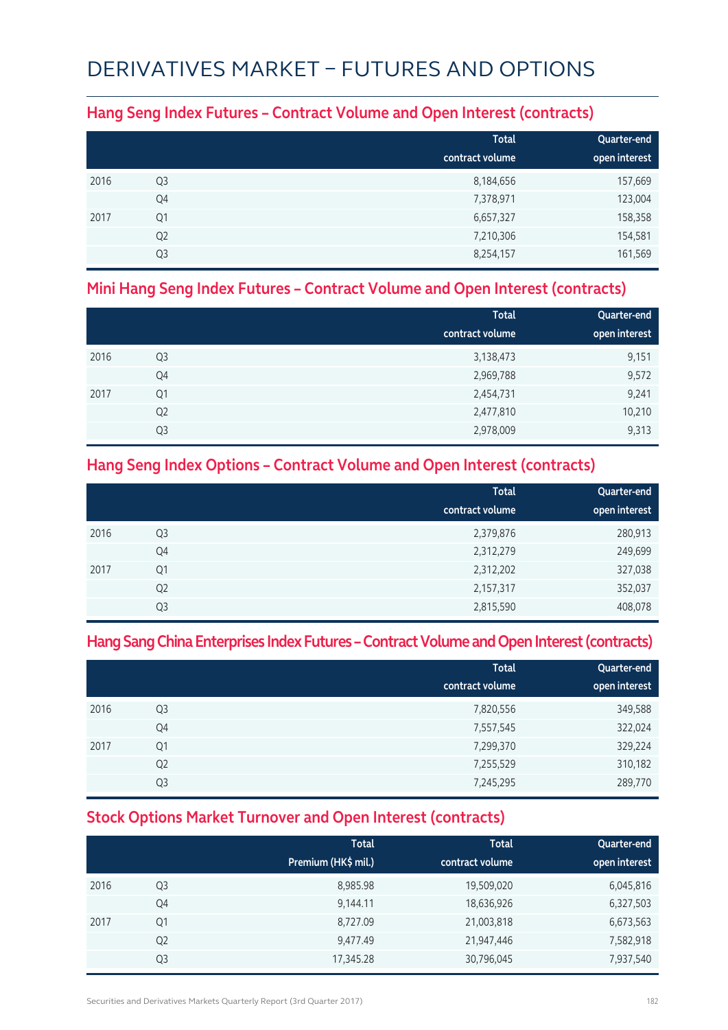# DERIVATIVES MARKET – FUTURES AND OPTIONS

## Hang Seng Index Futures – Contract Volume and Open Interest (contracts)

| | | Total contract volume | Quarter-end open interest |
|---|---|---|---|
| 2016 | Q3 | 8,184,656 | 157,669 |
| | Q4 | 7,378,971 | 123,004 |
| 2017 | Q1 | 6,657,327 | 158,358 |
| | Q2 | 7,210,306 | 154,581 |
| | Q3 | 8,254,157 | 161,569 |

## Mini Hang Seng Index Futures – Contract Volume and Open Interest (contracts)

| | | Total contract volume | Quarter-end open interest |
|---|---|---|---|
| 2016 | Q3 | 3,138,473 | 9,151 |
| | Q4 | 2,969,788 | 9,572 |
| 2017 | Q1 | 2,454,731 | 9,241 |
| | Q2 | 2,477,810 | 10,210 |
| | Q3 | 2,978,009 | 9,313 |

## Hang Seng Index Options – Contract Volume and Open Interest (contracts)

| | | Total contract volume | Quarter-end open interest |
|---|---|---|---|
| 2016 | Q3 | 2,379,876 | 280,913 |
| | Q4 | 2,312,279 | 249,699 |
| 2017 | Q1 | 2,312,202 | 327,038 |
| | Q2 | 2,157,317 | 352,037 |
| | Q3 | 2,815,590 | 408,078 |

## Hang Sang China Enterprises Index Futures – Contract Volume and Open Interest (contracts)

| | | Total contract volume | Quarter-end open interest |
|---|---|---|---|
| 2016 | Q3 | 7,820,556 | 349,588 |
| | Q4 | 7,557,545 | 322,024 |
| 2017 | Q1 | 7,299,370 | 329,224 |
| | Q2 | 7,255,529 | 310,182 |
| | Q3 | 7,245,295 | 289,770 |

## Stock Options Market Turnover and Open Interest (contracts)

| | | Total Premium (HK$ mil.) | Total contract volume | Quarter-end open interest |
|---|---|---|---|---|
| 2016 | Q3 | 8,985.98 | 19,509,020 | 6,045,816 |
| | Q4 | 9,144.11 | 18,636,926 | 6,327,503 |
| 2017 | Q1 | 8,727.09 | 21,003,818 | 6,673,563 |
| | Q2 | 9,477.49 | 21,947,446 | 7,582,918 |
| | Q3 | 17,345.28 | 30,796,045 | 7,937,540 |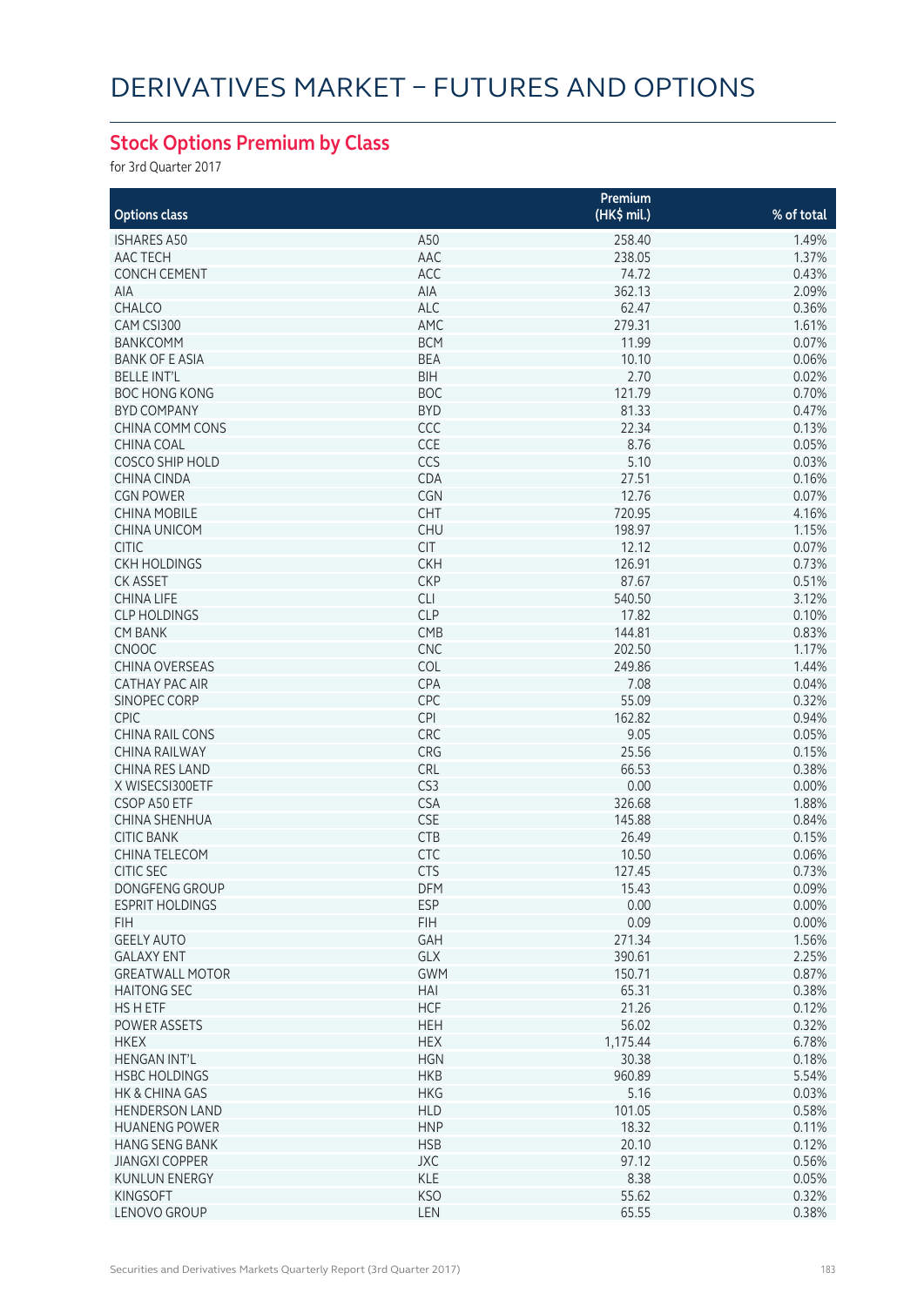# DERIVATIVES MARKET – FUTURES AND OPTIONS

## Stock Options Premium by Class

for 3rd Quarter 2017

| Options class | | Premium (HK$ mil.) | % of total |
|---|---|---|---|
| ISHARES A50 | A50 | 258.40 | 1.49% |
| AAC TECH | AAC | 238.05 | 1.37% |
| CONCH CEMENT | ACC | 74.72 | 0.43% |
| AIA | AIA | 362.13 | 2.09% |
| CHALCO | ALC | 62.47 | 0.36% |
| CAM CSI300 | AMC | 279.31 | 1.61% |
| BANKCOMM | BCM | 11.99 | 0.07% |
| BANK OF E ASIA | BEA | 10.10 | 0.06% |
| BELLE INT'L | BIH | 2.70 | 0.02% |
| BOC HONG KONG | BOC | 121.79 | 0.70% |
| BYD COMPANY | BYD | 81.33 | 0.47% |
| CHINA COMM CONS | CCC | 22.34 | 0.13% |
| CHINA COAL | CCE | 8.76 | 0.05% |
| COSCO SHIP HOLD | CCS | 5.10 | 0.03% |
| CHINA CINDA | CDA | 27.51 | 0.16% |
| CGN POWER | CGN | 12.76 | 0.07% |
| CHINA MOBILE | CHT | 720.95 | 4.16% |
| CHINA UNICOM | CHU | 198.97 | 1.15% |
| CITIC | CIT | 12.12 | 0.07% |
| CKH HOLDINGS | CKH | 126.91 | 0.73% |
| CK ASSET | CKP | 87.67 | 0.51% |
| CHINA LIFE | CLI | 540.50 | 3.12% |
| CLP HOLDINGS | CLP | 17.82 | 0.10% |
| CM BANK | CMB | 144.81 | 0.83% |
| CNOOC | CNC | 202.50 | 1.17% |
| CHINA OVERSEAS | COL | 249.86 | 1.44% |
| CATHAY PAC AIR | CPA | 7.08 | 0.04% |
| SINOPEC CORP | CPC | 55.09 | 0.32% |
| CPIC | CPI | 162.82 | 0.94% |
| CHINA RAIL CONS | CRC | 9.05 | 0.05% |
| CHINA RAILWAY | CRG | 25.56 | 0.15% |
| CHINA RES LAND | CRL | 66.53 | 0.38% |
| X WISECSI300ETF | CS3 | 0.00 | 0.00% |
| CSOP A50 ETF | CSA | 326.68 | 1.88% |
| CHINA SHENHUA | CSE | 145.88 | 0.84% |
| CITIC BANK | CTB | 26.49 | 0.15% |
| CHINA TELECOM | CTC | 10.50 | 0.06% |
| CITIC SEC | CTS | 127.45 | 0.73% |
| DONGFENG GROUP | DFM | 15.43 | 0.09% |
| ESPRIT HOLDINGS | ESP | 0.00 | 0.00% |
| FIH | FIH | 0.09 | 0.00% |
| GEELY AUTO | GAH | 271.34 | 1.56% |
| GALAXY ENT | GLX | 390.61 | 2.25% |
| GREATWALL MOTOR | GWM | 150.71 | 0.87% |
| HAITONG SEC | HAI | 65.31 | 0.38% |
| HS H ETF | HCF | 21.26 | 0.12% |
| POWER ASSETS | HEH | 56.02 | 0.32% |
| HKEX | HEX | 1,175.44 | 6.78% |
| HENGAN INT'L | HGN | 30.38 | 0.18% |
| HSBC HOLDINGS | HKB | 960.89 | 5.54% |
| HK & CHINA GAS | HKG | 5.16 | 0.03% |
| HENDERSON LAND | HLD | 101.05 | 0.58% |
| HUANENG POWER | HNP | 18.32 | 0.11% |
| HANG SENG BANK | HSB | 20.10 | 0.12% |
| JIANGXI COPPER | JXC | 97.12 | 0.56% |
| KUNLUN ENERGY | KLE | 8.38 | 0.05% |
| KINGSOFT | KSO | 55.62 | 0.32% |
| LENOVO GROUP | LEN | 65.55 | 0.38% |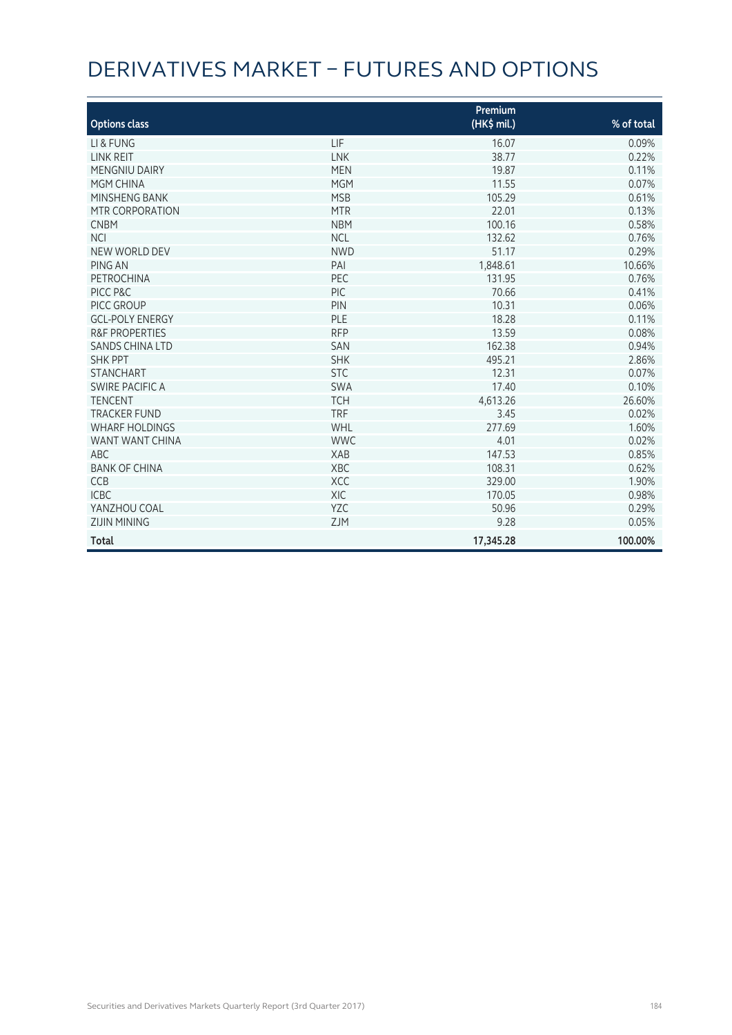# DERIVATIVES MARKET – FUTURES AND OPTIONS

| Options class | | Premium (HK$ mil.) | % of total |
|---|---|---|---|
| LI & FUNG | LIF | 16.07 | 0.09% |
| LINK REIT | LNK | 38.77 | 0.22% |
| MENGNIU DAIRY | MEN | 19.87 | 0.11% |
| MGM CHINA | MGM | 11.55 | 0.07% |
| MINSHENG BANK | MSB | 105.29 | 0.61% |
| MTR CORPORATION | MTR | 22.01 | 0.13% |
| CNBM | NBM | 100.16 | 0.58% |
| NCI | NCL | 132.62 | 0.76% |
| NEW WORLD DEV | NWD | 51.17 | 0.29% |
| PING AN | PAI | 1,848.61 | 10.66% |
| PETROCHINA | PEC | 131.95 | 0.76% |
| PICC P&C | PIC | 70.66 | 0.41% |
| PICC GROUP | PIN | 10.31 | 0.06% |
| GCL-POLY ENERGY | PLE | 18.28 | 0.11% |
| R&F PROPERTIES | RFP | 13.59 | 0.08% |
| SANDS CHINA LTD | SAN | 162.38 | 0.94% |
| SHK PPT | SHK | 495.21 | 2.86% |
| STANCHART | STC | 12.31 | 0.07% |
| SWIRE PACIFIC A | SWA | 17.40 | 0.10% |
| TENCENT | TCH | 4,613.26 | 26.60% |
| TRACKER FUND | TRF | 3.45 | 0.02% |
| WHARF HOLDINGS | WHL | 277.69 | 1.60% |
| WANT WANT CHINA | WWC | 4.01 | 0.02% |
| ABC | XAB | 147.53 | 0.85% |
| BANK OF CHINA | XBC | 108.31 | 0.62% |
| CCB | XCC | 329.00 | 1.90% |
| ICBC | XIC | 170.05 | 0.98% |
| YANZHOU COAL | YZC | 50.96 | 0.29% |
| ZIJIN MINING | ZJM | 9.28 | 0.05% |
| **Total** | | **17,345.28** | **100.00%** |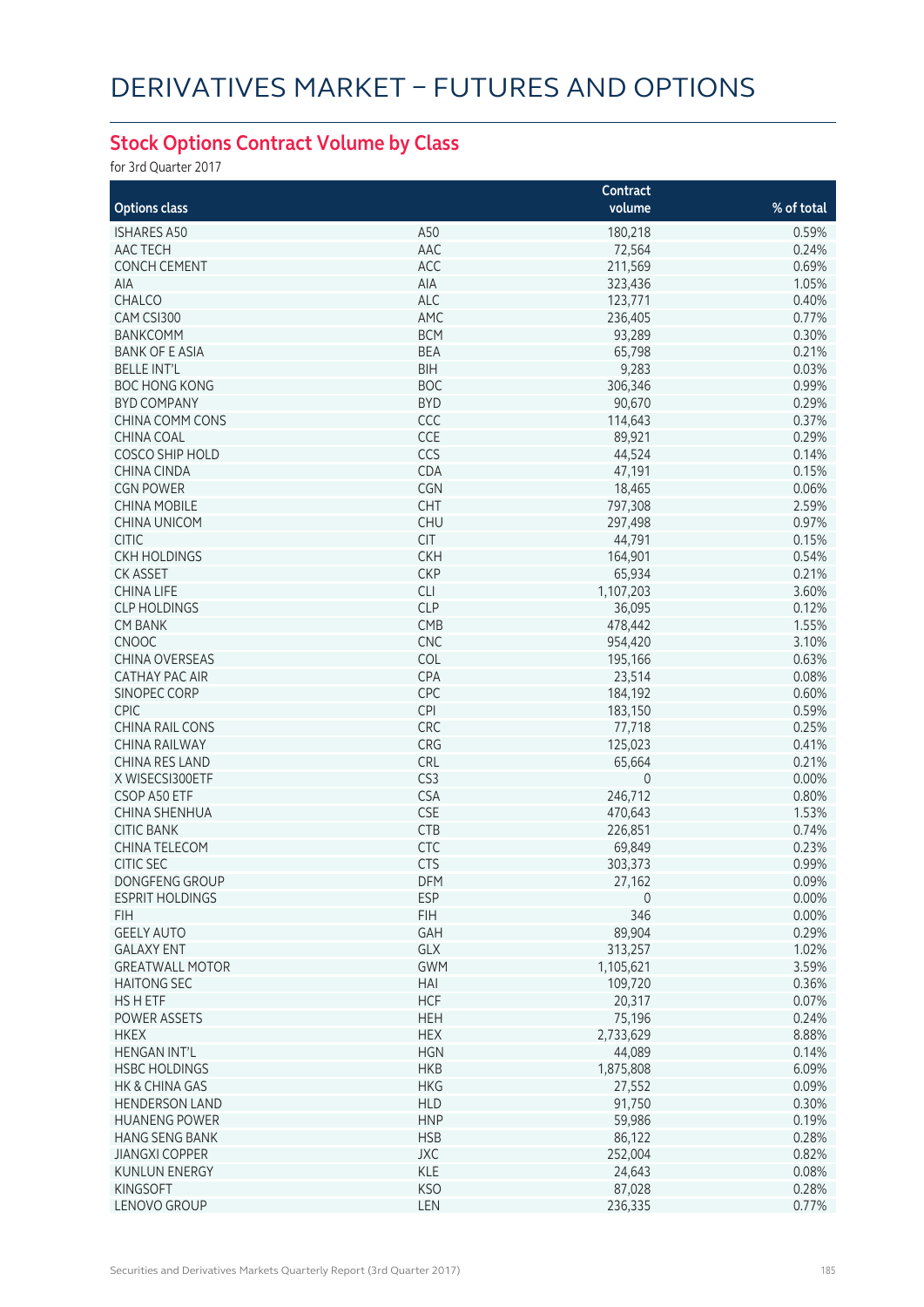# DERIVATIVES MARKET – FUTURES AND OPTIONS

## Stock Options Contract Volume by Class

for 3rd Quarter 2017

| Options class | | Contract volume | % of total |
|---|---|---|---|
| ISHARES A50 | A50 | 180,218 | 0.59% |
| AAC TECH | AAC | 72,564 | 0.24% |
| CONCH CEMENT | ACC | 211,569 | 0.69% |
| AIA | AIA | 323,436 | 1.05% |
| CHALCO | ALC | 123,771 | 0.40% |
| CAM CSI300 | AMC | 236,405 | 0.77% |
| BANKCOMM | BCM | 93,289 | 0.30% |
| BANK OF E ASIA | BEA | 65,798 | 0.21% |
| BELLE INT'L | BIH | 9,283 | 0.03% |
| BOC HONG KONG | BOC | 306,346 | 0.99% |
| BYD COMPANY | BYD | 90,670 | 0.29% |
| CHINA COMM CONS | CCC | 114,643 | 0.37% |
| CHINA COAL | CCE | 89,921 | 0.29% |
| COSCO SHIP HOLD | CCS | 44,524 | 0.14% |
| CHINA CINDA | CDA | 47,191 | 0.15% |
| CGN POWER | CGN | 18,465 | 0.06% |
| CHINA MOBILE | CHT | 797,308 | 2.59% |
| CHINA UNICOM | CHU | 297,498 | 0.97% |
| CITIC | CIT | 44,791 | 0.15% |
| CKH HOLDINGS | CKH | 164,901 | 0.54% |
| CK ASSET | CKP | 65,934 | 0.21% |
| CHINA LIFE | CLI | 1,107,203 | 3.60% |
| CLP HOLDINGS | CLP | 36,095 | 0.12% |
| CM BANK | CMB | 478,442 | 1.55% |
| CNOOC | CNC | 954,420 | 3.10% |
| CHINA OVERSEAS | COL | 195,166 | 0.63% |
| CATHAY PAC AIR | CPA | 23,514 | 0.08% |
| SINOPEC CORP | CPC | 184,192 | 0.60% |
| CPIC | CPI | 183,150 | 0.59% |
| CHINA RAIL CONS | CRC | 77,718 | 0.25% |
| CHINA RAILWAY | CRG | 125,023 | 0.41% |
| CHINA RES LAND | CRL | 65,664 | 0.21% |
| X WISECSI300ETF | CS3 | 0 | 0.00% |
| CSOP A50 ETF | CSA | 246,712 | 0.80% |
| CHINA SHENHUA | CSE | 470,643 | 1.53% |
| CITIC BANK | CTB | 226,851 | 0.74% |
| CHINA TELECOM | CTC | 69,849 | 0.23% |
| CITIC SEC | CTS | 303,373 | 0.99% |
| DONGFENG GROUP | DFM | 27,162 | 0.09% |
| ESPRIT HOLDINGS | ESP | 0 | 0.00% |
| FIH | FIH | 346 | 0.00% |
| GEELY AUTO | GAH | 89,904 | 0.29% |
| GALAXY ENT | GLX | 313,257 | 1.02% |
| GREATWALL MOTOR | GWM | 1,105,621 | 3.59% |
| HAITONG SEC | HAI | 109,720 | 0.36% |
| HS H ETF | HCF | 20,317 | 0.07% |
| POWER ASSETS | HEH | 75,196 | 0.24% |
| HKEX | HEX | 2,733,629 | 8.88% |
| HENGAN INT'L | HGN | 44,089 | 0.14% |
| HSBC HOLDINGS | HKB | 1,875,808 | 6.09% |
| HK & CHINA GAS | HKG | 27,552 | 0.09% |
| HENDERSON LAND | HLD | 91,750 | 0.30% |
| HUANENG POWER | HNP | 59,986 | 0.19% |
| HANG SENG BANK | HSB | 86,122 | 0.28% |
| JIANGXI COPPER | JXC | 252,004 | 0.82% |
| KUNLUN ENERGY | KLE | 24,643 | 0.08% |
| KINGSOFT | KSO | 87,028 | 0.28% |
| LENOVO GROUP | LEN | 236,335 | 0.77% |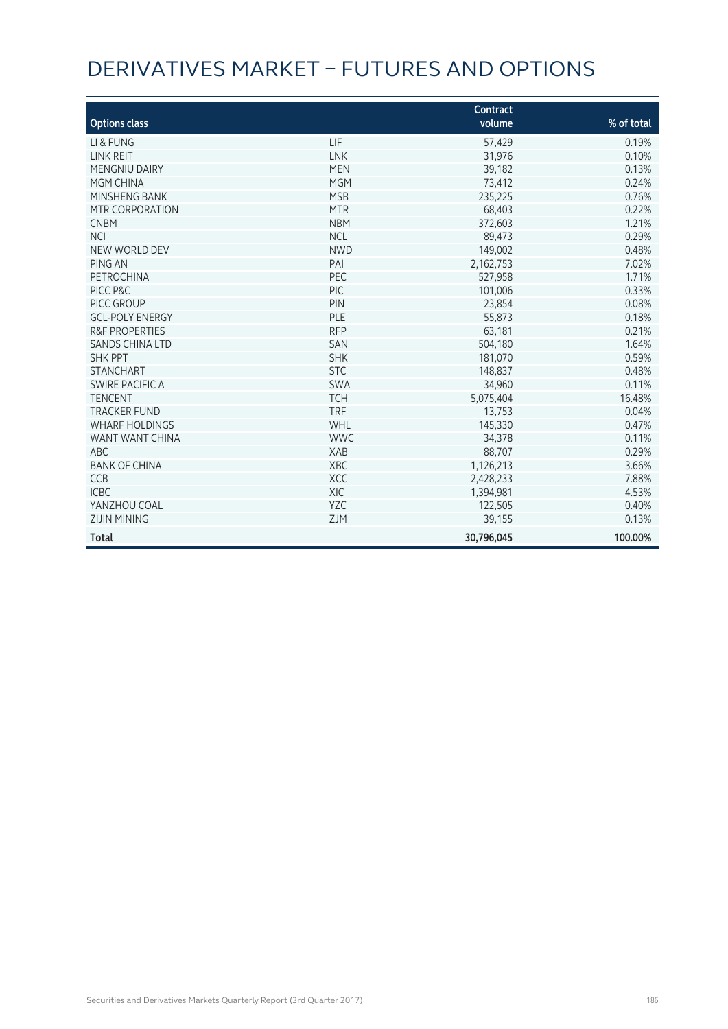# DERIVATIVES MARKET – FUTURES AND OPTIONS

| Options class | | Contract volume | % of total |
|---|---|---|---|
| LI & FUNG | LIF | 57,429 | 0.19% |
| LINK REIT | LNK | 31,976 | 0.10% |
| MENGNIU DAIRY | MEN | 39,182 | 0.13% |
| MGM CHINA | MGM | 73,412 | 0.24% |
| MINSHENG BANK | MSB | 235,225 | 0.76% |
| MTR CORPORATION | MTR | 68,403 | 0.22% |
| CNBM | NBM | 372,603 | 1.21% |
| NCI | NCL | 89,473 | 0.29% |
| NEW WORLD DEV | NWD | 149,002 | 0.48% |
| PING AN | PAI | 2,162,753 | 7.02% |
| PETROCHINA | PEC | 527,958 | 1.71% |
| PICC P&C | PIC | 101,006 | 0.33% |
| PICC GROUP | PIN | 23,854 | 0.08% |
| GCL-POLY ENERGY | PLE | 55,873 | 0.18% |
| R&F PROPERTIES | RFP | 63,181 | 0.21% |
| SANDS CHINA LTD | SAN | 504,180 | 1.64% |
| SHK PPT | SHK | 181,070 | 0.59% |
| STANCHART | STC | 148,837 | 0.48% |
| SWIRE PACIFIC A | SWA | 34,960 | 0.11% |
| TENCENT | TCH | 5,075,404 | 16.48% |
| TRACKER FUND | TRF | 13,753 | 0.04% |
| WHARF HOLDINGS | WHL | 145,330 | 0.47% |
| WANT WANT CHINA | WWC | 34,378 | 0.11% |
| ABC | XAB | 88,707 | 0.29% |
| BANK OF CHINA | XBC | 1,126,213 | 3.66% |
| CCB | XCC | 2,428,233 | 7.88% |
| ICBC | XIC | 1,394,981 | 4.53% |
| YANZHOU COAL | YZC | 122,505 | 0.40% |
| ZIJIN MINING | ZJM | 39,155 | 0.13% |
| **Total** | | **30,796,045** | **100.00%** |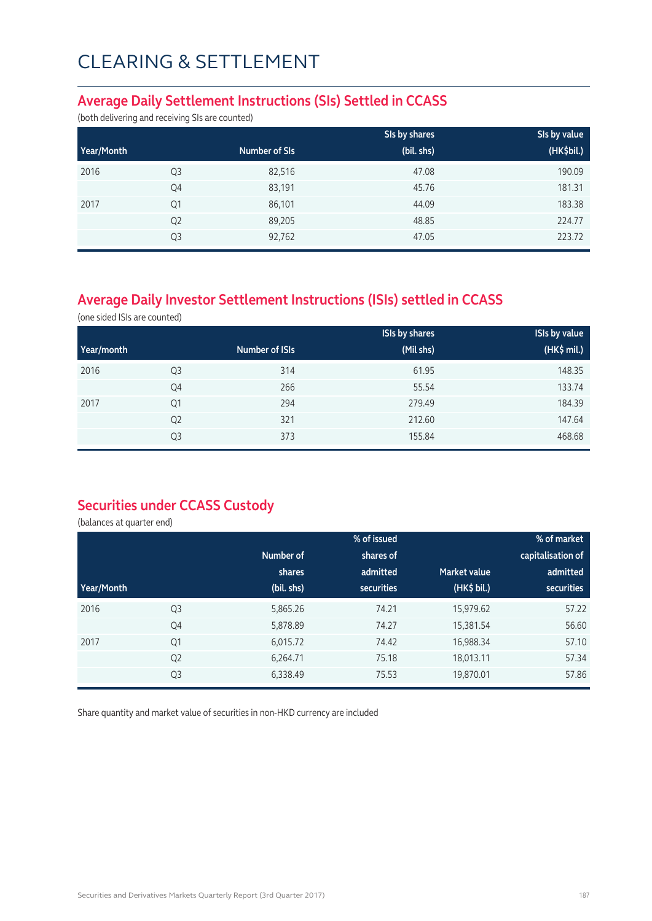# CLEARING & SETTLEMENT

## Average Daily Settlement Instructions (SIs) Settled in CCASS

(both delivering and receiving SIs are counted)

| Year/Month | | Number of SIs | SIs by shares (bil. shs) | SIs by value (HK$bil.) |
|---|---|---|---|---|
| 2016 | Q3 | 82,516 | 47.08 | 190.09 |
| | Q4 | 83,191 | 45.76 | 181.31 |
| 2017 | Q1 | 86,101 | 44.09 | 183.38 |
| | Q2 | 89,205 | 48.85 | 224.77 |
| | Q3 | 92,762 | 47.05 | 223.72 |

## Average Daily Investor Settlement Instructions (ISIs) settled in CCASS

(one sided ISIs are counted)

| Year/month | | Number of ISIs | ISIs by shares (Mil shs) | ISIs by value (HK$ mil.) |
|---|---|---|---|---|
| 2016 | Q3 | 314 | 61.95 | 148.35 |
| | Q4 | 266 | 55.54 | 133.74 |
| 2017 | Q1 | 294 | 279.49 | 184.39 |
| | Q2 | 321 | 212.60 | 147.64 |
| | Q3 | 373 | 155.84 | 468.68 |

## Securities under CCASS Custody

(balances at quarter end)

| Year/Month | | Number of shares (bil. shs) | % of issued shares of admitted securities | Market value (HK$ bil.) | % of market capitalisation of admitted securities |
|---|---|---|---|---|---|
| 2016 | Q3 | 5,865.26 | 74.21 | 15,979.62 | 57.22 |
| | Q4 | 5,878.89 | 74.27 | 15,381.54 | 56.60 |
| 2017 | Q1 | 6,015.72 | 74.42 | 16,988.34 | 57.10 |
| | Q2 | 6,264.71 | 75.18 | 18,013.11 | 57.34 |
| | Q3 | 6,338.49 | 75.53 | 19,870.01 | 57.86 |

Share quantity and market value of securities in non-HKD currency are included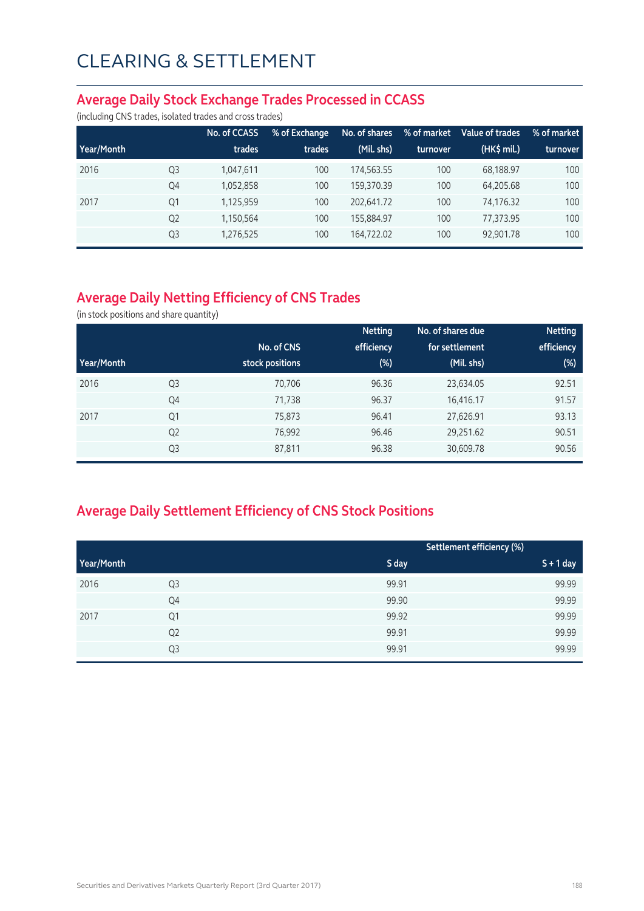# CLEARING & SETTLEMENT

## Average Daily Stock Exchange Trades Processed in CCASS

(including CNS trades, isolated trades and cross trades)

| Year/Month | | No. of CCASS trades | % of Exchange trades | No. of shares (Mil. shs) | % of market turnover | Value of trades (HK$ mil.) | % of market turnover |
|---|---|---|---|---|---|---|---|
| 2016 | Q3 | 1,047,611 | 100 | 174,563.55 | 100 | 68,188.97 | 100 |
| | Q4 | 1,052,858 | 100 | 159,370.39 | 100 | 64,205.68 | 100 |
| 2017 | Q1 | 1,125,959 | 100 | 202,641.72 | 100 | 74,176.32 | 100 |
| | Q2 | 1,150,564 | 100 | 155,884.97 | 100 | 77,373.95 | 100 |
| | Q3 | 1,276,525 | 100 | 164,722.02 | 100 | 92,901.78 | 100 |

## Average Daily Netting Efficiency of CNS Trades

(in stock positions and share quantity)

| Year/Month | | No. of CNS stock positions | Netting efficiency (%) | No. of shares due for settlement (Mil. shs) | Netting efficiency (%) |
|---|---|---|---|---|---|
| 2016 | Q3 | 70,706 | 96.36 | 23,634.05 | 92.51 |
| | Q4 | 71,738 | 96.37 | 16,416.17 | 91.57 |
| 2017 | Q1 | 75,873 | 96.41 | 27,626.91 | 93.13 |
| | Q2 | 76,992 | 96.46 | 29,251.62 | 90.51 |
| | Q3 | 87,811 | 96.38 | 30,609.78 | 90.56 |

## Average Daily Settlement Efficiency of CNS Stock Positions

| | | Settlement efficiency (%) | |
|---|---|---|---|
| Year/Month | | S day | S + 1 day |
| 2016 | Q3 | 99.91 | 99.99 |
| | Q4 | 99.90 | 99.99 |
| 2017 | Q1 | 99.92 | 99.99 |
| | Q2 | 99.91 | 99.99 |
| | Q3 | 99.91 | 99.99 |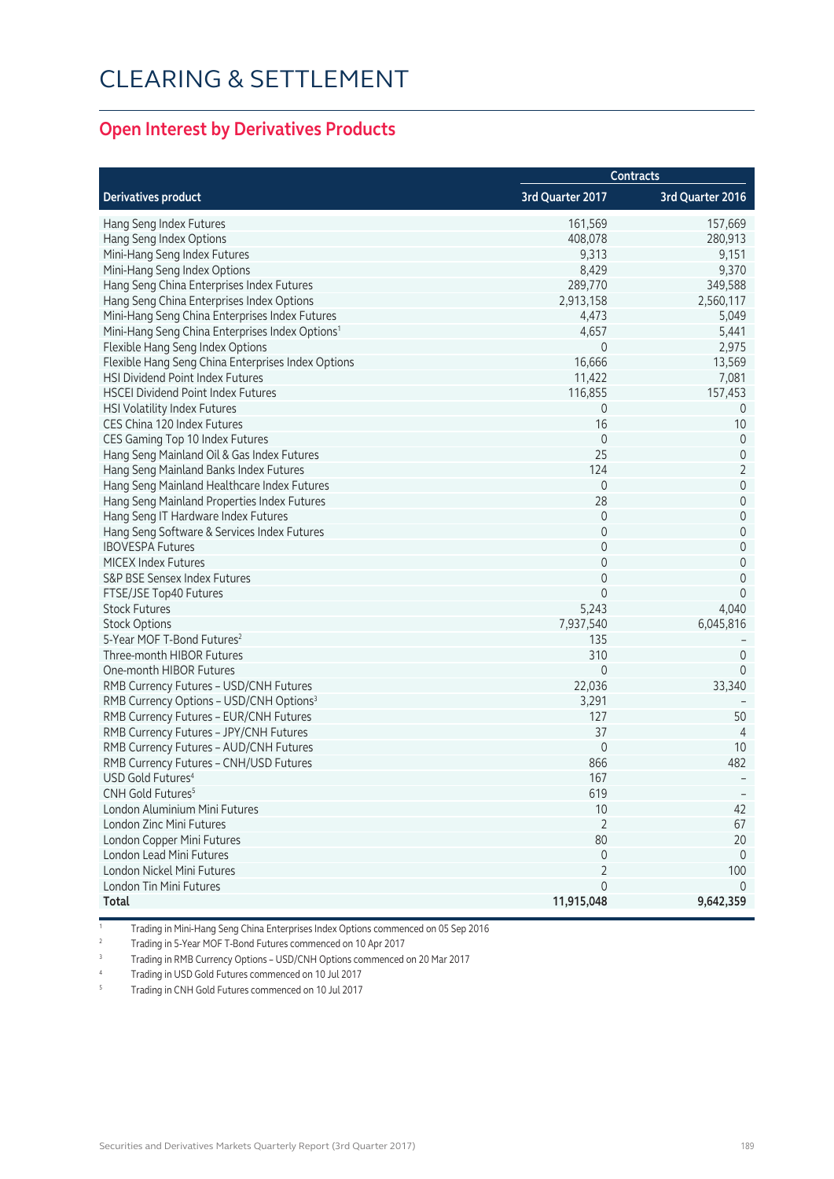# CLEARING & SETTLEMENT

## Open Interest by Derivatives Products

| | Contracts | |
|---|---|---|
| **Derivatives product** | **3rd Quarter 2017** | **3rd Quarter 2016** |
| Hang Seng Index Futures | 161,569 | 157,669 |
| Hang Seng Index Options | 408,078 | 280,913 |
| Mini-Hang Seng Index Futures | 9,313 | 9,151 |
| Mini-Hang Seng Index Options | 8,429 | 9,370 |
| Hang Seng China Enterprises Index Futures | 289,770 | 349,588 |
| Hang Seng China Enterprises Index Options | 2,913,158 | 2,560,117 |
| Mini-Hang Seng China Enterprises Index Futures | 4,473 | 5,049 |
| Mini-Hang Seng China Enterprises Index Options[1] | 4,657 | 5,441 |
| Flexible Hang Seng Index Options | 0 | 2,975 |
| Flexible Hang Seng China Enterprises Index Options | 16,666 | 13,569 |
| HSI Dividend Point Index Futures | 11,422 | 7,081 |
| HSCEI Dividend Point Index Futures | 116,855 | 157,453 |
| HSI Volatility Index Futures | 0 | 0 |
| CES China 120 Index Futures | 16 | 10 |
| CES Gaming Top 10 Index Futures | 0 | 0 |
| Hang Seng Mainland Oil & Gas Index Futures | 25 | 0 |
| Hang Seng Mainland Banks Index Futures | 124 | 2 |
| Hang Seng Mainland Healthcare Index Futures | 0 | 0 |
| Hang Seng Mainland Properties Index Futures | 28 | 0 |
| Hang Seng IT Hardware Index Futures | 0 | 0 |
| Hang Seng Software & Services Index Futures | 0 | 0 |
| IBOVESPA Futures | 0 | 0 |
| MICEX Index Futures | 0 | 0 |
| S&P BSE Sensex Index Futures | 0 | 0 |
| FTSE/JSE Top40 Futures | 0 | 0 |
| Stock Futures | 5,243 | 4,040 |
| Stock Options | 7,937,540 | 6,045,816 |
| 5-Year MOF T-Bond Futures[2] | 135 | – |
| Three-month HIBOR Futures | 310 | 0 |
| One-month HIBOR Futures | 0 | 0 |
| RMB Currency Futures – USD/CNH Futures | 22,036 | 33,340 |
| RMB Currency Options – USD/CNH Options[3] | 3,291 | – |
| RMB Currency Futures – EUR/CNH Futures | 127 | 50 |
| RMB Currency Futures – JPY/CNH Futures | 37 | 4 |
| RMB Currency Futures – AUD/CNH Futures | 0 | 10 |
| RMB Currency Futures – CNH/USD Futures | 866 | 482 |
| USD Gold Futures[4] | 167 | – |
| CNH Gold Futures[5] | 619 | – |
| London Aluminium Mini Futures | 10 | 42 |
| London Zinc Mini Futures | 2 | 67 |
| London Copper Mini Futures | 80 | 20 |
| London Lead Mini Futures | 0 | 0 |
| London Nickel Mini Futures | 2 | 100 |
| London Tin Mini Futures | 0 | 0 |
| **Total** | **11,915,048** | **9,642,359** |

1 Trading in Mini-Hang Seng China Enterprises Index Options commenced on 05 Sep 2016

2 Trading in 5-Year MOF T-Bond Futures commenced on 10 Apr 2017

3 Trading in RMB Currency Options – USD/CNH Options commenced on 20 Mar 2017

4 Trading in USD Gold Futures commenced on 10 Jul 2017

5 Trading in CNH Gold Futures commenced on 10 Jul 2017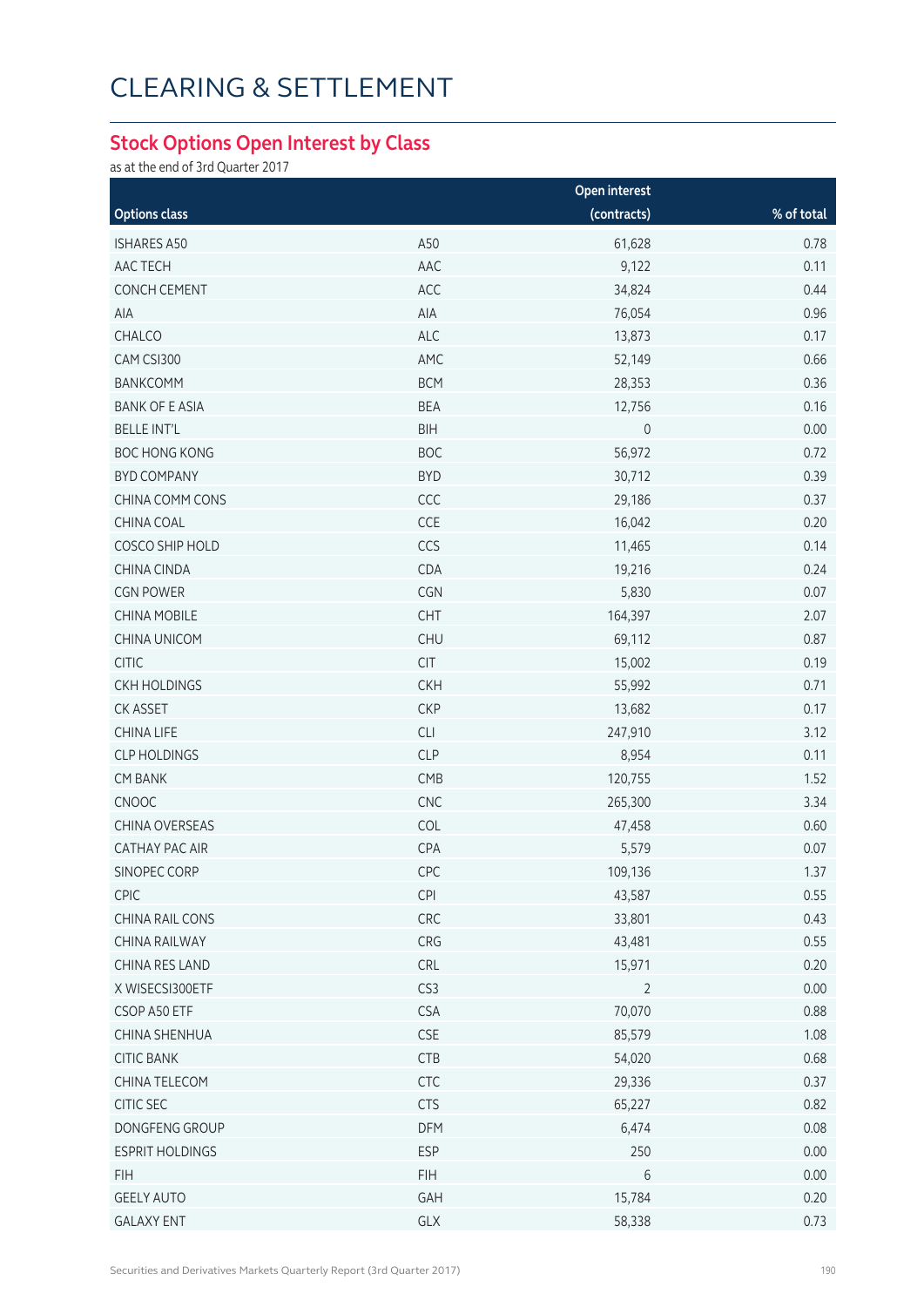# CLEARING & SETTLEMENT

## Stock Options Open Interest by Class

as at the end of 3rd Quarter 2017

| Options class | | Open interest (contracts) | % of total |
|---|---|---|---|
| ISHARES A50 | A50 | 61,628 | 0.78 |
| AAC TECH | AAC | 9,122 | 0.11 |
| CONCH CEMENT | ACC | 34,824 | 0.44 |
| AIA | AIA | 76,054 | 0.96 |
| CHALCO | ALC | 13,873 | 0.17 |
| CAM CSI300 | AMC | 52,149 | 0.66 |
| BANKCOMM | BCM | 28,353 | 0.36 |
| BANK OF E ASIA | BEA | 12,756 | 0.16 |
| BELLE INT'L | BIH | 0 | 0.00 |
| BOC HONG KONG | BOC | 56,972 | 0.72 |
| BYD COMPANY | BYD | 30,712 | 0.39 |
| CHINA COMM CONS | CCC | 29,186 | 0.37 |
| CHINA COAL | CCE | 16,042 | 0.20 |
| COSCO SHIP HOLD | CCS | 11,465 | 0.14 |
| CHINA CINDA | CDA | 19,216 | 0.24 |
| CGN POWER | CGN | 5,830 | 0.07 |
| CHINA MOBILE | CHT | 164,397 | 2.07 |
| CHINA UNICOM | CHU | 69,112 | 0.87 |
| CITIC | CIT | 15,002 | 0.19 |
| CKH HOLDINGS | CKH | 55,992 | 0.71 |
| CK ASSET | CKP | 13,682 | 0.17 |
| CHINA LIFE | CLI | 247,910 | 3.12 |
| CLP HOLDINGS | CLP | 8,954 | 0.11 |
| CM BANK | CMB | 120,755 | 1.52 |
| CNOOC | CNC | 265,300 | 3.34 |
| CHINA OVERSEAS | COL | 47,458 | 0.60 |
| CATHAY PAC AIR | CPA | 5,579 | 0.07 |
| SINOPEC CORP | CPC | 109,136 | 1.37 |
| CPIC | CPI | 43,587 | 0.55 |
| CHINA RAIL CONS | CRC | 33,801 | 0.43 |
| CHINA RAILWAY | CRG | 43,481 | 0.55 |
| CHINA RES LAND | CRL | 15,971 | 0.20 |
| X WISECSI300ETF | CS3 | 2 | 0.00 |
| CSOP A50 ETF | CSA | 70,070 | 0.88 |
| CHINA SHENHUA | CSE | 85,579 | 1.08 |
| CITIC BANK | CTB | 54,020 | 0.68 |
| CHINA TELECOM | CTC | 29,336 | 0.37 |
| CITIC SEC | CTS | 65,227 | 0.82 |
| DONGFENG GROUP | DFM | 6,474 | 0.08 |
| ESPRIT HOLDINGS | ESP | 250 | 0.00 |
| FIH | FIH | 6 | 0.00 |
| GEELY AUTO | GAH | 15,784 | 0.20 |
| GALAXY ENT | GLX | 58,338 | 0.73 |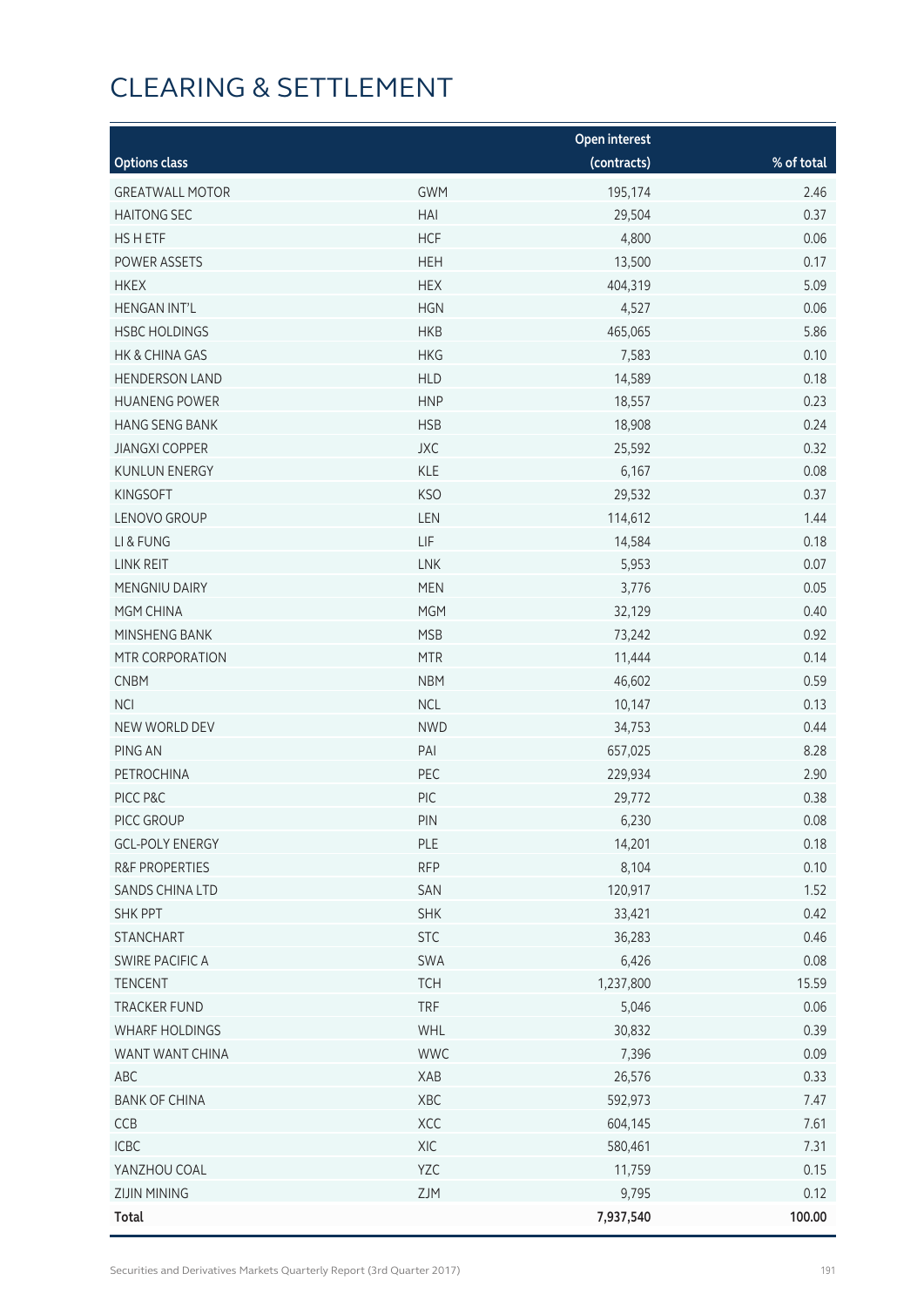# CLEARING & SETTLEMENT

| Options class | | Open interest (contracts) | % of total |
|---|---|---|---|
| GREATWALL MOTOR | GWM | 195,174 | 2.46 |
| HAITONG SEC | HAI | 29,504 | 0.37 |
| HS H ETF | HCF | 4,800 | 0.06 |
| POWER ASSETS | HEH | 13,500 | 0.17 |
| HKEX | HEX | 404,319 | 5.09 |
| HENGAN INT'L | HGN | 4,527 | 0.06 |
| HSBC HOLDINGS | HKB | 465,065 | 5.86 |
| HK & CHINA GAS | HKG | 7,583 | 0.10 |
| HENDERSON LAND | HLD | 14,589 | 0.18 |
| HUANENG POWER | HNP | 18,557 | 0.23 |
| HANG SENG BANK | HSB | 18,908 | 0.24 |
| JIANGXI COPPER | JXC | 25,592 | 0.32 |
| KUNLUN ENERGY | KLE | 6,167 | 0.08 |
| KINGSOFT | KSO | 29,532 | 0.37 |
| LENOVO GROUP | LEN | 114,612 | 1.44 |
| LI & FUNG | LIF | 14,584 | 0.18 |
| LINK REIT | LNK | 5,953 | 0.07 |
| MENGNIU DAIRY | MEN | 3,776 | 0.05 |
| MGM CHINA | MGM | 32,129 | 0.40 |
| MINSHENG BANK | MSB | 73,242 | 0.92 |
| MTR CORPORATION | MTR | 11,444 | 0.14 |
| CNBM | NBM | 46,602 | 0.59 |
| NCI | NCL | 10,147 | 0.13 |
| NEW WORLD DEV | NWD | 34,753 | 0.44 |
| PING AN | PAI | 657,025 | 8.28 |
| PETROCHINA | PEC | 229,934 | 2.90 |
| PICC P&C | PIC | 29,772 | 0.38 |
| PICC GROUP | PIN | 6,230 | 0.08 |
| GCL-POLY ENERGY | PLE | 14,201 | 0.18 |
| R&F PROPERTIES | RFP | 8,104 | 0.10 |
| SANDS CHINA LTD | SAN | 120,917 | 1.52 |
| SHK PPT | SHK | 33,421 | 0.42 |
| STANCHART | STC | 36,283 | 0.46 |
| SWIRE PACIFIC A | SWA | 6,426 | 0.08 |
| TENCENT | TCH | 1,237,800 | 15.59 |
| TRACKER FUND | TRF | 5,046 | 0.06 |
| WHARF HOLDINGS | WHL | 30,832 | 0.39 |
| WANT WANT CHINA | WWC | 7,396 | 0.09 |
| ABC | XAB | 26,576 | 0.33 |
| BANK OF CHINA | XBC | 592,973 | 7.47 |
| CCB | XCC | 604,145 | 7.61 |
| ICBC | XIC | 580,461 | 7.31 |
| YANZHOU COAL | YZC | 11,759 | 0.15 |
| ZIJIN MINING | ZJM | 9,795 | 0.12 |
| **Total** | | **7,937,540** | **100.00** |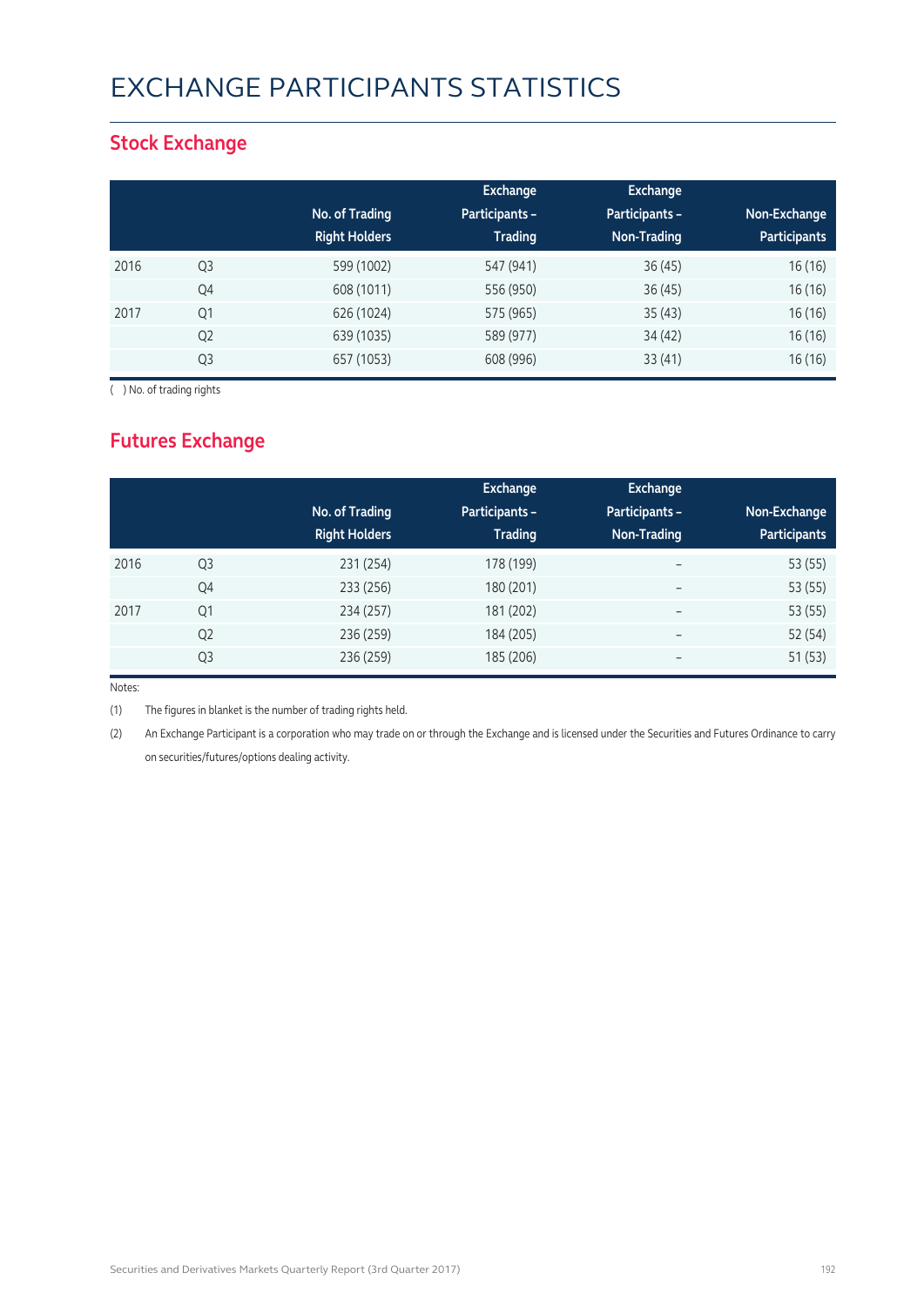# EXCHANGE PARTICIPANTS STATISTICS

## Stock Exchange

| | | No. of Trading Right Holders | Exchange Participants – Trading | Exchange Participants – Non-Trading | Non-Exchange Participants |
|---|---|---|---|---|---|
| 2016 | Q3 | 599 (1002) | 547 (941) | 36 (45) | 16 (16) |
| | Q4 | 608 (1011) | 556 (950) | 36 (45) | 16 (16) |
| 2017 | Q1 | 626 (1024) | 575 (965) | 35 (43) | 16 (16) |
| | Q2 | 639 (1035) | 589 (977) | 34 (42) | 16 (16) |
| | Q3 | 657 (1053) | 608 (996) | 33 (41) | 16 (16) |

( ) No. of trading rights

## Futures Exchange

| | | No. of Trading Right Holders | Exchange Participants – Trading | Exchange Participants – Non-Trading | Non-Exchange Participants |
|---|---|---|---|---|---|
| 2016 | Q3 | 231 (254) | 178 (199) | – | 53 (55) |
| | Q4 | 233 (256) | 180 (201) | – | 53 (55) |
| 2017 | Q1 | 234 (257) | 181 (202) | – | 53 (55) |
| | Q2 | 236 (259) | 184 (205) | – | 52 (54) |
| | Q3 | 236 (259) | 185 (206) | – | 51 (53) |

Notes:

(1) The figures in blanket is the number of trading rights held.

(2) An Exchange Participant is a corporation who may trade on or through the Exchange and is licensed under the Securities and Futures Ordinance to carry on securities/futures/options dealing activity.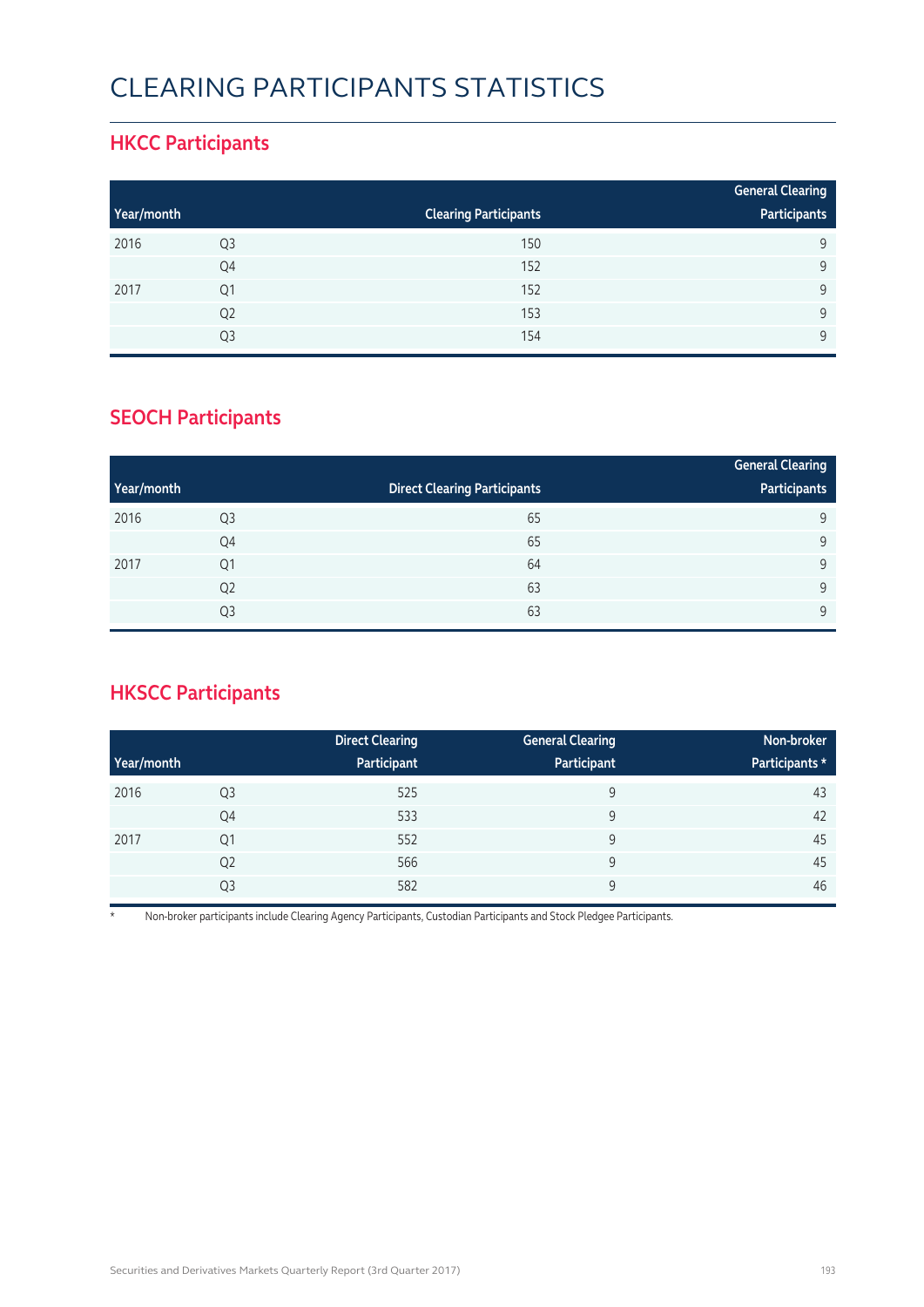# CLEARING PARTICIPANTS STATISTICS

## HKCC Participants

| Year/month | | Clearing Participants | General Clearing Participants |
|---|---|---|---|
| 2016 | Q3 | 150 | 9 |
| | Q4 | 152 | 9 |
| 2017 | Q1 | 152 | 9 |
| | Q2 | 153 | 9 |
| | Q3 | 154 | 9 |

## SEOCH Participants

| Year/month | | Direct Clearing Participants | General Clearing Participants |
|---|---|---|---|
| 2016 | Q3 | 65 | 9 |
| | Q4 | 65 | 9 |
| 2017 | Q1 | 64 | 9 |
| | Q2 | 63 | 9 |
| | Q3 | 63 | 9 |

## HKSCC Participants

| Year/month | | Direct Clearing Participant | General Clearing Participant | Non-broker Participants * |
|---|---|---|---|---|
| 2016 | Q3 | 525 | 9 | 43 |
| | Q4 | 533 | 9 | 42 |
| 2017 | Q1 | 552 | 9 | 45 |
| | Q2 | 566 | 9 | 45 |
| | Q3 | 582 | 9 | 46 |

* Non-broker participants include Clearing Agency Participants, Custodian Participants and Stock Pledgee Participants.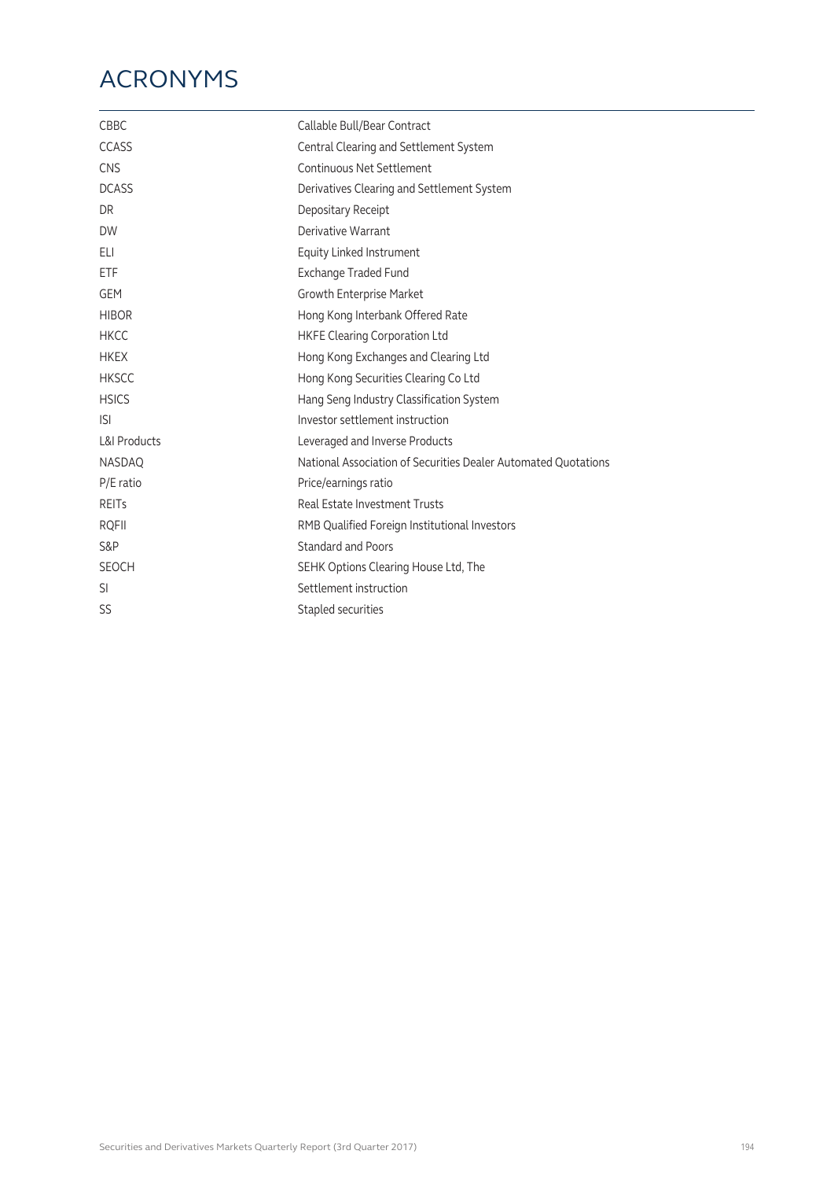# ACRONYMS

| | |
|---|---|
| CBBC | Callable Bull/Bear Contract |
| CCASS | Central Clearing and Settlement System |
| CNS | Continuous Net Settlement |
| DCASS | Derivatives Clearing and Settlement System |
| DR | Depositary Receipt |
| DW | Derivative Warrant |
| ELI | Equity Linked Instrument |
| ETF | Exchange Traded Fund |
| GEM | Growth Enterprise Market |
| HIBOR | Hong Kong Interbank Offered Rate |
| HKCC | HKFE Clearing Corporation Ltd |
| HKEX | Hong Kong Exchanges and Clearing Ltd |
| HKSCC | Hong Kong Securities Clearing Co Ltd |
| HSICS | Hang Seng Industry Classification System |
| ISI | Investor settlement instruction |
| L&I Products | Leveraged and Inverse Products |
| NASDAQ | National Association of Securities Dealer Automated Quotations |
| P/E ratio | Price/earnings ratio |
| REITs | Real Estate Investment Trusts |
| RQFII | RMB Qualified Foreign Institutional Investors |
| S&P | Standard and Poors |
| SEOCH | SEHK Options Clearing House Ltd, The |
| SI | Settlement instruction |
| SS | Stapled securities |